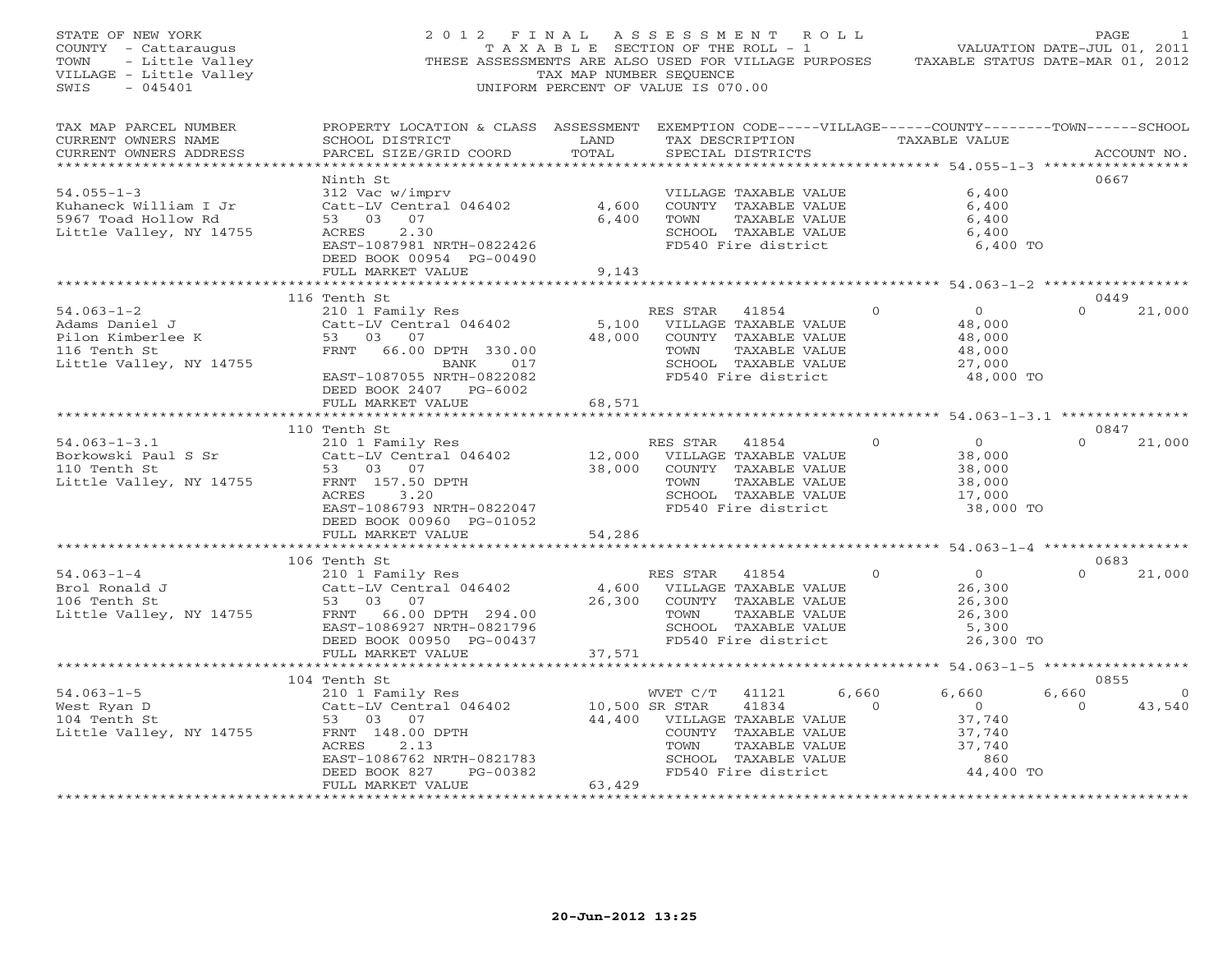STATE OF NEW YORK
COUNTY - Cattaraugus
TOWN - Little Valley
VILLAGE - Little Valley
SWIS - 045401

# 2012 FINAL ASSESSMENT ROLL

TAXABLE SECTION OF THE ROLL - 1
THESE ASSESSMENTS ARE ALSO USED FOR VILLAGE PURPOSES
TAX MAP NUMBER SEQUENCE
UNIFORM PERCENT OF VALUE IS 070.00

VALUATION DATE-JUL 01, 2011
TAXABLE STATUS DATE-MAR 01, 2012

| TAX MAP PARCEL NUMBER / CURRENT OWNERS NAME / CURRENT OWNERS ADDRESS | PROPERTY LOCATION & CLASS / SCHOOL DISTRICT / PARCEL SIZE/GRID COORD | ASSESSMENT LAND / TOTAL | EXEMPTION CODE / TAX DESCRIPTION / SPECIAL DISTRICTS | VILLAGE | COUNTY | TOWN | SCHOOL | TAXABLE VALUE | ACCOUNT NO. |
|---|---|---|---|---|---|---|---|---|---|
| **54.055-1-3** | Ninth St | | | | | | | | 0667 |
| Kuhaneck William I Jr | 312 Vac w/imprv | | VILLAGE TAXABLE VALUE | | | | | 6,400 | |
| 5967 Toad Hollow Rd | Catt-LV Central 046402 | 4,600 | COUNTY TAXABLE VALUE | | | | | 6,400 | |
| Little Valley, NY 14755 | 53 03 07 | 6,400 | TOWN TAXABLE VALUE | | | | | 6,400 | |
| | ACRES 2.30 | | SCHOOL TAXABLE VALUE | | | | | 6,400 | |
| | EAST-1087981 NRTH-0822426 | | FD540 Fire district | | | | | 6,400 TO | |
| | DEED BOOK 00954 PG-00490 | | | | | | | | |
| | FULL MARKET VALUE | 9,143 | | | | | | | |
| **54.063-1-2** | 116 Tenth St | | | | | | | | 0449 |
| Adams Daniel J | 210 1 Family Res | | RES STAR 41854 | 0 | 0 | 0 | 21,000 | | |
| Pilon Kimberlee K | Catt-LV Central 046402 | 5,100 | VILLAGE TAXABLE VALUE | | | | | 48,000 | |
| 116 Tenth St | 53 03 07 | 48,000 | COUNTY TAXABLE VALUE | | | | | 48,000 | |
| Little Valley, NY 14755 | FRNT 66.00 DPTH 330.00 | | TOWN TAXABLE VALUE | | | | | 48,000 | |
| | BANK 017 | | SCHOOL TAXABLE VALUE | | | | | 27,000 | |
| | EAST-1087055 NRTH-0822082 | | FD540 Fire district | | | | | 48,000 TO | |
| | DEED BOOK 2407 PG-6002 | | | | | | | | |
| | FULL MARKET VALUE | 68,571 | | | | | | | |
| **54.063-1-3.1** | 110 Tenth St | | | | | | | | 0847 |
| Borkowski Paul S Sr | 210 1 Family Res | | RES STAR 41854 | 0 | 0 | 0 | 21,000 | | |
| 110 Tenth St | Catt-LV Central 046402 | 12,000 | VILLAGE TAXABLE VALUE | | | | | 38,000 | |
| Little Valley, NY 14755 | 53 03 07 | 38,000 | COUNTY TAXABLE VALUE | | | | | 38,000 | |
| | FRNT 157.50 DPTH | | TOWN TAXABLE VALUE | | | | | 38,000 | |
| | ACRES 3.20 | | SCHOOL TAXABLE VALUE | | | | | 17,000 | |
| | EAST-1086793 NRTH-0822047 | | FD540 Fire district | | | | | 38,000 TO | |
| | DEED BOOK 00960 PG-01052 | | | | | | | | |
| | FULL MARKET VALUE | 54,286 | | | | | | | |
| **54.063-1-4** | 106 Tenth St | | | | | | | | 0683 |
| Brol Ronald J | 210 1 Family Res | | RES STAR 41854 | 0 | 0 | 0 | 21,000 | | |
| 106 Tenth St | Catt-LV Central 046402 | 4,600 | VILLAGE TAXABLE VALUE | | | | | 26,300 | |
| Little Valley, NY 14755 | 53 03 07 | 26,300 | COUNTY TAXABLE VALUE | | | | | 26,300 | |
| | FRNT 66.00 DPTH 294.00 | | TOWN TAXABLE VALUE | | | | | 26,300 | |
| | EAST-1086927 NRTH-0821796 | | SCHOOL TAXABLE VALUE | | | | | 5,300 | |
| | DEED BOOK 00950 PG-00437 | | FD540 Fire district | | | | | 26,300 TO | |
| | FULL MARKET VALUE | 37,571 | | | | | | | |
| **54.063-1-5** | 104 Tenth St | | | | | | | | 0855 |
| West Ryan D | 210 1 Family Res | | WVET C/T 41121 | 6,660 | 6,660 | 6,660 | 0 | | |
| 104 Tenth St | Catt-LV Central 046402 | 10,500 | SR STAR 41834 | 0 | 0 | 0 | 43,540 | | |
| Little Valley, NY 14755 | 53 03 07 | 44,400 | VILLAGE TAXABLE VALUE | | | | | 37,740 | |
| | FRNT 148.00 DPTH | | COUNTY TAXABLE VALUE | | | | | 37,740 | |
| | ACRES 2.13 | | TOWN TAXABLE VALUE | | | | | 37,740 | |
| | EAST-1086762 NRTH-0821783 | | SCHOOL TAXABLE VALUE | | | | | 860 | |
| | DEED BOOK 827 PG-00382 | | FD540 Fire district | | | | | 44,400 TO | |
| | FULL MARKET VALUE | 63,429 | | | | | | | |

20-Jun-2012 13:25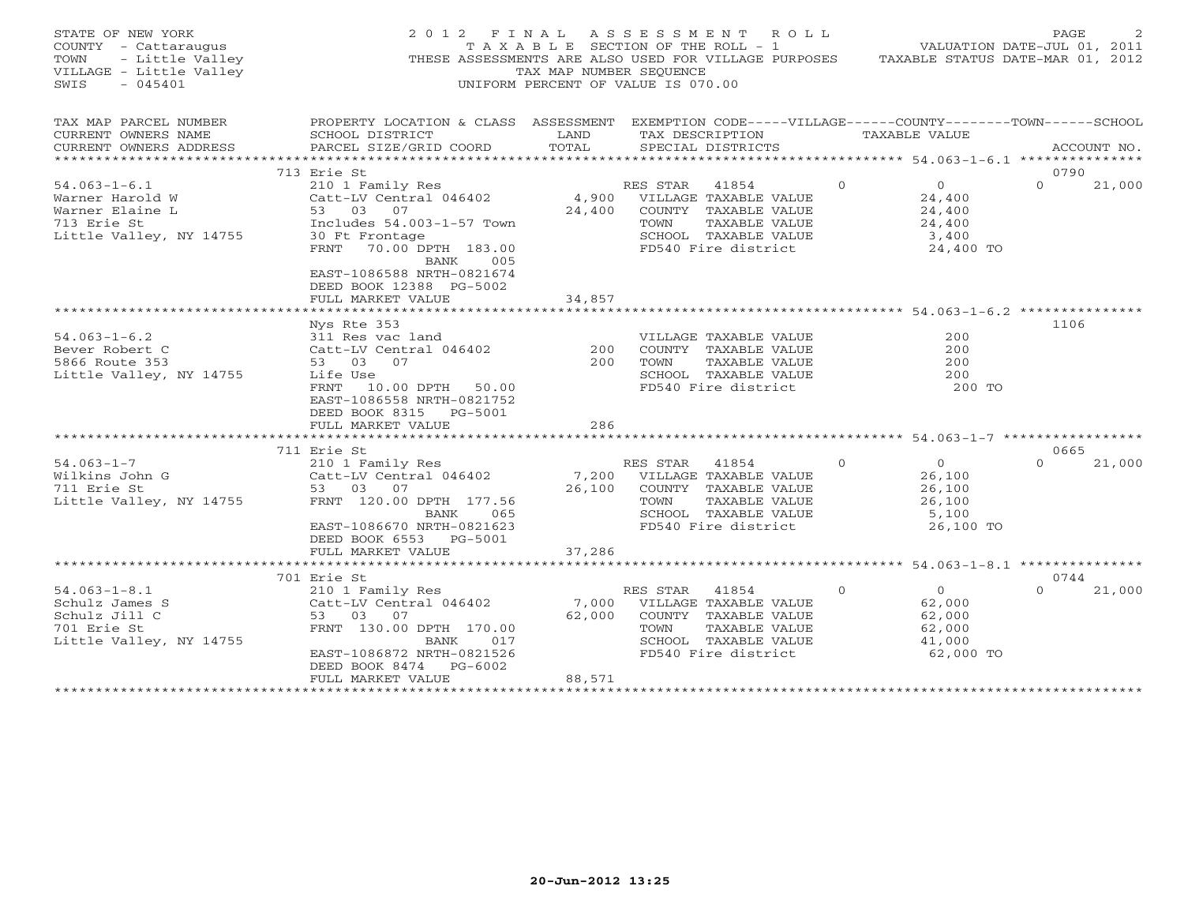STATE OF NEW YORK
COUNTY - Cattaraugus
TOWN - Little Valley
VILLAGE - Little Valley
SWIS - 045401

2012 FINAL ASSESSMENT ROLL
TAXABLE SECTION OF THE ROLL - 1
THESE ASSESSMENTS ARE ALSO USED FOR VILLAGE PURPOSES
TAX MAP NUMBER SEQUENCE
UNIFORM PERCENT OF VALUE IS 070.00

VALUATION DATE-JUL 01, 2011
TAXABLE STATUS DATE-MAR 01, 2012

| TAX MAP PARCEL NUMBER / CURRENT OWNERS NAME / CURRENT OWNERS ADDRESS | PROPERTY LOCATION & CLASS / SCHOOL DISTRICT / PARCEL SIZE/GRID COORD | ASSESSMENT LAND / TOTAL | EXEMPTION CODE / TAX DESCRIPTION / SPECIAL DISTRICTS | VILLAGE | COUNTY / TAXABLE VALUE | TOWN | SCHOOL / ACCOUNT NO. |
|---|---|---|---|---|---|---|---|
| | 713 Erie St | | | | | | 0790 |
| 54.063-1-6.1 | 210 1 Family Res | | RES STAR 41854 | 0 | 0 | 0 | 21,000 |
| Warner Harold W | Catt-LV Central 046402 | 4,900 | VILLAGE TAXABLE VALUE | | 24,400 | | |
| Warner Elaine L | 53 03 07 | 24,400 | COUNTY TAXABLE VALUE | | 24,400 | | |
| 713 Erie St | Includes 54.003-1-57 Town | | TOWN TAXABLE VALUE | | 24,400 | | |
| Little Valley, NY 14755 | 30 Ft Frontage | | SCHOOL TAXABLE VALUE | | 3,400 | | |
| | FRNT 70.00 DPTH 183.00 | | FD540 Fire district | | 24,400 TO | | |
| | BANK 005 | | | | | | |
| | EAST-1086588 NRTH-0821674 | | | | | | |
| | DEED BOOK 12388 PG-5002 | | | | | | |
| | FULL MARKET VALUE | 34,857 | | | | | |
| | Nys Rte 353 | | | | | | 1106 |
| 54.063-1-6.2 | 311 Res vac land | | VILLAGE TAXABLE VALUE | | 200 | | |
| Bever Robert C | Catt-LV Central 046402 | 200 | COUNTY TAXABLE VALUE | | 200 | | |
| 5866 Route 353 | 53 03 07 | 200 | TOWN TAXABLE VALUE | | 200 | | |
| Little Valley, NY 14755 | Life Use | | SCHOOL TAXABLE VALUE | | 200 | | |
| | FRNT 10.00 DPTH 50.00 | | FD540 Fire district | | 200 TO | | |
| | EAST-1086558 NRTH-0821752 | | | | | | |
| | DEED BOOK 8315 PG-5001 | | | | | | |
| | FULL MARKET VALUE | 286 | | | | | |
| | 711 Erie St | | | | | | 0665 |
| 54.063-1-7 | 210 1 Family Res | | RES STAR 41854 | 0 | 0 | 0 | 21,000 |
| Wilkins John G | Catt-LV Central 046402 | 7,200 | VILLAGE TAXABLE VALUE | | 26,100 | | |
| 711 Erie St | 53 03 07 | 26,100 | COUNTY TAXABLE VALUE | | 26,100 | | |
| Little Valley, NY 14755 | FRNT 120.00 DPTH 177.56 | | TOWN TAXABLE VALUE | | 26,100 | | |
| | BANK 065 | | SCHOOL TAXABLE VALUE | | 5,100 | | |
| | EAST-1086670 NRTH-0821623 | | FD540 Fire district | | 26,100 TO | | |
| | DEED BOOK 6553 PG-5001 | | | | | | |
| | FULL MARKET VALUE | 37,286 | | | | | |
| | 701 Erie St | | | | | | 0744 |
| 54.063-1-8.1 | 210 1 Family Res | | RES STAR 41854 | 0 | 0 | 0 | 21,000 |
| Schulz James S | Catt-LV Central 046402 | 7,000 | VILLAGE TAXABLE VALUE | | 62,000 | | |
| Schulz Jill C | 53 03 07 | 62,000 | COUNTY TAXABLE VALUE | | 62,000 | | |
| 701 Erie St | FRNT 130.00 DPTH 170.00 | | TOWN TAXABLE VALUE | | 62,000 | | |
| Little Valley, NY 14755 | BANK 017 | | SCHOOL TAXABLE VALUE | | 41,000 | | |
| | EAST-1086872 NRTH-0821526 | | FD540 Fire district | | 62,000 TO | | |
| | DEED BOOK 8474 PG-6002 | | | | | | |
| | FULL MARKET VALUE | 88,571 | | | | | |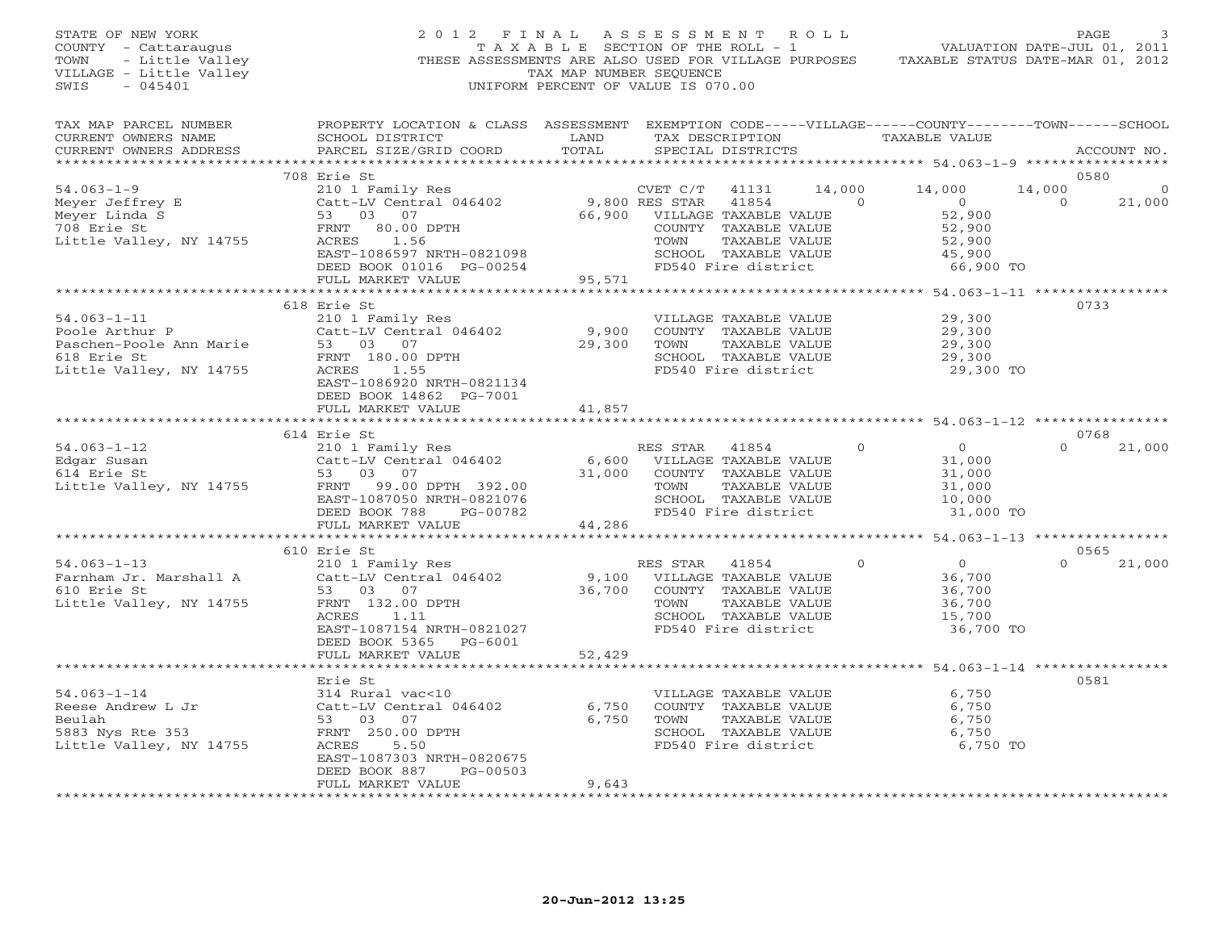STATE OF NEW YORK
COUNTY - Cattaraugus
TOWN - Little Valley
VILLAGE - Little Valley
SWIS - 045401

# 2012 FINAL ASSESSMENT ROLL

TAXABLE SECTION OF THE ROLL - 1
THESE ASSESSMENTS ARE ALSO USED FOR VILLAGE PURPOSES
TAX MAP NUMBER SEQUENCE
UNIFORM PERCENT OF VALUE IS 070.00

VALUATION DATE-JUL 01, 2011
TAXABLE STATUS DATE-MAR 01, 2012

| TAX MAP PARCEL NUMBER / CURRENT OWNERS NAME / CURRENT OWNERS ADDRESS | PROPERTY LOCATION & CLASS / SCHOOL DISTRICT / PARCEL SIZE/GRID COORD | ASSESSMENT LAND / TOTAL | EXEMPTION CODE / TAX DESCRIPTION / SPECIAL DISTRICTS | VILLAGE | COUNTY | TOWN | SCHOOL | ACCOUNT NO. |
|---|---|---|---|---|---|---|---|---|
| **54.063-1-9** | 708 Erie St | | | | | | | 0580 |
| Meyer Jeffrey E | 210 1 Family Res | | CVET C/T 41131 | 14,000 | 14,000 | 14,000 | 0 | |
| Meyer Linda S | Catt-LV Central 046402 | 9,800 | RES STAR 41854 | 0 | 0 | 0 | 21,000 | |
| 708 Erie St | 53 03 07 | 66,900 | VILLAGE TAXABLE VALUE | 52,900 | | | | |
| Little Valley, NY 14755 | FRNT 80.00 DPTH | | COUNTY TAXABLE VALUE | | 52,900 | | | |
| | ACRES 1.56 | | TOWN TAXABLE VALUE | | | 52,900 | | |
| | EAST-1086597 NRTH-0821098 | | SCHOOL TAXABLE VALUE | | | | 45,900 | |
| | DEED BOOK 01016 PG-00254 | | FD540 Fire district | 66,900 TO | | | | |
| | FULL MARKET VALUE | 95,571 | | | | | | |
| **54.063-1-11** | 618 Erie St | | | | | | | 0733 |
| Poole Arthur P | 210 1 Family Res | | VILLAGE TAXABLE VALUE | 29,300 | | | | |
| Paschen-Poole Ann Marie | Catt-LV Central 046402 | 9,900 | COUNTY TAXABLE VALUE | | 29,300 | | | |
| 618 Erie St | 53 03 07 | 29,300 | TOWN TAXABLE VALUE | | | 29,300 | | |
| Little Valley, NY 14755 | FRNT 180.00 DPTH | | SCHOOL TAXABLE VALUE | | | | 29,300 | |
| | ACRES 1.55 | | FD540 Fire district | 29,300 TO | | | | |
| | EAST-1086920 NRTH-0821134 | | | | | | | |
| | DEED BOOK 14862 PG-7001 | | | | | | | |
| | FULL MARKET VALUE | 41,857 | | | | | | |
| **54.063-1-12** | 614 Erie St | | | | | | | 0768 |
| Edgar Susan | 210 1 Family Res | | RES STAR 41854 | 0 | 0 | 0 | 21,000 | |
| 614 Erie St | Catt-LV Central 046402 | 6,600 | VILLAGE TAXABLE VALUE | 31,000 | | | | |
| Little Valley, NY 14755 | 53 03 07 | 31,000 | COUNTY TAXABLE VALUE | | 31,000 | | | |
| | FRNT 99.00 DPTH 392.00 | | TOWN TAXABLE VALUE | | | 31,000 | | |
| | EAST-1087050 NRTH-0821076 | | SCHOOL TAXABLE VALUE | | | | 10,000 | |
| | DEED BOOK 788 PG-00782 | | FD540 Fire district | 31,000 TO | | | | |
| | FULL MARKET VALUE | 44,286 | | | | | | |
| **54.063-1-13** | 610 Erie St | | | | | | | 0565 |
| Farnham Jr. Marshall A | 210 1 Family Res | | RES STAR 41854 | 0 | 0 | 0 | 21,000 | |
| 610 Erie St | Catt-LV Central 046402 | 9,100 | VILLAGE TAXABLE VALUE | 36,700 | | | | |
| Little Valley, NY 14755 | 53 03 07 | 36,700 | COUNTY TAXABLE VALUE | | 36,700 | | | |
| | FRNT 132.00 DPTH | | TOWN TAXABLE VALUE | | | 36,700 | | |
| | ACRES 1.11 | | SCHOOL TAXABLE VALUE | | | | 15,700 | |
| | EAST-1087154 NRTH-0821027 | | FD540 Fire district | 36,700 TO | | | | |
| | DEED BOOK 5365 PG-6001 | | | | | | | |
| | FULL MARKET VALUE | 52,429 | | | | | | |
| **54.063-1-14** | Erie St | | | | | | | 0581 |
| Reese Andrew L Jr | 314 Rural vac<10 | | VILLAGE TAXABLE VALUE | 6,750 | | | | |
| Beulah | Catt-LV Central 046402 | 6,750 | COUNTY TAXABLE VALUE | | 6,750 | | | |
| 5883 Nys Rte 353 | 53 03 07 | 6,750 | TOWN TAXABLE VALUE | | | 6,750 | | |
| Little Valley, NY 14755 | FRNT 250.00 DPTH | | SCHOOL TAXABLE VALUE | | | | 6,750 | |
| | ACRES 5.50 | | FD540 Fire district | 6,750 TO | | | | |
| | EAST-1087303 NRTH-0820675 | | | | | | | |
| | DEED BOOK 887 PG-00503 | | | | | | | |
| | FULL MARKET VALUE | 9,643 | | | | | | |

20-Jun-2012 13:25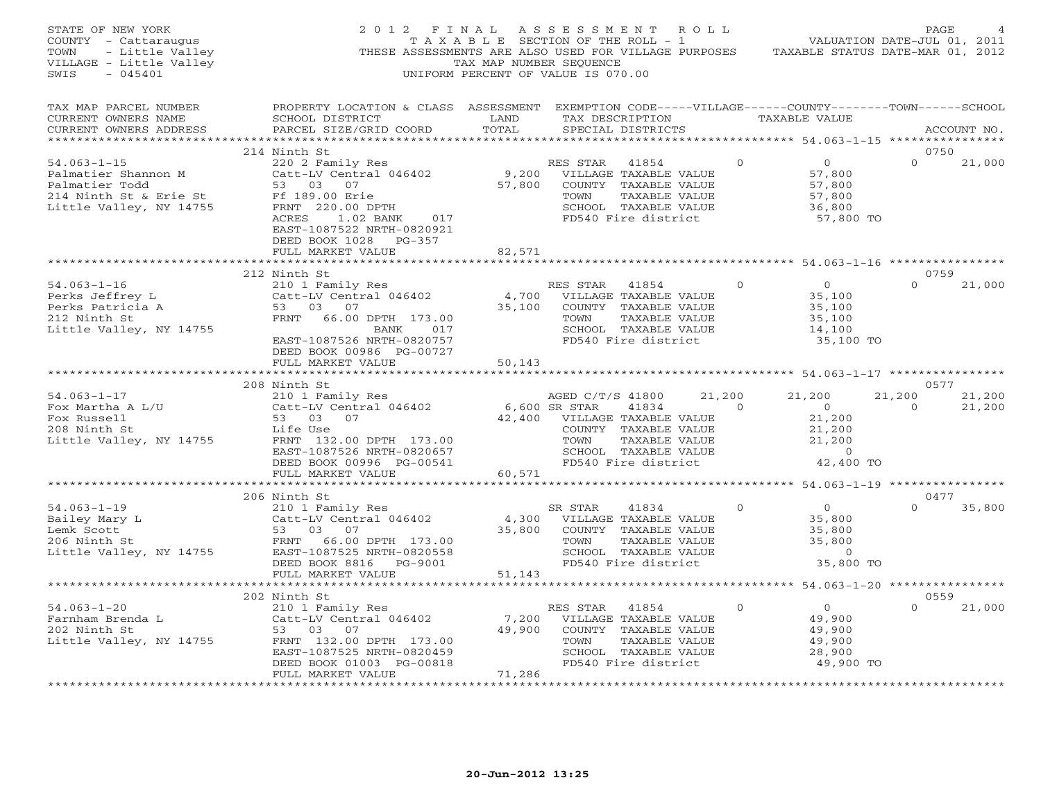STATE OF NEW YORK
COUNTY - Cattaraugus
TOWN - Little Valley
VILLAGE - Little Valley
SWIS - 045401

2012 FINAL ASSESSMENT ROLL
TAXABLE SECTION OF THE ROLL - 1
THESE ASSESSMENTS ARE ALSO USED FOR VILLAGE PURPOSES
TAX MAP NUMBER SEQUENCE
UNIFORM PERCENT OF VALUE IS 070.00

VALUATION DATE-JUL 01, 2011
TAXABLE STATUS DATE-MAR 01, 2012

| TAX MAP PARCEL NUMBER / CURRENT OWNERS NAME / CURRENT OWNERS ADDRESS | PROPERTY LOCATION & CLASS / SCHOOL DISTRICT / PARCEL SIZE/GRID COORD | ASSESSMENT LAND / TOTAL | EXEMPTION CODE / TAX DESCRIPTION / SPECIAL DISTRICTS | VILLAGE | COUNTY / TAXABLE VALUE | TOWN | SCHOOL / ACCOUNT NO. |
|---|---|---|---|---|---|---|---|
| | 214 Ninth St | | | | | | 0750 |
| 54.063-1-15 | 220 2 Family Res | | RES STAR 41854 | 0 | 0 | 0 | 21,000 |
| Palmatier Shannon M | Catt-LV Central 046402 | 9,200 | VILLAGE TAXABLE VALUE | | 57,800 | | |
| Palmatier Todd | 53 03 07 | 57,800 | COUNTY TAXABLE VALUE | | 57,800 | | |
| 214 Ninth St & Erie St | Ff 189.00 Erie | | TOWN TAXABLE VALUE | | 57,800 | | |
| Little Valley, NY 14755 | FRNT 220.00 DPTH | | SCHOOL TAXABLE VALUE | | 36,800 | | |
| | ACRES 1.02 BANK 017 | | FD540 Fire district | | 57,800 TO | | |
| | EAST-1087522 NRTH-0820921 | | | | | | |
| | DEED BOOK 1028 PG-357 | | | | | | |
| | FULL MARKET VALUE | 82,571 | | | | | |
| | 212 Ninth St | | | | | | 0759 |
| 54.063-1-16 | 210 1 Family Res | | RES STAR 41854 | 0 | 0 | 0 | 21,000 |
| Perks Jeffrey L | Catt-LV Central 046402 | 4,700 | VILLAGE TAXABLE VALUE | | 35,100 | | |
| Perks Patricia A | 53 03 07 | 35,100 | COUNTY TAXABLE VALUE | | 35,100 | | |
| 212 Ninth St | FRNT 66.00 DPTH 173.00 | | TOWN TAXABLE VALUE | | 35,100 | | |
| Little Valley, NY 14755 | BANK 017 | | SCHOOL TAXABLE VALUE | | 14,100 | | |
| | EAST-1087526 NRTH-0820757 | | FD540 Fire district | | 35,100 TO | | |
| | DEED BOOK 00986 PG-00727 | | | | | | |
| | FULL MARKET VALUE | 50,143 | | | | | |
| | 208 Ninth St | | | | | | 0577 |
| 54.063-1-17 | 210 1 Family Res | | AGED C/T/S 41800 | 21,200 | 21,200 | 21,200 | 21,200 |
| Fox Martha A L/U | Catt-LV Central 046402 | 6,600 | SR STAR 41834 | 0 | 0 | 0 | 21,200 |
| Fox Russell | 53 03 07 | 42,400 | VILLAGE TAXABLE VALUE | | 21,200 | | |
| 208 Ninth St | Life Use | | COUNTY TAXABLE VALUE | | 21,200 | | |
| Little Valley, NY 14755 | FRNT 132.00 DPTH 173.00 | | TOWN TAXABLE VALUE | | 21,200 | | |
| | EAST-1087526 NRTH-0820657 | | SCHOOL TAXABLE VALUE | | 0 | | |
| | DEED BOOK 00996 PG-00541 | | FD540 Fire district | | 42,400 TO | | |
| | FULL MARKET VALUE | 60,571 | | | | | |
| | 206 Ninth St | | | | | | 0477 |
| 54.063-1-19 | 210 1 Family Res | | SR STAR 41834 | 0 | 0 | 0 | 35,800 |
| Bailey Mary L | Catt-LV Central 046402 | 4,300 | VILLAGE TAXABLE VALUE | | 35,800 | | |
| Lemk Scott | 53 03 07 | 35,800 | COUNTY TAXABLE VALUE | | 35,800 | | |
| 206 Ninth St | FRNT 66.00 DPTH 173.00 | | TOWN TAXABLE VALUE | | 35,800 | | |
| Little Valley, NY 14755 | EAST-1087525 NRTH-0820558 | | SCHOOL TAXABLE VALUE | | 0 | | |
| | DEED BOOK 8816 PG-9001 | | FD540 Fire district | | 35,800 TO | | |
| | FULL MARKET VALUE | 51,143 | | | | | |
| | 202 Ninth St | | | | | | 0559 |
| 54.063-1-20 | 210 1 Family Res | | RES STAR 41854 | 0 | 0 | 0 | 21,000 |
| Farnham Brenda L | Catt-LV Central 046402 | 7,200 | VILLAGE TAXABLE VALUE | | 49,900 | | |
| 202 Ninth St | 53 03 07 | 49,900 | COUNTY TAXABLE VALUE | | 49,900 | | |
| Little Valley, NY 14755 | FRNT 132.00 DPTH 173.00 | | TOWN TAXABLE VALUE | | 49,900 | | |
| | EAST-1087525 NRTH-0820459 | | SCHOOL TAXABLE VALUE | | 28,900 | | |
| | DEED BOOK 01003 PG-00818 | | FD540 Fire district | | 49,900 TO | | |
| | FULL MARKET VALUE | 71,286 | | | | | |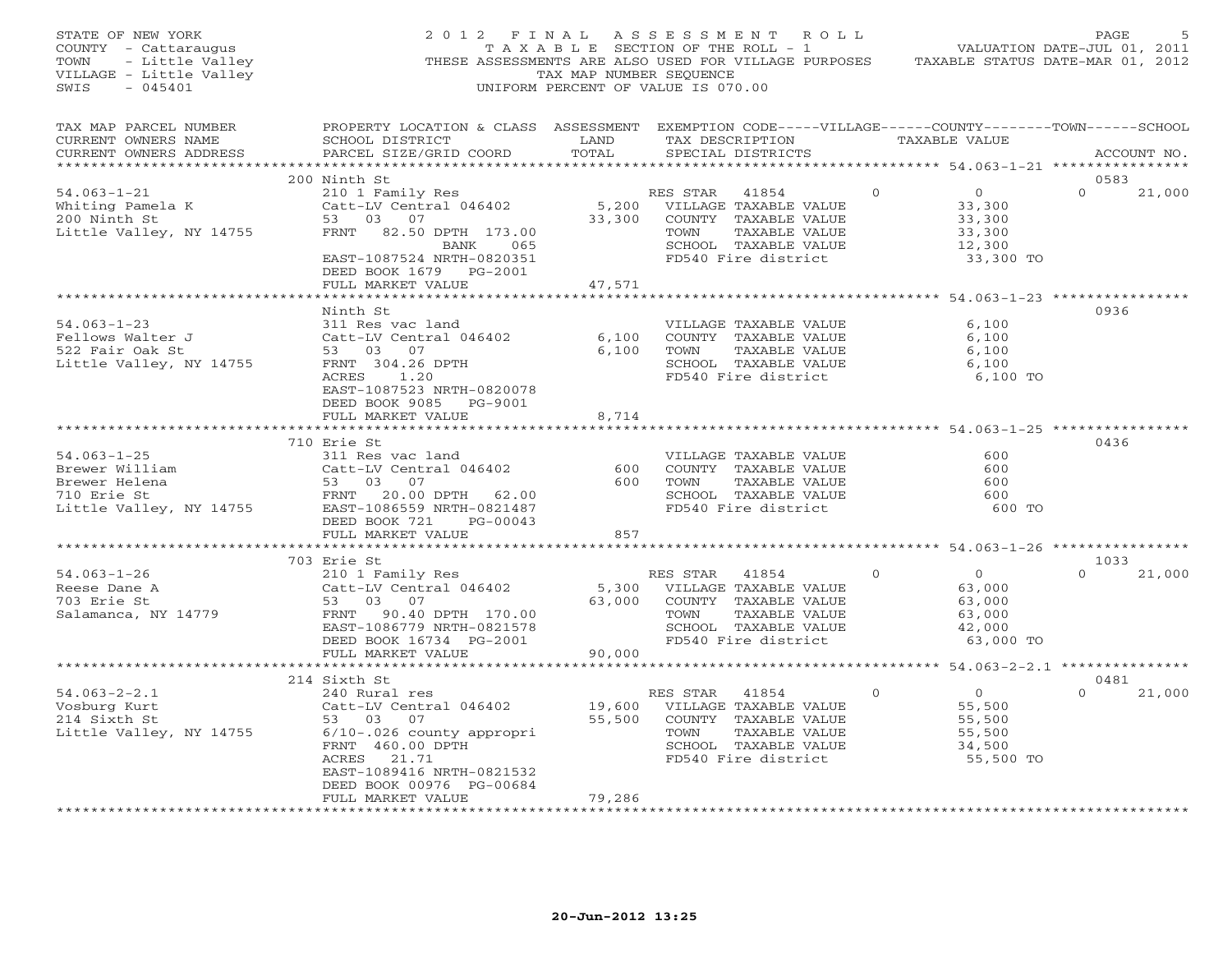STATE OF NEW YORK
COUNTY - Cattaraugus
TOWN - Little Valley
VILLAGE - Little Valley
SWIS - 045401

2012 FINAL ASSESSMENT ROLL
TAXABLE SECTION OF THE ROLL - 1
THESE ASSESSMENTS ARE ALSO USED FOR VILLAGE PURPOSES
TAX MAP NUMBER SEQUENCE
UNIFORM PERCENT OF VALUE IS 070.00

VALUATION DATE-JUL 01, 2011
TAXABLE STATUS DATE-MAR 01, 2012

| TAX MAP PARCEL NUMBER / CURRENT OWNERS NAME / CURRENT OWNERS ADDRESS | PROPERTY LOCATION & CLASS / SCHOOL DISTRICT / PARCEL SIZE/GRID COORD | ASSESSMENT LAND / TOTAL | EXEMPTION CODE / TAX DESCRIPTION / SPECIAL DISTRICTS | VILLAGE | COUNTY / TAXABLE VALUE | TOWN | SCHOOL / ACCOUNT NO. |
|---|---|---|---|---|---|---|---|
| | 200 Ninth St | | | | | | 0583 |
| 54.063-1-21 | 210 1 Family Res | | RES STAR 41854 | 0 | 0 | 0 | 21,000 |
| Whiting Pamela K | Catt-LV Central 046402 | 5,200 | VILLAGE TAXABLE VALUE | | 33,300 | | |
| 200 Ninth St | 53 03 07 | 33,300 | COUNTY TAXABLE VALUE | | 33,300 | | |
| Little Valley, NY 14755 | FRNT 82.50 DPTH 173.00 | | TOWN TAXABLE VALUE | | 33,300 | | |
| | BANK 065 | | SCHOOL TAXABLE VALUE | | 12,300 | | |
| | EAST-1087524 NRTH-0820351 | | FD540 Fire district | | 33,300 TO | | |
| | DEED BOOK 1679 PG-2001 | | | | | | |
| | FULL MARKET VALUE | 47,571 | | | | | |
| | Ninth St | | | | | | 0936 |
| 54.063-1-23 | 311 Res vac land | | VILLAGE TAXABLE VALUE | | 6,100 | | |
| Fellows Walter J | Catt-LV Central 046402 | 6,100 | COUNTY TAXABLE VALUE | | 6,100 | | |
| 522 Fair Oak St | 53 03 07 | 6,100 | TOWN TAXABLE VALUE | | 6,100 | | |
| Little Valley, NY 14755 | FRNT 304.26 DPTH | | SCHOOL TAXABLE VALUE | | 6,100 | | |
| | ACRES 1.20 | | FD540 Fire district | | 6,100 TO | | |
| | EAST-1087523 NRTH-0820078 | | | | | | |
| | DEED BOOK 9085 PG-9001 | | | | | | |
| | FULL MARKET VALUE | 8,714 | | | | | |
| | 710 Erie St | | | | | | 0436 |
| 54.063-1-25 | 311 Res vac land | | VILLAGE TAXABLE VALUE | | 600 | | |
| Brewer William | Catt-LV Central 046402 | 600 | COUNTY TAXABLE VALUE | | 600 | | |
| Brewer Helena | 53 03 07 | 600 | TOWN TAXABLE VALUE | | 600 | | |
| 710 Erie St | FRNT 20.00 DPTH 62.00 | | SCHOOL TAXABLE VALUE | | 600 | | |
| Little Valley, NY 14755 | EAST-1086559 NRTH-0821487 | | FD540 Fire district | | 600 TO | | |
| | DEED BOOK 721 PG-00043 | | | | | | |
| | FULL MARKET VALUE | 857 | | | | | |
| | 703 Erie St | | | | | | 1033 |
| 54.063-1-26 | 210 1 Family Res | | RES STAR 41854 | 0 | 0 | 0 | 21,000 |
| Reese Dane A | Catt-LV Central 046402 | 5,300 | VILLAGE TAXABLE VALUE | | 63,000 | | |
| 703 Erie St | 53 03 07 | 63,000 | COUNTY TAXABLE VALUE | | 63,000 | | |
| Salamanca, NY 14779 | FRNT 90.40 DPTH 170.00 | | TOWN TAXABLE VALUE | | 63,000 | | |
| | EAST-1086779 NRTH-0821578 | | SCHOOL TAXABLE VALUE | | 42,000 | | |
| | DEED BOOK 16734 PG-2001 | | FD540 Fire district | | 63,000 TO | | |
| | FULL MARKET VALUE | 90,000 | | | | | |
| | 214 Sixth St | | | | | | 0481 |
| 54.063-2-2.1 | 240 Rural res | | RES STAR 41854 | 0 | 0 | 0 | 21,000 |
| Vosburg Kurt | Catt-LV Central 046402 | 19,600 | VILLAGE TAXABLE VALUE | | 55,500 | | |
| 214 Sixth St | 53 03 07 | 55,500 | COUNTY TAXABLE VALUE | | 55,500 | | |
| Little Valley, NY 14755 | 6/10-.026 county appropri | | TOWN TAXABLE VALUE | | 55,500 | | |
| | FRNT 460.00 DPTH | | SCHOOL TAXABLE VALUE | | 34,500 | | |
| | ACRES 21.71 | | FD540 Fire district | | 55,500 TO | | |
| | EAST-1089416 NRTH-0821532 | | | | | | |
| | DEED BOOK 00976 PG-00684 | | | | | | |
| | FULL MARKET VALUE | 79,286 | | | | | |

20-Jun-2012 13:25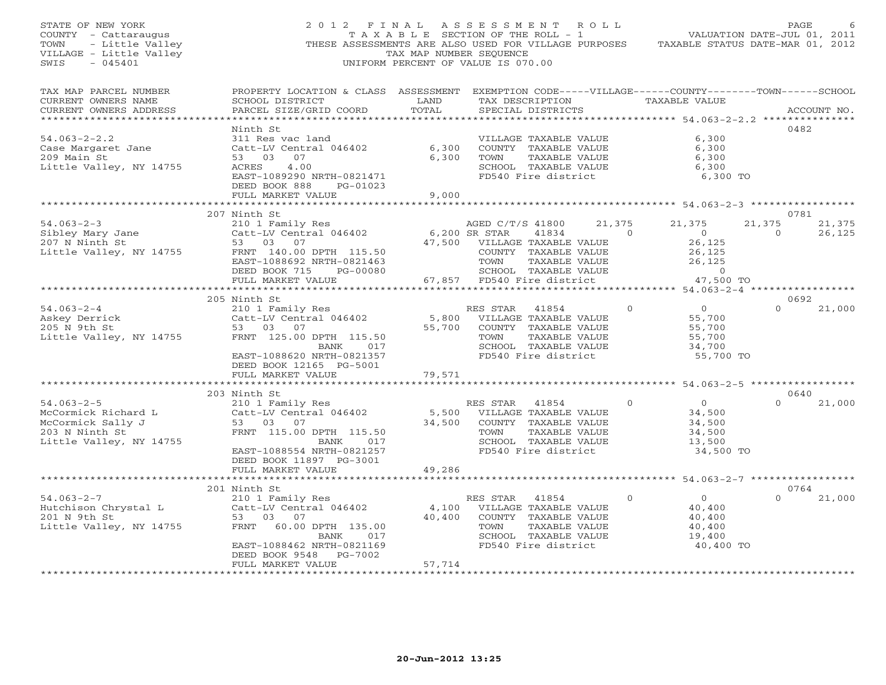STATE OF NEW YORK
COUNTY - Cattaraugus
TOWN - Little Valley
VILLAGE - Little Valley
SWIS - 045401

# 2012 FINAL ASSESSMENT ROLL

TAXABLE SECTION OF THE ROLL - 1
THESE ASSESSMENTS ARE ALSO USED FOR VILLAGE PURPOSES
TAX MAP NUMBER SEQUENCE
UNIFORM PERCENT OF VALUE IS 070.00

VALUATION DATE-JUL 01, 2011
TAXABLE STATUS DATE-MAR 01, 2012

| TAX MAP PARCEL NUMBER / CURRENT OWNERS NAME / CURRENT OWNERS ADDRESS | PROPERTY LOCATION & CLASS / SCHOOL DISTRICT / PARCEL SIZE/GRID COORD | ASSESSMENT LAND / TOTAL | EXEMPTION CODE / TAX DESCRIPTION / SPECIAL DISTRICTS | VILLAGE | COUNTY / TAXABLE VALUE | TOWN | SCHOOL | ACCOUNT NO. |
|---|---|---|---|---|---|---|---|---|
| **54.063-2-2.2** | Ninth St | | | | | | | 0482 |
| Case Margaret Jane | 311 Res vac land | | VILLAGE TAXABLE VALUE | | 6,300 | | | |
| 209 Main St | Catt-LV Central 046402 | 6,300 | COUNTY TAXABLE VALUE | | 6,300 | | | |
| Little Valley, NY 14755 | 53 03 07 | 6,300 | TOWN TAXABLE VALUE | | 6,300 | | | |
| | ACRES 4.00 | | SCHOOL TAXABLE VALUE | | 6,300 | | | |
| | EAST-1089290 NRTH-0821471 | | FD540 Fire district | | 6,300 TO | | | |
| | DEED BOOK 888 PG-01023 | | | | | | | |
| | FULL MARKET VALUE | 9,000 | | | | | | |
| **54.063-2-3** | 207 Ninth St | | | | | | | 0781 |
| Sibley Mary Jane | 210 1 Family Res | | AGED C/T/S 41800 | 21,375 | 21,375 | 21,375 | 21,375 | |
| 207 N Ninth St | Catt-LV Central 046402 | 6,200 | SR STAR 41834 | 0 | 0 | 0 | 26,125 | |
| Little Valley, NY 14755 | 53 03 07 | 47,500 | VILLAGE TAXABLE VALUE | | 26,125 | | | |
| | FRNT 140.00 DPTH 115.50 | | COUNTY TAXABLE VALUE | | 26,125 | | | |
| | EAST-1088692 NRTH-0821463 | | TOWN TAXABLE VALUE | | 26,125 | | | |
| | DEED BOOK 715 PG-00080 | | SCHOOL TAXABLE VALUE | | 0 | | | |
| | FULL MARKET VALUE | 67,857 | FD540 Fire district | | 47,500 TO | | | |
| **54.063-2-4** | 205 Ninth St | | | | | | | 0692 |
| Askey Derrick | 210 1 Family Res | | RES STAR 41854 | 0 | 0 | 0 | 21,000 | |
| 205 N 9th St | Catt-LV Central 046402 | 5,800 | VILLAGE TAXABLE VALUE | | 55,700 | | | |
| Little Valley, NY 14755 | 53 03 07 | 55,700 | COUNTY TAXABLE VALUE | | 55,700 | | | |
| | FRNT 125.00 DPTH 115.50 | | TOWN TAXABLE VALUE | | 55,700 | | | |
| | BANK 017 | | SCHOOL TAXABLE VALUE | | 34,700 | | | |
| | EAST-1088620 NRTH-0821357 | | FD540 Fire district | | 55,700 TO | | | |
| | DEED BOOK 12165 PG-5001 | | | | | | | |
| | FULL MARKET VALUE | 79,571 | | | | | | |
| **54.063-2-5** | 203 Ninth St | | | | | | | 0640 |
| McCormick Richard L | 210 1 Family Res | | RES STAR 41854 | 0 | 0 | 0 | 21,000 | |
| McCormick Sally J | Catt-LV Central 046402 | 5,500 | VILLAGE TAXABLE VALUE | | 34,500 | | | |
| 203 N Ninth St | 53 03 07 | 34,500 | COUNTY TAXABLE VALUE | | 34,500 | | | |
| Little Valley, NY 14755 | FRNT 115.00 DPTH 115.50 | | TOWN TAXABLE VALUE | | 34,500 | | | |
| | BANK 017 | | SCHOOL TAXABLE VALUE | | 13,500 | | | |
| | EAST-1088554 NRTH-0821257 | | FD540 Fire district | | 34,500 TO | | | |
| | DEED BOOK 11897 PG-3001 | | | | | | | |
| | FULL MARKET VALUE | 49,286 | | | | | | |
| **54.063-2-7** | 201 Ninth St | | | | | | | 0764 |
| Hutchison Chrystal L | 210 1 Family Res | | RES STAR 41854 | 0 | 0 | 0 | 21,000 | |
| 201 N 9th St | Catt-LV Central 046402 | 4,100 | VILLAGE TAXABLE VALUE | | 40,400 | | | |
| Little Valley, NY 14755 | 53 03 07 | 40,400 | COUNTY TAXABLE VALUE | | 40,400 | | | |
| | FRNT 60.00 DPTH 135.00 | | TOWN TAXABLE VALUE | | 40,400 | | | |
| | BANK 017 | | SCHOOL TAXABLE VALUE | | 19,400 | | | |
| | EAST-1088462 NRTH-0821169 | | FD540 Fire district | | 40,400 TO | | | |
| | DEED BOOK 9548 PG-7002 | | | | | | | |
| | FULL MARKET VALUE | 57,714 | | | | | | |

20-Jun-2012 13:25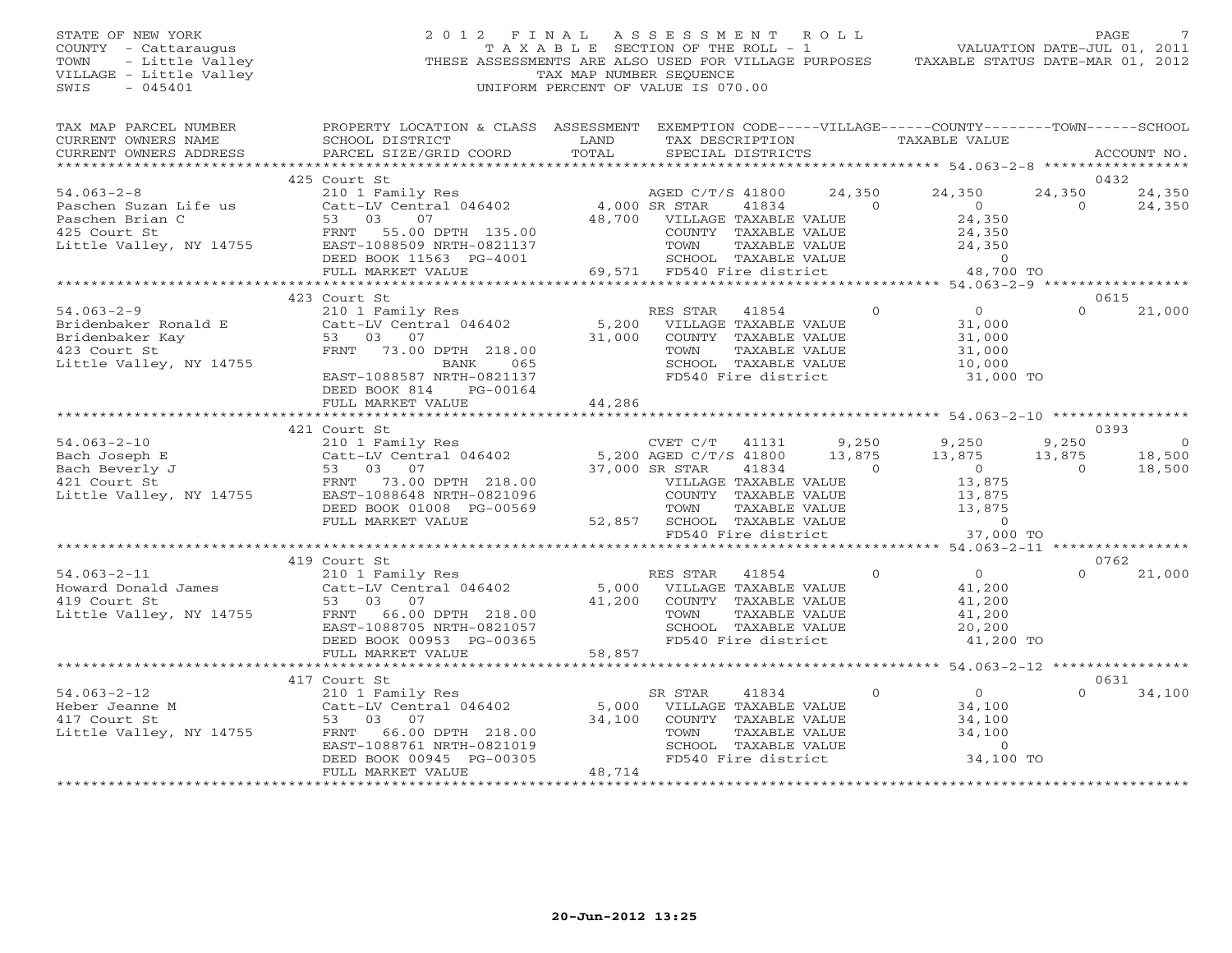STATE OF NEW YORK
COUNTY - Cattaraugus
TOWN - Little Valley
VILLAGE - Little Valley
SWIS - 045401

# 2012 FINAL ASSESSMENT ROLL

TAXABLE SECTION OF THE ROLL - 1
THESE ASSESSMENTS ARE ALSO USED FOR VILLAGE PURPOSES
TAX MAP NUMBER SEQUENCE
UNIFORM PERCENT OF VALUE IS 070.00

VALUATION DATE-JUL 01, 2011
TAXABLE STATUS DATE-MAR 01, 2012

| TAX MAP PARCEL NUMBER / CURRENT OWNERS NAME / CURRENT OWNERS ADDRESS | PROPERTY LOCATION & CLASS / SCHOOL DISTRICT / PARCEL SIZE/GRID COORD | ASSESSMENT LAND / TOTAL | EXEMPTION CODE / TAX DESCRIPTION / SPECIAL DISTRICTS | VILLAGE | COUNTY | TOWN | SCHOOL | ACCOUNT NO. |
|---|---|---|---|---|---|---|---|---|
| | 425 Court St | | | | | | | 0432 |
| 54.063-2-8 | 210 1 Family Res | | AGED C/T/S 41800 | 24,350 | 24,350 | 24,350 | 24,350 | |
| Paschen Suzan Life us | Catt-LV Central 046402 | 4,000 | SR STAR 41834 | 0 | 0 | 0 | 24,350 | |
| Paschen Brian C | 53 03 07 | 48,700 | VILLAGE TAXABLE VALUE | | 24,350 | | | |
| 425 Court St | FRNT 55.00 DPTH 135.00 | | COUNTY TAXABLE VALUE | | 24,350 | | | |
| Little Valley, NY 14755 | EAST-1088509 NRTH-0821137 | | TOWN TAXABLE VALUE | | 24,350 | | | |
| | DEED BOOK 11563 PG-4001 | | SCHOOL TAXABLE VALUE | | 0 | | | |
| | FULL MARKET VALUE | 69,571 | FD540 Fire district | | 48,700 TO | | | |
| | 423 Court St | | | | | | | 0615 |
| 54.063-2-9 | 210 1 Family Res | | RES STAR 41854 | 0 | 0 | 0 | 21,000 | |
| Bridenbaker Ronald E | Catt-LV Central 046402 | 5,200 | VILLAGE TAXABLE VALUE | | 31,000 | | | |
| Bridenbaker Kay | 53 03 07 | 31,000 | COUNTY TAXABLE VALUE | | 31,000 | | | |
| 423 Court St | FRNT 73.00 DPTH 218.00 | | TOWN TAXABLE VALUE | | 31,000 | | | |
| Little Valley, NY 14755 | BANK 065 | | SCHOOL TAXABLE VALUE | | 10,000 | | | |
| | EAST-1088587 NRTH-0821137 | | FD540 Fire district | | 31,000 TO | | | |
| | DEED BOOK 814 PG-00164 | | | | | | | |
| | FULL MARKET VALUE | 44,286 | | | | | | |
| | 421 Court St | | | | | | | 0393 |
| 54.063-2-10 | 210 1 Family Res | | CVET C/T 41131 | 9,250 | 9,250 | 9,250 | 0 | |
| Bach Joseph E | Catt-LV Central 046402 | 5,200 | AGED C/T/S 41800 | 13,875 | 13,875 | 13,875 | 18,500 | |
| Bach Beverly J | 53 03 07 | 37,000 | SR STAR 41834 | 0 | 0 | 0 | 18,500 | |
| 421 Court St | FRNT 73.00 DPTH 218.00 | | VILLAGE TAXABLE VALUE | | 13,875 | | | |
| Little Valley, NY 14755 | EAST-1088648 NRTH-0821096 | | COUNTY TAXABLE VALUE | | 13,875 | | | |
| | DEED BOOK 01008 PG-00569 | | TOWN TAXABLE VALUE | | 13,875 | | | |
| | FULL MARKET VALUE | 52,857 | SCHOOL TAXABLE VALUE | | 0 | | | |
| | | | FD540 Fire district | | 37,000 TO | | | |
| | 419 Court St | | | | | | | 0762 |
| 54.063-2-11 | 210 1 Family Res | | RES STAR 41854 | 0 | 0 | 0 | 21,000 | |
| Howard Donald James | Catt-LV Central 046402 | 5,000 | VILLAGE TAXABLE VALUE | | 41,200 | | | |
| 419 Court St | 53 03 07 | 41,200 | COUNTY TAXABLE VALUE | | 41,200 | | | |
| Little Valley, NY 14755 | FRNT 66.00 DPTH 218.00 | | TOWN TAXABLE VALUE | | 41,200 | | | |
| | EAST-1088705 NRTH-0821057 | | SCHOOL TAXABLE VALUE | | 20,200 | | | |
| | DEED BOOK 00953 PG-00365 | | FD540 Fire district | | 41,200 TO | | | |
| | FULL MARKET VALUE | 58,857 | | | | | | |
| | 417 Court St | | | | | | | 0631 |
| 54.063-2-12 | 210 1 Family Res | | SR STAR 41834 | 0 | 0 | 0 | 34,100 | |
| Heber Jeanne M | Catt-LV Central 046402 | 5,000 | VILLAGE TAXABLE VALUE | | 34,100 | | | |
| 417 Court St | 53 03 07 | 34,100 | COUNTY TAXABLE VALUE | | 34,100 | | | |
| Little Valley, NY 14755 | FRNT 66.00 DPTH 218.00 | | TOWN TAXABLE VALUE | | 34,100 | | | |
| | EAST-1088761 NRTH-0821019 | | SCHOOL TAXABLE VALUE | | 0 | | | |
| | DEED BOOK 00945 PG-00305 | | FD540 Fire district | | 34,100 TO | | | |
| | FULL MARKET VALUE | 48,714 | | | | | | |

20-Jun-2012 13:25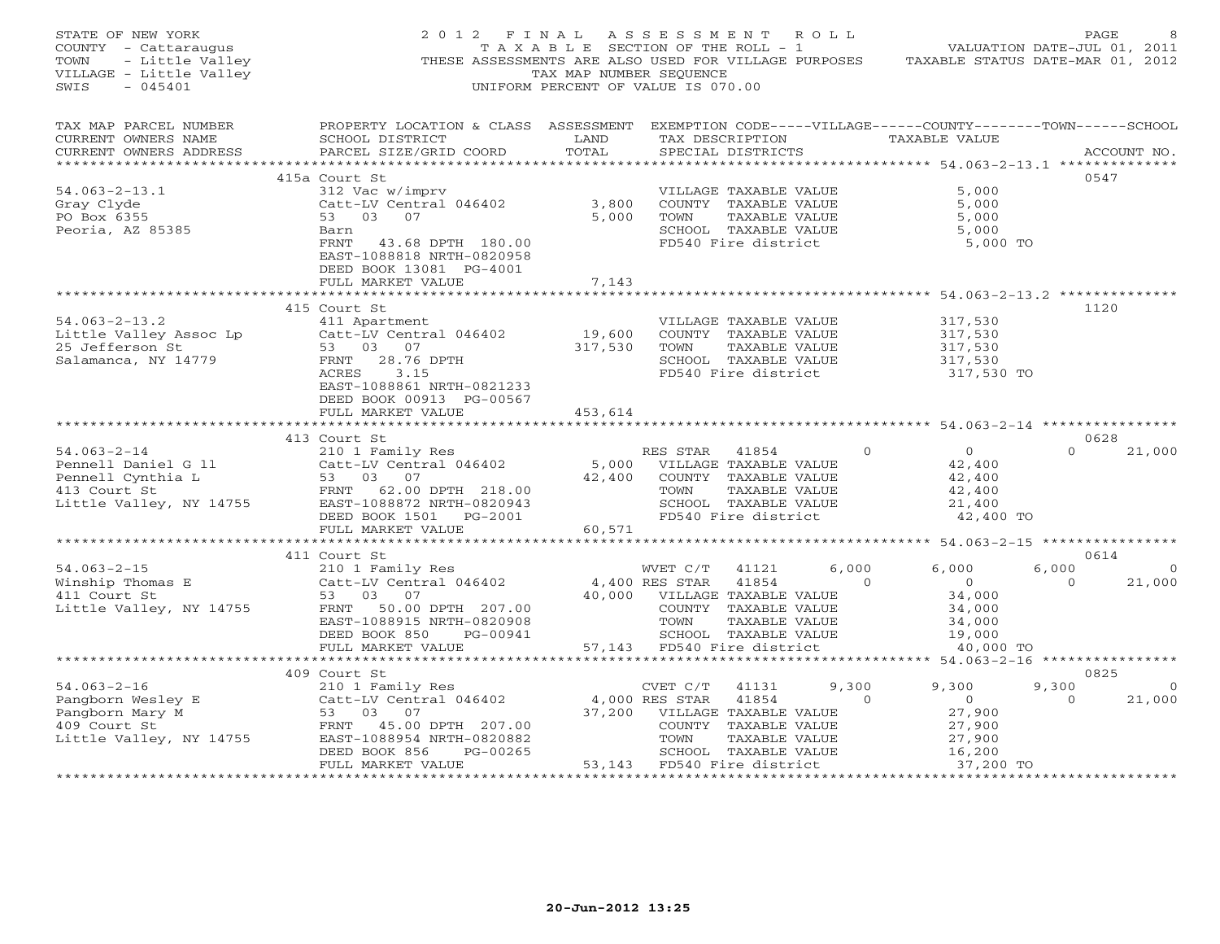STATE OF NEW YORK
COUNTY - Cattaraugus
TOWN - Little Valley
VILLAGE - Little Valley
SWIS - 045401

# 2012 FINAL ASSESSMENT ROLL

TAXABLE SECTION OF THE ROLL - 1
THESE ASSESSMENTS ARE ALSO USED FOR VILLAGE PURPOSES
TAX MAP NUMBER SEQUENCE
UNIFORM PERCENT OF VALUE IS 070.00

VALUATION DATE-JUL 01, 2011
TAXABLE STATUS DATE-MAR 01, 2012

| TAX MAP PARCEL NUMBER / CURRENT OWNERS NAME / CURRENT OWNERS ADDRESS | PROPERTY LOCATION & CLASS / SCHOOL DISTRICT / PARCEL SIZE/GRID COORD | ASSESSMENT LAND / TOTAL | EXEMPTION CODE / TAX DESCRIPTION / SPECIAL DISTRICTS | VILLAGE | COUNTY TAXABLE VALUE | TOWN | SCHOOL | ACCOUNT NO. |
|---|---|---|---|---|---|---|---|---|
| **54.063-2-13.1** | 415a Court St | | | | | | | 0547 |
| 54.063-2-13.1 | 312 Vac w/imprv | | VILLAGE TAXABLE VALUE | | 5,000 | | | |
| Gray Clyde | Catt-LV Central 046402 | 3,800 | COUNTY TAXABLE VALUE | | 5,000 | | | |
| PO Box 6355 | 53 03 07 | 5,000 | TOWN TAXABLE VALUE | | 5,000 | | | |
| Peoria, AZ 85385 | Barn | | SCHOOL TAXABLE VALUE | | 5,000 | | | |
| | FRNT 43.68 DPTH 180.00 | | FD540 Fire district | | 5,000 TO | | | |
| | EAST-1088818 NRTH-0820958 | | | | | | | |
| | DEED BOOK 13081 PG-4001 | | | | | | | |
| | FULL MARKET VALUE | 7,143 | | | | | | |
| **54.063-2-13.2** | 415 Court St | | | | | | | 1120 |
| 54.063-2-13.2 | 411 Apartment | | VILLAGE TAXABLE VALUE | | 317,530 | | | |
| Little Valley Assoc Lp | Catt-LV Central 046402 | 19,600 | COUNTY TAXABLE VALUE | | 317,530 | | | |
| 25 Jefferson St | 53 03 07 | 317,530 | TOWN TAXABLE VALUE | | 317,530 | | | |
| Salamanca, NY 14779 | FRNT 28.76 DPTH | | SCHOOL TAXABLE VALUE | | 317,530 | | | |
| | ACRES 3.15 | | FD540 Fire district | | 317,530 TO | | | |
| | EAST-1088861 NRTH-0821233 | | | | | | | |
| | DEED BOOK 00913 PG-00567 | | | | | | | |
| | FULL MARKET VALUE | 453,614 | | | | | | |
| **54.063-2-14** | 413 Court St | | | | | | | 0628 |
| 54.063-2-14 | 210 1 Family Res | | RES STAR 41854 | 0 | 0 | | 0 | 21,000 |
| Pennell Daniel G ll | Catt-LV Central 046402 | 5,000 | VILLAGE TAXABLE VALUE | | 42,400 | | | |
| Pennell Cynthia L | 53 03 07 | 42,400 | COUNTY TAXABLE VALUE | | 42,400 | | | |
| 413 Court St | FRNT 62.00 DPTH 218.00 | | TOWN TAXABLE VALUE | | 42,400 | | | |
| Little Valley, NY 14755 | EAST-1088872 NRTH-0820943 | | SCHOOL TAXABLE VALUE | | 21,400 | | | |
| | DEED BOOK 1501 PG-2001 | | FD540 Fire district | | 42,400 TO | | | |
| | FULL MARKET VALUE | 60,571 | | | | | | |
| **54.063-2-15** | 411 Court St | | | | | | | 0614 |
| 54.063-2-15 | 210 1 Family Res | | WVET C/T 41121 | 6,000 | 6,000 | 6,000 | | 0 |
| Winship Thomas E | Catt-LV Central 046402 | 4,400 | RES STAR 41854 | 0 | 0 | | 0 | 21,000 |
| 411 Court St | 53 03 07 | 40,000 | VILLAGE TAXABLE VALUE | | 34,000 | | | |
| Little Valley, NY 14755 | FRNT 50.00 DPTH 207.00 | | COUNTY TAXABLE VALUE | | 34,000 | | | |
| | EAST-1088915 NRTH-0820908 | | TOWN TAXABLE VALUE | | 34,000 | | | |
| | DEED BOOK 850 PG-00941 | | SCHOOL TAXABLE VALUE | | 19,000 | | | |
| | FULL MARKET VALUE | 57,143 | FD540 Fire district | | 40,000 TO | | | |
| **54.063-2-16** | 409 Court St | | | | | | | 0825 |
| 54.063-2-16 | 210 1 Family Res | | CVET C/T 41131 | 9,300 | 9,300 | 9,300 | | 0 |
| Pangborn Wesley E | Catt-LV Central 046402 | 4,000 | RES STAR 41854 | 0 | 0 | | 0 | 21,000 |
| Pangborn Mary M | 53 03 07 | 37,200 | VILLAGE TAXABLE VALUE | | 27,900 | | | |
| 409 Court St | FRNT 45.00 DPTH 207.00 | | COUNTY TAXABLE VALUE | | 27,900 | | | |
| Little Valley, NY 14755 | EAST-1088954 NRTH-0820882 | | TOWN TAXABLE VALUE | | 27,900 | | | |
| | DEED BOOK 856 PG-00265 | | SCHOOL TAXABLE VALUE | | 16,200 | | | |
| | FULL MARKET VALUE | 53,143 | FD540 Fire district | | 37,200 TO | | | |

20-Jun-2012 13:25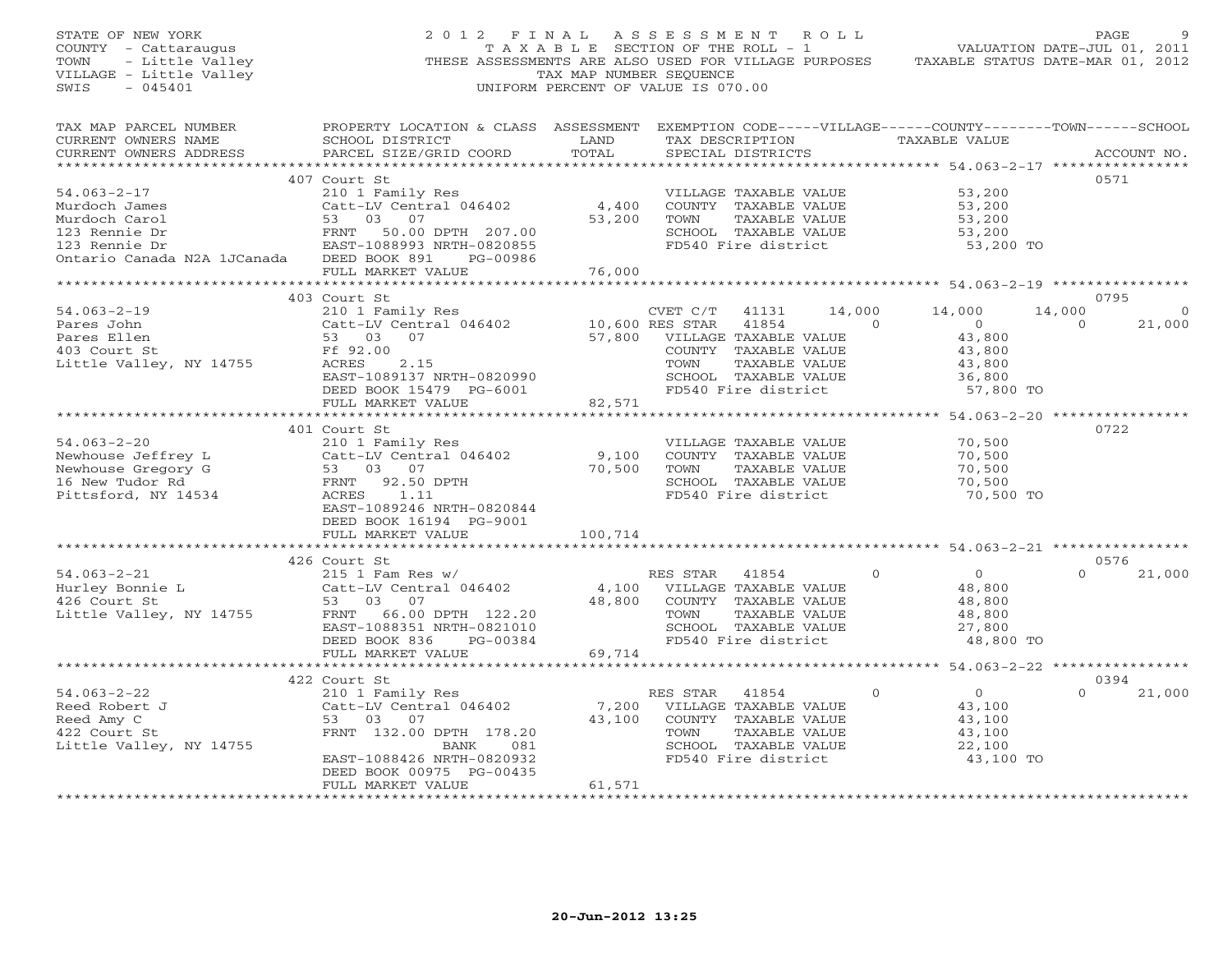STATE OF NEW YORK
COUNTY - Cattaraugus
TOWN - Little Valley
VILLAGE - Little Valley
SWIS - 045401

2012 FINAL ASSESSMENT ROLL
TAXABLE SECTION OF THE ROLL - 1
THESE ASSESSMENTS ARE ALSO USED FOR VILLAGE PURPOSES
TAX MAP NUMBER SEQUENCE
UNIFORM PERCENT OF VALUE IS 070.00

VALUATION DATE-JUL 01, 2011
TAXABLE STATUS DATE-MAR 01, 2012

| TAX MAP PARCEL NUMBER / CURRENT OWNERS NAME / CURRENT OWNERS ADDRESS | PROPERTY LOCATION & CLASS / SCHOOL DISTRICT / PARCEL SIZE/GRID COORD | ASSESSMENT LAND / TOTAL | EXEMPTION CODE / TAX DESCRIPTION / SPECIAL DISTRICTS | VILLAGE | COUNTY | TOWN | SCHOOL | ACCOUNT NO. |
|---|---|---|---|---|---|---|---|---|
| | 407 Court St | | | | | | | 0571 |
| 54.063-2-17 | 210 1 Family Res | | VILLAGE TAXABLE VALUE | 53,200 | | | | |
| Murdoch James | Catt-LV Central 046402 | 4,400 | COUNTY TAXABLE VALUE | | 53,200 | | | |
| Murdoch Carol | 53 03 07 | 53,200 | TOWN TAXABLE VALUE | | | 53,200 | | |
| 123 Rennie Dr | FRNT 50.00 DPTH 207.00 | | SCHOOL TAXABLE VALUE | | | | 53,200 | |
| 123 Rennie Dr | EAST-1088993 NRTH-0820855 | | FD540 Fire district | 53,200 TO | | | | |
| Ontario Canada N2A 1JCanada | DEED BOOK 891 PG-00986 | | | | | | | |
| | FULL MARKET VALUE | 76,000 | | | | | | |
| | 403 Court St | | | | | | | 0795 |
| 54.063-2-19 | 210 1 Family Res | | CVET C/T 41131 | 14,000 | 14,000 | 14,000 | 0 | |
| Pares John | Catt-LV Central 046402 | 10,600 | RES STAR 41854 | 0 | 0 | 0 | 21,000 | |
| Pares Ellen | 53 03 07 | 57,800 | VILLAGE TAXABLE VALUE | 43,800 | | | | |
| 403 Court St | Ff 92.00 | | COUNTY TAXABLE VALUE | | 43,800 | | | |
| Little Valley, NY 14755 | ACRES 2.15 | | TOWN TAXABLE VALUE | | | 43,800 | | |
| | EAST-1089137 NRTH-0820990 | | SCHOOL TAXABLE VALUE | | | | 36,800 | |
| | DEED BOOK 15479 PG-6001 | | FD540 Fire district | 57,800 TO | | | | |
| | FULL MARKET VALUE | 82,571 | | | | | | |
| | 401 Court St | | | | | | | 0722 |
| 54.063-2-20 | 210 1 Family Res | | VILLAGE TAXABLE VALUE | 70,500 | | | | |
| Newhouse Jeffrey L | Catt-LV Central 046402 | 9,100 | COUNTY TAXABLE VALUE | | 70,500 | | | |
| Newhouse Gregory G | 53 03 07 | 70,500 | TOWN TAXABLE VALUE | | | 70,500 | | |
| 16 New Tudor Rd | FRNT 92.50 DPTH | | SCHOOL TAXABLE VALUE | | | | 70,500 | |
| Pittsford, NY 14534 | ACRES 1.11 | | FD540 Fire district | 70,500 TO | | | | |
| | EAST-1089246 NRTH-0820844 | | | | | | | |
| | DEED BOOK 16194 PG-9001 | | | | | | | |
| | FULL MARKET VALUE | 100,714 | | | | | | |
| | 426 Court St | | | | | | | 0576 |
| 54.063-2-21 | 215 1 Fam Res w/ | | RES STAR 41854 | 0 | 0 | 0 | 21,000 | |
| Hurley Bonnie L | Catt-LV Central 046402 | 4,100 | VILLAGE TAXABLE VALUE | 48,800 | | | | |
| 426 Court St | 53 03 07 | 48,800 | COUNTY TAXABLE VALUE | | 48,800 | | | |
| Little Valley, NY 14755 | FRNT 66.00 DPTH 122.20 | | TOWN TAXABLE VALUE | | | 48,800 | | |
| | EAST-1088351 NRTH-0821010 | | SCHOOL TAXABLE VALUE | | | | 27,800 | |
| | DEED BOOK 836 PG-00384 | | FD540 Fire district | 48,800 TO | | | | |
| | FULL MARKET VALUE | 69,714 | | | | | | |
| | 422 Court St | | | | | | | 0394 |
| 54.063-2-22 | 210 1 Family Res | | RES STAR 41854 | 0 | 0 | 0 | 21,000 | |
| Reed Robert J | Catt-LV Central 046402 | 7,200 | VILLAGE TAXABLE VALUE | 43,100 | | | | |
| Reed Amy C | 53 03 07 | 43,100 | COUNTY TAXABLE VALUE | | 43,100 | | | |
| 422 Court St | FRNT 132.00 DPTH 178.20 | | TOWN TAXABLE VALUE | | | 43,100 | | |
| Little Valley, NY 14755 | BANK 081 | | SCHOOL TAXABLE VALUE | | | | 22,100 | |
| | EAST-1088426 NRTH-0820932 | | FD540 Fire district | 43,100 TO | | | | |
| | DEED BOOK 00975 PG-00435 | | | | | | | |
| | FULL MARKET VALUE | 61,571 | | | | | | |

20-Jun-2012 13:25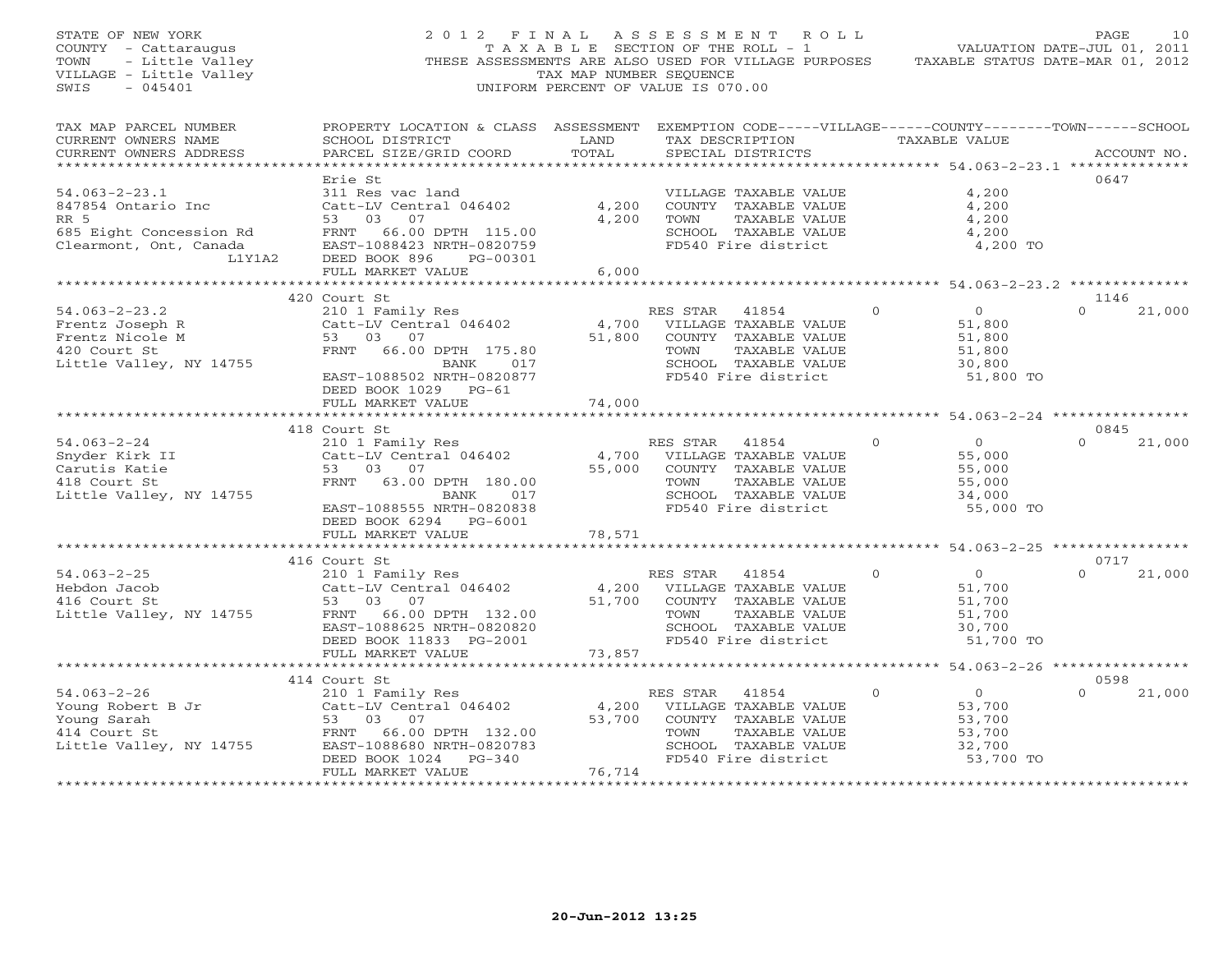STATE OF NEW YORK
COUNTY - Cattaraugus
TOWN - Little Valley
VILLAGE - Little Valley
SWIS - 045401

2012 FINAL ASSESSMENT ROLL
TAXABLE SECTION OF THE ROLL - 1
THESE ASSESSMENTS ARE ALSO USED FOR VILLAGE PURPOSES
TAX MAP NUMBER SEQUENCE
UNIFORM PERCENT OF VALUE IS 070.00

VALUATION DATE-JUL 01, 2011
TAXABLE STATUS DATE-MAR 01, 2012

| TAX MAP PARCEL NUMBER / CURRENT OWNERS NAME / CURRENT OWNERS ADDRESS | PROPERTY LOCATION & CLASS / SCHOOL DISTRICT / PARCEL SIZE/GRID COORD | ASSESSMENT LAND / TOTAL | EXEMPTION CODE / TAX DESCRIPTION / SPECIAL DISTRICTS | VILLAGE | COUNTY / TAXABLE VALUE | TOWN | SCHOOL | ACCOUNT NO. |
|---|---|---|---|---|---|---|---|---|
| **54.063-2-23.1** | Erie St | | | | | | | 0647 |
| 847854 Ontario Inc | 311 Res vac land | | VILLAGE TAXABLE VALUE | | 4,200 | | | |
| RR 5 | Catt-LV Central 046402 | 4,200 | COUNTY TAXABLE VALUE | | 4,200 | | | |
| 685 Eight Concession Rd | 53 03 07 | 4,200 | TOWN TAXABLE VALUE | | 4,200 | | | |
| Clearmont, Ont, Canada L1Y1A2 | FRNT 66.00 DPTH 115.00 | | SCHOOL TAXABLE VALUE | | 4,200 | | | |
| | EAST-1088423 NRTH-0820759 | | FD540 Fire district | | 4,200 TO | | | |
| | DEED BOOK 896 PG-00301 | | | | | | | |
| | FULL MARKET VALUE | 6,000 | | | | | | |
| **54.063-2-23.2** | 420 Court St | | | | | | | 1146 |
| Frentz Joseph R | 210 1 Family Res | | RES STAR 41854 | 0 | 0 | 0 | 21,000 | |
| Frentz Nicole M | Catt-LV Central 046402 | 4,700 | VILLAGE TAXABLE VALUE | | 51,800 | | | |
| 420 Court St | 53 03 07 | 51,800 | COUNTY TAXABLE VALUE | | 51,800 | | | |
| Little Valley, NY 14755 | FRNT 66.00 DPTH 175.80 | | TOWN TAXABLE VALUE | | 51,800 | | | |
| | BANK 017 | | SCHOOL TAXABLE VALUE | | 30,800 | | | |
| | EAST-1088502 NRTH-0820877 | | FD540 Fire district | | 51,800 TO | | | |
| | DEED BOOK 1029 PG-61 | | | | | | | |
| | FULL MARKET VALUE | 74,000 | | | | | | |
| **54.063-2-24** | 418 Court St | | | | | | | 0845 |
| Snyder Kirk II | 210 1 Family Res | | RES STAR 41854 | 0 | 0 | 0 | 21,000 | |
| Carutis Katie | Catt-LV Central 046402 | 4,700 | VILLAGE TAXABLE VALUE | | 55,000 | | | |
| 418 Court St | 53 03 07 | 55,000 | COUNTY TAXABLE VALUE | | 55,000 | | | |
| Little Valley, NY 14755 | FRNT 63.00 DPTH 180.00 | | TOWN TAXABLE VALUE | | 55,000 | | | |
| | BANK 017 | | SCHOOL TAXABLE VALUE | | 34,000 | | | |
| | EAST-1088555 NRTH-0820838 | | FD540 Fire district | | 55,000 TO | | | |
| | DEED BOOK 6294 PG-6001 | | | | | | | |
| | FULL MARKET VALUE | 78,571 | | | | | | |
| **54.063-2-25** | 416 Court St | | | | | | | 0717 |
| Hebdon Jacob | 210 1 Family Res | | RES STAR 41854 | 0 | 0 | 0 | 21,000 | |
| 416 Court St | Catt-LV Central 046402 | 4,200 | VILLAGE TAXABLE VALUE | | 51,700 | | | |
| Little Valley, NY 14755 | 53 03 07 | 51,700 | COUNTY TAXABLE VALUE | | 51,700 | | | |
| | FRNT 66.00 DPTH 132.00 | | TOWN TAXABLE VALUE | | 51,700 | | | |
| | EAST-1088625 NRTH-0820820 | | SCHOOL TAXABLE VALUE | | 30,700 | | | |
| | DEED BOOK 11833 PG-2001 | | FD540 Fire district | | 51,700 TO | | | |
| | FULL MARKET VALUE | 73,857 | | | | | | |
| **54.063-2-26** | 414 Court St | | | | | | | 0598 |
| Young Robert B Jr | 210 1 Family Res | | RES STAR 41854 | 0 | 0 | 0 | 21,000 | |
| Young Sarah | Catt-LV Central 046402 | 4,200 | VILLAGE TAXABLE VALUE | | 53,700 | | | |
| 414 Court St | 53 03 07 | 53,700 | COUNTY TAXABLE VALUE | | 53,700 | | | |
| Little Valley, NY 14755 | FRNT 66.00 DPTH 132.00 | | TOWN TAXABLE VALUE | | 53,700 | | | |
| | EAST-1088680 NRTH-0820783 | | SCHOOL TAXABLE VALUE | | 32,700 | | | |
| | DEED BOOK 1024 PG-340 | | FD540 Fire district | | 53,700 TO | | | |
| | FULL MARKET VALUE | 76,714 | | | | | | |

20-Jun-2012 13:25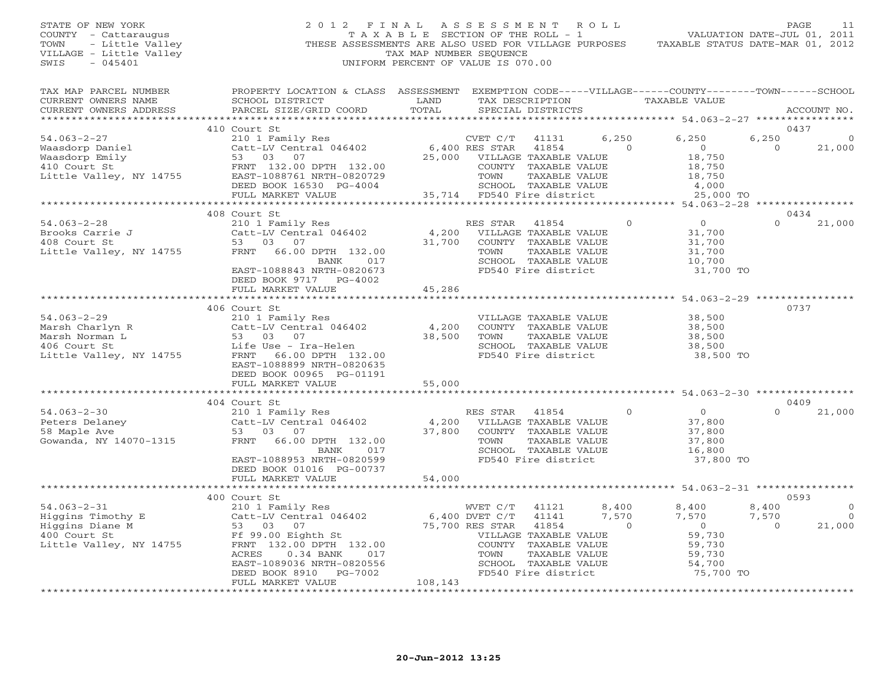STATE OF NEW YORK
COUNTY - Cattaraugus
TOWN - Little Valley
VILLAGE - Little Valley
SWIS - 045401

2012 FINAL ASSESSMENT ROLL
TAXABLE SECTION OF THE ROLL - 1
THESE ASSESSMENTS ARE ALSO USED FOR VILLAGE PURPOSES
TAX MAP NUMBER SEQUENCE
UNIFORM PERCENT OF VALUE IS 070.00

VALUATION DATE-JUL 01, 2011
TAXABLE STATUS DATE-MAR 01, 2012

| TAX MAP PARCEL NUMBER / CURRENT OWNERS NAME / CURRENT OWNERS ADDRESS | PROPERTY LOCATION & CLASS / SCHOOL DISTRICT / PARCEL SIZE/GRID COORD | ASSESSMENT LAND | TOTAL | EXEMPTION CODE / TAX DESCRIPTION / SPECIAL DISTRICTS | VILLAGE | COUNTY | TOWN | SCHOOL | ACCOUNT NO. |
|---|---|---|---|---|---|---|---|---|---|
| 54.063-2-27 | 410 Court St | | | | | | | | 0437 |
| Waasdorp Daniel | 210 1 Family Res | | | CVET C/T 41131 | 6,250 | 6,250 | 6,250 | 0 | |
| Waasdorp Emily | Catt-LV Central 046402 | 6,400 | | RES STAR 41854 | 0 | 0 | 0 | 21,000 | |
| 410 Court St | 53 03 07 | | 25,000 | VILLAGE TAXABLE VALUE | 18,750 | | | | |
| Little Valley, NY 14755 | FRNT 132.00 DPTH 132.00 | | | COUNTY TAXABLE VALUE | | 18,750 | | | |
| | EAST-1088761 NRTH-0820729 | | | TOWN TAXABLE VALUE | | | 18,750 | | |
| | DEED BOOK 16530 PG-4004 | | | SCHOOL TAXABLE VALUE | | | | 4,000 | |
| | FULL MARKET VALUE | 35,714 | | FD540 Fire district | 25,000 TO | | | | |
| 54.063-2-28 | 408 Court St | | | | | | | | 0434 |
| Brooks Carrie J | 210 1 Family Res | | | RES STAR 41854 | 0 | 0 | 0 | 21,000 | |
| 408 Court St | Catt-LV Central 046402 | 4,200 | | VILLAGE TAXABLE VALUE | 31,700 | | | | |
| Little Valley, NY 14755 | 53 03 07 | | 31,700 | COUNTY TAXABLE VALUE | | 31,700 | | | |
| | FRNT 66.00 DPTH 132.00 | | | TOWN TAXABLE VALUE | | | 31,700 | | |
| | BANK 017 | | | SCHOOL TAXABLE VALUE | | | | 10,700 | |
| | EAST-1088843 NRTH-0820673 | | | FD540 Fire district | 31,700 TO | | | | |
| | DEED BOOK 9717 PG-4002 | | | | | | | | |
| | FULL MARKET VALUE | 45,286 | | | | | | | |
| 54.063-2-29 | 406 Court St | | | | | | | | 0737 |
| Marsh Charlyn R | 210 1 Family Res | | | VILLAGE TAXABLE VALUE | 38,500 | | | | |
| Marsh Norman L | Catt-LV Central 046402 | 4,200 | | COUNTY TAXABLE VALUE | | 38,500 | | | |
| 406 Court St | 53 03 07 | | 38,500 | TOWN TAXABLE VALUE | | | 38,500 | | |
| Little Valley, NY 14755 | Life Use - Ira-Helen | | | SCHOOL TAXABLE VALUE | | | | 38,500 | |
| | FRNT 66.00 DPTH 132.00 | | | FD540 Fire district | 38,500 TO | | | | |
| | EAST-1088899 NRTH-0820635 | | | | | | | | |
| | DEED BOOK 00965 PG-01191 | | | | | | | | |
| | FULL MARKET VALUE | 55,000 | | | | | | | |
| 54.063-2-30 | 404 Court St | | | | | | | | 0409 |
| Peters Delaney | 210 1 Family Res | | | RES STAR 41854 | 0 | 0 | 0 | 21,000 | |
| 58 Maple Ave | Catt-LV Central 046402 | 4,200 | | VILLAGE TAXABLE VALUE | 37,800 | | | | |
| Gowanda, NY 14070-1315 | 53 03 07 | | 37,800 | COUNTY TAXABLE VALUE | | 37,800 | | | |
| | FRNT 66.00 DPTH 132.00 | | | TOWN TAXABLE VALUE | | | 37,800 | | |
| | BANK 017 | | | SCHOOL TAXABLE VALUE | | | | 16,800 | |
| | EAST-1088953 NRTH-0820599 | | | FD540 Fire district | 37,800 TO | | | | |
| | DEED BOOK 01016 PG-00737 | | | | | | | | |
| | FULL MARKET VALUE | 54,000 | | | | | | | |
| 54.063-2-31 | 400 Court St | | | | | | | | 0593 |
| Higgins Timothy E | 210 1 Family Res | | | WVET C/T 41121 | 8,400 | 8,400 | 8,400 | 0 | |
| Higgins Diane M | Catt-LV Central 046402 | 6,400 | | DVET C/T 41141 | 7,570 | 7,570 | 7,570 | 0 | |
| 400 Court St | 53 03 07 | | 75,700 | RES STAR 41854 | 0 | 0 | 0 | 21,000 | |
| Little Valley, NY 14755 | Ff 99.00 Eighth St | | | VILLAGE TAXABLE VALUE | 59,730 | | | | |
| | FRNT 132.00 DPTH 132.00 | | | COUNTY TAXABLE VALUE | | 59,730 | | | |
| | ACRES 0.34 BANK 017 | | | TOWN TAXABLE VALUE | | | 59,730 | | |
| | EAST-1089036 NRTH-0820556 | | | SCHOOL TAXABLE VALUE | | | | 54,700 | |
| | DEED BOOK 8910 PG-7002 | | | FD540 Fire district | 75,700 TO | | | | |
| | FULL MARKET VALUE | 108,143 | | | | | | | |

20-Jun-2012 13:25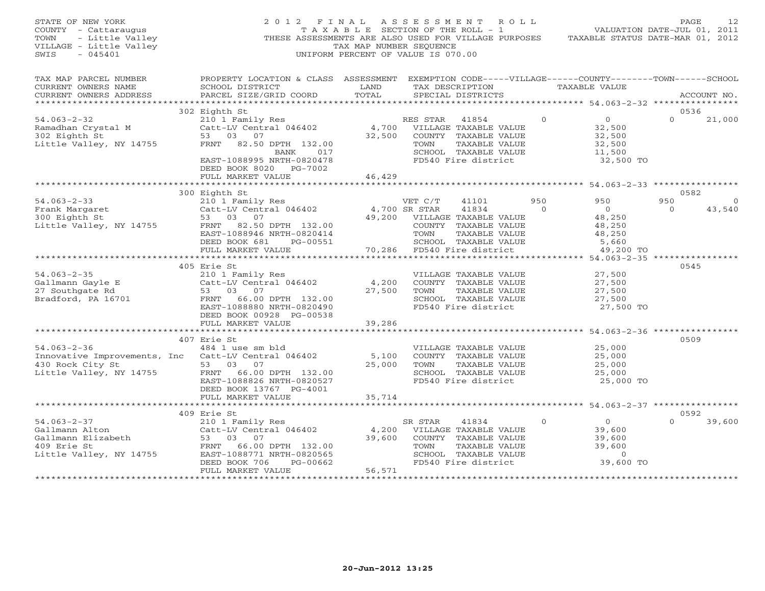STATE OF NEW YORK
COUNTY - Cattaraugus
TOWN - Little Valley
VILLAGE - Little Valley
SWIS - 045401

2012 FINAL ASSESSMENT ROLL
TAXABLE SECTION OF THE ROLL - 1
THESE ASSESSMENTS ARE ALSO USED FOR VILLAGE PURPOSES
TAX MAP NUMBER SEQUENCE
UNIFORM PERCENT OF VALUE IS 070.00

VALUATION DATE-JUL 01, 2011
TAXABLE STATUS DATE-MAR 01, 2012

| TAX MAP PARCEL NUMBER / CURRENT OWNERS NAME / CURRENT OWNERS ADDRESS | PROPERTY LOCATION & CLASS / SCHOOL DISTRICT / PARCEL SIZE/GRID COORD | ASSESSMENT LAND / TOTAL | EXEMPTION CODE / TAX DESCRIPTION / SPECIAL DISTRICTS | VILLAGE | COUNTY / TAXABLE VALUE | TOWN | SCHOOL / ACCOUNT NO. |
|---|---|---|---|---|---|---|---|
| **54.063-2-32** | 302 Eighth St | | | | | | 0536 |
| Ramadhan Crystal M | 210 1 Family Res | | RES STAR 41854 | 0 | 0 | 0 | 21,000 |
| 302 Eighth St | Catt-LV Central 046402 | 4,700 | VILLAGE TAXABLE VALUE | | 32,500 | | |
| Little Valley, NY 14755 | 53 03 07 | 32,500 | COUNTY TAXABLE VALUE | | 32,500 | | |
| | FRNT 82.50 DPTH 132.00 | | TOWN TAXABLE VALUE | | 32,500 | | |
| | BANK 017 | | SCHOOL TAXABLE VALUE | | 11,500 | | |
| | EAST-1088995 NRTH-0820478 | | FD540 Fire district | | 32,500 TO | | |
| | DEED BOOK 8020 PG-7002 | | | | | | |
| | FULL MARKET VALUE | 46,429 | | | | | |
| **54.063-2-33** | 300 Eighth St | | | | | | 0582 |
| Frank Margaret | 210 1 Family Res | | VET C/T 41101 | 950 | 950 | 950 | 0 |
| 300 Eighth St | Catt-LV Central 046402 | 4,700 | SR STAR 41834 | 0 | 0 | 0 | 43,540 |
| Little Valley, NY 14755 | 53 03 07 | 49,200 | VILLAGE TAXABLE VALUE | | 48,250 | | |
| | FRNT 82.50 DPTH 132.00 | | COUNTY TAXABLE VALUE | | 48,250 | | |
| | EAST-1088946 NRTH-0820414 | | TOWN TAXABLE VALUE | | 48,250 | | |
| | DEED BOOK 681 PG-00551 | | SCHOOL TAXABLE VALUE | | 5,660 | | |
| | FULL MARKET VALUE | 70,286 | FD540 Fire district | | 49,200 TO | | |
| **54.063-2-35** | 405 Erie St | | | | | | 0545 |
| Gallmann Gayle E | 210 1 Family Res | | VILLAGE TAXABLE VALUE | | 27,500 | | |
| 27 Southgate Rd | Catt-LV Central 046402 | 4,200 | COUNTY TAXABLE VALUE | | 27,500 | | |
| Bradford, PA 16701 | 53 03 07 | 27,500 | TOWN TAXABLE VALUE | | 27,500 | | |
| | FRNT 66.00 DPTH 132.00 | | SCHOOL TAXABLE VALUE | | 27,500 | | |
| | EAST-1088880 NRTH-0820490 | | FD540 Fire district | | 27,500 TO | | |
| | DEED BOOK 00928 PG-00538 | | | | | | |
| | FULL MARKET VALUE | 39,286 | | | | | |
| **54.063-2-36** | 407 Erie St | | | | | | 0509 |
| Innovative Improvements, Inc | 484 1 use sm bld | | VILLAGE TAXABLE VALUE | | 25,000 | | |
| 430 Rock City St | Catt-LV Central 046402 | 5,100 | COUNTY TAXABLE VALUE | | 25,000 | | |
| Little Valley, NY 14755 | 53 03 07 | 25,000 | TOWN TAXABLE VALUE | | 25,000 | | |
| | FRNT 66.00 DPTH 132.00 | | SCHOOL TAXABLE VALUE | | 25,000 | | |
| | EAST-1088826 NRTH-0820527 | | FD540 Fire district | | 25,000 TO | | |
| | DEED BOOK 13767 PG-4001 | | | | | | |
| | FULL MARKET VALUE | 35,714 | | | | | |
| **54.063-2-37** | 409 Erie St | | | | | | 0592 |
| Gallmann Alton | 210 1 Family Res | | SR STAR 41834 | 0 | 0 | 0 | 39,600 |
| Gallmann Elizabeth | Catt-LV Central 046402 | 4,200 | VILLAGE TAXABLE VALUE | | 39,600 | | |
| 409 Erie St | 53 03 07 | 39,600 | COUNTY TAXABLE VALUE | | 39,600 | | |
| Little Valley, NY 14755 | FRNT 66.00 DPTH 132.00 | | TOWN TAXABLE VALUE | | 39,600 | | |
| | EAST-1088771 NRTH-0820565 | | SCHOOL TAXABLE VALUE | | 0 | | |
| | DEED BOOK 706 PG-00662 | | FD540 Fire district | | 39,600 TO | | |
| | FULL MARKET VALUE | 56,571 | | | | | |

20-Jun-2012 13:25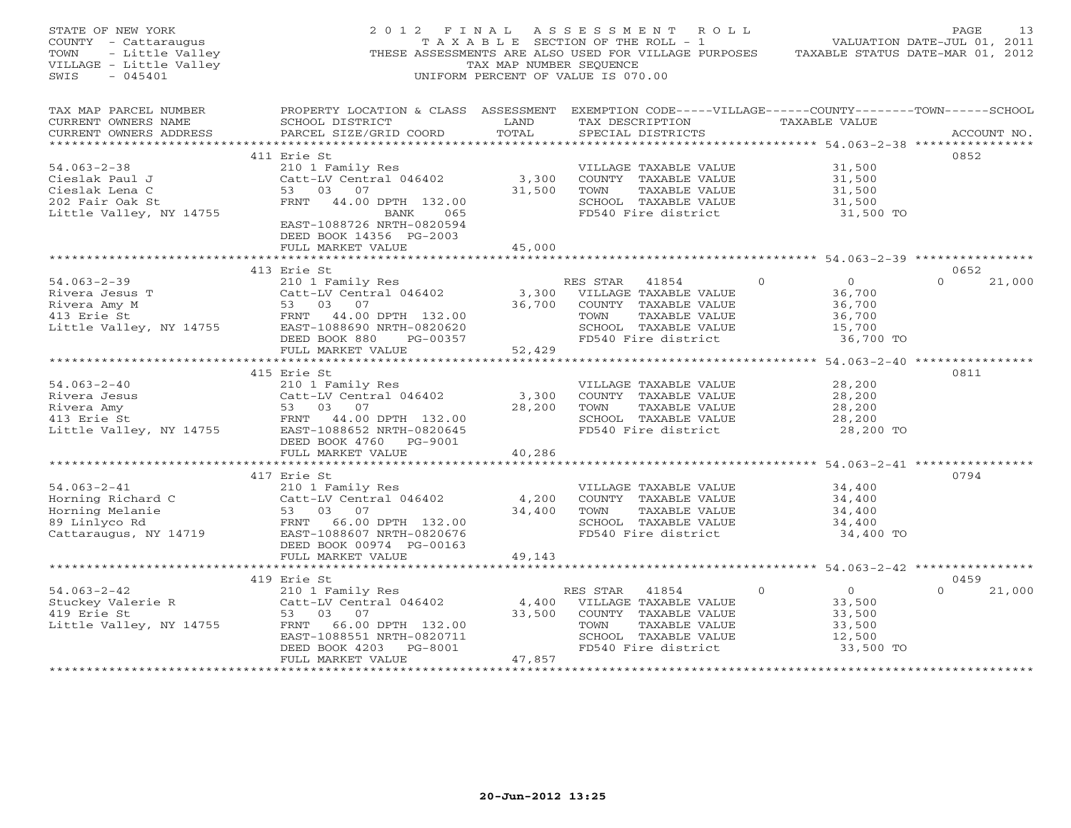STATE OF NEW YORK
COUNTY - Cattaraugus
TOWN - Little Valley
VILLAGE - Little Valley
SWIS - 045401

2012 FINAL ASSESSMENT ROLL
TAXABLE SECTION OF THE ROLL - 1
THESE ASSESSMENTS ARE ALSO USED FOR VILLAGE PURPOSES
TAX MAP NUMBER SEQUENCE
UNIFORM PERCENT OF VALUE IS 070.00

VALUATION DATE-JUL 01, 2011
TAXABLE STATUS DATE-MAR 01, 2012

| TAX MAP PARCEL NUMBER / CURRENT OWNERS NAME / CURRENT OWNERS ADDRESS | PROPERTY LOCATION & CLASS / SCHOOL DISTRICT / PARCEL SIZE/GRID COORD | ASSESSMENT LAND / TOTAL | EXEMPTION CODE / TAX DESCRIPTION / SPECIAL DISTRICTS | VILLAGE | COUNTY | TOWN | SCHOOL / TAXABLE VALUE | ACCOUNT NO. |
|---|---|---|---|---|---|---|---|---|
| | 411 Erie St | | | | | | | 0852 |
| 54.063-2-38 | 210 1 Family Res | | VILLAGE TAXABLE VALUE | | | | 31,500 | |
| Cieslak Paul J | Catt-LV Central 046402 | 3,300 | COUNTY TAXABLE VALUE | | | | 31,500 | |
| Cieslak Lena C | 53 03 07 | 31,500 | TOWN TAXABLE VALUE | | | | 31,500 | |
| 202 Fair Oak St | FRNT 44.00 DPTH 132.00 | | SCHOOL TAXABLE VALUE | | | | 31,500 | |
| Little Valley, NY 14755 | BANK 065 | | FD540 Fire district | | | | 31,500 TO | |
| | EAST-1088726 NRTH-0820594 | | | | | | | |
| | DEED BOOK 14356 PG-2003 | | | | | | | |
| | FULL MARKET VALUE | 45,000 | | | | | | |
| | 413 Erie St | | | | | | | 0652 |
| 54.063-2-39 | 210 1 Family Res | | RES STAR 41854 | 0 | 0 | 0 | 21,000 | |
| Rivera Jesus T | Catt-LV Central 046402 | 3,300 | VILLAGE TAXABLE VALUE | | | | 36,700 | |
| Rivera Amy M | 53 03 07 | 36,700 | COUNTY TAXABLE VALUE | | | | 36,700 | |
| 413 Erie St | FRNT 44.00 DPTH 132.00 | | TOWN TAXABLE VALUE | | | | 36,700 | |
| Little Valley, NY 14755 | EAST-1088690 NRTH-0820620 | | SCHOOL TAXABLE VALUE | | | | 15,700 | |
| | DEED BOOK 880 PG-00357 | | FD540 Fire district | | | | 36,700 TO | |
| | FULL MARKET VALUE | 52,429 | | | | | | |
| | 415 Erie St | | | | | | | 0811 |
| 54.063-2-40 | 210 1 Family Res | | VILLAGE TAXABLE VALUE | | | | 28,200 | |
| Rivera Jesus | Catt-LV Central 046402 | 3,300 | COUNTY TAXABLE VALUE | | | | 28,200 | |
| Rivera Amy | 53 03 07 | 28,200 | TOWN TAXABLE VALUE | | | | 28,200 | |
| 413 Erie St | FRNT 44.00 DPTH 132.00 | | SCHOOL TAXABLE VALUE | | | | 28,200 | |
| Little Valley, NY 14755 | EAST-1088652 NRTH-0820645 | | FD540 Fire district | | | | 28,200 TO | |
| | DEED BOOK 4760 PG-9001 | | | | | | | |
| | FULL MARKET VALUE | 40,286 | | | | | | |
| | 417 Erie St | | | | | | | 0794 |
| 54.063-2-41 | 210 1 Family Res | | VILLAGE TAXABLE VALUE | | | | 34,400 | |
| Horning Richard C | Catt-LV Central 046402 | 4,200 | COUNTY TAXABLE VALUE | | | | 34,400 | |
| Horning Melanie | 53 03 07 | 34,400 | TOWN TAXABLE VALUE | | | | 34,400 | |
| 89 Linlyco Rd | FRNT 66.00 DPTH 132.00 | | SCHOOL TAXABLE VALUE | | | | 34,400 | |
| Cattaraugus, NY 14719 | EAST-1088607 NRTH-0820676 | | FD540 Fire district | | | | 34,400 TO | |
| | DEED BOOK 00974 PG-00163 | | | | | | | |
| | FULL MARKET VALUE | 49,143 | | | | | | |
| | 419 Erie St | | | | | | | 0459 |
| 54.063-2-42 | 210 1 Family Res | | RES STAR 41854 | 0 | 0 | 0 | 21,000 | |
| Stuckey Valerie R | Catt-LV Central 046402 | 4,400 | VILLAGE TAXABLE VALUE | | | | 33,500 | |
| 419 Erie St | 53 03 07 | 33,500 | COUNTY TAXABLE VALUE | | | | 33,500 | |
| Little Valley, NY 14755 | FRNT 66.00 DPTH 132.00 | | TOWN TAXABLE VALUE | | | | 33,500 | |
| | EAST-1088551 NRTH-0820711 | | SCHOOL TAXABLE VALUE | | | | 12,500 | |
| | DEED BOOK 4203 PG-8001 | | FD540 Fire district | | | | 33,500 TO | |
| | FULL MARKET VALUE | 47,857 | | | | | | |

20-Jun-2012 13:25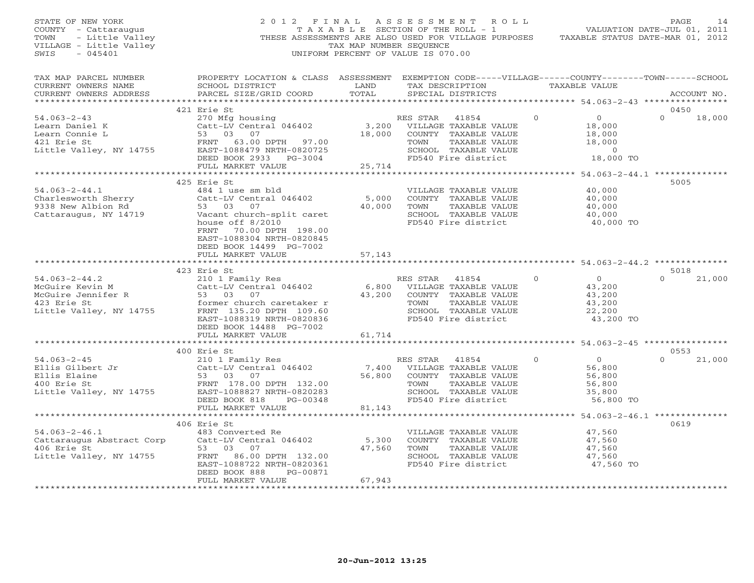STATE OF NEW YORK
COUNTY - Cattaraugus
TOWN - Little Valley
VILLAGE - Little Valley
SWIS - 045401

2 0 1 2 F I N A L A S S E S S M E N T R O L L
T A X A B L E SECTION OF THE ROLL - 1
THESE ASSESSMENTS ARE ALSO USED FOR VILLAGE PURPOSES
TAX MAP NUMBER SEQUENCE
UNIFORM PERCENT OF VALUE IS 070.00

VALUATION DATE-JUL 01, 2011
TAXABLE STATUS DATE-MAR 01, 2012

| TAX MAP PARCEL NUMBER / CURRENT OWNERS NAME / CURRENT OWNERS ADDRESS | PROPERTY LOCATION & CLASS / SCHOOL DISTRICT / PARCEL SIZE/GRID COORD | ASSESSMENT LAND / TOTAL | EXEMPTION CODE / TAX DESCRIPTION / SPECIAL DISTRICTS | VILLAGE | COUNTY | TOWN | SCHOOL | TAXABLE VALUE | ACCOUNT NO. |
|---|---|---|---|---|---|---|---|---|---|
| | 421 Erie St | | | | | | | | 0450 |
| 54.063-2-43 | 270 Mfg housing | | RES STAR 41854 | 0 | 0 | 0 | 18,000 | | |
| Learn Daniel K | Catt-LV Central 046402 | 3,200 | VILLAGE TAXABLE VALUE | | | | | 18,000 | |
| Learn Connie L | 53 03 07 | 18,000 | COUNTY TAXABLE VALUE | | | | | 18,000 | |
| 421 Erie St | FRNT 63.00 DPTH 97.00 | | TOWN TAXABLE VALUE | | | | | 18,000 | |
| Little Valley, NY 14755 | EAST-1088479 NRTH-0820725 | | SCHOOL TAXABLE VALUE | | | | | 0 | |
| | DEED BOOK 2933 PG-3004 | | FD540 Fire district | | | | | 18,000 TO | |
| | FULL MARKET VALUE | 25,714 | | | | | | | |
| | 425 Erie St | | | | | | | | 5005 |
| 54.063-2-44.1 | 484 1 use sm bld | | VILLAGE TAXABLE VALUE | | | | | 40,000 | |
| Charlesworth Sherry | Catt-LV Central 046402 | 5,000 | COUNTY TAXABLE VALUE | | | | | 40,000 | |
| 9338 New Albion Rd | 53 03 07 | 40,000 | TOWN TAXABLE VALUE | | | | | 40,000 | |
| Cattaraugus, NY 14719 | Vacant church-split caret | | SCHOOL TAXABLE VALUE | | | | | 40,000 | |
| | house off 8/2010 | | FD540 Fire district | | | | | 40,000 TO | |
| | FRNT 70.00 DPTH 198.00 | | | | | | | | |
| | EAST-1088304 NRTH-0820845 | | | | | | | | |
| | DEED BOOK 14499 PG-7002 | | | | | | | | |
| | FULL MARKET VALUE | 57,143 | | | | | | | |
| | 423 Erie St | | | | | | | | 5018 |
| 54.063-2-44.2 | 210 1 Family Res | | RES STAR 41854 | 0 | 0 | 0 | 21,000 | | |
| McGuire Kevin M | Catt-LV Central 046402 | 6,800 | VILLAGE TAXABLE VALUE | | | | | 43,200 | |
| McGuire Jennifer R | 53 03 07 | 43,200 | COUNTY TAXABLE VALUE | | | | | 43,200 | |
| 423 Erie St | former church caretaker r | | TOWN TAXABLE VALUE | | | | | 43,200 | |
| Little Valley, NY 14755 | FRNT 135.20 DPTH 109.60 | | SCHOOL TAXABLE VALUE | | | | | 22,200 | |
| | EAST-1088319 NRTH-0820836 | | FD540 Fire district | | | | | 43,200 TO | |
| | DEED BOOK 14488 PG-7002 | | | | | | | | |
| | FULL MARKET VALUE | 61,714 | | | | | | | |
| | 400 Erie St | | | | | | | | 0553 |
| 54.063-2-45 | 210 1 Family Res | | RES STAR 41854 | 0 | 0 | 0 | 21,000 | | |
| Ellis Gilbert Jr | Catt-LV Central 046402 | 7,400 | VILLAGE TAXABLE VALUE | | | | | 56,800 | |
| Ellis Elaine | 53 03 07 | 56,800 | COUNTY TAXABLE VALUE | | | | | 56,800 | |
| 400 Erie St | FRNT 178.00 DPTH 132.00 | | TOWN TAXABLE VALUE | | | | | 56,800 | |
| Little Valley, NY 14755 | EAST-1088827 NRTH-0820283 | | SCHOOL TAXABLE VALUE | | | | | 35,800 | |
| | DEED BOOK 818 PG-00348 | | FD540 Fire district | | | | | 56,800 TO | |
| | FULL MARKET VALUE | 81,143 | | | | | | | |
| | 406 Erie St | | | | | | | | 0619 |
| 54.063-2-46.1 | 483 Converted Re | | VILLAGE TAXABLE VALUE | | | | | 47,560 | |
| Cattaraugus Abstract Corp | Catt-LV Central 046402 | 5,300 | COUNTY TAXABLE VALUE | | | | | 47,560 | |
| 406 Erie St | 53 03 07 | 47,560 | TOWN TAXABLE VALUE | | | | | 47,560 | |
| Little Valley, NY 14755 | FRNT 86.00 DPTH 132.00 | | SCHOOL TAXABLE VALUE | | | | | 47,560 | |
| | EAST-1088722 NRTH-0820361 | | FD540 Fire district | | | | | 47,560 TO | |
| | DEED BOOK 888 PG-00871 | | | | | | | | |
| | FULL MARKET VALUE | 67,943 | | | | | | | |

20-Jun-2012 13:25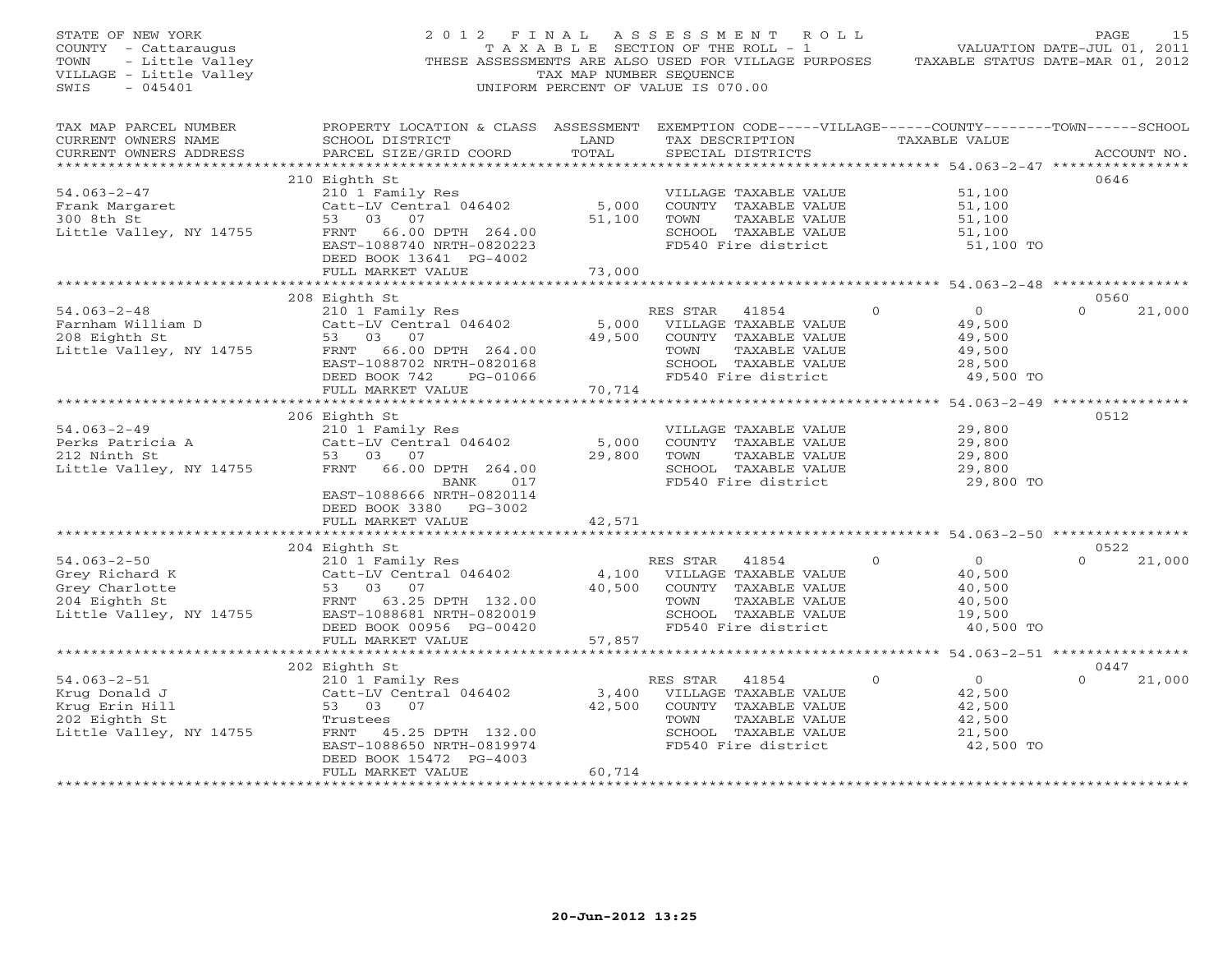STATE OF NEW YORK
COUNTY - Cattaraugus
TOWN - Little Valley
VILLAGE - Little Valley
SWIS - 045401

# 2012 FINAL ASSESSMENT ROLL

TAXABLE SECTION OF THE ROLL - 1
THESE ASSESSMENTS ARE ALSO USED FOR VILLAGE PURPOSES
TAX MAP NUMBER SEQUENCE
UNIFORM PERCENT OF VALUE IS 070.00

VALUATION DATE-JUL 01, 2011
TAXABLE STATUS DATE-MAR 01, 2012

| TAX MAP PARCEL NUMBER / CURRENT OWNERS NAME / CURRENT OWNERS ADDRESS | PROPERTY LOCATION & CLASS / SCHOOL DISTRICT / PARCEL SIZE/GRID COORD | ASSESSMENT LAND / TOTAL | EXEMPTION CODE / TAX DESCRIPTION / SPECIAL DISTRICTS | VILLAGE / COUNTY / TOWN / SCHOOL TAXABLE VALUE | ACCOUNT NO. |
|---|---|---|---|---|---|
| | 210 Eighth St | | | | 0646 |
| 54.063-2-47 | 210 1 Family Res | | VILLAGE TAXABLE VALUE | 51,100 | |
| Frank Margaret | Catt-LV Central 046402 | 5,000 | COUNTY TAXABLE VALUE | 51,100 | |
| 300 8th St | 53 03 07 | 51,100 | TOWN TAXABLE VALUE | 51,100 | |
| Little Valley, NY 14755 | FRNT 66.00 DPTH 264.00 | | SCHOOL TAXABLE VALUE | 51,100 | |
| | EAST-1088740 NRTH-0820223 | | FD540 Fire district | 51,100 TO | |
| | DEED BOOK 13641 PG-4002 | | | | |
| | FULL MARKET VALUE | 73,000 | | | |
| | 208 Eighth St | | | | 0560 |
| 54.063-2-48 | 210 1 Family Res | | RES STAR 41854 | 0 0 0 21,000 | |
| Farnham William D | Catt-LV Central 046402 | 5,000 | VILLAGE TAXABLE VALUE | 49,500 | |
| 208 Eighth St | 53 03 07 | 49,500 | COUNTY TAXABLE VALUE | 49,500 | |
| Little Valley, NY 14755 | FRNT 66.00 DPTH 264.00 | | TOWN TAXABLE VALUE | 49,500 | |
| | EAST-1088702 NRTH-0820168 | | SCHOOL TAXABLE VALUE | 28,500 | |
| | DEED BOOK 742 PG-01066 | | FD540 Fire district | 49,500 TO | |
| | FULL MARKET VALUE | 70,714 | | | |
| | 206 Eighth St | | | | 0512 |
| 54.063-2-49 | 210 1 Family Res | | VILLAGE TAXABLE VALUE | 29,800 | |
| Perks Patricia A | Catt-LV Central 046402 | 5,000 | COUNTY TAXABLE VALUE | 29,800 | |
| 212 Ninth St | 53 03 07 | 29,800 | TOWN TAXABLE VALUE | 29,800 | |
| Little Valley, NY 14755 | FRNT 66.00 DPTH 264.00 | | SCHOOL TAXABLE VALUE | 29,800 | |
| | BANK 017 | | FD540 Fire district | 29,800 TO | |
| | EAST-1088666 NRTH-0820114 | | | | |
| | DEED BOOK 3380 PG-3002 | | | | |
| | FULL MARKET VALUE | 42,571 | | | |
| | 204 Eighth St | | | | 0522 |
| 54.063-2-50 | 210 1 Family Res | | RES STAR 41854 | 0 0 0 21,000 | |
| Grey Richard K | Catt-LV Central 046402 | 4,100 | VILLAGE TAXABLE VALUE | 40,500 | |
| Grey Charlotte | 53 03 07 | 40,500 | COUNTY TAXABLE VALUE | 40,500 | |
| 204 Eighth St | FRNT 63.25 DPTH 132.00 | | TOWN TAXABLE VALUE | 40,500 | |
| Little Valley, NY 14755 | EAST-1088681 NRTH-0820019 | | SCHOOL TAXABLE VALUE | 19,500 | |
| | DEED BOOK 00956 PG-00420 | | FD540 Fire district | 40,500 TO | |
| | FULL MARKET VALUE | 57,857 | | | |
| | 202 Eighth St | | | | 0447 |
| 54.063-2-51 | 210 1 Family Res | | RES STAR 41854 | 0 0 0 21,000 | |
| Krug Donald J | Catt-LV Central 046402 | 3,400 | VILLAGE TAXABLE VALUE | 42,500 | |
| Krug Erin Hill | 53 03 07 | 42,500 | COUNTY TAXABLE VALUE | 42,500 | |
| 202 Eighth St | Trustees | | TOWN TAXABLE VALUE | 42,500 | |
| Little Valley, NY 14755 | FRNT 45.25 DPTH 132.00 | | SCHOOL TAXABLE VALUE | 21,500 | |
| | EAST-1088650 NRTH-0819974 | | FD540 Fire district | 42,500 TO | |
| | DEED BOOK 15472 PG-4003 | | | | |
| | FULL MARKET VALUE | 60,714 | | | |

20-Jun-2012 13:25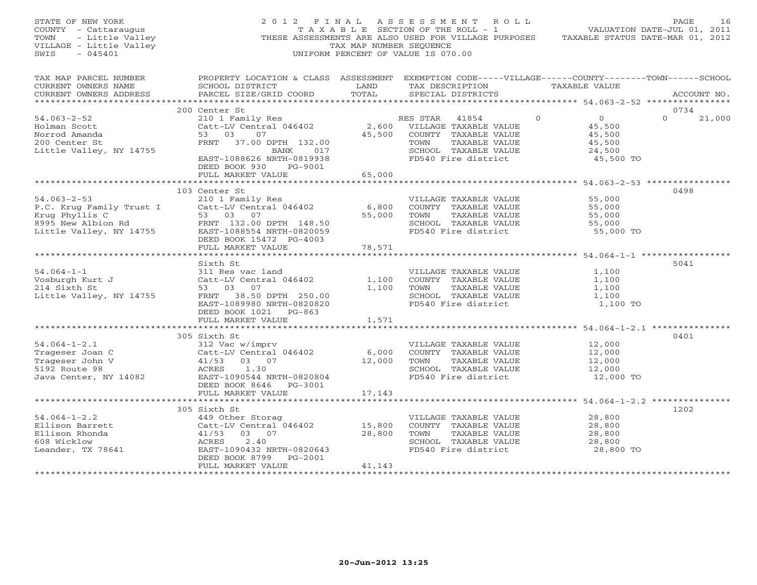STATE OF NEW YORK
COUNTY - Cattaraugus
TOWN - Little Valley
VILLAGE - Little Valley
SWIS - 045401

2012 FINAL ASSESSMENT ROLL
TAXABLE SECTION OF THE ROLL - 1
THESE ASSESSMENTS ARE ALSO USED FOR VILLAGE PURPOSES
TAX MAP NUMBER SEQUENCE
UNIFORM PERCENT OF VALUE IS 070.00

VALUATION DATE-JUL 01, 2011
TAXABLE STATUS DATE-MAR 01, 2012

| TAX MAP PARCEL NUMBER / CURRENT OWNERS NAME / CURRENT OWNERS ADDRESS | PROPERTY LOCATION & CLASS / SCHOOL DISTRICT / PARCEL SIZE/GRID COORD | ASSESSMENT LAND | TOTAL | EXEMPTION CODE / TAX DESCRIPTION / SPECIAL DISTRICTS | VILLAGE | COUNTY / TAXABLE VALUE | TOWN | SCHOOL / ACCOUNT NO. |
|---|---|---|---|---|---|---|---|---|
| | 200 Center St | | | | | | | 0734 |
| 54.063-2-52 | 210 1 Family Res | | | RES STAR 41854 | 0 | 0 | 0 | 21,000 |
| Holman Scott | Catt-LV Central 046402 | 2,600 | | VILLAGE TAXABLE VALUE | | 45,500 | | |
| Norrod Amanda | 53 03 07 | | 45,500 | COUNTY TAXABLE VALUE | | 45,500 | | |
| 200 Center St | FRNT 37.00 DPTH 132.00 | | | TOWN TAXABLE VALUE | | 45,500 | | |
| Little Valley, NY 14755 | BANK 017 | | | SCHOOL TAXABLE VALUE | | 24,500 | | |
| | EAST-1088626 NRTH-0819938 | | | FD540 Fire district | | 45,500 TO | | |
| | DEED BOOK 930 PG-9001 | | | | | | | |
| | FULL MARKET VALUE | | 65,000 | | | | | |
| | 103 Center St | | | | | | | 0498 |
| 54.063-2-53 | 210 1 Family Res | | | VILLAGE TAXABLE VALUE | | 55,000 | | |
| P.C. Krug Family Trust I | Catt-LV Central 046402 | 6,800 | | COUNTY TAXABLE VALUE | | 55,000 | | |
| Krug Phyllis C | 53 03 07 | | 55,000 | TOWN TAXABLE VALUE | | 55,000 | | |
| 8995 New Albion Rd | FRNT 132.00 DPTH 148.50 | | | SCHOOL TAXABLE VALUE | | 55,000 | | |
| Little Valley, NY 14755 | EAST-1088554 NRTH-0820059 | | | FD540 Fire district | | 55,000 TO | | |
| | DEED BOOK 15472 PG-4003 | | | | | | | |
| | FULL MARKET VALUE | | 78,571 | | | | | |
| | Sixth St | | | | | | | 5041 |
| 54.064-1-1 | 311 Res vac land | | | VILLAGE TAXABLE VALUE | | 1,100 | | |
| Vosburgh Kurt J | Catt-LV Central 046402 | 1,100 | | COUNTY TAXABLE VALUE | | 1,100 | | |
| 214 Sixth St | 53 03 07 | | 1,100 | TOWN TAXABLE VALUE | | 1,100 | | |
| Little Valley, NY 14755 | FRNT 38.50 DPTH 250.00 | | | SCHOOL TAXABLE VALUE | | 1,100 | | |
| | EAST-1089980 NRTH-0820820 | | | FD540 Fire district | | 1,100 TO | | |
| | DEED BOOK 1021 PG-863 | | | | | | | |
| | FULL MARKET VALUE | | 1,571 | | | | | |
| | 305 Sixth St | | | | | | | 0401 |
| 54.064-1-2.1 | 312 Vac w/imprv | | | VILLAGE TAXABLE VALUE | | 12,000 | | |
| Trageser Joan C | Catt-LV Central 046402 | 6,000 | | COUNTY TAXABLE VALUE | | 12,000 | | |
| Trageser John V | 41/53 03 07 | | 12,000 | TOWN TAXABLE VALUE | | 12,000 | | |
| 5192 Route 98 | ACRES 1.30 | | | SCHOOL TAXABLE VALUE | | 12,000 | | |
| Java Center, NY 14082 | EAST-1090544 NRTH-0820804 | | | FD540 Fire district | | 12,000 TO | | |
| | DEED BOOK 8646 PG-3001 | | | | | | | |
| | FULL MARKET VALUE | | 17,143 | | | | | |
| | 305 Sixth St | | | | | | | 1202 |
| 54.064-1-2.2 | 449 Other Storag | | | VILLAGE TAXABLE VALUE | | 28,800 | | |
| Ellison Barrett | Catt-LV Central 046402 | 15,800 | | COUNTY TAXABLE VALUE | | 28,800 | | |
| Ellison Rhonda | 41/53 03 07 | | 28,800 | TOWN TAXABLE VALUE | | 28,800 | | |
| 608 Wicklow | ACRES 2.40 | | | SCHOOL TAXABLE VALUE | | 28,800 | | |
| Leander, TX 78641 | EAST-1090432 NRTH-0820643 | | | FD540 Fire district | | 28,800 TO | | |
| | DEED BOOK 8799 PG-2001 | | | | | | | |
| | FULL MARKET VALUE | | 41,143 | | | | | |

20-Jun-2012 13:25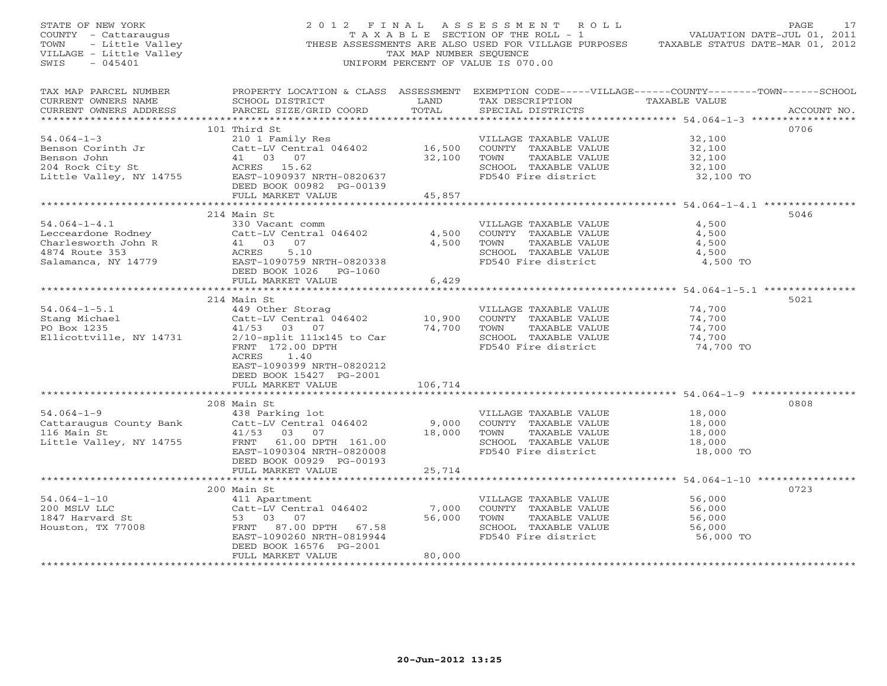STATE OF NEW YORK
COUNTY - Cattaraugus
TOWN - Little Valley
VILLAGE - Little Valley
SWIS - 045401

2012 FINAL ASSESSMENT ROLL
TAXABLE SECTION OF THE ROLL - 1
THESE ASSESSMENTS ARE ALSO USED FOR VILLAGE PURPOSES
TAX MAP NUMBER SEQUENCE
UNIFORM PERCENT OF VALUE IS 070.00

VALUATION DATE-JUL 01, 2011
TAXABLE STATUS DATE-MAR 01, 2012

| TAX MAP PARCEL NUMBER / CURRENT OWNERS NAME / CURRENT OWNERS ADDRESS | PROPERTY LOCATION & CLASS / SCHOOL DISTRICT / PARCEL SIZE/GRID COORD | ASSESSMENT LAND / TOTAL | EXEMPTION CODE / TAX DESCRIPTION / SPECIAL DISTRICTS | TAXABLE VALUE | ACCOUNT NO. |
|---|---|---|---|---|---|
| 54.064-1-3 | 101 Third St | | | | 0706 |
| Benson Corinth Jr | 210 1 Family Res | | VILLAGE TAXABLE VALUE | 32,100 | |
| Benson John | Catt-LV Central 046402 | 16,500 | COUNTY TAXABLE VALUE | 32,100 | |
| 204 Rock City St | 41 03 07 | 32,100 | TOWN TAXABLE VALUE | 32,100 | |
| Little Valley, NY 14755 | ACRES 15.62 | | SCHOOL TAXABLE VALUE | 32,100 | |
| | EAST-1090937 NRTH-0820637 | | FD540 Fire district | 32,100 TO | |
| | DEED BOOK 00982 PG-00139 | | | | |
| | FULL MARKET VALUE | 45,857 | | | |
| 54.064-1-4.1 | 214 Main St | | | | 5046 |
| Lecceardone Rodney | 330 Vacant comm | | VILLAGE TAXABLE VALUE | 4,500 | |
| Charlesworth John R | Catt-LV Central 046402 | 4,500 | COUNTY TAXABLE VALUE | 4,500 | |
| 4874 Route 353 | 41 03 07 | 4,500 | TOWN TAXABLE VALUE | 4,500 | |
| Salamanca, NY 14779 | ACRES 5.10 | | SCHOOL TAXABLE VALUE | 4,500 | |
| | EAST-1090759 NRTH-0820338 | | FD540 Fire district | 4,500 TO | |
| | DEED BOOK 1026 PG-1060 | | | | |
| | FULL MARKET VALUE | 6,429 | | | |
| 54.064-1-5.1 | 214 Main St | | | | 5021 |
| Stang Michael | 449 Other Storag | | VILLAGE TAXABLE VALUE | 74,700 | |
| PO Box 1235 | Catt-LV Central 046402 | 10,900 | COUNTY TAXABLE VALUE | 74,700 | |
| Ellicottville, NY 14731 | 41/53 03 07 | 74,700 | TOWN TAXABLE VALUE | 74,700 | |
| | 2/10-split 111x145 to Car | | SCHOOL TAXABLE VALUE | 74,700 | |
| | FRNT 172.00 DPTH | | FD540 Fire district | 74,700 TO | |
| | ACRES 1.40 | | | | |
| | EAST-1090399 NRTH-0820212 | | | | |
| | DEED BOOK 15427 PG-2001 | | | | |
| | FULL MARKET VALUE | 106,714 | | | |
| 54.064-1-9 | 208 Main St | | | | 0808 |
| Cattaraugus County Bank | 438 Parking lot | | VILLAGE TAXABLE VALUE | 18,000 | |
| 116 Main St | Catt-LV Central 046402 | 9,000 | COUNTY TAXABLE VALUE | 18,000 | |
| Little Valley, NY 14755 | 41/53 03 07 | 18,000 | TOWN TAXABLE VALUE | 18,000 | |
| | FRNT 61.00 DPTH 161.00 | | SCHOOL TAXABLE VALUE | 18,000 | |
| | EAST-1090304 NRTH-0820008 | | FD540 Fire district | 18,000 TO | |
| | DEED BOOK 00929 PG-00193 | | | | |
| | FULL MARKET VALUE | 25,714 | | | |
| 54.064-1-10 | 200 Main St | | | | 0723 |
| 200 MSLV LLC | 411 Apartment | | VILLAGE TAXABLE VALUE | 56,000 | |
| 1847 Harvard St | Catt-LV Central 046402 | 7,000 | COUNTY TAXABLE VALUE | 56,000 | |
| Houston, TX 77008 | 53 03 07 | 56,000 | TOWN TAXABLE VALUE | 56,000 | |
| | FRNT 87.00 DPTH 67.58 | | SCHOOL TAXABLE VALUE | 56,000 | |
| | EAST-1090260 NRTH-0819944 | | FD540 Fire district | 56,000 TO | |
| | DEED BOOK 16576 PG-2001 | | | | |
| | FULL MARKET VALUE | 80,000 | | | |

20-Jun-2012 13:25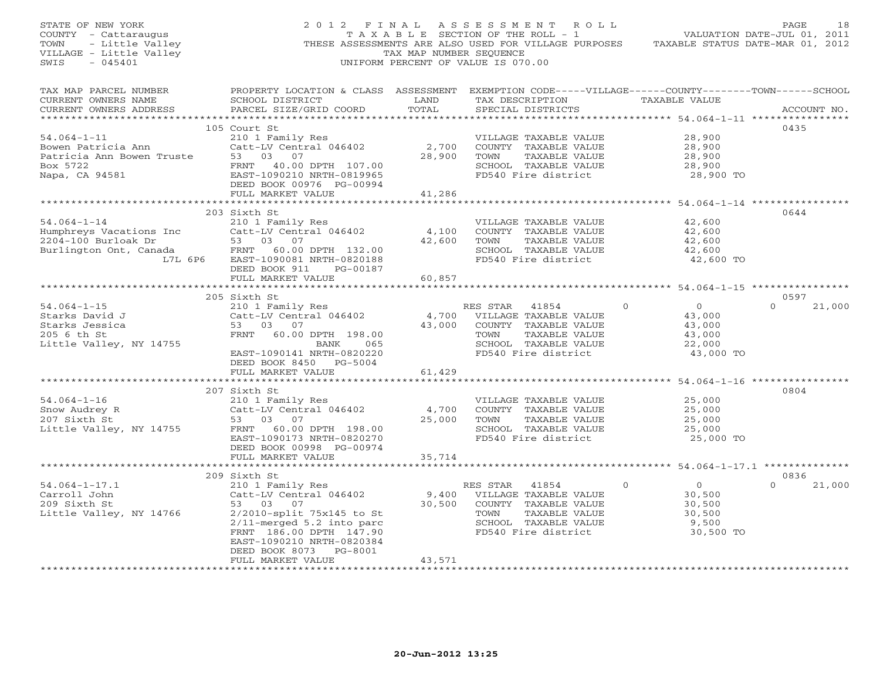STATE OF NEW YORK
COUNTY - Cattaraugus
TOWN - Little Valley
VILLAGE - Little Valley
SWIS - 045401

2012 FINAL ASSESSMENT ROLL
TAXABLE SECTION OF THE ROLL - 1
THESE ASSESSMENTS ARE ALSO USED FOR VILLAGE PURPOSES
TAX MAP NUMBER SEQUENCE
UNIFORM PERCENT OF VALUE IS 070.00

VALUATION DATE-JUL 01, 2011
TAXABLE STATUS DATE-MAR 01, 2012

| TAX MAP PARCEL NUMBER / CURRENT OWNERS NAME / CURRENT OWNERS ADDRESS | PROPERTY LOCATION & CLASS / SCHOOL DISTRICT / PARCEL SIZE/GRID COORD | ASSESSMENT LAND / TOTAL | EXEMPTION CODE / TAX DESCRIPTION / SPECIAL DISTRICTS | VILLAGE | COUNTY / TAXABLE VALUE | TOWN | SCHOOL | ACCOUNT NO. |
|---|---|---|---|---|---|---|---|---|
| **54.064-1-11** | 105 Court St | | | | | | | 0435 |
| 54.064-1-11 | 210 1 Family Res | | VILLAGE TAXABLE VALUE | | 28,900 | | | |
| Bowen Patricia Ann | Catt-LV Central 046402 | 2,700 | COUNTY TAXABLE VALUE | | 28,900 | | | |
| Patricia Ann Bowen Truste | 53 03 07 | 28,900 | TOWN TAXABLE VALUE | | 28,900 | | | |
| Box 5722 | FRNT 40.00 DPTH 107.00 | | SCHOOL TAXABLE VALUE | | 28,900 | | | |
| Napa, CA 94581 | EAST-1090210 NRTH-0819965 | | FD540 Fire district | | 28,900 TO | | | |
| | DEED BOOK 00976 PG-00994 | | | | | | | |
| | FULL MARKET VALUE | 41,286 | | | | | | |
| **54.064-1-14** | 203 Sixth St | | | | | | | 0644 |
| 54.064-1-14 | 210 1 Family Res | | VILLAGE TAXABLE VALUE | | 42,600 | | | |
| Humphreys Vacations Inc | Catt-LV Central 046402 | 4,100 | COUNTY TAXABLE VALUE | | 42,600 | | | |
| 2204-100 Burloak Dr | 53 03 07 | 42,600 | TOWN TAXABLE VALUE | | 42,600 | | | |
| Burlington Ont, Canada | FRNT 60.00 DPTH 132.00 | | SCHOOL TAXABLE VALUE | | 42,600 | | | |
| L7L 6P6 | EAST-1090081 NRTH-0820188 | | FD540 Fire district | | 42,600 TO | | | |
| | DEED BOOK 911 PG-00187 | | | | | | | |
| | FULL MARKET VALUE | 60,857 | | | | | | |
| **54.064-1-15** | 205 Sixth St | | | | | | | 0597 |
| 54.064-1-15 | 210 1 Family Res | | RES STAR 41854 | 0 | 0 | | 0 | 21,000 |
| Starks David J | Catt-LV Central 046402 | 4,700 | VILLAGE TAXABLE VALUE | | 43,000 | | | |
| Starks Jessica | 53 03 07 | 43,000 | COUNTY TAXABLE VALUE | | 43,000 | | | |
| 205 6 th St | FRNT 60.00 DPTH 198.00 | | TOWN TAXABLE VALUE | | 43,000 | | | |
| Little Valley, NY 14755 | BANK 065 | | SCHOOL TAXABLE VALUE | | 22,000 | | | |
| | EAST-1090141 NRTH-0820220 | | FD540 Fire district | | 43,000 TO | | | |
| | DEED BOOK 8450 PG-5004 | | | | | | | |
| | FULL MARKET VALUE | 61,429 | | | | | | |
| **54.064-1-16** | 207 Sixth St | | | | | | | 0804 |
| 54.064-1-16 | 210 1 Family Res | | VILLAGE TAXABLE VALUE | | 25,000 | | | |
| Snow Audrey R | Catt-LV Central 046402 | 4,700 | COUNTY TAXABLE VALUE | | 25,000 | | | |
| 207 Sixth St | 53 03 07 | 25,000 | TOWN TAXABLE VALUE | | 25,000 | | | |
| Little Valley, NY 14755 | FRNT 60.00 DPTH 198.00 | | SCHOOL TAXABLE VALUE | | 25,000 | | | |
| | EAST-1090173 NRTH-0820270 | | FD540 Fire district | | 25,000 TO | | | |
| | DEED BOOK 00998 PG-00974 | | | | | | | |
| | FULL MARKET VALUE | 35,714 | | | | | | |
| **54.064-1-17.1** | 209 Sixth St | | | | | | | 0836 |
| 54.064-1-17.1 | 210 1 Family Res | | RES STAR 41854 | 0 | 0 | | 0 | 21,000 |
| Carroll John | Catt-LV Central 046402 | 9,400 | VILLAGE TAXABLE VALUE | | 30,500 | | | |
| 209 Sixth St | 53 03 07 | 30,500 | COUNTY TAXABLE VALUE | | 30,500 | | | |
| Little Valley, NY 14766 | 2/2010-split 75x145 to St | | TOWN TAXABLE VALUE | | 30,500 | | | |
| | 2/11-merged 5.2 into parc | | SCHOOL TAXABLE VALUE | | 9,500 | | | |
| | FRNT 186.00 DPTH 147.90 | | FD540 Fire district | | 30,500 TO | | | |
| | EAST-1090210 NRTH-0820384 | | | | | | | |
| | DEED BOOK 8073 PG-8001 | | | | | | | |
| | FULL MARKET VALUE | 43,571 | | | | | | |

20-Jun-2012 13:25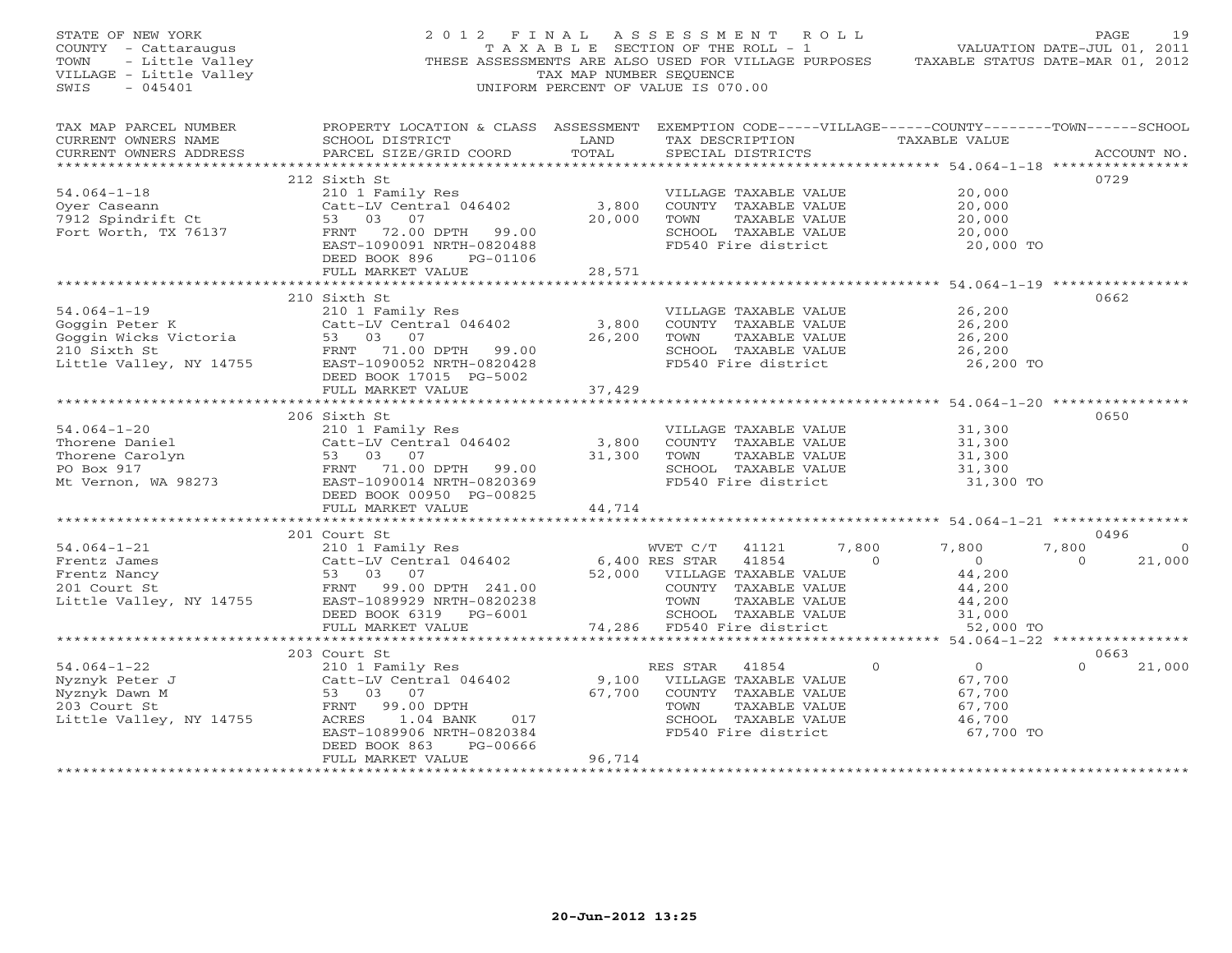STATE OF NEW YORK
COUNTY - Cattaraugus
TOWN - Little Valley
VILLAGE - Little Valley
SWIS - 045401

2012 FINAL ASSESSMENT ROLL
TAXABLE SECTION OF THE ROLL - 1
THESE ASSESSMENTS ARE ALSO USED FOR VILLAGE PURPOSES
TAX MAP NUMBER SEQUENCE
UNIFORM PERCENT OF VALUE IS 070.00

VALUATION DATE-JUL 01, 2011
TAXABLE STATUS DATE-MAR 01, 2012

| TAX MAP PARCEL NUMBER / CURRENT OWNERS NAME / CURRENT OWNERS ADDRESS | PROPERTY LOCATION & CLASS / SCHOOL DISTRICT / PARCEL SIZE/GRID COORD | ASSESSMENT LAND | TOTAL | EXEMPTION CODE / TAX DESCRIPTION / SPECIAL DISTRICTS | VILLAGE | COUNTY | TOWN | SCHOOL | ACCOUNT NO. |
|---|---|---|---|---|---|---|---|---|---|
| **54.064-1-18** | 212 Sixth St | | | | | | | | 0729 |
| Oyer Caseann | 210 1 Family Res | | | VILLAGE TAXABLE VALUE | 20,000 | | | | |
| 7912 Spindrift Ct | Catt-LV Central 046402 | 3,800 | | COUNTY TAXABLE VALUE | | 20,000 | | | |
| Fort Worth, TX 76137 | 53 03 07 | | 20,000 | TOWN TAXABLE VALUE | | | 20,000 | | |
| | FRNT 72.00 DPTH 99.00 | | | SCHOOL TAXABLE VALUE | | | | 20,000 | |
| | EAST-1090091 NRTH-0820488 | | | FD540 Fire district | 20,000 TO | | | | |
| | DEED BOOK 896 PG-01106 | | | | | | | | |
| | FULL MARKET VALUE | | 28,571 | | | | | | |
| **54.064-1-19** | 210 Sixth St | | | | | | | | 0662 |
| Goggin Peter K | 210 1 Family Res | | | VILLAGE TAXABLE VALUE | 26,200 | | | | |
| Goggin Wicks Victoria | Catt-LV Central 046402 | 3,800 | | COUNTY TAXABLE VALUE | | 26,200 | | | |
| 210 Sixth St | 53 03 07 | | 26,200 | TOWN TAXABLE VALUE | | | 26,200 | | |
| Little Valley, NY 14755 | FRNT 71.00 DPTH 99.00 | | | SCHOOL TAXABLE VALUE | | | | 26,200 | |
| | EAST-1090052 NRTH-0820428 | | | FD540 Fire district | 26,200 TO | | | | |
| | DEED BOOK 17015 PG-5002 | | | | | | | | |
| | FULL MARKET VALUE | | 37,429 | | | | | | |
| **54.064-1-20** | 206 Sixth St | | | | | | | | 0650 |
| Thorene Daniel | 210 1 Family Res | | | VILLAGE TAXABLE VALUE | 31,300 | | | | |
| Thorene Carolyn | Catt-LV Central 046402 | 3,800 | | COUNTY TAXABLE VALUE | | 31,300 | | | |
| PO Box 917 | 53 03 07 | | 31,300 | TOWN TAXABLE VALUE | | | 31,300 | | |
| Mt Vernon, WA 98273 | FRNT 71.00 DPTH 99.00 | | | SCHOOL TAXABLE VALUE | | | | 31,300 | |
| | EAST-1090014 NRTH-0820369 | | | FD540 Fire district | 31,300 TO | | | | |
| | DEED BOOK 00950 PG-00825 | | | | | | | | |
| | FULL MARKET VALUE | | 44,714 | | | | | | |
| **54.064-1-21** | 201 Court St | | | | | | | | 0496 |
| Frentz James | 210 1 Family Res | | | WVET C/T 41121 | 7,800 | 7,800 | 7,800 | 0 | |
| Frentz Nancy | Catt-LV Central 046402 | 6,400 | | RES STAR 41854 | 0 | 0 | 0 | 21,000 | |
| 201 Court St | 53 03 07 | | 52,000 | VILLAGE TAXABLE VALUE | 44,200 | | | | |
| Little Valley, NY 14755 | FRNT 99.00 DPTH 241.00 | | | COUNTY TAXABLE VALUE | | 44,200 | | | |
| | EAST-1089929 NRTH-0820238 | | | TOWN TAXABLE VALUE | | | 44,200 | | |
| | DEED BOOK 6319 PG-6001 | | | SCHOOL TAXABLE VALUE | | | | 31,000 | |
| | FULL MARKET VALUE | | 74,286 | FD540 Fire district | 52,000 TO | | | | |
| **54.064-1-22** | 203 Court St | | | | | | | | 0663 |
| Nyznyk Peter J | 210 1 Family Res | | | RES STAR 41854 | 0 | 0 | 0 | 21,000 | |
| Nyznyk Dawn M | Catt-LV Central 046402 | 9,100 | | VILLAGE TAXABLE VALUE | 67,700 | | | | |
| 203 Court St | 53 03 07 | | 67,700 | COUNTY TAXABLE VALUE | | 67,700 | | | |
| Little Valley, NY 14755 | FRNT 99.00 DPTH | | | TOWN TAXABLE VALUE | | | 67,700 | | |
| | ACRES 1.04 BANK 017 | | | SCHOOL TAXABLE VALUE | | | | 46,700 | |
| | EAST-1089906 NRTH-0820384 | | | FD540 Fire district | 67,700 TO | | | | |
| | DEED BOOK 863 PG-00666 | | | | | | | | |
| | FULL MARKET VALUE | | 96,714 | | | | | | |

20-Jun-2012 13:25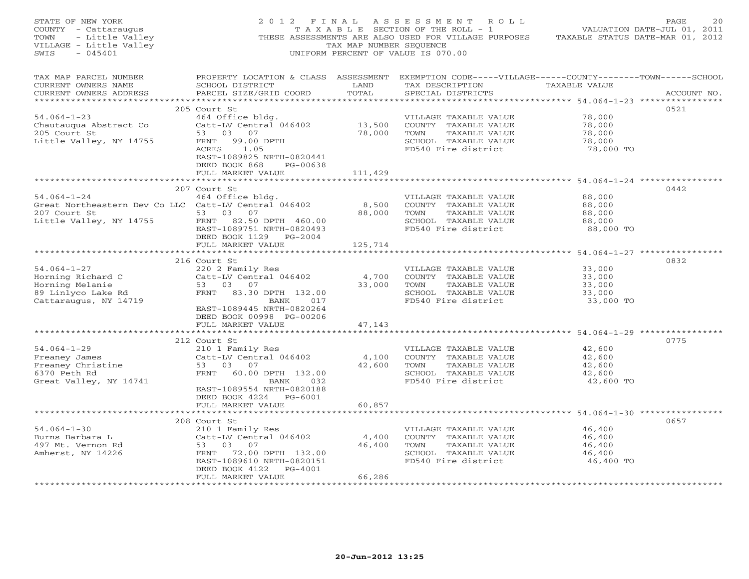STATE OF NEW YORK
COUNTY - Cattaraugus
TOWN - Little Valley
VILLAGE - Little Valley
SWIS - 045401

2 0 1 2 F I N A L A S S E S S M E N T R O L L
T A X A B L E SECTION OF THE ROLL - 1
THESE ASSESSMENTS ARE ALSO USED FOR VILLAGE PURPOSES
TAX MAP NUMBER SEQUENCE
UNIFORM PERCENT OF VALUE IS 070.00

VALUATION DATE-JUL 01, 2011
TAXABLE STATUS DATE-MAR 01, 2012

| TAX MAP PARCEL NUMBER / CURRENT OWNERS NAME / CURRENT OWNERS ADDRESS | PROPERTY LOCATION & CLASS / SCHOOL DISTRICT / PARCEL SIZE/GRID COORD | ASSESSMENT LAND | TOTAL | EXEMPTION CODE / TAX DESCRIPTION / SPECIAL DISTRICTS | TAXABLE VALUE | ACCOUNT NO. |
|---|---|---|---|---|---|---|
| 54.064-1-23 | 205 Court St | | | | | 0521 |
| | 464 Office bldg. | | | VILLAGE TAXABLE VALUE | 78,000 | |
| Chautauqua Abstract Co | Catt-LV Central 046402 | 13,500 | | COUNTY TAXABLE VALUE | 78,000 | |
| 205 Court St | 53 03 07 | | 78,000 | TOWN TAXABLE VALUE | 78,000 | |
| Little Valley, NY 14755 | FRNT 99.00 DPTH | | | SCHOOL TAXABLE VALUE | 78,000 | |
| | ACRES 1.05 | | | FD540 Fire district | 78,000 TO | |
| | EAST-1089825 NRTH-0820441 | | | | | |
| | DEED BOOK 868 PG-00638 | | | | | |
| | FULL MARKET VALUE | | 111,429 | | | |
| 54.064-1-24 | 207 Court St | | | | | 0442 |
| | 464 Office bldg. | | | VILLAGE TAXABLE VALUE | 88,000 | |
| Great Northeastern Dev Co LLC | Catt-LV Central 046402 | 8,500 | | COUNTY TAXABLE VALUE | 88,000 | |
| 207 Court St | 53 03 07 | | 88,000 | TOWN TAXABLE VALUE | 88,000 | |
| Little Valley, NY 14755 | FRNT 82.50 DPTH 460.00 | | | SCHOOL TAXABLE VALUE | 88,000 | |
| | EAST-1089751 NRTH-0820493 | | | FD540 Fire district | 88,000 TO | |
| | DEED BOOK 1129 PG-2004 | | | | | |
| | FULL MARKET VALUE | | 125,714 | | | |
| 54.064-1-27 | 216 Court St | | | | | 0832 |
| | 220 2 Family Res | | | VILLAGE TAXABLE VALUE | 33,000 | |
| Horning Richard C | Catt-LV Central 046402 | 4,700 | | COUNTY TAXABLE VALUE | 33,000 | |
| Horning Melanie | 53 03 07 | | 33,000 | TOWN TAXABLE VALUE | 33,000 | |
| 89 Linlyco Lake Rd | FRNT 83.30 DPTH 132.00 | | | SCHOOL TAXABLE VALUE | 33,000 | |
| Cattaraugus, NY 14719 | BANK 017 | | | FD540 Fire district | 33,000 TO | |
| | EAST-1089445 NRTH-0820264 | | | | | |
| | DEED BOOK 00998 PG-00206 | | | | | |
| | FULL MARKET VALUE | | 47,143 | | | |
| 54.064-1-29 | 212 Court St | | | | | 0775 |
| | 210 1 Family Res | | | VILLAGE TAXABLE VALUE | 42,600 | |
| Freaney James | Catt-LV Central 046402 | 4,100 | | COUNTY TAXABLE VALUE | 42,600 | |
| Freaney Christine | 53 03 07 | | 42,600 | TOWN TAXABLE VALUE | 42,600 | |
| 6370 Peth Rd | FRNT 60.00 DPTH 132.00 | | | SCHOOL TAXABLE VALUE | 42,600 | |
| Great Valley, NY 14741 | BANK 032 | | | FD540 Fire district | 42,600 TO | |
| | EAST-1089554 NRTH-0820188 | | | | | |
| | DEED BOOK 4224 PG-6001 | | | | | |
| | FULL MARKET VALUE | | 60,857 | | | |
| 54.064-1-30 | 208 Court St | | | | | 0657 |
| | 210 1 Family Res | | | VILLAGE TAXABLE VALUE | 46,400 | |
| Burns Barbara L | Catt-LV Central 046402 | 4,400 | | COUNTY TAXABLE VALUE | 46,400 | |
| 497 Mt. Vernon Rd | 53 03 07 | | 46,400 | TOWN TAXABLE VALUE | 46,400 | |
| Amherst, NY 14226 | FRNT 72.00 DPTH 132.00 | | | SCHOOL TAXABLE VALUE | 46,400 | |
| | EAST-1089610 NRTH-0820151 | | | FD540 Fire district | 46,400 TO | |
| | DEED BOOK 4122 PG-4001 | | | | | |
| | FULL MARKET VALUE | | 66,286 | | | |

20-Jun-2012 13:25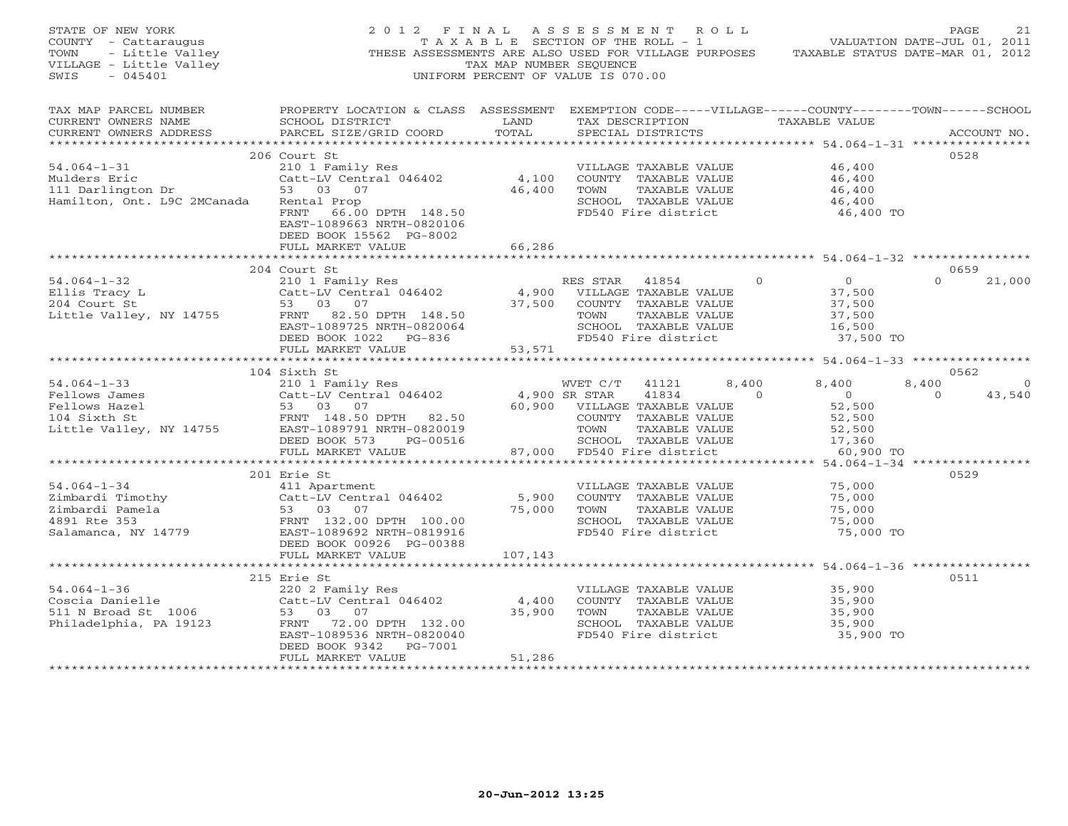STATE OF NEW YORK
COUNTY - Cattaraugus
TOWN - Little Valley
VILLAGE - Little Valley
SWIS - 045401

# 2012 FINAL ASSESSMENT ROLL

TAXABLE SECTION OF THE ROLL - 1
THESE ASSESSMENTS ARE ALSO USED FOR VILLAGE PURPOSES
TAX MAP NUMBER SEQUENCE
UNIFORM PERCENT OF VALUE IS 070.00

VALUATION DATE-JUL 01, 2011
TAXABLE STATUS DATE-MAR 01, 2012

| TAX MAP PARCEL NUMBER / CURRENT OWNERS NAME / CURRENT OWNERS ADDRESS | PROPERTY LOCATION & CLASS / SCHOOL DISTRICT / PARCEL SIZE/GRID COORD | ASSESSMENT LAND / TOTAL | EXEMPTION CODE / TAX DESCRIPTION / SPECIAL DISTRICTS | VILLAGE | COUNTY | TOWN | SCHOOL | ACCOUNT NO. |
|---|---|---|---|---|---|---|---|---|
| | 206 Court St | | | | | | | 0528 |
| 54.064-1-31 | 210 1 Family Res | | VILLAGE TAXABLE VALUE | 46,400 | | | | |
| Mulders Eric | Catt-LV Central 046402 | 4,100 | COUNTY TAXABLE VALUE | | 46,400 | | | |
| 111 Darlington Dr | 53 03 07 | 46,400 | TOWN TAXABLE VALUE | | | 46,400 | | |
| Hamilton, Ont. L9C 2MCanada | Rental Prop | | SCHOOL TAXABLE VALUE | | | | 46,400 | |
| | FRNT 66.00 DPTH 148.50 | | FD540 Fire district | 46,400 TO | | | | |
| | EAST-1089663 NRTH-0820106 | | | | | | | |
| | DEED BOOK 15562 PG-8002 | | | | | | | |
| | FULL MARKET VALUE | 66,286 | | | | | | |
| | 204 Court St | | | | | | | 0659 |
| 54.064-1-32 | 210 1 Family Res | | RES STAR 41854 | 0 | 0 | 0 | 21,000 | |
| Ellis Tracy L | Catt-LV Central 046402 | 4,900 | VILLAGE TAXABLE VALUE | 37,500 | | | | |
| 204 Court St | 53 03 07 | 37,500 | COUNTY TAXABLE VALUE | | 37,500 | | | |
| Little Valley, NY 14755 | FRNT 82.50 DPTH 148.50 | | TOWN TAXABLE VALUE | | | 37,500 | | |
| | EAST-1089725 NRTH-0820064 | | SCHOOL TAXABLE VALUE | | | | 16,500 | |
| | DEED BOOK 1022 PG-836 | | FD540 Fire district | 37,500 TO | | | | |
| | FULL MARKET VALUE | 53,571 | | | | | | |
| | 104 Sixth St | | | | | | | 0562 |
| 54.064-1-33 | 210 1 Family Res | | WVET C/T 41121 | 8,400 | 8,400 | 8,400 | 0 | |
| Fellows James | Catt-LV Central 046402 | 4,900 | SR STAR 41834 | 0 | 0 | 0 | 43,540 | |
| Fellows Hazel | 53 03 07 | 60,900 | VILLAGE TAXABLE VALUE | 52,500 | | | | |
| 104 Sixth St | FRNT 148.50 DPTH 82.50 | | COUNTY TAXABLE VALUE | | 52,500 | | | |
| Little Valley, NY 14755 | EAST-1089791 NRTH-0820019 | | TOWN TAXABLE VALUE | | | 52,500 | | |
| | DEED BOOK 573 PG-00516 | | SCHOOL TAXABLE VALUE | | | | 17,360 | |
| | FULL MARKET VALUE | 87,000 | FD540 Fire district | 60,900 TO | | | | |
| | 201 Erie St | | | | | | | 0529 |
| 54.064-1-34 | 411 Apartment | | VILLAGE TAXABLE VALUE | 75,000 | | | | |
| Zimbardi Timothy | Catt-LV Central 046402 | 5,900 | COUNTY TAXABLE VALUE | | 75,000 | | | |
| Zimbardi Pamela | 53 03 07 | 75,000 | TOWN TAXABLE VALUE | | | 75,000 | | |
| 4891 Rte 353 | FRNT 132.00 DPTH 100.00 | | SCHOOL TAXABLE VALUE | | | | 75,000 | |
| Salamanca, NY 14779 | EAST-1089692 NRTH-0819916 | | FD540 Fire district | 75,000 TO | | | | |
| | DEED BOOK 00926 PG-00388 | | | | | | | |
| | FULL MARKET VALUE | 107,143 | | | | | | |
| | 215 Erie St | | | | | | | 0511 |
| 54.064-1-36 | 220 2 Family Res | | VILLAGE TAXABLE VALUE | 35,900 | | | | |
| Coscia Danielle | Catt-LV Central 046402 | 4,400 | COUNTY TAXABLE VALUE | | 35,900 | | | |
| 511 N Broad St 1006 | 53 03 07 | 35,900 | TOWN TAXABLE VALUE | | | 35,900 | | |
| Philadelphia, PA 19123 | FRNT 72.00 DPTH 132.00 | | SCHOOL TAXABLE VALUE | | | | 35,900 | |
| | EAST-1089536 NRTH-0820040 | | FD540 Fire district | 35,900 TO | | | | |
| | DEED BOOK 9342 PG-7001 | | | | | | | |
| | FULL MARKET VALUE | 51,286 | | | | | | |

20-Jun-2012 13:25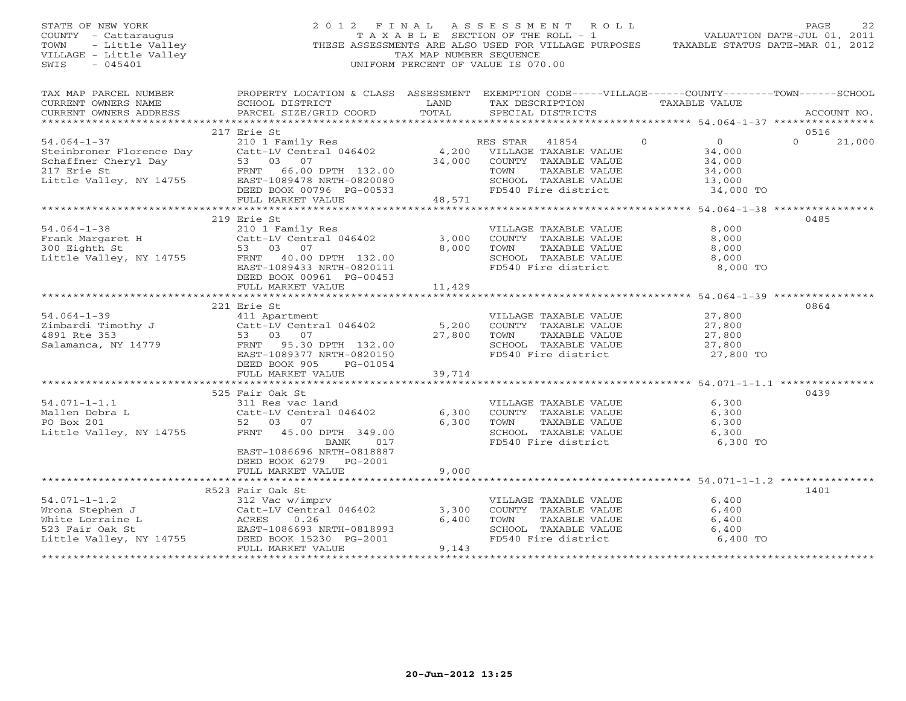STATE OF NEW YORK
COUNTY - Cattaraugus
TOWN - Little Valley
VILLAGE - Little Valley
SWIS - 045401

2012 FINAL ASSESSMENT ROLL
TAXABLE SECTION OF THE ROLL - 1
THESE ASSESSMENTS ARE ALSO USED FOR VILLAGE PURPOSES
TAX MAP NUMBER SEQUENCE
UNIFORM PERCENT OF VALUE IS 070.00

VALUATION DATE-JUL 01, 2011
TAXABLE STATUS DATE-MAR 01, 2012

| TAX MAP PARCEL NUMBER / CURRENT OWNERS NAME / CURRENT OWNERS ADDRESS | PROPERTY LOCATION & CLASS / SCHOOL DISTRICT / PARCEL SIZE/GRID COORD | ASSESSMENT LAND | TOTAL | EXEMPTION CODE / TAX DESCRIPTION / SPECIAL DISTRICTS | VILLAGE | COUNTY / TAXABLE VALUE | TOWN | SCHOOL | ACCOUNT NO. |
|---|---|---|---|---|---|---|---|---|---|
| | 217 Erie St | | | | | | | | 0516 |
| 54.064-1-37 | 210 1 Family Res | | | RES STAR 41854 | 0 | 0 | 0 | 21,000 | |
| Steinbroner Florence Day | Catt-LV Central 046402 | 4,200 | | VILLAGE TAXABLE VALUE | | 34,000 | | | |
| Schaffner Cheryl Day | 53 03 07 | | 34,000 | COUNTY TAXABLE VALUE | | 34,000 | | | |
| 217 Erie St | FRNT 66.00 DPTH 132.00 | | | TOWN TAXABLE VALUE | | 34,000 | | | |
| Little Valley, NY 14755 | EAST-1089478 NRTH-0820080 | | | SCHOOL TAXABLE VALUE | | 13,000 | | | |
| | DEED BOOK 00796 PG-00533 | | | FD540 Fire district | | 34,000 TO | | | |
| | FULL MARKET VALUE | | 48,571 | | | | | | |
| | 219 Erie St | | | | | | | | 0485 |
| 54.064-1-38 | 210 1 Family Res | | | VILLAGE TAXABLE VALUE | | 8,000 | | | |
| Frank Margaret H | Catt-LV Central 046402 | 3,000 | | COUNTY TAXABLE VALUE | | 8,000 | | | |
| 300 Eighth St | 53 03 07 | | 8,000 | TOWN TAXABLE VALUE | | 8,000 | | | |
| Little Valley, NY 14755 | FRNT 40.00 DPTH 132.00 | | | SCHOOL TAXABLE VALUE | | 8,000 | | | |
| | EAST-1089433 NRTH-0820111 | | | FD540 Fire district | | 8,000 TO | | | |
| | DEED BOOK 00961 PG-00453 | | | | | | | | |
| | FULL MARKET VALUE | | 11,429 | | | | | | |
| | 221 Erie St | | | | | | | | 0864 |
| 54.064-1-39 | 411 Apartment | | | VILLAGE TAXABLE VALUE | | 27,800 | | | |
| Zimbardi Timothy J | Catt-LV Central 046402 | 5,200 | | COUNTY TAXABLE VALUE | | 27,800 | | | |
| 4891 Rte 353 | 53 03 07 | | 27,800 | TOWN TAXABLE VALUE | | 27,800 | | | |
| Salamanca, NY 14779 | FRNT 95.30 DPTH 132.00 | | | SCHOOL TAXABLE VALUE | | 27,800 | | | |
| | EAST-1089377 NRTH-0820150 | | | FD540 Fire district | | 27,800 TO | | | |
| | DEED BOOK 905 PG-01054 | | | | | | | | |
| | FULL MARKET VALUE | | 39,714 | | | | | | |
| | 525 Fair Oak St | | | | | | | | 0439 |
| 54.071-1-1.1 | 311 Res vac land | | | VILLAGE TAXABLE VALUE | | 6,300 | | | |
| Mallen Debra L | Catt-LV Central 046402 | 6,300 | | COUNTY TAXABLE VALUE | | 6,300 | | | |
| PO Box 201 | 52 03 07 | | 6,300 | TOWN TAXABLE VALUE | | 6,300 | | | |
| Little Valley, NY 14755 | FRNT 45.00 DPTH 349.00 | | | SCHOOL TAXABLE VALUE | | 6,300 | | | |
| | BANK 017 | | | FD540 Fire district | | 6,300 TO | | | |
| | EAST-1086696 NRTH-0818887 | | | | | | | | |
| | DEED BOOK 6279 PG-2001 | | | | | | | | |
| | FULL MARKET VALUE | | 9,000 | | | | | | |
| | R523 Fair Oak St | | | | | | | | 1401 |
| 54.071-1-1.2 | 312 Vac w/imprv | | | VILLAGE TAXABLE VALUE | | 6,400 | | | |
| Wrona Stephen J | Catt-LV Central 046402 | 3,300 | | COUNTY TAXABLE VALUE | | 6,400 | | | |
| White Lorraine L | ACRES 0.26 | | 6,400 | TOWN TAXABLE VALUE | | 6,400 | | | |
| 523 Fair Oak St | EAST-1086693 NRTH-0818993 | | | SCHOOL TAXABLE VALUE | | 6,400 | | | |
| Little Valley, NY 14755 | DEED BOOK 15230 PG-2001 | | | FD540 Fire district | | 6,400 TO | | | |
| | FULL MARKET VALUE | | 9,143 | | | | | | |

20-Jun-2012 13:25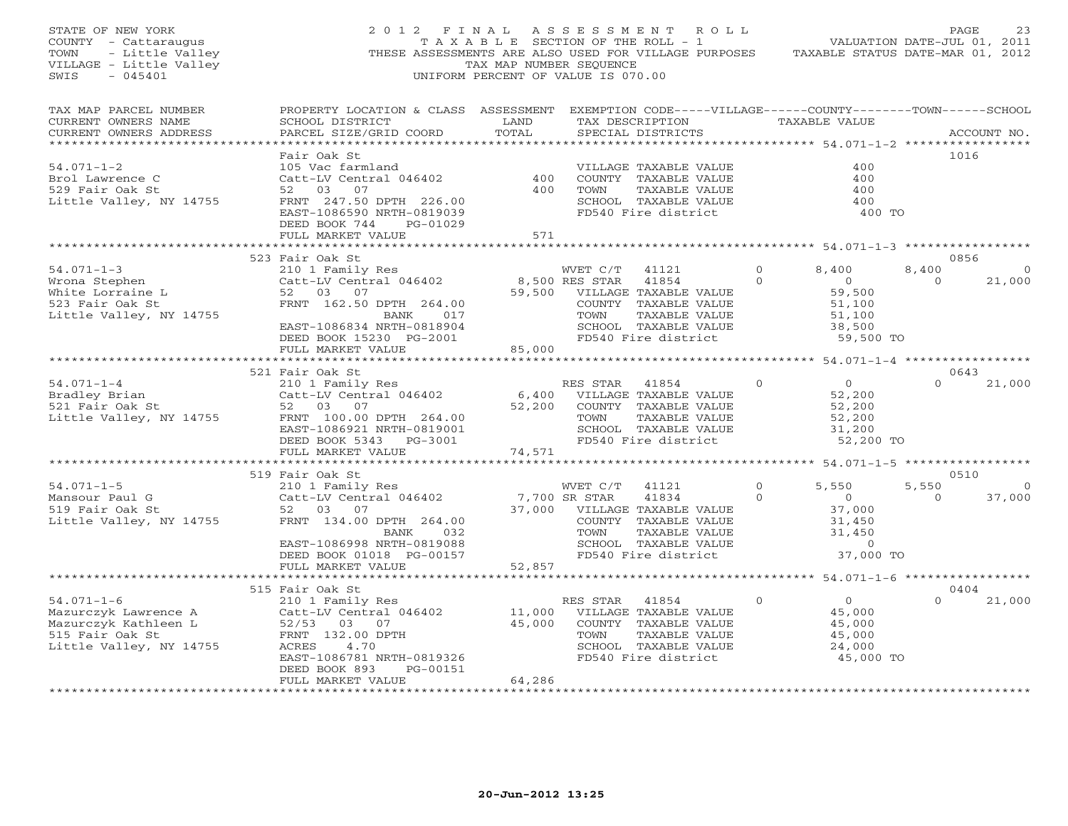STATE OF NEW YORK
COUNTY - Cattaraugus
TOWN - Little Valley
VILLAGE - Little Valley
SWIS - 045401

2012 FINAL ASSESSMENT ROLL
TAXABLE SECTION OF THE ROLL - 1
THESE ASSESSMENTS ARE ALSO USED FOR VILLAGE PURPOSES
TAX MAP NUMBER SEQUENCE
UNIFORM PERCENT OF VALUE IS 070.00

VALUATION DATE-JUL 01, 2011
TAXABLE STATUS DATE-MAR 01, 2012

| TAX MAP PARCEL NUMBER / CURRENT OWNERS NAME / CURRENT OWNERS ADDRESS | PROPERTY LOCATION & CLASS / SCHOOL DISTRICT / PARCEL SIZE/GRID COORD | ASSESSMENT LAND / TOTAL | EXEMPTION CODE / TAX DESCRIPTION / SPECIAL DISTRICTS | VILLAGE | COUNTY | TOWN | SCHOOL | ACCOUNT NO. |
|---|---|---|---|---|---|---|---|---|
| **54.071-1-2** | Fair Oak St | | | | | | | 1016 |
| Brol Lawrence C | 105 Vac farmland | | VILLAGE TAXABLE VALUE | 400 | | | | |
| 529 Fair Oak St | Catt-LV Central 046402 | 400 | COUNTY TAXABLE VALUE | | 400 | | | |
| Little Valley, NY 14755 | 52 03 07 | 400 | TOWN TAXABLE VALUE | | | 400 | | |
| | FRNT 247.50 DPTH 226.00 | | SCHOOL TAXABLE VALUE | | | | 400 | |
| | EAST-1086590 NRTH-0819039 | | FD540 Fire district | 400 TO | | | | |
| | DEED BOOK 744 PG-01029 | | | | | | | |
| | FULL MARKET VALUE | 571 | | | | | | |
| **54.071-1-3** | 523 Fair Oak St | | | | | | | 0856 |
| Wrona Stephen | 210 1 Family Res | | WVET C/T 41121 | 0 | 8,400 | 8,400 | 0 | |
| White Lorraine L | Catt-LV Central 046402 | 8,500 | RES STAR 41854 | 0 | 0 | 0 | 21,000 | |
| 523 Fair Oak St | 52 03 07 | 59,500 | VILLAGE TAXABLE VALUE | 59,500 | | | | |
| Little Valley, NY 14755 | FRNT 162.50 DPTH 264.00 | | COUNTY TAXABLE VALUE | | 51,100 | | | |
| | BANK 017 | | TOWN TAXABLE VALUE | | | 51,100 | | |
| | EAST-1086834 NRTH-0818904 | | SCHOOL TAXABLE VALUE | | | | 38,500 | |
| | DEED BOOK 15230 PG-2001 | | FD540 Fire district | 59,500 TO | | | | |
| | FULL MARKET VALUE | 85,000 | | | | | | |
| **54.071-1-4** | 521 Fair Oak St | | | | | | | 0643 |
| Bradley Brian | 210 1 Family Res | | RES STAR 41854 | 0 | 0 | 0 | 21,000 | |
| 521 Fair Oak St | Catt-LV Central 046402 | 6,400 | VILLAGE TAXABLE VALUE | 52,200 | | | | |
| Little Valley, NY 14755 | 52 03 07 | 52,200 | COUNTY TAXABLE VALUE | | 52,200 | | | |
| | FRNT 100.00 DPTH 264.00 | | TOWN TAXABLE VALUE | | | 52,200 | | |
| | EAST-1086921 NRTH-0819001 | | SCHOOL TAXABLE VALUE | | | | 31,200 | |
| | DEED BOOK 5343 PG-3001 | | FD540 Fire district | 52,200 TO | | | | |
| | FULL MARKET VALUE | 74,571 | | | | | | |
| **54.071-1-5** | 519 Fair Oak St | | | | | | | 0510 |
| Mansour Paul G | 210 1 Family Res | | WVET C/T 41121 | 0 | 5,550 | 5,550 | 0 | |
| 519 Fair Oak St | Catt-LV Central 046402 | 7,700 | SR STAR 41834 | 0 | 0 | 0 | 37,000 | |
| Little Valley, NY 14755 | 52 03 07 | 37,000 | VILLAGE TAXABLE VALUE | 37,000 | | | | |
| | FRNT 134.00 DPTH 264.00 | | COUNTY TAXABLE VALUE | | 31,450 | | | |
| | BANK 032 | | TOWN TAXABLE VALUE | | | 31,450 | | |
| | EAST-1086998 NRTH-0819088 | | SCHOOL TAXABLE VALUE | | | | 0 | |
| | DEED BOOK 01018 PG-00157 | | FD540 Fire district | 37,000 TO | | | | |
| | FULL MARKET VALUE | 52,857 | | | | | | |
| **54.071-1-6** | 515 Fair Oak St | | | | | | | 0404 |
| Mazurczyk Lawrence A | 210 1 Family Res | | RES STAR 41854 | 0 | 0 | 0 | 21,000 | |
| Mazurczyk Kathleen L | Catt-LV Central 046402 | 11,000 | VILLAGE TAXABLE VALUE | 45,000 | | | | |
| 515 Fair Oak St | 52/53 03 07 | 45,000 | COUNTY TAXABLE VALUE | | 45,000 | | | |
| Little Valley, NY 14755 | FRNT 132.00 DPTH | | TOWN TAXABLE VALUE | | | 45,000 | | |
| | ACRES 4.70 | | SCHOOL TAXABLE VALUE | | | | 24,000 | |
| | EAST-1086781 NRTH-0819326 | | FD540 Fire district | 45,000 TO | | | | |
| | DEED BOOK 893 PG-00151 | | | | | | | |
| | FULL MARKET VALUE | 64,286 | | | | | | |

20-Jun-2012 13:25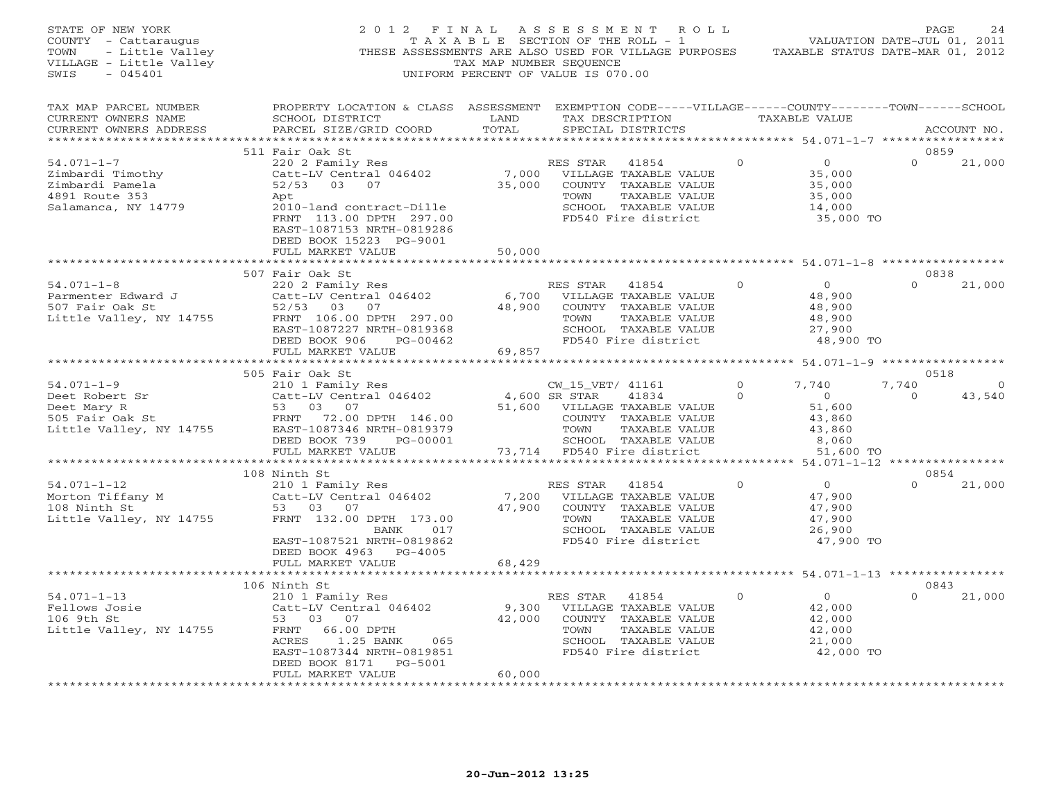STATE OF NEW YORK
COUNTY - Cattaraugus
TOWN - Little Valley
VILLAGE - Little Valley
SWIS - 045401

2012 FINAL ASSESSMENT ROLL
TAXABLE SECTION OF THE ROLL - 1
THESE ASSESSMENTS ARE ALSO USED FOR VILLAGE PURPOSES
TAX MAP NUMBER SEQUENCE
UNIFORM PERCENT OF VALUE IS 070.00

VALUATION DATE-JUL 01, 2011
TAXABLE STATUS DATE-MAR 01, 2012

```
TAX MAP PARCEL NUMBER    PROPERTY LOCATION & CLASS  ASSESSMENT  EXEMPTION CODE-----VILLAGE------COUNTY--------TOWN------SCHOOL
CURRENT OWNERS NAME      SCHOOL DISTRICT              LAND      TAX DESCRIPTION              TAXABLE VALUE
CURRENT OWNERS ADDRESS   PARCEL SIZE/GRID COORD       TOTAL     SPECIAL DISTRICTS                                          ACCOUNT NO.
******************************************************************************************************* 54.071-1-7 *****************
                         511 Fair Oak St                                                                                   0859
54.071-1-7               220 2 Family Res                       RES STAR   41854        0          0              0       21,000
Zimbardi Timothy         Catt-LV Central 046402      7,000      VILLAGE TAXABLE VALUE             35,000
Zimbardi Pamela          52/53   03   07            35,000      COUNTY  TAXABLE VALUE             35,000
4891 Route 353           Apt                                    TOWN    TAXABLE VALUE             35,000
Salamanca, NY 14779      2010-land contract-Dille               SCHOOL  TAXABLE VALUE             14,000
                         FRNT 113.00 DPTH 297.00                FD540 Fire district               35,000 TO
                         EAST-1087153 NRTH-0819286
                         DEED BOOK 15223  PG-9001
                         FULL MARKET VALUE          50,000
******************************************************************************************************* 54.071-1-8 *****************
                         507 Fair Oak St                                                                                   0838
54.071-1-8               220 2 Family Res                       RES STAR   41854        0          0              0       21,000
Parmenter Edward J       Catt-LV Central 046402      6,700      VILLAGE TAXABLE VALUE             48,900
507 Fair Oak St          52/53   03   07            48,900      COUNTY  TAXABLE VALUE             48,900
Little Valley, NY 14755  FRNT 106.00 DPTH 297.00                TOWN    TAXABLE VALUE             48,900
                         EAST-1087227 NRTH-0819368              SCHOOL  TAXABLE VALUE             27,900
                         DEED BOOK 906    PG-00462              FD540 Fire district               48,900 TO
                         FULL MARKET VALUE          69,857
******************************************************************************************************* 54.071-1-9 *****************
                         505 Fair Oak St                                                                                   0518
54.071-1-9               210 1 Family Res                       CW_15_VET/ 41161        0      7,740          7,740            0
Deet Robert Sr           Catt-LV Central 046402      4,600 SR STAR     41834        0          0              0       43,540
Deet Mary R              53   03   07               51,600      VILLAGE TAXABLE VALUE             51,600
505 Fair Oak St          FRNT  72.00 DPTH 146.00                COUNTY  TAXABLE VALUE             43,860
Little Valley, NY 14755  EAST-1087346 NRTH-0819379              TOWN    TAXABLE VALUE             43,860
                         DEED BOOK 739    PG-00001              SCHOOL  TAXABLE VALUE              8,060
                         FULL MARKET VALUE          73,714      FD540 Fire district               51,600 TO
******************************************************************************************************* 54.071-1-12 ****************
                         108 Ninth St                                                                                      0854
54.071-1-12              210 1 Family Res                       RES STAR   41854        0          0              0       21,000
Morton Tiffany M         Catt-LV Central 046402      7,200      VILLAGE TAXABLE VALUE             47,900
108 Ninth St             53   03   07               47,900      COUNTY  TAXABLE VALUE             47,900
Little Valley, NY 14755  FRNT 132.00 DPTH 173.00                TOWN    TAXABLE VALUE             47,900
                                      BANK     017              SCHOOL  TAXABLE VALUE             26,900
                         EAST-1087521 NRTH-0819862              FD540 Fire district               47,900 TO
                         DEED BOOK 4963   PG-4005
                         FULL MARKET VALUE          68,429
******************************************************************************************************* 54.071-1-13 ****************
                         106 Ninth St                                                                                      0843
54.071-1-13              210 1 Family Res                       RES STAR   41854        0          0              0       21,000
Fellows Josie            Catt-LV Central 046402      9,300      VILLAGE TAXABLE VALUE             42,000
106 9th St               53   03   07               42,000      COUNTY  TAXABLE VALUE             42,000
Little Valley, NY 14755  FRNT  66.00 DPTH                       TOWN    TAXABLE VALUE             42,000
                         ACRES    1.25 BANK     065             SCHOOL  TAXABLE VALUE             21,000
                         EAST-1087344 NRTH-0819851              FD540 Fire district               42,000 TO
                         DEED BOOK 8171   PG-5001
                         FULL MARKET VALUE          60,000
************************************************************************************************************************************
```

20-Jun-2012 13:25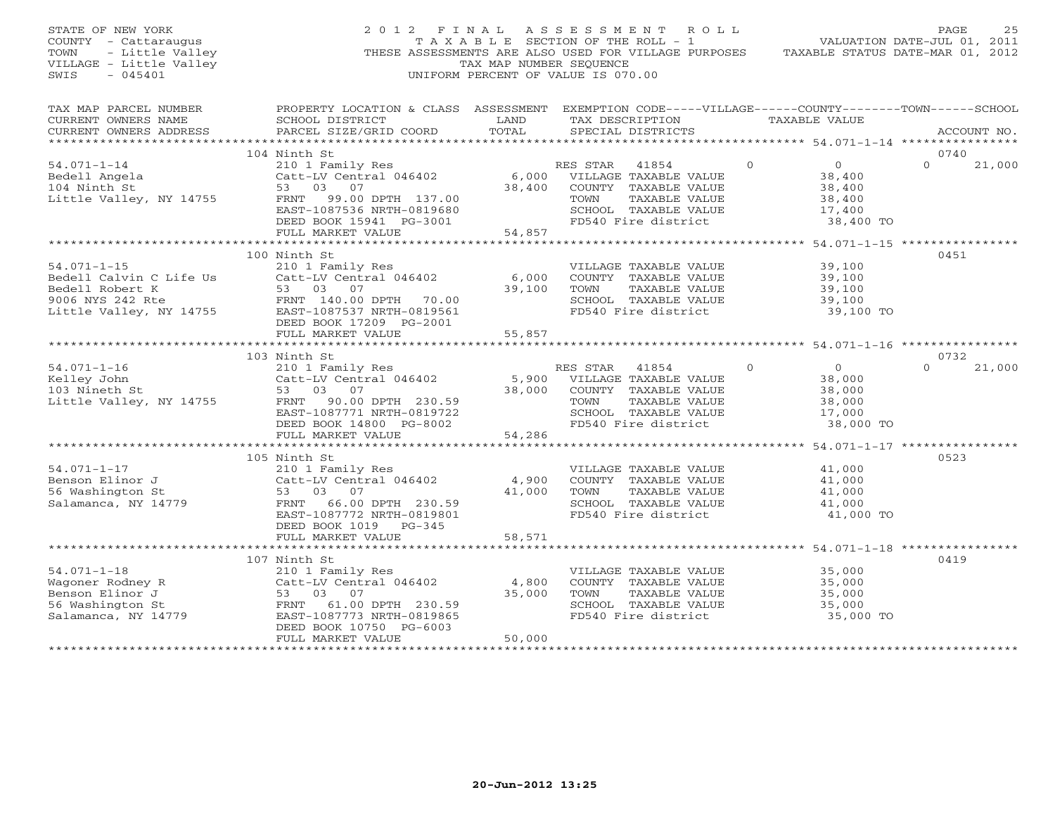STATE OF NEW YORK
COUNTY - Cattaraugus
TOWN - Little Valley
VILLAGE - Little Valley
SWIS - 045401

2012 FINAL ASSESSMENT ROLL
TAXABLE SECTION OF THE ROLL - 1
THESE ASSESSMENTS ARE ALSO USED FOR VILLAGE PURPOSES
TAX MAP NUMBER SEQUENCE
UNIFORM PERCENT OF VALUE IS 070.00

VALUATION DATE-JUL 01, 2011
TAXABLE STATUS DATE-MAR 01, 2012

| TAX MAP PARCEL NUMBER / CURRENT OWNERS NAME / CURRENT OWNERS ADDRESS | PROPERTY LOCATION & CLASS / SCHOOL DISTRICT / PARCEL SIZE/GRID COORD | ASSESSMENT LAND / TOTAL | EXEMPTION CODE / TAX DESCRIPTION / SPECIAL DISTRICTS | VILLAGE | COUNTY | TOWN | SCHOOL / TAXABLE VALUE | ACCOUNT NO. |
|---|---|---|---|---|---|---|---|---|
| | 104 Ninth St | | | | | | | 0740 |
| 54.071-1-14 | 210 1 Family Res | | RES STAR 41854 | 0 | 0 | 0 | 21,000 | |
| Bedell Angela | Catt-LV Central 046402 | 6,000 | VILLAGE TAXABLE VALUE | | | | 38,400 | |
| 104 Ninth St | 53 03 07 | 38,400 | COUNTY TAXABLE VALUE | | | | 38,400 | |
| Little Valley, NY 14755 | FRNT 99.00 DPTH 137.00 | | TOWN TAXABLE VALUE | | | | 38,400 | |
| | EAST-1087536 NRTH-0819680 | | SCHOOL TAXABLE VALUE | | | | 17,400 | |
| | DEED BOOK 15941 PG-3001 | | FD540 Fire district | | | | 38,400 TO | |
| | FULL MARKET VALUE | 54,857 | | | | | | |
| | 100 Ninth St | | | | | | | 0451 |
| 54.071-1-15 | 210 1 Family Res | | VILLAGE TAXABLE VALUE | | | | 39,100 | |
| Bedell Calvin C Life Us | Catt-LV Central 046402 | 6,000 | COUNTY TAXABLE VALUE | | | | 39,100 | |
| Bedell Robert K | 53 03 07 | 39,100 | TOWN TAXABLE VALUE | | | | 39,100 | |
| 9006 NYS 242 Rte | FRNT 140.00 DPTH 70.00 | | SCHOOL TAXABLE VALUE | | | | 39,100 | |
| Little Valley, NY 14755 | EAST-1087537 NRTH-0819561 | | FD540 Fire district | | | | 39,100 TO | |
| | DEED BOOK 17209 PG-2001 | | | | | | | |
| | FULL MARKET VALUE | 55,857 | | | | | | |
| | 103 Ninth St | | | | | | | 0732 |
| 54.071-1-16 | 210 1 Family Res | | RES STAR 41854 | 0 | 0 | 0 | 21,000 | |
| Kelley John | Catt-LV Central 046402 | 5,900 | VILLAGE TAXABLE VALUE | | | | 38,000 | |
| 103 Nineth St | 53 03 07 | 38,000 | COUNTY TAXABLE VALUE | | | | 38,000 | |
| Little Valley, NY 14755 | FRNT 90.00 DPTH 230.59 | | TOWN TAXABLE VALUE | | | | 38,000 | |
| | EAST-1087771 NRTH-0819722 | | SCHOOL TAXABLE VALUE | | | | 17,000 | |
| | DEED BOOK 14800 PG-8002 | | FD540 Fire district | | | | 38,000 TO | |
| | FULL MARKET VALUE | 54,286 | | | | | | |
| | 105 Ninth St | | | | | | | 0523 |
| 54.071-1-17 | 210 1 Family Res | | VILLAGE TAXABLE VALUE | | | | 41,000 | |
| Benson Elinor J | Catt-LV Central 046402 | 4,900 | COUNTY TAXABLE VALUE | | | | 41,000 | |
| 56 Washington St | 53 03 07 | 41,000 | TOWN TAXABLE VALUE | | | | 41,000 | |
| Salamanca, NY 14779 | FRNT 66.00 DPTH 230.59 | | SCHOOL TAXABLE VALUE | | | | 41,000 | |
| | EAST-1087772 NRTH-0819801 | | FD540 Fire district | | | | 41,000 TO | |
| | DEED BOOK 1019 PG-345 | | | | | | | |
| | FULL MARKET VALUE | 58,571 | | | | | | |
| | 107 Ninth St | | | | | | | 0419 |
| 54.071-1-18 | 210 1 Family Res | | VILLAGE TAXABLE VALUE | | | | 35,000 | |
| Wagoner Rodney R | Catt-LV Central 046402 | 4,800 | COUNTY TAXABLE VALUE | | | | 35,000 | |
| Benson Elinor J | 53 03 07 | 35,000 | TOWN TAXABLE VALUE | | | | 35,000 | |
| 56 Washington St | FRNT 61.00 DPTH 230.59 | | SCHOOL TAXABLE VALUE | | | | 35,000 | |
| Salamanca, NY 14779 | EAST-1087773 NRTH-0819865 | | FD540 Fire district | | | | 35,000 TO | |
| | DEED BOOK 10750 PG-6003 | | | | | | | |
| | FULL MARKET VALUE | 50,000 | | | | | | |

20-Jun-2012 13:25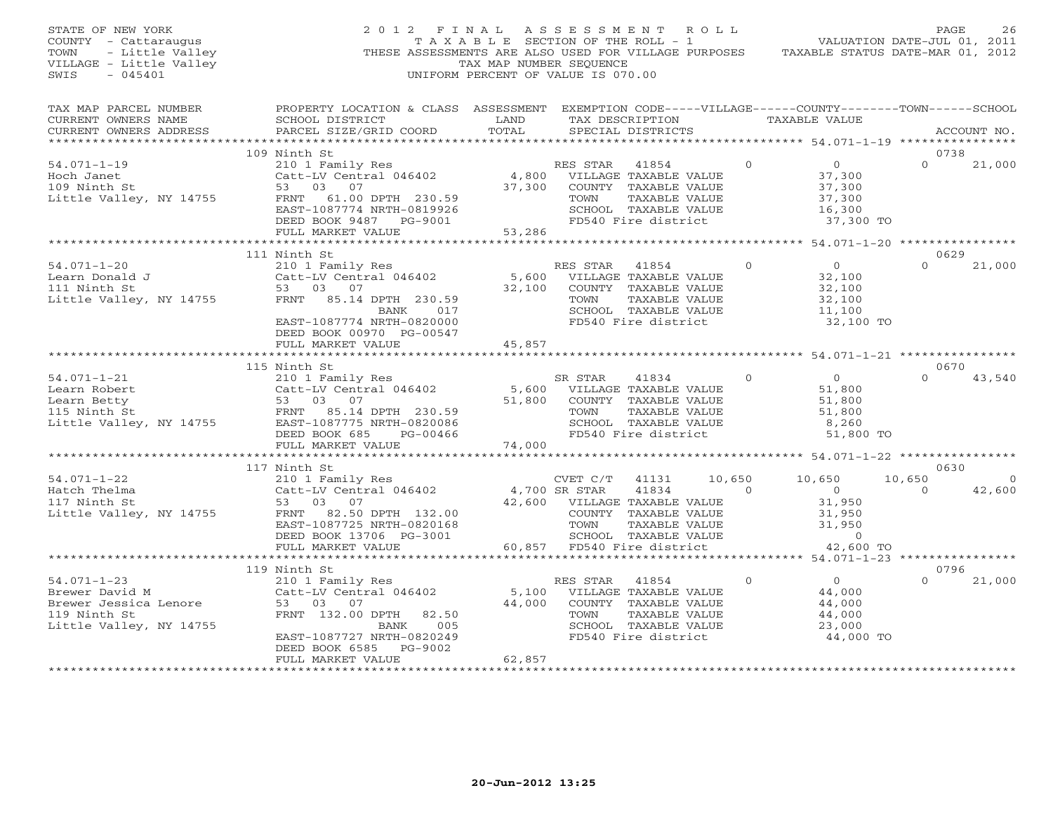STATE OF NEW YORK
COUNTY - Cattaraugus
TOWN - Little Valley
VILLAGE - Little Valley
SWIS - 045401

2012 FINAL ASSESSMENT ROLL
TAXABLE SECTION OF THE ROLL - 1
THESE ASSESSMENTS ARE ALSO USED FOR VILLAGE PURPOSES
TAX MAP NUMBER SEQUENCE
UNIFORM PERCENT OF VALUE IS 070.00

VALUATION DATE-JUL 01, 2011
TAXABLE STATUS DATE-MAR 01, 2012

| TAX MAP PARCEL NUMBER / CURRENT OWNERS NAME / CURRENT OWNERS ADDRESS | PROPERTY LOCATION & CLASS / SCHOOL DISTRICT / PARCEL SIZE/GRID COORD | ASSESSMENT LAND / TOTAL | EXEMPTION CODE / TAX DESCRIPTION / SPECIAL DISTRICTS | VILLAGE | COUNTY | TOWN | SCHOOL | ACCOUNT NO. |
|---|---|---|---|---|---|---|---|---|
| **54.071-1-19** | 109 Ninth St | | | | | | | 0738 |
| Hoch Janet | 210 1 Family Res | | RES STAR 41854 | 0 | 0 | | 21,000 | |
| 109 Ninth St | Catt-LV Central 046402 | 4,800 | VILLAGE TAXABLE VALUE | 37,300 | | | | |
| Little Valley, NY 14755 | 53 03 07 | 37,300 | COUNTY TAXABLE VALUE | | 37,300 | | | |
| | FRNT 61.00 DPTH 230.59 | | TOWN TAXABLE VALUE | | | 37,300 | | |
| | EAST-1087774 NRTH-0819926 | | SCHOOL TAXABLE VALUE | | | | 16,300 | |
| | DEED BOOK 9487 PG-9001 | | FD540 Fire district | 37,300 TO | | | | |
| | FULL MARKET VALUE | 53,286 | | | | | | |
| **54.071-1-20** | 111 Ninth St | | | | | | | 0629 |
| Learn Donald J | 210 1 Family Res | | RES STAR 41854 | 0 | 0 | | 21,000 | |
| 111 Ninth St | Catt-LV Central 046402 | 5,600 | VILLAGE TAXABLE VALUE | 32,100 | | | | |
| Little Valley, NY 14755 | 53 03 07 | 32,100 | COUNTY TAXABLE VALUE | | 32,100 | | | |
| | FRNT 85.14 DPTH 230.59 | | TOWN TAXABLE VALUE | | | 32,100 | | |
| | BANK 017 | | SCHOOL TAXABLE VALUE | | | | 11,100 | |
| | EAST-1087774 NRTH-0820000 | | FD540 Fire district | 32,100 TO | | | | |
| | DEED BOOK 00970 PG-00547 | | | | | | | |
| | FULL MARKET VALUE | 45,857 | | | | | | |
| **54.071-1-21** | 115 Ninth St | | | | | | | 0670 |
| Learn Robert | 210 1 Family Res | | SR STAR 41834 | 0 | 0 | | 43,540 | |
| Learn Betty | Catt-LV Central 046402 | 5,600 | VILLAGE TAXABLE VALUE | 51,800 | | | | |
| 115 Ninth St | 53 03 07 | 51,800 | COUNTY TAXABLE VALUE | | 51,800 | | | |
| Little Valley, NY 14755 | FRNT 85.14 DPTH 230.59 | | TOWN TAXABLE VALUE | | | 51,800 | | |
| | EAST-1087775 NRTH-0820086 | | SCHOOL TAXABLE VALUE | | | | 8,260 | |
| | DEED BOOK 685 PG-00466 | | FD540 Fire district | 51,800 TO | | | | |
| | FULL MARKET VALUE | 74,000 | | | | | | |
| **54.071-1-22** | 117 Ninth St | | | | | | | 0630 |
| Hatch Thelma | 210 1 Family Res | | CVET C/T 41131 | 10,650 | 10,650 | 10,650 | 0 | |
| 117 Ninth St | Catt-LV Central 046402 | 4,700 | SR STAR 41834 | 0 | 0 | 0 | 42,600 | |
| Little Valley, NY 14755 | 53 03 07 | 42,600 | VILLAGE TAXABLE VALUE | 31,950 | | | | |
| | FRNT 82.50 DPTH 132.00 | | COUNTY TAXABLE VALUE | | 31,950 | | | |
| | EAST-1087725 NRTH-0820168 | | TOWN TAXABLE VALUE | | | 31,950 | | |
| | DEED BOOK 13706 PG-3001 | | SCHOOL TAXABLE VALUE | | | | 0 | |
| | FULL MARKET VALUE | 60,857 | FD540 Fire district | 42,600 TO | | | | |
| **54.071-1-23** | 119 Ninth St | | | | | | | 0796 |
| Brewer David M | 210 1 Family Res | | RES STAR 41854 | 0 | 0 | | 21,000 | |
| Brewer Jessica Lenore | Catt-LV Central 046402 | 5,100 | VILLAGE TAXABLE VALUE | 44,000 | | | | |
| 119 Ninth St | 53 03 07 | 44,000 | COUNTY TAXABLE VALUE | | 44,000 | | | |
| Little Valley, NY 14755 | FRNT 132.00 DPTH 82.50 | | TOWN TAXABLE VALUE | | | 44,000 | | |
| | BANK 005 | | SCHOOL TAXABLE VALUE | | | | 23,000 | |
| | EAST-1087727 NRTH-0820249 | | FD540 Fire district | 44,000 TO | | | | |
| | DEED BOOK 6585 PG-9002 | | | | | | | |
| | FULL MARKET VALUE | 62,857 | | | | | | |

20-Jun-2012 13:25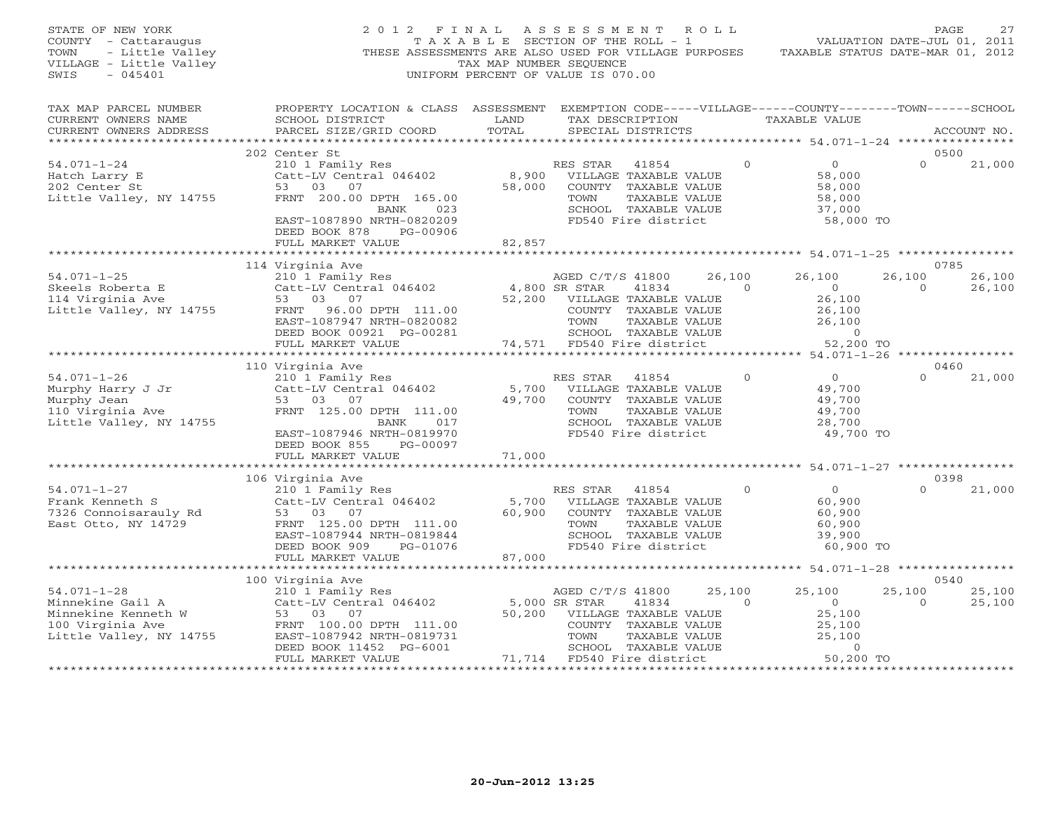STATE OF NEW YORK
COUNTY - Cattaraugus
TOWN - Little Valley
VILLAGE - Little Valley
SWIS - 045401

# 2012 FINAL ASSESSMENT ROLL

TAXABLE SECTION OF THE ROLL - 1
THESE ASSESSMENTS ARE ALSO USED FOR VILLAGE PURPOSES
TAX MAP NUMBER SEQUENCE
UNIFORM PERCENT OF VALUE IS 070.00

VALUATION DATE-JUL 01, 2011
TAXABLE STATUS DATE-MAR 01, 2012

| TAX MAP PARCEL NUMBER / CURRENT OWNERS NAME / CURRENT OWNERS ADDRESS | PROPERTY LOCATION & CLASS / SCHOOL DISTRICT / PARCEL SIZE/GRID COORD | ASSESSMENT LAND / TOTAL | EXEMPTION CODE / TAX DESCRIPTION / SPECIAL DISTRICTS | VILLAGE | COUNTY / TAXABLE VALUE | TOWN | SCHOOL | ACCOUNT NO. |
|---|---|---|---|---|---|---|---|---|
| | 202 Center St | | | | | | | 0500 |
| 54.071-1-24 | 210 1 Family Res | | RES STAR 41854 | 0 | 0 | 0 | 21,000 | |
| Hatch Larry E | Catt-LV Central 046402 | 8,900 | VILLAGE TAXABLE VALUE | | 58,000 | | | |
| 202 Center St | 53 03 07 | 58,000 | COUNTY TAXABLE VALUE | | 58,000 | | | |
| Little Valley, NY 14755 | FRNT 200.00 DPTH 165.00 | | TOWN TAXABLE VALUE | | 58,000 | | | |
| | BANK 023 | | SCHOOL TAXABLE VALUE | | 37,000 | | | |
| | EAST-1087890 NRTH-0820209 | | FD540 Fire district | | 58,000 TO | | | |
| | DEED BOOK 878 PG-00906 | | | | | | | |
| | FULL MARKET VALUE | 82,857 | | | | | | |
| | 114 Virginia Ave | | | | | | | 0785 |
| 54.071-1-25 | 210 1 Family Res | | AGED C/T/S 41800 | 26,100 | 26,100 | 26,100 | 26,100 | |
| Skeels Roberta E | Catt-LV Central 046402 | 4,800 | SR STAR 41834 | 0 | 0 | 0 | 26,100 | |
| 114 Virginia Ave | 53 03 07 | 52,200 | VILLAGE TAXABLE VALUE | | 26,100 | | | |
| Little Valley, NY 14755 | FRNT 96.00 DPTH 111.00 | | COUNTY TAXABLE VALUE | | 26,100 | | | |
| | EAST-1087947 NRTH-0820082 | | TOWN TAXABLE VALUE | | 26,100 | | | |
| | DEED BOOK 00921 PG-00281 | | SCHOOL TAXABLE VALUE | | 0 | | | |
| | FULL MARKET VALUE | 74,571 | FD540 Fire district | | 52,200 TO | | | |
| | 110 Virginia Ave | | | | | | | 0460 |
| 54.071-1-26 | 210 1 Family Res | | RES STAR 41854 | 0 | 0 | 0 | 21,000 | |
| Murphy Harry J Jr | Catt-LV Central 046402 | 5,700 | VILLAGE TAXABLE VALUE | | 49,700 | | | |
| Murphy Jean | 53 03 07 | 49,700 | COUNTY TAXABLE VALUE | | 49,700 | | | |
| 110 Virginia Ave | FRNT 125.00 DPTH 111.00 | | TOWN TAXABLE VALUE | | 49,700 | | | |
| Little Valley, NY 14755 | BANK 017 | | SCHOOL TAXABLE VALUE | | 28,700 | | | |
| | EAST-1087946 NRTH-0819970 | | FD540 Fire district | | 49,700 TO | | | |
| | DEED BOOK 855 PG-00097 | | | | | | | |
| | FULL MARKET VALUE | 71,000 | | | | | | |
| | 106 Virginia Ave | | | | | | | 0398 |
| 54.071-1-27 | 210 1 Family Res | | RES STAR 41854 | 0 | 0 | 0 | 21,000 | |
| Frank Kenneth S | Catt-LV Central 046402 | 5,700 | VILLAGE TAXABLE VALUE | | 60,900 | | | |
| 7326 Connoisarauly Rd | 53 03 07 | 60,900 | COUNTY TAXABLE VALUE | | 60,900 | | | |
| East Otto, NY 14729 | FRNT 125.00 DPTH 111.00 | | TOWN TAXABLE VALUE | | 60,900 | | | |
| | EAST-1087944 NRTH-0819844 | | SCHOOL TAXABLE VALUE | | 39,900 | | | |
| | DEED BOOK 909 PG-01076 | | FD540 Fire district | | 60,900 TO | | | |
| | FULL MARKET VALUE | 87,000 | | | | | | |
| | 100 Virginia Ave | | | | | | | 0540 |
| 54.071-1-28 | 210 1 Family Res | | AGED C/T/S 41800 | 25,100 | 25,100 | 25,100 | 25,100 | |
| Minnekine Gail A | Catt-LV Central 046402 | 5,000 | SR STAR 41834 | 0 | 0 | 0 | 25,100 | |
| Minnekine Kenneth W | 53 03 07 | 50,200 | VILLAGE TAXABLE VALUE | | 25,100 | | | |
| 100 Virginia Ave | FRNT 100.00 DPTH 111.00 | | COUNTY TAXABLE VALUE | | 25,100 | | | |
| Little Valley, NY 14755 | EAST-1087942 NRTH-0819731 | | TOWN TAXABLE VALUE | | 25,100 | | | |
| | DEED BOOK 11452 PG-6001 | | SCHOOL TAXABLE VALUE | | 0 | | | |
| | FULL MARKET VALUE | 71,714 | FD540 Fire district | | 50,200 TO | | | |

20-Jun-2012 13:25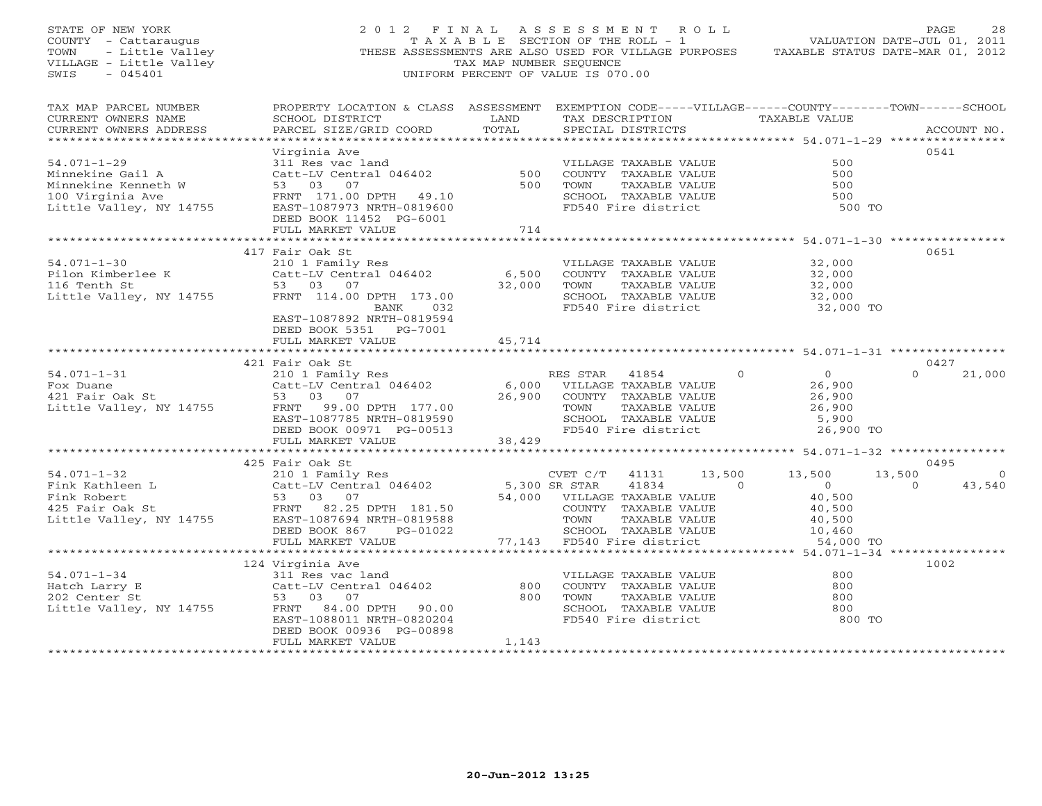STATE OF NEW YORK
COUNTY - Cattaraugus
TOWN - Little Valley
VILLAGE - Little Valley
SWIS - 045401

# 2012 FINAL ASSESSMENT ROLL

TAXABLE SECTION OF THE ROLL - 1
THESE ASSESSMENTS ARE ALSO USED FOR VILLAGE PURPOSES
TAX MAP NUMBER SEQUENCE
UNIFORM PERCENT OF VALUE IS 070.00

VALUATION DATE-JUL 01, 2011
TAXABLE STATUS DATE-MAR 01, 2012

| TAX MAP PARCEL NUMBER / CURRENT OWNERS NAME / CURRENT OWNERS ADDRESS | PROPERTY LOCATION & CLASS / SCHOOL DISTRICT / PARCEL SIZE/GRID COORD | ASSESSMENT LAND / TOTAL | EXEMPTION CODE / TAX DESCRIPTION / SPECIAL DISTRICTS | VILLAGE | COUNTY / TAXABLE VALUE | TOWN | SCHOOL | ACCOUNT NO. |
|---|---|---|---|---|---|---|---|---|
| **54.071-1-29** | Virginia Ave | | | | | | | 0541 |
| Minnekine Gail A | 311 Res vac land | | VILLAGE TAXABLE VALUE | | 500 | | | |
| Minnekine Kenneth W | Catt-LV Central 046402 | 500 | COUNTY TAXABLE VALUE | | 500 | | | |
| 100 Virginia Ave | 53 03 07 | 500 | TOWN TAXABLE VALUE | | 500 | | | |
| Little Valley, NY 14755 | FRNT 171.00 DPTH 49.10 | | SCHOOL TAXABLE VALUE | | 500 | | | |
| | EAST-1087973 NRTH-0819600 | | FD540 Fire district | | 500 TO | | | |
| | DEED BOOK 11452 PG-6001 | | | | | | | |
| | FULL MARKET VALUE | 714 | | | | | | |
| **54.071-1-30** | 417 Fair Oak St | | | | | | | 0651 |
| Pilon Kimberlee K | 210 1 Family Res | | VILLAGE TAXABLE VALUE | | 32,000 | | | |
| 116 Tenth St | Catt-LV Central 046402 | 6,500 | COUNTY TAXABLE VALUE | | 32,000 | | | |
| Little Valley, NY 14755 | 53 03 07 | 32,000 | TOWN TAXABLE VALUE | | 32,000 | | | |
| | FRNT 114.00 DPTH 173.00 | | SCHOOL TAXABLE VALUE | | 32,000 | | | |
| | BANK 032 | | FD540 Fire district | | 32,000 TO | | | |
| | EAST-1087892 NRTH-0819594 | | | | | | | |
| | DEED BOOK 5351 PG-7001 | | | | | | | |
| | FULL MARKET VALUE | 45,714 | | | | | | |
| **54.071-1-31** | 421 Fair Oak St | | | | | | | 0427 |
| Fox Duane | 210 1 Family Res | | RES STAR 41854 | 0 | 0 | 0 | 21,000 | |
| 421 Fair Oak St | Catt-LV Central 046402 | 6,000 | VILLAGE TAXABLE VALUE | | 26,900 | | | |
| Little Valley, NY 14755 | 53 03 07 | 26,900 | COUNTY TAXABLE VALUE | | 26,900 | | | |
| | FRNT 99.00 DPTH 177.00 | | TOWN TAXABLE VALUE | | 26,900 | | | |
| | EAST-1087785 NRTH-0819590 | | SCHOOL TAXABLE VALUE | | 5,900 | | | |
| | DEED BOOK 00971 PG-00513 | | FD540 Fire district | | 26,900 TO | | | |
| | FULL MARKET VALUE | 38,429 | | | | | | |
| **54.071-1-32** | 425 Fair Oak St | | | | | | | 0495 |
| Fink Kathleen L | 210 1 Family Res | | CVET C/T 41131 | 13,500 | 13,500 | 13,500 | 0 | |
| Fink Robert | Catt-LV Central 046402 | 5,300 | SR STAR 41834 | 0 | 0 | 0 | 43,540 | |
| 425 Fair Oak St | 53 03 07 | 54,000 | VILLAGE TAXABLE VALUE | | 40,500 | | | |
| Little Valley, NY 14755 | FRNT 82.25 DPTH 181.50 | | COUNTY TAXABLE VALUE | | 40,500 | | | |
| | EAST-1087694 NRTH-0819588 | | TOWN TAXABLE VALUE | | 40,500 | | | |
| | DEED BOOK 867 PG-01022 | | SCHOOL TAXABLE VALUE | | 10,460 | | | |
| | FULL MARKET VALUE | 77,143 | FD540 Fire district | | 54,000 TO | | | |
| **54.071-1-34** | 124 Virginia Ave | | | | | | | 1002 |
| Hatch Larry E | 311 Res vac land | | VILLAGE TAXABLE VALUE | | 800 | | | |
| 202 Center St | Catt-LV Central 046402 | 800 | COUNTY TAXABLE VALUE | | 800 | | | |
| Little Valley, NY 14755 | 53 03 07 | 800 | TOWN TAXABLE VALUE | | 800 | | | |
| | FRNT 84.00 DPTH 90.00 | | SCHOOL TAXABLE VALUE | | 800 | | | |
| | EAST-1088011 NRTH-0820204 | | FD540 Fire district | | 800 TO | | | |
| | DEED BOOK 00936 PG-00898 | | | | | | | |
| | FULL MARKET VALUE | 1,143 | | | | | | |

20-Jun-2012 13:25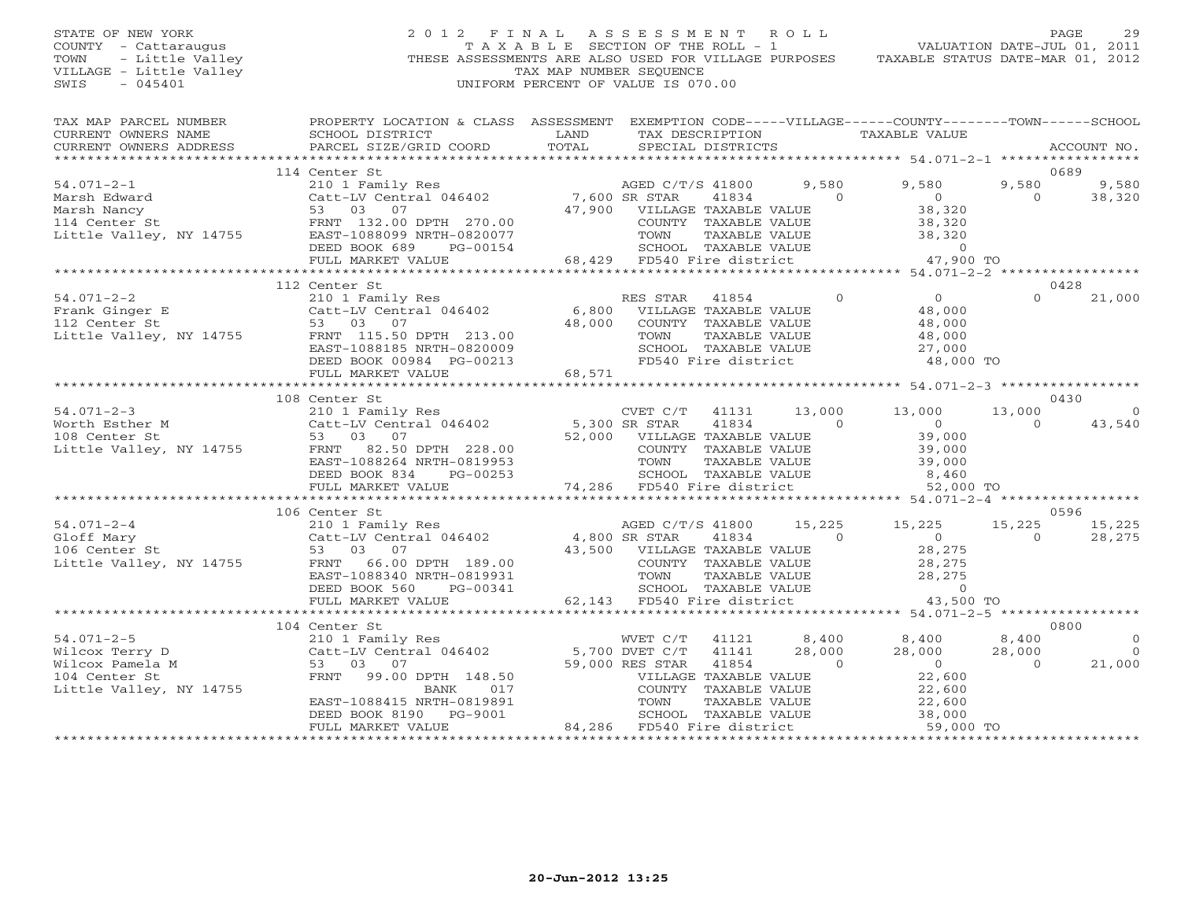STATE OF NEW YORK
COUNTY - Cattaraugus
TOWN - Little Valley
VILLAGE - Little Valley
SWIS - 045401

2012 FINAL ASSESSMENT ROLL
TAXABLE SECTION OF THE ROLL - 1
THESE ASSESSMENTS ARE ALSO USED FOR VILLAGE PURPOSES
TAX MAP NUMBER SEQUENCE
UNIFORM PERCENT OF VALUE IS 070.00

VALUATION DATE-JUL 01, 2011
TAXABLE STATUS DATE-MAR 01, 2012

```
TAX MAP PARCEL NUMBER     PROPERTY LOCATION & CLASS  ASSESSMENT  EXEMPTION CODE-----VILLAGE------COUNTY--------TOWN------SCHOOL
CURRENT OWNERS NAME       SCHOOL DISTRICT               LAND      TAX DESCRIPTION            TAXABLE VALUE
CURRENT OWNERS ADDRESS    PARCEL SIZE/GRID COORD        TOTAL     SPECIAL DISTRICTS                                          ACCOUNT NO.
******************************************************************************************************* 54.071-2-1 *****************
                          114 Center St                                                                                      0689
54.071-2-1                210 1 Family Res                        AGED C/T/S 41800      9,580      9,580      9,580        9,580
Marsh Edward              Catt-LV Central 046402       7,600 SR STAR     41834              0          0          0       38,320
Marsh Nancy               53   03   07                47,900   VILLAGE TAXABLE VALUE                38,320
114 Center St             FRNT 132.00 DPTH 270.00               COUNTY  TAXABLE VALUE                38,320
Little Valley, NY 14755   EAST-1088099 NRTH-0820077             TOWN    TAXABLE VALUE                38,320
                          DEED BOOK 689     PG-00154            SCHOOL  TAXABLE VALUE                     0
                          FULL MARKET VALUE            68,429   FD540 Fire district                47,900 TO
******************************************************************************************************* 54.071-2-2 *****************
                          112 Center St                                                                                      0428
54.071-2-2                210 1 Family Res                        RES STAR  41854               0          0          0       21,000
Frank Ginger E            Catt-LV Central 046402       6,800   VILLAGE TAXABLE VALUE                48,000
112 Center St             53   03   07                48,000   COUNTY  TAXABLE VALUE                48,000
Little Valley, NY 14755   FRNT 115.50 DPTH 213.00               TOWN    TAXABLE VALUE                48,000
                          EAST-1088185 NRTH-0820009             SCHOOL  TAXABLE VALUE                27,000
                          DEED BOOK 00984 PG-00213              FD540 Fire district                48,000 TO
                          FULL MARKET VALUE            68,571
******************************************************************************************************* 54.071-2-3 *****************
                          108 Center St                                                                                      0430
54.071-2-3                210 1 Family Res                        CVET C/T   41131     13,000     13,000     13,000            0
Worth Esther M            Catt-LV Central 046402       5,300 SR STAR     41834              0          0          0       43,540
108 Center St             53   03   07                52,000   VILLAGE TAXABLE VALUE                39,000
Little Valley, NY 14755   FRNT  82.50 DPTH 228.00               COUNTY  TAXABLE VALUE                39,000
                          EAST-1088264 NRTH-0819953             TOWN    TAXABLE VALUE                39,000
                          DEED BOOK 834     PG-00253            SCHOOL  TAXABLE VALUE                 8,460
                          FULL MARKET VALUE            74,286   FD540 Fire district                52,000 TO
******************************************************************************************************* 54.071-2-4 *****************
                          106 Center St                                                                                      0596
54.071-2-4                210 1 Family Res                        AGED C/T/S 41800     15,225     15,225     15,225       15,225
Gloff Mary                Catt-LV Central 046402       4,800 SR STAR     41834              0          0          0       28,275
106 Center St             53   03   07                43,500   VILLAGE TAXABLE VALUE                28,275
Little Valley, NY 14755   FRNT  66.00 DPTH 189.00               COUNTY  TAXABLE VALUE                28,275
                          EAST-1088340 NRTH-0819931             TOWN    TAXABLE VALUE                28,275
                          DEED BOOK 560     PG-00341            SCHOOL  TAXABLE VALUE                     0
                          FULL MARKET VALUE            62,143   FD540 Fire district                43,500 TO
******************************************************************************************************* 54.071-2-5 *****************
                          104 Center St                                                                                      0800
54.071-2-5                210 1 Family Res                        WVET C/T   41121      8,400      8,400      8,400            0
Wilcox Terry D            Catt-LV Central 046402       5,700 DVET C/T    41141     28,000     28,000     28,000            0
Wilcox Pamela M           53   03   07                59,000 RES STAR    41854              0          0          0       21,000
104 Center St             FRNT  99.00 DPTH 148.50               VILLAGE TAXABLE VALUE                22,600
Little Valley, NY 14755            BANK     017                 COUNTY  TAXABLE VALUE                22,600
                          EAST-1088415 NRTH-0819891             TOWN    TAXABLE VALUE                22,600
                          DEED BOOK 8190    PG-9001             SCHOOL  TAXABLE VALUE                38,000
                          FULL MARKET VALUE            84,286   FD540 Fire district                59,000 TO
************************************************************************************************************************************
```

20-Jun-2012 13:25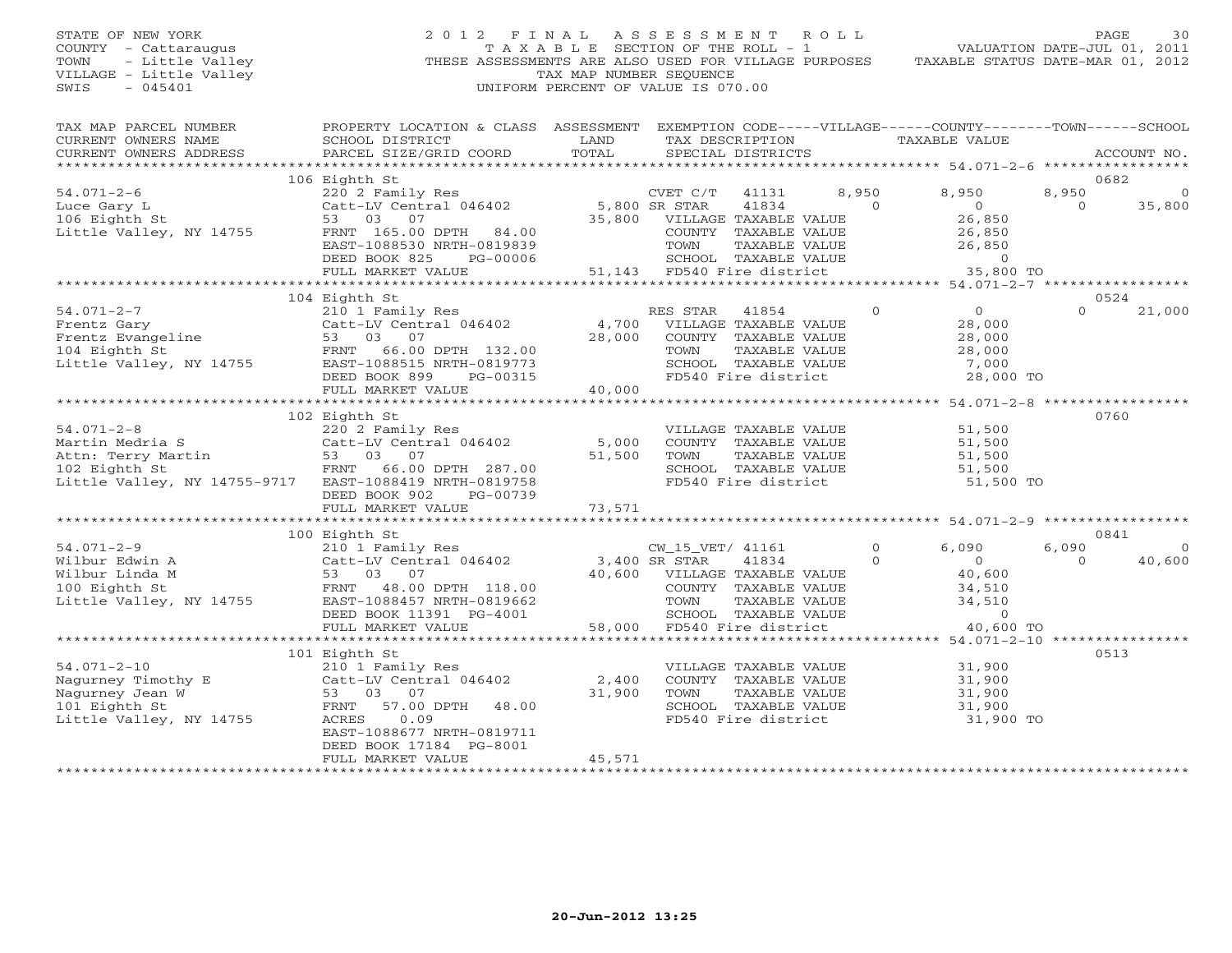STATE OF NEW YORK
COUNTY - Cattaraugus
TOWN - Little Valley
VILLAGE - Little Valley
SWIS - 045401

2012 FINAL ASSESSMENT ROLL
TAXABLE SECTION OF THE ROLL - 1
THESE ASSESSMENTS ARE ALSO USED FOR VILLAGE PURPOSES
TAX MAP NUMBER SEQUENCE
UNIFORM PERCENT OF VALUE IS 070.00

VALUATION DATE-JUL 01, 2011
TAXABLE STATUS DATE-MAR 01, 2012

| TAX MAP PARCEL NUMBER / CURRENT OWNERS NAME / CURRENT OWNERS ADDRESS | PROPERTY LOCATION & CLASS / SCHOOL DISTRICT / PARCEL SIZE/GRID COORD | ASSESSMENT LAND / TOTAL | EXEMPTION CODE / TAX DESCRIPTION / SPECIAL DISTRICTS | VILLAGE | COUNTY / TAXABLE VALUE | TOWN | SCHOOL / ACCOUNT NO. |
|---|---|---|---|---|---|---|---|
| | 106 Eighth St | | | | | | 0682 |
| 54.071-2-6 | 220 2 Family Res | | CVET C/T 41131 | 8,950 | 8,950 | 8,950 | 0 |
| Luce Gary L | Catt-LV Central 046402 | 5,800 | SR STAR 41834 | 0 | 0 | 0 | 35,800 |
| 106 Eighth St | 53 03 07 | 35,800 | VILLAGE TAXABLE VALUE | | 26,850 | | |
| Little Valley, NY 14755 | FRNT 165.00 DPTH 84.00 | | COUNTY TAXABLE VALUE | | 26,850 | | |
| | EAST-1088530 NRTH-0819839 | | TOWN TAXABLE VALUE | | 26,850 | | |
| | DEED BOOK 825 PG-00006 | | SCHOOL TAXABLE VALUE | | 0 | | |
| | FULL MARKET VALUE | 51,143 | FD540 Fire district | | 35,800 TO | | |
| | 104 Eighth St | | | | | | 0524 |
| 54.071-2-7 | 210 1 Family Res | | RES STAR 41854 | 0 | 0 | 0 | 21,000 |
| Frentz Gary | Catt-LV Central 046402 | 4,700 | VILLAGE TAXABLE VALUE | | 28,000 | | |
| Frentz Evangeline | 53 03 07 | 28,000 | COUNTY TAXABLE VALUE | | 28,000 | | |
| 104 Eighth St | FRNT 66.00 DPTH 132.00 | | TOWN TAXABLE VALUE | | 28,000 | | |
| Little Valley, NY 14755 | EAST-1088515 NRTH-0819773 | | SCHOOL TAXABLE VALUE | | 7,000 | | |
| | DEED BOOK 899 PG-00315 | | FD540 Fire district | | 28,000 TO | | |
| | FULL MARKET VALUE | 40,000 | | | | | |
| | 102 Eighth St | | | | | | 0760 |
| 54.071-2-8 | 220 2 Family Res | | VILLAGE TAXABLE VALUE | | 51,500 | | |
| Martin Medria S | Catt-LV Central 046402 | 5,000 | COUNTY TAXABLE VALUE | | 51,500 | | |
| Attn: Terry Martin | 53 03 07 | 51,500 | TOWN TAXABLE VALUE | | 51,500 | | |
| 102 Eighth St | FRNT 66.00 DPTH 287.00 | | SCHOOL TAXABLE VALUE | | 51,500 | | |
| Little Valley, NY 14755-9717 | EAST-1088419 NRTH-0819758 | | FD540 Fire district | | 51,500 TO | | |
| | DEED BOOK 902 PG-00739 | | | | | | |
| | FULL MARKET VALUE | 73,571 | | | | | |
| | 100 Eighth St | | | | | | 0841 |
| 54.071-2-9 | 210 1 Family Res | | CW_15_VET/ 41161 | 0 | 6,090 | 6,090 | 0 |
| Wilbur Edwin A | Catt-LV Central 046402 | 3,400 | SR STAR 41834 | 0 | 0 | 0 | 40,600 |
| Wilbur Linda M | 53 03 07 | 40,600 | VILLAGE TAXABLE VALUE | | 40,600 | | |
| 100 Eighth St | FRNT 48.00 DPTH 118.00 | | COUNTY TAXABLE VALUE | | 34,510 | | |
| Little Valley, NY 14755 | EAST-1088457 NRTH-0819662 | | TOWN TAXABLE VALUE | | 34,510 | | |
| | DEED BOOK 11391 PG-4001 | | SCHOOL TAXABLE VALUE | | 0 | | |
| | FULL MARKET VALUE | 58,000 | FD540 Fire district | | 40,600 TO | | |
| | 101 Eighth St | | | | | | 0513 |
| 54.071-2-10 | 210 1 Family Res | | VILLAGE TAXABLE VALUE | | 31,900 | | |
| Nagurney Timothy E | Catt-LV Central 046402 | 2,400 | COUNTY TAXABLE VALUE | | 31,900 | | |
| Nagurney Jean W | 53 03 07 | 31,900 | TOWN TAXABLE VALUE | | 31,900 | | |
| 101 Eighth St | FRNT 57.00 DPTH 48.00 | | SCHOOL TAXABLE VALUE | | 31,900 | | |
| Little Valley, NY 14755 | ACRES 0.09 | | FD540 Fire district | | 31,900 TO | | |
| | EAST-1088677 NRTH-0819711 | | | | | | |
| | DEED BOOK 17184 PG-8001 | | | | | | |
| | FULL MARKET VALUE | 45,571 | | | | | |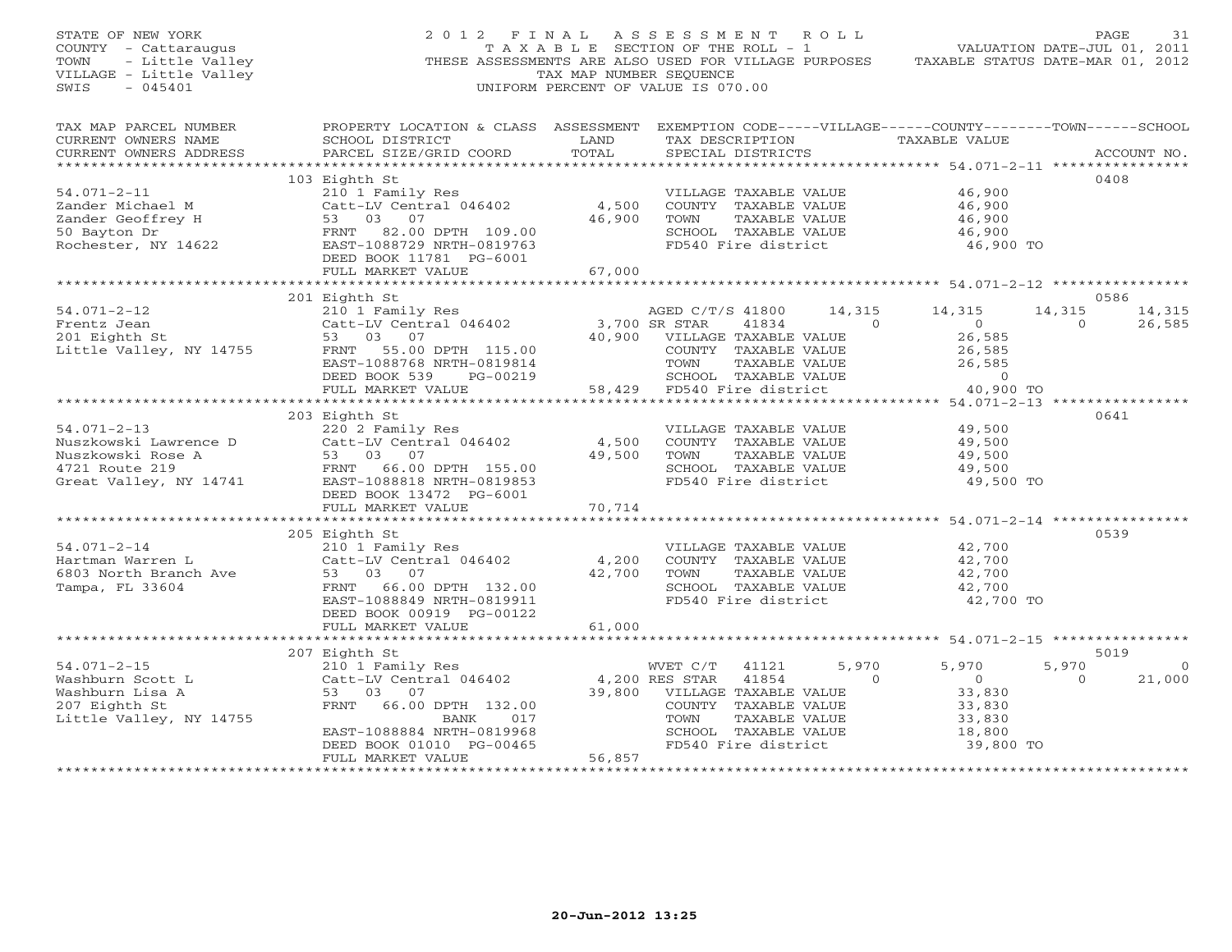STATE OF NEW YORK
COUNTY - Cattaraugus
TOWN - Little Valley
VILLAGE - Little Valley
SWIS - 045401

# 2012 FINAL ASSESSMENT ROLL

TAXABLE SECTION OF THE ROLL - 1
THESE ASSESSMENTS ARE ALSO USED FOR VILLAGE PURPOSES
TAX MAP NUMBER SEQUENCE
UNIFORM PERCENT OF VALUE IS 070.00

VALUATION DATE-JUL 01, 2011
TAXABLE STATUS DATE-MAR 01, 2012

| TAX MAP PARCEL NUMBER / CURRENT OWNERS NAME / CURRENT OWNERS ADDRESS | PROPERTY LOCATION & CLASS / SCHOOL DISTRICT / PARCEL SIZE/GRID COORD | ASSESSMENT LAND / TOTAL | EXEMPTION CODE / TAX DESCRIPTION / SPECIAL DISTRICTS | VILLAGE | COUNTY | TOWN | SCHOOL | ACCOUNT NO. |
|---|---|---|---|---|---|---|---|---|
| | 103 Eighth St | | | | | | | 0408 |
| 54.071-2-11 | 210 1 Family Res | | VILLAGE TAXABLE VALUE | 46,900 | | | | |
| Zander Michael M | Catt-LV Central 046402 | 4,500 | COUNTY TAXABLE VALUE | 46,900 | | | | |
| Zander Geoffrey H | 53 03 07 | 46,900 | TOWN TAXABLE VALUE | 46,900 | | | | |
| 50 Bayton Dr | FRNT 82.00 DPTH 109.00 | | SCHOOL TAXABLE VALUE | 46,900 | | | | |
| Rochester, NY 14622 | EAST-1088729 NRTH-0819763 | | FD540 Fire district | 46,900 TO | | | | |
| | DEED BOOK 11781 PG-6001 | | | | | | | |
| | FULL MARKET VALUE | 67,000 | | | | | | |
| | 201 Eighth St | | | | | | | 0586 |
| 54.071-2-12 | 210 1 Family Res | | AGED C/T/S 41800 | 14,315 | 14,315 | 14,315 | 14,315 | |
| Frentz Jean | Catt-LV Central 046402 | 3,700 | SR STAR 41834 | 0 | 0 | 0 | 26,585 | |
| 201 Eighth St | 53 03 07 | 40,900 | VILLAGE TAXABLE VALUE | 26,585 | | | | |
| Little Valley, NY 14755 | FRNT 55.00 DPTH 115.00 | | COUNTY TAXABLE VALUE | 26,585 | | | | |
| | EAST-1088768 NRTH-0819814 | | TOWN TAXABLE VALUE | 26,585 | | | | |
| | DEED BOOK 539 PG-00219 | | SCHOOL TAXABLE VALUE | 0 | | | | |
| | FULL MARKET VALUE | 58,429 | FD540 Fire district | 40,900 TO | | | | |
| | 203 Eighth St | | | | | | | 0641 |
| 54.071-2-13 | 220 2 Family Res | | VILLAGE TAXABLE VALUE | 49,500 | | | | |
| Nuszkowski Lawrence D | Catt-LV Central 046402 | 4,500 | COUNTY TAXABLE VALUE | 49,500 | | | | |
| Nuszkowski Rose A | 53 03 07 | 49,500 | TOWN TAXABLE VALUE | 49,500 | | | | |
| 4721 Route 219 | FRNT 66.00 DPTH 155.00 | | SCHOOL TAXABLE VALUE | 49,500 | | | | |
| Great Valley, NY 14741 | EAST-1088818 NRTH-0819853 | | FD540 Fire district | 49,500 TO | | | | |
| | DEED BOOK 13472 PG-6001 | | | | | | | |
| | FULL MARKET VALUE | 70,714 | | | | | | |
| | 205 Eighth St | | | | | | | 0539 |
| 54.071-2-14 | 210 1 Family Res | | VILLAGE TAXABLE VALUE | 42,700 | | | | |
| Hartman Warren L | Catt-LV Central 046402 | 4,200 | COUNTY TAXABLE VALUE | 42,700 | | | | |
| 6803 North Branch Ave | 53 03 07 | 42,700 | TOWN TAXABLE VALUE | 42,700 | | | | |
| Tampa, FL 33604 | FRNT 66.00 DPTH 132.00 | | SCHOOL TAXABLE VALUE | 42,700 | | | | |
| | EAST-1088849 NRTH-0819911 | | FD540 Fire district | 42,700 TO | | | | |
| | DEED BOOK 00919 PG-00122 | | | | | | | |
| | FULL MARKET VALUE | 61,000 | | | | | | |
| | 207 Eighth St | | | | | | | 5019 |
| 54.071-2-15 | 210 1 Family Res | | WVET C/T 41121 | 5,970 | 5,970 | 5,970 | 0 | |
| Washburn Scott L | Catt-LV Central 046402 | 4,200 | RES STAR 41854 | 0 | 0 | 0 | 21,000 | |
| Washburn Lisa A | 53 03 07 | 39,800 | VILLAGE TAXABLE VALUE | 33,830 | | | | |
| 207 Eighth St | FRNT 66.00 DPTH 132.00 | | COUNTY TAXABLE VALUE | 33,830 | | | | |
| Little Valley, NY 14755 | BANK 017 | | TOWN TAXABLE VALUE | 33,830 | | | | |
| | EAST-1088884 NRTH-0819968 | | SCHOOL TAXABLE VALUE | 18,800 | | | | |
| | DEED BOOK 01010 PG-00465 | | FD540 Fire district | 39,800 TO | | | | |
| | FULL MARKET VALUE | 56,857 | | | | | | |

20-Jun-2012 13:25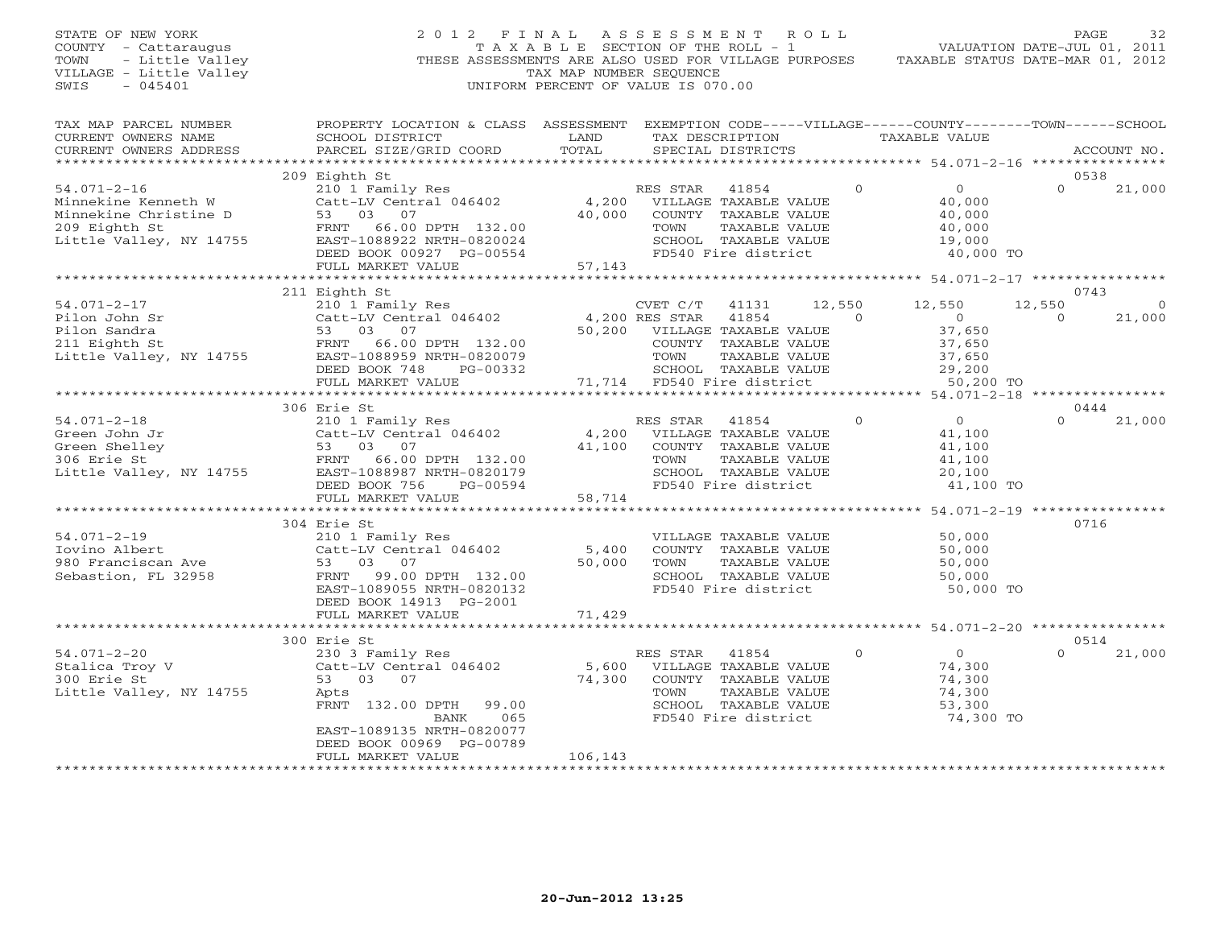STATE OF NEW YORK
COUNTY - Cattaraugus
TOWN - Little Valley
VILLAGE - Little Valley
SWIS - 045401

2012 FINAL ASSESSMENT ROLL
TAXABLE SECTION OF THE ROLL - 1
THESE ASSESSMENTS ARE ALSO USED FOR VILLAGE PURPOSES
TAX MAP NUMBER SEQUENCE
UNIFORM PERCENT OF VALUE IS 070.00

VALUATION DATE-JUL 01, 2011
TAXABLE STATUS DATE-MAR 01, 2012

| TAX MAP PARCEL NUMBER / CURRENT OWNERS NAME / CURRENT OWNERS ADDRESS | PROPERTY LOCATION & CLASS / SCHOOL DISTRICT / PARCEL SIZE/GRID COORD | ASSESSMENT LAND | TOTAL | EXEMPTION CODE / TAX DESCRIPTION / SPECIAL DISTRICTS | VILLAGE | COUNTY | TOWN | SCHOOL | ACCOUNT NO. |
|---|---|---|---|---|---|---|---|---|---|
| **54.071-2-16** | 209 Eighth St | | | | | | | | 0538 |
| Minnekine Kenneth W | 210 1 Family Res | | | RES STAR 41854 | 0 | 0 | 0 | 21,000 | |
| Minnekine Christine D | Catt-LV Central 046402 | 4,200 | | VILLAGE TAXABLE VALUE | 40,000 | | | | |
| 209 Eighth St | 53 03 07 | | 40,000 | COUNTY TAXABLE VALUE | | 40,000 | | | |
| Little Valley, NY 14755 | FRNT 66.00 DPTH 132.00 | | | TOWN TAXABLE VALUE | | | 40,000 | | |
| | EAST-1088922 NRTH-0820024 | | | SCHOOL TAXABLE VALUE | | | | 19,000 | |
| | DEED BOOK 00927 PG-00554 | | | FD540 Fire district | 40,000 TO | | | | |
| | FULL MARKET VALUE | | 57,143 | | | | | | |
| **54.071-2-17** | 211 Eighth St | | | | | | | | 0743 |
| Pilon John Sr | 210 1 Family Res | | | CVET C/T 41131 | 12,550 | 12,550 | 12,550 | 0 | |
| Pilon Sandra | Catt-LV Central 046402 | 4,200 | | RES STAR 41854 | 0 | 0 | 0 | 21,000 | |
| 211 Eighth St | 53 03 07 | | 50,200 | VILLAGE TAXABLE VALUE | 37,650 | | | | |
| Little Valley, NY 14755 | FRNT 66.00 DPTH 132.00 | | | COUNTY TAXABLE VALUE | | 37,650 | | | |
| | EAST-1088959 NRTH-0820079 | | | TOWN TAXABLE VALUE | | | 37,650 | | |
| | DEED BOOK 748 PG-00332 | | | SCHOOL TAXABLE VALUE | | | | 29,200 | |
| | FULL MARKET VALUE | | 71,714 | FD540 Fire district | 50,200 TO | | | | |
| **54.071-2-18** | 306 Erie St | | | | | | | | 0444 |
| Green John Jr | 210 1 Family Res | | | RES STAR 41854 | 0 | 0 | 0 | 21,000 | |
| Green Shelley | Catt-LV Central 046402 | 4,200 | | VILLAGE TAXABLE VALUE | 41,100 | | | | |
| 306 Erie St | 53 03 07 | | 41,100 | COUNTY TAXABLE VALUE | | 41,100 | | | |
| Little Valley, NY 14755 | FRNT 66.00 DPTH 132.00 | | | TOWN TAXABLE VALUE | | | 41,100 | | |
| | EAST-1088987 NRTH-0820179 | | | SCHOOL TAXABLE VALUE | | | | 20,100 | |
| | DEED BOOK 756 PG-00594 | | | FD540 Fire district | 41,100 TO | | | | |
| | FULL MARKET VALUE | | 58,714 | | | | | | |
| **54.071-2-19** | 304 Erie St | | | | | | | | 0716 |
| Iovino Albert | 210 1 Family Res | | | VILLAGE TAXABLE VALUE | 50,000 | | | | |
| 980 Franciscan Ave | Catt-LV Central 046402 | 5,400 | | COUNTY TAXABLE VALUE | | 50,000 | | | |
| Sebastion, FL 32958 | 53 03 07 | | 50,000 | TOWN TAXABLE VALUE | | | 50,000 | | |
| | FRNT 99.00 DPTH 132.00 | | | SCHOOL TAXABLE VALUE | | | | 50,000 | |
| | EAST-1089055 NRTH-0820132 | | | FD540 Fire district | 50,000 TO | | | | |
| | DEED BOOK 14913 PG-2001 | | | | | | | | |
| | FULL MARKET VALUE | | 71,429 | | | | | | |
| **54.071-2-20** | 300 Erie St | | | | | | | | 0514 |
| Stalica Troy V | 230 3 Family Res | | | RES STAR 41854 | 0 | 0 | 0 | 21,000 | |
| 300 Erie St | Catt-LV Central 046402 | 5,600 | | VILLAGE TAXABLE VALUE | 74,300 | | | | |
| Little Valley, NY 14755 | 53 03 07 | | 74,300 | COUNTY TAXABLE VALUE | | 74,300 | | | |
| | Apts | | | TOWN TAXABLE VALUE | | | 74,300 | | |
| | FRNT 132.00 DPTH 99.00 | | | SCHOOL TAXABLE VALUE | | | | 53,300 | |
| | BANK 065 | | | FD540 Fire district | 74,300 TO | | | | |
| | EAST-1089135 NRTH-0820077 | | | | | | | | |
| | DEED BOOK 00969 PG-00789 | | | | | | | | |
| | FULL MARKET VALUE | | 106,143 | | | | | | |

20-Jun-2012 13:25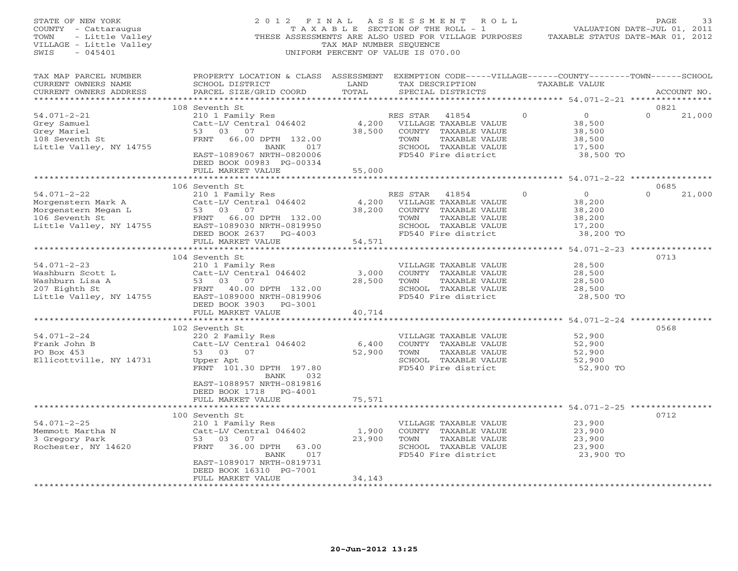STATE OF NEW YORK
COUNTY - Cattaraugus
TOWN - Little Valley
VILLAGE - Little Valley
SWIS - 045401

2012 FINAL ASSESSMENT ROLL
TAXABLE SECTION OF THE ROLL - 1
THESE ASSESSMENTS ARE ALSO USED FOR VILLAGE PURPOSES
TAX MAP NUMBER SEQUENCE
UNIFORM PERCENT OF VALUE IS 070.00

VALUATION DATE-JUL 01, 2011
TAXABLE STATUS DATE-MAR 01, 2012

| TAX MAP PARCEL NUMBER / CURRENT OWNERS NAME / CURRENT OWNERS ADDRESS | PROPERTY LOCATION & CLASS / SCHOOL DISTRICT / PARCEL SIZE/GRID COORD | ASSESSMENT LAND / TOTAL | EXEMPTION CODE / TAX DESCRIPTION / SPECIAL DISTRICTS | VILLAGE | COUNTY / TAXABLE VALUE | TOWN | SCHOOL / ACCOUNT NO. |
|---|---|---|---|---|---|---|---|
| | 108 Seventh St | | | | | | 0821 |
| 54.071-2-21 | 210 1 Family Res | | RES STAR 41854 | 0 | 0 | 0 | 21,000 |
| Grey Samuel | Catt-LV Central 046402 | 4,200 | VILLAGE TAXABLE VALUE | | 38,500 | | |
| Grey Mariel | 53 03 07 | 38,500 | COUNTY TAXABLE VALUE | | 38,500 | | |
| 108 Seventh St | FRNT 66.00 DPTH 132.00 | | TOWN TAXABLE VALUE | | 38,500 | | |
| Little Valley, NY 14755 | BANK 017 | | SCHOOL TAXABLE VALUE | | 17,500 | | |
| | EAST-1089067 NRTH-0820006 | | FD540 Fire district | | 38,500 TO | | |
| | DEED BOOK 00983 PG-00334 | | | | | | |
| | FULL MARKET VALUE | 55,000 | | | | | |
| | 106 Seventh St | | | | | | 0685 |
| 54.071-2-22 | 210 1 Family Res | | RES STAR 41854 | 0 | 0 | 0 | 21,000 |
| Morgenstern Mark A | Catt-LV Central 046402 | 4,200 | VILLAGE TAXABLE VALUE | | 38,200 | | |
| Morgenstern Megan L | 53 03 07 | 38,200 | COUNTY TAXABLE VALUE | | 38,200 | | |
| 106 Seventh St | FRNT 66.00 DPTH 132.00 | | TOWN TAXABLE VALUE | | 38,200 | | |
| Little Valley, NY 14755 | EAST-1089030 NRTH-0819950 | | SCHOOL TAXABLE VALUE | | 17,200 | | |
| | DEED BOOK 2637 PG-4003 | | FD540 Fire district | | 38,200 TO | | |
| | FULL MARKET VALUE | 54,571 | | | | | |
| | 104 Seventh St | | | | | | 0713 |
| 54.071-2-23 | 210 1 Family Res | | VILLAGE TAXABLE VALUE | | 28,500 | | |
| Washburn Scott L | Catt-LV Central 046402 | 3,000 | COUNTY TAXABLE VALUE | | 28,500 | | |
| Washburn Lisa A | 53 03 07 | 28,500 | TOWN TAXABLE VALUE | | 28,500 | | |
| 207 Eighth St | FRNT 40.00 DPTH 132.00 | | SCHOOL TAXABLE VALUE | | 28,500 | | |
| Little Valley, NY 14755 | EAST-1089000 NRTH-0819906 | | FD540 Fire district | | 28,500 TO | | |
| | DEED BOOK 3903 PG-3001 | | | | | | |
| | FULL MARKET VALUE | 40,714 | | | | | |
| | 102 Seventh St | | | | | | 0568 |
| 54.071-2-24 | 220 2 Family Res | | VILLAGE TAXABLE VALUE | | 52,900 | | |
| Frank John B | Catt-LV Central 046402 | 6,400 | COUNTY TAXABLE VALUE | | 52,900 | | |
| PO Box 453 | 53 03 07 | 52,900 | TOWN TAXABLE VALUE | | 52,900 | | |
| Ellicottville, NY 14731 | Upper Apt | | SCHOOL TAXABLE VALUE | | 52,900 | | |
| | FRNT 101.30 DPTH 197.80 | | FD540 Fire district | | 52,900 TO | | |
| | BANK 032 | | | | | | |
| | EAST-1088957 NRTH-0819816 | | | | | | |
| | DEED BOOK 1718 PG-4001 | | | | | | |
| | FULL MARKET VALUE | 75,571 | | | | | |
| | 100 Seventh St | | | | | | 0712 |
| 54.071-2-25 | 210 1 Family Res | | VILLAGE TAXABLE VALUE | | 23,900 | | |
| Memmott Martha N | Catt-LV Central 046402 | 1,900 | COUNTY TAXABLE VALUE | | 23,900 | | |
| 3 Gregory Park | 53 03 07 | 23,900 | TOWN TAXABLE VALUE | | 23,900 | | |
| Rochester, NY 14620 | FRNT 36.00 DPTH 63.00 | | SCHOOL TAXABLE VALUE | | 23,900 | | |
| | BANK 017 | | FD540 Fire district | | 23,900 TO | | |
| | EAST-1089017 NRTH-0819731 | | | | | | |
| | DEED BOOK 16310 PG-7001 | | | | | | |
| | FULL MARKET VALUE | 34,143 | | | | | |

20-Jun-2012 13:25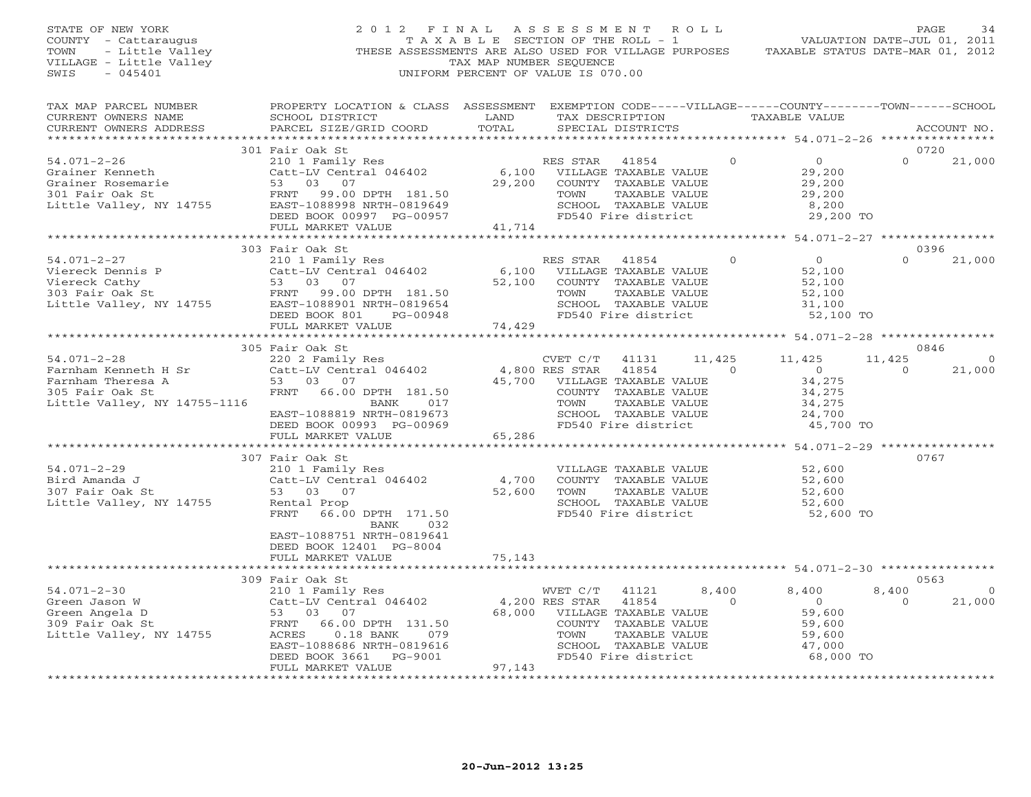STATE OF NEW YORK
COUNTY - Cattaraugus
TOWN - Little Valley
VILLAGE - Little Valley
SWIS - 045401

2012 FINAL ASSESSMENT ROLL
TAXABLE SECTION OF THE ROLL - 1
THESE ASSESSMENTS ARE ALSO USED FOR VILLAGE PURPOSES
TAX MAP NUMBER SEQUENCE
UNIFORM PERCENT OF VALUE IS 070.00

VALUATION DATE-JUL 01, 2011
TAXABLE STATUS DATE-MAR 01, 2012

| TAX MAP PARCEL NUMBER / CURRENT OWNERS NAME / CURRENT OWNERS ADDRESS | PROPERTY LOCATION & CLASS / SCHOOL DISTRICT / PARCEL SIZE/GRID COORD | ASSESSMENT LAND / TOTAL | EXEMPTION CODE / TAX DESCRIPTION / SPECIAL DISTRICTS | VILLAGE | COUNTY | TOWN | SCHOOL | ACCOUNT NO. |
|---|---|---|---|---|---|---|---|---|
| **54.071-2-26** | 301 Fair Oak St | | | | | | | 0720 |
| Grainer Kenneth | 210 1 Family Res | | RES STAR 41854 | 0 | 0 | 0 | 21,000 | |
| Grainer Rosemarie | Catt-LV Central 046402 | 6,100 | VILLAGE TAXABLE VALUE | 29,200 | | | | |
| 301 Fair Oak St | 53 03 07 | 29,200 | COUNTY TAXABLE VALUE | | 29,200 | | | |
| Little Valley, NY 14755 | FRNT 99.00 DPTH 181.50 | | TOWN TAXABLE VALUE | | | 29,200 | | |
| | EAST-1088998 NRTH-0819649 | | SCHOOL TAXABLE VALUE | | | | 8,200 | |
| | DEED BOOK 00997 PG-00957 | | FD540 Fire district | 29,200 TO | | | | |
| | FULL MARKET VALUE | 41,714 | | | | | | |
| **54.071-2-27** | 303 Fair Oak St | | | | | | | 0396 |
| Viereck Dennis P | 210 1 Family Res | | RES STAR 41854 | 0 | 0 | 0 | 21,000 | |
| Viereck Cathy | Catt-LV Central 046402 | 6,100 | VILLAGE TAXABLE VALUE | 52,100 | | | | |
| 303 Fair Oak St | 53 03 07 | 52,100 | COUNTY TAXABLE VALUE | | 52,100 | | | |
| Little Valley, NY 14755 | FRNT 99.00 DPTH 181.50 | | TOWN TAXABLE VALUE | | | 52,100 | | |
| | EAST-1088901 NRTH-0819654 | | SCHOOL TAXABLE VALUE | | | | 31,100 | |
| | DEED BOOK 801 PG-00948 | | FD540 Fire district | 52,100 TO | | | | |
| | FULL MARKET VALUE | 74,429 | | | | | | |
| **54.071-2-28** | 305 Fair Oak St | | | | | | | 0846 |
| Farnham Kenneth H Sr | 220 2 Family Res | | CVET C/T 41131 | 11,425 | 11,425 | 11,425 | 0 | |
| Farnham Theresa A | Catt-LV Central 046402 | 4,800 | RES STAR 41854 | 0 | 0 | 0 | 21,000 | |
| 305 Fair Oak St | 53 03 07 | 45,700 | VILLAGE TAXABLE VALUE | 34,275 | | | | |
| Little Valley, NY 14755-1116 | FRNT 66.00 DPTH 181.50 | | COUNTY TAXABLE VALUE | | 34,275 | | | |
| | BANK 017 | | TOWN TAXABLE VALUE | | | 34,275 | | |
| | EAST-1088819 NRTH-0819673 | | SCHOOL TAXABLE VALUE | | | | 24,700 | |
| | DEED BOOK 00993 PG-00969 | | FD540 Fire district | 45,700 TO | | | | |
| | FULL MARKET VALUE | 65,286 | | | | | | |
| **54.071-2-29** | 307 Fair Oak St | | | | | | | 0767 |
| Bird Amanda J | 210 1 Family Res | | VILLAGE TAXABLE VALUE | 52,600 | | | | |
| 307 Fair Oak St | Catt-LV Central 046402 | 4,700 | COUNTY TAXABLE VALUE | | 52,600 | | | |
| Little Valley, NY 14755 | 53 03 07 | 52,600 | TOWN TAXABLE VALUE | | | 52,600 | | |
| | Rental Prop | | SCHOOL TAXABLE VALUE | | | | 52,600 | |
| | FRNT 66.00 DPTH 171.50 | | FD540 Fire district | 52,600 TO | | | | |
| | BANK 032 | | | | | | | |
| | EAST-1088751 NRTH-0819641 | | | | | | | |
| | DEED BOOK 12401 PG-8004 | | | | | | | |
| | FULL MARKET VALUE | 75,143 | | | | | | |
| **54.071-2-30** | 309 Fair Oak St | | | | | | | 0563 |
| Green Jason W | 210 1 Family Res | | WVET C/T 41121 | 8,400 | 8,400 | 8,400 | 0 | |
| Green Angela D | Catt-LV Central 046402 | 4,200 | RES STAR 41854 | 0 | 0 | 0 | 21,000 | |
| 309 Fair Oak St | 53 03 07 | 68,000 | VILLAGE TAXABLE VALUE | 59,600 | | | | |
| Little Valley, NY 14755 | FRNT 66.00 DPTH 131.50 | | COUNTY TAXABLE VALUE | | 59,600 | | | |
| | ACRES 0.18 BANK 079 | | TOWN TAXABLE VALUE | | | 59,600 | | |
| | EAST-1088686 NRTH-0819616 | | SCHOOL TAXABLE VALUE | | | | 47,000 | |
| | DEED BOOK 3661 PG-9001 | | FD540 Fire district | 68,000 TO | | | | |
| | FULL MARKET VALUE | 97,143 | | | | | | |

20-Jun-2012 13:25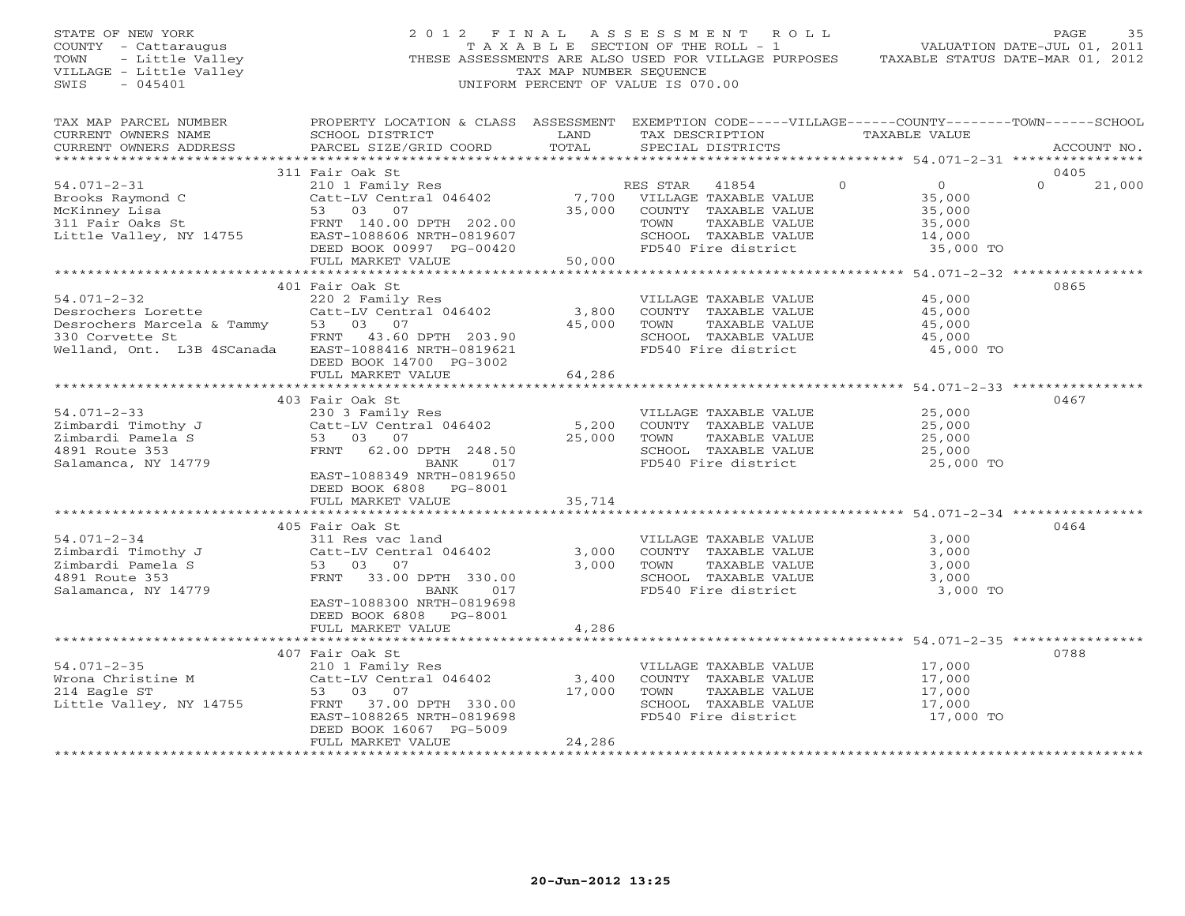STATE OF NEW YORK
COUNTY - Cattaraugus
TOWN - Little Valley
VILLAGE - Little Valley
SWIS - 045401

2012 FINAL ASSESSMENT ROLL
TAXABLE SECTION OF THE ROLL - 1
THESE ASSESSMENTS ARE ALSO USED FOR VILLAGE PURPOSES
TAX MAP NUMBER SEQUENCE
UNIFORM PERCENT OF VALUE IS 070.00

VALUATION DATE-JUL 01, 2011
TAXABLE STATUS DATE-MAR 01, 2012

| TAX MAP PARCEL NUMBER / CURRENT OWNERS NAME / CURRENT OWNERS ADDRESS | PROPERTY LOCATION & CLASS / SCHOOL DISTRICT / PARCEL SIZE/GRID COORD | ASSESSMENT LAND / TOTAL | EXEMPTION CODE / TAX DESCRIPTION / SPECIAL DISTRICTS | VILLAGE | COUNTY | TOWN | SCHOOL | ACCOUNT NO. |
|---|---|---|---|---|---|---|---|---|
| | 311 Fair Oak St | | | | | | | 0405 |
| 54.071-2-31 | 210 1 Family Res | | RES STAR 41854 | 0 | 0 | 0 | 21,000 | |
| Brooks Raymond C | Catt-LV Central 046402 | 7,700 | VILLAGE TAXABLE VALUE | 35,000 | | | | |
| McKinney Lisa | 53 03 07 | 35,000 | COUNTY TAXABLE VALUE | | 35,000 | | | |
| 311 Fair Oaks St | FRNT 140.00 DPTH 202.00 | | TOWN TAXABLE VALUE | | | 35,000 | | |
| Little Valley, NY 14755 | EAST-1088606 NRTH-0819607 | | SCHOOL TAXABLE VALUE | | | | 14,000 | |
| | DEED BOOK 00997 PG-00420 | | FD540 Fire district | 35,000 TO | | | | |
| | FULL MARKET VALUE | 50,000 | | | | | | |
| | 401 Fair Oak St | | | | | | | 0865 |
| 54.071-2-32 | 220 2 Family Res | | VILLAGE TAXABLE VALUE | 45,000 | | | | |
| Desrochers Lorette | Catt-LV Central 046402 | 3,800 | COUNTY TAXABLE VALUE | | 45,000 | | | |
| Desrochers Marcela & Tammy | 53 03 07 | 45,000 | TOWN TAXABLE VALUE | | | 45,000 | | |
| 330 Corvette St | FRNT 43.60 DPTH 203.90 | | SCHOOL TAXABLE VALUE | | | | 45,000 | |
| Welland, Ont. L3B 4SCanada | EAST-1088416 NRTH-0819621 | | FD540 Fire district | 45,000 TO | | | | |
| | DEED BOOK 14700 PG-3002 | | | | | | | |
| | FULL MARKET VALUE | 64,286 | | | | | | |
| | 403 Fair Oak St | | | | | | | 0467 |
| 54.071-2-33 | 230 3 Family Res | | VILLAGE TAXABLE VALUE | 25,000 | | | | |
| Zimbardi Timothy J | Catt-LV Central 046402 | 5,200 | COUNTY TAXABLE VALUE | | 25,000 | | | |
| Zimbardi Pamela S | 53 03 07 | 25,000 | TOWN TAXABLE VALUE | | | 25,000 | | |
| 4891 Route 353 | FRNT 62.00 DPTH 248.50 | | SCHOOL TAXABLE VALUE | | | | 25,000 | |
| Salamanca, NY 14779 | BANK 017 | | FD540 Fire district | 25,000 TO | | | | |
| | EAST-1088349 NRTH-0819650 | | | | | | | |
| | DEED BOOK 6808 PG-8001 | | | | | | | |
| | FULL MARKET VALUE | 35,714 | | | | | | |
| | 405 Fair Oak St | | | | | | | 0464 |
| 54.071-2-34 | 311 Res vac land | | VILLAGE TAXABLE VALUE | 3,000 | | | | |
| Zimbardi Timothy J | Catt-LV Central 046402 | 3,000 | COUNTY TAXABLE VALUE | | 3,000 | | | |
| Zimbardi Pamela S | 53 03 07 | 3,000 | TOWN TAXABLE VALUE | | | 3,000 | | |
| 4891 Route 353 | FRNT 33.00 DPTH 330.00 | | SCHOOL TAXABLE VALUE | | | | 3,000 | |
| Salamanca, NY 14779 | BANK 017 | | FD540 Fire district | 3,000 TO | | | | |
| | EAST-1088300 NRTH-0819698 | | | | | | | |
| | DEED BOOK 6808 PG-8001 | | | | | | | |
| | FULL MARKET VALUE | 4,286 | | | | | | |
| | 407 Fair Oak St | | | | | | | 0788 |
| 54.071-2-35 | 210 1 Family Res | | VILLAGE TAXABLE VALUE | 17,000 | | | | |
| Wrona Christine M | Catt-LV Central 046402 | 3,400 | COUNTY TAXABLE VALUE | | 17,000 | | | |
| 214 Eagle ST | 53 03 07 | 17,000 | TOWN TAXABLE VALUE | | | 17,000 | | |
| Little Valley, NY 14755 | FRNT 37.00 DPTH 330.00 | | SCHOOL TAXABLE VALUE | | | | 17,000 | |
| | EAST-1088265 NRTH-0819698 | | FD540 Fire district | 17,000 TO | | | | |
| | DEED BOOK 16067 PG-5009 | | | | | | | |
| | FULL MARKET VALUE | 24,286 | | | | | | |

20-Jun-2012 13:25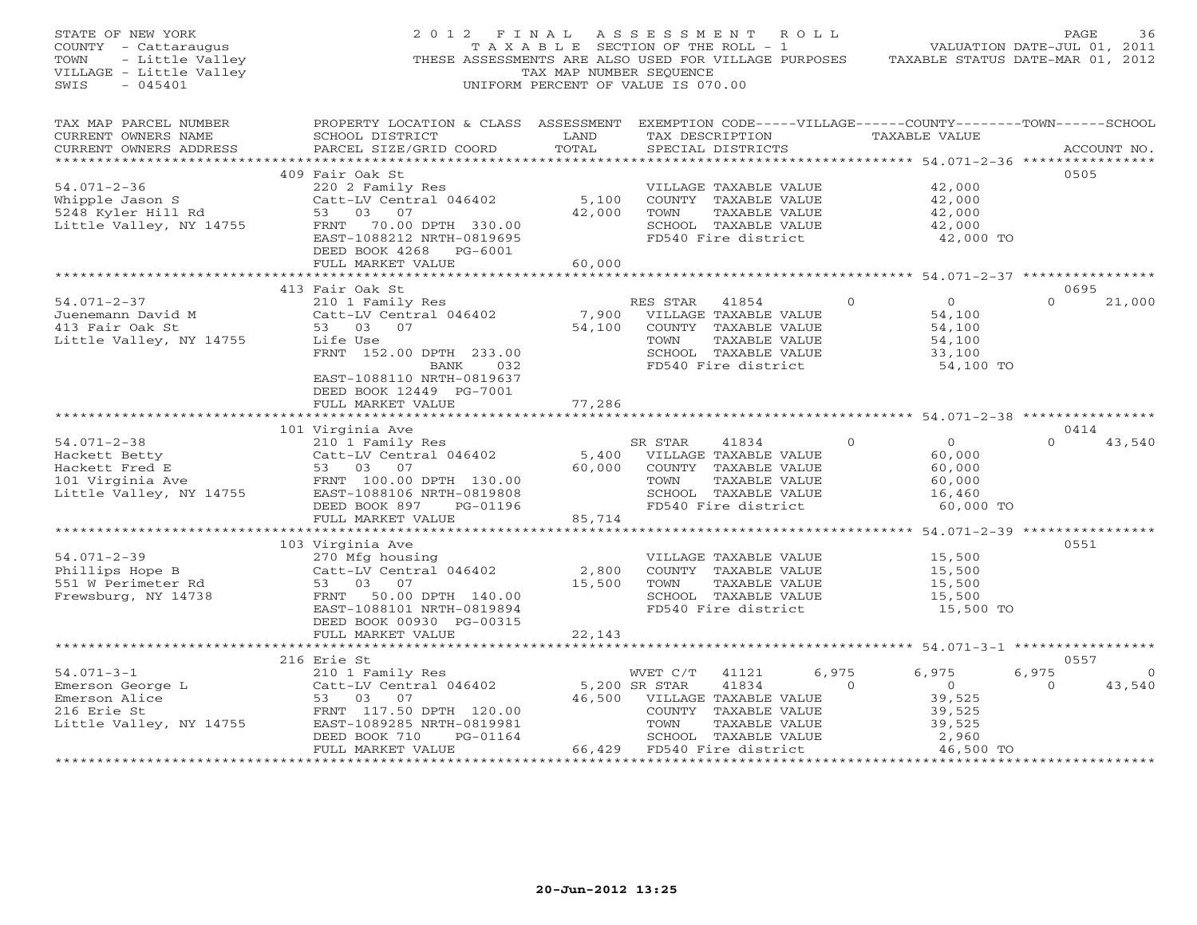STATE OF NEW YORK
COUNTY - Cattaraugus
TOWN - Little Valley
VILLAGE - Little Valley
SWIS - 045401

2012 FINAL ASSESSMENT ROLL
TAXABLE SECTION OF THE ROLL - 1
THESE ASSESSMENTS ARE ALSO USED FOR VILLAGE PURPOSES
TAX MAP NUMBER SEQUENCE
UNIFORM PERCENT OF VALUE IS 070.00

VALUATION DATE-JUL 01, 2011
TAXABLE STATUS DATE-MAR 01, 2012

| TAX MAP PARCEL NUMBER / CURRENT OWNERS NAME / CURRENT OWNERS ADDRESS | PROPERTY LOCATION & CLASS / SCHOOL DISTRICT / PARCEL SIZE/GRID COORD | ASSESSMENT LAND / TOTAL | EXEMPTION CODE / TAX DESCRIPTION / SPECIAL DISTRICTS | VILLAGE | COUNTY / TAXABLE VALUE | TOWN | SCHOOL | ACCOUNT NO. |
|---|---|---|---|---|---|---|---|---|
| **54.071-2-36** | 409 Fair Oak St | | | | | | | 0505 |
| Whipple Jason S | 220 2 Family Res | | VILLAGE TAXABLE VALUE | | 42,000 | | | |
| 5248 Kyler Hill Rd | Catt-LV Central 046402 | 5,100 | COUNTY TAXABLE VALUE | | 42,000 | | | |
| Little Valley, NY 14755 | 53 03 07 | 42,000 | TOWN TAXABLE VALUE | | 42,000 | | | |
| | FRNT 70.00 DPTH 330.00 | | SCHOOL TAXABLE VALUE | | 42,000 | | | |
| | EAST-1088212 NRTH-0819695 | | FD540 Fire district | | 42,000 TO | | | |
| | DEED BOOK 4268 PG-6001 | | | | | | | |
| | FULL MARKET VALUE | 60,000 | | | | | | |
| **54.071-2-37** | 413 Fair Oak St | | | | | | | 0695 |
| Juenemann David M | 210 1 Family Res | | RES STAR 41854 | 0 | 0 | 0 | 21,000 | |
| 413 Fair Oak St | Catt-LV Central 046402 | 7,900 | VILLAGE TAXABLE VALUE | | 54,100 | | | |
| Little Valley, NY 14755 | 53 03 07 | 54,100 | COUNTY TAXABLE VALUE | | 54,100 | | | |
| | Life Use | | TOWN TAXABLE VALUE | | 54,100 | | | |
| | FRNT 152.00 DPTH 233.00 | | SCHOOL TAXABLE VALUE | | 33,100 | | | |
| | BANK 032 | | FD540 Fire district | | 54,100 TO | | | |
| | EAST-1088110 NRTH-0819637 | | | | | | | |
| | DEED BOOK 12449 PG-7001 | | | | | | | |
| | FULL MARKET VALUE | 77,286 | | | | | | |
| **54.071-2-38** | 101 Virginia Ave | | | | | | | 0414 |
| Hackett Betty | 210 1 Family Res | | SR STAR 41834 | 0 | 0 | 0 | 43,540 | |
| Hackett Fred E | Catt-LV Central 046402 | 5,400 | VILLAGE TAXABLE VALUE | | 60,000 | | | |
| 101 Virginia Ave | 53 03 07 | 60,000 | COUNTY TAXABLE VALUE | | 60,000 | | | |
| Little Valley, NY 14755 | FRNT 100.00 DPTH 130.00 | | TOWN TAXABLE VALUE | | 60,000 | | | |
| | EAST-1088106 NRTH-0819808 | | SCHOOL TAXABLE VALUE | | 16,460 | | | |
| | DEED BOOK 897 PG-01196 | | FD540 Fire district | | 60,000 TO | | | |
| | FULL MARKET VALUE | 85,714 | | | | | | |
| **54.071-2-39** | 103 Virginia Ave | | | | | | | 0551 |
| Phillips Hope B | 270 Mfg housing | | VILLAGE TAXABLE VALUE | | 15,500 | | | |
| 551 W Perimeter Rd | Catt-LV Central 046402 | 2,800 | COUNTY TAXABLE VALUE | | 15,500 | | | |
| Frewsburg, NY 14738 | 53 03 07 | 15,500 | TOWN TAXABLE VALUE | | 15,500 | | | |
| | FRNT 50.00 DPTH 140.00 | | SCHOOL TAXABLE VALUE | | 15,500 | | | |
| | EAST-1088101 NRTH-0819894 | | FD540 Fire district | | 15,500 TO | | | |
| | DEED BOOK 00930 PG-00315 | | | | | | | |
| | FULL MARKET VALUE | 22,143 | | | | | | |
| **54.071-3-1** | 216 Erie St | | | | | | | 0557 |
| Emerson George L | 210 1 Family Res | | WVET C/T 41121 | 6,975 | 6,975 | 6,975 | 0 | |
| Emerson Alice | Catt-LV Central 046402 | 5,200 | SR STAR 41834 | 0 | 0 | 0 | 43,540 | |
| 216 Erie St | 53 03 07 | 46,500 | VILLAGE TAXABLE VALUE | | 39,525 | | | |
| Little Valley, NY 14755 | FRNT 117.50 DPTH 120.00 | | COUNTY TAXABLE VALUE | | 39,525 | | | |
| | EAST-1089285 NRTH-0819981 | | TOWN TAXABLE VALUE | | 39,525 | | | |
| | DEED BOOK 710 PG-01164 | | SCHOOL TAXABLE VALUE | | 2,960 | | | |
| | FULL MARKET VALUE | 66,429 | FD540 Fire district | | 46,500 TO | | | |

20-Jun-2012 13:25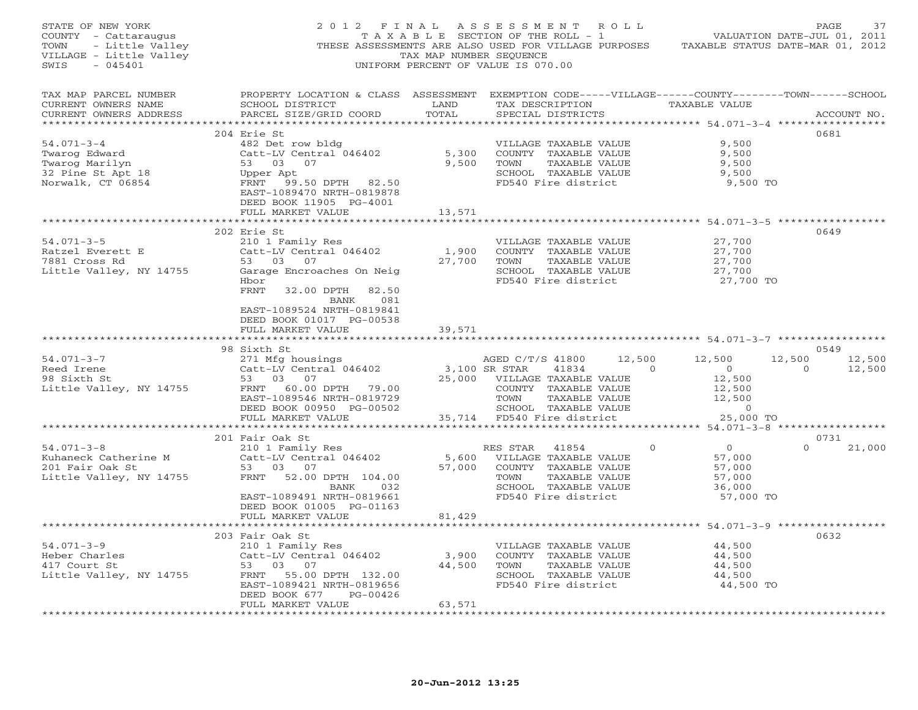STATE OF NEW YORK — 2012 FINAL ASSESSMENT ROLL
COUNTY - Cattaraugus — TAXABLE SECTION OF THE ROLL - 1 — VALUATION DATE-JUL 01, 2011
TOWN - Little Valley — THESE ASSESSMENTS ARE ALSO USED FOR VILLAGE PURPOSES — TAXABLE STATUS DATE-MAR 01, 2012
VILLAGE - Little Valley — TAX MAP NUMBER SEQUENCE
SWIS - 045401 — UNIFORM PERCENT OF VALUE IS 070.00

| TAX MAP PARCEL NUMBER / CURRENT OWNERS NAME / CURRENT OWNERS ADDRESS | PROPERTY LOCATION & CLASS / SCHOOL DISTRICT / PARCEL SIZE/GRID COORD | ASSESSMENT LAND / TOTAL | EXEMPTION CODE / TAX DESCRIPTION / SPECIAL DISTRICTS | VILLAGE | COUNTY / TAXABLE VALUE | TOWN | SCHOOL | ACCOUNT NO. |
|---|---|---|---|---|---|---|---|---|
| **54.071-3-4** | 204 Erie St | | | | | | | 0681 |
| Twarog Edward | 482 Det row bldg | | VILLAGE TAXABLE VALUE | | 9,500 | | | |
| Twarog Marilyn | Catt-LV Central 046402 | 5,300 | COUNTY TAXABLE VALUE | | 9,500 | | | |
| 32 Pine St Apt 18 | 53 03 07 | 9,500 | TOWN TAXABLE VALUE | | 9,500 | | | |
| Norwalk, CT 06854 | Upper Apt | | SCHOOL TAXABLE VALUE | | 9,500 | | | |
| | FRNT 99.50 DPTH 82.50 | | FD540 Fire district | | 9,500 TO | | | |
| | EAST-1089470 NRTH-0819878 | | | | | | | |
| | DEED BOOK 11905 PG-4001 | | | | | | | |
| | FULL MARKET VALUE | 13,571 | | | | | | |
| **54.071-3-5** | 202 Erie St | | | | | | | 0649 |
| Ratzel Everett E | 210 1 Family Res | | VILLAGE TAXABLE VALUE | | 27,700 | | | |
| 7881 Cross Rd | Catt-LV Central 046402 | 1,900 | COUNTY TAXABLE VALUE | | 27,700 | | | |
| Little Valley, NY 14755 | 53 03 07 | 27,700 | TOWN TAXABLE VALUE | | 27,700 | | | |
| | Garage Encroaches On Neig | | SCHOOL TAXABLE VALUE | | 27,700 | | | |
| | Hbor | | FD540 Fire district | | 27,700 TO | | | |
| | FRNT 32.00 DPTH 82.50 | | | | | | | |
| | BANK 081 | | | | | | | |
| | EAST-1089524 NRTH-0819841 | | | | | | | |
| | DEED BOOK 01017 PG-00538 | | | | | | | |
| | FULL MARKET VALUE | 39,571 | | | | | | |
| **54.071-3-7** | 98 Sixth St | | | | | | | 0549 |
| Reed Irene | 271 Mfg housings | | AGED C/T/S 41800 | 12,500 | 12,500 | 12,500 | 12,500 | |
| 98 Sixth St | Catt-LV Central 046402 | 3,100 | SR STAR 41834 | 0 | 0 | 0 | 12,500 | |
| Little Valley, NY 14755 | 53 03 07 | 25,000 | VILLAGE TAXABLE VALUE | | 12,500 | | | |
| | FRNT 60.00 DPTH 79.00 | | COUNTY TAXABLE VALUE | | 12,500 | | | |
| | EAST-1089546 NRTH-0819729 | | TOWN TAXABLE VALUE | | 12,500 | | | |
| | DEED BOOK 00950 PG-00502 | | SCHOOL TAXABLE VALUE | | 0 | | | |
| | FULL MARKET VALUE | 35,714 | FD540 Fire district | | 25,000 TO | | | |
| **54.071-3-8** | 201 Fair Oak St | | | | | | | 0731 |
| Kuhaneck Catherine M | 210 1 Family Res | | RES STAR 41854 | 0 | 0 | 0 | 21,000 | |
| 201 Fair Oak St | Catt-LV Central 046402 | 5,600 | VILLAGE TAXABLE VALUE | | 57,000 | | | |
| Little Valley, NY 14755 | 53 03 07 | 57,000 | COUNTY TAXABLE VALUE | | 57,000 | | | |
| | FRNT 52.00 DPTH 104.00 | | TOWN TAXABLE VALUE | | 57,000 | | | |
| | BANK 032 | | SCHOOL TAXABLE VALUE | | 36,000 | | | |
| | EAST-1089491 NRTH-0819661 | | FD540 Fire district | | 57,000 TO | | | |
| | DEED BOOK 01005 PG-01163 | | | | | | | |
| | FULL MARKET VALUE | 81,429 | | | | | | |
| **54.071-3-9** | 203 Fair Oak St | | | | | | | 0632 |
| Heber Charles | 210 1 Family Res | | VILLAGE TAXABLE VALUE | | 44,500 | | | |
| 417 Court St | Catt-LV Central 046402 | 3,900 | COUNTY TAXABLE VALUE | | 44,500 | | | |
| Little Valley, NY 14755 | 53 03 07 | 44,500 | TOWN TAXABLE VALUE | | 44,500 | | | |
| | FRNT 55.00 DPTH 132.00 | | SCHOOL TAXABLE VALUE | | 44,500 | | | |
| | EAST-1089421 NRTH-0819656 | | FD540 Fire district | | 44,500 TO | | | |
| | DEED BOOK 677 PG-00426 | | | | | | | |
| | FULL MARKET VALUE | 63,571 | | | | | | |

20-Jun-2012 13:25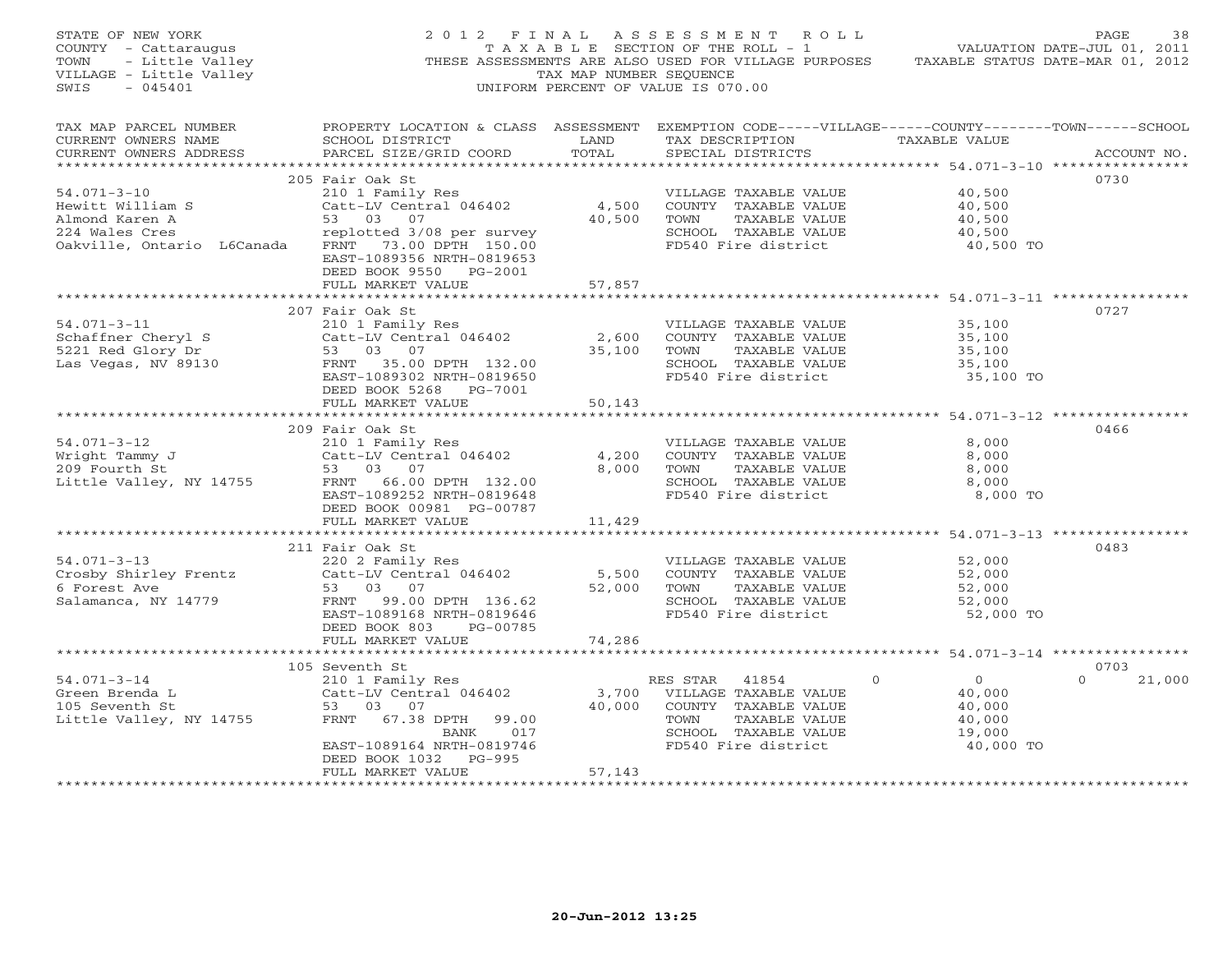STATE OF NEW YORK
COUNTY - Cattaraugus
TOWN - Little Valley
VILLAGE - Little Valley
SWIS - 045401

# 2012 FINAL ASSESSMENT ROLL

TAXABLE SECTION OF THE ROLL - 1
THESE ASSESSMENTS ARE ALSO USED FOR VILLAGE PURPOSES
TAX MAP NUMBER SEQUENCE
UNIFORM PERCENT OF VALUE IS 070.00

VALUATION DATE-JUL 01, 2011
TAXABLE STATUS DATE-MAR 01, 2012

| TAX MAP PARCEL NUMBER / CURRENT OWNERS NAME / CURRENT OWNERS ADDRESS | PROPERTY LOCATION & CLASS / SCHOOL DISTRICT / PARCEL SIZE/GRID COORD | ASSESSMENT LAND / TOTAL | EXEMPTION CODE / TAX DESCRIPTION / SPECIAL DISTRICTS | VILLAGE / COUNTY / TOWN / SCHOOL TAXABLE VALUE | ACCOUNT NO. |
|---|---|---|---|---|---|
| **54.071-3-10** | 205 Fair Oak St | | | | 0730 |
| Hewitt William S | 210 1 Family Res | | VILLAGE TAXABLE VALUE | 40,500 | |
| Almond Karen A | Catt-LV Central 046402 | 4,500 | COUNTY TAXABLE VALUE | 40,500 | |
| 224 Wales Cres | 53 03 07 | 40,500 | TOWN TAXABLE VALUE | 40,500 | |
| Oakville, Ontario L6Canada | replotted 3/08 per survey | | SCHOOL TAXABLE VALUE | 40,500 | |
| | FRNT 73.00 DPTH 150.00 | | FD540 Fire district | 40,500 TO | |
| | EAST-1089356 NRTH-0819653 | | | | |
| | DEED BOOK 9550 PG-2001 | | | | |
| | FULL MARKET VALUE | 57,857 | | | |
| **54.071-3-11** | 207 Fair Oak St | | | | 0727 |
| Schaffner Cheryl S | 210 1 Family Res | | VILLAGE TAXABLE VALUE | 35,100 | |
| 5221 Red Glory Dr | Catt-LV Central 046402 | 2,600 | COUNTY TAXABLE VALUE | 35,100 | |
| Las Vegas, NV 89130 | 53 03 07 | 35,100 | TOWN TAXABLE VALUE | 35,100 | |
| | FRNT 35.00 DPTH 132.00 | | SCHOOL TAXABLE VALUE | 35,100 | |
| | EAST-1089302 NRTH-0819650 | | FD540 Fire district | 35,100 TO | |
| | DEED BOOK 5268 PG-7001 | | | | |
| | FULL MARKET VALUE | 50,143 | | | |
| **54.071-3-12** | 209 Fair Oak St | | | | 0466 |
| Wright Tammy J | 210 1 Family Res | | VILLAGE TAXABLE VALUE | 8,000 | |
| 209 Fourth St | Catt-LV Central 046402 | 4,200 | COUNTY TAXABLE VALUE | 8,000 | |
| Little Valley, NY 14755 | 53 03 07 | 8,000 | TOWN TAXABLE VALUE | 8,000 | |
| | FRNT 66.00 DPTH 132.00 | | SCHOOL TAXABLE VALUE | 8,000 | |
| | EAST-1089252 NRTH-0819648 | | FD540 Fire district | 8,000 TO | |
| | DEED BOOK 00981 PG-00787 | | | | |
| | FULL MARKET VALUE | 11,429 | | | |
| **54.071-3-13** | 211 Fair Oak St | | | | 0483 |
| Crosby Shirley Frentz | 220 2 Family Res | | VILLAGE TAXABLE VALUE | 52,000 | |
| 6 Forest Ave | Catt-LV Central 046402 | 5,500 | COUNTY TAXABLE VALUE | 52,000 | |
| Salamanca, NY 14779 | 53 03 07 | 52,000 | TOWN TAXABLE VALUE | 52,000 | |
| | FRNT 99.00 DPTH 136.62 | | SCHOOL TAXABLE VALUE | 52,000 | |
| | EAST-1089168 NRTH-0819646 | | FD540 Fire district | 52,000 TO | |
| | DEED BOOK 803 PG-00785 | | | | |
| | FULL MARKET VALUE | 74,286 | | | |
| **54.071-3-14** | 105 Seventh St | | | | 0703 |
| Green Brenda L | 210 1 Family Res | | RES STAR 41854 | 0 / 0 / 0 / 21,000 | |
| 105 Seventh St | Catt-LV Central 046402 | 3,700 | VILLAGE TAXABLE VALUE | 40,000 | |
| Little Valley, NY 14755 | 53 03 07 | 40,000 | COUNTY TAXABLE VALUE | 40,000 | |
| | FRNT 67.38 DPTH 99.00 | | TOWN TAXABLE VALUE | 40,000 | |
| | BANK 017 | | SCHOOL TAXABLE VALUE | 19,000 | |
| | EAST-1089164 NRTH-0819746 | | FD540 Fire district | 40,000 TO | |
| | DEED BOOK 1032 PG-995 | | | | |
| | FULL MARKET VALUE | 57,143 | | | |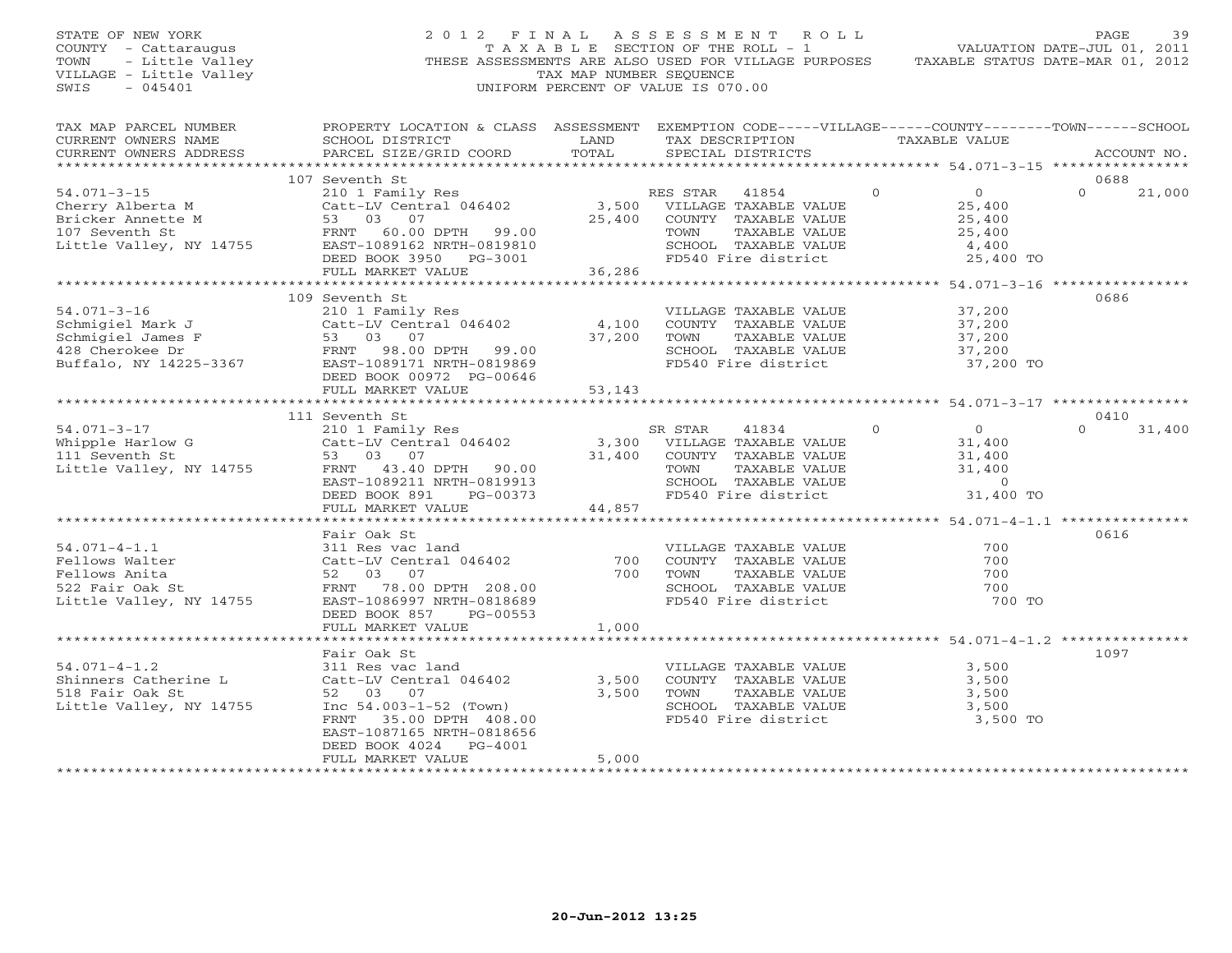STATE OF NEW YORK
COUNTY - Cattaraugus
TOWN - Little Valley
VILLAGE - Little Valley
SWIS - 045401

# 2012 FINAL ASSESSMENT ROLL

TAXABLE SECTION OF THE ROLL - 1
THESE ASSESSMENTS ARE ALSO USED FOR VILLAGE PURPOSES
TAX MAP NUMBER SEQUENCE
UNIFORM PERCENT OF VALUE IS 070.00

VALUATION DATE-JUL 01, 2011
TAXABLE STATUS DATE-MAR 01, 2012

| TAX MAP PARCEL NUMBER / CURRENT OWNERS NAME / CURRENT OWNERS ADDRESS | PROPERTY LOCATION & CLASS / SCHOOL DISTRICT / PARCEL SIZE/GRID COORD | ASSESSMENT LAND / TOTAL | EXEMPTION CODE / TAX DESCRIPTION / SPECIAL DISTRICTS | VILLAGE | COUNTY / TAXABLE VALUE | TOWN | SCHOOL / ACCOUNT NO. |
|---|---|---|---|---|---|---|---|
| **54.071-3-15** | 107 Seventh St | | | | | | 0688 |
| Cherry Alberta M | 210 1 Family Res | | RES STAR 41854 | 0 | 0 | 0 | 21,000 |
| Bricker Annette M | Catt-LV Central 046402 | 3,500 | VILLAGE TAXABLE VALUE | | 25,400 | | |
| 107 Seventh St | 53 03 07 | 25,400 | COUNTY TAXABLE VALUE | | 25,400 | | |
| Little Valley, NY 14755 | FRNT 60.00 DPTH 99.00 | | TOWN TAXABLE VALUE | | 25,400 | | |
| | EAST-1089162 NRTH-0819810 | | SCHOOL TAXABLE VALUE | | 4,400 | | |
| | DEED BOOK 3950 PG-3001 | | FD540 Fire district | | 25,400 TO | | |
| | FULL MARKET VALUE | 36,286 | | | | | |
| **54.071-3-16** | 109 Seventh St | | | | | | 0686 |
| Schmigiel Mark J | 210 1 Family Res | | VILLAGE TAXABLE VALUE | | 37,200 | | |
| Schmigiel James F | Catt-LV Central 046402 | 4,100 | COUNTY TAXABLE VALUE | | 37,200 | | |
| 428 Cherokee Dr | 53 03 07 | 37,200 | TOWN TAXABLE VALUE | | 37,200 | | |
| Buffalo, NY 14225-3367 | FRNT 98.00 DPTH 99.00 | | SCHOOL TAXABLE VALUE | | 37,200 | | |
| | EAST-1089171 NRTH-0819869 | | FD540 Fire district | | 37,200 TO | | |
| | DEED BOOK 00972 PG-00646 | | | | | | |
| | FULL MARKET VALUE | 53,143 | | | | | |
| **54.071-3-17** | 111 Seventh St | | | | | | 0410 |
| Whipple Harlow G | 210 1 Family Res | | SR STAR 41834 | 0 | 0 | 0 | 31,400 |
| 111 Seventh St | Catt-LV Central 046402 | 3,300 | VILLAGE TAXABLE VALUE | | 31,400 | | |
| Little Valley, NY 14755 | 53 03 07 | 31,400 | COUNTY TAXABLE VALUE | | 31,400 | | |
| | FRNT 43.40 DPTH 90.00 | | TOWN TAXABLE VALUE | | 31,400 | | |
| | EAST-1089211 NRTH-0819913 | | SCHOOL TAXABLE VALUE | | 0 | | |
| | DEED BOOK 891 PG-00373 | | FD540 Fire district | | 31,400 TO | | |
| | FULL MARKET VALUE | 44,857 | | | | | |
| **54.071-4-1.1** | Fair Oak St | | | | | | 0616 |
| Fellows Walter | 311 Res vac land | | VILLAGE TAXABLE VALUE | | 700 | | |
| Fellows Anita | Catt-LV Central 046402 | 700 | COUNTY TAXABLE VALUE | | 700 | | |
| 522 Fair Oak St | 52 03 07 | 700 | TOWN TAXABLE VALUE | | 700 | | |
| Little Valley, NY 14755 | FRNT 78.00 DPTH 208.00 | | SCHOOL TAXABLE VALUE | | 700 | | |
| | EAST-1086997 NRTH-0818689 | | FD540 Fire district | | 700 TO | | |
| | DEED BOOK 857 PG-00553 | | | | | | |
| | FULL MARKET VALUE | 1,000 | | | | | |
| **54.071-4-1.2** | Fair Oak St | | | | | | 1097 |
| Shinners Catherine L | 311 Res vac land | | VILLAGE TAXABLE VALUE | | 3,500 | | |
| 518 Fair Oak St | Catt-LV Central 046402 | 3,500 | COUNTY TAXABLE VALUE | | 3,500 | | |
| Little Valley, NY 14755 | 52 03 07 | 3,500 | TOWN TAXABLE VALUE | | 3,500 | | |
| | Inc 54.003-1-52 (Town) | | SCHOOL TAXABLE VALUE | | 3,500 | | |
| | FRNT 35.00 DPTH 408.00 | | FD540 Fire district | | 3,500 TO | | |
| | EAST-1087165 NRTH-0818656 | | | | | | |
| | DEED BOOK 4024 PG-4001 | | | | | | |
| | FULL MARKET VALUE | 5,000 | | | | | |

20-Jun-2012 13:25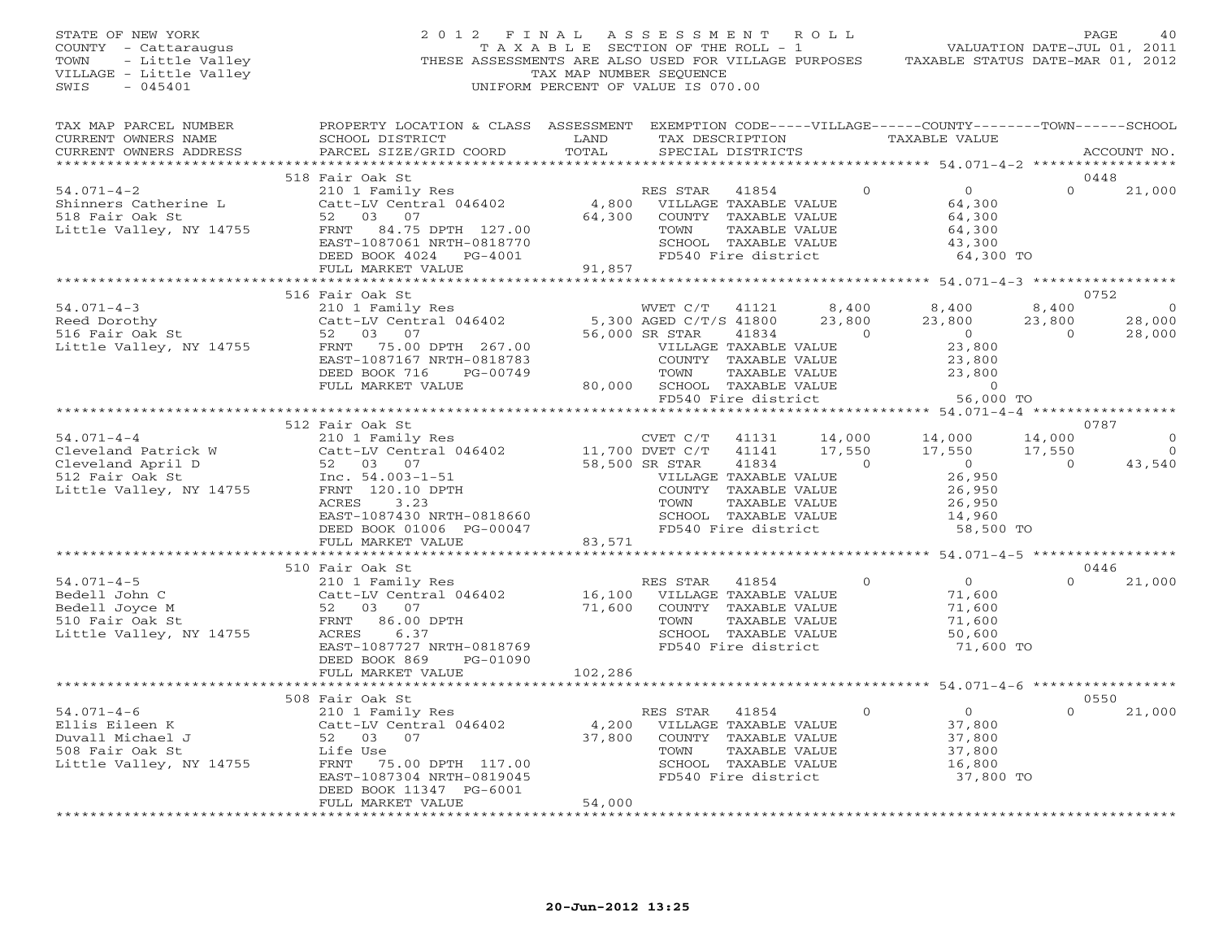STATE OF NEW YORK
COUNTY - Cattaraugus
TOWN - Little Valley
VILLAGE - Little Valley
SWIS - 045401

2012 FINAL ASSESSMENT ROLL
TAXABLE SECTION OF THE ROLL - 1
THESE ASSESSMENTS ARE ALSO USED FOR VILLAGE PURPOSES
TAX MAP NUMBER SEQUENCE
UNIFORM PERCENT OF VALUE IS 070.00

VALUATION DATE-JUL 01, 2011
TAXABLE STATUS DATE-MAR 01, 2012

| TAX MAP PARCEL NUMBER / CURRENT OWNERS NAME / CURRENT OWNERS ADDRESS | PROPERTY LOCATION & CLASS / SCHOOL DISTRICT / PARCEL SIZE/GRID COORD | ASSESSMENT LAND / TOTAL | EXEMPTION CODE / TAX DESCRIPTION / SPECIAL DISTRICTS | VILLAGE | COUNTY | TOWN | SCHOOL | ACCOUNT NO. |
|---|---|---|---|---|---|---|---|---|
| **54.071-4-2** | 518 Fair Oak St | | | | | | | 0448 |
| Shinners Catherine L | 210 1 Family Res | | RES STAR 41854 | 0 | 0 | 0 | 21,000 | |
| 518 Fair Oak St | Catt-LV Central 046402 | 4,800 | VILLAGE TAXABLE VALUE | 64,300 | | | | |
| Little Valley, NY 14755 | 52 03 07 | 64,300 | COUNTY TAXABLE VALUE | | 64,300 | | | |
| | FRNT 84.75 DPTH 127.00 | | TOWN TAXABLE VALUE | | | 64,300 | | |
| | EAST-1087061 NRTH-0818770 | | SCHOOL TAXABLE VALUE | | | | 43,300 | |
| | DEED BOOK 4024 PG-4001 | | FD540 Fire district | 64,300 TO | | | | |
| | FULL MARKET VALUE | 91,857 | | | | | | |
| **54.071-4-3** | 516 Fair Oak St | | | | | | | 0752 |
| Reed Dorothy | 210 1 Family Res | | WVET C/T 41121 | 8,400 | 8,400 | 8,400 | 0 | |
| 516 Fair Oak St | Catt-LV Central 046402 | 5,300 | AGED C/T/S 41800 | 23,800 | 23,800 | 23,800 | 28,000 | |
| Little Valley, NY 14755 | 52 03 07 | 56,000 | SR STAR 41834 | 0 | 0 | 0 | 28,000 | |
| | FRNT 75.00 DPTH 267.00 | | VILLAGE TAXABLE VALUE | 23,800 | | | | |
| | EAST-1087167 NRTH-0818783 | | COUNTY TAXABLE VALUE | | 23,800 | | | |
| | DEED BOOK 716 PG-00749 | | TOWN TAXABLE VALUE | | | 23,800 | | |
| | FULL MARKET VALUE | 80,000 | SCHOOL TAXABLE VALUE | | | | 0 | |
| | | | FD540 Fire district | 56,000 TO | | | | |
| **54.071-4-4** | 512 Fair Oak St | | | | | | | 0787 |
| Cleveland Patrick W | 210 1 Family Res | | CVET C/T 41131 | 14,000 | 14,000 | 14,000 | 0 | |
| Cleveland April D | Catt-LV Central 046402 | 11,700 | DVET C/T 41141 | 17,550 | 17,550 | 17,550 | 0 | |
| 512 Fair Oak St | 52 03 07 | 58,500 | SR STAR 41834 | 0 | 0 | 0 | 43,540 | |
| Little Valley, NY 14755 | Inc. 54.003-1-51 | | VILLAGE TAXABLE VALUE | 26,950 | | | | |
| | FRNT 120.10 DPTH | | COUNTY TAXABLE VALUE | | 26,950 | | | |
| | ACRES 3.23 | | TOWN TAXABLE VALUE | | | 26,950 | | |
| | EAST-1087430 NRTH-0818660 | | SCHOOL TAXABLE VALUE | | | | 14,960 | |
| | DEED BOOK 01006 PG-00047 | | FD540 Fire district | 58,500 TO | | | | |
| | FULL MARKET VALUE | 83,571 | | | | | | |
| **54.071-4-5** | 510 Fair Oak St | | | | | | | 0446 |
| Bedell John C | 210 1 Family Res | | RES STAR 41854 | 0 | 0 | 0 | 21,000 | |
| Bedell Joyce M | Catt-LV Central 046402 | 16,100 | VILLAGE TAXABLE VALUE | 71,600 | | | | |
| 510 Fair Oak St | 52 03 07 | 71,600 | COUNTY TAXABLE VALUE | | 71,600 | | | |
| Little Valley, NY 14755 | FRNT 86.00 DPTH | | TOWN TAXABLE VALUE | | | 71,600 | | |
| | ACRES 6.37 | | SCHOOL TAXABLE VALUE | | | | 50,600 | |
| | EAST-1087727 NRTH-0818769 | | FD540 Fire district | 71,600 TO | | | | |
| | DEED BOOK 869 PG-01090 | | | | | | | |
| | FULL MARKET VALUE | 102,286 | | | | | | |
| **54.071-4-6** | 508 Fair Oak St | | | | | | | 0550 |
| Ellis Eileen K | 210 1 Family Res | | RES STAR 41854 | 0 | 0 | 0 | 21,000 | |
| Duvall Michael J | Catt-LV Central 046402 | 4,200 | VILLAGE TAXABLE VALUE | 37,800 | | | | |
| 508 Fair Oak St | 52 03 07 | 37,800 | COUNTY TAXABLE VALUE | | 37,800 | | | |
| Little Valley, NY 14755 | Life Use | | TOWN TAXABLE VALUE | | | 37,800 | | |
| | FRNT 75.00 DPTH 117.00 | | SCHOOL TAXABLE VALUE | | | | 16,800 | |
| | EAST-1087304 NRTH-0819045 | | FD540 Fire district | 37,800 TO | | | | |
| | DEED BOOK 11347 PG-6001 | | | | | | | |
| | FULL MARKET VALUE | 54,000 | | | | | | |

20-Jun-2012 13:25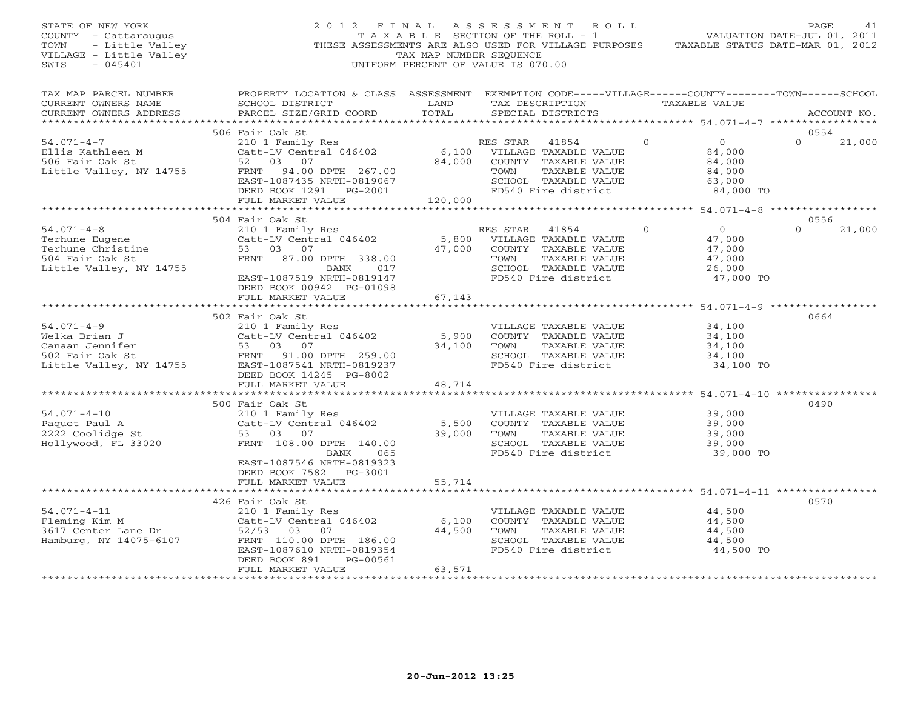STATE OF NEW YORK
COUNTY - Cattaraugus
TOWN - Little Valley
VILLAGE - Little Valley
SWIS - 045401

2012 FINAL ASSESSMENT ROLL
TAXABLE SECTION OF THE ROLL - 1
THESE ASSESSMENTS ARE ALSO USED FOR VILLAGE PURPOSES
TAX MAP NUMBER SEQUENCE
UNIFORM PERCENT OF VALUE IS 070.00

VALUATION DATE-JUL 01, 2011
TAXABLE STATUS DATE-MAR 01, 2012

| TAX MAP PARCEL NUMBER / CURRENT OWNERS NAME / CURRENT OWNERS ADDRESS | PROPERTY LOCATION & CLASS / SCHOOL DISTRICT / PARCEL SIZE/GRID COORD | ASSESSMENT LAND / TOTAL | EXEMPTION CODE / TAX DESCRIPTION / SPECIAL DISTRICTS | VILLAGE | COUNTY | TOWN | SCHOOL / TAXABLE VALUE | ACCOUNT NO. |
|---|---|---|---|---|---|---|---|---|
| **54.071-4-7** | 506 Fair Oak St | | | | | | | 0554 |
| Ellis Kathleen M | 210 1 Family Res | | RES STAR 41854 | 0 | 0 | 0 | 21,000 | |
| 506 Fair Oak St | Catt-LV Central 046402 | 6,100 | VILLAGE TAXABLE VALUE | | | | 84,000 | |
| Little Valley, NY 14755 | 52 03 07 | 84,000 | COUNTY TAXABLE VALUE | | | | 84,000 | |
| | FRNT 94.00 DPTH 267.00 | | TOWN TAXABLE VALUE | | | | 84,000 | |
| | EAST-1087435 NRTH-0819067 | | SCHOOL TAXABLE VALUE | | | | 63,000 | |
| | DEED BOOK 1291 PG-2001 | | FD540 Fire district | | | | 84,000 TO | |
| | FULL MARKET VALUE | 120,000 | | | | | | |
| **54.071-4-8** | 504 Fair Oak St | | | | | | | 0556 |
| Terhune Eugene | 210 1 Family Res | | RES STAR 41854 | 0 | 0 | 0 | 21,000 | |
| Terhune Christine | Catt-LV Central 046402 | 5,800 | VILLAGE TAXABLE VALUE | | | | 47,000 | |
| 504 Fair Oak St | 53 03 07 | 47,000 | COUNTY TAXABLE VALUE | | | | 47,000 | |
| Little Valley, NY 14755 | FRNT 87.00 DPTH 338.00 | | TOWN TAXABLE VALUE | | | | 47,000 | |
| | BANK 017 | | SCHOOL TAXABLE VALUE | | | | 26,000 | |
| | EAST-1087519 NRTH-0819147 | | FD540 Fire district | | | | 47,000 TO | |
| | DEED BOOK 00942 PG-01098 | | | | | | | |
| | FULL MARKET VALUE | 67,143 | | | | | | |
| **54.071-4-9** | 502 Fair Oak St | | | | | | | 0664 |
| Welka Brian J | 210 1 Family Res | | VILLAGE TAXABLE VALUE | | | | 34,100 | |
| Canaan Jennifer | Catt-LV Central 046402 | 5,900 | COUNTY TAXABLE VALUE | | | | 34,100 | |
| 502 Fair Oak St | 53 03 07 | 34,100 | TOWN TAXABLE VALUE | | | | 34,100 | |
| Little Valley, NY 14755 | FRNT 91.00 DPTH 259.00 | | SCHOOL TAXABLE VALUE | | | | 34,100 | |
| | EAST-1087541 NRTH-0819237 | | FD540 Fire district | | | | 34,100 TO | |
| | DEED BOOK 14245 PG-8002 | | | | | | | |
| | FULL MARKET VALUE | 48,714 | | | | | | |
| **54.071-4-10** | 500 Fair Oak St | | | | | | | 0490 |
| Paquet Paul A | 210 1 Family Res | | VILLAGE TAXABLE VALUE | | | | 39,000 | |
| 2222 Coolidge St | Catt-LV Central 046402 | 5,500 | COUNTY TAXABLE VALUE | | | | 39,000 | |
| Hollywood, FL 33020 | 53 03 07 | 39,000 | TOWN TAXABLE VALUE | | | | 39,000 | |
| | FRNT 108.00 DPTH 140.00 | | SCHOOL TAXABLE VALUE | | | | 39,000 | |
| | BANK 065 | | FD540 Fire district | | | | 39,000 TO | |
| | EAST-1087546 NRTH-0819323 | | | | | | | |
| | DEED BOOK 7582 PG-3001 | | | | | | | |
| | FULL MARKET VALUE | 55,714 | | | | | | |
| **54.071-4-11** | 426 Fair Oak St | | | | | | | 0570 |
| Fleming Kim M | 210 1 Family Res | | VILLAGE TAXABLE VALUE | | | | 44,500 | |
| 3617 Center Lane Dr | Catt-LV Central 046402 | 6,100 | COUNTY TAXABLE VALUE | | | | 44,500 | |
| Hamburg, NY 14075-6107 | 52/53 03 07 | 44,500 | TOWN TAXABLE VALUE | | | | 44,500 | |
| | FRNT 110.00 DPTH 186.00 | | SCHOOL TAXABLE VALUE | | | | 44,500 | |
| | EAST-1087610 NRTH-0819354 | | FD540 Fire district | | | | 44,500 TO | |
| | DEED BOOK 891 PG-00561 | | | | | | | |
| | FULL MARKET VALUE | 63,571 | | | | | | |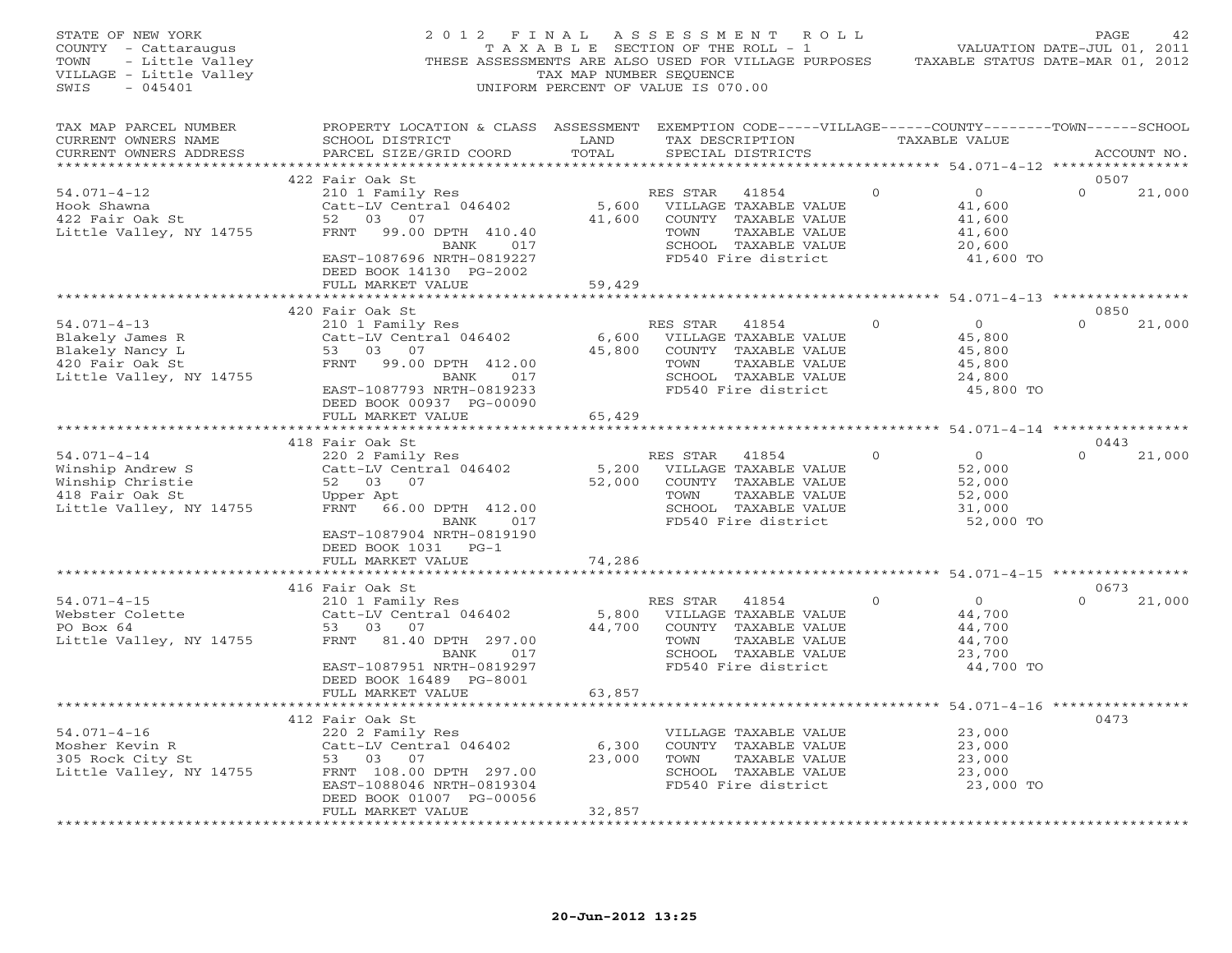STATE OF NEW YORK
COUNTY - Cattaraugus
TOWN - Little Valley
VILLAGE - Little Valley
SWIS - 045401

# 2012 FINAL ASSESSMENT ROLL

TAXABLE SECTION OF THE ROLL - 1
THESE ASSESSMENTS ARE ALSO USED FOR VILLAGE PURPOSES
TAX MAP NUMBER SEQUENCE
UNIFORM PERCENT OF VALUE IS 070.00

VALUATION DATE-JUL 01, 2011
TAXABLE STATUS DATE-MAR 01, 2012

| TAX MAP PARCEL NUMBER / CURRENT OWNERS NAME / CURRENT OWNERS ADDRESS | PROPERTY LOCATION & CLASS / SCHOOL DISTRICT / PARCEL SIZE/GRID COORD | ASSESSMENT LAND / TOTAL | EXEMPTION CODE / TAX DESCRIPTION / SPECIAL DISTRICTS | VILLAGE | COUNTY / TAXABLE VALUE | TOWN | SCHOOL / ACCOUNT NO. |
|---|---|---|---|---|---|---|---|
| | 422 Fair Oak St | | | | | | 0507 |
| 54.071-4-12 | 210 1 Family Res | | RES STAR 41854 | 0 | 0 | 0 | 21,000 |
| Hook Shawna | Catt-LV Central 046402 | 5,600 | VILLAGE TAXABLE VALUE | | 41,600 | | |
| 422 Fair Oak St | 52 03 07 | 41,600 | COUNTY TAXABLE VALUE | | 41,600 | | |
| Little Valley, NY 14755 | FRNT 99.00 DPTH 410.40 | | TOWN TAXABLE VALUE | | 41,600 | | |
| | BANK 017 | | SCHOOL TAXABLE VALUE | | 20,600 | | |
| | EAST-1087696 NRTH-0819227 | | FD540 Fire district | | 41,600 TO | | |
| | DEED BOOK 14130 PG-2002 | | | | | | |
| | FULL MARKET VALUE | 59,429 | | | | | |
| | 420 Fair Oak St | | | | | | 0850 |
| 54.071-4-13 | 210 1 Family Res | | RES STAR 41854 | 0 | 0 | 0 | 21,000 |
| Blakely James R | Catt-LV Central 046402 | 6,600 | VILLAGE TAXABLE VALUE | | 45,800 | | |
| Blakely Nancy L | 53 03 07 | 45,800 | COUNTY TAXABLE VALUE | | 45,800 | | |
| 420 Fair Oak St | FRNT 99.00 DPTH 412.00 | | TOWN TAXABLE VALUE | | 45,800 | | |
| Little Valley, NY 14755 | BANK 017 | | SCHOOL TAXABLE VALUE | | 24,800 | | |
| | EAST-1087793 NRTH-0819233 | | FD540 Fire district | | 45,800 TO | | |
| | DEED BOOK 00937 PG-00090 | | | | | | |
| | FULL MARKET VALUE | 65,429 | | | | | |
| | 418 Fair Oak St | | | | | | 0443 |
| 54.071-4-14 | 220 2 Family Res | | RES STAR 41854 | 0 | 0 | 0 | 21,000 |
| Winship Andrew S | Catt-LV Central 046402 | 5,200 | VILLAGE TAXABLE VALUE | | 52,000 | | |
| Winship Christie | 52 03 07 | 52,000 | COUNTY TAXABLE VALUE | | 52,000 | | |
| 418 Fair Oak St | Upper Apt | | TOWN TAXABLE VALUE | | 52,000 | | |
| Little Valley, NY 14755 | FRNT 66.00 DPTH 412.00 | | SCHOOL TAXABLE VALUE | | 31,000 | | |
| | BANK 017 | | FD540 Fire district | | 52,000 TO | | |
| | EAST-1087904 NRTH-0819190 | | | | | | |
| | DEED BOOK 1031 PG-1 | | | | | | |
| | FULL MARKET VALUE | 74,286 | | | | | |
| | 416 Fair Oak St | | | | | | 0673 |
| 54.071-4-15 | 210 1 Family Res | | RES STAR 41854 | 0 | 0 | 0 | 21,000 |
| Webster Colette | Catt-LV Central 046402 | 5,800 | VILLAGE TAXABLE VALUE | | 44,700 | | |
| PO Box 64 | 53 03 07 | 44,700 | COUNTY TAXABLE VALUE | | 44,700 | | |
| Little Valley, NY 14755 | FRNT 81.40 DPTH 297.00 | | TOWN TAXABLE VALUE | | 44,700 | | |
| | BANK 017 | | SCHOOL TAXABLE VALUE | | 23,700 | | |
| | EAST-1087951 NRTH-0819297 | | FD540 Fire district | | 44,700 TO | | |
| | DEED BOOK 16489 PG-8001 | | | | | | |
| | FULL MARKET VALUE | 63,857 | | | | | |
| | 412 Fair Oak St | | | | | | 0473 |
| 54.071-4-16 | 220 2 Family Res | | VILLAGE TAXABLE VALUE | | 23,000 | | |
| Mosher Kevin R | Catt-LV Central 046402 | 6,300 | COUNTY TAXABLE VALUE | | 23,000 | | |
| 305 Rock City St | 53 03 07 | 23,000 | TOWN TAXABLE VALUE | | 23,000 | | |
| Little Valley, NY 14755 | FRNT 108.00 DPTH 297.00 | | SCHOOL TAXABLE VALUE | | 23,000 | | |
| | EAST-1088046 NRTH-0819304 | | FD540 Fire district | | 23,000 TO | | |
| | DEED BOOK 01007 PG-00056 | | | | | | |
| | FULL MARKET VALUE | 32,857 | | | | | |

20-Jun-2012 13:25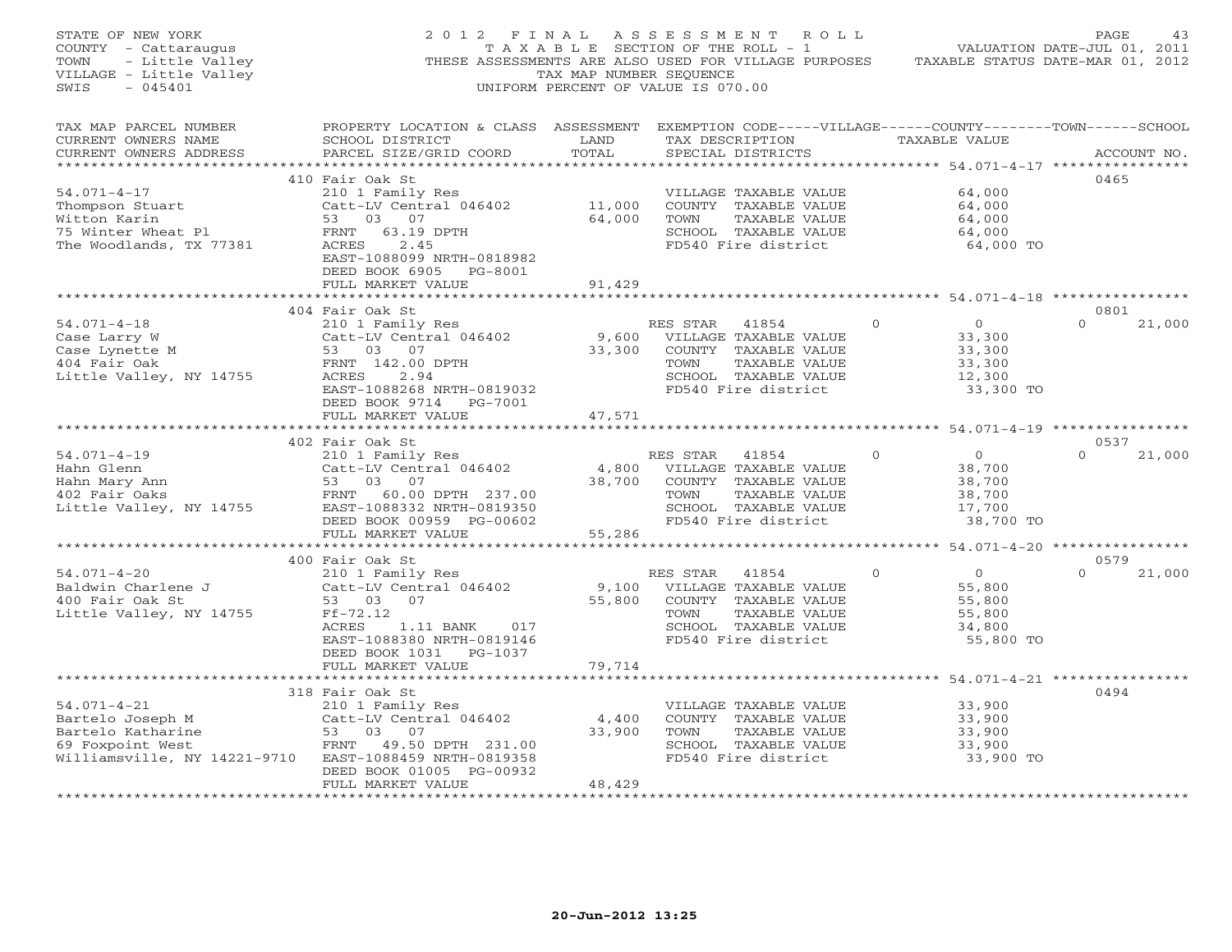STATE OF NEW YORK
COUNTY - Cattaraugus
TOWN - Little Valley
VILLAGE - Little Valley
SWIS - 045401

# 2012 FINAL ASSESSMENT ROLL

TAXABLE SECTION OF THE ROLL - 1
THESE ASSESSMENTS ARE ALSO USED FOR VILLAGE PURPOSES
TAX MAP NUMBER SEQUENCE
UNIFORM PERCENT OF VALUE IS 070.00

VALUATION DATE-JUL 01, 2011
TAXABLE STATUS DATE-MAR 01, 2012

| TAX MAP PARCEL NUMBER / CURRENT OWNERS NAME / CURRENT OWNERS ADDRESS | PROPERTY LOCATION & CLASS / SCHOOL DISTRICT / PARCEL SIZE/GRID COORD | ASSESSMENT LAND / TOTAL | EXEMPTION CODE / TAX DESCRIPTION / SPECIAL DISTRICTS | VILLAGE | COUNTY | TOWN | SCHOOL / TAXABLE VALUE | ACCOUNT NO. |
|---|---|---|---|---|---|---|---|---|
| **54.071-4-17** | 410 Fair Oak St | | | | | | | 0465 |
| Thompson Stuart | 210 1 Family Res | | VILLAGE TAXABLE VALUE | | | | 64,000 | |
| Witton Karin | Catt-LV Central 046402 | 11,000 | COUNTY TAXABLE VALUE | | | | 64,000 | |
| 75 Winter Wheat Pl | 53 03 07 | 64,000 | TOWN TAXABLE VALUE | | | | 64,000 | |
| The Woodlands, TX 77381 | FRNT 63.19 DPTH | | SCHOOL TAXABLE VALUE | | | | 64,000 | |
| | ACRES 2.45 | | FD540 Fire district | | | | 64,000 TO | |
| | EAST-1088099 NRTH-0818982 | | | | | | | |
| | DEED BOOK 6905 PG-8001 | | | | | | | |
| | FULL MARKET VALUE | 91,429 | | | | | | |
| **54.071-4-18** | 404 Fair Oak St | | | | | | | 0801 |
| Case Larry W | 210 1 Family Res | | RES STAR 41854 | 0 | 0 | 0 | 21,000 | |
| Case Lynette M | Catt-LV Central 046402 | 9,600 | VILLAGE TAXABLE VALUE | | | | 33,300 | |
| 404 Fair Oak | 53 03 07 | 33,300 | COUNTY TAXABLE VALUE | | | | 33,300 | |
| Little Valley, NY 14755 | FRNT 142.00 DPTH | | TOWN TAXABLE VALUE | | | | 33,300 | |
| | ACRES 2.94 | | SCHOOL TAXABLE VALUE | | | | 12,300 | |
| | EAST-1088268 NRTH-0819032 | | FD540 Fire district | | | | 33,300 TO | |
| | DEED BOOK 9714 PG-7001 | | | | | | | |
| | FULL MARKET VALUE | 47,571 | | | | | | |
| **54.071-4-19** | 402 Fair Oak St | | | | | | | 0537 |
| Hahn Glenn | 210 1 Family Res | | RES STAR 41854 | 0 | 0 | 0 | 21,000 | |
| Hahn Mary Ann | Catt-LV Central 046402 | 4,800 | VILLAGE TAXABLE VALUE | | | | 38,700 | |
| 402 Fair Oaks | 53 03 07 | 38,700 | COUNTY TAXABLE VALUE | | | | 38,700 | |
| Little Valley, NY 14755 | FRNT 60.00 DPTH 237.00 | | TOWN TAXABLE VALUE | | | | 38,700 | |
| | EAST-1088332 NRTH-0819350 | | SCHOOL TAXABLE VALUE | | | | 17,700 | |
| | DEED BOOK 00959 PG-00602 | | FD540 Fire district | | | | 38,700 TO | |
| | FULL MARKET VALUE | 55,286 | | | | | | |
| **54.071-4-20** | 400 Fair Oak St | | | | | | | 0579 |
| Baldwin Charlene J | 210 1 Family Res | | RES STAR 41854 | 0 | 0 | 0 | 21,000 | |
| 400 Fair Oak St | Catt-LV Central 046402 | 9,100 | VILLAGE TAXABLE VALUE | | | | 55,800 | |
| Little Valley, NY 14755 | 53 03 07 | 55,800 | COUNTY TAXABLE VALUE | | | | 55,800 | |
| | Ff-72.12 | | TOWN TAXABLE VALUE | | | | 55,800 | |
| | ACRES 1.11 BANK 017 | | SCHOOL TAXABLE VALUE | | | | 34,800 | |
| | EAST-1088380 NRTH-0819146 | | FD540 Fire district | | | | 55,800 TO | |
| | DEED BOOK 1031 PG-1037 | | | | | | | |
| | FULL MARKET VALUE | 79,714 | | | | | | |
| **54.071-4-21** | 318 Fair Oak St | | | | | | | 0494 |
| Bartelo Joseph M | 210 1 Family Res | | VILLAGE TAXABLE VALUE | | | | 33,900 | |
| Bartelo Katharine | Catt-LV Central 046402 | 4,400 | COUNTY TAXABLE VALUE | | | | 33,900 | |
| 69 Foxpoint West | 53 03 07 | 33,900 | TOWN TAXABLE VALUE | | | | 33,900 | |
| Williamsville, NY 14221-9710 | FRNT 49.50 DPTH 231.00 | | SCHOOL TAXABLE VALUE | | | | 33,900 | |
| | EAST-1088459 NRTH-0819358 | | FD540 Fire district | | | | 33,900 TO | |
| | DEED BOOK 01005 PG-00932 | | | | | | | |
| | FULL MARKET VALUE | 48,429 | | | | | | |

20-Jun-2012 13:25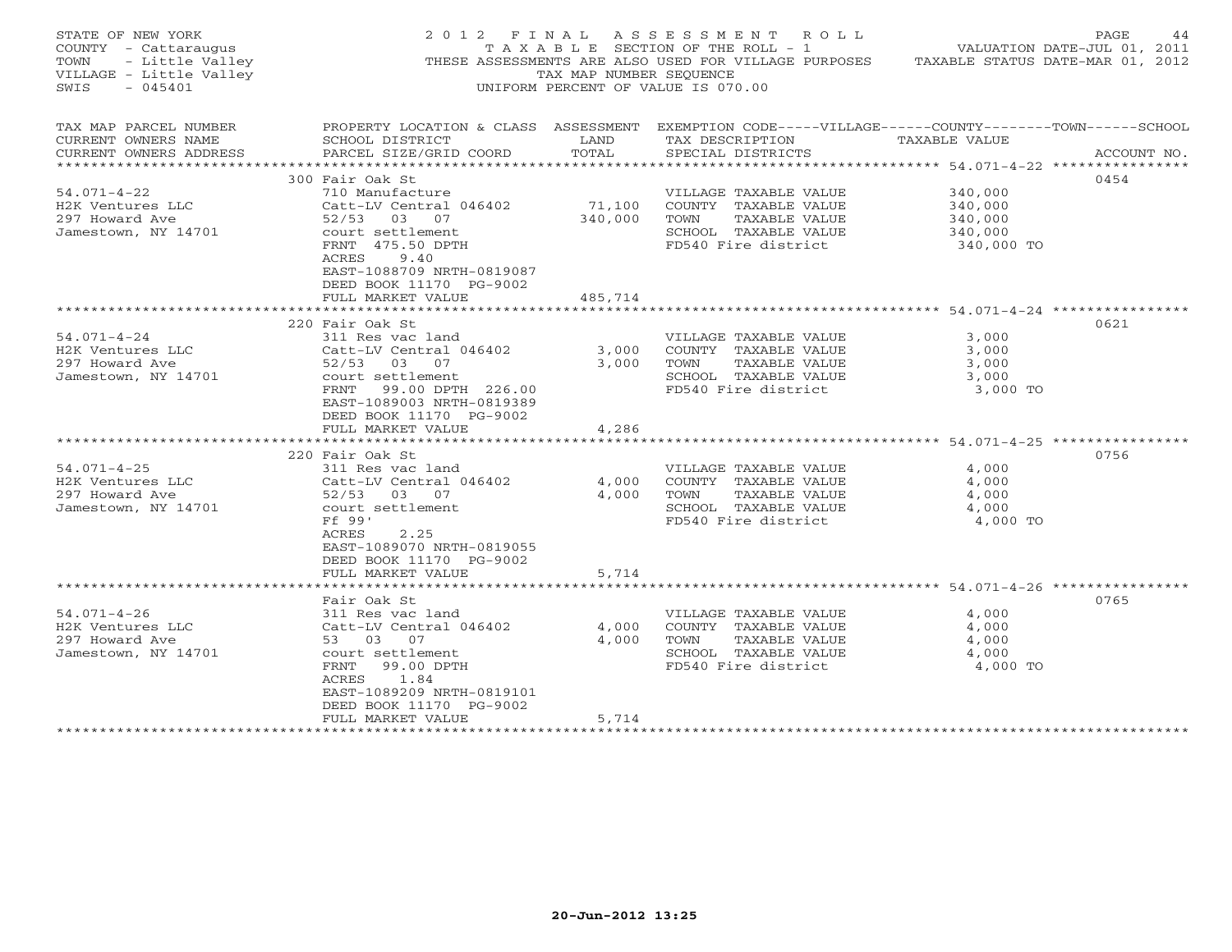STATE OF NEW YORK
COUNTY - Cattaraugus
TOWN - Little Valley
VILLAGE - Little Valley
SWIS - 045401

2012 FINAL ASSESSMENT ROLL
TAXABLE SECTION OF THE ROLL - 1
THESE ASSESSMENTS ARE ALSO USED FOR VILLAGE PURPOSES
TAX MAP NUMBER SEQUENCE
UNIFORM PERCENT OF VALUE IS 070.00

VALUATION DATE-JUL 01, 2011
TAXABLE STATUS DATE-MAR 01, 2012

| TAX MAP PARCEL NUMBER / CURRENT OWNERS NAME / CURRENT OWNERS ADDRESS | PROPERTY LOCATION & CLASS / SCHOOL DISTRICT / PARCEL SIZE/GRID COORD | ASSESSMENT LAND | TOTAL | EXEMPTION CODE / TAX DESCRIPTION / SPECIAL DISTRICTS | TAXABLE VALUE | ACCOUNT NO. |
|---|---|---|---|---|---|---|
| | 300 Fair Oak St | | | | | 0454 |
| 54.071-4-22 | 710 Manufacture | | | VILLAGE TAXABLE VALUE | 340,000 | |
| H2K Ventures LLC | Catt-LV Central 046402 | 71,100 | | COUNTY TAXABLE VALUE | 340,000 | |
| 297 Howard Ave | 52/53 03 07 | | 340,000 | TOWN TAXABLE VALUE | 340,000 | |
| Jamestown, NY 14701 | court settlement | | | SCHOOL TAXABLE VALUE | 340,000 | |
| | FRNT 475.50 DPTH | | | FD540 Fire district | 340,000 TO | |
| | ACRES 9.40 | | | | | |
| | EAST-1088709 NRTH-0819087 | | | | | |
| | DEED BOOK 11170 PG-9002 | | | | | |
| | FULL MARKET VALUE | | 485,714 | | | |
| | 220 Fair Oak St | | | | | 0621 |
| 54.071-4-24 | 311 Res vac land | | | VILLAGE TAXABLE VALUE | 3,000 | |
| H2K Ventures LLC | Catt-LV Central 046402 | 3,000 | | COUNTY TAXABLE VALUE | 3,000 | |
| 297 Howard Ave | 52/53 03 07 | | 3,000 | TOWN TAXABLE VALUE | 3,000 | |
| Jamestown, NY 14701 | court settlement | | | SCHOOL TAXABLE VALUE | 3,000 | |
| | FRNT 99.00 DPTH 226.00 | | | FD540 Fire district | 3,000 TO | |
| | EAST-1089003 NRTH-0819389 | | | | | |
| | DEED BOOK 11170 PG-9002 | | | | | |
| | FULL MARKET VALUE | | 4,286 | | | |
| | 220 Fair Oak St | | | | | 0756 |
| 54.071-4-25 | 311 Res vac land | | | VILLAGE TAXABLE VALUE | 4,000 | |
| H2K Ventures LLC | Catt-LV Central 046402 | 4,000 | | COUNTY TAXABLE VALUE | 4,000 | |
| 297 Howard Ave | 52/53 03 07 | | 4,000 | TOWN TAXABLE VALUE | 4,000 | |
| Jamestown, NY 14701 | court settlement | | | SCHOOL TAXABLE VALUE | 4,000 | |
| | Ff 99' | | | FD540 Fire district | 4,000 TO | |
| | ACRES 2.25 | | | | | |
| | EAST-1089070 NRTH-0819055 | | | | | |
| | DEED BOOK 11170 PG-9002 | | | | | |
| | FULL MARKET VALUE | | 5,714 | | | |
| | Fair Oak St | | | | | 0765 |
| 54.071-4-26 | 311 Res vac land | | | VILLAGE TAXABLE VALUE | 4,000 | |
| H2K Ventures LLC | Catt-LV Central 046402 | 4,000 | | COUNTY TAXABLE VALUE | 4,000 | |
| 297 Howard Ave | 53 03 07 | | 4,000 | TOWN TAXABLE VALUE | 4,000 | |
| Jamestown, NY 14701 | court settlement | | | SCHOOL TAXABLE VALUE | 4,000 | |
| | FRNT 99.00 DPTH | | | FD540 Fire district | 4,000 TO | |
| | ACRES 1.84 | | | | | |
| | EAST-1089209 NRTH-0819101 | | | | | |
| | DEED BOOK 11170 PG-9002 | | | | | |
| | FULL MARKET VALUE | | 5,714 | | | |

20-Jun-2012 13:25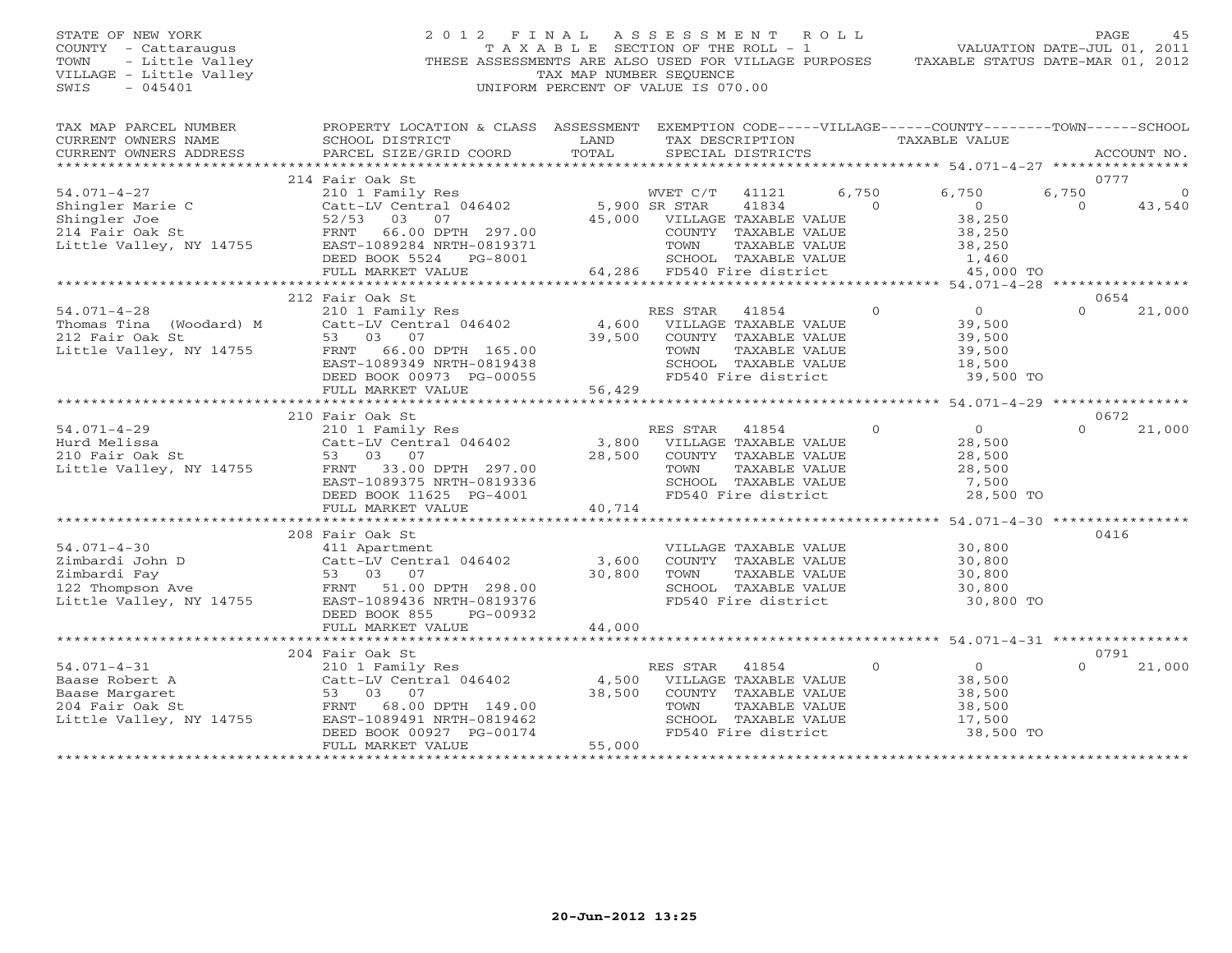STATE OF NEW YORK
COUNTY - Cattaraugus
TOWN - Little Valley
VILLAGE - Little Valley
SWIS - 045401

# 2012 FINAL ASSESSMENT ROLL

TAXABLE SECTION OF THE ROLL - 1
THESE ASSESSMENTS ARE ALSO USED FOR VILLAGE PURPOSES
TAX MAP NUMBER SEQUENCE
UNIFORM PERCENT OF VALUE IS 070.00

VALUATION DATE-JUL 01, 2011
TAXABLE STATUS DATE-MAR 01, 2012

| TAX MAP PARCEL NUMBER / CURRENT OWNERS NAME / CURRENT OWNERS ADDRESS | PROPERTY LOCATION & CLASS / SCHOOL DISTRICT / PARCEL SIZE/GRID COORD | ASSESSMENT LAND / TOTAL | EXEMPTION CODE / TAX DESCRIPTION / SPECIAL DISTRICTS | VILLAGE | COUNTY | TOWN | SCHOOL | ACCOUNT NO. |
|---|---|---|---|---|---|---|---|---|
| **54.071-4-27** | 214 Fair Oak St | | | | | | | 0777 |
| Shingler Marie C | 210 1 Family Res | | WVET C/T 41121 | 6,750 | 6,750 | 6,750 | 0 | |
| Shingler Joe | Catt-LV Central 046402 | 5,900 | SR STAR 41834 | 0 | 0 | 0 | 43,540 | |
| 214 Fair Oak St | 52/53 03 07 | 45,000 | VILLAGE TAXABLE VALUE | | 38,250 | | | |
| Little Valley, NY 14755 | FRNT 66.00 DPTH 297.00 | | COUNTY TAXABLE VALUE | | 38,250 | | | |
| | EAST-1089284 NRTH-0819371 | | TOWN TAXABLE VALUE | | 38,250 | | | |
| | DEED BOOK 5524 PG-8001 | | SCHOOL TAXABLE VALUE | | 1,460 | | | |
| | FULL MARKET VALUE | 64,286 | FD540 Fire district | | 45,000 TO | | | |
| **54.071-4-28** | 212 Fair Oak St | | | | | | | 0654 |
| Thomas Tina (Woodard) M | 210 1 Family Res | | RES STAR 41854 | 0 | 0 | 0 | 21,000 | |
| 212 Fair Oak St | Catt-LV Central 046402 | 4,600 | VILLAGE TAXABLE VALUE | | 39,500 | | | |
| Little Valley, NY 14755 | 53 03 07 | 39,500 | COUNTY TAXABLE VALUE | | 39,500 | | | |
| | FRNT 66.00 DPTH 165.00 | | TOWN TAXABLE VALUE | | 39,500 | | | |
| | EAST-1089349 NRTH-0819438 | | SCHOOL TAXABLE VALUE | | 18,500 | | | |
| | DEED BOOK 00973 PG-00055 | | FD540 Fire district | | 39,500 TO | | | |
| | FULL MARKET VALUE | 56,429 | | | | | | |
| **54.071-4-29** | 210 Fair Oak St | | | | | | | 0672 |
| Hurd Melissa | 210 1 Family Res | | RES STAR 41854 | 0 | 0 | 0 | 21,000 | |
| 210 Fair Oak St | Catt-LV Central 046402 | 3,800 | VILLAGE TAXABLE VALUE | | 28,500 | | | |
| Little Valley, NY 14755 | 53 03 07 | 28,500 | COUNTY TAXABLE VALUE | | 28,500 | | | |
| | FRNT 33.00 DPTH 297.00 | | TOWN TAXABLE VALUE | | 28,500 | | | |
| | EAST-1089375 NRTH-0819336 | | SCHOOL TAXABLE VALUE | | 7,500 | | | |
| | DEED BOOK 11625 PG-4001 | | FD540 Fire district | | 28,500 TO | | | |
| | FULL MARKET VALUE | 40,714 | | | | | | |
| **54.071-4-30** | 208 Fair Oak St | | | | | | | 0416 |
| Zimbardi John D | 411 Apartment | | VILLAGE TAXABLE VALUE | | 30,800 | | | |
| Zimbardi Fay | Catt-LV Central 046402 | 3,600 | COUNTY TAXABLE VALUE | | 30,800 | | | |
| 122 Thompson Ave | 53 03 07 | 30,800 | TOWN TAXABLE VALUE | | 30,800 | | | |
| Little Valley, NY 14755 | FRNT 51.00 DPTH 298.00 | | SCHOOL TAXABLE VALUE | | 30,800 | | | |
| | EAST-1089436 NRTH-0819376 | | FD540 Fire district | | 30,800 TO | | | |
| | DEED BOOK 855 PG-00932 | | | | | | | |
| | FULL MARKET VALUE | 44,000 | | | | | | |
| **54.071-4-31** | 204 Fair Oak St | | | | | | | 0791 |
| Baase Robert A | 210 1 Family Res | | RES STAR 41854 | 0 | 0 | 0 | 21,000 | |
| Baase Margaret | Catt-LV Central 046402 | 4,500 | VILLAGE TAXABLE VALUE | | 38,500 | | | |
| 204 Fair Oak St | 53 03 07 | 38,500 | COUNTY TAXABLE VALUE | | 38,500 | | | |
| Little Valley, NY 14755 | FRNT 68.00 DPTH 149.00 | | TOWN TAXABLE VALUE | | 38,500 | | | |
| | EAST-1089491 NRTH-0819462 | | SCHOOL TAXABLE VALUE | | 17,500 | | | |
| | DEED BOOK 00927 PG-00174 | | FD540 Fire district | | 38,500 TO | | | |
| | FULL MARKET VALUE | 55,000 | | | | | | |

20-Jun-2012 13:25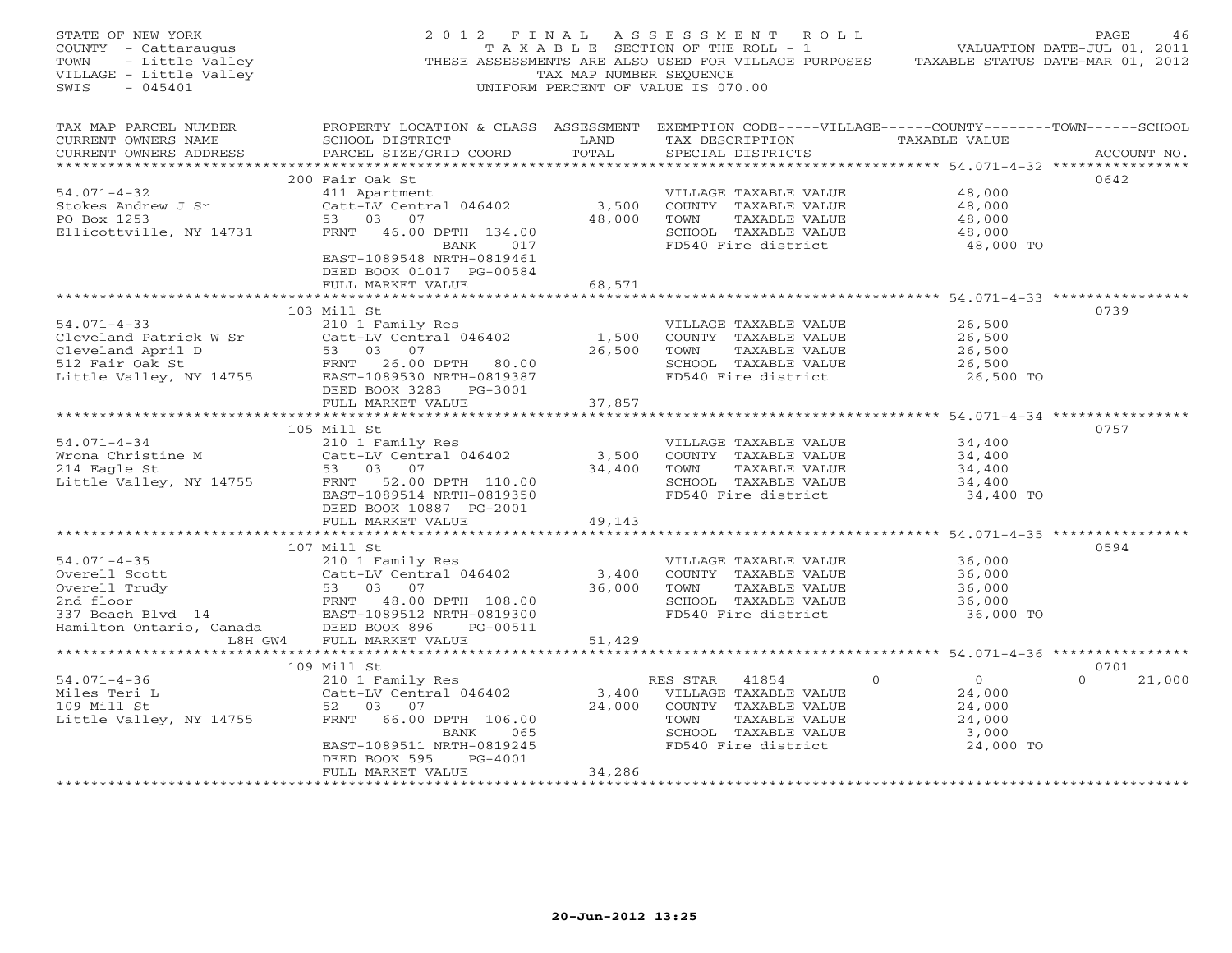STATE OF NEW YORK
COUNTY - Cattaraugus
TOWN - Little Valley
VILLAGE - Little Valley
SWIS - 045401

2012 FINAL ASSESSMENT ROLL
TAXABLE SECTION OF THE ROLL - 1
THESE ASSESSMENTS ARE ALSO USED FOR VILLAGE PURPOSES
TAX MAP NUMBER SEQUENCE
UNIFORM PERCENT OF VALUE IS 070.00

VALUATION DATE-JUL 01, 2011
TAXABLE STATUS DATE-MAR 01, 2012

| TAX MAP PARCEL NUMBER / CURRENT OWNERS NAME / CURRENT OWNERS ADDRESS | PROPERTY LOCATION & CLASS / SCHOOL DISTRICT / PARCEL SIZE/GRID COORD | ASSESSMENT LAND / TOTAL | EXEMPTION CODE / TAX DESCRIPTION / SPECIAL DISTRICTS | VILLAGE | COUNTY | TOWN | SCHOOL | TAXABLE VALUE | ACCOUNT NO. |
|---|---|---|---|---|---|---|---|---|---|
| | 200 Fair Oak St | | | | | | | | 0642 |
| 54.071-4-32 | 411 Apartment | | VILLAGE TAXABLE VALUE | | | | | 48,000 | |
| Stokes Andrew J Sr | Catt-LV Central 046402 | 3,500 | COUNTY TAXABLE VALUE | | | | | 48,000 | |
| PO Box 1253 | 53 03 07 | 48,000 | TOWN TAXABLE VALUE | | | | | 48,000 | |
| Ellicottville, NY 14731 | FRNT 46.00 DPTH 134.00 | | SCHOOL TAXABLE VALUE | | | | | 48,000 | |
| | BANK 017 | | FD540 Fire district | | | | | 48,000 TO | |
| | EAST-1089548 NRTH-0819461 | | | | | | | | |
| | DEED BOOK 01017 PG-00584 | | | | | | | | |
| | FULL MARKET VALUE | 68,571 | | | | | | | |
| | 103 Mill St | | | | | | | | 0739 |
| 54.071-4-33 | 210 1 Family Res | | VILLAGE TAXABLE VALUE | | | | | 26,500 | |
| Cleveland Patrick W Sr | Catt-LV Central 046402 | 1,500 | COUNTY TAXABLE VALUE | | | | | 26,500 | |
| Cleveland April D | 53 03 07 | 26,500 | TOWN TAXABLE VALUE | | | | | 26,500 | |
| 512 Fair Oak St | FRNT 26.00 DPTH 80.00 | | SCHOOL TAXABLE VALUE | | | | | 26,500 | |
| Little Valley, NY 14755 | EAST-1089530 NRTH-0819387 | | FD540 Fire district | | | | | 26,500 TO | |
| | DEED BOOK 3283 PG-3001 | | | | | | | | |
| | FULL MARKET VALUE | 37,857 | | | | | | | |
| | 105 Mill St | | | | | | | | 0757 |
| 54.071-4-34 | 210 1 Family Res | | VILLAGE TAXABLE VALUE | | | | | 34,400 | |
| Wrona Christine M | Catt-LV Central 046402 | 3,500 | COUNTY TAXABLE VALUE | | | | | 34,400 | |
| 214 Eagle St | 53 03 07 | 34,400 | TOWN TAXABLE VALUE | | | | | 34,400 | |
| Little Valley, NY 14755 | FRNT 52.00 DPTH 110.00 | | SCHOOL TAXABLE VALUE | | | | | 34,400 | |
| | EAST-1089514 NRTH-0819350 | | FD540 Fire district | | | | | 34,400 TO | |
| | DEED BOOK 10887 PG-2001 | | | | | | | | |
| | FULL MARKET VALUE | 49,143 | | | | | | | |
| | 107 Mill St | | | | | | | | 0594 |
| 54.071-4-35 | 210 1 Family Res | | VILLAGE TAXABLE VALUE | | | | | 36,000 | |
| Overell Scott | Catt-LV Central 046402 | 3,400 | COUNTY TAXABLE VALUE | | | | | 36,000 | |
| Overell Trudy | 53 03 07 | 36,000 | TOWN TAXABLE VALUE | | | | | 36,000 | |
| 2nd floor | FRNT 48.00 DPTH 108.00 | | SCHOOL TAXABLE VALUE | | | | | 36,000 | |
| 337 Beach Blvd 14 | EAST-1089512 NRTH-0819300 | | FD540 Fire district | | | | | 36,000 TO | |
| Hamilton Ontario, Canada | DEED BOOK 896 PG-00511 | | | | | | | | |
| L8H GW4 | FULL MARKET VALUE | 51,429 | | | | | | | |
| | 109 Mill St | | | | | | | | 0701 |
| 54.071-4-36 | 210 1 Family Res | | RES STAR 41854 | 0 | 0 | | 0 | 21,000 | |
| Miles Teri L | Catt-LV Central 046402 | 3,400 | VILLAGE TAXABLE VALUE | | | | | 24,000 | |
| 109 Mill St | 52 03 07 | 24,000 | COUNTY TAXABLE VALUE | | | | | 24,000 | |
| Little Valley, NY 14755 | FRNT 66.00 DPTH 106.00 | | TOWN TAXABLE VALUE | | | | | 24,000 | |
| | BANK 065 | | SCHOOL TAXABLE VALUE | | | | | 3,000 | |
| | EAST-1089511 NRTH-0819245 | | FD540 Fire district | | | | | 24,000 TO | |
| | DEED BOOK 595 PG-4001 | | | | | | | | |
| | FULL MARKET VALUE | 34,286 | | | | | | | |

20-Jun-2012 13:25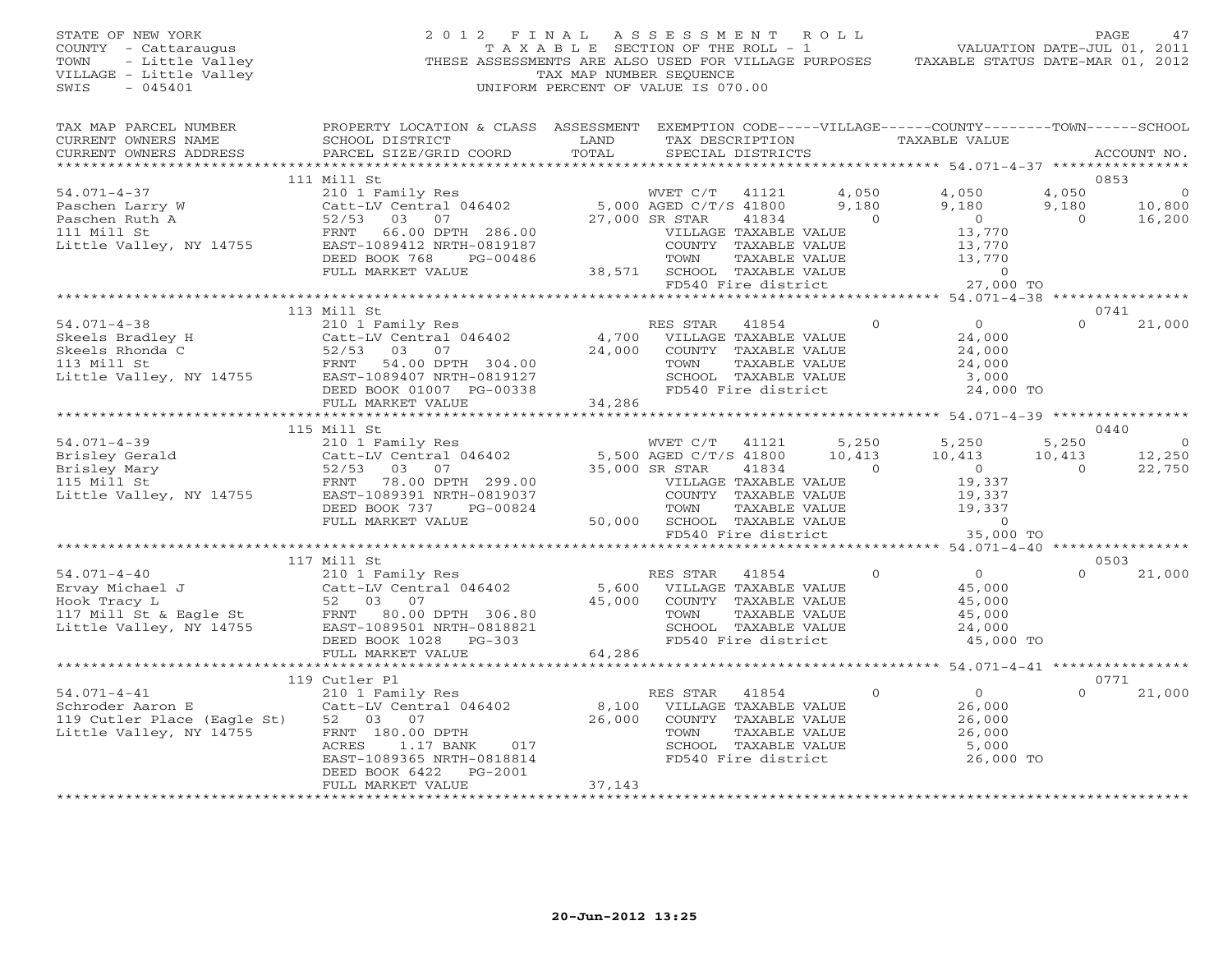STATE OF NEW YORK
COUNTY - Cattaraugus
TOWN - Little Valley
VILLAGE - Little Valley
SWIS - 045401

2012 FINAL ASSESSMENT ROLL
TAXABLE SECTION OF THE ROLL - 1
THESE ASSESSMENTS ARE ALSO USED FOR VILLAGE PURPOSES
TAX MAP NUMBER SEQUENCE
UNIFORM PERCENT OF VALUE IS 070.00

VALUATION DATE-JUL 01, 2011
TAXABLE STATUS DATE-MAR 01, 2012

| TAX MAP PARCEL NUMBER / CURRENT OWNERS NAME / CURRENT OWNERS ADDRESS | PROPERTY LOCATION & CLASS / SCHOOL DISTRICT / PARCEL SIZE/GRID COORD | ASSESSMENT LAND / TOTAL | EXEMPTION CODE / TAX DESCRIPTION / SPECIAL DISTRICTS | VILLAGE | COUNTY | TOWN | SCHOOL | ACCOUNT NO. |
|---|---|---|---|---|---|---|---|---|
| **54.071-4-37** | 111 Mill St | | | | | | | 0853 |
| Paschen Larry W | 210 1 Family Res | | WVET C/T 41121 | 4,050 | 4,050 | 4,050 | 0 | |
| Paschen Ruth A | Catt-LV Central 046402 | 5,000 | AGED C/T/S 41800 | 9,180 | 9,180 | 9,180 | 10,800 | |
| 111 Mill St | 52/53 03 07 | 27,000 | SR STAR 41834 | 0 | 0 | 0 | 16,200 | |
| Little Valley, NY 14755 | FRNT 66.00 DPTH 286.00 | | VILLAGE TAXABLE VALUE | 13,770 | | | | |
| | EAST-1089412 NRTH-0819187 | | COUNTY TAXABLE VALUE | | 13,770 | | | |
| | DEED BOOK 768 PG-00486 | | TOWN TAXABLE VALUE | | | 13,770 | | |
| | FULL MARKET VALUE | 38,571 | SCHOOL TAXABLE VALUE | | | | 0 | |
| | | | FD540 Fire district | 27,000 TO | | | | |
| **54.071-4-38** | 113 Mill St | | | | | | | 0741 |
| Skeels Bradley H | 210 1 Family Res | | RES STAR 41854 | 0 | 0 | 0 | 21,000 | |
| Skeels Rhonda C | Catt-LV Central 046402 | 4,700 | VILLAGE TAXABLE VALUE | 24,000 | | | | |
| 113 Mill St | 52/53 03 07 | 24,000 | COUNTY TAXABLE VALUE | | 24,000 | | | |
| Little Valley, NY 14755 | FRNT 54.00 DPTH 304.00 | | TOWN TAXABLE VALUE | | | 24,000 | | |
| | EAST-1089407 NRTH-0819127 | | SCHOOL TAXABLE VALUE | | | | 3,000 | |
| | DEED BOOK 01007 PG-00338 | | FD540 Fire district | 24,000 TO | | | | |
| | FULL MARKET VALUE | 34,286 | | | | | | |
| **54.071-4-39** | 115 Mill St | | | | | | | 0440 |
| Brisley Gerald | 210 1 Family Res | | WVET C/T 41121 | 5,250 | 5,250 | 5,250 | 0 | |
| Brisley Mary | Catt-LV Central 046402 | 5,500 | AGED C/T/S 41800 | 10,413 | 10,413 | 10,413 | 12,250 | |
| 115 Mill St | 52/53 03 07 | 35,000 | SR STAR 41834 | 0 | 0 | 0 | 22,750 | |
| Little Valley, NY 14755 | FRNT 78.00 DPTH 299.00 | | VILLAGE TAXABLE VALUE | 19,337 | | | | |
| | EAST-1089391 NRTH-0819037 | | COUNTY TAXABLE VALUE | | 19,337 | | | |
| | DEED BOOK 737 PG-00824 | | TOWN TAXABLE VALUE | | | 19,337 | | |
| | FULL MARKET VALUE | 50,000 | SCHOOL TAXABLE VALUE | | | | 0 | |
| | | | FD540 Fire district | 35,000 TO | | | | |
| **54.071-4-40** | 117 Mill St | | | | | | | 0503 |
| Ervay Michael J | 210 1 Family Res | | RES STAR 41854 | 0 | 0 | 0 | 21,000 | |
| Hook Tracy L | Catt-LV Central 046402 | 5,600 | VILLAGE TAXABLE VALUE | 45,000 | | | | |
| 117 Mill St & Eagle St | 52 03 07 | 45,000 | COUNTY TAXABLE VALUE | | 45,000 | | | |
| Little Valley, NY 14755 | FRNT 80.00 DPTH 306.80 | | TOWN TAXABLE VALUE | | | 45,000 | | |
| | EAST-1089501 NRTH-0818821 | | SCHOOL TAXABLE VALUE | | | | 24,000 | |
| | DEED BOOK 1028 PG-303 | | FD540 Fire district | 45,000 TO | | | | |
| | FULL MARKET VALUE | 64,286 | | | | | | |
| **54.071-4-41** | 119 Cutler Pl | | | | | | | 0771 |
| Schroder Aaron E | 210 1 Family Res | | RES STAR 41854 | 0 | 0 | 0 | 21,000 | |
| 119 Cutler Place (Eagle St) | Catt-LV Central 046402 | 8,100 | VILLAGE TAXABLE VALUE | 26,000 | | | | |
| Little Valley, NY 14755 | 52 03 07 | 26,000 | COUNTY TAXABLE VALUE | | 26,000 | | | |
| | FRNT 180.00 DPTH | | TOWN TAXABLE VALUE | | | 26,000 | | |
| | ACRES 1.17 BANK 017 | | SCHOOL TAXABLE VALUE | | | | 5,000 | |
| | EAST-1089365 NRTH-0818814 | | FD540 Fire district | 26,000 TO | | | | |
| | DEED BOOK 6422 PG-2001 | | | | | | | |
| | FULL MARKET VALUE | 37,143 | | | | | | |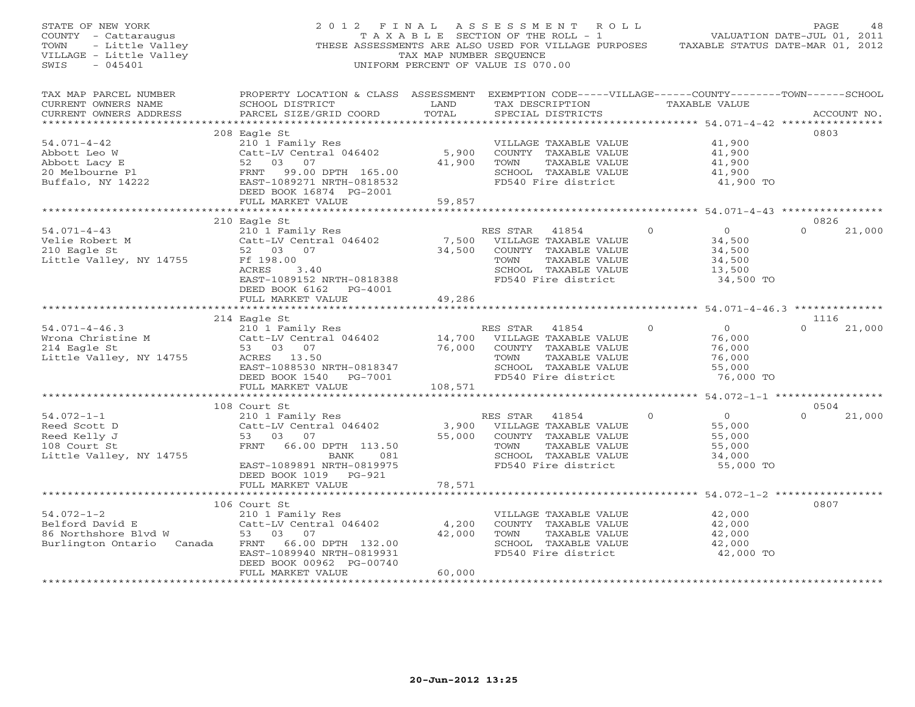STATE OF NEW YORK
COUNTY - Cattaraugus
TOWN - Little Valley
VILLAGE - Little Valley
SWIS - 045401

2012 FINAL ASSESSMENT ROLL
TAXABLE SECTION OF THE ROLL - 1
THESE ASSESSMENTS ARE ALSO USED FOR VILLAGE PURPOSES
TAX MAP NUMBER SEQUENCE
UNIFORM PERCENT OF VALUE IS 070.00

VALUATION DATE-JUL 01, 2011
TAXABLE STATUS DATE-MAR 01, 2012

| TAX MAP PARCEL NUMBER / CURRENT OWNERS NAME / CURRENT OWNERS ADDRESS | PROPERTY LOCATION & CLASS / SCHOOL DISTRICT / PARCEL SIZE/GRID COORD | ASSESSMENT LAND / TOTAL | EXEMPTION CODE / TAX DESCRIPTION / SPECIAL DISTRICTS | VILLAGE | COUNTY | TOWN | SCHOOL | ACCOUNT NO. |
|---|---|---|---|---|---|---|---|---|
| 54.071-4-42 | 208 Eagle St | | | | | | | 0803 |
| 54.071-4-42 | 210 1 Family Res | | VILLAGE TAXABLE VALUE | 41,900 | | | | |
| Abbott Leo W | Catt-LV Central 046402 | 5,900 | COUNTY TAXABLE VALUE | | 41,900 | | | |
| Abbott Lacy E | 52 03 07 | 41,900 | TOWN TAXABLE VALUE | | | 41,900 | | |
| 20 Melbourne Pl | FRNT 99.00 DPTH 165.00 | | SCHOOL TAXABLE VALUE | | | | 41,900 | |
| Buffalo, NY 14222 | EAST-1089271 NRTH-0818532 | | FD540 Fire district | 41,900 TO | | | | |
| | DEED BOOK 16874 PG-2001 | | | | | | | |
| | FULL MARKET VALUE | 59,857 | | | | | | |
| 54.071-4-43 | 210 Eagle St | | | | | | | 0826 |
| 54.071-4-43 | 210 1 Family Res | | RES STAR 41854 | 0 | 0 | 0 | 21,000 | |
| Velie Robert M | Catt-LV Central 046402 | 7,500 | VILLAGE TAXABLE VALUE | 34,500 | | | | |
| 210 Eagle St | 52 03 07 | 34,500 | COUNTY TAXABLE VALUE | | 34,500 | | | |
| Little Valley, NY 14755 | Ff 198.00 | | TOWN TAXABLE VALUE | | | 34,500 | | |
| | ACRES 3.40 | | SCHOOL TAXABLE VALUE | | | | 13,500 | |
| | EAST-1089152 NRTH-0818388 | | FD540 Fire district | 34,500 TO | | | | |
| | DEED BOOK 6162 PG-4001 | | | | | | | |
| | FULL MARKET VALUE | 49,286 | | | | | | |
| 54.071-4-46.3 | 214 Eagle St | | | | | | | 1116 |
| 54.071-4-46.3 | 210 1 Family Res | | RES STAR 41854 | 0 | 0 | 0 | 21,000 | |
| Wrona Christine M | Catt-LV Central 046402 | 14,700 | VILLAGE TAXABLE VALUE | 76,000 | | | | |
| 214 Eagle St | 53 03 07 | 76,000 | COUNTY TAXABLE VALUE | | 76,000 | | | |
| Little Valley, NY 14755 | ACRES 13.50 | | TOWN TAXABLE VALUE | | | 76,000 | | |
| | EAST-1088530 NRTH-0818347 | | SCHOOL TAXABLE VALUE | | | | 55,000 | |
| | DEED BOOK 1540 PG-7001 | | FD540 Fire district | 76,000 TO | | | | |
| | FULL MARKET VALUE | 108,571 | | | | | | |
| 54.072-1-1 | 108 Court St | | | | | | | 0504 |
| 54.072-1-1 | 210 1 Family Res | | RES STAR 41854 | 0 | 0 | 0 | 21,000 | |
| Reed Scott D | Catt-LV Central 046402 | 3,900 | VILLAGE TAXABLE VALUE | 55,000 | | | | |
| Reed Kelly J | 53 03 07 | 55,000 | COUNTY TAXABLE VALUE | | 55,000 | | | |
| 108 Court St | FRNT 66.00 DPTH 113.50 | | TOWN TAXABLE VALUE | | | 55,000 | | |
| Little Valley, NY 14755 | BANK 081 | | SCHOOL TAXABLE VALUE | | | | 34,000 | |
| | EAST-1089891 NRTH-0819975 | | FD540 Fire district | 55,000 TO | | | | |
| | DEED BOOK 1019 PG-921 | | | | | | | |
| | FULL MARKET VALUE | 78,571 | | | | | | |
| 54.072-1-2 | 106 Court St | | | | | | | 0807 |
| 54.072-1-2 | 210 1 Family Res | | VILLAGE TAXABLE VALUE | 42,000 | | | | |
| Belford David E | Catt-LV Central 046402 | 4,200 | COUNTY TAXABLE VALUE | | 42,000 | | | |
| 86 Northshore Blvd W | 53 03 07 | 42,000 | TOWN TAXABLE VALUE | | | 42,000 | | |
| Burlington Ontario Canada | FRNT 66.00 DPTH 132.00 | | SCHOOL TAXABLE VALUE | | | | 42,000 | |
| | EAST-1089940 NRTH-0819931 | | FD540 Fire district | 42,000 TO | | | | |
| | DEED BOOK 00962 PG-00740 | | | | | | | |
| | FULL MARKET VALUE | 60,000 | | | | | | |

20-Jun-2012 13:25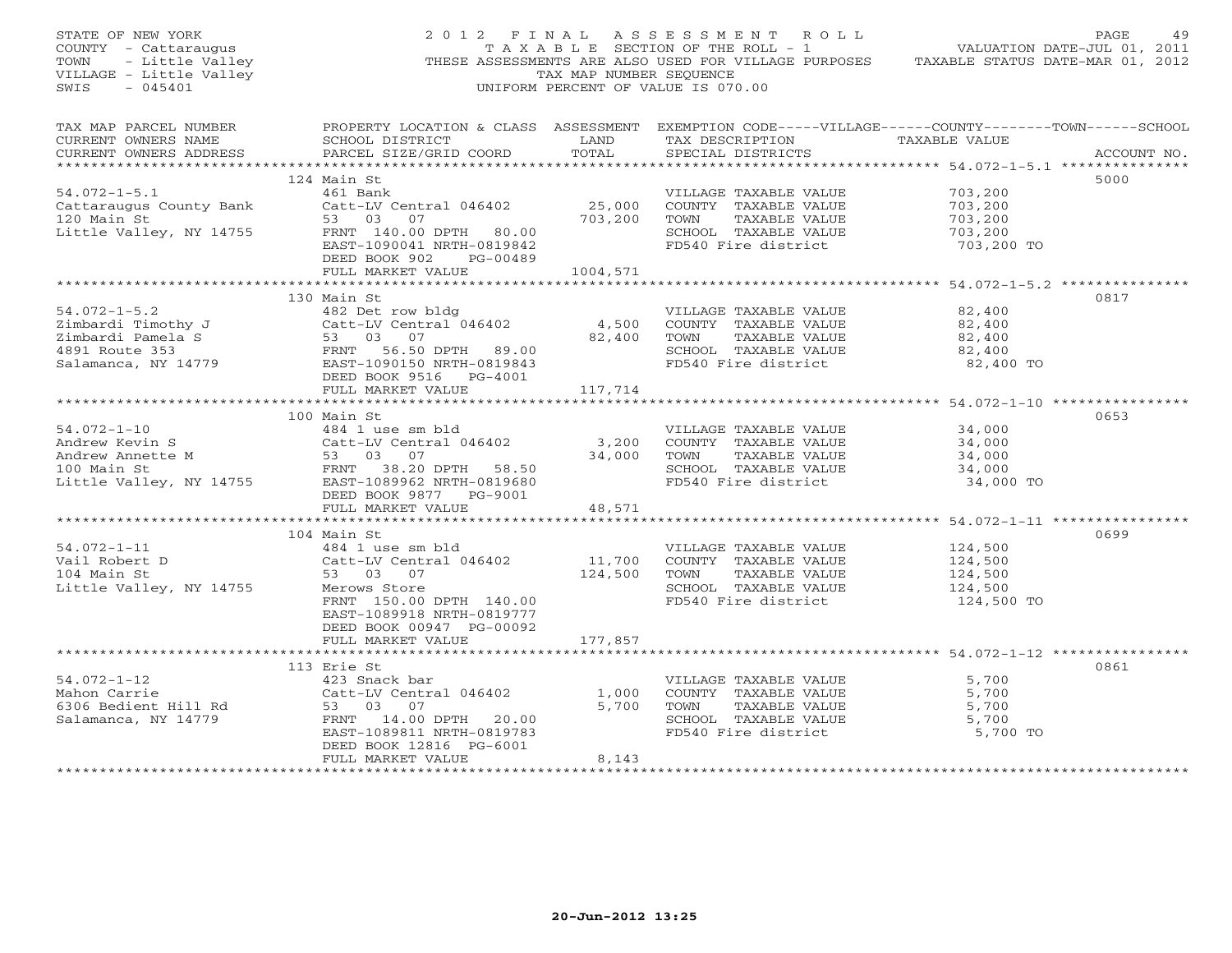STATE OF NEW YORK
COUNTY - Cattaraugus
TOWN - Little Valley
VILLAGE - Little Valley
SWIS - 045401

2012 FINAL ASSESSMENT ROLL
TAXABLE SECTION OF THE ROLL - 1
THESE ASSESSMENTS ARE ALSO USED FOR VILLAGE PURPOSES
TAX MAP NUMBER SEQUENCE
UNIFORM PERCENT OF VALUE IS 070.00

VALUATION DATE-JUL 01, 2011
TAXABLE STATUS DATE-MAR 01, 2012

| TAX MAP PARCEL NUMBER / CURRENT OWNERS NAME / CURRENT OWNERS ADDRESS | PROPERTY LOCATION & CLASS / SCHOOL DISTRICT / PARCEL SIZE/GRID COORD | ASSESSMENT LAND / TOTAL | EXEMPTION CODE-----VILLAGE------COUNTY--------TOWN------SCHOOL / TAX DESCRIPTION / SPECIAL DISTRICTS | TAXABLE VALUE | ACCOUNT NO. |
|---|---|---|---|---|---|
| **54.072-1-5.1** | 124 Main St | | | | 5000 |
| 54.072-1-5.1 | 461 Bank | | VILLAGE TAXABLE VALUE | 703,200 | |
| Cattaraugus County Bank | Catt-LV Central 046402 | 25,000 | COUNTY TAXABLE VALUE | 703,200 | |
| 120 Main St | 53 03 07 | 703,200 | TOWN TAXABLE VALUE | 703,200 | |
| Little Valley, NY 14755 | FRNT 140.00 DPTH 80.00 | | SCHOOL TAXABLE VALUE | 703,200 | |
| | EAST-1090041 NRTH-0819842 | | FD540 Fire district | 703,200 TO | |
| | DEED BOOK 902 PG-00489 | | | | |
| | FULL MARKET VALUE | 1004,571 | | | |
| **54.072-1-5.2** | 130 Main St | | | | 0817 |
| 54.072-1-5.2 | 482 Det row bldg | | VILLAGE TAXABLE VALUE | 82,400 | |
| Zimbardi Timothy J | Catt-LV Central 046402 | 4,500 | COUNTY TAXABLE VALUE | 82,400 | |
| Zimbardi Pamela S | 53 03 07 | 82,400 | TOWN TAXABLE VALUE | 82,400 | |
| 4891 Route 353 | FRNT 56.50 DPTH 89.00 | | SCHOOL TAXABLE VALUE | 82,400 | |
| Salamanca, NY 14779 | EAST-1090150 NRTH-0819843 | | FD540 Fire district | 82,400 TO | |
| | DEED BOOK 9516 PG-4001 | | | | |
| | FULL MARKET VALUE | 117,714 | | | |
| **54.072-1-10** | 100 Main St | | | | 0653 |
| 54.072-1-10 | 484 1 use sm bld | | VILLAGE TAXABLE VALUE | 34,000 | |
| Andrew Kevin S | Catt-LV Central 046402 | 3,200 | COUNTY TAXABLE VALUE | 34,000 | |
| Andrew Annette M | 53 03 07 | 34,000 | TOWN TAXABLE VALUE | 34,000 | |
| 100 Main St | FRNT 38.20 DPTH 58.50 | | SCHOOL TAXABLE VALUE | 34,000 | |
| Little Valley, NY 14755 | EAST-1089962 NRTH-0819680 | | FD540 Fire district | 34,000 TO | |
| | DEED BOOK 9877 PG-9001 | | | | |
| | FULL MARKET VALUE | 48,571 | | | |
| **54.072-1-11** | 104 Main St | | | | 0699 |
| 54.072-1-11 | 484 1 use sm bld | | VILLAGE TAXABLE VALUE | 124,500 | |
| Vail Robert D | Catt-LV Central 046402 | 11,700 | COUNTY TAXABLE VALUE | 124,500 | |
| 104 Main St | 53 03 07 | 124,500 | TOWN TAXABLE VALUE | 124,500 | |
| Little Valley, NY 14755 | Merows Store | | SCHOOL TAXABLE VALUE | 124,500 | |
| | FRNT 150.00 DPTH 140.00 | | FD540 Fire district | 124,500 TO | |
| | EAST-1089918 NRTH-0819777 | | | | |
| | DEED BOOK 00947 PG-00092 | | | | |
| | FULL MARKET VALUE | 177,857 | | | |
| **54.072-1-12** | 113 Erie St | | | | 0861 |
| 54.072-1-12 | 423 Snack bar | | VILLAGE TAXABLE VALUE | 5,700 | |
| Mahon Carrie | Catt-LV Central 046402 | 1,000 | COUNTY TAXABLE VALUE | 5,700 | |
| 6306 Bedient Hill Rd | 53 03 07 | 5,700 | TOWN TAXABLE VALUE | 5,700 | |
| Salamanca, NY 14779 | FRNT 14.00 DPTH 20.00 | | SCHOOL TAXABLE VALUE | 5,700 | |
| | EAST-1089811 NRTH-0819783 | | FD540 Fire district | 5,700 TO | |
| | DEED BOOK 12816 PG-6001 | | | | |
| | FULL MARKET VALUE | 8,143 | | | |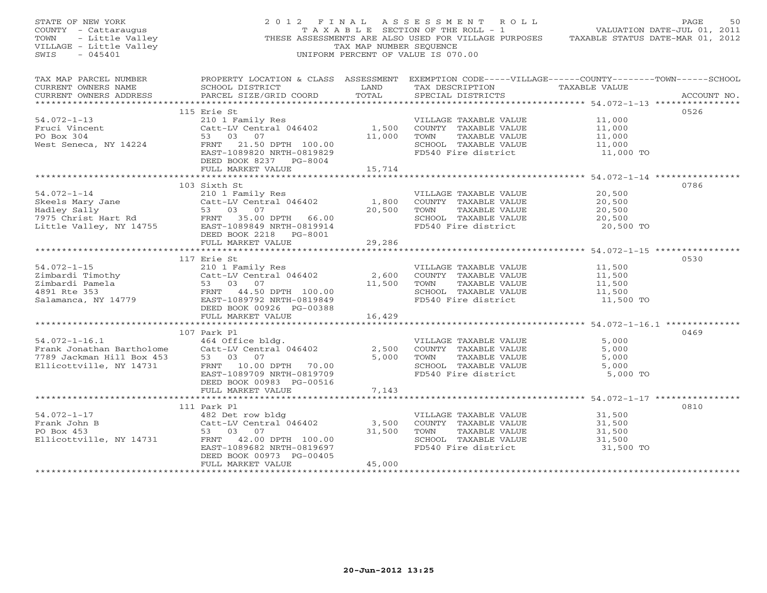STATE OF NEW YORK
COUNTY - Cattaraugus
TOWN - Little Valley
VILLAGE - Little Valley
SWIS - 045401

2012 FINAL ASSESSMENT ROLL
TAXABLE SECTION OF THE ROLL - 1
THESE ASSESSMENTS ARE ALSO USED FOR VILLAGE PURPOSES
TAX MAP NUMBER SEQUENCE
UNIFORM PERCENT OF VALUE IS 070.00

VALUATION DATE-JUL 01, 2011
TAXABLE STATUS DATE-MAR 01, 2012

| TAX MAP PARCEL NUMBER / CURRENT OWNERS NAME / CURRENT OWNERS ADDRESS | PROPERTY LOCATION & CLASS / SCHOOL DISTRICT / PARCEL SIZE/GRID COORD | ASSESSMENT LAND / TOTAL | EXEMPTION CODE / TAX DESCRIPTION / SPECIAL DISTRICTS | TAXABLE VALUE | ACCOUNT NO. |
|---|---|---|---|---|---|
| **54.072-1-13** | 115 Erie St | | | | 0526 |
| 54.072-1-13 | 210 1 Family Res | | VILLAGE TAXABLE VALUE | 11,000 | |
| Fruci Vincent | Catt-LV Central 046402 | 1,500 | COUNTY TAXABLE VALUE | 11,000 | |
| PO Box 304 | 53 03 07 | 11,000 | TOWN TAXABLE VALUE | 11,000 | |
| West Seneca, NY 14224 | FRNT 21.50 DPTH 100.00 | | SCHOOL TAXABLE VALUE | 11,000 | |
| | EAST-1089820 NRTH-0819829 | | FD540 Fire district | 11,000 TO | |
| | DEED BOOK 8237 PG-8004 | | | | |
| | FULL MARKET VALUE | 15,714 | | | |
| **54.072-1-14** | 103 Sixth St | | | | 0786 |
| 54.072-1-14 | 210 1 Family Res | | VILLAGE TAXABLE VALUE | 20,500 | |
| Skeels Mary Jane | Catt-LV Central 046402 | 1,800 | COUNTY TAXABLE VALUE | 20,500 | |
| Hadley Sally | 53 03 07 | 20,500 | TOWN TAXABLE VALUE | 20,500 | |
| 7975 Christ Hart Rd | FRNT 35.00 DPTH 66.00 | | SCHOOL TAXABLE VALUE | 20,500 | |
| Little Valley, NY 14755 | EAST-1089849 NRTH-0819914 | | FD540 Fire district | 20,500 TO | |
| | DEED BOOK 2218 PG-8001 | | | | |
| | FULL MARKET VALUE | 29,286 | | | |
| **54.072-1-15** | 117 Erie St | | | | 0530 |
| 54.072-1-15 | 210 1 Family Res | | VILLAGE TAXABLE VALUE | 11,500 | |
| Zimbardi Timothy | Catt-LV Central 046402 | 2,600 | COUNTY TAXABLE VALUE | 11,500 | |
| Zimbardi Pamela | 53 03 07 | 11,500 | TOWN TAXABLE VALUE | 11,500 | |
| 4891 Rte 353 | FRNT 44.50 DPTH 100.00 | | SCHOOL TAXABLE VALUE | 11,500 | |
| Salamanca, NY 14779 | EAST-1089792 NRTH-0819849 | | FD540 Fire district | 11,500 TO | |
| | DEED BOOK 00926 PG-00388 | | | | |
| | FULL MARKET VALUE | 16,429 | | | |
| **54.072-1-16.1** | 107 Park Pl | | | | 0469 |
| 54.072-1-16.1 | 464 Office bldg. | | VILLAGE TAXABLE VALUE | 5,000 | |
| Frank Jonathan Bartholome | Catt-LV Central 046402 | 2,500 | COUNTY TAXABLE VALUE | 5,000 | |
| 7789 Jackman Hill Box 453 | 53 03 07 | 5,000 | TOWN TAXABLE VALUE | 5,000 | |
| Ellicottville, NY 14731 | FRNT 10.00 DPTH 70.00 | | SCHOOL TAXABLE VALUE | 5,000 | |
| | EAST-1089709 NRTH-0819709 | | FD540 Fire district | 5,000 TO | |
| | DEED BOOK 00983 PG-00516 | | | | |
| | FULL MARKET VALUE | 7,143 | | | |
| **54.072-1-17** | 111 Park Pl | | | | 0810 |
| 54.072-1-17 | 482 Det row bldg | | VILLAGE TAXABLE VALUE | 31,500 | |
| Frank John B | Catt-LV Central 046402 | 3,500 | COUNTY TAXABLE VALUE | 31,500 | |
| PO Box 453 | 53 03 07 | 31,500 | TOWN TAXABLE VALUE | 31,500 | |
| Ellicottville, NY 14731 | FRNT 42.00 DPTH 100.00 | | SCHOOL TAXABLE VALUE | 31,500 | |
| | EAST-1089682 NRTH-0819697 | | FD540 Fire district | 31,500 TO | |
| | DEED BOOK 00973 PG-00405 | | | | |
| | FULL MARKET VALUE | 45,000 | | | |

20-Jun-2012 13:25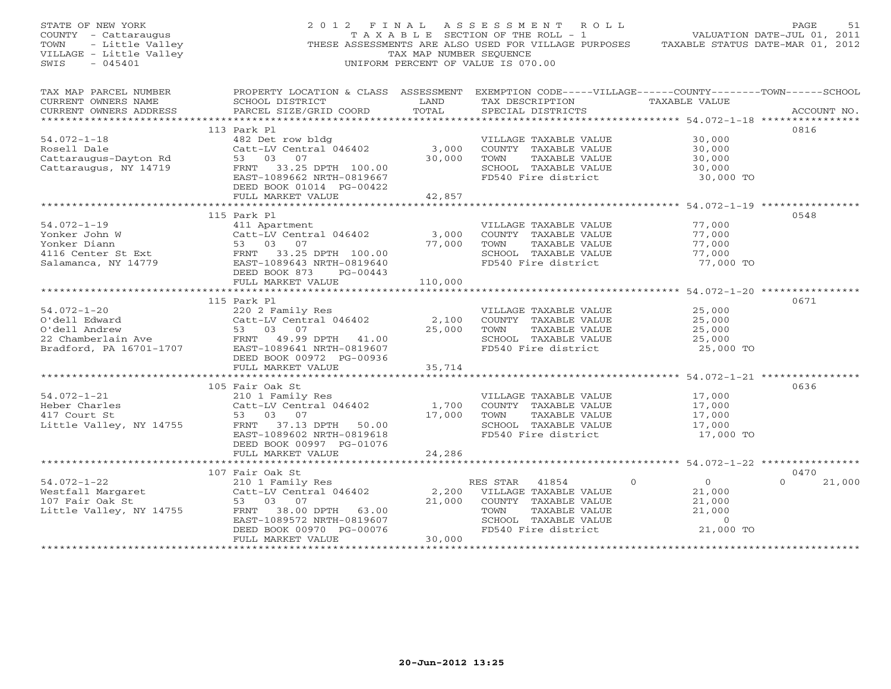STATE OF NEW YORK
COUNTY - Cattaraugus
TOWN - Little Valley
VILLAGE - Little Valley
SWIS - 045401

# 2012 FINAL ASSESSMENT ROLL

TAXABLE SECTION OF THE ROLL - 1
THESE ASSESSMENTS ARE ALSO USED FOR VILLAGE PURPOSES
TAX MAP NUMBER SEQUENCE
UNIFORM PERCENT OF VALUE IS 070.00

VALUATION DATE-JUL 01, 2011
TAXABLE STATUS DATE-MAR 01, 2012

| TAX MAP PARCEL NUMBER / CURRENT OWNERS NAME / CURRENT OWNERS ADDRESS | PROPERTY LOCATION & CLASS / SCHOOL DISTRICT / PARCEL SIZE/GRID COORD | ASSESSMENT LAND / TOTAL | EXEMPTION CODE / TAX DESCRIPTION / SPECIAL DISTRICTS | TAXABLE VALUE | ACCOUNT NO. |
|---|---|---|---|---|---|
| **54.072-1-18** | 113 Park Pl | | | | 0816 |
| Rosell Dale | 482 Det row bldg | | VILLAGE TAXABLE VALUE | 30,000 | |
| Cattaraugus-Dayton Rd | Catt-LV Central 046402 | 3,000 | COUNTY TAXABLE VALUE | 30,000 | |
| Cattaraugus, NY 14719 | 53 03 07 | 30,000 | TOWN TAXABLE VALUE | 30,000 | |
| | FRNT 33.25 DPTH 100.00 | | SCHOOL TAXABLE VALUE | 30,000 | |
| | EAST-1089662 NRTH-0819667 | | FD540 Fire district | 30,000 TO | |
| | DEED BOOK 01014 PG-00422 | | | | |
| | FULL MARKET VALUE | 42,857 | | | |
| **54.072-1-19** | 115 Park Pl | | | | 0548 |
| Yonker John W | 411 Apartment | | VILLAGE TAXABLE VALUE | 77,000 | |
| Yonker Diann | Catt-LV Central 046402 | 3,000 | COUNTY TAXABLE VALUE | 77,000 | |
| 4116 Center St Ext | 53 03 07 | 77,000 | TOWN TAXABLE VALUE | 77,000 | |
| Salamanca, NY 14779 | FRNT 33.25 DPTH 100.00 | | SCHOOL TAXABLE VALUE | 77,000 | |
| | EAST-1089643 NRTH-0819640 | | FD540 Fire district | 77,000 TO | |
| | DEED BOOK 873 PG-00443 | | | | |
| | FULL MARKET VALUE | 110,000 | | | |
| **54.072-1-20** | 115 Park Pl | | | | 0671 |
| O'dell Edward | 220 2 Family Res | | VILLAGE TAXABLE VALUE | 25,000 | |
| O'dell Andrew | Catt-LV Central 046402 | 2,100 | COUNTY TAXABLE VALUE | 25,000 | |
| 22 Chamberlain Ave | 53 03 07 | 25,000 | TOWN TAXABLE VALUE | 25,000 | |
| Bradford, PA 16701-1707 | FRNT 49.99 DPTH 41.00 | | SCHOOL TAXABLE VALUE | 25,000 | |
| | EAST-1089641 NRTH-0819607 | | FD540 Fire district | 25,000 TO | |
| | DEED BOOK 00972 PG-00936 | | | | |
| | FULL MARKET VALUE | 35,714 | | | |
| **54.072-1-21** | 105 Fair Oak St | | | | 0636 |
| Heber Charles | 210 1 Family Res | | VILLAGE TAXABLE VALUE | 17,000 | |
| 417 Court St | Catt-LV Central 046402 | 1,700 | COUNTY TAXABLE VALUE | 17,000 | |
| Little Valley, NY 14755 | 53 03 07 | 17,000 | TOWN TAXABLE VALUE | 17,000 | |
| | FRNT 37.13 DPTH 50.00 | | SCHOOL TAXABLE VALUE | 17,000 | |
| | EAST-1089602 NRTH-0819618 | | FD540 Fire district | 17,000 TO | |
| | DEED BOOK 00997 PG-01076 | | | | |
| | FULL MARKET VALUE | 24,286 | | | |
| **54.072-1-22** | 107 Fair Oak St | | | | 0470 |
| Westfall Margaret | 210 1 Family Res | | RES STAR 41854 | 0 0 0 | 21,000 |
| 107 Fair Oak St | Catt-LV Central 046402 | 2,200 | VILLAGE TAXABLE VALUE | 21,000 | |
| Little Valley, NY 14755 | 53 03 07 | 21,000 | COUNTY TAXABLE VALUE | 21,000 | |
| | FRNT 38.00 DPTH 63.00 | | TOWN TAXABLE VALUE | 21,000 | |
| | EAST-1089572 NRTH-0819607 | | SCHOOL TAXABLE VALUE | 0 | |
| | DEED BOOK 00970 PG-00076 | | FD540 Fire district | 21,000 TO | |
| | FULL MARKET VALUE | 30,000 | | | |

20-Jun-2012 13:25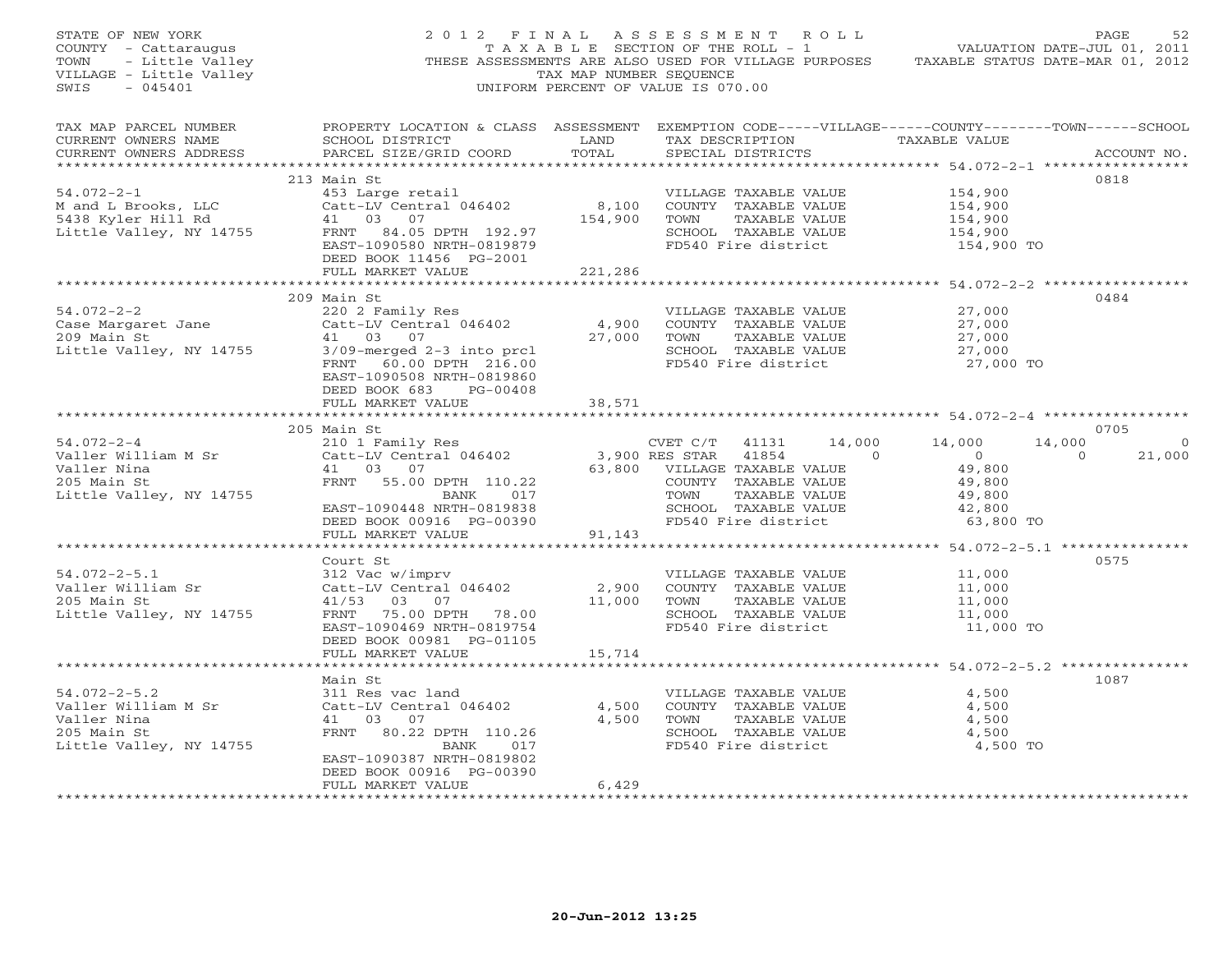STATE OF NEW YORK
COUNTY - Cattaraugus
TOWN - Little Valley
VILLAGE - Little Valley
SWIS - 045401

2012 FINAL ASSESSMENT ROLL
TAXABLE SECTION OF THE ROLL - 1
THESE ASSESSMENTS ARE ALSO USED FOR VILLAGE PURPOSES
TAX MAP NUMBER SEQUENCE
UNIFORM PERCENT OF VALUE IS 070.00

VALUATION DATE-JUL 01, 2011
TAXABLE STATUS DATE-MAR 01, 2012

| TAX MAP PARCEL NUMBER / CURRENT OWNERS NAME / CURRENT OWNERS ADDRESS | PROPERTY LOCATION & CLASS / SCHOOL DISTRICT / PARCEL SIZE/GRID COORD | ASSESSMENT LAND / TOTAL | EXEMPTION CODE / TAX DESCRIPTION / SPECIAL DISTRICTS | VILLAGE | COUNTY | TOWN | SCHOOL | TAXABLE VALUE | ACCOUNT NO. |
|---|---|---|---|---|---|---|---|---|---|
| **54.072-2-1** | 213 Main St | | | | | | | | 0818 |
| M and L Brooks, LLC | 453 Large retail | | VILLAGE TAXABLE VALUE | | | | | 154,900 | |
| 5438 Kyler Hill Rd | Catt-LV Central 046402 | 8,100 | COUNTY TAXABLE VALUE | | | | | 154,900 | |
| Little Valley, NY 14755 | 41 03 07 | 154,900 | TOWN TAXABLE VALUE | | | | | 154,900 | |
| | FRNT 84.05 DPTH 192.97 | | SCHOOL TAXABLE VALUE | | | | | 154,900 | |
| | EAST-1090580 NRTH-0819879 | | FD540 Fire district | | | | | 154,900 TO | |
| | DEED BOOK 11456 PG-2001 | | | | | | | | |
| | FULL MARKET VALUE | 221,286 | | | | | | | |
| **54.072-2-2** | 209 Main St | | | | | | | | 0484 |
| Case Margaret Jane | 220 2 Family Res | | VILLAGE TAXABLE VALUE | | | | | 27,000 | |
| 209 Main St | Catt-LV Central 046402 | 4,900 | COUNTY TAXABLE VALUE | | | | | 27,000 | |
| Little Valley, NY 14755 | 41 03 07 | 27,000 | TOWN TAXABLE VALUE | | | | | 27,000 | |
| | 3/09-merged 2-3 into prcl | | SCHOOL TAXABLE VALUE | | | | | 27,000 | |
| | FRNT 60.00 DPTH 216.00 | | FD540 Fire district | | | | | 27,000 TO | |
| | EAST-1090508 NRTH-0819860 | | | | | | | | |
| | DEED BOOK 683 PG-00408 | | | | | | | | |
| | FULL MARKET VALUE | 38,571 | | | | | | | |
| **54.072-2-4** | 205 Main St | | | | | | | | 0705 |
| Valler William M Sr | 210 1 Family Res | | CVET C/T 41131 | 14,000 | 14,000 | 14,000 | 0 | | |
| Valler Nina | Catt-LV Central 046402 | 3,900 | RES STAR 41854 | 0 | 0 | 0 | 21,000 | | |
| 205 Main St | 41 03 07 | 63,800 | VILLAGE TAXABLE VALUE | | | | | 49,800 | |
| Little Valley, NY 14755 | FRNT 55.00 DPTH 110.22 | | COUNTY TAXABLE VALUE | | | | | 49,800 | |
| | BANK 017 | | TOWN TAXABLE VALUE | | | | | 49,800 | |
| | EAST-1090448 NRTH-0819838 | | SCHOOL TAXABLE VALUE | | | | | 42,800 | |
| | DEED BOOK 00916 PG-00390 | | FD540 Fire district | | | | | 63,800 TO | |
| | FULL MARKET VALUE | 91,143 | | | | | | | |
| **54.072-2-5.1** | Court St | | | | | | | | 0575 |
| Valler William Sr | 312 Vac w/imprv | | VILLAGE TAXABLE VALUE | | | | | 11,000 | |
| 205 Main St | Catt-LV Central 046402 | 2,900 | COUNTY TAXABLE VALUE | | | | | 11,000 | |
| Little Valley, NY 14755 | 41/53 03 07 | 11,000 | TOWN TAXABLE VALUE | | | | | 11,000 | |
| | FRNT 75.00 DPTH 78.00 | | SCHOOL TAXABLE VALUE | | | | | 11,000 | |
| | EAST-1090469 NRTH-0819754 | | FD540 Fire district | | | | | 11,000 TO | |
| | DEED BOOK 00981 PG-01105 | | | | | | | | |
| | FULL MARKET VALUE | 15,714 | | | | | | | |
| **54.072-2-5.2** | Main St | | | | | | | | 1087 |
| Valler William M Sr | 311 Res vac land | | VILLAGE TAXABLE VALUE | | | | | 4,500 | |
| Valler Nina | Catt-LV Central 046402 | 4,500 | COUNTY TAXABLE VALUE | | | | | 4,500 | |
| 205 Main St | 41 03 07 | 4,500 | TOWN TAXABLE VALUE | | | | | 4,500 | |
| Little Valley, NY 14755 | FRNT 80.22 DPTH 110.26 | | SCHOOL TAXABLE VALUE | | | | | 4,500 | |
| | BANK 017 | | FD540 Fire district | | | | | 4,500 TO | |
| | EAST-1090387 NRTH-0819802 | | | | | | | | |
| | DEED BOOK 00916 PG-00390 | | | | | | | | |
| | FULL MARKET VALUE | 6,429 | | | | | | | |

20-Jun-2012 13:25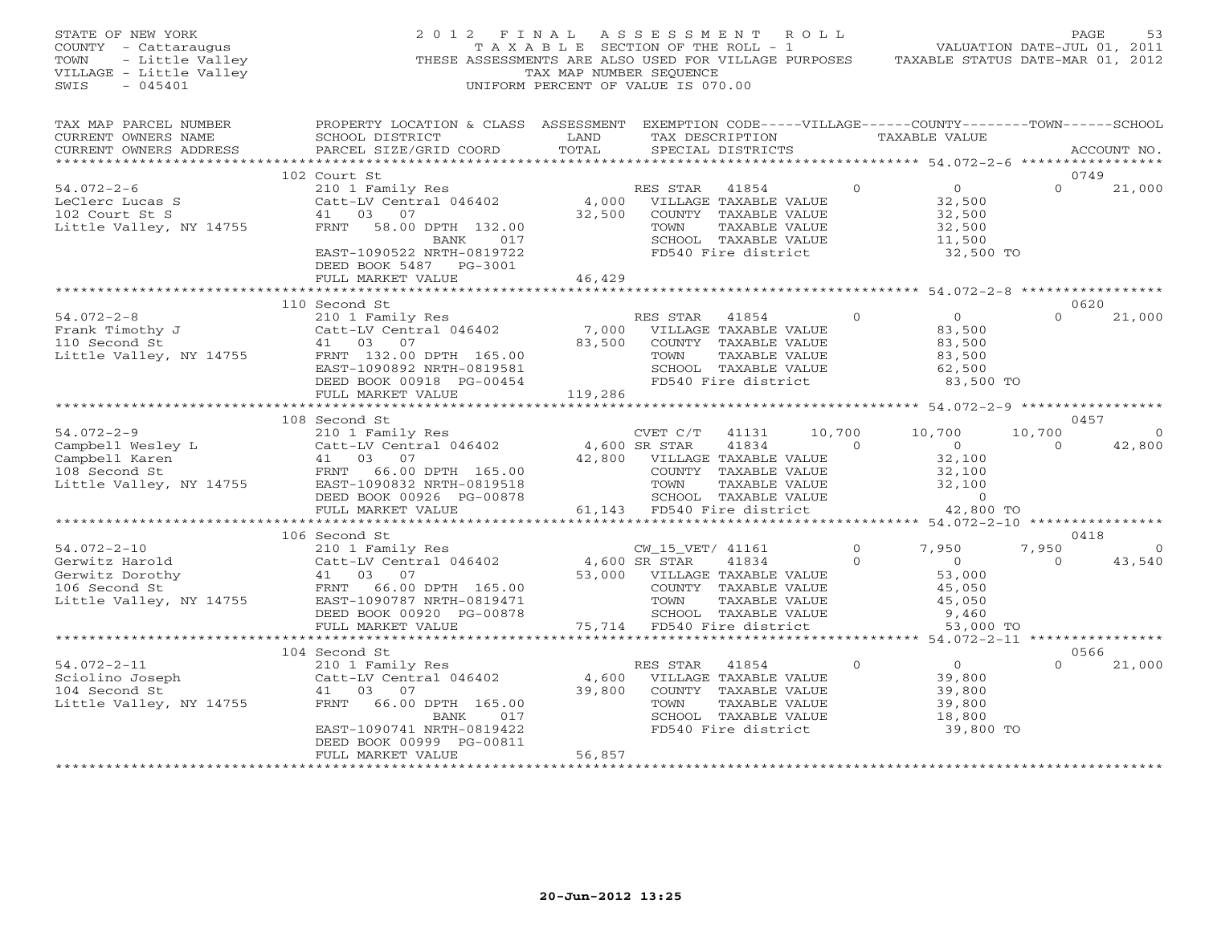STATE OF NEW YORK
COUNTY - Cattaraugus
TOWN - Little Valley
VILLAGE - Little Valley
SWIS - 045401

2012 FINAL ASSESSMENT ROLL
TAXABLE SECTION OF THE ROLL - 1
THESE ASSESSMENTS ARE ALSO USED FOR VILLAGE PURPOSES
TAX MAP NUMBER SEQUENCE
UNIFORM PERCENT OF VALUE IS 070.00

VALUATION DATE-JUL 01, 2011
TAXABLE STATUS DATE-MAR 01, 2012

| TAX MAP PARCEL NUMBER / CURRENT OWNERS NAME / CURRENT OWNERS ADDRESS | PROPERTY LOCATION & CLASS / SCHOOL DISTRICT / PARCEL SIZE/GRID COORD | ASSESSMENT LAND / TOTAL | EXEMPTION CODE / TAX DESCRIPTION / SPECIAL DISTRICTS | VILLAGE | COUNTY | TOWN | SCHOOL |
|---|---|---|---|---|---|---|---|
| **54.072-2-6** (102 Court St) ACCOUNT NO. 0749 | | | | | | | |
| LeClerc Lucas S | 210 1 Family Res | | RES STAR 41854 | 0 | 0 | 0 | 21,000 |
| 102 Court St S | Catt-LV Central 046402 | 4,000 | VILLAGE TAXABLE VALUE | 32,500 | | | |
| Little Valley, NY 14755 | 41 03 07 | 32,500 | COUNTY TAXABLE VALUE | | 32,500 | | |
| | FRNT 58.00 DPTH 132.00 | | TOWN TAXABLE VALUE | | | 32,500 | |
| | BANK 017 | | SCHOOL TAXABLE VALUE | | | | 11,500 |
| | EAST-1090522 NRTH-0819722 | | FD540 Fire district | 32,500 TO | | | |
| | DEED BOOK 5487 PG-3001 | | | | | | |
| | FULL MARKET VALUE | 46,429 | | | | | |
| **54.072-2-8** (110 Second St) ACCOUNT NO. 0620 | | | | | | | |
| Frank Timothy J | 210 1 Family Res | | RES STAR 41854 | 0 | 0 | 0 | 21,000 |
| 110 Second St | Catt-LV Central 046402 | 7,000 | VILLAGE TAXABLE VALUE | 83,500 | | | |
| Little Valley, NY 14755 | 41 03 07 | 83,500 | COUNTY TAXABLE VALUE | | 83,500 | | |
| | FRNT 132.00 DPTH 165.00 | | TOWN TAXABLE VALUE | | | 83,500 | |
| | EAST-1090892 NRTH-0819581 | | SCHOOL TAXABLE VALUE | | | | 62,500 |
| | DEED BOOK 00918 PG-00454 | | FD540 Fire district | 83,500 TO | | | |
| | FULL MARKET VALUE | 119,286 | | | | | |
| **54.072-2-9** (108 Second St) ACCOUNT NO. 0457 | | | | | | | |
| Campbell Wesley L | 210 1 Family Res | | CVET C/T 41131 | 10,700 | 10,700 | 10,700 | 0 |
| Campbell Karen | Catt-LV Central 046402 | 4,600 | SR STAR 41834 | 0 | 0 | 0 | 42,800 |
| 108 Second St | 41 03 07 | 42,800 | VILLAGE TAXABLE VALUE | 32,100 | | | |
| Little Valley, NY 14755 | FRNT 66.00 DPTH 165.00 | | COUNTY TAXABLE VALUE | | 32,100 | | |
| | EAST-1090832 NRTH-0819518 | | TOWN TAXABLE VALUE | | | 32,100 | |
| | DEED BOOK 00926 PG-00878 | | SCHOOL TAXABLE VALUE | | | | 0 |
| | FULL MARKET VALUE | 61,143 | FD540 Fire district | 42,800 TO | | | |
| **54.072-2-10** (106 Second St) ACCOUNT NO. 0418 | | | | | | | |
| Gerwitz Harold | 210 1 Family Res | | CW_15_VET/ 41161 | 0 | 7,950 | 7,950 | 0 |
| Gerwitz Dorothy | Catt-LV Central 046402 | 4,600 | SR STAR 41834 | 0 | 0 | 0 | 43,540 |
| 106 Second St | 41 03 07 | 53,000 | VILLAGE TAXABLE VALUE | 53,000 | | | |
| Little Valley, NY 14755 | FRNT 66.00 DPTH 165.00 | | COUNTY TAXABLE VALUE | | 45,050 | | |
| | EAST-1090787 NRTH-0819471 | | TOWN TAXABLE VALUE | | | 45,050 | |
| | DEED BOOK 00920 PG-00878 | | SCHOOL TAXABLE VALUE | | | | 9,460 |
| | FULL MARKET VALUE | 75,714 | FD540 Fire district | 53,000 TO | | | |
| **54.072-2-11** (104 Second St) ACCOUNT NO. 0566 | | | | | | | |
| Sciolino Joseph | 210 1 Family Res | | RES STAR 41854 | 0 | 0 | 0 | 21,000 |
| 104 Second St | Catt-LV Central 046402 | 4,600 | VILLAGE TAXABLE VALUE | 39,800 | | | |
| Little Valley, NY 14755 | 41 03 07 | 39,800 | COUNTY TAXABLE VALUE | | 39,800 | | |
| | FRNT 66.00 DPTH 165.00 | | TOWN TAXABLE VALUE | | | 39,800 | |
| | BANK 017 | | SCHOOL TAXABLE VALUE | | | | 18,800 |
| | EAST-1090741 NRTH-0819422 | | FD540 Fire district | 39,800 TO | | | |
| | DEED BOOK 00999 PG-00811 | | | | | | |
| | FULL MARKET VALUE | 56,857 | | | | | |

20-Jun-2012 13:25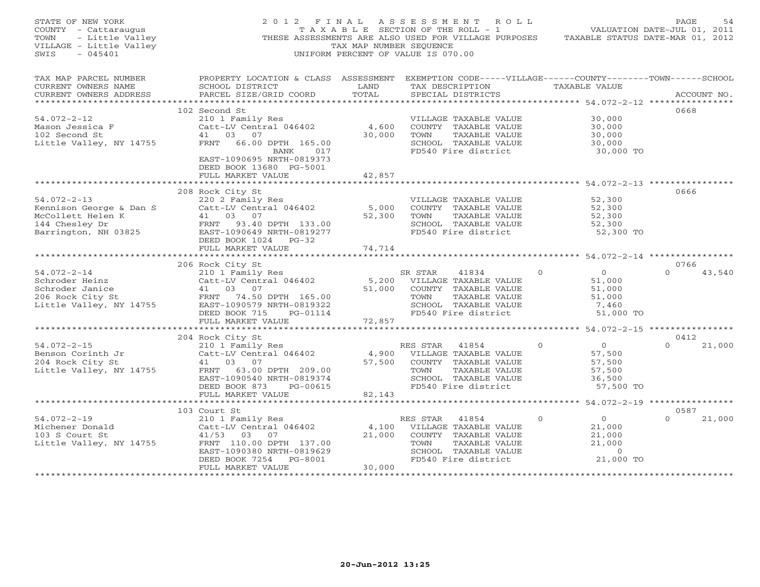STATE OF NEW YORK
COUNTY - Cattaraugus
TOWN - Little Valley
VILLAGE - Little Valley
SWIS - 045401

2012 FINAL ASSESSMENT ROLL
TAXABLE SECTION OF THE ROLL - 1
THESE ASSESSMENTS ARE ALSO USED FOR VILLAGE PURPOSES
TAX MAP NUMBER SEQUENCE
UNIFORM PERCENT OF VALUE IS 070.00

VALUATION DATE-JUL 01, 2011
TAXABLE STATUS DATE-MAR 01, 2012

| TAX MAP PARCEL NUMBER / CURRENT OWNERS NAME / CURRENT OWNERS ADDRESS | PROPERTY LOCATION & CLASS / SCHOOL DISTRICT / PARCEL SIZE/GRID COORD | ASSESSMENT LAND / TOTAL | EXEMPTION CODE / TAX DESCRIPTION / SPECIAL DISTRICTS | TAXABLE VALUE | ACCOUNT NO. |
|---|---|---|---|---|---|
| **54.072-2-12** | 102 Second St | | | | 0668 |
| Mason Jessica F | 210 1 Family Res | | VILLAGE TAXABLE VALUE | 30,000 | |
| 102 Second St | Catt-LV Central 046402 | 4,600 | COUNTY TAXABLE VALUE | 30,000 | |
| Little Valley, NY 14755 | 41 03 07 | 30,000 | TOWN TAXABLE VALUE | 30,000 | |
| | FRNT 66.00 DPTH 165.00 | | SCHOOL TAXABLE VALUE | 30,000 | |
| | BANK 017 | | FD540 Fire district | 30,000 TO | |
| | EAST-1090695 NRTH-0819373 | | | | |
| | DEED BOOK 13680 PG-5001 | | | | |
| | FULL MARKET VALUE | 42,857 | | | |
| **54.072-2-13** | 208 Rock City St | | | | 0666 |
| Kennison George & Dan S | 220 2 Family Res | | VILLAGE TAXABLE VALUE | 52,300 | |
| McCollett Helen K | Catt-LV Central 046402 | 5,000 | COUNTY TAXABLE VALUE | 52,300 | |
| 144 Chesley Dr | 41 03 07 | 52,300 | TOWN TAXABLE VALUE | 52,300 | |
| Barrington, NH 03825 | FRNT 93.40 DPTH 133.00 | | SCHOOL TAXABLE VALUE | 52,300 | |
| | EAST-1090649 NRTH-0819277 | | FD540 Fire district | 52,300 TO | |
| | DEED BOOK 1024 PG-32 | | | | |
| | FULL MARKET VALUE | 74,714 | | | |
| **54.072-2-14** | 206 Rock City St | | | | 0766 |
| Schroder Heinz | 210 1 Family Res | | SR STAR 41834 0 | 0 | 0 43,540 |
| Schroder Janice | Catt-LV Central 046402 | 5,200 | VILLAGE TAXABLE VALUE | 51,000 | |
| 206 Rock City St | 41 03 07 | 51,000 | COUNTY TAXABLE VALUE | 51,000 | |
| Little Valley, NY 14755 | FRNT 74.50 DPTH 165.00 | | TOWN TAXABLE VALUE | 51,000 | |
| | EAST-1090579 NRTH-0819322 | | SCHOOL TAXABLE VALUE | 7,460 | |
| | DEED BOOK 715 PG-01114 | | FD540 Fire district | 51,000 TO | |
| | FULL MARKET VALUE | 72,857 | | | |
| **54.072-2-15** | 204 Rock City St | | | | 0412 |
| Benson Corinth Jr | 210 1 Family Res | | RES STAR 41854 0 | 0 | 0 21,000 |
| 204 Rock City St | Catt-LV Central 046402 | 4,900 | VILLAGE TAXABLE VALUE | 57,500 | |
| Little Valley, NY 14755 | 41 03 07 | 57,500 | COUNTY TAXABLE VALUE | 57,500 | |
| | FRNT 63.00 DPTH 209.00 | | TOWN TAXABLE VALUE | 57,500 | |
| | EAST-1090540 NRTH-0819374 | | SCHOOL TAXABLE VALUE | 36,500 | |
| | DEED BOOK 873 PG-00615 | | FD540 Fire district | 57,500 TO | |
| | FULL MARKET VALUE | 82,143 | | | |
| **54.072-2-19** | 103 Court St | | | | 0587 |
| Michener Donald | 210 1 Family Res | | RES STAR 41854 0 | 0 | 0 21,000 |
| 103 S Court St | Catt-LV Central 046402 | 4,100 | VILLAGE TAXABLE VALUE | 21,000 | |
| Little Valley, NY 14755 | 41/53 03 07 | 21,000 | COUNTY TAXABLE VALUE | 21,000 | |
| | FRNT 110.00 DPTH 137.00 | | TOWN TAXABLE VALUE | 21,000 | |
| | EAST-1090380 NRTH-0819629 | | SCHOOL TAXABLE VALUE | 0 | |
| | DEED BOOK 7254 PG-8001 | | FD540 Fire district | 21,000 TO | |
| | FULL MARKET VALUE | 30,000 | | | |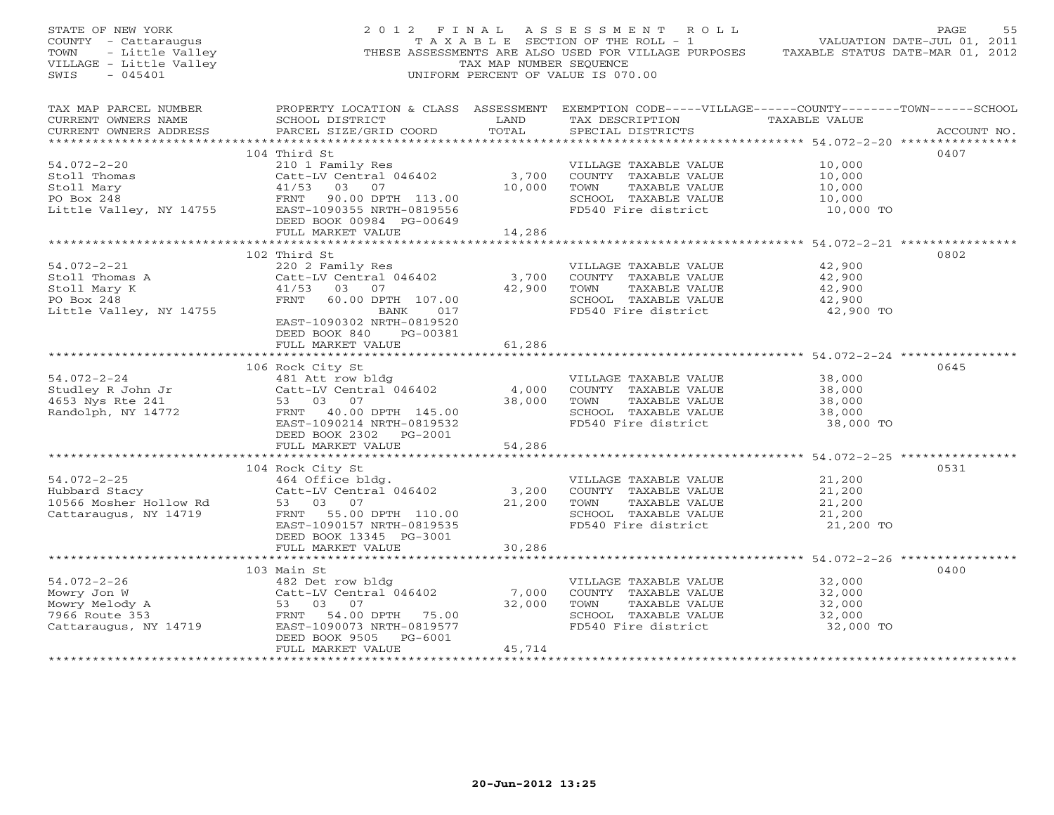STATE OF NEW YORK
COUNTY - Cattaraugus
TOWN - Little Valley
VILLAGE - Little Valley
SWIS - 045401

2012 FINAL ASSESSMENT ROLL
TAXABLE SECTION OF THE ROLL - 1
THESE ASSESSMENTS ARE ALSO USED FOR VILLAGE PURPOSES
TAX MAP NUMBER SEQUENCE
UNIFORM PERCENT OF VALUE IS 070.00

VALUATION DATE-JUL 01, 2011
TAXABLE STATUS DATE-MAR 01, 2012

| TAX MAP PARCEL NUMBER / CURRENT OWNERS NAME / CURRENT OWNERS ADDRESS | PROPERTY LOCATION & CLASS / SCHOOL DISTRICT / PARCEL SIZE/GRID COORD | ASSESSMENT LAND / TOTAL | EXEMPTION CODE-----VILLAGE------COUNTY--------TOWN------SCHOOL / TAX DESCRIPTION / SPECIAL DISTRICTS | TAXABLE VALUE | ACCOUNT NO. |
|---|---|---|---|---|---|
| | 104 Third St | | | | 0407 |
| 54.072-2-20 | 210 1 Family Res | | VILLAGE TAXABLE VALUE | 10,000 | |
| Stoll Thomas | Catt-LV Central 046402 | 3,700 | COUNTY TAXABLE VALUE | 10,000 | |
| Stoll Mary | 41/53 03 07 | 10,000 | TOWN TAXABLE VALUE | 10,000 | |
| PO Box 248 | FRNT 90.00 DPTH 113.00 | | SCHOOL TAXABLE VALUE | 10,000 | |
| Little Valley, NY 14755 | EAST-1090355 NRTH-0819556 | | FD540 Fire district | 10,000 TO | |
| | DEED BOOK 00984 PG-00649 | | | | |
| | FULL MARKET VALUE | 14,286 | | | |
| | 102 Third St | | | | 0802 |
| 54.072-2-21 | 220 2 Family Res | | VILLAGE TAXABLE VALUE | 42,900 | |
| Stoll Thomas A | Catt-LV Central 046402 | 3,700 | COUNTY TAXABLE VALUE | 42,900 | |
| Stoll Mary K | 41/53 03 07 | 42,900 | TOWN TAXABLE VALUE | 42,900 | |
| PO Box 248 | FRNT 60.00 DPTH 107.00 | | SCHOOL TAXABLE VALUE | 42,900 | |
| Little Valley, NY 14755 | BANK 017 | | FD540 Fire district | 42,900 TO | |
| | EAST-1090302 NRTH-0819520 | | | | |
| | DEED BOOK 840 PG-00381 | | | | |
| | FULL MARKET VALUE | 61,286 | | | |
| | 106 Rock City St | | | | 0645 |
| 54.072-2-24 | 481 Att row bldg | | VILLAGE TAXABLE VALUE | 38,000 | |
| Studley R John Jr | Catt-LV Central 046402 | 4,000 | COUNTY TAXABLE VALUE | 38,000 | |
| 4653 Nys Rte 241 | 53 03 07 | 38,000 | TOWN TAXABLE VALUE | 38,000 | |
| Randolph, NY 14772 | FRNT 40.00 DPTH 145.00 | | SCHOOL TAXABLE VALUE | 38,000 | |
| | EAST-1090214 NRTH-0819532 | | FD540 Fire district | 38,000 TO | |
| | DEED BOOK 2302 PG-2001 | | | | |
| | FULL MARKET VALUE | 54,286 | | | |
| | 104 Rock City St | | | | 0531 |
| 54.072-2-25 | 464 Office bldg. | | VILLAGE TAXABLE VALUE | 21,200 | |
| Hubbard Stacy | Catt-LV Central 046402 | 3,200 | COUNTY TAXABLE VALUE | 21,200 | |
| 10566 Mosher Hollow Rd | 53 03 07 | 21,200 | TOWN TAXABLE VALUE | 21,200 | |
| Cattaraugus, NY 14719 | FRNT 55.00 DPTH 110.00 | | SCHOOL TAXABLE VALUE | 21,200 | |
| | EAST-1090157 NRTH-0819535 | | FD540 Fire district | 21,200 TO | |
| | DEED BOOK 13345 PG-3001 | | | | |
| | FULL MARKET VALUE | 30,286 | | | |
| | 103 Main St | | | | 0400 |
| 54.072-2-26 | 482 Det row bldg | | VILLAGE TAXABLE VALUE | 32,000 | |
| Mowry Jon W | Catt-LV Central 046402 | 7,000 | COUNTY TAXABLE VALUE | 32,000 | |
| Mowry Melody A | 53 03 07 | 32,000 | TOWN TAXABLE VALUE | 32,000 | |
| 7966 Route 353 | FRNT 54.00 DPTH 75.00 | | SCHOOL TAXABLE VALUE | 32,000 | |
| Cattaraugus, NY 14719 | EAST-1090073 NRTH-0819577 | | FD540 Fire district | 32,000 TO | |
| | DEED BOOK 9505 PG-6001 | | | | |
| | FULL MARKET VALUE | 45,714 | | | |

20-Jun-2012 13:25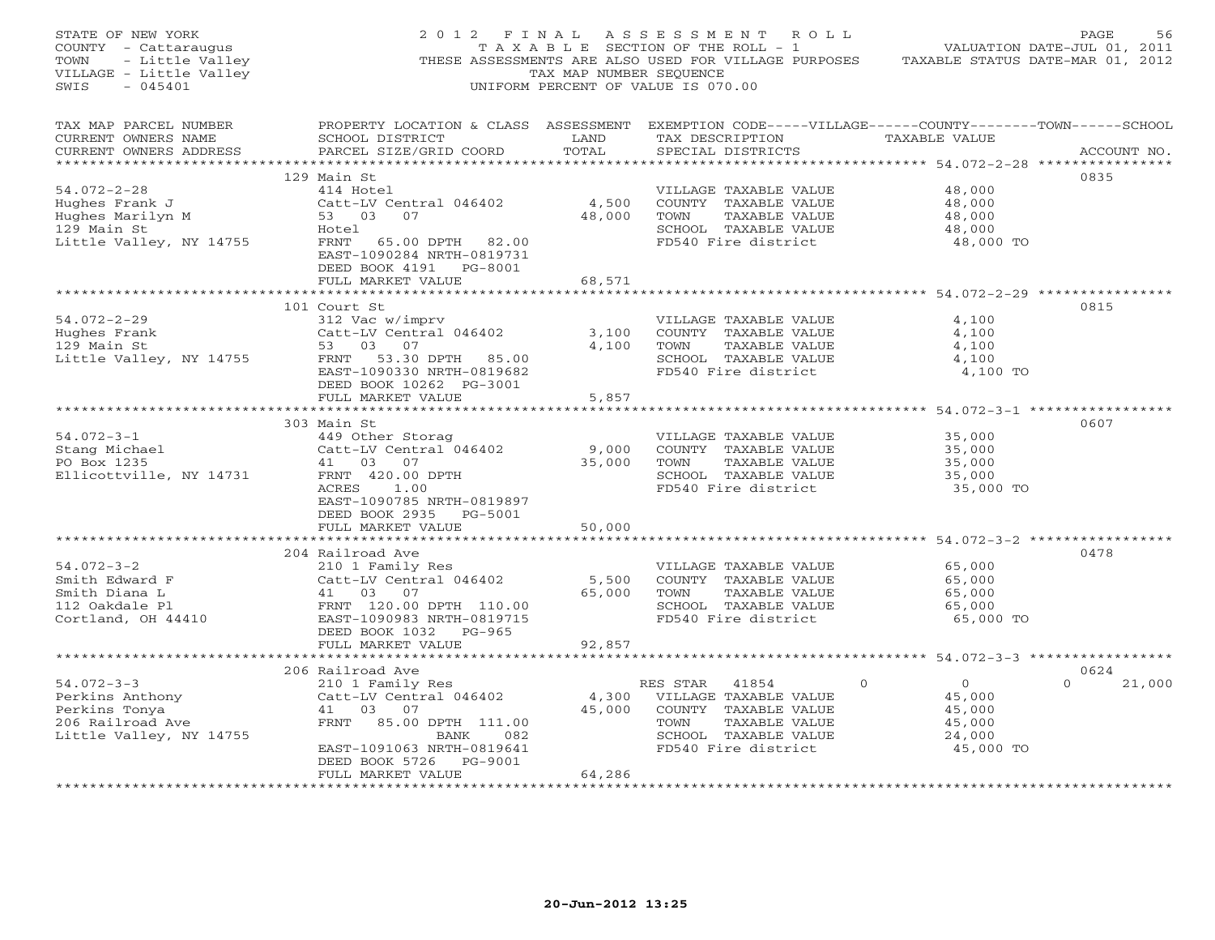STATE OF NEW YORK
COUNTY - Cattaraugus
TOWN - Little Valley
VILLAGE - Little Valley
SWIS - 045401

2012 FINAL ASSESSMENT ROLL
TAXABLE SECTION OF THE ROLL - 1
THESE ASSESSMENTS ARE ALSO USED FOR VILLAGE PURPOSES
TAX MAP NUMBER SEQUENCE
UNIFORM PERCENT OF VALUE IS 070.00

VALUATION DATE-JUL 01, 2011
TAXABLE STATUS DATE-MAR 01, 2012

| TAX MAP PARCEL NUMBER / CURRENT OWNERS NAME / CURRENT OWNERS ADDRESS | PROPERTY LOCATION & CLASS / SCHOOL DISTRICT / PARCEL SIZE/GRID COORD | ASSESSMENT LAND / TOTAL | EXEMPTION CODE / TAX DESCRIPTION / SPECIAL DISTRICTS | TAXABLE VALUE | ACCOUNT NO. |
|---|---|---|---|---|---|
| **54.072-2-28** | 129 Main St | | | | 0835 |
| 54.072-2-28 | 414 Hotel | | VILLAGE TAXABLE VALUE | 48,000 | |
| Hughes Frank J | Catt-LV Central 046402 | 4,500 | COUNTY TAXABLE VALUE | 48,000 | |
| Hughes Marilyn M | 53 03 07 | 48,000 | TOWN TAXABLE VALUE | 48,000 | |
| 129 Main St | Hotel | | SCHOOL TAXABLE VALUE | 48,000 | |
| Little Valley, NY 14755 | FRNT 65.00 DPTH 82.00 | | FD540 Fire district | 48,000 TO | |
| | EAST-1090284 NRTH-0819731 | | | | |
| | DEED BOOK 4191 PG-8001 | | | | |
| | FULL MARKET VALUE | 68,571 | | | |
| **54.072-2-29** | 101 Court St | | | | 0815 |
| 54.072-2-29 | 312 Vac w/imprv | | VILLAGE TAXABLE VALUE | 4,100 | |
| Hughes Frank | Catt-LV Central 046402 | 3,100 | COUNTY TAXABLE VALUE | 4,100 | |
| 129 Main St | 53 03 07 | 4,100 | TOWN TAXABLE VALUE | 4,100 | |
| Little Valley, NY 14755 | FRNT 53.30 DPTH 85.00 | | SCHOOL TAXABLE VALUE | 4,100 | |
| | EAST-1090330 NRTH-0819682 | | FD540 Fire district | 4,100 TO | |
| | DEED BOOK 10262 PG-3001 | | | | |
| | FULL MARKET VALUE | 5,857 | | | |
| **54.072-3-1** | 303 Main St | | | | 0607 |
| 54.072-3-1 | 449 Other Storag | | VILLAGE TAXABLE VALUE | 35,000 | |
| Stang Michael | Catt-LV Central 046402 | 9,000 | COUNTY TAXABLE VALUE | 35,000 | |
| PO Box 1235 | 41 03 07 | 35,000 | TOWN TAXABLE VALUE | 35,000 | |
| Ellicottville, NY 14731 | FRNT 420.00 DPTH | | SCHOOL TAXABLE VALUE | 35,000 | |
| | ACRES 1.00 | | FD540 Fire district | 35,000 TO | |
| | EAST-1090785 NRTH-0819897 | | | | |
| | DEED BOOK 2935 PG-5001 | | | | |
| | FULL MARKET VALUE | 50,000 | | | |
| **54.072-3-2** | 204 Railroad Ave | | | | 0478 |
| 54.072-3-2 | 210 1 Family Res | | VILLAGE TAXABLE VALUE | 65,000 | |
| Smith Edward F | Catt-LV Central 046402 | 5,500 | COUNTY TAXABLE VALUE | 65,000 | |
| Smith Diana L | 41 03 07 | 65,000 | TOWN TAXABLE VALUE | 65,000 | |
| 112 Oakdale Pl | FRNT 120.00 DPTH 110.00 | | SCHOOL TAXABLE VALUE | 65,000 | |
| Cortland, OH 44410 | EAST-1090983 NRTH-0819715 | | FD540 Fire district | 65,000 TO | |
| | DEED BOOK 1032 PG-965 | | | | |
| | FULL MARKET VALUE | 92,857 | | | |
| **54.072-3-3** | 206 Railroad Ave | | | | 0624 |
| 54.072-3-3 | 210 1 Family Res | | RES STAR 41854 | 0 0 0 | 21,000 |
| Perkins Anthony | Catt-LV Central 046402 | 4,300 | VILLAGE TAXABLE VALUE | 45,000 | |
| Perkins Tonya | 41 03 07 | 45,000 | COUNTY TAXABLE VALUE | 45,000 | |
| 206 Railroad Ave | FRNT 85.00 DPTH 111.00 | | TOWN TAXABLE VALUE | 45,000 | |
| Little Valley, NY 14755 | BANK 082 | | SCHOOL TAXABLE VALUE | 24,000 | |
| | EAST-1091063 NRTH-0819641 | | FD540 Fire district | 45,000 TO | |
| | DEED BOOK 5726 PG-9001 | | | | |
| | FULL MARKET VALUE | 64,286 | | | |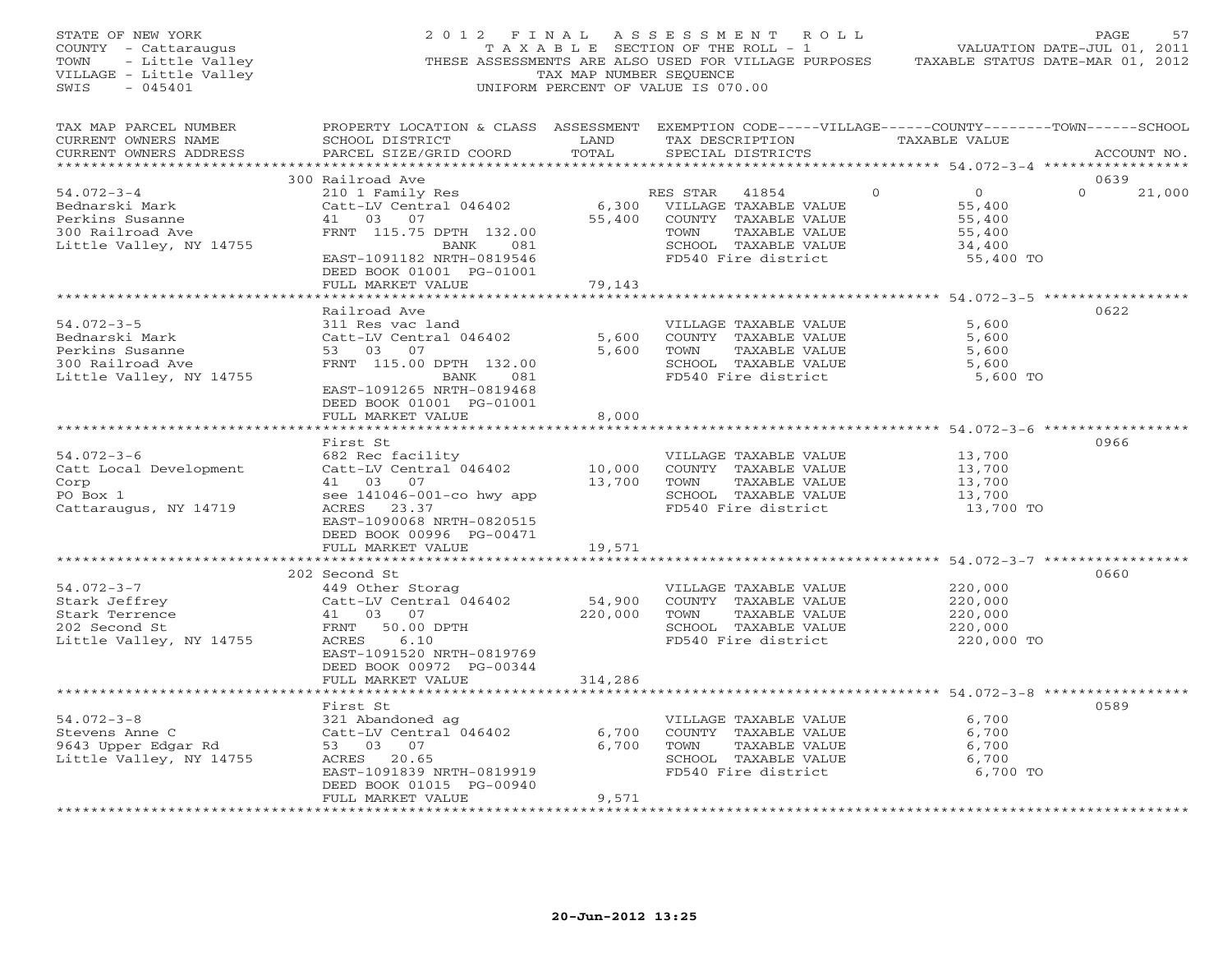STATE OF NEW YORK
COUNTY - Cattaraugus
TOWN - Little Valley
VILLAGE - Little Valley
SWIS - 045401

2012 FINAL ASSESSMENT ROLL
TAXABLE SECTION OF THE ROLL - 1
THESE ASSESSMENTS ARE ALSO USED FOR VILLAGE PURPOSES
TAX MAP NUMBER SEQUENCE
UNIFORM PERCENT OF VALUE IS 070.00

VALUATION DATE-JUL 01, 2011
TAXABLE STATUS DATE-MAR 01, 2012

| TAX MAP PARCEL NUMBER / CURRENT OWNERS NAME / CURRENT OWNERS ADDRESS | PROPERTY LOCATION & CLASS / SCHOOL DISTRICT / PARCEL SIZE/GRID COORD | ASSESSMENT LAND | TOTAL | EXEMPTION CODE / TAX DESCRIPTION / SPECIAL DISTRICTS | VILLAGE | COUNTY | TOWN | SCHOOL | ACCOUNT NO. |
|---|---|---|---|---|---|---|---|---|---|
| **54.072-3-4** | 300 Railroad Ave | | | | | | | | 0639 |
| Bednarski Mark | 210 1 Family Res | | | RES STAR 41854 | 0 | 0 | 0 | 21,000 | |
| Perkins Susanne | Catt-LV Central 046402 | 6,300 | | VILLAGE TAXABLE VALUE | 55,400 | | | | |
| 300 Railroad Ave | 41 03 07 | | 55,400 | COUNTY TAXABLE VALUE | | 55,400 | | | |
| Little Valley, NY 14755 | FRNT 115.75 DPTH 132.00 | | | TOWN TAXABLE VALUE | | | 55,400 | | |
| | BANK 081 | | | SCHOOL TAXABLE VALUE | | | | 34,400 | |
| | EAST-1091182 NRTH-0819546 | | | FD540 Fire district | 55,400 TO | | | | |
| | DEED BOOK 01001 PG-01001 | | | | | | | | |
| | FULL MARKET VALUE | | 79,143 | | | | | | |
| **54.072-3-5** | Railroad Ave | | | | | | | | 0622 |
| Bednarski Mark | 311 Res vac land | | | VILLAGE TAXABLE VALUE | 5,600 | | | | |
| Perkins Susanne | Catt-LV Central 046402 | 5,600 | | COUNTY TAXABLE VALUE | | 5,600 | | | |
| 300 Railroad Ave | 53 03 07 | | 5,600 | TOWN TAXABLE VALUE | | | 5,600 | | |
| Little Valley, NY 14755 | FRNT 115.00 DPTH 132.00 | | | SCHOOL TAXABLE VALUE | | | | 5,600 | |
| | BANK 081 | | | FD540 Fire district | 5,600 TO | | | | |
| | EAST-1091265 NRTH-0819468 | | | | | | | | |
| | DEED BOOK 01001 PG-01001 | | | | | | | | |
| | FULL MARKET VALUE | | 8,000 | | | | | | |
| **54.072-3-6** | First St | | | | | | | | 0966 |
| Catt Local Development | 682 Rec facility | | | VILLAGE TAXABLE VALUE | 13,700 | | | | |
| Corp | Catt-LV Central 046402 | 10,000 | | COUNTY TAXABLE VALUE | | 13,700 | | | |
| PO Box 1 | 41 03 07 | | 13,700 | TOWN TAXABLE VALUE | | | 13,700 | | |
| Cattaraugus, NY 14719 | see 141046-001-co hwy app | | | SCHOOL TAXABLE VALUE | | | | 13,700 | |
| | ACRES 23.37 | | | FD540 Fire district | 13,700 TO | | | | |
| | EAST-1090068 NRTH-0820515 | | | | | | | | |
| | DEED BOOK 00996 PG-00471 | | | | | | | | |
| | FULL MARKET VALUE | | 19,571 | | | | | | |
| **54.072-3-7** | 202 Second St | | | | | | | | 0660 |
| Stark Jeffrey | 449 Other Storag | | | VILLAGE TAXABLE VALUE | 220,000 | | | | |
| Stark Terrence | Catt-LV Central 046402 | 54,900 | | COUNTY TAXABLE VALUE | | 220,000 | | | |
| 202 Second St | 41 03 07 | | 220,000 | TOWN TAXABLE VALUE | | | 220,000 | | |
| Little Valley, NY 14755 | FRNT 50.00 DPTH | | | SCHOOL TAXABLE VALUE | | | | 220,000 | |
| | ACRES 6.10 | | | FD540 Fire district | 220,000 TO | | | | |
| | EAST-1091520 NRTH-0819769 | | | | | | | | |
| | DEED BOOK 00972 PG-00344 | | | | | | | | |
| | FULL MARKET VALUE | | 314,286 | | | | | | |
| **54.072-3-8** | First St | | | | | | | | 0589 |
| Stevens Anne C | 321 Abandoned ag | | | VILLAGE TAXABLE VALUE | 6,700 | | | | |
| 9643 Upper Edgar Rd | Catt-LV Central 046402 | 6,700 | | COUNTY TAXABLE VALUE | | 6,700 | | | |
| Little Valley, NY 14755 | 53 03 07 | | 6,700 | TOWN TAXABLE VALUE | | | 6,700 | | |
| | ACRES 20.65 | | | SCHOOL TAXABLE VALUE | | | | 6,700 | |
| | EAST-1091839 NRTH-0819919 | | | FD540 Fire district | 6,700 TO | | | | |
| | DEED BOOK 01015 PG-00940 | | | | | | | | |
| | FULL MARKET VALUE | | 9,571 | | | | | | |

20-Jun-2012 13:25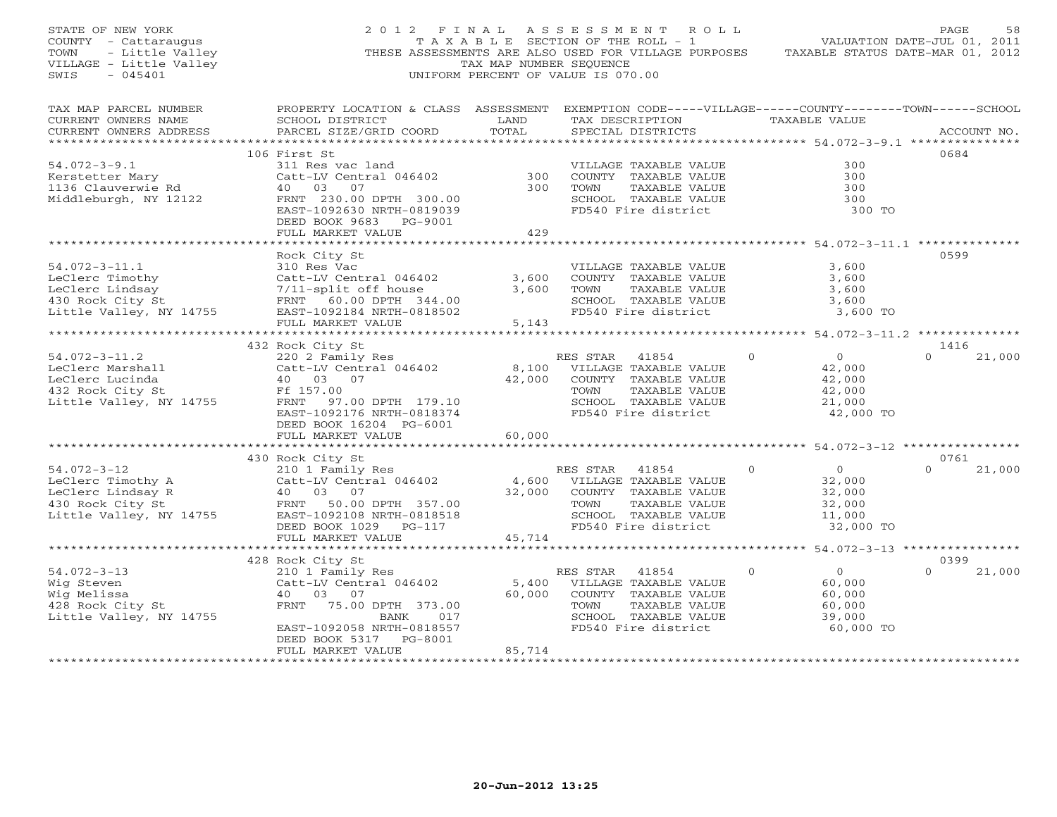STATE OF NEW YORK
COUNTY - Cattaraugus
TOWN - Little Valley
VILLAGE - Little Valley
SWIS - 045401

2012 FINAL ASSESSMENT ROLL
TAXABLE SECTION OF THE ROLL - 1
THESE ASSESSMENTS ARE ALSO USED FOR VILLAGE PURPOSES
TAX MAP NUMBER SEQUENCE
UNIFORM PERCENT OF VALUE IS 070.00

VALUATION DATE-JUL 01, 2011
TAXABLE STATUS DATE-MAR 01, 2012

| TAX MAP PARCEL NUMBER / CURRENT OWNERS NAME / CURRENT OWNERS ADDRESS | PROPERTY LOCATION & CLASS / SCHOOL DISTRICT / PARCEL SIZE/GRID COORD | ASSESSMENT LAND / TOTAL | EXEMPTION CODE / TAX DESCRIPTION / SPECIAL DISTRICTS | VILLAGE | COUNTY | TOWN | SCHOOL | ACCOUNT NO. |
|---|---|---|---|---|---|---|---|---|
| **54.072-3-9.1** | 106 First St | | | | | | | 0684 |
| Kerstetter Mary | 311 Res vac land | | VILLAGE TAXABLE VALUE | 300 | | | | |
| 1136 Clauverwie Rd | Catt-LV Central 046402 | 300 | COUNTY TAXABLE VALUE | | 300 | | | |
| Middleburgh, NY 12122 | 40 03 07 | 300 | TOWN TAXABLE VALUE | | | 300 | | |
| | FRNT 230.00 DPTH 300.00 | | SCHOOL TAXABLE VALUE | | | | 300 | |
| | EAST-1092630 NRTH-0819039 | | FD540 Fire district | 300 TO | | | | |
| | DEED BOOK 9683 PG-9001 | | | | | | | |
| | FULL MARKET VALUE | 429 | | | | | | |
| **54.072-3-11.1** | Rock City St | | | | | | | 0599 |
| LeClerc Timothy | 310 Res Vac | | VILLAGE TAXABLE VALUE | 3,600 | | | | |
| LeClerc Lindsay | Catt-LV Central 046402 | 3,600 | COUNTY TAXABLE VALUE | | 3,600 | | | |
| 430 Rock City St | 7/11-split off house | 3,600 | TOWN TAXABLE VALUE | | | 3,600 | | |
| Little Valley, NY 14755 | FRNT 60.00 DPTH 344.00 | | SCHOOL TAXABLE VALUE | | | | 3,600 | |
| | EAST-1092184 NRTH-0818502 | | FD540 Fire district | 3,600 TO | | | | |
| | FULL MARKET VALUE | 5,143 | | | | | | |
| **54.072-3-11.2** | 432 Rock City St | | | | | | | 1416 |
| LeClerc Marshall | 220 2 Family Res | | RES STAR 41854 | 0 | 0 | 0 | 21,000 | |
| LeClerc Lucinda | Catt-LV Central 046402 | 8,100 | VILLAGE TAXABLE VALUE | 42,000 | | | | |
| 432 Rock City St | 40 03 07 | 42,000 | COUNTY TAXABLE VALUE | | 42,000 | | | |
| Little Valley, NY 14755 | Ff 157.00 | | TOWN TAXABLE VALUE | | | 42,000 | | |
| | FRNT 97.00 DPTH 179.10 | | SCHOOL TAXABLE VALUE | | | | 21,000 | |
| | EAST-1092176 NRTH-0818374 | | FD540 Fire district | 42,000 TO | | | | |
| | DEED BOOK 16204 PG-6001 | | | | | | | |
| | FULL MARKET VALUE | 60,000 | | | | | | |
| **54.072-3-12** | 430 Rock City St | | | | | | | 0761 |
| LeClerc Timothy A | 210 1 Family Res | | RES STAR 41854 | 0 | 0 | 0 | 21,000 | |
| LeClerc Lindsay R | Catt-LV Central 046402 | 4,600 | VILLAGE TAXABLE VALUE | 32,000 | | | | |
| 430 Rock City St | 40 03 07 | 32,000 | COUNTY TAXABLE VALUE | | 32,000 | | | |
| Little Valley, NY 14755 | FRNT 50.00 DPTH 357.00 | | TOWN TAXABLE VALUE | | | 32,000 | | |
| | EAST-1092108 NRTH-0818518 | | SCHOOL TAXABLE VALUE | | | | 11,000 | |
| | DEED BOOK 1029 PG-117 | | FD540 Fire district | 32,000 TO | | | | |
| | FULL MARKET VALUE | 45,714 | | | | | | |
| **54.072-3-13** | 428 Rock City St | | | | | | | 0399 |
| Wig Steven | 210 1 Family Res | | RES STAR 41854 | 0 | 0 | 0 | 21,000 | |
| Wig Melissa | Catt-LV Central 046402 | 5,400 | VILLAGE TAXABLE VALUE | 60,000 | | | | |
| 428 Rock City St | 40 03 07 | 60,000 | COUNTY TAXABLE VALUE | | 60,000 | | | |
| Little Valley, NY 14755 | FRNT 75.00 DPTH 373.00 | | TOWN TAXABLE VALUE | | | 60,000 | | |
| | BANK 017 | | SCHOOL TAXABLE VALUE | | | | 39,000 | |
| | EAST-1092058 NRTH-0818557 | | FD540 Fire district | 60,000 TO | | | | |
| | DEED BOOK 5317 PG-8001 | | | | | | | |
| | FULL MARKET VALUE | 85,714 | | | | | | |

20-Jun-2012 13:25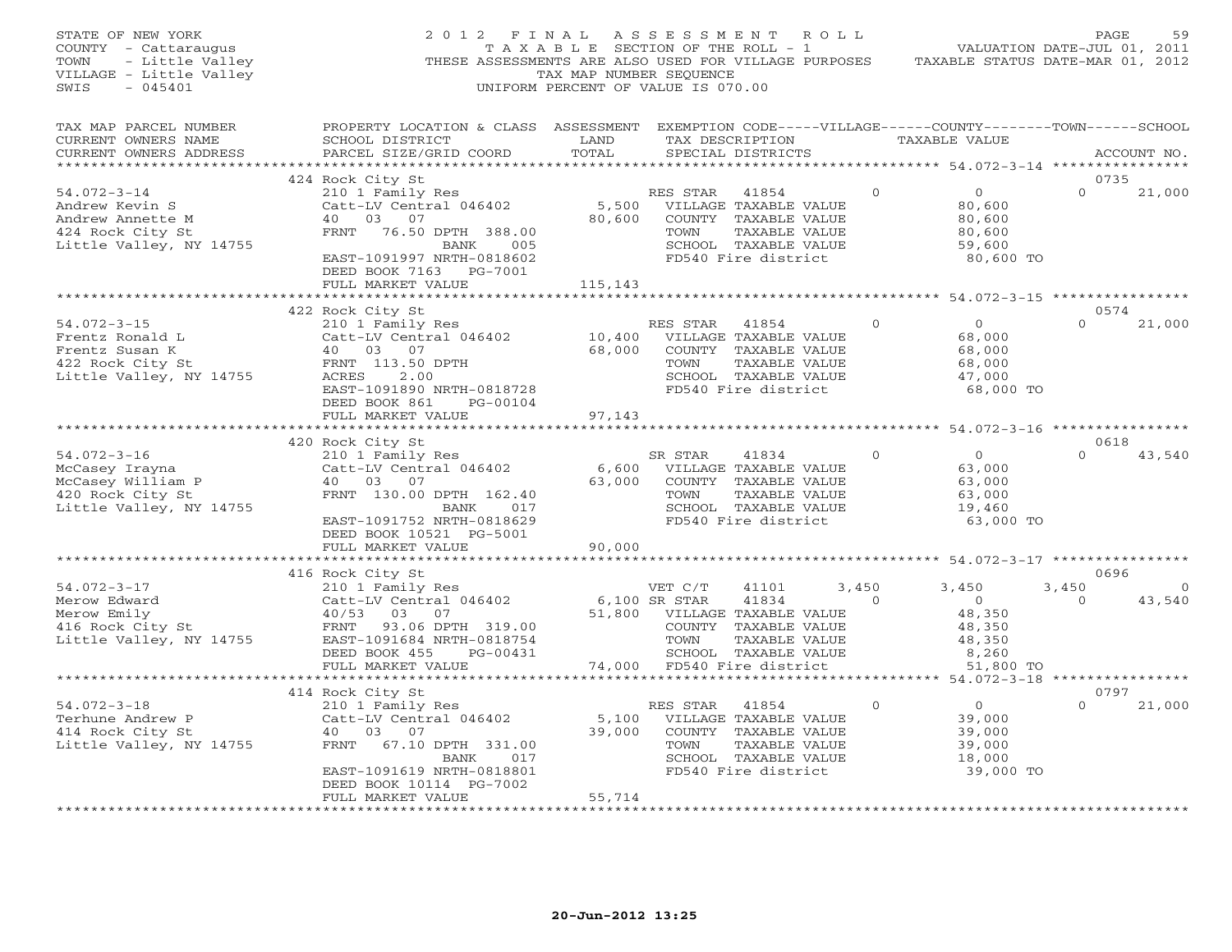STATE OF NEW YORK
COUNTY - Cattaraugus
TOWN - Little Valley
VILLAGE - Little Valley
SWIS - 045401

2012 FINAL ASSESSMENT ROLL
TAXABLE SECTION OF THE ROLL - 1
THESE ASSESSMENTS ARE ALSO USED FOR VILLAGE PURPOSES
TAX MAP NUMBER SEQUENCE
UNIFORM PERCENT OF VALUE IS 070.00

VALUATION DATE-JUL 01, 2011
TAXABLE STATUS DATE-MAR 01, 2012

| TAX MAP PARCEL NUMBER / CURRENT OWNERS NAME / CURRENT OWNERS ADDRESS | PROPERTY LOCATION & CLASS / SCHOOL DISTRICT / PARCEL SIZE/GRID COORD | ASSESSMENT LAND / TOTAL | EXEMPTION CODE / TAX DESCRIPTION / SPECIAL DISTRICTS | VILLAGE | COUNTY / TAXABLE VALUE | TOWN | SCHOOL / ACCOUNT NO. |
|---|---|---|---|---|---|---|---|
| | 424 Rock City St | | | | | | 0735 |
| 54.072-3-14 | 210 1 Family Res | | RES STAR 41854 | 0 | 0 | 0 | 21,000 |
| Andrew Kevin S | Catt-LV Central 046402 | 5,500 | VILLAGE TAXABLE VALUE | | 80,600 | | |
| Andrew Annette M | 40 03 07 | 80,600 | COUNTY TAXABLE VALUE | | 80,600 | | |
| 424 Rock City St | FRNT 76.50 DPTH 388.00 | | TOWN TAXABLE VALUE | | 80,600 | | |
| Little Valley, NY 14755 | BANK 005 | | SCHOOL TAXABLE VALUE | | 59,600 | | |
| | EAST-1091997 NRTH-0818602 | | FD540 Fire district | | 80,600 TO | | |
| | DEED BOOK 7163 PG-7001 | | | | | | |
| | FULL MARKET VALUE | 115,143 | | | | | |
| | 422 Rock City St | | | | | | 0574 |
| 54.072-3-15 | 210 1 Family Res | | RES STAR 41854 | 0 | 0 | 0 | 21,000 |
| Frentz Ronald L | Catt-LV Central 046402 | 10,400 | VILLAGE TAXABLE VALUE | | 68,000 | | |
| Frentz Susan K | 40 03 07 | 68,000 | COUNTY TAXABLE VALUE | | 68,000 | | |
| 422 Rock City St | FRNT 113.50 DPTH | | TOWN TAXABLE VALUE | | 68,000 | | |
| Little Valley, NY 14755 | ACRES 2.00 | | SCHOOL TAXABLE VALUE | | 47,000 | | |
| | EAST-1091890 NRTH-0818728 | | FD540 Fire district | | 68,000 TO | | |
| | DEED BOOK 861 PG-00104 | | | | | | |
| | FULL MARKET VALUE | 97,143 | | | | | |
| | 420 Rock City St | | | | | | 0618 |
| 54.072-3-16 | 210 1 Family Res | | SR STAR 41834 | 0 | 0 | 0 | 43,540 |
| McCasey Irayna | Catt-LV Central 046402 | 6,600 | VILLAGE TAXABLE VALUE | | 63,000 | | |
| McCasey William P | 40 03 07 | 63,000 | COUNTY TAXABLE VALUE | | 63,000 | | |
| 420 Rock City St | FRNT 130.00 DPTH 162.40 | | TOWN TAXABLE VALUE | | 63,000 | | |
| Little Valley, NY 14755 | BANK 017 | | SCHOOL TAXABLE VALUE | | 19,460 | | |
| | EAST-1091752 NRTH-0818629 | | FD540 Fire district | | 63,000 TO | | |
| | DEED BOOK 10521 PG-5001 | | | | | | |
| | FULL MARKET VALUE | 90,000 | | | | | |
| | 416 Rock City St | | | | | | 0696 |
| 54.072-3-17 | 210 1 Family Res | | VET C/T 41101 | 3,450 | 3,450 | 3,450 | 0 |
| Merow Edward | Catt-LV Central 046402 | 6,100 | SR STAR 41834 | 0 | 0 | 0 | 43,540 |
| Merow Emily | 40/53 03 07 | 51,800 | VILLAGE TAXABLE VALUE | | 48,350 | | |
| 416 Rock City St | FRNT 93.06 DPTH 319.00 | | COUNTY TAXABLE VALUE | | 48,350 | | |
| Little Valley, NY 14755 | EAST-1091684 NRTH-0818754 | | TOWN TAXABLE VALUE | | 48,350 | | |
| | DEED BOOK 455 PG-00431 | | SCHOOL TAXABLE VALUE | | 8,260 | | |
| | FULL MARKET VALUE | 74,000 | FD540 Fire district | | 51,800 TO | | |
| | 414 Rock City St | | | | | | 0797 |
| 54.072-3-18 | 210 1 Family Res | | RES STAR 41854 | 0 | 0 | 0 | 21,000 |
| Terhune Andrew P | Catt-LV Central 046402 | 5,100 | VILLAGE TAXABLE VALUE | | 39,000 | | |
| 414 Rock City St | 40 03 07 | 39,000 | COUNTY TAXABLE VALUE | | 39,000 | | |
| Little Valley, NY 14755 | FRNT 67.10 DPTH 331.00 | | TOWN TAXABLE VALUE | | 39,000 | | |
| | BANK 017 | | SCHOOL TAXABLE VALUE | | 18,000 | | |
| | EAST-1091619 NRTH-0818801 | | FD540 Fire district | | 39,000 TO | | |
| | DEED BOOK 10114 PG-7002 | | | | | | |
| | FULL MARKET VALUE | 55,714 | | | | | |

20-Jun-2012 13:25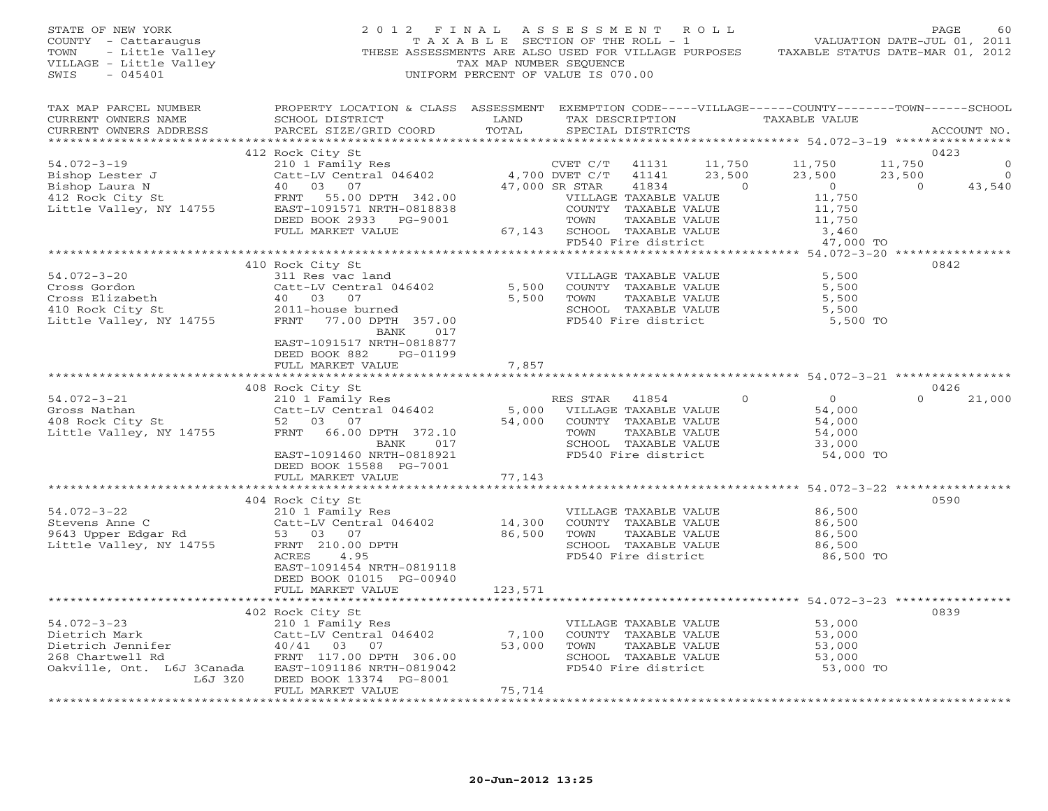STATE OF NEW YORK
COUNTY - Cattaraugus
TOWN - Little Valley
VILLAGE - Little Valley
SWIS - 045401

2012 FINAL ASSESSMENT ROLL
TAXABLE SECTION OF THE ROLL - 1
THESE ASSESSMENTS ARE ALSO USED FOR VILLAGE PURPOSES
TAX MAP NUMBER SEQUENCE
UNIFORM PERCENT OF VALUE IS 070.00

VALUATION DATE-JUL 01, 2011
TAXABLE STATUS DATE-MAR 01, 2012

```
TAX MAP PARCEL NUMBER          PROPERTY LOCATION & CLASS  ASSESSMENT  EXEMPTION CODE-----VILLAGE------COUNTY--------TOWN------SCHOOL
CURRENT OWNERS NAME            SCHOOL DISTRICT               LAND      TAX DESCRIPTION            TAXABLE VALUE
CURRENT OWNERS ADDRESS         PARCEL SIZE/GRID COORD        TOTAL     SPECIAL DISTRICTS                                        ACCOUNT NO.
*********************************************************************************************** 54.072-3-19 ****************
                               412 Rock City St                                                                                  0423
54.072-3-19                    210 1 Family Res                        CVET C/T   41131      11,750      11,750      11,750              0
Bishop Lester J                Catt-LV Central 046402     4,700 DVET C/T   41141      23,500      23,500      23,500              0
Bishop Laura N                 40   03   07               47,000 SR STAR    41834           0           0           0         43,540
412 Rock City St               FRNT   55.00 DPTH 342.00               VILLAGE TAXABLE VALUE              11,750
Little Valley, NY 14755        EAST-1091571 NRTH-0818838              COUNTY  TAXABLE VALUE              11,750
                               DEED BOOK 2933   PG-9001               TOWN    TAXABLE VALUE              11,750
                               FULL MARKET VALUE           67,143     SCHOOL  TAXABLE VALUE               3,460
                                                                      FD540 Fire district                47,000 TO
*********************************************************************************************** 54.072-3-20 ****************
                               410 Rock City St                                                                                  0842
54.072-3-20                    311 Res vac land                        VILLAGE TAXABLE VALUE               5,500
Cross Gordon                   Catt-LV Central 046402      5,500      COUNTY  TAXABLE VALUE               5,500
Cross Elizabeth                40   03   07                5,500      TOWN    TAXABLE VALUE               5,500
410 Rock City St               2011-house burned                      SCHOOL  TAXABLE VALUE               5,500
Little Valley, NY 14755        FRNT   77.00 DPTH 357.00               FD540 Fire district                 5,500 TO
                                              BANK     017
                               EAST-1091517 NRTH-0818877
                               DEED BOOK 882    PG-01199
                               FULL MARKET VALUE            7,857
*********************************************************************************************** 54.072-3-21 ****************
                               408 Rock City St                                                                                  0426
54.072-3-21                    210 1 Family Res                        RES STAR   41854           0           0           0         21,000
Gross Nathan                   Catt-LV Central 046402      5,000      VILLAGE TAXABLE VALUE              54,000
408 Rock City St               52   03   07               54,000      COUNTY  TAXABLE VALUE              54,000
Little Valley, NY 14755        FRNT   66.00 DPTH 372.10               TOWN    TAXABLE VALUE              54,000
                                              BANK     017            SCHOOL  TAXABLE VALUE              33,000
                               EAST-1091460 NRTH-0818921              FD540 Fire district                54,000 TO
                               DEED BOOK 15588  PG-7001
                               FULL MARKET VALUE           77,143
*********************************************************************************************** 54.072-3-22 ****************
                               404 Rock City St                                                                                  0590
54.072-3-22                    210 1 Family Res                        VILLAGE TAXABLE VALUE              86,500
Stevens Anne C                 Catt-LV Central 046402     14,300      COUNTY  TAXABLE VALUE              86,500
9643 Upper Edgar Rd            53   03   07               86,500      TOWN    TAXABLE VALUE              86,500
Little Valley, NY 14755        FRNT  210.00 DPTH                      SCHOOL  TAXABLE VALUE              86,500
                               ACRES     4.95                         FD540 Fire district                86,500 TO
                               EAST-1091454 NRTH-0819118
                               DEED BOOK 01015  PG-00940
                               FULL MARKET VALUE          123,571
*********************************************************************************************** 54.072-3-23 ****************
                               402 Rock City St                                                                                  0839
54.072-3-23                    210 1 Family Res                        VILLAGE TAXABLE VALUE              53,000
Dietrich Mark                  Catt-LV Central 046402      7,100      COUNTY  TAXABLE VALUE              53,000
Dietrich Jennifer              40/41  03   07             53,000      TOWN    TAXABLE VALUE              53,000
268 Chartwell Rd               FRNT  117.00 DPTH 306.00               SCHOOL  TAXABLE VALUE              53,000
Oakville, Ont. L6J 3Canada     EAST-1091186 NRTH-0819042              FD540 Fire district                53,000 TO
                     L6J 3Z0   DEED BOOK 13374  PG-8001
                               FULL MARKET VALUE           75,714
******************************************************************************************************************************
```

20-Jun-2012 13:25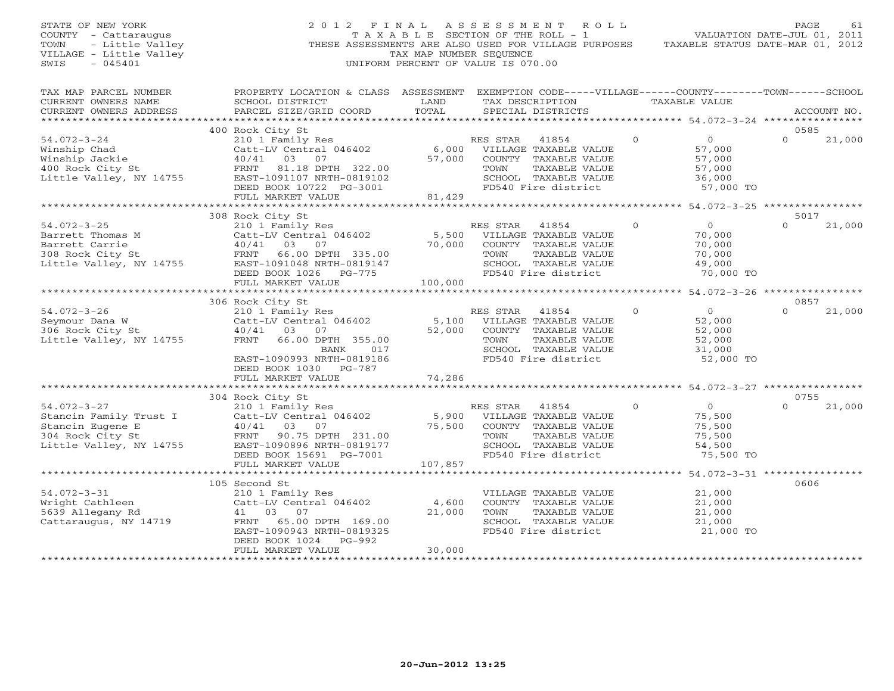STATE OF NEW YORK
COUNTY - Cattaraugus
TOWN - Little Valley
VILLAGE - Little Valley
SWIS - 045401

# 2012 FINAL ASSESSMENT ROLL

TAXABLE SECTION OF THE ROLL - 1
THESE ASSESSMENTS ARE ALSO USED FOR VILLAGE PURPOSES
TAX MAP NUMBER SEQUENCE
UNIFORM PERCENT OF VALUE IS 070.00

VALUATION DATE-JUL 01, 2011
TAXABLE STATUS DATE-MAR 01, 2012

| TAX MAP PARCEL NUMBER / CURRENT OWNERS NAME / CURRENT OWNERS ADDRESS | PROPERTY LOCATION & CLASS / SCHOOL DISTRICT / PARCEL SIZE/GRID COORD | ASSESSMENT LAND / TOTAL | EXEMPTION CODE / TAX DESCRIPTION / SPECIAL DISTRICTS | VILLAGE | COUNTY / TAXABLE VALUE | TOWN | SCHOOL / ACCOUNT NO. |
|---|---|---|---|---|---|---|---|
| | 400 Rock City St | | | | | | 0585 |
| 54.072-3-24 | 210 1 Family Res | | RES STAR 41854 | 0 | 0 | 0 | 21,000 |
| Winship Chad | Catt-LV Central 046402 | 6,000 | VILLAGE TAXABLE VALUE | | 57,000 | | |
| Winship Jackie | 40/41 03 07 | 57,000 | COUNTY TAXABLE VALUE | | 57,000 | | |
| 400 Rock City St | FRNT 81.18 DPTH 322.00 | | TOWN TAXABLE VALUE | | 57,000 | | |
| Little Valley, NY 14755 | EAST-1091107 NRTH-0819102 | | SCHOOL TAXABLE VALUE | | 36,000 | | |
| | DEED BOOK 10722 PG-3001 | | FD540 Fire district | | 57,000 TO | | |
| | FULL MARKET VALUE | 81,429 | | | | | |
| | 308 Rock City St | | | | | | 5017 |
| 54.072-3-25 | 210 1 Family Res | | RES STAR 41854 | 0 | 0 | 0 | 21,000 |
| Barrett Thomas M | Catt-LV Central 046402 | 5,500 | VILLAGE TAXABLE VALUE | | 70,000 | | |
| Barrett Carrie | 40/41 03 07 | 70,000 | COUNTY TAXABLE VALUE | | 70,000 | | |
| 308 Rock City St | FRNT 66.00 DPTH 335.00 | | TOWN TAXABLE VALUE | | 70,000 | | |
| Little Valley, NY 14755 | EAST-1091048 NRTH-0819147 | | SCHOOL TAXABLE VALUE | | 49,000 | | |
| | DEED BOOK 1026 PG-775 | | FD540 Fire district | | 70,000 TO | | |
| | FULL MARKET VALUE | 100,000 | | | | | |
| | 306 Rock City St | | | | | | 0857 |
| 54.072-3-26 | 210 1 Family Res | | RES STAR 41854 | 0 | 0 | 0 | 21,000 |
| Seymour Dana W | Catt-LV Central 046402 | 5,100 | VILLAGE TAXABLE VALUE | | 52,000 | | |
| 306 Rock City St | 40/41 03 07 | 52,000 | COUNTY TAXABLE VALUE | | 52,000 | | |
| Little Valley, NY 14755 | FRNT 66.00 DPTH 355.00 | | TOWN TAXABLE VALUE | | 52,000 | | |
| | BANK 017 | | SCHOOL TAXABLE VALUE | | 31,000 | | |
| | EAST-1090993 NRTH-0819186 | | FD540 Fire district | | 52,000 TO | | |
| | DEED BOOK 1030 PG-787 | | | | | | |
| | FULL MARKET VALUE | 74,286 | | | | | |
| | 304 Rock City St | | | | | | 0755 |
| 54.072-3-27 | 210 1 Family Res | | RES STAR 41854 | 0 | 0 | 0 | 21,000 |
| Stancin Family Trust I | Catt-LV Central 046402 | 5,900 | VILLAGE TAXABLE VALUE | | 75,500 | | |
| Stancin Eugene E | 40/41 03 07 | 75,500 | COUNTY TAXABLE VALUE | | 75,500 | | |
| 304 Rock City St | FRNT 90.75 DPTH 231.00 | | TOWN TAXABLE VALUE | | 75,500 | | |
| Little Valley, NY 14755 | EAST-1090896 NRTH-0819177 | | SCHOOL TAXABLE VALUE | | 54,500 | | |
| | DEED BOOK 15691 PG-7001 | | FD540 Fire district | | 75,500 TO | | |
| | FULL MARKET VALUE | 107,857 | | | | | |
| | 105 Second St | | | | | | 0606 |
| 54.072-3-31 | 210 1 Family Res | | VILLAGE TAXABLE VALUE | | 21,000 | | |
| Wright Cathleen | Catt-LV Central 046402 | 4,600 | COUNTY TAXABLE VALUE | | 21,000 | | |
| 5639 Allegany Rd | 41 03 07 | 21,000 | TOWN TAXABLE VALUE | | 21,000 | | |
| Cattaraugus, NY 14719 | FRNT 65.00 DPTH 169.00 | | SCHOOL TAXABLE VALUE | | 21,000 | | |
| | EAST-1090943 NRTH-0819325 | | FD540 Fire district | | 21,000 TO | | |
| | DEED BOOK 1024 PG-992 | | | | | | |
| | FULL MARKET VALUE | 30,000 | | | | | |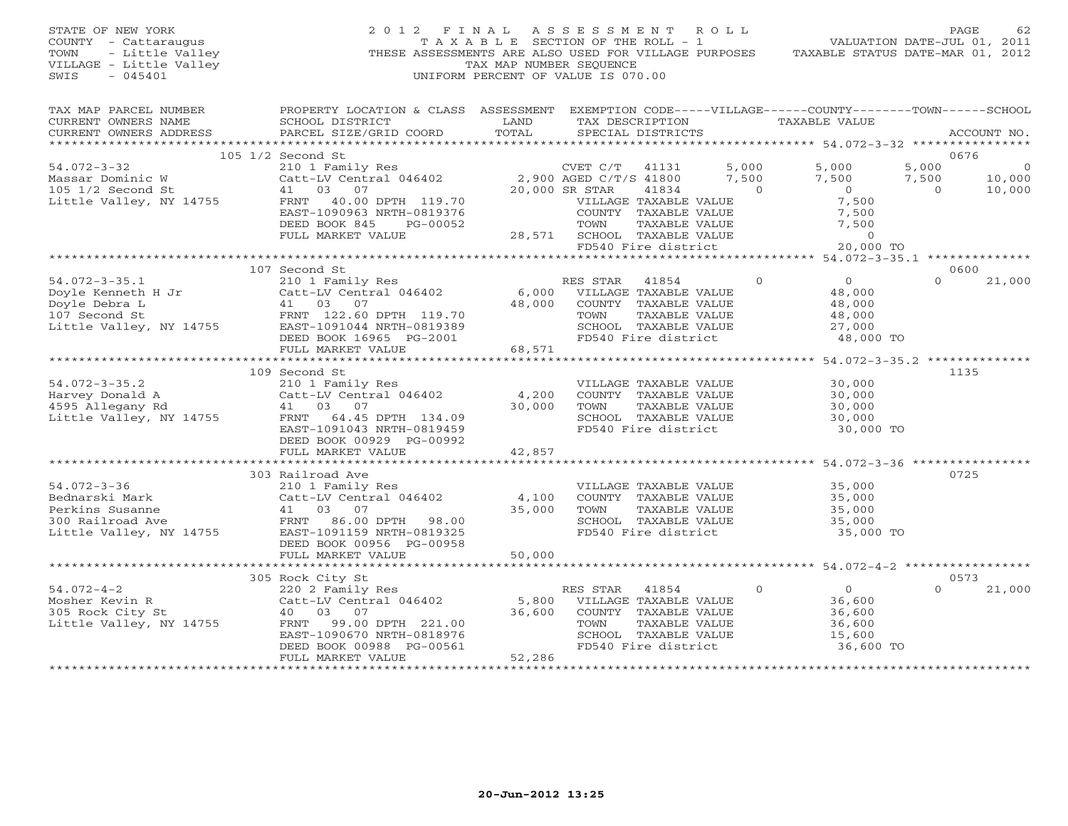STATE OF NEW YORK
COUNTY - Cattaraugus
TOWN - Little Valley
VILLAGE - Little Valley
SWIS - 045401

# 2012 FINAL ASSESSMENT ROLL

TAXABLE SECTION OF THE ROLL - 1
THESE ASSESSMENTS ARE ALSO USED FOR VILLAGE PURPOSES
TAX MAP NUMBER SEQUENCE
UNIFORM PERCENT OF VALUE IS 070.00

VALUATION DATE-JUL 01, 2011
TAXABLE STATUS DATE-MAR 01, 2012

| TAX MAP PARCEL NUMBER / CURRENT OWNERS NAME / CURRENT OWNERS ADDRESS | PROPERTY LOCATION & CLASS / SCHOOL DISTRICT / PARCEL SIZE/GRID COORD | ASSESSMENT LAND / TOTAL | EXEMPTION CODE / TAX DESCRIPTION / SPECIAL DISTRICTS | VILLAGE | COUNTY | TOWN | SCHOOL | ACCOUNT NO. |
|---|---|---|---|---|---|---|---|---|
| **54.072-3-32** | 105 1/2 Second St | | | | | | | 0676 |
| Massar Dominic W | 210 1 Family Res | | CVET C/T 41131 | 5,000 | 5,000 | 5,000 | 0 | |
| 105 1/2 Second St | Catt-LV Central 046402 | 2,900 | AGED C/T/S 41800 | 7,500 | 7,500 | 7,500 | 10,000 | |
| Little Valley, NY 14755 | 41 03 07 | 20,000 | SR STAR 41834 | 0 | 0 | 0 | 10,000 | |
| | FRNT 40.00 DPTH 119.70 | | VILLAGE TAXABLE VALUE | 7,500 | | | | |
| | EAST-1090963 NRTH-0819376 | | COUNTY TAXABLE VALUE | | 7,500 | | | |
| | DEED BOOK 845 PG-00052 | | TOWN TAXABLE VALUE | | | 7,500 | | |
| | FULL MARKET VALUE | 28,571 | SCHOOL TAXABLE VALUE | | | | 0 | |
| | | | FD540 Fire district | 20,000 TO | | | | |
| **54.072-3-35.1** | 107 Second St | | | | | | | 0600 |
| Doyle Kenneth H Jr | 210 1 Family Res | | RES STAR 41854 | 0 | 0 | 0 | 21,000 | |
| Doyle Debra L | Catt-LV Central 046402 | 6,000 | VILLAGE TAXABLE VALUE | 48,000 | | | | |
| 107 Second St | 41 03 07 | 48,000 | COUNTY TAXABLE VALUE | | 48,000 | | | |
| Little Valley, NY 14755 | FRNT 122.60 DPTH 119.70 | | TOWN TAXABLE VALUE | | | 48,000 | | |
| | EAST-1091044 NRTH-0819389 | | SCHOOL TAXABLE VALUE | | | | 27,000 | |
| | DEED BOOK 16965 PG-2001 | | FD540 Fire district | 48,000 TO | | | | |
| | FULL MARKET VALUE | 68,571 | | | | | | |
| **54.072-3-35.2** | 109 Second St | | | | | | | 1135 |
| Harvey Donald A | 210 1 Family Res | | VILLAGE TAXABLE VALUE | 30,000 | | | | |
| 4595 Allegany Rd | Catt-LV Central 046402 | 4,200 | COUNTY TAXABLE VALUE | | 30,000 | | | |
| Little Valley, NY 14755 | 41 03 07 | 30,000 | TOWN TAXABLE VALUE | | | 30,000 | | |
| | FRNT 64.45 DPTH 134.09 | | SCHOOL TAXABLE VALUE | | | | 30,000 | |
| | EAST-1091043 NRTH-0819459 | | FD540 Fire district | 30,000 TO | | | | |
| | DEED BOOK 00929 PG-00992 | | | | | | | |
| | FULL MARKET VALUE | 42,857 | | | | | | |
| **54.072-3-36** | 303 Railroad Ave | | | | | | | 0725 |
| Bednarski Mark | 210 1 Family Res | | VILLAGE TAXABLE VALUE | 35,000 | | | | |
| Perkins Susanne | Catt-LV Central 046402 | 4,100 | COUNTY TAXABLE VALUE | | 35,000 | | | |
| 300 Railroad Ave | 41 03 07 | 35,000 | TOWN TAXABLE VALUE | | | 35,000 | | |
| Little Valley, NY 14755 | FRNT 86.00 DPTH 98.00 | | SCHOOL TAXABLE VALUE | | | | 35,000 | |
| | EAST-1091159 NRTH-0819325 | | FD540 Fire district | 35,000 TO | | | | |
| | DEED BOOK 00956 PG-00958 | | | | | | | |
| | FULL MARKET VALUE | 50,000 | | | | | | |
| **54.072-4-2** | 305 Rock City St | | | | | | | 0573 |
| Mosher Kevin R | 220 2 Family Res | | RES STAR 41854 | 0 | 0 | 0 | 21,000 | |
| 305 Rock City St | Catt-LV Central 046402 | 5,800 | VILLAGE TAXABLE VALUE | 36,600 | | | | |
| Little Valley, NY 14755 | 40 03 07 | 36,600 | COUNTY TAXABLE VALUE | | 36,600 | | | |
| | FRNT 99.00 DPTH 221.00 | | TOWN TAXABLE VALUE | | | 36,600 | | |
| | EAST-1090670 NRTH-0818976 | | SCHOOL TAXABLE VALUE | | | | 15,600 | |
| | DEED BOOK 00988 PG-00561 | | FD540 Fire district | 36,600 TO | | | | |
| | FULL MARKET VALUE | 52,286 | | | | | | |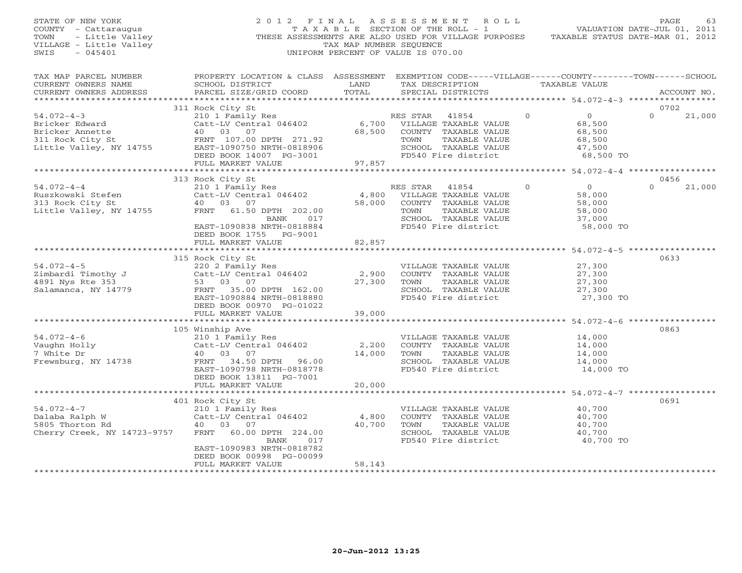STATE OF NEW YORK
COUNTY - Cattaraugus
TOWN - Little Valley
VILLAGE - Little Valley
SWIS - 045401

2012 FINAL ASSESSMENT ROLL
TAXABLE SECTION OF THE ROLL - 1
THESE ASSESSMENTS ARE ALSO USED FOR VILLAGE PURPOSES
TAX MAP NUMBER SEQUENCE
UNIFORM PERCENT OF VALUE IS 070.00

VALUATION DATE-JUL 01, 2011
TAXABLE STATUS DATE-MAR 01, 2012

| TAX MAP PARCEL NUMBER / CURRENT OWNERS NAME / CURRENT OWNERS ADDRESS | PROPERTY LOCATION & CLASS / SCHOOL DISTRICT / PARCEL SIZE/GRID COORD | ASSESSMENT LAND / TOTAL | EXEMPTION CODE / TAX DESCRIPTION / SPECIAL DISTRICTS | VILLAGE | COUNTY / TAXABLE VALUE | TOWN | SCHOOL / ACCOUNT NO. |
|---|---|---|---|---|---|---|---|
| | 311 Rock City St | | | | | | 0702 |
| 54.072-4-3 | 210 1 Family Res | | RES STAR 41854 | 0 | 0 | 0 | 21,000 |
| Bricker Edward | Catt-LV Central 046402 | 6,700 | VILLAGE TAXABLE VALUE | | 68,500 | | |
| Bricker Annette | 40 03 07 | 68,500 | COUNTY TAXABLE VALUE | | 68,500 | | |
| 311 Rock City St | FRNT 107.00 DPTH 271.92 | | TOWN TAXABLE VALUE | | 68,500 | | |
| Little Valley, NY 14755 | EAST-1090750 NRTH-0818906 | | SCHOOL TAXABLE VALUE | | 47,500 | | |
| | DEED BOOK 14007 PG-3001 | | FD540 Fire district | | 68,500 TO | | |
| | FULL MARKET VALUE | 97,857 | | | | | |
| | 313 Rock City St | | | | | | 0456 |
| 54.072-4-4 | 210 1 Family Res | | RES STAR 41854 | 0 | 0 | 0 | 21,000 |
| Ruszkowski Stefen | Catt-LV Central 046402 | 4,800 | VILLAGE TAXABLE VALUE | | 58,000 | | |
| 313 Rock City St | 40 03 07 | 58,000 | COUNTY TAXABLE VALUE | | 58,000 | | |
| Little Valley, NY 14755 | FRNT 61.50 DPTH 202.00 | | TOWN TAXABLE VALUE | | 58,000 | | |
| | BANK 017 | | SCHOOL TAXABLE VALUE | | 37,000 | | |
| | EAST-1090838 NRTH-0818884 | | FD540 Fire district | | 58,000 TO | | |
| | DEED BOOK 1755 PG-9001 | | | | | | |
| | FULL MARKET VALUE | 82,857 | | | | | |
| | 315 Rock City St | | | | | | 0633 |
| 54.072-4-5 | 220 2 Family Res | | VILLAGE TAXABLE VALUE | | 27,300 | | |
| Zimbardi Timothy J | Catt-LV Central 046402 | 2,900 | COUNTY TAXABLE VALUE | | 27,300 | | |
| 4891 Nys Rte 353 | 53 03 07 | 27,300 | TOWN TAXABLE VALUE | | 27,300 | | |
| Salamanca, NY 14779 | FRNT 35.00 DPTH 162.00 | | SCHOOL TAXABLE VALUE | | 27,300 | | |
| | EAST-1090884 NRTH-0818880 | | FD540 Fire district | | 27,300 TO | | |
| | DEED BOOK 00970 PG-01022 | | | | | | |
| | FULL MARKET VALUE | 39,000 | | | | | |
| | 105 Winship Ave | | | | | | 0863 |
| 54.072-4-6 | 210 1 Family Res | | VILLAGE TAXABLE VALUE | | 14,000 | | |
| Vaughn Holly | Catt-LV Central 046402 | 2,200 | COUNTY TAXABLE VALUE | | 14,000 | | |
| 7 White Dr | 40 03 07 | 14,000 | TOWN TAXABLE VALUE | | 14,000 | | |
| Frewsburg, NY 14738 | FRNT 34.50 DPTH 96.00 | | SCHOOL TAXABLE VALUE | | 14,000 | | |
| | EAST-1090798 NRTH-0818778 | | FD540 Fire district | | 14,000 TO | | |
| | DEED BOOK 13811 PG-7001 | | | | | | |
| | FULL MARKET VALUE | 20,000 | | | | | |
| | 401 Rock City St | | | | | | 0691 |
| 54.072-4-7 | 210 1 Family Res | | VILLAGE TAXABLE VALUE | | 40,700 | | |
| Dalaba Ralph W | Catt-LV Central 046402 | 4,800 | COUNTY TAXABLE VALUE | | 40,700 | | |
| 5805 Thorton Rd | 40 03 07 | 40,700 | TOWN TAXABLE VALUE | | 40,700 | | |
| Cherry Creek, NY 14723-9757 | FRNT 60.00 DPTH 224.00 | | SCHOOL TAXABLE VALUE | | 40,700 | | |
| | BANK 017 | | FD540 Fire district | | 40,700 TO | | |
| | EAST-1090983 NRTH-0818782 | | | | | | |
| | DEED BOOK 00998 PG-00099 | | | | | | |
| | FULL MARKET VALUE | 58,143 | | | | | |

20-Jun-2012 13:25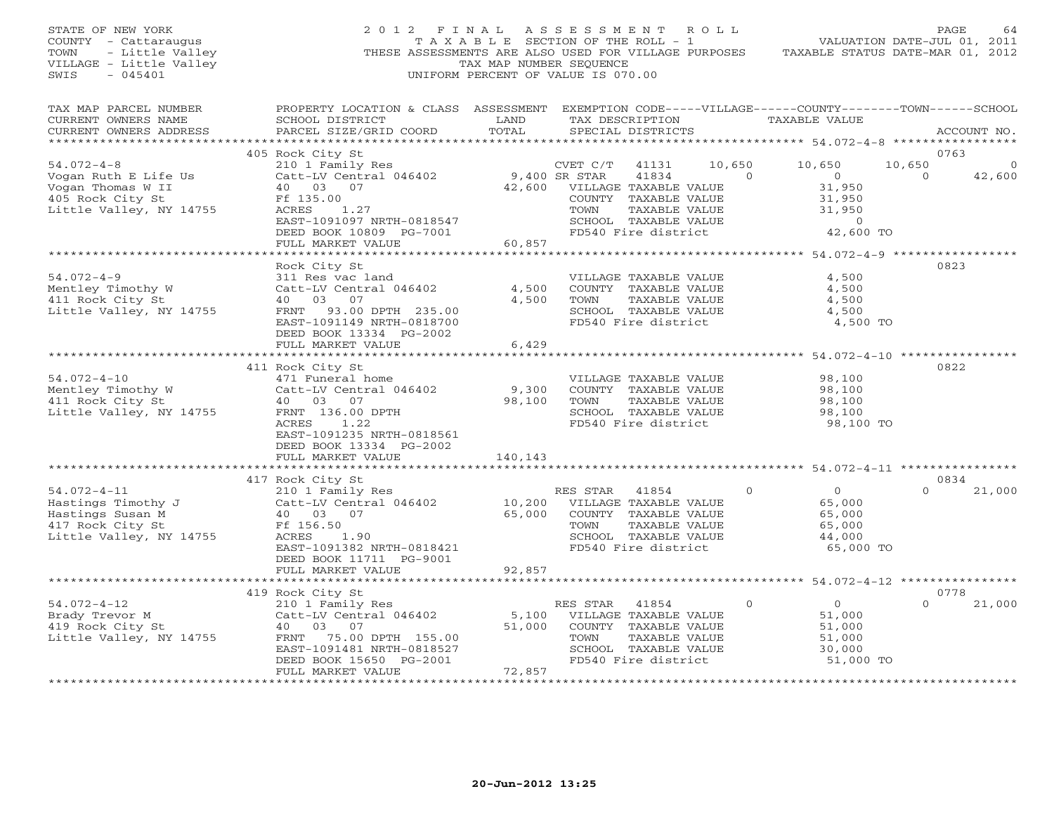STATE OF NEW YORK
COUNTY - Cattaraugus
TOWN - Little Valley
VILLAGE - Little Valley
SWIS - 045401

2012 FINAL ASSESSMENT ROLL
TAXABLE SECTION OF THE ROLL - 1
THESE ASSESSMENTS ARE ALSO USED FOR VILLAGE PURPOSES
TAX MAP NUMBER SEQUENCE
UNIFORM PERCENT OF VALUE IS 070.00

VALUATION DATE-JUL 01, 2011
TAXABLE STATUS DATE-MAR 01, 2012

| TAX MAP PARCEL NUMBER / CURRENT OWNERS NAME / CURRENT OWNERS ADDRESS | PROPERTY LOCATION & CLASS / SCHOOL DISTRICT / PARCEL SIZE/GRID COORD | ASSESSMENT LAND | TOTAL | EXEMPTION CODE / TAX DESCRIPTION / SPECIAL DISTRICTS | VILLAGE | COUNTY | TOWN | SCHOOL | ACCOUNT NO. |
|---|---|---|---|---|---|---|---|---|---|
| **54.072-4-8** | 405 Rock City St | | | | | | | | 0763 |
| Vogan Ruth E Life Us | 210 1 Family Res | | | CVET C/T 41131 | 10,650 | 10,650 | 10,650 | 0 | |
| Vogan Thomas W II | Catt-LV Central 046402 | 9,400 | | SR STAR 41834 | 0 | 0 | 0 | 42,600 | |
| 405 Rock City St | 40 03 07 | | 42,600 | VILLAGE TAXABLE VALUE | 31,950 | | | | |
| Little Valley, NY 14755 | Ff 135.00 | | | COUNTY TAXABLE VALUE | | 31,950 | | | |
| | ACRES 1.27 | | | TOWN TAXABLE VALUE | | | 31,950 | | |
| | EAST-1091097 NRTH-0818547 | | | SCHOOL TAXABLE VALUE | | | | 0 | |
| | DEED BOOK 10809 PG-7001 | | | FD540 Fire district | 42,600 TO | | | | |
| | FULL MARKET VALUE | | 60,857 | | | | | | |
| **54.072-4-9** | Rock City St | | | | | | | | 0823 |
| Mentley Timothy W | 311 Res vac land | | | VILLAGE TAXABLE VALUE | 4,500 | | | | |
| 411 Rock City St | Catt-LV Central 046402 | 4,500 | | COUNTY TAXABLE VALUE | | 4,500 | | | |
| Little Valley, NY 14755 | 40 03 07 | | 4,500 | TOWN TAXABLE VALUE | | | 4,500 | | |
| | FRNT 93.00 DPTH 235.00 | | | SCHOOL TAXABLE VALUE | | | | 4,500 | |
| | EAST-1091149 NRTH-0818700 | | | FD540 Fire district | 4,500 TO | | | | |
| | DEED BOOK 13334 PG-2002 | | | | | | | | |
| | FULL MARKET VALUE | | 6,429 | | | | | | |
| **54.072-4-10** | 411 Rock City St | | | | | | | | 0822 |
| Mentley Timothy W | 471 Funeral home | | | VILLAGE TAXABLE VALUE | 98,100 | | | | |
| 411 Rock City St | Catt-LV Central 046402 | 9,300 | | COUNTY TAXABLE VALUE | | 98,100 | | | |
| Little Valley, NY 14755 | 40 03 07 | | 98,100 | TOWN TAXABLE VALUE | | | 98,100 | | |
| | FRNT 136.00 DPTH | | | SCHOOL TAXABLE VALUE | | | | 98,100 | |
| | ACRES 1.22 | | | FD540 Fire district | 98,100 TO | | | | |
| | EAST-1091235 NRTH-0818561 | | | | | | | | |
| | DEED BOOK 13334 PG-2002 | | | | | | | | |
| | FULL MARKET VALUE | | 140,143 | | | | | | |
| **54.072-4-11** | 417 Rock City St | | | | | | | | 0834 |
| Hastings Timothy J | 210 1 Family Res | | | RES STAR 41854 | 0 | 0 | 0 | 21,000 | |
| Hastings Susan M | Catt-LV Central 046402 | 10,200 | | VILLAGE TAXABLE VALUE | 65,000 | | | | |
| 417 Rock City St | 40 03 07 | | 65,000 | COUNTY TAXABLE VALUE | | 65,000 | | | |
| Little Valley, NY 14755 | Ff 156.50 | | | TOWN TAXABLE VALUE | | | 65,000 | | |
| | ACRES 1.90 | | | SCHOOL TAXABLE VALUE | | | | 44,000 | |
| | EAST-1091382 NRTH-0818421 | | | FD540 Fire district | 65,000 TO | | | | |
| | DEED BOOK 11711 PG-9001 | | | | | | | | |
| | FULL MARKET VALUE | | 92,857 | | | | | | |
| **54.072-4-12** | 419 Rock City St | | | | | | | | 0778 |
| Brady Trevor M | 210 1 Family Res | | | RES STAR 41854 | 0 | 0 | 0 | 21,000 | |
| 419 Rock City St | Catt-LV Central 046402 | 5,100 | | VILLAGE TAXABLE VALUE | 51,000 | | | | |
| Little Valley, NY 14755 | 40 03 07 | | 51,000 | COUNTY TAXABLE VALUE | | 51,000 | | | |
| | FRNT 75.00 DPTH 155.00 | | | TOWN TAXABLE VALUE | | | 51,000 | | |
| | EAST-1091481 NRTH-0818527 | | | SCHOOL TAXABLE VALUE | | | | 30,000 | |
| | DEED BOOK 15650 PG-2001 | | | FD540 Fire district | 51,000 TO | | | | |
| | FULL MARKET VALUE | | 72,857 | | | | | | |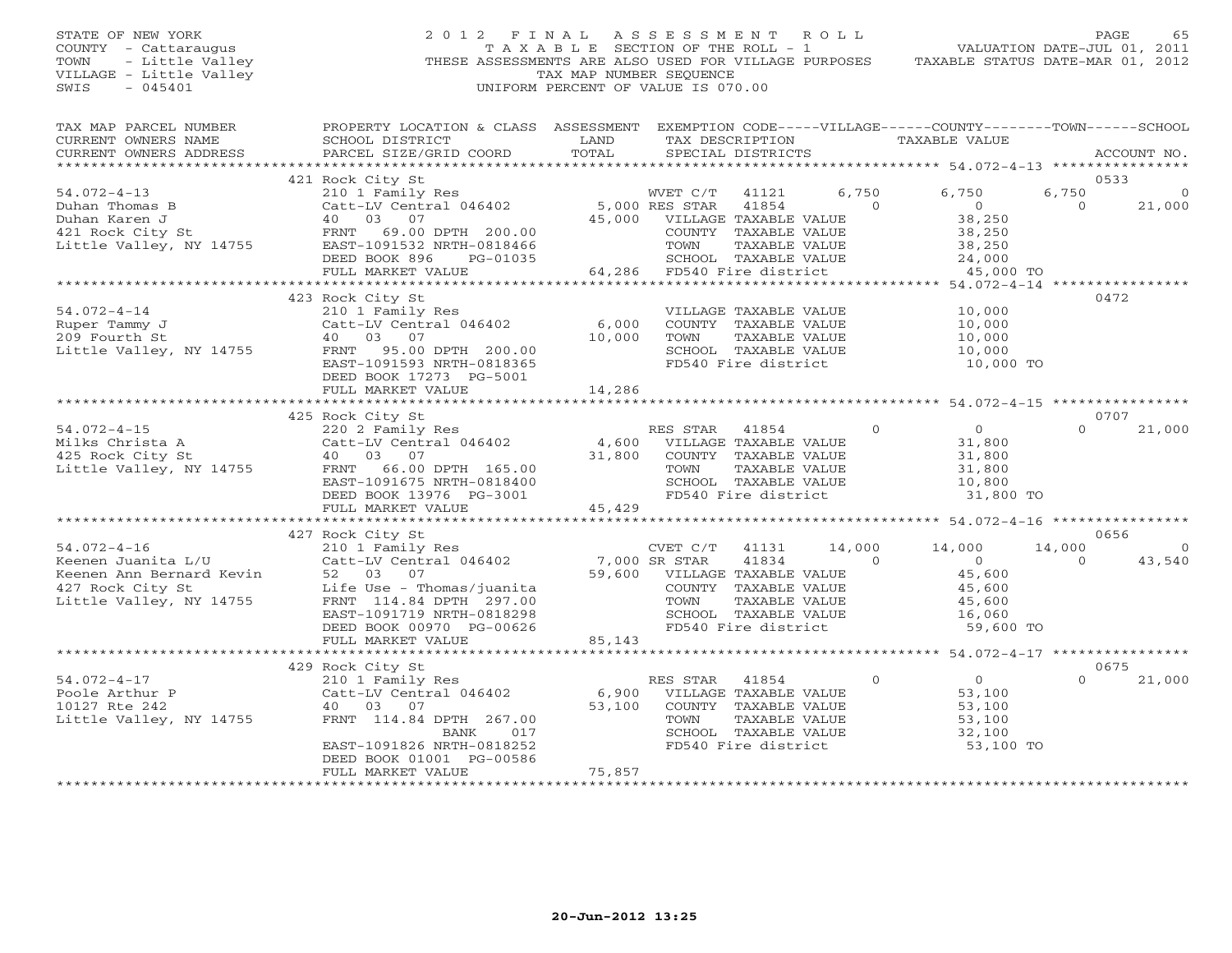STATE OF NEW YORK
COUNTY - Cattaraugus
TOWN - Little Valley
VILLAGE - Little Valley
SWIS - 045401

2012 FINAL ASSESSMENT ROLL
TAXABLE SECTION OF THE ROLL - 1
THESE ASSESSMENTS ARE ALSO USED FOR VILLAGE PURPOSES
TAX MAP NUMBER SEQUENCE
UNIFORM PERCENT OF VALUE IS 070.00

VALUATION DATE-JUL 01, 2011
TAXABLE STATUS DATE-MAR 01, 2012

```
TAX MAP PARCEL NUMBER      PROPERTY LOCATION & CLASS  ASSESSMENT  EXEMPTION CODE-----VILLAGE------COUNTY--------TOWN------SCHOOL
CURRENT OWNERS NAME        SCHOOL DISTRICT             LAND        TAX DESCRIPTION              TAXABLE VALUE
CURRENT OWNERS ADDRESS     PARCEL SIZE/GRID COORD      TOTAL       SPECIAL DISTRICTS                                         ACCOUNT NO.
*********************************************************************************************** 54.072-4-13 ****************
                           421 Rock City St                                                                                   0533
54.072-4-13                210 1 Family Res                    WVET C/T   41121        6,750     6,750     6,750            0
Duhan Thomas B             Catt-LV Central 046402   5,000 RES STAR   41854            0         0         0       21,000
Duhan Karen J              40   03   07              45,000   VILLAGE TAXABLE VALUE            38,250
421 Rock City St           FRNT   69.00 DPTH 200.00           COUNTY  TAXABLE VALUE            38,250
Little Valley, NY 14755    EAST-1091532 NRTH-0818466          TOWN    TAXABLE VALUE            38,250
                           DEED BOOK 896     PG-01035         SCHOOL  TAXABLE VALUE            24,000
                           FULL MARKET VALUE           64,286  FD540 Fire district              45,000 TO
*********************************************************************************************** 54.072-4-14 ****************
                           423 Rock City St                                                                                   0472
54.072-4-14                210 1 Family Res                     VILLAGE TAXABLE VALUE            10,000
Ruper Tammy J              Catt-LV Central 046402     6,000   COUNTY  TAXABLE VALUE            10,000
209 Fourth St              40   03   07              10,000   TOWN    TAXABLE VALUE            10,000
Little Valley, NY 14755    FRNT   95.00 DPTH 200.00           SCHOOL  TAXABLE VALUE            10,000
                           EAST-1091593 NRTH-0818365          FD540 Fire district              10,000 TO
                           DEED BOOK 17273  PG-5001
                           FULL MARKET VALUE           14,286
*********************************************************************************************** 54.072-4-15 ****************
                           425 Rock City St                                                                                   0707
54.072-4-15                220 2 Family Res                    RES STAR   41854            0         0         0       21,000
Milks Christa A            Catt-LV Central 046402     4,600   VILLAGE TAXABLE VALUE            31,800
425 Rock City St           40   03   07              31,800   COUNTY  TAXABLE VALUE            31,800
Little Valley, NY 14755    FRNT   66.00 DPTH 165.00           TOWN    TAXABLE VALUE            31,800
                           EAST-1091675 NRTH-0818400          SCHOOL  TAXABLE VALUE            10,800
                           DEED BOOK 13976  PG-3001           FD540 Fire district              31,800 TO
                           FULL MARKET VALUE           45,429
*********************************************************************************************** 54.072-4-16 ****************
                           427 Rock City St                                                                                   0656
54.072-4-16                210 1 Family Res                    CVET C/T   41131       14,000    14,000    14,000            0
Keenen Juanita L/U         Catt-LV Central 046402   7,000 SR STAR    41834            0         0         0       43,540
Keenen Ann Bernard Kevin   52   03   07              59,600   VILLAGE TAXABLE VALUE            45,600
427 Rock City St           Life Use - Thomas/juanita          COUNTY  TAXABLE VALUE            45,600
Little Valley, NY 14755    FRNT  114.84 DPTH 297.00           TOWN    TAXABLE VALUE            45,600
                           EAST-1091719 NRTH-0818298          SCHOOL  TAXABLE VALUE            16,060
                           DEED BOOK 00970  PG-00626          FD540 Fire district              59,600 TO
                           FULL MARKET VALUE           85,143
*********************************************************************************************** 54.072-4-17 ****************
                           429 Rock City St                                                                                   0675
54.072-4-17                210 1 Family Res                    RES STAR   41854            0         0         0       21,000
Poole Arthur P             Catt-LV Central 046402     6,900   VILLAGE TAXABLE VALUE            53,100
10127 Rte 242              40   03   07              53,100   COUNTY  TAXABLE VALUE            53,100
Little Valley, NY 14755    FRNT  114.84 DPTH 267.00           TOWN    TAXABLE VALUE            53,100
                                     BANK     017             SCHOOL  TAXABLE VALUE            32,100
                           EAST-1091826 NRTH-0818252          FD540 Fire district              53,100 TO
                           DEED BOOK 01001  PG-00586
                           FULL MARKET VALUE           75,857
****************************************************************************************************************************
```

20-Jun-2012 13:25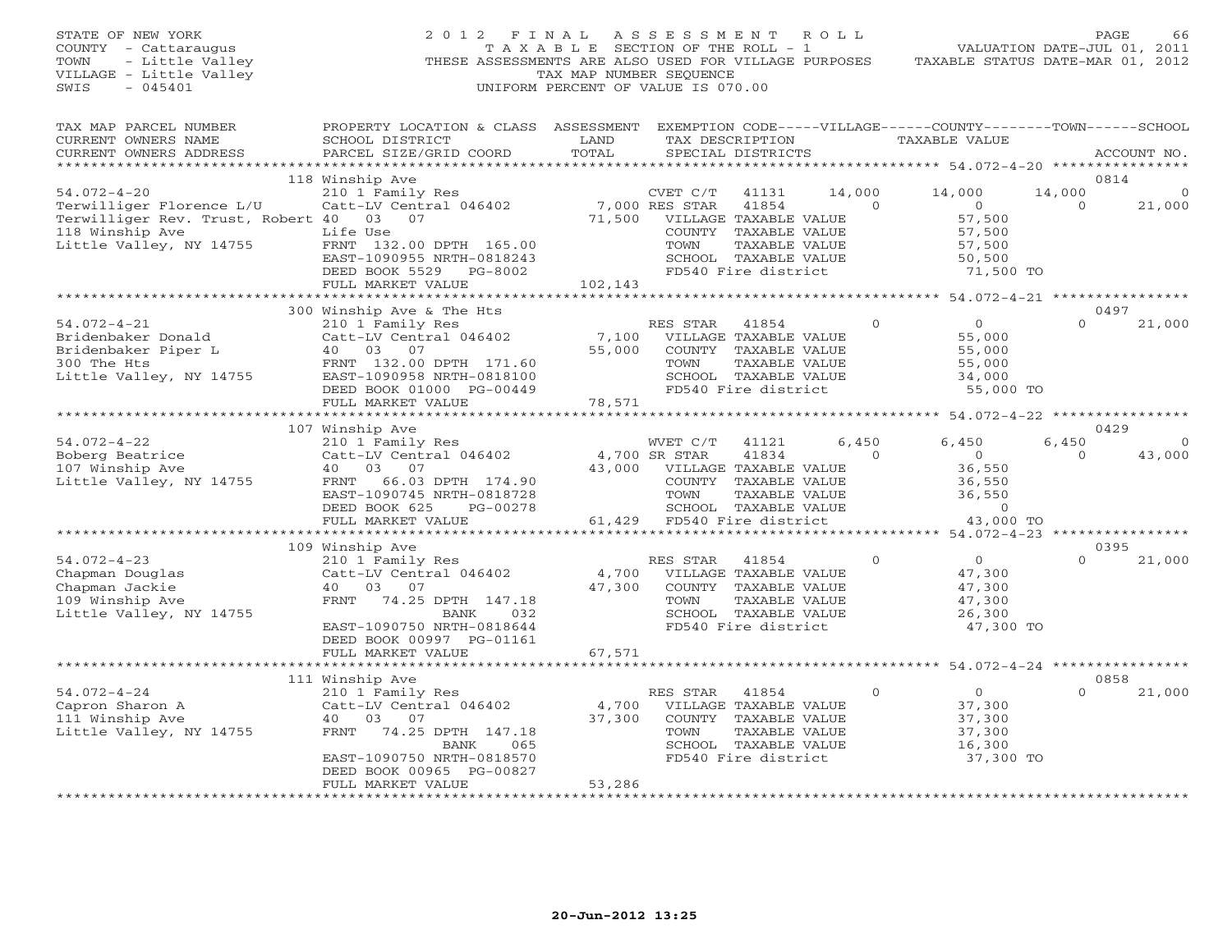STATE OF NEW YORK
COUNTY - Cattaraugus
TOWN - Little Valley
VILLAGE - Little Valley
SWIS - 045401

2012 FINAL ASSESSMENT ROLL
TAXABLE SECTION OF THE ROLL - 1
THESE ASSESSMENTS ARE ALSO USED FOR VILLAGE PURPOSES
TAX MAP NUMBER SEQUENCE
UNIFORM PERCENT OF VALUE IS 070.00

VALUATION DATE-JUL 01, 2011
TAXABLE STATUS DATE-MAR 01, 2012

| TAX MAP PARCEL NUMBER / CURRENT OWNERS NAME / CURRENT OWNERS ADDRESS | PROPERTY LOCATION & CLASS / SCHOOL DISTRICT / PARCEL SIZE/GRID COORD | ASSESSMENT LAND / TOTAL | EXEMPTION CODE / TAX DESCRIPTION / SPECIAL DISTRICTS | VILLAGE | COUNTY TAXABLE VALUE | TOWN | SCHOOL | ACCOUNT NO. |
|---|---|---|---|---|---|---|---|---|
| **54.072-4-20** | 118 Winship Ave | | | | | | | 0814 |
| Terwilliger Florence L/U | 210 1 Family Res | | CVET C/T 41131 | 14,000 | 14,000 | 14,000 | 0 | |
| Terwilliger Rev. Trust, Robert | Catt-LV Central 046402 | 7,000 | RES STAR 41854 | 0 | 0 | 0 | 21,000 | |
| 118 Winship Ave | 40 03 07 | 71,500 | VILLAGE TAXABLE VALUE | | 57,500 | | | |
| Little Valley, NY 14755 | Life Use | | COUNTY TAXABLE VALUE | | 57,500 | | | |
| | FRNT 132.00 DPTH 165.00 | | TOWN TAXABLE VALUE | | 57,500 | | | |
| | EAST-1090955 NRTH-0818243 | | SCHOOL TAXABLE VALUE | | 50,500 | | | |
| | DEED BOOK 5529 PG-8002 | | FD540 Fire district | | 71,500 TO | | | |
| | FULL MARKET VALUE | 102,143 | | | | | | |
| **54.072-4-21** | 300 Winship Ave & The Hts | | | | | | | 0497 |
| Bridenbaker Donald | 210 1 Family Res | | RES STAR 41854 | 0 | 0 | 0 | 21,000 | |
| Bridenbaker Piper L | Catt-LV Central 046402 | 7,100 | VILLAGE TAXABLE VALUE | | 55,000 | | | |
| 300 The Hts | 40 03 07 | 55,000 | COUNTY TAXABLE VALUE | | 55,000 | | | |
| Little Valley, NY 14755 | FRNT 132.00 DPTH 171.60 | | TOWN TAXABLE VALUE | | 55,000 | | | |
| | EAST-1090958 NRTH-0818100 | | SCHOOL TAXABLE VALUE | | 34,000 | | | |
| | DEED BOOK 01000 PG-00449 | | FD540 Fire district | | 55,000 TO | | | |
| | FULL MARKET VALUE | 78,571 | | | | | | |
| **54.072-4-22** | 107 Winship Ave | | | | | | | 0429 |
| Boberg Beatrice | 210 1 Family Res | | WVET C/T 41121 | 6,450 | 6,450 | 6,450 | 0 | |
| 107 Winship Ave | Catt-LV Central 046402 | 4,700 | SR STAR 41834 | 0 | 0 | 0 | 43,000 | |
| Little Valley, NY 14755 | 40 03 07 | 43,000 | VILLAGE TAXABLE VALUE | | 36,550 | | | |
| | FRNT 66.03 DPTH 174.90 | | COUNTY TAXABLE VALUE | | 36,550 | | | |
| | EAST-1090745 NRTH-0818728 | | TOWN TAXABLE VALUE | | 36,550 | | | |
| | DEED BOOK 625 PG-00278 | | SCHOOL TAXABLE VALUE | | 0 | | | |
| | FULL MARKET VALUE | 61,429 | FD540 Fire district | | 43,000 TO | | | |
| **54.072-4-23** | 109 Winship Ave | | | | | | | 0395 |
| Chapman Douglas | 210 1 Family Res | | RES STAR 41854 | 0 | 0 | 0 | 21,000 | |
| Chapman Jackie | Catt-LV Central 046402 | 4,700 | VILLAGE TAXABLE VALUE | | 47,300 | | | |
| 109 Winship Ave | 40 03 07 | 47,300 | COUNTY TAXABLE VALUE | | 47,300 | | | |
| Little Valley, NY 14755 | FRNT 74.25 DPTH 147.18 | | TOWN TAXABLE VALUE | | 47,300 | | | |
| | BANK 032 | | SCHOOL TAXABLE VALUE | | 26,300 | | | |
| | EAST-1090750 NRTH-0818644 | | FD540 Fire district | | 47,300 TO | | | |
| | DEED BOOK 00997 PG-01161 | | | | | | | |
| | FULL MARKET VALUE | 67,571 | | | | | | |
| **54.072-4-24** | 111 Winship Ave | | | | | | | 0858 |
| Capron Sharon A | 210 1 Family Res | | RES STAR 41854 | 0 | 0 | 0 | 21,000 | |
| 111 Winship Ave | Catt-LV Central 046402 | 4,700 | VILLAGE TAXABLE VALUE | | 37,300 | | | |
| Little Valley, NY 14755 | 40 03 07 | 37,300 | COUNTY TAXABLE VALUE | | 37,300 | | | |
| | FRNT 74.25 DPTH 147.18 | | TOWN TAXABLE VALUE | | 37,300 | | | |
| | BANK 065 | | SCHOOL TAXABLE VALUE | | 16,300 | | | |
| | EAST-1090750 NRTH-0818570 | | FD540 Fire district | | 37,300 TO | | | |
| | DEED BOOK 00965 PG-00827 | | | | | | | |
| | FULL MARKET VALUE | 53,286 | | | | | | |

20-Jun-2012 13:25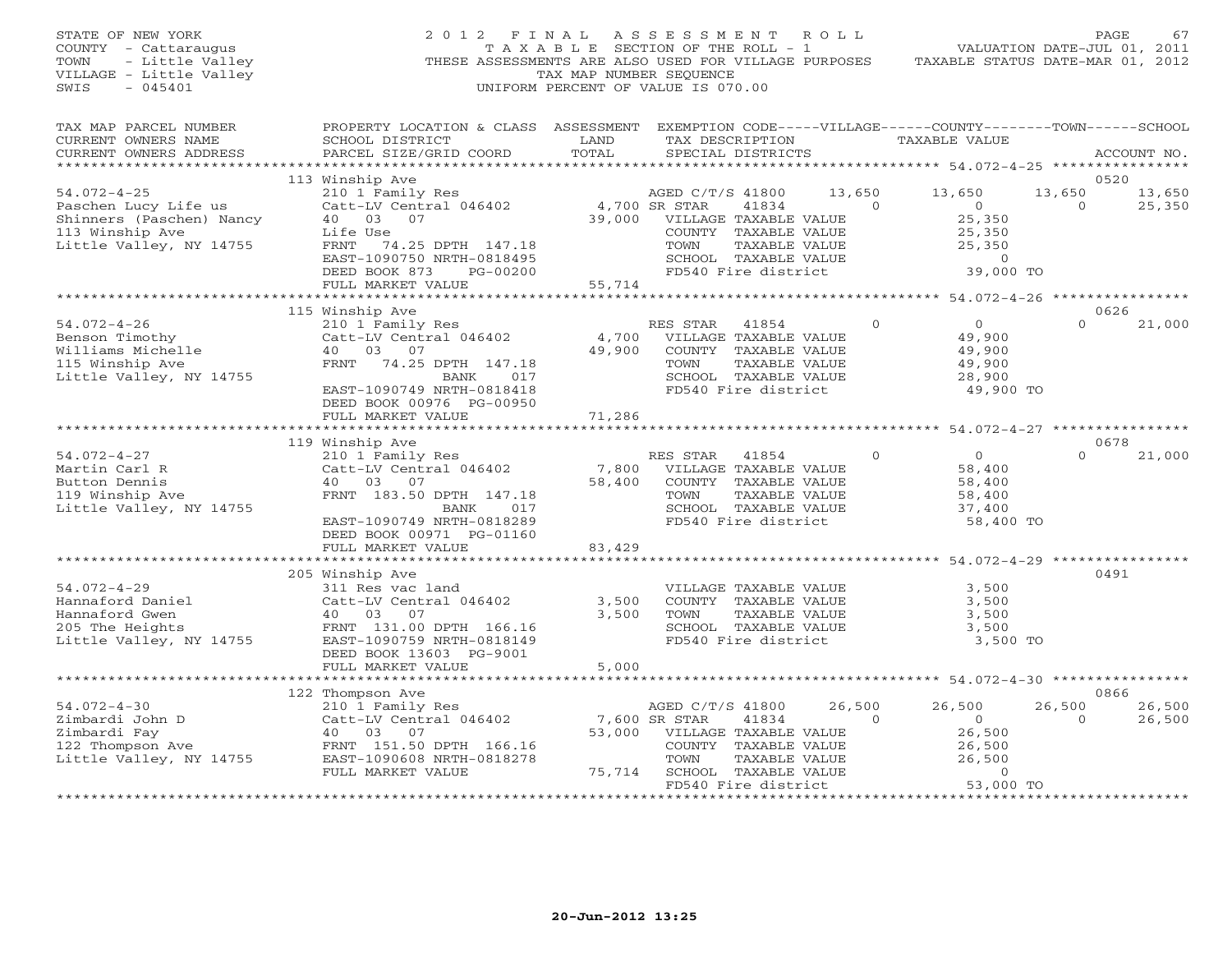STATE OF NEW YORK
COUNTY - Cattaraugus
TOWN - Little Valley
VILLAGE - Little Valley
SWIS - 045401

2012 FINAL ASSESSMENT ROLL
TAXABLE SECTION OF THE ROLL - 1
THESE ASSESSMENTS ARE ALSO USED FOR VILLAGE PURPOSES
TAX MAP NUMBER SEQUENCE
UNIFORM PERCENT OF VALUE IS 070.00

VALUATION DATE-JUL 01, 2011
TAXABLE STATUS DATE-MAR 01, 2012

```
TAX MAP PARCEL NUMBER        PROPERTY LOCATION & CLASS  ASSESSMENT  EXEMPTION CODE-----VILLAGE------COUNTY--------TOWN------SCHOOL
CURRENT OWNERS NAME          SCHOOL DISTRICT               LAND      TAX DESCRIPTION            TAXABLE VALUE
CURRENT OWNERS ADDRESS       PARCEL SIZE/GRID COORD       TOTAL      SPECIAL DISTRICTS                                       ACCOUNT NO.
******************************************************************************************************* 54.072-4-25 ****************
                             113 Winship Ave                                                                                 0520
54.072-4-25                  210 1 Family Res                        AGED C/T/S 41800    13,650      13,650      13,650      13,650
Paschen Lucy Life us         Catt-LV Central 046402     4,700 SR STAR    41834              0           0           0      25,350
Shinners (Paschen) Nancy     40   03   07                39,000   VILLAGE TAXABLE VALUE               25,350
113 Winship Ave              Life Use                              COUNTY  TAXABLE VALUE               25,350
Little Valley, NY 14755      FRNT   74.25 DPTH 147.18              TOWN    TAXABLE VALUE               25,350
                             EAST-1090750 NRTH-0818495             SCHOOL  TAXABLE VALUE                    0
                             DEED BOOK 873     PG-00200            FD540 Fire district               39,000 TO
                             FULL MARKET VALUE          55,714
******************************************************************************************************* 54.072-4-26 ****************
                             115 Winship Ave                                                                                 0626
54.072-4-26                  210 1 Family Res                        RES STAR    41854           0           0           0      21,000
Benson Timothy               Catt-LV Central 046402     4,700   VILLAGE TAXABLE VALUE               49,900
Williams Michelle            40   03   07                49,900   COUNTY  TAXABLE VALUE               49,900
115 Winship Ave              FRNT   74.25 DPTH 147.18              TOWN    TAXABLE VALUE               49,900
Little Valley, NY 14755                   BANK      017            SCHOOL  TAXABLE VALUE               28,900
                             EAST-1090749 NRTH-0818418             FD540 Fire district               49,900 TO
                             DEED BOOK 00976 PG-00950
                             FULL MARKET VALUE          71,286
******************************************************************************************************* 54.072-4-27 ****************
                             119 Winship Ave                                                                                 0678
54.072-4-27                  210 1 Family Res                        RES STAR    41854           0           0           0      21,000
Martin Carl R                Catt-LV Central 046402     7,800   VILLAGE TAXABLE VALUE               58,400
Button Dennis                40   03   07                58,400   COUNTY  TAXABLE VALUE               58,400
119 Winship Ave              FRNT  183.50 DPTH 147.18              TOWN    TAXABLE VALUE               58,400
Little Valley, NY 14755                   BANK      017            SCHOOL  TAXABLE VALUE               37,400
                             EAST-1090749 NRTH-0818289             FD540 Fire district               58,400 TO
                             DEED BOOK 00971 PG-01160
                             FULL MARKET VALUE          83,429
******************************************************************************************************* 54.072-4-29 ****************
                             205 Winship Ave                                                                                 0491
54.072-4-29                  311 Res vac land                        VILLAGE TAXABLE VALUE                3,500
Hannaford Daniel             Catt-LV Central 046402     3,500   COUNTY  TAXABLE VALUE                3,500
Hannaford Gwen               40   03   07                 3,500   TOWN    TAXABLE VALUE                3,500
205 The Heights              FRNT  131.00 DPTH 166.16              SCHOOL  TAXABLE VALUE                3,500
Little Valley, NY 14755      EAST-1090759 NRTH-0818149             FD540 Fire district                3,500 TO
                             DEED BOOK 13603 PG-9001
                             FULL MARKET VALUE           5,000
******************************************************************************************************* 54.072-4-30 ****************
                             122 Thompson Ave                                                                                0866
54.072-4-30                  210 1 Family Res                        AGED C/T/S 41800    26,500      26,500      26,500      26,500
Zimbardi John D              Catt-LV Central 046402     7,600 SR STAR    41834              0           0           0      26,500
Zimbardi Fay                 40   03   07                53,000   VILLAGE TAXABLE VALUE               26,500
122 Thompson Ave             FRNT  151.50 DPTH 166.16              COUNTY  TAXABLE VALUE               26,500
Little Valley, NY 14755      EAST-1090608 NRTH-0818278             TOWN    TAXABLE VALUE               26,500
                             FULL MARKET VALUE          75,714    SCHOOL  TAXABLE VALUE                    0
                                                                   FD540 Fire district               53,000 TO
************************************************************************************************************************************
```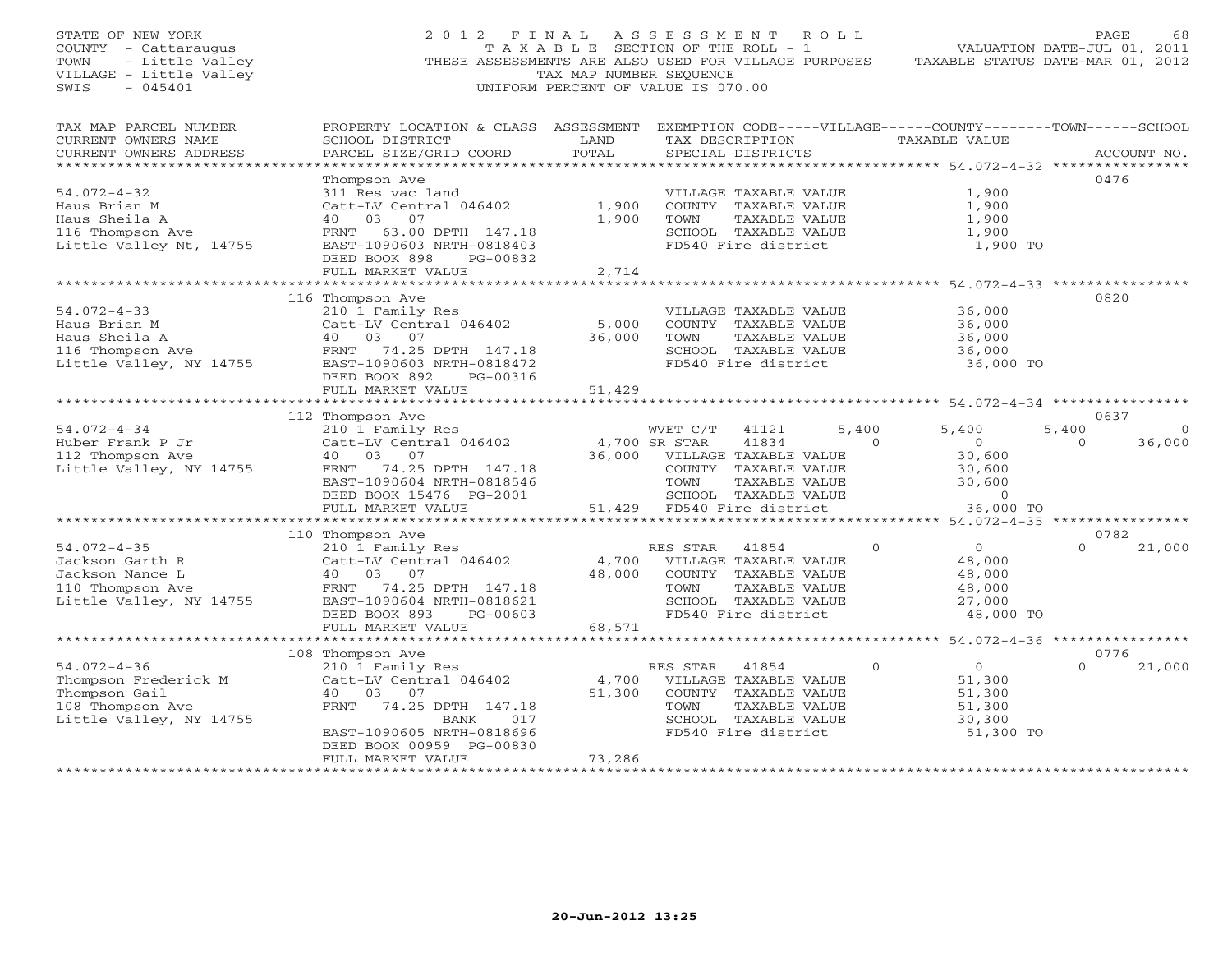STATE OF NEW YORK
COUNTY - Cattaraugus
TOWN - Little Valley
VILLAGE - Little Valley
SWIS - 045401

2012 FINAL ASSESSMENT ROLL
TAXABLE SECTION OF THE ROLL - 1
THESE ASSESSMENTS ARE ALSO USED FOR VILLAGE PURPOSES
TAX MAP NUMBER SEQUENCE
UNIFORM PERCENT OF VALUE IS 070.00

VALUATION DATE-JUL 01, 2011
TAXABLE STATUS DATE-MAR 01, 2012

| TAX MAP PARCEL NUMBER / CURRENT OWNERS NAME / CURRENT OWNERS ADDRESS | PROPERTY LOCATION & CLASS / SCHOOL DISTRICT / PARCEL SIZE/GRID COORD | ASSESSMENT LAND / TOTAL | EXEMPTION CODE / TAX DESCRIPTION / SPECIAL DISTRICTS | VILLAGE | COUNTY | TOWN | SCHOOL | ACCOUNT NO. |
|---|---|---|---|---|---|---|---|---|
| 54.072-4-32 | Thompson Ave | | | | | | | 0476 |
| Haus Brian M | 311 Res vac land | | VILLAGE TAXABLE VALUE | 1,900 | | | | |
| Haus Sheila A | Catt-LV Central 046402 | 1,900 | COUNTY TAXABLE VALUE | | 1,900 | | | |
| 116 Thompson Ave | 40 03 07 | 1,900 | TOWN TAXABLE VALUE | | | 1,900 | | |
| Little Valley Nt, 14755 | FRNT 63.00 DPTH 147.18 | | SCHOOL TAXABLE VALUE | | | | 1,900 | |
| | EAST-1090603 NRTH-0818403 | | FD540 Fire district | 1,900 TO | | | | |
| | DEED BOOK 898 PG-00832 | | | | | | | |
| | FULL MARKET VALUE | 2,714 | | | | | | |
| 54.072-4-33 | 116 Thompson Ave | | | | | | | 0820 |
| Haus Brian M | 210 1 Family Res | | VILLAGE TAXABLE VALUE | 36,000 | | | | |
| Haus Sheila A | Catt-LV Central 046402 | 5,000 | COUNTY TAXABLE VALUE | | 36,000 | | | |
| 116 Thompson Ave | 40 03 07 | 36,000 | TOWN TAXABLE VALUE | | | 36,000 | | |
| Little Valley, NY 14755 | FRNT 74.25 DPTH 147.18 | | SCHOOL TAXABLE VALUE | | | | 36,000 | |
| | EAST-1090603 NRTH-0818472 | | FD540 Fire district | 36,000 TO | | | | |
| | DEED BOOK 892 PG-00316 | | | | | | | |
| | FULL MARKET VALUE | 51,429 | | | | | | |
| 54.072-4-34 | 112 Thompson Ave | | | | | | | 0637 |
| Huber Frank P Jr | 210 1 Family Res | | WVET C/T 41121 | 5,400 | 5,400 | 5,400 | 0 | |
| 112 Thompson Ave | Catt-LV Central 046402 | 4,700 | SR STAR 41834 | 0 | 0 | 0 | 36,000 | |
| Little Valley, NY 14755 | 40 03 07 | 36,000 | VILLAGE TAXABLE VALUE | 30,600 | | | | |
| | FRNT 74.25 DPTH 147.18 | | COUNTY TAXABLE VALUE | | 30,600 | | | |
| | EAST-1090604 NRTH-0818546 | | TOWN TAXABLE VALUE | | | 30,600 | | |
| | DEED BOOK 15476 PG-2001 | | SCHOOL TAXABLE VALUE | | | | 0 | |
| | FULL MARKET VALUE | 51,429 | FD540 Fire district | 36,000 TO | | | | |
| 54.072-4-35 | 110 Thompson Ave | | | | | | | 0782 |
| Jackson Garth R | 210 1 Family Res | | RES STAR 41854 | 0 | 0 | 0 | 21,000 | |
| Jackson Nance L | Catt-LV Central 046402 | 4,700 | VILLAGE TAXABLE VALUE | 48,000 | | | | |
| 110 Thompson Ave | 40 03 07 | 48,000 | COUNTY TAXABLE VALUE | | 48,000 | | | |
| Little Valley, NY 14755 | FRNT 74.25 DPTH 147.18 | | TOWN TAXABLE VALUE | | | 48,000 | | |
| | EAST-1090604 NRTH-0818621 | | SCHOOL TAXABLE VALUE | | | | 27,000 | |
| | DEED BOOK 893 PG-00603 | | FD540 Fire district | 48,000 TO | | | | |
| | FULL MARKET VALUE | 68,571 | | | | | | |
| 54.072-4-36 | 108 Thompson Ave | | | | | | | 0776 |
| Thompson Frederick M | 210 1 Family Res | | RES STAR 41854 | 0 | 0 | 0 | 21,000 | |
| Thompson Gail | Catt-LV Central 046402 | 4,700 | VILLAGE TAXABLE VALUE | 51,300 | | | | |
| 108 Thompson Ave | 40 03 07 | 51,300 | COUNTY TAXABLE VALUE | | 51,300 | | | |
| Little Valley, NY 14755 | FRNT 74.25 DPTH 147.18 | | TOWN TAXABLE VALUE | | | 51,300 | | |
| | BANK 017 | | SCHOOL TAXABLE VALUE | | | | 30,300 | |
| | EAST-1090605 NRTH-0818696 | | FD540 Fire district | 51,300 TO | | | | |
| | DEED BOOK 00959 PG-00830 | | | | | | | |
| | FULL MARKET VALUE | 73,286 | | | | | | |

20-Jun-2012 13:25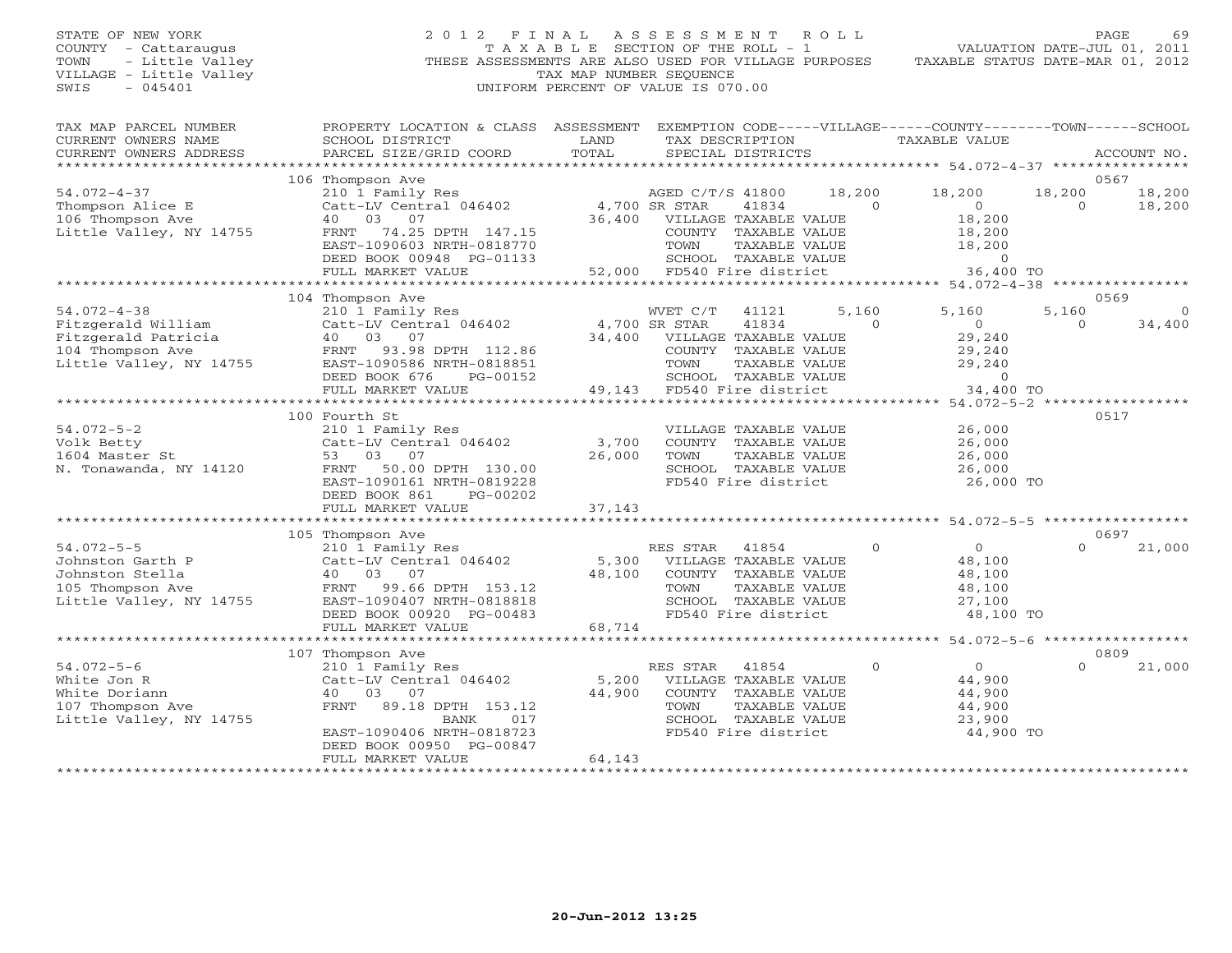STATE OF NEW YORK
COUNTY - Cattaraugus
TOWN - Little Valley
VILLAGE - Little Valley
SWIS - 045401

2012 FINAL ASSESSMENT ROLL
TAXABLE SECTION OF THE ROLL - 1
THESE ASSESSMENTS ARE ALSO USED FOR VILLAGE PURPOSES
TAX MAP NUMBER SEQUENCE
UNIFORM PERCENT OF VALUE IS 070.00

VALUATION DATE-JUL 01, 2011
TAXABLE STATUS DATE-MAR 01, 2012

```
TAX MAP PARCEL NUMBER     PROPERTY LOCATION & CLASS  ASSESSMENT  EXEMPTION CODE-----VILLAGE------COUNTY--------TOWN------SCHOOL
CURRENT OWNERS NAME       SCHOOL DISTRICT               LAND      TAX DESCRIPTION              TAXABLE VALUE
CURRENT OWNERS ADDRESS    PARCEL SIZE/GRID COORD        TOTAL     SPECIAL DISTRICTS                                         ACCOUNT NO.
******************************************************************************************************* 54.072-4-37 ****************
                          106 Thompson Ave                                                                                 0567
54.072-4-37               210 1 Family Res                        AGED C/T/S 41800      18,200     18,200     18,200     18,200
Thompson Alice E          Catt-LV Central 046402     4,700 SR STAR      41834             0          0          0     18,200
106 Thompson Ave          40   03   07              36,400   VILLAGE TAXABLE VALUE            18,200
Little Valley, NY 14755   FRNT  74.25 DPTH 147.15            COUNTY  TAXABLE VALUE            18,200
                          EAST-1090603 NRTH-0818770          TOWN    TAXABLE VALUE            18,200
                          DEED BOOK 00948 PG-01133           SCHOOL  TAXABLE VALUE                 0
                          FULL MARKET VALUE           52,000 FD540 Fire district           36,400 TO
******************************************************************************************************* 54.072-4-38 ****************
                          104 Thompson Ave                                                                                 0569
54.072-4-38               210 1 Family Res                        WVET C/T    41121        5,160      5,160      5,160          0
Fitzgerald William        Catt-LV Central 046402     4,700 SR STAR      41834             0          0          0     34,400
Fitzgerald Patricia       40   03   07              34,400   VILLAGE TAXABLE VALUE            29,240
104 Thompson Ave          FRNT  93.98 DPTH 112.86            COUNTY  TAXABLE VALUE            29,240
Little Valley, NY 14755   EAST-1090586 NRTH-0818851          TOWN    TAXABLE VALUE            29,240
                          DEED BOOK 676     PG-00152         SCHOOL  TAXABLE VALUE                 0
                          FULL MARKET VALUE           49,143 FD540 Fire district           34,400 TO
******************************************************************************************************* 54.072-5-2 *****************
                          100 Fourth St                                                                                    0517
54.072-5-2                210 1 Family Res                        VILLAGE TAXABLE VALUE            26,000
Volk Betty                Catt-LV Central 046402      3,700   COUNTY  TAXABLE VALUE            26,000
1604 Master St            53   03   07              26,000   TOWN    TAXABLE VALUE            26,000
N. Tonawanda, NY 14120    FRNT  50.00 DPTH 130.00            SCHOOL  TAXABLE VALUE            26,000
                          EAST-1090161 NRTH-0819228          FD540 Fire district           26,000 TO
                          DEED BOOK 861     PG-00202
                          FULL MARKET VALUE           37,143
******************************************************************************************************* 54.072-5-5 *****************
                          105 Thompson Ave                                                                                 0697
54.072-5-5                210 1 Family Res                        RES STAR    41854            0          0          0     21,000
Johnston Garth P          Catt-LV Central 046402      5,300   VILLAGE TAXABLE VALUE            48,100
Johnston Stella           40   03   07              48,100   COUNTY  TAXABLE VALUE            48,100
105 Thompson Ave          FRNT  99.66 DPTH 153.12            TOWN    TAXABLE VALUE            48,100
Little Valley, NY 14755   EAST-1090407 NRTH-0818818          SCHOOL  TAXABLE VALUE            27,100
                          DEED BOOK 00920 PG-00483           FD540 Fire district           48,100 TO
                          FULL MARKET VALUE           68,714
******************************************************************************************************* 54.072-5-6 *****************
                          107 Thompson Ave                                                                                 0809
54.072-5-6                210 1 Family Res                        RES STAR    41854            0          0          0     21,000
White Jon R               Catt-LV Central 046402      5,200   VILLAGE TAXABLE VALUE            44,900
White Doriann             40   03   07              44,900   COUNTY  TAXABLE VALUE            44,900
107 Thompson Ave          FRNT  89.18 DPTH 153.12            TOWN    TAXABLE VALUE            44,900
Little Valley, NY 14755                BANK     017          SCHOOL  TAXABLE VALUE            23,900
                          EAST-1090406 NRTH-0818723          FD540 Fire district           44,900 TO
                          DEED BOOK 00950 PG-00847
                          FULL MARKET VALUE           64,143
************************************************************************************************************************************
```

20-Jun-2012 13:25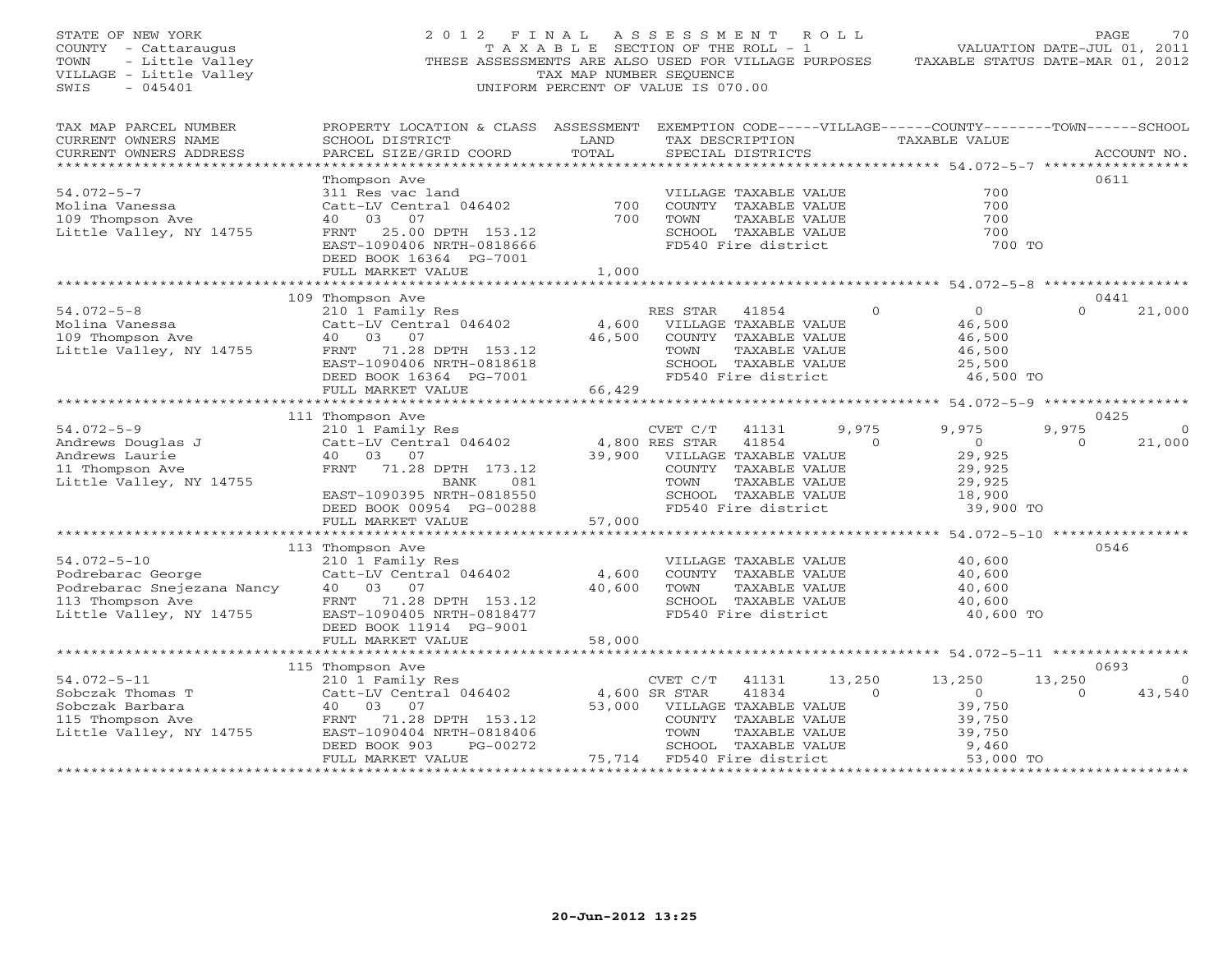STATE OF NEW YORK
COUNTY - Cattaraugus
TOWN - Little Valley
VILLAGE - Little Valley
SWIS - 045401

2012 FINAL ASSESSMENT ROLL
TAXABLE SECTION OF THE ROLL - 1
THESE ASSESSMENTS ARE ALSO USED FOR VILLAGE PURPOSES
TAX MAP NUMBER SEQUENCE
UNIFORM PERCENT OF VALUE IS 070.00

VALUATION DATE-JUL 01, 2011
TAXABLE STATUS DATE-MAR 01, 2012

| TAX MAP PARCEL NUMBER / CURRENT OWNERS NAME / CURRENT OWNERS ADDRESS | PROPERTY LOCATION & CLASS / SCHOOL DISTRICT / PARCEL SIZE/GRID COORD | ASSESSMENT LAND | TOTAL | EXEMPTION CODE / TAX DESCRIPTION / SPECIAL DISTRICTS | VILLAGE | COUNTY | TOWN | SCHOOL | ACCOUNT NO. |
|---|---|---|---|---|---|---|---|---|---|
| **54.072-5-7** | Thompson Ave | | | | | | | | 0611 |
| Molina Vanessa | 311 Res vac land | | | VILLAGE TAXABLE VALUE | 700 | | | | |
| 109 Thompson Ave | Catt-LV Central 046402 | 700 | | COUNTY TAXABLE VALUE | | 700 | | | |
| Little Valley, NY 14755 | 40 03 07 | | 700 | TOWN TAXABLE VALUE | | | 700 | | |
| | FRNT 25.00 DPTH 153.12 | | | SCHOOL TAXABLE VALUE | | | | 700 | |
| | EAST-1090406 NRTH-0818666 | | | FD540 Fire district | 700 TO | | | | |
| | DEED BOOK 16364 PG-7001 | | | | | | | | |
| | FULL MARKET VALUE | | 1,000 | | | | | | |
| **54.072-5-8** | 109 Thompson Ave | | | | | | | | 0441 |
| Molina Vanessa | 210 1 Family Res | | | RES STAR 41854 | 0 | 0 | 0 | 21,000 | |
| 109 Thompson Ave | Catt-LV Central 046402 | 4,600 | | VILLAGE TAXABLE VALUE | 46,500 | | | | |
| Little Valley, NY 14755 | 40 03 07 | | 46,500 | COUNTY TAXABLE VALUE | | 46,500 | | | |
| | FRNT 71.28 DPTH 153.12 | | | TOWN TAXABLE VALUE | | | 46,500 | | |
| | EAST-1090406 NRTH-0818618 | | | SCHOOL TAXABLE VALUE | | | | 25,500 | |
| | DEED BOOK 16364 PG-7001 | | | FD540 Fire district | 46,500 TO | | | | |
| | FULL MARKET VALUE | | 66,429 | | | | | | |
| **54.072-5-9** | 111 Thompson Ave | | | | | | | | 0425 |
| Andrews Douglas J | 210 1 Family Res | | | CVET C/T 41131 | 9,975 | 9,975 | 9,975 | 0 | |
| Andrews Laurie | Catt-LV Central 046402 | 4,800 | | RES STAR 41854 | 0 | 0 | 0 | 21,000 | |
| 11 Thompson Ave | 40 03 07 | | 39,900 | VILLAGE TAXABLE VALUE | 29,925 | | | | |
| Little Valley, NY 14755 | FRNT 71.28 DPTH 173.12 | | | COUNTY TAXABLE VALUE | | 29,925 | | | |
| | BANK 081 | | | TOWN TAXABLE VALUE | | | 29,925 | | |
| | EAST-1090395 NRTH-0818550 | | | SCHOOL TAXABLE VALUE | | | | 18,900 | |
| | DEED BOOK 00954 PG-00288 | | | FD540 Fire district | 39,900 TO | | | | |
| | FULL MARKET VALUE | | 57,000 | | | | | | |
| **54.072-5-10** | 113 Thompson Ave | | | | | | | | 0546 |
| Podrebarac George | 210 1 Family Res | | | VILLAGE TAXABLE VALUE | 40,600 | | | | |
| Podrebarac Snejezana Nancy | Catt-LV Central 046402 | 4,600 | | COUNTY TAXABLE VALUE | | 40,600 | | | |
| 113 Thompson Ave | 40 03 07 | | 40,600 | TOWN TAXABLE VALUE | | | 40,600 | | |
| Little Valley, NY 14755 | FRNT 71.28 DPTH 153.12 | | | SCHOOL TAXABLE VALUE | | | | 40,600 | |
| | EAST-1090405 NRTH-0818477 | | | FD540 Fire district | 40,600 TO | | | | |
| | DEED BOOK 11914 PG-9001 | | | | | | | | |
| | FULL MARKET VALUE | | 58,000 | | | | | | |
| **54.072-5-11** | 115 Thompson Ave | | | | | | | | 0693 |
| Sobczak Thomas T | 210 1 Family Res | | | CVET C/T 41131 | 13,250 | 13,250 | 13,250 | 0 | |
| Sobczak Barbara | Catt-LV Central 046402 | 4,600 | | SR STAR 41834 | 0 | 0 | 0 | 43,540 | |
| 115 Thompson Ave | 40 03 07 | | 53,000 | VILLAGE TAXABLE VALUE | 39,750 | | | | |
| Little Valley, NY 14755 | FRNT 71.28 DPTH 153.12 | | | COUNTY TAXABLE VALUE | | 39,750 | | | |
| | EAST-1090404 NRTH-0818406 | | | TOWN TAXABLE VALUE | | | 39,750 | | |
| | DEED BOOK 903 PG-00272 | | | SCHOOL TAXABLE VALUE | | | | 9,460 | |
| | FULL MARKET VALUE | | 75,714 | FD540 Fire district | 53,000 TO | | | | |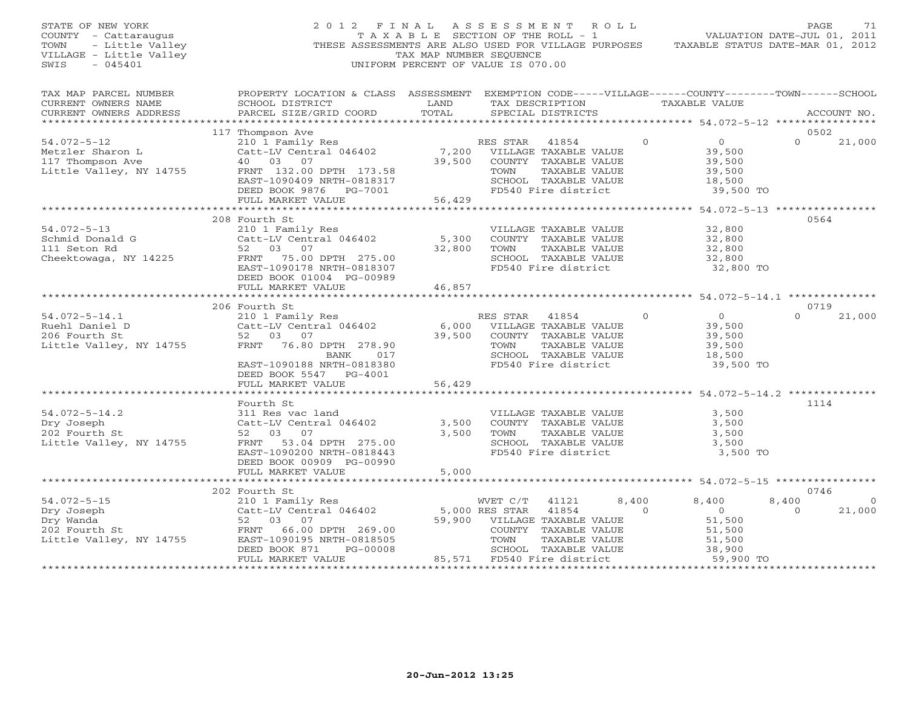STATE OF NEW YORK
COUNTY - Cattaraugus
TOWN - Little Valley
VILLAGE - Little Valley
SWIS - 045401

2012 FINAL ASSESSMENT ROLL
TAXABLE SECTION OF THE ROLL - 1
THESE ASSESSMENTS ARE ALSO USED FOR VILLAGE PURPOSES
TAX MAP NUMBER SEQUENCE
UNIFORM PERCENT OF VALUE IS 070.00

VALUATION DATE-JUL 01, 2011
TAXABLE STATUS DATE-MAR 01, 2012

| TAX MAP PARCEL NUMBER / CURRENT OWNERS NAME / CURRENT OWNERS ADDRESS | PROPERTY LOCATION & CLASS / SCHOOL DISTRICT / PARCEL SIZE/GRID COORD | ASSESSMENT LAND / TOTAL | EXEMPTION CODE / TAX DESCRIPTION / SPECIAL DISTRICTS | VILLAGE | COUNTY / TAXABLE VALUE | TOWN | SCHOOL / ACCOUNT NO. |
|---|---|---|---|---|---|---|---|
| | 117 Thompson Ave | | | | | | 0502 |
| 54.072-5-12 | 210 1 Family Res | | RES STAR 41854 | 0 | 0 | 0 | 21,000 |
| Metzler Sharon L | Catt-LV Central 046402 | 7,200 | VILLAGE TAXABLE VALUE | | 39,500 | | |
| 117 Thompson Ave | 40 03 07 | 39,500 | COUNTY TAXABLE VALUE | | 39,500 | | |
| Little Valley, NY 14755 | FRNT 132.00 DPTH 173.58 | | TOWN TAXABLE VALUE | | 39,500 | | |
| | EAST-1090409 NRTH-0818317 | | SCHOOL TAXABLE VALUE | | 18,500 | | |
| | DEED BOOK 9876 PG-7001 | | FD540 Fire district | | 39,500 TO | | |
| | FULL MARKET VALUE | 56,429 | | | | | |
| | 208 Fourth St | | | | | | 0564 |
| 54.072-5-13 | 210 1 Family Res | | VILLAGE TAXABLE VALUE | | 32,800 | | |
| Schmid Donald G | Catt-LV Central 046402 | 5,300 | COUNTY TAXABLE VALUE | | 32,800 | | |
| 111 Seton Rd | 52 03 07 | 32,800 | TOWN TAXABLE VALUE | | 32,800 | | |
| Cheektowaga, NY 14225 | FRNT 75.00 DPTH 275.00 | | SCHOOL TAXABLE VALUE | | 32,800 | | |
| | EAST-1090178 NRTH-0818307 | | FD540 Fire district | | 32,800 TO | | |
| | DEED BOOK 01004 PG-00989 | | | | | | |
| | FULL MARKET VALUE | 46,857 | | | | | |
| | 206 Fourth St | | | | | | 0719 |
| 54.072-5-14.1 | 210 1 Family Res | | RES STAR 41854 | 0 | 0 | 0 | 21,000 |
| Ruehl Daniel D | Catt-LV Central 046402 | 6,000 | VILLAGE TAXABLE VALUE | | 39,500 | | |
| 206 Fourth St | 52 03 07 | 39,500 | COUNTY TAXABLE VALUE | | 39,500 | | |
| Little Valley, NY 14755 | FRNT 76.80 DPTH 278.90 | | TOWN TAXABLE VALUE | | 39,500 | | |
| | BANK 017 | | SCHOOL TAXABLE VALUE | | 18,500 | | |
| | EAST-1090188 NRTH-0818380 | | FD540 Fire district | | 39,500 TO | | |
| | DEED BOOK 5547 PG-4001 | | | | | | |
| | FULL MARKET VALUE | 56,429 | | | | | |
| | Fourth St | | | | | | 1114 |
| 54.072-5-14.2 | 311 Res vac land | | VILLAGE TAXABLE VALUE | | 3,500 | | |
| Dry Joseph | Catt-LV Central 046402 | 3,500 | COUNTY TAXABLE VALUE | | 3,500 | | |
| 202 Fourth St | 52 03 07 | 3,500 | TOWN TAXABLE VALUE | | 3,500 | | |
| Little Valley, NY 14755 | FRNT 53.04 DPTH 275.00 | | SCHOOL TAXABLE VALUE | | 3,500 | | |
| | EAST-1090200 NRTH-0818443 | | FD540 Fire district | | 3,500 TO | | |
| | DEED BOOK 00909 PG-00990 | | | | | | |
| | FULL MARKET VALUE | 5,000 | | | | | |
| | 202 Fourth St | | | | | | 0746 |
| 54.072-5-15 | 210 1 Family Res | | WVET C/T 41121 | 8,400 | 8,400 | 8,400 | 0 |
| Dry Joseph | Catt-LV Central 046402 | 5,000 | RES STAR 41854 | 0 | 0 | 0 | 21,000 |
| Dry Wanda | 52 03 07 | 59,900 | VILLAGE TAXABLE VALUE | | 51,500 | | |
| 202 Fourth St | FRNT 66.00 DPTH 269.00 | | COUNTY TAXABLE VALUE | | 51,500 | | |
| Little Valley, NY 14755 | EAST-1090195 NRTH-0818505 | | TOWN TAXABLE VALUE | | 51,500 | | |
| | DEED BOOK 871 PG-00008 | | SCHOOL TAXABLE VALUE | | 38,900 | | |
| | FULL MARKET VALUE | 85,571 | FD540 Fire district | | 59,900 TO | | |

20-Jun-2012 13:25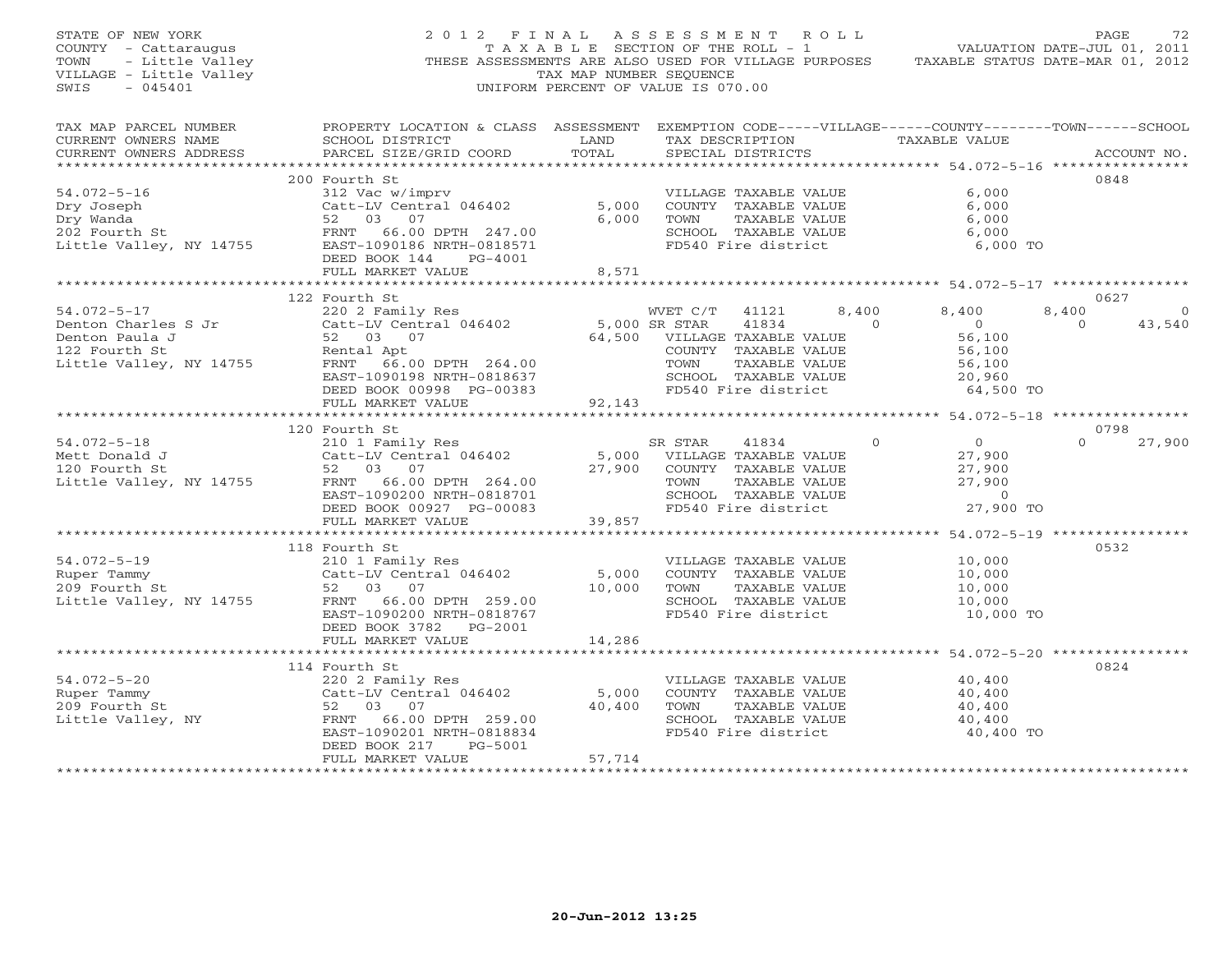STATE OF NEW YORK
COUNTY - Cattaraugus
TOWN - Little Valley
VILLAGE - Little Valley
SWIS - 045401

# 2012 FINAL ASSESSMENT ROLL

TAXABLE SECTION OF THE ROLL - 1
THESE ASSESSMENTS ARE ALSO USED FOR VILLAGE PURPOSES
TAX MAP NUMBER SEQUENCE
UNIFORM PERCENT OF VALUE IS 070.00

VALUATION DATE-JUL 01, 2011
TAXABLE STATUS DATE-MAR 01, 2012

| TAX MAP PARCEL NUMBER / CURRENT OWNERS NAME / CURRENT OWNERS ADDRESS | PROPERTY LOCATION & CLASS / SCHOOL DISTRICT / PARCEL SIZE/GRID COORD | ASSESSMENT LAND / TOTAL | EXEMPTION CODE / TAX DESCRIPTION / SPECIAL DISTRICTS | VILLAGE | COUNTY | TOWN | SCHOOL | ACCOUNT NO. |
|---|---|---|---|---|---|---|---|---|
| | 200 Fourth St | | | | | | | 0848 |
| 54.072-5-16 | 312 Vac w/imprv | | VILLAGE TAXABLE VALUE | 6,000 | | | | |
| Dry Joseph | Catt-LV Central 046402 | 5,000 | COUNTY TAXABLE VALUE | 6,000 | | | | |
| Dry Wanda | 52 03 07 | 6,000 | TOWN TAXABLE VALUE | 6,000 | | | | |
| 202 Fourth St | FRNT 66.00 DPTH 247.00 | | SCHOOL TAXABLE VALUE | 6,000 | | | | |
| Little Valley, NY 14755 | EAST-1090186 NRTH-0818571 | | FD540 Fire district | 6,000 TO | | | | |
| | DEED BOOK 144 PG-4001 | | | | | | | |
| | FULL MARKET VALUE | 8,571 | | | | | | |
| | 122 Fourth St | | | | | | | 0627 |
| 54.072-5-17 | 220 2 Family Res | | WVET C/T 41121 | 8,400 | 8,400 | 8,400 | 0 | |
| Denton Charles S Jr | Catt-LV Central 046402 | 5,000 | SR STAR 41834 | 0 | 0 | 0 | 43,540 | |
| Denton Paula J | 52 03 07 | 64,500 | VILLAGE TAXABLE VALUE | 56,100 | | | | |
| 122 Fourth St | Rental Apt | | COUNTY TAXABLE VALUE | 56,100 | | | | |
| Little Valley, NY 14755 | FRNT 66.00 DPTH 264.00 | | TOWN TAXABLE VALUE | 56,100 | | | | |
| | EAST-1090198 NRTH-0818637 | | SCHOOL TAXABLE VALUE | 20,960 | | | | |
| | DEED BOOK 00998 PG-00383 | | FD540 Fire district | 64,500 TO | | | | |
| | FULL MARKET VALUE | 92,143 | | | | | | |
| | 120 Fourth St | | | | | | | 0798 |
| 54.072-5-18 | 210 1 Family Res | | SR STAR 41834 | 0 | 0 | 0 | 27,900 | |
| Mett Donald J | Catt-LV Central 046402 | 5,000 | VILLAGE TAXABLE VALUE | 27,900 | | | | |
| 120 Fourth St | 52 03 07 | 27,900 | COUNTY TAXABLE VALUE | 27,900 | | | | |
| Little Valley, NY 14755 | FRNT 66.00 DPTH 264.00 | | TOWN TAXABLE VALUE | 27,900 | | | | |
| | EAST-1090200 NRTH-0818701 | | SCHOOL TAXABLE VALUE | 0 | | | | |
| | DEED BOOK 00927 PG-00083 | | FD540 Fire district | 27,900 TO | | | | |
| | FULL MARKET VALUE | 39,857 | | | | | | |
| | 118 Fourth St | | | | | | | 0532 |
| 54.072-5-19 | 210 1 Family Res | | VILLAGE TAXABLE VALUE | 10,000 | | | | |
| Ruper Tammy | Catt-LV Central 046402 | 5,000 | COUNTY TAXABLE VALUE | 10,000 | | | | |
| 209 Fourth St | 52 03 07 | 10,000 | TOWN TAXABLE VALUE | 10,000 | | | | |
| Little Valley, NY 14755 | FRNT 66.00 DPTH 259.00 | | SCHOOL TAXABLE VALUE | 10,000 | | | | |
| | EAST-1090200 NRTH-0818767 | | FD540 Fire district | 10,000 TO | | | | |
| | DEED BOOK 3782 PG-2001 | | | | | | | |
| | FULL MARKET VALUE | 14,286 | | | | | | |
| | 114 Fourth St | | | | | | | 0824 |
| 54.072-5-20 | 220 2 Family Res | | VILLAGE TAXABLE VALUE | 40,400 | | | | |
| Ruper Tammy | Catt-LV Central 046402 | 5,000 | COUNTY TAXABLE VALUE | 40,400 | | | | |
| 209 Fourth St | 52 03 07 | 40,400 | TOWN TAXABLE VALUE | 40,400 | | | | |
| Little Valley, NY | FRNT 66.00 DPTH 259.00 | | SCHOOL TAXABLE VALUE | 40,400 | | | | |
| | EAST-1090201 NRTH-0818834 | | FD540 Fire district | 40,400 TO | | | | |
| | DEED BOOK 217 PG-5001 | | | | | | | |
| | FULL MARKET VALUE | 57,714 | | | | | | |

20-Jun-2012 13:25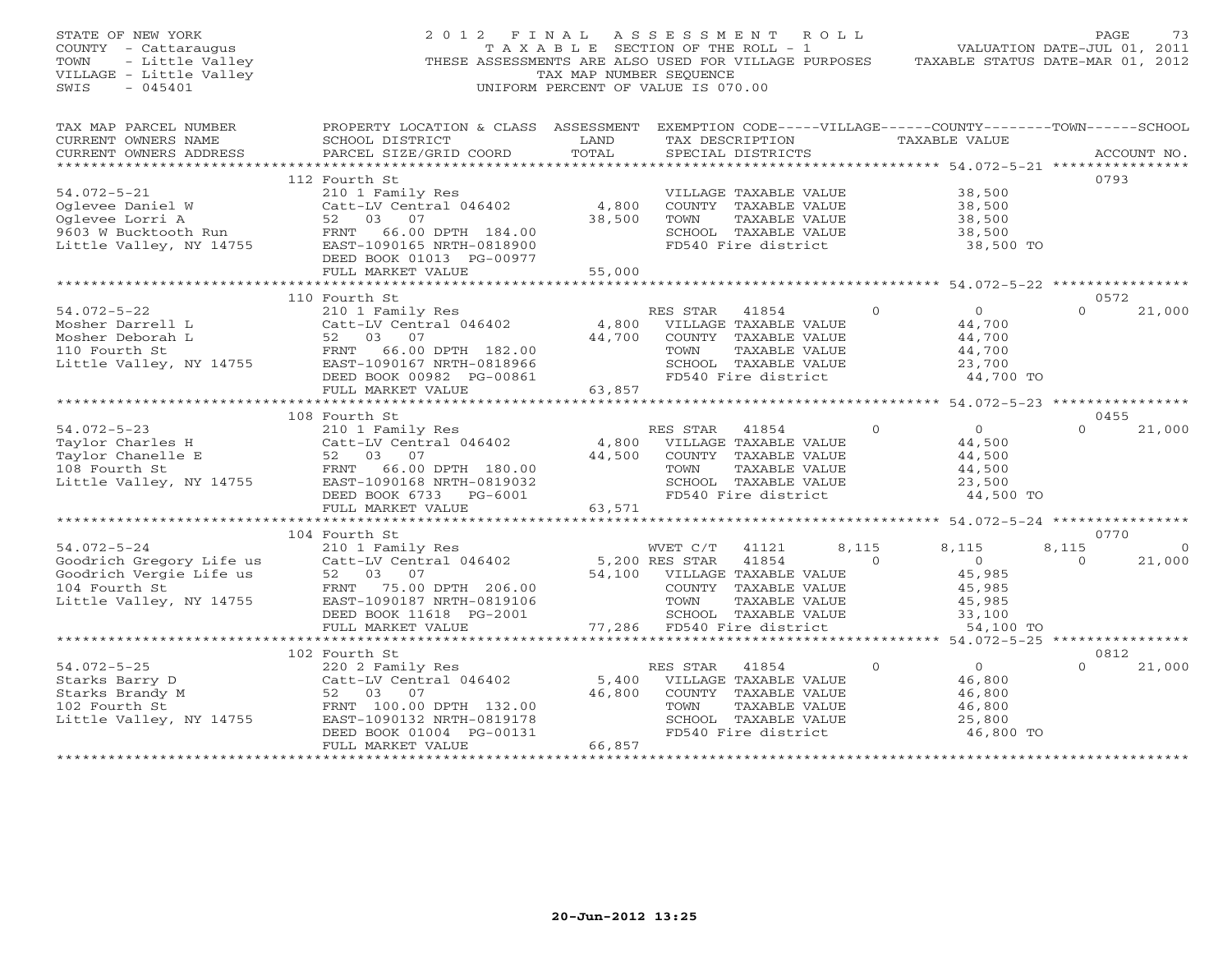STATE OF NEW YORK
COUNTY - Cattaraugus
TOWN - Little Valley
VILLAGE - Little Valley
SWIS - 045401

# 2012 FINAL ASSESSMENT ROLL

TAXABLE SECTION OF THE ROLL - 1
THESE ASSESSMENTS ARE ALSO USED FOR VILLAGE PURPOSES
TAX MAP NUMBER SEQUENCE
UNIFORM PERCENT OF VALUE IS 070.00

VALUATION DATE-JUL 01, 2011
TAXABLE STATUS DATE-MAR 01, 2012

| TAX MAP PARCEL NUMBER / CURRENT OWNERS NAME / CURRENT OWNERS ADDRESS | PROPERTY LOCATION & CLASS / SCHOOL DISTRICT / PARCEL SIZE/GRID COORD | ASSESSMENT LAND / TOTAL | EXEMPTION CODE / TAX DESCRIPTION / SPECIAL DISTRICTS | VILLAGE | COUNTY | TOWN | SCHOOL | ACCOUNT NO. |
|---|---|---|---|---|---|---|---|---|
| **54.072-5-21** | 112 Fourth St | | | | | | | 0793 |
| Oglevee Daniel W | 210 1 Family Res | | VILLAGE TAXABLE VALUE | 38,500 | | | | |
| Oglevee Lorri A | Catt-LV Central 046402 | 4,800 | COUNTY TAXABLE VALUE | | 38,500 | | | |
| 9603 W Bucktooth Run | 52 03 07 | 38,500 | TOWN TAXABLE VALUE | | | 38,500 | | |
| Little Valley, NY 14755 | FRNT 66.00 DPTH 184.00 | | SCHOOL TAXABLE VALUE | | | | 38,500 | |
| | EAST-1090165 NRTH-0818900 | | FD540 Fire district | 38,500 TO | | | | |
| | DEED BOOK 01013 PG-00977 | | | | | | | |
| | FULL MARKET VALUE | 55,000 | | | | | | |
| **54.072-5-22** | 110 Fourth St | | | | | | | 0572 |
| Mosher Darrell L | 210 1 Family Res | | RES STAR 41854 | 0 | 0 | 0 | 21,000 | |
| Mosher Deborah L | Catt-LV Central 046402 | 4,800 | VILLAGE TAXABLE VALUE | 44,700 | | | | |
| 110 Fourth St | 52 03 07 | 44,700 | COUNTY TAXABLE VALUE | | 44,700 | | | |
| Little Valley, NY 14755 | FRNT 66.00 DPTH 182.00 | | TOWN TAXABLE VALUE | | | 44,700 | | |
| | EAST-1090167 NRTH-0818966 | | SCHOOL TAXABLE VALUE | | | | 23,700 | |
| | DEED BOOK 00982 PG-00861 | | FD540 Fire district | 44,700 TO | | | | |
| | FULL MARKET VALUE | 63,857 | | | | | | |
| **54.072-5-23** | 108 Fourth St | | | | | | | 0455 |
| Taylor Charles H | 210 1 Family Res | | RES STAR 41854 | 0 | 0 | 0 | 21,000 | |
| Taylor Chanelle E | Catt-LV Central 046402 | 4,800 | VILLAGE TAXABLE VALUE | 44,500 | | | | |
| 108 Fourth St | 52 03 07 | 44,500 | COUNTY TAXABLE VALUE | | 44,500 | | | |
| Little Valley, NY 14755 | FRNT 66.00 DPTH 180.00 | | TOWN TAXABLE VALUE | | | 44,500 | | |
| | EAST-1090168 NRTH-0819032 | | SCHOOL TAXABLE VALUE | | | | 23,500 | |
| | DEED BOOK 6733 PG-6001 | | FD540 Fire district | 44,500 TO | | | | |
| | FULL MARKET VALUE | 63,571 | | | | | | |
| **54.072-5-24** | 104 Fourth St | | | | | | | 0770 |
| Goodrich Gregory Life us | 210 1 Family Res | | WVET C/T 41121 | 8,115 | 8,115 | 8,115 | 0 | |
| Goodrich Vergie Life us | Catt-LV Central 046402 | 5,200 | RES STAR 41854 | 0 | 0 | 0 | 21,000 | |
| 104 Fourth St | 52 03 07 | 54,100 | VILLAGE TAXABLE VALUE | 45,985 | | | | |
| Little Valley, NY 14755 | FRNT 75.00 DPTH 206.00 | | COUNTY TAXABLE VALUE | | 45,985 | | | |
| | EAST-1090187 NRTH-0819106 | | TOWN TAXABLE VALUE | | | 45,985 | | |
| | DEED BOOK 11618 PG-2001 | | SCHOOL TAXABLE VALUE | | | | 33,100 | |
| | FULL MARKET VALUE | 77,286 | FD540 Fire district | 54,100 TO | | | | |
| **54.072-5-25** | 102 Fourth St | | | | | | | 0812 |
| Starks Barry D | 220 2 Family Res | | RES STAR 41854 | 0 | 0 | 0 | 21,000 | |
| Starks Brandy M | Catt-LV Central 046402 | 5,400 | VILLAGE TAXABLE VALUE | 46,800 | | | | |
| 102 Fourth St | 52 03 07 | 46,800 | COUNTY TAXABLE VALUE | | 46,800 | | | |
| Little Valley, NY 14755 | FRNT 100.00 DPTH 132.00 | | TOWN TAXABLE VALUE | | | 46,800 | | |
| | EAST-1090132 NRTH-0819178 | | SCHOOL TAXABLE VALUE | | | | 25,800 | |
| | DEED BOOK 01004 PG-00131 | | FD540 Fire district | 46,800 TO | | | | |
| | FULL MARKET VALUE | 66,857 | | | | | | |

20-Jun-2012 13:25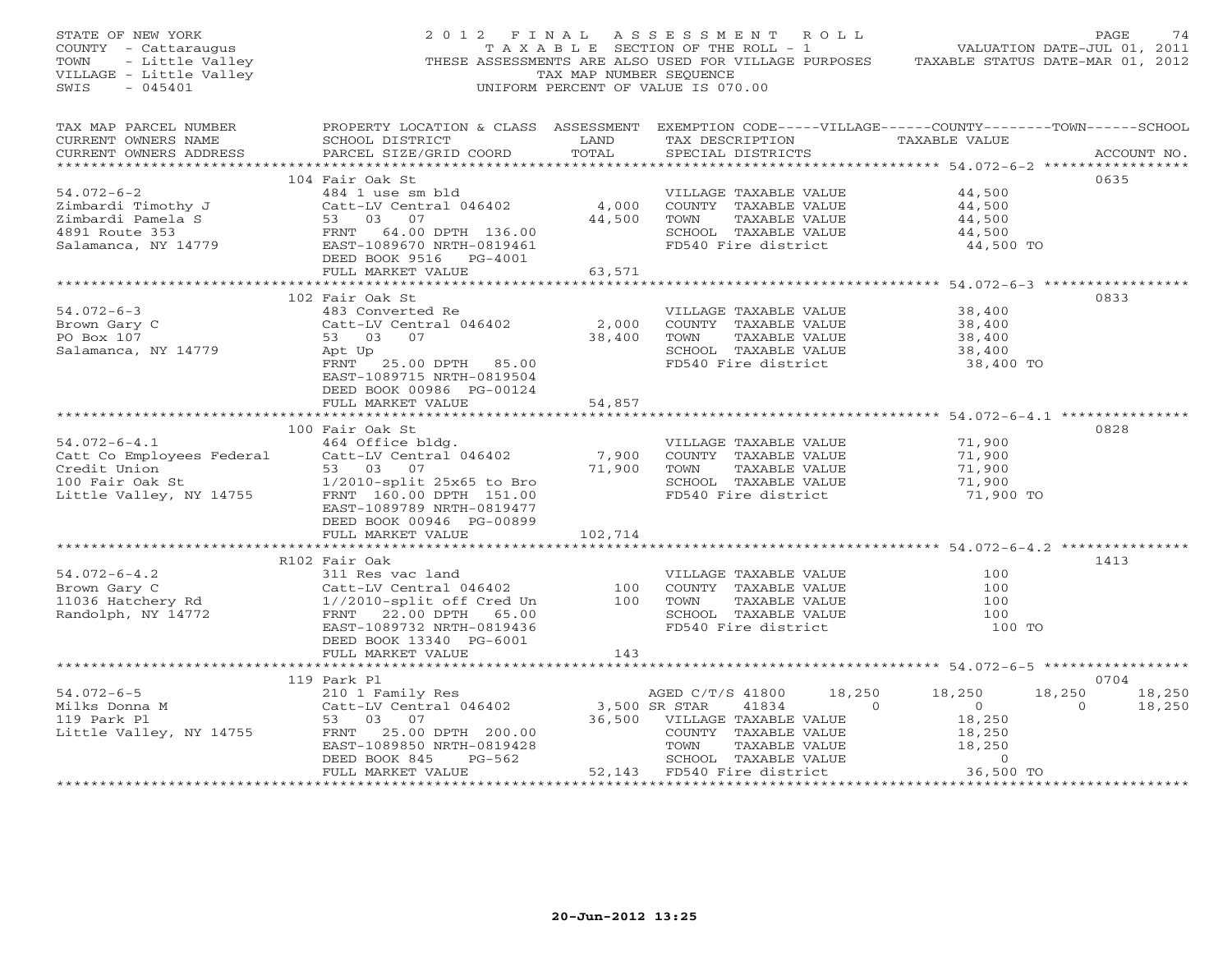STATE OF NEW YORK
COUNTY - Cattaraugus
TOWN - Little Valley
VILLAGE - Little Valley
SWIS - 045401

2012 FINAL ASSESSMENT ROLL
TAXABLE SECTION OF THE ROLL - 1
THESE ASSESSMENTS ARE ALSO USED FOR VILLAGE PURPOSES
TAX MAP NUMBER SEQUENCE
UNIFORM PERCENT OF VALUE IS 070.00

VALUATION DATE-JUL 01, 2011
TAXABLE STATUS DATE-MAR 01, 2012

| TAX MAP PARCEL NUMBER / CURRENT OWNERS NAME / CURRENT OWNERS ADDRESS | PROPERTY LOCATION & CLASS / SCHOOL DISTRICT / PARCEL SIZE/GRID COORD | ASSESSMENT LAND / TOTAL | EXEMPTION CODE / TAX DESCRIPTION / SPECIAL DISTRICTS | VILLAGE | COUNTY TAXABLE VALUE | TOWN | SCHOOL | ACCOUNT NO. |
|---|---|---|---|---|---|---|---|---|
| **54.072-6-2** | 104 Fair Oak St | | | | | | | 0635 |
| Zimbardi Timothy J | 484 1 use sm bld | | VILLAGE TAXABLE VALUE | | 44,500 | | | |
| Zimbardi Pamela S | Catt-LV Central 046402 | 4,000 | COUNTY TAXABLE VALUE | | 44,500 | | | |
| 4891 Route 353 | 53 03 07 | 44,500 | TOWN TAXABLE VALUE | | 44,500 | | | |
| Salamanca, NY 14779 | FRNT 64.00 DPTH 136.00 | | SCHOOL TAXABLE VALUE | | 44,500 | | | |
| | EAST-1089670 NRTH-0819461 | | FD540 Fire district | | 44,500 TO | | | |
| | DEED BOOK 9516 PG-4001 | | | | | | | |
| | FULL MARKET VALUE | 63,571 | | | | | | |
| **54.072-6-3** | 102 Fair Oak St | | | | | | | 0833 |
| Brown Gary C | 483 Converted Re | | VILLAGE TAXABLE VALUE | | 38,400 | | | |
| PO Box 107 | Catt-LV Central 046402 | 2,000 | COUNTY TAXABLE VALUE | | 38,400 | | | |
| Salamanca, NY 14779 | 53 03 07 | 38,400 | TOWN TAXABLE VALUE | | 38,400 | | | |
| | Apt Up | | SCHOOL TAXABLE VALUE | | 38,400 | | | |
| | FRNT 25.00 DPTH 85.00 | | FD540 Fire district | | 38,400 TO | | | |
| | EAST-1089715 NRTH-0819504 | | | | | | | |
| | DEED BOOK 00986 PG-00124 | | | | | | | |
| | FULL MARKET VALUE | 54,857 | | | | | | |
| **54.072-6-4.1** | 100 Fair Oak St | | | | | | | 0828 |
| Catt Co Employees Federal | 464 Office bldg. | | VILLAGE TAXABLE VALUE | | 71,900 | | | |
| Credit Union | Catt-LV Central 046402 | 7,900 | COUNTY TAXABLE VALUE | | 71,900 | | | |
| 100 Fair Oak St | 53 03 07 | 71,900 | TOWN TAXABLE VALUE | | 71,900 | | | |
| Little Valley, NY 14755 | 1/2010-split 25x65 to Bro | | SCHOOL TAXABLE VALUE | | 71,900 | | | |
| | FRNT 160.00 DPTH 151.00 | | FD540 Fire district | | 71,900 TO | | | |
| | EAST-1089789 NRTH-0819477 | | | | | | | |
| | DEED BOOK 00946 PG-00899 | | | | | | | |
| | FULL MARKET VALUE | 102,714 | | | | | | |
| **54.072-6-4.2** | R102 Fair Oak | | | | | | | 1413 |
| Brown Gary C | 311 Res vac land | | VILLAGE TAXABLE VALUE | | 100 | | | |
| 11036 Hatchery Rd | Catt-LV Central 046402 | 100 | COUNTY TAXABLE VALUE | | 100 | | | |
| Randolph, NY 14772 | 1//2010-split off Cred Un | 100 | TOWN TAXABLE VALUE | | 100 | | | |
| | FRNT 22.00 DPTH 65.00 | | SCHOOL TAXABLE VALUE | | 100 | | | |
| | EAST-1089732 NRTH-0819436 | | FD540 Fire district | | 100 TO | | | |
| | DEED BOOK 13340 PG-6001 | | | | | | | |
| | FULL MARKET VALUE | 143 | | | | | | |
| **54.072-6-5** | 119 Park Pl | | | | | | | 0704 |
| Milks Donna M | 210 1 Family Res | | AGED C/T/S 41800 | 18,250 | 18,250 | 18,250 | 18,250 | |
| 119 Park Pl | Catt-LV Central 046402 | 3,500 | SR STAR 41834 | 0 | 0 | 0 | 18,250 | |
| Little Valley, NY 14755 | 53 03 07 | 36,500 | VILLAGE TAXABLE VALUE | | 18,250 | | | |
| | FRNT 25.00 DPTH 200.00 | | COUNTY TAXABLE VALUE | | 18,250 | | | |
| | EAST-1089850 NRTH-0819428 | | TOWN TAXABLE VALUE | | 18,250 | | | |
| | DEED BOOK 845 PG-562 | | SCHOOL TAXABLE VALUE | | 0 | | | |
| | FULL MARKET VALUE | 52,143 | FD540 Fire district | | 36,500 TO | | | |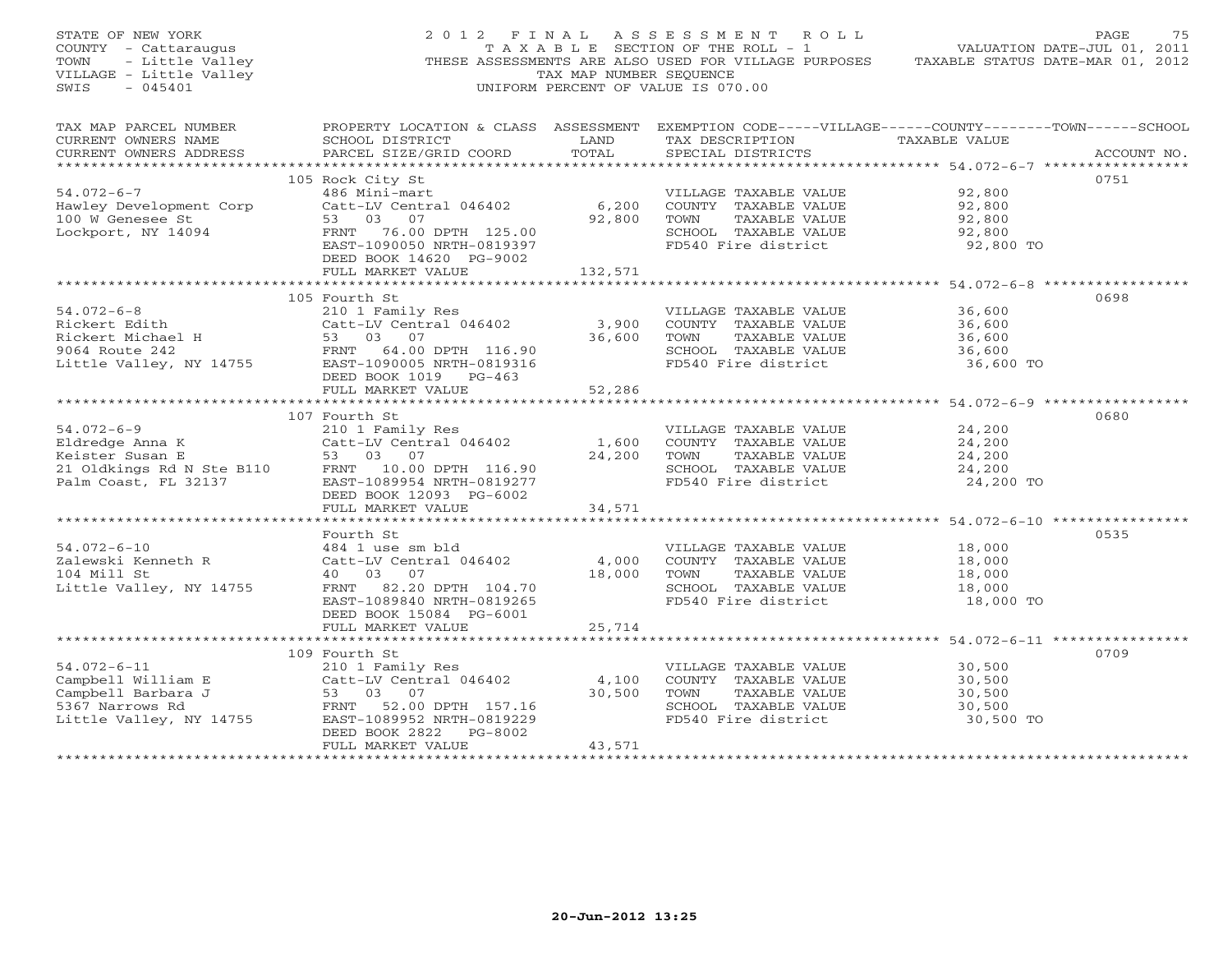STATE OF NEW YORK
COUNTY - Cattaraugus
TOWN - Little Valley
VILLAGE - Little Valley
SWIS - 045401

2 0 1 2 F I N A L A S S E S S M E N T R O L L
T A X A B L E SECTION OF THE ROLL - 1
THESE ASSESSMENTS ARE ALSO USED FOR VILLAGE PURPOSES
TAX MAP NUMBER SEQUENCE
UNIFORM PERCENT OF VALUE IS 070.00

VALUATION DATE-JUL 01, 2011
TAXABLE STATUS DATE-MAR 01, 2012

| TAX MAP PARCEL NUMBER / CURRENT OWNERS NAME / CURRENT OWNERS ADDRESS | PROPERTY LOCATION & CLASS / SCHOOL DISTRICT / PARCEL SIZE/GRID COORD | ASSESSMENT LAND / TOTAL | EXEMPTION CODE / TAX DESCRIPTION / SPECIAL DISTRICTS | TAXABLE VALUE | ACCOUNT NO. |
|---|---|---|---|---|---|
| | 105 Rock City St | | | | 0751 |
| 54.072-6-7 | 486 Mini-mart | | VILLAGE TAXABLE VALUE | 92,800 | |
| Hawley Development Corp | Catt-LV Central 046402 | 6,200 | COUNTY TAXABLE VALUE | 92,800 | |
| 100 W Genesee St | 53 03 07 | 92,800 | TOWN TAXABLE VALUE | 92,800 | |
| Lockport, NY 14094 | FRNT 76.00 DPTH 125.00 | | SCHOOL TAXABLE VALUE | 92,800 | |
| | EAST-1090050 NRTH-0819397 | | FD540 Fire district | 92,800 TO | |
| | DEED BOOK 14620 PG-9002 | | | | |
| | FULL MARKET VALUE | 132,571 | | | |
| | 105 Fourth St | | | | 0698 |
| 54.072-6-8 | 210 1 Family Res | | VILLAGE TAXABLE VALUE | 36,600 | |
| Rickert Edith | Catt-LV Central 046402 | 3,900 | COUNTY TAXABLE VALUE | 36,600 | |
| Rickert Michael H | 53 03 07 | 36,600 | TOWN TAXABLE VALUE | 36,600 | |
| 9064 Route 242 | FRNT 64.00 DPTH 116.90 | | SCHOOL TAXABLE VALUE | 36,600 | |
| Little Valley, NY 14755 | EAST-1090005 NRTH-0819316 | | FD540 Fire district | 36,600 TO | |
| | DEED BOOK 1019 PG-463 | | | | |
| | FULL MARKET VALUE | 52,286 | | | |
| | 107 Fourth St | | | | 0680 |
| 54.072-6-9 | 210 1 Family Res | | VILLAGE TAXABLE VALUE | 24,200 | |
| Eldredge Anna K | Catt-LV Central 046402 | 1,600 | COUNTY TAXABLE VALUE | 24,200 | |
| Keister Susan E | 53 03 07 | 24,200 | TOWN TAXABLE VALUE | 24,200 | |
| 21 Oldkings Rd N Ste B110 | FRNT 10.00 DPTH 116.90 | | SCHOOL TAXABLE VALUE | 24,200 | |
| Palm Coast, FL 32137 | EAST-1089954 NRTH-0819277 | | FD540 Fire district | 24,200 TO | |
| | DEED BOOK 12093 PG-6002 | | | | |
| | FULL MARKET VALUE | 34,571 | | | |
| | Fourth St | | | | 0535 |
| 54.072-6-10 | 484 1 use sm bld | | VILLAGE TAXABLE VALUE | 18,000 | |
| Zalewski Kenneth R | Catt-LV Central 046402 | 4,000 | COUNTY TAXABLE VALUE | 18,000 | |
| 104 Mill St | 40 03 07 | 18,000 | TOWN TAXABLE VALUE | 18,000 | |
| Little Valley, NY 14755 | FRNT 82.20 DPTH 104.70 | | SCHOOL TAXABLE VALUE | 18,000 | |
| | EAST-1089840 NRTH-0819265 | | FD540 Fire district | 18,000 TO | |
| | DEED BOOK 15084 PG-6001 | | | | |
| | FULL MARKET VALUE | 25,714 | | | |
| | 109 Fourth St | | | | 0709 |
| 54.072-6-11 | 210 1 Family Res | | VILLAGE TAXABLE VALUE | 30,500 | |
| Campbell William E | Catt-LV Central 046402 | 4,100 | COUNTY TAXABLE VALUE | 30,500 | |
| Campbell Barbara J | 53 03 07 | 30,500 | TOWN TAXABLE VALUE | 30,500 | |
| 5367 Narrows Rd | FRNT 52.00 DPTH 157.16 | | SCHOOL TAXABLE VALUE | 30,500 | |
| Little Valley, NY 14755 | EAST-1089952 NRTH-0819229 | | FD540 Fire district | 30,500 TO | |
| | DEED BOOK 2822 PG-8002 | | | | |
| | FULL MARKET VALUE | 43,571 | | | |

20-Jun-2012 13:25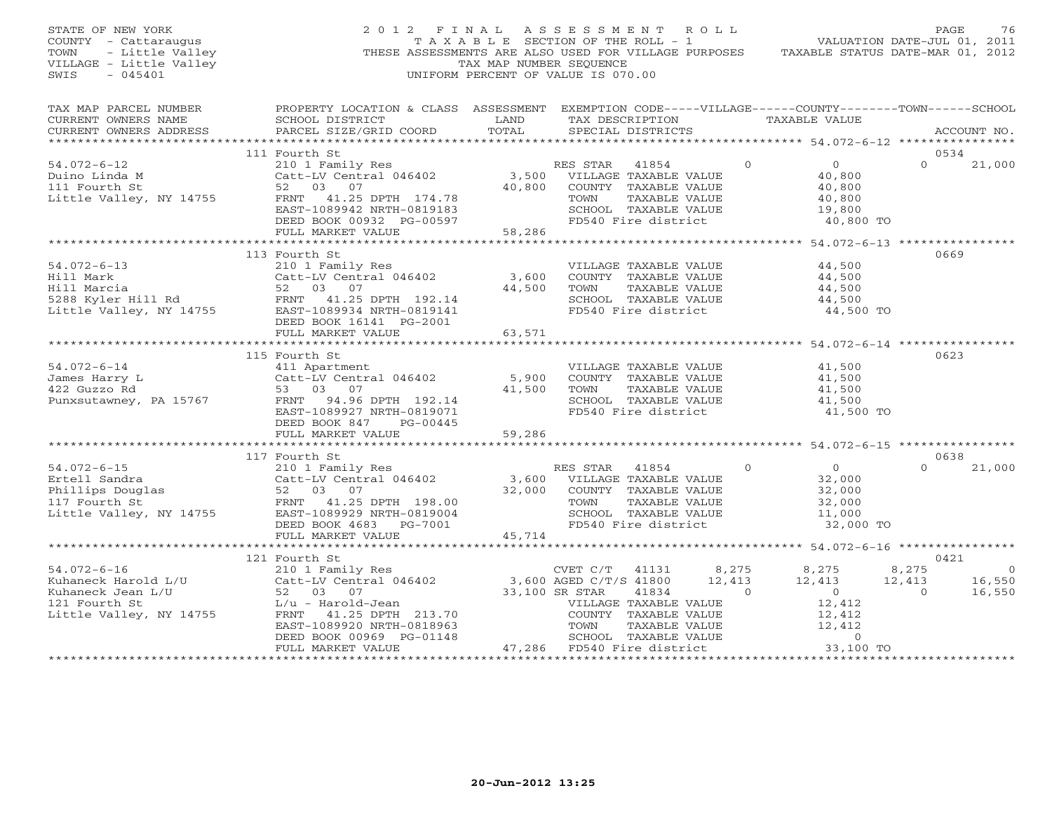STATE OF NEW YORK
COUNTY - Cattaraugus
TOWN - Little Valley
VILLAGE - Little Valley
SWIS - 045401

2 0 1 2 F I N A L A S S E S S M E N T R O L L
T A X A B L E SECTION OF THE ROLL - 1
THESE ASSESSMENTS ARE ALSO USED FOR VILLAGE PURPOSES
TAX MAP NUMBER SEQUENCE
UNIFORM PERCENT OF VALUE IS 070.00

VALUATION DATE-JUL 01, 2011
TAXABLE STATUS DATE-MAR 01, 2012

| TAX MAP PARCEL NUMBER / CURRENT OWNERS NAME / CURRENT OWNERS ADDRESS | PROPERTY LOCATION & CLASS / SCHOOL DISTRICT / PARCEL SIZE/GRID COORD | ASSESSMENT LAND / TOTAL | EXEMPTION CODE / TAX DESCRIPTION / SPECIAL DISTRICTS | VILLAGE | COUNTY | TOWN | SCHOOL | ACCOUNT NO. |
|---|---|---|---|---|---|---|---|---|
| | 111 Fourth St | | | | | | | 0534 |
| 54.072-6-12 | 210 1 Family Res | | RES STAR 41854 | 0 | 0 | 0 | 21,000 | |
| Duino Linda M | Catt-LV Central 046402 | 3,500 | VILLAGE TAXABLE VALUE | 40,800 | | | | |
| 111 Fourth St | 52 03 07 | 40,800 | COUNTY TAXABLE VALUE | | 40,800 | | | |
| Little Valley, NY 14755 | FRNT 41.25 DPTH 174.78 | | TOWN TAXABLE VALUE | | | 40,800 | | |
| | EAST-1089942 NRTH-0819183 | | SCHOOL TAXABLE VALUE | | | | 19,800 | |
| | DEED BOOK 00932 PG-00597 | | FD540 Fire district | 40,800 TO | | | | |
| | FULL MARKET VALUE | 58,286 | | | | | | |
| | 113 Fourth St | | | | | | | 0669 |
| 54.072-6-13 | 210 1 Family Res | | VILLAGE TAXABLE VALUE | 44,500 | | | | |
| Hill Mark | Catt-LV Central 046402 | 3,600 | COUNTY TAXABLE VALUE | | 44,500 | | | |
| Hill Marcia | 52 03 07 | 44,500 | TOWN TAXABLE VALUE | | | 44,500 | | |
| 5288 Kyler Hill Rd | FRNT 41.25 DPTH 192.14 | | SCHOOL TAXABLE VALUE | | | | 44,500 | |
| Little Valley, NY 14755 | EAST-1089934 NRTH-0819141 | | FD540 Fire district | 44,500 TO | | | | |
| | DEED BOOK 16141 PG-2001 | | | | | | | |
| | FULL MARKET VALUE | 63,571 | | | | | | |
| | 115 Fourth St | | | | | | | 0623 |
| 54.072-6-14 | 411 Apartment | | VILLAGE TAXABLE VALUE | 41,500 | | | | |
| James Harry L | Catt-LV Central 046402 | 5,900 | COUNTY TAXABLE VALUE | | 41,500 | | | |
| 422 Guzzo Rd | 53 03 07 | 41,500 | TOWN TAXABLE VALUE | | | 41,500 | | |
| Punxsutawney, PA 15767 | FRNT 94.96 DPTH 192.14 | | SCHOOL TAXABLE VALUE | | | | 41,500 | |
| | EAST-1089927 NRTH-0819071 | | FD540 Fire district | 41,500 TO | | | | |
| | DEED BOOK 847 PG-00445 | | | | | | | |
| | FULL MARKET VALUE | 59,286 | | | | | | |
| | 117 Fourth St | | | | | | | 0638 |
| 54.072-6-15 | 210 1 Family Res | | RES STAR 41854 | 0 | 0 | 0 | 21,000 | |
| Ertell Sandra | Catt-LV Central 046402 | 3,600 | VILLAGE TAXABLE VALUE | 32,000 | | | | |
| Phillips Douglas | 52 03 07 | 32,000 | COUNTY TAXABLE VALUE | | 32,000 | | | |
| 117 Fourth St | FRNT 41.25 DPTH 198.00 | | TOWN TAXABLE VALUE | | | 32,000 | | |
| Little Valley, NY 14755 | EAST-1089929 NRTH-0819004 | | SCHOOL TAXABLE VALUE | | | | 11,000 | |
| | DEED BOOK 4683 PG-7001 | | FD540 Fire district | 32,000 TO | | | | |
| | FULL MARKET VALUE | 45,714 | | | | | | |
| | 121 Fourth St | | | | | | | 0421 |
| 54.072-6-16 | 210 1 Family Res | | CVET C/T 41131 | 8,275 | 8,275 | 8,275 | 0 | |
| Kuhaneck Harold L/U | Catt-LV Central 046402 | 3,600 | AGED C/T/S 41800 | 12,413 | 12,413 | 12,413 | 16,550 | |
| Kuhaneck Jean L/U | 52 03 07 | 33,100 | SR STAR 41834 | 0 | 0 | 0 | 16,550 | |
| 121 Fourth St | L/u - Harold-Jean | | VILLAGE TAXABLE VALUE | 12,412 | | | | |
| Little Valley, NY 14755 | FRNT 41.25 DPTH 213.70 | | COUNTY TAXABLE VALUE | | 12,412 | | | |
| | EAST-1089920 NRTH-0818963 | | TOWN TAXABLE VALUE | | | 12,412 | | |
| | DEED BOOK 00969 PG-01148 | | SCHOOL TAXABLE VALUE | | | | 0 | |
| | FULL MARKET VALUE | 47,286 | FD540 Fire district | 33,100 TO | | | | |

20-Jun-2012 13:25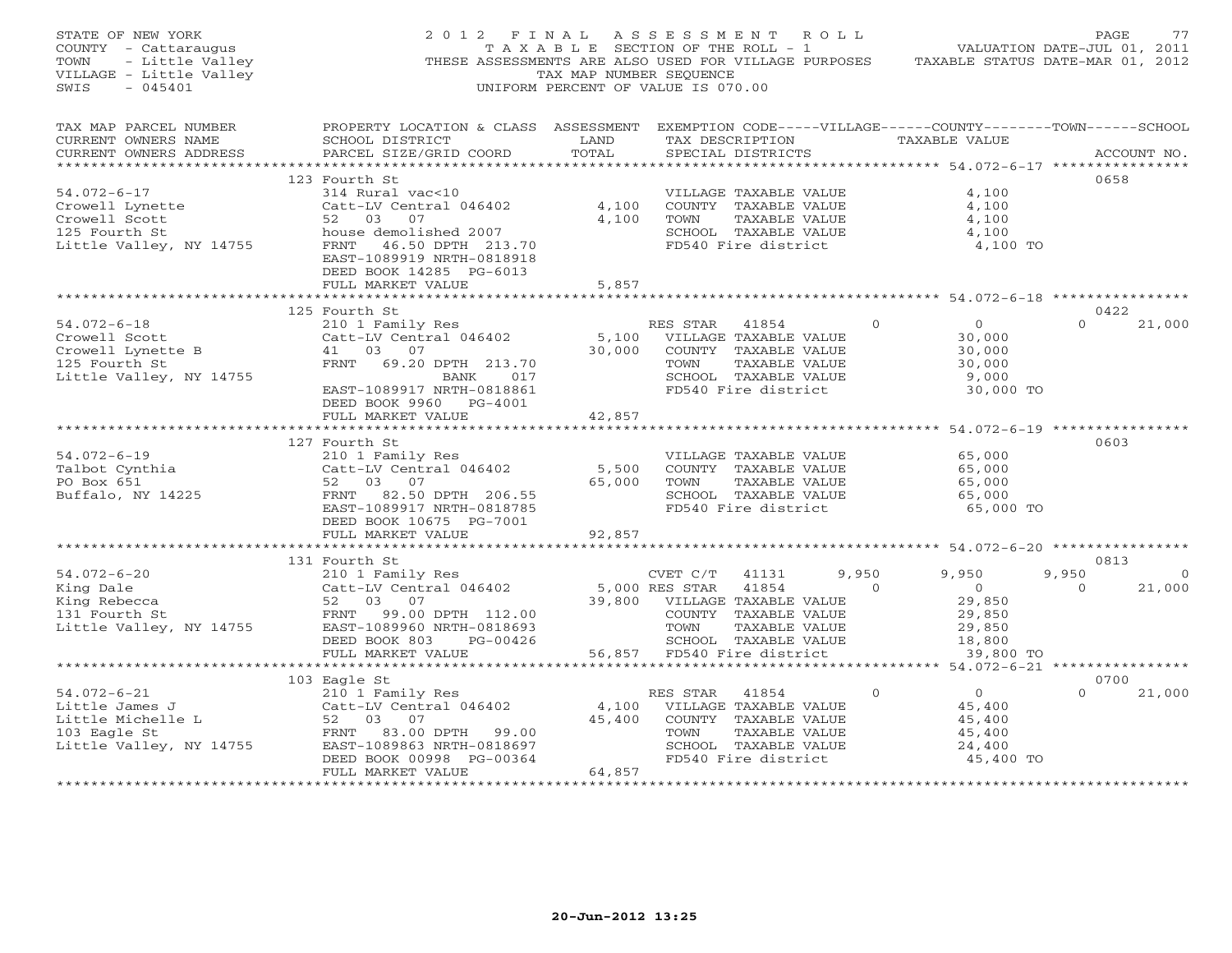STATE OF NEW YORK
COUNTY - Cattaraugus
TOWN - Little Valley
VILLAGE - Little Valley
SWIS - 045401

# 2012 FINAL ASSESSMENT ROLL

TAXABLE SECTION OF THE ROLL - 1
THESE ASSESSMENTS ARE ALSO USED FOR VILLAGE PURPOSES
TAX MAP NUMBER SEQUENCE
UNIFORM PERCENT OF VALUE IS 070.00

VALUATION DATE-JUL 01, 2011
TAXABLE STATUS DATE-MAR 01, 2012

| TAX MAP PARCEL NUMBER / CURRENT OWNERS NAME / CURRENT OWNERS ADDRESS | PROPERTY LOCATION & CLASS / SCHOOL DISTRICT / PARCEL SIZE/GRID COORD | ASSESSMENT LAND / TOTAL | EXEMPTION CODE / TAX DESCRIPTION / SPECIAL DISTRICTS | VILLAGE | COUNTY | TOWN | SCHOOL | ACCOUNT NO. |
|---|---|---|---|---|---|---|---|---|
| **54.072-6-17** | 123 Fourth St | | | | | | | 0658 |
| Crowell Lynette | 314 Rural vac<10 | | VILLAGE TAXABLE VALUE | 4,100 | | | | |
| Crowell Scott | Catt-LV Central 046402 | 4,100 | COUNTY TAXABLE VALUE | | 4,100 | | | |
| 125 Fourth St | 52 03 07 | 4,100 | TOWN TAXABLE VALUE | | | 4,100 | | |
| Little Valley, NY 14755 | house demolished 2007 | | SCHOOL TAXABLE VALUE | | | | 4,100 | |
| | FRNT 46.50 DPTH 213.70 | | FD540 Fire district | 4,100 TO | | | | |
| | EAST-1089919 NRTH-0818918 | | | | | | | |
| | DEED BOOK 14285 PG-6013 | | | | | | | |
| | FULL MARKET VALUE | 5,857 | | | | | | |
| **54.072-6-18** | 125 Fourth St | | | | | | | 0422 |
| Crowell Scott | 210 1 Family Res | | RES STAR 41854 | 0 | 0 | 0 | 21,000 | |
| Crowell Lynette B | Catt-LV Central 046402 | 5,100 | VILLAGE TAXABLE VALUE | 30,000 | | | | |
| 125 Fourth St | 41 03 07 | 30,000 | COUNTY TAXABLE VALUE | | 30,000 | | | |
| Little Valley, NY 14755 | FRNT 69.20 DPTH 213.70 | | TOWN TAXABLE VALUE | | | 30,000 | | |
| | BANK 017 | | SCHOOL TAXABLE VALUE | | | | 9,000 | |
| | EAST-1089917 NRTH-0818861 | | FD540 Fire district | 30,000 TO | | | | |
| | DEED BOOK 9960 PG-4001 | | | | | | | |
| | FULL MARKET VALUE | 42,857 | | | | | | |
| **54.072-6-19** | 127 Fourth St | | | | | | | 0603 |
| Talbot Cynthia | 210 1 Family Res | | VILLAGE TAXABLE VALUE | 65,000 | | | | |
| PO Box 651 | Catt-LV Central 046402 | 5,500 | COUNTY TAXABLE VALUE | | 65,000 | | | |
| Buffalo, NY 14225 | 52 03 07 | 65,000 | TOWN TAXABLE VALUE | | | 65,000 | | |
| | FRNT 82.50 DPTH 206.55 | | SCHOOL TAXABLE VALUE | | | | 65,000 | |
| | EAST-1089917 NRTH-0818785 | | FD540 Fire district | 65,000 TO | | | | |
| | DEED BOOK 10675 PG-7001 | | | | | | | |
| | FULL MARKET VALUE | 92,857 | | | | | | |
| **54.072-6-20** | 131 Fourth St | | | | | | | 0813 |
| King Dale | 210 1 Family Res | | CVET C/T 41131 | 9,950 | 9,950 | 9,950 | 0 | |
| King Rebecca | Catt-LV Central 046402 | 5,000 | RES STAR 41854 | 0 | 0 | 0 | 21,000 | |
| 131 Fourth St | 52 03 07 | 39,800 | VILLAGE TAXABLE VALUE | 29,850 | | | | |
| Little Valley, NY 14755 | FRNT 99.00 DPTH 112.00 | | COUNTY TAXABLE VALUE | | 29,850 | | | |
| | EAST-1089960 NRTH-0818693 | | TOWN TAXABLE VALUE | | | 29,850 | | |
| | DEED BOOK 803 PG-00426 | | SCHOOL TAXABLE VALUE | | | | 18,800 | |
| | FULL MARKET VALUE | 56,857 | FD540 Fire district | 39,800 TO | | | | |
| **54.072-6-21** | 103 Eagle St | | | | | | | 0700 |
| Little James J | 210 1 Family Res | | RES STAR 41854 | 0 | 0 | 0 | 21,000 | |
| Little Michelle L | Catt-LV Central 046402 | 4,100 | VILLAGE TAXABLE VALUE | 45,400 | | | | |
| 103 Eagle St | 52 03 07 | 45,400 | COUNTY TAXABLE VALUE | | 45,400 | | | |
| Little Valley, NY 14755 | FRNT 83.00 DPTH 99.00 | | TOWN TAXABLE VALUE | | | 45,400 | | |
| | EAST-1089863 NRTH-0818697 | | SCHOOL TAXABLE VALUE | | | | 24,400 | |
| | DEED BOOK 00998 PG-00364 | | FD540 Fire district | 45,400 TO | | | | |
| | FULL MARKET VALUE | 64,857 | | | | | | |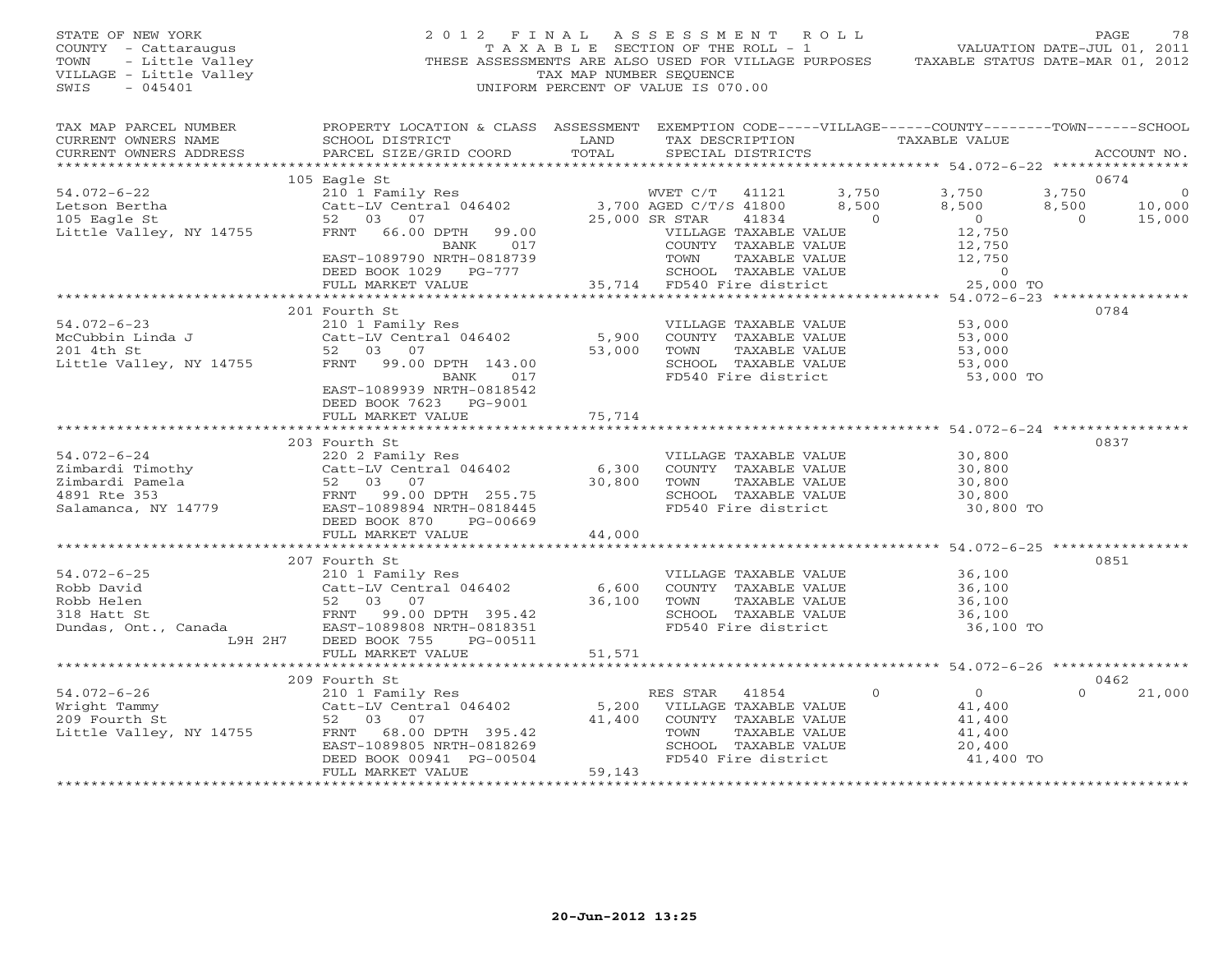STATE OF NEW YORK
COUNTY - Cattaraugus
TOWN - Little Valley
VILLAGE - Little Valley
SWIS - 045401

2012 FINAL ASSESSMENT ROLL
TAXABLE SECTION OF THE ROLL - 1
THESE ASSESSMENTS ARE ALSO USED FOR VILLAGE PURPOSES
TAX MAP NUMBER SEQUENCE
UNIFORM PERCENT OF VALUE IS 070.00

VALUATION DATE-JUL 01, 2011
TAXABLE STATUS DATE-MAR 01, 2012

| TAX MAP PARCEL NUMBER / CURRENT OWNERS NAME / CURRENT OWNERS ADDRESS | PROPERTY LOCATION & CLASS / SCHOOL DISTRICT / PARCEL SIZE/GRID COORD | ASSESSMENT LAND / TOTAL | EXEMPTION CODE / TAX DESCRIPTION / SPECIAL DISTRICTS | VILLAGE | COUNTY | TOWN | SCHOOL | ACCOUNT NO. |
|---|---|---|---|---|---|---|---|---|
| **54.072-6-22** | 105 Eagle St | | | | | | | 0674 |
| Letson Bertha | 210 1 Family Res | | WVET C/T 41121 | 3,750 | 3,750 | 3,750 | 0 | |
| 105 Eagle St | Catt-LV Central 046402 | 3,700 | AGED C/T/S 41800 | 8,500 | 8,500 | 8,500 | 10,000 | |
| Little Valley, NY 14755 | 52 03 07 | 25,000 | SR STAR 41834 | 0 | 0 | 0 | 15,000 | |
| | FRNT 66.00 DPTH 99.00 | | VILLAGE TAXABLE VALUE | 12,750 | | | | |
| | BANK 017 | | COUNTY TAXABLE VALUE | | 12,750 | | | |
| | EAST-1089790 NRTH-0818739 | | TOWN TAXABLE VALUE | | | 12,750 | | |
| | DEED BOOK 1029 PG-777 | | SCHOOL TAXABLE VALUE | | | | 0 | |
| | FULL MARKET VALUE | 35,714 | FD540 Fire district | 25,000 TO | | | | |
| **54.072-6-23** | 201 Fourth St | | | | | | | 0784 |
| McCubbin Linda J | 210 1 Family Res | | VILLAGE TAXABLE VALUE | 53,000 | | | | |
| 201 4th St | Catt-LV Central 046402 | 5,900 | COUNTY TAXABLE VALUE | | 53,000 | | | |
| Little Valley, NY 14755 | 52 03 07 | 53,000 | TOWN TAXABLE VALUE | | | 53,000 | | |
| | FRNT 99.00 DPTH 143.00 | | SCHOOL TAXABLE VALUE | | | | 53,000 | |
| | BANK 017 | | FD540 Fire district | 53,000 TO | | | | |
| | EAST-1089939 NRTH-0818542 | | | | | | | |
| | DEED BOOK 7623 PG-9001 | | | | | | | |
| | FULL MARKET VALUE | 75,714 | | | | | | |
| **54.072-6-24** | 203 Fourth St | | | | | | | 0837 |
| Zimbardi Timothy | 220 2 Family Res | | VILLAGE TAXABLE VALUE | 30,800 | | | | |
| Zimbardi Pamela | Catt-LV Central 046402 | 6,300 | COUNTY TAXABLE VALUE | | 30,800 | | | |
| 4891 Rte 353 | 52 03 07 | 30,800 | TOWN TAXABLE VALUE | | | 30,800 | | |
| Salamanca, NY 14779 | FRNT 99.00 DPTH 255.75 | | SCHOOL TAXABLE VALUE | | | | 30,800 | |
| | EAST-1089894 NRTH-0818445 | | FD540 Fire district | 30,800 TO | | | | |
| | DEED BOOK 870 PG-00669 | | | | | | | |
| | FULL MARKET VALUE | 44,000 | | | | | | |
| **54.072-6-25** | 207 Fourth St | | | | | | | 0851 |
| Robb David | 210 1 Family Res | | VILLAGE TAXABLE VALUE | 36,100 | | | | |
| Robb Helen | Catt-LV Central 046402 | 6,600 | COUNTY TAXABLE VALUE | | 36,100 | | | |
| 318 Hatt St | 52 03 07 | 36,100 | TOWN TAXABLE VALUE | | | 36,100 | | |
| Dundas, Ont., Canada | FRNT 99.00 DPTH 395.42 | | SCHOOL TAXABLE VALUE | | | | 36,100 | |
| L9H 2H7 | EAST-1089808 NRTH-0818351 | | FD540 Fire district | 36,100 TO | | | | |
| | DEED BOOK 755 PG-00511 | | | | | | | |
| | FULL MARKET VALUE | 51,571 | | | | | | |
| **54.072-6-26** | 209 Fourth St | | | | | | | 0462 |
| Wright Tammy | 210 1 Family Res | | RES STAR 41854 | 0 | 0 | 0 | 21,000 | |
| 209 Fourth St | Catt-LV Central 046402 | 5,200 | VILLAGE TAXABLE VALUE | 41,400 | | | | |
| Little Valley, NY 14755 | 52 03 07 | 41,400 | COUNTY TAXABLE VALUE | | 41,400 | | | |
| | FRNT 68.00 DPTH 395.42 | | TOWN TAXABLE VALUE | | | 41,400 | | |
| | EAST-1089805 NRTH-0818269 | | SCHOOL TAXABLE VALUE | | | | 20,400 | |
| | DEED BOOK 00941 PG-00504 | | FD540 Fire district | 41,400 TO | | | | |
| | FULL MARKET VALUE | 59,143 | | | | | | |

20-Jun-2012 13:25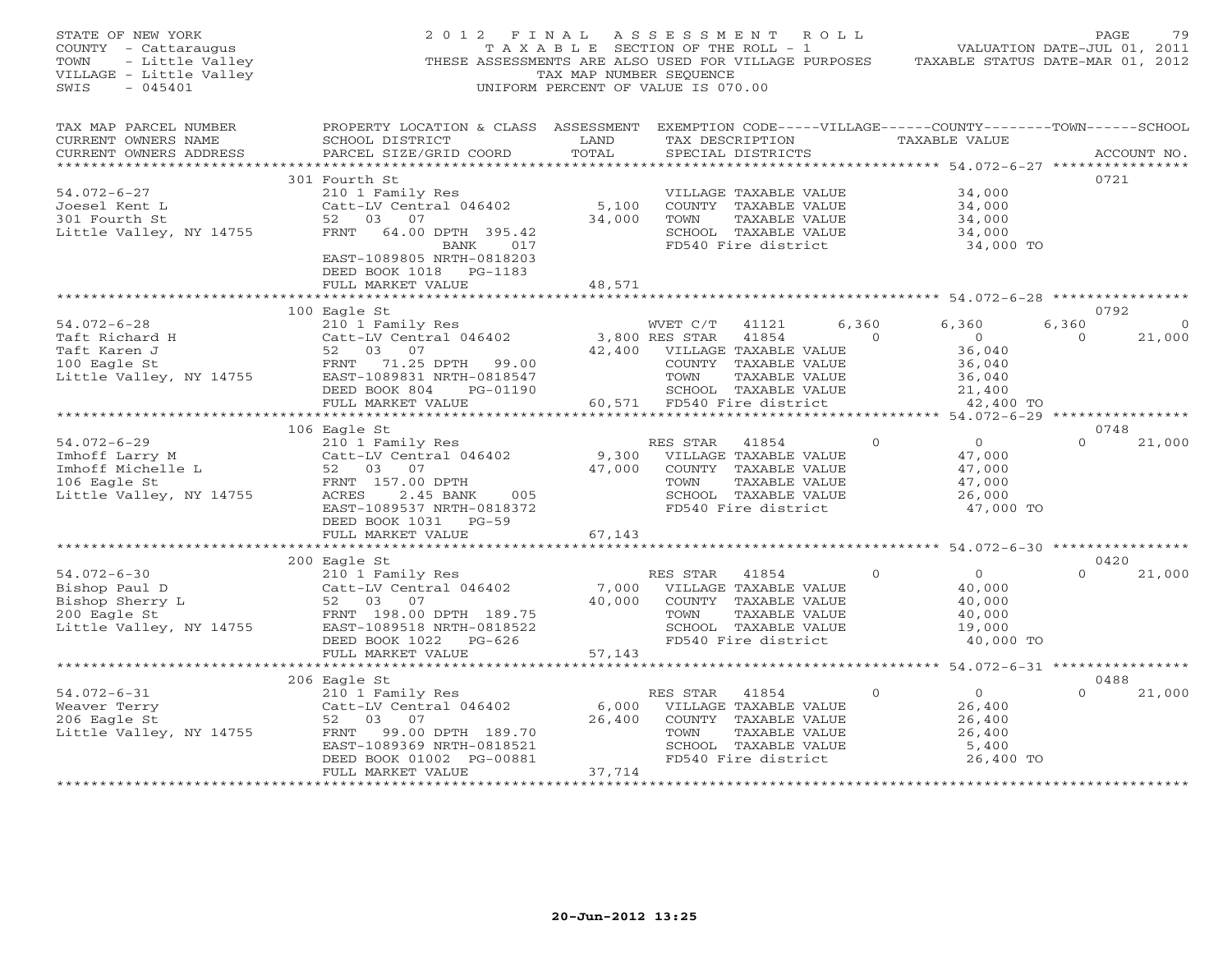STATE OF NEW YORK
COUNTY - Cattaraugus
TOWN - Little Valley
VILLAGE - Little Valley
SWIS - 045401

2012 FINAL ASSESSMENT ROLL
TAXABLE SECTION OF THE ROLL - 1
THESE ASSESSMENTS ARE ALSO USED FOR VILLAGE PURPOSES
TAX MAP NUMBER SEQUENCE
UNIFORM PERCENT OF VALUE IS 070.00

VALUATION DATE-JUL 01, 2011
TAXABLE STATUS DATE-MAR 01, 2012

| TAX MAP PARCEL NUMBER / CURRENT OWNERS NAME / CURRENT OWNERS ADDRESS | PROPERTY LOCATION & CLASS / SCHOOL DISTRICT / PARCEL SIZE/GRID COORD | ASSESSMENT LAND / TOTAL | EXEMPTION CODE / TAX DESCRIPTION / SPECIAL DISTRICTS | VILLAGE | COUNTY TAXABLE VALUE | TOWN | SCHOOL / ACCOUNT NO. |
|---|---|---|---|---|---|---|---|
| **54.072-6-27** | 301 Fourth St | | | | | | 0721 |
| Joesel Kent L | 210 1 Family Res | | VILLAGE TAXABLE VALUE | | 34,000 | | |
| 301 Fourth St | Catt-LV Central 046402 | 5,100 | COUNTY TAXABLE VALUE | | 34,000 | | |
| Little Valley, NY 14755 | 52 03 07 | 34,000 | TOWN TAXABLE VALUE | | 34,000 | | |
| | FRNT 64.00 DPTH 395.42 | | SCHOOL TAXABLE VALUE | | 34,000 | | |
| | BANK 017 | | FD540 Fire district | | 34,000 TO | | |
| | EAST-1089805 NRTH-0818203 | | | | | | |
| | DEED BOOK 1018 PG-1183 | | | | | | |
| | FULL MARKET VALUE | 48,571 | | | | | |
| **54.072-6-28** | 100 Eagle St | | | | | | 0792 |
| Taft Richard H | 210 1 Family Res | | WVET C/T 41121 | 6,360 | 6,360 | 6,360 | 0 |
| Taft Karen J | Catt-LV Central 046402 | 3,800 | RES STAR 41854 | 0 | 0 | 0 | 21,000 |
| 100 Eagle St | 52 03 07 | 42,400 | VILLAGE TAXABLE VALUE | | 36,040 | | |
| Little Valley, NY 14755 | FRNT 71.25 DPTH 99.00 | | COUNTY TAXABLE VALUE | | 36,040 | | |
| | EAST-1089831 NRTH-0818547 | | TOWN TAXABLE VALUE | | 36,040 | | |
| | DEED BOOK 804 PG-01190 | | SCHOOL TAXABLE VALUE | | 21,400 | | |
| | FULL MARKET VALUE | 60,571 | FD540 Fire district | | 42,400 TO | | |
| **54.072-6-29** | 106 Eagle St | | | | | | 0748 |
| Imhoff Larry M | 210 1 Family Res | | RES STAR 41854 | 0 | 0 | 0 | 21,000 |
| Imhoff Michelle L | Catt-LV Central 046402 | 9,300 | VILLAGE TAXABLE VALUE | | 47,000 | | |
| 106 Eagle St | 52 03 07 | 47,000 | COUNTY TAXABLE VALUE | | 47,000 | | |
| Little Valley, NY 14755 | FRNT 157.00 DPTH | | TOWN TAXABLE VALUE | | 47,000 | | |
| | ACRES 2.45 BANK 005 | | SCHOOL TAXABLE VALUE | | 26,000 | | |
| | EAST-1089537 NRTH-0818372 | | FD540 Fire district | | 47,000 TO | | |
| | DEED BOOK 1031 PG-59 | | | | | | |
| | FULL MARKET VALUE | 67,143 | | | | | |
| **54.072-6-30** | 200 Eagle St | | | | | | 0420 |
| Bishop Paul D | 210 1 Family Res | | RES STAR 41854 | 0 | 0 | 0 | 21,000 |
| Bishop Sherry L | Catt-LV Central 046402 | 7,000 | VILLAGE TAXABLE VALUE | | 40,000 | | |
| 200 Eagle St | 52 03 07 | 40,000 | COUNTY TAXABLE VALUE | | 40,000 | | |
| Little Valley, NY 14755 | FRNT 198.00 DPTH 189.75 | | TOWN TAXABLE VALUE | | 40,000 | | |
| | EAST-1089518 NRTH-0818522 | | SCHOOL TAXABLE VALUE | | 19,000 | | |
| | DEED BOOK 1022 PG-626 | | FD540 Fire district | | 40,000 TO | | |
| | FULL MARKET VALUE | 57,143 | | | | | |
| **54.072-6-31** | 206 Eagle St | | | | | | 0488 |
| Weaver Terry | 210 1 Family Res | | RES STAR 41854 | 0 | 0 | 0 | 21,000 |
| 206 Eagle St | Catt-LV Central 046402 | 6,000 | VILLAGE TAXABLE VALUE | | 26,400 | | |
| Little Valley, NY 14755 | 52 03 07 | 26,400 | COUNTY TAXABLE VALUE | | 26,400 | | |
| | FRNT 99.00 DPTH 189.70 | | TOWN TAXABLE VALUE | | 26,400 | | |
| | EAST-1089369 NRTH-0818521 | | SCHOOL TAXABLE VALUE | | 5,400 | | |
| | DEED BOOK 01002 PG-00881 | | FD540 Fire district | | 26,400 TO | | |
| | FULL MARKET VALUE | 37,714 | | | | | |

20-Jun-2012 13:25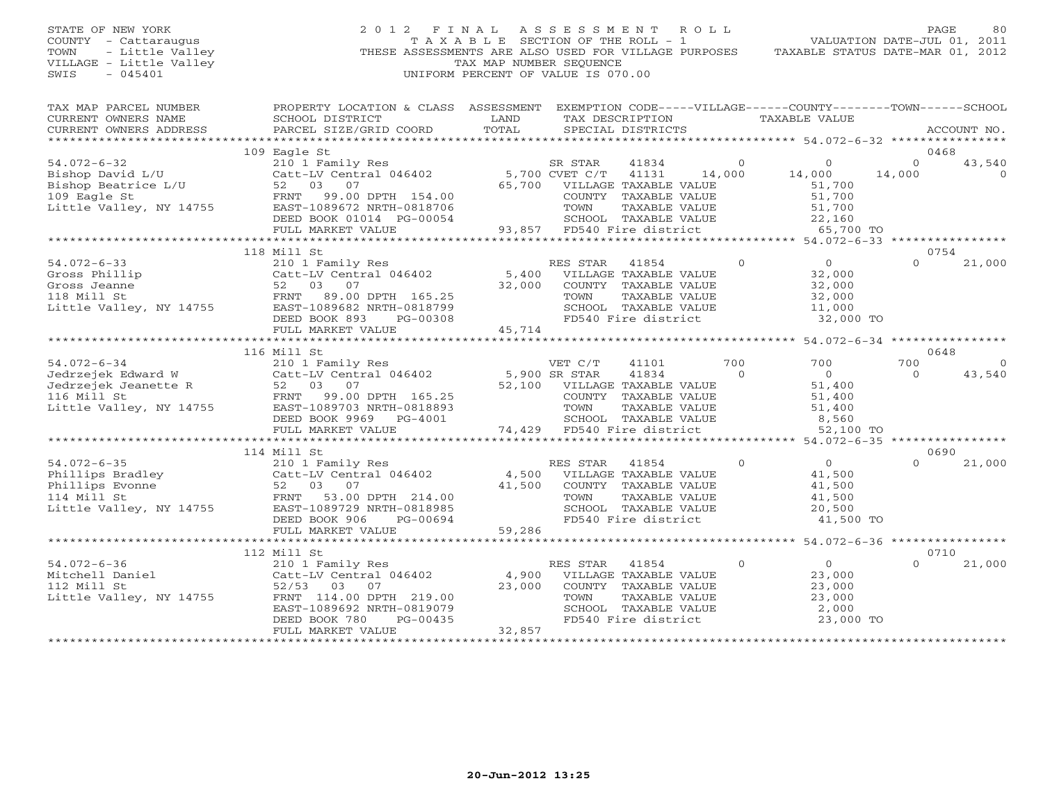STATE OF NEW YORK
COUNTY - Cattaraugus
TOWN - Little Valley
VILLAGE - Little Valley
SWIS - 045401

2 0 1 2 F I N A L A S S E S S M E N T R O L L
T A X A B L E SECTION OF THE ROLL - 1
THESE ASSESSMENTS ARE ALSO USED FOR VILLAGE PURPOSES
TAX MAP NUMBER SEQUENCE
UNIFORM PERCENT OF VALUE IS 070.00

VALUATION DATE-JUL 01, 2011
TAXABLE STATUS DATE-MAR 01, 2012

| TAX MAP PARCEL NUMBER / CURRENT OWNERS NAME / CURRENT OWNERS ADDRESS | PROPERTY LOCATION & CLASS / SCHOOL DISTRICT / PARCEL SIZE/GRID COORD | ASSESSMENT LAND / TOTAL | EXEMPTION CODE / TAX DESCRIPTION / SPECIAL DISTRICTS | VILLAGE | COUNTY / TAXABLE VALUE | TOWN | SCHOOL |
|---|---|---|---|---|---|---|---|
| **54.072-6-32** (109 Eagle St) | | | | | | | ACCOUNT NO. 0468 |
| 54.072-6-32 | 210 1 Family Res | | SR STAR 41834 | 0 | 0 | 0 | 43,540 |
| Bishop David L/U | Catt-LV Central 046402 | 5,700 | CVET C/T 41131 | 14,000 | 14,000 | 14,000 | 0 |
| Bishop Beatrice L/U | 52 03 07 | 65,700 | VILLAGE TAXABLE VALUE | | 51,700 | | |
| 109 Eagle St | FRNT 99.00 DPTH 154.00 | | COUNTY TAXABLE VALUE | | 51,700 | | |
| Little Valley, NY 14755 | EAST-1089672 NRTH-0818706 | | TOWN TAXABLE VALUE | | 51,700 | | |
| | DEED BOOK 01014 PG-00054 | | SCHOOL TAXABLE VALUE | | 22,160 | | |
| | FULL MARKET VALUE | 93,857 | FD540 Fire district | | 65,700 TO | | |
| **54.072-6-33** (118 Mill St) | | | | | | | ACCOUNT NO. 0754 |
| 54.072-6-33 | 210 1 Family Res | | RES STAR 41854 | 0 | 0 | 0 | 21,000 |
| Gross Phillip | Catt-LV Central 046402 | 5,400 | VILLAGE TAXABLE VALUE | | 32,000 | | |
| Gross Jeanne | 52 03 07 | 32,000 | COUNTY TAXABLE VALUE | | 32,000 | | |
| 118 Mill St | FRNT 89.00 DPTH 165.25 | | TOWN TAXABLE VALUE | | 32,000 | | |
| Little Valley, NY 14755 | EAST-1089682 NRTH-0818799 | | SCHOOL TAXABLE VALUE | | 11,000 | | |
| | DEED BOOK 893 PG-00308 | | FD540 Fire district | | 32,000 TO | | |
| | FULL MARKET VALUE | 45,714 | | | | | |
| **54.072-6-34** (116 Mill St) | | | | | | | ACCOUNT NO. 0648 |
| 54.072-6-34 | 210 1 Family Res | | VET C/T 41101 | 700 | 700 | 700 | 0 |
| Jedrzejek Edward W | Catt-LV Central 046402 | 5,900 | SR STAR 41834 | 0 | 0 | 0 | 43,540 |
| Jedrzejek Jeanette R | 52 03 07 | 52,100 | VILLAGE TAXABLE VALUE | | 51,400 | | |
| 116 Mill St | FRNT 99.00 DPTH 165.25 | | COUNTY TAXABLE VALUE | | 51,400 | | |
| Little Valley, NY 14755 | EAST-1089703 NRTH-0818893 | | TOWN TAXABLE VALUE | | 51,400 | | |
| | DEED BOOK 9969 PG-4001 | | SCHOOL TAXABLE VALUE | | 8,560 | | |
| | FULL MARKET VALUE | 74,429 | FD540 Fire district | | 52,100 TO | | |
| **54.072-6-35** (114 Mill St) | | | | | | | ACCOUNT NO. 0690 |
| 54.072-6-35 | 210 1 Family Res | | RES STAR 41854 | 0 | 0 | 0 | 21,000 |
| Phillips Bradley | Catt-LV Central 046402 | 4,500 | VILLAGE TAXABLE VALUE | | 41,500 | | |
| Phillips Evonne | 52 03 07 | 41,500 | COUNTY TAXABLE VALUE | | 41,500 | | |
| 114 Mill St | FRNT 53.00 DPTH 214.00 | | TOWN TAXABLE VALUE | | 41,500 | | |
| Little Valley, NY 14755 | EAST-1089729 NRTH-0818985 | | SCHOOL TAXABLE VALUE | | 20,500 | | |
| | DEED BOOK 906 PG-00694 | | FD540 Fire district | | 41,500 TO | | |
| | FULL MARKET VALUE | 59,286 | | | | | |
| **54.072-6-36** (112 Mill St) | | | | | | | ACCOUNT NO. 0710 |
| 54.072-6-36 | 210 1 Family Res | | RES STAR 41854 | 0 | 0 | 0 | 21,000 |
| Mitchell Daniel | Catt-LV Central 046402 | 4,900 | VILLAGE TAXABLE VALUE | | 23,000 | | |
| 112 Mill St | 52/53 03 07 | 23,000 | COUNTY TAXABLE VALUE | | 23,000 | | |
| Little Valley, NY 14755 | FRNT 114.00 DPTH 219.00 | | TOWN TAXABLE VALUE | | 23,000 | | |
| | EAST-1089692 NRTH-0819079 | | SCHOOL TAXABLE VALUE | | 2,000 | | |
| | DEED BOOK 780 PG-00435 | | FD540 Fire district | | 23,000 TO | | |
| | FULL MARKET VALUE | 32,857 | | | | | |

20-Jun-2012 13:25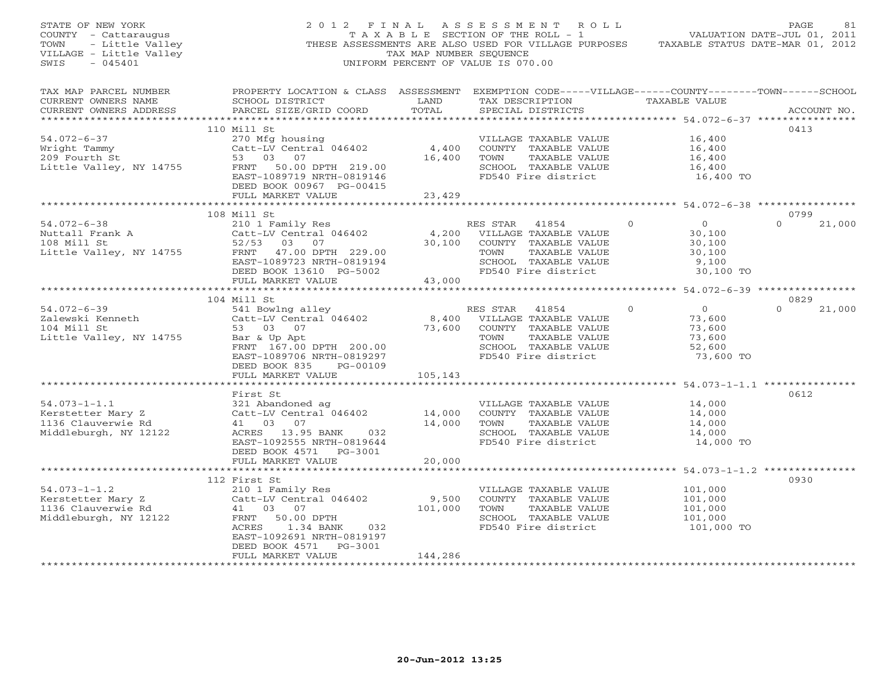STATE OF NEW YORK
COUNTY - Cattaraugus
TOWN - Little Valley
VILLAGE - Little Valley
SWIS - 045401

2 0 1 2 F I N A L A S S E S S M E N T R O L L
T A X A B L E SECTION OF THE ROLL - 1
THESE ASSESSMENTS ARE ALSO USED FOR VILLAGE PURPOSES
TAX MAP NUMBER SEQUENCE
UNIFORM PERCENT OF VALUE IS 070.00

VALUATION DATE-JUL 01, 2011
TAXABLE STATUS DATE-MAR 01, 2012

| TAX MAP PARCEL NUMBER / CURRENT OWNERS NAME / CURRENT OWNERS ADDRESS | PROPERTY LOCATION & CLASS / SCHOOL DISTRICT / PARCEL SIZE/GRID COORD | ASSESSMENT LAND / TOTAL | EXEMPTION CODE / TAX DESCRIPTION / SPECIAL DISTRICTS | VILLAGE / COUNTY / TOWN / SCHOOL TAXABLE VALUE | ACCOUNT NO. |
|---|---|---|---|---|---|
| **54.072-6-37** | 110 Mill St | | | | 0413 |
| Wright Tammy | 270 Mfg housing | | VILLAGE TAXABLE VALUE | 16,400 | |
| 209 Fourth St | Catt-LV Central 046402 | 4,400 | COUNTY TAXABLE VALUE | 16,400 | |
| Little Valley, NY 14755 | 53 03 07 | 16,400 | TOWN TAXABLE VALUE | 16,400 | |
| | FRNT 50.00 DPTH 219.00 | | SCHOOL TAXABLE VALUE | 16,400 | |
| | EAST-1089719 NRTH-0819146 | | FD540 Fire district | 16,400 TO | |
| | DEED BOOK 00967 PG-00415 | | | | |
| | FULL MARKET VALUE | 23,429 | | | |
| **54.072-6-38** | 108 Mill St | | | | 0799 |
| Nuttall Frank A | 210 1 Family Res | | RES STAR 41854 | 0 / 0 / 0 / 21,000 | |
| 108 Mill St | Catt-LV Central 046402 | 4,200 | VILLAGE TAXABLE VALUE | 30,100 | |
| Little Valley, NY 14755 | 52/53 03 07 | 30,100 | COUNTY TAXABLE VALUE | 30,100 | |
| | FRNT 47.00 DPTH 229.00 | | TOWN TAXABLE VALUE | 30,100 | |
| | EAST-1089723 NRTH-0819194 | | SCHOOL TAXABLE VALUE | 9,100 | |
| | DEED BOOK 13610 PG-5002 | | FD540 Fire district | 30,100 TO | |
| | FULL MARKET VALUE | 43,000 | | | |
| **54.072-6-39** | 104 Mill St | | | | 0829 |
| Zalewski Kenneth | 541 Bowlng alley | | RES STAR 41854 | 0 / 0 / 0 / 21,000 | |
| 104 Mill St | Catt-LV Central 046402 | 8,400 | VILLAGE TAXABLE VALUE | 73,600 | |
| Little Valley, NY 14755 | 53 03 07 | 73,600 | COUNTY TAXABLE VALUE | 73,600 | |
| | Bar & Up Apt | | TOWN TAXABLE VALUE | 73,600 | |
| | FRNT 167.00 DPTH 200.00 | | SCHOOL TAXABLE VALUE | 52,600 | |
| | EAST-1089706 NRTH-0819297 | | FD540 Fire district | 73,600 TO | |
| | DEED BOOK 835 PG-00109 | | | | |
| | FULL MARKET VALUE | 105,143 | | | |
| **54.073-1-1.1** | First St | | | | 0612 |
| Kerstetter Mary Z | 321 Abandoned ag | | VILLAGE TAXABLE VALUE | 14,000 | |
| 1136 Clauverwie Rd | Catt-LV Central 046402 | 14,000 | COUNTY TAXABLE VALUE | 14,000 | |
| Middleburgh, NY 12122 | 41 03 07 | 14,000 | TOWN TAXABLE VALUE | 14,000 | |
| | ACRES 13.95 BANK 032 | | SCHOOL TAXABLE VALUE | 14,000 | |
| | EAST-1092555 NRTH-0819644 | | FD540 Fire district | 14,000 TO | |
| | DEED BOOK 4571 PG-3001 | | | | |
| | FULL MARKET VALUE | 20,000 | | | |
| **54.073-1-1.2** | 112 First St | | | | 0930 |
| Kerstetter Mary Z | 210 1 Family Res | | VILLAGE TAXABLE VALUE | 101,000 | |
| 1136 Clauverwie Rd | Catt-LV Central 046402 | 9,500 | COUNTY TAXABLE VALUE | 101,000 | |
| Middleburgh, NY 12122 | 41 03 07 | 101,000 | TOWN TAXABLE VALUE | 101,000 | |
| | FRNT 50.00 DPTH | | SCHOOL TAXABLE VALUE | 101,000 | |
| | ACRES 1.34 BANK 032 | | FD540 Fire district | 101,000 TO | |
| | EAST-1092691 NRTH-0819197 | | | | |
| | DEED BOOK 4571 PG-3001 | | | | |
| | FULL MARKET VALUE | 144,286 | | | |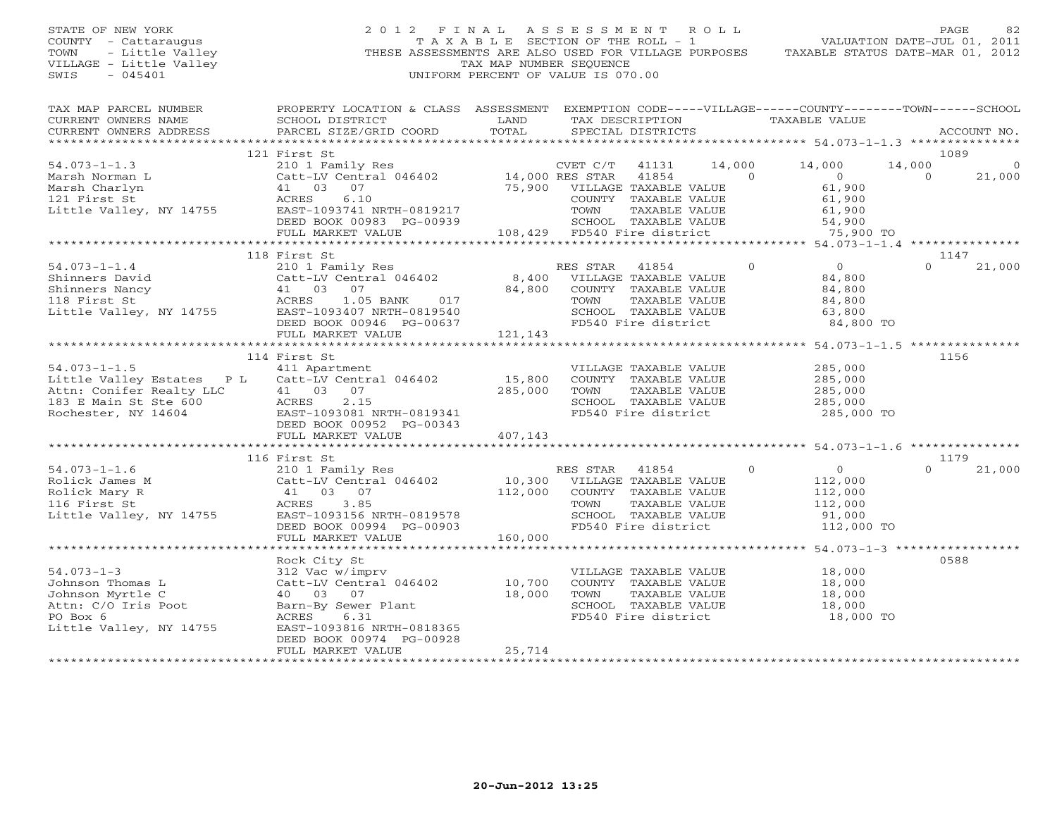STATE OF NEW YORK
COUNTY - Cattaraugus
TOWN - Little Valley
VILLAGE - Little Valley
SWIS - 045401

# 2012 FINAL ASSESSMENT ROLL

TAXABLE SECTION OF THE ROLL - 1
THESE ASSESSMENTS ARE ALSO USED FOR VILLAGE PURPOSES
TAX MAP NUMBER SEQUENCE
UNIFORM PERCENT OF VALUE IS 070.00

VALUATION DATE-JUL 01, 2011
TAXABLE STATUS DATE-MAR 01, 2012

| TAX MAP PARCEL NUMBER / CURRENT OWNERS NAME / CURRENT OWNERS ADDRESS | PROPERTY LOCATION & CLASS / SCHOOL DISTRICT / PARCEL SIZE/GRID COORD | ASSESSMENT LAND / TOTAL | EXEMPTION CODE / TAX DESCRIPTION / SPECIAL DISTRICTS | VILLAGE | COUNTY / TAXABLE VALUE | TOWN | SCHOOL | ACCOUNT NO. |
|---|---|---|---|---|---|---|---|---|
| | 121 First St | | | | | | | 1089 |
| 54.073-1-1.3 | 210 1 Family Res | | CVET C/T 41131 | 14,000 | 14,000 | 14,000 | 0 | |
| Marsh Norman L | Catt-LV Central 046402 | 14,000 | RES STAR 41854 | 0 | 0 | 0 | 21,000 | |
| Marsh Charlyn | 41 03 07 | 75,900 | VILLAGE TAXABLE VALUE | | 61,900 | | | |
| 121 First St | ACRES 6.10 | | COUNTY TAXABLE VALUE | | 61,900 | | | |
| Little Valley, NY 14755 | EAST-1093741 NRTH-0819217 | | TOWN TAXABLE VALUE | | 61,900 | | | |
| | DEED BOOK 00983 PG-00939 | | SCHOOL TAXABLE VALUE | | 54,900 | | | |
| | FULL MARKET VALUE | 108,429 | FD540 Fire district | | 75,900 TO | | | |
| | 118 First St | | | | | | | 1147 |
| 54.073-1-1.4 | 210 1 Family Res | | RES STAR 41854 | 0 | 0 | 0 | 21,000 | |
| Shinners David | Catt-LV Central 046402 | 8,400 | VILLAGE TAXABLE VALUE | | 84,800 | | | |
| Shinners Nancy | 41 03 07 | 84,800 | COUNTY TAXABLE VALUE | | 84,800 | | | |
| 118 First St | ACRES 1.05 BANK 017 | | TOWN TAXABLE VALUE | | 84,800 | | | |
| Little Valley, NY 14755 | EAST-1093407 NRTH-0819540 | | SCHOOL TAXABLE VALUE | | 63,800 | | | |
| | DEED BOOK 00946 PG-00637 | | FD540 Fire district | | 84,800 TO | | | |
| | FULL MARKET VALUE | 121,143 | | | | | | |
| | 114 First St | | | | | | | 1156 |
| 54.073-1-1.5 | 411 Apartment | | VILLAGE TAXABLE VALUE | | 285,000 | | | |
| Little Valley Estates P L | Catt-LV Central 046402 | 15,800 | COUNTY TAXABLE VALUE | | 285,000 | | | |
| Attn: Conifer Realty LLC | 41 03 07 | 285,000 | TOWN TAXABLE VALUE | | 285,000 | | | |
| 183 E Main St Ste 600 | ACRES 2.15 | | SCHOOL TAXABLE VALUE | | 285,000 | | | |
| Rochester, NY 14604 | EAST-1093081 NRTH-0819341 | | FD540 Fire district | | 285,000 TO | | | |
| | DEED BOOK 00952 PG-00343 | | | | | | | |
| | FULL MARKET VALUE | 407,143 | | | | | | |
| | 116 First St | | | | | | | 1179 |
| 54.073-1-1.6 | 210 1 Family Res | | RES STAR 41854 | 0 | 0 | 0 | 21,000 | |
| Rolick James M | Catt-LV Central 046402 | 10,300 | VILLAGE TAXABLE VALUE | | 112,000 | | | |
| Rolick Mary R | 41 03 07 | 112,000 | COUNTY TAXABLE VALUE | | 112,000 | | | |
| 116 First St | ACRES 3.85 | | TOWN TAXABLE VALUE | | 112,000 | | | |
| Little Valley, NY 14755 | EAST-1093156 NRTH-0819578 | | SCHOOL TAXABLE VALUE | | 91,000 | | | |
| | DEED BOOK 00994 PG-00903 | | FD540 Fire district | | 112,000 TO | | | |
| | FULL MARKET VALUE | 160,000 | | | | | | |
| | Rock City St | | | | | | | 0588 |
| 54.073-1-3 | 312 Vac w/imprv | | VILLAGE TAXABLE VALUE | | 18,000 | | | |
| Johnson Thomas L | Catt-LV Central 046402 | 10,700 | COUNTY TAXABLE VALUE | | 18,000 | | | |
| Johnson Myrtle C | 40 03 07 | 18,000 | TOWN TAXABLE VALUE | | 18,000 | | | |
| Attn: C/O Iris Poot | Barn-By Sewer Plant | | SCHOOL TAXABLE VALUE | | 18,000 | | | |
| PO Box 6 | ACRES 6.31 | | FD540 Fire district | | 18,000 TO | | | |
| Little Valley, NY 14755 | EAST-1093816 NRTH-0818365 | | | | | | | |
| | DEED BOOK 00974 PG-00928 | | | | | | | |
| | FULL MARKET VALUE | 25,714 | | | | | | |

20-Jun-2012 13:25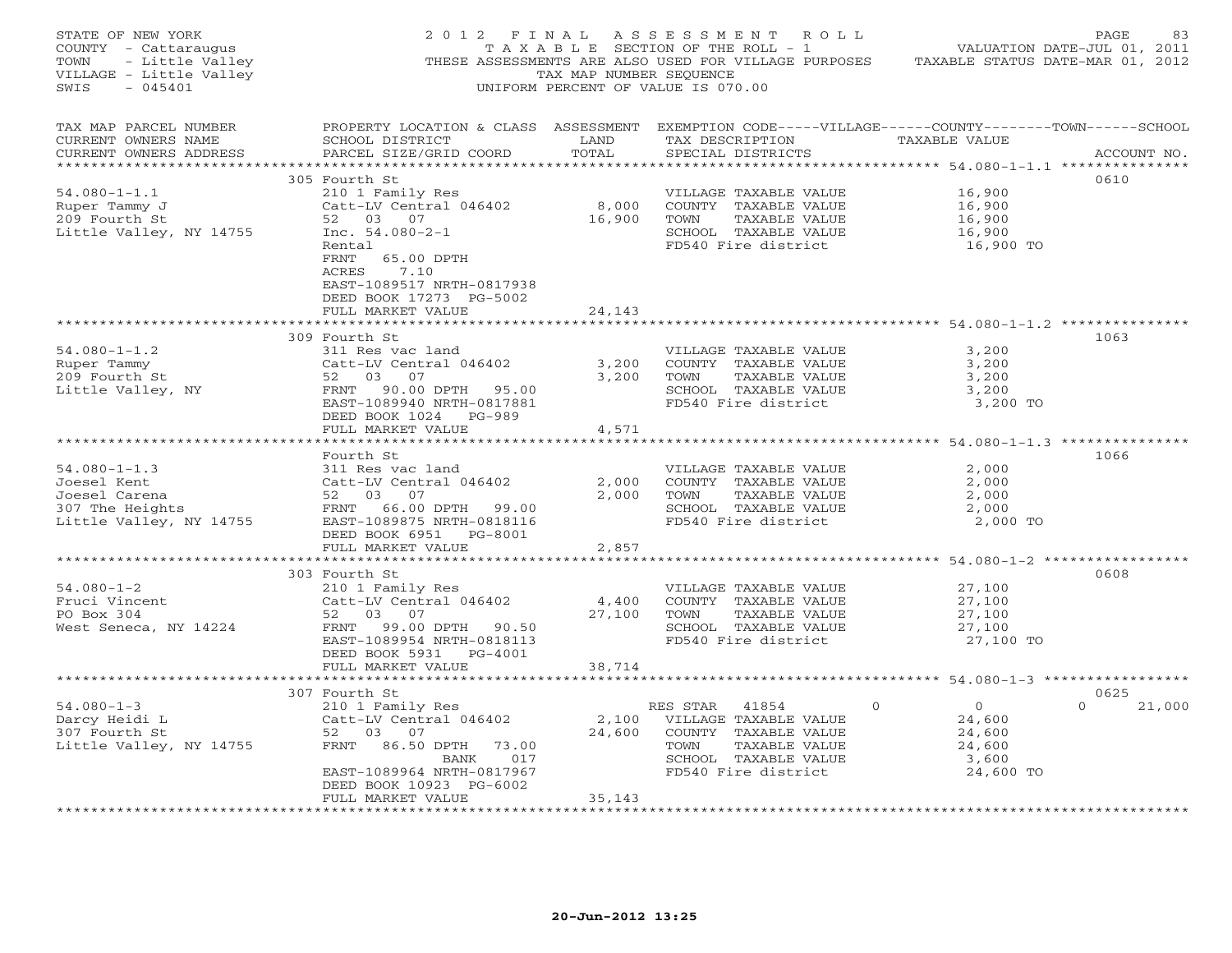STATE OF NEW YORK
COUNTY - Cattaraugus
TOWN - Little Valley
VILLAGE - Little Valley
SWIS - 045401

2012 FINAL ASSESSMENT ROLL
TAXABLE SECTION OF THE ROLL - 1
THESE ASSESSMENTS ARE ALSO USED FOR VILLAGE PURPOSES
TAX MAP NUMBER SEQUENCE
UNIFORM PERCENT OF VALUE IS 070.00

VALUATION DATE-JUL 01, 2011
TAXABLE STATUS DATE-MAR 01, 2012

| TAX MAP PARCEL NUMBER / CURRENT OWNERS NAME / CURRENT OWNERS ADDRESS | PROPERTY LOCATION & CLASS / SCHOOL DISTRICT / PARCEL SIZE/GRID COORD | ASSESSMENT LAND / TOTAL | EXEMPTION CODE / TAX DESCRIPTION / SPECIAL DISTRICTS | VILLAGE/COUNTY/TOWN/SCHOOL TAXABLE VALUE | ACCOUNT NO. |
|---|---|---|---|---|---|
| **54.080-1-1.1** | 305 Fourth St | | | | 0610 |
| Ruper Tammy J | 210 1 Family Res | | VILLAGE TAXABLE VALUE | 16,900 | |
| 209 Fourth St | Catt-LV Central 046402 | 8,000 | COUNTY TAXABLE VALUE | 16,900 | |
| Little Valley, NY 14755 | 52 03 07 | 16,900 | TOWN TAXABLE VALUE | 16,900 | |
| | Inc. 54.080-2-1 | | SCHOOL TAXABLE VALUE | 16,900 | |
| | Rental | | FD540 Fire district | 16,900 TO | |
| | FRNT 65.00 DPTH | | | | |
| | ACRES 7.10 | | | | |
| | EAST-1089517 NRTH-0817938 | | | | |
| | DEED BOOK 17273 PG-5002 | | | | |
| | FULL MARKET VALUE | 24,143 | | | |
| **54.080-1-1.2** | 309 Fourth St | | | | 1063 |
| Ruper Tammy | 311 Res vac land | | VILLAGE TAXABLE VALUE | 3,200 | |
| 209 Fourth St | Catt-LV Central 046402 | 3,200 | COUNTY TAXABLE VALUE | 3,200 | |
| Little Valley, NY | 52 03 07 | 3,200 | TOWN TAXABLE VALUE | 3,200 | |
| | FRNT 90.00 DPTH 95.00 | | SCHOOL TAXABLE VALUE | 3,200 | |
| | EAST-1089940 NRTH-0817881 | | FD540 Fire district | 3,200 TO | |
| | DEED BOOK 1024 PG-989 | | | | |
| | FULL MARKET VALUE | 4,571 | | | |
| **54.080-1-1.3** | Fourth St | | | | 1066 |
| Joesel Kent | 311 Res vac land | | VILLAGE TAXABLE VALUE | 2,000 | |
| Joesel Carena | Catt-LV Central 046402 | 2,000 | COUNTY TAXABLE VALUE | 2,000 | |
| 307 The Heights | 52 03 07 | 2,000 | TOWN TAXABLE VALUE | 2,000 | |
| Little Valley, NY 14755 | FRNT 66.00 DPTH 99.00 | | SCHOOL TAXABLE VALUE | 2,000 | |
| | EAST-1089875 NRTH-0818116 | | FD540 Fire district | 2,000 TO | |
| | DEED BOOK 6951 PG-8001 | | | | |
| | FULL MARKET VALUE | 2,857 | | | |
| **54.080-1-2** | 303 Fourth St | | | | 0608 |
| Fruci Vincent | 210 1 Family Res | | VILLAGE TAXABLE VALUE | 27,100 | |
| PO Box 304 | Catt-LV Central 046402 | 4,400 | COUNTY TAXABLE VALUE | 27,100 | |
| West Seneca, NY 14224 | 52 03 07 | 27,100 | TOWN TAXABLE VALUE | 27,100 | |
| | FRNT 99.00 DPTH 90.50 | | SCHOOL TAXABLE VALUE | 27,100 | |
| | EAST-1089954 NRTH-0818113 | | FD540 Fire district | 27,100 TO | |
| | DEED BOOK 5931 PG-4001 | | | | |
| | FULL MARKET VALUE | 38,714 | | | |
| **54.080-1-3** | 307 Fourth St | | | | 0625 |
| Darcy Heidi L | 210 1 Family Res | | RES STAR 41854 | 0 0 0 21,000 | |
| 307 Fourth St | Catt-LV Central 046402 | 2,100 | VILLAGE TAXABLE VALUE | 24,600 | |
| Little Valley, NY 14755 | 52 03 07 | 24,600 | COUNTY TAXABLE VALUE | 24,600 | |
| | FRNT 86.50 DPTH 73.00 | | TOWN TAXABLE VALUE | 24,600 | |
| | BANK 017 | | SCHOOL TAXABLE VALUE | 3,600 | |
| | EAST-1089964 NRTH-0817967 | | FD540 Fire district | 24,600 TO | |
| | DEED BOOK 10923 PG-6002 | | | | |
| | FULL MARKET VALUE | 35,143 | | | |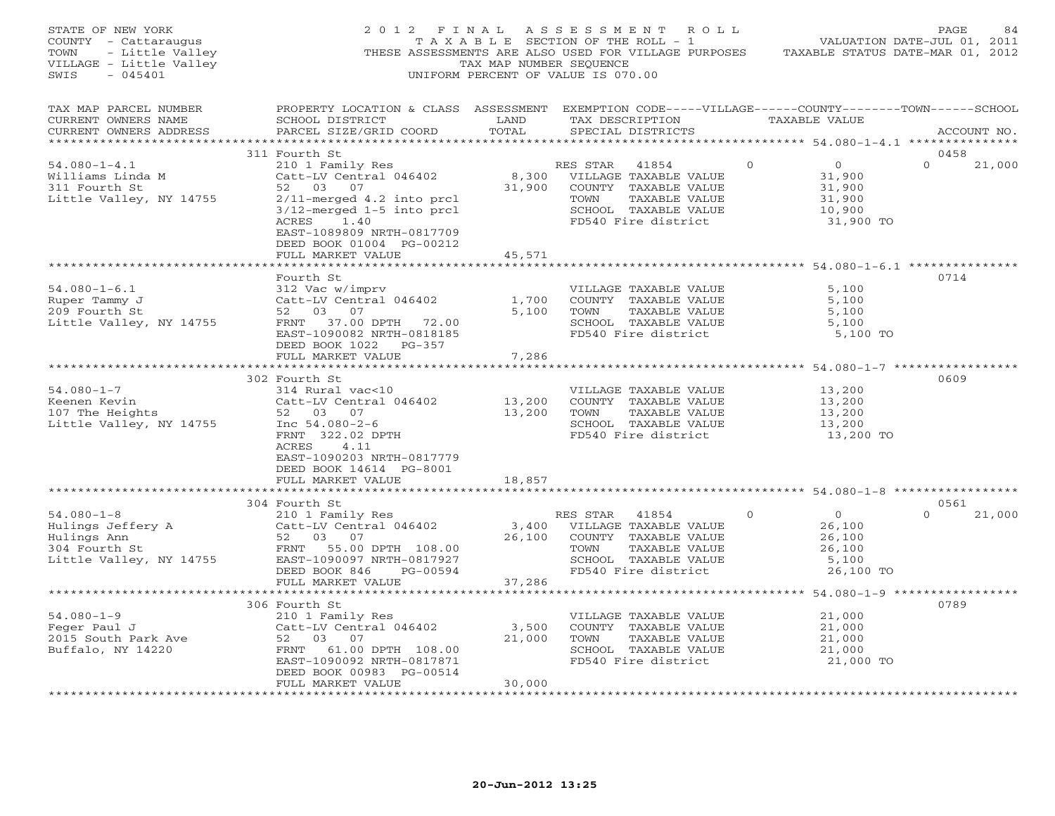STATE OF NEW YORK
COUNTY - Cattaraugus
TOWN - Little Valley
VILLAGE - Little Valley
SWIS - 045401

2012 FINAL ASSESSMENT ROLL
TAXABLE SECTION OF THE ROLL - 1
THESE ASSESSMENTS ARE ALSO USED FOR VILLAGE PURPOSES
TAX MAP NUMBER SEQUENCE
UNIFORM PERCENT OF VALUE IS 070.00

VALUATION DATE-JUL 01, 2011
TAXABLE STATUS DATE-MAR 01, 2012

| TAX MAP PARCEL NUMBER / CURRENT OWNERS NAME / CURRENT OWNERS ADDRESS | PROPERTY LOCATION & CLASS / SCHOOL DISTRICT / PARCEL SIZE/GRID COORD | ASSESSMENT LAND / TOTAL | EXEMPTION CODE / TAX DESCRIPTION / SPECIAL DISTRICTS | VILLAGE | COUNTY / TAXABLE VALUE | TOWN | SCHOOL / ACCOUNT NO. |
|---|---|---|---|---|---|---|---|
| **54.080-1-4.1** | 311 Fourth St | | | | | | 0458 |
| 54.080-1-4.1 | 210 1 Family Res | | RES STAR 41854 | 0 | 0 | 0 | 21,000 |
| Williams Linda M | Catt-LV Central 046402 | 8,300 | VILLAGE TAXABLE VALUE | | 31,900 | | |
| 311 Fourth St | 52 03 07 | 31,900 | COUNTY TAXABLE VALUE | | 31,900 | | |
| Little Valley, NY 14755 | 2/11-merged 4.2 into prcl | | TOWN TAXABLE VALUE | | 31,900 | | |
| | 3/12-merged 1-5 into prcl | | SCHOOL TAXABLE VALUE | | 10,900 | | |
| | ACRES 1.40 | | FD540 Fire district | | 31,900 TO | | |
| | EAST-1089809 NRTH-0817709 | | | | | | |
| | DEED BOOK 01004 PG-00212 | | | | | | |
| | FULL MARKET VALUE | 45,571 | | | | | |
| **54.080-1-6.1** | Fourth St | | | | | | 0714 |
| 54.080-1-6.1 | 312 Vac w/imprv | | VILLAGE TAXABLE VALUE | | 5,100 | | |
| Ruper Tammy J | Catt-LV Central 046402 | 1,700 | COUNTY TAXABLE VALUE | | 5,100 | | |
| 209 Fourth St | 52 03 07 | 5,100 | TOWN TAXABLE VALUE | | 5,100 | | |
| Little Valley, NY 14755 | FRNT 37.00 DPTH 72.00 | | SCHOOL TAXABLE VALUE | | 5,100 | | |
| | EAST-1090082 NRTH-0818185 | | FD540 Fire district | | 5,100 TO | | |
| | DEED BOOK 1022 PG-357 | | | | | | |
| | FULL MARKET VALUE | 7,286 | | | | | |
| **54.080-1-7** | 302 Fourth St | | | | | | 0609 |
| 54.080-1-7 | 314 Rural vac<10 | | VILLAGE TAXABLE VALUE | | 13,200 | | |
| Keenen Kevin | Catt-LV Central 046402 | 13,200 | COUNTY TAXABLE VALUE | | 13,200 | | |
| 107 The Heights | 52 03 07 | 13,200 | TOWN TAXABLE VALUE | | 13,200 | | |
| Little Valley, NY 14755 | Inc 54.080-2-6 | | SCHOOL TAXABLE VALUE | | 13,200 | | |
| | FRNT 322.02 DPTH | | FD540 Fire district | | 13,200 TO | | |
| | ACRES 4.11 | | | | | | |
| | EAST-1090203 NRTH-0817779 | | | | | | |
| | DEED BOOK 14614 PG-8001 | | | | | | |
| | FULL MARKET VALUE | 18,857 | | | | | |
| **54.080-1-8** | 304 Fourth St | | | | | | 0561 |
| 54.080-1-8 | 210 1 Family Res | | RES STAR 41854 | 0 | 0 | 0 | 21,000 |
| Hulings Jeffery A | Catt-LV Central 046402 | 3,400 | VILLAGE TAXABLE VALUE | | 26,100 | | |
| Hulings Ann | 52 03 07 | 26,100 | COUNTY TAXABLE VALUE | | 26,100 | | |
| 304 Fourth St | FRNT 55.00 DPTH 108.00 | | TOWN TAXABLE VALUE | | 26,100 | | |
| Little Valley, NY 14755 | EAST-1090097 NRTH-0817927 | | SCHOOL TAXABLE VALUE | | 5,100 | | |
| | DEED BOOK 846 PG-00594 | | FD540 Fire district | | 26,100 TO | | |
| | FULL MARKET VALUE | 37,286 | | | | | |
| **54.080-1-9** | 306 Fourth St | | | | | | 0789 |
| 54.080-1-9 | 210 1 Family Res | | VILLAGE TAXABLE VALUE | | 21,000 | | |
| Feger Paul J | Catt-LV Central 046402 | 3,500 | COUNTY TAXABLE VALUE | | 21,000 | | |
| 2015 South Park Ave | 52 03 07 | 21,000 | TOWN TAXABLE VALUE | | 21,000 | | |
| Buffalo, NY 14220 | FRNT 61.00 DPTH 108.00 | | SCHOOL TAXABLE VALUE | | 21,000 | | |
| | EAST-1090092 NRTH-0817871 | | FD540 Fire district | | 21,000 TO | | |
| | DEED BOOK 00983 PG-00514 | | | | | | |
| | FULL MARKET VALUE | 30,000 | | | | | |

20-Jun-2012 13:25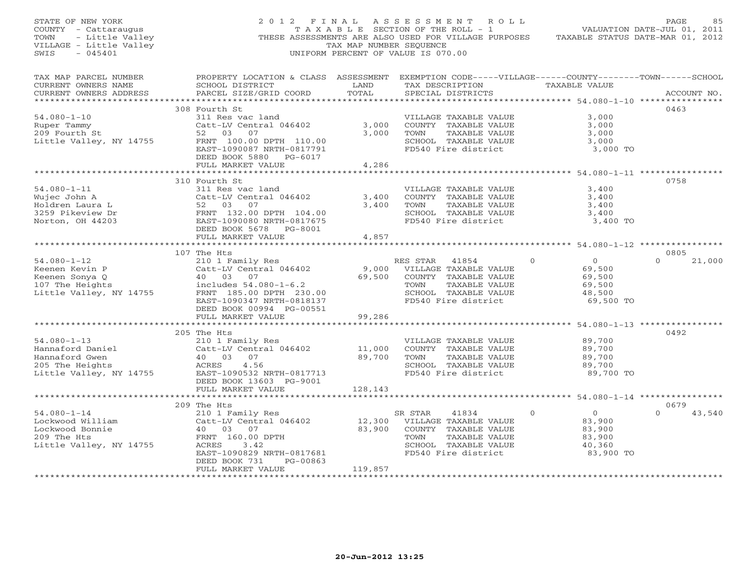STATE OF NEW YORK
COUNTY - Cattaraugus
TOWN - Little Valley
VILLAGE - Little Valley
SWIS - 045401

2 0 1 2 F I N A L A S S E S S M E N T R O L L
T A X A B L E SECTION OF THE ROLL - 1
THESE ASSESSMENTS ARE ALSO USED FOR VILLAGE PURPOSES
TAX MAP NUMBER SEQUENCE
UNIFORM PERCENT OF VALUE IS 070.00

VALUATION DATE-JUL 01, 2011
TAXABLE STATUS DATE-MAR 01, 2012

| TAX MAP PARCEL NUMBER / CURRENT OWNERS NAME / CURRENT OWNERS ADDRESS | PROPERTY LOCATION & CLASS / SCHOOL DISTRICT / PARCEL SIZE/GRID COORD | ASSESSMENT LAND / TOTAL | EXEMPTION CODE / TAX DESCRIPTION / SPECIAL DISTRICTS | VILLAGE | COUNTY TAXABLE VALUE | TOWN | SCHOOL | ACCOUNT NO. |
|---|---|---|---|---|---|---|---|---|
| | 308 Fourth St | | | | | | | 0463 |
| 54.080-1-10 | 311 Res vac land | | VILLAGE TAXABLE VALUE | | 3,000 | | | |
| Ruper Tammy | Catt-LV Central 046402 | 3,000 | COUNTY TAXABLE VALUE | | 3,000 | | | |
| 209 Fourth St | 52 03 07 | 3,000 | TOWN TAXABLE VALUE | | 3,000 | | | |
| Little Valley, NY 14755 | FRNT 100.00 DPTH 110.00 | | SCHOOL TAXABLE VALUE | | 3,000 | | | |
| | EAST-1090087 NRTH-0817791 | | FD540 Fire district | | 3,000 TO | | | |
| | DEED BOOK 5880 PG-6017 | | | | | | | |
| | FULL MARKET VALUE | 4,286 | | | | | | |
| | 310 Fourth St | | | | | | | 0758 |
| 54.080-1-11 | 311 Res vac land | | VILLAGE TAXABLE VALUE | | 3,400 | | | |
| Wujec John A | Catt-LV Central 046402 | 3,400 | COUNTY TAXABLE VALUE | | 3,400 | | | |
| Holdren Laura L | 52 03 07 | 3,400 | TOWN TAXABLE VALUE | | 3,400 | | | |
| 3259 Pikeview Dr | FRNT 132.00 DPTH 104.00 | | SCHOOL TAXABLE VALUE | | 3,400 | | | |
| Norton, OH 44203 | EAST-1090080 NRTH-0817675 | | FD540 Fire district | | 3,400 TO | | | |
| | DEED BOOK 5678 PG-8001 | | | | | | | |
| | FULL MARKET VALUE | 4,857 | | | | | | |
| | 107 The Hts | | | | | | | 0805 |
| 54.080-1-12 | 210 1 Family Res | | RES STAR 41854 | 0 | 0 | 0 | 21,000 | |
| Keenen Kevin P | Catt-LV Central 046402 | 9,000 | VILLAGE TAXABLE VALUE | | 69,500 | | | |
| Keenen Sonya Q | 40 03 07 | 69,500 | COUNTY TAXABLE VALUE | | 69,500 | | | |
| 107 The Heights | includes 54.080-1-6.2 | | TOWN TAXABLE VALUE | | 69,500 | | | |
| Little Valley, NY 14755 | FRNT 185.00 DPTH 230.00 | | SCHOOL TAXABLE VALUE | | 48,500 | | | |
| | EAST-1090347 NRTH-0818137 | | FD540 Fire district | | 69,500 TO | | | |
| | DEED BOOK 00994 PG-00551 | | | | | | | |
| | FULL MARKET VALUE | 99,286 | | | | | | |
| | 205 The Hts | | | | | | | 0492 |
| 54.080-1-13 | 210 1 Family Res | | VILLAGE TAXABLE VALUE | | 89,700 | | | |
| Hannaford Daniel | Catt-LV Central 046402 | 11,000 | COUNTY TAXABLE VALUE | | 89,700 | | | |
| Hannaford Gwen | 40 03 07 | 89,700 | TOWN TAXABLE VALUE | | 89,700 | | | |
| 205 The Heights | ACRES 4.56 | | SCHOOL TAXABLE VALUE | | 89,700 | | | |
| Little Valley, NY 14755 | EAST-1090532 NRTH-0817713 | | FD540 Fire district | | 89,700 TO | | | |
| | DEED BOOK 13603 PG-9001 | | | | | | | |
| | FULL MARKET VALUE | 128,143 | | | | | | |
| | 209 The Hts | | | | | | | 0679 |
| 54.080-1-14 | 210 1 Family Res | | SR STAR 41834 | 0 | 0 | 0 | 43,540 | |
| Lockwood William | Catt-LV Central 046402 | 12,300 | VILLAGE TAXABLE VALUE | | 83,900 | | | |
| Lockwood Bonnie | 40 03 07 | 83,900 | COUNTY TAXABLE VALUE | | 83,900 | | | |
| 209 The Hts | FRNT 160.00 DPTH | | TOWN TAXABLE VALUE | | 83,900 | | | |
| Little Valley, NY 14755 | ACRES 3.42 | | SCHOOL TAXABLE VALUE | | 40,360 | | | |
| | EAST-1090829 NRTH-0817681 | | FD540 Fire district | | 83,900 TO | | | |
| | DEED BOOK 731 PG-00863 | | | | | | | |
| | FULL MARKET VALUE | 119,857 | | | | | | |

20-Jun-2012 13:25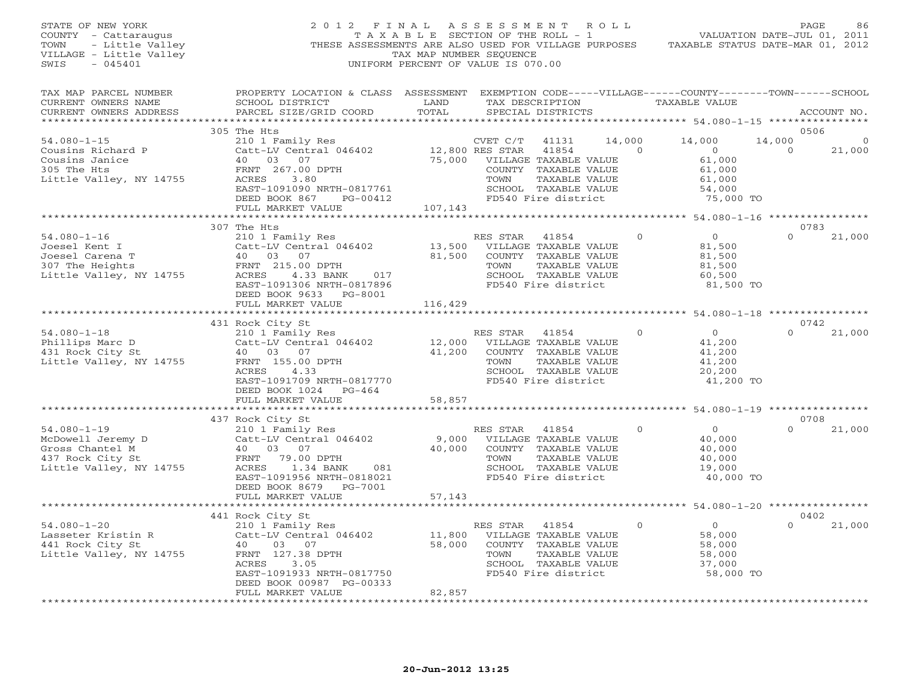STATE OF NEW YORK
COUNTY - Cattaraugus
TOWN - Little Valley
VILLAGE - Little Valley
SWIS - 045401

2012 FINAL ASSESSMENT ROLL
TAXABLE SECTION OF THE ROLL - 1
THESE ASSESSMENTS ARE ALSO USED FOR VILLAGE PURPOSES
TAX MAP NUMBER SEQUENCE
UNIFORM PERCENT OF VALUE IS 070.00

VALUATION DATE-JUL 01, 2011
TAXABLE STATUS DATE-MAR 01, 2012

| TAX MAP PARCEL NUMBER / CURRENT OWNERS NAME / CURRENT OWNERS ADDRESS | PROPERTY LOCATION & CLASS / SCHOOL DISTRICT / PARCEL SIZE/GRID COORD | ASSESSMENT LAND / TOTAL | EXEMPTION CODE / TAX DESCRIPTION / SPECIAL DISTRICTS | VILLAGE | COUNTY / TAXABLE VALUE | TOWN | SCHOOL / ACCOUNT NO. |
|---|---|---|---|---|---|---|---|
| **54.080-1-15** | 305 The Hts | | | | | | 0506 |
| 54.080-1-15 | 210 1 Family Res | | CVET C/T 41131 | 14,000 | 14,000 | 14,000 | 0 |
| Cousins Richard P | Catt-LV Central 046402 | 12,800 | RES STAR 41854 | 0 | 0 | 0 | 21,000 |
| Cousins Janice | 40 03 07 | 75,000 | VILLAGE TAXABLE VALUE | | 61,000 | | |
| 305 The Hts | FRNT 267.00 DPTH | | COUNTY TAXABLE VALUE | | 61,000 | | |
| Little Valley, NY 14755 | ACRES 3.80 | | TOWN TAXABLE VALUE | | 61,000 | | |
| | EAST-1091090 NRTH-0817761 | | SCHOOL TAXABLE VALUE | | 54,000 | | |
| | DEED BOOK 867 PG-00412 | | FD540 Fire district | | 75,000 TO | | |
| | FULL MARKET VALUE | 107,143 | | | | | |
| **54.080-1-16** | 307 The Hts | | | | | | 0783 |
| 54.080-1-16 | 210 1 Family Res | | RES STAR 41854 | 0 | 0 | 0 | 21,000 |
| Joesel Kent I | Catt-LV Central 046402 | 13,500 | VILLAGE TAXABLE VALUE | | 81,500 | | |
| Joesel Carena T | 40 03 07 | 81,500 | COUNTY TAXABLE VALUE | | 81,500 | | |
| 307 The Heights | FRNT 215.00 DPTH | | TOWN TAXABLE VALUE | | 81,500 | | |
| Little Valley, NY 14755 | ACRES 4.33 BANK 017 | | SCHOOL TAXABLE VALUE | | 60,500 | | |
| | EAST-1091306 NRTH-0817896 | | FD540 Fire district | | 81,500 TO | | |
| | DEED BOOK 9633 PG-8001 | | | | | | |
| | FULL MARKET VALUE | 116,429 | | | | | |
| **54.080-1-18** | 431 Rock City St | | | | | | 0742 |
| 54.080-1-18 | 210 1 Family Res | | RES STAR 41854 | 0 | 0 | 0 | 21,000 |
| Phillips Marc D | Catt-LV Central 046402 | 12,000 | VILLAGE TAXABLE VALUE | | 41,200 | | |
| 431 Rock City St | 40 03 07 | 41,200 | COUNTY TAXABLE VALUE | | 41,200 | | |
| Little Valley, NY 14755 | FRNT 155.00 DPTH | | TOWN TAXABLE VALUE | | 41,200 | | |
| | ACRES 4.33 | | SCHOOL TAXABLE VALUE | | 20,200 | | |
| | EAST-1091709 NRTH-0817770 | | FD540 Fire district | | 41,200 TO | | |
| | DEED BOOK 1024 PG-464 | | | | | | |
| | FULL MARKET VALUE | 58,857 | | | | | |
| **54.080-1-19** | 437 Rock City St | | | | | | 0708 |
| 54.080-1-19 | 210 1 Family Res | | RES STAR 41854 | 0 | 0 | 0 | 21,000 |
| McDowell Jeremy D | Catt-LV Central 046402 | 9,000 | VILLAGE TAXABLE VALUE | | 40,000 | | |
| Gross Chantel M | 40 03 07 | 40,000 | COUNTY TAXABLE VALUE | | 40,000 | | |
| 437 Rock City St | FRNT 79.00 DPTH | | TOWN TAXABLE VALUE | | 40,000 | | |
| Little Valley, NY 14755 | ACRES 1.34 BANK 081 | | SCHOOL TAXABLE VALUE | | 19,000 | | |
| | EAST-1091956 NRTH-0818021 | | FD540 Fire district | | 40,000 TO | | |
| | DEED BOOK 8679 PG-7001 | | | | | | |
| | FULL MARKET VALUE | 57,143 | | | | | |
| **54.080-1-20** | 441 Rock City St | | | | | | 0402 |
| 54.080-1-20 | 210 1 Family Res | | RES STAR 41854 | 0 | 0 | 0 | 21,000 |
| Lasseter Kristin R | Catt-LV Central 046402 | 11,800 | VILLAGE TAXABLE VALUE | | 58,000 | | |
| 441 Rock City St | 40 03 07 | 58,000 | COUNTY TAXABLE VALUE | | 58,000 | | |
| Little Valley, NY 14755 | FRNT 127.38 DPTH | | TOWN TAXABLE VALUE | | 58,000 | | |
| | ACRES 3.05 | | SCHOOL TAXABLE VALUE | | 37,000 | | |
| | EAST-1091933 NRTH-0817750 | | FD540 Fire district | | 58,000 TO | | |
| | DEED BOOK 00987 PG-00333 | | | | | | |
| | FULL MARKET VALUE | 82,857 | | | | | |

20-Jun-2012 13:25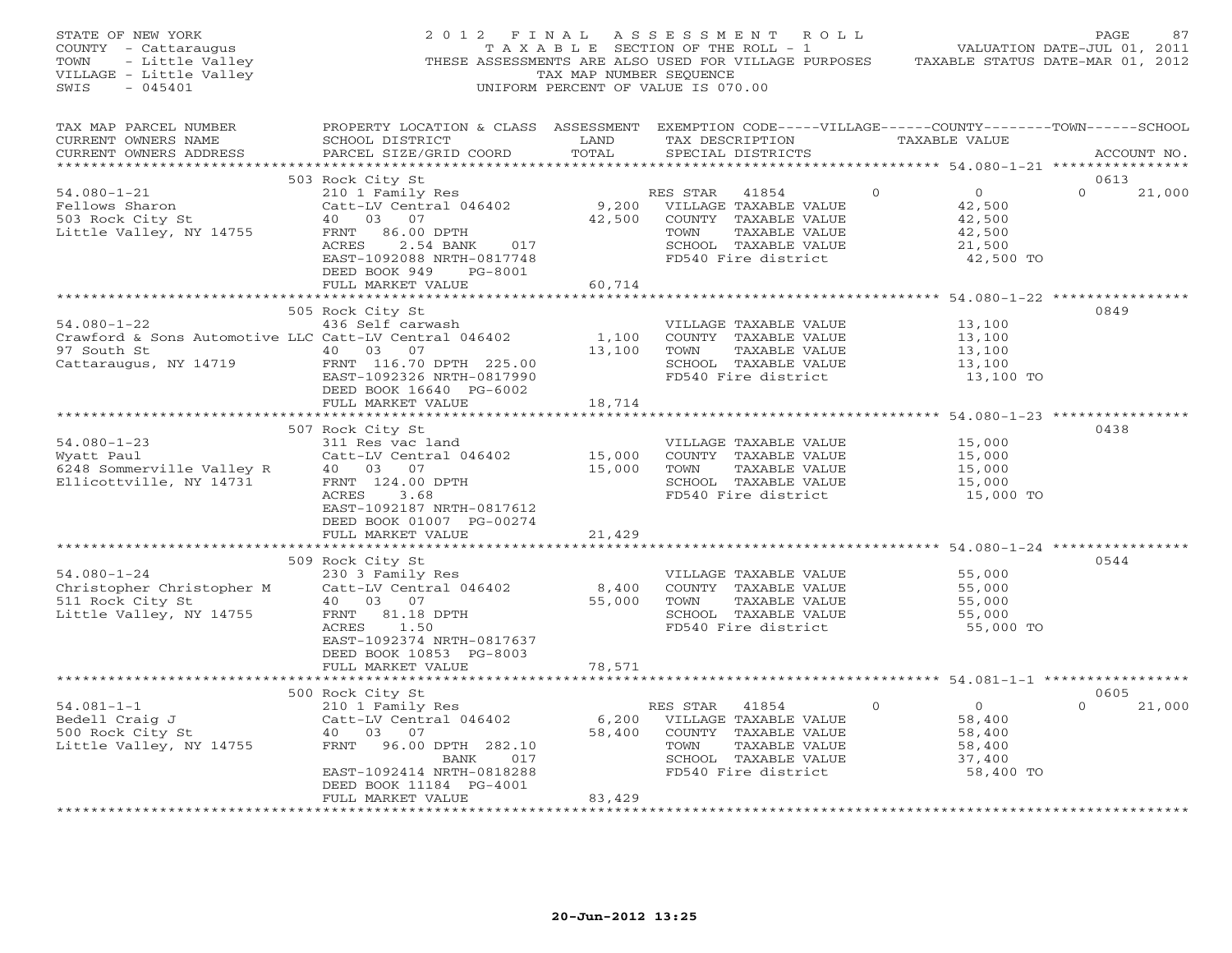STATE OF NEW YORK
COUNTY - Cattaraugus
TOWN - Little Valley
VILLAGE - Little Valley
SWIS - 045401

2012 FINAL ASSESSMENT ROLL
TAXABLE SECTION OF THE ROLL - 1
THESE ASSESSMENTS ARE ALSO USED FOR VILLAGE PURPOSES
TAX MAP NUMBER SEQUENCE
UNIFORM PERCENT OF VALUE IS 070.00

VALUATION DATE-JUL 01, 2011
TAXABLE STATUS DATE-MAR 01, 2012

| TAX MAP PARCEL NUMBER / CURRENT OWNERS NAME / CURRENT OWNERS ADDRESS | PROPERTY LOCATION & CLASS / SCHOOL DISTRICT / PARCEL SIZE/GRID COORD | ASSESSMENT LAND / TOTAL | EXEMPTION CODE / TAX DESCRIPTION / SPECIAL DISTRICTS | VILLAGE | COUNTY | TOWN | SCHOOL | TAXABLE VALUE | ACCOUNT NO. |
|---|---|---|---|---|---|---|---|---|---|
| | 503 Rock City St | | | | | | | | 0613 |
| 54.080-1-21 | 210 1 Family Res | | RES STAR 41854 | 0 | 0 | 0 | 21,000 | | |
| Fellows Sharon | Catt-LV Central 046402 | 9,200 | VILLAGE TAXABLE VALUE | | | | | 42,500 | |
| 503 Rock City St | 40 03 07 | 42,500 | COUNTY TAXABLE VALUE | | | | | 42,500 | |
| Little Valley, NY 14755 | FRNT 86.00 DPTH | | TOWN TAXABLE VALUE | | | | | 42,500 | |
| | ACRES 2.54 BANK 017 | | SCHOOL TAXABLE VALUE | | | | | 21,500 | |
| | EAST-1092088 NRTH-0817748 | | FD540 Fire district | | | | | 42,500 TO | |
| | DEED BOOK 949 PG-8001 | | | | | | | | |
| | FULL MARKET VALUE | 60,714 | | | | | | | |
| | 505 Rock City St | | | | | | | | 0849 |
| 54.080-1-22 | 436 Self carwash | | VILLAGE TAXABLE VALUE | | | | | 13,100 | |
| Crawford & Sons Automotive LLC | Catt-LV Central 046402 | 1,100 | COUNTY TAXABLE VALUE | | | | | 13,100 | |
| 97 South St | 40 03 07 | 13,100 | TOWN TAXABLE VALUE | | | | | 13,100 | |
| Cattaraugus, NY 14719 | FRNT 116.70 DPTH 225.00 | | SCHOOL TAXABLE VALUE | | | | | 13,100 | |
| | EAST-1092326 NRTH-0817990 | | FD540 Fire district | | | | | 13,100 TO | |
| | DEED BOOK 16640 PG-6002 | | | | | | | | |
| | FULL MARKET VALUE | 18,714 | | | | | | | |
| | 507 Rock City St | | | | | | | | 0438 |
| 54.080-1-23 | 311 Res vac land | | VILLAGE TAXABLE VALUE | | | | | 15,000 | |
| Wyatt Paul | Catt-LV Central 046402 | 15,000 | COUNTY TAXABLE VALUE | | | | | 15,000 | |
| 6248 Sommerville Valley R | 40 03 07 | 15,000 | TOWN TAXABLE VALUE | | | | | 15,000 | |
| Ellicottville, NY 14731 | FRNT 124.00 DPTH | | SCHOOL TAXABLE VALUE | | | | | 15,000 | |
| | ACRES 3.68 | | FD540 Fire district | | | | | 15,000 TO | |
| | EAST-1092187 NRTH-0817612 | | | | | | | | |
| | DEED BOOK 01007 PG-00274 | | | | | | | | |
| | FULL MARKET VALUE | 21,429 | | | | | | | |
| | 509 Rock City St | | | | | | | | 0544 |
| 54.080-1-24 | 230 3 Family Res | | VILLAGE TAXABLE VALUE | | | | | 55,000 | |
| Christopher Christopher M | Catt-LV Central 046402 | 8,400 | COUNTY TAXABLE VALUE | | | | | 55,000 | |
| 511 Rock City St | 40 03 07 | 55,000 | TOWN TAXABLE VALUE | | | | | 55,000 | |
| Little Valley, NY 14755 | FRNT 81.18 DPTH | | SCHOOL TAXABLE VALUE | | | | | 55,000 | |
| | ACRES 1.50 | | FD540 Fire district | | | | | 55,000 TO | |
| | EAST-1092374 NRTH-0817637 | | | | | | | | |
| | DEED BOOK 10853 PG-8003 | | | | | | | | |
| | FULL MARKET VALUE | 78,571 | | | | | | | |
| | 500 Rock City St | | | | | | | | 0605 |
| 54.081-1-1 | 210 1 Family Res | | RES STAR 41854 | 0 | 0 | 0 | 21,000 | | |
| Bedell Craig J | Catt-LV Central 046402 | 6,200 | VILLAGE TAXABLE VALUE | | | | | 58,400 | |
| 500 Rock City St | 40 03 07 | 58,400 | COUNTY TAXABLE VALUE | | | | | 58,400 | |
| Little Valley, NY 14755 | FRNT 96.00 DPTH 282.10 | | TOWN TAXABLE VALUE | | | | | 58,400 | |
| | BANK 017 | | SCHOOL TAXABLE VALUE | | | | | 37,400 | |
| | EAST-1092414 NRTH-0818288 | | FD540 Fire district | | | | | 58,400 TO | |
| | DEED BOOK 11184 PG-4001 | | | | | | | | |
| | FULL MARKET VALUE | 83,429 | | | | | | | |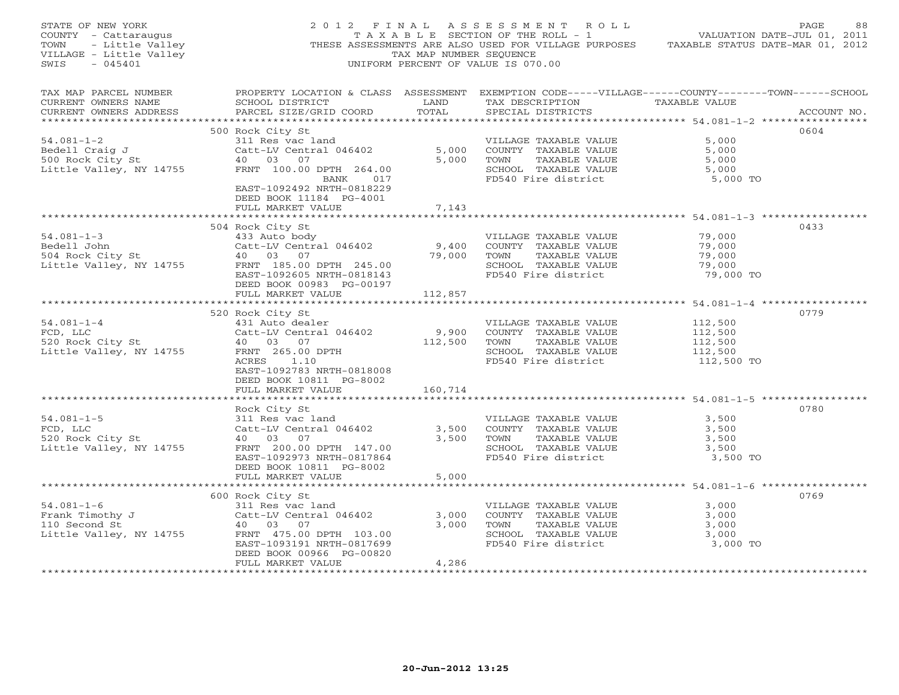STATE OF NEW YORK
COUNTY - Cattaraugus
TOWN - Little Valley
VILLAGE - Little Valley
SWIS - 045401

2012 FINAL ASSESSMENT ROLL
TAXABLE SECTION OF THE ROLL - 1
THESE ASSESSMENTS ARE ALSO USED FOR VILLAGE PURPOSES
TAX MAP NUMBER SEQUENCE
UNIFORM PERCENT OF VALUE IS 070.00

VALUATION DATE-JUL 01, 2011
TAXABLE STATUS DATE-MAR 01, 2012

| TAX MAP PARCEL NUMBER / CURRENT OWNERS NAME / CURRENT OWNERS ADDRESS | PROPERTY LOCATION & CLASS / SCHOOL DISTRICT / PARCEL SIZE/GRID COORD | ASSESSMENT LAND / TOTAL | EXEMPTION CODE-----VILLAGE------COUNTY--------TOWN------SCHOOL / TAX DESCRIPTION / SPECIAL DISTRICTS | TAXABLE VALUE | ACCOUNT NO. |
|---|---|---|---|---|---|
| **54.081-1-2** | 500 Rock City St | | | | 0604 |
| 54.081-1-2 | 311 Res vac land | | VILLAGE TAXABLE VALUE | 5,000 | |
| Bedell Craig J | Catt-LV Central 046402 | 5,000 | COUNTY TAXABLE VALUE | 5,000 | |
| 500 Rock City St | 40 03 07 | 5,000 | TOWN TAXABLE VALUE | 5,000 | |
| Little Valley, NY 14755 | FRNT 100.00 DPTH 264.00 | | SCHOOL TAXABLE VALUE | 5,000 | |
| | BANK 017 | | FD540 Fire district | 5,000 TO | |
| | EAST-1092492 NRTH-0818229 | | | | |
| | DEED BOOK 11184 PG-4001 | | | | |
| | FULL MARKET VALUE | 7,143 | | | |
| **54.081-1-3** | 504 Rock City St | | | | 0433 |
| 54.081-1-3 | 433 Auto body | | VILLAGE TAXABLE VALUE | 79,000 | |
| Bedell John | Catt-LV Central 046402 | 9,400 | COUNTY TAXABLE VALUE | 79,000 | |
| 504 Rock City St | 40 03 07 | 79,000 | TOWN TAXABLE VALUE | 79,000 | |
| Little Valley, NY 14755 | FRNT 185.00 DPTH 245.00 | | SCHOOL TAXABLE VALUE | 79,000 | |
| | EAST-1092605 NRTH-0818143 | | FD540 Fire district | 79,000 TO | |
| | DEED BOOK 00983 PG-00197 | | | | |
| | FULL MARKET VALUE | 112,857 | | | |
| **54.081-1-4** | 520 Rock City St | | | | 0779 |
| 54.081-1-4 | 431 Auto dealer | | VILLAGE TAXABLE VALUE | 112,500 | |
| FCD, LLC | Catt-LV Central 046402 | 9,900 | COUNTY TAXABLE VALUE | 112,500 | |
| 520 Rock City St | 40 03 07 | 112,500 | TOWN TAXABLE VALUE | 112,500 | |
| Little Valley, NY 14755 | FRNT 265.00 DPTH | | SCHOOL TAXABLE VALUE | 112,500 | |
| | ACRES 1.10 | | FD540 Fire district | 112,500 TO | |
| | EAST-1092783 NRTH-0818008 | | | | |
| | DEED BOOK 10811 PG-8002 | | | | |
| | FULL MARKET VALUE | 160,714 | | | |
| **54.081-1-5** | Rock City St | | | | 0780 |
| 54.081-1-5 | 311 Res vac land | | VILLAGE TAXABLE VALUE | 3,500 | |
| FCD, LLC | Catt-LV Central 046402 | 3,500 | COUNTY TAXABLE VALUE | 3,500 | |
| 520 Rock City St | 40 03 07 | 3,500 | TOWN TAXABLE VALUE | 3,500 | |
| Little Valley, NY 14755 | FRNT 200.00 DPTH 147.00 | | SCHOOL TAXABLE VALUE | 3,500 | |
| | EAST-1092973 NRTH-0817864 | | FD540 Fire district | 3,500 TO | |
| | DEED BOOK 10811 PG-8002 | | | | |
| | FULL MARKET VALUE | 5,000 | | | |
| **54.081-1-6** | 600 Rock City St | | | | 0769 |
| 54.081-1-6 | 311 Res vac land | | VILLAGE TAXABLE VALUE | 3,000 | |
| Frank Timothy J | Catt-LV Central 046402 | 3,000 | COUNTY TAXABLE VALUE | 3,000 | |
| 110 Second St | 40 03 07 | 3,000 | TOWN TAXABLE VALUE | 3,000 | |
| Little Valley, NY 14755 | FRNT 475.00 DPTH 103.00 | | SCHOOL TAXABLE VALUE | 3,000 | |
| | EAST-1093191 NRTH-0817699 | | FD540 Fire district | 3,000 TO | |
| | DEED BOOK 00966 PG-00820 | | | | |
| | FULL MARKET VALUE | 4,286 | | | |

20-Jun-2012 13:25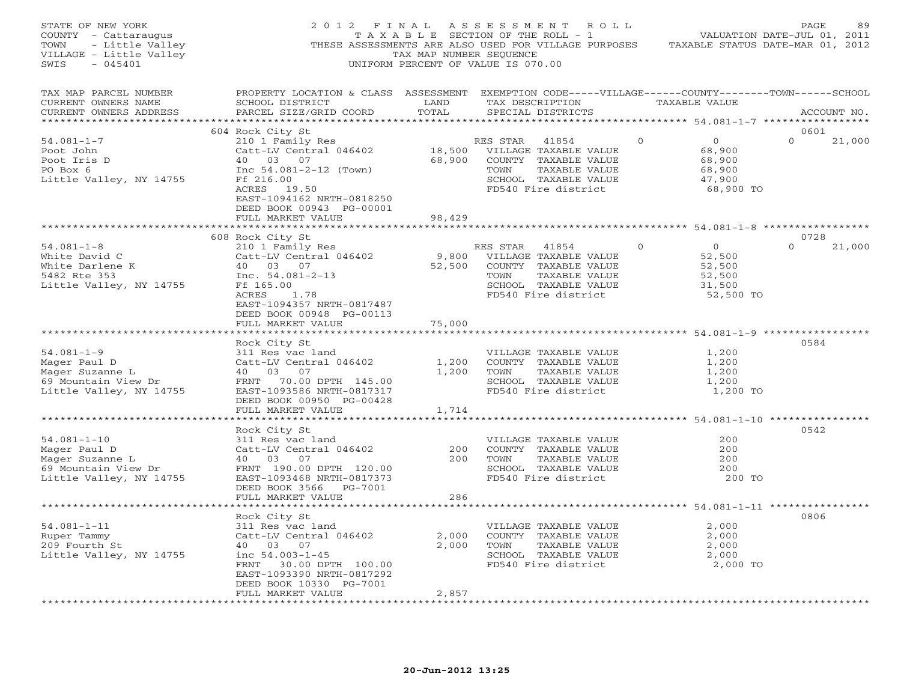STATE OF NEW YORK
COUNTY - Cattaraugus
TOWN - Little Valley
VILLAGE - Little Valley
SWIS - 045401

2012 FINAL ASSESSMENT ROLL
TAXABLE SECTION OF THE ROLL - 1
THESE ASSESSMENTS ARE ALSO USED FOR VILLAGE PURPOSES
TAX MAP NUMBER SEQUENCE
UNIFORM PERCENT OF VALUE IS 070.00

VALUATION DATE-JUL 01, 2011
TAXABLE STATUS DATE-MAR 01, 2012

| TAX MAP PARCEL NUMBER / CURRENT OWNERS NAME / CURRENT OWNERS ADDRESS | PROPERTY LOCATION & CLASS / SCHOOL DISTRICT / PARCEL SIZE/GRID COORD | ASSESSMENT LAND / TOTAL | EXEMPTION CODE / TAX DESCRIPTION / SPECIAL DISTRICTS | VILLAGE | COUNTY TAXABLE VALUE | TOWN | SCHOOL / ACCOUNT NO. |
|---|---|---|---|---|---|---|---|
| | 604 Rock City St | | | | | | 0601 |
| 54.081-1-7 | 210 1 Family Res | | RES STAR 41854 | 0 | 0 | 0 | 21,000 |
| Poot John | Catt-LV Central 046402 | 18,500 | VILLAGE TAXABLE VALUE | | 68,900 | | |
| Poot Iris D | 40 03 07 | 68,900 | COUNTY TAXABLE VALUE | | 68,900 | | |
| PO Box 6 | Inc 54.081-2-12 (Town) | | TOWN TAXABLE VALUE | | 68,900 | | |
| Little Valley, NY 14755 | Ff 216.00 | | SCHOOL TAXABLE VALUE | | 47,900 | | |
| | ACRES 19.50 | | FD540 Fire district | | 68,900 TO | | |
| | EAST-1094162 NRTH-0818250 | | | | | | |
| | DEED BOOK 00943 PG-00001 | | | | | | |
| | FULL MARKET VALUE | 98,429 | | | | | |
| | 608 Rock City St | | | | | | 0728 |
| 54.081-1-8 | 210 1 Family Res | | RES STAR 41854 | 0 | 0 | 0 | 21,000 |
| White David C | Catt-LV Central 046402 | 9,800 | VILLAGE TAXABLE VALUE | | 52,500 | | |
| White Darlene K | 40 03 07 | 52,500 | COUNTY TAXABLE VALUE | | 52,500 | | |
| 5482 Rte 353 | Inc. 54.081-2-13 | | TOWN TAXABLE VALUE | | 52,500 | | |
| Little Valley, NY 14755 | Ff 165.00 | | SCHOOL TAXABLE VALUE | | 31,500 | | |
| | ACRES 1.78 | | FD540 Fire district | | 52,500 TO | | |
| | EAST-1094357 NRTH-0817487 | | | | | | |
| | DEED BOOK 00948 PG-00113 | | | | | | |
| | FULL MARKET VALUE | 75,000 | | | | | |
| | Rock City St | | | | | | 0584 |
| 54.081-1-9 | 311 Res vac land | | VILLAGE TAXABLE VALUE | | 1,200 | | |
| Mager Paul D | Catt-LV Central 046402 | 1,200 | COUNTY TAXABLE VALUE | | 1,200 | | |
| Mager Suzanne L | 40 03 07 | 1,200 | TOWN TAXABLE VALUE | | 1,200 | | |
| 69 Mountain View Dr | FRNT 70.00 DPTH 145.00 | | SCHOOL TAXABLE VALUE | | 1,200 | | |
| Little Valley, NY 14755 | EAST-1093586 NRTH-0817317 | | FD540 Fire district | | 1,200 TO | | |
| | DEED BOOK 00950 PG-00428 | | | | | | |
| | FULL MARKET VALUE | 1,714 | | | | | |
| | Rock City St | | | | | | 0542 |
| 54.081-1-10 | 311 Res vac land | | VILLAGE TAXABLE VALUE | | 200 | | |
| Mager Paul D | Catt-LV Central 046402 | 200 | COUNTY TAXABLE VALUE | | 200 | | |
| Mager Suzanne L | 40 03 07 | 200 | TOWN TAXABLE VALUE | | 200 | | |
| 69 Mountain View Dr | FRNT 190.00 DPTH 120.00 | | SCHOOL TAXABLE VALUE | | 200 | | |
| Little Valley, NY 14755 | EAST-1093468 NRTH-0817373 | | FD540 Fire district | | 200 TO | | |
| | DEED BOOK 3566 PG-7001 | | | | | | |
| | FULL MARKET VALUE | 286 | | | | | |
| | Rock City St | | | | | | 0806 |
| 54.081-1-11 | 311 Res vac land | | VILLAGE TAXABLE VALUE | | 2,000 | | |
| Ruper Tammy | Catt-LV Central 046402 | 2,000 | COUNTY TAXABLE VALUE | | 2,000 | | |
| 209 Fourth St | 40 03 07 | 2,000 | TOWN TAXABLE VALUE | | 2,000 | | |
| Little Valley, NY 14755 | inc 54.003-1-45 | | SCHOOL TAXABLE VALUE | | 2,000 | | |
| | FRNT 30.00 DPTH 100.00 | | FD540 Fire district | | 2,000 TO | | |
| | EAST-1093390 NRTH-0817292 | | | | | | |
| | DEED BOOK 10330 PG-7001 | | | | | | |
| | FULL MARKET VALUE | 2,857 | | | | | |

20-Jun-2012 13:25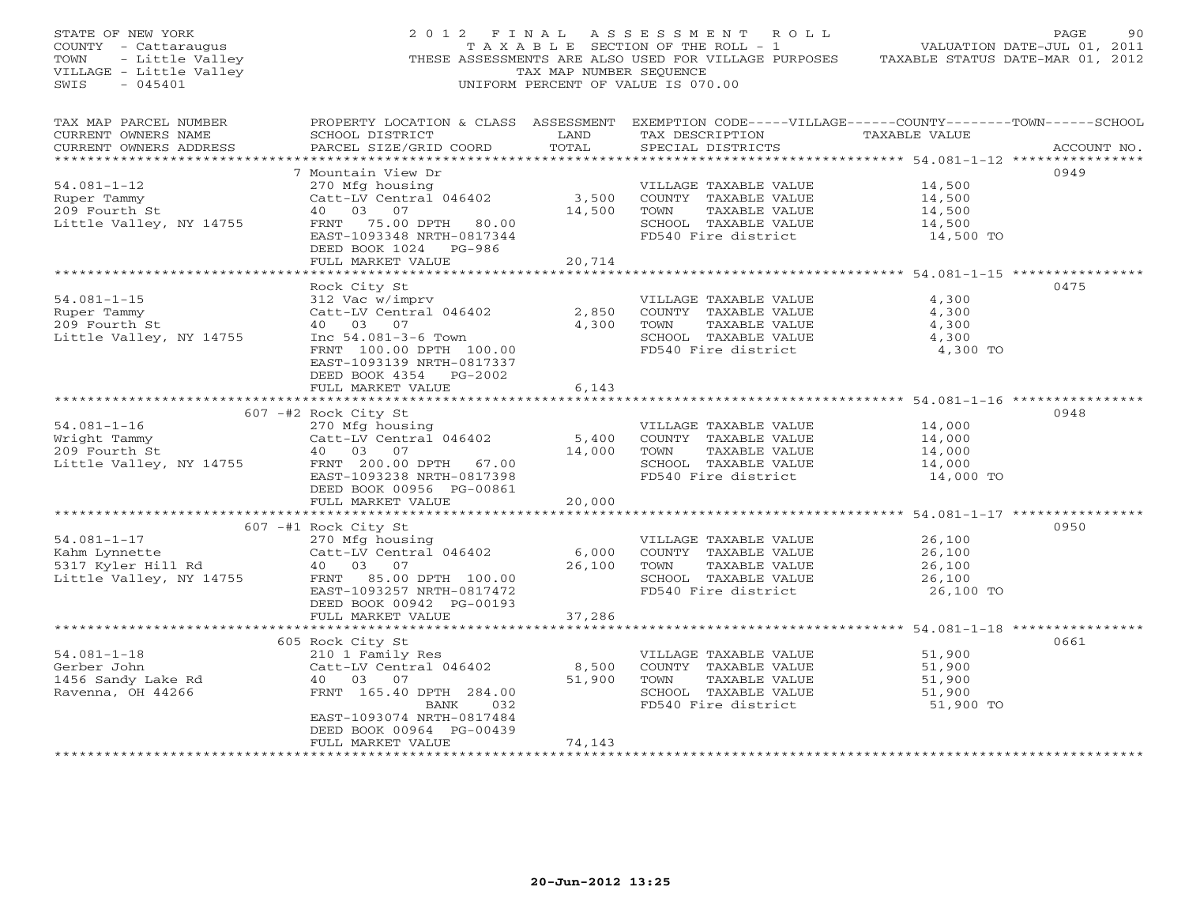STATE OF NEW YORK
COUNTY - Cattaraugus
TOWN - Little Valley
VILLAGE - Little Valley
SWIS - 045401

# 2012 FINAL ASSESSMENT ROLL

TAXABLE SECTION OF THE ROLL - 1
THESE ASSESSMENTS ARE ALSO USED FOR VILLAGE PURPOSES
TAX MAP NUMBER SEQUENCE
UNIFORM PERCENT OF VALUE IS 070.00

VALUATION DATE-JUL 01, 2011
TAXABLE STATUS DATE-MAR 01, 2012

| TAX MAP PARCEL NUMBER / CURRENT OWNERS NAME / CURRENT OWNERS ADDRESS | PROPERTY LOCATION & CLASS / SCHOOL DISTRICT / PARCEL SIZE/GRID COORD | ASSESSMENT LAND / TOTAL | EXEMPTION CODE / TAX DESCRIPTION / SPECIAL DISTRICTS | TAXABLE VALUE | ACCOUNT NO. |
|---|---|---|---|---|---|
| | 7 Mountain View Dr | | | | 0949 |
| 54.081-1-12 | 270 Mfg housing | | VILLAGE TAXABLE VALUE | 14,500 | |
| Ruper Tammy | Catt-LV Central 046402 | 3,500 | COUNTY TAXABLE VALUE | 14,500 | |
| 209 Fourth St | 40 03 07 | 14,500 | TOWN TAXABLE VALUE | 14,500 | |
| Little Valley, NY 14755 | FRNT 75.00 DPTH 80.00 | | SCHOOL TAXABLE VALUE | 14,500 | |
| | EAST-1093348 NRTH-0817344 | | FD540 Fire district | 14,500 TO | |
| | DEED BOOK 1024 PG-986 | | | | |
| | FULL MARKET VALUE | 20,714 | | | |
| | Rock City St | | | | 0475 |
| 54.081-1-15 | 312 Vac w/imprv | | VILLAGE TAXABLE VALUE | 4,300 | |
| Ruper Tammy | Catt-LV Central 046402 | 2,850 | COUNTY TAXABLE VALUE | 4,300 | |
| 209 Fourth St | 40 03 07 | 4,300 | TOWN TAXABLE VALUE | 4,300 | |
| Little Valley, NY 14755 | Inc 54.081-3-6 Town | | SCHOOL TAXABLE VALUE | 4,300 | |
| | FRNT 100.00 DPTH 100.00 | | FD540 Fire district | 4,300 TO | |
| | EAST-1093139 NRTH-0817337 | | | | |
| | DEED BOOK 4354 PG-2002 | | | | |
| | FULL MARKET VALUE | 6,143 | | | |
| | 607 -#2 Rock City St | | | | 0948 |
| 54.081-1-16 | 270 Mfg housing | | VILLAGE TAXABLE VALUE | 14,000 | |
| Wright Tammy | Catt-LV Central 046402 | 5,400 | COUNTY TAXABLE VALUE | 14,000 | |
| 209 Fourth St | 40 03 07 | 14,000 | TOWN TAXABLE VALUE | 14,000 | |
| Little Valley, NY 14755 | FRNT 200.00 DPTH 67.00 | | SCHOOL TAXABLE VALUE | 14,000 | |
| | EAST-1093238 NRTH-0817398 | | FD540 Fire district | 14,000 TO | |
| | DEED BOOK 00956 PG-00861 | | | | |
| | FULL MARKET VALUE | 20,000 | | | |
| | 607 -#1 Rock City St | | | | 0950 |
| 54.081-1-17 | 270 Mfg housing | | VILLAGE TAXABLE VALUE | 26,100 | |
| Kahm Lynnette | Catt-LV Central 046402 | 6,000 | COUNTY TAXABLE VALUE | 26,100 | |
| 5317 Kyler Hill Rd | 40 03 07 | 26,100 | TOWN TAXABLE VALUE | 26,100 | |
| Little Valley, NY 14755 | FRNT 85.00 DPTH 100.00 | | SCHOOL TAXABLE VALUE | 26,100 | |
| | EAST-1093257 NRTH-0817472 | | FD540 Fire district | 26,100 TO | |
| | DEED BOOK 00942 PG-00193 | | | | |
| | FULL MARKET VALUE | 37,286 | | | |
| | 605 Rock City St | | | | 0661 |
| 54.081-1-18 | 210 1 Family Res | | VILLAGE TAXABLE VALUE | 51,900 | |
| Gerber John | Catt-LV Central 046402 | 8,500 | COUNTY TAXABLE VALUE | 51,900 | |
| 1456 Sandy Lake Rd | 40 03 07 | 51,900 | TOWN TAXABLE VALUE | 51,900 | |
| Ravenna, OH 44266 | FRNT 165.40 DPTH 284.00 | | SCHOOL TAXABLE VALUE | 51,900 | |
| | BANK 032 | | FD540 Fire district | 51,900 TO | |
| | EAST-1093074 NRTH-0817484 | | | | |
| | DEED BOOK 00964 PG-00439 | | | | |
| | FULL MARKET VALUE | 74,143 | | | |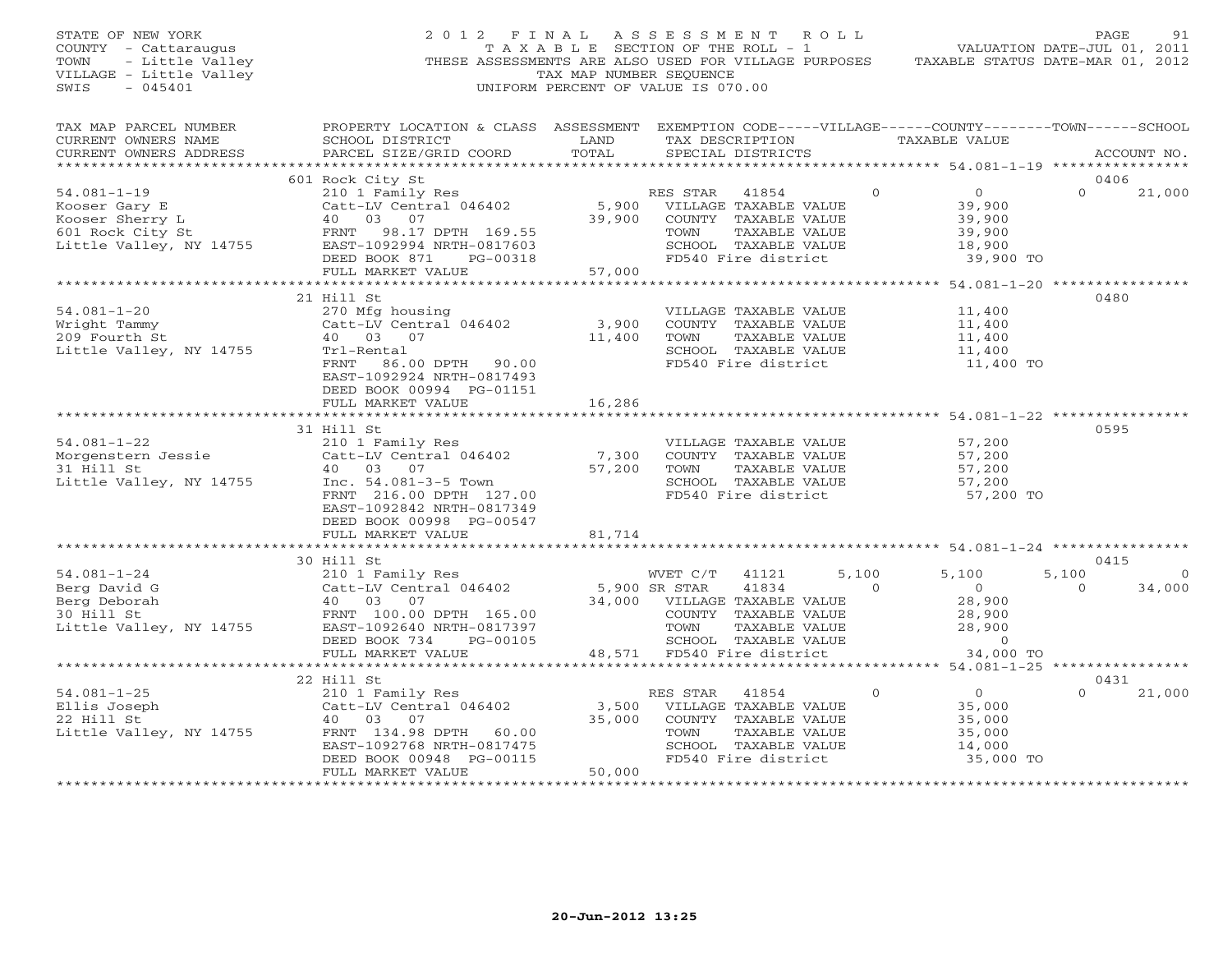STATE OF NEW YORK
COUNTY - Cattaraugus
TOWN - Little Valley
VILLAGE - Little Valley
SWIS - 045401

2012 FINAL ASSESSMENT ROLL
TAXABLE SECTION OF THE ROLL - 1
THESE ASSESSMENTS ARE ALSO USED FOR VILLAGE PURPOSES
TAX MAP NUMBER SEQUENCE
UNIFORM PERCENT OF VALUE IS 070.00

VALUATION DATE-JUL 01, 2011
TAXABLE STATUS DATE-MAR 01, 2012

| TAX MAP PARCEL NUMBER / CURRENT OWNERS NAME / CURRENT OWNERS ADDRESS | PROPERTY LOCATION & CLASS / SCHOOL DISTRICT / PARCEL SIZE/GRID COORD | ASSESSMENT LAND / TOTAL | EXEMPTION CODE / TAX DESCRIPTION / SPECIAL DISTRICTS | VILLAGE | COUNTY / TAXABLE VALUE | TOWN | SCHOOL / ACCOUNT NO. |
|---|---|---|---|---|---|---|---|
| **54.081-1-19** | 601 Rock City St | | | | | | 0406 |
| 54.081-1-19 | 210 1 Family Res | | RES STAR 41854 | 0 | 0 | 0 | 21,000 |
| Kooser Gary E | Catt-LV Central 046402 | 5,900 | VILLAGE TAXABLE VALUE | | 39,900 | | |
| Kooser Sherry L | 40 03 07 | 39,900 | COUNTY TAXABLE VALUE | | 39,900 | | |
| 601 Rock City St | FRNT 98.17 DPTH 169.55 | | TOWN TAXABLE VALUE | | 39,900 | | |
| Little Valley, NY 14755 | EAST-1092994 NRTH-0817603 | | SCHOOL TAXABLE VALUE | | 18,900 | | |
| | DEED BOOK 871 PG-00318 | | FD540 Fire district | | 39,900 TO | | |
| | FULL MARKET VALUE | 57,000 | | | | | |
| **54.081-1-20** | 21 Hill St | | | | | | 0480 |
| 54.081-1-20 | 270 Mfg housing | | VILLAGE TAXABLE VALUE | | 11,400 | | |
| Wright Tammy | Catt-LV Central 046402 | 3,900 | COUNTY TAXABLE VALUE | | 11,400 | | |
| 209 Fourth St | 40 03 07 | 11,400 | TOWN TAXABLE VALUE | | 11,400 | | |
| Little Valley, NY 14755 | Trl-Rental | | SCHOOL TAXABLE VALUE | | 11,400 | | |
| | FRNT 86.00 DPTH 90.00 | | FD540 Fire district | | 11,400 TO | | |
| | EAST-1092924 NRTH-0817493 | | | | | | |
| | DEED BOOK 00994 PG-01151 | | | | | | |
| | FULL MARKET VALUE | 16,286 | | | | | |
| **54.081-1-22** | 31 Hill St | | | | | | 0595 |
| 54.081-1-22 | 210 1 Family Res | | VILLAGE TAXABLE VALUE | | 57,200 | | |
| Morgenstern Jessie | Catt-LV Central 046402 | 7,300 | COUNTY TAXABLE VALUE | | 57,200 | | |
| 31 Hill St | 40 03 07 | 57,200 | TOWN TAXABLE VALUE | | 57,200 | | |
| Little Valley, NY 14755 | Inc. 54.081-3-5 Town | | SCHOOL TAXABLE VALUE | | 57,200 | | |
| | FRNT 216.00 DPTH 127.00 | | FD540 Fire district | | 57,200 TO | | |
| | EAST-1092842 NRTH-0817349 | | | | | | |
| | DEED BOOK 00998 PG-00547 | | | | | | |
| | FULL MARKET VALUE | 81,714 | | | | | |
| **54.081-1-24** | 30 Hill St | | | | | | 0415 |
| 54.081-1-24 | 210 1 Family Res | | WVET C/T 41121 | 5,100 | 5,100 | 5,100 | 0 |
| Berg David G | Catt-LV Central 046402 | 5,900 | SR STAR 41834 | 0 | 0 | 0 | 34,000 |
| Berg Deborah | 40 03 07 | 34,000 | VILLAGE TAXABLE VALUE | | 28,900 | | |
| 30 Hill St | FRNT 100.00 DPTH 165.00 | | COUNTY TAXABLE VALUE | | 28,900 | | |
| Little Valley, NY 14755 | EAST-1092640 NRTH-0817397 | | TOWN TAXABLE VALUE | | 28,900 | | |
| | DEED BOOK 734 PG-00105 | | SCHOOL TAXABLE VALUE | | 0 | | |
| | FULL MARKET VALUE | 48,571 | FD540 Fire district | | 34,000 TO | | |
| **54.081-1-25** | 22 Hill St | | | | | | 0431 |
| 54.081-1-25 | 210 1 Family Res | | RES STAR 41854 | 0 | 0 | 0 | 21,000 |
| Ellis Joseph | Catt-LV Central 046402 | 3,500 | VILLAGE TAXABLE VALUE | | 35,000 | | |
| 22 Hill St | 40 03 07 | 35,000 | COUNTY TAXABLE VALUE | | 35,000 | | |
| Little Valley, NY 14755 | FRNT 134.98 DPTH 60.00 | | TOWN TAXABLE VALUE | | 35,000 | | |
| | EAST-1092768 NRTH-0817475 | | SCHOOL TAXABLE VALUE | | 14,000 | | |
| | DEED BOOK 00948 PG-00115 | | FD540 Fire district | | 35,000 TO | | |
| | FULL MARKET VALUE | 50,000 | | | | | |

20-Jun-2012 13:25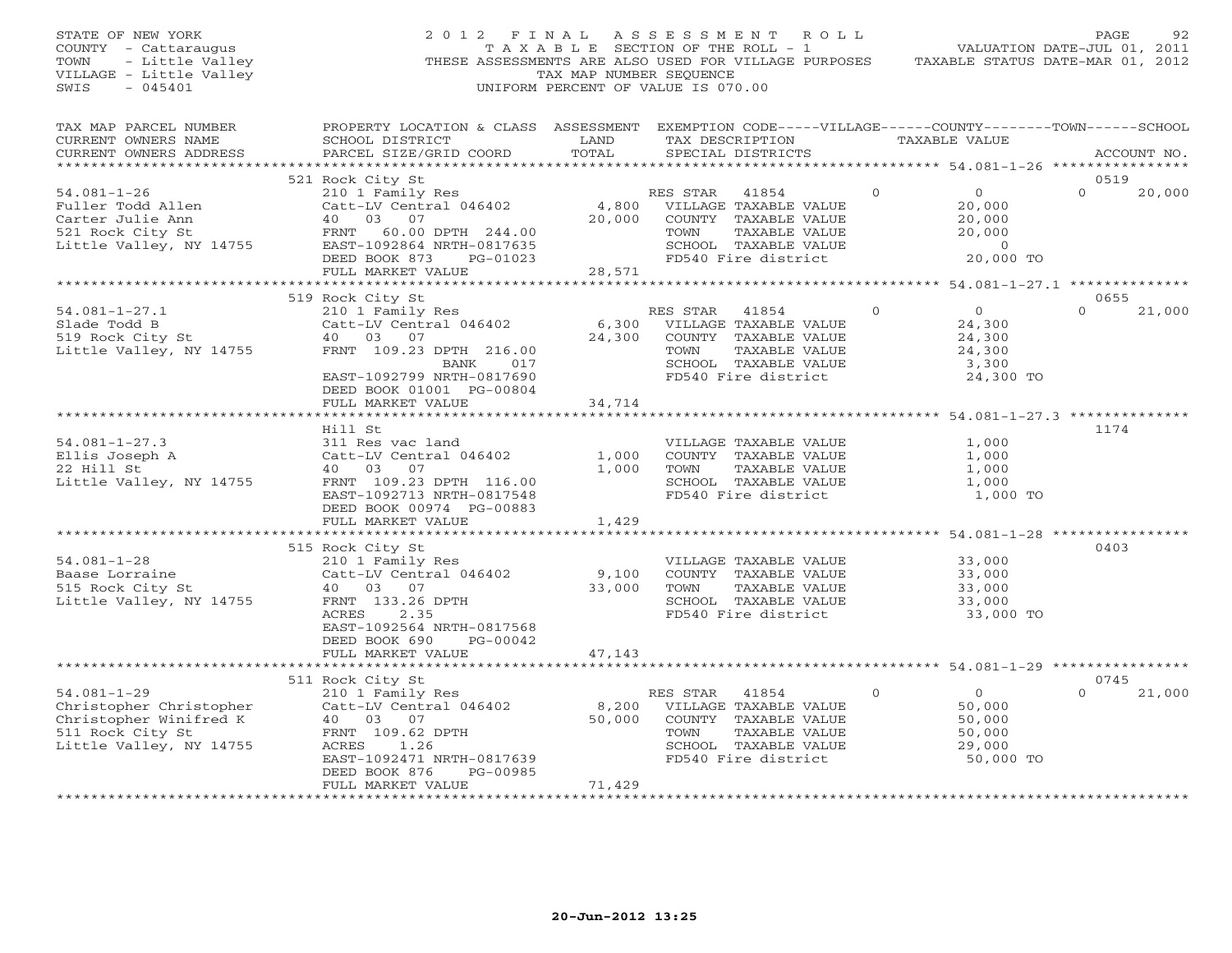STATE OF NEW YORK
COUNTY - Cattaraugus
TOWN - Little Valley
VILLAGE - Little Valley
SWIS - 045401

2012 FINAL ASSESSMENT ROLL
TAXABLE SECTION OF THE ROLL - 1
THESE ASSESSMENTS ARE ALSO USED FOR VILLAGE PURPOSES
TAX MAP NUMBER SEQUENCE
UNIFORM PERCENT OF VALUE IS 070.00

VALUATION DATE-JUL 01, 2011
TAXABLE STATUS DATE-MAR 01, 2012

| TAX MAP PARCEL NUMBER / CURRENT OWNERS NAME / CURRENT OWNERS ADDRESS | PROPERTY LOCATION & CLASS / SCHOOL DISTRICT / PARCEL SIZE/GRID COORD | ASSESSMENT LAND / TOTAL | EXEMPTION CODE / TAX DESCRIPTION / SPECIAL DISTRICTS | VILLAGE | COUNTY / TAXABLE VALUE | TOWN | SCHOOL / ACCOUNT NO. |
|---|---|---|---|---|---|---|---|
| | 521 Rock City St | | | | | | 0519 |
| 54.081-1-26 | 210 1 Family Res | | RES STAR 41854 | 0 | 0 | 0 | 20,000 |
| Fuller Todd Allen | Catt-LV Central 046402 | 4,800 | VILLAGE TAXABLE VALUE | | 20,000 | | |
| Carter Julie Ann | 40 03 07 | 20,000 | COUNTY TAXABLE VALUE | | 20,000 | | |
| 521 Rock City St | FRNT 60.00 DPTH 244.00 | | TOWN TAXABLE VALUE | | 20,000 | | |
| Little Valley, NY 14755 | EAST-1092864 NRTH-0817635 | | SCHOOL TAXABLE VALUE | | 0 | | |
| | DEED BOOK 873 PG-01023 | | FD540 Fire district | | 20,000 TO | | |
| | FULL MARKET VALUE | 28,571 | | | | | |
| | 519 Rock City St | | | | | | 0655 |
| 54.081-1-27.1 | 210 1 Family Res | | RES STAR 41854 | 0 | 0 | 0 | 21,000 |
| Slade Todd B | Catt-LV Central 046402 | 6,300 | VILLAGE TAXABLE VALUE | | 24,300 | | |
| 519 Rock City St | 40 03 07 | 24,300 | COUNTY TAXABLE VALUE | | 24,300 | | |
| Little Valley, NY 14755 | FRNT 109.23 DPTH 216.00 | | TOWN TAXABLE VALUE | | 24,300 | | |
| | BANK 017 | | SCHOOL TAXABLE VALUE | | 3,300 | | |
| | EAST-1092799 NRTH-0817690 | | FD540 Fire district | | 24,300 TO | | |
| | DEED BOOK 01001 PG-00804 | | | | | | |
| | FULL MARKET VALUE | 34,714 | | | | | |
| | Hill St | | | | | | 1174 |
| 54.081-1-27.3 | 311 Res vac land | | VILLAGE TAXABLE VALUE | | 1,000 | | |
| Ellis Joseph A | Catt-LV Central 046402 | 1,000 | COUNTY TAXABLE VALUE | | 1,000 | | |
| 22 Hill St | 40 03 07 | 1,000 | TOWN TAXABLE VALUE | | 1,000 | | |
| Little Valley, NY 14755 | FRNT 109.23 DPTH 116.00 | | SCHOOL TAXABLE VALUE | | 1,000 | | |
| | EAST-1092713 NRTH-0817548 | | FD540 Fire district | | 1,000 TO | | |
| | DEED BOOK 00974 PG-00883 | | | | | | |
| | FULL MARKET VALUE | 1,429 | | | | | |
| | 515 Rock City St | | | | | | 0403 |
| 54.081-1-28 | 210 1 Family Res | | VILLAGE TAXABLE VALUE | | 33,000 | | |
| Baase Lorraine | Catt-LV Central 046402 | 9,100 | COUNTY TAXABLE VALUE | | 33,000 | | |
| 515 Rock City St | 40 03 07 | 33,000 | TOWN TAXABLE VALUE | | 33,000 | | |
| Little Valley, NY 14755 | FRNT 133.26 DPTH | | SCHOOL TAXABLE VALUE | | 33,000 | | |
| | ACRES 2.35 | | FD540 Fire district | | 33,000 TO | | |
| | EAST-1092564 NRTH-0817568 | | | | | | |
| | DEED BOOK 690 PG-00042 | | | | | | |
| | FULL MARKET VALUE | 47,143 | | | | | |
| | 511 Rock City St | | | | | | 0745 |
| 54.081-1-29 | 210 1 Family Res | | RES STAR 41854 | 0 | 0 | 0 | 21,000 |
| Christopher Christopher | Catt-LV Central 046402 | 8,200 | VILLAGE TAXABLE VALUE | | 50,000 | | |
| Christopher Winifred K | 40 03 07 | 50,000 | COUNTY TAXABLE VALUE | | 50,000 | | |
| 511 Rock City St | FRNT 109.62 DPTH | | TOWN TAXABLE VALUE | | 50,000 | | |
| Little Valley, NY 14755 | ACRES 1.26 | | SCHOOL TAXABLE VALUE | | 29,000 | | |
| | EAST-1092471 NRTH-0817639 | | FD540 Fire district | | 50,000 TO | | |
| | DEED BOOK 876 PG-00985 | | | | | | |
| | FULL MARKET VALUE | 71,429 | | | | | |

20-Jun-2012 13:25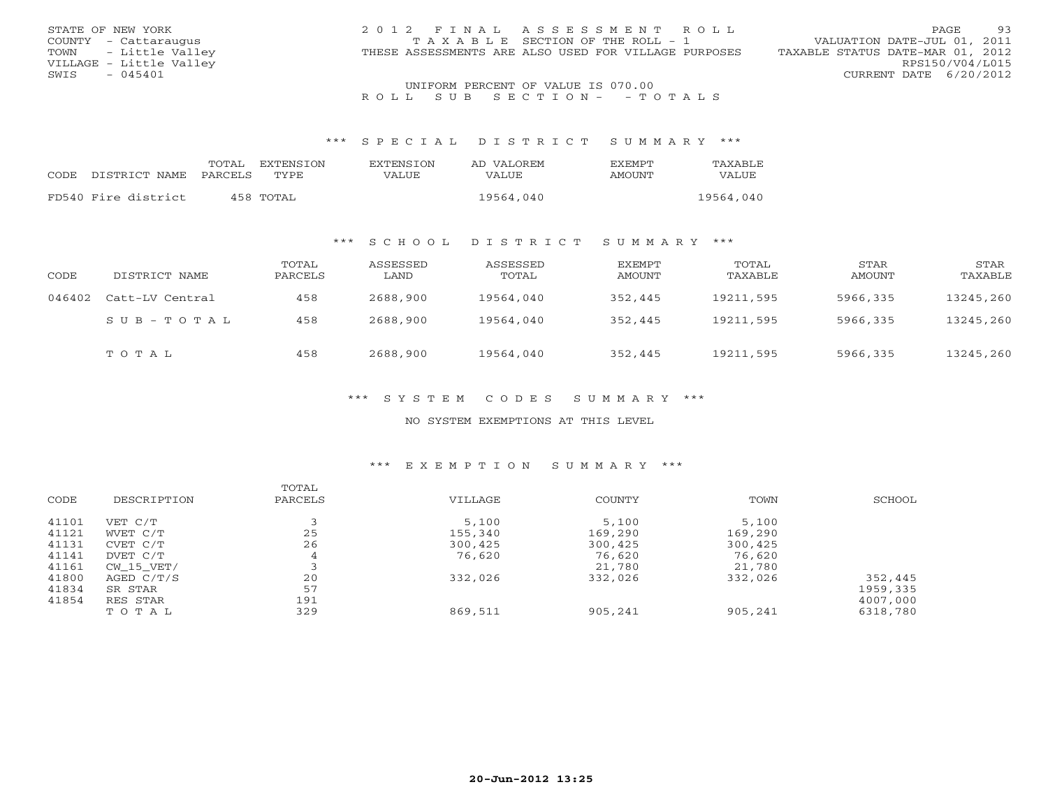STATE OF NEW YORK
COUNTY - Cattaraugus
TOWN - Little Valley
VILLAGE - Little Valley
SWIS - 045401

2012 FINAL ASSESSMENT ROLL
TAXABLE SECTION OF THE ROLL - 1
THESE ASSESSMENTS ARE ALSO USED FOR VILLAGE PURPOSES

VALUATION DATE-JUL 01, 2011
TAXABLE STATUS DATE-MAR 01, 2012
RPS150/V04/L015
CURRENT DATE 6/20/2012

UNIFORM PERCENT OF VALUE IS 070.00

ROLL SUB SECTION- - TOTALS

### *** SPECIAL DISTRICT SUMMARY ***

| CODE | DISTRICT NAME | TOTAL PARCELS | EXTENSION TYPE | EXTENSION VALUE | AD VALOREM VALUE | EXEMPT AMOUNT | TAXABLE VALUE |
|---|---|---|---|---|---|---|---|
| FD540 | Fire district | 458 | TOTAL | | 19564,040 | | 19564,040 |

### *** SCHOOL DISTRICT SUMMARY ***

| CODE | DISTRICT NAME | TOTAL PARCELS | ASSESSED LAND | ASSESSED TOTAL | EXEMPT AMOUNT | TOTAL TAXABLE | STAR AMOUNT | STAR TAXABLE |
|---|---|---|---|---|---|---|---|---|
| 046402 | Catt-LV Central | 458 | 2688,900 | 19564,040 | 352,445 | 19211,595 | 5966,335 | 13245,260 |
| | SUB-TOTAL | 458 | 2688,900 | 19564,040 | 352,445 | 19211,595 | 5966,335 | 13245,260 |
| | TOTAL | 458 | 2688,900 | 19564,040 | 352,445 | 19211,595 | 5966,335 | 13245,260 |

### *** SYSTEM CODES SUMMARY ***

NO SYSTEM EXEMPTIONS AT THIS LEVEL

### *** EXEMPTION SUMMARY ***

| CODE | DESCRIPTION | TOTAL PARCELS | VILLAGE | COUNTY | TOWN | SCHOOL |
|---|---|---|---|---|---|---|
| 41101 | VET C/T | 3 | 5,100 | 5,100 | 5,100 | |
| 41121 | WVET C/T | 25 | 155,340 | 169,290 | 169,290 | |
| 41131 | CVET C/T | 26 | 300,425 | 300,425 | 300,425 | |
| 41141 | DVET C/T | 4 | 76,620 | 76,620 | 76,620 | |
| 41161 | CW_15_VET/ | 3 | | 21,780 | 21,780 | |
| 41800 | AGED C/T/S | 20 | 332,026 | 332,026 | 332,026 | 352,445 |
| 41834 | SR STAR | 57 | | | | 1959,335 |
| 41854 | RES STAR | 191 | | | | 4007,000 |
| | TOTAL | 329 | 869,511 | 905,241 | 905,241 | 6318,780 |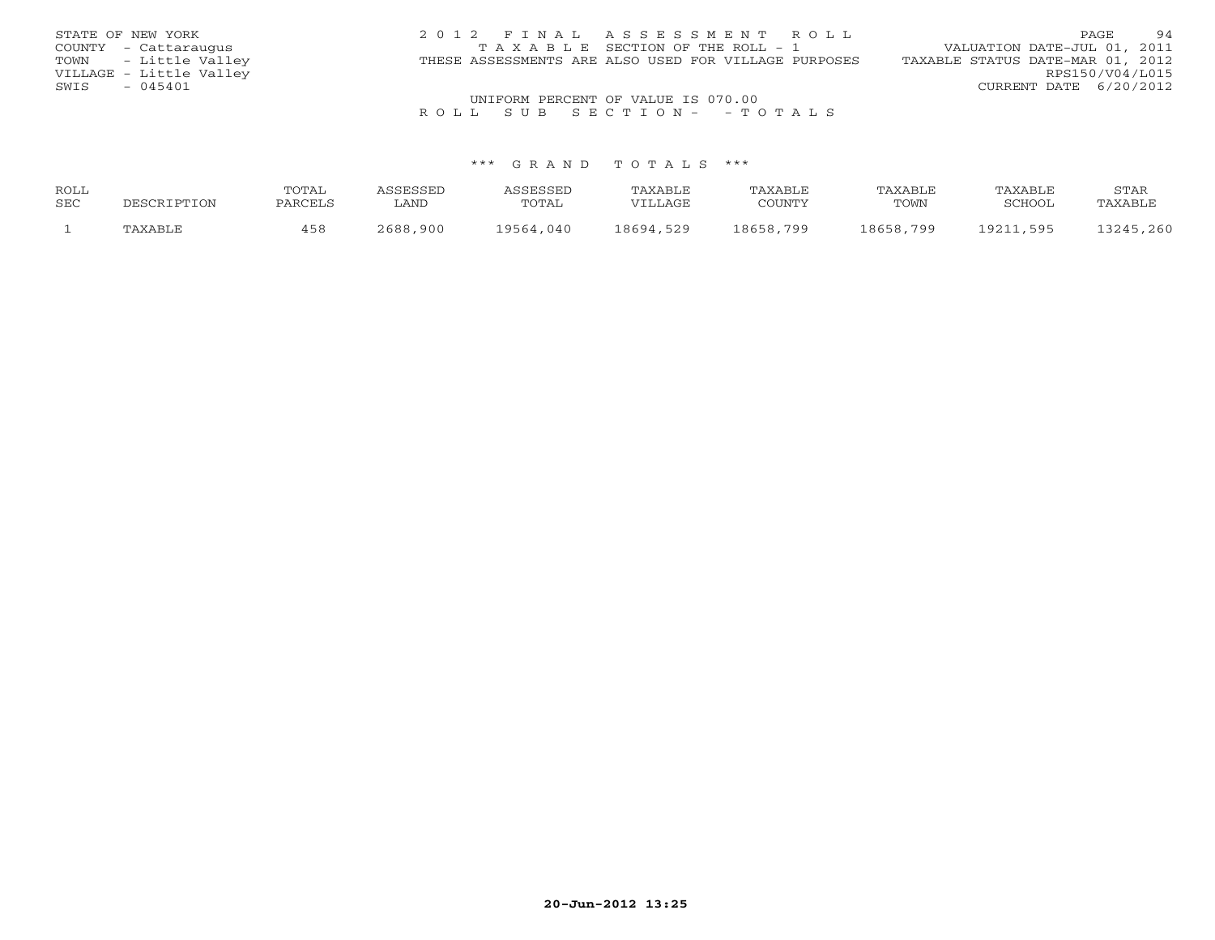STATE OF NEW YORK
COUNTY - Cattaraugus
TOWN - Little Valley
VILLAGE - Little Valley
SWIS - 045401

2 0 1 2 F I N A L A S S E S S M E N T R O L L
T A X A B L E SECTION OF THE ROLL - 1
THESE ASSESSMENTS ARE ALSO USED FOR VILLAGE PURPOSES

VALUATION DATE-JUL 01, 2011
TAXABLE STATUS DATE-MAR 01, 2012
RPS150/V04/L015
CURRENT DATE 6/20/2012

UNIFORM PERCENT OF VALUE IS 070.00

R O L L S U B S E C T I O N - - T O T A L S

\*\*\* G R A N D T O T A L S \*\*\*

| ROLL SEC | DESCRIPTION | TOTAL PARCELS | ASSESSED LAND | ASSESSED TOTAL | TAXABLE VILLAGE | TAXABLE COUNTY | TAXABLE TOWN | TAXABLE SCHOOL | STAR TAXABLE |
|---|---|---|---|---|---|---|---|---|---|
| 1 | TAXABLE | 458 | 2688,900 | 19564,040 | 18694,529 | 18658,799 | 18658,799 | 19211,595 | 13245,260 |

20-Jun-2012 13:25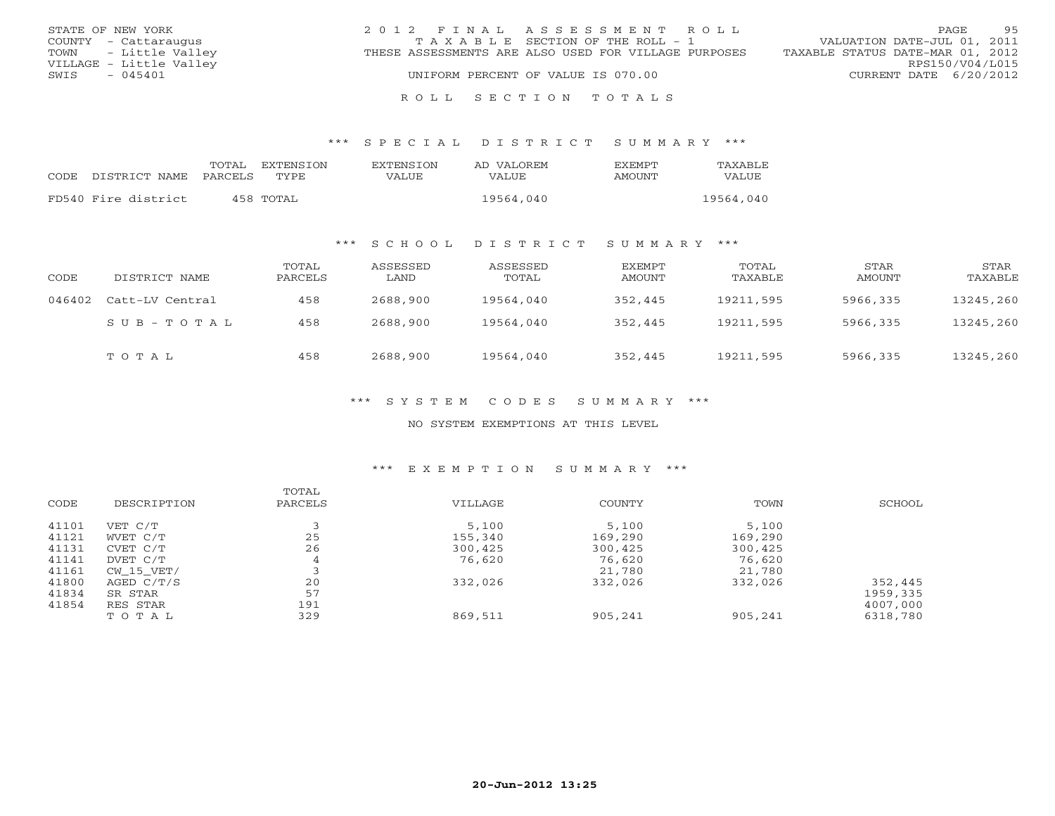STATE OF NEW YORK
COUNTY - Cattaraugus
TOWN - Little Valley
VILLAGE - Little Valley
SWIS - 045401

2012 FINAL ASSESSMENT ROLL
TAXABLE SECTION OF THE ROLL - 1
THESE ASSESSMENTS ARE ALSO USED FOR VILLAGE PURPOSES
UNIFORM PERCENT OF VALUE IS 070.00

VALUATION DATE-JUL 01, 2011
TAXABLE STATUS DATE-MAR 01, 2012
RPS150/V04/L015
CURRENT DATE 6/20/2012

## ROLL SECTION TOTALS

### *** SPECIAL DISTRICT SUMMARY ***

| CODE | DISTRICT NAME | TOTAL PARCELS | EXTENSION TYPE | EXTENSION VALUE | AD VALOREM VALUE | EXEMPT AMOUNT | TAXABLE VALUE |
|---|---|---|---|---|---|---|---|
| FD540 | Fire district | 458 | TOTAL | | 19564,040 | | 19564,040 |

### *** SCHOOL DISTRICT SUMMARY ***

| CODE | DISTRICT NAME | TOTAL PARCELS | ASSESSED LAND | ASSESSED TOTAL | EXEMPT AMOUNT | TOTAL TAXABLE | STAR AMOUNT | STAR TAXABLE |
|---|---|---|---|---|---|---|---|---|
| 046402 | Catt-LV Central | 458 | 2688,900 | 19564,040 | 352,445 | 19211,595 | 5966,335 | 13245,260 |
| | SUB-TOTAL | 458 | 2688,900 | 19564,040 | 352,445 | 19211,595 | 5966,335 | 13245,260 |
| | TOTAL | 458 | 2688,900 | 19564,040 | 352,445 | 19211,595 | 5966,335 | 13245,260 |

### *** SYSTEM CODES SUMMARY ***

NO SYSTEM EXEMPTIONS AT THIS LEVEL

### *** EXEMPTION SUMMARY ***

| CODE | DESCRIPTION | TOTAL PARCELS | VILLAGE | COUNTY | TOWN | SCHOOL |
|---|---|---|---|---|---|---|
| 41101 | VET C/T | 3 | 5,100 | 5,100 | 5,100 | |
| 41121 | WVET C/T | 25 | 155,340 | 169,290 | 169,290 | |
| 41131 | CVET C/T | 26 | 300,425 | 300,425 | 300,425 | |
| 41141 | DVET C/T | 4 | 76,620 | 76,620 | 76,620 | |
| 41161 | CW_15_VET/ | 3 | | 21,780 | 21,780 | |
| 41800 | AGED C/T/S | 20 | 332,026 | 332,026 | 332,026 | 352,445 |
| 41834 | SR STAR | 57 | | | | 1959,335 |
| 41854 | RES STAR | 191 | | | | 4007,000 |
| | TOTAL | 329 | 869,511 | 905,241 | 905,241 | 6318,780 |

20-Jun-2012 13:25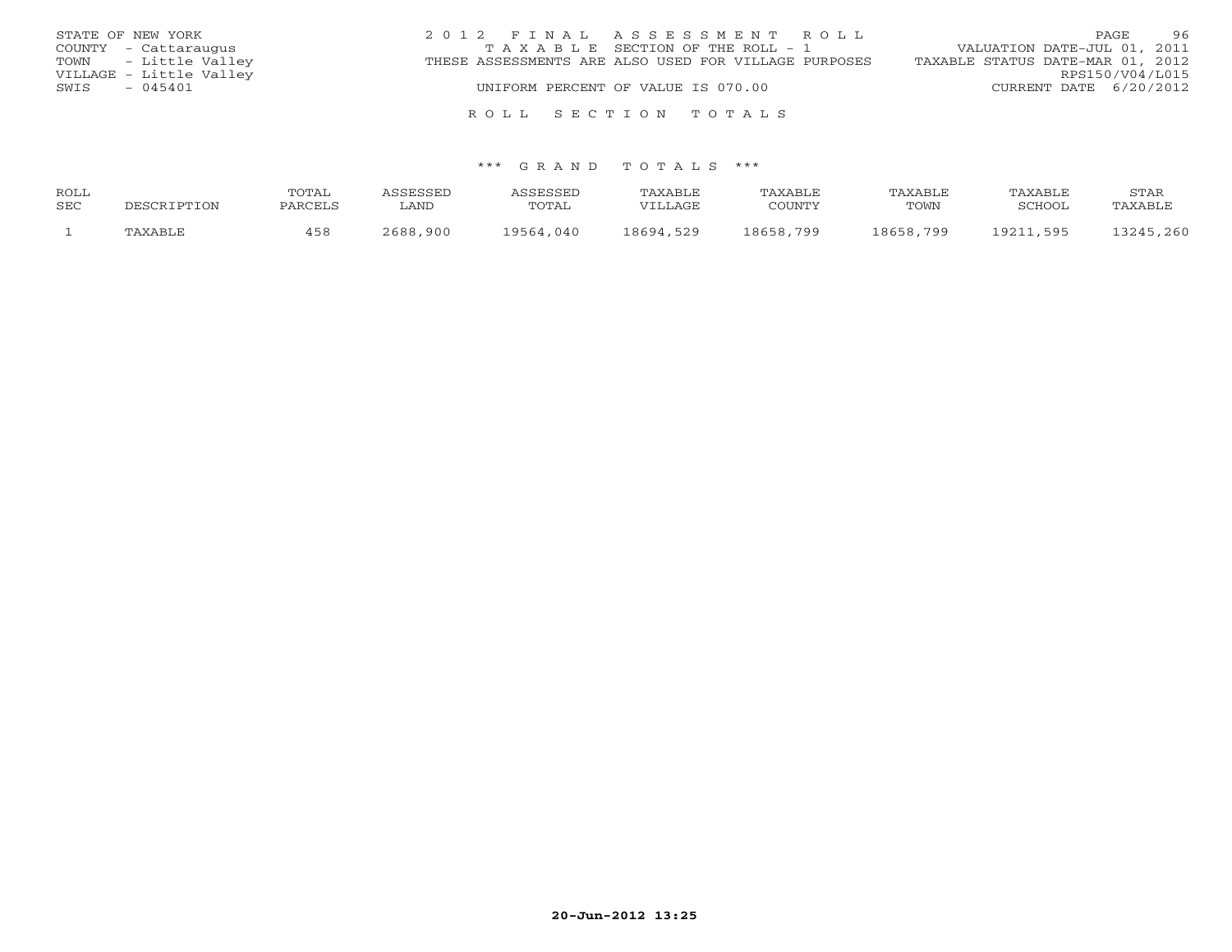STATE OF NEW YORK
COUNTY - Cattaraugus
TOWN - Little Valley
VILLAGE - Little Valley
SWIS - 045401

2 0 1 2 F I N A L A S S E S S M E N T R O L L
T A X A B L E SECTION OF THE ROLL - 1
THESE ASSESSMENTS ARE ALSO USED FOR VILLAGE PURPOSES
UNIFORM PERCENT OF VALUE IS 070.00

VALUATION DATE-JUL 01, 2011
TAXABLE STATUS DATE-MAR 01, 2012
RPS150/V04/L015
CURRENT DATE 6/20/2012

R O L L S E C T I O N T O T A L S

\*\*\* G R A N D T O T A L S \*\*\*

| ROLL SEC | DESCRIPTION | TOTAL PARCELS | ASSESSED LAND | ASSESSED TOTAL | TAXABLE VILLAGE | TAXABLE COUNTY | TAXABLE TOWN | TAXABLE SCHOOL | STAR TAXABLE |
|---|---|---|---|---|---|---|---|---|---|
| 1 | TAXABLE | 458 | 2688,900 | 19564,040 | 18694,529 | 18658,799 | 18658,799 | 19211,595 | 13245,260 |

20-Jun-2012 13:25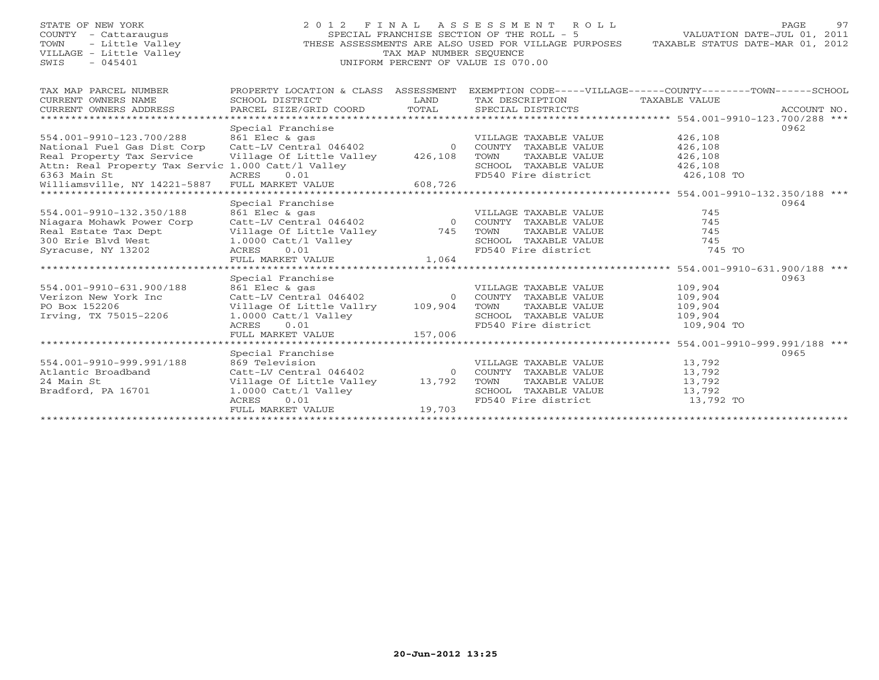STATE OF NEW YORK
COUNTY - Cattaraugus
TOWN - Little Valley
VILLAGE - Little Valley
SWIS - 045401

# 2012 FINAL ASSESSMENT ROLL

SPECIAL FRANCHISE SECTION OF THE ROLL - 5
THESE ASSESSMENTS ARE ALSO USED FOR VILLAGE PURPOSES
TAX MAP NUMBER SEQUENCE
UNIFORM PERCENT OF VALUE IS 070.00

VALUATION DATE-JUL 01, 2011
TAXABLE STATUS DATE-MAR 01, 2012

| TAX MAP PARCEL NUMBER / CURRENT OWNERS NAME / CURRENT OWNERS ADDRESS | PROPERTY LOCATION & CLASS / SCHOOL DISTRICT / PARCEL SIZE/GRID COORD | ASSESSMENT LAND / TOTAL | EXEMPTION CODE / TAX DESCRIPTION / SPECIAL DISTRICTS | TAXABLE VALUE | ACCOUNT NO. |
|---|---|---|---|---|---|
| **554.001-9910-123.700/288** | Special Franchise | | | | 0962 |
| 554.001-9910-123.700/288 | 861 Elec & gas | | VILLAGE TAXABLE VALUE | 426,108 | |
| National Fuel Gas Dist Corp | Catt-LV Central 046402 | 0 | COUNTY TAXABLE VALUE | 426,108 | |
| Real Property Tax Service | Village Of Little Valley | 426,108 | TOWN TAXABLE VALUE | 426,108 | |
| Attn: Real Property Tax Servic | 1.000 Catt/l Valley | | SCHOOL TAXABLE VALUE | 426,108 | |
| 6363 Main St | ACRES 0.01 | | FD540 Fire district | 426,108 TO | |
| Williamsville, NY 14221-5887 | FULL MARKET VALUE | 608,726 | | | |
| **554.001-9910-132.350/188** | Special Franchise | | | | 0964 |
| 554.001-9910-132.350/188 | 861 Elec & gas | | VILLAGE TAXABLE VALUE | 745 | |
| Niagara Mohawk Power Corp | Catt-LV Central 046402 | 0 | COUNTY TAXABLE VALUE | 745 | |
| Real Estate Tax Dept | Village Of Little Valley | 745 | TOWN TAXABLE VALUE | 745 | |
| 300 Erie Blvd West | 1.0000 Catt/l Valley | | SCHOOL TAXABLE VALUE | 745 | |
| Syracuse, NY 13202 | ACRES 0.01 | | FD540 Fire district | 745 TO | |
| | FULL MARKET VALUE | 1,064 | | | |
| **554.001-9910-631.900/188** | Special Franchise | | | | 0963 |
| 554.001-9910-631.900/188 | 861 Elec & gas | | VILLAGE TAXABLE VALUE | 109,904 | |
| Verizon New York Inc | Catt-LV Central 046402 | 0 | COUNTY TAXABLE VALUE | 109,904 | |
| PO Box 152206 | Village Of Little Vallry | 109,904 | TOWN TAXABLE VALUE | 109,904 | |
| Irving, TX 75015-2206 | 1.0000 Catt/l Valley | | SCHOOL TAXABLE VALUE | 109,904 | |
| | ACRES 0.01 | | FD540 Fire district | 109,904 TO | |
| | FULL MARKET VALUE | 157,006 | | | |
| **554.001-9910-999.991/188** | Special Franchise | | | | 0965 |
| 554.001-9910-999.991/188 | 869 Television | | VILLAGE TAXABLE VALUE | 13,792 | |
| Atlantic Broadband | Catt-LV Central 046402 | 0 | COUNTY TAXABLE VALUE | 13,792 | |
| 24 Main St | Village Of Little Valley | 13,792 | TOWN TAXABLE VALUE | 13,792 | |
| Bradford, PA 16701 | 1.0000 Catt/l Valley | | SCHOOL TAXABLE VALUE | 13,792 | |
| | ACRES 0.01 | | FD540 Fire district | 13,792 TO | |
| | FULL MARKET VALUE | 19,703 | | | |

20-Jun-2012 13:25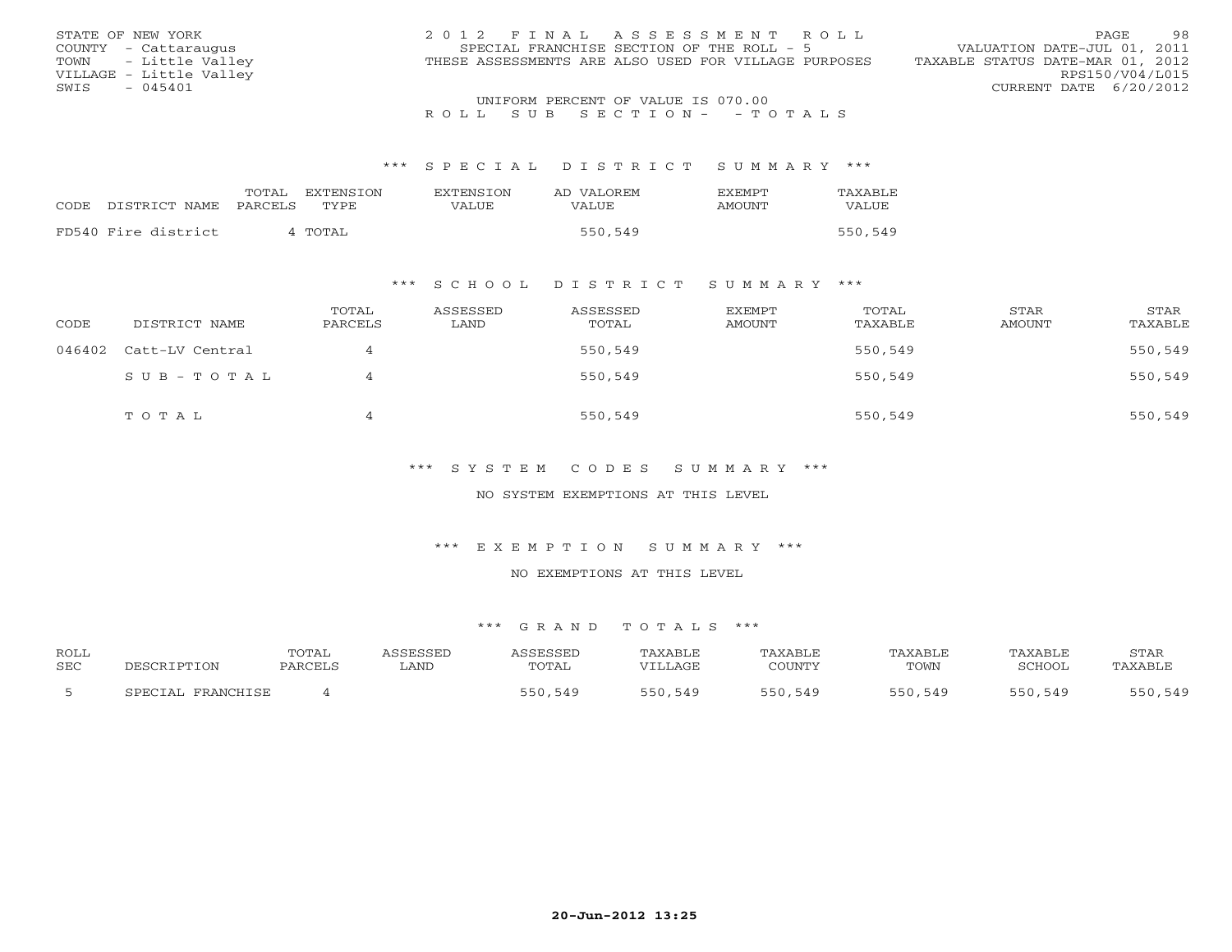STATE OF NEW YORK
COUNTY - Cattaraugus
TOWN - Little Valley
VILLAGE - Little Valley
SWIS - 045401

2012 FINAL ASSESSMENT ROLL
SPECIAL FRANCHISE SECTION OF THE ROLL - 5
THESE ASSESSMENTS ARE ALSO USED FOR VILLAGE PURPOSES

VALUATION DATE-JUL 01, 2011
TAXABLE STATUS DATE-MAR 01, 2012
RPS150/V04/L015
CURRENT DATE 6/20/2012

UNIFORM PERCENT OF VALUE IS 070.00

ROLL SUB SECTION- - TOTALS

## *** SPECIAL DISTRICT SUMMARY ***

| CODE | DISTRICT NAME | TOTAL PARCELS | EXTENSION TYPE | EXTENSION VALUE | AD VALOREM VALUE | EXEMPT AMOUNT | TAXABLE VALUE |
|---|---|---|---|---|---|---|---|
| FD540 | Fire district | 4 | TOTAL | | 550,549 | | 550,549 |

## *** SCHOOL DISTRICT SUMMARY ***

| CODE | DISTRICT NAME | TOTAL PARCELS | ASSESSED LAND | ASSESSED TOTAL | EXEMPT AMOUNT | TOTAL TAXABLE | STAR AMOUNT | STAR TAXABLE |
|---|---|---|---|---|---|---|---|---|
| 046402 | Catt-LV Central | 4 | | 550,549 | | 550,549 | | 550,549 |
| | SUB-TOTAL | 4 | | 550,549 | | 550,549 | | 550,549 |
| | TOTAL | 4 | | 550,549 | | 550,549 | | 550,549 |

## *** SYSTEM CODES SUMMARY ***

NO SYSTEM EXEMPTIONS AT THIS LEVEL

## *** EXEMPTION SUMMARY ***

NO EXEMPTIONS AT THIS LEVEL

## *** GRAND TOTALS ***

| ROLL SEC | DESCRIPTION | TOTAL PARCELS | ASSESSED LAND | ASSESSED TOTAL | TAXABLE VILLAGE | TAXABLE COUNTY | TAXABLE TOWN | TAXABLE SCHOOL | STAR TAXABLE |
|---|---|---|---|---|---|---|---|---|---|
| 5 | SPECIAL FRANCHISE | 4 | | 550,549 | 550,549 | 550,549 | 550,549 | 550,549 | 550,549 |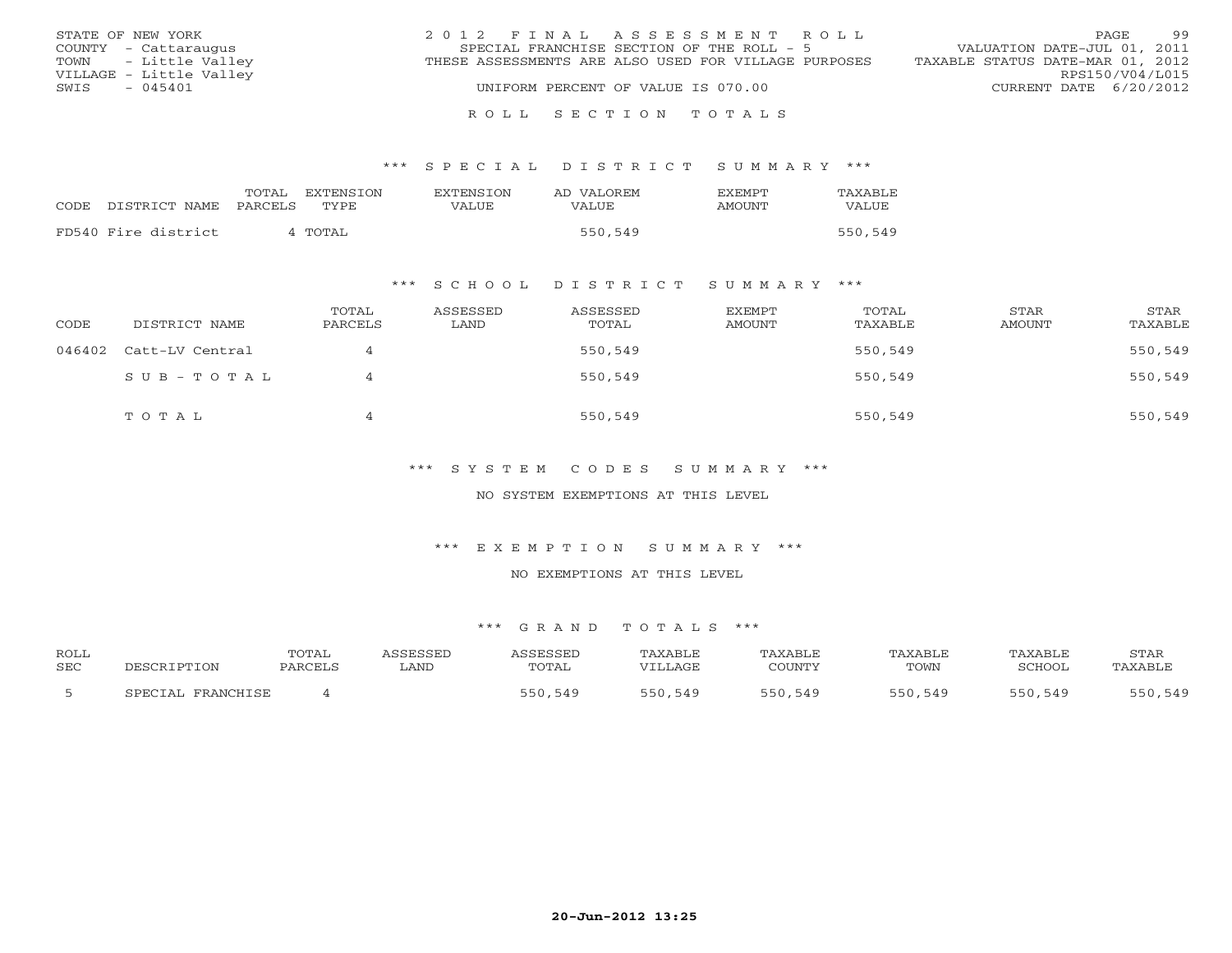STATE OF NEW YORK
COUNTY - Cattaraugus
TOWN - Little Valley
VILLAGE - Little Valley
SWIS - 045401

2012 FINAL ASSESSMENT ROLL
SPECIAL FRANCHISE SECTION OF THE ROLL - 5
THESE ASSESSMENTS ARE ALSO USED FOR VILLAGE PURPOSES
UNIFORM PERCENT OF VALUE IS 070.00

VALUATION DATE-JUL 01, 2011
TAXABLE STATUS DATE-MAR 01, 2012
RPS150/V04/L015
CURRENT DATE 6/20/2012

## ROLL SECTION TOTALS

### *** SPECIAL DISTRICT SUMMARY ***

| CODE | DISTRICT NAME | TOTAL PARCELS | EXTENSION TYPE | EXTENSION VALUE | AD VALOREM VALUE | EXEMPT AMOUNT | TAXABLE VALUE |
|---|---|---|---|---|---|---|---|
| FD540 | Fire district | 4 | TOTAL | | 550,549 | | 550,549 |

### *** SCHOOL DISTRICT SUMMARY ***

| CODE | DISTRICT NAME | TOTAL PARCELS | ASSESSED LAND | ASSESSED TOTAL | EXEMPT AMOUNT | TOTAL TAXABLE | STAR AMOUNT | STAR TAXABLE |
|---|---|---|---|---|---|---|---|---|
| 046402 | Catt-LV Central | 4 | | 550,549 | | 550,549 | | 550,549 |
| | SUB-TOTAL | 4 | | 550,549 | | 550,549 | | 550,549 |
| | TOTAL | 4 | | 550,549 | | 550,549 | | 550,549 |

### *** SYSTEM CODES SUMMARY ***

NO SYSTEM EXEMPTIONS AT THIS LEVEL

### *** EXEMPTION SUMMARY ***

NO EXEMPTIONS AT THIS LEVEL

### *** GRAND TOTALS ***

| ROLL SEC | DESCRIPTION | TOTAL PARCELS | ASSESSED LAND | ASSESSED TOTAL | TAXABLE VILLAGE | TAXABLE COUNTY | TAXABLE TOWN | TAXABLE SCHOOL | STAR TAXABLE |
|---|---|---|---|---|---|---|---|---|---|
| 5 | SPECIAL FRANCHISE | 4 | | 550,549 | 550,549 | 550,549 | 550,549 | 550,549 | 550,549 |

20-Jun-2012 13:25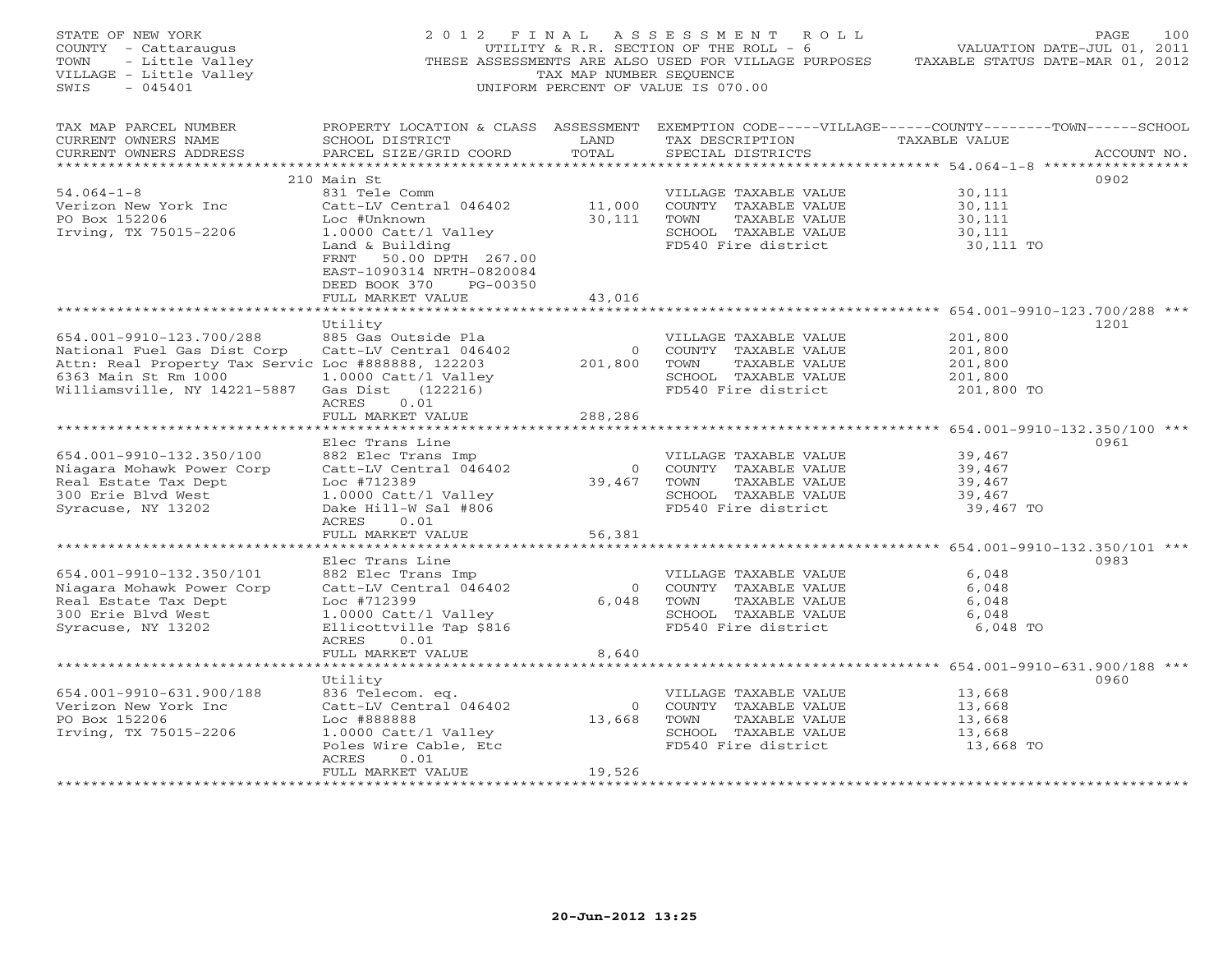STATE OF NEW YORK
COUNTY - Cattaraugus
TOWN - Little Valley
VILLAGE - Little Valley
SWIS - 045401

# 2012 FINAL ASSESSMENT ROLL

UTILITY & R.R. SECTION OF THE ROLL - 6
THESE ASSESSMENTS ARE ALSO USED FOR VILLAGE PURPOSES
TAX MAP NUMBER SEQUENCE
UNIFORM PERCENT OF VALUE IS 070.00

VALUATION DATE-JUL 01, 2011
TAXABLE STATUS DATE-MAR 01, 2012

| TAX MAP PARCEL NUMBER / CURRENT OWNERS NAME / CURRENT OWNERS ADDRESS | PROPERTY LOCATION & CLASS / SCHOOL DISTRICT / PARCEL SIZE/GRID COORD | ASSESSMENT LAND | TOTAL | EXEMPTION CODE / TAX DESCRIPTION / SPECIAL DISTRICTS | TAXABLE VALUE | ACCOUNT NO. |
|---|---|---|---|---|---|---|
| **54.064-1-8** | 210 Main St | | | | | 0902 |
| 54.064-1-8 | 831 Tele Comm | | | VILLAGE TAXABLE VALUE | 30,111 | |
| Verizon New York Inc | Catt-LV Central 046402 | 11,000 | | COUNTY TAXABLE VALUE | 30,111 | |
| PO Box 152206 | Loc #Unknown | | 30,111 | TOWN TAXABLE VALUE | 30,111 | |
| Irving, TX 75015-2206 | 1.0000 Catt/l Valley | | | SCHOOL TAXABLE VALUE | 30,111 | |
| | Land & Building | | | FD540 Fire district | 30,111 TO | |
| | FRNT 50.00 DPTH 267.00 | | | | | |
| | EAST-1090314 NRTH-0820084 | | | | | |
| | DEED BOOK 370 PG-00350 | | | | | |
| | FULL MARKET VALUE | | 43,016 | | | |
| **654.001-9910-123.700/288** | Utility | | | | | 1201 |
| 654.001-9910-123.700/288 | 885 Gas Outside Pla | | | VILLAGE TAXABLE VALUE | 201,800 | |
| National Fuel Gas Dist Corp | Catt-LV Central 046402 | 0 | | COUNTY TAXABLE VALUE | 201,800 | |
| Attn: Real Property Tax Servic | Loc #888888, 122203 | | 201,800 | TOWN TAXABLE VALUE | 201,800 | |
| 6363 Main St Rm 1000 | 1.0000 Catt/l Valley | | | SCHOOL TAXABLE VALUE | 201,800 | |
| Williamsville, NY 14221-5887 | Gas Dist (122216) | | | FD540 Fire district | 201,800 TO | |
| | ACRES 0.01 | | | | | |
| | FULL MARKET VALUE | | 288,286 | | | |
| **654.001-9910-132.350/100** | Elec Trans Line | | | | | 0961 |
| 654.001-9910-132.350/100 | 882 Elec Trans Imp | | | VILLAGE TAXABLE VALUE | 39,467 | |
| Niagara Mohawk Power Corp | Catt-LV Central 046402 | 0 | | COUNTY TAXABLE VALUE | 39,467 | |
| Real Estate Tax Dept | Loc #712389 | | 39,467 | TOWN TAXABLE VALUE | 39,467 | |
| 300 Erie Blvd West | 1.0000 Catt/l Valley | | | SCHOOL TAXABLE VALUE | 39,467 | |
| Syracuse, NY 13202 | Dake Hill-W Sal #806 | | | FD540 Fire district | 39,467 TO | |
| | ACRES 0.01 | | | | | |
| | FULL MARKET VALUE | | 56,381 | | | |
| **654.001-9910-132.350/101** | Elec Trans Line | | | | | 0983 |
| 654.001-9910-132.350/101 | 882 Elec Trans Imp | | | VILLAGE TAXABLE VALUE | 6,048 | |
| Niagara Mohawk Power Corp | Catt-LV Central 046402 | 0 | | COUNTY TAXABLE VALUE | 6,048 | |
| Real Estate Tax Dept | Loc #712399 | | 6,048 | TOWN TAXABLE VALUE | 6,048 | |
| 300 Erie Blvd West | 1.0000 Catt/l Valley | | | SCHOOL TAXABLE VALUE | 6,048 | |
| Syracuse, NY 13202 | Ellicottville Tap $816 | | | FD540 Fire district | 6,048 TO | |
| | ACRES 0.01 | | | | | |
| | FULL MARKET VALUE | | 8,640 | | | |
| **654.001-9910-631.900/188** | Utility | | | | | 0960 |
| 654.001-9910-631.900/188 | 836 Telecom. eq. | | | VILLAGE TAXABLE VALUE | 13,668 | |
| Verizon New York Inc | Catt-LV Central 046402 | 0 | | COUNTY TAXABLE VALUE | 13,668 | |
| PO Box 152206 | Loc #888888 | | 13,668 | TOWN TAXABLE VALUE | 13,668 | |
| Irving, TX 75015-2206 | 1.0000 Catt/l Valley | | | SCHOOL TAXABLE VALUE | 13,668 | |
| | Poles Wire Cable, Etc | | | FD540 Fire district | 13,668 TO | |
| | ACRES 0.01 | | | | | |
| | FULL MARKET VALUE | | 19,526 | | | |

20-Jun-2012 13:25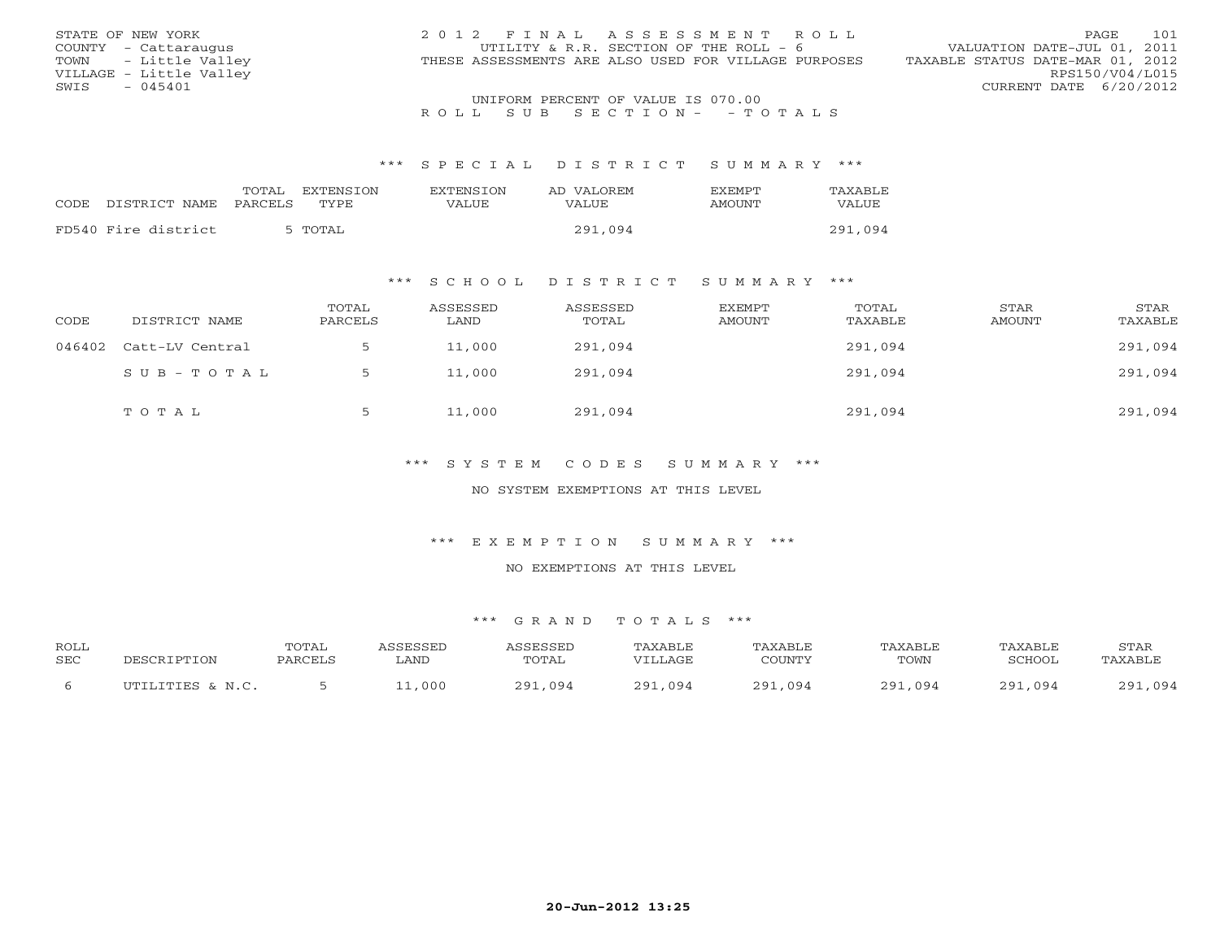STATE OF NEW YORK
COUNTY - Cattaraugus
TOWN - Little Valley
VILLAGE - Little Valley
SWIS - 045401

2012 FINAL ASSESSMENT ROLL
UTILITY & R.R. SECTION OF THE ROLL - 6
THESE ASSESSMENTS ARE ALSO USED FOR VILLAGE PURPOSES

VALUATION DATE-JUL 01, 2011
TAXABLE STATUS DATE-MAR 01, 2012
RPS150/V04/L015
CURRENT DATE 6/20/2012

UNIFORM PERCENT OF VALUE IS 070.00

ROLL SUB SECTION- -TOTALS

### *** SPECIAL DISTRICT SUMMARY ***

| CODE | DISTRICT NAME | TOTAL PARCELS | EXTENSION TYPE | EXTENSION VALUE | AD VALOREM VALUE | EXEMPT AMOUNT | TAXABLE VALUE |
|---|---|---|---|---|---|---|---|
| FD540 | Fire district | 5 | TOTAL | | 291,094 | | 291,094 |

### *** SCHOOL DISTRICT SUMMARY ***

| CODE | DISTRICT NAME | TOTAL PARCELS | ASSESSED LAND | ASSESSED TOTAL | EXEMPT AMOUNT | TOTAL TAXABLE | STAR AMOUNT | STAR TAXABLE |
|---|---|---|---|---|---|---|---|---|
| 046402 | Catt-LV Central | 5 | 11,000 | 291,094 | | 291,094 | | 291,094 |
| | SUB-TOTAL | 5 | 11,000 | 291,094 | | 291,094 | | 291,094 |
| | TOTAL | 5 | 11,000 | 291,094 | | 291,094 | | 291,094 |

### *** SYSTEM CODES SUMMARY ***

NO SYSTEM EXEMPTIONS AT THIS LEVEL

### *** EXEMPTION SUMMARY ***

NO EXEMPTIONS AT THIS LEVEL

### *** GRAND TOTALS ***

| ROLL SEC | DESCRIPTION | TOTAL PARCELS | ASSESSED LAND | ASSESSED TOTAL | TAXABLE VILLAGE | TAXABLE COUNTY | TAXABLE TOWN | TAXABLE SCHOOL | STAR TAXABLE |
|---|---|---|---|---|---|---|---|---|---|
| 6 | UTILITIES & N.C. | 5 | 11,000 | 291,094 | 291,094 | 291,094 | 291,094 | 291,094 | 291,094 |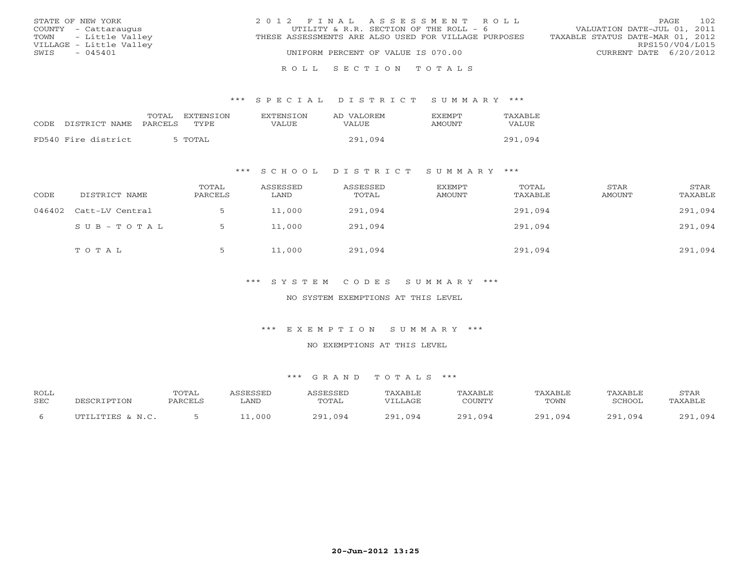STATE OF NEW YORK
COUNTY - Cattaraugus
TOWN - Little Valley
VILLAGE - Little Valley
SWIS - 045401

2 0 1 2 F I N A L A S S E S S M E N T R O L L
UTILITY & R.R. SECTION OF THE ROLL - 6
THESE ASSESSMENTS ARE ALSO USED FOR VILLAGE PURPOSES
UNIFORM PERCENT OF VALUE IS 070.00

VALUATION DATE-JUL 01, 2011
TAXABLE STATUS DATE-MAR 01, 2012
RPS150/V04/L015
CURRENT DATE 6/20/2012

R O L L S E C T I O N T O T A L S

*** S P E C I A L D I S T R I C T S U M M A R Y ***

| CODE | DISTRICT NAME | TOTAL PARCELS | EXTENSION TYPE | EXTENSION VALUE | AD VALOREM VALUE | EXEMPT AMOUNT | TAXABLE VALUE |
|---|---|---|---|---|---|---|---|
| FD540 | Fire district | 5 | TOTAL | | 291,094 | | 291,094 |

*** S C H O O L D I S T R I C T S U M M A R Y ***

| CODE | DISTRICT NAME | TOTAL PARCELS | ASSESSED LAND | ASSESSED TOTAL | EXEMPT AMOUNT | TOTAL TAXABLE | STAR AMOUNT | STAR TAXABLE |
|---|---|---|---|---|---|---|---|---|
| 046402 | Catt-LV Central | 5 | 11,000 | 291,094 | | 291,094 | | 291,094 |
| | S U B - T O T A L | 5 | 11,000 | 291,094 | | 291,094 | | 291,094 |
| | T O T A L | 5 | 11,000 | 291,094 | | 291,094 | | 291,094 |

*** S Y S T E M C O D E S S U M M A R Y ***

NO SYSTEM EXEMPTIONS AT THIS LEVEL

*** E X E M P T I O N S U M M A R Y ***

NO EXEMPTIONS AT THIS LEVEL

*** G R A N D T O T A L S ***

| ROLL SEC | DESCRIPTION | TOTAL PARCELS | ASSESSED LAND | ASSESSED TOTAL | TAXABLE VILLAGE | TAXABLE COUNTY | TAXABLE TOWN | TAXABLE SCHOOL | STAR TAXABLE |
|---|---|---|---|---|---|---|---|---|---|
| 6 | UTILITIES & N.C. | 5 | 11,000 | 291,094 | 291,094 | 291,094 | 291,094 | 291,094 | 291,094 |

20-Jun-2012 13:25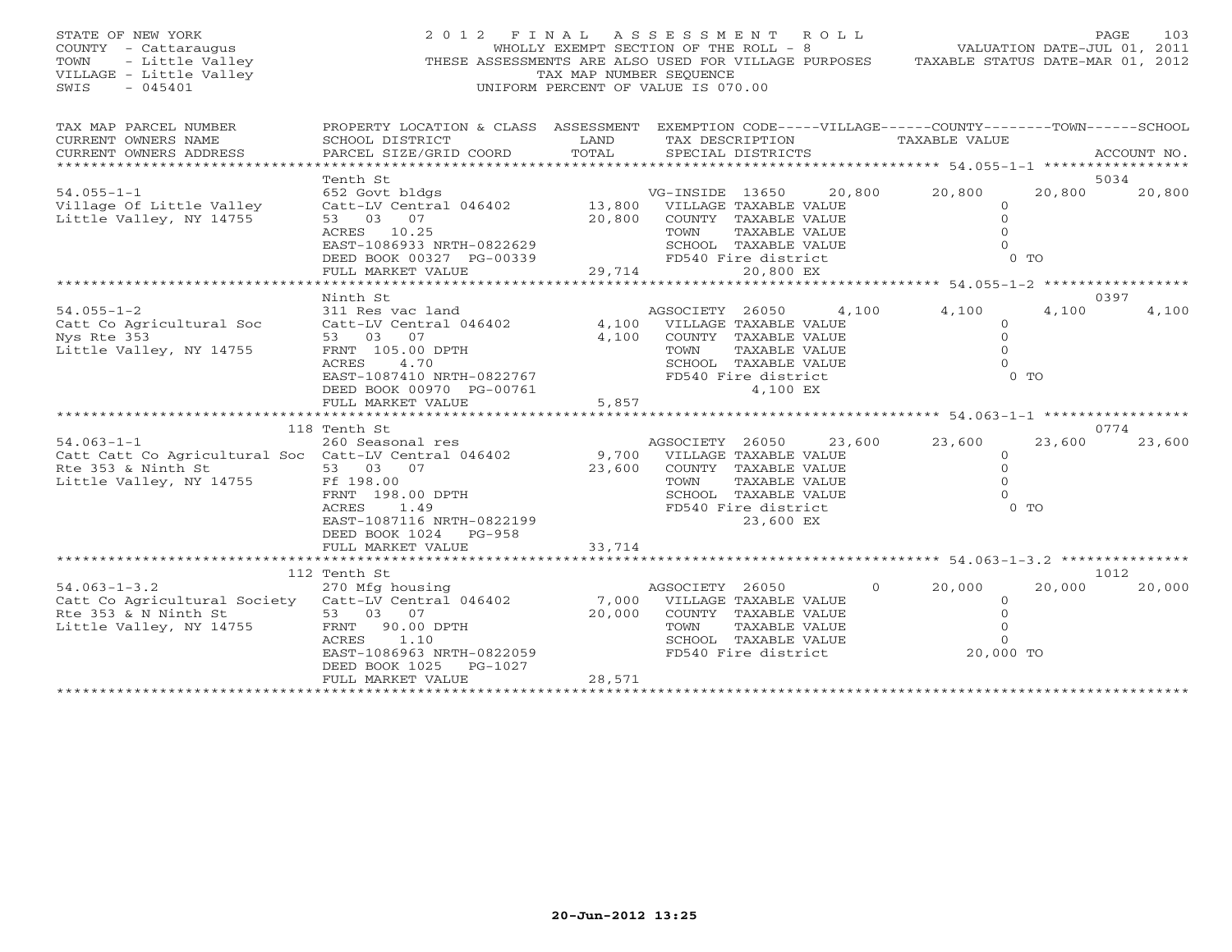STATE OF NEW YORK
COUNTY - Cattaraugus
TOWN - Little Valley
VILLAGE - Little Valley
SWIS - 045401

2 0 1 2 F I N A L A S S E S S M E N T R O L L
WHOLLY EXEMPT SECTION OF THE ROLL - 8
THESE ASSESSMENTS ARE ALSO USED FOR VILLAGE PURPOSES
TAX MAP NUMBER SEQUENCE
UNIFORM PERCENT OF VALUE IS 070.00

VALUATION DATE-JUL 01, 2011
TAXABLE STATUS DATE-MAR 01, 2012

```
TAX MAP PARCEL NUMBER          PROPERTY LOCATION & CLASS  ASSESSMENT  EXEMPTION CODE-----VILLAGE------COUNTY--------TOWN------SCHOOL
CURRENT OWNERS NAME            SCHOOL DISTRICT               LAND      TAX DESCRIPTION              TAXABLE VALUE
CURRENT OWNERS ADDRESS         PARCEL SIZE/GRID COORD        TOTAL     SPECIAL DISTRICTS                                          ACCOUNT NO.
******************************************************************************************************* 54.055-1-1 *****************
                               Tenth St                                                                                          5034
54.055-1-1                     652 Govt bldgs                          VG-INSIDE 13650      20,800       20,800      20,800      20,800
Village Of Little Valley       Catt-LV Central 046402       13,800     VILLAGE TAXABLE VALUE              0
Little Valley, NY 14755        53   03   07                 20,800     COUNTY  TAXABLE VALUE              0
                               ACRES   10.25                           TOWN    TAXABLE VALUE              0
                               EAST-1086933 NRTH-0822629               SCHOOL  TAXABLE VALUE              0
                               DEED BOOK 00327 PG-00339                FD540 Fire district                0 TO
                               FULL MARKET VALUE            29,714           20,800 EX
******************************************************************************************************* 54.055-1-2 *****************
                               Ninth St                                                                                          0397
54.055-1-2                     311 Res vac land                        AGSOCIETY 26050       4,100        4,100       4,100       4,100
Catt Co Agricultural Soc       Catt-LV Central 046402        4,100     VILLAGE TAXABLE VALUE              0
Nys Rte 353                    53   03   07                  4,100     COUNTY  TAXABLE VALUE              0
Little Valley, NY 14755        FRNT 105.00 DPTH                        TOWN    TAXABLE VALUE              0
                               ACRES    4.70                           SCHOOL  TAXABLE VALUE              0
                               EAST-1087410 NRTH-0822767               FD540 Fire district                0 TO
                               DEED BOOK 00970 PG-00761                      4,100 EX
                               FULL MARKET VALUE             5,857
******************************************************************************************************* 54.063-1-1 *****************
                               118 Tenth St                                                                                      0774
54.063-1-1                     260 Seasonal res                        AGSOCIETY 26050      23,600       23,600      23,600      23,600
Catt Catt Co Agricultural Soc  Catt-LV Central 046402        9,700     VILLAGE TAXABLE VALUE              0
Rte 353 & Ninth St             53   03   07                 23,600     COUNTY  TAXABLE VALUE              0
Little Valley, NY 14755        Ff 198.00                               TOWN    TAXABLE VALUE              0
                               FRNT 198.00 DPTH                        SCHOOL  TAXABLE VALUE              0
                               ACRES    1.49                           FD540 Fire district                0 TO
                               EAST-1087116 NRTH-0822199                     23,600 EX
                               DEED BOOK 1024   PG-958
                               FULL MARKET VALUE            33,714
******************************************************************************************************* 54.063-1-3.2 ***************
                               112 Tenth St                                                                                      1012
54.063-1-3.2                   270 Mfg housing                         AGSOCIETY 26050           0       20,000      20,000      20,000
Catt Co Agricultural Society   Catt-LV Central 046402        7,000     VILLAGE TAXABLE VALUE              0
Rte 353 & N Ninth St           53   03   07                 20,000     COUNTY  TAXABLE VALUE              0
Little Valley, NY 14755        FRNT  90.00 DPTH                        TOWN    TAXABLE VALUE              0
                               ACRES    1.10                           SCHOOL  TAXABLE VALUE              0
                               EAST-1086963 NRTH-0822059               FD540 Fire district           20,000 TO
                               DEED BOOK 1025   PG-1027
                               FULL MARKET VALUE            28,571
************************************************************************************************************************************
```

20-Jun-2012 13:25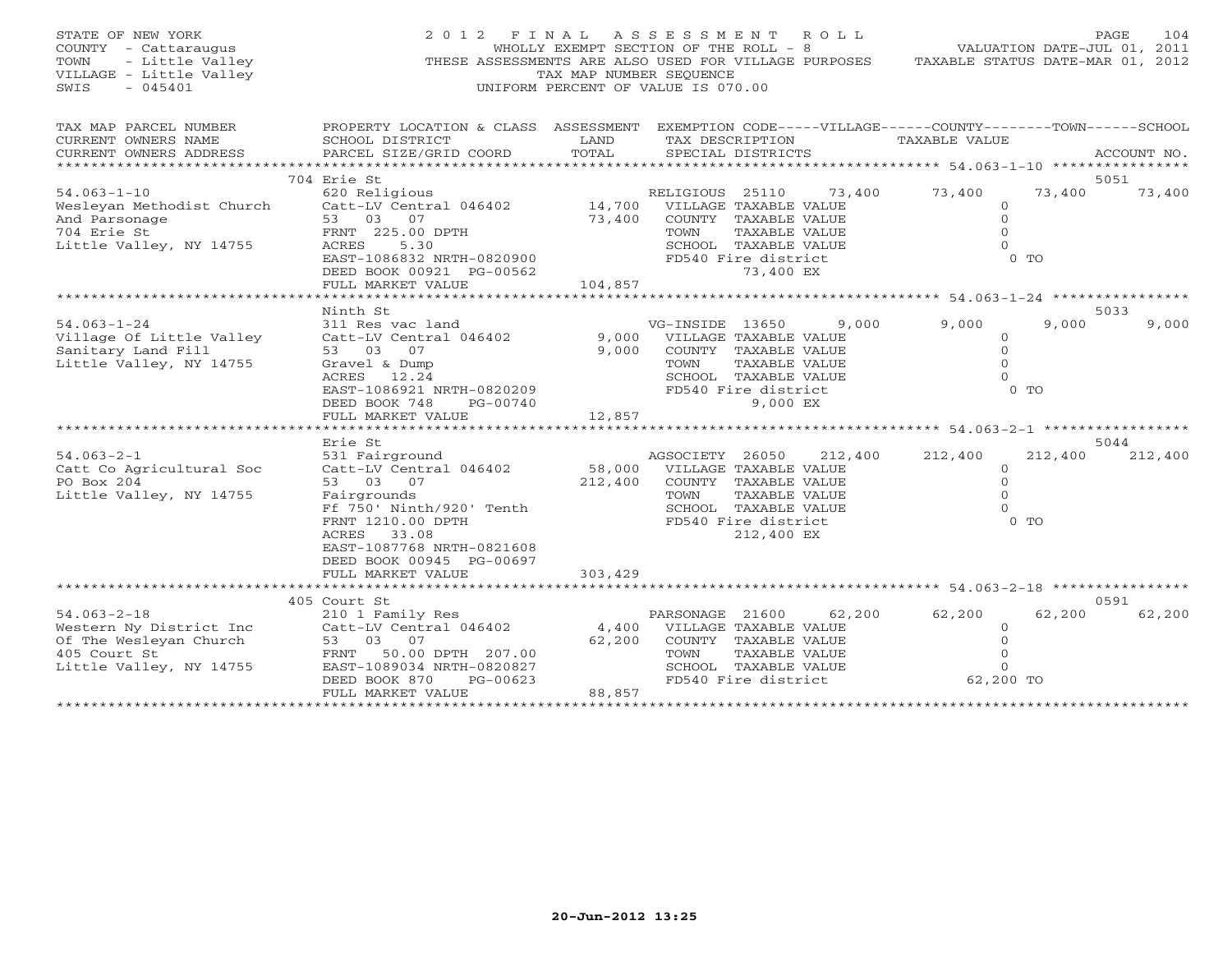STATE OF NEW YORK
COUNTY - Cattaraugus
TOWN - Little Valley
VILLAGE - Little Valley
SWIS - 045401

2 0 1 2 F I N A L A S S E S S M E N T R O L L
WHOLLY EXEMPT SECTION OF THE ROLL - 8
THESE ASSESSMENTS ARE ALSO USED FOR VILLAGE PURPOSES
TAX MAP NUMBER SEQUENCE
UNIFORM PERCENT OF VALUE IS 070.00

VALUATION DATE-JUL 01, 2011
TAXABLE STATUS DATE-MAR 01, 2012

| TAX MAP PARCEL NUMBER / CURRENT OWNERS NAME / CURRENT OWNERS ADDRESS | PROPERTY LOCATION & CLASS / SCHOOL DISTRICT / PARCEL SIZE/GRID COORD | ASSESSMENT LAND / TOTAL | EXEMPTION CODE / TAX DESCRIPTION / SPECIAL DISTRICTS | VILLAGE | COUNTY | TOWN | SCHOOL | ACCOUNT NO. |
|---|---|---|---|---|---|---|---|---|
| **54.063-1-10** | 704 Erie St | | | | | | | 5051 |
| Wesleyan Methodist Church | 620 Religious | | RELIGIOUS 25110 73,400 | 73,400 | 73,400 | 73,400 | 73,400 | |
| And Parsonage | Catt-LV Central 046402 | 14,700 | VILLAGE TAXABLE VALUE | 0 | | | | |
| 704 Erie St | 53 03 07 | 73,400 | COUNTY TAXABLE VALUE | | 0 | | | |
| Little Valley, NY 14755 | FRNT 225.00 DPTH | | TOWN TAXABLE VALUE | | | 0 | | |
| | ACRES 5.30 | | SCHOOL TAXABLE VALUE | | | | 0 | |
| | EAST-1086832 NRTH-0820900 | | FD540 Fire district | 0 TO | | | | |
| | DEED BOOK 00921 PG-00562 | | 73,400 EX | | | | | |
| | FULL MARKET VALUE | 104,857 | | | | | | |
| **54.063-1-24** | Ninth St | | | | | | | 5033 |
| Village Of Little Valley | 311 Res vac land | | VG-INSIDE 13650 9,000 | 9,000 | 9,000 | 9,000 | 9,000 | |
| Sanitary Land Fill | Catt-LV Central 046402 | 9,000 | VILLAGE TAXABLE VALUE | 0 | | | | |
| Little Valley, NY 14755 | 53 03 07 | 9,000 | COUNTY TAXABLE VALUE | | 0 | | | |
| | Gravel & Dump | | TOWN TAXABLE VALUE | | | 0 | | |
| | ACRES 12.24 | | SCHOOL TAXABLE VALUE | | | | 0 | |
| | EAST-1086921 NRTH-0820209 | | FD540 Fire district | 0 TO | | | | |
| | DEED BOOK 748 PG-00740 | | 9,000 EX | | | | | |
| | FULL MARKET VALUE | 12,857 | | | | | | |
| **54.063-2-1** | Erie St | | | | | | | 5044 |
| Catt Co Agricultural Soc | 531 Fairground | | AGSOCIETY 26050 212,400 | 212,400 | 212,400 | 212,400 | 212,400 | |
| PO Box 204 | Catt-LV Central 046402 | 58,000 | VILLAGE TAXABLE VALUE | 0 | | | | |
| Little Valley, NY 14755 | 53 03 07 | 212,400 | COUNTY TAXABLE VALUE | | 0 | | | |
| | Fairgrounds | | TOWN TAXABLE VALUE | | | 0 | | |
| | Ff 750' Ninth/920' Tenth | | SCHOOL TAXABLE VALUE | | | | 0 | |
| | FRNT 1210.00 DPTH | | FD540 Fire district | 0 TO | | | | |
| | ACRES 33.08 | | 212,400 EX | | | | | |
| | EAST-1087768 NRTH-0821608 | | | | | | | |
| | DEED BOOK 00945 PG-00697 | | | | | | | |
| | FULL MARKET VALUE | 303,429 | | | | | | |
| **54.063-2-18** | 405 Court St | | | | | | | 0591 |
| Western Ny District Inc | 210 1 Family Res | | PARSONAGE 21600 62,200 | 62,200 | 62,200 | 62,200 | 62,200 | |
| Of The Wesleyan Church | Catt-LV Central 046402 | 4,400 | VILLAGE TAXABLE VALUE | 0 | | | | |
| 405 Court St | 53 03 07 | 62,200 | COUNTY TAXABLE VALUE | | 0 | | | |
| Little Valley, NY 14755 | FRNT 50.00 DPTH 207.00 | | TOWN TAXABLE VALUE | | | 0 | | |
| | EAST-1089034 NRTH-0820827 | | SCHOOL TAXABLE VALUE | | | | 0 | |
| | DEED BOOK 870 PG-00623 | | FD540 Fire district | 62,200 TO | | | | |
| | FULL MARKET VALUE | 88,857 | | | | | | |

20-Jun-2012 13:25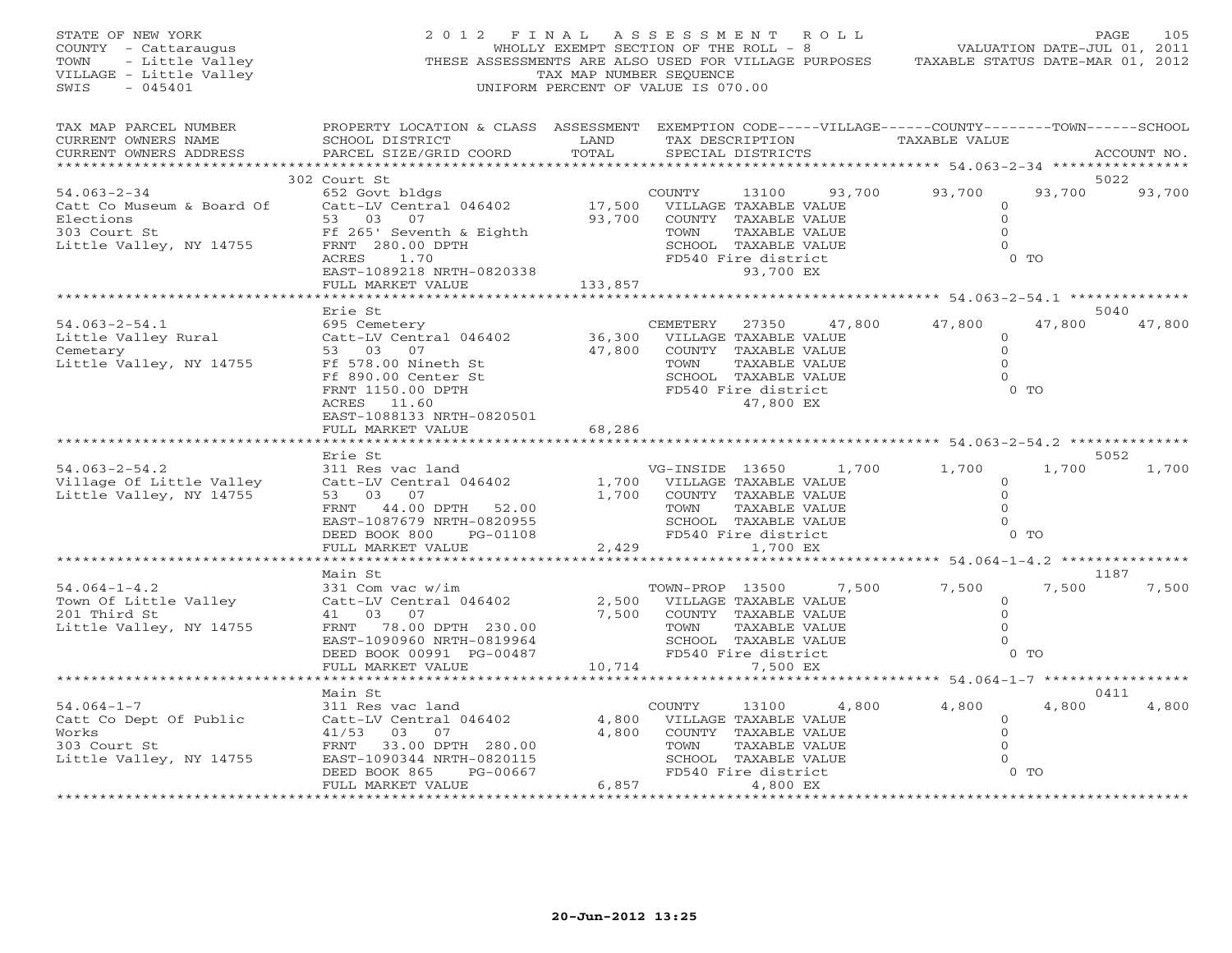STATE OF NEW YORK
COUNTY - Cattaraugus
TOWN - Little Valley
VILLAGE - Little Valley
SWIS - 045401

# 2012 FINAL ASSESSMENT ROLL

WHOLLY EXEMPT SECTION OF THE ROLL - 8
THESE ASSESSMENTS ARE ALSO USED FOR VILLAGE PURPOSES
TAX MAP NUMBER SEQUENCE
UNIFORM PERCENT OF VALUE IS 070.00

VALUATION DATE-JUL 01, 2011
TAXABLE STATUS DATE-MAR 01, 2012

| TAX MAP PARCEL NUMBER / CURRENT OWNERS NAME / CURRENT OWNERS ADDRESS | PROPERTY LOCATION & CLASS / SCHOOL DISTRICT / PARCEL SIZE/GRID COORD | ASSESSMENT LAND / TOTAL | EXEMPTION CODE / TAX DESCRIPTION / SPECIAL DISTRICTS | VILLAGE | COUNTY | TOWN | SCHOOL | ACCOUNT NO. |
|---|---|---|---|---|---|---|---|---|
| | 302 Court St | | | | | | | 5022 |
| 54.063-2-34 | 652 Govt bldgs | | COUNTY 13100 | 93,700 | 93,700 | 93,700 | 93,700 | |
| Catt Co Museum & Board Of | Catt-LV Central 046402 | 17,500 | VILLAGE TAXABLE VALUE | 0 | | | | |
| Elections | 53 03 07 | 93,700 | COUNTY TAXABLE VALUE | | 0 | | | |
| 303 Court St | Ff 265' Seventh & Eighth | | TOWN TAXABLE VALUE | | | 0 | | |
| Little Valley, NY 14755 | FRNT 280.00 DPTH | | SCHOOL TAXABLE VALUE | | | | 0 | |
| | ACRES 1.70 | | FD540 Fire district 93,700 EX | | | | 0 TO | |
| | EAST-1089218 NRTH-0820338 | | | | | | | |
| | FULL MARKET VALUE | 133,857 | | | | | | |
| | Erie St | | | | | | | 5040 |
| 54.063-2-54.1 | 695 Cemetery | | CEMETERY 27350 | 47,800 | 47,800 | 47,800 | 47,800 | |
| Little Valley Rural | Catt-LV Central 046402 | 36,300 | VILLAGE TAXABLE VALUE | 0 | | | | |
| Cemetary | 53 03 07 | 47,800 | COUNTY TAXABLE VALUE | | 0 | | | |
| Little Valley, NY 14755 | Ff 578.00 Nineth St | | TOWN TAXABLE VALUE | | | 0 | | |
| | Ff 890.00 Center St | | SCHOOL TAXABLE VALUE | | | | 0 | |
| | FRNT 1150.00 DPTH | | FD540 Fire district 47,800 EX | | | | 0 TO | |
| | ACRES 11.60 | | | | | | | |
| | EAST-1088133 NRTH-0820501 | | | | | | | |
| | FULL MARKET VALUE | 68,286 | | | | | | |
| | Erie St | | | | | | | 5052 |
| 54.063-2-54.2 | 311 Res vac land | | VG-INSIDE 13650 | 1,700 | 1,700 | 1,700 | 1,700 | |
| Village Of Little Valley | Catt-LV Central 046402 | 1,700 | VILLAGE TAXABLE VALUE | 0 | | | | |
| Little Valley, NY 14755 | 53 03 07 | 1,700 | COUNTY TAXABLE VALUE | | 0 | | | |
| | FRNT 44.00 DPTH 52.00 | | TOWN TAXABLE VALUE | | | 0 | | |
| | EAST-1087679 NRTH-0820955 | | SCHOOL TAXABLE VALUE | | | | 0 | |
| | DEED BOOK 800 PG-01108 | | FD540 Fire district 1,700 EX | | | | 0 TO | |
| | FULL MARKET VALUE | 2,429 | | | | | | |
| | Main St | | | | | | | 1187 |
| 54.064-1-4.2 | 331 Com vac w/im | | TOWN-PROP 13500 | 7,500 | 7,500 | 7,500 | 7,500 | |
| Town Of Little Valley | Catt-LV Central 046402 | 2,500 | VILLAGE TAXABLE VALUE | 0 | | | | |
| 201 Third St | 41 03 07 | 7,500 | COUNTY TAXABLE VALUE | | 0 | | | |
| Little Valley, NY 14755 | FRNT 78.00 DPTH 230.00 | | TOWN TAXABLE VALUE | | | 0 | | |
| | EAST-1090960 NRTH-0819964 | | SCHOOL TAXABLE VALUE | | | | 0 | |
| | DEED BOOK 00991 PG-00487 | | FD540 Fire district 7,500 EX | | | | 0 TO | |
| | FULL MARKET VALUE | 10,714 | | | | | | |
| | Main St | | | | | | | 0411 |
| 54.064-1-7 | 311 Res vac land | | COUNTY 13100 | 4,800 | 4,800 | 4,800 | 4,800 | |
| Catt Co Dept Of Public | Catt-LV Central 046402 | 4,800 | VILLAGE TAXABLE VALUE | 0 | | | | |
| Works | 41/53 03 07 | 4,800 | COUNTY TAXABLE VALUE | | 0 | | | |
| 303 Court St | FRNT 33.00 DPTH 280.00 | | TOWN TAXABLE VALUE | | | 0 | | |
| Little Valley, NY 14755 | EAST-1090344 NRTH-0820115 | | SCHOOL TAXABLE VALUE | | | | 0 | |
| | DEED BOOK 865 PG-00667 | | FD540 Fire district 4,800 EX | | | | 0 TO | |
| | FULL MARKET VALUE | 6,857 | | | | | | |

20-Jun-2012 13:25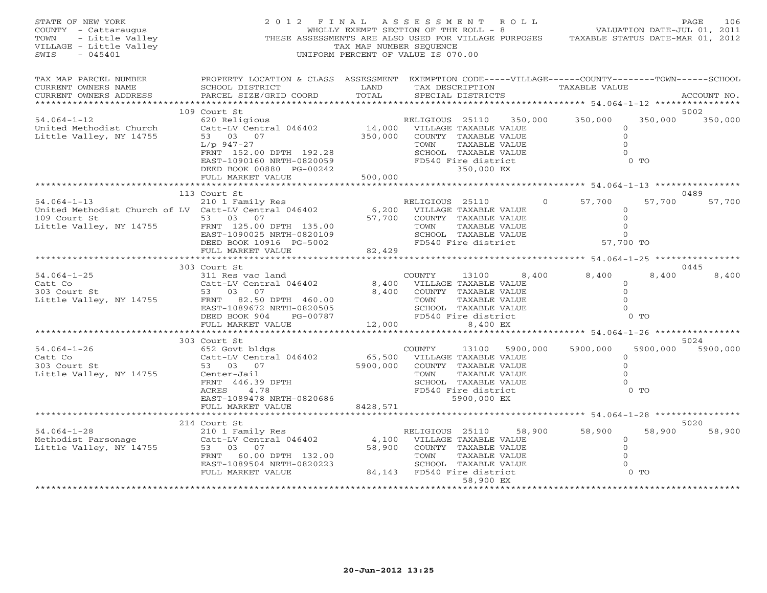STATE OF NEW YORK
COUNTY - Cattaraugus
TOWN - Little Valley
VILLAGE - Little Valley
SWIS - 045401

2 0 1 2 F I N A L A S S E S S M E N T R O L L
WHOLLY EXEMPT SECTION OF THE ROLL - 8
THESE ASSESSMENTS ARE ALSO USED FOR VILLAGE PURPOSES
TAX MAP NUMBER SEQUENCE
UNIFORM PERCENT OF VALUE IS 070.00

VALUATION DATE-JUL 01, 2011
TAXABLE STATUS DATE-MAR 01, 2012

| TAX MAP PARCEL NUMBER / CURRENT OWNERS NAME / CURRENT OWNERS ADDRESS | PROPERTY LOCATION & CLASS / SCHOOL DISTRICT / PARCEL SIZE/GRID COORD | ASSESSMENT LAND / TOTAL | EXEMPTION CODE / TAX DESCRIPTION / SPECIAL DISTRICTS | VILLAGE | COUNTY | TOWN | SCHOOL | ACCOUNT NO. |
|---|---|---|---|---|---|---|---|---|
| | 109 Court St | | | | | | | 5002 |
| 54.064-1-12 | 620 Religious | | RELIGIOUS 25110 | 350,000 | 350,000 | 350,000 | 350,000 | |
| United Methodist Church | Catt-LV Central 046402 | 14,000 | VILLAGE TAXABLE VALUE | 0 | | | | |
| Little Valley, NY 14755 | 53 03 07 | 350,000 | COUNTY TAXABLE VALUE | | 0 | | | |
| | L/p 947-27 | | TOWN TAXABLE VALUE | | | 0 | | |
| | FRNT 152.00 DPTH 192.28 | | SCHOOL TAXABLE VALUE | | | | 0 | |
| | EAST-1090160 NRTH-0820059 | | FD540 Fire district | 0 TO | | | | |
| | DEED BOOK 00880 PG-00242 | | 350,000 EX | | | | | |
| | FULL MARKET VALUE | 500,000 | | | | | | |
| | 113 Court St | | | | | | | 0489 |
| 54.064-1-13 | 210 1 Family Res | | RELIGIOUS 25110 | 0 | 57,700 | 57,700 | 57,700 | |
| United Methodist Church of LV | Catt-LV Central 046402 | 6,200 | VILLAGE TAXABLE VALUE | 0 | | | | |
| 109 Court St | 53 03 07 | 57,700 | COUNTY TAXABLE VALUE | | 0 | | | |
| Little Valley, NY 14755 | FRNT 125.00 DPTH 135.00 | | TOWN TAXABLE VALUE | | | 0 | | |
| | EAST-1090025 NRTH-0820109 | | SCHOOL TAXABLE VALUE | | | | 0 | |
| | DEED BOOK 10916 PG-5002 | | FD540 Fire district | 57,700 TO | | | | |
| | FULL MARKET VALUE | 82,429 | | | | | | |
| | 303 Court St | | | | | | | 0445 |
| 54.064-1-25 | 311 Res vac land | | COUNTY 13100 | 8,400 | 8,400 | 8,400 | 8,400 | |
| Catt Co | Catt-LV Central 046402 | 8,400 | VILLAGE TAXABLE VALUE | 0 | | | | |
| 303 Court St | 53 03 07 | 8,400 | COUNTY TAXABLE VALUE | | 0 | | | |
| Little Valley, NY 14755 | FRNT 82.50 DPTH 460.00 | | TOWN TAXABLE VALUE | | | 0 | | |
| | EAST-1089672 NRTH-0820505 | | SCHOOL TAXABLE VALUE | | | | 0 | |
| | DEED BOOK 904 PG-00787 | | FD540 Fire district | 0 TO | | | | |
| | FULL MARKET VALUE | 12,000 | 8,400 EX | | | | | |
| | 303 Court St | | | | | | | 5024 |
| 54.064-1-26 | 652 Govt bldgs | | COUNTY 13100 | 5900,000 | 5900,000 | 5900,000 | 5900,000 | |
| Catt Co | Catt-LV Central 046402 | 65,500 | VILLAGE TAXABLE VALUE | 0 | | | | |
| 303 Court St | 53 03 07 | 5900,000 | COUNTY TAXABLE VALUE | | 0 | | | |
| Little Valley, NY 14755 | Center-Jail | | TOWN TAXABLE VALUE | | | 0 | | |
| | FRNT 446.39 DPTH | | SCHOOL TAXABLE VALUE | | | | 0 | |
| | ACRES 4.78 | | FD540 Fire district | 0 TO | | | | |
| | EAST-1089478 NRTH-0820686 | | 5900,000 EX | | | | | |
| | FULL MARKET VALUE | 8428,571 | | | | | | |
| | 214 Court St | | | | | | | 5020 |
| 54.064-1-28 | 210 1 Family Res | | RELIGIOUS 25110 | 58,900 | 58,900 | 58,900 | 58,900 | |
| Methodist Parsonage | Catt-LV Central 046402 | 4,100 | VILLAGE TAXABLE VALUE | 0 | | | | |
| Little Valley, NY 14755 | 53 03 07 | 58,900 | COUNTY TAXABLE VALUE | | 0 | | | |
| | FRNT 60.00 DPTH 132.00 | | TOWN TAXABLE VALUE | | | 0 | | |
| | EAST-1089504 NRTH-0820223 | | SCHOOL TAXABLE VALUE | | | | 0 | |
| | FULL MARKET VALUE | 84,143 | FD540 Fire district | 0 TO | | | | |
| | | | 58,900 EX | | | | | |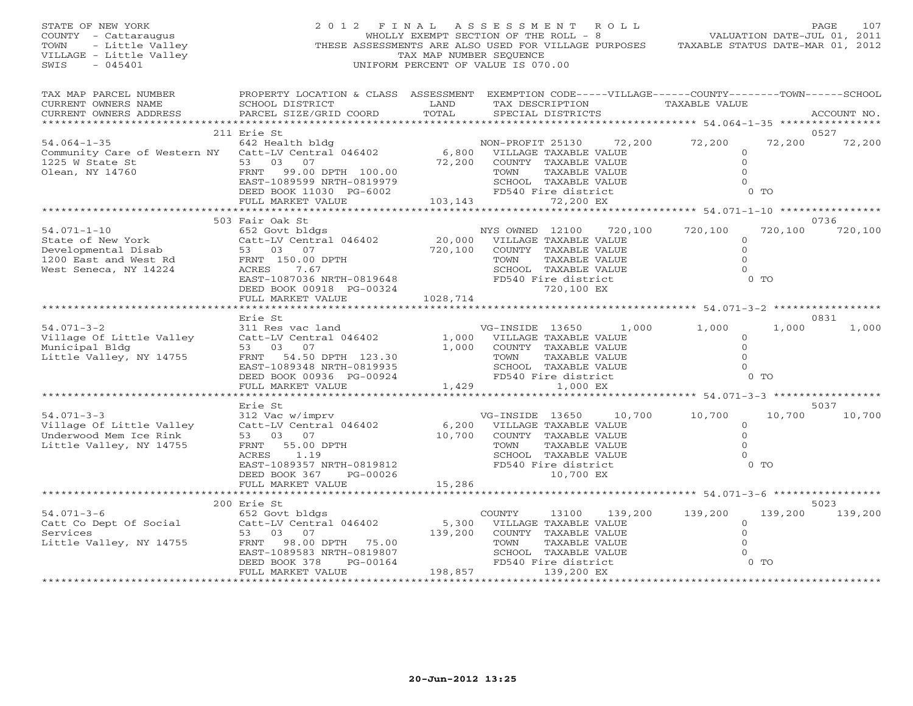STATE OF NEW YORK
COUNTY - Cattaraugus
TOWN - Little Valley
VILLAGE - Little Valley
SWIS - 045401

2012 FINAL ASSESSMENT ROLL
WHOLLY EXEMPT SECTION OF THE ROLL - 8
THESE ASSESSMENTS ARE ALSO USED FOR VILLAGE PURPOSES
TAX MAP NUMBER SEQUENCE
UNIFORM PERCENT OF VALUE IS 070.00

VALUATION DATE-JUL 01, 2011
TAXABLE STATUS DATE-MAR 01, 2012

| TAX MAP PARCEL NUMBER / CURRENT OWNERS NAME / CURRENT OWNERS ADDRESS | PROPERTY LOCATION & CLASS / SCHOOL DISTRICT / PARCEL SIZE/GRID COORD | ASSESSMENT LAND / TOTAL | EXEMPTION CODE / TAX DESCRIPTION / SPECIAL DISTRICTS | VILLAGE | COUNTY / TAXABLE VALUE | TOWN | SCHOOL / ACCOUNT NO. |
|---|---|---|---|---|---|---|---|
| | 211 Erie St | | | | | | 0527 |
| 54.064-1-35 | 642 Health bldg | | NON-PROFIT 25130 | 72,200 | 72,200 | 72,200 | 72,200 |
| Community Care of Western NY | Catt-LV Central 046402 | 6,800 | VILLAGE TAXABLE VALUE | | 0 | | |
| 1225 W State St | 53 03 07 | 72,200 | COUNTY TAXABLE VALUE | | 0 | | |
| Olean, NY 14760 | FRNT 99.00 DPTH 100.00 | | TOWN TAXABLE VALUE | | 0 | | |
| | EAST-1089599 NRTH-0819979 | | SCHOOL TAXABLE VALUE | | 0 | | |
| | DEED BOOK 11030 PG-6002 | | FD540 Fire district | | 0 TO | | |
| | FULL MARKET VALUE | 103,143 | 72,200 EX | | | | |
| | 503 Fair Oak St | | | | | | 0736 |
| 54.071-1-10 | 652 Govt bldgs | | NYS OWNED 12100 | 720,100 | 720,100 | 720,100 | 720,100 |
| State of New York | Catt-LV Central 046402 | 20,000 | VILLAGE TAXABLE VALUE | | 0 | | |
| Developmental Disab | 53 03 07 | 720,100 | COUNTY TAXABLE VALUE | | 0 | | |
| 1200 East and West Rd | FRNT 150.00 DPTH | | TOWN TAXABLE VALUE | | 0 | | |
| West Seneca, NY 14224 | ACRES 7.67 | | SCHOOL TAXABLE VALUE | | 0 | | |
| | EAST-1087036 NRTH-0819648 | | FD540 Fire district | | 0 TO | | |
| | DEED BOOK 00918 PG-00324 | | 720,100 EX | | | | |
| | FULL MARKET VALUE | 1028,714 | | | | | |
| | Erie St | | | | | | 0831 |
| 54.071-3-2 | 311 Res vac land | | VG-INSIDE 13650 | 1,000 | 1,000 | 1,000 | 1,000 |
| Village Of Little Valley | Catt-LV Central 046402 | 1,000 | VILLAGE TAXABLE VALUE | | 0 | | |
| Municipal Bldg | 53 03 07 | 1,000 | COUNTY TAXABLE VALUE | | 0 | | |
| Little Valley, NY 14755 | FRNT 54.50 DPTH 123.30 | | TOWN TAXABLE VALUE | | 0 | | |
| | EAST-1089348 NRTH-0819935 | | SCHOOL TAXABLE VALUE | | 0 | | |
| | DEED BOOK 00936 PG-00924 | | FD540 Fire district | | 0 TO | | |
| | FULL MARKET VALUE | 1,429 | 1,000 EX | | | | |
| | Erie St | | | | | | 5037 |
| 54.071-3-3 | 312 Vac w/imprv | | VG-INSIDE 13650 | 10,700 | 10,700 | 10,700 | 10,700 |
| Village Of Little Valley | Catt-LV Central 046402 | 6,200 | VILLAGE TAXABLE VALUE | | 0 | | |
| Underwood Mem Ice Rink | 53 03 07 | 10,700 | COUNTY TAXABLE VALUE | | 0 | | |
| Little Valley, NY 14755 | FRNT 55.00 DPTH | | TOWN TAXABLE VALUE | | 0 | | |
| | ACRES 1.19 | | SCHOOL TAXABLE VALUE | | 0 | | |
| | EAST-1089357 NRTH-0819812 | | FD540 Fire district | | 0 TO | | |
| | DEED BOOK 367 PG-00026 | | 10,700 EX | | | | |
| | FULL MARKET VALUE | 15,286 | | | | | |
| | 200 Erie St | | | | | | 5023 |
| 54.071-3-6 | 652 Govt bldgs | | COUNTY 13100 | 139,200 | 139,200 | 139,200 | 139,200 |
| Catt Co Dept Of Social | Catt-LV Central 046402 | 5,300 | VILLAGE TAXABLE VALUE | | 0 | | |
| Services | 53 03 07 | 139,200 | COUNTY TAXABLE VALUE | | 0 | | |
| Little Valley, NY 14755 | FRNT 98.00 DPTH 75.00 | | TOWN TAXABLE VALUE | | 0 | | |
| | EAST-1089583 NRTH-0819807 | | SCHOOL TAXABLE VALUE | | 0 | | |
| | DEED BOOK 378 PG-00164 | | FD540 Fire district | | 0 TO | | |
| | FULL MARKET VALUE | 198,857 | 139,200 EX | | | | |

20-Jun-2012 13:25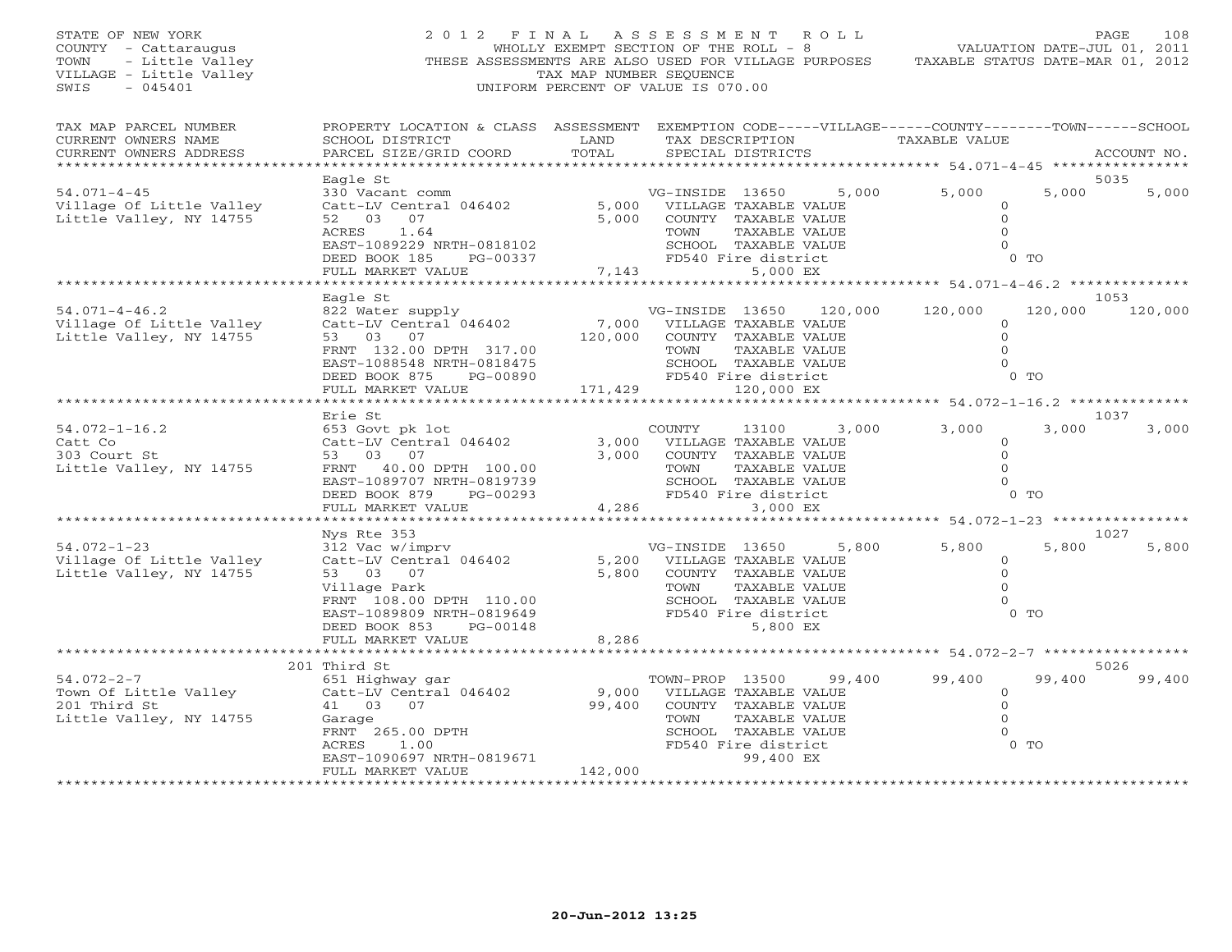STATE OF NEW YORK
COUNTY - Cattaraugus
TOWN - Little Valley
VILLAGE - Little Valley
SWIS - 045401

# 2012 FINAL ASSESSMENT ROLL

WHOLLY EXEMPT SECTION OF THE ROLL - 8
THESE ASSESSMENTS ARE ALSO USED FOR VILLAGE PURPOSES
TAX MAP NUMBER SEQUENCE
UNIFORM PERCENT OF VALUE IS 070.00

VALUATION DATE-JUL 01, 2011
TAXABLE STATUS DATE-MAR 01, 2012

| TAX MAP PARCEL NUMBER / CURRENT OWNERS NAME / CURRENT OWNERS ADDRESS | PROPERTY LOCATION & CLASS / SCHOOL DISTRICT / PARCEL SIZE/GRID COORD | ASSESSMENT LAND / TOTAL | EXEMPTION CODE / TAX DESCRIPTION / SPECIAL DISTRICTS | VILLAGE | COUNTY | TOWN | SCHOOL | ACCOUNT NO. |
|---|---|---|---|---|---|---|---|---|
| **54.071-4-45** | Eagle St | | | | | | | 5035 |
| 54.071-4-45 | 330 Vacant comm | | VG-INSIDE 13650 | 5,000 | 5,000 | 5,000 | 5,000 | |
| Village Of Little Valley | Catt-LV Central 046402 | 5,000 | VILLAGE TAXABLE VALUE | 0 | | | | |
| Little Valley, NY 14755 | 52 03 07 | 5,000 | COUNTY TAXABLE VALUE | | 0 | | | |
| | ACRES 1.64 | | TOWN TAXABLE VALUE | | | 0 | | |
| | EAST-1089229 NRTH-0818102 | | SCHOOL TAXABLE VALUE | | | | 0 | |
| | DEED BOOK 185 PG-00337 | | FD540 Fire district | 0 TO | | | | |
| | FULL MARKET VALUE | 7,143 | 5,000 EX | | | | | |
| **54.071-4-46.2** | Eagle St | | | | | | | 1053 |
| 54.071-4-46.2 | 822 Water supply | | VG-INSIDE 13650 | 120,000 | 120,000 | 120,000 | 120,000 | |
| Village Of Little Valley | Catt-LV Central 046402 | 7,000 | VILLAGE TAXABLE VALUE | 0 | | | | |
| Little Valley, NY 14755 | 53 03 07 | 120,000 | COUNTY TAXABLE VALUE | | 0 | | | |
| | FRNT 132.00 DPTH 317.00 | | TOWN TAXABLE VALUE | | | 0 | | |
| | EAST-1088548 NRTH-0818475 | | SCHOOL TAXABLE VALUE | | | | 0 | |
| | DEED BOOK 875 PG-00890 | | FD540 Fire district | 0 TO | | | | |
| | FULL MARKET VALUE | 171,429 | 120,000 EX | | | | | |
| **54.072-1-16.2** | Erie St | | | | | | | 1037 |
| 54.072-1-16.2 | 653 Govt pk lot | | COUNTY 13100 | 3,000 | 3,000 | 3,000 | 3,000 | |
| Catt Co | Catt-LV Central 046402 | 3,000 | VILLAGE TAXABLE VALUE | 0 | | | | |
| 303 Court St | 53 03 07 | 3,000 | COUNTY TAXABLE VALUE | | 0 | | | |
| Little Valley, NY 14755 | FRNT 40.00 DPTH 100.00 | | TOWN TAXABLE VALUE | | | 0 | | |
| | EAST-1089707 NRTH-0819739 | | SCHOOL TAXABLE VALUE | | | | 0 | |
| | DEED BOOK 879 PG-00293 | | FD540 Fire district | 0 TO | | | | |
| | FULL MARKET VALUE | 4,286 | 3,000 EX | | | | | |
| **54.072-1-23** | Nys Rte 353 | | | | | | | 1027 |
| 54.072-1-23 | 312 Vac w/imprv | | VG-INSIDE 13650 | 5,800 | 5,800 | 5,800 | 5,800 | |
| Village Of Little Valley | Catt-LV Central 046402 | 5,200 | VILLAGE TAXABLE VALUE | 0 | | | | |
| Little Valley, NY 14755 | 53 03 07 | 5,800 | COUNTY TAXABLE VALUE | | 0 | | | |
| | Village Park | | TOWN TAXABLE VALUE | | | 0 | | |
| | FRNT 108.00 DPTH 110.00 | | SCHOOL TAXABLE VALUE | | | | 0 | |
| | EAST-1089809 NRTH-0819649 | | FD540 Fire district | 0 TO | | | | |
| | DEED BOOK 853 PG-00148 | | 5,800 EX | | | | | |
| | FULL MARKET VALUE | 8,286 | | | | | | |
| **54.072-2-7** | 201 Third St | | | | | | | 5026 |
| 54.072-2-7 | 651 Highway gar | | TOWN-PROP 13500 | 99,400 | 99,400 | 99,400 | 99,400 | |
| Town Of Little Valley | Catt-LV Central 046402 | 9,000 | VILLAGE TAXABLE VALUE | 0 | | | | |
| 201 Third St | 41 03 07 | 99,400 | COUNTY TAXABLE VALUE | | 0 | | | |
| Little Valley, NY 14755 | Garage | | TOWN TAXABLE VALUE | | | 0 | | |
| | FRNT 265.00 DPTH | | SCHOOL TAXABLE VALUE | | | | 0 | |
| | ACRES 1.00 | | FD540 Fire district | 0 TO | | | | |
| | EAST-1090697 NRTH-0819671 | | 99,400 EX | | | | | |
| | FULL MARKET VALUE | 142,000 | | | | | | |

20-Jun-2012 13:25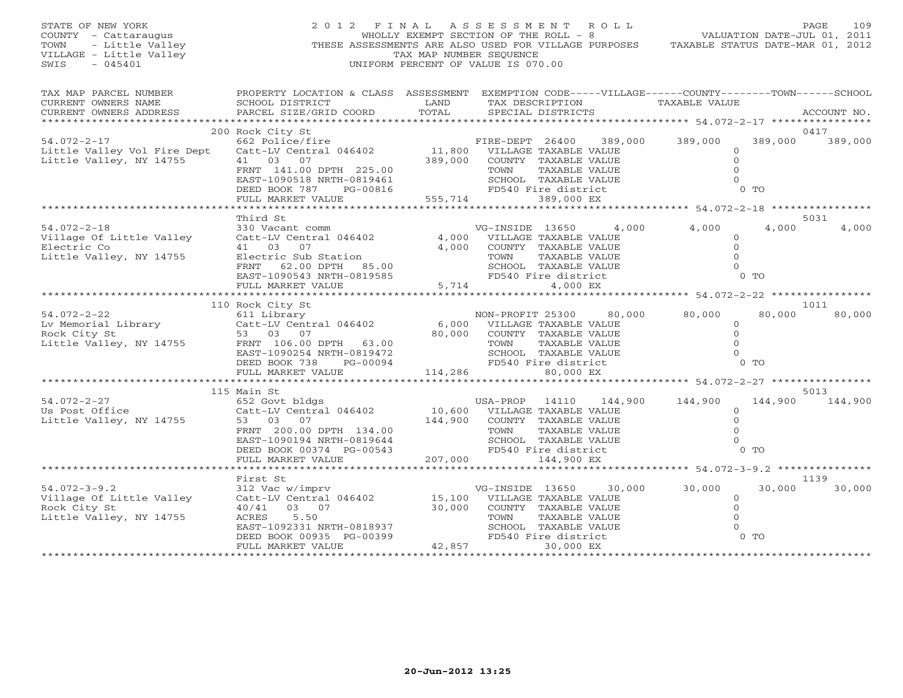STATE OF NEW YORK
COUNTY - Cattaraugus
TOWN - Little Valley
VILLAGE - Little Valley
SWIS - 045401

2012 FINAL ASSESSMENT ROLL
WHOLLY EXEMPT SECTION OF THE ROLL - 8
THESE ASSESSMENTS ARE ALSO USED FOR VILLAGE PURPOSES
TAX MAP NUMBER SEQUENCE
UNIFORM PERCENT OF VALUE IS 070.00

VALUATION DATE-JUL 01, 2011
TAXABLE STATUS DATE-MAR 01, 2012

| TAX MAP PARCEL NUMBER / CURRENT OWNERS NAME / CURRENT OWNERS ADDRESS | PROPERTY LOCATION & CLASS / SCHOOL DISTRICT / PARCEL SIZE/GRID COORD | ASSESSMENT LAND / TOTAL | EXEMPTION CODE / TAX DESCRIPTION / SPECIAL DISTRICTS | VILLAGE | COUNTY | TOWN | SCHOOL | ACCOUNT NO. |
|---|---|---|---|---|---|---|---|---|
| 54.072-2-17 | 200 Rock City St | | | | | | | 0417 |
| Little Valley Vol Fire Dept | 662 Police/fire | | FIRE-DEPT 26400 389,000 | 389,000 | 389,000 | 389,000 | 389,000 | |
| Little Valley, NY 14755 | Catt-LV Central 046402 | 11,800 | VILLAGE TAXABLE VALUE | 0 | | | | |
| | 41 03 07 | 389,000 | COUNTY TAXABLE VALUE | | 0 | | | |
| | FRNT 141.00 DPTH 225.00 | | TOWN TAXABLE VALUE | | | 0 | | |
| | EAST-1090518 NRTH-0819461 | | SCHOOL TAXABLE VALUE | | | | 0 | |
| | DEED BOOK 787 PG-00816 | | FD540 Fire district | | | 0 TO | | |
| | FULL MARKET VALUE | 555,714 | 389,000 EX | | | | | |
| 54.072-2-18 | Third St | | | | | | | 5031 |
| Village Of Little Valley | 330 Vacant comm | | VG-INSIDE 13650 4,000 | 4,000 | 4,000 | 4,000 | 4,000 | |
| Electric Co | Catt-LV Central 046402 | 4,000 | VILLAGE TAXABLE VALUE | 0 | | | | |
| Little Valley, NY 14755 | 41 03 07 | 4,000 | COUNTY TAXABLE VALUE | | 0 | | | |
| | Electric Sub Station | | TOWN TAXABLE VALUE | | | 0 | | |
| | FRNT 62.00 DPTH 85.00 | | SCHOOL TAXABLE VALUE | | | | 0 | |
| | EAST-1090543 NRTH-0819585 | | FD540 Fire district | | | 0 TO | | |
| | FULL MARKET VALUE | 5,714 | 4,000 EX | | | | | |
| 54.072-2-22 | 110 Rock City St | | | | | | | 1011 |
| Lv Memorial Library | 611 Library | | NON-PROFIT 25300 80,000 | 80,000 | 80,000 | 80,000 | 80,000 | |
| Rock City St | Catt-LV Central 046402 | 6,000 | VILLAGE TAXABLE VALUE | 0 | | | | |
| Little Valley, NY 14755 | 53 03 07 | 80,000 | COUNTY TAXABLE VALUE | | 0 | | | |
| | FRNT 106.00 DPTH 63.00 | | TOWN TAXABLE VALUE | | | 0 | | |
| | EAST-1090254 NRTH-0819472 | | SCHOOL TAXABLE VALUE | | | | 0 | |
| | DEED BOOK 738 PG-00094 | | FD540 Fire district | | | 0 TO | | |
| | FULL MARKET VALUE | 114,286 | 80,000 EX | | | | | |
| 54.072-2-27 | 115 Main St | | | | | | | 5013 |
| Us Post Office | 652 Govt bldgs | | USA-PROP 14110 144,900 | 144,900 | 144,900 | 144,900 | 144,900 | |
| Little Valley, NY 14755 | Catt-LV Central 046402 | 10,600 | VILLAGE TAXABLE VALUE | 0 | | | | |
| | 53 03 07 | 144,900 | COUNTY TAXABLE VALUE | | 0 | | | |
| | FRNT 200.00 DPTH 134.00 | | TOWN TAXABLE VALUE | | | 0 | | |
| | EAST-1090194 NRTH-0819644 | | SCHOOL TAXABLE VALUE | | | | 0 | |
| | DEED BOOK 00374 PG-00543 | | FD540 Fire district | | | 0 TO | | |
| | FULL MARKET VALUE | 207,000 | 144,900 EX | | | | | |
| 54.072-3-9.2 | First St | | | | | | | 1139 |
| Village Of Little Valley | 312 Vac w/imprv | | VG-INSIDE 13650 30,000 | 30,000 | 30,000 | 30,000 | 30,000 | |
| Rock City St | Catt-LV Central 046402 | 15,100 | VILLAGE TAXABLE VALUE | 0 | | | | |
| Little Valley, NY 14755 | 40/41 03 07 | 30,000 | COUNTY TAXABLE VALUE | | 0 | | | |
| | ACRES 5.50 | | TOWN TAXABLE VALUE | | | 0 | | |
| | EAST-1092331 NRTH-0818937 | | SCHOOL TAXABLE VALUE | | | | 0 | |
| | DEED BOOK 00935 PG-00399 | | FD540 Fire district | | | 0 TO | | |
| | FULL MARKET VALUE | 42,857 | 30,000 EX | | | | | |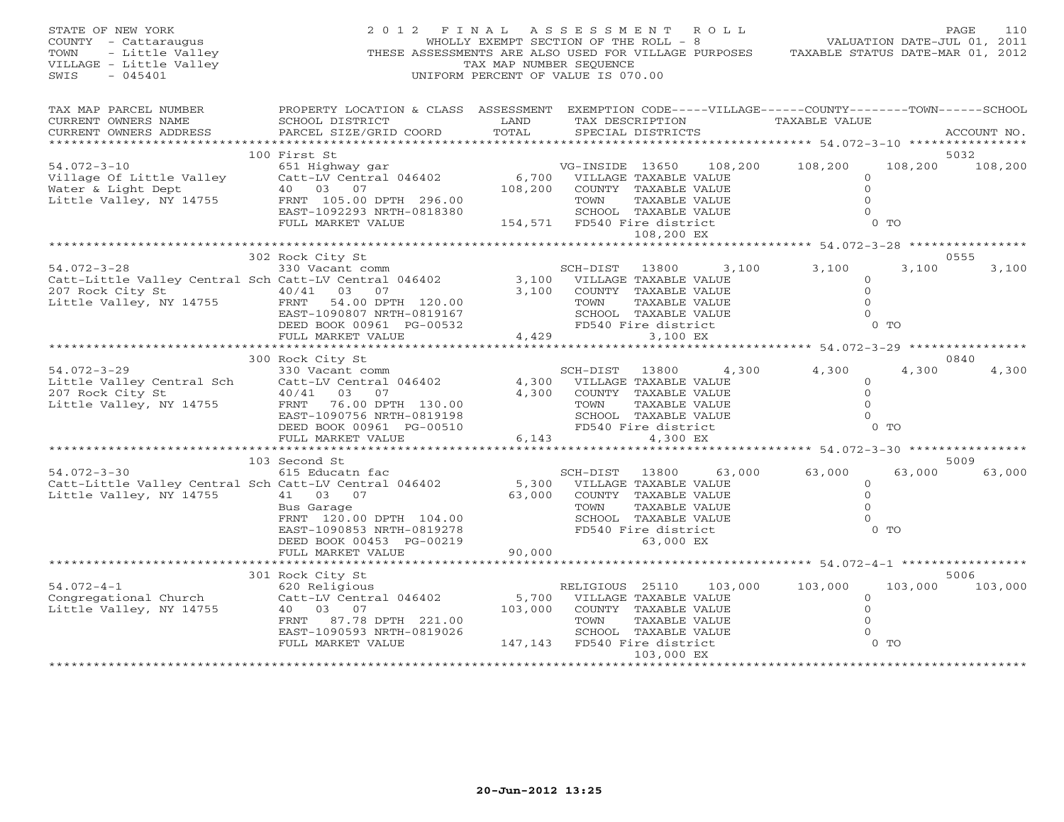STATE OF NEW YORK
COUNTY - Cattaraugus
TOWN - Little Valley
VILLAGE - Little Valley
SWIS - 045401

2 0 1 2 F I N A L A S S E S S M E N T R O L L
WHOLLY EXEMPT SECTION OF THE ROLL - 8
THESE ASSESSMENTS ARE ALSO USED FOR VILLAGE PURPOSES
TAX MAP NUMBER SEQUENCE
UNIFORM PERCENT OF VALUE IS 070.00

VALUATION DATE-JUL 01, 2011
TAXABLE STATUS DATE-MAR 01, 2012

```
TAX MAP PARCEL NUMBER          PROPERTY LOCATION & CLASS  ASSESSMENT  EXEMPTION CODE-----VILLAGE------COUNTY--------TOWN------SCHOOL
CURRENT OWNERS NAME            SCHOOL DISTRICT               LAND      TAX DESCRIPTION              TAXABLE VALUE
CURRENT OWNERS ADDRESS         PARCEL SIZE/GRID COORD        TOTAL     SPECIAL DISTRICTS                                        ACCOUNT NO.
******************************************************************************************************* 54.072-3-10 ****************
                              100 First St                                                                                   5032
54.072-3-10                   651 Highway gar                          VG-INSIDE 13650    108,200    108,200    108,200    108,200
Village Of Little Valley      Catt-LV Central 046402        6,700      VILLAGE TAXABLE VALUE            0
Water & Light Dept            40   03   07                108,200      COUNTY  TAXABLE VALUE            0
Little Valley, NY 14755       FRNT 105.00 DPTH 296.00                  TOWN    TAXABLE VALUE            0
                              EAST-1092293 NRTH-0818380                SCHOOL  TAXABLE VALUE            0
                              FULL MARKET VALUE           154,571      FD540 Fire district               0 TO
                                                                            108,200 EX
******************************************************************************************************* 54.072-3-28 ****************
                              302 Rock City St                                                                               0555
54.072-3-28                   330 Vacant comm                          SCH-DIST  13800      3,100      3,100      3,100      3,100
Catt-Little Valley Central Sch Catt-LV Central 046402       3,100      VILLAGE TAXABLE VALUE            0
207 Rock City St              40/41  03   07                3,100      COUNTY  TAXABLE VALUE            0
Little Valley, NY 14755       FRNT  54.00 DPTH 120.00                  TOWN    TAXABLE VALUE            0
                              EAST-1090807 NRTH-0819167                SCHOOL  TAXABLE VALUE            0
                              DEED BOOK 00961 PG-00532                 FD540 Fire district               0 TO
                              FULL MARKET VALUE             4,429           3,100 EX
******************************************************************************************************* 54.072-3-29 ****************
                              300 Rock City St                                                                               0840
54.072-3-29                   330 Vacant comm                          SCH-DIST  13800      4,300      4,300      4,300      4,300
Little Valley Central Sch     Catt-LV Central 046402        4,300      VILLAGE TAXABLE VALUE            0
207 Rock City St              40/41  03   07                4,300      COUNTY  TAXABLE VALUE            0
Little Valley, NY 14755       FRNT  76.00 DPTH 130.00                  TOWN    TAXABLE VALUE            0
                              EAST-1090756 NRTH-0819198                SCHOOL  TAXABLE VALUE            0
                              DEED BOOK 00961 PG-00510                 FD540 Fire district               0 TO
                              FULL MARKET VALUE             6,143           4,300 EX
******************************************************************************************************* 54.072-3-30 ****************
                              103 Second St                                                                                  5009
54.072-3-30                   615 Educatn fac                          SCH-DIST  13800     63,000     63,000     63,000     63,000
Catt-Little Valley Central Sch Catt-LV Central 046402       5,300      VILLAGE TAXABLE VALUE            0
Little Valley, NY 14755       41   03   07                 63,000      COUNTY  TAXABLE VALUE            0
                              Bus Garage                               TOWN    TAXABLE VALUE            0
                              FRNT 120.00 DPTH 104.00                  SCHOOL  TAXABLE VALUE            0
                              EAST-1090853 NRTH-0819278                FD540 Fire district               0 TO
                              DEED BOOK 00453 PG-00219                     63,000 EX
                              FULL MARKET VALUE            90,000
******************************************************************************************************* 54.072-4-1 *****************
                              301 Rock City St                                                                               5006
54.072-4-1                    620 Religious                            RELIGIOUS 25110    103,000    103,000    103,000    103,000
Congregational Church         Catt-LV Central 046402        5,700      VILLAGE TAXABLE VALUE            0
Little Valley, NY 14755       40   03   07                103,000      COUNTY  TAXABLE VALUE            0
                              FRNT  87.78 DPTH 221.00                  TOWN    TAXABLE VALUE            0
                              EAST-1090593 NRTH-0819026                SCHOOL  TAXABLE VALUE            0
                              FULL MARKET VALUE           147,143      FD540 Fire district               0 TO
                                                                            103,000 EX
************************************************************************************************************************************
```

20-Jun-2012 13:25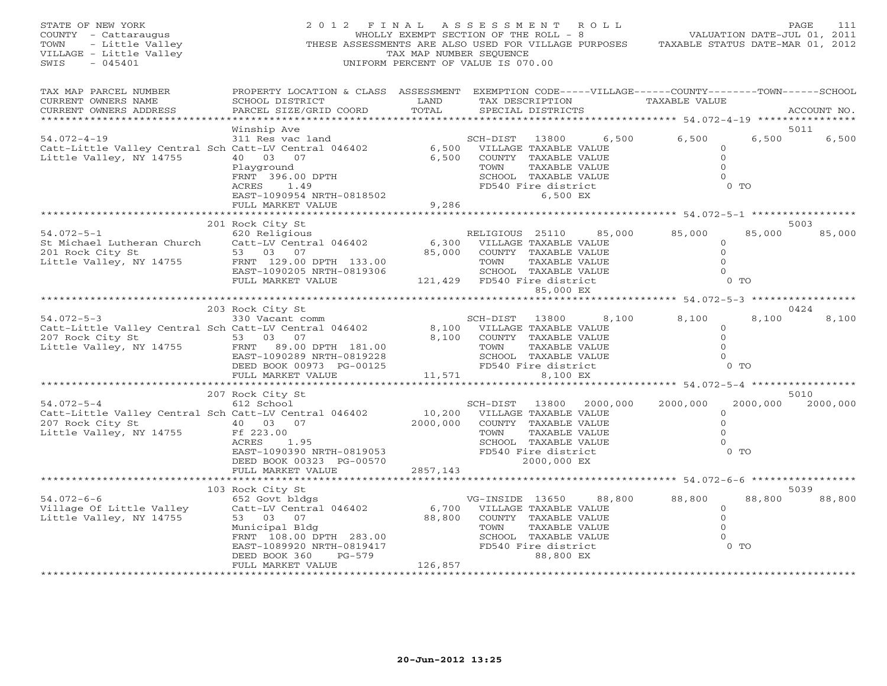STATE OF NEW YORK
COUNTY - Cattaraugus
TOWN - Little Valley
VILLAGE - Little Valley
SWIS - 045401

# 2012 FINAL ASSESSMENT ROLL

WHOLLY EXEMPT SECTION OF THE ROLL - 8
THESE ASSESSMENTS ARE ALSO USED FOR VILLAGE PURPOSES
TAX MAP NUMBER SEQUENCE
UNIFORM PERCENT OF VALUE IS 070.00

VALUATION DATE-JUL 01, 2011
TAXABLE STATUS DATE-MAR 01, 2012

| TAX MAP PARCEL NUMBER / CURRENT OWNERS NAME / CURRENT OWNERS ADDRESS | PROPERTY LOCATION & CLASS / SCHOOL DISTRICT / PARCEL SIZE/GRID COORD | ASSESSMENT LAND / TOTAL | EXEMPTION CODE / TAX DESCRIPTION / SPECIAL DISTRICTS | VILLAGE | COUNTY | TOWN | SCHOOL / ACCOUNT NO. |
|---|---|---|---|---|---|---|---|
| **54.072-4-19** | Winship Ave | | | | | | 5011 |
| 54.072-4-19 | 311 Res vac land | | SCH-DIST 13800 | 6,500 | 6,500 | 6,500 | 6,500 |
| Catt-Little Valley Central Sch | Catt-LV Central 046402 | 6,500 | VILLAGE TAXABLE VALUE | 0 | | | |
| Little Valley, NY 14755 | 40 03 07 | 6,500 | COUNTY TAXABLE VALUE | | 0 | | |
| | Playground | | TOWN TAXABLE VALUE | | | 0 | |
| | FRNT 396.00 DPTH | | SCHOOL TAXABLE VALUE | | | | 0 |
| | ACRES 1.49 | | FD540 Fire district 6,500 EX | | | 0 TO | |
| | EAST-1090954 NRTH-0818502 | | | | | | |
| | FULL MARKET VALUE | 9,286 | | | | | |
| **54.072-5-1** | 201 Rock City St | | | | | | 5003 |
| 54.072-5-1 | 620 Religious | | RELIGIOUS 25110 | 85,000 | 85,000 | 85,000 | 85,000 |
| St Michael Lutheran Church | Catt-LV Central 046402 | 6,300 | VILLAGE TAXABLE VALUE | 0 | | | |
| 201 Rock City St | 53 03 07 | 85,000 | COUNTY TAXABLE VALUE | | 0 | | |
| Little Valley, NY 14755 | FRNT 129.00 DPTH 133.00 | | TOWN TAXABLE VALUE | | | 0 | |
| | EAST-1090205 NRTH-0819306 | | SCHOOL TAXABLE VALUE | | | | 0 |
| | FULL MARKET VALUE | 121,429 | FD540 Fire district 85,000 EX | | | 0 TO | |
| **54.072-5-3** | 203 Rock City St | | | | | | 0424 |
| 54.072-5-3 | 330 Vacant comm | | SCH-DIST 13800 | 8,100 | 8,100 | 8,100 | 8,100 |
| Catt-Little Valley Central Sch | Catt-LV Central 046402 | 8,100 | VILLAGE TAXABLE VALUE | 0 | | | |
| 207 Rock City St | 53 03 07 | 8,100 | COUNTY TAXABLE VALUE | | 0 | | |
| Little Valley, NY 14755 | FRNT 89.00 DPTH 181.00 | | TOWN TAXABLE VALUE | | | 0 | |
| | EAST-1090289 NRTH-0819228 | | SCHOOL TAXABLE VALUE | | | | 0 |
| | DEED BOOK 00973 PG-00125 | | FD540 Fire district 8,100 EX | | | 0 TO | |
| | FULL MARKET VALUE | 11,571 | | | | | |
| **54.072-5-4** | 207 Rock City St | | | | | | 5010 |
| 54.072-5-4 | 612 School | | SCH-DIST 13800 | 2000,000 | 2000,000 | 2000,000 | 2000,000 |
| Catt-Little Valley Central Sch | Catt-LV Central 046402 | 10,200 | VILLAGE TAXABLE VALUE | 0 | | | |
| 207 Rock City St | 40 03 07 | 2000,000 | COUNTY TAXABLE VALUE | | 0 | | |
| Little Valley, NY 14755 | Ff 223.00 | | TOWN TAXABLE VALUE | | | 0 | |
| | ACRES 1.95 | | SCHOOL TAXABLE VALUE | | | | 0 |
| | EAST-1090390 NRTH-0819053 | | FD540 Fire district 2000,000 EX | | | 0 TO | |
| | DEED BOOK 00323 PG-00570 | | | | | | |
| | FULL MARKET VALUE | 2857,143 | | | | | |
| **54.072-6-6** | 103 Rock City St | | | | | | 5039 |
| 54.072-6-6 | 652 Govt bldgs | | VG-INSIDE 13650 | 88,800 | 88,800 | 88,800 | 88,800 |
| Village Of Little Valley | Catt-LV Central 046402 | 6,700 | VILLAGE TAXABLE VALUE | 0 | | | |
| Little Valley, NY 14755 | 53 03 07 | 88,800 | COUNTY TAXABLE VALUE | | 0 | | |
| | Municipal Bldg | | TOWN TAXABLE VALUE | | | 0 | |
| | FRNT 108.00 DPTH 283.00 | | SCHOOL TAXABLE VALUE | | | | 0 |
| | EAST-1089920 NRTH-0819417 | | FD540 Fire district 88,800 EX | | | 0 TO | |
| | DEED BOOK 360 PG-579 | | | | | | |
| | FULL MARKET VALUE | 126,857 | | | | | |

20-Jun-2012 13:25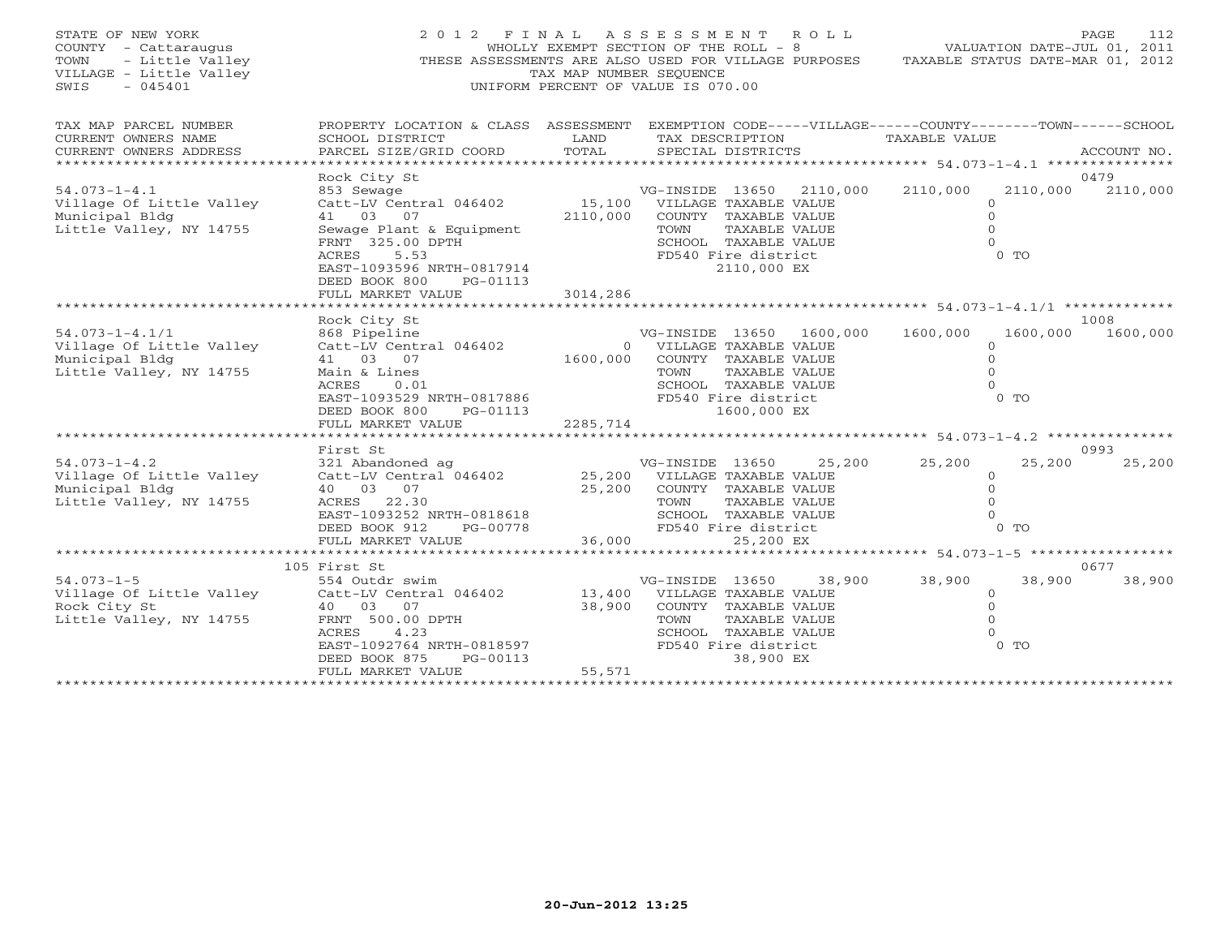STATE OF NEW YORK
COUNTY - Cattaraugus
TOWN - Little Valley
VILLAGE - Little Valley
SWIS - 045401

2012 FINAL ASSESSMENT ROLL
WHOLLY EXEMPT SECTION OF THE ROLL - 8
THESE ASSESSMENTS ARE ALSO USED FOR VILLAGE PURPOSES
TAX MAP NUMBER SEQUENCE
UNIFORM PERCENT OF VALUE IS 070.00

VALUATION DATE-JUL 01, 2011
TAXABLE STATUS DATE-MAR 01, 2012

| TAX MAP PARCEL NUMBER / CURRENT OWNERS NAME / CURRENT OWNERS ADDRESS | PROPERTY LOCATION & CLASS / SCHOOL DISTRICT / PARCEL SIZE/GRID COORD | ASSESSMENT LAND / TOTAL | EXEMPTION CODE / TAX DESCRIPTION / SPECIAL DISTRICTS | VILLAGE | COUNTY | TOWN | SCHOOL | ACCOUNT NO. |
|---|---|---|---|---|---|---|---|---|
| 54.073-1-4.1 | Rock City St | | | | | | | 0479 |
| Village Of Little Valley | 853 Sewage | | VG-INSIDE 13650 2110,000 | 2110,000 | 2110,000 | | 2110,000 | |
| Municipal Bldg | Catt-LV Central 046402 | 15,100 | VILLAGE TAXABLE VALUE | 0 | | | | |
| Little Valley, NY 14755 | 41 03 07 | 2110,000 | COUNTY TAXABLE VALUE | | 0 | | | |
| | Sewage Plant & Equipment | | TOWN TAXABLE VALUE | | | 0 | | |
| | FRNT 325.00 DPTH | | SCHOOL TAXABLE VALUE | | | | 0 | |
| | ACRES 5.53 | | FD540 Fire district 2110,000 EX | 0 TO | | | | |
| | EAST-1093596 NRTH-0817914 | | | | | | | |
| | DEED BOOK 800 PG-01113 | | | | | | | |
| | FULL MARKET VALUE | 3014,286 | | | | | | |
| 54.073-1-4.1/1 | Rock City St | | | | | | | 1008 |
| Village Of Little Valley | 868 Pipeline | | VG-INSIDE 13650 1600,000 | 1600,000 | 1600,000 | | 1600,000 | |
| Municipal Bldg | Catt-LV Central 046402 | 0 | VILLAGE TAXABLE VALUE | 0 | | | | |
| Little Valley, NY 14755 | 41 03 07 | 1600,000 | COUNTY TAXABLE VALUE | | 0 | | | |
| | Main & Lines | | TOWN TAXABLE VALUE | | | 0 | | |
| | ACRES 0.01 | | SCHOOL TAXABLE VALUE | | | | 0 | |
| | EAST-1093529 NRTH-0817886 | | FD540 Fire district 1600,000 EX | 0 TO | | | | |
| | DEED BOOK 800 PG-01113 | | | | | | | |
| | FULL MARKET VALUE | 2285,714 | | | | | | |
| 54.073-1-4.2 | First St | | | | | | | 0993 |
| Village Of Little Valley | 321 Abandoned ag | | VG-INSIDE 13650 25,200 | 25,200 | 25,200 | | 25,200 | |
| Municipal Bldg | Catt-LV Central 046402 | 25,200 | VILLAGE TAXABLE VALUE | 0 | | | | |
| Little Valley, NY 14755 | 40 03 07 | 25,200 | COUNTY TAXABLE VALUE | | 0 | | | |
| | ACRES 22.30 | | TOWN TAXABLE VALUE | | | 0 | | |
| | EAST-1093252 NRTH-0818618 | | SCHOOL TAXABLE VALUE | | | | 0 | |
| | DEED BOOK 912 PG-00778 | | FD540 Fire district 25,200 EX | 0 TO | | | | |
| | FULL MARKET VALUE | 36,000 | | | | | | |
| 54.073-1-5 | 105 First St | | | | | | | 0677 |
| Village Of Little Valley | 554 Outdr swim | | VG-INSIDE 13650 38,900 | 38,900 | 38,900 | | 38,900 | |
| Rock City St | Catt-LV Central 046402 | 13,400 | VILLAGE TAXABLE VALUE | 0 | | | | |
| Little Valley, NY 14755 | 40 03 07 | 38,900 | COUNTY TAXABLE VALUE | | 0 | | | |
| | FRNT 500.00 DPTH | | TOWN TAXABLE VALUE | | | 0 | | |
| | ACRES 4.23 | | SCHOOL TAXABLE VALUE | | | | 0 | |
| | EAST-1092764 NRTH-0818597 | | FD540 Fire district 38,900 EX | 0 TO | | | | |
| | DEED BOOK 875 PG-00113 | | | | | | | |
| | FULL MARKET VALUE | 55,571 | | | | | | |

20-Jun-2012 13:25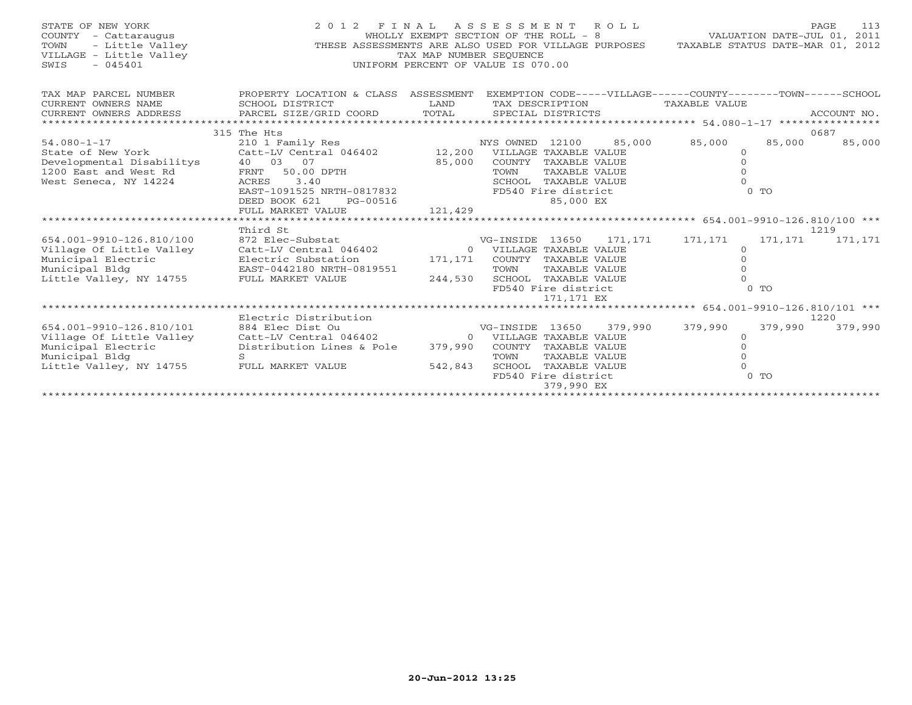STATE OF NEW YORK
COUNTY - Cattaraugus
TOWN - Little Valley
VILLAGE - Little Valley
SWIS - 045401

# 2012 FINAL ASSESSMENT ROLL

WHOLLY EXEMPT SECTION OF THE ROLL - 8
THESE ASSESSMENTS ARE ALSO USED FOR VILLAGE PURPOSES
TAX MAP NUMBER SEQUENCE
UNIFORM PERCENT OF VALUE IS 070.00

VALUATION DATE-JUL 01, 2011
TAXABLE STATUS DATE-MAR 01, 2012

| TAX MAP PARCEL NUMBER / CURRENT OWNERS NAME / CURRENT OWNERS ADDRESS | PROPERTY LOCATION & CLASS / SCHOOL DISTRICT / PARCEL SIZE/GRID COORD | ASSESSMENT LAND / TOTAL | EXEMPTION CODE-----VILLAGE------COUNTY--------TOWN------SCHOOL / TAX DESCRIPTION / SPECIAL DISTRICTS | TAXABLE VALUE | ACCOUNT NO. |
|---|---|---|---|---|---|
| **54.080-1-17** | 315 The Hts | | | | 0687 |
| 54.080-1-17 | 210 1 Family Res | | NYS OWNED 12100 85,000 | 85,000 85,000 85,000 | |
| State of New York | Catt-LV Central 046402 | 12,200 | VILLAGE TAXABLE VALUE | 0 | |
| Developmental Disabilitys | 40 03 07 | 85,000 | COUNTY TAXABLE VALUE | 0 | |
| 1200 East and West Rd | FRNT 50.00 DPTH | | TOWN TAXABLE VALUE | 0 | |
| West Seneca, NY 14224 | ACRES 3.40 | | SCHOOL TAXABLE VALUE | 0 | |
| | EAST-1091525 NRTH-0817832 | | FD540 Fire district | 0 TO | |
| | DEED BOOK 621 PG-00516 | | 85,000 EX | | |
| | FULL MARKET VALUE | 121,429 | | | |
| **654.001-9910-126.810/100** | Third St | | | | 1219 |
| 654.001-9910-126.810/100 | 872 Elec-Substat | | VG-INSIDE 13650 171,171 | 171,171 171,171 171,171 | |
| Village Of Little Valley | Catt-LV Central 046402 | 0 | VILLAGE TAXABLE VALUE | 0 | |
| Municipal Electric | Electric Substation | 171,171 | COUNTY TAXABLE VALUE | 0 | |
| Municipal Bldg | EAST-0442180 NRTH-0819551 | | TOWN TAXABLE VALUE | 0 | |
| Little Valley, NY 14755 | FULL MARKET VALUE | 244,530 | SCHOOL TAXABLE VALUE | 0 | |
| | | | FD540 Fire district | 0 TO | |
| | | | 171,171 EX | | |
| **654.001-9910-126.810/101** | Electric Distribution | | | | 1220 |
| 654.001-9910-126.810/101 | 884 Elec Dist Ou | | VG-INSIDE 13650 379,990 | 379,990 379,990 379,990 | |
| Village Of Little Valley | Catt-LV Central 046402 | 0 | VILLAGE TAXABLE VALUE | 0 | |
| Municipal Electric | Distribution Lines & Pole | 379,990 | COUNTY TAXABLE VALUE | 0 | |
| Municipal Bldg | S | | TOWN TAXABLE VALUE | 0 | |
| Little Valley, NY 14755 | FULL MARKET VALUE | 542,843 | SCHOOL TAXABLE VALUE | 0 | |
| | | | FD540 Fire district | 0 TO | |
| | | | 379,990 EX | | |

20-Jun-2012 13:25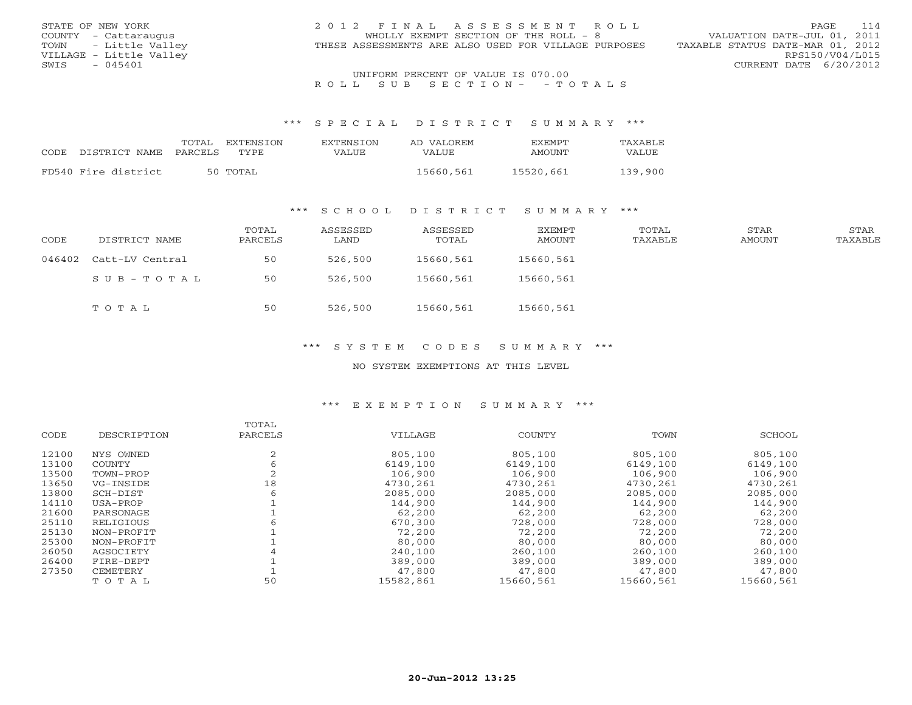STATE OF NEW YORK
COUNTY - Cattaraugus
TOWN - Little Valley
VILLAGE - Little Valley
SWIS - 045401

2012 FINAL ASSESSMENT ROLL
WHOLLY EXEMPT SECTION OF THE ROLL - 8
THESE ASSESSMENTS ARE ALSO USED FOR VILLAGE PURPOSES

VALUATION DATE-JUL 01, 2011
TAXABLE STATUS DATE-MAR 01, 2012
RPS150/V04/L015
CURRENT DATE 6/20/2012

UNIFORM PERCENT OF VALUE IS 070.00

ROLL SUB SECTION- - TOTALS

### *** SPECIAL DISTRICT SUMMARY ***

| CODE | DISTRICT NAME | TOTAL PARCELS | EXTENSION TYPE | EXTENSION VALUE | AD VALOREM VALUE | EXEMPT AMOUNT | TAXABLE VALUE |
|---|---|---|---|---|---|---|---|
| FD540 | Fire district | 50 | TOTAL | | 15660,561 | 15520,661 | 139,900 |

### *** SCHOOL DISTRICT SUMMARY ***

| CODE | DISTRICT NAME | TOTAL PARCELS | ASSESSED LAND | ASSESSED TOTAL | EXEMPT AMOUNT | TOTAL TAXABLE | STAR AMOUNT | STAR TAXABLE |
|---|---|---|---|---|---|---|---|---|
| 046402 | Catt-LV Central | 50 | 526,500 | 15660,561 | 15660,561 | | | |
| | SUB-TOTAL | 50 | 526,500 | 15660,561 | 15660,561 | | | |
| | TOTAL | 50 | 526,500 | 15660,561 | 15660,561 | | | |

### *** SYSTEM CODES SUMMARY ***

NO SYSTEM EXEMPTIONS AT THIS LEVEL

### *** EXEMPTION SUMMARY ***

| CODE | DESCRIPTION | TOTAL PARCELS | VILLAGE | COUNTY | TOWN | SCHOOL |
|---|---|---|---|---|---|---|
| 12100 | NYS OWNED | 2 | 805,100 | 805,100 | 805,100 | 805,100 |
| 13100 | COUNTY | 6 | 6149,100 | 6149,100 | 6149,100 | 6149,100 |
| 13500 | TOWN-PROP | 2 | 106,900 | 106,900 | 106,900 | 106,900 |
| 13650 | VG-INSIDE | 18 | 4730,261 | 4730,261 | 4730,261 | 4730,261 |
| 13800 | SCH-DIST | 6 | 2085,000 | 2085,000 | 2085,000 | 2085,000 |
| 14110 | USA-PROP | 1 | 144,900 | 144,900 | 144,900 | 144,900 |
| 21600 | PARSONAGE | 1 | 62,200 | 62,200 | 62,200 | 62,200 |
| 25110 | RELIGIOUS | 6 | 670,300 | 728,000 | 728,000 | 728,000 |
| 25130 | NON-PROFIT | 1 | 72,200 | 72,200 | 72,200 | 72,200 |
| 25300 | NON-PROFIT | 1 | 80,000 | 80,000 | 80,000 | 80,000 |
| 26050 | AGSOCIETY | 4 | 240,100 | 260,100 | 260,100 | 260,100 |
| 26400 | FIRE-DEPT | 1 | 389,000 | 389,000 | 389,000 | 389,000 |
| 27350 | CEMETERY | 1 | 47,800 | 47,800 | 47,800 | 47,800 |
| | TOTAL | 50 | 15582,861 | 15660,561 | 15660,561 | 15660,561 |

20-Jun-2012 13:25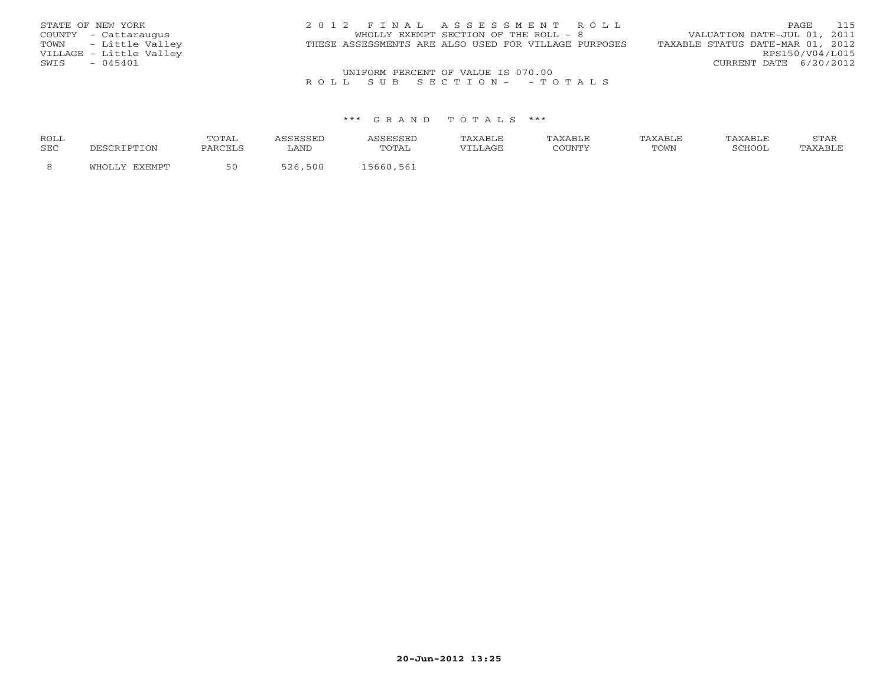STATE OF NEW YORK
COUNTY - Cattaraugus
TOWN - Little Valley
VILLAGE - Little Valley
SWIS - 045401

2 0 1 2 F I N A L A S S E S S M E N T R O L L
WHOLLY EXEMPT SECTION OF THE ROLL - 8
THESE ASSESSMENTS ARE ALSO USED FOR VILLAGE PURPOSES

VALUATION DATE-JUL 01, 2011
TAXABLE STATUS DATE-MAR 01, 2012
RPS150/V04/L015
CURRENT DATE 6/20/2012

UNIFORM PERCENT OF VALUE IS 070.00

R O L L S U B S E C T I O N - - T O T A L S

*** G R A N D T O T A L S ***

| ROLL SEC | DESCRIPTION | TOTAL PARCELS | ASSESSED LAND | ASSESSED TOTAL | TAXABLE VILLAGE | TAXABLE COUNTY | TAXABLE TOWN | TAXABLE SCHOOL | STAR TAXABLE |
|---|---|---|---|---|---|---|---|---|---|
| 8 | WHOLLY EXEMPT | 50 | 526,500 | 15660,561 | | | | | |

20-Jun-2012 13:25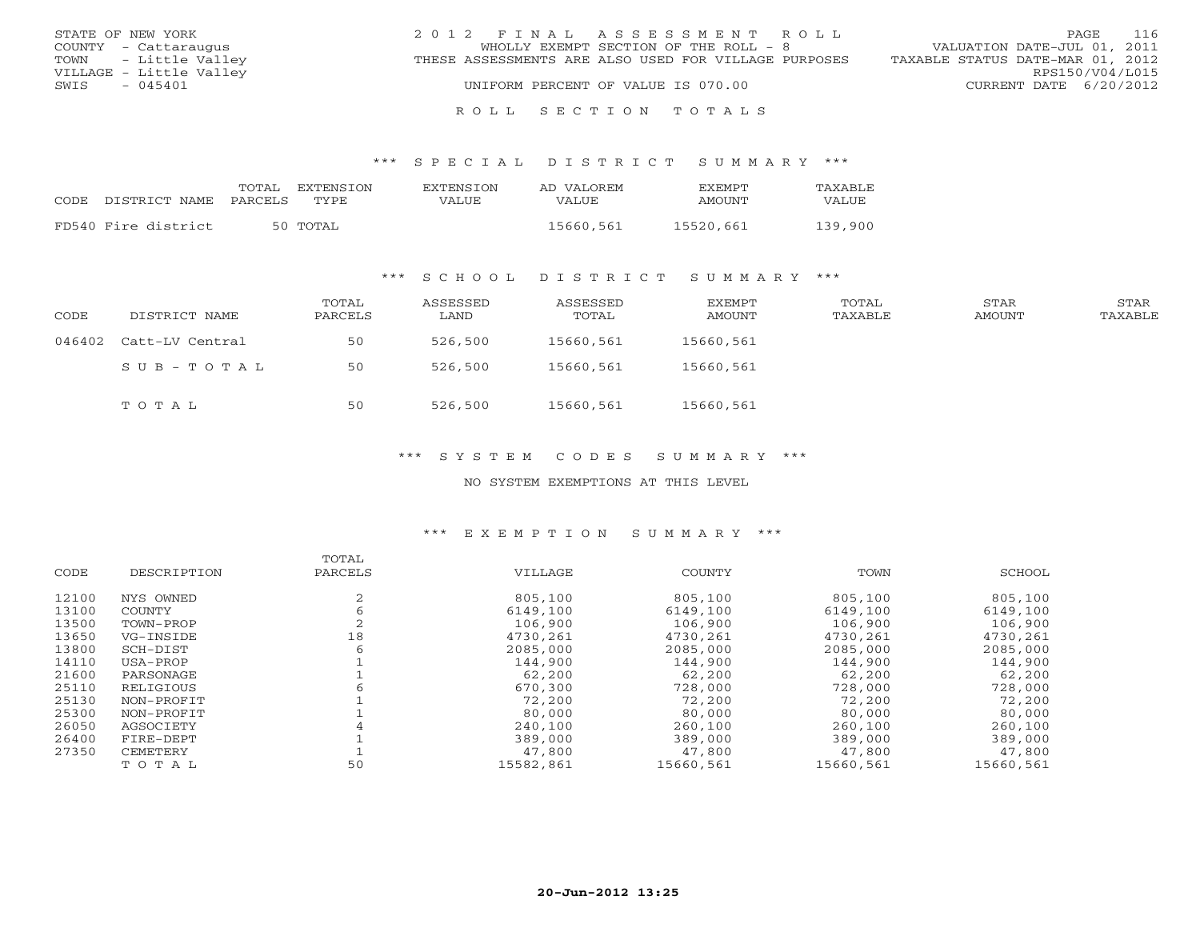STATE OF NEW YORK
COUNTY - Cattaraugus
TOWN - Little Valley
VILLAGE - Little Valley
SWIS - 045401

2012 FINAL ASSESSMENT ROLL
WHOLLY EXEMPT SECTION OF THE ROLL - 8
THESE ASSESSMENTS ARE ALSO USED FOR VILLAGE PURPOSES
UNIFORM PERCENT OF VALUE IS 070.00

VALUATION DATE-JUL 01, 2011
TAXABLE STATUS DATE-MAR 01, 2012
RPS150/V04/L015
CURRENT DATE 6/20/2012

## ROLL SECTION TOTALS

### *** SPECIAL DISTRICT SUMMARY ***

| CODE | DISTRICT NAME | TOTAL PARCELS | EXTENSION TYPE | EXTENSION VALUE | AD VALOREM VALUE | EXEMPT AMOUNT | TAXABLE VALUE |
|---|---|---|---|---|---|---|---|
| FD540 | Fire district | 50 | TOTAL | | 15660,561 | 15520,661 | 139,900 |

### *** SCHOOL DISTRICT SUMMARY ***

| CODE | DISTRICT NAME | TOTAL PARCELS | ASSESSED LAND | ASSESSED TOTAL | EXEMPT AMOUNT | TOTAL TAXABLE | STAR AMOUNT | STAR TAXABLE |
|---|---|---|---|---|---|---|---|---|
| 046402 | Catt-LV Central | 50 | 526,500 | 15660,561 | 15660,561 | | | |
| | SUB-TOTAL | 50 | 526,500 | 15660,561 | 15660,561 | | | |
| | TOTAL | 50 | 526,500 | 15660,561 | 15660,561 | | | |

### *** SYSTEM CODES SUMMARY ***

NO SYSTEM EXEMPTIONS AT THIS LEVEL

### *** EXEMPTION SUMMARY ***

| CODE | DESCRIPTION | TOTAL PARCELS | VILLAGE | COUNTY | TOWN | SCHOOL |
|---|---|---|---|---|---|---|
| 12100 | NYS OWNED | 2 | 805,100 | 805,100 | 805,100 | 805,100 |
| 13100 | COUNTY | 6 | 6149,100 | 6149,100 | 6149,100 | 6149,100 |
| 13500 | TOWN-PROP | 2 | 106,900 | 106,900 | 106,900 | 106,900 |
| 13650 | VG-INSIDE | 18 | 4730,261 | 4730,261 | 4730,261 | 4730,261 |
| 13800 | SCH-DIST | 6 | 2085,000 | 2085,000 | 2085,000 | 2085,000 |
| 14110 | USA-PROP | 1 | 144,900 | 144,900 | 144,900 | 144,900 |
| 21600 | PARSONAGE | 1 | 62,200 | 62,200 | 62,200 | 62,200 |
| 25110 | RELIGIOUS | 6 | 670,300 | 728,000 | 728,000 | 728,000 |
| 25130 | NON-PROFIT | 1 | 72,200 | 72,200 | 72,200 | 72,200 |
| 25300 | NON-PROFIT | 1 | 80,000 | 80,000 | 80,000 | 80,000 |
| 26050 | AGSOCIETY | 4 | 240,100 | 260,100 | 260,100 | 260,100 |
| 26400 | FIRE-DEPT | 1 | 389,000 | 389,000 | 389,000 | 389,000 |
| 27350 | CEMETERY | 1 | 47,800 | 47,800 | 47,800 | 47,800 |
| | TOTAL | 50 | 15582,861 | 15660,561 | 15660,561 | 15660,561 |

20-Jun-2012 13:25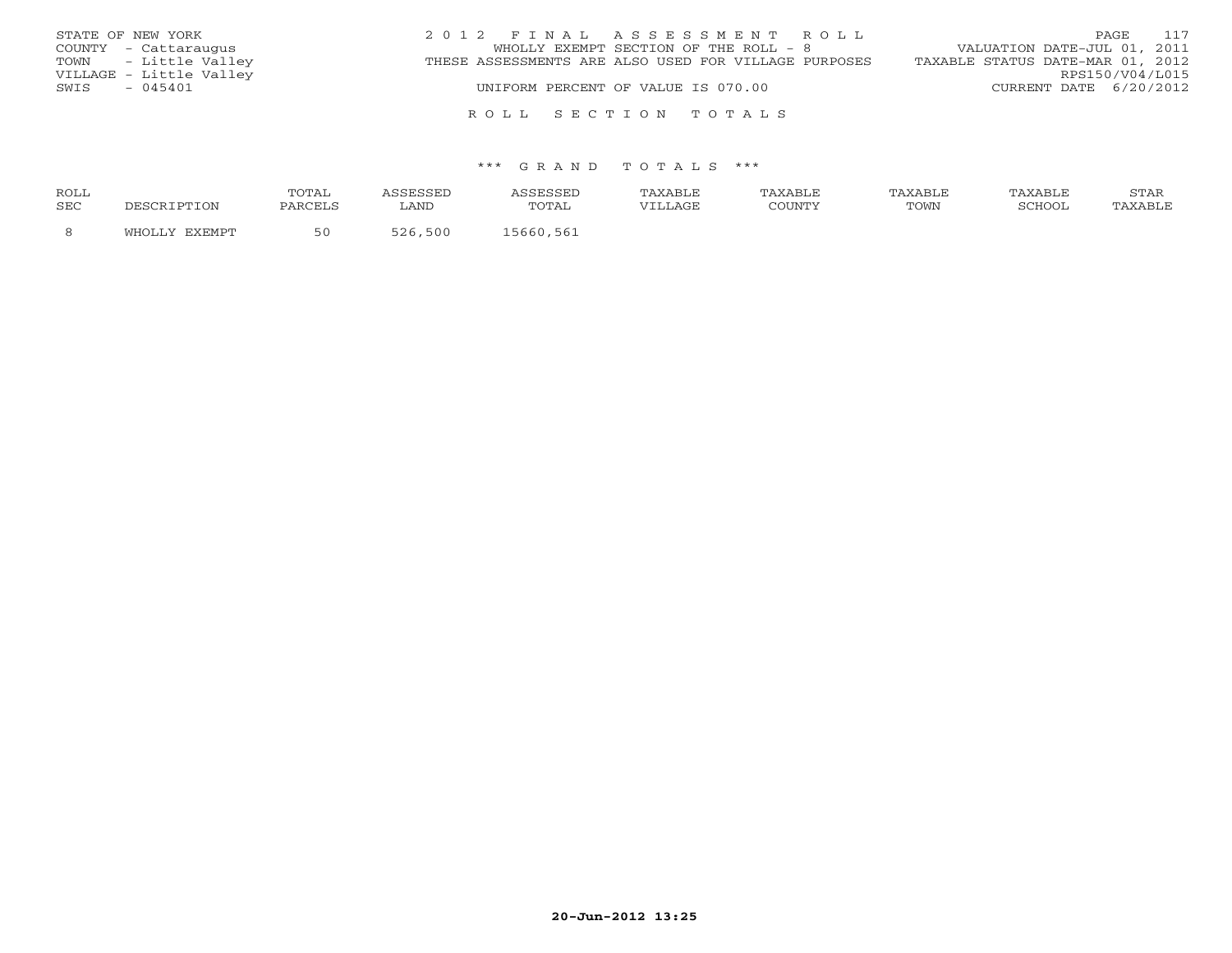STATE OF NEW YORK
COUNTY - Cattaraugus
TOWN - Little Valley
VILLAGE - Little Valley
SWIS - 045401

2 0 1 2 F I N A L A S S E S S M E N T R O L L
WHOLLY EXEMPT SECTION OF THE ROLL - 8
THESE ASSESSMENTS ARE ALSO USED FOR VILLAGE PURPOSES
UNIFORM PERCENT OF VALUE IS 070.00

VALUATION DATE-JUL 01, 2011
TAXABLE STATUS DATE-MAR 01, 2012
RPS150/V04/L015
CURRENT DATE 6/20/2012

R O L L S E C T I O N T O T A L S

\*\*\* G R A N D T O T A L S \*\*\*

| ROLL SEC | DESCRIPTION | TOTAL PARCELS | ASSESSED LAND | ASSESSED TOTAL | TAXABLE VILLAGE | TAXABLE COUNTY | TAXABLE TOWN | TAXABLE SCHOOL | STAR TAXABLE |
|---|---|---|---|---|---|---|---|---|---|
| 8 | WHOLLY EXEMPT | 50 | 526,500 | 15660,561 | | | | | |

20-Jun-2012 13:25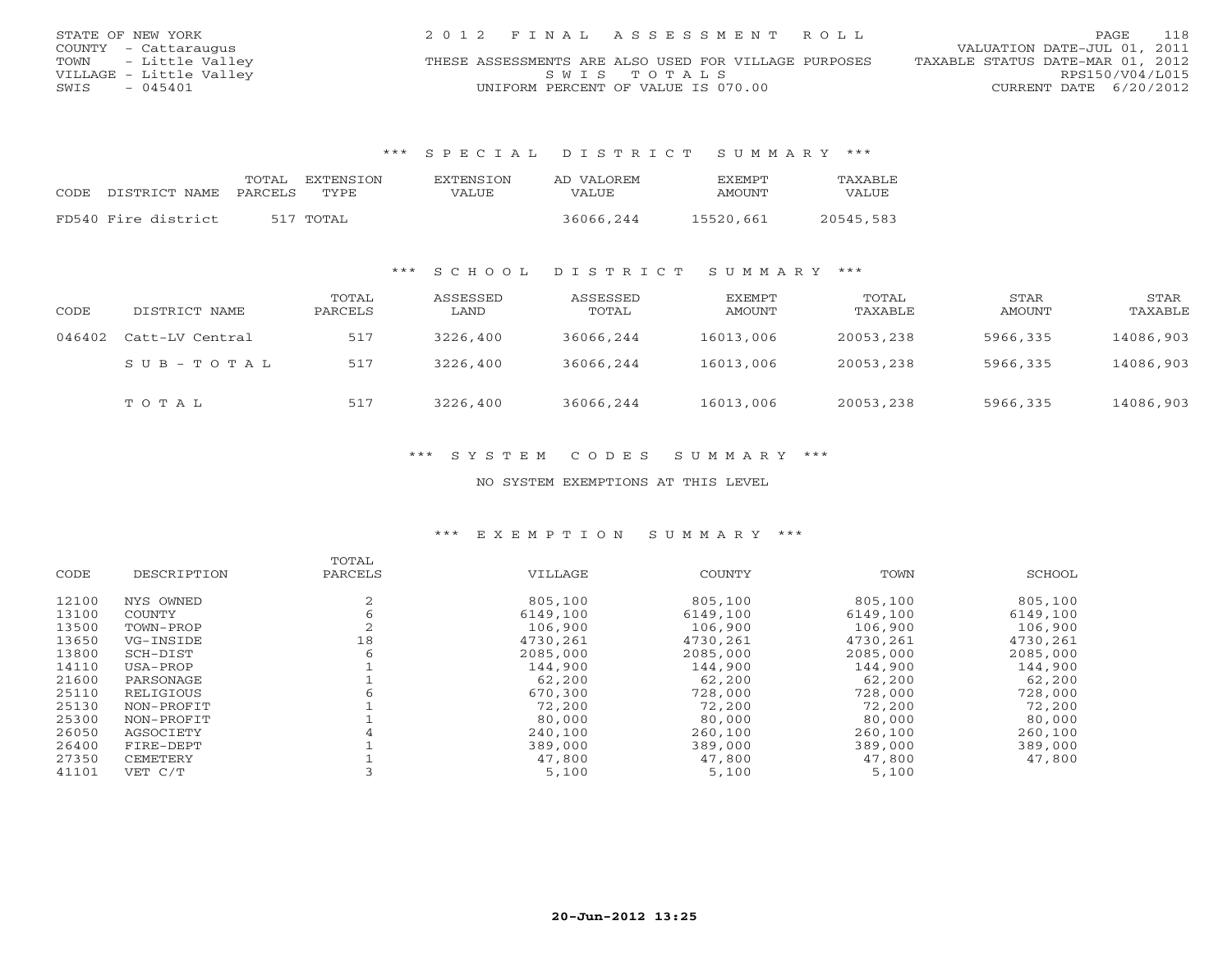STATE OF NEW YORK
COUNTY - Cattaraugus
TOWN - Little Valley
VILLAGE - Little Valley
SWIS - 045401

2012 FINAL ASSESSMENT ROLL
THESE ASSESSMENTS ARE ALSO USED FOR VILLAGE PURPOSES
SWIS TOTALS
UNIFORM PERCENT OF VALUE IS 070.00

VALUATION DATE-JUL 01, 2011
TAXABLE STATUS DATE-MAR 01, 2012
RPS150/V04/L015
CURRENT DATE 6/20/2012

### *** SPECIAL DISTRICT SUMMARY ***

| CODE | DISTRICT NAME | TOTAL PARCELS | EXTENSION TYPE | EXTENSION VALUE | AD VALOREM VALUE | EXEMPT AMOUNT | TAXABLE VALUE |
|---|---|---|---|---|---|---|---|
| FD540 | Fire district | 517 | TOTAL | | 36066,244 | 15520,661 | 20545,583 |

### *** SCHOOL DISTRICT SUMMARY ***

| CODE | DISTRICT NAME | TOTAL PARCELS | ASSESSED LAND | ASSESSED TOTAL | EXEMPT AMOUNT | TOTAL TAXABLE | STAR AMOUNT | STAR TAXABLE |
|---|---|---|---|---|---|---|---|---|
| 046402 | Catt-LV Central | 517 | 3226,400 | 36066,244 | 16013,006 | 20053,238 | 5966,335 | 14086,903 |
| | SUB-TOTAL | 517 | 3226,400 | 36066,244 | 16013,006 | 20053,238 | 5966,335 | 14086,903 |
| | TOTAL | 517 | 3226,400 | 36066,244 | 16013,006 | 20053,238 | 5966,335 | 14086,903 |

### *** SYSTEM CODES SUMMARY ***

NO SYSTEM EXEMPTIONS AT THIS LEVEL

### *** EXEMPTION SUMMARY ***

| CODE | DESCRIPTION | TOTAL PARCELS | VILLAGE | COUNTY | TOWN | SCHOOL |
|---|---|---|---|---|---|---|
| 12100 | NYS OWNED | 2 | 805,100 | 805,100 | 805,100 | 805,100 |
| 13100 | COUNTY | 6 | 6149,100 | 6149,100 | 6149,100 | 6149,100 |
| 13500 | TOWN-PROP | 2 | 106,900 | 106,900 | 106,900 | 106,900 |
| 13650 | VG-INSIDE | 18 | 4730,261 | 4730,261 | 4730,261 | 4730,261 |
| 13800 | SCH-DIST | 6 | 2085,000 | 2085,000 | 2085,000 | 2085,000 |
| 14110 | USA-PROP | 1 | 144,900 | 144,900 | 144,900 | 144,900 |
| 21600 | PARSONAGE | 1 | 62,200 | 62,200 | 62,200 | 62,200 |
| 25110 | RELIGIOUS | 6 | 670,300 | 728,000 | 728,000 | 728,000 |
| 25130 | NON-PROFIT | 1 | 72,200 | 72,200 | 72,200 | 72,200 |
| 25300 | NON-PROFIT | 1 | 80,000 | 80,000 | 80,000 | 80,000 |
| 26050 | AGSOCIETY | 4 | 240,100 | 260,100 | 260,100 | 260,100 |
| 26400 | FIRE-DEPT | 1 | 389,000 | 389,000 | 389,000 | 389,000 |
| 27350 | CEMETERY | 1 | 47,800 | 47,800 | 47,800 | 47,800 |
| 41101 | VET C/T | 3 | 5,100 | 5,100 | 5,100 | |

20-Jun-2012 13:25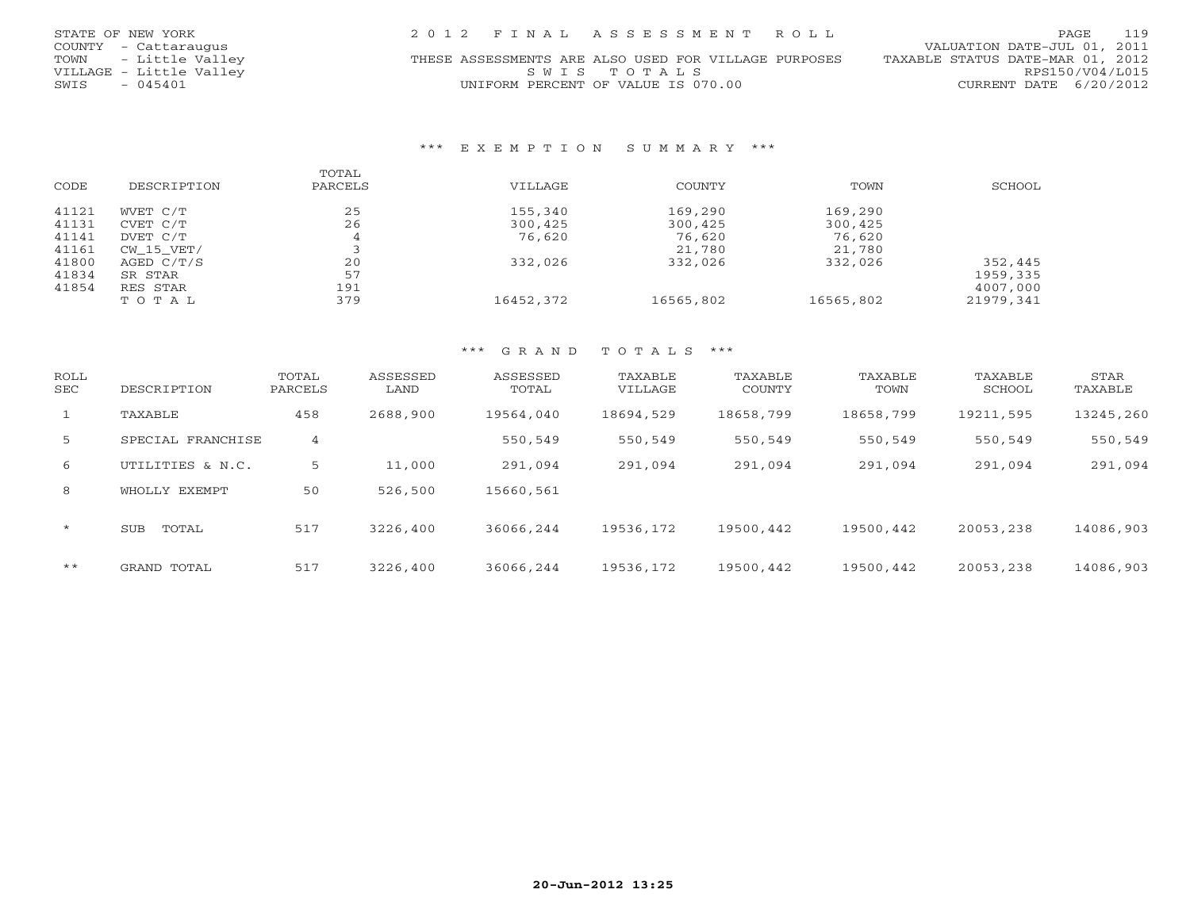STATE OF NEW YORK
COUNTY - Cattaraugus
TOWN - Little Valley
VILLAGE - Little Valley
SWIS - 045401

2 0 1 2 F I N A L A S S E S S M E N T R O L L
THESE ASSESSMENTS ARE ALSO USED FOR VILLAGE PURPOSES
S W I S T O T A L S
UNIFORM PERCENT OF VALUE IS 070.00

VALUATION DATE-JUL 01, 2011
TAXABLE STATUS DATE-MAR 01, 2012
RPS150/V04/L015
CURRENT DATE 6/20/2012

### *** E X E M P T I O N S U M M A R Y ***

| CODE | DESCRIPTION | TOTAL PARCELS | VILLAGE | COUNTY | TOWN | SCHOOL |
|---|---|---|---|---|---|---|
| 41121 | WVET C/T | 25 | 155,340 | 169,290 | 169,290 | |
| 41131 | CVET C/T | 26 | 300,425 | 300,425 | 300,425 | |
| 41141 | DVET C/T | 4 | 76,620 | 76,620 | 76,620 | |
| 41161 | CW_15_VET/ | 3 | | 21,780 | 21,780 | |
| 41800 | AGED C/T/S | 20 | 332,026 | 332,026 | 332,026 | 352,445 |
| 41834 | SR STAR | 57 | | | | 1959,335 |
| 41854 | RES STAR | 191 | | | | 4007,000 |
| | T O T A L | 379 | 16452,372 | 16565,802 | 16565,802 | 21979,341 |

### *** G R A N D T O T A L S ***

| ROLL SEC | DESCRIPTION | TOTAL PARCELS | ASSESSED LAND | ASSESSED TOTAL | TAXABLE VILLAGE | TAXABLE COUNTY | TAXABLE TOWN | TAXABLE SCHOOL | STAR TAXABLE |
|---|---|---|---|---|---|---|---|---|---|
| 1 | TAXABLE | 458 | 2688,900 | 19564,040 | 18694,529 | 18658,799 | 18658,799 | 19211,595 | 13245,260 |
| 5 | SPECIAL FRANCHISE | 4 | | 550,549 | 550,549 | 550,549 | 550,549 | 550,549 | 550,549 |
| 6 | UTILITIES & N.C. | 5 | 11,000 | 291,094 | 291,094 | 291,094 | 291,094 | 291,094 | 291,094 |
| 8 | WHOLLY EXEMPT | 50 | 526,500 | 15660,561 | | | | | |
| * | SUB TOTAL | 517 | 3226,400 | 36066,244 | 19536,172 | 19500,442 | 19500,442 | 20053,238 | 14086,903 |
| ** | GRAND TOTAL | 517 | 3226,400 | 36066,244 | 19536,172 | 19500,442 | 19500,442 | 20053,238 | 14086,903 |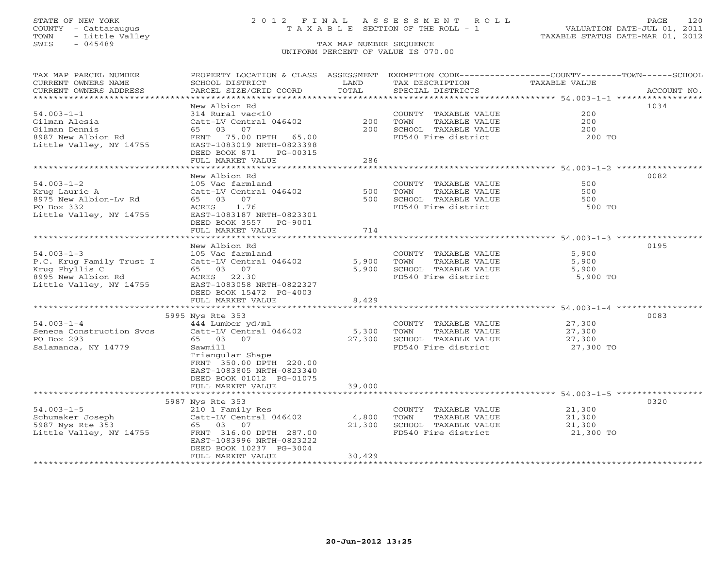STATE OF NEW YORK
COUNTY - Cattaraugus
TOWN - Little Valley
SWIS - 045489

# 2012 FINAL ASSESSMENT ROLL

TAXABLE SECTION OF THE ROLL - 1

TAX MAP NUMBER SEQUENCE

UNIFORM PERCENT OF VALUE IS 070.00

VALUATION DATE-JUL 01, 2011
TAXABLE STATUS DATE-MAR 01, 2012

| TAX MAP PARCEL NUMBER / CURRENT OWNERS NAME / CURRENT OWNERS ADDRESS | PROPERTY LOCATION & CLASS / SCHOOL DISTRICT / PARCEL SIZE/GRID COORD | ASSESSMENT LAND / TOTAL | EXEMPTION CODE / TAX DESCRIPTION / SPECIAL DISTRICTS | COUNTY--------TOWN------SCHOOL TAXABLE VALUE | ACCOUNT NO. |
|---|---|---|---|---|---|
| 54.003-1-1 | New Albion Rd | | | | 1034 |
| | 314 Rural vac<10 | | COUNTY TAXABLE VALUE | 200 | |
| Gilman Alesia | Catt-LV Central 046402 | 200 | TOWN TAXABLE VALUE | 200 | |
| Gilman Dennis | 65 03 07 | 200 | SCHOOL TAXABLE VALUE | 200 | |
| 8987 New Albion Rd | FRNT 75.00 DPTH 65.00 | | FD540 Fire district | 200 TO | |
| Little Valley, NY 14755 | EAST-1083019 NRTH-0823398 | | | | |
| | DEED BOOK 871 PG-00315 | | | | |
| | FULL MARKET VALUE | 286 | | | |
| 54.003-1-2 | New Albion Rd | | | | 0082 |
| | 105 Vac farmland | | COUNTY TAXABLE VALUE | 500 | |
| Krug Laurie A | Catt-LV Central 046402 | 500 | TOWN TAXABLE VALUE | 500 | |
| 8975 New Albion-Lv Rd | 65 03 07 | 500 | SCHOOL TAXABLE VALUE | 500 | |
| PO Box 332 | ACRES 1.76 | | FD540 Fire district | 500 TO | |
| Little Valley, NY 14755 | EAST-1083187 NRTH-0823301 | | | | |
| | DEED BOOK 3557 PG-9001 | | | | |
| | FULL MARKET VALUE | 714 | | | |
| 54.003-1-3 | New Albion Rd | | | | 0195 |
| | 105 Vac farmland | | COUNTY TAXABLE VALUE | 5,900 | |
| P.C. Krug Family Trust I | Catt-LV Central 046402 | 5,900 | TOWN TAXABLE VALUE | 5,900 | |
| Krug Phyllis C | 65 03 07 | 5,900 | SCHOOL TAXABLE VALUE | 5,900 | |
| 8995 New Albion Rd | ACRES 22.30 | | FD540 Fire district | 5,900 TO | |
| Little Valley, NY 14755 | EAST-1083058 NRTH-0822327 | | | | |
| | DEED BOOK 15472 PG-4003 | | | | |
| | FULL MARKET VALUE | 8,429 | | | |
| 54.003-1-4 | 5995 Nys Rte 353 | | | | 0083 |
| | 444 Lumber yd/ml | | COUNTY TAXABLE VALUE | 27,300 | |
| Seneca Construction Svcs | Catt-LV Central 046402 | 5,300 | TOWN TAXABLE VALUE | 27,300 | |
| PO Box 293 | 65 03 07 | 27,300 | SCHOOL TAXABLE VALUE | 27,300 | |
| Salamanca, NY 14779 | Sawmill | | FD540 Fire district | 27,300 TO | |
| | Triangular Shape | | | | |
| | FRNT 350.00 DPTH 220.00 | | | | |
| | EAST-1083805 NRTH-0823340 | | | | |
| | DEED BOOK 01012 PG-01075 | | | | |
| | FULL MARKET VALUE | 39,000 | | | |
| 54.003-1-5 | 5987 Nys Rte 353 | | | | 0320 |
| | 210 1 Family Res | | COUNTY TAXABLE VALUE | 21,300 | |
| Schumaker Joseph | Catt-LV Central 046402 | 4,800 | TOWN TAXABLE VALUE | 21,300 | |
| 5987 Nys Rte 353 | 65 03 07 | 21,300 | SCHOOL TAXABLE VALUE | 21,300 | |
| Little Valley, NY 14755 | FRNT 316.00 DPTH 287.00 | | FD540 Fire district | 21,300 TO | |
| | EAST-1083996 NRTH-0823222 | | | | |
| | DEED BOOK 10237 PG-3004 | | | | |
| | FULL MARKET VALUE | 30,429 | | | |

20-Jun-2012 13:25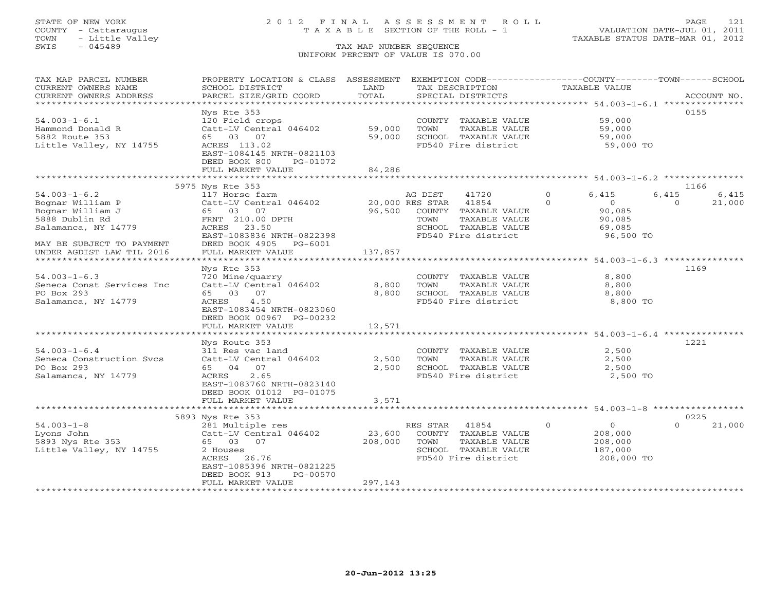STATE OF NEW YORK
COUNTY - Cattaraugus
TOWN - Little Valley
SWIS - 045489

# 2012 FINAL ASSESSMENT ROLL
TAXABLE SECTION OF THE ROLL - 1

TAX MAP NUMBER SEQUENCE
UNIFORM PERCENT OF VALUE IS 070.00

VALUATION DATE-JUL 01, 2011
TAXABLE STATUS DATE-MAR 01, 2012

| TAX MAP PARCEL NUMBER / CURRENT OWNERS NAME / CURRENT OWNERS ADDRESS | PROPERTY LOCATION & CLASS / SCHOOL DISTRICT / PARCEL SIZE/GRID COORD | ASSESSMENT LAND / TOTAL | EXEMPTION CODE / TAX DESCRIPTION / SPECIAL DISTRICTS | COUNTY TAXABLE VALUE | TOWN | SCHOOL | ACCOUNT NO. |
|---|---|---|---|---|---|---|---|
| **54.003-1-6.1** | Nys Rte 353 | | | | | | 0155 |
| Hammond Donald R | 120 Field crops | | COUNTY TAXABLE VALUE | 59,000 | | | |
| 5882 Route 353 | Catt-LV Central 046402 | 59,000 | TOWN TAXABLE VALUE | 59,000 | | | |
| Little Valley, NY 14755 | 65 03 07 | 59,000 | SCHOOL TAXABLE VALUE | 59,000 | | | |
| | ACRES 113.02 | | FD540 Fire district | 59,000 TO | | | |
| | EAST-1084145 NRTH-0821103 | | | | | | |
| | DEED BOOK 800 PG-01072 | | | | | | |
| | FULL MARKET VALUE | 84,286 | | | | | |
| **54.003-1-6.2** | 5975 Nys Rte 353 | | | | | | 1166 |
| Bognar William P | 117 Horse farm | | AG DIST 41720 0 | 6,415 | 6,415 | 6,415 | |
| Bognar William J | Catt-LV Central 046402 | 20,000 | RES STAR 41854 0 | 0 | 0 | 21,000 | |
| 5888 Dublin Rd | 65 03 07 | 96,500 | COUNTY TAXABLE VALUE | 90,085 | | | |
| Salamanca, NY 14779 | FRNT 210.00 DPTH | | TOWN TAXABLE VALUE | 90,085 | | | |
| | ACRES 23.50 | | SCHOOL TAXABLE VALUE | 69,085 | | | |
| | EAST-1083836 NRTH-0822398 | | FD540 Fire district | 96,500 TO | | | |
| MAY BE SUBJECT TO PAYMENT | DEED BOOK 4905 PG-6001 | | | | | | |
| UNDER AGDIST LAW TIL 2016 | FULL MARKET VALUE | 137,857 | | | | | |
| **54.003-1-6.3** | Nys Rte 353 | | | | | | 1169 |
| Seneca Const Services Inc | 720 Mine/quarry | | COUNTY TAXABLE VALUE | 8,800 | | | |
| PO Box 293 | Catt-LV Central 046402 | 8,800 | TOWN TAXABLE VALUE | 8,800 | | | |
| Salamanca, NY 14779 | 65 03 07 | 8,800 | SCHOOL TAXABLE VALUE | 8,800 | | | |
| | ACRES 4.50 | | FD540 Fire district | 8,800 TO | | | |
| | EAST-1083454 NRTH-0823060 | | | | | | |
| | DEED BOOK 00967 PG-00232 | | | | | | |
| | FULL MARKET VALUE | 12,571 | | | | | |
| **54.003-1-6.4** | Nys Route 353 | | | | | | 1221 |
| Seneca Construction Svcs | 311 Res vac land | | COUNTY TAXABLE VALUE | 2,500 | | | |
| PO Box 293 | Catt-LV Central 046402 | 2,500 | TOWN TAXABLE VALUE | 2,500 | | | |
| Salamanca, NY 14779 | 65 04 07 | 2,500 | SCHOOL TAXABLE VALUE | 2,500 | | | |
| | ACRES 2.65 | | FD540 Fire district | 2,500 TO | | | |
| | EAST-1083760 NRTH-0823140 | | | | | | |
| | DEED BOOK 01012 PG-01075 | | | | | | |
| | FULL MARKET VALUE | 3,571 | | | | | |
| **54.003-1-8** | 5893 Nys Rte 353 | | | | | | 0225 |
| Lyons John | 281 Multiple res | | RES STAR 41854 0 | 0 | 0 | 21,000 | |
| 5893 Nys Rte 353 | Catt-LV Central 046402 | 23,600 | COUNTY TAXABLE VALUE | 208,000 | | | |
| Little Valley, NY 14755 | 65 03 07 | 208,000 | TOWN TAXABLE VALUE | 208,000 | | | |
| | 2 Houses | | SCHOOL TAXABLE VALUE | 187,000 | | | |
| | ACRES 26.76 | | FD540 Fire district | 208,000 TO | | | |
| | EAST-1085396 NRTH-0821225 | | | | | | |
| | DEED BOOK 913 PG-00570 | | | | | | |
| | FULL MARKET VALUE | 297,143 | | | | | |

20-Jun-2012 13:25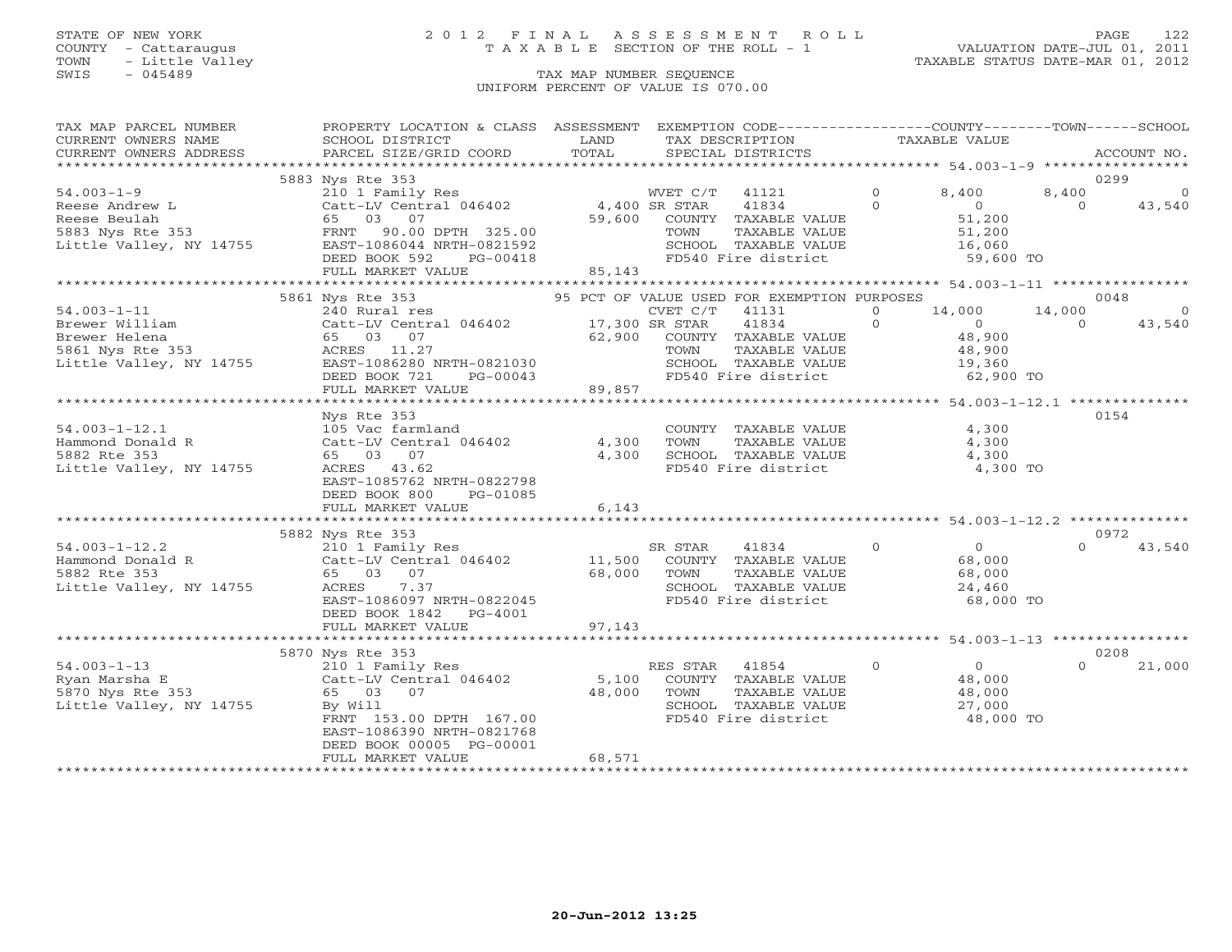STATE OF NEW YORK
COUNTY - Cattaraugus
TOWN - Little Valley
SWIS - 045489

# 2012 FINAL ASSESSMENT ROLL
TAXABLE SECTION OF THE ROLL - 1
TAX MAP NUMBER SEQUENCE
UNIFORM PERCENT OF VALUE IS 070.00

VALUATION DATE-JUL 01, 2011
TAXABLE STATUS DATE-MAR 01, 2012

| TAX MAP PARCEL NUMBER / CURRENT OWNERS NAME / CURRENT OWNERS ADDRESS | PROPERTY LOCATION & CLASS / SCHOOL DISTRICT / PARCEL SIZE/GRID COORD | ASSESSMENT LAND / TOTAL | EXEMPTION CODE / TAX DESCRIPTION / SPECIAL DISTRICTS | | COUNTY TAXABLE VALUE | TOWN | SCHOOL | ACCOUNT NO. |
|---|---|---|---|---|---|---|---|---|
| **54.003-1-9** | 5883 Nys Rte 353 | | | | | | | 0299 |
| Reese Andrew L | 210 1 Family Res | | WVET C/T 41121 | 0 | 8,400 | 8,400 | 0 | |
| Reese Beulah | Catt-LV Central 046402 | 4,400 | SR STAR 41834 | 0 | 0 | 0 | 43,540 | |
| 5883 Nys Rte 353 | 65 03 07 | 59,600 | COUNTY TAXABLE VALUE | | 51,200 | | | |
| Little Valley, NY 14755 | FRNT 90.00 DPTH 325.00 | | TOWN TAXABLE VALUE | | 51,200 | | | |
| | EAST-1086044 NRTH-0821592 | | SCHOOL TAXABLE VALUE | | 16,060 | | | |
| | DEED BOOK 592 PG-00418 | | FD540 Fire district | | 59,600 TO | | | |
| | FULL MARKET VALUE | 85,143 | | | | | | |
| **54.003-1-11** | 5861 Nys Rte 353 | | 95 PCT OF VALUE USED FOR EXEMPTION PURPOSES | | | | | 0048 |
| Brewer William | 240 Rural res | | CVET C/T 41131 | 0 | 14,000 | 14,000 | 0 | |
| Brewer Helena | Catt-LV Central 046402 | 17,300 | SR STAR 41834 | 0 | 0 | 0 | 43,540 | |
| 5861 Nys Rte 353 | 65 03 07 | 62,900 | COUNTY TAXABLE VALUE | | 48,900 | | | |
| Little Valley, NY 14755 | ACRES 11.27 | | TOWN TAXABLE VALUE | | 48,900 | | | |
| | EAST-1086280 NRTH-0821030 | | SCHOOL TAXABLE VALUE | | 19,360 | | | |
| | DEED BOOK 721 PG-00043 | | FD540 Fire district | | 62,900 TO | | | |
| | FULL MARKET VALUE | 89,857 | | | | | | |
| **54.003-1-12.1** | Nys Rte 353 | | | | | | | 0154 |
| Hammond Donald R | 105 Vac farmland | | COUNTY TAXABLE VALUE | | 4,300 | | | |
| 5882 Rte 353 | Catt-LV Central 046402 | 4,300 | TOWN TAXABLE VALUE | | 4,300 | | | |
| Little Valley, NY 14755 | 65 03 07 | 4,300 | SCHOOL TAXABLE VALUE | | 4,300 | | | |
| | ACRES 43.62 | | FD540 Fire district | | 4,300 TO | | | |
| | EAST-1085762 NRTH-0822798 | | | | | | | |
| | DEED BOOK 800 PG-01085 | | | | | | | |
| | FULL MARKET VALUE | 6,143 | | | | | | |
| **54.003-1-12.2** | 5882 Nys Rte 353 | | | | | | | 0972 |
| Hammond Donald R | 210 1 Family Res | | SR STAR 41834 | 0 | 0 | 0 | 43,540 | |
| 5882 Rte 353 | Catt-LV Central 046402 | 11,500 | COUNTY TAXABLE VALUE | | 68,000 | | | |
| Little Valley, NY 14755 | 65 03 07 | 68,000 | TOWN TAXABLE VALUE | | 68,000 | | | |
| | ACRES 7.37 | | SCHOOL TAXABLE VALUE | | 24,460 | | | |
| | EAST-1086097 NRTH-0822045 | | FD540 Fire district | | 68,000 TO | | | |
| | DEED BOOK 1842 PG-4001 | | | | | | | |
| | FULL MARKET VALUE | 97,143 | | | | | | |
| **54.003-1-13** | 5870 Nys Rte 353 | | | | | | | 0208 |
| Ryan Marsha E | 210 1 Family Res | | RES STAR 41854 | 0 | 0 | 0 | 21,000 | |
| 5870 Nys Rte 353 | Catt-LV Central 046402 | 5,100 | COUNTY TAXABLE VALUE | | 48,000 | | | |
| Little Valley, NY 14755 | 65 03 07 | 48,000 | TOWN TAXABLE VALUE | | 48,000 | | | |
| | By Will | | SCHOOL TAXABLE VALUE | | 27,000 | | | |
| | FRNT 153.00 DPTH 167.00 | | FD540 Fire district | | 48,000 TO | | | |
| | EAST-1086390 NRTH-0821768 | | | | | | | |
| | DEED BOOK 00005 PG-00001 | | | | | | | |
| | FULL MARKET VALUE | 68,571 | | | | | | |

20-Jun-2012 13:25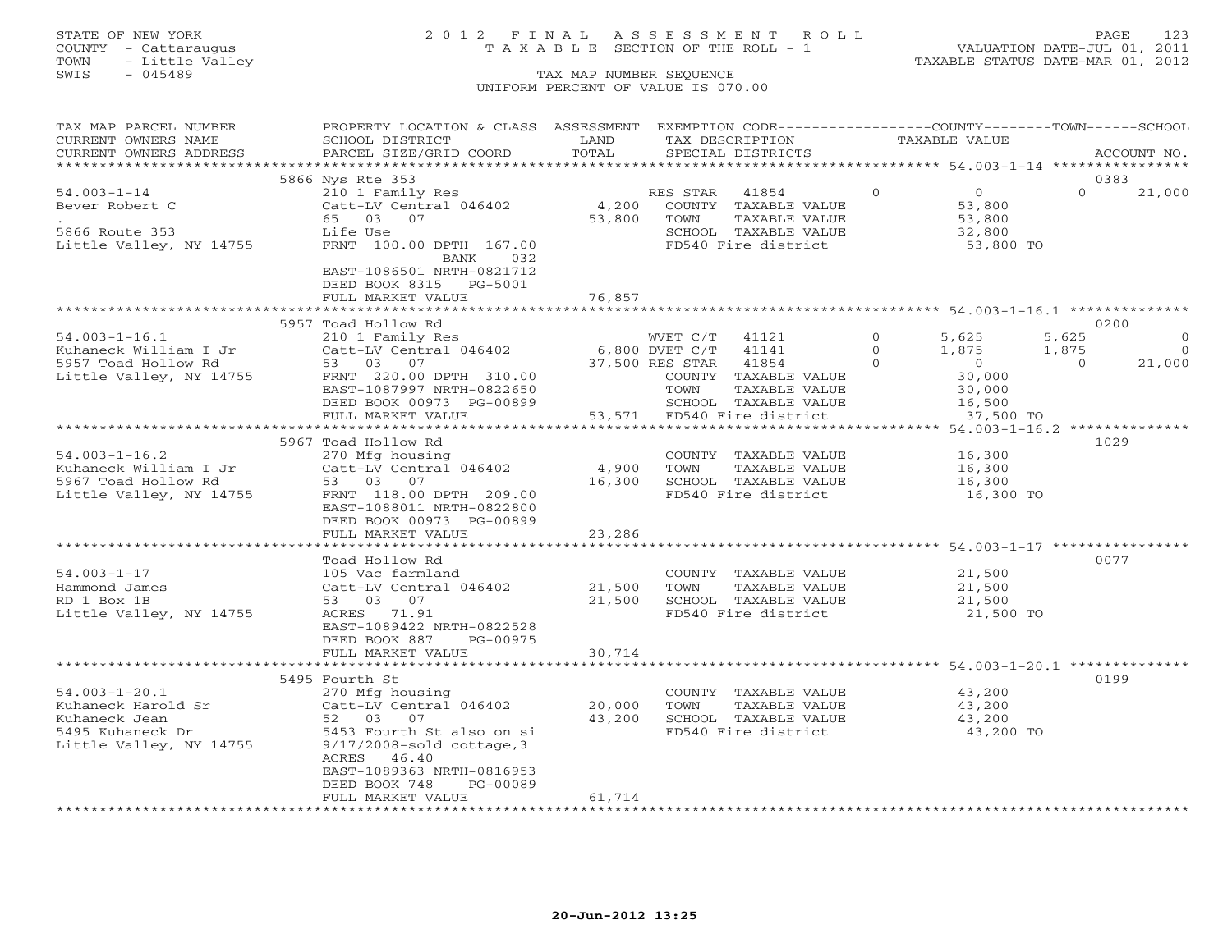STATE OF NEW YORK
COUNTY - Cattaraugus
TOWN - Little Valley
SWIS - 045489

# 2012 FINAL ASSESSMENT ROLL
TAXABLE SECTION OF THE ROLL - 1
TAX MAP NUMBER SEQUENCE
UNIFORM PERCENT OF VALUE IS 070.00

VALUATION DATE-JUL 01, 2011
TAXABLE STATUS DATE-MAR 01, 2012

| TAX MAP PARCEL NUMBER / CURRENT OWNERS NAME / CURRENT OWNERS ADDRESS | PROPERTY LOCATION & CLASS / SCHOOL DISTRICT / PARCEL SIZE/GRID COORD | ASSESSMENT LAND / TOTAL | EXEMPTION CODE / TAX DESCRIPTION / SPECIAL DISTRICTS | | COUNTY TAXABLE VALUE | TOWN | SCHOOL | ACCOUNT NO. |
|---|---|---|---|---|---|---|---|---|
| **54.003-1-14** | 5866 Nys Rte 353 | | | | | | | 0383 |
| 54.003-1-14 | 210 1 Family Res | | RES STAR 41854 | 0 | 0 | 0 | 21,000 | |
| Bever Robert C | Catt-LV Central 046402 | 4,200 | COUNTY TAXABLE VALUE | | 53,800 | | | |
| . | 65 03 07 | 53,800 | TOWN TAXABLE VALUE | | 53,800 | | | |
| 5866 Route 353 | Life Use | | SCHOOL TAXABLE VALUE | | 32,800 | | | |
| Little Valley, NY 14755 | FRNT 100.00 DPTH 167.00 | | FD540 Fire district | | 53,800 TO | | | |
| | BANK 032 | | | | | | | |
| | EAST-1086501 NRTH-0821712 | | | | | | | |
| | DEED BOOK 8315 PG-5001 | | | | | | | |
| | FULL MARKET VALUE | 76,857 | | | | | | |
| **54.003-1-16.1** | 5957 Toad Hollow Rd | | | | | | | 0200 |
| 54.003-1-16.1 | 210 1 Family Res | | WVET C/T 41121 | 0 | 5,625 | 5,625 | 0 | |
| Kuhaneck William I Jr | Catt-LV Central 046402 | 6,800 | DVET C/T 41141 | 0 | 1,875 | 1,875 | 0 | |
| 5957 Toad Hollow Rd | 53 03 07 | 37,500 | RES STAR 41854 | 0 | 0 | 0 | 21,000 | |
| Little Valley, NY 14755 | FRNT 220.00 DPTH 310.00 | | COUNTY TAXABLE VALUE | | 30,000 | | | |
| | EAST-1087997 NRTH-0822650 | | TOWN TAXABLE VALUE | | 30,000 | | | |
| | DEED BOOK 00973 PG-00899 | | SCHOOL TAXABLE VALUE | | 16,500 | | | |
| | FULL MARKET VALUE | 53,571 | FD540 Fire district | | 37,500 TO | | | |
| **54.003-1-16.2** | 5967 Toad Hollow Rd | | | | | | | 1029 |
| 54.003-1-16.2 | 270 Mfg housing | | COUNTY TAXABLE VALUE | | 16,300 | | | |
| Kuhaneck William I Jr | Catt-LV Central 046402 | 4,900 | TOWN TAXABLE VALUE | | 16,300 | | | |
| 5967 Toad Hollow Rd | 53 03 07 | 16,300 | SCHOOL TAXABLE VALUE | | 16,300 | | | |
| Little Valley, NY 14755 | FRNT 118.00 DPTH 209.00 | | FD540 Fire district | | 16,300 TO | | | |
| | EAST-1088011 NRTH-0822800 | | | | | | | |
| | DEED BOOK 00973 PG-00899 | | | | | | | |
| | FULL MARKET VALUE | 23,286 | | | | | | |
| **54.003-1-17** | Toad Hollow Rd | | | | | | | 0077 |
| 54.003-1-17 | 105 Vac farmland | | COUNTY TAXABLE VALUE | | 21,500 | | | |
| Hammond James | Catt-LV Central 046402 | 21,500 | TOWN TAXABLE VALUE | | 21,500 | | | |
| RD 1 Box 1B | 53 03 07 | 21,500 | SCHOOL TAXABLE VALUE | | 21,500 | | | |
| Little Valley, NY 14755 | ACRES 71.91 | | FD540 Fire district | | 21,500 TO | | | |
| | EAST-1089422 NRTH-0822528 | | | | | | | |
| | DEED BOOK 887 PG-00975 | | | | | | | |
| | FULL MARKET VALUE | 30,714 | | | | | | |
| **54.003-1-20.1** | 5495 Fourth St | | | | | | | 0199 |
| 54.003-1-20.1 | 270 Mfg housing | | COUNTY TAXABLE VALUE | | 43,200 | | | |
| Kuhaneck Harold Sr | Catt-LV Central 046402 | 20,000 | TOWN TAXABLE VALUE | | 43,200 | | | |
| Kuhaneck Jean | 52 03 07 | 43,200 | SCHOOL TAXABLE VALUE | | 43,200 | | | |
| 5495 Kuhaneck Dr | 5453 Fourth St also on si | | FD540 Fire district | | 43,200 TO | | | |
| Little Valley, NY 14755 | 9/17/2008-sold cottage,3 | | | | | | | |
| | ACRES 46.40 | | | | | | | |
| | EAST-1089363 NRTH-0816953 | | | | | | | |
| | DEED BOOK 748 PG-00089 | | | | | | | |
| | FULL MARKET VALUE | 61,714 | | | | | | |

20-Jun-2012 13:25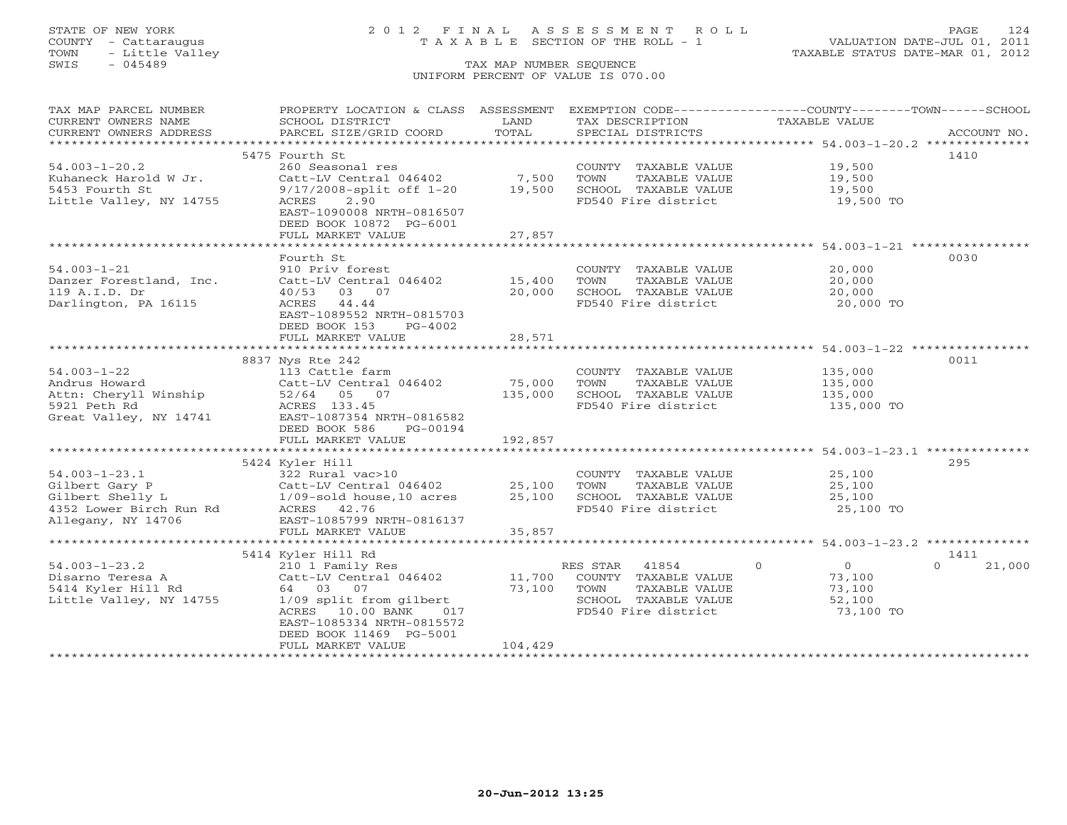STATE OF NEW YORK
COUNTY - Cattaraugus
TOWN - Little Valley
SWIS - 045489

# 2012 FINAL ASSESSMENT ROLL

TAXABLE SECTION OF THE ROLL - 1

TAX MAP NUMBER SEQUENCE

UNIFORM PERCENT OF VALUE IS 070.00

VALUATION DATE-JUL 01, 2011
TAXABLE STATUS DATE-MAR 01, 2012

| TAX MAP PARCEL NUMBER / CURRENT OWNERS NAME / CURRENT OWNERS ADDRESS | PROPERTY LOCATION & CLASS / SCHOOL DISTRICT / PARCEL SIZE/GRID COORD | ASSESSMENT LAND | TOTAL | EXEMPTION CODE / TAX DESCRIPTION / SPECIAL DISTRICTS | COUNTY | TOWN | SCHOOL | TAXABLE VALUE | ACCOUNT NO. |
|---|---|---|---|---|---|---|---|---|---|
| **54.003-1-20.2** | 5475 Fourth St | | | | | | | | 1410 |
| Kuhaneck Harold W Jr. | 260 Seasonal res | | | COUNTY TAXABLE VALUE | | | | 19,500 | |
| 5453 Fourth St | Catt-LV Central 046402 | 7,500 | | TOWN TAXABLE VALUE | | | | 19,500 | |
| Little Valley, NY 14755 | 9/17/2008-split off 1-20 | | 19,500 | SCHOOL TAXABLE VALUE | | | | 19,500 | |
| | ACRES 2.90 | | | FD540 Fire district | | | | 19,500 TO | |
| | EAST-1090008 NRTH-0816507 | | | | | | | | |
| | DEED BOOK 10872 PG-6001 | | | | | | | | |
| | FULL MARKET VALUE | | 27,857 | | | | | | |
| **54.003-1-21** | Fourth St | | | | | | | | 0030 |
| Danzer Forestland, Inc. | 910 Priv forest | | | COUNTY TAXABLE VALUE | | | | 20,000 | |
| 119 A.I.D. Dr | Catt-LV Central 046402 | 15,400 | | TOWN TAXABLE VALUE | | | | 20,000 | |
| Darlington, PA 16115 | 40/53 03 07 | | 20,000 | SCHOOL TAXABLE VALUE | | | | 20,000 | |
| | ACRES 44.44 | | | FD540 Fire district | | | | 20,000 TO | |
| | EAST-1089552 NRTH-0815703 | | | | | | | | |
| | DEED BOOK 153 PG-4002 | | | | | | | | |
| | FULL MARKET VALUE | | 28,571 | | | | | | |
| **54.003-1-22** | 8837 Nys Rte 242 | | | | | | | | 0011 |
| Andrus Howard | 113 Cattle farm | | | COUNTY TAXABLE VALUE | | | | 135,000 | |
| Attn: Cheryll Winship | Catt-LV Central 046402 | 75,000 | | TOWN TAXABLE VALUE | | | | 135,000 | |
| 5921 Peth Rd | 52/64 05 07 | | 135,000 | SCHOOL TAXABLE VALUE | | | | 135,000 | |
| Great Valley, NY 14741 | ACRES 133.45 | | | FD540 Fire district | | | | 135,000 TO | |
| | EAST-1087354 NRTH-0816582 | | | | | | | | |
| | DEED BOOK 586 PG-00194 | | | | | | | | |
| | FULL MARKET VALUE | | 192,857 | | | | | | |
| **54.003-1-23.1** | 5424 Kyler Hill | | | | | | | | 295 |
| Gilbert Gary P | 322 Rural vac>10 | | | COUNTY TAXABLE VALUE | | | | 25,100 | |
| Gilbert Shelly L | Catt-LV Central 046402 | 25,100 | | TOWN TAXABLE VALUE | | | | 25,100 | |
| 4352 Lower Birch Run Rd | 1/09-sold house,10 acres | | 25,100 | SCHOOL TAXABLE VALUE | | | | 25,100 | |
| Allegany, NY 14706 | ACRES 42.76 | | | FD540 Fire district | | | | 25,100 TO | |
| | EAST-1085799 NRTH-0816137 | | | | | | | | |
| | FULL MARKET VALUE | | 35,857 | | | | | | |
| **54.003-1-23.2** | 5414 Kyler Hill Rd | | | | | | | | 1411 |
| Disarno Teresa A | 210 1 Family Res | | | RES STAR 41854 | 0 | 0 | 21,000 | | |
| 5414 Kyler Hill Rd | Catt-LV Central 046402 | 11,700 | | COUNTY TAXABLE VALUE | | | | 73,100 | |
| Little Valley, NY 14755 | 64 03 07 | | 73,100 | TOWN TAXABLE VALUE | | | | 73,100 | |
| | 1/09 split from gilbert | | | SCHOOL TAXABLE VALUE | | | | 52,100 | |
| | ACRES 10.00 BANK 017 | | | FD540 Fire district | | | | 73,100 TO | |
| | EAST-1085334 NRTH-0815572 | | | | | | | | |
| | DEED BOOK 11469 PG-5001 | | | | | | | | |
| | FULL MARKET VALUE | | 104,429 | | | | | | |

20-Jun-2012 13:25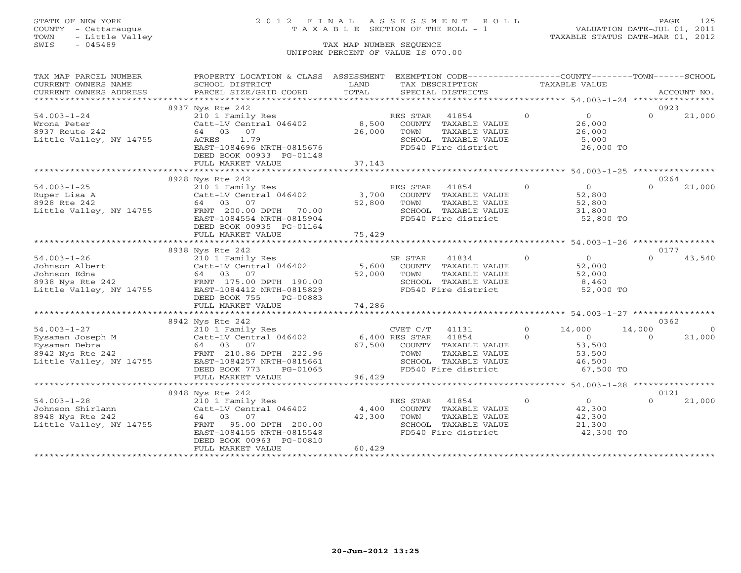STATE OF NEW YORK
COUNTY - Cattaraugus
TOWN - Little Valley
SWIS - 045489

# 2012 FINAL ASSESSMENT ROLL
TAXABLE SECTION OF THE ROLL - 1

TAX MAP NUMBER SEQUENCE
UNIFORM PERCENT OF VALUE IS 070.00

VALUATION DATE-JUL 01, 2011
TAXABLE STATUS DATE-MAR 01, 2012

| TAX MAP PARCEL NUMBER / CURRENT OWNERS NAME / CURRENT OWNERS ADDRESS | PROPERTY LOCATION & CLASS / SCHOOL DISTRICT / PARCEL SIZE/GRID COORD | ASSESSMENT LAND / TOTAL | EXEMPTION CODE / TAX DESCRIPTION / SPECIAL DISTRICTS | COUNTY TAXABLE VALUE | TOWN | SCHOOL / ACCOUNT NO. |
|---|---|---|---|---|---|---|
| **54.003-1-24** | 8937 Nys Rte 242 | | | | | 0923 |
| 54.003-1-24 | 210 1 Family Res | | RES STAR 41854 0 | 0 | 0 | 21,000 |
| Wrona Peter | Catt-LV Central 046402 | 8,500 | COUNTY TAXABLE VALUE | 26,000 | | |
| 8937 Route 242 | 64 03 07 | 26,000 | TOWN TAXABLE VALUE | 26,000 | | |
| Little Valley, NY 14755 | ACRES 1.79 | | SCHOOL TAXABLE VALUE | 5,000 | | |
| | EAST-1084696 NRTH-0815676 | | FD540 Fire district | 26,000 TO | | |
| | DEED BOOK 00933 PG-01148 | | | | | |
| | FULL MARKET VALUE | 37,143 | | | | |
| **54.003-1-25** | 8928 Nys Rte 242 | | | | | 0264 |
| 54.003-1-25 | 210 1 Family Res | | RES STAR 41854 0 | 0 | 0 | 21,000 |
| Ruper Lisa A | Catt-LV Central 046402 | 3,700 | COUNTY TAXABLE VALUE | 52,800 | | |
| 8928 Rte 242 | 64 03 07 | 52,800 | TOWN TAXABLE VALUE | 52,800 | | |
| Little Valley, NY 14755 | FRNT 200.00 DPTH 70.00 | | SCHOOL TAXABLE VALUE | 31,800 | | |
| | EAST-1084554 NRTH-0815904 | | FD540 Fire district | 52,800 TO | | |
| | DEED BOOK 00935 PG-01164 | | | | | |
| | FULL MARKET VALUE | 75,429 | | | | |
| **54.003-1-26** | 8938 Nys Rte 242 | | | | | 0177 |
| 54.003-1-26 | 210 1 Family Res | | SR STAR 41834 0 | 0 | 0 | 43,540 |
| Johnson Albert | Catt-LV Central 046402 | 5,600 | COUNTY TAXABLE VALUE | 52,000 | | |
| Johnson Edna | 64 03 07 | 52,000 | TOWN TAXABLE VALUE | 52,000 | | |
| 8938 Nys Rte 242 | FRNT 175.00 DPTH 190.00 | | SCHOOL TAXABLE VALUE | 8,460 | | |
| Little Valley, NY 14755 | EAST-1084412 NRTH-0815829 | | FD540 Fire district | 52,000 TO | | |
| | DEED BOOK 755 PG-00883 | | | | | |
| | FULL MARKET VALUE | 74,286 | | | | |
| **54.003-1-27** | 8942 Nys Rte 242 | | | | | 0362 |
| 54.003-1-27 | 210 1 Family Res | | CVET C/T 41131 0 | 14,000 | 14,000 | 0 |
| Eysaman Joseph M | Catt-LV Central 046402 | 6,400 | RES STAR 41854 0 | 0 | 0 | 21,000 |
| Eysaman Debra | 64 03 07 | 67,500 | COUNTY TAXABLE VALUE | 53,500 | | |
| 8942 Nys Rte 242 | FRNT 210.86 DPTH 222.96 | | TOWN TAXABLE VALUE | 53,500 | | |
| Little Valley, NY 14755 | EAST-1084257 NRTH-0815661 | | SCHOOL TAXABLE VALUE | 46,500 | | |
| | DEED BOOK 773 PG-01065 | | FD540 Fire district | 67,500 TO | | |
| | FULL MARKET VALUE | 96,429 | | | | |
| **54.003-1-28** | 8948 Nys Rte 242 | | | | | 0121 |
| 54.003-1-28 | 210 1 Family Res | | RES STAR 41854 0 | 0 | 0 | 21,000 |
| Johnson Shirlann | Catt-LV Central 046402 | 4,400 | COUNTY TAXABLE VALUE | 42,300 | | |
| 8948 Nys Rte 242 | 64 03 07 | 42,300 | TOWN TAXABLE VALUE | 42,300 | | |
| Little Valley, NY 14755 | FRNT 95.00 DPTH 200.00 | | SCHOOL TAXABLE VALUE | 21,300 | | |
| | EAST-1084155 NRTH-0815548 | | FD540 Fire district | 42,300 TO | | |
| | DEED BOOK 00963 PG-00810 | | | | | |
| | FULL MARKET VALUE | 60,429 | | | | |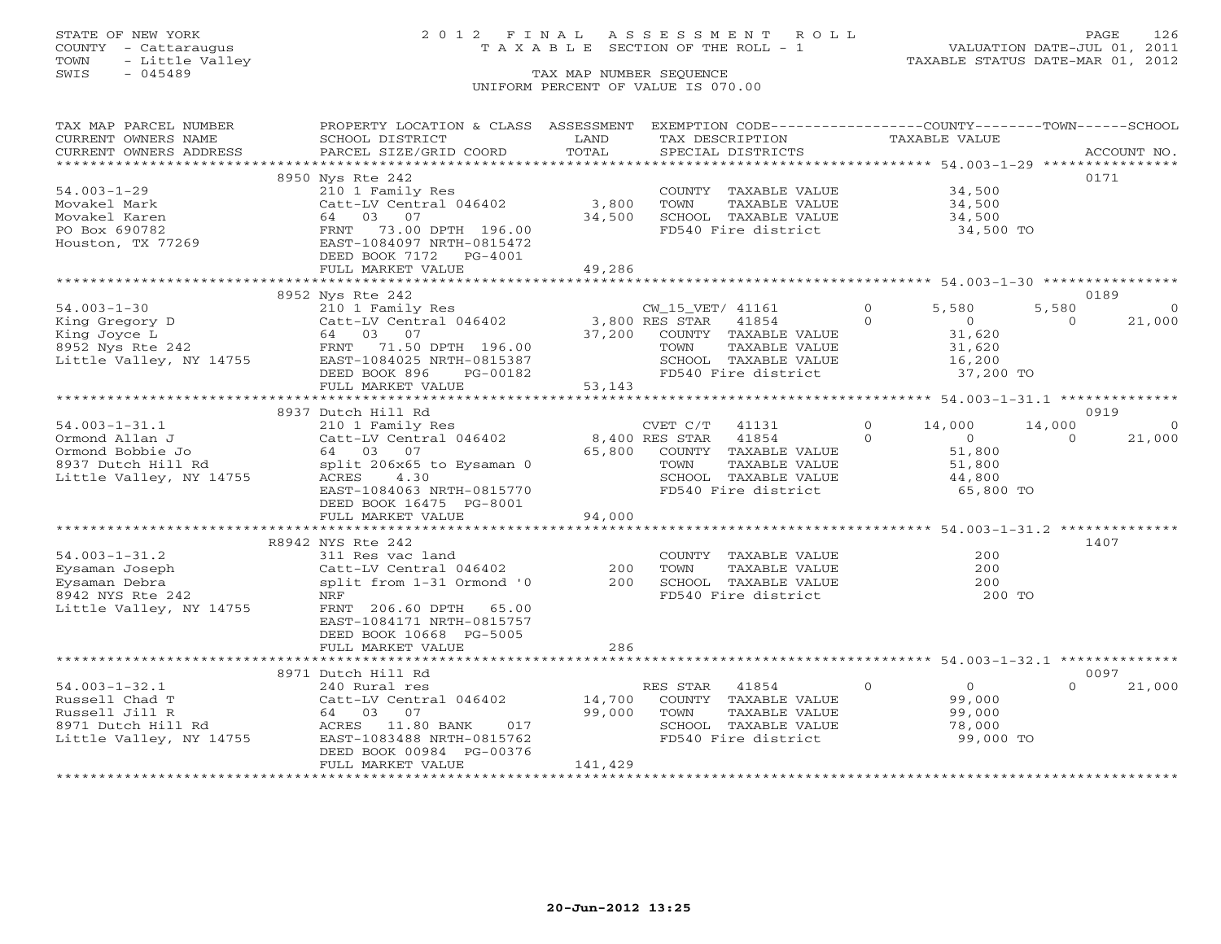STATE OF NEW YORK
COUNTY - Cattaraugus
TOWN - Little Valley
SWIS - 045489

# 2012 FINAL ASSESSMENT ROLL
TAXABLE SECTION OF THE ROLL - 1
TAX MAP NUMBER SEQUENCE
UNIFORM PERCENT OF VALUE IS 070.00

VALUATION DATE-JUL 01, 2011
TAXABLE STATUS DATE-MAR 01, 2012

| TAX MAP PARCEL NUMBER / CURRENT OWNERS NAME / CURRENT OWNERS ADDRESS | PROPERTY LOCATION & CLASS / SCHOOL DISTRICT / PARCEL SIZE/GRID COORD | ASSESSMENT LAND / TOTAL | EXEMPTION CODE / TAX DESCRIPTION / SPECIAL DISTRICTS | COUNTY | TOWN | SCHOOL | ACCOUNT NO. |
|---|---|---|---|---|---|---|---|
| 54.003-1-29 | 8950 Nys Rte 242 | | | | | | 0171 |
| Movakel Mark | 210 1 Family Res | | COUNTY TAXABLE VALUE | 34,500 | | | |
| Movakel Karen | Catt-LV Central 046402 | 3,800 | TOWN TAXABLE VALUE | | 34,500 | | |
| PO Box 690782 | 64 03 07 | 34,500 | SCHOOL TAXABLE VALUE | | | 34,500 | |
| Houston, TX 77269 | FRNT 73.00 DPTH 196.00 | | FD540 Fire district | 34,500 TO | | | |
| | EAST-1084097 NRTH-0815472 | | | | | | |
| | DEED BOOK 7172 PG-4001 | | | | | | |
| | FULL MARKET VALUE | 49,286 | | | | | |
| 54.003-1-30 | 8952 Nys Rte 242 | | | | | | 0189 |
| King Gregory D | 210 1 Family Res | | CW_15_VET/ 41161 0 | 5,580 | 5,580 | 0 | |
| King Joyce L | Catt-LV Central 046402 | 3,800 | RES STAR 41854 0 | 0 | 0 | 21,000 | |
| 8952 Nys Rte 242 | 64 03 07 | 37,200 | COUNTY TAXABLE VALUE | 31,620 | | | |
| Little Valley, NY 14755 | FRNT 71.50 DPTH 196.00 | | TOWN TAXABLE VALUE | | 31,620 | | |
| | EAST-1084025 NRTH-0815387 | | SCHOOL TAXABLE VALUE | | | 16,200 | |
| | DEED BOOK 896 PG-00182 | | FD540 Fire district | 37,200 TO | | | |
| | FULL MARKET VALUE | 53,143 | | | | | |
| 54.003-1-31.1 | 8937 Dutch Hill Rd | | | | | | 0919 |
| Ormond Allan J | 210 1 Family Res | | CVET C/T 41131 0 | 14,000 | 14,000 | 0 | |
| Ormond Bobbie Jo | Catt-LV Central 046402 | 8,400 | RES STAR 41854 0 | 0 | 0 | 21,000 | |
| 8937 Dutch Hill Rd | 64 03 07 | 65,800 | COUNTY TAXABLE VALUE | 51,800 | | | |
| Little Valley, NY 14755 | split 206x65 to Eysaman 0 | | TOWN TAXABLE VALUE | | 51,800 | | |
| | ACRES 4.30 | | SCHOOL TAXABLE VALUE | | | 44,800 | |
| | EAST-1084063 NRTH-0815770 | | FD540 Fire district | 65,800 TO | | | |
| | DEED BOOK 16475 PG-8001 | | | | | | |
| | FULL MARKET VALUE | 94,000 | | | | | |
| 54.003-1-31.2 | R8942 NYS Rte 242 | | | | | | 1407 |
| Eysaman Joseph | 311 Res vac land | | COUNTY TAXABLE VALUE | 200 | | | |
| Eysaman Debra | Catt-LV Central 046402 | 200 | TOWN TAXABLE VALUE | | 200 | | |
| 8942 NYS Rte 242 | split from 1-31 Ormond '0 | 200 | SCHOOL TAXABLE VALUE | | | 200 | |
| Little Valley, NY 14755 | NRF | | FD540 Fire district | 200 TO | | | |
| | FRNT 206.60 DPTH 65.00 | | | | | | |
| | EAST-1084171 NRTH-0815757 | | | | | | |
| | DEED BOOK 10668 PG-5005 | | | | | | |
| | FULL MARKET VALUE | 286 | | | | | |
| 54.003-1-32.1 | 8971 Dutch Hill Rd | | | | | | 0097 |
| Russell Chad T | 240 Rural res | | RES STAR 41854 0 | 0 | 0 | 21,000 | |
| Russell Jill R | Catt-LV Central 046402 | 14,700 | COUNTY TAXABLE VALUE | 99,000 | | | |
| 8971 Dutch Hill Rd | 64 03 07 | 99,000 | TOWN TAXABLE VALUE | | 99,000 | | |
| Little Valley, NY 14755 | ACRES 11.80 BANK 017 | | SCHOOL TAXABLE VALUE | | | 78,000 | |
| | EAST-1083488 NRTH-0815762 | | FD540 Fire district | 99,000 TO | | | |
| | DEED BOOK 00984 PG-00376 | | | | | | |
| | FULL MARKET VALUE | 141,429 | | | | | |

20-Jun-2012 13:25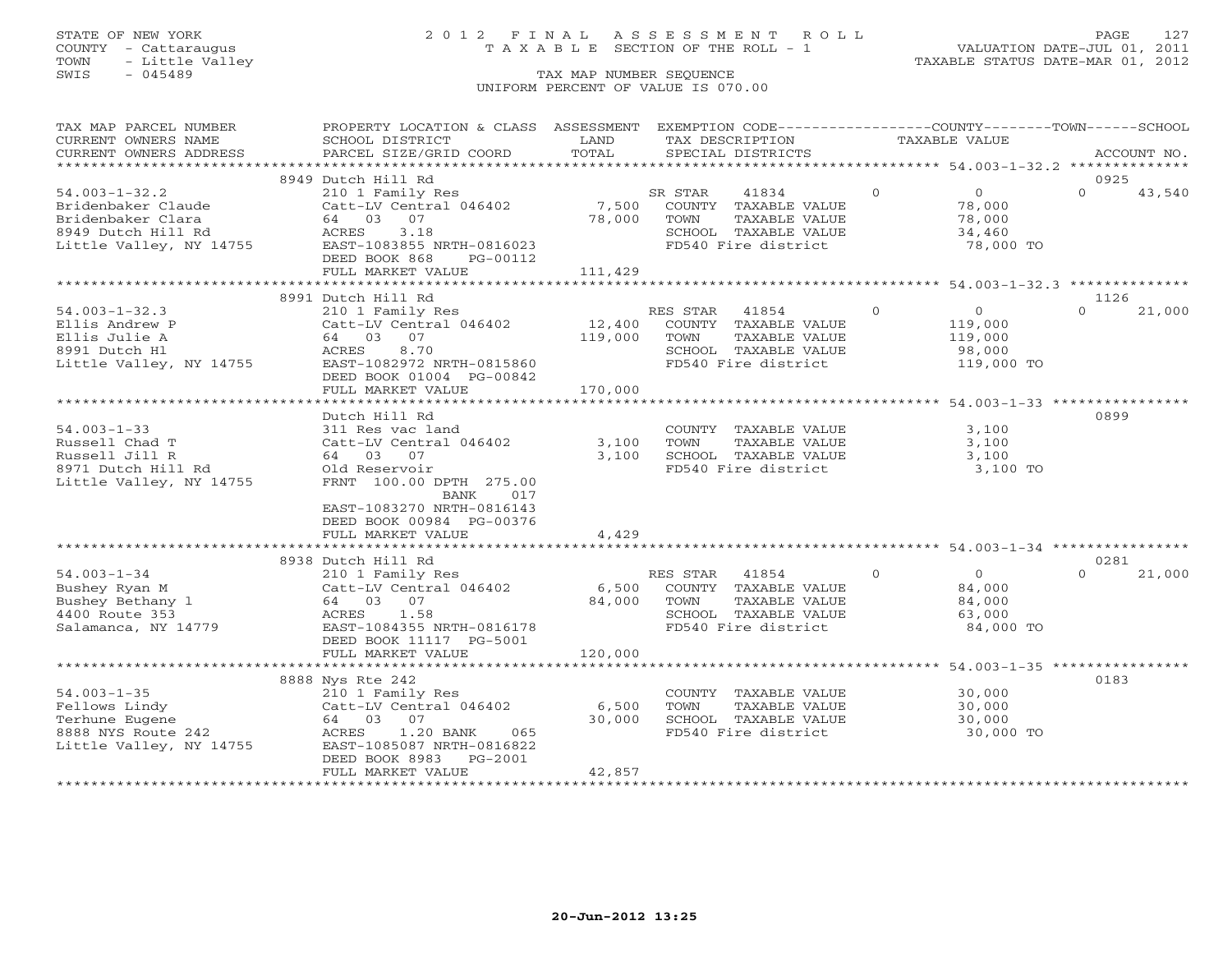STATE OF NEW YORK
COUNTY - Cattaraugus
TOWN - Little Valley
SWIS - 045489

# 2012 FINAL ASSESSMENT ROLL
TAXABLE SECTION OF THE ROLL - 1

VALUATION DATE-JUL 01, 2011
TAXABLE STATUS DATE-MAR 01, 2012

TAX MAP NUMBER SEQUENCE
UNIFORM PERCENT OF VALUE IS 070.00

| TAX MAP PARCEL NUMBER / CURRENT OWNERS NAME / CURRENT OWNERS ADDRESS | PROPERTY LOCATION & CLASS / SCHOOL DISTRICT / PARCEL SIZE/GRID COORD | ASSESSMENT LAND / TOTAL | EXEMPTION CODE / TAX DESCRIPTION / SPECIAL DISTRICTS | COUNTY / TOWN TAXABLE VALUE | SCHOOL / ACCOUNT NO. |
|---|---|---|---|---|---|
| **54.003-1-32.2** | 8949 Dutch Hill Rd | | | | 0925 |
| 54.003-1-32.2 | 210 1 Family Res | | SR STAR 41834 | 0 0 | 0 43,540 |
| Bridenbaker Claude | Catt-LV Central 046402 | 7,500 | COUNTY TAXABLE VALUE | 78,000 | |
| Bridenbaker Clara | 64 03 07 | 78,000 | TOWN TAXABLE VALUE | 78,000 | |
| 8949 Dutch Hill Rd | ACRES 3.18 | | SCHOOL TAXABLE VALUE | 34,460 | |
| Little Valley, NY 14755 | EAST-1083855 NRTH-0816023 | | FD540 Fire district | 78,000 TO | |
| | DEED BOOK 868 PG-00112 | | | | |
| | FULL MARKET VALUE | 111,429 | | | |
| **54.003-1-32.3** | 8991 Dutch Hill Rd | | | | 1126 |
| 54.003-1-32.3 | 210 1 Family Res | | RES STAR 41854 | 0 0 | 0 21,000 |
| Ellis Andrew P | Catt-LV Central 046402 | 12,400 | COUNTY TAXABLE VALUE | 119,000 | |
| Ellis Julie A | 64 03 07 | 119,000 | TOWN TAXABLE VALUE | 119,000 | |
| 8991 Dutch Hl | ACRES 8.70 | | SCHOOL TAXABLE VALUE | 98,000 | |
| Little Valley, NY 14755 | EAST-1082972 NRTH-0815860 | | FD540 Fire district | 119,000 TO | |
| | DEED BOOK 01004 PG-00842 | | | | |
| | FULL MARKET VALUE | 170,000 | | | |
| **54.003-1-33** | Dutch Hill Rd | | | | 0899 |
| 54.003-1-33 | 311 Res vac land | | COUNTY TAXABLE VALUE | 3,100 | |
| Russell Chad T | Catt-LV Central 046402 | 3,100 | TOWN TAXABLE VALUE | 3,100 | |
| Russell Jill R | 64 03 07 | 3,100 | SCHOOL TAXABLE VALUE | 3,100 | |
| 8971 Dutch Hill Rd | Old Reservoir | | FD540 Fire district | 3,100 TO | |
| Little Valley, NY 14755 | FRNT 100.00 DPTH 275.00 | | | | |
| | BANK 017 | | | | |
| | EAST-1083270 NRTH-0816143 | | | | |
| | DEED BOOK 00984 PG-00376 | | | | |
| | FULL MARKET VALUE | 4,429 | | | |
| **54.003-1-34** | 8938 Dutch Hill Rd | | | | 0281 |
| 54.003-1-34 | 210 1 Family Res | | RES STAR 41854 | 0 0 | 0 21,000 |
| Bushey Ryan M | Catt-LV Central 046402 | 6,500 | COUNTY TAXABLE VALUE | 84,000 | |
| Bushey Bethany l | 64 03 07 | 84,000 | TOWN TAXABLE VALUE | 84,000 | |
| 4400 Route 353 | ACRES 1.58 | | SCHOOL TAXABLE VALUE | 63,000 | |
| Salamanca, NY 14779 | EAST-1084355 NRTH-0816178 | | FD540 Fire district | 84,000 TO | |
| | DEED BOOK 11117 PG-5001 | | | | |
| | FULL MARKET VALUE | 120,000 | | | |
| **54.003-1-35** | 8888 Nys Rte 242 | | | | 0183 |
| 54.003-1-35 | 210 1 Family Res | | COUNTY TAXABLE VALUE | 30,000 | |
| Fellows Lindy | Catt-LV Central 046402 | 6,500 | TOWN TAXABLE VALUE | 30,000 | |
| Terhune Eugene | 64 03 07 | 30,000 | SCHOOL TAXABLE VALUE | 30,000 | |
| 8888 NYS Route 242 | ACRES 1.20 BANK 065 | | FD540 Fire district | 30,000 TO | |
| Little Valley, NY 14755 | EAST-1085087 NRTH-0816822 | | | | |
| | DEED BOOK 8983 PG-2001 | | | | |
| | FULL MARKET VALUE | 42,857 | | | |

20-Jun-2012 13:25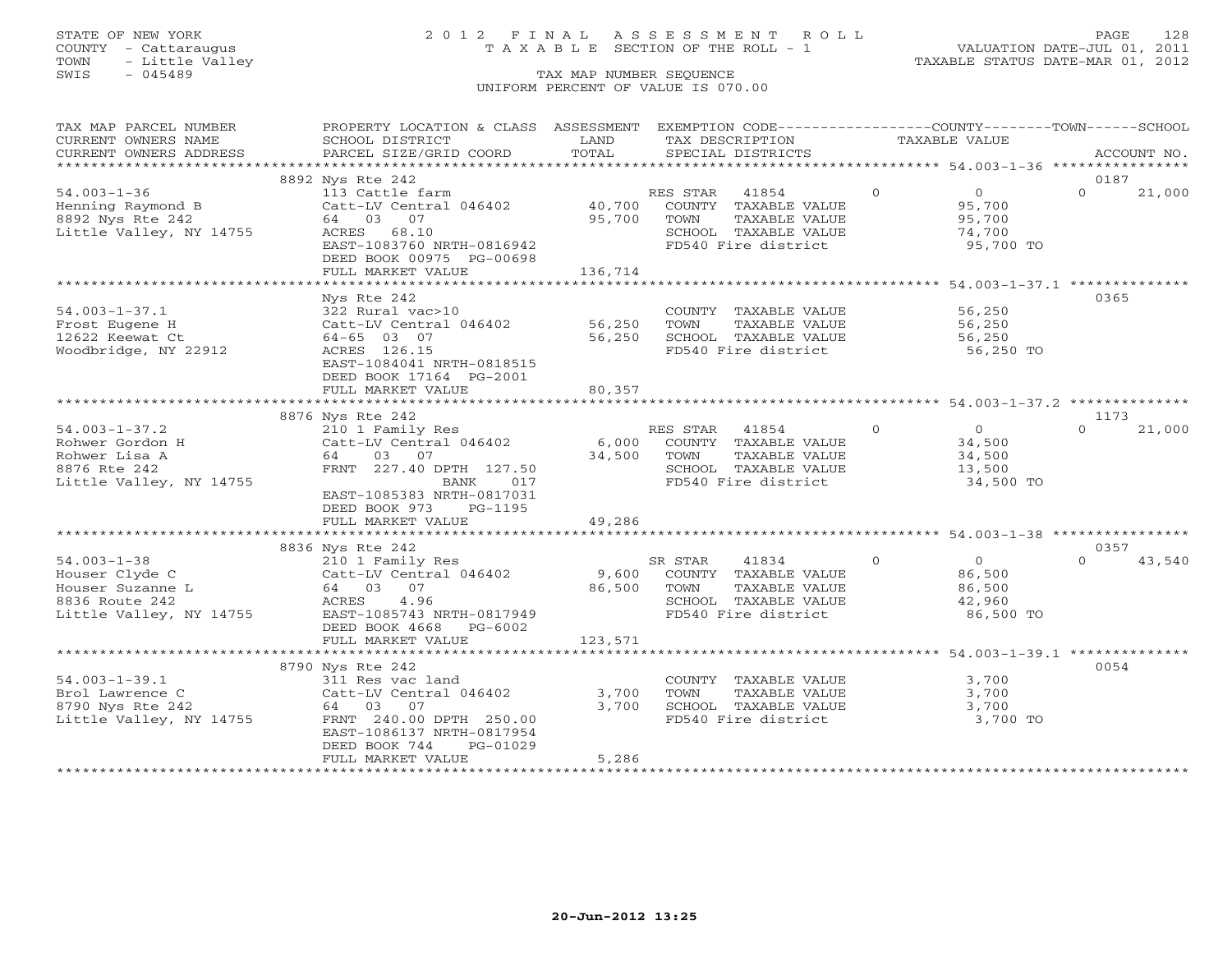STATE OF NEW YORK
COUNTY - Cattaraugus
TOWN - Little Valley
SWIS - 045489

# 2012 FINAL ASSESSMENT ROLL

TAXABLE SECTION OF THE ROLL - 1

TAX MAP NUMBER SEQUENCE

UNIFORM PERCENT OF VALUE IS 070.00

VALUATION DATE-JUL 01, 2011
TAXABLE STATUS DATE-MAR 01, 2012

| TAX MAP PARCEL NUMBER / CURRENT OWNERS NAME / CURRENT OWNERS ADDRESS | PROPERTY LOCATION & CLASS / SCHOOL DISTRICT / PARCEL SIZE/GRID COORD | ASSESSMENT LAND | ASSESSMENT TOTAL | EXEMPTION CODE / TAX DESCRIPTION / SPECIAL DISTRICTS | COUNTY TAXABLE VALUE | TOWN | SCHOOL | ACCOUNT NO. |
|---|---|---|---|---|---|---|---|---|
| 54.003-1-36 | 8892 Nys Rte 242 | | | | | | | 0187 |
| Henning Raymond B | 113 Cattle farm | | | RES STAR 41854 | 0 | 0 | 0 21,000 | |
| 8892 Nys Rte 242 | Catt-LV Central 046402 | 40,700 | | COUNTY TAXABLE VALUE | 95,700 | | | |
| Little Valley, NY 14755 | 64 03 07 | | 95,700 | TOWN TAXABLE VALUE | | 95,700 | | |
| | ACRES 68.10 | | | SCHOOL TAXABLE VALUE | | | 74,700 | |
| | EAST-1083760 NRTH-0816942 | | | FD540 Fire district | 95,700 TO | | | |
| | DEED BOOK 00975 PG-00698 | | | | | | | |
| | FULL MARKET VALUE | | 136,714 | | | | | |
| 54.003-1-37.1 | Nys Rte 242 | | | | | | | 0365 |
| Frost Eugene H | 322 Rural vac>10 | | | COUNTY TAXABLE VALUE | 56,250 | | | |
| 12622 Keewat Ct | Catt-LV Central 046402 | 56,250 | | TOWN TAXABLE VALUE | | 56,250 | | |
| Woodbridge, NY 22912 | 64-65 03 07 | | 56,250 | SCHOOL TAXABLE VALUE | | | 56,250 | |
| | ACRES 126.15 | | | FD540 Fire district | 56,250 TO | | | |
| | EAST-1084041 NRTH-0818515 | | | | | | | |
| | DEED BOOK 17164 PG-2001 | | | | | | | |
| | FULL MARKET VALUE | | 80,357 | | | | | |
| 54.003-1-37.2 | 8876 Nys Rte 242 | | | | | | | 1173 |
| Rohwer Gordon H | 210 1 Family Res | | | RES STAR 41854 | 0 | 0 | 0 21,000 | |
| Rohwer Lisa A | Catt-LV Central 046402 | 6,000 | | COUNTY TAXABLE VALUE | 34,500 | | | |
| 8876 Rte 242 | 64 03 07 | | 34,500 | TOWN TAXABLE VALUE | | 34,500 | | |
| Little Valley, NY 14755 | FRNT 227.40 DPTH 127.50 | | | SCHOOL TAXABLE VALUE | | | 13,500 | |
| | BANK 017 | | | FD540 Fire district | 34,500 TO | | | |
| | EAST-1085383 NRTH-0817031 | | | | | | | |
| | DEED BOOK 973 PG-1195 | | | | | | | |
| | FULL MARKET VALUE | | 49,286 | | | | | |
| 54.003-1-38 | 8836 Nys Rte 242 | | | | | | | 0357 |
| Houser Clyde C | 210 1 Family Res | | | SR STAR 41834 | 0 | 0 | 0 43,540 | |
| Houser Suzanne L | Catt-LV Central 046402 | 9,600 | | COUNTY TAXABLE VALUE | 86,500 | | | |
| 8836 Route 242 | 64 03 07 | | 86,500 | TOWN TAXABLE VALUE | | 86,500 | | |
| Little Valley, NY 14755 | ACRES 4.96 | | | SCHOOL TAXABLE VALUE | | | 42,960 | |
| | EAST-1085743 NRTH-0817949 | | | FD540 Fire district | 86,500 TO | | | |
| | DEED BOOK 4668 PG-6002 | | | | | | | |
| | FULL MARKET VALUE | | 123,571 | | | | | |
| 54.003-1-39.1 | 8790 Nys Rte 242 | | | | | | | 0054 |
| Brol Lawrence C | 311 Res vac land | | | COUNTY TAXABLE VALUE | 3,700 | | | |
| 8790 Nys Rte 242 | Catt-LV Central 046402 | 3,700 | | TOWN TAXABLE VALUE | | 3,700 | | |
| Little Valley, NY 14755 | 64 03 07 | | 3,700 | SCHOOL TAXABLE VALUE | | | 3,700 | |
| | FRNT 240.00 DPTH 250.00 | | | FD540 Fire district | 3,700 TO | | | |
| | EAST-1086137 NRTH-0817954 | | | | | | | |
| | DEED BOOK 744 PG-01029 | | | | | | | |
| | FULL MARKET VALUE | | 5,286 | | | | | |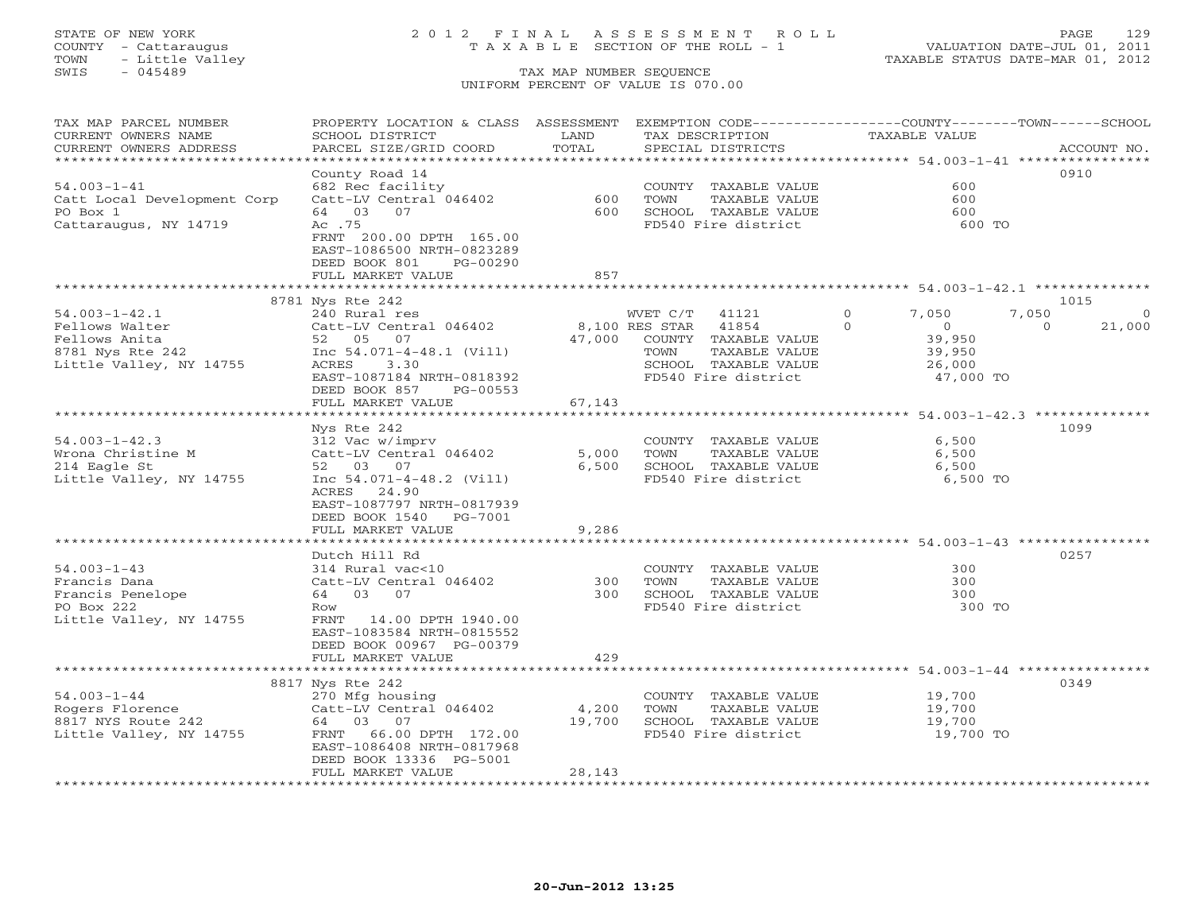STATE OF NEW YORK
COUNTY - Cattaraugus
TOWN - Little Valley
SWIS - 045489

2 0 1 2 F I N A L A S S E S S M E N T R O L L
T A X A B L E SECTION OF THE ROLL - 1
TAX MAP NUMBER SEQUENCE
UNIFORM PERCENT OF VALUE IS 070.00

VALUATION DATE-JUL 01, 2011
TAXABLE STATUS DATE-MAR 01, 2012

| TAX MAP PARCEL NUMBER / CURRENT OWNERS NAME / CURRENT OWNERS ADDRESS | PROPERTY LOCATION & CLASS / SCHOOL DISTRICT / PARCEL SIZE/GRID COORD | ASSESSMENT LAND / TOTAL | EXEMPTION CODE / TAX DESCRIPTION / SPECIAL DISTRICTS | COUNTY | TOWN | SCHOOL | ACCOUNT NO. |
|---|---|---|---|---|---|---|---|
| **54.003-1-41** | County Road 14 | | | | | | 0910 |
| Catt Local Development Corp | 682 Rec facility | | COUNTY TAXABLE VALUE | 600 | | | |
| PO Box 1 | Catt-LV Central 046402 | 600 | TOWN TAXABLE VALUE | | 600 | | |
| Cattaraugus, NY 14719 | 64 03 07 | 600 | SCHOOL TAXABLE VALUE | | | 600 | |
| | Ac .75 | | FD540 Fire district | 600 TO | | | |
| | FRNT 200.00 DPTH 165.00 | | | | | | |
| | EAST-1086500 NRTH-0823289 | | | | | | |
| | DEED BOOK 801 PG-00290 | | | | | | |
| | FULL MARKET VALUE | 857 | | | | | |
| **54.003-1-42.1** | 8781 Nys Rte 242 | | | | | | 1015 |
| Fellows Walter | 240 Rural res | | WVET C/T 41121 | 7,050 | 7,050 | 0 | |
| Fellows Anita | Catt-LV Central 046402 | 8,100 | RES STAR 41854 | 0 | 0 | 21,000 | |
| 8781 Nys Rte 242 | 52 05 07 | 47,000 | COUNTY TAXABLE VALUE | 39,950 | | | |
| Little Valley, NY 14755 | Inc 54.071-4-48.1 (Vill) | | TOWN TAXABLE VALUE | | 39,950 | | |
| | ACRES 3.30 | | SCHOOL TAXABLE VALUE | | | 26,000 | |
| | EAST-1087184 NRTH-0818392 | | FD540 Fire district | 47,000 TO | | | |
| | DEED BOOK 857 PG-00553 | | | | | | |
| | FULL MARKET VALUE | 67,143 | | | | | |
| **54.003-1-42.3** | Nys Rte 242 | | | | | | 1099 |
| Wrona Christine M | 312 Vac w/imprv | | COUNTY TAXABLE VALUE | 6,500 | | | |
| 214 Eagle St | Catt-LV Central 046402 | 5,000 | TOWN TAXABLE VALUE | | 6,500 | | |
| Little Valley, NY 14755 | 52 03 07 | 6,500 | SCHOOL TAXABLE VALUE | | | 6,500 | |
| | Inc 54.071-4-48.2 (Vill) | | FD540 Fire district | 6,500 TO | | | |
| | ACRES 24.90 | | | | | | |
| | EAST-1087797 NRTH-0817939 | | | | | | |
| | DEED BOOK 1540 PG-7001 | | | | | | |
| | FULL MARKET VALUE | 9,286 | | | | | |
| **54.003-1-43** | Dutch Hill Rd | | | | | | 0257 |
| Francis Dana | 314 Rural vac<10 | | COUNTY TAXABLE VALUE | 300 | | | |
| Francis Penelope | Catt-LV Central 046402 | 300 | TOWN TAXABLE VALUE | | 300 | | |
| PO Box 222 | 64 03 07 | 300 | SCHOOL TAXABLE VALUE | | | 300 | |
| Little Valley, NY 14755 | Row | | FD540 Fire district | 300 TO | | | |
| | FRNT 14.00 DPTH 1940.00 | | | | | | |
| | EAST-1083584 NRTH-0815552 | | | | | | |
| | DEED BOOK 00967 PG-00379 | | | | | | |
| | FULL MARKET VALUE | 429 | | | | | |
| **54.003-1-44** | 8817 Nys Rte 242 | | | | | | 0349 |
| Rogers Florence | 270 Mfg housing | | COUNTY TAXABLE VALUE | 19,700 | | | |
| 8817 NYS Route 242 | Catt-LV Central 046402 | 4,200 | TOWN TAXABLE VALUE | | 19,700 | | |
| Little Valley, NY 14755 | 64 03 07 | 19,700 | SCHOOL TAXABLE VALUE | | | 19,700 | |
| | FRNT 66.00 DPTH 172.00 | | FD540 Fire district | 19,700 TO | | | |
| | EAST-1086408 NRTH-0817968 | | | | | | |
| | DEED BOOK 13336 PG-5001 | | | | | | |
| | FULL MARKET VALUE | 28,143 | | | | | |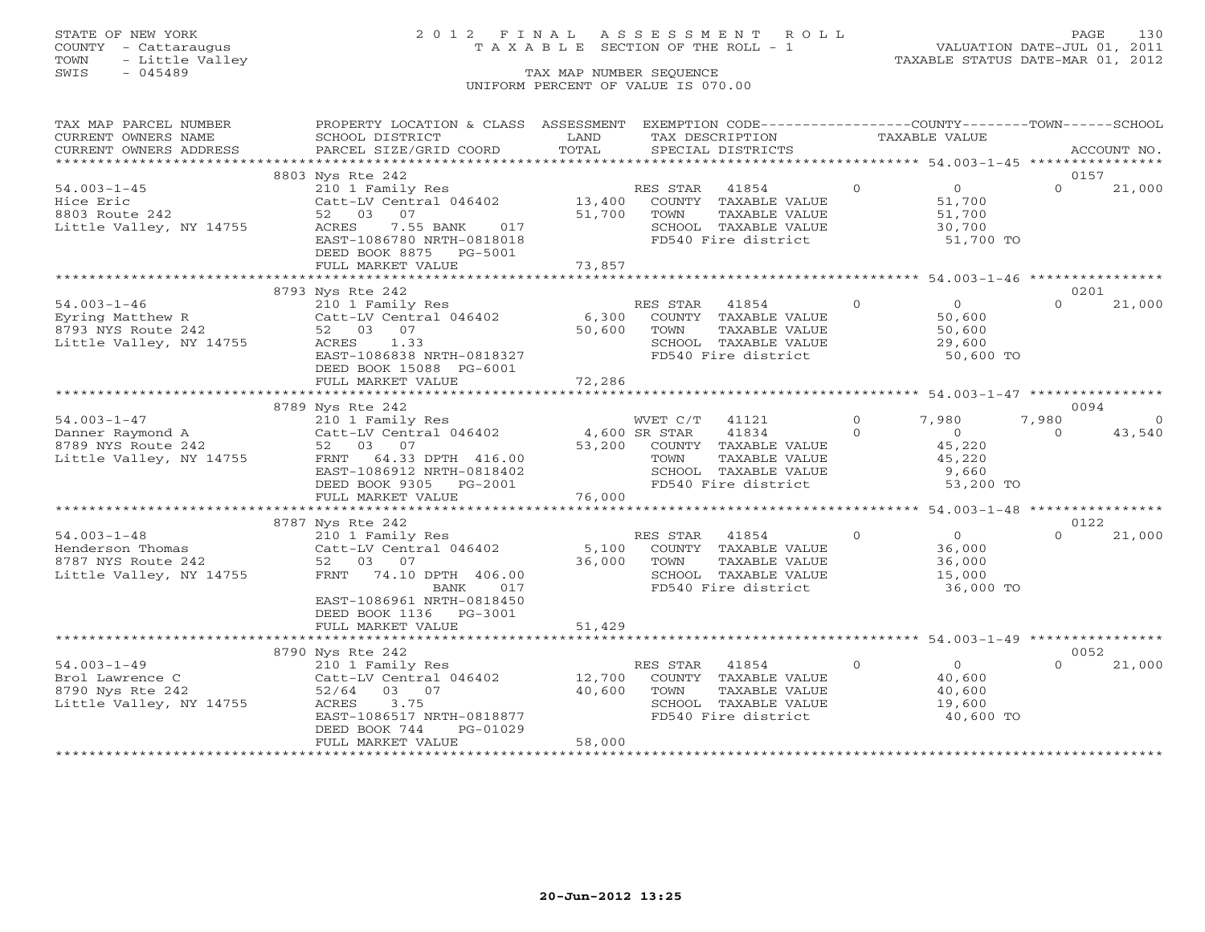STATE OF NEW YORK
COUNTY - Cattaraugus
TOWN - Little Valley
SWIS - 045489

# 2012 FINAL ASSESSMENT ROLL
TAXABLE SECTION OF THE ROLL - 1

VALUATION DATE-JUL 01, 2011
TAXABLE STATUS DATE-MAR 01, 2012

TAX MAP NUMBER SEQUENCE
UNIFORM PERCENT OF VALUE IS 070.00

| TAX MAP PARCEL NUMBER / CURRENT OWNERS NAME / CURRENT OWNERS ADDRESS | PROPERTY LOCATION & CLASS / SCHOOL DISTRICT / PARCEL SIZE/GRID COORD | ASSESSMENT LAND / TOTAL | EXEMPTION CODE / TAX DESCRIPTION / SPECIAL DISTRICTS | COUNTY TAXABLE VALUE | TOWN | SCHOOL / ACCOUNT NO. |
|---|---|---|---|---|---|---|
| 54.003-1-45 | 8803 Nys Rte 242 | | | | | 0157 |
| Hice Eric | 210 1 Family Res | | RES STAR 41854 0 | 0 | 0 | 21,000 |
| 8803 Route 242 | Catt-LV Central 046402 | 13,400 | COUNTY TAXABLE VALUE | 51,700 | | |
| Little Valley, NY 14755 | 52 03 07 | 51,700 | TOWN TAXABLE VALUE | | 51,700 | |
| | ACRES 7.55 BANK 017 | | SCHOOL TAXABLE VALUE | | | 30,700 |
| | EAST-1086780 NRTH-0818018 | | FD540 Fire district | 51,700 TO | | |
| | DEED BOOK 8875 PG-5001 | | | | | |
| | FULL MARKET VALUE | 73,857 | | | | |
| 54.003-1-46 | 8793 Nys Rte 242 | | | | | 0201 |
| Eyring Matthew R | 210 1 Family Res | | RES STAR 41854 0 | 0 | 0 | 21,000 |
| 8793 NYS Route 242 | Catt-LV Central 046402 | 6,300 | COUNTY TAXABLE VALUE | 50,600 | | |
| Little Valley, NY 14755 | 52 03 07 | 50,600 | TOWN TAXABLE VALUE | | 50,600 | |
| | ACRES 1.33 | | SCHOOL TAXABLE VALUE | | | 29,600 |
| | EAST-1086838 NRTH-0818327 | | FD540 Fire district | 50,600 TO | | |
| | DEED BOOK 15088 PG-6001 | | | | | |
| | FULL MARKET VALUE | 72,286 | | | | |
| 54.003-1-47 | 8789 Nys Rte 242 | | | | | 0094 |
| Danner Raymond A | 210 1 Family Res | | WVET C/T 41121 0 | 7,980 | 7,980 | 0 |
| 8789 NYS Route 242 | Catt-LV Central 046402 | 4,600 | SR STAR 41834 0 | 0 | 0 | 43,540 |
| Little Valley, NY 14755 | 52 03 07 | 53,200 | COUNTY TAXABLE VALUE | 45,220 | | |
| | FRNT 64.33 DPTH 416.00 | | TOWN TAXABLE VALUE | | 45,220 | |
| | EAST-1086912 NRTH-0818402 | | SCHOOL TAXABLE VALUE | | | 9,660 |
| | DEED BOOK 9305 PG-2001 | | FD540 Fire district | 53,200 TO | | |
| | FULL MARKET VALUE | 76,000 | | | | |
| 54.003-1-48 | 8787 Nys Rte 242 | | | | | 0122 |
| Henderson Thomas | 210 1 Family Res | | RES STAR 41854 0 | 0 | 0 | 21,000 |
| 8787 NYS Route 242 | Catt-LV Central 046402 | 5,100 | COUNTY TAXABLE VALUE | 36,000 | | |
| Little Valley, NY 14755 | 52 03 07 | 36,000 | TOWN TAXABLE VALUE | | 36,000 | |
| | FRNT 74.10 DPTH 406.00 | | SCHOOL TAXABLE VALUE | | | 15,000 |
| | BANK 017 | | FD540 Fire district | 36,000 TO | | |
| | EAST-1086961 NRTH-0818450 | | | | | |
| | DEED BOOK 1136 PG-3001 | | | | | |
| | FULL MARKET VALUE | 51,429 | | | | |
| 54.003-1-49 | 8790 Nys Rte 242 | | | | | 0052 |
| Brol Lawrence C | 210 1 Family Res | | RES STAR 41854 0 | 0 | 0 | 21,000 |
| 8790 Nys Rte 242 | Catt-LV Central 046402 | 12,700 | COUNTY TAXABLE VALUE | 40,600 | | |
| Little Valley, NY 14755 | 52/64 03 07 | 40,600 | TOWN TAXABLE VALUE | | 40,600 | |
| | ACRES 3.75 | | SCHOOL TAXABLE VALUE | | | 19,600 |
| | EAST-1086517 NRTH-0818877 | | FD540 Fire district | 40,600 TO | | |
| | DEED BOOK 744 PG-01029 | | | | | |
| | FULL MARKET VALUE | 58,000 | | | | |

20-Jun-2012 13:25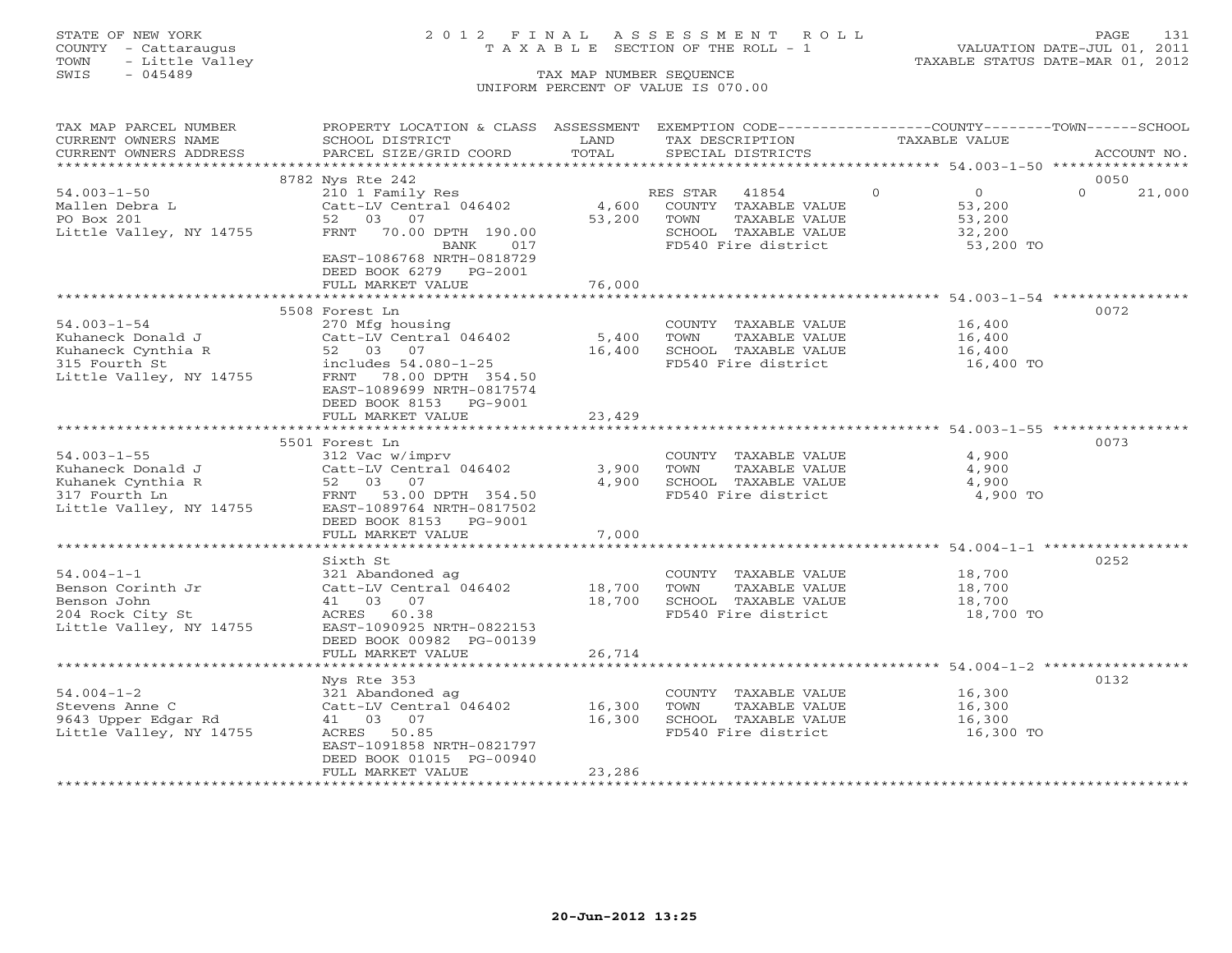STATE OF NEW YORK
COUNTY - Cattaraugus
TOWN - Little Valley
SWIS - 045489

# 2012 FINAL ASSESSMENT ROLL
TAXABLE SECTION OF THE ROLL - 1
TAX MAP NUMBER SEQUENCE
UNIFORM PERCENT OF VALUE IS 070.00

VALUATION DATE-JUL 01, 2011
TAXABLE STATUS DATE-MAR 01, 2012

| TAX MAP PARCEL NUMBER / CURRENT OWNERS NAME / CURRENT OWNERS ADDRESS | PROPERTY LOCATION & CLASS / SCHOOL DISTRICT / PARCEL SIZE/GRID COORD | ASSESSMENT LAND / TOTAL | EXEMPTION CODE / TAX DESCRIPTION / SPECIAL DISTRICTS | COUNTY TAXABLE VALUE | TOWN | SCHOOL / ACCOUNT NO. |
|---|---|---|---|---|---|---|
| | 8782 Nys Rte 242 | | | | | 0050 |
| 54.003-1-50 | 210 1 Family Res | | RES STAR 41854 | 0 | 0 | 0 21,000 |
| Mallen Debra L | Catt-LV Central 046402 | 4,600 | COUNTY TAXABLE VALUE | 53,200 | | |
| PO Box 201 | 52 03 07 | 53,200 | TOWN TAXABLE VALUE | 53,200 | | |
| Little Valley, NY 14755 | FRNT 70.00 DPTH 190.00 | | SCHOOL TAXABLE VALUE | 32,200 | | |
| | BANK 017 | | FD540 Fire district | 53,200 TO | | |
| | EAST-1086768 NRTH-0818729 | | | | | |
| | DEED BOOK 6279 PG-2001 | | | | | |
| | FULL MARKET VALUE | 76,000 | | | | |
| | 5508 Forest Ln | | | | | 0072 |
| 54.003-1-54 | 270 Mfg housing | | COUNTY TAXABLE VALUE | 16,400 | | |
| Kuhaneck Donald J | Catt-LV Central 046402 | 5,400 | TOWN TAXABLE VALUE | 16,400 | | |
| Kuhaneck Cynthia R | 52 03 07 | 16,400 | SCHOOL TAXABLE VALUE | 16,400 | | |
| 315 Fourth St | includes 54.080-1-25 | | FD540 Fire district | 16,400 TO | | |
| Little Valley, NY 14755 | FRNT 78.00 DPTH 354.50 | | | | | |
| | EAST-1089699 NRTH-0817574 | | | | | |
| | DEED BOOK 8153 PG-9001 | | | | | |
| | FULL MARKET VALUE | 23,429 | | | | |
| | 5501 Forest Ln | | | | | 0073 |
| 54.003-1-55 | 312 Vac w/imprv | | COUNTY TAXABLE VALUE | 4,900 | | |
| Kuhaneck Donald J | Catt-LV Central 046402 | 3,900 | TOWN TAXABLE VALUE | 4,900 | | |
| Kuhanek Cynthia R | 52 03 07 | 4,900 | SCHOOL TAXABLE VALUE | 4,900 | | |
| 317 Fourth Ln | FRNT 53.00 DPTH 354.50 | | FD540 Fire district | 4,900 TO | | |
| Little Valley, NY 14755 | EAST-1089764 NRTH-0817502 | | | | | |
| | DEED BOOK 8153 PG-9001 | | | | | |
| | FULL MARKET VALUE | 7,000 | | | | |
| | Sixth St | | | | | 0252 |
| 54.004-1-1 | 321 Abandoned ag | | COUNTY TAXABLE VALUE | 18,700 | | |
| Benson Corinth Jr | Catt-LV Central 046402 | 18,700 | TOWN TAXABLE VALUE | 18,700 | | |
| Benson John | 41 03 07 | 18,700 | SCHOOL TAXABLE VALUE | 18,700 | | |
| 204 Rock City St | ACRES 60.38 | | FD540 Fire district | 18,700 TO | | |
| Little Valley, NY 14755 | EAST-1090925 NRTH-0822153 | | | | | |
| | DEED BOOK 00982 PG-00139 | | | | | |
| | FULL MARKET VALUE | 26,714 | | | | |
| | Nys Rte 353 | | | | | 0132 |
| 54.004-1-2 | 321 Abandoned ag | | COUNTY TAXABLE VALUE | 16,300 | | |
| Stevens Anne C | Catt-LV Central 046402 | 16,300 | TOWN TAXABLE VALUE | 16,300 | | |
| 9643 Upper Edgar Rd | 41 03 07 | 16,300 | SCHOOL TAXABLE VALUE | 16,300 | | |
| Little Valley, NY 14755 | ACRES 50.85 | | FD540 Fire district | 16,300 TO | | |
| | EAST-1091858 NRTH-0821797 | | | | | |
| | DEED BOOK 01015 PG-00940 | | | | | |
| | FULL MARKET VALUE | 23,286 | | | | |

20-Jun-2012 13:25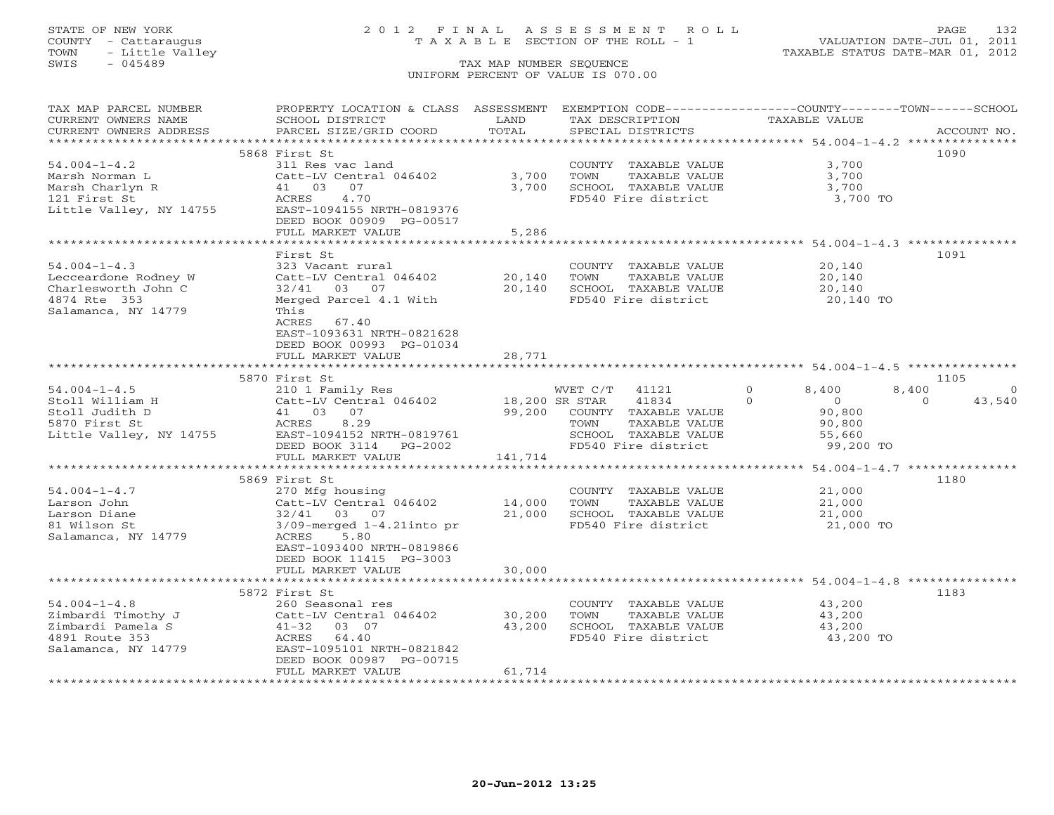STATE OF NEW YORK
COUNTY - Cattaraugus
TOWN - Little Valley
SWIS - 045489

# 2012 FINAL ASSESSMENT ROLL
TAXABLE SECTION OF THE ROLL - 1
TAX MAP NUMBER SEQUENCE
UNIFORM PERCENT OF VALUE IS 070.00

VALUATION DATE-JUL 01, 2011
TAXABLE STATUS DATE-MAR 01, 2012

| TAX MAP PARCEL NUMBER / CURRENT OWNERS NAME / CURRENT OWNERS ADDRESS | PROPERTY LOCATION & CLASS / SCHOOL DISTRICT / PARCEL SIZE/GRID COORD | ASSESSMENT LAND / TOTAL | EXEMPTION CODE / TAX DESCRIPTION / SPECIAL DISTRICTS | COUNTY TAXABLE VALUE | TOWN | SCHOOL | ACCOUNT NO. |
|---|---|---|---|---|---|---|---|
| **54.004-1-4.2** | 5868 First St | | | | | | 1090 |
| Marsh Norman L | 311 Res vac land | | COUNTY TAXABLE VALUE | 3,700 | | | |
| Marsh Charlyn R | Catt-LV Central 046402 | 3,700 | TOWN TAXABLE VALUE | 3,700 | | | |
| 121 First St | 41 03 07 | 3,700 | SCHOOL TAXABLE VALUE | 3,700 | | | |
| Little Valley, NY 14755 | ACRES 4.70 | | FD540 Fire district | 3,700 TO | | | |
| | EAST-1094155 NRTH-0819376 | | | | | | |
| | DEED BOOK 00909 PG-00517 | | | | | | |
| | FULL MARKET VALUE | 5,286 | | | | | |
| **54.004-1-4.3** | First St | | | | | | 1091 |
| Lecceardone Rodney W | 323 Vacant rural | | COUNTY TAXABLE VALUE | 20,140 | | | |
| Charlesworth John C | Catt-LV Central 046402 | 20,140 | TOWN TAXABLE VALUE | 20,140 | | | |
| 4874 Rte 353 | 32/41 03 07 | 20,140 | SCHOOL TAXABLE VALUE | 20,140 | | | |
| Salamanca, NY 14779 | Merged Parcel 4.1 With This | | FD540 Fire district | 20,140 TO | | | |
| | ACRES 67.40 | | | | | | |
| | EAST-1093631 NRTH-0821628 | | | | | | |
| | DEED BOOK 00993 PG-01034 | | | | | | |
| | FULL MARKET VALUE | 28,771 | | | | | |
| **54.004-1-4.5** | 5870 First St | | | | | | 1105 |
| Stoll William H | 210 1 Family Res | | WVET C/T 41121 | 8,400 | 8,400 | 0 | |
| Stoll Judith D | Catt-LV Central 046402 | 18,200 | SR STAR 41834 | 0 | 0 | 43,540 | |
| 5870 First St | 41 03 07 | 99,200 | COUNTY TAXABLE VALUE | 90,800 | | | |
| Little Valley, NY 14755 | ACRES 8.29 | | TOWN TAXABLE VALUE | 90,800 | | | |
| | EAST-1094152 NRTH-0819761 | | SCHOOL TAXABLE VALUE | 55,660 | | | |
| | DEED BOOK 3114 PG-2002 | | FD540 Fire district | 99,200 TO | | | |
| | FULL MARKET VALUE | 141,714 | | | | | |
| **54.004-1-4.7** | 5869 First St | | | | | | 1180 |
| Larson John | 270 Mfg housing | | COUNTY TAXABLE VALUE | 21,000 | | | |
| Larson Diane | Catt-LV Central 046402 | 14,000 | TOWN TAXABLE VALUE | 21,000 | | | |
| 81 Wilson St | 32/41 03 07 | 21,000 | SCHOOL TAXABLE VALUE | 21,000 | | | |
| Salamanca, NY 14779 | 3/09-merged 1-4.21into pr | | FD540 Fire district | 21,000 TO | | | |
| | ACRES 5.80 | | | | | | |
| | EAST-1093400 NRTH-0819866 | | | | | | |
| | DEED BOOK 11415 PG-3003 | | | | | | |
| | FULL MARKET VALUE | 30,000 | | | | | |
| **54.004-1-4.8** | 5872 First St | | | | | | 1183 |
| Zimbardi Timothy J | 260 Seasonal res | | COUNTY TAXABLE VALUE | 43,200 | | | |
| Zimbardi Pamela S | Catt-LV Central 046402 | 30,200 | TOWN TAXABLE VALUE | 43,200 | | | |
| 4891 Route 353 | 41-32 03 07 | 43,200 | SCHOOL TAXABLE VALUE | 43,200 | | | |
| Salamanca, NY 14779 | ACRES 64.40 | | FD540 Fire district | 43,200 TO | | | |
| | EAST-1095101 NRTH-0821842 | | | | | | |
| | DEED BOOK 00987 PG-00715 | | | | | | |
| | FULL MARKET VALUE | 61,714 | | | | | |

20-Jun-2012 13:25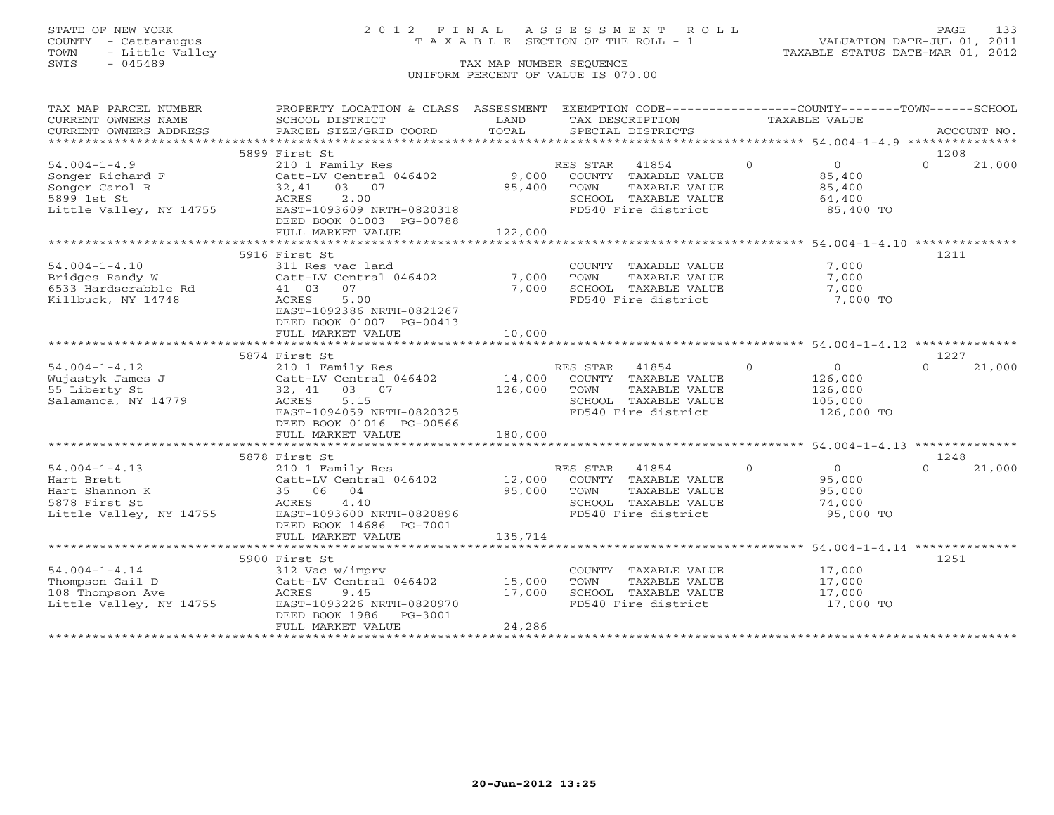STATE OF NEW YORK
COUNTY - Cattaraugus
TOWN - Little Valley
SWIS - 045489

2012 FINAL ASSESSMENT ROLL
TAXABLE SECTION OF THE ROLL - 1
TAX MAP NUMBER SEQUENCE
UNIFORM PERCENT OF VALUE IS 070.00

VALUATION DATE-JUL 01, 2011
TAXABLE STATUS DATE-MAR 01, 2012

| TAX MAP PARCEL NUMBER / CURRENT OWNERS NAME / CURRENT OWNERS ADDRESS | PROPERTY LOCATION & CLASS / SCHOOL DISTRICT / PARCEL SIZE/GRID COORD | ASSESSMENT LAND / TOTAL | EXEMPTION CODE / TAX DESCRIPTION / SPECIAL DISTRICTS | COUNTY | TOWN | SCHOOL | ACCOUNT NO. |
|---|---|---|---|---|---|---|---|
| **54.004-1-4.9** | 5899 First St | | | | | | 1208 |
| 54.004-1-4.9 | 210 1 Family Res | | RES STAR 41854 | 0 | 0 | 21,000 | |
| Songer Richard F | Catt-LV Central 046402 | 9,000 | COUNTY TAXABLE VALUE | 85,400 | | | |
| Songer Carol R | 32,41 03 07 | 85,400 | TOWN TAXABLE VALUE | | 85,400 | | |
| 5899 1st St | ACRES 2.00 | | SCHOOL TAXABLE VALUE | | | 64,400 | |
| Little Valley, NY 14755 | EAST-1093609 NRTH-0820318 | | FD540 Fire district | 85,400 TO | | | |
| | DEED BOOK 01003 PG-00788 | | | | | | |
| | FULL MARKET VALUE | 122,000 | | | | | |
| **54.004-1-4.10** | 5916 First St | | | | | | 1211 |
| 54.004-1-4.10 | 311 Res vac land | | COUNTY TAXABLE VALUE | 7,000 | | | |
| Bridges Randy W | Catt-LV Central 046402 | 7,000 | TOWN TAXABLE VALUE | | 7,000 | | |
| 6533 Hardscrabble Rd | 41 03 07 | 7,000 | SCHOOL TAXABLE VALUE | | | 7,000 | |
| Killbuck, NY 14748 | ACRES 5.00 | | FD540 Fire district | 7,000 TO | | | |
| | EAST-1092386 NRTH-0821267 | | | | | | |
| | DEED BOOK 01007 PG-00413 | | | | | | |
| | FULL MARKET VALUE | 10,000 | | | | | |
| **54.004-1-4.12** | 5874 First St | | | | | | 1227 |
| 54.004-1-4.12 | 210 1 Family Res | | RES STAR 41854 | 0 | 0 | 21,000 | |
| Wujastyk James J | Catt-LV Central 046402 | 14,000 | COUNTY TAXABLE VALUE | 126,000 | | | |
| 55 Liberty St | 32, 41 03 07 | 126,000 | TOWN TAXABLE VALUE | | 126,000 | | |
| Salamanca, NY 14779 | ACRES 5.15 | | SCHOOL TAXABLE VALUE | | | 105,000 | |
| | EAST-1094059 NRTH-0820325 | | FD540 Fire district | 126,000 TO | | | |
| | DEED BOOK 01016 PG-00566 | | | | | | |
| | FULL MARKET VALUE | 180,000 | | | | | |
| **54.004-1-4.13** | 5878 First St | | | | | | 1248 |
| 54.004-1-4.13 | 210 1 Family Res | | RES STAR 41854 | 0 | 0 | 21,000 | |
| Hart Brett | Catt-LV Central 046402 | 12,000 | COUNTY TAXABLE VALUE | 95,000 | | | |
| Hart Shannon K | 35 06 04 | 95,000 | TOWN TAXABLE VALUE | | 95,000 | | |
| 5878 First St | ACRES 4.40 | | SCHOOL TAXABLE VALUE | | | 74,000 | |
| Little Valley, NY 14755 | EAST-1093600 NRTH-0820896 | | FD540 Fire district | 95,000 TO | | | |
| | DEED BOOK 14686 PG-7001 | | | | | | |
| | FULL MARKET VALUE | 135,714 | | | | | |
| **54.004-1-4.14** | 5900 First St | | | | | | 1251 |
| 54.004-1-4.14 | 312 Vac w/imprv | | COUNTY TAXABLE VALUE | 17,000 | | | |
| Thompson Gail D | Catt-LV Central 046402 | 15,000 | TOWN TAXABLE VALUE | | 17,000 | | |
| 108 Thompson Ave | ACRES 9.45 | 17,000 | SCHOOL TAXABLE VALUE | | | 17,000 | |
| Little Valley, NY 14755 | EAST-1093226 NRTH-0820970 | | FD540 Fire district | 17,000 TO | | | |
| | DEED BOOK 1986 PG-3001 | | | | | | |
| | FULL MARKET VALUE | 24,286 | | | | | |

20-Jun-2012 13:25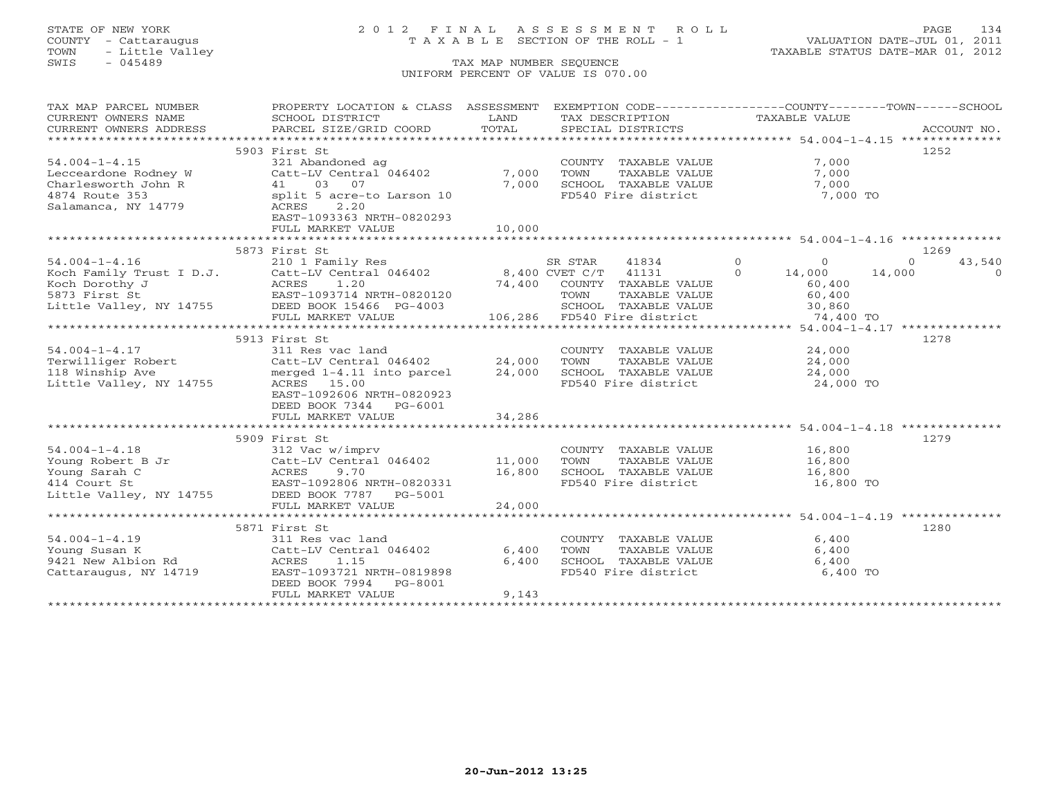STATE OF NEW YORK
COUNTY - Cattaraugus
TOWN - Little Valley
SWIS - 045489

# 2012 FINAL ASSESSMENT ROLL

TAXABLE SECTION OF THE ROLL - 1

TAX MAP NUMBER SEQUENCE

UNIFORM PERCENT OF VALUE IS 070.00

VALUATION DATE-JUL 01, 2011
TAXABLE STATUS DATE-MAR 01, 2012

| TAX MAP PARCEL NUMBER / CURRENT OWNERS NAME / CURRENT OWNERS ADDRESS | PROPERTY LOCATION & CLASS / SCHOOL DISTRICT / PARCEL SIZE/GRID COORD | ASSESSMENT LAND / TOTAL | EXEMPTION CODE / TAX DESCRIPTION / SPECIAL DISTRICTS | COUNTY TAXABLE VALUE | TOWN | SCHOOL | ACCOUNT NO. |
|---|---|---|---|---|---|---|---|
| **54.004-1-4.15** | 5903 First St | | | | | | 1252 |
| Lecceardone Rodney W | 321 Abandoned ag | | COUNTY TAXABLE VALUE | 7,000 | | | |
| Charlesworth John R | Catt-LV Central 046402 | 7,000 | TOWN TAXABLE VALUE | 7,000 | | | |
| 4874 Route 353 | 41 03 07 | 7,000 | SCHOOL TAXABLE VALUE | 7,000 | | | |
| Salamanca, NY 14779 | split 5 acre-to Larson 10 | | FD540 Fire district | 7,000 TO | | | |
| | ACRES 2.20 | | | | | | |
| | EAST-1093363 NRTH-0820293 | | | | | | |
| | FULL MARKET VALUE | 10,000 | | | | | |
| **54.004-1-4.16** | 5873 First St | | | | | | 1269 |
| Koch Family Trust I D.J. | 210 1 Family Res | | SR STAR 41834 0 | 0 | 0 | 43,540 | |
| Koch Dorothy J | Catt-LV Central 046402 | 8,400 | CVET C/T 41131 0 | 14,000 | 14,000 | 0 | |
| 5873 First St | ACRES 1.20 | 74,400 | COUNTY TAXABLE VALUE | 60,400 | | | |
| Little Valley, NY 14755 | EAST-1093714 NRTH-0820120 | | TOWN TAXABLE VALUE | 60,400 | | | |
| | DEED BOOK 15466 PG-4003 | | SCHOOL TAXABLE VALUE | 30,860 | | | |
| | FULL MARKET VALUE | 106,286 | FD540 Fire district | 74,400 TO | | | |
| **54.004-1-4.17** | 5913 First St | | | | | | 1278 |
| Terwilliger Robert | 311 Res vac land | | COUNTY TAXABLE VALUE | 24,000 | | | |
| 118 Winship Ave | Catt-LV Central 046402 | 24,000 | TOWN TAXABLE VALUE | 24,000 | | | |
| Little Valley, NY 14755 | merged 1-4.11 into parcel | 24,000 | SCHOOL TAXABLE VALUE | 24,000 | | | |
| | ACRES 15.00 | | FD540 Fire district | 24,000 TO | | | |
| | EAST-1092606 NRTH-0820923 | | | | | | |
| | DEED BOOK 7344 PG-6001 | | | | | | |
| | FULL MARKET VALUE | 34,286 | | | | | |
| **54.004-1-4.18** | 5909 First St | | | | | | 1279 |
| Young Robert B Jr | 312 Vac w/imprv | | COUNTY TAXABLE VALUE | 16,800 | | | |
| Young Sarah C | Catt-LV Central 046402 | 11,000 | TOWN TAXABLE VALUE | 16,800 | | | |
| 414 Court St | ACRES 9.70 | 16,800 | SCHOOL TAXABLE VALUE | 16,800 | | | |
| Little Valley, NY 14755 | EAST-1092806 NRTH-0820331 | | FD540 Fire district | 16,800 TO | | | |
| | DEED BOOK 7787 PG-5001 | | | | | | |
| | FULL MARKET VALUE | 24,000 | | | | | |
| **54.004-1-4.19** | 5871 First St | | | | | | 1280 |
| Young Susan K | 311 Res vac land | | COUNTY TAXABLE VALUE | 6,400 | | | |
| 9421 New Albion Rd | Catt-LV Central 046402 | 6,400 | TOWN TAXABLE VALUE | 6,400 | | | |
| Cattaraugus, NY 14719 | ACRES 1.15 | 6,400 | SCHOOL TAXABLE VALUE | 6,400 | | | |
| | EAST-1093721 NRTH-0819898 | | FD540 Fire district | 6,400 TO | | | |
| | DEED BOOK 7994 PG-8001 | | | | | | |
| | FULL MARKET VALUE | 9,143 | | | | | |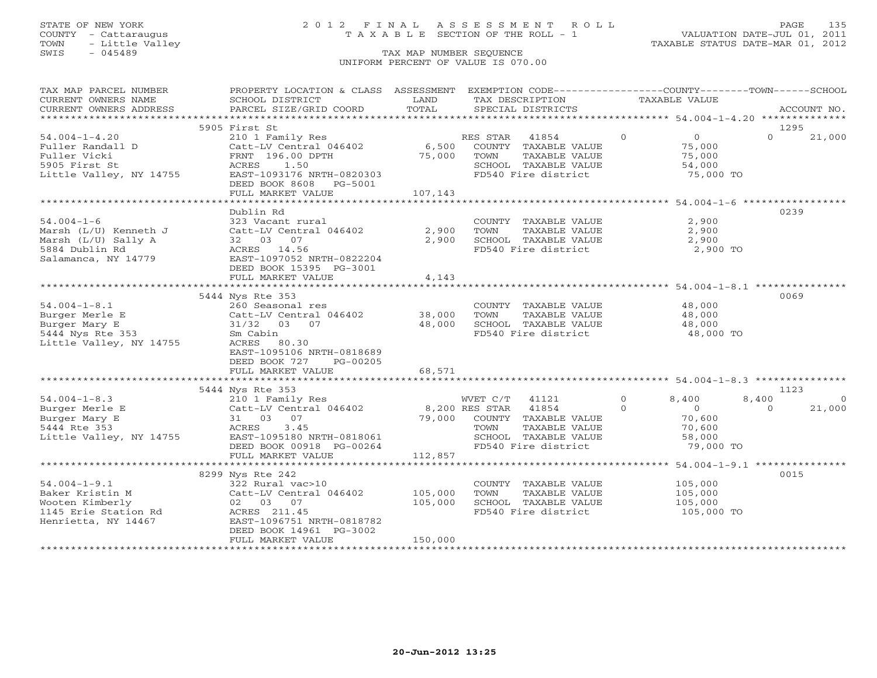STATE OF NEW YORK
COUNTY - Cattaraugus
TOWN - Little Valley
SWIS - 045489

# 2012 FINAL ASSESSMENT ROLL
TAXABLE SECTION OF THE ROLL - 1

VALUATION DATE-JUL 01, 2011
TAXABLE STATUS DATE-MAR 01, 2012

TAX MAP NUMBER SEQUENCE
UNIFORM PERCENT OF VALUE IS 070.00

| TAX MAP PARCEL NUMBER / CURRENT OWNERS NAME / CURRENT OWNERS ADDRESS | PROPERTY LOCATION & CLASS / SCHOOL DISTRICT / PARCEL SIZE/GRID COORD | ASSESSMENT LAND / TOTAL | EXEMPTION CODE / TAX DESCRIPTION / SPECIAL DISTRICTS | COUNTY TAXABLE VALUE | TOWN | SCHOOL | ACCOUNT NO. |
|---|---|---|---|---|---|---|---|
| | 5905 First St | | | | | | 1295 |
| 54.004-1-4.20 | 210 1 Family Res | | RES STAR 41854 | 0 | 0 | 21,000 | |
| Fuller Randall D | Catt-LV Central 046402 | 6,500 | COUNTY TAXABLE VALUE | 75,000 | | | |
| Fuller Vicki | FRNT 196.00 DPTH | 75,000 | TOWN TAXABLE VALUE | 75,000 | | | |
| 5905 First St | ACRES 1.50 | | SCHOOL TAXABLE VALUE | 54,000 | | | |
| Little Valley, NY 14755 | EAST-1093176 NRTH-0820303 | | FD540 Fire district | 75,000 TO | | | |
| | DEED BOOK 8608 PG-5001 | | | | | | |
| | FULL MARKET VALUE | 107,143 | | | | | |
| | Dublin Rd | | | | | | 0239 |
| 54.004-1-6 | 323 Vacant rural | | COUNTY TAXABLE VALUE | 2,900 | | | |
| Marsh (L/U) Kenneth J | Catt-LV Central 046402 | 2,900 | TOWN TAXABLE VALUE | 2,900 | | | |
| Marsh (L/U) Sally A | 32 03 07 | 2,900 | SCHOOL TAXABLE VALUE | 2,900 | | | |
| 5884 Dublin Rd | ACRES 14.56 | | FD540 Fire district | 2,900 TO | | | |
| Salamanca, NY 14779 | EAST-1097052 NRTH-0822204 | | | | | | |
| | DEED BOOK 15395 PG-3001 | | | | | | |
| | FULL MARKET VALUE | 4,143 | | | | | |
| | 5444 Nys Rte 353 | | | | | | 0069 |
| 54.004-1-8.1 | 260 Seasonal res | | COUNTY TAXABLE VALUE | 48,000 | | | |
| Burger Merle E | Catt-LV Central 046402 | 38,000 | TOWN TAXABLE VALUE | 48,000 | | | |
| Burger Mary E | 31/32 03 07 | 48,000 | SCHOOL TAXABLE VALUE | 48,000 | | | |
| 5444 Nys Rte 353 | Sm Cabin | | FD540 Fire district | 48,000 TO | | | |
| Little Valley, NY 14755 | ACRES 80.30 | | | | | | |
| | EAST-1095106 NRTH-0818689 | | | | | | |
| | DEED BOOK 727 PG-00205 | | | | | | |
| | FULL MARKET VALUE | 68,571 | | | | | |
| | 5444 Nys Rte 353 | | | | | | 1123 |
| 54.004-1-8.3 | 210 1 Family Res | | WVET C/T 41121 | 8,400 | 8,400 | 0 | |
| Burger Merle E | Catt-LV Central 046402 | 8,200 | RES STAR 41854 | 0 | 0 | 21,000 | |
| Burger Mary E | 31 03 07 | 79,000 | COUNTY TAXABLE VALUE | 70,600 | | | |
| 5444 Rte 353 | ACRES 3.45 | | TOWN TAXABLE VALUE | 70,600 | | | |
| Little Valley, NY 14755 | EAST-1095180 NRTH-0818061 | | SCHOOL TAXABLE VALUE | 58,000 | | | |
| | DEED BOOK 00918 PG-00264 | | FD540 Fire district | 79,000 TO | | | |
| | FULL MARKET VALUE | 112,857 | | | | | |
| | 8299 Nys Rte 242 | | | | | | 0015 |
| 54.004-1-9.1 | 322 Rural vac>10 | | COUNTY TAXABLE VALUE | 105,000 | | | |
| Baker Kristin M | Catt-LV Central 046402 | 105,000 | TOWN TAXABLE VALUE | 105,000 | | | |
| Wooten Kimberly | 02 03 07 | 105,000 | SCHOOL TAXABLE VALUE | 105,000 | | | |
| 1145 Erie Station Rd | ACRES 211.45 | | FD540 Fire district | 105,000 TO | | | |
| Henrietta, NY 14467 | EAST-1096751 NRTH-0818782 | | | | | | |
| | DEED BOOK 14961 PG-3002 | | | | | | |
| | FULL MARKET VALUE | 150,000 | | | | | |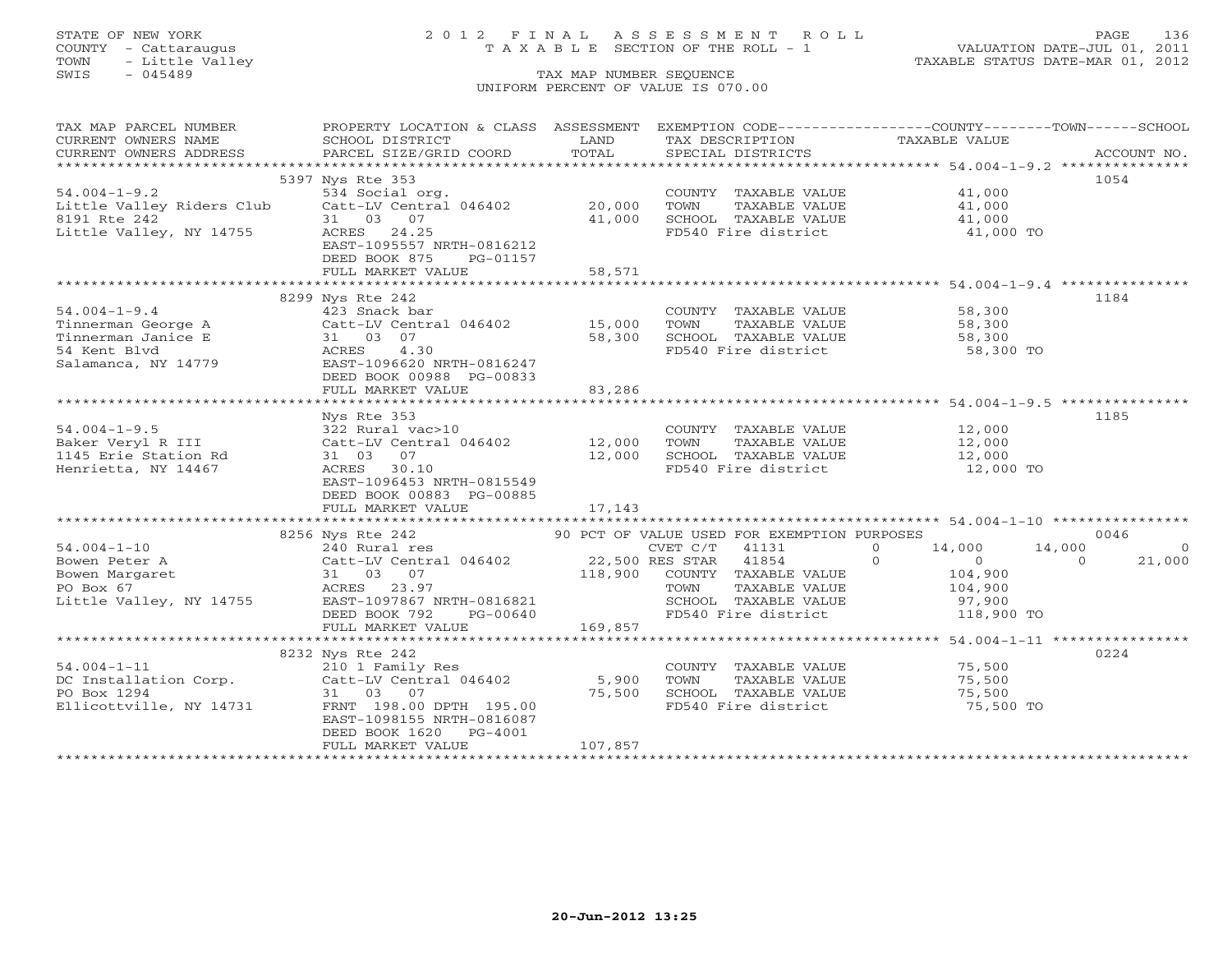STATE OF NEW YORK
COUNTY - Cattaraugus
TOWN - Little Valley
SWIS - 045489

# 2012 FINAL ASSESSMENT ROLL
TAXABLE SECTION OF THE ROLL - 1

VALUATION DATE-JUL 01, 2011
TAXABLE STATUS DATE-MAR 01, 2012

TAX MAP NUMBER SEQUENCE
UNIFORM PERCENT OF VALUE IS 070.00

| TAX MAP PARCEL NUMBER / CURRENT OWNERS NAME / CURRENT OWNERS ADDRESS | PROPERTY LOCATION & CLASS / SCHOOL DISTRICT / PARCEL SIZE/GRID COORD | ASSESSMENT LAND / TOTAL | EXEMPTION CODE / TAX DESCRIPTION / SPECIAL DISTRICTS | COUNTY TAXABLE VALUE | TOWN | SCHOOL | ACCOUNT NO. |
|---|---|---|---|---|---|---|---|
| **54.004-1-9.2** | 5397 Nys Rte 353 | | | | | | 1054 |
| Little Valley Riders Club | 534 Social org. | | COUNTY TAXABLE VALUE | 41,000 | | | |
| 8191 Rte 242 | Catt-LV Central 046402 | 20,000 | TOWN TAXABLE VALUE | 41,000 | | | |
| Little Valley, NY 14755 | 31 03 07 | 41,000 | SCHOOL TAXABLE VALUE | 41,000 | | | |
| | ACRES 24.25 | | FD540 Fire district | 41,000 TO | | | |
| | EAST-1095557 NRTH-0816212 | | | | | | |
| | DEED BOOK 875 PG-01157 | | | | | | |
| | FULL MARKET VALUE | 58,571 | | | | | |
| **54.004-1-9.4** | 8299 Nys Rte 242 | | | | | | 1184 |
| Tinnerman George A | 423 Snack bar | | COUNTY TAXABLE VALUE | 58,300 | | | |
| Tinnerman Janice E | Catt-LV Central 046402 | 15,000 | TOWN TAXABLE VALUE | 58,300 | | | |
| 54 Kent Blvd | 31 03 07 | 58,300 | SCHOOL TAXABLE VALUE | 58,300 | | | |
| Salamanca, NY 14779 | ACRES 4.30 | | FD540 Fire district | 58,300 TO | | | |
| | EAST-1096620 NRTH-0816247 | | | | | | |
| | DEED BOOK 00988 PG-00833 | | | | | | |
| | FULL MARKET VALUE | 83,286 | | | | | |
| **54.004-1-9.5** | Nys Rte 353 | | | | | | 1185 |
| Baker Veryl R III | 322 Rural vac>10 | | COUNTY TAXABLE VALUE | 12,000 | | | |
| 1145 Erie Station Rd | Catt-LV Central 046402 | 12,000 | TOWN TAXABLE VALUE | 12,000 | | | |
| Henrietta, NY 14467 | 31 03 07 | 12,000 | SCHOOL TAXABLE VALUE | 12,000 | | | |
| | ACRES 30.10 | | FD540 Fire district | 12,000 TO | | | |
| | EAST-1096453 NRTH-0815549 | | | | | | |
| | DEED BOOK 00883 PG-00885 | | | | | | |
| | FULL MARKET VALUE | 17,143 | | | | | |
| **54.004-1-10** | 8256 Nys Rte 242 | | 90 PCT OF VALUE USED FOR EXEMPTION PURPOSES | | | | 0046 |
| Bowen Peter A | 240 Rural res | | CVET C/T 41131 0 | 14,000 | 14,000 | 0 | |
| Bowen Margaret | Catt-LV Central 046402 | 22,500 | RES STAR 41854 0 | 0 | 0 | 21,000 | |
| PO Box 67 | 31 03 07 | 118,900 | COUNTY TAXABLE VALUE | 104,900 | | | |
| Little Valley, NY 14755 | ACRES 23.97 | | TOWN TAXABLE VALUE | 104,900 | | | |
| | EAST-1097867 NRTH-0816821 | | SCHOOL TAXABLE VALUE | 97,900 | | | |
| | DEED BOOK 792 PG-00640 | | FD540 Fire district | 118,900 TO | | | |
| | FULL MARKET VALUE | 169,857 | | | | | |
| **54.004-1-11** | 8232 Nys Rte 242 | | | | | | 0224 |
| DC Installation Corp. | 210 1 Family Res | | COUNTY TAXABLE VALUE | 75,500 | | | |
| PO Box 1294 | Catt-LV Central 046402 | 5,900 | TOWN TAXABLE VALUE | 75,500 | | | |
| Ellicottville, NY 14731 | 31 03 07 | 75,500 | SCHOOL TAXABLE VALUE | 75,500 | | | |
| | FRNT 198.00 DPTH 195.00 | | FD540 Fire district | 75,500 TO | | | |
| | EAST-1098155 NRTH-0816087 | | | | | | |
| | DEED BOOK 1620 PG-4001 | | | | | | |
| | FULL MARKET VALUE | 107,857 | | | | | |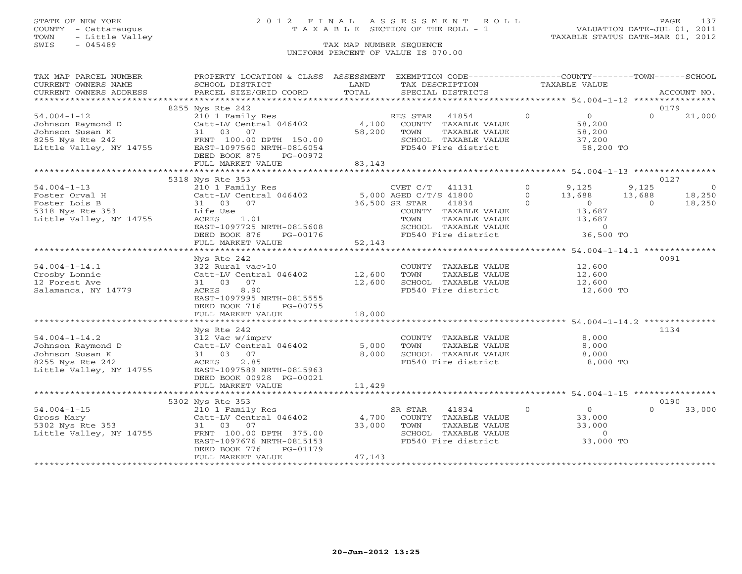STATE OF NEW YORK
COUNTY - Cattaraugus
TOWN - Little Valley
SWIS - 045489

# 2012 FINAL ASSESSMENT ROLL
TAXABLE SECTION OF THE ROLL - 1

TAX MAP NUMBER SEQUENCE
UNIFORM PERCENT OF VALUE IS 070.00

VALUATION DATE-JUL 01, 2011
TAXABLE STATUS DATE-MAR 01, 2012

| TAX MAP PARCEL NUMBER / CURRENT OWNERS NAME / CURRENT OWNERS ADDRESS | PROPERTY LOCATION & CLASS / SCHOOL DISTRICT / PARCEL SIZE/GRID COORD | ASSESSMENT LAND / TOTAL | EXEMPTION CODE / TAX DESCRIPTION / SPECIAL DISTRICTS | | COUNTY TAXABLE VALUE | TOWN | SCHOOL | ACCOUNT NO. |
|---|---|---|---|---|---|---|---|---|
| | 8255 Nys Rte 242 | | | | | | | 0179 |
| 54.004-1-12 | 210 1 Family Res | | RES STAR 41854 | 0 | 0 | 0 | 21,000 | |
| Johnson Raymond D | Catt-LV Central 046402 | 4,100 | COUNTY TAXABLE VALUE | | 58,200 | | | |
| Johnson Susan K | 31 03 07 | 58,200 | TOWN TAXABLE VALUE | | 58,200 | | | |
| 8255 Nys Rte 242 | FRNT 100.00 DPTH 150.00 | | SCHOOL TAXABLE VALUE | | 37,200 | | | |
| Little Valley, NY 14755 | EAST-1097560 NRTH-0816054 | | FD540 Fire district | | 58,200 TO | | | |
| | DEED BOOK 875 PG-00972 | | | | | | | |
| | FULL MARKET VALUE | 83,143 | | | | | | |
| | 5318 Nys Rte 353 | | | | | | | 0127 |
| 54.004-1-13 | 210 1 Family Res | | CVET C/T 41131 | 0 | 9,125 | 9,125 | 0 | |
| Foster Orval H | Catt-LV Central 046402 | 5,000 | AGED C/T/S 41800 | 0 | 13,688 | 13,688 | 18,250 | |
| Foster Lois B | 31 03 07 | 36,500 | SR STAR 41834 | 0 | 0 | 0 | 18,250 | |
| 5318 Nys Rte 353 | Life Use | | COUNTY TAXABLE VALUE | | 13,687 | | | |
| Little Valley, NY 14755 | ACRES 1.01 | | TOWN TAXABLE VALUE | | 13,687 | | | |
| | EAST-1097725 NRTH-0815608 | | SCHOOL TAXABLE VALUE | | 0 | | | |
| | DEED BOOK 876 PG-00176 | | FD540 Fire district | | 36,500 TO | | | |
| | FULL MARKET VALUE | 52,143 | | | | | | |
| | Nys Rte 242 | | | | | | | 0091 |
| 54.004-1-14.1 | 322 Rural vac>10 | | COUNTY TAXABLE VALUE | | 12,600 | | | |
| Crosby Lonnie | Catt-LV Central 046402 | 12,600 | TOWN TAXABLE VALUE | | 12,600 | | | |
| 12 Forest Ave | 31 03 07 | 12,600 | SCHOOL TAXABLE VALUE | | 12,600 | | | |
| Salamanca, NY 14779 | ACRES 8.90 | | FD540 Fire district | | 12,600 TO | | | |
| | EAST-1097995 NRTH-0815555 | | | | | | | |
| | DEED BOOK 716 PG-00755 | | | | | | | |
| | FULL MARKET VALUE | 18,000 | | | | | | |
| | Nys Rte 242 | | | | | | | 1134 |
| 54.004-1-14.2 | 312 Vac w/imprv | | COUNTY TAXABLE VALUE | | 8,000 | | | |
| Johnson Raymond D | Catt-LV Central 046402 | 5,000 | TOWN TAXABLE VALUE | | 8,000 | | | |
| Johnson Susan K | 31 03 07 | 8,000 | SCHOOL TAXABLE VALUE | | 8,000 | | | |
| 8255 Nys Rte 242 | ACRES 2.85 | | FD540 Fire district | | 8,000 TO | | | |
| Little Valley, NY 14755 | EAST-1097589 NRTH-0815963 | | | | | | | |
| | DEED BOOK 00928 PG-00021 | | | | | | | |
| | FULL MARKET VALUE | 11,429 | | | | | | |
| | 5302 Nys Rte 353 | | | | | | | 0190 |
| 54.004-1-15 | 210 1 Family Res | | SR STAR 41834 | 0 | 0 | 0 | 33,000 | |
| Gross Mary | Catt-LV Central 046402 | 4,700 | COUNTY TAXABLE VALUE | | 33,000 | | | |
| 5302 Nys Rte 353 | 31 03 07 | 33,000 | TOWN TAXABLE VALUE | | 33,000 | | | |
| Little Valley, NY 14755 | FRNT 100.00 DPTH 375.00 | | SCHOOL TAXABLE VALUE | | 0 | | | |
| | EAST-1097676 NRTH-0815153 | | FD540 Fire district | | 33,000 TO | | | |
| | DEED BOOK 776 PG-01179 | | | | | | | |
| | FULL MARKET VALUE | 47,143 | | | | | | |

20-Jun-2012 13:25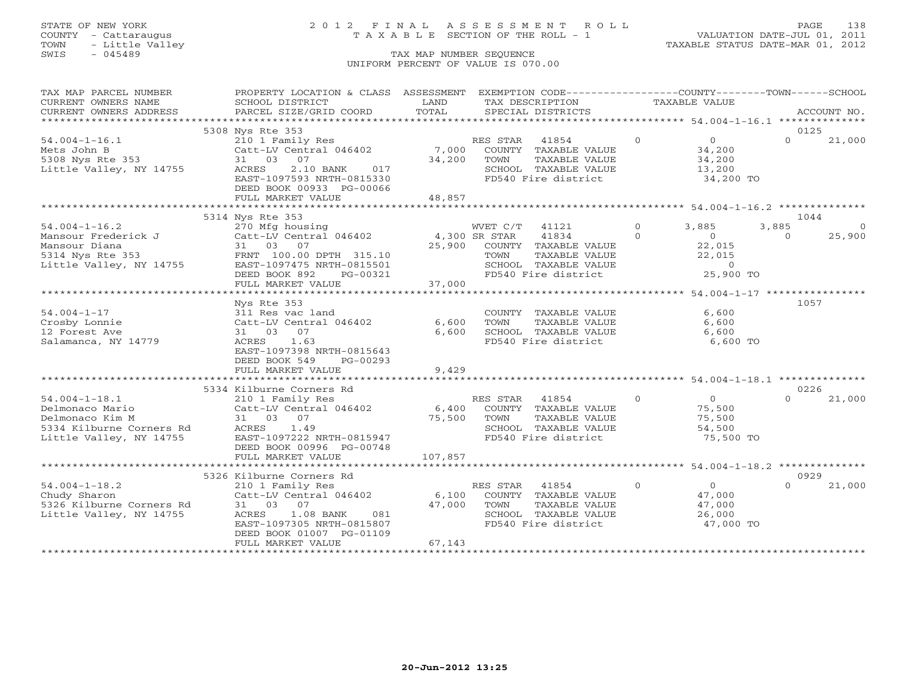STATE OF NEW YORK
COUNTY - Cattaraugus
TOWN - Little Valley
SWIS - 045489

# 2012 FINAL ASSESSMENT ROLL

TAXABLE SECTION OF THE ROLL - 1

TAX MAP NUMBER SEQUENCE

UNIFORM PERCENT OF VALUE IS 070.00

VALUATION DATE-JUL 01, 2011
TAXABLE STATUS DATE-MAR 01, 2012

| TAX MAP PARCEL NUMBER / CURRENT OWNERS NAME / CURRENT OWNERS ADDRESS | PROPERTY LOCATION & CLASS / SCHOOL DISTRICT / PARCEL SIZE/GRID COORD | ASSESSMENT LAND / TOTAL | EXEMPTION CODE / TAX DESCRIPTION / SPECIAL DISTRICTS | COUNTY | TOWN | SCHOOL / ACCOUNT NO. |
|---|---|---|---|---|---|---|
| **54.004-1-16.1** | 5308 Nys Rte 353 | | | | | 0125 |
| 54.004-1-16.1 | 210 1 Family Res | | RES STAR 41854 | 0 | 0 | 21,000 |
| Mets John B | Catt-LV Central 046402 | 7,000 | COUNTY TAXABLE VALUE | 34,200 | | |
| 5308 Nys Rte 353 | 31 03 07 | 34,200 | TOWN TAXABLE VALUE | | 34,200 | |
| Little Valley, NY 14755 | ACRES 2.10 BANK 017 | | SCHOOL TAXABLE VALUE | | | 13,200 |
| | EAST-1097593 NRTH-0815330 | | FD540 Fire district | 34,200 TO | | |
| | DEED BOOK 00933 PG-00066 | | | | | |
| | FULL MARKET VALUE | 48,857 | | | | |
| **54.004-1-16.2** | 5314 Nys Rte 353 | | | | | 1044 |
| 54.004-1-16.2 | 270 Mfg housing | | WVET C/T 41121 | 3,885 | 3,885 | 0 |
| Mansour Frederick J | Catt-LV Central 046402 | 4,300 | SR STAR 41834 | 0 | 0 | 25,900 |
| Mansour Diana | 31 03 07 | 25,900 | COUNTY TAXABLE VALUE | 22,015 | | |
| 5314 Nys Rte 353 | FRNT 100.00 DPTH 315.10 | | TOWN TAXABLE VALUE | | 22,015 | |
| Little Valley, NY 14755 | EAST-1097475 NRTH-0815501 | | SCHOOL TAXABLE VALUE | | | 0 |
| | DEED BOOK 892 PG-00321 | | FD540 Fire district | 25,900 TO | | |
| | FULL MARKET VALUE | 37,000 | | | | |
| **54.004-1-17** | Nys Rte 353 | | | | | 1057 |
| 54.004-1-17 | 311 Res vac land | | COUNTY TAXABLE VALUE | 6,600 | | |
| Crosby Lonnie | Catt-LV Central 046402 | 6,600 | TOWN TAXABLE VALUE | | 6,600 | |
| 12 Forest Ave | 31 03 07 | 6,600 | SCHOOL TAXABLE VALUE | | | 6,600 |
| Salamanca, NY 14779 | ACRES 1.63 | | FD540 Fire district | 6,600 TO | | |
| | EAST-1097398 NRTH-0815643 | | | | | |
| | DEED BOOK 549 PG-00293 | | | | | |
| | FULL MARKET VALUE | 9,429 | | | | |
| **54.004-1-18.1** | 5334 Kilburne Corners Rd | | | | | 0226 |
| 54.004-1-18.1 | 210 1 Family Res | | RES STAR 41854 | 0 | 0 | 21,000 |
| Delmonaco Mario | Catt-LV Central 046402 | 6,400 | COUNTY TAXABLE VALUE | 75,500 | | |
| Delmonaco Kim M | 31 03 07 | 75,500 | TOWN TAXABLE VALUE | | 75,500 | |
| 5334 Kilburne Corners Rd | ACRES 1.49 | | SCHOOL TAXABLE VALUE | | | 54,500 |
| Little Valley, NY 14755 | EAST-1097222 NRTH-0815947 | | FD540 Fire district | 75,500 TO | | |
| | DEED BOOK 00996 PG-00748 | | | | | |
| | FULL MARKET VALUE | 107,857 | | | | |
| **54.004-1-18.2** | 5326 Kilburne Corners Rd | | | | | 0929 |
| 54.004-1-18.2 | 210 1 Family Res | | RES STAR 41854 | 0 | 0 | 21,000 |
| Chudy Sharon | Catt-LV Central 046402 | 6,100 | COUNTY TAXABLE VALUE | 47,000 | | |
| 5326 Kilburne Corners Rd | 31 03 07 | 47,000 | TOWN TAXABLE VALUE | | 47,000 | |
| Little Valley, NY 14755 | ACRES 1.08 BANK 081 | | SCHOOL TAXABLE VALUE | | | 26,000 |
| | EAST-1097305 NRTH-0815807 | | FD540 Fire district | 47,000 TO | | |
| | DEED BOOK 01007 PG-01109 | | | | | |
| | FULL MARKET VALUE | 67,143 | | | | |

20-Jun-2012 13:25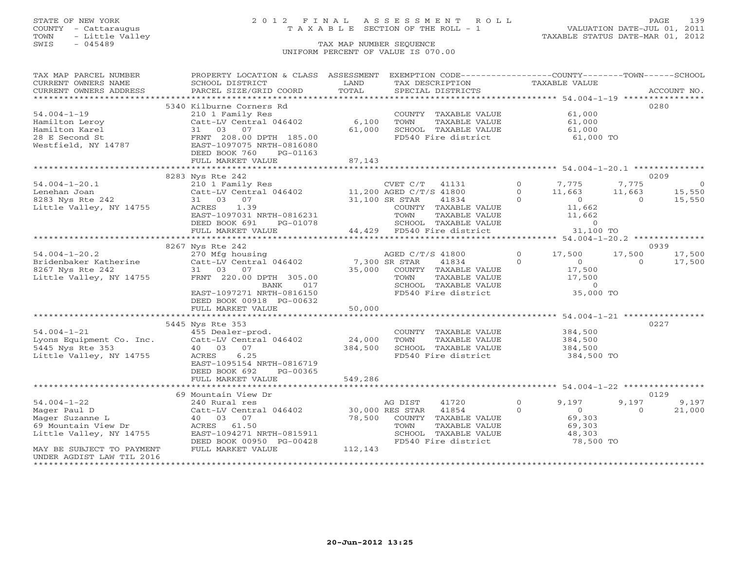STATE OF NEW YORK
COUNTY - Cattaraugus
TOWN - Little Valley
SWIS - 045489

2012 FINAL ASSESSMENT ROLL
TAXABLE SECTION OF THE ROLL - 1
TAX MAP NUMBER SEQUENCE
UNIFORM PERCENT OF VALUE IS 070.00

VALUATION DATE-JUL 01, 2011
TAXABLE STATUS DATE-MAR 01, 2012

| TAX MAP PARCEL NUMBER / CURRENT OWNERS NAME / CURRENT OWNERS ADDRESS | PROPERTY LOCATION & CLASS / SCHOOL DISTRICT / PARCEL SIZE/GRID COORD | ASSESSMENT LAND / TOTAL | EXEMPTION CODE / TAX DESCRIPTION / SPECIAL DISTRICTS | COUNTY TAXABLE VALUE | TOWN | SCHOOL | ACCOUNT NO. |
|---|---|---|---|---|---|---|---|
| | 5340 Kilburne Corners Rd | | | | | | 0280 |
| 54.004-1-19 | 210 1 Family Res | | COUNTY TAXABLE VALUE | 61,000 | | | |
| Hamilton Leroy | Catt-LV Central 046402 | 6,100 | TOWN TAXABLE VALUE | 61,000 | | | |
| Hamilton Karel | 31 03 07 | 61,000 | SCHOOL TAXABLE VALUE | 61,000 | | | |
| 28 E Second St | FRNT 208.00 DPTH 185.00 | | FD540 Fire district | 61,000 TO | | | |
| Westfield, NY 14787 | EAST-1097075 NRTH-0816080 | | | | | | |
| | DEED BOOK 760 PG-01163 | | | | | | |
| | FULL MARKET VALUE | 87,143 | | | | | |
| | 8283 Nys Rte 242 | | | | | | 0209 |
| 54.004-1-20.1 | 210 1 Family Res | | CVET C/T 41131 0 | 7,775 | 7,775 | 0 | |
| Lenehan Joan | Catt-LV Central 046402 | 11,200 | AGED C/T/S 41800 0 | 11,663 | 11,663 | 15,550 | |
| 8283 Nys Rte 242 | 31 03 07 | 31,100 | SR STAR 41834 0 | 0 | 0 | 15,550 | |
| Little Valley, NY 14755 | ACRES 1.39 | | COUNTY TAXABLE VALUE | 11,662 | | | |
| | EAST-1097031 NRTH-0816231 | | TOWN TAXABLE VALUE | 11,662 | | | |
| | DEED BOOK 691 PG-01078 | | SCHOOL TAXABLE VALUE | 0 | | | |
| | FULL MARKET VALUE | 44,429 | FD540 Fire district | 31,100 TO | | | |
| | 8267 Nys Rte 242 | | | | | | 0939 |
| 54.004-1-20.2 | 270 Mfg housing | | AGED C/T/S 41800 0 | 17,500 | 17,500 | 17,500 | |
| Bridenbaker Katherine | Catt-LV Central 046402 | 7,300 | SR STAR 41834 0 | 0 | 0 | 17,500 | |
| 8267 Nys Rte 242 | 31 03 07 | 35,000 | COUNTY TAXABLE VALUE | 17,500 | | | |
| Little Valley, NY 14755 | FRNT 220.00 DPTH 305.00 | | TOWN TAXABLE VALUE | 17,500 | | | |
| | BANK 017 | | SCHOOL TAXABLE VALUE | 0 | | | |
| | EAST-1097271 NRTH-0816150 | | FD540 Fire district | 35,000 TO | | | |
| | DEED BOOK 00918 PG-00632 | | | | | | |
| | FULL MARKET VALUE | 50,000 | | | | | |
| | 5445 Nys Rte 353 | | | | | | 0227 |
| 54.004-1-21 | 455 Dealer-prod. | | COUNTY TAXABLE VALUE | 384,500 | | | |
| Lyons Equipment Co. Inc. | Catt-LV Central 046402 | 24,000 | TOWN TAXABLE VALUE | 384,500 | | | |
| 5445 Nys Rte 353 | 40 03 07 | 384,500 | SCHOOL TAXABLE VALUE | 384,500 | | | |
| Little Valley, NY 14755 | ACRES 6.25 | | FD540 Fire district | 384,500 TO | | | |
| | EAST-1095154 NRTH-0816719 | | | | | | |
| | DEED BOOK 692 PG-00365 | | | | | | |
| | FULL MARKET VALUE | 549,286 | | | | | |
| | 69 Mountain View Dr | | | | | | 0129 |
| 54.004-1-22 | 240 Rural res | | AG DIST 41720 0 | 9,197 | 9,197 | 9,197 | |
| Mager Paul D | Catt-LV Central 046402 | 30,000 | RES STAR 41854 0 | 0 | 0 | 21,000 | |
| Mager Suzanne L | 40 03 07 | 78,500 | COUNTY TAXABLE VALUE | 69,303 | | | |
| 69 Mountain View Dr | ACRES 61.50 | | TOWN TAXABLE VALUE | 69,303 | | | |
| Little Valley, NY 14755 | EAST-1094271 NRTH-0815911 | | SCHOOL TAXABLE VALUE | 48,303 | | | |
| | DEED BOOK 00950 PG-00428 | | FD540 Fire district | 78,500 TO | | | |
| MAY BE SUBJECT TO PAYMENT | FULL MARKET VALUE | 112,143 | | | | | |
| UNDER AGDIST LAW TIL 2016 | | | | | | | |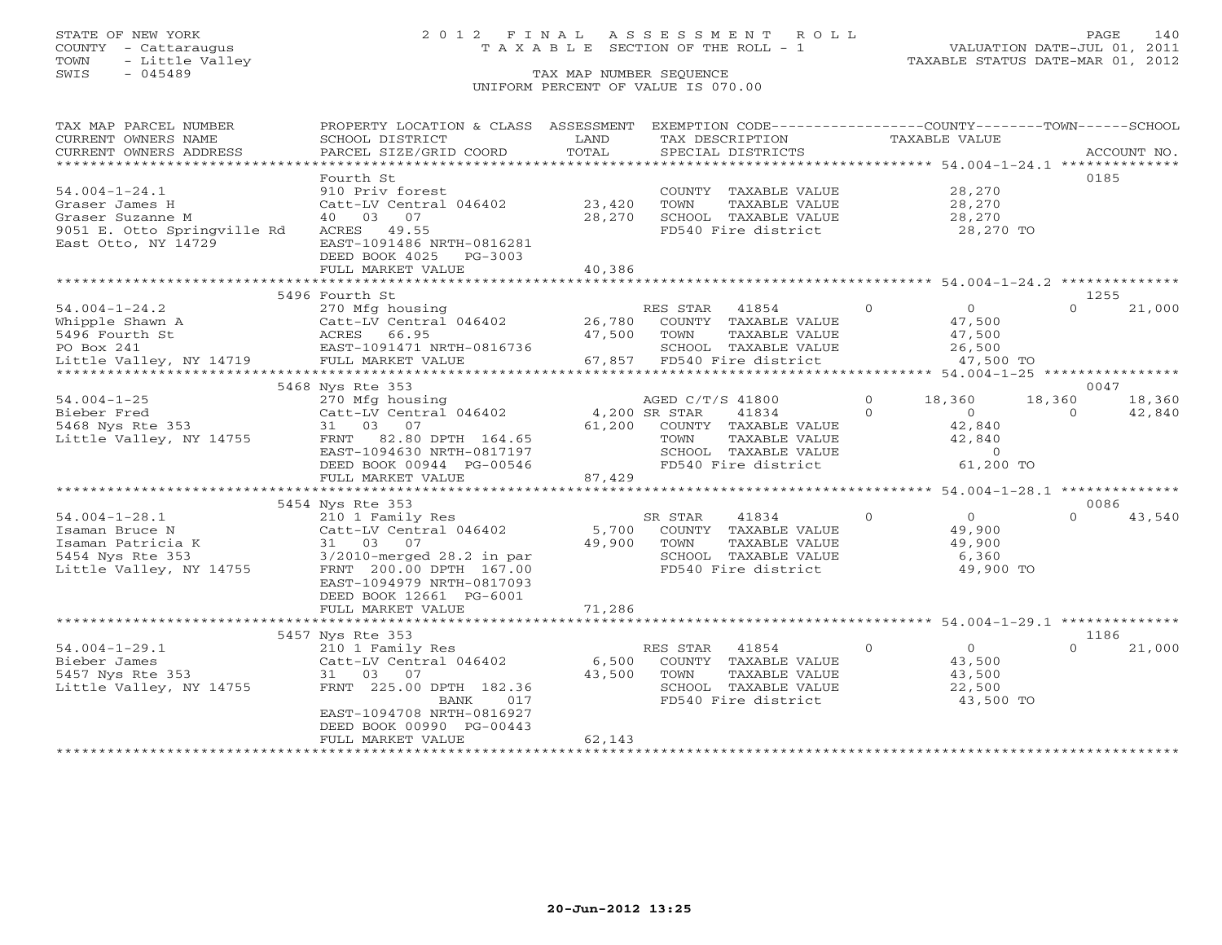STATE OF NEW YORK
COUNTY - Cattaraugus
TOWN - Little Valley
SWIS - 045489

# 2012 FINAL ASSESSMENT ROLL

TAXABLE SECTION OF THE ROLL - 1

TAX MAP NUMBER SEQUENCE

UNIFORM PERCENT OF VALUE IS 070.00

VALUATION DATE-JUL 01, 2011
TAXABLE STATUS DATE-MAR 01, 2012

| TAX MAP PARCEL NUMBER / CURRENT OWNERS NAME / CURRENT OWNERS ADDRESS | PROPERTY LOCATION & CLASS / SCHOOL DISTRICT / PARCEL SIZE/GRID COORD | ASSESSMENT LAND / TOTAL | EXEMPTION CODE / TAX DESCRIPTION / SPECIAL DISTRICTS | COUNTY TAXABLE VALUE | TOWN | SCHOOL | ACCOUNT NO. |
|---|---|---|---|---|---|---|---|
| **54.004-1-24.1** | Fourth St | | | | | | 0185 |
| 54.004-1-24.1 | 910 Priv forest | | COUNTY TAXABLE VALUE | 28,270 | | | |
| Graser James H | Catt-LV Central 046402 | 23,420 | TOWN TAXABLE VALUE | 28,270 | | | |
| Graser Suzanne M | 40 03 07 | 28,270 | SCHOOL TAXABLE VALUE | 28,270 | | | |
| 9051 E. Otto Springville Rd | ACRES 49.55 | | FD540 Fire district | 28,270 TO | | | |
| East Otto, NY 14729 | EAST-1091486 NRTH-0816281 | | | | | | |
| | DEED BOOK 4025 PG-3003 | | | | | | |
| | FULL MARKET VALUE | 40,386 | | | | | |
| **54.004-1-24.2** | 5496 Fourth St | | | | | | 1255 |
| 54.004-1-24.2 | 270 Mfg housing | | RES STAR 41854 | 0 | 0 | 0 | 21,000 |
| Whipple Shawn A | Catt-LV Central 046402 | 26,780 | COUNTY TAXABLE VALUE | 47,500 | | | |
| 5496 Fourth St | ACRES 66.95 | 47,500 | TOWN TAXABLE VALUE | 47,500 | | | |
| PO Box 241 | EAST-1091471 NRTH-0816736 | | SCHOOL TAXABLE VALUE | 26,500 | | | |
| Little Valley, NY 14719 | FULL MARKET VALUE | 67,857 | FD540 Fire district | 47,500 TO | | | |
| **54.004-1-25** | 5468 Nys Rte 353 | | | | | | 0047 |
| 54.004-1-25 | 270 Mfg housing | | AGED C/T/S 41800 | 0 | 18,360 | 18,360 | 18,360 |
| Bieber Fred | Catt-LV Central 046402 | 4,200 | SR STAR 41834 | 0 | 0 | 0 | 42,840 |
| 5468 Nys Rte 353 | 31 03 07 | 61,200 | COUNTY TAXABLE VALUE | 42,840 | | | |
| Little Valley, NY 14755 | FRNT 82.80 DPTH 164.65 | | TOWN TAXABLE VALUE | 42,840 | | | |
| | EAST-1094630 NRTH-0817197 | | SCHOOL TAXABLE VALUE | 0 | | | |
| | DEED BOOK 00944 PG-00546 | | FD540 Fire district | 61,200 TO | | | |
| | FULL MARKET VALUE | 87,429 | | | | | |
| **54.004-1-28.1** | 5454 Nys Rte 353 | | | | | | 0086 |
| 54.004-1-28.1 | 210 1 Family Res | | SR STAR 41834 | 0 | 0 | 0 | 43,540 |
| Isaman Bruce N | Catt-LV Central 046402 | 5,700 | COUNTY TAXABLE VALUE | 49,900 | | | |
| Isaman Patricia K | 31 03 07 | 49,900 | TOWN TAXABLE VALUE | 49,900 | | | |
| 5454 Nys Rte 353 | 3/2010-merged 28.2 in par | | SCHOOL TAXABLE VALUE | 6,360 | | | |
| Little Valley, NY 14755 | FRNT 200.00 DPTH 167.00 | | FD540 Fire district | 49,900 TO | | | |
| | EAST-1094979 NRTH-0817093 | | | | | | |
| | DEED BOOK 12661 PG-6001 | | | | | | |
| | FULL MARKET VALUE | 71,286 | | | | | |
| **54.004-1-29.1** | 5457 Nys Rte 353 | | | | | | 1186 |
| 54.004-1-29.1 | 210 1 Family Res | | RES STAR 41854 | 0 | 0 | 0 | 21,000 |
| Bieber James | Catt-LV Central 046402 | 6,500 | COUNTY TAXABLE VALUE | 43,500 | | | |
| 5457 Nys Rte 353 | 31 03 07 | 43,500 | TOWN TAXABLE VALUE | 43,500 | | | |
| Little Valley, NY 14755 | FRNT 225.00 DPTH 182.36 | | SCHOOL TAXABLE VALUE | 22,500 | | | |
| | BANK 017 | | FD540 Fire district | 43,500 TO | | | |
| | EAST-1094708 NRTH-0816927 | | | | | | |
| | DEED BOOK 00990 PG-00443 | | | | | | |
| | FULL MARKET VALUE | 62,143 | | | | | |

20-Jun-2012 13:25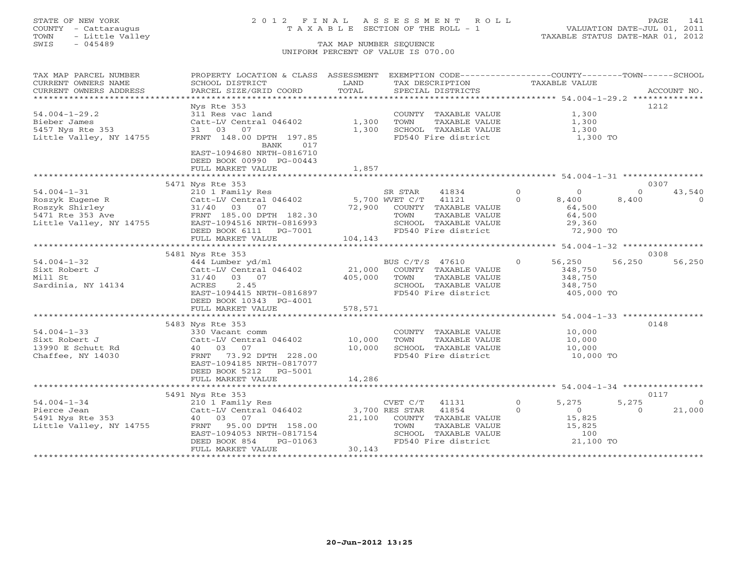STATE OF NEW YORK
COUNTY - Cattaraugus
TOWN - Little Valley
SWIS - 045489

2 0 1 2 F I N A L A S S E S S M E N T R O L L
T A X A B L E SECTION OF THE ROLL - 1
TAX MAP NUMBER SEQUENCE
UNIFORM PERCENT OF VALUE IS 070.00

VALUATION DATE-JUL 01, 2011
TAXABLE STATUS DATE-MAR 01, 2012

| TAX MAP PARCEL NUMBER / CURRENT OWNERS NAME / CURRENT OWNERS ADDRESS | PROPERTY LOCATION & CLASS / SCHOOL DISTRICT / PARCEL SIZE/GRID COORD | ASSESSMENT LAND / TOTAL | EXEMPTION CODE / TAX DESCRIPTION / SPECIAL DISTRICTS | COUNTY TAXABLE VALUE | TOWN | SCHOOL | ACCOUNT NO. |
|---|---|---|---|---|---|---|---|
| 54.004-1-29.2 | Nys Rte 353 | | | | | | 1212 |
| 54.004-1-29.2 | 311 Res vac land | | COUNTY TAXABLE VALUE | 1,300 | | | |
| Bieber James | Catt-LV Central 046402 | 1,300 | TOWN TAXABLE VALUE | 1,300 | | | |
| 5457 Nys Rte 353 | 31 03 07 | 1,300 | SCHOOL TAXABLE VALUE | 1,300 | | | |
| Little Valley, NY 14755 | FRNT 148.00 DPTH 197.85 | | FD540 Fire district | 1,300 TO | | | |
| | BANK 017 | | | | | | |
| | EAST-1094680 NRTH-0816710 | | | | | | |
| | DEED BOOK 00990 PG-00443 | | | | | | |
| | FULL MARKET VALUE | 1,857 | | | | | |
| 54.004-1-31 | 5471 Nys Rte 353 | | | | | | 0307 |
| 54.004-1-31 | 210 1 Family Res | | SR STAR 41834 0 | 0 | 0 | 43,540 | |
| Roszyk Eugene R | Catt-LV Central 046402 | 5,700 | WVET C/T 41121 0 | 8,400 | 8,400 | 0 | |
| Roszyk Shirley | 31/40 03 07 | 72,900 | COUNTY TAXABLE VALUE | 64,500 | | | |
| 5471 Rte 353 Ave | FRNT 185.00 DPTH 182.30 | | TOWN TAXABLE VALUE | 64,500 | | | |
| Little Valley, NY 14755 | EAST-1094516 NRTH-0816993 | | SCHOOL TAXABLE VALUE | 29,360 | | | |
| | DEED BOOK 6111 PG-7001 | | FD540 Fire district | 72,900 TO | | | |
| | FULL MARKET VALUE | 104,143 | | | | | |
| 54.004-1-32 | 5481 Nys Rte 353 | | | | | | 0308 |
| 54.004-1-32 | 444 Lumber yd/ml | | BUS C/T/S 47610 0 | 56,250 | 56,250 | 56,250 | |
| Sixt Robert J | Catt-LV Central 046402 | 21,000 | COUNTY TAXABLE VALUE | 348,750 | | | |
| Mill St | 31/40 03 07 | 405,000 | TOWN TAXABLE VALUE | 348,750 | | | |
| Sardinia, NY 14134 | ACRES 2.45 | | SCHOOL TAXABLE VALUE | 348,750 | | | |
| | EAST-1094415 NRTH-0816897 | | FD540 Fire district | 405,000 TO | | | |
| | DEED BOOK 10343 PG-4001 | | | | | | |
| | FULL MARKET VALUE | 578,571 | | | | | |
| 54.004-1-33 | 5483 Nys Rte 353 | | | | | | 0148 |
| 54.004-1-33 | 330 Vacant comm | | COUNTY TAXABLE VALUE | 10,000 | | | |
| Sixt Robert J | Catt-LV Central 046402 | 10,000 | TOWN TAXABLE VALUE | 10,000 | | | |
| 13990 E Schutt Rd | 40 03 07 | 10,000 | SCHOOL TAXABLE VALUE | 10,000 | | | |
| Chaffee, NY 14030 | FRNT 73.92 DPTH 228.00 | | FD540 Fire district | 10,000 TO | | | |
| | EAST-1094185 NRTH-0817077 | | | | | | |
| | DEED BOOK 5212 PG-5001 | | | | | | |
| | FULL MARKET VALUE | 14,286 | | | | | |
| 54.004-1-34 | 5491 Nys Rte 353 | | | | | | 0117 |
| 54.004-1-34 | 210 1 Family Res | | CVET C/T 41131 0 | 5,275 | 5,275 | 0 | |
| Pierce Jean | Catt-LV Central 046402 | 3,700 | RES STAR 41854 0 | 0 | 0 | 21,000 | |
| 5491 Nys Rte 353 | 40 03 07 | 21,100 | COUNTY TAXABLE VALUE | 15,825 | | | |
| Little Valley, NY 14755 | FRNT 95.00 DPTH 158.00 | | TOWN TAXABLE VALUE | 15,825 | | | |
| | EAST-1094053 NRTH-0817154 | | SCHOOL TAXABLE VALUE | 100 | | | |
| | DEED BOOK 854 PG-01063 | | FD540 Fire district | 21,100 TO | | | |
| | FULL MARKET VALUE | 30,143 | | | | | |

20-Jun-2012 13:25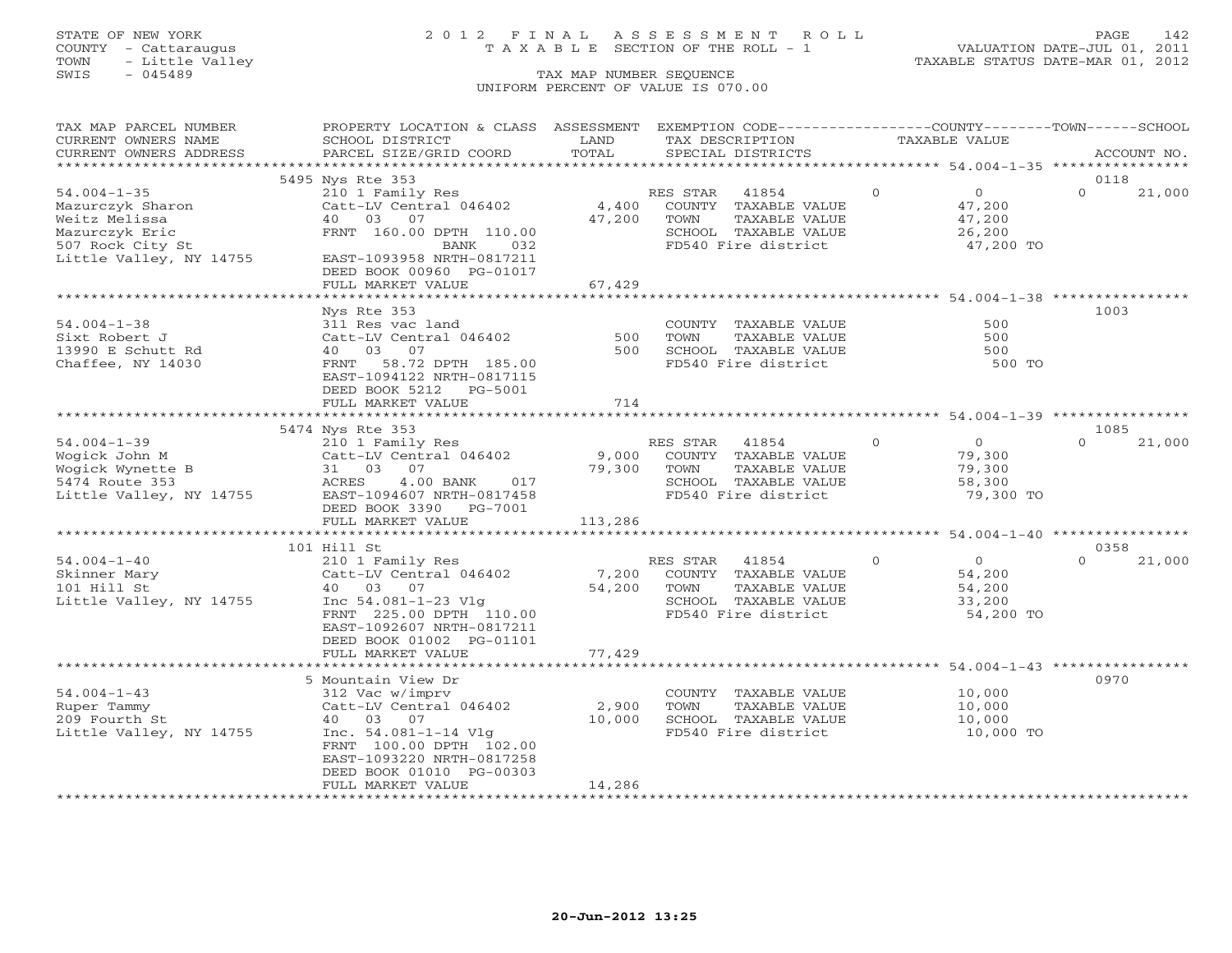STATE OF NEW YORK
COUNTY - Cattaraugus
TOWN - Little Valley
SWIS - 045489

2012 FINAL ASSESSMENT ROLL
TAXABLE SECTION OF THE ROLL - 1
TAX MAP NUMBER SEQUENCE
UNIFORM PERCENT OF VALUE IS 070.00

VALUATION DATE-JUL 01, 2011
TAXABLE STATUS DATE-MAR 01, 2012

| TAX MAP PARCEL NUMBER / CURRENT OWNERS NAME / CURRENT OWNERS ADDRESS | PROPERTY LOCATION & CLASS / SCHOOL DISTRICT / PARCEL SIZE/GRID COORD | ASSESSMENT LAND / TOTAL | EXEMPTION CODE / TAX DESCRIPTION / SPECIAL DISTRICTS | COUNTY | TOWN | SCHOOL | ACCOUNT NO. |
|---|---|---|---|---|---|---|---|
| | 5495 Nys Rte 353 | | | | | | 0118 |
| 54.004-1-35 | 210 1 Family Res | | RES STAR 41854 | 0 | 0 | 21,000 | |
| Mazurczyk Sharon | Catt-LV Central 046402 | 4,400 | COUNTY TAXABLE VALUE | 47,200 | | | |
| Weitz Melissa | 40 03 07 | 47,200 | TOWN TAXABLE VALUE | | 47,200 | | |
| Mazurczyk Eric | FRNT 160.00 DPTH 110.00 | | SCHOOL TAXABLE VALUE | | | 26,200 | |
| 507 Rock City St | BANK 032 | | FD540 Fire district | 47,200 TO | | | |
| Little Valley, NY 14755 | EAST-1093958 NRTH-0817211 | | | | | | |
| | DEED BOOK 00960 PG-01017 | | | | | | |
| | FULL MARKET VALUE | 67,429 | | | | | |
| | Nys Rte 353 | | | | | | 1003 |
| 54.004-1-38 | 311 Res vac land | | COUNTY TAXABLE VALUE | 500 | | | |
| Sixt Robert J | Catt-LV Central 046402 | 500 | TOWN TAXABLE VALUE | | 500 | | |
| 13990 E Schutt Rd | 40 03 07 | 500 | SCHOOL TAXABLE VALUE | | | 500 | |
| Chaffee, NY 14030 | FRNT 58.72 DPTH 185.00 | | FD540 Fire district | 500 TO | | | |
| | EAST-1094122 NRTH-0817115 | | | | | | |
| | DEED BOOK 5212 PG-5001 | | | | | | |
| | FULL MARKET VALUE | 714 | | | | | |
| | 5474 Nys Rte 353 | | | | | | 1085 |
| 54.004-1-39 | 210 1 Family Res | | RES STAR 41854 | 0 | 0 | 21,000 | |
| Wogick John M | Catt-LV Central 046402 | 9,000 | COUNTY TAXABLE VALUE | 79,300 | | | |
| Wogick Wynette B | 31 03 07 | 79,300 | TOWN TAXABLE VALUE | | 79,300 | | |
| 5474 Route 353 | ACRES 4.00 BANK 017 | | SCHOOL TAXABLE VALUE | | | 58,300 | |
| Little Valley, NY 14755 | EAST-1094607 NRTH-0817458 | | FD540 Fire district | 79,300 TO | | | |
| | DEED BOOK 3390 PG-7001 | | | | | | |
| | FULL MARKET VALUE | 113,286 | | | | | |
| | 101 Hill St | | | | | | 0358 |
| 54.004-1-40 | 210 1 Family Res | | RES STAR 41854 | 0 | 0 | 21,000 | |
| Skinner Mary | Catt-LV Central 046402 | 7,200 | COUNTY TAXABLE VALUE | 54,200 | | | |
| 101 Hill St | 40 03 07 | 54,200 | TOWN TAXABLE VALUE | | 54,200 | | |
| Little Valley, NY 14755 | Inc 54.081-1-23 Vlg | | SCHOOL TAXABLE VALUE | | | 33,200 | |
| | FRNT 225.00 DPTH 110.00 | | FD540 Fire district | 54,200 TO | | | |
| | EAST-1092607 NRTH-0817211 | | | | | | |
| | DEED BOOK 01002 PG-01101 | | | | | | |
| | FULL MARKET VALUE | 77,429 | | | | | |
| | 5 Mountain View Dr | | | | | | 0970 |
| 54.004-1-43 | 312 Vac w/imprv | | COUNTY TAXABLE VALUE | 10,000 | | | |
| Ruper Tammy | Catt-LV Central 046402 | 2,900 | TOWN TAXABLE VALUE | | 10,000 | | |
| 209 Fourth St | 40 03 07 | 10,000 | SCHOOL TAXABLE VALUE | | | 10,000 | |
| Little Valley, NY 14755 | Inc. 54.081-1-14 Vlg | | FD540 Fire district | 10,000 TO | | | |
| | FRNT 100.00 DPTH 102.00 | | | | | | |
| | EAST-1093220 NRTH-0817258 | | | | | | |
| | DEED BOOK 01010 PG-00303 | | | | | | |
| | FULL MARKET VALUE | 14,286 | | | | | |

20-Jun-2012 13:25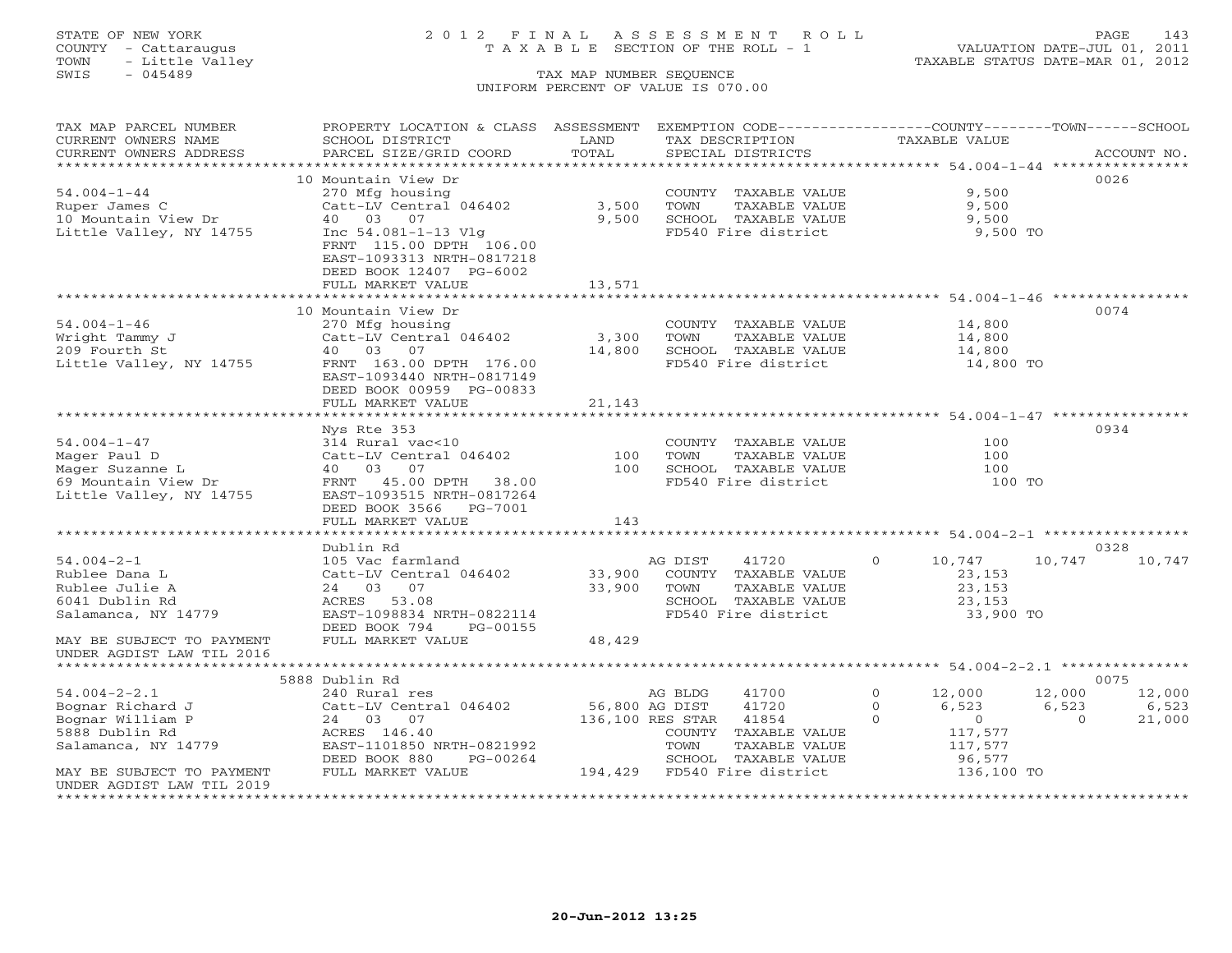STATE OF NEW YORK
COUNTY - Cattaraugus
TOWN - Little Valley
SWIS - 045489

# 2012 FINAL ASSESSMENT ROLL
TAXABLE SECTION OF THE ROLL - 1

TAX MAP NUMBER SEQUENCE
UNIFORM PERCENT OF VALUE IS 070.00

VALUATION DATE-JUL 01, 2011
TAXABLE STATUS DATE-MAR 01, 2012

| TAX MAP PARCEL NUMBER / CURRENT OWNERS NAME / CURRENT OWNERS ADDRESS | PROPERTY LOCATION & CLASS / SCHOOL DISTRICT / PARCEL SIZE/GRID COORD | ASSESSMENT LAND / TOTAL | EXEMPTION CODE / TAX DESCRIPTION / SPECIAL DISTRICTS | COUNTY TAXABLE VALUE | TOWN | SCHOOL | ACCOUNT NO. |
|---|---|---|---|---|---|---|---|
| 54.004-1-44 | 10 Mountain View Dr | | | | | | 0026 |
| Ruper James C | 270 Mfg housing | | COUNTY TAXABLE VALUE | 9,500 | | | |
| 10 Mountain View Dr | Catt-LV Central 046402 | 3,500 | TOWN TAXABLE VALUE | 9,500 | | | |
| Little Valley, NY 14755 | 40 03 07 | 9,500 | SCHOOL TAXABLE VALUE | 9,500 | | | |
| | Inc 54.081-1-13 Vlg | | FD540 Fire district | 9,500 TO | | | |
| | FRNT 115.00 DPTH 106.00 | | | | | | |
| | EAST-1093313 NRTH-0817218 | | | | | | |
| | DEED BOOK 12407 PG-6002 | | | | | | |
| | FULL MARKET VALUE | 13,571 | | | | | |
| 54.004-1-46 | 10 Mountain View Dr | | | | | | 0074 |
| Wright Tammy J | 270 Mfg housing | | COUNTY TAXABLE VALUE | 14,800 | | | |
| 209 Fourth St | Catt-LV Central 046402 | 3,300 | TOWN TAXABLE VALUE | 14,800 | | | |
| Little Valley, NY 14755 | 40 03 07 | 14,800 | SCHOOL TAXABLE VALUE | 14,800 | | | |
| | FRNT 163.00 DPTH 176.00 | | FD540 Fire district | 14,800 TO | | | |
| | EAST-1093440 NRTH-0817149 | | | | | | |
| | DEED BOOK 00959 PG-00833 | | | | | | |
| | FULL MARKET VALUE | 21,143 | | | | | |
| 54.004-1-47 | Nys Rte 353 | | | | | | 0934 |
| Mager Paul D | 314 Rural vac<10 | | COUNTY TAXABLE VALUE | 100 | | | |
| Mager Suzanne L | Catt-LV Central 046402 | 100 | TOWN TAXABLE VALUE | 100 | | | |
| 69 Mountain View Dr | 40 03 07 | 100 | SCHOOL TAXABLE VALUE | 100 | | | |
| Little Valley, NY 14755 | FRNT 45.00 DPTH 38.00 | | FD540 Fire district | 100 TO | | | |
| | EAST-1093515 NRTH-0817264 | | | | | | |
| | DEED BOOK 3566 PG-7001 | | | | | | |
| | FULL MARKET VALUE | 143 | | | | | |
| 54.004-2-1 | Dublin Rd | | | | | | 0328 |
| Rublee Dana L | 105 Vac farmland | | AG DIST 41720 0 | 10,747 | 10,747 | 10,747 | |
| Rublee Julie A | Catt-LV Central 046402 | 33,900 | COUNTY TAXABLE VALUE | 23,153 | | | |
| 6041 Dublin Rd | 24 03 07 | 33,900 | TOWN TAXABLE VALUE | 23,153 | | | |
| Salamanca, NY 14779 | ACRES 53.08 | | SCHOOL TAXABLE VALUE | 23,153 | | | |
| | EAST-1098834 NRTH-0822114 | | FD540 Fire district | 33,900 TO | | | |
| | DEED BOOK 794 PG-00155 | | | | | | |
| MAY BE SUBJECT TO PAYMENT UNDER AGDIST LAW TIL 2016 | FULL MARKET VALUE | 48,429 | | | | | |
| 54.004-2-2.1 | 5888 Dublin Rd | | | | | | 0075 |
| Bognar Richard J | 240 Rural res | | AG BLDG 41700 0 | 12,000 | 12,000 | 12,000 | |
| Bognar William P | Catt-LV Central 046402 | 56,800 | AG DIST 41720 0 | 6,523 | 6,523 | 6,523 | |
| 5888 Dublin Rd | 24 03 07 | 136,100 | RES STAR 41854 0 | 0 | 0 | 21,000 | |
| Salamanca, NY 14779 | ACRES 146.40 | | COUNTY TAXABLE VALUE | 117,577 | | | |
| | EAST-1101850 NRTH-0821992 | | TOWN TAXABLE VALUE | 117,577 | | | |
| | DEED BOOK 880 PG-00264 | | SCHOOL TAXABLE VALUE | 96,577 | | | |
| MAY BE SUBJECT TO PAYMENT UNDER AGDIST LAW TIL 2019 | FULL MARKET VALUE | 194,429 | FD540 Fire district | 136,100 TO | | | |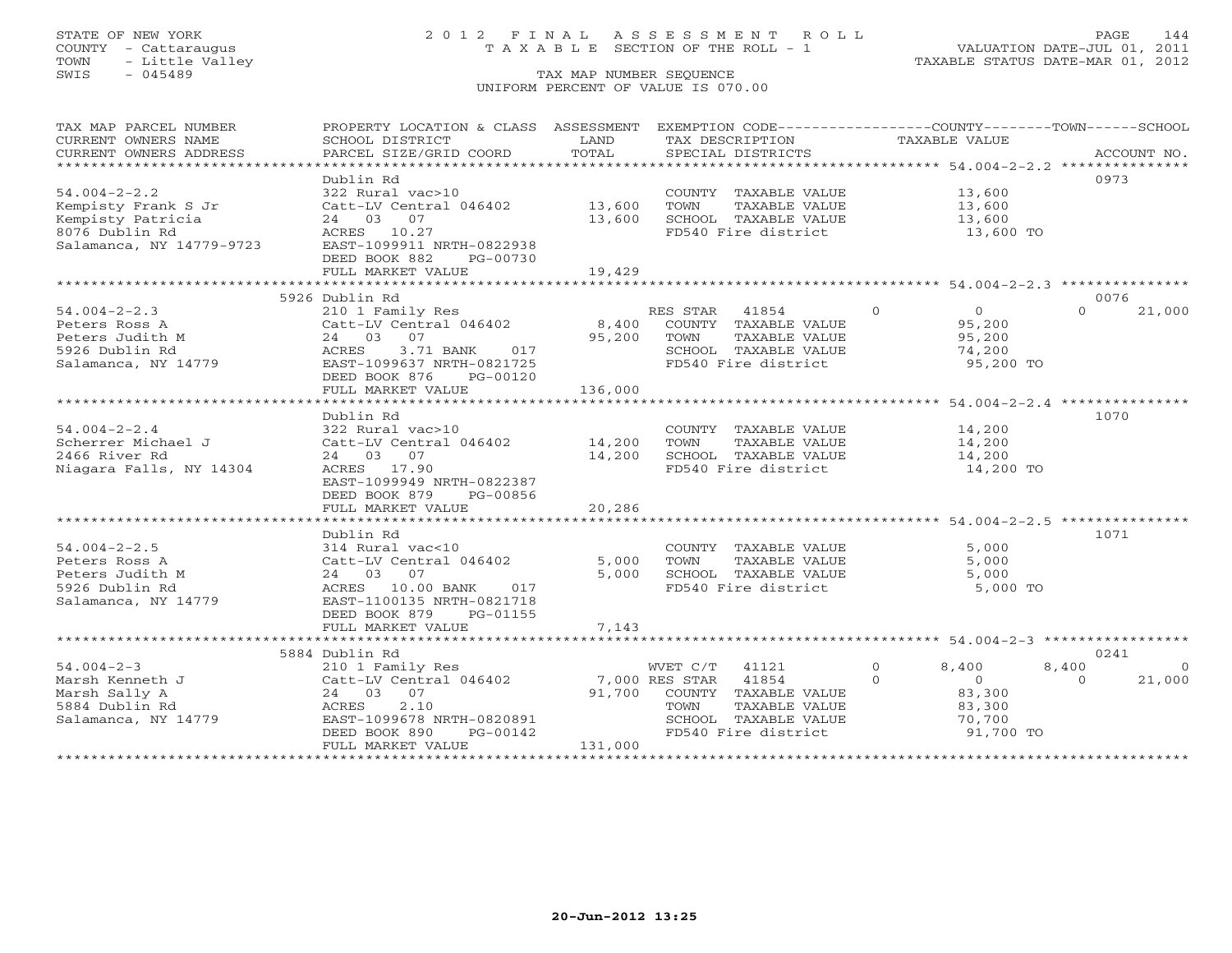STATE OF NEW YORK
COUNTY - Cattaraugus
TOWN - Little Valley
SWIS - 045489

2 0 1 2 F I N A L A S S E S S M E N T R O L L
T A X A B L E SECTION OF THE ROLL - 1

TAX MAP NUMBER SEQUENCE
UNIFORM PERCENT OF VALUE IS 070.00

VALUATION DATE-JUL 01, 2011
TAXABLE STATUS DATE-MAR 01, 2012

```
TAX MAP PARCEL NUMBER          PROPERTY LOCATION & CLASS  ASSESSMENT  EXEMPTION CODE-----------------COUNTY--------TOWN------SCHOOL
CURRENT OWNERS NAME            SCHOOL DISTRICT               LAND      TAX DESCRIPTION              TAXABLE VALUE
CURRENT OWNERS ADDRESS         PARCEL SIZE/GRID COORD       TOTAL      SPECIAL DISTRICTS                                        ACCOUNT NO.
******************************************************************************************************* 54.004-2-2.2 ***************
                               Dublin Rd                                                                                     0973
54.004-2-2.2                   322 Rural vac>10                        COUNTY  TAXABLE VALUE            13,600
Kempisty Frank S Jr            Catt-LV Central 046402       13,600     TOWN    TAXABLE VALUE            13,600
Kempisty Patricia              24  03  07                   13,600     SCHOOL  TAXABLE VALUE            13,600
8076 Dublin Rd                 ACRES  10.27                            FD540 Fire district              13,600 TO
Salamanca, NY 14779-9723       EAST-1099911 NRTH-0822938
                               DEED BOOK 882    PG-00730
                               FULL MARKET VALUE            19,429
******************************************************************************************************* 54.004-2-2.3 ***************
                               5926 Dublin Rd                                                                                0076
54.004-2-2.3                   210 1 Family Res                        RES STAR  41854          0             0            0     21,000
Peters Ross A                  Catt-LV Central 046402        8,400     COUNTY  TAXABLE VALUE            95,200
Peters Judith M                24  03  07                   95,200     TOWN    TAXABLE VALUE            95,200
5926 Dublin Rd                 ACRES   3.71 BANK     017               SCHOOL  TAXABLE VALUE            74,200
Salamanca, NY 14779            EAST-1099637 NRTH-0821725               FD540 Fire district              95,200 TO
                               DEED BOOK 876    PG-00120
                               FULL MARKET VALUE           136,000
******************************************************************************************************* 54.004-2-2.4 ***************
                               Dublin Rd                                                                                     1070
54.004-2-2.4                   322 Rural vac>10                        COUNTY  TAXABLE VALUE            14,200
Scherrer Michael J             Catt-LV Central 046402       14,200     TOWN    TAXABLE VALUE            14,200
2466 River Rd                  24  03  07                   14,200     SCHOOL  TAXABLE VALUE            14,200
Niagara Falls, NY 14304        ACRES  17.90                            FD540 Fire district              14,200 TO
                               EAST-1099949 NRTH-0822387
                               DEED BOOK 879    PG-00856
                               FULL MARKET VALUE            20,286
******************************************************************************************************* 54.004-2-2.5 ***************
                               Dublin Rd                                                                                     1071
54.004-2-2.5                   314 Rural vac<10                        COUNTY  TAXABLE VALUE             5,000
Peters Ross A                  Catt-LV Central 046402        5,000     TOWN    TAXABLE VALUE             5,000
Peters Judith M                24  03  07                    5,000     SCHOOL  TAXABLE VALUE             5,000
5926 Dublin Rd                 ACRES  10.00 BANK     017               FD540 Fire district               5,000 TO
Salamanca, NY 14779            EAST-1100135 NRTH-0821718
                               DEED BOOK 879    PG-01155
                               FULL MARKET VALUE             7,143
******************************************************************************************************* 54.004-2-3 *****************
                               5884 Dublin Rd                                                                                0241
54.004-2-3                     210 1 Family Res                        WVET C/T  41121          0         8,400        8,400          0
Marsh Kenneth J                Catt-LV Central 046402        7,000 RES STAR  41854          0             0            0     21,000
Marsh Sally A                  24  03  07                   91,700     COUNTY  TAXABLE VALUE            83,300
5884 Dublin Rd                 ACRES   2.10                            TOWN    TAXABLE VALUE            83,300
Salamanca, NY 14779            EAST-1099678 NRTH-0820891               SCHOOL  TAXABLE VALUE            70,700
                               DEED BOOK 890    PG-00142               FD540 Fire district              91,700 TO
                               FULL MARKET VALUE           131,000
************************************************************************************************************************************
```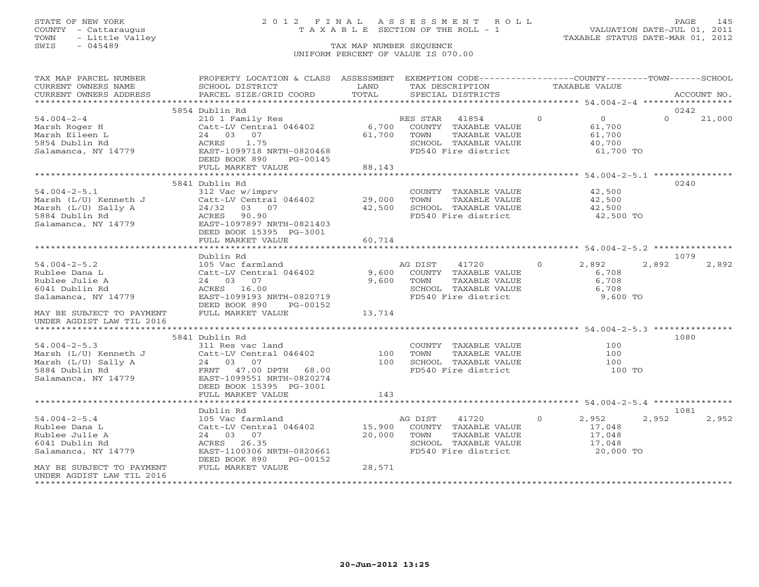STATE OF NEW YORK
COUNTY - Cattaraugus
TOWN - Little Valley
SWIS - 045489

# 2012 FINAL ASSESSMENT ROLL
TAXABLE SECTION OF THE ROLL - 1

TAX MAP NUMBER SEQUENCE
UNIFORM PERCENT OF VALUE IS 070.00

VALUATION DATE-JUL 01, 2011
TAXABLE STATUS DATE-MAR 01, 2012

| TAX MAP PARCEL NUMBER / CURRENT OWNERS NAME / CURRENT OWNERS ADDRESS | PROPERTY LOCATION & CLASS / SCHOOL DISTRICT / PARCEL SIZE/GRID COORD | ASSESSMENT LAND / TOTAL | EXEMPTION CODE / TAX DESCRIPTION / SPECIAL DISTRICTS | COUNTY TAXABLE VALUE | TOWN | SCHOOL | ACCOUNT NO. |
|---|---|---|---|---|---|---|---|
| **54.004-2-4** | 5854 Dublin Rd | | | | | | 0242 |
| Marsh Roger H | 210 1 Family Res | | RES STAR 41854 | 0 | 0 | 0 | 21,000 |
| Marsh Eileen L | Catt-LV Central 046402 | 6,700 | COUNTY TAXABLE VALUE | 61,700 | | | |
| 5854 Dublin Rd | 24 03 07 | 61,700 | TOWN TAXABLE VALUE | 61,700 | | | |
| Salamanca, NY 14779 | ACRES 1.75 | | SCHOOL TAXABLE VALUE | 40,700 | | | |
| | EAST-1099718 NRTH-0820468 | | FD540 Fire district | 61,700 TO | | | |
| | DEED BOOK 890 PG-00145 | | | | | | |
| | FULL MARKET VALUE | 88,143 | | | | | |
| **54.004-2-5.1** | 5841 Dublin Rd | | | | | | 0240 |
| Marsh (L/U) Kenneth J | 312 Vac w/imprv | | COUNTY TAXABLE VALUE | 42,500 | | | |
| Marsh (L/U) Sally A | Catt-LV Central 046402 | 29,000 | TOWN TAXABLE VALUE | 42,500 | | | |
| 5884 Dublin Rd | 24/32 03 07 | 42,500 | SCHOOL TAXABLE VALUE | 42,500 | | | |
| Salamanca, NY 14779 | ACRES 90.90 | | FD540 Fire district | 42,500 TO | | | |
| | EAST-1097897 NRTH-0821403 | | | | | | |
| | DEED BOOK 15395 PG-3001 | | | | | | |
| | FULL MARKET VALUE | 60,714 | | | | | |
| **54.004-2-5.2** | Dublin Rd | | | | | | 1079 |
| Rublee Dana L | 105 Vac farmland | | AG DIST 41720 | 0 | 2,892 | 2,892 | 2,892 |
| Rublee Julie A | Catt-LV Central 046402 | 9,600 | COUNTY TAXABLE VALUE | 6,708 | | | |
| 6041 Dublin Rd | 24 03 07 | 9,600 | TOWN TAXABLE VALUE | 6,708 | | | |
| Salamanca, NY 14779 | ACRES 16.00 | | SCHOOL TAXABLE VALUE | 6,708 | | | |
| | EAST-1099193 NRTH-0820719 | | FD540 Fire district | 9,600 TO | | | |
| | DEED BOOK 890 PG-00152 | | | | | | |
| MAY BE SUBJECT TO PAYMENT UNDER AGDIST LAW TIL 2016 | FULL MARKET VALUE | 13,714 | | | | | |
| **54.004-2-5.3** | 5841 Dublin Rd | | | | | | 1080 |
| Marsh (L/U) Kenneth J | 311 Res vac land | | COUNTY TAXABLE VALUE | 100 | | | |
| Marsh (L/U) Sally A | Catt-LV Central 046402 | 100 | TOWN TAXABLE VALUE | 100 | | | |
| 5884 Dublin Rd | 24 03 07 | 100 | SCHOOL TAXABLE VALUE | 100 | | | |
| Salamanca, NY 14779 | FRNT 47.00 DPTH 68.00 | | FD540 Fire district | 100 TO | | | |
| | EAST-1099551 NRTH-0820274 | | | | | | |
| | DEED BOOK 15395 PG-3001 | | | | | | |
| | FULL MARKET VALUE | 143 | | | | | |
| **54.004-2-5.4** | Dublin Rd | | | | | | 1081 |
| Rublee Dana L | 105 Vac farmland | | AG DIST 41720 | 0 | 2,952 | 2,952 | 2,952 |
| Rublee Julie A | Catt-LV Central 046402 | 15,900 | COUNTY TAXABLE VALUE | 17,048 | | | |
| 6041 Dublin Rd | 24 03 07 | 20,000 | TOWN TAXABLE VALUE | 17,048 | | | |
| Salamanca, NY 14779 | ACRES 26.35 | | SCHOOL TAXABLE VALUE | 17,048 | | | |
| | EAST-1100306 NRTH-0820661 | | FD540 Fire district | 20,000 TO | | | |
| | DEED BOOK 890 PG-00152 | | | | | | |
| MAY BE SUBJECT TO PAYMENT UNDER AGDIST LAW TIL 2016 | FULL MARKET VALUE | 28,571 | | | | | |

20-Jun-2012 13:25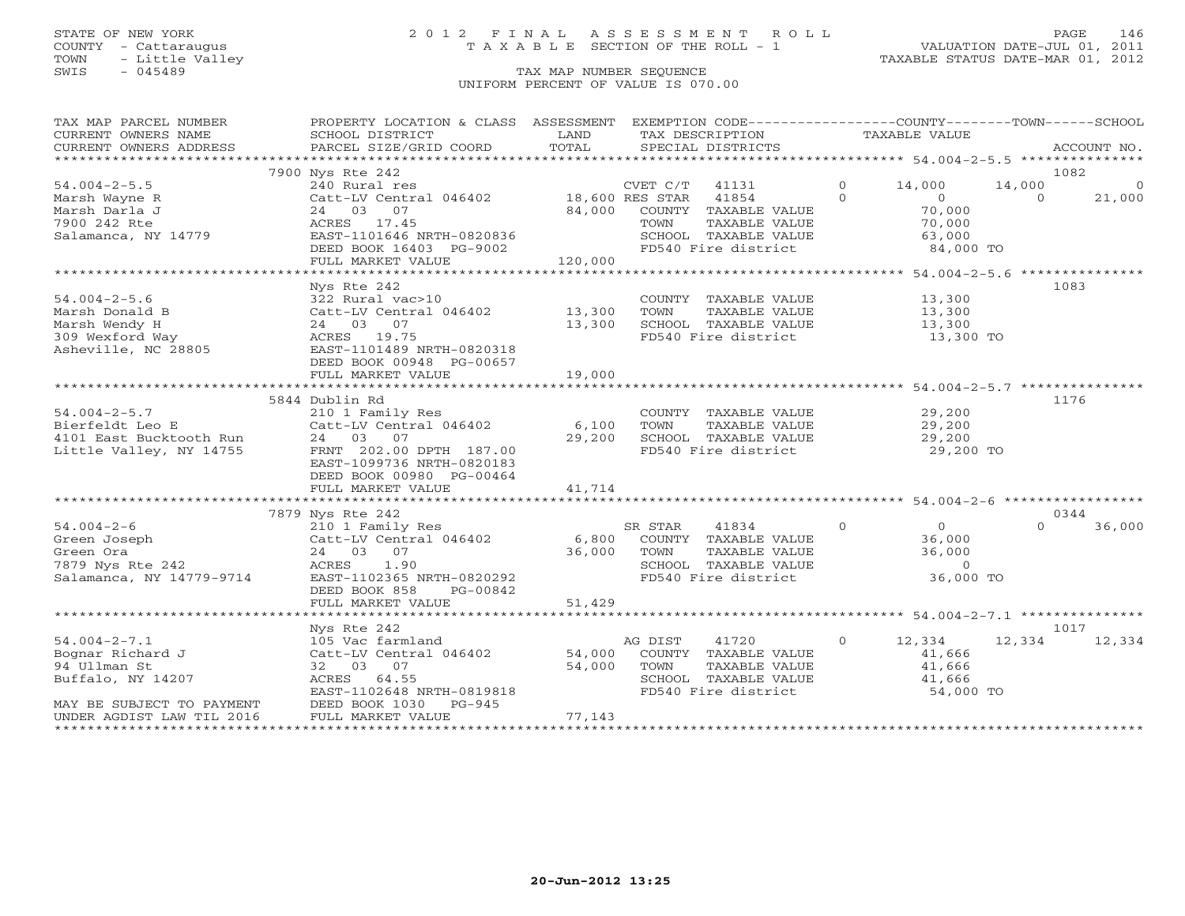STATE OF NEW YORK
COUNTY - Cattaraugus
TOWN - Little Valley
SWIS - 045489

2 0 1 2 F I N A L A S S E S S M E N T R O L L
T A X A B L E SECTION OF THE ROLL - 1
TAX MAP NUMBER SEQUENCE
UNIFORM PERCENT OF VALUE IS 070.00

VALUATION DATE-JUL 01, 2011
TAXABLE STATUS DATE-MAR 01, 2012

| TAX MAP PARCEL NUMBER / CURRENT OWNERS NAME / CURRENT OWNERS ADDRESS | PROPERTY LOCATION & CLASS / SCHOOL DISTRICT / PARCEL SIZE/GRID COORD | ASSESSMENT LAND / TOTAL | EXEMPTION CODE / TAX DESCRIPTION / SPECIAL DISTRICTS | COUNTY TAXABLE VALUE | TOWN | SCHOOL / ACCOUNT NO. |
|---|---|---|---|---|---|---|
| **54.004-2-5.5** | 7900 Nys Rte 242 | | | | | 1082 |
| Marsh Wayne R | 240 Rural res | | CVET C/T 41131 0 | 14,000 | 14,000 | 0 |
| Marsh Darla J | Catt-LV Central 046402 | 18,600 | RES STAR 41854 0 | 0 | 0 | 21,000 |
| 7900 242 Rte | 24 03 07 | 84,000 | COUNTY TAXABLE VALUE | 70,000 | | |
| Salamanca, NY 14779 | ACRES 17.45 | | TOWN TAXABLE VALUE | 70,000 | | |
| | EAST-1101646 NRTH-0820836 | | SCHOOL TAXABLE VALUE | 63,000 | | |
| | DEED BOOK 16403 PG-9002 | | FD540 Fire district | 84,000 TO | | |
| | FULL MARKET VALUE | 120,000 | | | | |
| **54.004-2-5.6** | Nys Rte 242 | | | | | 1083 |
| Marsh Donald B | 322 Rural vac>10 | | COUNTY TAXABLE VALUE | 13,300 | | |
| Marsh Wendy H | Catt-LV Central 046402 | 13,300 | TOWN TAXABLE VALUE | 13,300 | | |
| 309 Wexford Way | 24 03 07 | 13,300 | SCHOOL TAXABLE VALUE | 13,300 | | |
| Asheville, NC 28805 | ACRES 19.75 | | FD540 Fire district | 13,300 TO | | |
| | EAST-1101489 NRTH-0820318 | | | | | |
| | DEED BOOK 00948 PG-00657 | | | | | |
| | FULL MARKET VALUE | 19,000 | | | | |
| **54.004-2-5.7** | 5844 Dublin Rd | | | | | 1176 |
| Bierfeldt Leo E | 210 1 Family Res | | COUNTY TAXABLE VALUE | 29,200 | | |
| 4101 East Bucktooth Run | Catt-LV Central 046402 | 6,100 | TOWN TAXABLE VALUE | 29,200 | | |
| Little Valley, NY 14755 | 24 03 07 | 29,200 | SCHOOL TAXABLE VALUE | 29,200 | | |
| | FRNT 202.00 DPTH 187.00 | | FD540 Fire district | 29,200 TO | | |
| | EAST-1099736 NRTH-0820183 | | | | | |
| | DEED BOOK 00980 PG-00464 | | | | | |
| | FULL MARKET VALUE | 41,714 | | | | |
| **54.004-2-6** | 7879 Nys Rte 242 | | | | | 0344 |
| Green Joseph | 210 1 Family Res | | SR STAR 41834 0 | 0 | 0 | 36,000 |
| Green Ora | Catt-LV Central 046402 | 6,800 | COUNTY TAXABLE VALUE | 36,000 | | |
| 7879 Nys Rte 242 | 24 03 07 | 36,000 | TOWN TAXABLE VALUE | 36,000 | | |
| Salamanca, NY 14779-9714 | ACRES 1.90 | | SCHOOL TAXABLE VALUE | 0 | | |
| | EAST-1102365 NRTH-0820292 | | FD540 Fire district | 36,000 TO | | |
| | DEED BOOK 858 PG-00842 | | | | | |
| | FULL MARKET VALUE | 51,429 | | | | |
| **54.004-2-7.1** | Nys Rte 242 | | | | | 1017 |
| Bognar Richard J | 105 Vac farmland | | AG DIST 41720 0 | 12,334 | 12,334 | 12,334 |
| 94 Ullman St | Catt-LV Central 046402 | 54,000 | COUNTY TAXABLE VALUE | 41,666 | | |
| Buffalo, NY 14207 | 32 03 07 | 54,000 | TOWN TAXABLE VALUE | 41,666 | | |
| | ACRES 64.55 | | SCHOOL TAXABLE VALUE | 41,666 | | |
| | EAST-1102648 NRTH-0819818 | | FD540 Fire district | 54,000 TO | | |
| MAY BE SUBJECT TO PAYMENT | DEED BOOK 1030 PG-945 | | | | | |
| UNDER AGDIST LAW TIL 2016 | FULL MARKET VALUE | 77,143 | | | | |

20-Jun-2012 13:25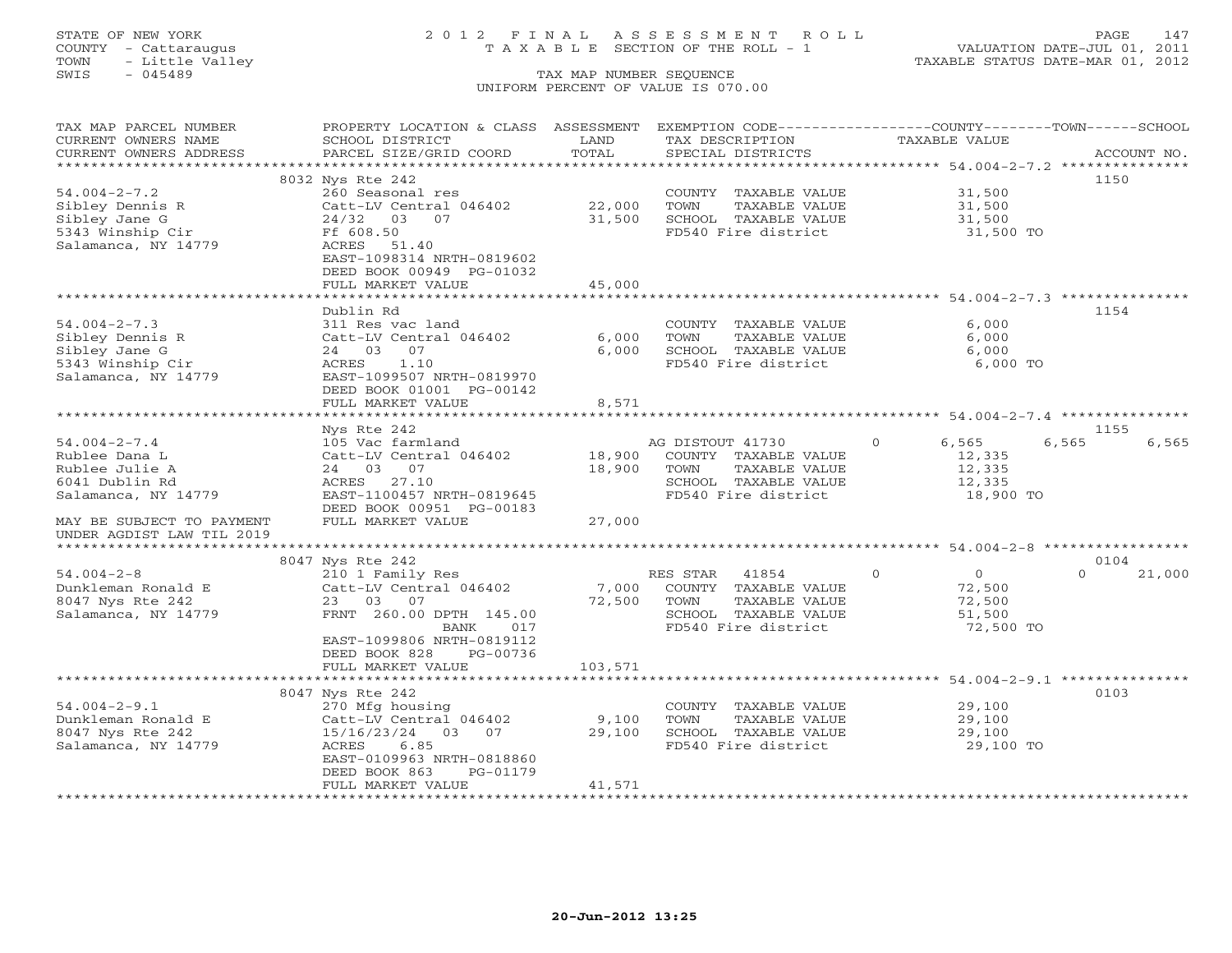STATE OF NEW YORK
COUNTY - Cattaraugus
TOWN - Little Valley
SWIS - 045489

2012 FINAL ASSESSMENT ROLL
TAXABLE SECTION OF THE ROLL - 1
TAX MAP NUMBER SEQUENCE
UNIFORM PERCENT OF VALUE IS 070.00

VALUATION DATE-JUL 01, 2011
TAXABLE STATUS DATE-MAR 01, 2012

| TAX MAP PARCEL NUMBER / CURRENT OWNERS NAME / CURRENT OWNERS ADDRESS | PROPERTY LOCATION & CLASS / SCHOOL DISTRICT / PARCEL SIZE/GRID COORD | ASSESSMENT LAND | TOTAL | EXEMPTION CODE / TAX DESCRIPTION / SPECIAL DISTRICTS | | COUNTY TAXABLE VALUE | TOWN | SCHOOL | ACCOUNT NO. |
|---|---|---|---|---|---|---|---|---|---|
| 54.004-2-7.2 | 8032 Nys Rte 242 | | | | | | | | 1150 |
| Sibley Dennis R | 260 Seasonal res | | | COUNTY TAXABLE VALUE | | 31,500 | | | |
| Sibley Jane G | Catt-LV Central 046402 | 22,000 | | TOWN TAXABLE VALUE | | 31,500 | | | |
| 5343 Winship Cir | 24/32 03 07 | | 31,500 | SCHOOL TAXABLE VALUE | | 31,500 | | | |
| Salamanca, NY 14779 | Ff 608.50 | | | FD540 Fire district | | 31,500 TO | | | |
| | ACRES 51.40 | | | | | | | | |
| | EAST-1098314 NRTH-0819602 | | | | | | | | |
| | DEED BOOK 00949 PG-01032 | | | | | | | | |
| | FULL MARKET VALUE | | 45,000 | | | | | | |
| 54.004-2-7.3 | Dublin Rd | | | | | | | | 1154 |
| Sibley Dennis R | 311 Res vac land | | | COUNTY TAXABLE VALUE | | 6,000 | | | |
| Sibley Jane G | Catt-LV Central 046402 | 6,000 | | TOWN TAXABLE VALUE | | 6,000 | | | |
| 5343 Winship Cir | 24 03 07 | | 6,000 | SCHOOL TAXABLE VALUE | | 6,000 | | | |
| Salamanca, NY 14779 | ACRES 1.10 | | | FD540 Fire district | | 6,000 TO | | | |
| | EAST-1099507 NRTH-0819970 | | | | | | | | |
| | DEED BOOK 01001 PG-00142 | | | | | | | | |
| | FULL MARKET VALUE | | 8,571 | | | | | | |
| 54.004-2-7.4 | Nys Rte 242 | | | | | | | | 1155 |
| Rublee Dana L | 105 Vac farmland | | | AG DISTOUT 41730 | 0 | 6,565 | 6,565 | 6,565 | |
| Rublee Julie A | Catt-LV Central 046402 | 18,900 | | COUNTY TAXABLE VALUE | | 12,335 | | | |
| 6041 Dublin Rd | 24 03 07 | | 18,900 | TOWN TAXABLE VALUE | | 12,335 | | | |
| Salamanca, NY 14779 | ACRES 27.10 | | | SCHOOL TAXABLE VALUE | | 12,335 | | | |
| | EAST-1100457 NRTH-0819645 | | | FD540 Fire district | | 18,900 TO | | | |
| | DEED BOOK 00951 PG-00183 | | | | | | | | |
| MAY BE SUBJECT TO PAYMENT | FULL MARKET VALUE | | 27,000 | | | | | | |
| UNDER AGDIST LAW TIL 2019 | | | | | | | | | |
| 54.004-2-8 | 8047 Nys Rte 242 | | | | | | | | 0104 |
| Dunkleman Ronald E | 210 1 Family Res | | | RES STAR 41854 | 0 | 0 | | 0 | 21,000 |
| 8047 Nys Rte 242 | Catt-LV Central 046402 | 7,000 | | COUNTY TAXABLE VALUE | | 72,500 | | | |
| Salamanca, NY 14779 | 23 03 07 | | 72,500 | TOWN TAXABLE VALUE | | 72,500 | | | |
| | FRNT 260.00 DPTH 145.00 | | | SCHOOL TAXABLE VALUE | | 51,500 | | | |
| | BANK 017 | | | FD540 Fire district | | 72,500 TO | | | |
| | EAST-1099806 NRTH-0819112 | | | | | | | | |
| | DEED BOOK 828 PG-00736 | | | | | | | | |
| | FULL MARKET VALUE | | 103,571 | | | | | | |
| 54.004-2-9.1 | 8047 Nys Rte 242 | | | | | | | | 0103 |
| Dunkleman Ronald E | 270 Mfg housing | | | COUNTY TAXABLE VALUE | | 29,100 | | | |
| 8047 Nys Rte 242 | Catt-LV Central 046402 | 9,100 | | TOWN TAXABLE VALUE | | 29,100 | | | |
| Salamanca, NY 14779 | 15/16/23/24 03 07 | | 29,100 | SCHOOL TAXABLE VALUE | | 29,100 | | | |
| | ACRES 6.85 | | | FD540 Fire district | | 29,100 TO | | | |
| | EAST-0109963 NRTH-0818860 | | | | | | | | |
| | DEED BOOK 863 PG-01179 | | | | | | | | |
| | FULL MARKET VALUE | | 41,571 | | | | | | |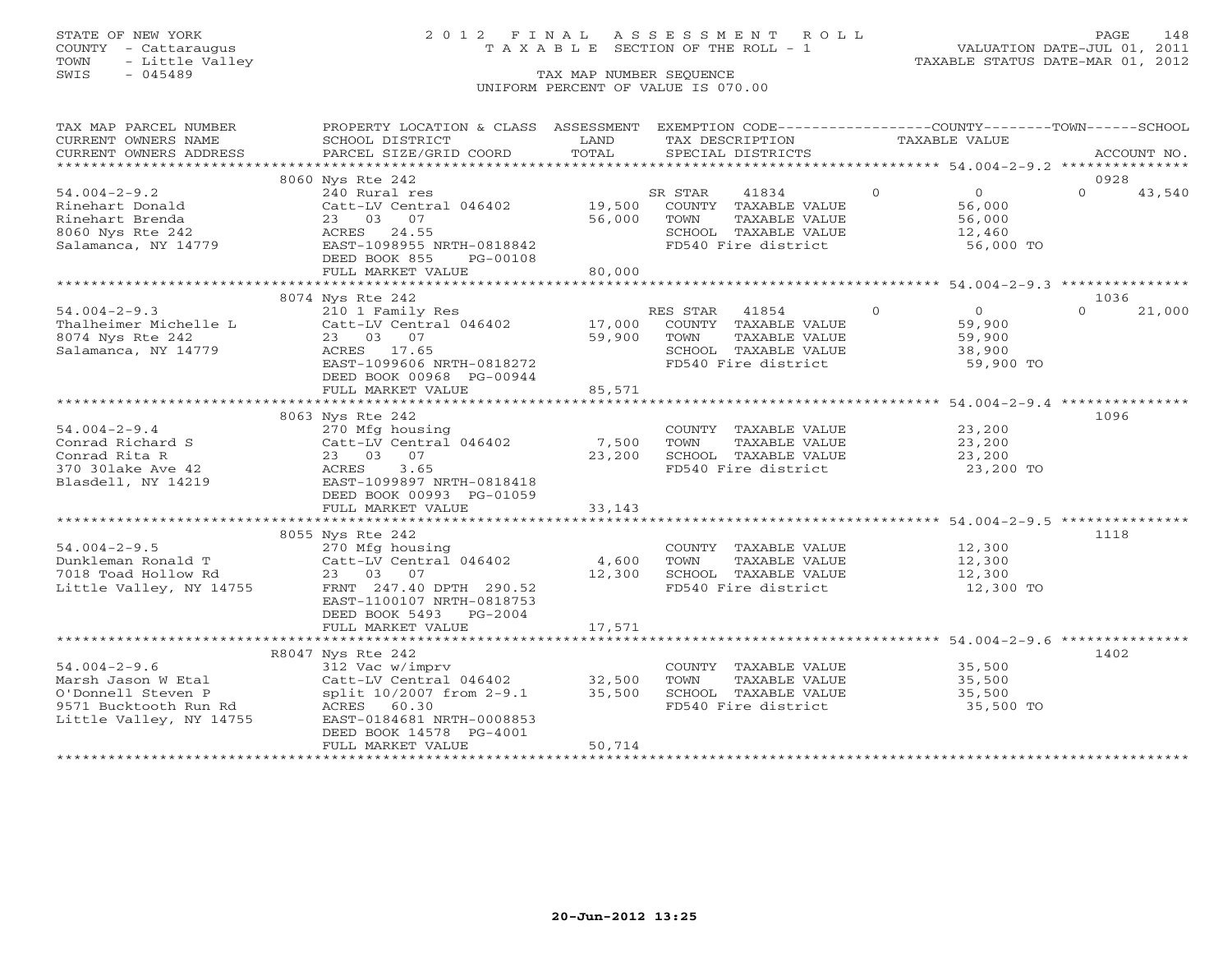STATE OF NEW YORK
COUNTY - Cattaraugus
TOWN - Little Valley
SWIS - 045489

# 2012 FINAL ASSESSMENT ROLL

TAXABLE SECTION OF THE ROLL - 1

VALUATION DATE-JUL 01, 2011
TAXABLE STATUS DATE-MAR 01, 2012

TAX MAP NUMBER SEQUENCE
UNIFORM PERCENT OF VALUE IS 070.00

| TAX MAP PARCEL NUMBER / CURRENT OWNERS NAME / CURRENT OWNERS ADDRESS | PROPERTY LOCATION & CLASS / SCHOOL DISTRICT / PARCEL SIZE/GRID COORD | ASSESSMENT LAND / TOTAL | EXEMPTION CODE / TAX DESCRIPTION / SPECIAL DISTRICTS | COUNTY TAXABLE VALUE | TOWN | SCHOOL / ACCOUNT NO. |
|---|---|---|---|---|---|---|
| 54.004-2-9.2 | 8060 Nys Rte 242 | | | | | 0928 |
| 54.004-2-9.2 | 240 Rural res | | SR STAR 41834 | 0 | 0 | 0 43,540 |
| Rinehart Donald | Catt-LV Central 046402 | 19,500 | COUNTY TAXABLE VALUE | 56,000 | | |
| Rinehart Brenda | 23 03 07 | 56,000 | TOWN TAXABLE VALUE | 56,000 | | |
| 8060 Nys Rte 242 | ACRES 24.55 | | SCHOOL TAXABLE VALUE | 12,460 | | |
| Salamanca, NY 14779 | EAST-1098955 NRTH-0818842 | | FD540 Fire district | 56,000 TO | | |
| | DEED BOOK 855 PG-00108 | | | | | |
| | FULL MARKET VALUE | 80,000 | | | | |
| 54.004-2-9.3 | 8074 Nys Rte 242 | | | | | 1036 |
| 54.004-2-9.3 | 210 1 Family Res | | RES STAR 41854 | 0 | 0 | 0 21,000 |
| Thalheimer Michelle L | Catt-LV Central 046402 | 17,000 | COUNTY TAXABLE VALUE | 59,900 | | |
| 8074 Nys Rte 242 | 23 03 07 | 59,900 | TOWN TAXABLE VALUE | 59,900 | | |
| Salamanca, NY 14779 | ACRES 17.65 | | SCHOOL TAXABLE VALUE | 38,900 | | |
| | EAST-1099606 NRTH-0818272 | | FD540 Fire district | 59,900 TO | | |
| | DEED BOOK 00968 PG-00944 | | | | | |
| | FULL MARKET VALUE | 85,571 | | | | |
| 54.004-2-9.4 | 8063 Nys Rte 242 | | | | | 1096 |
| 54.004-2-9.4 | 270 Mfg housing | | COUNTY TAXABLE VALUE | 23,200 | | |
| Conrad Richard S | Catt-LV Central 046402 | 7,500 | TOWN TAXABLE VALUE | 23,200 | | |
| Conrad Rita R | 23 03 07 | 23,200 | SCHOOL TAXABLE VALUE | 23,200 | | |
| 370 30lake Ave 42 | ACRES 3.65 | | FD540 Fire district | 23,200 TO | | |
| Blasdell, NY 14219 | EAST-1099897 NRTH-0818418 | | | | | |
| | DEED BOOK 00993 PG-01059 | | | | | |
| | FULL MARKET VALUE | 33,143 | | | | |
| 54.004-2-9.5 | 8055 Nys Rte 242 | | | | | 1118 |
| 54.004-2-9.5 | 270 Mfg housing | | COUNTY TAXABLE VALUE | 12,300 | | |
| Dunkleman Ronald T | Catt-LV Central 046402 | 4,600 | TOWN TAXABLE VALUE | 12,300 | | |
| 7018 Toad Hollow Rd | 23 03 07 | 12,300 | SCHOOL TAXABLE VALUE | 12,300 | | |
| Little Valley, NY 14755 | FRNT 247.40 DPTH 290.52 | | FD540 Fire district | 12,300 TO | | |
| | EAST-1100107 NRTH-0818753 | | | | | |
| | DEED BOOK 5493 PG-2004 | | | | | |
| | FULL MARKET VALUE | 17,571 | | | | |
| 54.004-2-9.6 | R8047 Nys Rte 242 | | | | | 1402 |
| 54.004-2-9.6 | 312 Vac w/imprv | | COUNTY TAXABLE VALUE | 35,500 | | |
| Marsh Jason W Etal | Catt-LV Central 046402 | 32,500 | TOWN TAXABLE VALUE | 35,500 | | |
| O'Donnell Steven P | split 10/2007 from 2-9.1 | 35,500 | SCHOOL TAXABLE VALUE | 35,500 | | |
| 9571 Bucktooth Run Rd | ACRES 60.30 | | FD540 Fire district | 35,500 TO | | |
| Little Valley, NY 14755 | EAST-0184681 NRTH-0008853 | | | | | |
| | DEED BOOK 14578 PG-4001 | | | | | |
| | FULL MARKET VALUE | 50,714 | | | | |

20-Jun-2012 13:25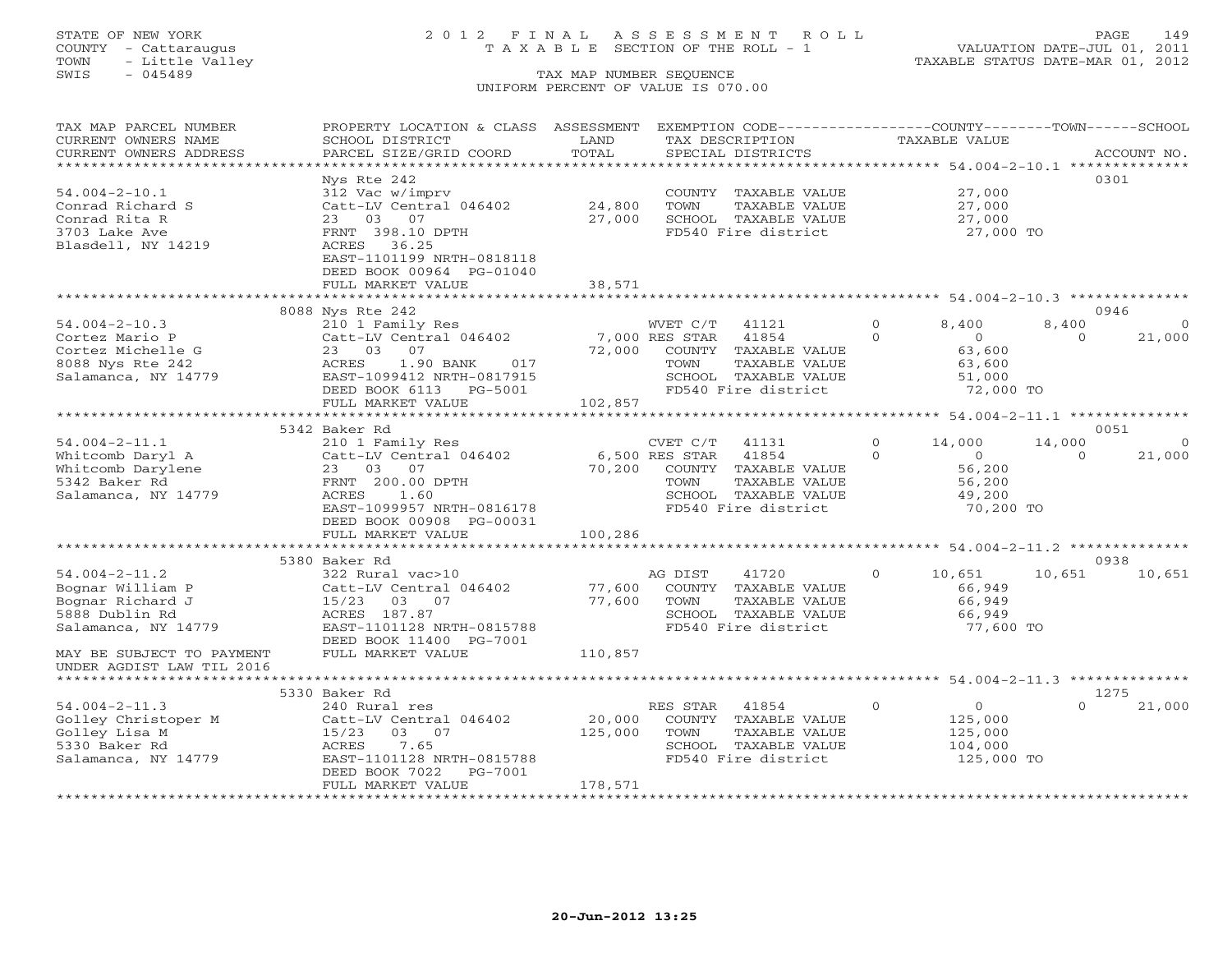STATE OF NEW YORK
COUNTY - Cattaraugus
TOWN - Little Valley
SWIS - 045489

# 2012 FINAL ASSESSMENT ROLL
TAXABLE SECTION OF THE ROLL - 1

TAX MAP NUMBER SEQUENCE
UNIFORM PERCENT OF VALUE IS 070.00

VALUATION DATE-JUL 01, 2011
TAXABLE STATUS DATE-MAR 01, 2012

| TAX MAP PARCEL NUMBER / CURRENT OWNERS NAME / CURRENT OWNERS ADDRESS | PROPERTY LOCATION & CLASS / SCHOOL DISTRICT / PARCEL SIZE/GRID COORD | ASSESSMENT LAND / TOTAL | EXEMPTION CODE / TAX DESCRIPTION / SPECIAL DISTRICTS | COUNTY TAXABLE VALUE | TOWN | SCHOOL | ACCOUNT NO. |
|---|---|---|---|---|---|---|---|
| **54.004-2-10.1** | Nys Rte 242 | | | | | | 0301 |
| 54.004-2-10.1 | 312 Vac w/imprv | | COUNTY TAXABLE VALUE | 27,000 | | | |
| Conrad Richard S | Catt-LV Central 046402 | 24,800 | TOWN TAXABLE VALUE | 27,000 | | | |
| Conrad Rita R | 23 03 07 | 27,000 | SCHOOL TAXABLE VALUE | 27,000 | | | |
| 3703 Lake Ave | FRNT 398.10 DPTH | | FD540 Fire district | 27,000 TO | | | |
| Blasdell, NY 14219 | ACRES 36.25 | | | | | | |
| | EAST-1101199 NRTH-0818118 | | | | | | |
| | DEED BOOK 00964 PG-01040 | | | | | | |
| | FULL MARKET VALUE | 38,571 | | | | | |
| **54.004-2-10.3** | 8088 Nys Rte 242 | | | | | | 0946 |
| 54.004-2-10.3 | 210 1 Family Res | | WVET C/T 41121 0 | 8,400 | 8,400 | 0 | |
| Cortez Mario P | Catt-LV Central 046402 | 7,000 | RES STAR 41854 0 | 0 | 0 | 21,000 | |
| Cortez Michelle G | 23 03 07 | 72,000 | COUNTY TAXABLE VALUE | 63,600 | | | |
| 8088 Nys Rte 242 | ACRES 1.90 BANK 017 | | TOWN TAXABLE VALUE | 63,600 | | | |
| Salamanca, NY 14779 | EAST-1099412 NRTH-0817915 | | SCHOOL TAXABLE VALUE | 51,000 | | | |
| | DEED BOOK 6113 PG-5001 | | FD540 Fire district | 72,000 TO | | | |
| | FULL MARKET VALUE | 102,857 | | | | | |
| **54.004-2-11.1** | 5342 Baker Rd | | | | | | 0051 |
| 54.004-2-11.1 | 210 1 Family Res | | CVET C/T 41131 0 | 14,000 | 14,000 | 0 | |
| Whitcomb Daryl A | Catt-LV Central 046402 | 6,500 | RES STAR 41854 0 | 0 | 0 | 21,000 | |
| Whitcomb Darylene | 23 03 07 | 70,200 | COUNTY TAXABLE VALUE | 56,200 | | | |
| 5342 Baker Rd | FRNT 200.00 DPTH | | TOWN TAXABLE VALUE | 56,200 | | | |
| Salamanca, NY 14779 | ACRES 1.60 | | SCHOOL TAXABLE VALUE | 49,200 | | | |
| | EAST-1099957 NRTH-0816178 | | FD540 Fire district | 70,200 TO | | | |
| | DEED BOOK 00908 PG-00031 | | | | | | |
| | FULL MARKET VALUE | 100,286 | | | | | |
| **54.004-2-11.2** | 5380 Baker Rd | | | | | | 0938 |
| 54.004-2-11.2 | 322 Rural vac>10 | | AG DIST 41720 0 | 10,651 | 10,651 | 10,651 | |
| Bognar William P | Catt-LV Central 046402 | 77,600 | COUNTY TAXABLE VALUE | 66,949 | | | |
| Bognar Richard J | 15/23 03 07 | 77,600 | TOWN TAXABLE VALUE | 66,949 | | | |
| 5888 Dublin Rd | ACRES 187.87 | | SCHOOL TAXABLE VALUE | 66,949 | | | |
| Salamanca, NY 14779 | EAST-1101128 NRTH-0815788 | | FD540 Fire district | 77,600 TO | | | |
| | DEED BOOK 11400 PG-7001 | | | | | | |
| MAY BE SUBJECT TO PAYMENT | FULL MARKET VALUE | 110,857 | | | | | |
| UNDER AGDIST LAW TIL 2016 | | | | | | | |
| **54.004-2-11.3** | 5330 Baker Rd | | | | | | 1275 |
| 54.004-2-11.3 | 240 Rural res | | RES STAR 41854 0 | 0 | 0 | 21,000 | |
| Golley Christoper M | Catt-LV Central 046402 | 20,000 | COUNTY TAXABLE VALUE | 125,000 | | | |
| Golley Lisa M | 15/23 03 07 | 125,000 | TOWN TAXABLE VALUE | 125,000 | | | |
| 5330 Baker Rd | ACRES 7.65 | | SCHOOL TAXABLE VALUE | 104,000 | | | |
| Salamanca, NY 14779 | EAST-1101128 NRTH-0815788 | | FD540 Fire district | 125,000 TO | | | |
| | DEED BOOK 7022 PG-7001 | | | | | | |
| | FULL MARKET VALUE | 178,571 | | | | | |

20-Jun-2012 13:25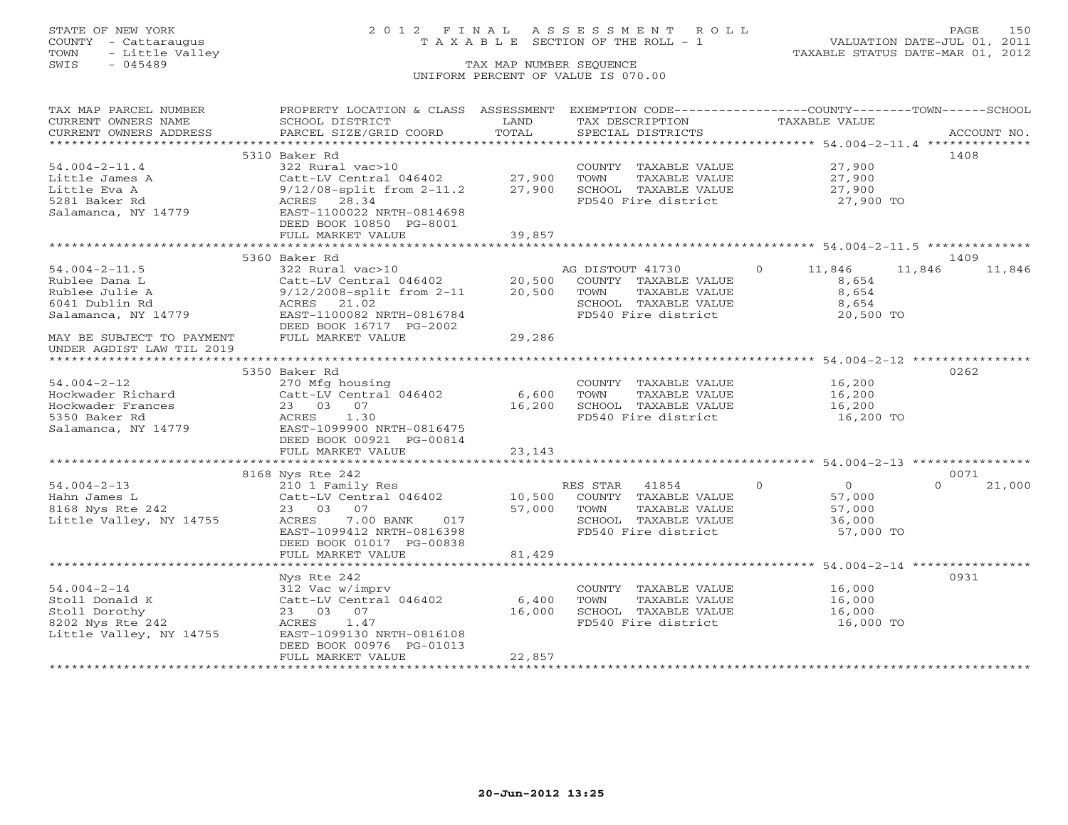STATE OF NEW YORK
COUNTY - Cattaraugus
TOWN - Little Valley
SWIS - 045489

2 0 1 2 F I N A L A S S E S S M E N T R O L L
T A X A B L E SECTION OF THE ROLL - 1

TAX MAP NUMBER SEQUENCE
UNIFORM PERCENT OF VALUE IS 070.00

VALUATION DATE-JUL 01, 2011
TAXABLE STATUS DATE-MAR 01, 2012

| TAX MAP PARCEL NUMBER / CURRENT OWNERS NAME / CURRENT OWNERS ADDRESS | PROPERTY LOCATION & CLASS / SCHOOL DISTRICT / PARCEL SIZE/GRID COORD | ASSESSMENT LAND / TOTAL | EXEMPTION CODE / TAX DESCRIPTION / SPECIAL DISTRICTS | COUNTY TAXABLE VALUE | TOWN | SCHOOL | ACCOUNT NO. |
|---|---|---|---|---|---|---|---|
| 54.004-2-11.4 | 5310 Baker Rd | | | | | | 1408 |
| Little James A | 322 Rural vac>10 | | COUNTY TAXABLE VALUE | 27,900 | | | |
| Little Eva A | Catt-LV Central 046402 | 27,900 | TOWN TAXABLE VALUE | 27,900 | | | |
| 5281 Baker Rd | 9/12/08-split from 2-11.2 | 27,900 | SCHOOL TAXABLE VALUE | 27,900 | | | |
| Salamanca, NY 14779 | ACRES 28.34 | | FD540 Fire district | 27,900 TO | | | |
| | EAST-1100022 NRTH-0814698 | | | | | | |
| | DEED BOOK 10850 PG-8001 | | | | | | |
| | FULL MARKET VALUE | 39,857 | | | | | |
| 54.004-2-11.5 | 5360 Baker Rd | | | | | | 1409 |
| Rublee Dana L | 322 Rural vac>10 | | AG DISTOUT 41730 0 | 11,846 | 11,846 | 11,846 | |
| Rublee Julie A | Catt-LV Central 046402 | 20,500 | COUNTY TAXABLE VALUE | 8,654 | | | |
| 6041 Dublin Rd | 9/12/2008-split from 2-11 | 20,500 | TOWN TAXABLE VALUE | 8,654 | | | |
| Salamanca, NY 14779 | ACRES 21.02 | | SCHOOL TAXABLE VALUE | 8,654 | | | |
| | EAST-1100082 NRTH-0816784 | | FD540 Fire district | 20,500 TO | | | |
| | DEED BOOK 16717 PG-2002 | | | | | | |
| MAY BE SUBJECT TO PAYMENT UNDER AGDIST LAW TIL 2019 | FULL MARKET VALUE | 29,286 | | | | | |
| 54.004-2-12 | 5350 Baker Rd | | | | | | 0262 |
| Hockwader Richard | 270 Mfg housing | | COUNTY TAXABLE VALUE | 16,200 | | | |
| Hockwader Frances | Catt-LV Central 046402 | 6,600 | TOWN TAXABLE VALUE | 16,200 | | | |
| 5350 Baker Rd | 23 03 07 | 16,200 | SCHOOL TAXABLE VALUE | 16,200 | | | |
| Salamanca, NY 14779 | ACRES 1.30 | | FD540 Fire district | 16,200 TO | | | |
| | EAST-1099900 NRTH-0816475 | | | | | | |
| | DEED BOOK 00921 PG-00814 | | | | | | |
| | FULL MARKET VALUE | 23,143 | | | | | |
| 54.004-2-13 | 8168 Nys Rte 242 | | | | | | 0071 |
| Hahn James L | 210 1 Family Res | | RES STAR 41854 0 | 0 | 0 | 21,000 | |
| 8168 Nys Rte 242 | Catt-LV Central 046402 | 10,500 | COUNTY TAXABLE VALUE | 57,000 | | | |
| Little Valley, NY 14755 | 23 03 07 | 57,000 | TOWN TAXABLE VALUE | 57,000 | | | |
| | ACRES 7.00 BANK 017 | | SCHOOL TAXABLE VALUE | 36,000 | | | |
| | EAST-1099412 NRTH-0816398 | | FD540 Fire district | 57,000 TO | | | |
| | DEED BOOK 01017 PG-00838 | | | | | | |
| | FULL MARKET VALUE | 81,429 | | | | | |
| 54.004-2-14 | Nys Rte 242 | | | | | | 0931 |
| Stoll Donald K | 312 Vac w/imprv | | COUNTY TAXABLE VALUE | 16,000 | | | |
| Stoll Dorothy | Catt-LV Central 046402 | 6,400 | TOWN TAXABLE VALUE | 16,000 | | | |
| 8202 Nys Rte 242 | 23 03 07 | 16,000 | SCHOOL TAXABLE VALUE | 16,000 | | | |
| Little Valley, NY 14755 | ACRES 1.47 | | FD540 Fire district | 16,000 TO | | | |
| | EAST-1099130 NRTH-0816108 | | | | | | |
| | DEED BOOK 00976 PG-01013 | | | | | | |
| | FULL MARKET VALUE | 22,857 | | | | | |

20-Jun-2012 13:25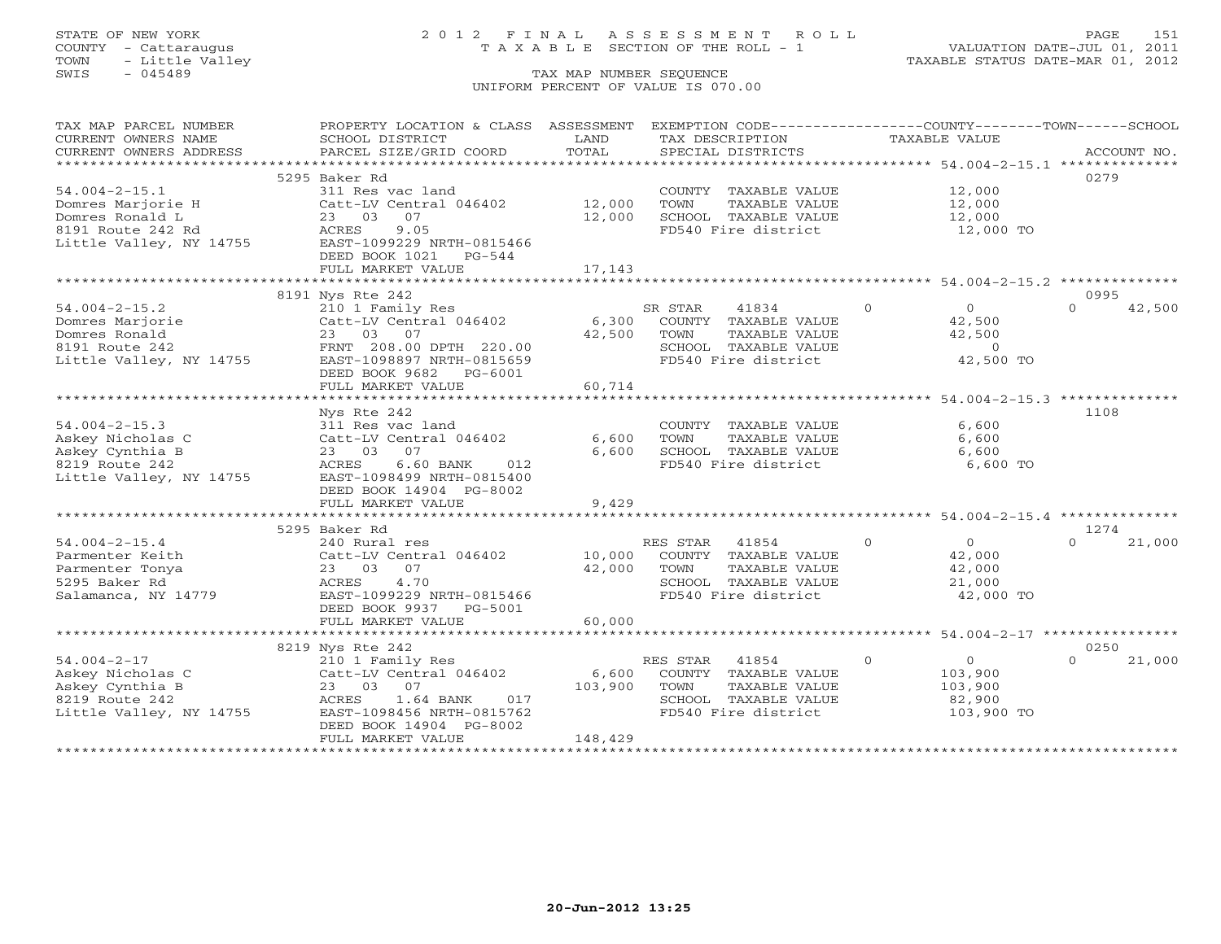STATE OF NEW YORK
COUNTY - Cattaraugus
TOWN - Little Valley
SWIS - 045489

# 2012 FINAL ASSESSMENT ROLL
TAXABLE SECTION OF THE ROLL - 1

VALUATION DATE-JUL 01, 2011
TAXABLE STATUS DATE-MAR 01, 2012

TAX MAP NUMBER SEQUENCE
UNIFORM PERCENT OF VALUE IS 070.00

| TAX MAP PARCEL NUMBER / CURRENT OWNERS NAME / CURRENT OWNERS ADDRESS | PROPERTY LOCATION & CLASS / SCHOOL DISTRICT / PARCEL SIZE/GRID COORD | ASSESSMENT LAND | TOTAL | EXEMPTION CODE / TAX DESCRIPTION / SPECIAL DISTRICTS | COUNTY | TOWN | SCHOOL | TAXABLE VALUE | ACCOUNT NO. |
|---|---|---|---|---|---|---|---|---|---|
| **54.004-2-15.1** | 5295 Baker Rd | | | | | | | | 0279 |
| Domres Marjorie H | 311 Res vac land | | | COUNTY TAXABLE VALUE | | | | 12,000 | |
| Domres Ronald L | Catt-LV Central 046402 | 12,000 | | TOWN TAXABLE VALUE | | | | 12,000 | |
| 8191 Route 242 Rd | 23 03 07 | | 12,000 | SCHOOL TAXABLE VALUE | | | | 12,000 | |
| Little Valley, NY 14755 | ACRES 9.05 | | | FD540 Fire district | | | | 12,000 TO | |
| | EAST-1099229 NRTH-0815466 | | | | | | | | |
| | DEED BOOK 1021 PG-544 | | | | | | | | |
| | FULL MARKET VALUE | | 17,143 | | | | | | |
| **54.004-2-15.2** | 8191 Nys Rte 242 | | | | | | | | 0995 |
| Domres Marjorie | 210 1 Family Res | | | SR STAR 41834 | 0 | 0 | 42,500 | 0 | |
| Domres Ronald | Catt-LV Central 046402 | 6,300 | | COUNTY TAXABLE VALUE | | | | 42,500 | |
| 8191 Route 242 | 23 03 07 | | 42,500 | TOWN TAXABLE VALUE | | | | 42,500 | |
| Little Valley, NY 14755 | FRNT 208.00 DPTH 220.00 | | | SCHOOL TAXABLE VALUE | | | | 0 | |
| | EAST-1098897 NRTH-0815659 | | | FD540 Fire district | | | | 42,500 TO | |
| | DEED BOOK 9682 PG-6001 | | | | | | | | |
| | FULL MARKET VALUE | | 60,714 | | | | | | |
| **54.004-2-15.3** | Nys Rte 242 | | | | | | | | 1108 |
| Askey Nicholas C | 311 Res vac land | | | COUNTY TAXABLE VALUE | | | | 6,600 | |
| Askey Cynthia B | Catt-LV Central 046402 | 6,600 | | TOWN TAXABLE VALUE | | | | 6,600 | |
| 8219 Route 242 | 23 03 07 | | 6,600 | SCHOOL TAXABLE VALUE | | | | 6,600 | |
| Little Valley, NY 14755 | ACRES 6.60 BANK 012 | | | FD540 Fire district | | | | 6,600 TO | |
| | EAST-1098499 NRTH-0815400 | | | | | | | | |
| | DEED BOOK 14904 PG-8002 | | | | | | | | |
| | FULL MARKET VALUE | | 9,429 | | | | | | |
| **54.004-2-15.4** | 5295 Baker Rd | | | | | | | | 1274 |
| Parmenter Keith | 240 Rural res | | | RES STAR 41854 | 0 | 0 | 21,000 | 0 | |
| Parmenter Tonya | Catt-LV Central 046402 | 10,000 | | COUNTY TAXABLE VALUE | | | | 42,000 | |
| 5295 Baker Rd | 23 03 07 | | 42,000 | TOWN TAXABLE VALUE | | | | 42,000 | |
| Salamanca, NY 14779 | ACRES 4.70 | | | SCHOOL TAXABLE VALUE | | | | 21,000 | |
| | EAST-1099229 NRTH-0815466 | | | FD540 Fire district | | | | 42,000 TO | |
| | DEED BOOK 9937 PG-5001 | | | | | | | | |
| | FULL MARKET VALUE | | 60,000 | | | | | | |
| **54.004-2-17** | 8219 Nys Rte 242 | | | | | | | | 0250 |
| Askey Nicholas C | 210 1 Family Res | | | RES STAR 41854 | 0 | 0 | 21,000 | 0 | |
| Askey Cynthia B | Catt-LV Central 046402 | 6,600 | | COUNTY TAXABLE VALUE | | | | 103,900 | |
| 8219 Route 242 | 23 03 07 | | 103,900 | TOWN TAXABLE VALUE | | | | 103,900 | |
| Little Valley, NY 14755 | ACRES 1.64 BANK 017 | | | SCHOOL TAXABLE VALUE | | | | 82,900 | |
| | EAST-1098456 NRTH-0815762 | | | FD540 Fire district | | | | 103,900 TO | |
| | DEED BOOK 14904 PG-8002 | | | | | | | | |
| | FULL MARKET VALUE | | 148,429 | | | | | | |

20-Jun-2012 13:25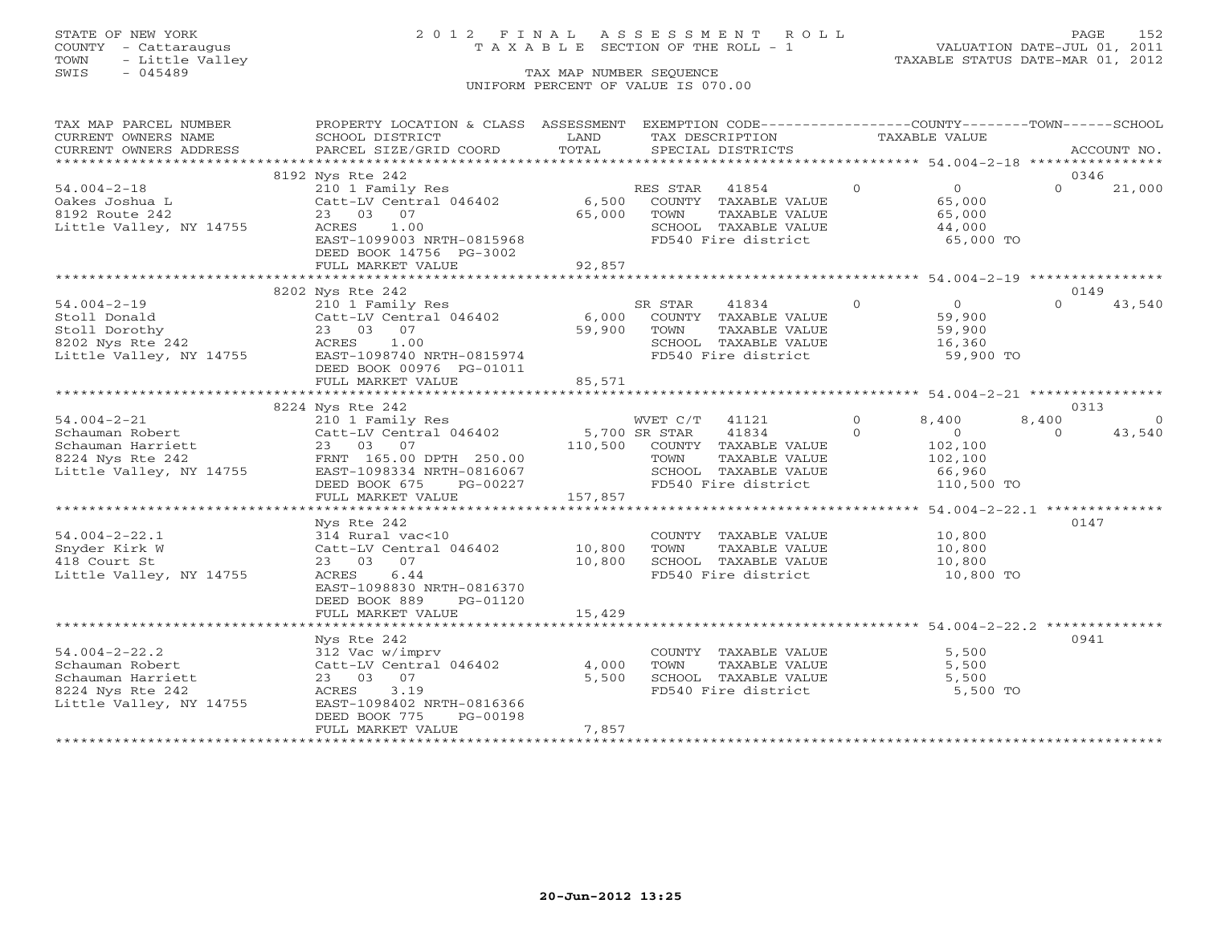STATE OF NEW YORK
COUNTY - Cattaraugus
TOWN - Little Valley
SWIS - 045489

# 2012 FINAL ASSESSMENT ROLL
TAXABLE SECTION OF THE ROLL - 1

VALUATION DATE-JUL 01, 2011
TAXABLE STATUS DATE-MAR 01, 2012

TAX MAP NUMBER SEQUENCE
UNIFORM PERCENT OF VALUE IS 070.00

| TAX MAP PARCEL NUMBER / CURRENT OWNERS NAME / CURRENT OWNERS ADDRESS | PROPERTY LOCATION & CLASS / SCHOOL DISTRICT / PARCEL SIZE/GRID COORD | ASSESSMENT LAND / TOTAL | EXEMPTION CODE / TAX DESCRIPTION / SPECIAL DISTRICTS | COUNTY TAXABLE VALUE | TOWN | SCHOOL | ACCOUNT NO. |
|---|---|---|---|---|---|---|---|
| **54.004-2-18** | 8192 Nys Rte 242 | | | | | | 0346 |
| Oakes Joshua L | 210 1 Family Res | | RES STAR 41854 | 0 | 0 | 21,000 | |
| 8192 Route 242 | Catt-LV Central 046402 | 6,500 | COUNTY TAXABLE VALUE | 65,000 | | | |
| Little Valley, NY 14755 | 23 03 07 | 65,000 | TOWN TAXABLE VALUE | 65,000 | | | |
| | ACRES 1.00 | | SCHOOL TAXABLE VALUE | 44,000 | | | |
| | EAST-1099003 NRTH-0815968 | | FD540 Fire district | 65,000 TO | | | |
| | DEED BOOK 14756 PG-3002 | | | | | | |
| | FULL MARKET VALUE | 92,857 | | | | | |
| **54.004-2-19** | 8202 Nys Rte 242 | | | | | | 0149 |
| Stoll Donald | 210 1 Family Res | | SR STAR 41834 | 0 | 0 | 43,540 | |
| Stoll Dorothy | Catt-LV Central 046402 | 6,000 | COUNTY TAXABLE VALUE | 59,900 | | | |
| 8202 Nys Rte 242 | 23 03 07 | 59,900 | TOWN TAXABLE VALUE | 59,900 | | | |
| Little Valley, NY 14755 | ACRES 1.00 | | SCHOOL TAXABLE VALUE | 16,360 | | | |
| | EAST-1098740 NRTH-0815974 | | FD540 Fire district | 59,900 TO | | | |
| | DEED BOOK 00976 PG-01011 | | | | | | |
| | FULL MARKET VALUE | 85,571 | | | | | |
| **54.004-2-21** | 8224 Nys Rte 242 | | | | | | 0313 |
| Schauman Robert | 210 1 Family Res | | WVET C/T 41121 | 8,400 | 8,400 | 0 | |
| Schauman Harriett | Catt-LV Central 046402 | 5,700 | SR STAR 41834 | 0 | 0 | 43,540 | |
| 8224 Nys Rte 242 | 23 03 07 | 110,500 | COUNTY TAXABLE VALUE | 102,100 | | | |
| Little Valley, NY 14755 | FRNT 165.00 DPTH 250.00 | | TOWN TAXABLE VALUE | 102,100 | | | |
| | EAST-1098334 NRTH-0816067 | | SCHOOL TAXABLE VALUE | 66,960 | | | |
| | DEED BOOK 675 PG-00227 | | FD540 Fire district | 110,500 TO | | | |
| | FULL MARKET VALUE | 157,857 | | | | | |
| **54.004-2-22.1** | Nys Rte 242 | | | | | | 0147 |
| Snyder Kirk W | 314 Rural vac<10 | | COUNTY TAXABLE VALUE | 10,800 | | | |
| 418 Court St | Catt-LV Central 046402 | 10,800 | TOWN TAXABLE VALUE | 10,800 | | | |
| Little Valley, NY 14755 | 23 03 07 | 10,800 | SCHOOL TAXABLE VALUE | 10,800 | | | |
| | ACRES 6.44 | | FD540 Fire district | 10,800 TO | | | |
| | EAST-1098830 NRTH-0816370 | | | | | | |
| | DEED BOOK 889 PG-01120 | | | | | | |
| | FULL MARKET VALUE | 15,429 | | | | | |
| **54.004-2-22.2** | Nys Rte 242 | | | | | | 0941 |
| Schauman Robert | 312 Vac w/imprv | | COUNTY TAXABLE VALUE | 5,500 | | | |
| Schauman Harriett | Catt-LV Central 046402 | 4,000 | TOWN TAXABLE VALUE | 5,500 | | | |
| 8224 Nys Rte 242 | 23 03 07 | 5,500 | SCHOOL TAXABLE VALUE | 5,500 | | | |
| Little Valley, NY 14755 | ACRES 3.19 | | FD540 Fire district | 5,500 TO | | | |
| | EAST-1098402 NRTH-0816366 | | | | | | |
| | DEED BOOK 775 PG-00198 | | | | | | |
| | FULL MARKET VALUE | 7,857 | | | | | |

20-Jun-2012 13:25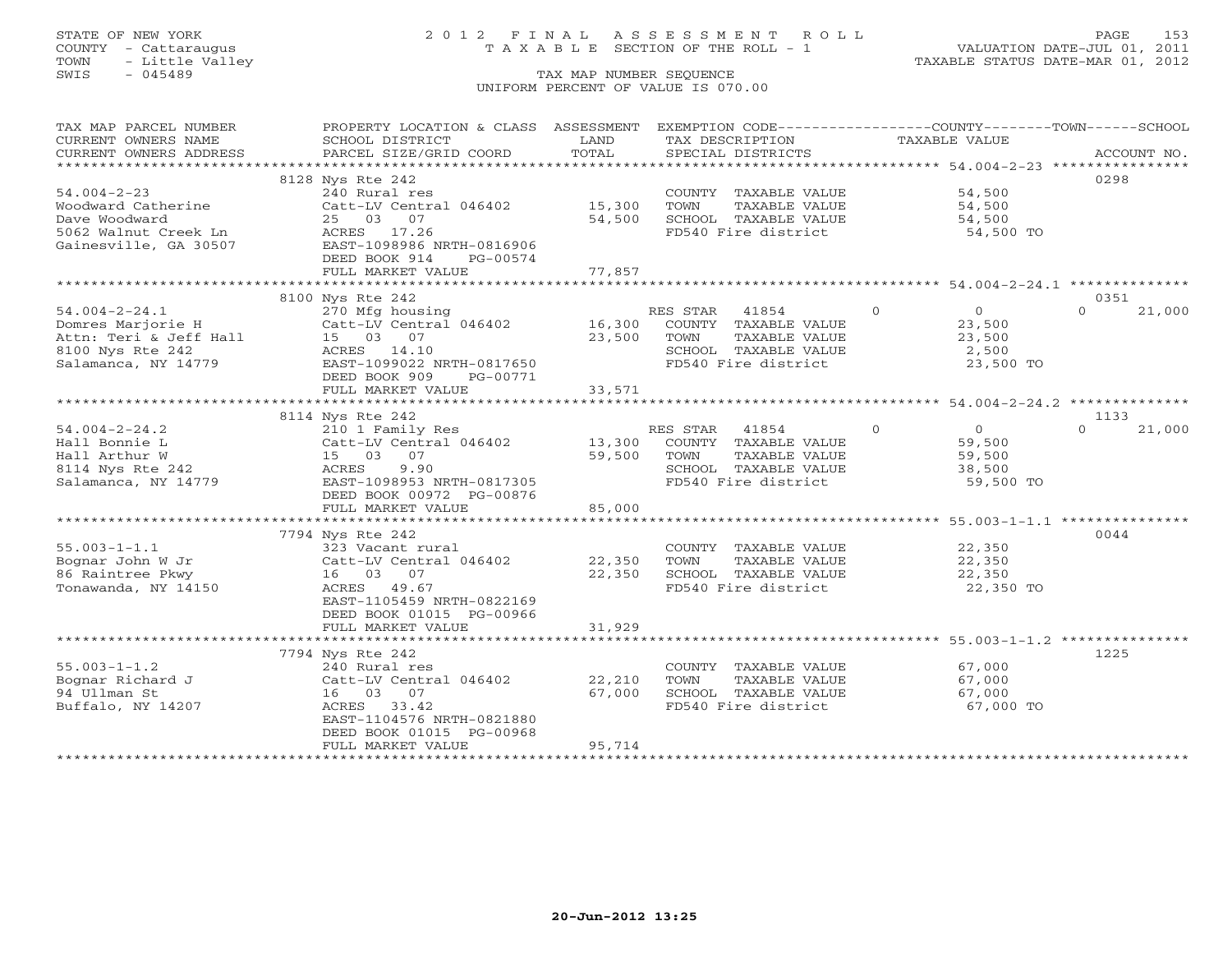STATE OF NEW YORK
COUNTY - Cattaraugus
TOWN - Little Valley
SWIS - 045489

# 2012 FINAL ASSESSMENT ROLL
TAXABLE SECTION OF THE ROLL - 1

VALUATION DATE-JUL 01, 2011
TAXABLE STATUS DATE-MAR 01, 2012

TAX MAP NUMBER SEQUENCE
UNIFORM PERCENT OF VALUE IS 070.00

| TAX MAP PARCEL NUMBER / CURRENT OWNERS NAME / CURRENT OWNERS ADDRESS | PROPERTY LOCATION & CLASS / SCHOOL DISTRICT / PARCEL SIZE/GRID COORD | ASSESSMENT LAND | TOTAL | EXEMPTION CODE / TAX DESCRIPTION / SPECIAL DISTRICTS | COUNTY | TOWN | SCHOOL / TAXABLE VALUE | ACCOUNT NO. |
|---|---|---|---|---|---|---|---|---|
| **54.004-2-23** | 8128 Nys Rte 242 | | | | | | | 0298 |
| Woodward Catherine | 240 Rural res | | | COUNTY TAXABLE VALUE | 54,500 | | | |
| Dave Woodward | Catt-LV Central 046402 | 15,300 | | TOWN TAXABLE VALUE | | 54,500 | | |
| 5062 Walnut Creek Ln | 25 03 07 | | 54,500 | SCHOOL TAXABLE VALUE | | | 54,500 | |
| Gainesville, GA 30507 | ACRES 17.26 | | | FD540 Fire district | | | 54,500 TO | |
| | EAST-1098986 NRTH-0816906 | | | | | | | |
| | DEED BOOK 914 PG-00574 | | | | | | | |
| | FULL MARKET VALUE | | 77,857 | | | | | |
| **54.004-2-24.1** | 8100 Nys Rte 242 | | | | | | | 0351 |
| Domres Marjorie H | 270 Mfg housing | | | RES STAR 41854 | 0 | 0 | 21,000 | |
| Attn: Teri & Jeff Hall | Catt-LV Central 046402 | 16,300 | | COUNTY TAXABLE VALUE | 23,500 | | | |
| 8100 Nys Rte 242 | 15 03 07 | | 23,500 | TOWN TAXABLE VALUE | | 23,500 | | |
| Salamanca, NY 14779 | ACRES 14.10 | | | SCHOOL TAXABLE VALUE | | | 2,500 | |
| | EAST-1099022 NRTH-0817650 | | | FD540 Fire district | | | 23,500 TO | |
| | DEED BOOK 909 PG-00771 | | | | | | | |
| | FULL MARKET VALUE | | 33,571 | | | | | |
| **54.004-2-24.2** | 8114 Nys Rte 242 | | | | | | | 1133 |
| Hall Bonnie L | 210 1 Family Res | | | RES STAR 41854 | 0 | 0 | 21,000 | |
| Hall Arthur W | Catt-LV Central 046402 | 13,300 | | COUNTY TAXABLE VALUE | 59,500 | | | |
| 8114 Nys Rte 242 | 15 03 07 | | 59,500 | TOWN TAXABLE VALUE | | 59,500 | | |
| Salamanca, NY 14779 | ACRES 9.90 | | | SCHOOL TAXABLE VALUE | | | 38,500 | |
| | EAST-1098953 NRTH-0817305 | | | FD540 Fire district | | | 59,500 TO | |
| | DEED BOOK 00972 PG-00876 | | | | | | | |
| | FULL MARKET VALUE | | 85,000 | | | | | |
| **55.003-1-1.1** | 7794 Nys Rte 242 | | | | | | | 0044 |
| Bognar John W Jr | 323 Vacant rural | | | COUNTY TAXABLE VALUE | 22,350 | | | |
| 86 Raintree Pkwy | Catt-LV Central 046402 | 22,350 | | TOWN TAXABLE VALUE | | 22,350 | | |
| Tonawanda, NY 14150 | 16 03 07 | | 22,350 | SCHOOL TAXABLE VALUE | | | 22,350 | |
| | ACRES 49.67 | | | FD540 Fire district | | | 22,350 TO | |
| | EAST-1105459 NRTH-0822169 | | | | | | | |
| | DEED BOOK 01015 PG-00966 | | | | | | | |
| | FULL MARKET VALUE | | 31,929 | | | | | |
| **55.003-1-1.2** | 7794 Nys Rte 242 | | | | | | | 1225 |
| Bognar Richard J | 240 Rural res | | | COUNTY TAXABLE VALUE | 67,000 | | | |
| 94 Ullman St | Catt-LV Central 046402 | 22,210 | | TOWN TAXABLE VALUE | | 67,000 | | |
| Buffalo, NY 14207 | 16 03 07 | | 67,000 | SCHOOL TAXABLE VALUE | | | 67,000 | |
| | ACRES 33.42 | | | FD540 Fire district | | | 67,000 TO | |
| | EAST-1104576 NRTH-0821880 | | | | | | | |
| | DEED BOOK 01015 PG-00968 | | | | | | | |
| | FULL MARKET VALUE | | 95,714 | | | | | |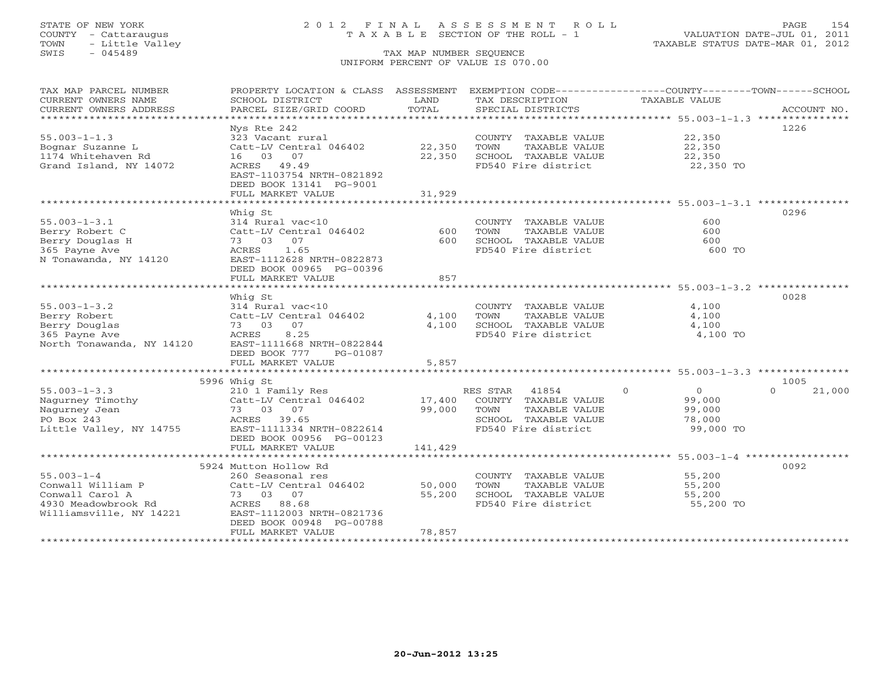STATE OF NEW YORK — 2012 FINAL ASSESSMENT ROLL — TAXABLE SECTION OF THE ROLL - 1
COUNTY - Cattaraugus — VALUATION DATE-JUL 01, 2011
TOWN - Little Valley — TAXABLE STATUS DATE-MAR 01, 2012
SWIS - 045489 — TAX MAP NUMBER SEQUENCE — UNIFORM PERCENT OF VALUE IS 070.00

| TAX MAP PARCEL NUMBER / CURRENT OWNERS NAME / CURRENT OWNERS ADDRESS | PROPERTY LOCATION & CLASS / SCHOOL DISTRICT / PARCEL SIZE/GRID COORD | ASSESSMENT LAND | TOTAL | EXEMPTION CODE / TAX DESCRIPTION / SPECIAL DISTRICTS | COUNTY | TOWN | SCHOOL | TAXABLE VALUE | ACCOUNT NO. |
|---|---|---|---|---|---|---|---|---|---|
| **55.003-1-1.3** | Nys Rte 242 | | | | | | | | 1226 |
| 55.003-1-1.3 | 323 Vacant rural | | | COUNTY TAXABLE VALUE | | | | 22,350 | |
| Bognar Suzanne L | Catt-LV Central 046402 | 22,350 | | TOWN TAXABLE VALUE | | | | 22,350 | |
| 1174 Whitehaven Rd | 16 03 07 | | 22,350 | SCHOOL TAXABLE VALUE | | | | 22,350 | |
| Grand Island, NY 14072 | ACRES 49.49 | | | FD540 Fire district | | | | 22,350 TO | |
| | EAST-1103754 NRTH-0821892 | | | | | | | | |
| | DEED BOOK 13141 PG-9001 | | | | | | | | |
| | FULL MARKET VALUE | | 31,929 | | | | | | |
| **55.003-1-3.1** | Whig St | | | | | | | | 0296 |
| 55.003-1-3.1 | 314 Rural vac<10 | | | COUNTY TAXABLE VALUE | | | | 600 | |
| Berry Robert C | Catt-LV Central 046402 | 600 | | TOWN TAXABLE VALUE | | | | 600 | |
| Berry Douglas H | 73 03 07 | | 600 | SCHOOL TAXABLE VALUE | | | | 600 | |
| 365 Payne Ave | ACRES 1.65 | | | FD540 Fire district | | | | 600 TO | |
| N Tonawanda, NY 14120 | EAST-1112628 NRTH-0822873 | | | | | | | | |
| | DEED BOOK 00965 PG-00396 | | | | | | | | |
| | FULL MARKET VALUE | | 857 | | | | | | |
| **55.003-1-3.2** | Whig St | | | | | | | | 0028 |
| 55.003-1-3.2 | 314 Rural vac<10 | | | COUNTY TAXABLE VALUE | | | | 4,100 | |
| Berry Robert | Catt-LV Central 046402 | 4,100 | | TOWN TAXABLE VALUE | | | | 4,100 | |
| Berry Douglas | 73 03 07 | | 4,100 | SCHOOL TAXABLE VALUE | | | | 4,100 | |
| 365 Payne Ave | ACRES 8.25 | | | FD540 Fire district | | | | 4,100 TO | |
| North Tonawanda, NY 14120 | EAST-1111668 NRTH-0822844 | | | | | | | | |
| | DEED BOOK 777 PG-01087 | | | | | | | | |
| | FULL MARKET VALUE | | 5,857 | | | | | | |
| **55.003-1-3.3** | 5996 Whig St | | | | | | | | 1005 |
| 55.003-1-3.3 | 210 1 Family Res | | | RES STAR 41854 | 0 | 0 | 21,000 | | |
| Nagurney Timothy | Catt-LV Central 046402 | 17,400 | | COUNTY TAXABLE VALUE | | | | 99,000 | |
| Nagurney Jean | 73 03 07 | | 99,000 | TOWN TAXABLE VALUE | | | | 99,000 | |
| PO Box 243 | ACRES 39.65 | | | SCHOOL TAXABLE VALUE | | | | 78,000 | |
| Little Valley, NY 14755 | EAST-1111334 NRTH-0822614 | | | FD540 Fire district | | | | 99,000 TO | |
| | DEED BOOK 00956 PG-00123 | | | | | | | | |
| | FULL MARKET VALUE | | 141,429 | | | | | | |
| **55.003-1-4** | 5924 Mutton Hollow Rd | | | | | | | | 0092 |
| 55.003-1-4 | 260 Seasonal res | | | COUNTY TAXABLE VALUE | | | | 55,200 | |
| Conwall William P | Catt-LV Central 046402 | 50,000 | | TOWN TAXABLE VALUE | | | | 55,200 | |
| Conwall Carol A | 73 03 07 | | 55,200 | SCHOOL TAXABLE VALUE | | | | 55,200 | |
| 4930 Meadowbrook Rd | ACRES 88.68 | | | FD540 Fire district | | | | 55,200 TO | |
| Williamsville, NY 14221 | EAST-1112003 NRTH-0821736 | | | | | | | | |
| | DEED BOOK 00948 PG-00788 | | | | | | | | |
| | FULL MARKET VALUE | | 78,857 | | | | | | |

20-Jun-2012 13:25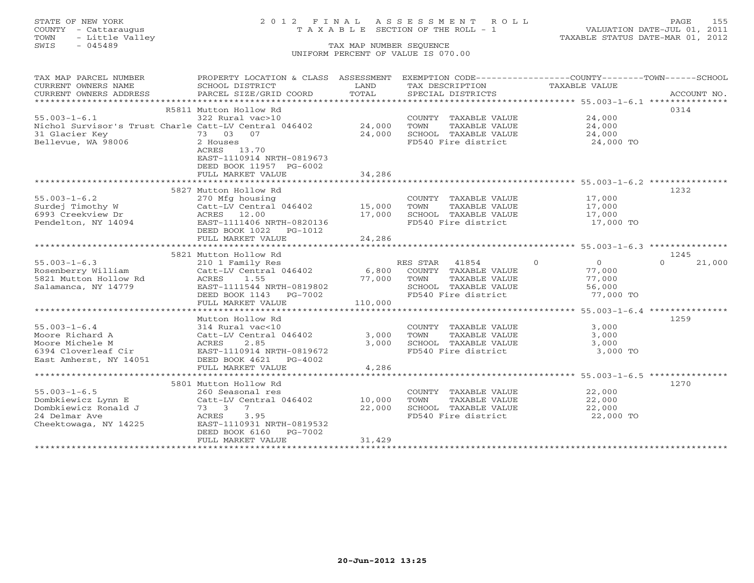STATE OF NEW YORK
COUNTY - Cattaraugus
TOWN - Little Valley
SWIS - 045489

2012 FINAL ASSESSMENT ROLL
TAXABLE SECTION OF THE ROLL - 1
TAX MAP NUMBER SEQUENCE
UNIFORM PERCENT OF VALUE IS 070.00

VALUATION DATE-JUL 01, 2011
TAXABLE STATUS DATE-MAR 01, 2012

| TAX MAP PARCEL NUMBER / CURRENT OWNERS NAME / CURRENT OWNERS ADDRESS | PROPERTY LOCATION & CLASS / SCHOOL DISTRICT / PARCEL SIZE/GRID COORD | ASSESSMENT LAND / TOTAL | EXEMPTION CODE / TAX DESCRIPTION / SPECIAL DISTRICTS | COUNTY TAXABLE VALUE | TOWN | SCHOOL | ACCOUNT NO. |
|---|---|---|---|---|---|---|---|
| | R5811 Mutton Hollow Rd | | | | | | 0314 |
| 55.003-1-6.1 | 322 Rural vac>10 | | COUNTY TAXABLE VALUE | 24,000 | | | |
| Nichol Survisor's Trust Charle | Catt-LV Central 046402 | 24,000 | TOWN TAXABLE VALUE | 24,000 | | | |
| 31 Glacier Key | 73 03 07 | 24,000 | SCHOOL TAXABLE VALUE | 24,000 | | | |
| Bellevue, WA 98006 | 2 Houses | | FD540 Fire district | 24,000 TO | | | |
| | ACRES 13.70 | | | | | | |
| | EAST-1110914 NRTH-0819673 | | | | | | |
| | DEED BOOK 11957 PG-6002 | | | | | | |
| | FULL MARKET VALUE | 34,286 | | | | | |
| | 5827 Mutton Hollow Rd | | | | | | 1232 |
| 55.003-1-6.2 | 270 Mfg housing | | COUNTY TAXABLE VALUE | 17,000 | | | |
| Surdej Timothy W | Catt-LV Central 046402 | 15,000 | TOWN TAXABLE VALUE | 17,000 | | | |
| 6993 Creekview Dr | ACRES 12.00 | 17,000 | SCHOOL TAXABLE VALUE | 17,000 | | | |
| Pendelton, NY 14094 | EAST-1111406 NRTH-0820136 | | FD540 Fire district | 17,000 TO | | | |
| | DEED BOOK 1022 PG-1012 | | | | | | |
| | FULL MARKET VALUE | 24,286 | | | | | |
| | 5821 Mutton Hollow Rd | | | | | | 1245 |
| 55.003-1-6.3 | 210 1 Family Res | | RES STAR 41854 | 0 | 0 | 0 | 21,000 |
| Rosenberry William | Catt-LV Central 046402 | 6,800 | COUNTY TAXABLE VALUE | 77,000 | | | |
| 5821 Mutton Hollow Rd | ACRES 1.55 | 77,000 | TOWN TAXABLE VALUE | 77,000 | | | |
| Salamanca, NY 14779 | EAST-1111544 NRTH-0819802 | | SCHOOL TAXABLE VALUE | 56,000 | | | |
| | DEED BOOK 1143 PG-7002 | | FD540 Fire district | 77,000 TO | | | |
| | FULL MARKET VALUE | 110,000 | | | | | |
| | Mutton Hollow Rd | | | | | | 1259 |
| 55.003-1-6.4 | 314 Rural vac<10 | | COUNTY TAXABLE VALUE | 3,000 | | | |
| Moore Richard A | Catt-LV Central 046402 | 3,000 | TOWN TAXABLE VALUE | 3,000 | | | |
| Moore Michele M | ACRES 2.85 | 3,000 | SCHOOL TAXABLE VALUE | 3,000 | | | |
| 6394 Cloverleaf Cir | EAST-1110914 NRTH-0819672 | | FD540 Fire district | 3,000 TO | | | |
| East Amherst, NY 14051 | DEED BOOK 4621 PG-4002 | | | | | | |
| | FULL MARKET VALUE | 4,286 | | | | | |
| | 5801 Mutton Hollow Rd | | | | | | 1270 |
| 55.003-1-6.5 | 260 Seasonal res | | COUNTY TAXABLE VALUE | 22,000 | | | |
| Dombkiewicz Lynn E | Catt-LV Central 046402 | 10,000 | TOWN TAXABLE VALUE | 22,000 | | | |
| Dombkiewicz Ronald J | 73 3 7 | 22,000 | SCHOOL TAXABLE VALUE | 22,000 | | | |
| 24 Delmar Ave | ACRES 3.95 | | FD540 Fire district | 22,000 TO | | | |
| Cheektowaga, NY 14225 | EAST-1110931 NRTH-0819532 | | | | | | |
| | DEED BOOK 6160 PG-7002 | | | | | | |
| | FULL MARKET VALUE | 31,429 | | | | | |

20-Jun-2012 13:25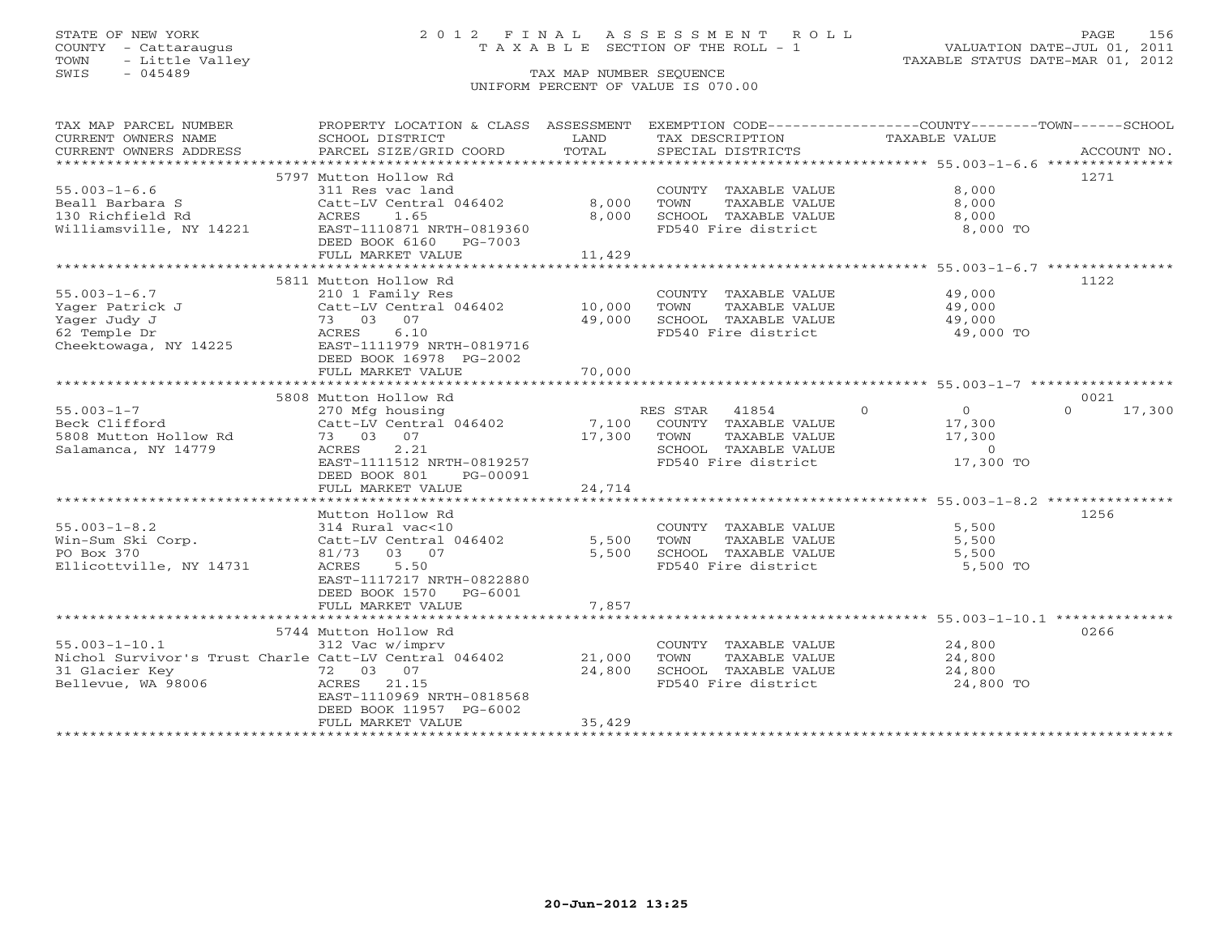STATE OF NEW YORK
COUNTY - Cattaraugus
TOWN - Little Valley
SWIS - 045489

# 2012 FINAL ASSESSMENT ROLL
TAXABLE SECTION OF THE ROLL - 1
TAX MAP NUMBER SEQUENCE
UNIFORM PERCENT OF VALUE IS 070.00

VALUATION DATE-JUL 01, 2011
TAXABLE STATUS DATE-MAR 01, 2012

| TAX MAP PARCEL NUMBER / CURRENT OWNERS NAME / CURRENT OWNERS ADDRESS | PROPERTY LOCATION & CLASS / SCHOOL DISTRICT / PARCEL SIZE/GRID COORD | ASSESSMENT LAND / TOTAL | EXEMPTION CODE / TAX DESCRIPTION / SPECIAL DISTRICTS | COUNTY TAXABLE VALUE | TOWN | SCHOOL | ACCOUNT NO. |
|---|---|---|---|---|---|---|---|
| 55.003-1-6.6 | 5797 Mutton Hollow Rd | | | | | | 1271 |
| 55.003-1-6.6 | 311 Res vac land | | COUNTY TAXABLE VALUE | 8,000 | | | |
| Beall Barbara S | Catt-LV Central 046402 | 8,000 | TOWN TAXABLE VALUE | 8,000 | | | |
| 130 Richfield Rd | ACRES 1.65 | 8,000 | SCHOOL TAXABLE VALUE | 8,000 | | | |
| Williamsville, NY 14221 | EAST-1110871 NRTH-0819360 | | FD540 Fire district | 8,000 TO | | | |
| | DEED BOOK 6160 PG-7003 | | | | | | |
| | FULL MARKET VALUE | 11,429 | | | | | |
| 55.003-1-6.7 | 5811 Mutton Hollow Rd | | | | | | 1122 |
| 55.003-1-6.7 | 210 1 Family Res | | COUNTY TAXABLE VALUE | 49,000 | | | |
| Yager Patrick J | Catt-LV Central 046402 | 10,000 | TOWN TAXABLE VALUE | 49,000 | | | |
| Yager Judy J | 73 03 07 | 49,000 | SCHOOL TAXABLE VALUE | 49,000 | | | |
| 62 Temple Dr | ACRES 6.10 | | FD540 Fire district | 49,000 TO | | | |
| Cheektowaga, NY 14225 | EAST-1111979 NRTH-0819716 | | | | | | |
| | DEED BOOK 16978 PG-2002 | | | | | | |
| | FULL MARKET VALUE | 70,000 | | | | | |
| 55.003-1-7 | 5808 Mutton Hollow Rd | | | | | | 0021 |
| 55.003-1-7 | 270 Mfg housing | | RES STAR 41854 | 0 | 0 | 0 | 17,300 |
| Beck Clifford | Catt-LV Central 046402 | 7,100 | COUNTY TAXABLE VALUE | 17,300 | | | |
| 5808 Mutton Hollow Rd | 73 03 07 | 17,300 | TOWN TAXABLE VALUE | 17,300 | | | |
| Salamanca, NY 14779 | ACRES 2.21 | | SCHOOL TAXABLE VALUE | 0 | | | |
| | EAST-1111512 NRTH-0819257 | | FD540 Fire district | 17,300 TO | | | |
| | DEED BOOK 801 PG-00091 | | | | | | |
| | FULL MARKET VALUE | 24,714 | | | | | |
| 55.003-1-8.2 | Mutton Hollow Rd | | | | | | 1256 |
| 55.003-1-8.2 | 314 Rural vac<10 | | COUNTY TAXABLE VALUE | 5,500 | | | |
| Win-Sum Ski Corp. | Catt-LV Central 046402 | 5,500 | TOWN TAXABLE VALUE | 5,500 | | | |
| PO Box 370 | 81/73 03 07 | 5,500 | SCHOOL TAXABLE VALUE | 5,500 | | | |
| Ellicottville, NY 14731 | ACRES 5.50 | | FD540 Fire district | 5,500 TO | | | |
| | EAST-1117217 NRTH-0822880 | | | | | | |
| | DEED BOOK 1570 PG-6001 | | | | | | |
| | FULL MARKET VALUE | 7,857 | | | | | |
| 55.003-1-10.1 | 5744 Mutton Hollow Rd | | | | | | 0266 |
| 55.003-1-10.1 | 312 Vac w/imprv | | COUNTY TAXABLE VALUE | 24,800 | | | |
| Nichol Survivor's Trust Charle | Catt-LV Central 046402 | 21,000 | TOWN TAXABLE VALUE | 24,800 | | | |
| 31 Glacier Key | 72 03 07 | 24,800 | SCHOOL TAXABLE VALUE | 24,800 | | | |
| Bellevue, WA 98006 | ACRES 21.15 | | FD540 Fire district | 24,800 TO | | | |
| | EAST-1110969 NRTH-0818568 | | | | | | |
| | DEED BOOK 11957 PG-6002 | | | | | | |
| | FULL MARKET VALUE | 35,429 | | | | | |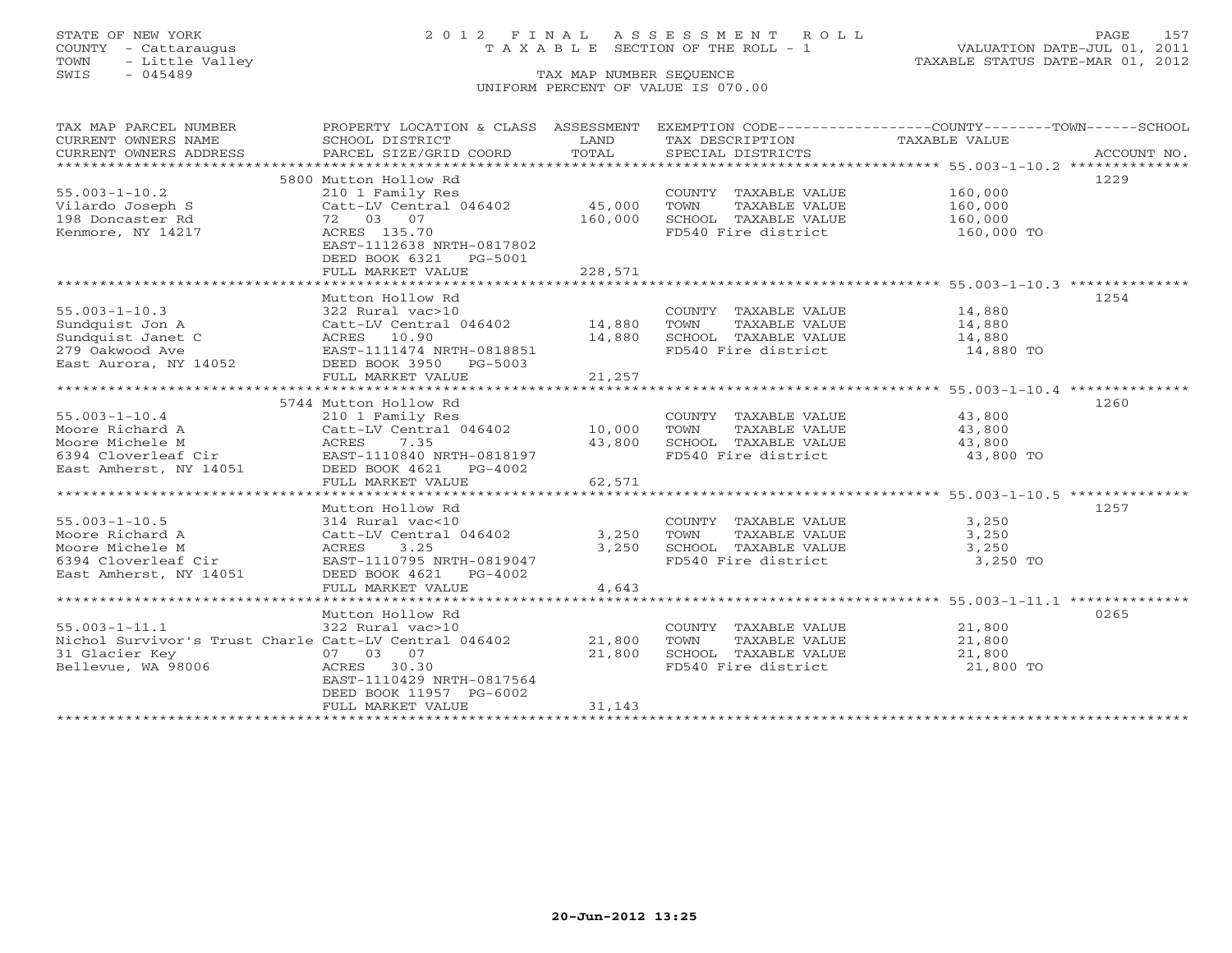STATE OF NEW YORK
COUNTY - Cattaraugus
TOWN - Little Valley
SWIS - 045489

# 2012 FINAL ASSESSMENT ROLL
TAXABLE SECTION OF THE ROLL - 1

TAX MAP NUMBER SEQUENCE
UNIFORM PERCENT OF VALUE IS 070.00

VALUATION DATE-JUL 01, 2011
TAXABLE STATUS DATE-MAR 01, 2012

| TAX MAP PARCEL NUMBER / CURRENT OWNERS NAME / CURRENT OWNERS ADDRESS | PROPERTY LOCATION & CLASS / SCHOOL DISTRICT / PARCEL SIZE/GRID COORD | ASSESSMENT LAND / TOTAL | EXEMPTION CODE / TAX DESCRIPTION / SPECIAL DISTRICTS | TAXABLE VALUE (COUNTY / TOWN / SCHOOL) | ACCOUNT NO. |
|---|---|---|---|---|---|
| | 5800 Mutton Hollow Rd | | | | 1229 |
| 55.003-1-10.2 | 210 1 Family Res | | COUNTY TAXABLE VALUE | 160,000 | |
| Vilardo Joseph S | Catt-LV Central 046402 | 45,000 | TOWN TAXABLE VALUE | 160,000 | |
| 198 Doncaster Rd | 72 03 07 | 160,000 | SCHOOL TAXABLE VALUE | 160,000 | |
| Kenmore, NY 14217 | ACRES 135.70 | | FD540 Fire district | 160,000 TO | |
| | EAST-1112638 NRTH-0817802 | | | | |
| | DEED BOOK 6321 PG-5001 | | | | |
| | FULL MARKET VALUE | 228,571 | | | |
| | Mutton Hollow Rd | | | | 1254 |
| 55.003-1-10.3 | 322 Rural vac>10 | | COUNTY TAXABLE VALUE | 14,880 | |
| Sundquist Jon A | Catt-LV Central 046402 | 14,880 | TOWN TAXABLE VALUE | 14,880 | |
| Sundquist Janet C | ACRES 10.90 | 14,880 | SCHOOL TAXABLE VALUE | 14,880 | |
| 279 Oakwood Ave | EAST-1111474 NRTH-0818851 | | FD540 Fire district | 14,880 TO | |
| East Aurora, NY 14052 | DEED BOOK 3950 PG-5003 | | | | |
| | FULL MARKET VALUE | 21,257 | | | |
| | 5744 Mutton Hollow Rd | | | | 1260 |
| 55.003-1-10.4 | 210 1 Family Res | | COUNTY TAXABLE VALUE | 43,800 | |
| Moore Richard A | Catt-LV Central 046402 | 10,000 | TOWN TAXABLE VALUE | 43,800 | |
| Moore Michele M | ACRES 7.35 | 43,800 | SCHOOL TAXABLE VALUE | 43,800 | |
| 6394 Cloverleaf Cir | EAST-1110840 NRTH-0818197 | | FD540 Fire district | 43,800 TO | |
| East Amherst, NY 14051 | DEED BOOK 4621 PG-4002 | | | | |
| | FULL MARKET VALUE | 62,571 | | | |
| | Mutton Hollow Rd | | | | 1257 |
| 55.003-1-10.5 | 314 Rural vac<10 | | COUNTY TAXABLE VALUE | 3,250 | |
| Moore Richard A | Catt-LV Central 046402 | 3,250 | TOWN TAXABLE VALUE | 3,250 | |
| Moore Michele M | ACRES 3.25 | 3,250 | SCHOOL TAXABLE VALUE | 3,250 | |
| 6394 Cloverleaf Cir | EAST-1110795 NRTH-0819047 | | FD540 Fire district | 3,250 TO | |
| East Amherst, NY 14051 | DEED BOOK 4621 PG-4002 | | | | |
| | FULL MARKET VALUE | 4,643 | | | |
| | Mutton Hollow Rd | | | | 0265 |
| 55.003-1-11.1 | 322 Rural vac>10 | | COUNTY TAXABLE VALUE | 21,800 | |
| Nichol Survivor's Trust Charle | Catt-LV Central 046402 | 21,800 | TOWN TAXABLE VALUE | 21,800 | |
| 31 Glacier Key | 07 03 07 | 21,800 | SCHOOL TAXABLE VALUE | 21,800 | |
| Bellevue, WA 98006 | ACRES 30.30 | | FD540 Fire district | 21,800 TO | |
| | EAST-1110429 NRTH-0817564 | | | | |
| | DEED BOOK 11957 PG-6002 | | | | |
| | FULL MARKET VALUE | 31,143 | | | |

20-Jun-2012 13:25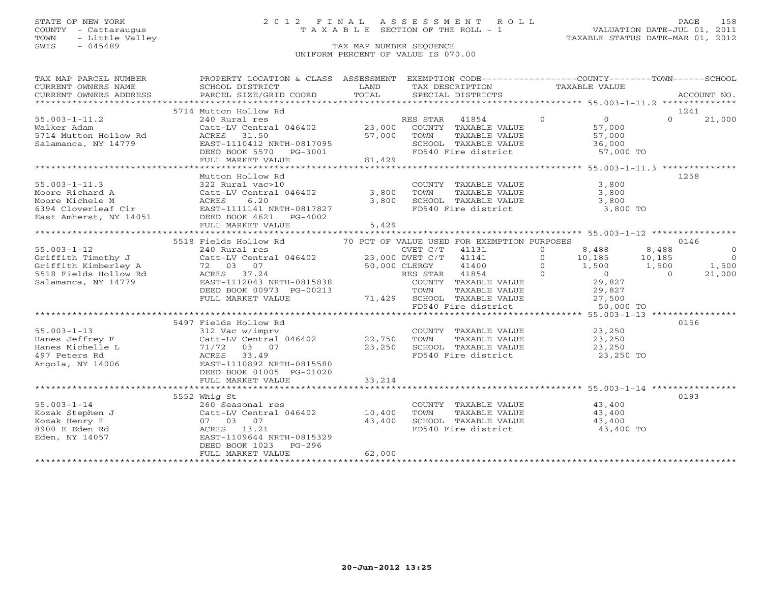STATE OF NEW YORK
COUNTY - Cattaraugus
TOWN - Little Valley
SWIS - 045489

# 2012 FINAL ASSESSMENT ROLL

TAXABLE SECTION OF THE ROLL - 1

TAX MAP NUMBER SEQUENCE

UNIFORM PERCENT OF VALUE IS 070.00

VALUATION DATE-JUL 01, 2011
TAXABLE STATUS DATE-MAR 01, 2012

| TAX MAP PARCEL NUMBER / CURRENT OWNERS NAME / CURRENT OWNERS ADDRESS | PROPERTY LOCATION & CLASS / SCHOOL DISTRICT / PARCEL SIZE/GRID COORD | ASSESSMENT LAND / TOTAL | EXEMPTION CODE / TAX DESCRIPTION / SPECIAL DISTRICTS | COUNTY TAXABLE VALUE | TOWN | SCHOOL | ACCOUNT NO. |
|---|---|---|---|---|---|---|---|
| **55.003-1-11.2** | 5714 Mutton Hollow Rd | | | | | | 1241 |
| Walker Adam | 240 Rural res | | RES STAR 41854 0 | 0 | 0 | 21,000 | |
| 5714 Mutton Hollow Rd | Catt-LV Central 046402 | 23,000 | COUNTY TAXABLE VALUE | 57,000 | | | |
| Salamanca, NY 14779 | ACRES 31.50 | 57,000 | TOWN TAXABLE VALUE | 57,000 | | | |
| | EAST-1110412 NRTH-0817095 | | SCHOOL TAXABLE VALUE | 36,000 | | | |
| | DEED BOOK 5570 PG-3001 | | FD540 Fire district | 57,000 TO | | | |
| | FULL MARKET VALUE | 81,429 | | | | | |
| **55.003-1-11.3** | Mutton Hollow Rd | | | | | | 1258 |
| Moore Richard A | 322 Rural vac>10 | | COUNTY TAXABLE VALUE | 3,800 | | | |
| Moore Michele M | Catt-LV Central 046402 | 3,800 | TOWN TAXABLE VALUE | 3,800 | | | |
| 6394 Cloverleaf Cir | ACRES 6.20 | 3,800 | SCHOOL TAXABLE VALUE | 3,800 | | | |
| East Amherst, NY 14051 | EAST-1111141 NRTH-0817827 | | FD540 Fire district | 3,800 TO | | | |
| | DEED BOOK 4621 PG-4002 | | | | | | |
| | FULL MARKET VALUE | 5,429 | | | | | |
| **55.003-1-12** | 5518 Fields Hollow Rd | | 70 PCT OF VALUE USED FOR EXEMPTION PURPOSES | | | | 0146 |
| Griffith Timothy J | 240 Rural res | | CVET C/T 41131 0 | 8,488 | 8,488 | 0 | |
| Griffith Kimberley A | Catt-LV Central 046402 | 23,000 | DVET C/T 41141 0 | 10,185 | 10,185 | 0 | |
| 5518 Fields Hollow Rd | 72 03 07 | 50,000 | CLERGY 41400 0 | 1,500 | 1,500 | 1,500 | |
| Salamanca, NY 14779 | ACRES 37.24 | | RES STAR 41854 0 | 0 | 0 | 21,000 | |
| | EAST-1112043 NRTH-0815838 | | COUNTY TAXABLE VALUE | 29,827 | | | |
| | DEED BOOK 00973 PG-00213 | | TOWN TAXABLE VALUE | 29,827 | | | |
| | FULL MARKET VALUE | 71,429 | SCHOOL TAXABLE VALUE | 27,500 | | | |
| | | | FD540 Fire district | 50,000 TO | | | |
| **55.003-1-13** | 5497 Fields Hollow Rd | | | | | | 0156 |
| Hanes Jeffrey F | 312 Vac w/imprv | | COUNTY TAXABLE VALUE | 23,250 | | | |
| Hanes Michelle L | Catt-LV Central 046402 | 22,750 | TOWN TAXABLE VALUE | 23,250 | | | |
| 497 Peters Rd | 71/72 03 07 | 23,250 | SCHOOL TAXABLE VALUE | 23,250 | | | |
| Angola, NY 14006 | ACRES 33.49 | | FD540 Fire district | 23,250 TO | | | |
| | EAST-1110892 NRTH-0815580 | | | | | | |
| | DEED BOOK 01005 PG-01020 | | | | | | |
| | FULL MARKET VALUE | 33,214 | | | | | |
| **55.003-1-14** | 5552 Whig St | | | | | | 0193 |
| Kozak Stephen J | 260 Seasonal res | | COUNTY TAXABLE VALUE | 43,400 | | | |
| Kozak Henry F | Catt-LV Central 046402 | 10,400 | TOWN TAXABLE VALUE | 43,400 | | | |
| 8900 E Eden Rd | 07 03 07 | 43,400 | SCHOOL TAXABLE VALUE | 43,400 | | | |
| Eden, NY 14057 | ACRES 13.21 | | FD540 Fire district | 43,400 TO | | | |
| | EAST-1109644 NRTH-0815329 | | | | | | |
| | DEED BOOK 1023 PG-296 | | | | | | |
| | FULL MARKET VALUE | 62,000 | | | | | |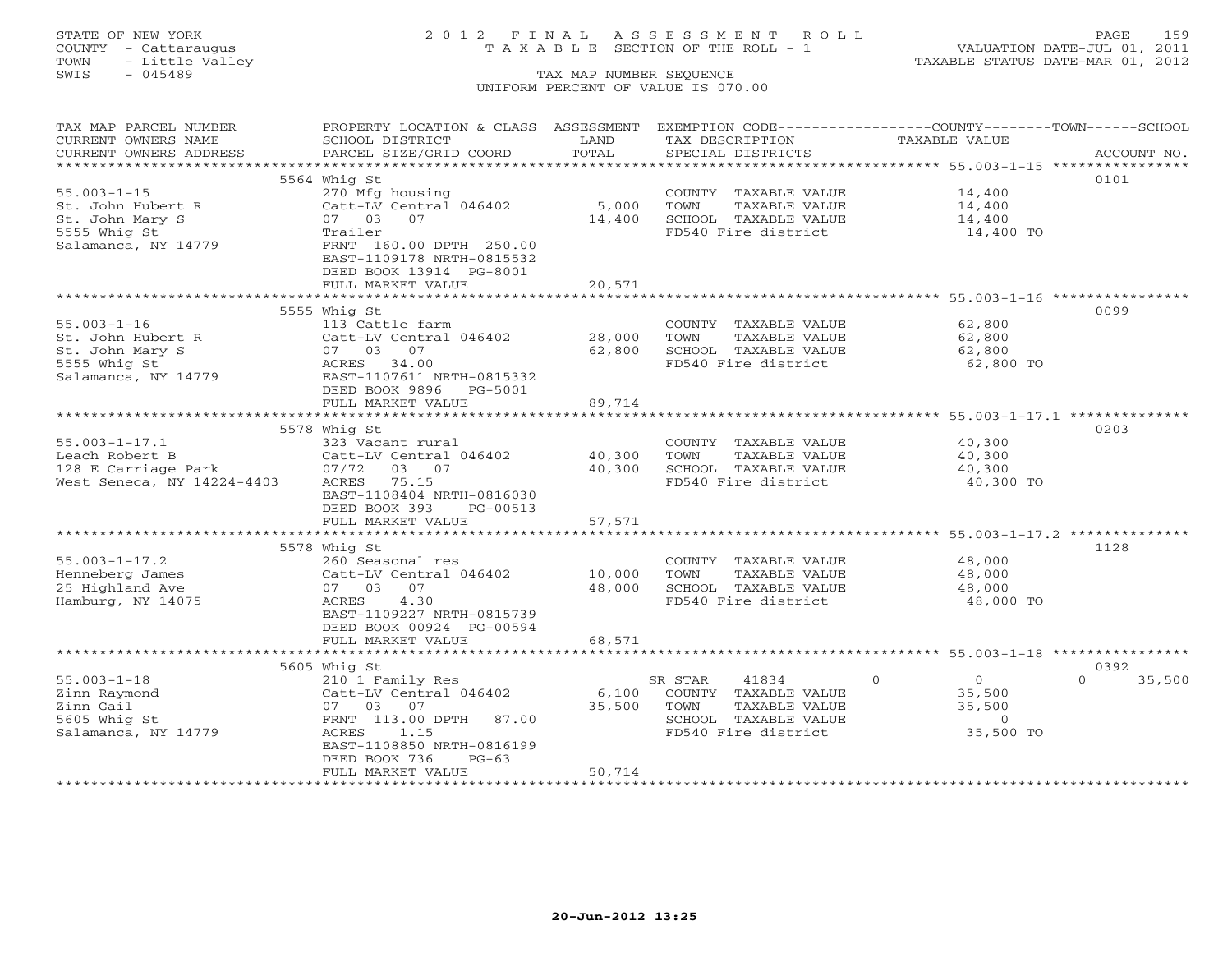STATE OF NEW YORK
COUNTY - Cattaraugus
TOWN - Little Valley
SWIS - 045489

# 2012 FINAL ASSESSMENT ROLL

TAXABLE SECTION OF THE ROLL - 1

TAX MAP NUMBER SEQUENCE

UNIFORM PERCENT OF VALUE IS 070.00

VALUATION DATE-JUL 01, 2011
TAXABLE STATUS DATE-MAR 01, 2012

| TAX MAP PARCEL NUMBER / CURRENT OWNERS NAME / CURRENT OWNERS ADDRESS | PROPERTY LOCATION & CLASS / SCHOOL DISTRICT / PARCEL SIZE/GRID COORD | ASSESSMENT LAND / TOTAL | EXEMPTION CODE / TAX DESCRIPTION / SPECIAL DISTRICTS | COUNTY | TOWN | SCHOOL | TAXABLE VALUE | ACCOUNT NO. |
|---|---|---|---|---|---|---|---|---|
| 5564 Whig St | | | | | | | | 0101 |
| 55.003-1-15 | 270 Mfg housing | | COUNTY TAXABLE VALUE | | | | 14,400 | |
| St. John Hubert R | Catt-LV Central 046402 | 5,000 | TOWN TAXABLE VALUE | | | | 14,400 | |
| St. John Mary S | 07 03 07 | 14,400 | SCHOOL TAXABLE VALUE | | | | 14,400 | |
| 5555 Whig St | Trailer | | FD540 Fire district | | | | 14,400 TO | |
| Salamanca, NY 14779 | FRNT 160.00 DPTH 250.00 | | | | | | | |
| | EAST-1109178 NRTH-0815532 | | | | | | | |
| | DEED BOOK 13914 PG-8001 | | | | | | | |
| | FULL MARKET VALUE | 20,571 | | | | | | |
| 5555 Whig St | | | | | | | | 0099 |
| 55.003-1-16 | 113 Cattle farm | | COUNTY TAXABLE VALUE | | | | 62,800 | |
| St. John Hubert R | Catt-LV Central 046402 | 28,000 | TOWN TAXABLE VALUE | | | | 62,800 | |
| St. John Mary S | 07 03 07 | 62,800 | SCHOOL TAXABLE VALUE | | | | 62,800 | |
| 5555 Whig St | ACRES 34.00 | | FD540 Fire district | | | | 62,800 TO | |
| Salamanca, NY 14779 | EAST-1107611 NRTH-0815332 | | | | | | | |
| | DEED BOOK 9896 PG-5001 | | | | | | | |
| | FULL MARKET VALUE | 89,714 | | | | | | |
| 5578 Whig St | | | | | | | | 0203 |
| 55.003-1-17.1 | 323 Vacant rural | | COUNTY TAXABLE VALUE | | | | 40,300 | |
| Leach Robert B | Catt-LV Central 046402 | 40,300 | TOWN TAXABLE VALUE | | | | 40,300 | |
| 128 E Carriage Park | 07/72 03 07 | 40,300 | SCHOOL TAXABLE VALUE | | | | 40,300 | |
| West Seneca, NY 14224-4403 | ACRES 75.15 | | FD540 Fire district | | | | 40,300 TO | |
| | EAST-1108404 NRTH-0816030 | | | | | | | |
| | DEED BOOK 393 PG-00513 | | | | | | | |
| | FULL MARKET VALUE | 57,571 | | | | | | |
| 5578 Whig St | | | | | | | | 1128 |
| 55.003-1-17.2 | 260 Seasonal res | | COUNTY TAXABLE VALUE | | | | 48,000 | |
| Henneberg James | Catt-LV Central 046402 | 10,000 | TOWN TAXABLE VALUE | | | | 48,000 | |
| 25 Highland Ave | 07 03 07 | 48,000 | SCHOOL TAXABLE VALUE | | | | 48,000 | |
| Hamburg, NY 14075 | ACRES 4.30 | | FD540 Fire district | | | | 48,000 TO | |
| | EAST-1109227 NRTH-0815739 | | | | | | | |
| | DEED BOOK 00924 PG-00594 | | | | | | | |
| | FULL MARKET VALUE | 68,571 | | | | | | |
| 5605 Whig St | | | | | | | | 0392 |
| 55.003-1-18 | 210 1 Family Res | | SR STAR 41834 | 0 | 0 | 35,500 | | |
| Zinn Raymond | Catt-LV Central 046402 | 6,100 | COUNTY TAXABLE VALUE | | | | 35,500 | |
| Zinn Gail | 07 03 07 | 35,500 | TOWN TAXABLE VALUE | | | | 35,500 | |
| 5605 Whig St | FRNT 113.00 DPTH 87.00 | | SCHOOL TAXABLE VALUE | | | | 0 | |
| Salamanca, NY 14779 | ACRES 1.15 | | FD540 Fire district | | | | 35,500 TO | |
| | EAST-1108850 NRTH-0816199 | | | | | | | |
| | DEED BOOK 736 PG-63 | | | | | | | |
| | FULL MARKET VALUE | 50,714 | | | | | | |

20-Jun-2012 13:25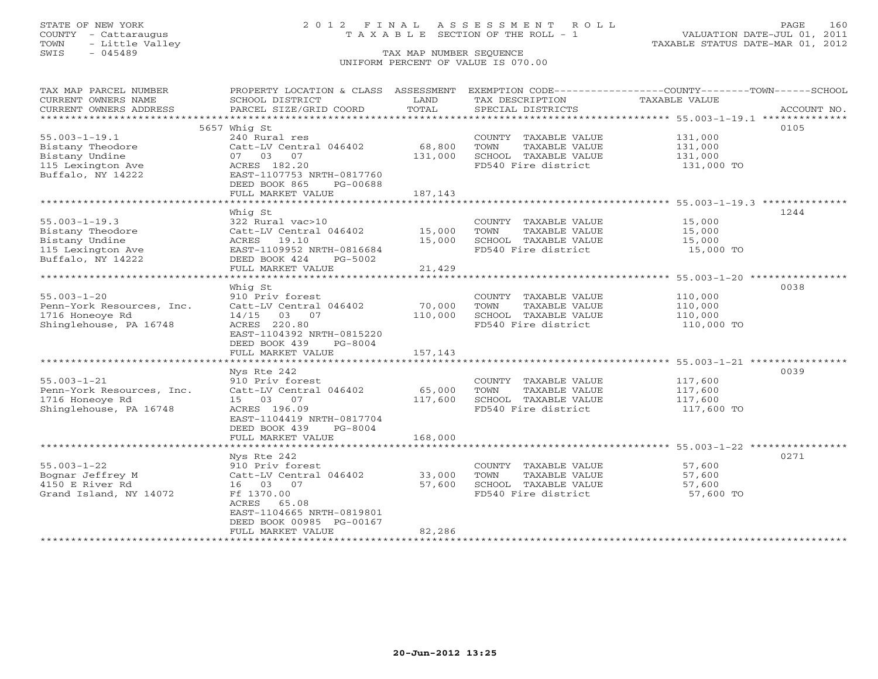STATE OF NEW YORK
COUNTY - Cattaraugus
TOWN - Little Valley
SWIS - 045489

2 0 1 2 F I N A L A S S E S S M E N T R O L L
T A X A B L E SECTION OF THE ROLL - 1

TAX MAP NUMBER SEQUENCE
UNIFORM PERCENT OF VALUE IS 070.00

VALUATION DATE-JUL 01, 2011
TAXABLE STATUS DATE-MAR 01, 2012

| TAX MAP PARCEL NUMBER / CURRENT OWNERS NAME / CURRENT OWNERS ADDRESS | PROPERTY LOCATION & CLASS / SCHOOL DISTRICT / PARCEL SIZE/GRID COORD | ASSESSMENT LAND / TOTAL | EXEMPTION CODE / TAX DESCRIPTION / SPECIAL DISTRICTS | COUNTY--------TOWN------SCHOOL TAXABLE VALUE | ACCOUNT NO. |
|---|---|---|---|---|---|
| | 5657 Whig St | | | | 0105 |
| 55.003-1-19.1 | 240 Rural res | | COUNTY TAXABLE VALUE | 131,000 | |
| Bistany Theodore | Catt-LV Central 046402 | 68,800 | TOWN TAXABLE VALUE | 131,000 | |
| Bistany Undine | 07 03 07 | 131,000 | SCHOOL TAXABLE VALUE | 131,000 | |
| 115 Lexington Ave | ACRES 182.20 | | FD540 Fire district | 131,000 TO | |
| Buffalo, NY 14222 | EAST-1107753 NRTH-0817760 | | | | |
| | DEED BOOK 865 PG-00688 | | | | |
| | FULL MARKET VALUE | 187,143 | | | |
| | Whig St | | | | 1244 |
| 55.003-1-19.3 | 322 Rural vac>10 | | COUNTY TAXABLE VALUE | 15,000 | |
| Bistany Theodore | Catt-LV Central 046402 | 15,000 | TOWN TAXABLE VALUE | 15,000 | |
| Bistany Undine | ACRES 19.10 | 15,000 | SCHOOL TAXABLE VALUE | 15,000 | |
| 115 Lexington Ave | EAST-1109952 NRTH-0816684 | | FD540 Fire district | 15,000 TO | |
| Buffalo, NY 14222 | DEED BOOK 424 PG-5002 | | | | |
| | FULL MARKET VALUE | 21,429 | | | |
| | Whig St | | | | 0038 |
| 55.003-1-20 | 910 Priv forest | | COUNTY TAXABLE VALUE | 110,000 | |
| Penn-York Resources, Inc. | Catt-LV Central 046402 | 70,000 | TOWN TAXABLE VALUE | 110,000 | |
| 1716 Honeoye Rd | 14/15 03 07 | 110,000 | SCHOOL TAXABLE VALUE | 110,000 | |
| Shinglehouse, PA 16748 | ACRES 220.80 | | FD540 Fire district | 110,000 TO | |
| | EAST-1104392 NRTH-0815220 | | | | |
| | DEED BOOK 439 PG-8004 | | | | |
| | FULL MARKET VALUE | 157,143 | | | |
| | Nys Rte 242 | | | | 0039 |
| 55.003-1-21 | 910 Priv forest | | COUNTY TAXABLE VALUE | 117,600 | |
| Penn-York Resources, Inc. | Catt-LV Central 046402 | 65,000 | TOWN TAXABLE VALUE | 117,600 | |
| 1716 Honeoye Rd | 15 03 07 | 117,600 | SCHOOL TAXABLE VALUE | 117,600 | |
| Shinglehouse, PA 16748 | ACRES 196.09 | | FD540 Fire district | 117,600 TO | |
| | EAST-1104419 NRTH-0817704 | | | | |
| | DEED BOOK 439 PG-8004 | | | | |
| | FULL MARKET VALUE | 168,000 | | | |
| | Nys Rte 242 | | | | 0271 |
| 55.003-1-22 | 910 Priv forest | | COUNTY TAXABLE VALUE | 57,600 | |
| Bognar Jeffrey M | Catt-LV Central 046402 | 33,000 | TOWN TAXABLE VALUE | 57,600 | |
| 4150 E River Rd | 16 03 07 | 57,600 | SCHOOL TAXABLE VALUE | 57,600 | |
| Grand Island, NY 14072 | Ff 1370.00 | | FD540 Fire district | 57,600 TO | |
| | ACRES 65.08 | | | | |
| | EAST-1104665 NRTH-0819801 | | | | |
| | DEED BOOK 00985 PG-00167 | | | | |
| | FULL MARKET VALUE | 82,286 | | | |

20-Jun-2012 13:25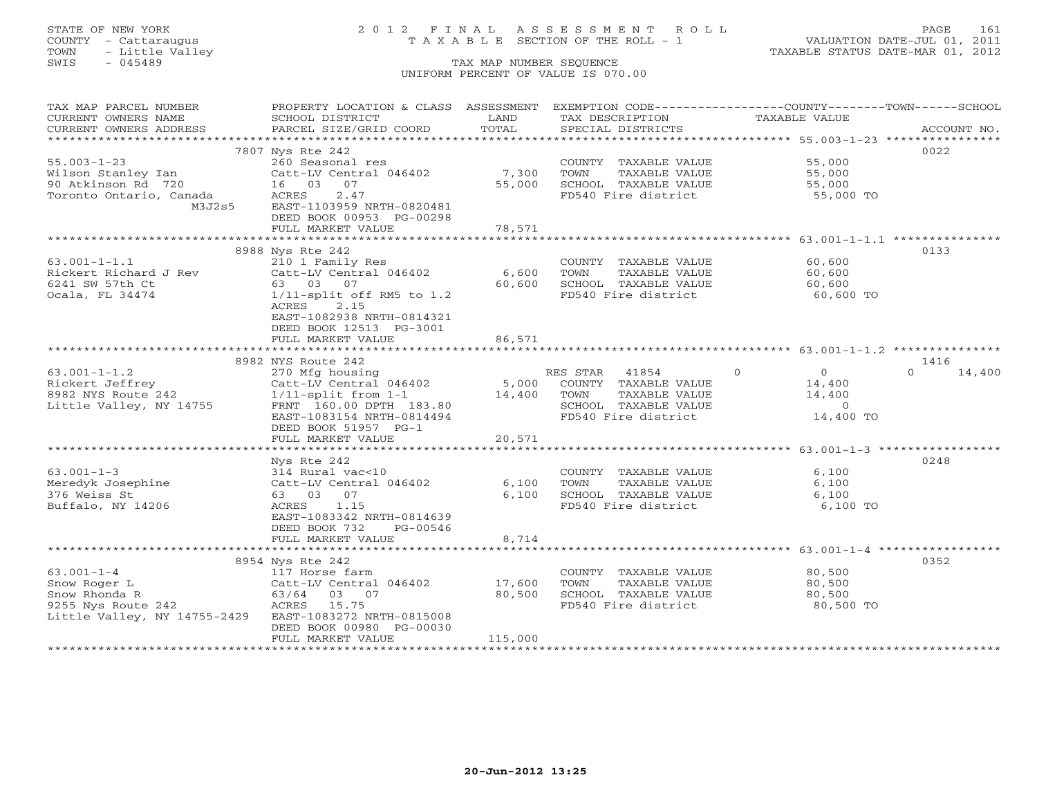STATE OF NEW YORK
COUNTY - Cattaraugus
TOWN - Little Valley
SWIS - 045489

2012 FINAL ASSESSMENT ROLL
TAXABLE SECTION OF THE ROLL - 1
TAX MAP NUMBER SEQUENCE
UNIFORM PERCENT OF VALUE IS 070.00

VALUATION DATE-JUL 01, 2011
TAXABLE STATUS DATE-MAR 01, 2012

| TAX MAP PARCEL NUMBER / CURRENT OWNERS NAME / CURRENT OWNERS ADDRESS | PROPERTY LOCATION & CLASS / SCHOOL DISTRICT / PARCEL SIZE/GRID COORD | ASSESSMENT LAND / TOTAL | EXEMPTION CODE / TAX DESCRIPTION / SPECIAL DISTRICTS | COUNTY / TOWN / SCHOOL TAXABLE VALUE | ACCOUNT NO. |
|---|---|---|---|---|---|
| **55.003-1-23** | 7807 Nys Rte 242 | | | | 0022 |
| 55.003-1-23 | 260 Seasonal res | | COUNTY TAXABLE VALUE | 55,000 | |
| Wilson Stanley Ian | Catt-LV Central 046402 | 7,300 | TOWN TAXABLE VALUE | 55,000 | |
| 90 Atkinson Rd 720 | 16 03 07 | 55,000 | SCHOOL TAXABLE VALUE | 55,000 | |
| Toronto Ontario, Canada | ACRES 2.47 | | FD540 Fire district | 55,000 TO | |
| M3J2s5 | EAST-1103959 NRTH-0820481 | | | | |
| | DEED BOOK 00953 PG-00298 | | | | |
| | FULL MARKET VALUE | 78,571 | | | |
| **63.001-1-1.1** | 8988 Nys Rte 242 | | | | 0133 |
| 63.001-1-1.1 | 210 1 Family Res | | COUNTY TAXABLE VALUE | 60,600 | |
| Rickert Richard J Rev | Catt-LV Central 046402 | 6,600 | TOWN TAXABLE VALUE | 60,600 | |
| 6241 SW 57th Ct | 63 03 07 | 60,600 | SCHOOL TAXABLE VALUE | 60,600 | |
| Ocala, FL 34474 | 1/11-split off RM5 to 1.2 | | FD540 Fire district | 60,600 TO | |
| | ACRES 2.15 | | | | |
| | EAST-1082938 NRTH-0814321 | | | | |
| | DEED BOOK 12513 PG-3001 | | | | |
| | FULL MARKET VALUE | 86,571 | | | |
| **63.001-1-1.2** | 8982 NYS Route 242 | | | | 1416 |
| 63.001-1-1.2 | 270 Mfg housing | | RES STAR 41854 | 0 / 0 / 14,400 | |
| Rickert Jeffrey | Catt-LV Central 046402 | 5,000 | COUNTY TAXABLE VALUE | 14,400 | |
| 8982 NYS Route 242 | 1/11-split from 1-1 | 14,400 | TOWN TAXABLE VALUE | 14,400 | |
| Little Valley, NY 14755 | FRNT 160.00 DPTH 183.80 | | SCHOOL TAXABLE VALUE | 0 | |
| | EAST-1083154 NRTH-0814494 | | FD540 Fire district | 14,400 TO | |
| | DEED BOOK 51957 PG-1 | | | | |
| | FULL MARKET VALUE | 20,571 | | | |
| **63.001-1-3** | Nys Rte 242 | | | | 0248 |
| 63.001-1-3 | 314 Rural vac<10 | | COUNTY TAXABLE VALUE | 6,100 | |
| Meredyk Josephine | Catt-LV Central 046402 | 6,100 | TOWN TAXABLE VALUE | 6,100 | |
| 376 Weiss St | 63 03 07 | 6,100 | SCHOOL TAXABLE VALUE | 6,100 | |
| Buffalo, NY 14206 | ACRES 1.15 | | FD540 Fire district | 6,100 TO | |
| | EAST-1083342 NRTH-0814639 | | | | |
| | DEED BOOK 732 PG-00546 | | | | |
| | FULL MARKET VALUE | 8,714 | | | |
| **63.001-1-4** | 8954 Nys Rte 242 | | | | 0352 |
| 63.001-1-4 | 117 Horse farm | | COUNTY TAXABLE VALUE | 80,500 | |
| Snow Roger L | Catt-LV Central 046402 | 17,600 | TOWN TAXABLE VALUE | 80,500 | |
| Snow Rhonda R | 63/64 03 07 | 80,500 | SCHOOL TAXABLE VALUE | 80,500 | |
| 9255 Nys Route 242 | ACRES 15.75 | | FD540 Fire district | 80,500 TO | |
| Little Valley, NY 14755-2429 | EAST-1083272 NRTH-0815008 | | | | |
| | DEED BOOK 00980 PG-00030 | | | | |
| | FULL MARKET VALUE | 115,000 | | | |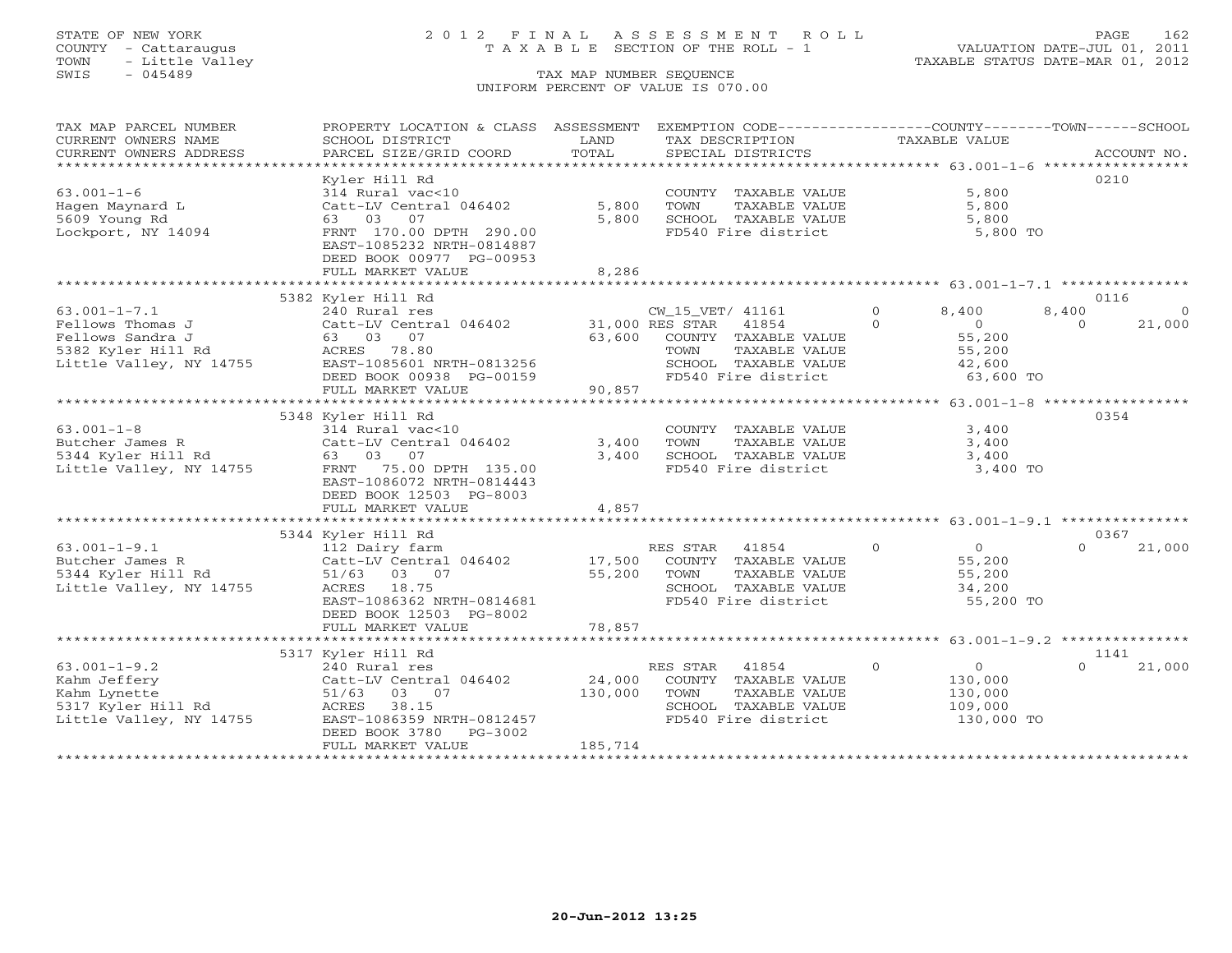STATE OF NEW YORK
COUNTY - Cattaraugus
TOWN - Little Valley
SWIS - 045489

# 2012 FINAL ASSESSMENT ROLL
TAXABLE SECTION OF THE ROLL - 1

TAX MAP NUMBER SEQUENCE
UNIFORM PERCENT OF VALUE IS 070.00

VALUATION DATE-JUL 01, 2011
TAXABLE STATUS DATE-MAR 01, 2012

| TAX MAP PARCEL NUMBER / CURRENT OWNERS NAME / CURRENT OWNERS ADDRESS | PROPERTY LOCATION & CLASS / SCHOOL DISTRICT / PARCEL SIZE/GRID COORD | ASSESSMENT LAND | TOTAL | EXEMPTION CODE / TAX DESCRIPTION / SPECIAL DISTRICTS | COUNTY | TOWN | SCHOOL | ACCOUNT NO. |
|---|---|---|---|---|---|---|---|---|
| **63.001-1-6** | Kyler Hill Rd | | | | | | | 0210 |
| Hagen Maynard L | 314 Rural vac<10 | | | COUNTY TAXABLE VALUE | 5,800 | | | |
| 5609 Young Rd | Catt-LV Central 046402 | 5,800 | | TOWN TAXABLE VALUE | | 5,800 | | |
| Lockport, NY 14094 | 63 03 07 | | 5,800 | SCHOOL TAXABLE VALUE | | | 5,800 | |
| | FRNT 170.00 DPTH 290.00 | | | FD540 Fire district | 5,800 TO | | | |
| | EAST-1085232 NRTH-0814887 | | | | | | | |
| | DEED BOOK 00977 PG-00953 | | | | | | | |
| | FULL MARKET VALUE | | 8,286 | | | | | |
| **63.001-1-7.1** | 5382 Kyler Hill Rd | | | | | | | 0116 |
| Fellows Thomas J | 240 Rural res | | | CW_15_VET/ 41161 0 | 8,400 | 8,400 | 0 | |
| Fellows Sandra J | Catt-LV Central 046402 | 31,000 | | RES STAR 41854 0 | 0 | 0 | 21,000 | |
| 5382 Kyler Hill Rd | 63 03 07 | | 63,600 | COUNTY TAXABLE VALUE | 55,200 | | | |
| Little Valley, NY 14755 | ACRES 78.80 | | | TOWN TAXABLE VALUE | | 55,200 | | |
| | EAST-1085601 NRTH-0813256 | | | SCHOOL TAXABLE VALUE | | | 42,600 | |
| | DEED BOOK 00938 PG-00159 | | | FD540 Fire district | 63,600 TO | | | |
| | FULL MARKET VALUE | | 90,857 | | | | | |
| **63.001-1-8** | 5348 Kyler Hill Rd | | | | | | | 0354 |
| Butcher James R | 314 Rural vac<10 | | | COUNTY TAXABLE VALUE | 3,400 | | | |
| 5344 Kyler Hill Rd | Catt-LV Central 046402 | 3,400 | | TOWN TAXABLE VALUE | | 3,400 | | |
| Little Valley, NY 14755 | 63 03 07 | | 3,400 | SCHOOL TAXABLE VALUE | | | 3,400 | |
| | FRNT 75.00 DPTH 135.00 | | | FD540 Fire district | 3,400 TO | | | |
| | EAST-1086072 NRTH-0814443 | | | | | | | |
| | DEED BOOK 12503 PG-8003 | | | | | | | |
| | FULL MARKET VALUE | | 4,857 | | | | | |
| **63.001-1-9.1** | 5344 Kyler Hill Rd | | | | | | | 0367 |
| Butcher James R | 112 Dairy farm | | | RES STAR 41854 0 | 0 | 0 | 21,000 | |
| 5344 Kyler Hill Rd | Catt-LV Central 046402 | 17,500 | | COUNTY TAXABLE VALUE | 55,200 | | | |
| Little Valley, NY 14755 | 51/63 03 07 | | 55,200 | TOWN TAXABLE VALUE | | 55,200 | | |
| | ACRES 18.75 | | | SCHOOL TAXABLE VALUE | | | 34,200 | |
| | EAST-1086362 NRTH-0814681 | | | FD540 Fire district | 55,200 TO | | | |
| | DEED BOOK 12503 PG-8002 | | | | | | | |
| | FULL MARKET VALUE | | 78,857 | | | | | |
| **63.001-1-9.2** | 5317 Kyler Hill Rd | | | | | | | 1141 |
| Kahm Jeffery | 240 Rural res | | | RES STAR 41854 0 | 0 | 0 | 21,000 | |
| Kahm Lynette | Catt-LV Central 046402 | 24,000 | | COUNTY TAXABLE VALUE | 130,000 | | | |
| 5317 Kyler Hill Rd | 51/63 03 07 | | 130,000 | TOWN TAXABLE VALUE | | 130,000 | | |
| Little Valley, NY 14755 | ACRES 38.15 | | | SCHOOL TAXABLE VALUE | | | 109,000 | |
| | EAST-1086359 NRTH-0812457 | | | FD540 Fire district | 130,000 TO | | | |
| | DEED BOOK 3780 PG-3002 | | | | | | | |
| | FULL MARKET VALUE | | 185,714 | | | | | |

20-Jun-2012 13:25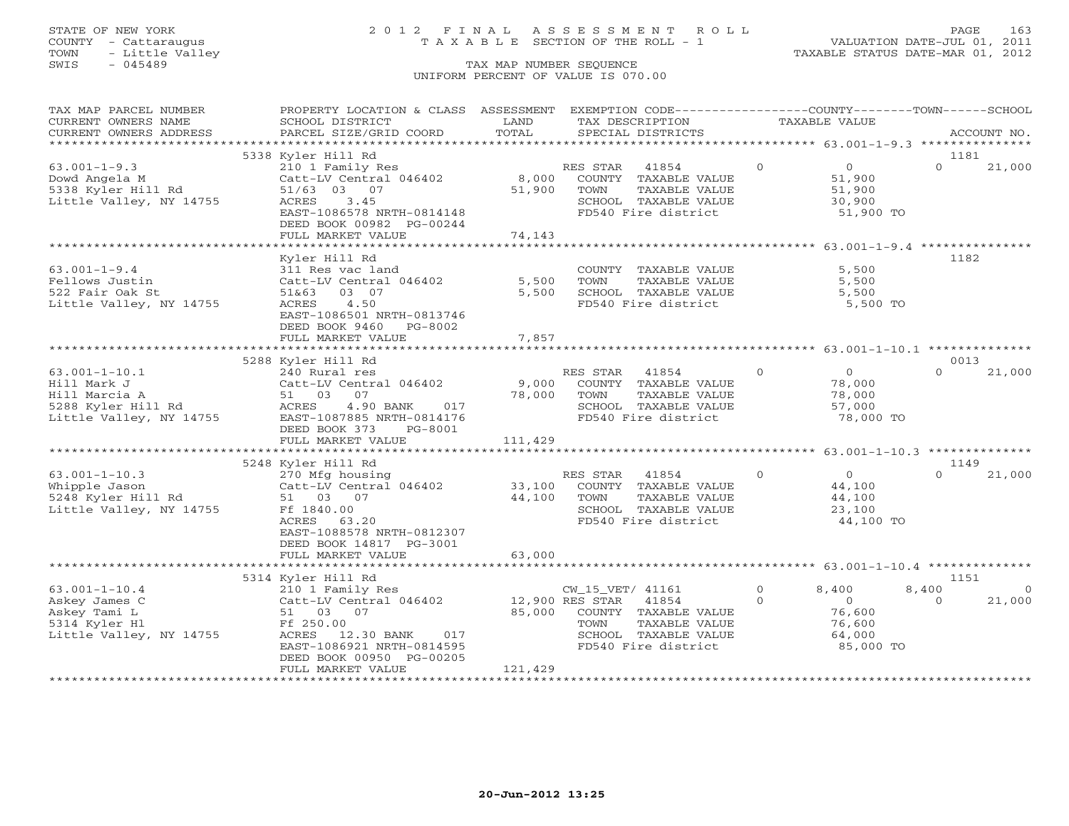STATE OF NEW YORK
COUNTY - Cattaraugus
TOWN - Little Valley
SWIS - 045489

# 2012 FINAL ASSESSMENT ROLL

TAXABLE SECTION OF THE ROLL - 1

VALUATION DATE-JUL 01, 2011
TAXABLE STATUS DATE-MAR 01, 2012

TAX MAP NUMBER SEQUENCE
UNIFORM PERCENT OF VALUE IS 070.00

| TAX MAP PARCEL NUMBER / CURRENT OWNERS NAME / CURRENT OWNERS ADDRESS | PROPERTY LOCATION & CLASS / SCHOOL DISTRICT / PARCEL SIZE/GRID COORD | ASSESSMENT LAND / TOTAL | EXEMPTION CODE / TAX DESCRIPTION / SPECIAL DISTRICTS | COUNTY TAXABLE VALUE | TOWN | SCHOOL / ACCOUNT NO. |
|---|---|---|---|---|---|---|
| **63.001-1-9.3** | 5338 Kyler Hill Rd | | | | | 1181 |
| Dowd Angela M | 210 1 Family Res | | RES STAR 41854 | 0 | 0 | 0 21,000 |
| 5338 Kyler Hill Rd | Catt-LV Central 046402 | 8,000 | COUNTY TAXABLE VALUE | 51,900 | | |
| Little Valley, NY 14755 | 51/63 03 07 | 51,900 | TOWN TAXABLE VALUE | 51,900 | | |
| | ACRES 3.45 | | SCHOOL TAXABLE VALUE | 30,900 | | |
| | EAST-1086578 NRTH-0814148 | | FD540 Fire district | 51,900 TO | | |
| | DEED BOOK 00982 PG-00244 | | | | | |
| | FULL MARKET VALUE | 74,143 | | | | |
| **63.001-1-9.4** | Kyler Hill Rd | | | | | 1182 |
| Fellows Justin | 311 Res vac land | | COUNTY TAXABLE VALUE | 5,500 | | |
| 522 Fair Oak St | Catt-LV Central 046402 | 5,500 | TOWN TAXABLE VALUE | 5,500 | | |
| Little Valley, NY 14755 | 51&63 03 07 | 5,500 | SCHOOL TAXABLE VALUE | 5,500 | | |
| | ACRES 4.50 | | FD540 Fire district | 5,500 TO | | |
| | EAST-1086501 NRTH-0813746 | | | | | |
| | DEED BOOK 9460 PG-8002 | | | | | |
| | FULL MARKET VALUE | 7,857 | | | | |
| **63.001-1-10.1** | 5288 Kyler Hill Rd | | | | | 0013 |
| Hill Mark J | 240 Rural res | | RES STAR 41854 | 0 | 0 | 0 21,000 |
| Hill Marcia A | Catt-LV Central 046402 | 9,000 | COUNTY TAXABLE VALUE | 78,000 | | |
| 5288 Kyler Hill Rd | 51 03 07 | 78,000 | TOWN TAXABLE VALUE | 78,000 | | |
| Little Valley, NY 14755 | ACRES 4.90 BANK 017 | | SCHOOL TAXABLE VALUE | 57,000 | | |
| | EAST-1087885 NRTH-0814176 | | FD540 Fire district | 78,000 TO | | |
| | DEED BOOK 373 PG-8001 | | | | | |
| | FULL MARKET VALUE | 111,429 | | | | |
| **63.001-1-10.3** | 5248 Kyler Hill Rd | | | | | 1149 |
| Whipple Jason | 270 Mfg housing | | RES STAR 41854 | 0 | 0 | 0 21,000 |
| 5248 Kyler Hill Rd | Catt-LV Central 046402 | 33,100 | COUNTY TAXABLE VALUE | 44,100 | | |
| Little Valley, NY 14755 | 51 03 07 | 44,100 | TOWN TAXABLE VALUE | 44,100 | | |
| | Ff 1840.00 | | SCHOOL TAXABLE VALUE | 23,100 | | |
| | ACRES 63.20 | | FD540 Fire district | 44,100 TO | | |
| | EAST-1088578 NRTH-0812307 | | | | | |
| | DEED BOOK 14817 PG-3001 | | | | | |
| | FULL MARKET VALUE | 63,000 | | | | |
| **63.001-1-10.4** | 5314 Kyler Hill Rd | | | | | 1151 |
| Askey James C | 210 1 Family Res | | CW_15_VET/ 41161 | 0 8,400 | 8,400 | 0 |
| Askey Tami L | Catt-LV Central 046402 | 12,900 | RES STAR 41854 | 0 0 | 0 | 21,000 |
| 5314 Kyler Hl | 51 03 07 | 85,000 | COUNTY TAXABLE VALUE | 76,600 | | |
| Little Valley, NY 14755 | Ff 250.00 | | TOWN TAXABLE VALUE | 76,600 | | |
| | ACRES 12.30 BANK 017 | | SCHOOL TAXABLE VALUE | 64,000 | | |
| | EAST-1086921 NRTH-0814595 | | FD540 Fire district | 85,000 TO | | |
| | DEED BOOK 00950 PG-00205 | | | | | |
| | FULL MARKET VALUE | 121,429 | | | | |

20-Jun-2012 13:25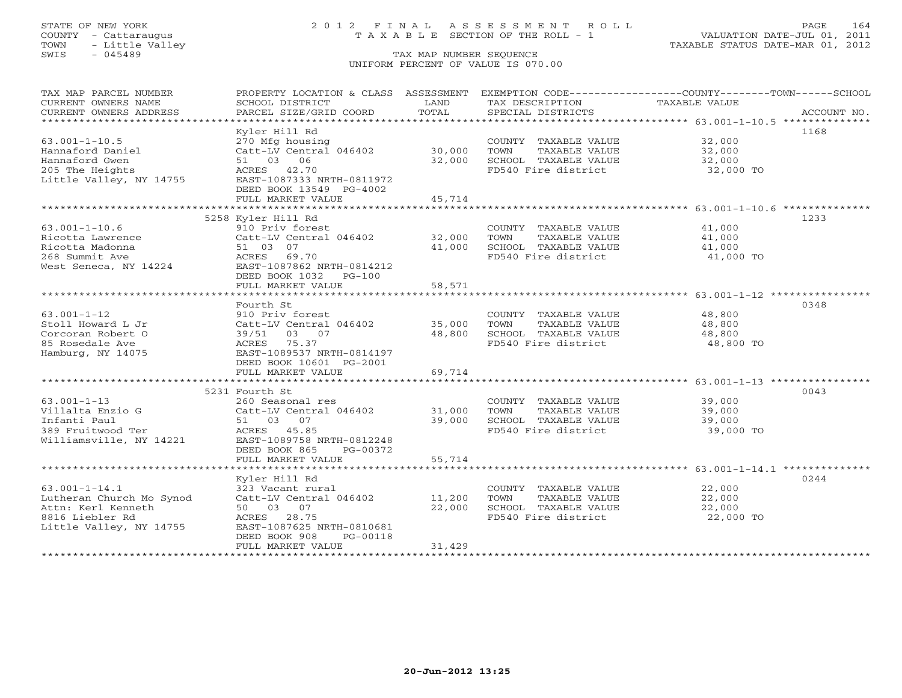STATE OF NEW YORK
COUNTY - Cattaraugus
TOWN - Little Valley
SWIS - 045489

# 2012 FINAL ASSESSMENT ROLL
TAXABLE SECTION OF THE ROLL - 1
TAX MAP NUMBER SEQUENCE
UNIFORM PERCENT OF VALUE IS 070.00

VALUATION DATE-JUL 01, 2011
TAXABLE STATUS DATE-MAR 01, 2012

| TAX MAP PARCEL NUMBER / CURRENT OWNERS NAME / CURRENT OWNERS ADDRESS | PROPERTY LOCATION & CLASS / SCHOOL DISTRICT / PARCEL SIZE/GRID COORD | ASSESSMENT LAND / TOTAL | EXEMPTION CODE / TAX DESCRIPTION / SPECIAL DISTRICTS | TAXABLE VALUE (COUNTY / TOWN / SCHOOL) | ACCOUNT NO. |
|---|---|---|---|---|---|
| 63.001-1-10.5 | Kyler Hill Rd | | | | 1168 |
| | 270 Mfg housing | | COUNTY TAXABLE VALUE | 32,000 | |
| Hannaford Daniel | Catt-LV Central 046402 | 30,000 | TOWN TAXABLE VALUE | 32,000 | |
| Hannaford Gwen | 51 03 06 | 32,000 | SCHOOL TAXABLE VALUE | 32,000 | |
| 205 The Heights | ACRES 42.70 | | FD540 Fire district | 32,000 TO | |
| Little Valley, NY 14755 | EAST-1087333 NRTH-0811972 | | | | |
| | DEED BOOK 13549 PG-4002 | | | | |
| | FULL MARKET VALUE | 45,714 | | | |
| 63.001-1-10.6 | 5258 Kyler Hill Rd | | | | 1233 |
| | 910 Priv forest | | COUNTY TAXABLE VALUE | 41,000 | |
| Ricotta Lawrence | Catt-LV Central 046402 | 32,000 | TOWN TAXABLE VALUE | 41,000 | |
| Ricotta Madonna | 51 03 07 | 41,000 | SCHOOL TAXABLE VALUE | 41,000 | |
| 268 Summit Ave | ACRES 69.70 | | FD540 Fire district | 41,000 TO | |
| West Seneca, NY 14224 | EAST-1087862 NRTH-0814212 | | | | |
| | DEED BOOK 1032 PG-100 | | | | |
| | FULL MARKET VALUE | 58,571 | | | |
| 63.001-1-12 | Fourth St | | | | 0348 |
| | 910 Priv forest | | COUNTY TAXABLE VALUE | 48,800 | |
| Stoll Howard L Jr | Catt-LV Central 046402 | 35,000 | TOWN TAXABLE VALUE | 48,800 | |
| Corcoran Robert O | 39/51 03 07 | 48,800 | SCHOOL TAXABLE VALUE | 48,800 | |
| 85 Rosedale Ave | ACRES 75.37 | | FD540 Fire district | 48,800 TO | |
| Hamburg, NY 14075 | EAST-1089537 NRTH-0814197 | | | | |
| | DEED BOOK 10601 PG-2001 | | | | |
| | FULL MARKET VALUE | 69,714 | | | |
| 63.001-1-13 | 5231 Fourth St | | | | 0043 |
| | 260 Seasonal res | | COUNTY TAXABLE VALUE | 39,000 | |
| Villalta Enzio G | Catt-LV Central 046402 | 31,000 | TOWN TAXABLE VALUE | 39,000 | |
| Infanti Paul | 51 03 07 | 39,000 | SCHOOL TAXABLE VALUE | 39,000 | |
| 389 Fruitwood Ter | ACRES 45.85 | | FD540 Fire district | 39,000 TO | |
| Williamsville, NY 14221 | EAST-1089758 NRTH-0812248 | | | | |
| | DEED BOOK 865 PG-00372 | | | | |
| | FULL MARKET VALUE | 55,714 | | | |
| 63.001-1-14.1 | Kyler Hill Rd | | | | 0244 |
| | 323 Vacant rural | | COUNTY TAXABLE VALUE | 22,000 | |
| Lutheran Church Mo Synod | Catt-LV Central 046402 | 11,200 | TOWN TAXABLE VALUE | 22,000 | |
| Attn: Kerl Kenneth | 50 03 07 | 22,000 | SCHOOL TAXABLE VALUE | 22,000 | |
| 8816 Liebler Rd | ACRES 28.75 | | FD540 Fire district | 22,000 TO | |
| Little Valley, NY 14755 | EAST-1087625 NRTH-0810681 | | | | |
| | DEED BOOK 908 PG-00118 | | | | |
| | FULL MARKET VALUE | 31,429 | | | |

20-Jun-2012 13:25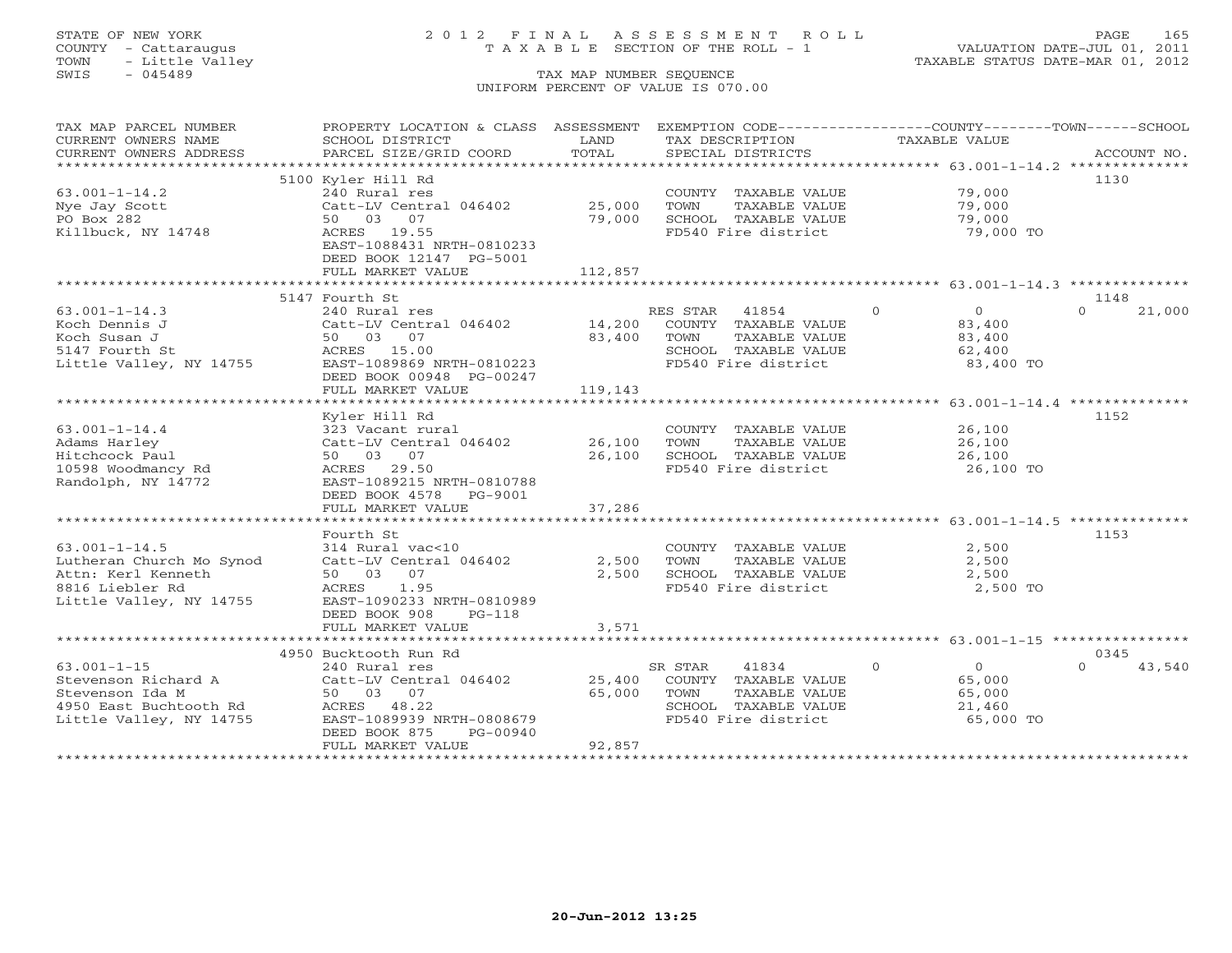STATE OF NEW YORK
COUNTY - Cattaraugus
TOWN - Little Valley
SWIS - 045489

# 2012 FINAL ASSESSMENT ROLL
TAXABLE SECTION OF THE ROLL - 1

VALUATION DATE-JUL 01, 2011
TAXABLE STATUS DATE-MAR 01, 2012

TAX MAP NUMBER SEQUENCE
UNIFORM PERCENT OF VALUE IS 070.00

| TAX MAP PARCEL NUMBER / CURRENT OWNERS NAME / CURRENT OWNERS ADDRESS | PROPERTY LOCATION & CLASS / SCHOOL DISTRICT / PARCEL SIZE/GRID COORD | ASSESSMENT LAND / TOTAL | EXEMPTION CODE / TAX DESCRIPTION / SPECIAL DISTRICTS | COUNTY / TOWN / SCHOOL TAXABLE VALUE | ACCOUNT NO. |
|---|---|---|---|---|---|
| | 5100 Kyler Hill Rd | | | | 1130 |
| 63.001-1-14.2 | 240 Rural res | | COUNTY TAXABLE VALUE | 79,000 | |
| Nye Jay Scott | Catt-LV Central 046402 | 25,000 | TOWN TAXABLE VALUE | 79,000 | |
| PO Box 282 | 50 03 07 | 79,000 | SCHOOL TAXABLE VALUE | 79,000 | |
| Killbuck, NY 14748 | ACRES 19.55 | | FD540 Fire district | 79,000 TO | |
| | EAST-1088431 NRTH-0810233 | | | | |
| | DEED BOOK 12147 PG-5001 | | | | |
| | FULL MARKET VALUE | 112,857 | | | |
| | 5147 Fourth St | | | | 1148 |
| 63.001-1-14.3 | 240 Rural res | | RES STAR 41854 | 0 / 0 / 0 / 21,000 | |
| Koch Dennis J | Catt-LV Central 046402 | 14,200 | COUNTY TAXABLE VALUE | 83,400 | |
| Koch Susan J | 50 03 07 | 83,400 | TOWN TAXABLE VALUE | 83,400 | |
| 5147 Fourth St | ACRES 15.00 | | SCHOOL TAXABLE VALUE | 62,400 | |
| Little Valley, NY 14755 | EAST-1089869 NRTH-0810223 | | FD540 Fire district | 83,400 TO | |
| | DEED BOOK 00948 PG-00247 | | | | |
| | FULL MARKET VALUE | 119,143 | | | |
| | Kyler Hill Rd | | | | 1152 |
| 63.001-1-14.4 | 323 Vacant rural | | COUNTY TAXABLE VALUE | 26,100 | |
| Adams Harley | Catt-LV Central 046402 | 26,100 | TOWN TAXABLE VALUE | 26,100 | |
| Hitchcock Paul | 50 03 07 | 26,100 | SCHOOL TAXABLE VALUE | 26,100 | |
| 10598 Woodmancy Rd | ACRES 29.50 | | FD540 Fire district | 26,100 TO | |
| Randolph, NY 14772 | EAST-1089215 NRTH-0810788 | | | | |
| | DEED BOOK 4578 PG-9001 | | | | |
| | FULL MARKET VALUE | 37,286 | | | |
| | Fourth St | | | | 1153 |
| 63.001-1-14.5 | 314 Rural vac<10 | | COUNTY TAXABLE VALUE | 2,500 | |
| Lutheran Church Mo Synod | Catt-LV Central 046402 | 2,500 | TOWN TAXABLE VALUE | 2,500 | |
| Attn: Kerl Kenneth | 50 03 07 | 2,500 | SCHOOL TAXABLE VALUE | 2,500 | |
| 8816 Liebler Rd | ACRES 1.95 | | FD540 Fire district | 2,500 TO | |
| Little Valley, NY 14755 | EAST-1090233 NRTH-0810989 | | | | |
| | DEED BOOK 908 PG-118 | | | | |
| | FULL MARKET VALUE | 3,571 | | | |
| | 4950 Bucktooth Run Rd | | | | 0345 |
| 63.001-1-15 | 240 Rural res | | SR STAR 41834 | 0 / 0 / 0 / 43,540 | |
| Stevenson Richard A | Catt-LV Central 046402 | 25,400 | COUNTY TAXABLE VALUE | 65,000 | |
| Stevenson Ida M | 50 03 07 | 65,000 | TOWN TAXABLE VALUE | 65,000 | |
| 4950 East Buchtooth Rd | ACRES 48.22 | | SCHOOL TAXABLE VALUE | 21,460 | |
| Little Valley, NY 14755 | EAST-1089939 NRTH-0808679 | | FD540 Fire district | 65,000 TO | |
| | DEED BOOK 875 PG-00940 | | | | |
| | FULL MARKET VALUE | 92,857 | | | |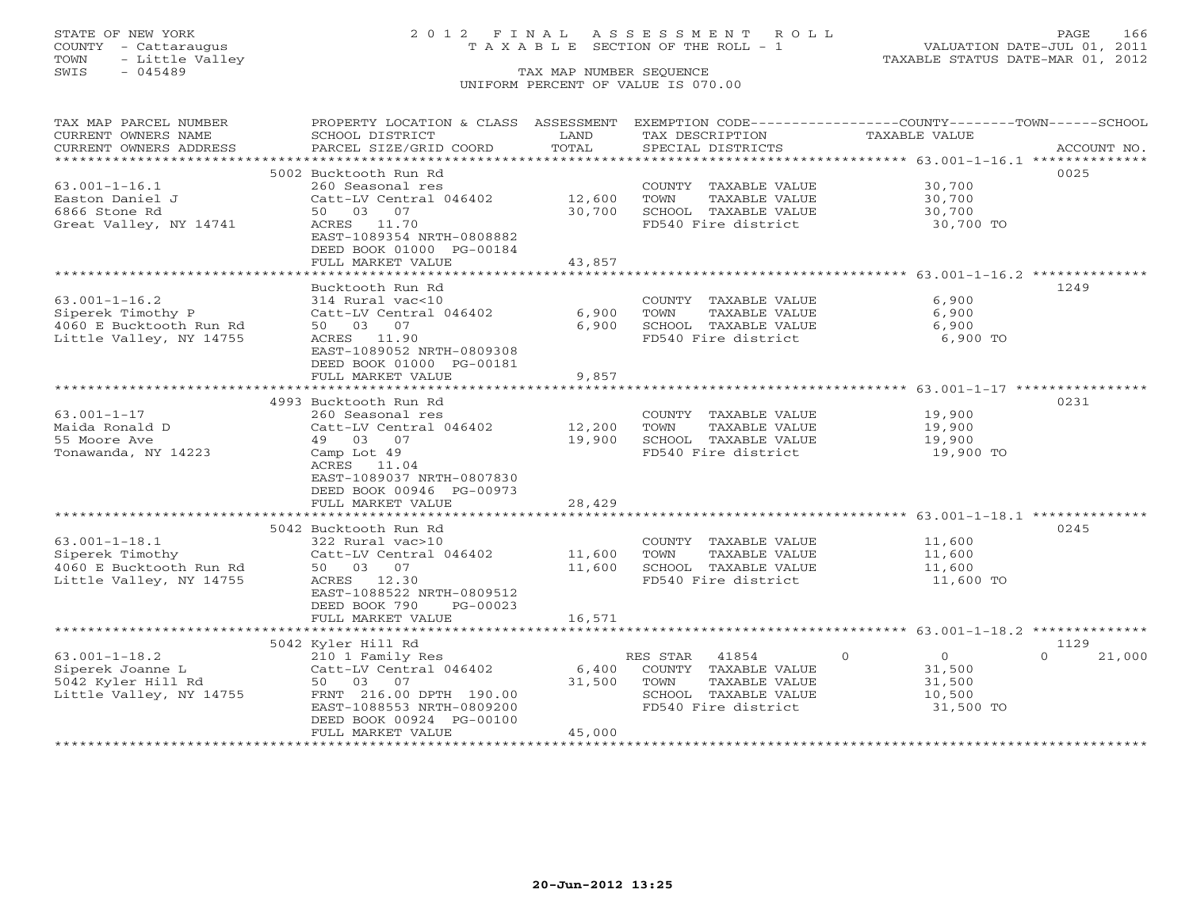STATE OF NEW YORK
COUNTY - Cattaraugus
TOWN - Little Valley
SWIS - 045489

# 2012 FINAL ASSESSMENT ROLL

TAXABLE SECTION OF THE ROLL - 1

TAX MAP NUMBER SEQUENCE

UNIFORM PERCENT OF VALUE IS 070.00

VALUATION DATE-JUL 01, 2011
TAXABLE STATUS DATE-MAR 01, 2012

| TAX MAP PARCEL NUMBER / CURRENT OWNERS NAME / CURRENT OWNERS ADDRESS | PROPERTY LOCATION & CLASS / SCHOOL DISTRICT / PARCEL SIZE/GRID COORD | ASSESSMENT LAND / TOTAL | EXEMPTION CODE / TAX DESCRIPTION / SPECIAL DISTRICTS | COUNTY / TOWN / SCHOOL TAXABLE VALUE | ACCOUNT NO. |
|---|---|---|---|---|---|
| **63.001-1-16.1** | 5002 Bucktooth Run Rd | | | | 0025 |
| Easton Daniel J | 260 Seasonal res | | COUNTY TAXABLE VALUE | 30,700 | |
| 6866 Stone Rd | Catt-LV Central 046402 | 12,600 | TOWN TAXABLE VALUE | 30,700 | |
| Great Valley, NY 14741 | 50 03 07 | 30,700 | SCHOOL TAXABLE VALUE | 30,700 | |
| | ACRES 11.70 | | FD540 Fire district | 30,700 TO | |
| | EAST-1089354 NRTH-0808882 | | | | |
| | DEED BOOK 01000 PG-00184 | | | | |
| | FULL MARKET VALUE | 43,857 | | | |
| **63.001-1-16.2** | Bucktooth Run Rd | | | | 1249 |
| Siperek Timothy P | 314 Rural vac<10 | | COUNTY TAXABLE VALUE | 6,900 | |
| 4060 E Bucktooth Run Rd | Catt-LV Central 046402 | 6,900 | TOWN TAXABLE VALUE | 6,900 | |
| Little Valley, NY 14755 | 50 03 07 | 6,900 | SCHOOL TAXABLE VALUE | 6,900 | |
| | ACRES 11.90 | | FD540 Fire district | 6,900 TO | |
| | EAST-1089052 NRTH-0809308 | | | | |
| | DEED BOOK 01000 PG-00181 | | | | |
| | FULL MARKET VALUE | 9,857 | | | |
| **63.001-1-17** | 4993 Bucktooth Run Rd | | | | 0231 |
| Maida Ronald D | 260 Seasonal res | | COUNTY TAXABLE VALUE | 19,900 | |
| 55 Moore Ave | Catt-LV Central 046402 | 12,200 | TOWN TAXABLE VALUE | 19,900 | |
| Tonawanda, NY 14223 | 49 03 07 | 19,900 | SCHOOL TAXABLE VALUE | 19,900 | |
| | Camp Lot 49 | | FD540 Fire district | 19,900 TO | |
| | ACRES 11.04 | | | | |
| | EAST-1089037 NRTH-0807830 | | | | |
| | DEED BOOK 00946 PG-00973 | | | | |
| | FULL MARKET VALUE | 28,429 | | | |
| **63.001-1-18.1** | 5042 Bucktooth Run Rd | | | | 0245 |
| Siperek Timothy | 322 Rural vac>10 | | COUNTY TAXABLE VALUE | 11,600 | |
| 4060 E Bucktooth Run Rd | Catt-LV Central 046402 | 11,600 | TOWN TAXABLE VALUE | 11,600 | |
| Little Valley, NY 14755 | 50 03 07 | 11,600 | SCHOOL TAXABLE VALUE | 11,600 | |
| | ACRES 12.30 | | FD540 Fire district | 11,600 TO | |
| | EAST-1088522 NRTH-0809512 | | | | |
| | DEED BOOK 790 PG-00023 | | | | |
| | FULL MARKET VALUE | 16,571 | | | |
| **63.001-1-18.2** | 5042 Kyler Hill Rd | | | | 1129 |
| Siperek Joanne L | 210 1 Family Res | | RES STAR 41854 | 0 / 0 / 0 | 21,000 |
| 5042 Kyler Hill Rd | Catt-LV Central 046402 | 6,400 | COUNTY TAXABLE VALUE | 31,500 | |
| Little Valley, NY 14755 | 50 03 07 | 31,500 | TOWN TAXABLE VALUE | 31,500 | |
| | FRNT 216.00 DPTH 190.00 | | SCHOOL TAXABLE VALUE | 10,500 | |
| | EAST-1088553 NRTH-0809200 | | FD540 Fire district | 31,500 TO | |
| | DEED BOOK 00924 PG-00100 | | | | |
| | FULL MARKET VALUE | 45,000 | | | |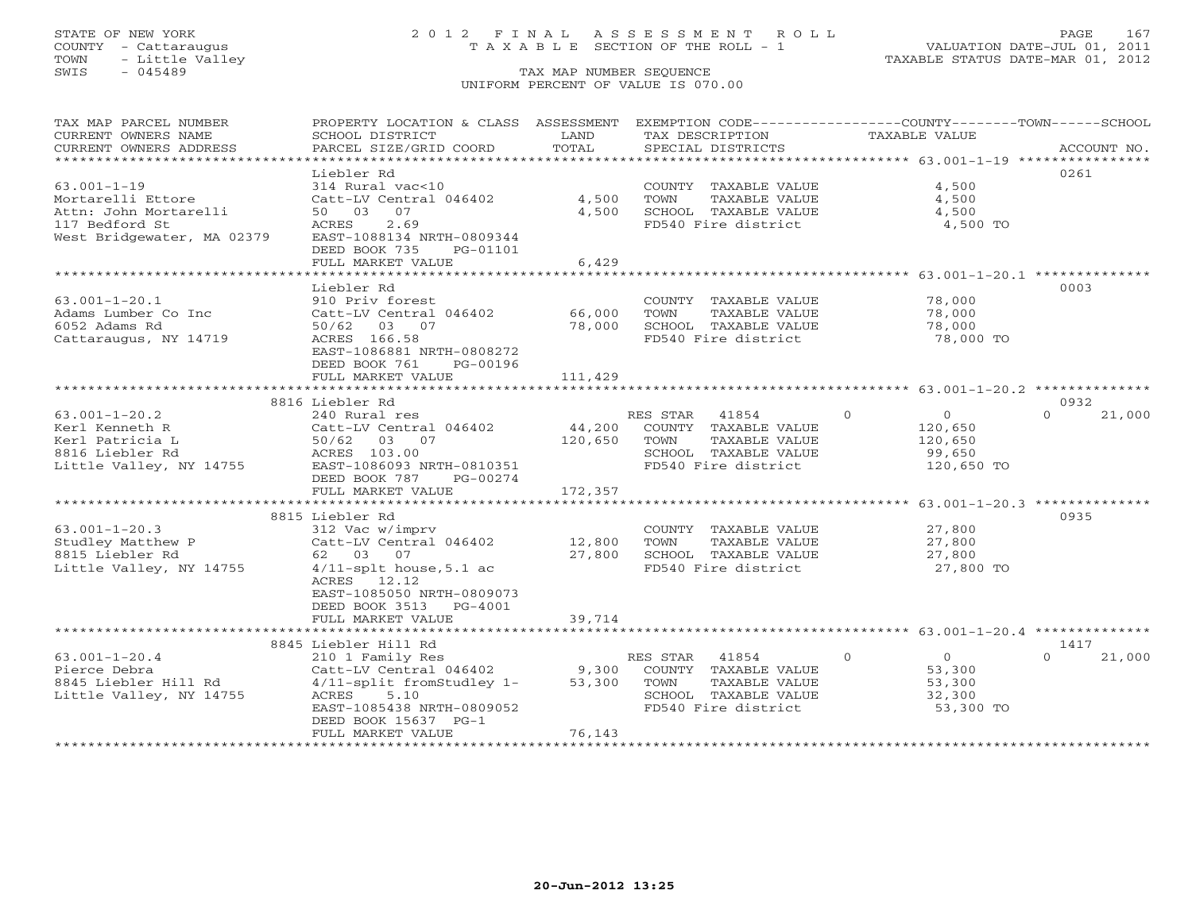STATE OF NEW YORK
COUNTY - Cattaraugus
TOWN - Little Valley
SWIS - 045489

2 0 1 2 F I N A L A S S E S S M E N T R O L L
T A X A B L E SECTION OF THE ROLL - 1

TAX MAP NUMBER SEQUENCE
UNIFORM PERCENT OF VALUE IS 070.00

VALUATION DATE-JUL 01, 2011
TAXABLE STATUS DATE-MAR 01, 2012

| TAX MAP PARCEL NUMBER / CURRENT OWNERS NAME / CURRENT OWNERS ADDRESS | PROPERTY LOCATION & CLASS / SCHOOL DISTRICT / PARCEL SIZE/GRID COORD | ASSESSMENT LAND / TOTAL | EXEMPTION CODE / TAX DESCRIPTION / SPECIAL DISTRICTS | COUNTY | TOWN | SCHOOL | TAXABLE VALUE | ACCOUNT NO. |
|---|---|---|---|---|---|---|---|---|
| **63.001-1-19** | Liebler Rd | | | | | | | 0261 |
| 63.001-1-19 | 314 Rural vac<10 | | COUNTY TAXABLE VALUE | | | | 4,500 | |
| Mortarelli Ettore | Catt-LV Central 046402 | 4,500 | TOWN TAXABLE VALUE | | | | 4,500 | |
| Attn: John Mortarelli | 50 03 07 | 4,500 | SCHOOL TAXABLE VALUE | | | | 4,500 | |
| 117 Bedford St | ACRES 2.69 | | FD540 Fire district | | | | 4,500 TO | |
| West Bridgewater, MA 02379 | EAST-1088134 NRTH-0809344 | | | | | | | |
| | DEED BOOK 735 PG-01101 | | | | | | | |
| | FULL MARKET VALUE | 6,429 | | | | | | |
| **63.001-1-20.1** | Liebler Rd | | | | | | | 0003 |
| 63.001-1-20.1 | 910 Priv forest | | COUNTY TAXABLE VALUE | | | | 78,000 | |
| Adams Lumber Co Inc | Catt-LV Central 046402 | 66,000 | TOWN TAXABLE VALUE | | | | 78,000 | |
| 6052 Adams Rd | 50/62 03 07 | 78,000 | SCHOOL TAXABLE VALUE | | | | 78,000 | |
| Cattaraugus, NY 14719 | ACRES 166.58 | | FD540 Fire district | | | | 78,000 TO | |
| | EAST-1086881 NRTH-0808272 | | | | | | | |
| | DEED BOOK 761 PG-00196 | | | | | | | |
| | FULL MARKET VALUE | 111,429 | | | | | | |
| **63.001-1-20.2** | 8816 Liebler Rd | | | | | | | 0932 |
| 63.001-1-20.2 | 240 Rural res | | RES STAR 41854 | 0 | 0 | 21,000 | | |
| Kerl Kenneth R | Catt-LV Central 046402 | 44,200 | COUNTY TAXABLE VALUE | | | | 120,650 | |
| Kerl Patricia L | 50/62 03 07 | 120,650 | TOWN TAXABLE VALUE | | | | 120,650 | |
| 8816 Liebler Rd | ACRES 103.00 | | SCHOOL TAXABLE VALUE | | | | 99,650 | |
| Little Valley, NY 14755 | EAST-1086093 NRTH-0810351 | | FD540 Fire district | | | | 120,650 TO | |
| | DEED BOOK 787 PG-00274 | | | | | | | |
| | FULL MARKET VALUE | 172,357 | | | | | | |
| **63.001-1-20.3** | 8815 Liebler Rd | | | | | | | 0935 |
| 63.001-1-20.3 | 312 Vac w/imprv | | COUNTY TAXABLE VALUE | | | | 27,800 | |
| Studley Matthew P | Catt-LV Central 046402 | 12,800 | TOWN TAXABLE VALUE | | | | 27,800 | |
| 8815 Liebler Rd | 62 03 07 | 27,800 | SCHOOL TAXABLE VALUE | | | | 27,800 | |
| Little Valley, NY 14755 | 4/11-splt house,5.1 ac | | FD540 Fire district | | | | 27,800 TO | |
| | ACRES 12.12 | | | | | | | |
| | EAST-1085050 NRTH-0809073 | | | | | | | |
| | DEED BOOK 3513 PG-4001 | | | | | | | |
| | FULL MARKET VALUE | 39,714 | | | | | | |
| **63.001-1-20.4** | 8845 Liebler Hill Rd | | | | | | | 1417 |
| 63.001-1-20.4 | 210 1 Family Res | | RES STAR 41854 | 0 | 0 | 21,000 | | |
| Pierce Debra | Catt-LV Central 046402 | 9,300 | COUNTY TAXABLE VALUE | | | | 53,300 | |
| 8845 Liebler Hill Rd | 4/11-split fromStudley 1- | 53,300 | TOWN TAXABLE VALUE | | | | 53,300 | |
| Little Valley, NY 14755 | ACRES 5.10 | | SCHOOL TAXABLE VALUE | | | | 32,300 | |
| | EAST-1085438 NRTH-0809052 | | FD540 Fire district | | | | 53,300 TO | |
| | DEED BOOK 15637 PG-1 | | | | | | | |
| | FULL MARKET VALUE | 76,143 | | | | | | |

20-Jun-2012 13:25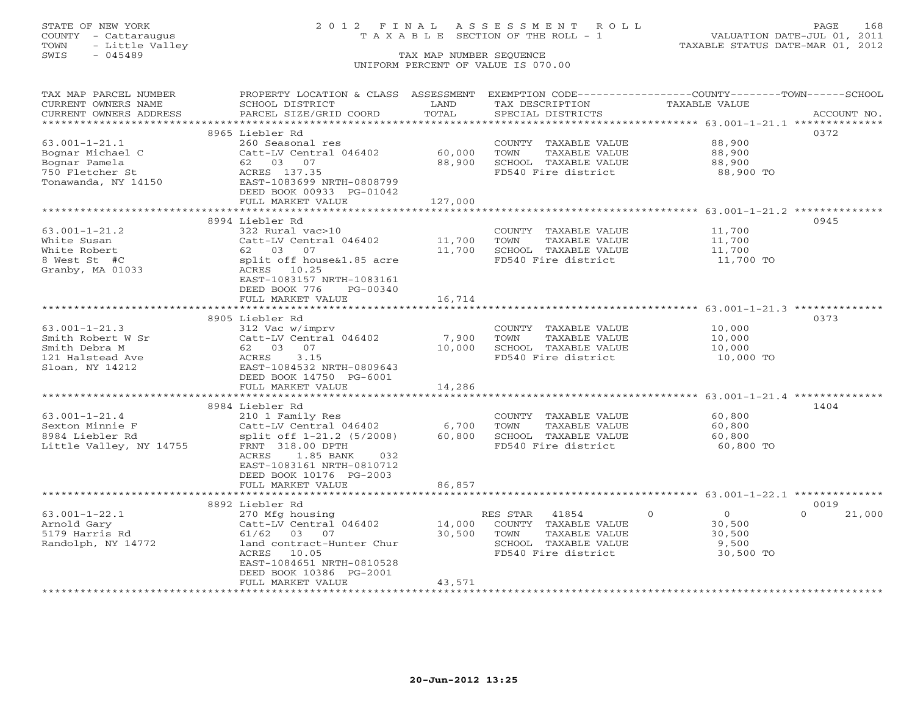STATE OF NEW YORK
COUNTY - Cattaraugus
TOWN - Little Valley
SWIS - 045489

# 2012 FINAL ASSESSMENT ROLL
TAXABLE SECTION OF THE ROLL - 1
TAX MAP NUMBER SEQUENCE
UNIFORM PERCENT OF VALUE IS 070.00

VALUATION DATE-JUL 01, 2011
TAXABLE STATUS DATE-MAR 01, 2012

| TAX MAP PARCEL NUMBER / CURRENT OWNERS NAME / CURRENT OWNERS ADDRESS | PROPERTY LOCATION & CLASS / SCHOOL DISTRICT / PARCEL SIZE/GRID COORD | ASSESSMENT LAND / TOTAL | EXEMPTION CODE / TAX DESCRIPTION / SPECIAL DISTRICTS | COUNTY | TOWN | SCHOOL TAXABLE VALUE | ACCOUNT NO. |
|---|---|---|---|---|---|---|---|
| 63.001-1-21.1 | 8965 Liebler Rd | | | | | | 0372 |
| Bognar Michael C | 260 Seasonal res | | COUNTY TAXABLE VALUE | 88,900 | | | |
| Bognar Pamela | Catt-LV Central 046402 | 60,000 | TOWN TAXABLE VALUE | | 88,900 | | |
| 750 Fletcher St | 62 03 07 | 88,900 | SCHOOL TAXABLE VALUE | | | 88,900 | |
| Tonawanda, NY 14150 | ACRES 137.35 | | FD540 Fire district | 88,900 TO | | | |
| | EAST-1083699 NRTH-0808799 | | | | | | |
| | DEED BOOK 00933 PG-01042 | | | | | | |
| | FULL MARKET VALUE | 127,000 | | | | | |
| 63.001-1-21.2 | 8994 Liebler Rd | | | | | | 0945 |
| White Susan | 322 Rural vac>10 | | COUNTY TAXABLE VALUE | 11,700 | | | |
| White Robert | Catt-LV Central 046402 | 11,700 | TOWN TAXABLE VALUE | | 11,700 | | |
| 8 West St #C | 62 03 07 | 11,700 | SCHOOL TAXABLE VALUE | | | 11,700 | |
| Granby, MA 01033 | split off house&1.85 acre | | FD540 Fire district | 11,700 TO | | | |
| | ACRES 10.25 | | | | | | |
| | EAST-1083157 NRTH-1083161 | | | | | | |
| | DEED BOOK 776 PG-00340 | | | | | | |
| | FULL MARKET VALUE | 16,714 | | | | | |
| 63.001-1-21.3 | 8905 Liebler Rd | | | | | | 0373 |
| Smith Robert W Sr | 312 Vac w/imprv | | COUNTY TAXABLE VALUE | 10,000 | | | |
| Smith Debra M | Catt-LV Central 046402 | 7,900 | TOWN TAXABLE VALUE | | 10,000 | | |
| 121 Halstead Ave | 62 03 07 | 10,000 | SCHOOL TAXABLE VALUE | | | 10,000 | |
| Sloan, NY 14212 | ACRES 3.15 | | FD540 Fire district | 10,000 TO | | | |
| | EAST-1084532 NRTH-0809643 | | | | | | |
| | DEED BOOK 14750 PG-6001 | | | | | | |
| | FULL MARKET VALUE | 14,286 | | | | | |
| 63.001-1-21.4 | 8984 Liebler Rd | | | | | | 1404 |
| Sexton Minnie F | 210 1 Family Res | | COUNTY TAXABLE VALUE | 60,800 | | | |
| 8984 Liebler Rd | Catt-LV Central 046402 | 6,700 | TOWN TAXABLE VALUE | | 60,800 | | |
| Little Valley, NY 14755 | split off 1-21.2 (5/2008) | 60,800 | SCHOOL TAXABLE VALUE | | | 60,800 | |
| | FRNT 318.00 DPTH | | FD540 Fire district | 60,800 TO | | | |
| | ACRES 1.85 BANK 032 | | | | | | |
| | EAST-1083161 NRTH-0810712 | | | | | | |
| | DEED BOOK 10176 PG-2003 | | | | | | |
| | FULL MARKET VALUE | 86,857 | | | | | |
| 63.001-1-22.1 | 8892 Liebler Rd | | | | | | 0019 |
| Arnold Gary | 270 Mfg housing | | RES STAR 41854 | 0 | 0 | 21,000 | |
| 5179 Harris Rd | Catt-LV Central 046402 | 14,000 | COUNTY TAXABLE VALUE | 30,500 | | | |
| Randolph, NY 14772 | 61/62 03 07 | 30,500 | TOWN TAXABLE VALUE | | 30,500 | | |
| | land contract-Hunter Chur | | SCHOOL TAXABLE VALUE | | | 9,500 | |
| | ACRES 10.05 | | FD540 Fire district | 30,500 TO | | | |
| | EAST-1084651 NRTH-0810528 | | | | | | |
| | DEED BOOK 10386 PG-2001 | | | | | | |
| | FULL MARKET VALUE | 43,571 | | | | | |

20-Jun-2012 13:25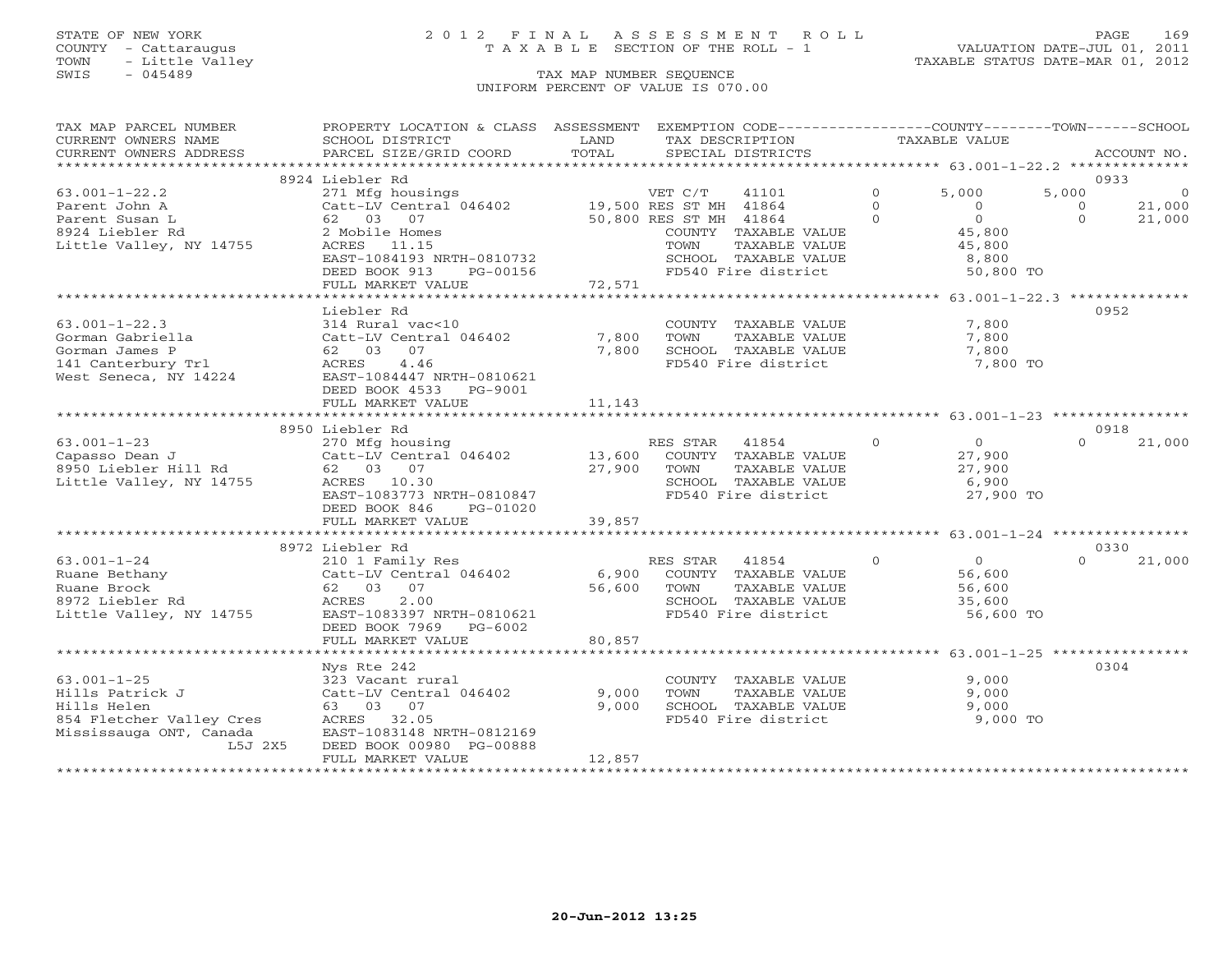STATE OF NEW YORK
COUNTY - Cattaraugus
TOWN - Little Valley
SWIS - 045489

# 2012 FINAL ASSESSMENT ROLL
TAXABLE SECTION OF THE ROLL - 1

TAX MAP NUMBER SEQUENCE
UNIFORM PERCENT OF VALUE IS 070.00

VALUATION DATE-JUL 01, 2011
TAXABLE STATUS DATE-MAR 01, 2012

| TAX MAP PARCEL NUMBER / CURRENT OWNERS NAME / CURRENT OWNERS ADDRESS | PROPERTY LOCATION & CLASS / SCHOOL DISTRICT / PARCEL SIZE/GRID COORD | ASSESSMENT LAND / TOTAL | EXEMPTION CODE / TAX DESCRIPTION / SPECIAL DISTRICTS | COUNTY TAXABLE VALUE | TOWN | SCHOOL | ACCOUNT NO. |
|---|---|---|---|---|---|---|---|
| 63.001-1-22.2 | 8924 Liebler Rd | | | | | | 0933 |
| Parent John A | 271 Mfg housings | | VET C/T 41101 0 | 5,000 | 5,000 | 0 | |
| Parent Susan L | Catt-LV Central 046402 | 19,500 | RES ST MH 41864 0 | 0 | 0 | 21,000 | |
| 8924 Liebler Rd | 62 03 07 | 50,800 | RES ST MH 41864 0 | 0 | 0 | 21,000 | |
| Little Valley, NY 14755 | 2 Mobile Homes | | COUNTY TAXABLE VALUE | 45,800 | | | |
| | ACRES 11.15 | | TOWN TAXABLE VALUE | 45,800 | | | |
| | EAST-1084193 NRTH-0810732 | | SCHOOL TAXABLE VALUE | 8,800 | | | |
| | DEED BOOK 913 PG-00156 | | FD540 Fire district | 50,800 TO | | | |
| | FULL MARKET VALUE | 72,571 | | | | | |
| 63.001-1-22.3 | Liebler Rd | | | | | | 0952 |
| Gorman Gabriella | 314 Rural vac<10 | | COUNTY TAXABLE VALUE | 7,800 | | | |
| Gorman James P | Catt-LV Central 046402 | 7,800 | TOWN TAXABLE VALUE | 7,800 | | | |
| 141 Canterbury Trl | 62 03 07 | 7,800 | SCHOOL TAXABLE VALUE | 7,800 | | | |
| West Seneca, NY 14224 | ACRES 4.46 | | FD540 Fire district | 7,800 TO | | | |
| | EAST-1084447 NRTH-0810621 | | | | | | |
| | DEED BOOK 4533 PG-9001 | | | | | | |
| | FULL MARKET VALUE | 11,143 | | | | | |
| 63.001-1-23 | 8950 Liebler Rd | | | | | | 0918 |
| Capasso Dean J | 270 Mfg housing | | RES STAR 41854 0 | 0 | | 21,000 | |
| 8950 Liebler Hill Rd | Catt-LV Central 046402 | 13,600 | COUNTY TAXABLE VALUE | 27,900 | | | |
| Little Valley, NY 14755 | 62 03 07 | 27,900 | TOWN TAXABLE VALUE | 27,900 | | | |
| | ACRES 10.30 | | SCHOOL TAXABLE VALUE | 6,900 | | | |
| | EAST-1083773 NRTH-0810847 | | FD540 Fire district | 27,900 TO | | | |
| | DEED BOOK 846 PG-01020 | | | | | | |
| | FULL MARKET VALUE | 39,857 | | | | | |
| 63.001-1-24 | 8972 Liebler Rd | | | | | | 0330 |
| Ruane Bethany | 210 1 Family Res | | RES STAR 41854 0 | 0 | | 21,000 | |
| Ruane Brock | Catt-LV Central 046402 | 6,900 | COUNTY TAXABLE VALUE | 56,600 | | | |
| 8972 Liebler Rd | 62 03 07 | 56,600 | TOWN TAXABLE VALUE | 56,600 | | | |
| Little Valley, NY 14755 | ACRES 2.00 | | SCHOOL TAXABLE VALUE | 35,600 | | | |
| | EAST-1083397 NRTH-0810621 | | FD540 Fire district | 56,600 TO | | | |
| | DEED BOOK 7969 PG-6002 | | | | | | |
| | FULL MARKET VALUE | 80,857 | | | | | |
| 63.001-1-25 | Nys Rte 242 | | | | | | 0304 |
| Hills Patrick J | 323 Vacant rural | | COUNTY TAXABLE VALUE | 9,000 | | | |
| Hills Helen | Catt-LV Central 046402 | 9,000 | TOWN TAXABLE VALUE | 9,000 | | | |
| 854 Fletcher Valley Cres | 63 03 07 | 9,000 | SCHOOL TAXABLE VALUE | 9,000 | | | |
| Mississauga ONT, Canada | ACRES 32.05 | | FD540 Fire district | 9,000 TO | | | |
| L5J 2X5 | EAST-1083148 NRTH-0812169 | | | | | | |
| | DEED BOOK 00980 PG-00888 | | | | | | |
| | FULL MARKET VALUE | 12,857 | | | | | |

20-Jun-2012 13:25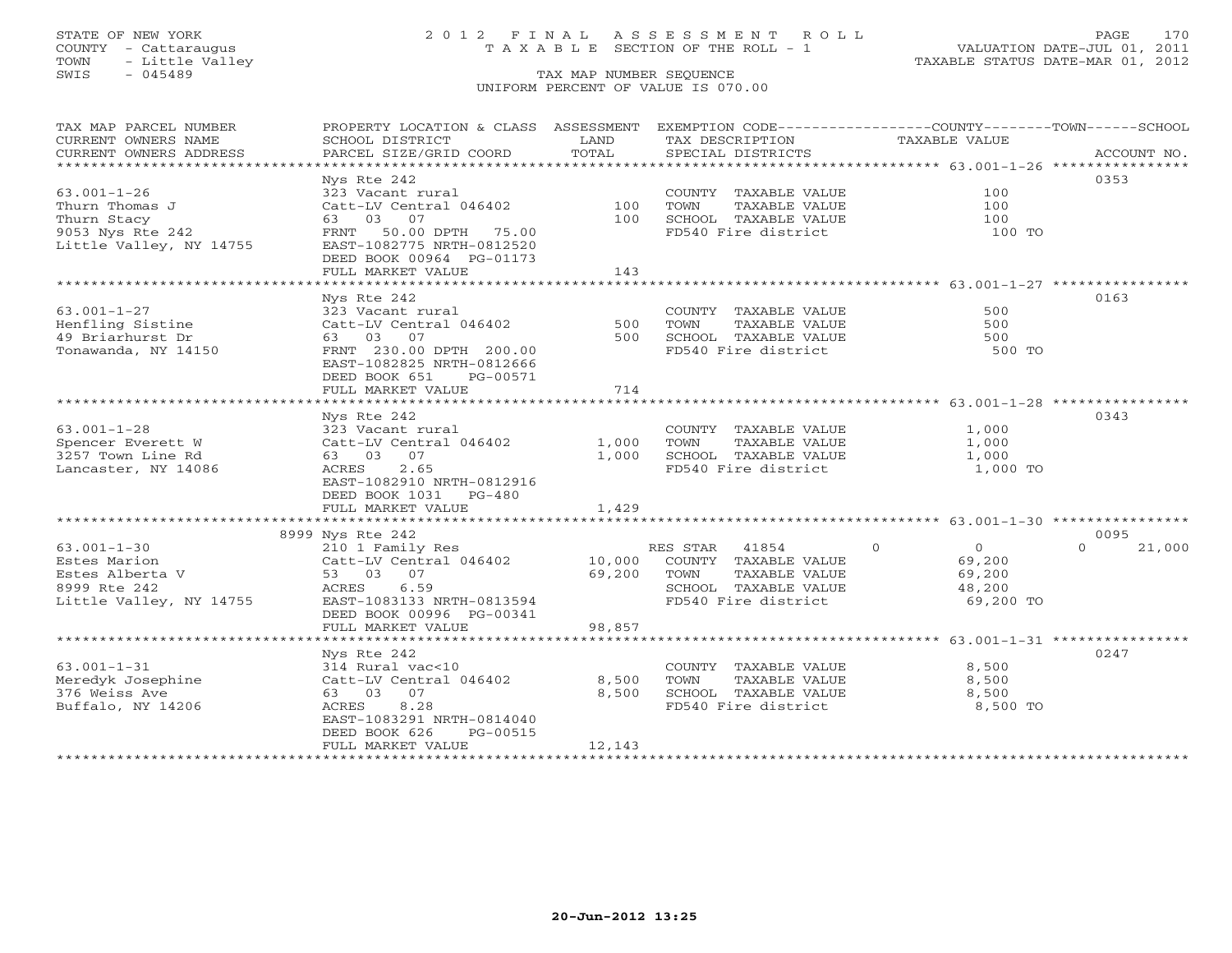STATE OF NEW YORK
COUNTY - Cattaraugus
TOWN - Little Valley
SWIS - 045489

# 2012 FINAL ASSESSMENT ROLL
TAXABLE SECTION OF THE ROLL - 1

TAX MAP NUMBER SEQUENCE
UNIFORM PERCENT OF VALUE IS 070.00

VALUATION DATE-JUL 01, 2011
TAXABLE STATUS DATE-MAR 01, 2012

| TAX MAP PARCEL NUMBER / CURRENT OWNERS NAME / CURRENT OWNERS ADDRESS | PROPERTY LOCATION & CLASS / SCHOOL DISTRICT / PARCEL SIZE/GRID COORD | ASSESSMENT LAND / TOTAL | EXEMPTION CODE / TAX DESCRIPTION / SPECIAL DISTRICTS | COUNTY / TOWN / SCHOOL TAXABLE VALUE | ACCOUNT NO. |
|---|---|---|---|---|---|
| 63.001-1-26 | Nys Rte 242 | | | | 0353 |
| Thurn Thomas J | 323 Vacant rural | | COUNTY TAXABLE VALUE | 100 | |
| Thurn Stacy | Catt-LV Central 046402 | 100 | TOWN TAXABLE VALUE | 100 | |
| 9053 Nys Rte 242 | 63 03 07 | 100 | SCHOOL TAXABLE VALUE | 100 | |
| Little Valley, NY 14755 | FRNT 50.00 DPTH 75.00 | | FD540 Fire district | 100 TO | |
| | EAST-1082775 NRTH-0812520 | | | | |
| | DEED BOOK 00964 PG-01173 | | | | |
| | FULL MARKET VALUE | 143 | | | |
| 63.001-1-27 | Nys Rte 242 | | | | 0163 |
| Henfling Sistine | 323 Vacant rural | | COUNTY TAXABLE VALUE | 500 | |
| 49 Briarhurst Dr | Catt-LV Central 046402 | 500 | TOWN TAXABLE VALUE | 500 | |
| Tonawanda, NY 14150 | 63 03 07 | 500 | SCHOOL TAXABLE VALUE | 500 | |
| | FRNT 230.00 DPTH 200.00 | | FD540 Fire district | 500 TO | |
| | EAST-1082825 NRTH-0812666 | | | | |
| | DEED BOOK 651 PG-00571 | | | | |
| | FULL MARKET VALUE | 714 | | | |
| 63.001-1-28 | Nys Rte 242 | | | | 0343 |
| Spencer Everett W | 323 Vacant rural | | COUNTY TAXABLE VALUE | 1,000 | |
| 3257 Town Line Rd | Catt-LV Central 046402 | 1,000 | TOWN TAXABLE VALUE | 1,000 | |
| Lancaster, NY 14086 | 63 03 07 | 1,000 | SCHOOL TAXABLE VALUE | 1,000 | |
| | ACRES 2.65 | | FD540 Fire district | 1,000 TO | |
| | EAST-1082910 NRTH-0812916 | | | | |
| | DEED BOOK 1031 PG-480 | | | | |
| | FULL MARKET VALUE | 1,429 | | | |
| 63.001-1-30 | 8999 Nys Rte 242 | | | | 0095 |
| Estes Marion | 210 1 Family Res | | RES STAR 41854 | 0 / 0 / 0 / 21,000 | |
| Estes Alberta V | Catt-LV Central 046402 | 10,000 | COUNTY TAXABLE VALUE | 69,200 | |
| 8999 Rte 242 | 53 03 07 | 69,200 | TOWN TAXABLE VALUE | 69,200 | |
| Little Valley, NY 14755 | ACRES 6.59 | | SCHOOL TAXABLE VALUE | 48,200 | |
| | EAST-1083133 NRTH-0813594 | | FD540 Fire district | 69,200 TO | |
| | DEED BOOK 00996 PG-00341 | | | | |
| | FULL MARKET VALUE | 98,857 | | | |
| 63.001-1-31 | Nys Rte 242 | | | | 0247 |
| Meredyk Josephine | 314 Rural vac<10 | | COUNTY TAXABLE VALUE | 8,500 | |
| 376 Weiss Ave | Catt-LV Central 046402 | 8,500 | TOWN TAXABLE VALUE | 8,500 | |
| Buffalo, NY 14206 | 63 03 07 | 8,500 | SCHOOL TAXABLE VALUE | 8,500 | |
| | ACRES 8.28 | | FD540 Fire district | 8,500 TO | |
| | EAST-1083291 NRTH-0814040 | | | | |
| | DEED BOOK 626 PG-00515 | | | | |
| | FULL MARKET VALUE | 12,143 | | | |

20-Jun-2012 13:25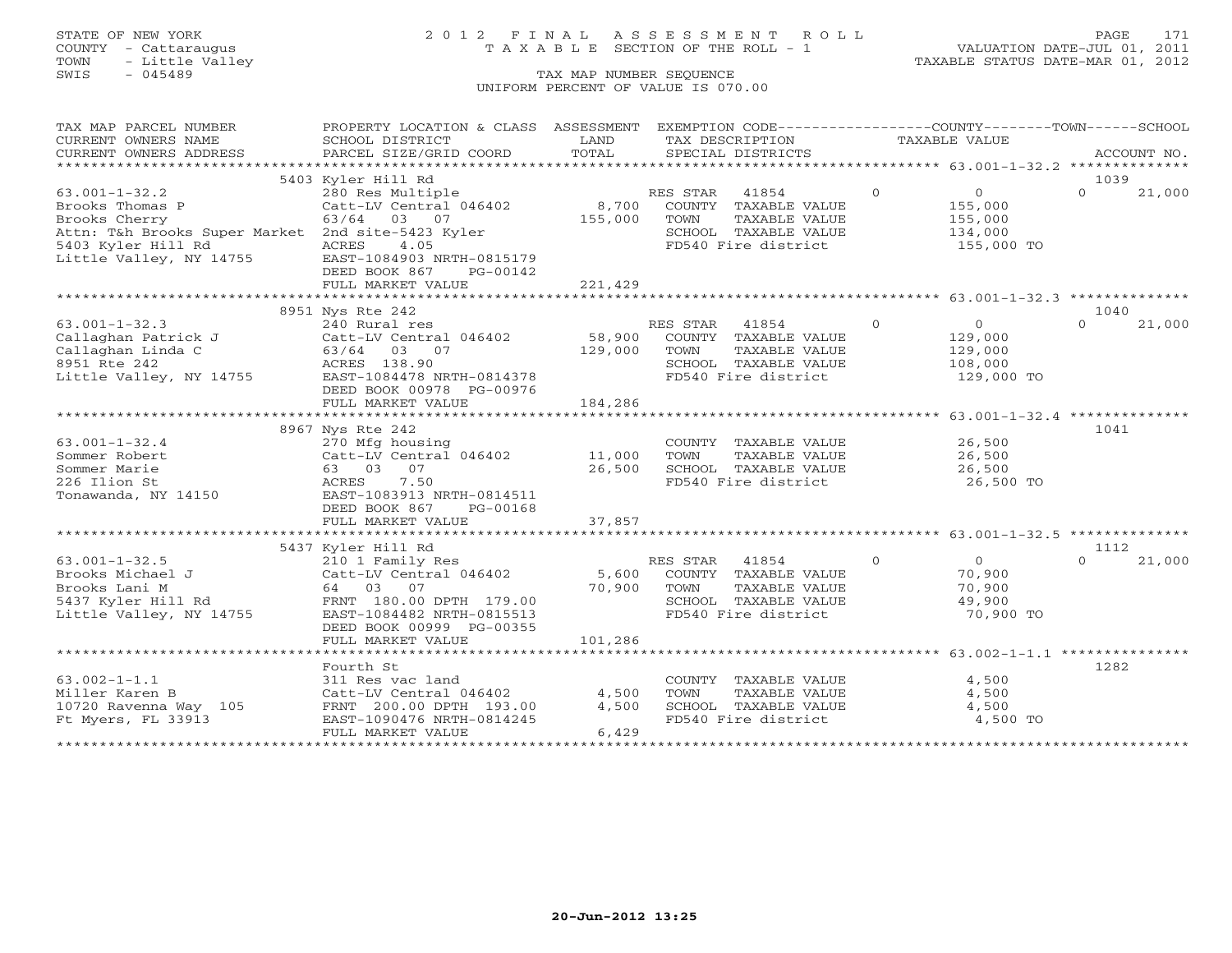STATE OF NEW YORK
COUNTY - Cattaraugus
TOWN - Little Valley
SWIS - 045489

# 2012 FINAL ASSESSMENT ROLL
TAXABLE SECTION OF THE ROLL - 1

TAX MAP NUMBER SEQUENCE
UNIFORM PERCENT OF VALUE IS 070.00

VALUATION DATE-JUL 01, 2011
TAXABLE STATUS DATE-MAR 01, 2012

```
TAX MAP PARCEL NUMBER          PROPERTY LOCATION & CLASS  ASSESSMENT  EXEMPTION CODE------------------COUNTY--------TOWN------SCHOOL
CURRENT OWNERS NAME            SCHOOL DISTRICT               LAND      TAX DESCRIPTION            TAXABLE VALUE
CURRENT OWNERS ADDRESS         PARCEL SIZE/GRID COORD        TOTAL     SPECIAL DISTRICTS                                       ACCOUNT NO.
******************************************************************************************************* 63.001-1-32.2 **************
                               5403 Kyler Hill Rd                                                                           1039
63.001-1-32.2                  280 Res Multiple                        RES STAR  41854          0           0           0      21,000
Brooks Thomas P                Catt-LV Central 046402        8,700     COUNTY  TAXABLE VALUE           155,000
Brooks Cherry                  63/64   03   07             155,000     TOWN    TAXABLE VALUE           155,000
Attn: T&h Brooks Super Market  2nd site-5423 Kyler                     SCHOOL  TAXABLE VALUE           134,000
5403 Kyler Hill Rd             ACRES     4.05                          FD540 Fire district             155,000 TO
Little Valley, NY 14755        EAST-1084903 NRTH-0815179
                               DEED BOOK 867     PG-00142
                               FULL MARKET VALUE           221,429
******************************************************************************************************* 63.001-1-32.3 **************
                               8951 Nys Rte 242                                                                             1040
63.001-1-32.3                  240 Rural res                           RES STAR  41854          0           0           0      21,000
Callaghan Patrick J            Catt-LV Central 046402       58,900     COUNTY  TAXABLE VALUE           129,000
Callaghan Linda C              63/64   03   07             129,000     TOWN    TAXABLE VALUE           129,000
8951 Rte 242                   ACRES  138.90                           SCHOOL  TAXABLE VALUE           108,000
Little Valley, NY 14755        EAST-1084478 NRTH-0814378               FD540 Fire district             129,000 TO
                               DEED BOOK 00978 PG-00976
                               FULL MARKET VALUE           184,286
******************************************************************************************************* 63.001-1-32.4 **************
                               8967 Nys Rte 242                                                                             1041
63.001-1-32.4                  270 Mfg housing                         COUNTY  TAXABLE VALUE            26,500
Sommer Robert                  Catt-LV Central 046402       11,000     TOWN    TAXABLE VALUE            26,500
Sommer Marie                   63   03   07                 26,500     SCHOOL  TAXABLE VALUE            26,500
226 Ilion St                   ACRES     7.50                          FD540 Fire district              26,500 TO
Tonawanda, NY 14150            EAST-1083913 NRTH-0814511
                               DEED BOOK 867     PG-00168
                               FULL MARKET VALUE            37,857
******************************************************************************************************* 63.001-1-32.5 **************
                               5437 Kyler Hill Rd                                                                           1112
63.001-1-32.5                  210 1 Family Res                        RES STAR  41854          0           0           0      21,000
Brooks Michael J               Catt-LV Central 046402        5,600     COUNTY  TAXABLE VALUE            70,900
Brooks Lani M                  64   03   07                 70,900     TOWN    TAXABLE VALUE            70,900
5437 Kyler Hill Rd             FRNT  180.00 DPTH 179.00                SCHOOL  TAXABLE VALUE            49,900
Little Valley, NY 14755        EAST-1084482 NRTH-0815513               FD540 Fire district              70,900 TO
                               DEED BOOK 00999 PG-00355
                               FULL MARKET VALUE           101,286
******************************************************************************************************* 63.002-1-1.1 ***************
                               Fourth St                                                                                    1282
63.002-1-1.1                   311 Res vac land                        COUNTY  TAXABLE VALUE             4,500
Miller Karen B                 Catt-LV Central 046402        4,500     TOWN    TAXABLE VALUE             4,500
10720 Ravenna Way  105         FRNT  200.00 DPTH 193.00      4,500     SCHOOL  TAXABLE VALUE             4,500
Ft Myers, FL 33913             EAST-1090476 NRTH-0814245               FD540 Fire district               4,500 TO
                               FULL MARKET VALUE             6,429
************************************************************************************************************************************
```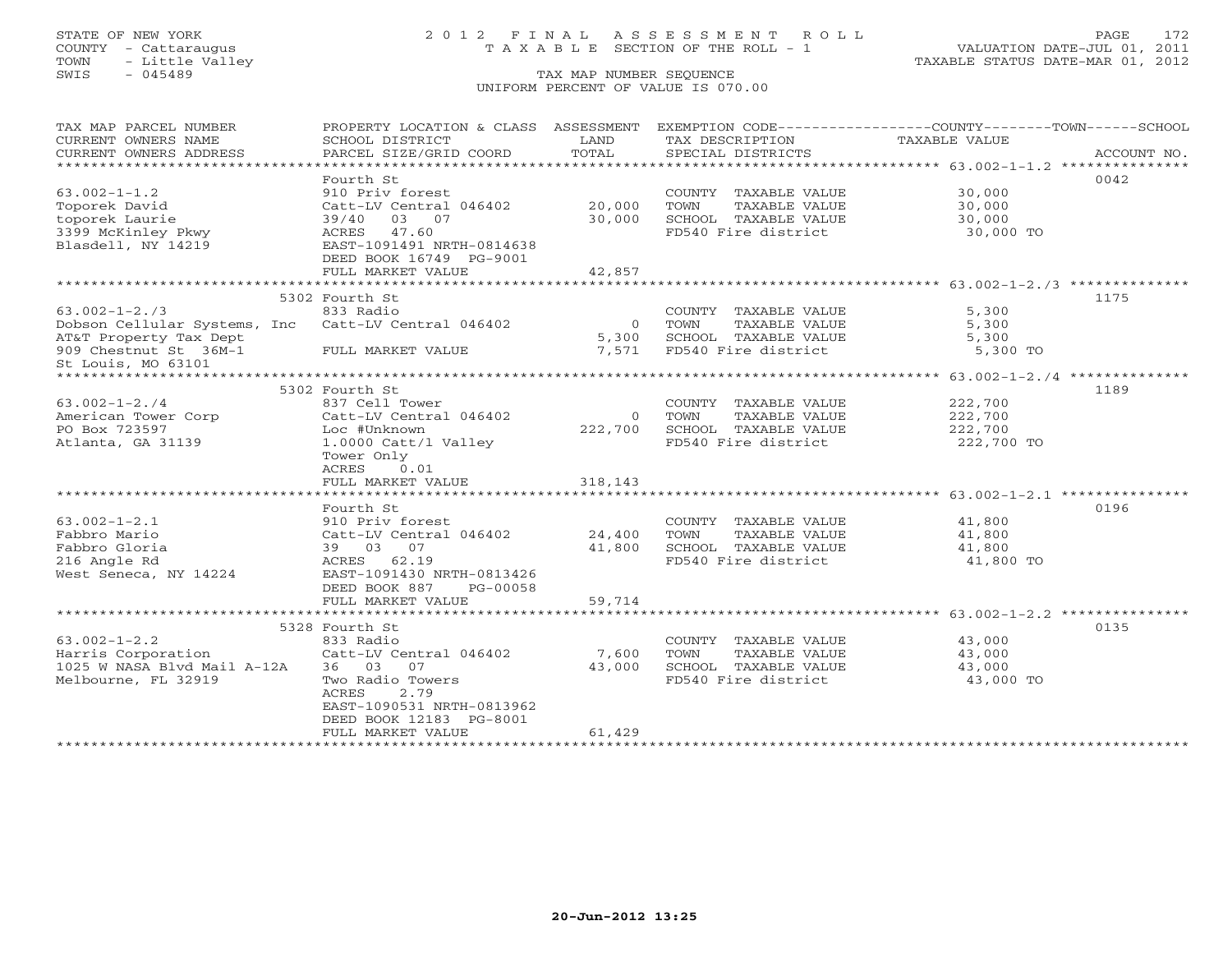STATE OF NEW YORK
COUNTY - Cattaraugus
TOWN - Little Valley
SWIS - 045489

# 2012 FINAL ASSESSMENT ROLL

TAXABLE SECTION OF THE ROLL - 1

TAX MAP NUMBER SEQUENCE

UNIFORM PERCENT OF VALUE IS 070.00

VALUATION DATE-JUL 01, 2011
TAXABLE STATUS DATE-MAR 01, 2012

| TAX MAP PARCEL NUMBER / CURRENT OWNERS NAME / CURRENT OWNERS ADDRESS | PROPERTY LOCATION & CLASS / SCHOOL DISTRICT / PARCEL SIZE/GRID COORD | ASSESSMENT LAND | TOTAL | EXEMPTION CODE / TAX DESCRIPTION / SPECIAL DISTRICTS | TAXABLE VALUE (COUNTY / TOWN / SCHOOL) | ACCOUNT NO. |
|---|---|---|---|---|---|---|
| 63.002-1-1.2 | Fourth St | | | | | 0042 |
| 63.002-1-1.2 | 910 Priv forest | | | COUNTY TAXABLE VALUE | 30,000 | |
| Toporek David | Catt-LV Central 046402 | 20,000 | | TOWN TAXABLE VALUE | 30,000 | |
| toporek Laurie | 39/40 03 07 | | 30,000 | SCHOOL TAXABLE VALUE | 30,000 | |
| 3399 McKinley Pkwy | ACRES 47.60 | | | FD540 Fire district | 30,000 TO | |
| Blasdell, NY 14219 | EAST-1091491 NRTH-0814638 | | | | | |
| | DEED BOOK 16749 PG-9001 | | | | | |
| | FULL MARKET VALUE | | 42,857 | | | |
| 63.002-1-2./3 | 5302 Fourth St | | | | | 1175 |
| 63.002-1-2./3 | 833 Radio | | | COUNTY TAXABLE VALUE | 5,300 | |
| Dobson Cellular Systems, Inc | Catt-LV Central 046402 | 0 | | TOWN TAXABLE VALUE | 5,300 | |
| AT&T Property Tax Dept | | | 5,300 | SCHOOL TAXABLE VALUE | 5,300 | |
| 909 Chestnut St 36M-1 | FULL MARKET VALUE | | 7,571 | FD540 Fire district | 5,300 TO | |
| St Louis, MO 63101 | | | | | | |
| 63.002-1-2./4 | 5302 Fourth St | | | | | 1189 |
| 63.002-1-2./4 | 837 Cell Tower | | | COUNTY TAXABLE VALUE | 222,700 | |
| American Tower Corp | Catt-LV Central 046402 | 0 | | TOWN TAXABLE VALUE | 222,700 | |
| PO Box 723597 | Loc #Unknown | | 222,700 | SCHOOL TAXABLE VALUE | 222,700 | |
| Atlanta, GA 31139 | 1.0000 Catt/l Valley | | | FD540 Fire district | 222,700 TO | |
| | Tower Only | | | | | |
| | ACRES 0.01 | | | | | |
| | FULL MARKET VALUE | | 318,143 | | | |
| 63.002-1-2.1 | Fourth St | | | | | 0196 |
| 63.002-1-2.1 | 910 Priv forest | | | COUNTY TAXABLE VALUE | 41,800 | |
| Fabbro Mario | Catt-LV Central 046402 | 24,400 | | TOWN TAXABLE VALUE | 41,800 | |
| Fabbro Gloria | 39 03 07 | | 41,800 | SCHOOL TAXABLE VALUE | 41,800 | |
| 216 Angle Rd | ACRES 62.19 | | | FD540 Fire district | 41,800 TO | |
| West Seneca, NY 14224 | EAST-1091430 NRTH-0813426 | | | | | |
| | DEED BOOK 887 PG-00058 | | | | | |
| | FULL MARKET VALUE | | 59,714 | | | |
| 63.002-1-2.2 | 5328 Fourth St | | | | | 0135 |
| 63.002-1-2.2 | 833 Radio | | | COUNTY TAXABLE VALUE | 43,000 | |
| Harris Corporation | Catt-LV Central 046402 | 7,600 | | TOWN TAXABLE VALUE | 43,000 | |
| 1025 W NASA Blvd Mail A-12A | 36 03 07 | | 43,000 | SCHOOL TAXABLE VALUE | 43,000 | |
| Melbourne, FL 32919 | Two Radio Towers | | | FD540 Fire district | 43,000 TO | |
| | ACRES 2.79 | | | | | |
| | EAST-1090531 NRTH-0813962 | | | | | |
| | DEED BOOK 12183 PG-8001 | | | | | |
| | FULL MARKET VALUE | | 61,429 | | | |

20-Jun-2012 13:25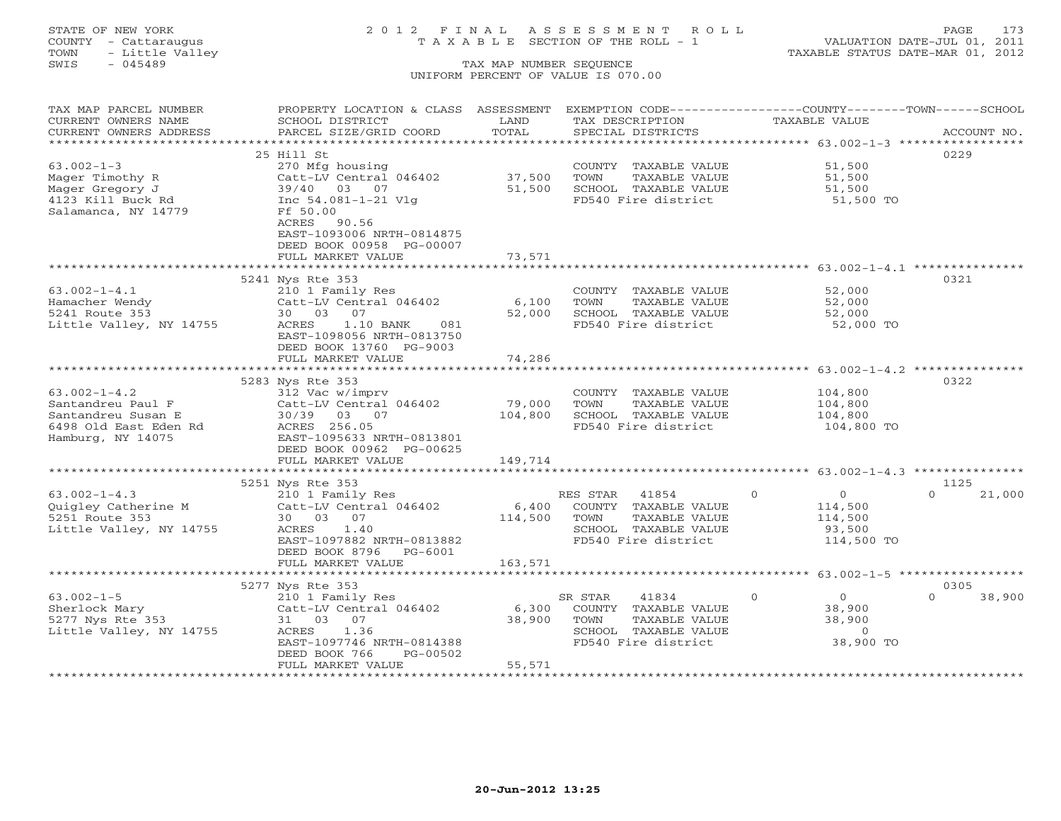STATE OF NEW YORK
COUNTY - Cattaraugus
TOWN - Little Valley
SWIS - 045489

# 2012 FINAL ASSESSMENT ROLL
TAXABLE SECTION OF THE ROLL - 1

TAX MAP NUMBER SEQUENCE
UNIFORM PERCENT OF VALUE IS 070.00

VALUATION DATE-JUL 01, 2011
TAXABLE STATUS DATE-MAR 01, 2012

| TAX MAP PARCEL NUMBER / CURRENT OWNERS NAME / CURRENT OWNERS ADDRESS | PROPERTY LOCATION & CLASS / SCHOOL DISTRICT / PARCEL SIZE/GRID COORD | ASSESSMENT LAND / TOTAL | EXEMPTION CODE / TAX DESCRIPTION / SPECIAL DISTRICTS | COUNTY / TOWN / SCHOOL TAXABLE VALUE | ACCOUNT NO. |
|---|---|---|---|---|---|
| 63.002-1-3 | 25 Hill St | | | | 0229 |
| Mager Timothy R | 270 Mfg housing | | COUNTY TAXABLE VALUE | 51,500 | |
| Mager Gregory J | Catt-LV Central 046402 | 37,500 | TOWN TAXABLE VALUE | 51,500 | |
| 4123 Kill Buck Rd | 39/40 03 07 | 51,500 | SCHOOL TAXABLE VALUE | 51,500 | |
| Salamanca, NY 14779 | Inc 54.081-1-21 Vlg | | FD540 Fire district | 51,500 TO | |
| | Ff 50.00 | | | | |
| | ACRES 90.56 | | | | |
| | EAST-1093006 NRTH-0814875 | | | | |
| | DEED BOOK 00958 PG-00007 | | | | |
| | FULL MARKET VALUE | 73,571 | | | |
| 63.002-1-4.1 | 5241 Nys Rte 353 | | | | 0321 |
| Hamacher Wendy | 210 1 Family Res | | COUNTY TAXABLE VALUE | 52,000 | |
| 5241 Route 353 | Catt-LV Central 046402 | 6,100 | TOWN TAXABLE VALUE | 52,000 | |
| Little Valley, NY 14755 | 30 03 07 | 52,000 | SCHOOL TAXABLE VALUE | 52,000 | |
| | ACRES 1.10 BANK 081 | | FD540 Fire district | 52,000 TO | |
| | EAST-1098056 NRTH-0813750 | | | | |
| | DEED BOOK 13760 PG-9003 | | | | |
| | FULL MARKET VALUE | 74,286 | | | |
| 63.002-1-4.2 | 5283 Nys Rte 353 | | | | 0322 |
| Santandreu Paul F | 312 Vac w/imprv | | COUNTY TAXABLE VALUE | 104,800 | |
| Santandreu Susan E | Catt-LV Central 046402 | 79,000 | TOWN TAXABLE VALUE | 104,800 | |
| 6498 Old East Eden Rd | 30/39 03 07 | 104,800 | SCHOOL TAXABLE VALUE | 104,800 | |
| Hamburg, NY 14075 | ACRES 256.05 | | FD540 Fire district | 104,800 TO | |
| | EAST-1095633 NRTH-0813801 | | | | |
| | DEED BOOK 00962 PG-00625 | | | | |
| | FULL MARKET VALUE | 149,714 | | | |
| 63.002-1-4.3 | 5251 Nys Rte 353 | | | | 1125 |
| Quigley Catherine M | 210 1 Family Res | | RES STAR 41854 | 0 / 0 / 0 | 21,000 |
| 5251 Route 353 | Catt-LV Central 046402 | 6,400 | COUNTY TAXABLE VALUE | 114,500 | |
| Little Valley, NY 14755 | 30 03 07 | 114,500 | TOWN TAXABLE VALUE | 114,500 | |
| | ACRES 1.40 | | SCHOOL TAXABLE VALUE | 93,500 | |
| | EAST-1097882 NRTH-0813882 | | FD540 Fire district | 114,500 TO | |
| | DEED BOOK 8796 PG-6001 | | | | |
| | FULL MARKET VALUE | 163,571 | | | |
| 63.002-1-5 | 5277 Nys Rte 353 | | | | 0305 |
| Sherlock Mary | 210 1 Family Res | | SR STAR 41834 | 0 / 0 / 0 | 38,900 |
| 5277 Nys Rte 353 | Catt-LV Central 046402 | 6,300 | COUNTY TAXABLE VALUE | 38,900 | |
| Little Valley, NY 14755 | 31 03 07 | 38,900 | TOWN TAXABLE VALUE | 38,900 | |
| | ACRES 1.36 | | SCHOOL TAXABLE VALUE | 0 | |
| | EAST-1097746 NRTH-0814388 | | FD540 Fire district | 38,900 TO | |
| | DEED BOOK 766 PG-00502 | | | | |
| | FULL MARKET VALUE | 55,571 | | | |

20-Jun-2012 13:25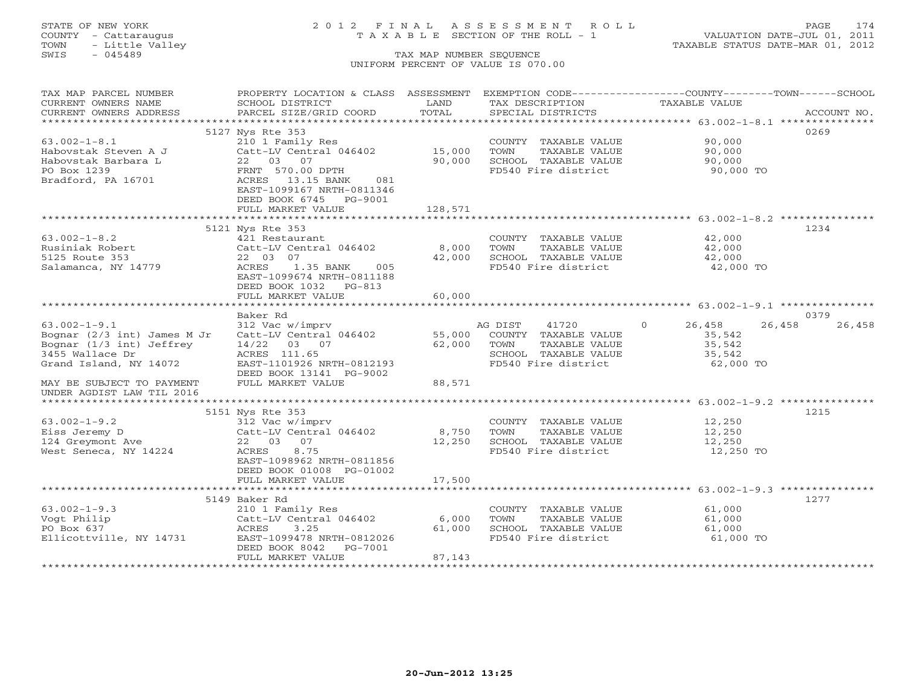STATE OF NEW YORK
COUNTY - Cattaraugus
TOWN - Little Valley
SWIS - 045489

# 2012 FINAL ASSESSMENT ROLL
TAXABLE SECTION OF THE ROLL - 1
TAX MAP NUMBER SEQUENCE
UNIFORM PERCENT OF VALUE IS 070.00

VALUATION DATE-JUL 01, 2011
TAXABLE STATUS DATE-MAR 01, 2012

| TAX MAP PARCEL NUMBER / CURRENT OWNERS NAME / CURRENT OWNERS ADDRESS | PROPERTY LOCATION & CLASS / SCHOOL DISTRICT / PARCEL SIZE/GRID COORD | ASSESSMENT LAND / TOTAL | EXEMPTION CODE / TAX DESCRIPTION / SPECIAL DISTRICTS | COUNTY TAXABLE VALUE | TOWN | SCHOOL | ACCOUNT NO. |
|---|---|---|---|---|---|---|---|
| **63.002-1-8.1** | 5127 Nys Rte 353 | | | | | | 0269 |
| 63.002-1-8.1 | 210 1 Family Res | | COUNTY TAXABLE VALUE | 90,000 | | | |
| Habovstak Steven A J | Catt-LV Central 046402 | 15,000 | TOWN TAXABLE VALUE | 90,000 | | | |
| Habovstak Barbara L | 22 03 07 | 90,000 | SCHOOL TAXABLE VALUE | 90,000 | | | |
| PO Box 1239 | FRNT 570.00 DPTH | | FD540 Fire district | 90,000 TO | | | |
| Bradford, PA 16701 | ACRES 13.15 BANK 081 | | | | | | |
| | EAST-1099167 NRTH-0811346 | | | | | | |
| | DEED BOOK 6745 PG-9001 | | | | | | |
| | FULL MARKET VALUE | 128,571 | | | | | |
| **63.002-1-8.2** | 5121 Nys Rte 353 | | | | | | 1234 |
| 63.002-1-8.2 | 421 Restaurant | | COUNTY TAXABLE VALUE | 42,000 | | | |
| Rusiniak Robert | Catt-LV Central 046402 | 8,000 | TOWN TAXABLE VALUE | 42,000 | | | |
| 5125 Route 353 | 22 03 07 | 42,000 | SCHOOL TAXABLE VALUE | 42,000 | | | |
| Salamanca, NY 14779 | ACRES 1.35 BANK 005 | | FD540 Fire district | 42,000 TO | | | |
| | EAST-1099674 NRTH-0811188 | | | | | | |
| | DEED BOOK 1032 PG-813 | | | | | | |
| | FULL MARKET VALUE | 60,000 | | | | | |
| **63.002-1-9.1** | Baker Rd | | | | | | 0379 |
| 63.002-1-9.1 | 312 Vac w/imprv | | AG DIST 41720 0 | 26,458 | 26,458 | 26,458 | |
| Bognar (2/3 int) James M Jr | Catt-LV Central 046402 | 55,000 | COUNTY TAXABLE VALUE | 35,542 | | | |
| Bognar (1/3 int) Jeffrey | 14/22 03 07 | 62,000 | TOWN TAXABLE VALUE | 35,542 | | | |
| 3455 Wallace Dr | ACRES 111.65 | | SCHOOL TAXABLE VALUE | 35,542 | | | |
| Grand Island, NY 14072 | EAST-1101926 NRTH-0812193 | | FD540 Fire district | 62,000 TO | | | |
| | DEED BOOK 13141 PG-9002 | | | | | | |
| MAY BE SUBJECT TO PAYMENT | FULL MARKET VALUE | 88,571 | | | | | |
| UNDER AGDIST LAW TIL 2016 | | | | | | | |
| **63.002-1-9.2** | 5151 Nys Rte 353 | | | | | | 1215 |
| 63.002-1-9.2 | 312 Vac w/imprv | | COUNTY TAXABLE VALUE | 12,250 | | | |
| Eiss Jeremy D | Catt-LV Central 046402 | 8,750 | TOWN TAXABLE VALUE | 12,250 | | | |
| 124 Greymont Ave | 22 03 07 | 12,250 | SCHOOL TAXABLE VALUE | 12,250 | | | |
| West Seneca, NY 14224 | ACRES 8.75 | | FD540 Fire district | 12,250 TO | | | |
| | EAST-1098962 NRTH-0811856 | | | | | | |
| | DEED BOOK 01008 PG-01002 | | | | | | |
| | FULL MARKET VALUE | 17,500 | | | | | |
| **63.002-1-9.3** | 5149 Baker Rd | | | | | | 1277 |
| 63.002-1-9.3 | 210 1 Family Res | | COUNTY TAXABLE VALUE | 61,000 | | | |
| Vogt Philip | Catt-LV Central 046402 | 6,000 | TOWN TAXABLE VALUE | 61,000 | | | |
| PO Box 637 | ACRES 3.25 | 61,000 | SCHOOL TAXABLE VALUE | 61,000 | | | |
| Ellicottville, NY 14731 | EAST-1099478 NRTH-0812026 | | FD540 Fire district | 61,000 TO | | | |
| | DEED BOOK 8042 PG-7001 | | | | | | |
| | FULL MARKET VALUE | 87,143 | | | | | |

20-Jun-2012 13:25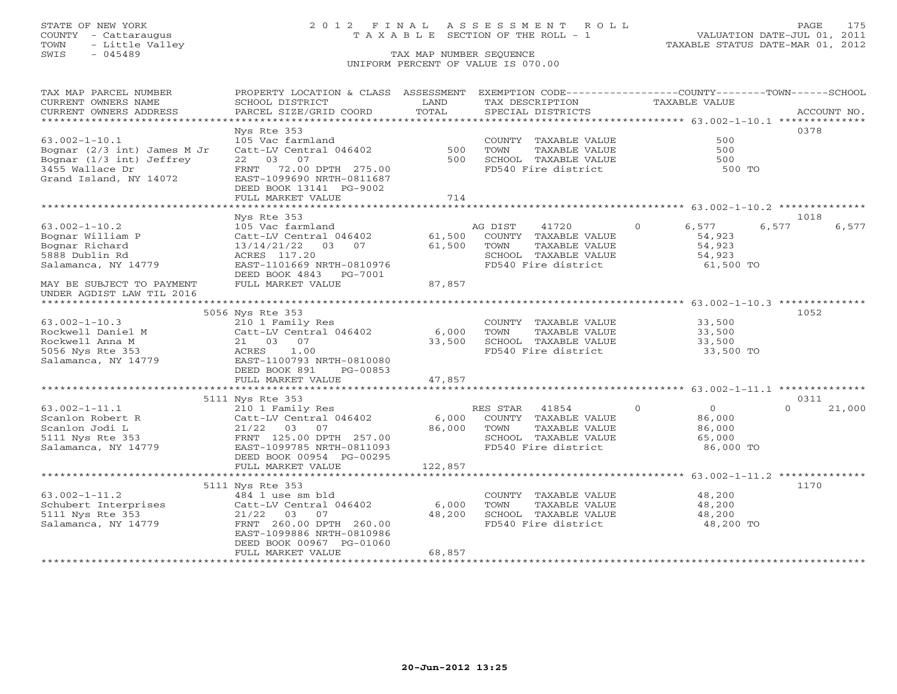STATE OF NEW YORK
COUNTY - Cattaraugus
TOWN - Little Valley
SWIS - 045489

# 2012 FINAL ASSESSMENT ROLL
TAXABLE SECTION OF THE ROLL - 1

TAX MAP NUMBER SEQUENCE
UNIFORM PERCENT OF VALUE IS 070.00

VALUATION DATE-JUL 01, 2011
TAXABLE STATUS DATE-MAR 01, 2012

| TAX MAP PARCEL NUMBER / CURRENT OWNERS NAME / CURRENT OWNERS ADDRESS | PROPERTY LOCATION & CLASS / SCHOOL DISTRICT / PARCEL SIZE/GRID COORD | ASSESSMENT LAND / TOTAL | EXEMPTION CODE / TAX DESCRIPTION / SPECIAL DISTRICTS | COUNTY | TOWN | SCHOOL | ACCOUNT NO. |
|---|---|---|---|---|---|---|---|
| 63.002-1-10.1 | Nys Rte 353 | | | | | | 0378 |
| 63.002-1-10.1 | 105 Vac farmland | | COUNTY TAXABLE VALUE | 500 | | | |
| Bognar (2/3 int) James M Jr | Catt-LV Central 046402 | 500 | TOWN TAXABLE VALUE | 500 | | | |
| Bognar (1/3 int) Jeffrey | 22 03 07 | 500 | SCHOOL TAXABLE VALUE | 500 | | | |
| 3455 Wallace Dr | FRNT 72.00 DPTH 275.00 | | FD540 Fire district | 500 TO | | | |
| Grand Island, NY 14072 | EAST-1099690 NRTH-0811687 | | | | | | |
| | DEED BOOK 13141 PG-9002 | | | | | | |
| | FULL MARKET VALUE | 714 | | | | | |
| 63.002-1-10.2 | Nys Rte 353 | | | | | | 1018 |
| 63.002-1-10.2 | 105 Vac farmland | | AG DIST 41720 0 | 6,577 | 6,577 | 6,577 | |
| Bognar William P | Catt-LV Central 046402 | 61,500 | COUNTY TAXABLE VALUE | 54,923 | | | |
| Bognar Richard | 13/14/21/22 03 07 | 61,500 | TOWN TAXABLE VALUE | 54,923 | | | |
| 5888 Dublin Rd | ACRES 117.20 | | SCHOOL TAXABLE VALUE | 54,923 | | | |
| Salamanca, NY 14779 | EAST-1101669 NRTH-0810976 | | FD540 Fire district | 61,500 TO | | | |
| | DEED BOOK 4843 PG-7001 | | | | | | |
| MAY BE SUBJECT TO PAYMENT | FULL MARKET VALUE | 87,857 | | | | | |
| UNDER AGDIST LAW TIL 2016 | | | | | | | |
| 63.002-1-10.3 | 5056 Nys Rte 353 | | | | | | 1052 |
| 63.002-1-10.3 | 210 1 Family Res | | COUNTY TAXABLE VALUE | 33,500 | | | |
| Rockwell Daniel M | Catt-LV Central 046402 | 6,000 | TOWN TAXABLE VALUE | 33,500 | | | |
| Rockwell Anna M | 21 03 07 | 33,500 | SCHOOL TAXABLE VALUE | 33,500 | | | |
| 5056 Nys Rte 353 | ACRES 1.00 | | FD540 Fire district | 33,500 TO | | | |
| Salamanca, NY 14779 | EAST-1100793 NRTH-0810080 | | | | | | |
| | DEED BOOK 891 PG-00853 | | | | | | |
| | FULL MARKET VALUE | 47,857 | | | | | |
| 63.002-1-11.1 | 5111 Nys Rte 353 | | | | | | 0311 |
| 63.002-1-11.1 | 210 1 Family Res | | RES STAR 41854 0 | 0 | | 0 | 21,000 |
| Scanlon Robert R | Catt-LV Central 046402 | 6,000 | COUNTY TAXABLE VALUE | 86,000 | | | |
| Scanlon Jodi L | 21/22 03 07 | 86,000 | TOWN TAXABLE VALUE | 86,000 | | | |
| 5111 Nys Rte 353 | FRNT 125.00 DPTH 257.00 | | SCHOOL TAXABLE VALUE | 65,000 | | | |
| Salamanca, NY 14779 | EAST-1099785 NRTH-0811093 | | FD540 Fire district | 86,000 TO | | | |
| | DEED BOOK 00954 PG-00295 | | | | | | |
| | FULL MARKET VALUE | 122,857 | | | | | |
| 63.002-1-11.2 | 5111 Nys Rte 353 | | | | | | 1170 |
| 63.002-1-11.2 | 484 1 use sm bld | | COUNTY TAXABLE VALUE | 48,200 | | | |
| Schubert Interprises | Catt-LV Central 046402 | 6,000 | TOWN TAXABLE VALUE | 48,200 | | | |
| 5111 Nys Rte 353 | 21/22 03 07 | 48,200 | SCHOOL TAXABLE VALUE | 48,200 | | | |
| Salamanca, NY 14779 | FRNT 260.00 DPTH 260.00 | | FD540 Fire district | 48,200 TO | | | |
| | EAST-1099886 NRTH-0810986 | | | | | | |
| | DEED BOOK 00967 PG-01060 | | | | | | |
| | FULL MARKET VALUE | 68,857 | | | | | |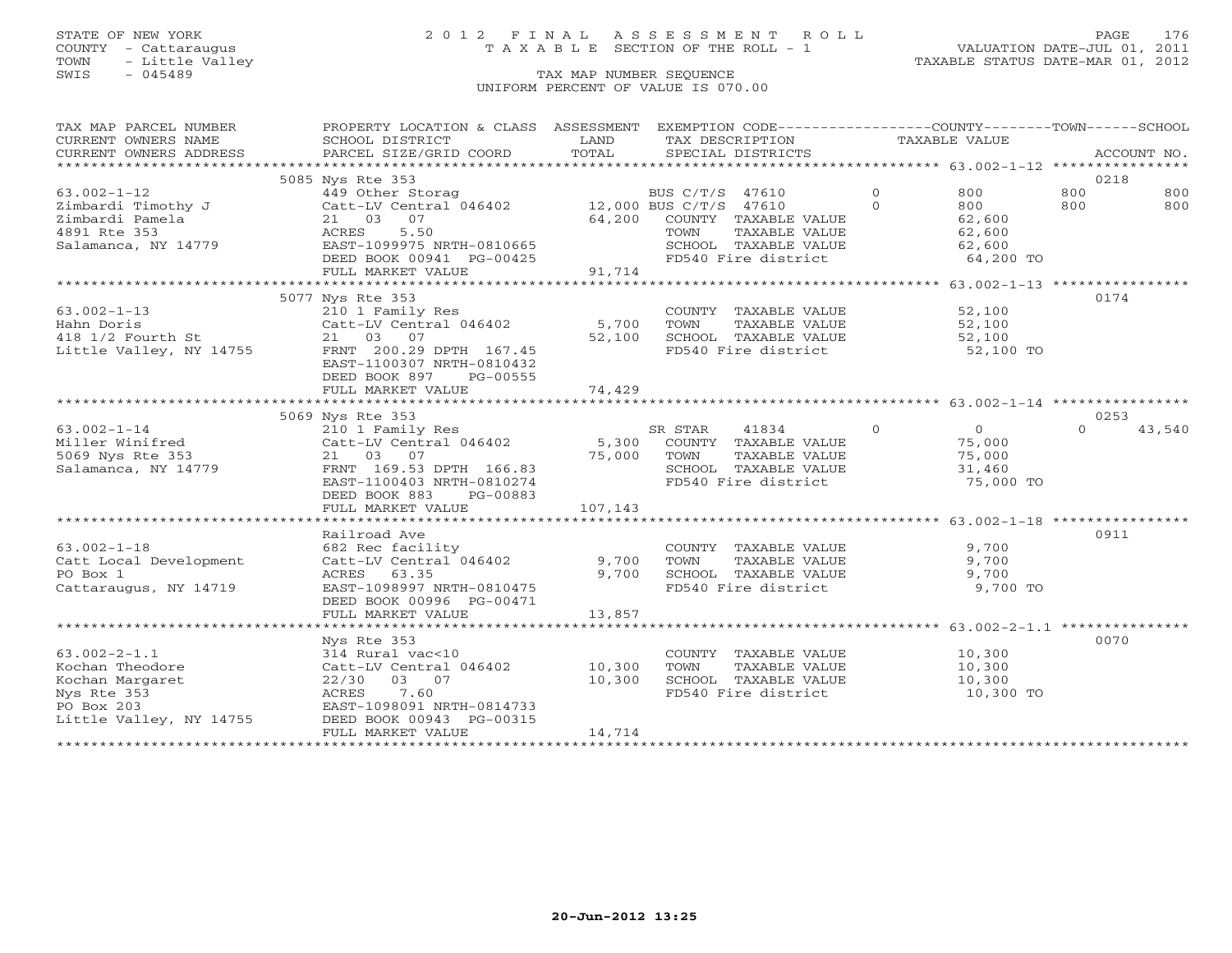STATE OF NEW YORK
COUNTY - Cattaraugus
TOWN - Little Valley
SWIS - 045489

2012 FINAL ASSESSMENT ROLL
TAXABLE SECTION OF THE ROLL - 1
TAX MAP NUMBER SEQUENCE
UNIFORM PERCENT OF VALUE IS 070.00

VALUATION DATE-JUL 01, 2011
TAXABLE STATUS DATE-MAR 01, 2012

| TAX MAP PARCEL NUMBER / CURRENT OWNERS NAME / CURRENT OWNERS ADDRESS | PROPERTY LOCATION & CLASS / SCHOOL DISTRICT / PARCEL SIZE/GRID COORD | ASSESSMENT LAND / TOTAL | EXEMPTION CODE / TAX DESCRIPTION / SPECIAL DISTRICTS | | COUNTY TAXABLE VALUE | TOWN | SCHOOL | ACCOUNT NO. |
|---|---|---|---|---|---|---|---|---|
| | 5085 Nys Rte 353 | | | | | | | 0218 |
| 63.002-1-12 | 449 Other Storag | | BUS C/T/S 47610 | 0 | 800 | 800 | 800 | |
| Zimbardi Timothy J | Catt-LV Central 046402 | 12,000 | BUS C/T/S 47610 | 0 | 800 | 800 | 800 | |
| Zimbardi Pamela | 21 03 07 | 64,200 | COUNTY TAXABLE VALUE | | 62,600 | | | |
| 4891 Rte 353 | ACRES 5.50 | | TOWN TAXABLE VALUE | | 62,600 | | | |
| Salamanca, NY 14779 | EAST-1099975 NRTH-0810665 | | SCHOOL TAXABLE VALUE | | 62,600 | | | |
| | DEED BOOK 00941 PG-00425 | | FD540 Fire district | | 64,200 TO | | | |
| | FULL MARKET VALUE | 91,714 | | | | | | |
| | 5077 Nys Rte 353 | | | | | | | 0174 |
| 63.002-1-13 | 210 1 Family Res | | COUNTY TAXABLE VALUE | | 52,100 | | | |
| Hahn Doris | Catt-LV Central 046402 | 5,700 | TOWN TAXABLE VALUE | | 52,100 | | | |
| 418 1/2 Fourth St | 21 03 07 | 52,100 | SCHOOL TAXABLE VALUE | | 52,100 | | | |
| Little Valley, NY 14755 | FRNT 200.29 DPTH 167.45 | | FD540 Fire district | | 52,100 TO | | | |
| | EAST-1100307 NRTH-0810432 | | | | | | | |
| | DEED BOOK 897 PG-00555 | | | | | | | |
| | FULL MARKET VALUE | 74,429 | | | | | | |
| | 5069 Nys Rte 353 | | | | | | | 0253 |
| 63.002-1-14 | 210 1 Family Res | | SR STAR 41834 | 0 | 0 | | 0 | 43,540 |
| Miller Winifred | Catt-LV Central 046402 | 5,300 | COUNTY TAXABLE VALUE | | 75,000 | | | |
| 5069 Nys Rte 353 | 21 03 07 | 75,000 | TOWN TAXABLE VALUE | | 75,000 | | | |
| Salamanca, NY 14779 | FRNT 169.53 DPTH 166.83 | | SCHOOL TAXABLE VALUE | | 31,460 | | | |
| | EAST-1100403 NRTH-0810274 | | FD540 Fire district | | 75,000 TO | | | |
| | DEED BOOK 883 PG-00883 | | | | | | | |
| | FULL MARKET VALUE | 107,143 | | | | | | |
| | Railroad Ave | | | | | | | 0911 |
| 63.002-1-18 | 682 Rec facility | | COUNTY TAXABLE VALUE | | 9,700 | | | |
| Catt Local Development | Catt-LV Central 046402 | 9,700 | TOWN TAXABLE VALUE | | 9,700 | | | |
| PO Box 1 | ACRES 63.35 | 9,700 | SCHOOL TAXABLE VALUE | | 9,700 | | | |
| Cattaraugus, NY 14719 | EAST-1098997 NRTH-0810475 | | FD540 Fire district | | 9,700 TO | | | |
| | DEED BOOK 00996 PG-00471 | | | | | | | |
| | FULL MARKET VALUE | 13,857 | | | | | | |
| | Nys Rte 353 | | | | | | | 0070 |
| 63.002-2-1.1 | 314 Rural vac<10 | | COUNTY TAXABLE VALUE | | 10,300 | | | |
| Kochan Theodore | Catt-LV Central 046402 | 10,300 | TOWN TAXABLE VALUE | | 10,300 | | | |
| Kochan Margaret | 22/30 03 07 | 10,300 | SCHOOL TAXABLE VALUE | | 10,300 | | | |
| Nys Rte 353 | ACRES 7.60 | | FD540 Fire district | | 10,300 TO | | | |
| PO Box 203 | EAST-1098091 NRTH-0814733 | | | | | | | |
| Little Valley, NY 14755 | DEED BOOK 00943 PG-00315 | | | | | | | |
| | FULL MARKET VALUE | 14,714 | | | | | | |

20-Jun-2012 13:25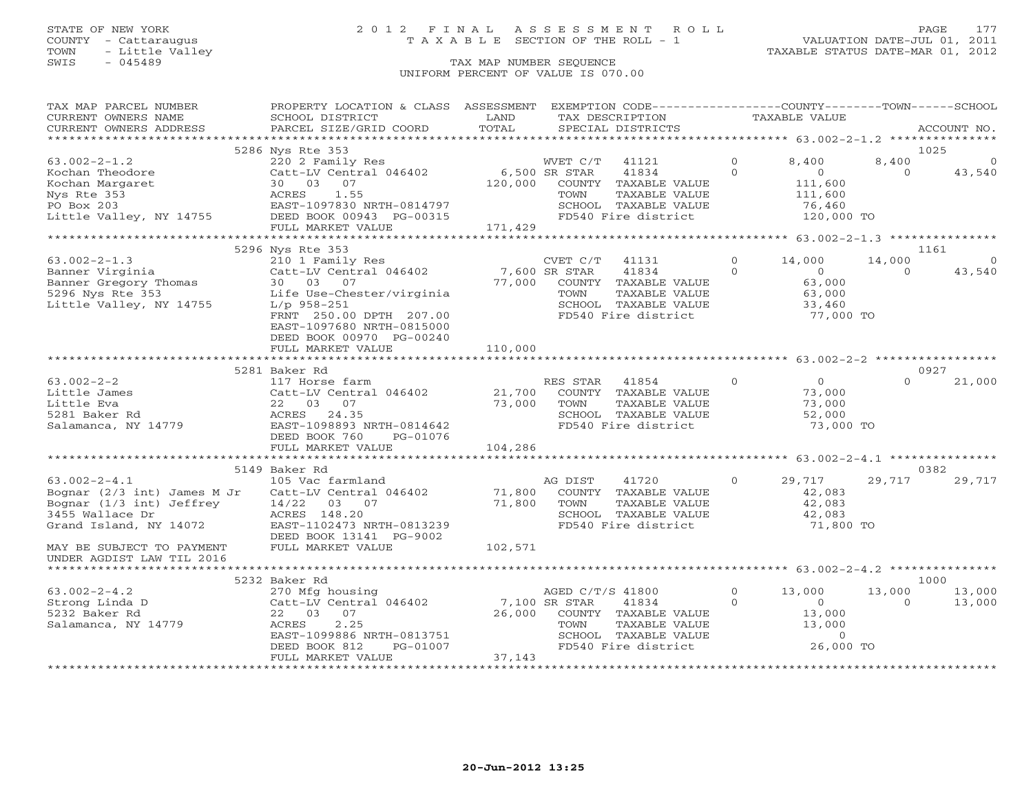STATE OF NEW YORK
COUNTY - Cattaraugus
TOWN - Little Valley
SWIS - 045489

# 2012 FINAL ASSESSMENT ROLL
TAXABLE SECTION OF THE ROLL - 1
TAX MAP NUMBER SEQUENCE
UNIFORM PERCENT OF VALUE IS 070.00

VALUATION DATE-JUL 01, 2011
TAXABLE STATUS DATE-MAR 01, 2012

| TAX MAP PARCEL NUMBER / CURRENT OWNERS NAME / CURRENT OWNERS ADDRESS | PROPERTY LOCATION & CLASS / SCHOOL DISTRICT / PARCEL SIZE/GRID COORD | ASSESSMENT LAND / TOTAL | EXEMPTION CODE / TAX DESCRIPTION / SPECIAL DISTRICTS | | COUNTY TAXABLE VALUE | TOWN | SCHOOL / ACCOUNT NO. |
|---|---|---|---|---|---|---|---|
| **63.002-2-1.2** | 5286 Nys Rte 353 | | | | | | 1025 |
| 63.002-2-1.2 | 220 2 Family Res | | WVET C/T 41121 | 0 | 8,400 | 8,400 | 0 |
| Kochan Theodore | Catt-LV Central 046402 | 6,500 | SR STAR 41834 | 0 | 0 | 0 | 43,540 |
| Kochan Margaret | 30 03 07 | 120,000 | COUNTY TAXABLE VALUE | | 111,600 | | |
| Nys Rte 353 | ACRES 1.55 | | TOWN TAXABLE VALUE | | 111,600 | | |
| PO Box 203 | EAST-1097830 NRTH-0814797 | | SCHOOL TAXABLE VALUE | | 76,460 | | |
| Little Valley, NY 14755 | DEED BOOK 00943 PG-00315 | | FD540 Fire district | | 120,000 TO | | |
| | FULL MARKET VALUE | 171,429 | | | | | |
| **63.002-2-1.3** | 5296 Nys Rte 353 | | | | | | 1161 |
| 63.002-2-1.3 | 210 1 Family Res | | CVET C/T 41131 | 0 | 14,000 | 14,000 | 0 |
| Banner Virginia | Catt-LV Central 046402 | 7,600 | SR STAR 41834 | 0 | 0 | 0 | 43,540 |
| Banner Gregory Thomas | 30 03 07 | 77,000 | COUNTY TAXABLE VALUE | | 63,000 | | |
| 5296 Nys Rte 353 | Life Use-Chester/virginia | | TOWN TAXABLE VALUE | | 63,000 | | |
| Little Valley, NY 14755 | L/p 958-251 | | SCHOOL TAXABLE VALUE | | 33,460 | | |
| | FRNT 250.00 DPTH 207.00 | | FD540 Fire district | | 77,000 TO | | |
| | EAST-1097680 NRTH-0815000 | | | | | | |
| | DEED BOOK 00970 PG-00240 | | | | | | |
| | FULL MARKET VALUE | 110,000 | | | | | |
| **63.002-2-2** | 5281 Baker Rd | | | | | | 0927 |
| 63.002-2-2 | 117 Horse farm | | RES STAR 41854 | 0 | 0 | 0 | 21,000 |
| Little James | Catt-LV Central 046402 | 21,700 | COUNTY TAXABLE VALUE | | 73,000 | | |
| Little Eva | 22 03 07 | 73,000 | TOWN TAXABLE VALUE | | 73,000 | | |
| 5281 Baker Rd | ACRES 24.35 | | SCHOOL TAXABLE VALUE | | 52,000 | | |
| Salamanca, NY 14779 | EAST-1098893 NRTH-0814642 | | FD540 Fire district | | 73,000 TO | | |
| | DEED BOOK 760 PG-01076 | | | | | | |
| | FULL MARKET VALUE | 104,286 | | | | | |
| **63.002-2-4.1** | 5149 Baker Rd | | | | | | 0382 |
| 63.002-2-4.1 | 105 Vac farmland | | AG DIST 41720 | 0 | 29,717 | 29,717 | 29,717 |
| Bognar (2/3 int) James M Jr | Catt-LV Central 046402 | 71,800 | COUNTY TAXABLE VALUE | | 42,083 | | |
| Bognar (1/3 int) Jeffrey | 14/22 03 07 | 71,800 | TOWN TAXABLE VALUE | | 42,083 | | |
| 3455 Wallace Dr | ACRES 148.20 | | SCHOOL TAXABLE VALUE | | 42,083 | | |
| Grand Island, NY 14072 | EAST-1102473 NRTH-0813239 | | FD540 Fire district | | 71,800 TO | | |
| | DEED BOOK 13141 PG-9002 | | | | | | |
| MAY BE SUBJECT TO PAYMENT UNDER AGDIST LAW TIL 2016 | FULL MARKET VALUE | 102,571 | | | | | |
| **63.002-2-4.2** | 5232 Baker Rd | | | | | | 1000 |
| 63.002-2-4.2 | 270 Mfg housing | | AGED C/T/S 41800 | 0 | 13,000 | 13,000 | 13,000 |
| Strong Linda D | Catt-LV Central 046402 | 7,100 | SR STAR 41834 | 0 | 0 | 0 | 13,000 |
| 5232 Baker Rd | 22 03 07 | 26,000 | COUNTY TAXABLE VALUE | | 13,000 | | |
| Salamanca, NY 14779 | ACRES 2.25 | | TOWN TAXABLE VALUE | | 13,000 | | |
| | EAST-1099886 NRTH-0813751 | | SCHOOL TAXABLE VALUE | | 0 | | |
| | DEED BOOK 812 PG-01007 | | FD540 Fire district | | 26,000 TO | | |
| | FULL MARKET VALUE | 37,143 | | | | | |

20-Jun-2012 13:25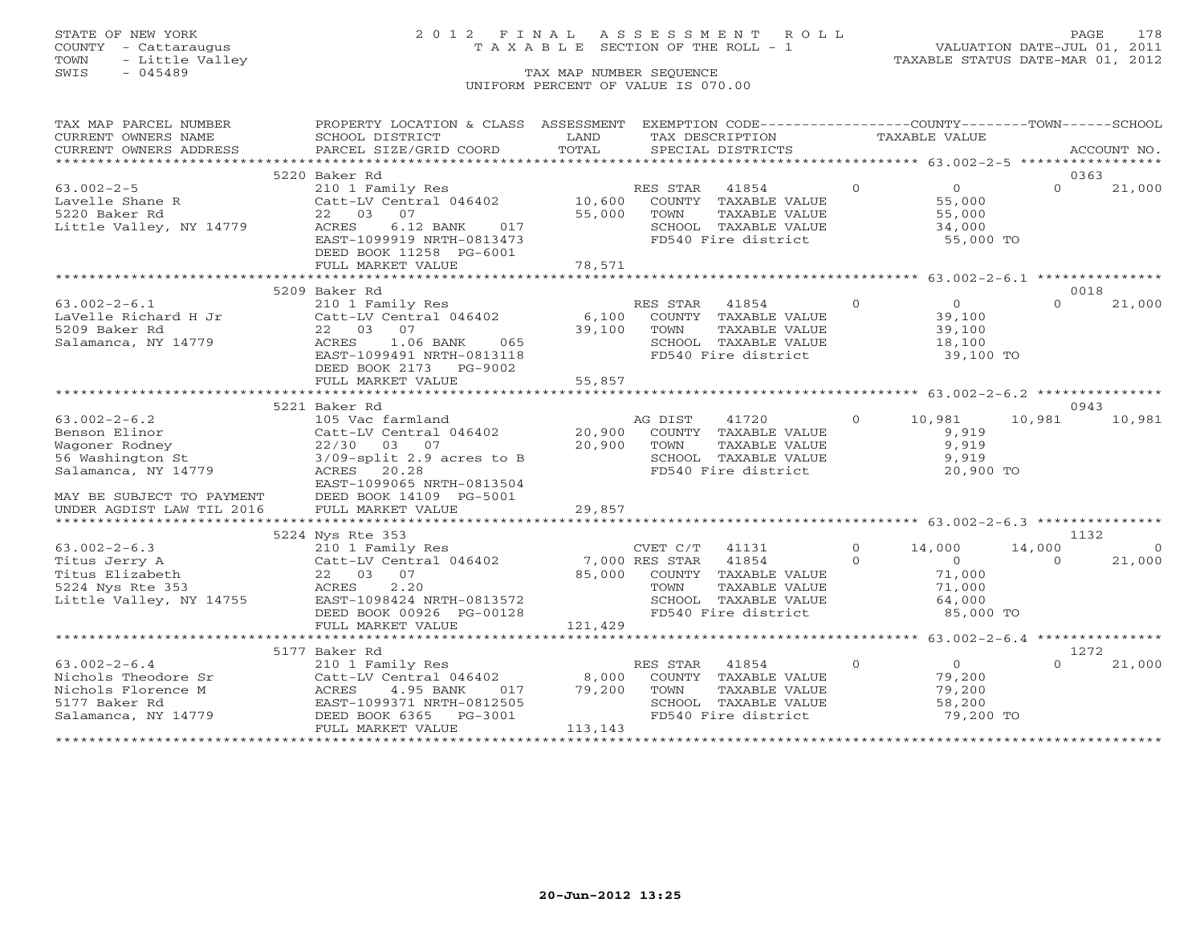STATE OF NEW YORK
COUNTY - Cattaraugus
TOWN - Little Valley
SWIS - 045489

# 2012 FINAL ASSESSMENT ROLL

TAXABLE SECTION OF THE ROLL - 1

VALUATION DATE-JUL 01, 2011
TAXABLE STATUS DATE-MAR 01, 2012

TAX MAP NUMBER SEQUENCE
UNIFORM PERCENT OF VALUE IS 070.00

| TAX MAP PARCEL NUMBER / CURRENT OWNERS NAME / CURRENT OWNERS ADDRESS | PROPERTY LOCATION & CLASS / SCHOOL DISTRICT / PARCEL SIZE/GRID COORD | ASSESSMENT LAND / TOTAL | EXEMPTION CODE / TAX DESCRIPTION / SPECIAL DISTRICTS | COUNTY TAXABLE VALUE | TOWN | SCHOOL | ACCOUNT NO. |
|---|---|---|---|---|---|---|---|
| | 5220 Baker Rd | | | | | | 0363 |
| 63.002-2-5 | 210 1 Family Res | | RES STAR 41854 | 0 | 0 | 0 | 21,000 |
| Lavelle Shane R | Catt-LV Central 046402 | 10,600 | COUNTY TAXABLE VALUE | 55,000 | | | |
| 5220 Baker Rd | 22 03 07 | 55,000 | TOWN TAXABLE VALUE | 55,000 | | | |
| Little Valley, NY 14779 | ACRES 6.12 BANK 017 | | SCHOOL TAXABLE VALUE | 34,000 | | | |
| | EAST-1099919 NRTH-0813473 | | FD540 Fire district | 55,000 TO | | | |
| | DEED BOOK 11258 PG-6001 | | | | | | |
| | FULL MARKET VALUE | 78,571 | | | | | |
| | 5209 Baker Rd | | | | | | 0018 |
| 63.002-2-6.1 | 210 1 Family Res | | RES STAR 41854 | 0 | 0 | 0 | 21,000 |
| LaVelle Richard H Jr | Catt-LV Central 046402 | 6,100 | COUNTY TAXABLE VALUE | 39,100 | | | |
| 5209 Baker Rd | 22 03 07 | 39,100 | TOWN TAXABLE VALUE | 39,100 | | | |
| Salamanca, NY 14779 | ACRES 1.06 BANK 065 | | SCHOOL TAXABLE VALUE | 18,100 | | | |
| | EAST-1099491 NRTH-0813118 | | FD540 Fire district | 39,100 TO | | | |
| | DEED BOOK 2173 PG-9002 | | | | | | |
| | FULL MARKET VALUE | 55,857 | | | | | |
| | 5221 Baker Rd | | | | | | 0943 |
| 63.002-2-6.2 | 105 Vac farmland | | AG DIST 41720 | 0 | 10,981 | 10,981 | 10,981 |
| Benson Elinor | Catt-LV Central 046402 | 20,900 | COUNTY TAXABLE VALUE | 9,919 | | | |
| Wagoner Rodney | 22/30 03 07 | 20,900 | TOWN TAXABLE VALUE | 9,919 | | | |
| 56 Washington St | 3/09-split 2.9 acres to B | | SCHOOL TAXABLE VALUE | 9,919 | | | |
| Salamanca, NY 14779 | ACRES 20.28 | | FD540 Fire district | 20,900 TO | | | |
| | EAST-1099065 NRTH-0813504 | | | | | | |
| MAY BE SUBJECT TO PAYMENT | DEED BOOK 14109 PG-5001 | | | | | | |
| UNDER AGDIST LAW TIL 2016 | FULL MARKET VALUE | 29,857 | | | | | |
| | 5224 Nys Rte 353 | | | | | | 1132 |
| 63.002-2-6.3 | 210 1 Family Res | | CVET C/T 41131 | 0 | 14,000 | 14,000 | 0 |
| Titus Jerry A | Catt-LV Central 046402 | 7,000 | RES STAR 41854 | 0 | 0 | 0 | 21,000 |
| Titus Elizabeth | 22 03 07 | 85,000 | COUNTY TAXABLE VALUE | 71,000 | | | |
| 5224 Nys Rte 353 | ACRES 2.20 | | TOWN TAXABLE VALUE | 71,000 | | | |
| Little Valley, NY 14755 | EAST-1098424 NRTH-0813572 | | SCHOOL TAXABLE VALUE | 64,000 | | | |
| | DEED BOOK 00926 PG-00128 | | FD540 Fire district | 85,000 TO | | | |
| | FULL MARKET VALUE | 121,429 | | | | | |
| | 5177 Baker Rd | | | | | | 1272 |
| 63.002-2-6.4 | 210 1 Family Res | | RES STAR 41854 | 0 | 0 | 0 | 21,000 |
| Nichols Theodore Sr | Catt-LV Central 046402 | 8,000 | COUNTY TAXABLE VALUE | 79,200 | | | |
| Nichols Florence M | ACRES 4.95 BANK 017 | 79,200 | TOWN TAXABLE VALUE | 79,200 | | | |
| 5177 Baker Rd | EAST-1099371 NRTH-0812505 | | SCHOOL TAXABLE VALUE | 58,200 | | | |
| Salamanca, NY 14779 | DEED BOOK 6365 PG-3001 | | FD540 Fire district | 79,200 TO | | | |
| | FULL MARKET VALUE | 113,143 | | | | | |

20-Jun-2012 13:25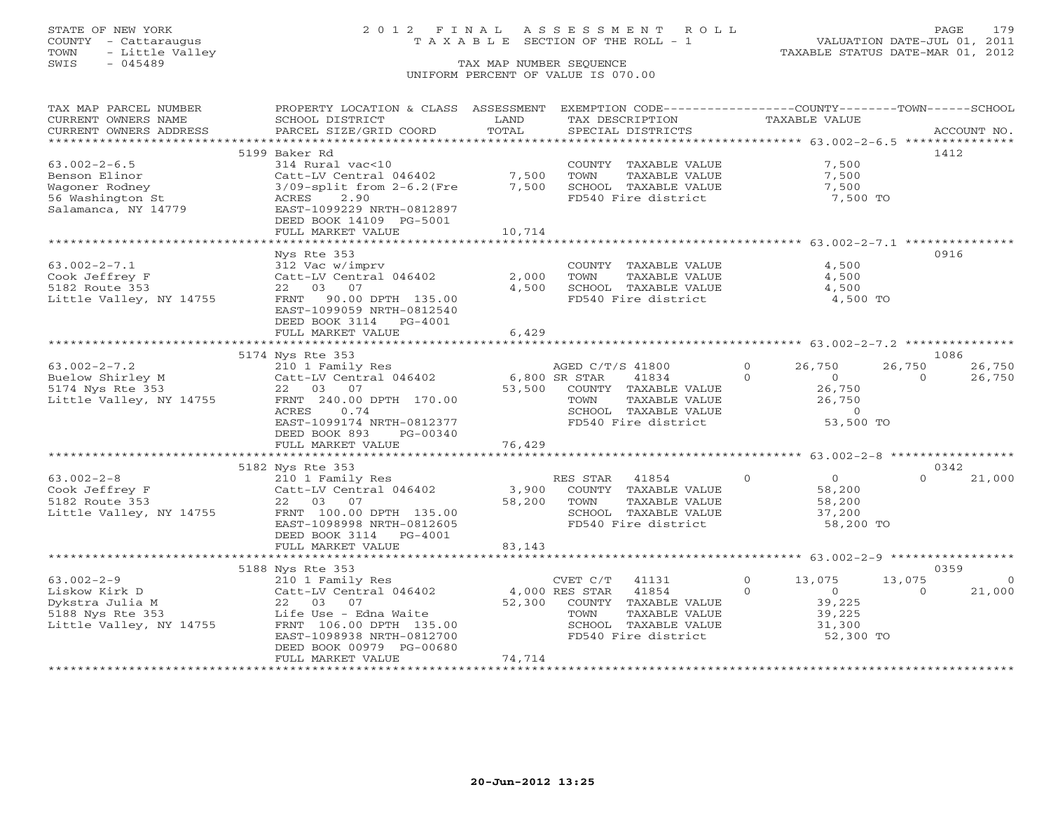STATE OF NEW YORK
COUNTY - Cattaraugus
TOWN - Little Valley
SWIS - 045489

# 2012 FINAL ASSESSMENT ROLL
TAXABLE SECTION OF THE ROLL - 1

TAX MAP NUMBER SEQUENCE
UNIFORM PERCENT OF VALUE IS 070.00

VALUATION DATE-JUL 01, 2011
TAXABLE STATUS DATE-MAR 01, 2012

| TAX MAP PARCEL NUMBER / CURRENT OWNERS NAME / CURRENT OWNERS ADDRESS | PROPERTY LOCATION & CLASS / SCHOOL DISTRICT / PARCEL SIZE/GRID COORD | ASSESSMENT LAND / TOTAL | EXEMPTION CODE / TAX DESCRIPTION / SPECIAL DISTRICTS | COUNTY TAXABLE VALUE | TOWN | SCHOOL | ACCOUNT NO. |
|---|---|---|---|---|---|---|---|
| **63.002-2-6.5** | 5199 Baker Rd | | | | | | 1412 |
| Benson Elinor | 314 Rural vac<10 | | COUNTY TAXABLE VALUE | 7,500 | | | |
| Wagoner Rodney | Catt-LV Central 046402 | 7,500 | TOWN TAXABLE VALUE | 7,500 | | | |
| 56 Washington St | 3/09-split from 2-6.2(Fre | 7,500 | SCHOOL TAXABLE VALUE | 7,500 | | | |
| Salamanca, NY 14779 | ACRES 2.90 | | FD540 Fire district | 7,500 TO | | | |
| | EAST-1099229 NRTH-0812897 | | | | | | |
| | DEED BOOK 14109 PG-5001 | | | | | | |
| | FULL MARKET VALUE | 10,714 | | | | | |
| **63.002-2-7.1** | Nys Rte 353 | | | | | | 0916 |
| Cook Jeffrey F | 312 Vac w/imprv | | COUNTY TAXABLE VALUE | 4,500 | | | |
| 5182 Route 353 | Catt-LV Central 046402 | 2,000 | TOWN TAXABLE VALUE | 4,500 | | | |
| Little Valley, NY 14755 | 22 03 07 | 4,500 | SCHOOL TAXABLE VALUE | 4,500 | | | |
| | FRNT 90.00 DPTH 135.00 | | FD540 Fire district | 4,500 TO | | | |
| | EAST-1099059 NRTH-0812540 | | | | | | |
| | DEED BOOK 3114 PG-4001 | | | | | | |
| | FULL MARKET VALUE | 6,429 | | | | | |
| **63.002-2-7.2** | 5174 Nys Rte 353 | | | | | | 1086 |
| Buelow Shirley M | 210 1 Family Res | | AGED C/T/S 41800 0 | 26,750 | 26,750 | 26,750 | |
| 5174 Nys Rte 353 | Catt-LV Central 046402 | 6,800 | SR STAR 41834 0 | 0 | 0 | 26,750 | |
| Little Valley, NY 14755 | 22 03 07 | 53,500 | COUNTY TAXABLE VALUE | 26,750 | | | |
| | FRNT 240.00 DPTH 170.00 | | TOWN TAXABLE VALUE | 26,750 | | | |
| | ACRES 0.74 | | SCHOOL TAXABLE VALUE | 0 | | | |
| | EAST-1099174 NRTH-0812377 | | FD540 Fire district | 53,500 TO | | | |
| | DEED BOOK 893 PG-00340 | | | | | | |
| | FULL MARKET VALUE | 76,429 | | | | | |
| **63.002-2-8** | 5182 Nys Rte 353 | | | | | | 0342 |
| Cook Jeffrey F | 210 1 Family Res | | RES STAR 41854 0 | 0 | 0 | 21,000 | |
| 5182 Route 353 | Catt-LV Central 046402 | 3,900 | COUNTY TAXABLE VALUE | 58,200 | | | |
| Little Valley, NY 14755 | 22 03 07 | 58,200 | TOWN TAXABLE VALUE | 58,200 | | | |
| | FRNT 100.00 DPTH 135.00 | | SCHOOL TAXABLE VALUE | 37,200 | | | |
| | EAST-1098998 NRTH-0812605 | | FD540 Fire district | 58,200 TO | | | |
| | DEED BOOK 3114 PG-4001 | | | | | | |
| | FULL MARKET VALUE | 83,143 | | | | | |
| **63.002-2-9** | 5188 Nys Rte 353 | | | | | | 0359 |
| Liskow Kirk D | 210 1 Family Res | | CVET C/T 41131 0 | 13,075 | 13,075 | 0 | |
| Dykstra Julia M | Catt-LV Central 046402 | 4,000 | RES STAR 41854 0 | 0 | 0 | 21,000 | |
| 5188 Nys Rte 353 | 22 03 07 | 52,300 | COUNTY TAXABLE VALUE | 39,225 | | | |
| Little Valley, NY 14755 | Life Use - Edna Waite | | TOWN TAXABLE VALUE | 39,225 | | | |
| | FRNT 106.00 DPTH 135.00 | | SCHOOL TAXABLE VALUE | 31,300 | | | |
| | EAST-1098938 NRTH-0812700 | | FD540 Fire district | 52,300 TO | | | |
| | DEED BOOK 00979 PG-00680 | | | | | | |
| | FULL MARKET VALUE | 74,714 | | | | | |

20-Jun-2012 13:25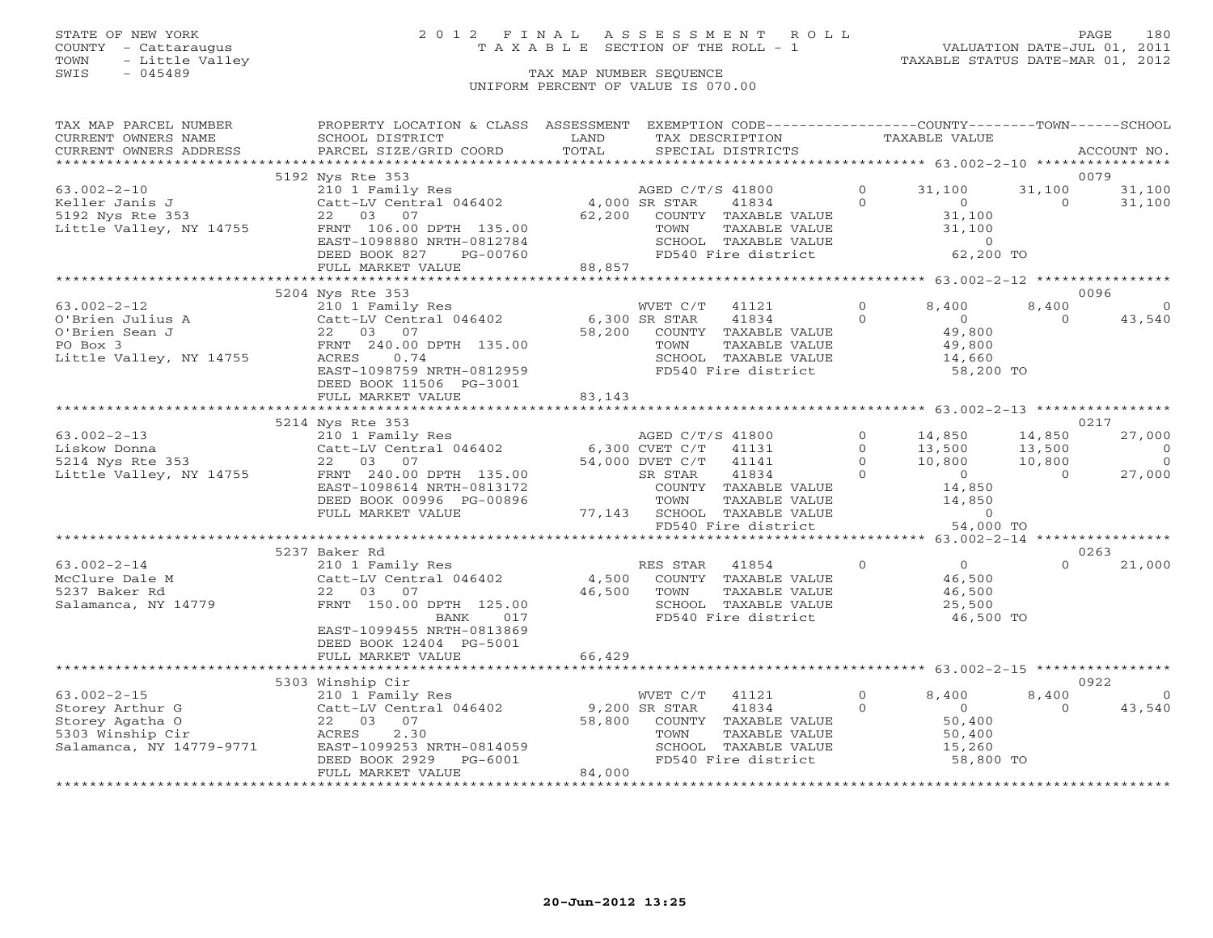STATE OF NEW YORK
COUNTY - Cattaraugus
TOWN - Little Valley
SWIS - 045489

# 2012 FINAL ASSESSMENT ROLL
TAXABLE SECTION OF THE ROLL - 1

VALUATION DATE-JUL 01, 2011
TAXABLE STATUS DATE-MAR 01, 2012

TAX MAP NUMBER SEQUENCE
UNIFORM PERCENT OF VALUE IS 070.00

```
TAX MAP PARCEL NUMBER      PROPERTY LOCATION & CLASS  ASSESSMENT  EXEMPTION CODE-----------------COUNTY--------TOWN------SCHOOL
CURRENT OWNERS NAME        SCHOOL DISTRICT            LAND        TAX DESCRIPTION                 TAXABLE VALUE
CURRENT OWNERS ADDRESS     PARCEL SIZE/GRID COORD     TOTAL       SPECIAL DISTRICTS                                        ACCOUNT NO.
******************************************************************************************* 63.002-2-10 ****************
                           5192 Nys Rte 353                                                                            0079
63.002-2-10                210 1 Family Res                  AGED C/T/S 41800        0      31,100      31,100      31,100
Keller Janis J             Catt-LV Central 046402     4,000 SR STAR     41834        0           0           0      31,100
5192 Nys Rte 353           22   03   07              62,200   COUNTY  TAXABLE VALUE            31,100
Little Valley, NY 14755    FRNT 106.00 DPTH 135.00           TOWN    TAXABLE VALUE            31,100
                           EAST-1098880 NRTH-0812784          SCHOOL  TAXABLE VALUE                 0
                           DEED BOOK 827     PG-00760         FD540 Fire district             62,200 TO
                           FULL MARKET VALUE          88,857
******************************************************************************************* 63.002-2-12 ****************
                           5204 Nys Rte 353                                                                            0096
63.002-2-12                210 1 Family Res                  WVET C/T    41121        0       8,400       8,400           0
O'Brien Julius A           Catt-LV Central 046402     6,300 SR STAR     41834        0           0           0      43,540
O'Brien Sean J             22   03   07              58,200   COUNTY  TAXABLE VALUE            49,800
PO Box 3                   FRNT 240.00 DPTH 135.00           TOWN    TAXABLE VALUE            49,800
Little Valley, NY 14755    ACRES     0.74                     SCHOOL  TAXABLE VALUE            14,660
                           EAST-1098759 NRTH-0812959          FD540 Fire district             58,200 TO
                           DEED BOOK 11506  PG-3001
                           FULL MARKET VALUE          83,143
******************************************************************************************* 63.002-2-13 ****************
                           5214 Nys Rte 353                                                                            0217
63.002-2-13                210 1 Family Res                  AGED C/T/S 41800        0      14,850      14,850      27,000
Liskow Donna               Catt-LV Central 046402     6,300 CVET C/T    41131        0      13,500      13,500           0
5214 Nys Rte 353           22   03   07              54,000 DVET C/T    41141        0      10,800      10,800           0
Little Valley, NY 14755    FRNT 240.00 DPTH 135.00           SR STAR     41834        0           0           0      27,000
                           EAST-1098614 NRTH-0813172          COUNTY  TAXABLE VALUE            14,850
                           DEED BOOK 00996 PG-00896           TOWN    TAXABLE VALUE            14,850
                           FULL MARKET VALUE          77,143  SCHOOL  TAXABLE VALUE                 0
                                                              FD540 Fire district             54,000 TO
******************************************************************************************* 63.002-2-14 ****************
                           5237 Baker Rd                                                                               0263
63.002-2-14                210 1 Family Res                  RES STAR    41854        0           0           0      21,000
McClure Dale M             Catt-LV Central 046402     4,500   COUNTY  TAXABLE VALUE            46,500
5237 Baker Rd              22   03   07              46,500   TOWN    TAXABLE VALUE            46,500
Salamanca, NY 14779        FRNT 150.00 DPTH 125.00           SCHOOL  TAXABLE VALUE            25,500
                                        BANK     017          FD540 Fire district             46,500 TO
                           EAST-1099455 NRTH-0813869
                           DEED BOOK 12404  PG-5001
                           FULL MARKET VALUE          66,429
******************************************************************************************* 63.002-2-15 ****************
                           5303 Winship Cir                                                                            0922
63.002-2-15                210 1 Family Res                  WVET C/T    41121        0       8,400       8,400           0
Storey Arthur G            Catt-LV Central 046402     9,200 SR STAR     41834        0           0           0      43,540
Storey Agatha O            22   03   07              58,800   COUNTY  TAXABLE VALUE            50,400
5303 Winship Cir           ACRES     2.30                     TOWN    TAXABLE VALUE            50,400
Salamanca, NY 14779-9771   EAST-1099253 NRTH-0814059          SCHOOL  TAXABLE VALUE            15,260
                           DEED BOOK 2929    PG-6001          FD540 Fire district             58,800 TO
                           FULL MARKET VALUE          84,000
************************************************************************************************************************
```

20-Jun-2012 13:25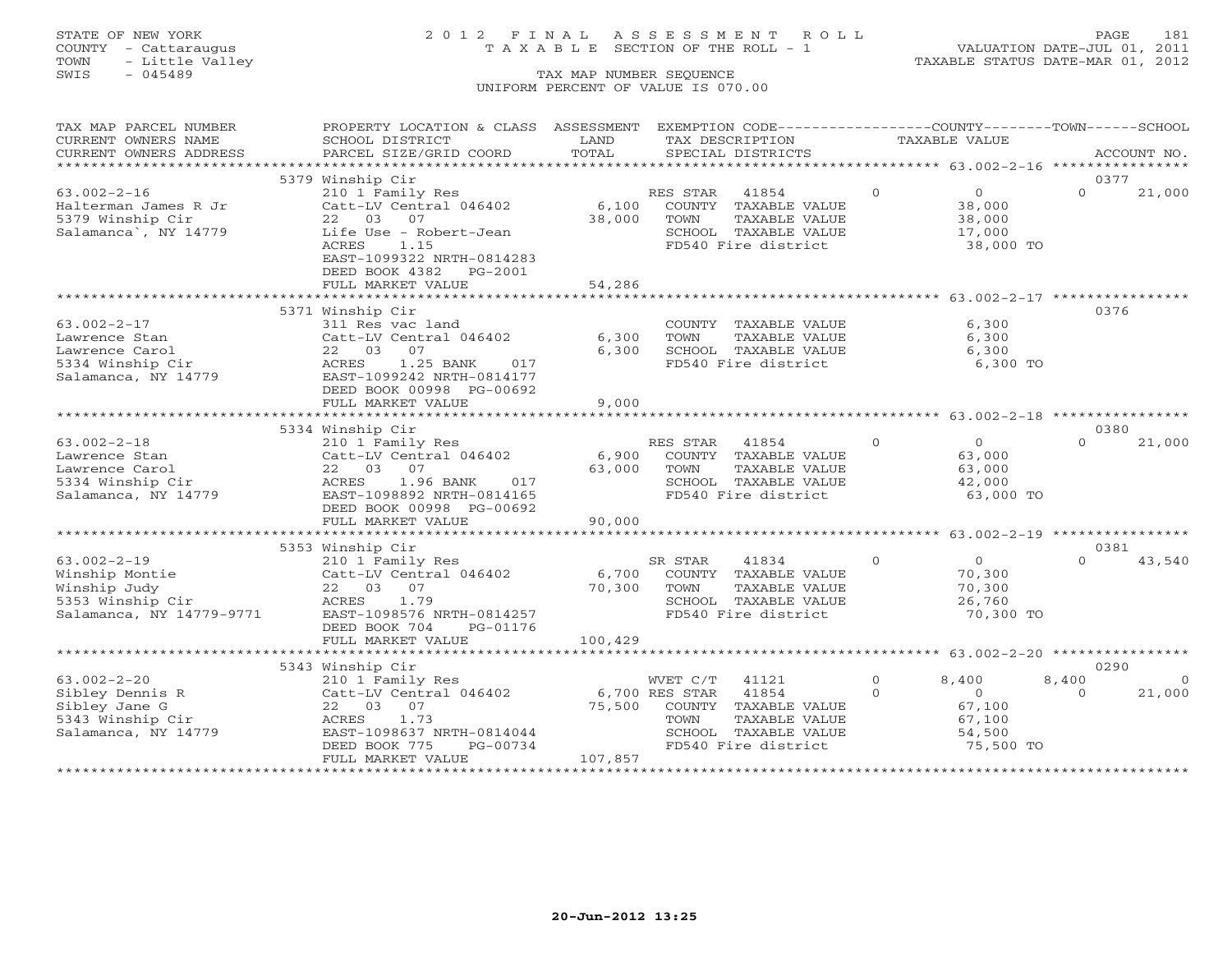STATE OF NEW YORK
COUNTY - Cattaraugus
TOWN - Little Valley
SWIS - 045489

2 0 1 2 F I N A L A S S E S S M E N T R O L L
T A X A B L E SECTION OF THE ROLL - 1
TAX MAP NUMBER SEQUENCE
UNIFORM PERCENT OF VALUE IS 070.00

VALUATION DATE-JUL 01, 2011
TAXABLE STATUS DATE-MAR 01, 2012

| TAX MAP PARCEL NUMBER / CURRENT OWNERS NAME / CURRENT OWNERS ADDRESS | PROPERTY LOCATION & CLASS / SCHOOL DISTRICT / PARCEL SIZE/GRID COORD | ASSESSMENT LAND / TOTAL | EXEMPTION CODE / TAX DESCRIPTION / SPECIAL DISTRICTS | COUNTY | TOWN | SCHOOL / ACCOUNT NO. |
|---|---|---|---|---|---|---|
| 63.002-2-16 | 5379 Winship Cir | | | | | 0377 |
| Halterman James R Jr | 210 1 Family Res | | RES STAR 41854 | 0 | 0 | 21,000 |
| 5379 Winship Cir | Catt-LV Central 046402 | 6,100 | COUNTY TAXABLE VALUE | 38,000 | | |
| Salamanca`, NY 14779 | 22 03 07 | 38,000 | TOWN TAXABLE VALUE | | 38,000 | |
| | Life Use - Robert-Jean | | SCHOOL TAXABLE VALUE | | | 17,000 |
| | ACRES 1.15 | | FD540 Fire district | 38,000 TO | | |
| | EAST-1099322 NRTH-0814283 | | | | | |
| | DEED BOOK 4382 PG-2001 | | | | | |
| | FULL MARKET VALUE | 54,286 | | | | |
| 63.002-2-17 | 5371 Winship Cir | | | | | 0376 |
| Lawrence Stan | 311 Res vac land | | COUNTY TAXABLE VALUE | 6,300 | | |
| Lawrence Carol | Catt-LV Central 046402 | 6,300 | TOWN TAXABLE VALUE | | 6,300 | |
| 5334 Winship Cir | 22 03 07 | 6,300 | SCHOOL TAXABLE VALUE | | | 6,300 |
| Salamanca, NY 14779 | ACRES 1.25 BANK 017 | | FD540 Fire district | 6,300 TO | | |
| | EAST-1099242 NRTH-0814177 | | | | | |
| | DEED BOOK 00998 PG-00692 | | | | | |
| | FULL MARKET VALUE | 9,000 | | | | |
| 63.002-2-18 | 5334 Winship Cir | | | | | 0380 |
| Lawrence Stan | 210 1 Family Res | | RES STAR 41854 | 0 | 0 | 21,000 |
| Lawrence Carol | Catt-LV Central 046402 | 6,900 | COUNTY TAXABLE VALUE | 63,000 | | |
| 5334 Winship Cir | 22 03 07 | 63,000 | TOWN TAXABLE VALUE | | 63,000 | |
| Salamanca, NY 14779 | ACRES 1.96 BANK 017 | | SCHOOL TAXABLE VALUE | | | 42,000 |
| | EAST-1098892 NRTH-0814165 | | FD540 Fire district | 63,000 TO | | |
| | DEED BOOK 00998 PG-00692 | | | | | |
| | FULL MARKET VALUE | 90,000 | | | | |
| 63.002-2-19 | 5353 Winship Cir | | | | | 0381 |
| Winship Montie | 210 1 Family Res | | SR STAR 41834 | 0 | 0 | 43,540 |
| Winship Judy | Catt-LV Central 046402 | 6,700 | COUNTY TAXABLE VALUE | 70,300 | | |
| 5353 Winship Cir | 22 03 07 | 70,300 | TOWN TAXABLE VALUE | | 70,300 | |
| Salamanca, NY 14779-9771 | ACRES 1.79 | | SCHOOL TAXABLE VALUE | | | 26,760 |
| | EAST-1098576 NRTH-0814257 | | FD540 Fire district | 70,300 TO | | |
| | DEED BOOK 704 PG-01176 | | | | | |
| | FULL MARKET VALUE | 100,429 | | | | |
| 63.002-2-20 | 5343 Winship Cir | | | | | 0290 |
| Sibley Dennis R | 210 1 Family Res | | WVET C/T 41121 | 8,400 | 8,400 | 0 |
| Sibley Jane G | Catt-LV Central 046402 | 6,700 | RES STAR 41854 | 0 | 0 | 21,000 |
| 5343 Winship Cir | 22 03 07 | 75,500 | COUNTY TAXABLE VALUE | 67,100 | | |
| Salamanca, NY 14779 | ACRES 1.73 | | TOWN TAXABLE VALUE | | 67,100 | |
| | EAST-1098637 NRTH-0814044 | | SCHOOL TAXABLE VALUE | | | 54,500 |
| | DEED BOOK 775 PG-00734 | | FD540 Fire district | 75,500 TO | | |
| | FULL MARKET VALUE | 107,857 | | | | |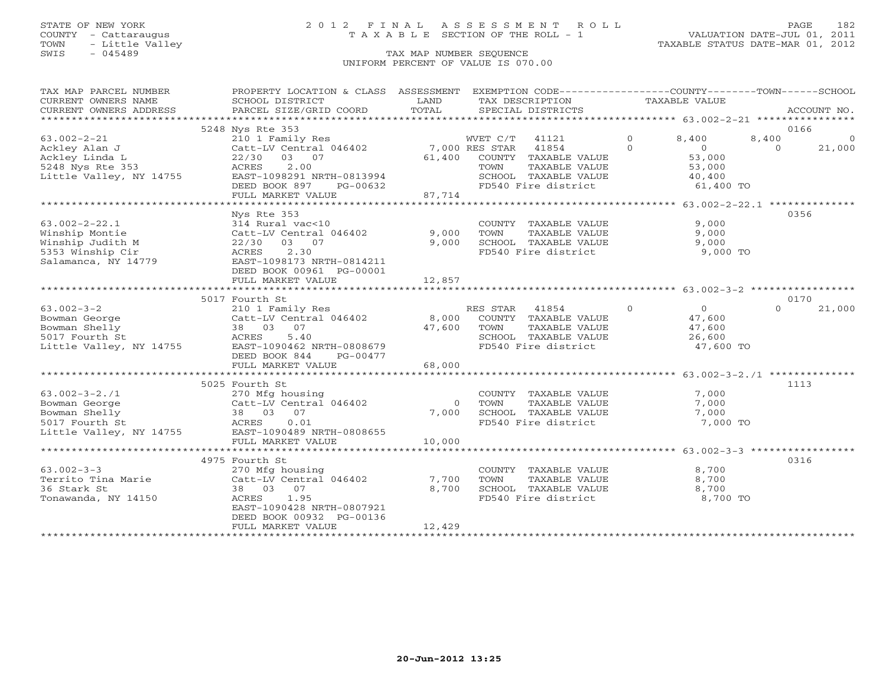STATE OF NEW YORK
COUNTY - Cattaraugus
TOWN - Little Valley
SWIS - 045489

# 2012 FINAL ASSESSMENT ROLL
TAXABLE SECTION OF THE ROLL - 1

TAX MAP NUMBER SEQUENCE
UNIFORM PERCENT OF VALUE IS 070.00

VALUATION DATE-JUL 01, 2011
TAXABLE STATUS DATE-MAR 01, 2012

| TAX MAP PARCEL NUMBER / CURRENT OWNERS NAME / CURRENT OWNERS ADDRESS | PROPERTY LOCATION & CLASS / SCHOOL DISTRICT / PARCEL SIZE/GRID COORD | ASSESSMENT LAND / TOTAL | EXEMPTION CODE / TAX DESCRIPTION / SPECIAL DISTRICTS | | COUNTY | TOWN | SCHOOL |
|---|---|---|---|---|---|---|---|
| **63.002-2-21** (ACCOUNT NO. 0166) | 5248 Nys Rte 353 | | | | | | |
| 63.002-2-21 | 210 1 Family Res | | WVET C/T 41121 | 0 | 8,400 | 8,400 | 0 |
| Ackley Alan J | Catt-LV Central 046402 | 7,000 | RES STAR 41854 | 0 | 0 | 0 | 21,000 |
| Ackley Linda L | 22/30 03 07 | 61,400 | COUNTY TAXABLE VALUE | | 53,000 | | |
| 5248 Nys Rte 353 | ACRES 2.00 | | TOWN TAXABLE VALUE | | 53,000 | | |
| Little Valley, NY 14755 | EAST-1098291 NRTH-0813994 | | SCHOOL TAXABLE VALUE | | 40,400 | | |
| | DEED BOOK 897 PG-00632 | | FD540 Fire district | | 61,400 TO | | |
| | FULL MARKET VALUE | 87,714 | | | | | |
| **63.002-2-22.1** (ACCOUNT NO. 0356) | Nys Rte 353 | | | | | | |
| 63.002-2-22.1 | 314 Rural vac<10 | | COUNTY TAXABLE VALUE | | 9,000 | | |
| Winship Montie | Catt-LV Central 046402 | 9,000 | TOWN TAXABLE VALUE | | 9,000 | | |
| Winship Judith M | 22/30 03 07 | 9,000 | SCHOOL TAXABLE VALUE | | 9,000 | | |
| 5353 Winship Cir | ACRES 2.30 | | FD540 Fire district | | 9,000 TO | | |
| Salamanca, NY 14779 | EAST-1098173 NRTH-0814211 | | | | | | |
| | DEED BOOK 00961 PG-00001 | | | | | | |
| | FULL MARKET VALUE | 12,857 | | | | | |
| **63.002-3-2** (ACCOUNT NO. 0170) | 5017 Fourth St | | | | | | |
| 63.002-3-2 | 210 1 Family Res | | RES STAR 41854 | 0 | 0 | 0 | 21,000 |
| Bowman George | Catt-LV Central 046402 | 8,000 | COUNTY TAXABLE VALUE | | 47,600 | | |
| Bowman Shelly | 38 03 07 | 47,600 | TOWN TAXABLE VALUE | | 47,600 | | |
| 5017 Fourth St | ACRES 5.40 | | SCHOOL TAXABLE VALUE | | 26,600 | | |
| Little Valley, NY 14755 | EAST-1090462 NRTH-0808679 | | FD540 Fire district | | 47,600 TO | | |
| | DEED BOOK 844 PG-00477 | | | | | | |
| | FULL MARKET VALUE | 68,000 | | | | | |
| **63.002-3-2./1** (ACCOUNT NO. 1113) | 5025 Fourth St | | | | | | |
| 63.002-3-2./1 | 270 Mfg housing | | COUNTY TAXABLE VALUE | | 7,000 | | |
| Bowman George | Catt-LV Central 046402 | 0 | TOWN TAXABLE VALUE | | 7,000 | | |
| Bowman Shelly | 38 03 07 | 7,000 | SCHOOL TAXABLE VALUE | | 7,000 | | |
| 5017 Fourth St | ACRES 0.01 | | FD540 Fire district | | 7,000 TO | | |
| Little Valley, NY 14755 | EAST-1090489 NRTH-0808655 | | | | | | |
| | FULL MARKET VALUE | 10,000 | | | | | |
| **63.002-3-3** (ACCOUNT NO. 0316) | 4975 Fourth St | | | | | | |
| 63.002-3-3 | 270 Mfg housing | | COUNTY TAXABLE VALUE | | 8,700 | | |
| Territo Tina Marie | Catt-LV Central 046402 | 7,700 | TOWN TAXABLE VALUE | | 8,700 | | |
| 36 Stark St | 38 03 07 | 8,700 | SCHOOL TAXABLE VALUE | | 8,700 | | |
| Tonawanda, NY 14150 | ACRES 1.95 | | FD540 Fire district | | 8,700 TO | | |
| | EAST-1090428 NRTH-0807921 | | | | | | |
| | DEED BOOK 00932 PG-00136 | | | | | | |
| | FULL MARKET VALUE | 12,429 | | | | | |

20-Jun-2012 13:25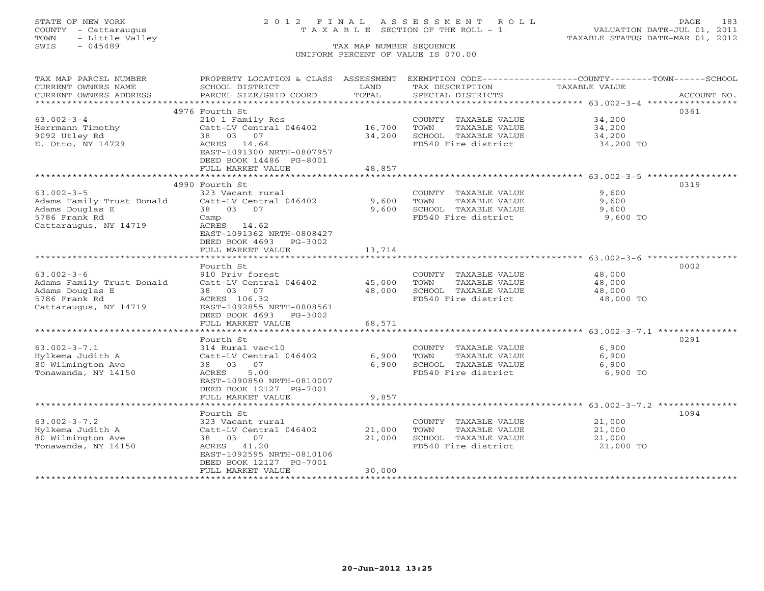STATE OF NEW YORK
COUNTY - Cattaraugus
TOWN - Little Valley
SWIS - 045489

# 2012 FINAL ASSESSMENT ROLL

TAXABLE SECTION OF THE ROLL - 1

TAX MAP NUMBER SEQUENCE

UNIFORM PERCENT OF VALUE IS 070.00

VALUATION DATE-JUL 01, 2011
TAXABLE STATUS DATE-MAR 01, 2012

| TAX MAP PARCEL NUMBER / CURRENT OWNERS NAME / CURRENT OWNERS ADDRESS | PROPERTY LOCATION & CLASS / SCHOOL DISTRICT / PARCEL SIZE/GRID COORD | ASSESSMENT LAND | TOTAL | EXEMPTION CODE / TAX DESCRIPTION / SPECIAL DISTRICTS | TAXABLE VALUE | ACCOUNT NO. |
|---|---|---|---|---|---|---|
| 63.002-3-4 | 4976 Fourth St | | | | | 0361 |
| | 210 1 Family Res | | | COUNTY TAXABLE VALUE | 34,200 | |
| Herrmann Timothy | Catt-LV Central 046402 | 16,700 | | TOWN TAXABLE VALUE | 34,200 | |
| 9092 Utley Rd | 38 03 07 | | 34,200 | SCHOOL TAXABLE VALUE | 34,200 | |
| E. Otto, NY 14729 | ACRES 14.64 | | | FD540 Fire district | 34,200 TO | |
| | EAST-1091300 NRTH-0807957 | | | | | |
| | DEED BOOK 14486 PG-8001 | | | | | |
| | FULL MARKET VALUE | | 48,857 | | | |
| 63.002-3-5 | 4990 Fourth St | | | | | 0319 |
| | 323 Vacant rural | | | COUNTY TAXABLE VALUE | 9,600 | |
| Adams Family Trust Donald | Catt-LV Central 046402 | 9,600 | | TOWN TAXABLE VALUE | 9,600 | |
| Adams Douglas E | 38 03 07 | | 9,600 | SCHOOL TAXABLE VALUE | 9,600 | |
| 5786 Frank Rd | Camp | | | FD540 Fire district | 9,600 TO | |
| Cattaraugus, NY 14719 | ACRES 14.62 | | | | | |
| | EAST-1091362 NRTH-0808427 | | | | | |
| | DEED BOOK 4693 PG-3002 | | | | | |
| | FULL MARKET VALUE | | 13,714 | | | |
| 63.002-3-6 | Fourth St | | | | | 0002 |
| | 910 Priv forest | | | COUNTY TAXABLE VALUE | 48,000 | |
| Adams Family Trust Donald | Catt-LV Central 046402 | 45,000 | | TOWN TAXABLE VALUE | 48,000 | |
| Adams Douglas E | 38 03 07 | | 48,000 | SCHOOL TAXABLE VALUE | 48,000 | |
| 5786 Frank Rd | ACRES 106.32 | | | FD540 Fire district | 48,000 TO | |
| Cattaraugus, NY 14719 | EAST-1092855 NRTH-0808561 | | | | | |
| | DEED BOOK 4693 PG-3002 | | | | | |
| | FULL MARKET VALUE | | 68,571 | | | |
| 63.002-3-7.1 | Fourth St | | | | | 0291 |
| | 314 Rural vac<10 | | | COUNTY TAXABLE VALUE | 6,900 | |
| Hylkema Judith A | Catt-LV Central 046402 | 6,900 | | TOWN TAXABLE VALUE | 6,900 | |
| 80 Wilmington Ave | 38 03 07 | | 6,900 | SCHOOL TAXABLE VALUE | 6,900 | |
| Tonawanda, NY 14150 | ACRES 5.00 | | | FD540 Fire district | 6,900 TO | |
| | EAST-1090850 NRTH-0810007 | | | | | |
| | DEED BOOK 12127 PG-7001 | | | | | |
| | FULL MARKET VALUE | | 9,857 | | | |
| 63.002-3-7.2 | Fourth St | | | | | 1094 |
| | 323 Vacant rural | | | COUNTY TAXABLE VALUE | 21,000 | |
| Hylkema Judith A | Catt-LV Central 046402 | 21,000 | | TOWN TAXABLE VALUE | 21,000 | |
| 80 Wilmington Ave | 38 03 07 | | 21,000 | SCHOOL TAXABLE VALUE | 21,000 | |
| Tonawanda, NY 14150 | ACRES 41.20 | | | FD540 Fire district | 21,000 TO | |
| | EAST-1092595 NRTH-0810106 | | | | | |
| | DEED BOOK 12127 PG-7001 | | | | | |
| | FULL MARKET VALUE | | 30,000 | | | |

20-Jun-2012 13:25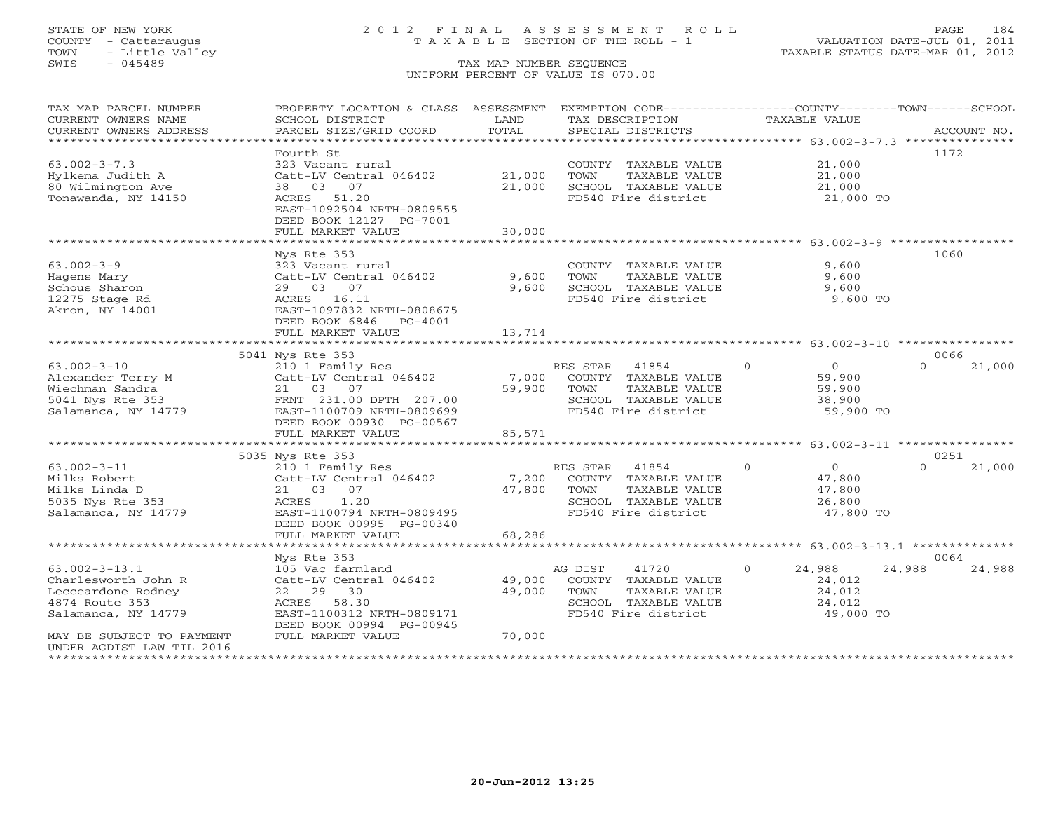STATE OF NEW YORK  
COUNTY - Cattaraugus  
TOWN - Little Valley  
SWIS - 045489

# 2012 FINAL ASSESSMENT ROLL
TAXABLE SECTION OF THE ROLL - 1

VALUATION DATE-JUL 01, 2011  
TAXABLE STATUS DATE-MAR 01, 2012

TAX MAP NUMBER SEQUENCE  
UNIFORM PERCENT OF VALUE IS 070.00

| TAX MAP PARCEL NUMBER / CURRENT OWNERS NAME / CURRENT OWNERS ADDRESS | PROPERTY LOCATION & CLASS / SCHOOL DISTRICT / PARCEL SIZE/GRID COORD | ASSESSMENT LAND / TOTAL | EXEMPTION CODE / TAX DESCRIPTION / SPECIAL DISTRICTS | COUNTY TAXABLE VALUE | TOWN | SCHOOL | ACCOUNT NO. |
|---|---|---|---|---|---|---|---|
| **63.002-3-7.3** | Fourth St | | | | | | 1172 |
| 63.002-3-7.3 | 323 Vacant rural | | COUNTY TAXABLE VALUE | 21,000 | | | |
| Hylkema Judith A | Catt-LV Central 046402 | 21,000 | TOWN TAXABLE VALUE | 21,000 | | | |
| 80 Wilmington Ave | 38 03 07 | 21,000 | SCHOOL TAXABLE VALUE | 21,000 | | | |
| Tonawanda, NY 14150 | ACRES 51.20 | | FD540 Fire district | 21,000 TO | | | |
| | EAST-1092504 NRTH-0809555 | | | | | | |
| | DEED BOOK 12127 PG-7001 | | | | | | |
| | FULL MARKET VALUE | 30,000 | | | | | |
| **63.002-3-9** | Nys Rte 353 | | | | | | 1060 |
| 63.002-3-9 | 323 Vacant rural | | COUNTY TAXABLE VALUE | 9,600 | | | |
| Hagens Mary | Catt-LV Central 046402 | 9,600 | TOWN TAXABLE VALUE | 9,600 | | | |
| Schous Sharon | 29 03 07 | 9,600 | SCHOOL TAXABLE VALUE | 9,600 | | | |
| 12275 Stage Rd | ACRES 16.11 | | FD540 Fire district | 9,600 TO | | | |
| Akron, NY 14001 | EAST-1097832 NRTH-0808675 | | | | | | |
| | DEED BOOK 6846 PG-4001 | | | | | | |
| | FULL MARKET VALUE | 13,714 | | | | | |
| **63.002-3-10** | 5041 Nys Rte 353 | | | | | | 0066 |
| 63.002-3-10 | 210 1 Family Res | | RES STAR 41854 | 0 | 0 | 0 | 21,000 |
| Alexander Terry M | Catt-LV Central 046402 | 7,000 | COUNTY TAXABLE VALUE | 59,900 | | | |
| Wiechman Sandra | 21 03 07 | 59,900 | TOWN TAXABLE VALUE | 59,900 | | | |
| 5041 Nys Rte 353 | FRNT 231.00 DPTH 207.00 | | SCHOOL TAXABLE VALUE | 38,900 | | | |
| Salamanca, NY 14779 | EAST-1100709 NRTH-0809699 | | FD540 Fire district | 59,900 TO | | | |
| | DEED BOOK 00930 PG-00567 | | | | | | |
| | FULL MARKET VALUE | 85,571 | | | | | |
| **63.002-3-11** | 5035 Nys Rte 353 | | | | | | 0251 |
| 63.002-3-11 | 210 1 Family Res | | RES STAR 41854 | 0 | 0 | 0 | 21,000 |
| Milks Robert | Catt-LV Central 046402 | 7,200 | COUNTY TAXABLE VALUE | 47,800 | | | |
| Milks Linda D | 21 03 07 | 47,800 | TOWN TAXABLE VALUE | 47,800 | | | |
| 5035 Nys Rte 353 | ACRES 1.20 | | SCHOOL TAXABLE VALUE | 26,800 | | | |
| Salamanca, NY 14779 | EAST-1100794 NRTH-0809495 | | FD540 Fire district | 47,800 TO | | | |
| | DEED BOOK 00995 PG-00340 | | | | | | |
| | FULL MARKET VALUE | 68,286 | | | | | |
| **63.002-3-13.1** | Nys Rte 353 | | | | | | 0064 |
| 63.002-3-13.1 | 105 Vac farmland | | AG DIST 41720 | 0 | 24,988 | 24,988 | 24,988 |
| Charlesworth John R | Catt-LV Central 046402 | 49,000 | COUNTY TAXABLE VALUE | 24,012 | | | |
| Lecceardone Rodney | 22 29 30 | 49,000 | TOWN TAXABLE VALUE | 24,012 | | | |
| 4874 Route 353 | ACRES 58.30 | | SCHOOL TAXABLE VALUE | 24,012 | | | |
| Salamanca, NY 14779 | EAST-1100312 NRTH-0809171 | | FD540 Fire district | 49,000 TO | | | |
| | DEED BOOK 00994 PG-00945 | | | | | | |
| MAY BE SUBJECT TO PAYMENT UNDER AGDIST LAW TIL 2016 | FULL MARKET VALUE | 70,000 | | | | | |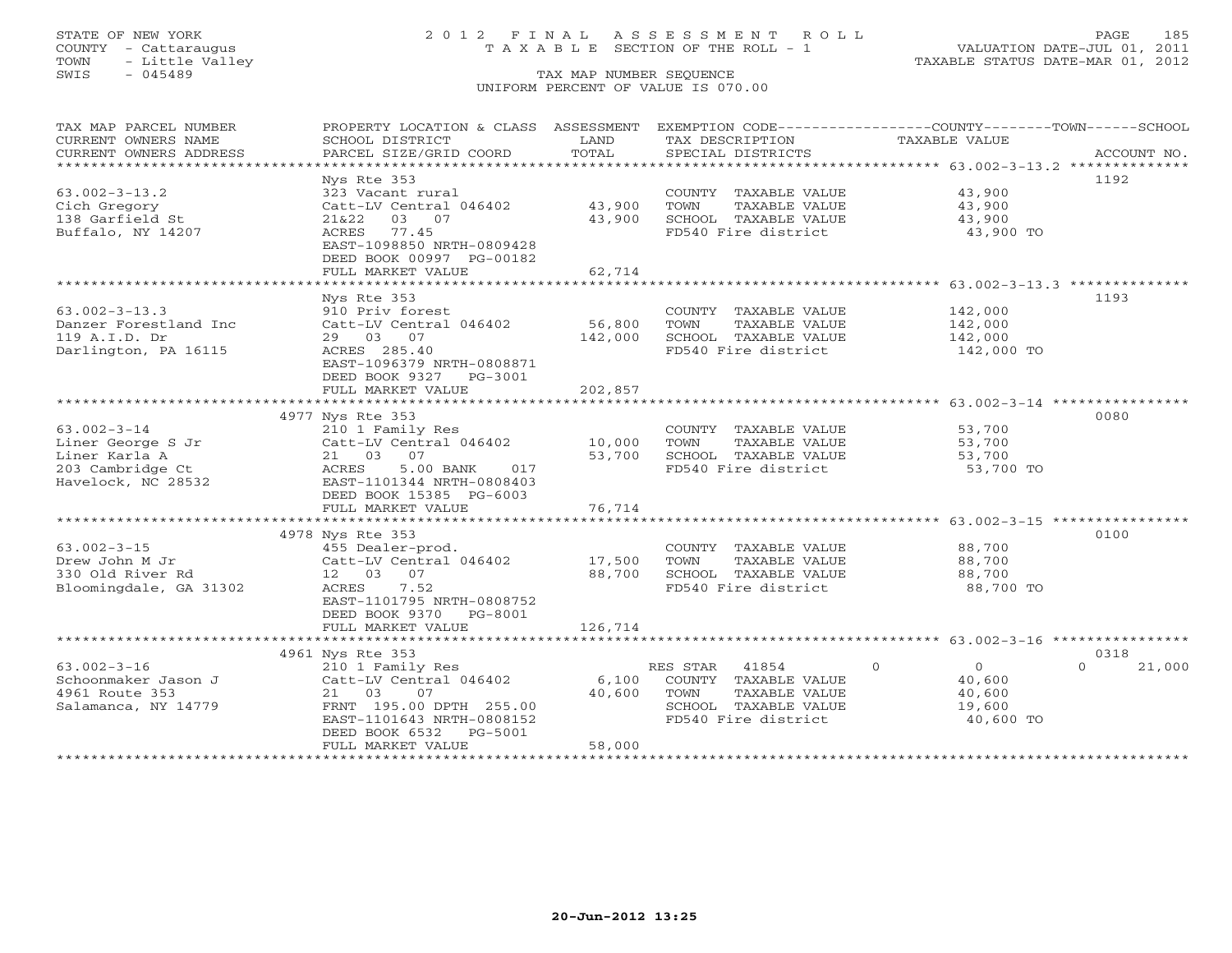STATE OF NEW YORK
COUNTY - Cattaraugus
TOWN - Little Valley
SWIS - 045489

2012 FINAL ASSESSMENT ROLL
TAXABLE SECTION OF THE ROLL - 1
TAX MAP NUMBER SEQUENCE
UNIFORM PERCENT OF VALUE IS 070.00

VALUATION DATE-JUL 01, 2011
TAXABLE STATUS DATE-MAR 01, 2012

| TAX MAP PARCEL NUMBER / CURRENT OWNERS NAME / CURRENT OWNERS ADDRESS | PROPERTY LOCATION & CLASS / SCHOOL DISTRICT / PARCEL SIZE/GRID COORD | ASSESSMENT LAND / TOTAL | EXEMPTION CODE / TAX DESCRIPTION / SPECIAL DISTRICTS | COUNTY / TOWN / SCHOOL TAXABLE VALUE | ACCOUNT NO. |
|---|---|---|---|---|---|
| **63.002-3-13.2** | Nys Rte 353 | | | | 1192 |
| Cich Gregory | 323 Vacant rural | | COUNTY TAXABLE VALUE | 43,900 | |
| 138 Garfield St | Catt-LV Central 046402 | 43,900 | TOWN TAXABLE VALUE | 43,900 | |
| Buffalo, NY 14207 | 21&22 03 07 | 43,900 | SCHOOL TAXABLE VALUE | 43,900 | |
| | ACRES 77.45 | | FD540 Fire district | 43,900 TO | |
| | EAST-1098850 NRTH-0809428 | | | | |
| | DEED BOOK 00997 PG-00182 | | | | |
| | FULL MARKET VALUE | 62,714 | | | |
| **63.002-3-13.3** | Nys Rte 353 | | | | 1193 |
| Danzer Forestland Inc | 910 Priv forest | | COUNTY TAXABLE VALUE | 142,000 | |
| 119 A.I.D. Dr | Catt-LV Central 046402 | 56,800 | TOWN TAXABLE VALUE | 142,000 | |
| Darlington, PA 16115 | 29 03 07 | 142,000 | SCHOOL TAXABLE VALUE | 142,000 | |
| | ACRES 285.40 | | FD540 Fire district | 142,000 TO | |
| | EAST-1096379 NRTH-0808871 | | | | |
| | DEED BOOK 9327 PG-3001 | | | | |
| | FULL MARKET VALUE | 202,857 | | | |
| **63.002-3-14** | 4977 Nys Rte 353 | | | | 0080 |
| Liner George S Jr | 210 1 Family Res | | COUNTY TAXABLE VALUE | 53,700 | |
| Liner Karla A | Catt-LV Central 046402 | 10,000 | TOWN TAXABLE VALUE | 53,700 | |
| 203 Cambridge Ct | 21 03 07 | 53,700 | SCHOOL TAXABLE VALUE | 53,700 | |
| Havelock, NC 28532 | ACRES 5.00 BANK 017 | | FD540 Fire district | 53,700 TO | |
| | EAST-1101344 NRTH-0808403 | | | | |
| | DEED BOOK 15385 PG-6003 | | | | |
| | FULL MARKET VALUE | 76,714 | | | |
| **63.002-3-15** | 4978 Nys Rte 353 | | | | 0100 |
| Drew John M Jr | 455 Dealer-prod. | | COUNTY TAXABLE VALUE | 88,700 | |
| 330 Old River Rd | Catt-LV Central 046402 | 17,500 | TOWN TAXABLE VALUE | 88,700 | |
| Bloomingdale, GA 31302 | 12 03 07 | 88,700 | SCHOOL TAXABLE VALUE | 88,700 | |
| | ACRES 7.52 | | FD540 Fire district | 88,700 TO | |
| | EAST-1101795 NRTH-0808752 | | | | |
| | DEED BOOK 9370 PG-8001 | | | | |
| | FULL MARKET VALUE | 126,714 | | | |
| **63.002-3-16** | 4961 Nys Rte 353 | | | | 0318 |
| Schoonmaker Jason J | 210 1 Family Res | | RES STAR 41854 | 0 / 0 / 0 / 21,000 | |
| 4961 Route 353 | Catt-LV Central 046402 | 6,100 | COUNTY TAXABLE VALUE | 40,600 | |
| Salamanca, NY 14779 | 21 03 07 | 40,600 | TOWN TAXABLE VALUE | 40,600 | |
| | FRNT 195.00 DPTH 255.00 | | SCHOOL TAXABLE VALUE | 19,600 | |
| | EAST-1101643 NRTH-0808152 | | FD540 Fire district | 40,600 TO | |
| | DEED BOOK 6532 PG-5001 | | | | |
| | FULL MARKET VALUE | 58,000 | | | |

20-Jun-2012 13:25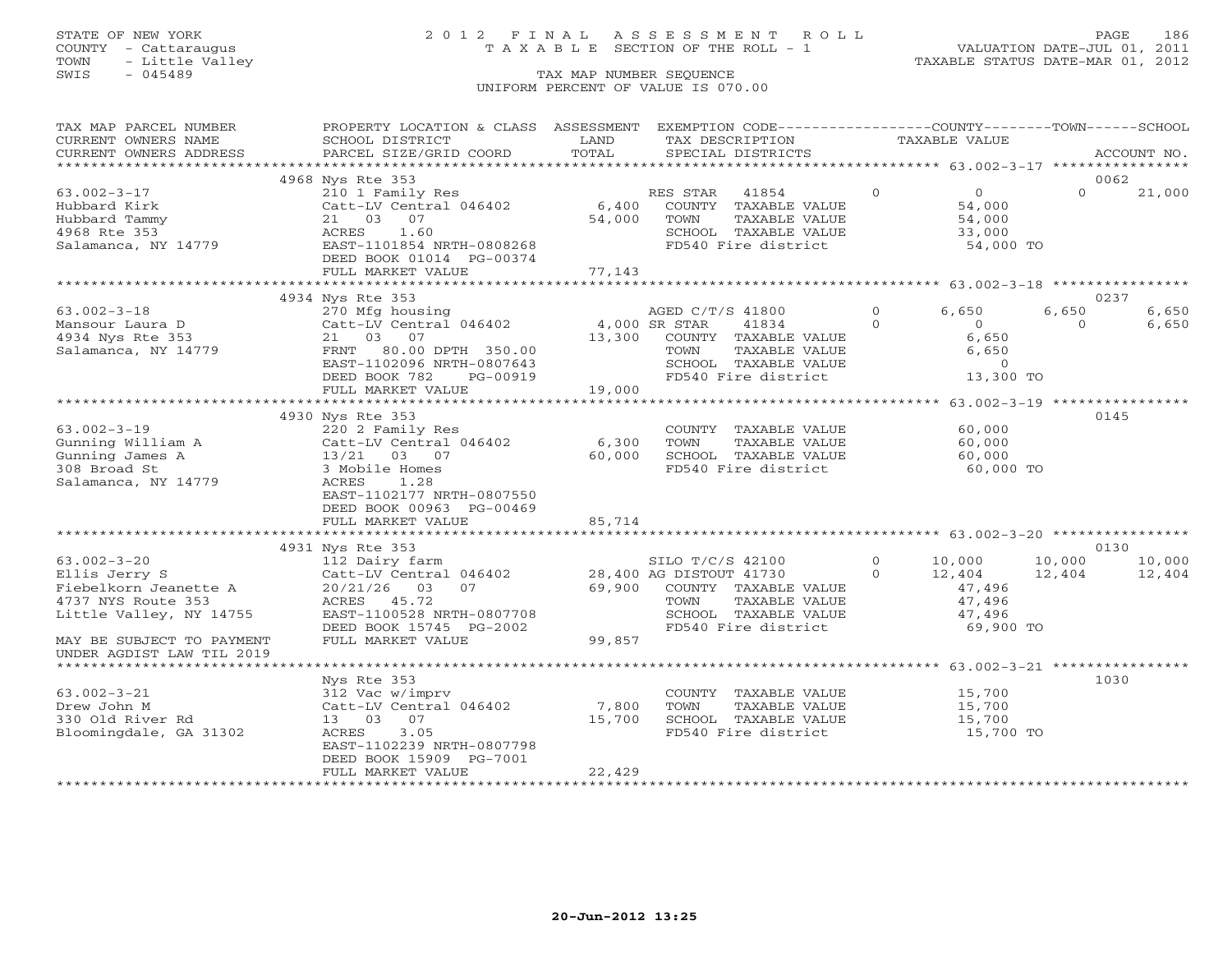STATE OF NEW YORK
COUNTY - Cattaraugus
TOWN - Little Valley
SWIS - 045489

2012 FINAL ASSESSMENT ROLL
TAXABLE SECTION OF THE ROLL - 1
TAX MAP NUMBER SEQUENCE
UNIFORM PERCENT OF VALUE IS 070.00

VALUATION DATE-JUL 01, 2011
TAXABLE STATUS DATE-MAR 01, 2012

| TAX MAP PARCEL NUMBER / CURRENT OWNERS NAME / CURRENT OWNERS ADDRESS | PROPERTY LOCATION & CLASS / SCHOOL DISTRICT / PARCEL SIZE/GRID COORD | ASSESSMENT LAND / TOTAL | EXEMPTION CODE / TAX DESCRIPTION / SPECIAL DISTRICTS | COUNTY TAXABLE VALUE | TOWN | SCHOOL / ACCOUNT NO. |
|---|---|---|---|---|---|---|
| | 4968 Nys Rte 353 | | | | | 0062 |
| 63.002-3-17 | 210 1 Family Res | | RES STAR 41854 0 | 0 | 0 | 21,000 |
| Hubbard Kirk | Catt-LV Central 046402 | 6,400 | COUNTY TAXABLE VALUE | 54,000 | | |
| Hubbard Tammy | 21 03 07 | 54,000 | TOWN TAXABLE VALUE | 54,000 | | |
| 4968 Rte 353 | ACRES 1.60 | | SCHOOL TAXABLE VALUE | 33,000 | | |
| Salamanca, NY 14779 | EAST-1101854 NRTH-0808268 | | FD540 Fire district | 54,000 TO | | |
| | DEED BOOK 01014 PG-00374 | | | | | |
| | FULL MARKET VALUE | 77,143 | | | | |
| | 4934 Nys Rte 353 | | | | | 0237 |
| 63.002-3-18 | 270 Mfg housing | | AGED C/T/S 41800 0 | 6,650 | 6,650 | 6,650 |
| Mansour Laura D | Catt-LV Central 046402 | 4,000 | SR STAR 41834 0 | 0 | 0 | 6,650 |
| 4934 Nys Rte 353 | 21 03 07 | 13,300 | COUNTY TAXABLE VALUE | 6,650 | | |
| Salamanca, NY 14779 | FRNT 80.00 DPTH 350.00 | | TOWN TAXABLE VALUE | 6,650 | | |
| | EAST-1102096 NRTH-0807643 | | SCHOOL TAXABLE VALUE | 0 | | |
| | DEED BOOK 782 PG-00919 | | FD540 Fire district | 13,300 TO | | |
| | FULL MARKET VALUE | 19,000 | | | | |
| | 4930 Nys Rte 353 | | | | | 0145 |
| 63.002-3-19 | 220 2 Family Res | | COUNTY TAXABLE VALUE | 60,000 | | |
| Gunning William A | Catt-LV Central 046402 | 6,300 | TOWN TAXABLE VALUE | 60,000 | | |
| Gunning James A | 13/21 03 07 | 60,000 | SCHOOL TAXABLE VALUE | 60,000 | | |
| 308 Broad St | 3 Mobile Homes | | FD540 Fire district | 60,000 TO | | |
| Salamanca, NY 14779 | ACRES 1.28 | | | | | |
| | EAST-1102177 NRTH-0807550 | | | | | |
| | DEED BOOK 00963 PG-00469 | | | | | |
| | FULL MARKET VALUE | 85,714 | | | | |
| | 4931 Nys Rte 353 | | | | | 0130 |
| 63.002-3-20 | 112 Dairy farm | | SILO T/C/S 42100 0 | 10,000 | 10,000 | 10,000 |
| Ellis Jerry S | Catt-LV Central 046402 | 28,400 | AG DISTOUT 41730 0 | 12,404 | 12,404 | 12,404 |
| Fiebelkorn Jeanette A | 20/21/26 03 07 | 69,900 | COUNTY TAXABLE VALUE | 47,496 | | |
| 4737 NYS Route 353 | ACRES 45.72 | | TOWN TAXABLE VALUE | 47,496 | | |
| Little Valley, NY 14755 | EAST-1100528 NRTH-0807708 | | SCHOOL TAXABLE VALUE | 47,496 | | |
| | DEED BOOK 15745 PG-2002 | | FD540 Fire district | 69,900 TO | | |
| MAY BE SUBJECT TO PAYMENT | FULL MARKET VALUE | 99,857 | | | | |
| UNDER AGDIST LAW TIL 2019 | | | | | | |
| | Nys Rte 353 | | | | | 1030 |
| 63.002-3-21 | 312 Vac w/imprv | | COUNTY TAXABLE VALUE | 15,700 | | |
| Drew John M | Catt-LV Central 046402 | 7,800 | TOWN TAXABLE VALUE | 15,700 | | |
| 330 Old River Rd | 13 03 07 | 15,700 | SCHOOL TAXABLE VALUE | 15,700 | | |
| Bloomingdale, GA 31302 | ACRES 3.05 | | FD540 Fire district | 15,700 TO | | |
| | EAST-1102239 NRTH-0807798 | | | | | |
| | DEED BOOK 15909 PG-7001 | | | | | |
| | FULL MARKET VALUE | 22,429 | | | | |

20-Jun-2012 13:25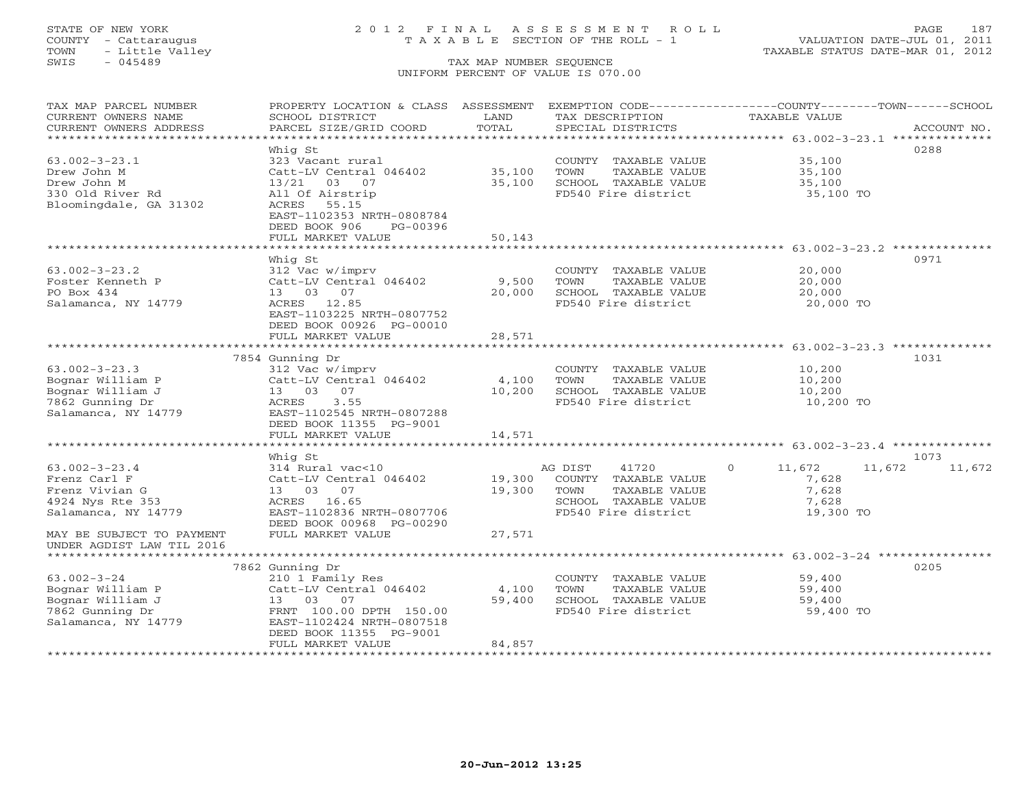STATE OF NEW YORK — 2012 FINAL ASSESSMENT ROLL
COUNTY - Cattaraugus — TAXABLE SECTION OF THE ROLL - 1 — VALUATION DATE-JUL 01, 2011
TOWN - Little Valley — TAXABLE STATUS DATE-MAR 01, 2012
SWIS - 045489 — TAX MAP NUMBER SEQUENCE
UNIFORM PERCENT OF VALUE IS 070.00

| TAX MAP PARCEL NUMBER / CURRENT OWNERS NAME / CURRENT OWNERS ADDRESS | PROPERTY LOCATION & CLASS / SCHOOL DISTRICT / PARCEL SIZE/GRID COORD | ASSESSMENT LAND / TOTAL | EXEMPTION CODE / TAX DESCRIPTION / SPECIAL DISTRICTS | COUNTY TAXABLE VALUE | TOWN | SCHOOL | ACCOUNT NO. |
|---|---|---|---|---|---|---|---|
| 63.002-3-23.1 | Whig St | | | | | | 0288 |
| 63.002-3-23.1 | 323 Vacant rural | | COUNTY TAXABLE VALUE | 35,100 | | | |
| Drew John M | Catt-LV Central 046402 | 35,100 | TOWN TAXABLE VALUE | 35,100 | | | |
| Drew John M | 13/21 03 07 | 35,100 | SCHOOL TAXABLE VALUE | 35,100 | | | |
| 330 Old River Rd | All Of Airstrip | | FD540 Fire district | 35,100 TO | | | |
| Bloomingdale, GA 31302 | ACRES 55.15 | | | | | | |
| | EAST-1102353 NRTH-0808784 | | | | | | |
| | DEED BOOK 906 PG-00396 | | | | | | |
| | FULL MARKET VALUE | 50,143 | | | | | |
| 63.002-3-23.2 | Whig St | | | | | | 0971 |
| 63.002-3-23.2 | 312 Vac w/imprv | | COUNTY TAXABLE VALUE | 20,000 | | | |
| Foster Kenneth P | Catt-LV Central 046402 | 9,500 | TOWN TAXABLE VALUE | 20,000 | | | |
| PO Box 434 | 13 03 07 | 20,000 | SCHOOL TAXABLE VALUE | 20,000 | | | |
| Salamanca, NY 14779 | ACRES 12.85 | | FD540 Fire district | 20,000 TO | | | |
| | EAST-1103225 NRTH-0807752 | | | | | | |
| | DEED BOOK 00926 PG-00010 | | | | | | |
| | FULL MARKET VALUE | 28,571 | | | | | |
| 63.002-3-23.3 | 7854 Gunning Dr | | | | | | 1031 |
| 63.002-3-23.3 | 312 Vac w/imprv | | COUNTY TAXABLE VALUE | 10,200 | | | |
| Bognar William P | Catt-LV Central 046402 | 4,100 | TOWN TAXABLE VALUE | 10,200 | | | |
| Bognar William J | 13 03 07 | 10,200 | SCHOOL TAXABLE VALUE | 10,200 | | | |
| 7862 Gunning Dr | ACRES 3.55 | | FD540 Fire district | 10,200 TO | | | |
| Salamanca, NY 14779 | EAST-1102545 NRTH-0807288 | | | | | | |
| | DEED BOOK 11355 PG-9001 | | | | | | |
| | FULL MARKET VALUE | 14,571 | | | | | |
| 63.002-3-23.4 | Whig St | | | | | | 1073 |
| 63.002-3-23.4 | 314 Rural vac<10 | | AG DIST 41720 0 | 11,672 | 11,672 | 11,672 | |
| Frenz Carl F | Catt-LV Central 046402 | 19,300 | COUNTY TAXABLE VALUE | 7,628 | | | |
| Frenz Vivian G | 13 03 07 | 19,300 | TOWN TAXABLE VALUE | 7,628 | | | |
| 4924 Nys Rte 353 | ACRES 16.65 | | SCHOOL TAXABLE VALUE | 7,628 | | | |
| Salamanca, NY 14779 | EAST-1102836 NRTH-0807706 | | FD540 Fire district | 19,300 TO | | | |
| | DEED BOOK 00968 PG-00290 | | | | | | |
| MAY BE SUBJECT TO PAYMENT | FULL MARKET VALUE | 27,571 | | | | | |
| UNDER AGDIST LAW TIL 2016 | | | | | | | |
| 63.002-3-24 | 7862 Gunning Dr | | | | | | 0205 |
| 63.002-3-24 | 210 1 Family Res | | COUNTY TAXABLE VALUE | 59,400 | | | |
| Bognar William P | Catt-LV Central 046402 | 4,100 | TOWN TAXABLE VALUE | 59,400 | | | |
| Bognar William J | 13 03 07 | 59,400 | SCHOOL TAXABLE VALUE | 59,400 | | | |
| 7862 Gunning Dr | FRNT 100.00 DPTH 150.00 | | FD540 Fire district | 59,400 TO | | | |
| Salamanca, NY 14779 | EAST-1102424 NRTH-0807518 | | | | | | |
| | DEED BOOK 11355 PG-9001 | | | | | | |
| | FULL MARKET VALUE | 84,857 | | | | | |

20-Jun-2012 13:25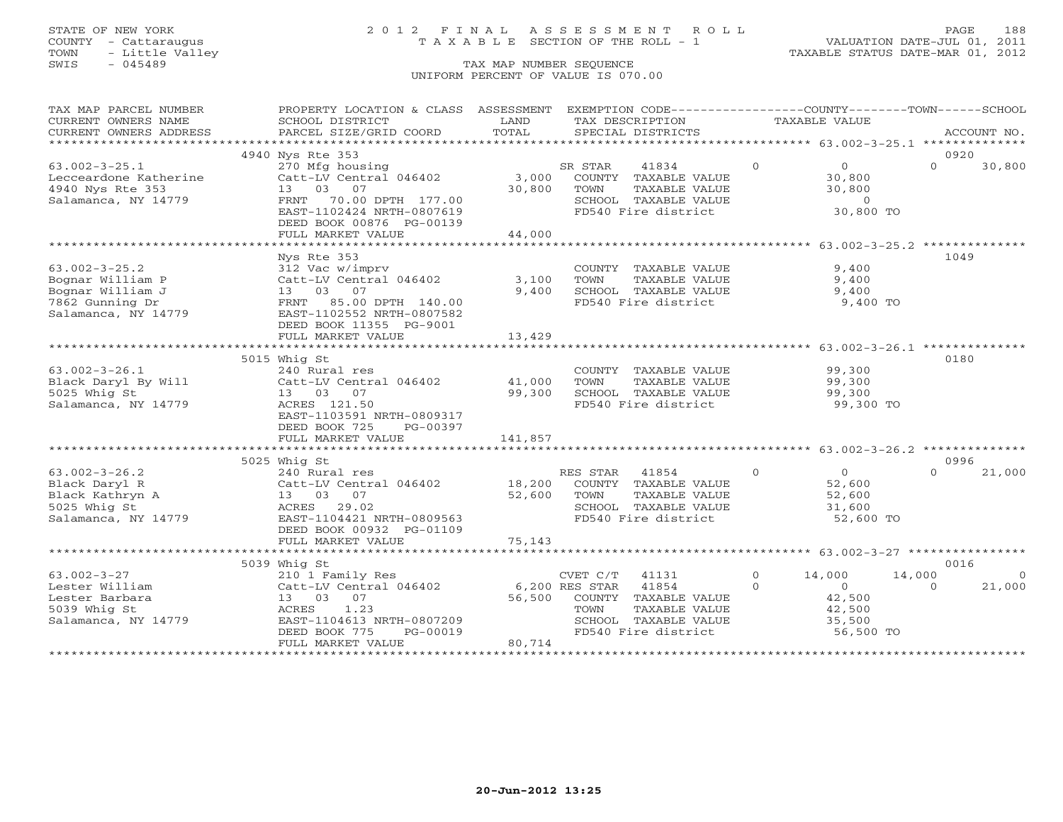STATE OF NEW YORK
COUNTY - Cattaraugus
TOWN - Little Valley
SWIS - 045489

2 0 1 2 F I N A L A S S E S S M E N T R O L L
T A X A B L E SECTION OF THE ROLL - 1
TAX MAP NUMBER SEQUENCE
UNIFORM PERCENT OF VALUE IS 070.00

VALUATION DATE-JUL 01, 2011
TAXABLE STATUS DATE-MAR 01, 2012

| TAX MAP PARCEL NUMBER / CURRENT OWNERS NAME / CURRENT OWNERS ADDRESS | PROPERTY LOCATION & CLASS / SCHOOL DISTRICT / PARCEL SIZE/GRID COORD | ASSESSMENT LAND / TOTAL | EXEMPTION CODE / TAX DESCRIPTION / SPECIAL DISTRICTS | COUNTY | TOWN | SCHOOL | ACCOUNT NO. |
|---|---|---|---|---|---|---|---|
| **63.002-3-25.1** | 4940 Nys Rte 353 | | | | | | 0920 |
| Lecceardone Katherine | 270 Mfg housing | | SR STAR 41834 | 0 | 0 | 0 / 30,800 | |
| 4940 Nys Rte 353 | Catt-LV Central 046402 | 3,000 | COUNTY TAXABLE VALUE | 30,800 | | | |
| Salamanca, NY 14779 | 13 03 07 | 30,800 | TOWN TAXABLE VALUE | | 30,800 | | |
| | FRNT 70.00 DPTH 177.00 | | SCHOOL TAXABLE VALUE | | | 0 | |
| | EAST-1102424 NRTH-0807619 | | FD540 Fire district | 30,800 TO | | | |
| | DEED BOOK 00876 PG-00139 | | | | | | |
| | FULL MARKET VALUE | 44,000 | | | | | |
| **63.002-3-25.2** | Nys Rte 353 | | | | | | 1049 |
| Bognar William P | 312 Vac w/imprv | | COUNTY TAXABLE VALUE | 9,400 | | | |
| Bognar William J | Catt-LV Central 046402 | 3,100 | TOWN TAXABLE VALUE | | 9,400 | | |
| 7862 Gunning Dr | 13 03 07 | 9,400 | SCHOOL TAXABLE VALUE | | | 9,400 | |
| Salamanca, NY 14779 | FRNT 85.00 DPTH 140.00 | | FD540 Fire district | 9,400 TO | | | |
| | EAST-1102552 NRTH-0807582 | | | | | | |
| | DEED BOOK 11355 PG-9001 | | | | | | |
| | FULL MARKET VALUE | 13,429 | | | | | |
| **63.002-3-26.1** | 5015 Whig St | | | | | | 0180 |
| Black Daryl By Will | 240 Rural res | | COUNTY TAXABLE VALUE | 99,300 | | | |
| 5025 Whig St | Catt-LV Central 046402 | 41,000 | TOWN TAXABLE VALUE | | 99,300 | | |
| Salamanca, NY 14779 | 13 03 07 | 99,300 | SCHOOL TAXABLE VALUE | | | 99,300 | |
| | ACRES 121.50 | | FD540 Fire district | 99,300 TO | | | |
| | EAST-1103591 NRTH-0809317 | | | | | | |
| | DEED BOOK 725 PG-00397 | | | | | | |
| | FULL MARKET VALUE | 141,857 | | | | | |
| **63.002-3-26.2** | 5025 Whig St | | | | | | 0996 |
| Black Daryl R | 240 Rural res | | RES STAR 41854 | 0 | 0 | 0 / 21,000 | |
| Black Kathryn A | Catt-LV Central 046402 | 18,200 | COUNTY TAXABLE VALUE | 52,600 | | | |
| 5025 Whig St | 13 03 07 | 52,600 | TOWN TAXABLE VALUE | | 52,600 | | |
| Salamanca, NY 14779 | ACRES 29.02 | | SCHOOL TAXABLE VALUE | | | 31,600 | |
| | EAST-1104421 NRTH-0809563 | | FD540 Fire district | 52,600 TO | | | |
| | DEED BOOK 00932 PG-01109 | | | | | | |
| | FULL MARKET VALUE | 75,143 | | | | | |
| **63.002-3-27** | 5039 Whig St | | | | | | 0016 |
| Lester William | 210 1 Family Res | | CVET C/T 41131 | 0 / 14,000 | 14,000 | 0 | |
| Lester Barbara | Catt-LV Central 046402 | 6,200 | RES STAR 41854 | 0 / 0 | 0 | 21,000 | |
| 5039 Whig St | 13 03 07 | 56,500 | COUNTY TAXABLE VALUE | 42,500 | | | |
| Salamanca, NY 14779 | ACRES 1.23 | | TOWN TAXABLE VALUE | | 42,500 | | |
| | EAST-1104613 NRTH-0807209 | | SCHOOL TAXABLE VALUE | | | 35,500 | |
| | DEED BOOK 775 PG-00019 | | FD540 Fire district | 56,500 TO | | | |
| | FULL MARKET VALUE | 80,714 | | | | | |

20-Jun-2012 13:25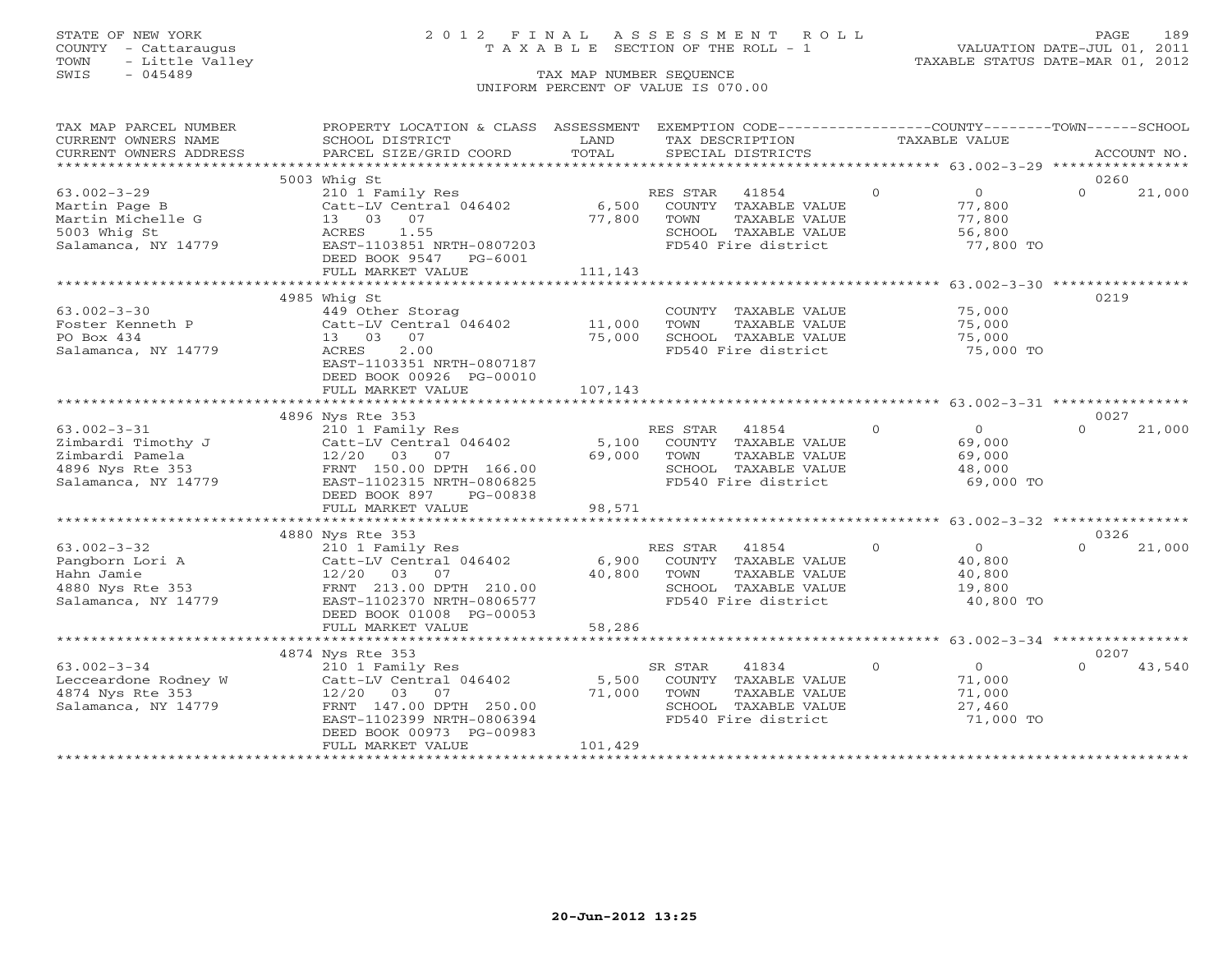STATE OF NEW YORK
COUNTY - Cattaraugus
TOWN - Little Valley
SWIS - 045489

# 2012 FINAL ASSESSMENT ROLL
TAXABLE SECTION OF THE ROLL - 1

TAX MAP NUMBER SEQUENCE
UNIFORM PERCENT OF VALUE IS 070.00

VALUATION DATE-JUL 01, 2011
TAXABLE STATUS DATE-MAR 01, 2012

| TAX MAP PARCEL NUMBER / CURRENT OWNERS NAME / CURRENT OWNERS ADDRESS | PROPERTY LOCATION & CLASS / SCHOOL DISTRICT / PARCEL SIZE/GRID COORD | ASSESSMENT LAND | TOTAL | EXEMPTION CODE / TAX DESCRIPTION / SPECIAL DISTRICTS | COUNTY TAXABLE VALUE | TOWN | SCHOOL | ACCOUNT NO. |
|---|---|---|---|---|---|---|---|---|
| 63.002-3-29 | 5003 Whig St | | | | | | | 0260 |
| | 210 1 Family Res | | | RES STAR 41854 | 0 | 0 | 21,000 | |
| Martin Page B | Catt-LV Central 046402 | 6,500 | | COUNTY TAXABLE VALUE | 77,800 | | | |
| Martin Michelle G | 13 03 07 | | 77,800 | TOWN TAXABLE VALUE | | 77,800 | | |
| 5003 Whig St | ACRES 1.55 | | | SCHOOL TAXABLE VALUE | | | 56,800 | |
| Salamanca, NY 14779 | EAST-1103851 NRTH-0807203 | | | FD540 Fire district | 77,800 TO | | | |
| | DEED BOOK 9547 PG-6001 | | | | | | | |
| | FULL MARKET VALUE | | 111,143 | | | | | |
| 63.002-3-30 | 4985 Whig St | | | | | | | 0219 |
| | 449 Other Storag | | | COUNTY TAXABLE VALUE | 75,000 | | | |
| Foster Kenneth P | Catt-LV Central 046402 | 11,000 | | TOWN TAXABLE VALUE | | 75,000 | | |
| PO Box 434 | 13 03 07 | | 75,000 | SCHOOL TAXABLE VALUE | | | 75,000 | |
| Salamanca, NY 14779 | ACRES 2.00 | | | FD540 Fire district | 75,000 TO | | | |
| | EAST-1103351 NRTH-0807187 | | | | | | | |
| | DEED BOOK 00926 PG-00010 | | | | | | | |
| | FULL MARKET VALUE | | 107,143 | | | | | |
| 63.002-3-31 | 4896 Nys Rte 353 | | | | | | | 0027 |
| | 210 1 Family Res | | | RES STAR 41854 | 0 | 0 | 21,000 | |
| Zimbardi Timothy J | Catt-LV Central 046402 | 5,100 | | COUNTY TAXABLE VALUE | 69,000 | | | |
| Zimbardi Pamela | 12/20 03 07 | | 69,000 | TOWN TAXABLE VALUE | | 69,000 | | |
| 4896 Nys Rte 353 | FRNT 150.00 DPTH 166.00 | | | SCHOOL TAXABLE VALUE | | | 48,000 | |
| Salamanca, NY 14779 | EAST-1102315 NRTH-0806825 | | | FD540 Fire district | 69,000 TO | | | |
| | DEED BOOK 897 PG-00838 | | | | | | | |
| | FULL MARKET VALUE | | 98,571 | | | | | |
| 63.002-3-32 | 4880 Nys Rte 353 | | | | | | | 0326 |
| | 210 1 Family Res | | | RES STAR 41854 | 0 | 0 | 21,000 | |
| Pangborn Lori A | Catt-LV Central 046402 | 6,900 | | COUNTY TAXABLE VALUE | 40,800 | | | |
| Hahn Jamie | 12/20 03 07 | | 40,800 | TOWN TAXABLE VALUE | | 40,800 | | |
| 4880 Nys Rte 353 | FRNT 213.00 DPTH 210.00 | | | SCHOOL TAXABLE VALUE | | | 19,800 | |
| Salamanca, NY 14779 | EAST-1102370 NRTH-0806577 | | | FD540 Fire district | 40,800 TO | | | |
| | DEED BOOK 01008 PG-00053 | | | | | | | |
| | FULL MARKET VALUE | | 58,286 | | | | | |
| 63.002-3-34 | 4874 Nys Rte 353 | | | | | | | 0207 |
| | 210 1 Family Res | | | SR STAR 41834 | 0 | 0 | 43,540 | |
| Lecceardone Rodney W | Catt-LV Central 046402 | 5,500 | | COUNTY TAXABLE VALUE | 71,000 | | | |
| 4874 Nys Rte 353 | 12/20 03 07 | | 71,000 | TOWN TAXABLE VALUE | | 71,000 | | |
| Salamanca, NY 14779 | FRNT 147.00 DPTH 250.00 | | | SCHOOL TAXABLE VALUE | | | 27,460 | |
| | EAST-1102399 NRTH-0806394 | | | FD540 Fire district | 71,000 TO | | | |
| | DEED BOOK 00973 PG-00983 | | | | | | | |
| | FULL MARKET VALUE | | 101,429 | | | | | |

20-Jun-2012 13:25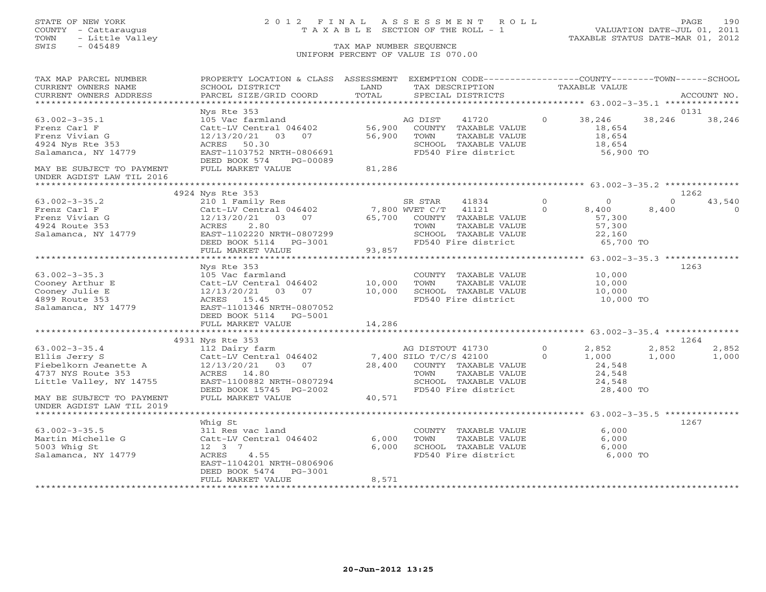STATE OF NEW YORK
COUNTY - Cattaraugus
TOWN - Little Valley
SWIS - 045489

# 2012 FINAL ASSESSMENT ROLL
TAXABLE SECTION OF THE ROLL - 1
TAX MAP NUMBER SEQUENCE
UNIFORM PERCENT OF VALUE IS 070.00

VALUATION DATE-JUL 01, 2011
TAXABLE STATUS DATE-MAR 01, 2012

| TAX MAP PARCEL NUMBER / CURRENT OWNERS NAME / CURRENT OWNERS ADDRESS | PROPERTY LOCATION & CLASS / SCHOOL DISTRICT / PARCEL SIZE/GRID COORD | ASSESSMENT LAND / TOTAL | EXEMPTION CODE / TAX DESCRIPTION / SPECIAL DISTRICTS | COUNTY TAXABLE VALUE | TOWN | SCHOOL | ACCOUNT NO. |
|---|---|---|---|---|---|---|---|
| | Nys Rte 353 | | | | | | 0131 |
| 63.002-3-35.1 | 105 Vac farmland | | AG DIST 41720 0 | 38,246 | 38,246 | 38,246 | |
| Frenz Carl F | Catt-LV Central 046402 | 56,900 | COUNTY TAXABLE VALUE | 18,654 | | | |
| Frenz Vivian G | 12/13/20/21 03 07 | 56,900 | TOWN TAXABLE VALUE | 18,654 | | | |
| 4924 Nys Rte 353 | ACRES 50.30 | | SCHOOL TAXABLE VALUE | 18,654 | | | |
| Salamanca, NY 14779 | EAST-1103752 NRTH-0806691 | | FD540 Fire district | 56,900 TO | | | |
| | DEED BOOK 574 PG-00089 | | | | | | |
| MAY BE SUBJECT TO PAYMENT UNDER AGDIST LAW TIL 2016 | FULL MARKET VALUE | 81,286 | | | | | |
| | 4924 Nys Rte 353 | | | | | | 1262 |
| 63.002-3-35.2 | 210 1 Family Res | | SR STAR 41834 0 | 0 | 0 | 43,540 | |
| Frenz Carl F | Catt-LV Central 046402 | 7,800 | WVET C/T 41121 0 | 8,400 | 8,400 | 0 | |
| Frenz Vivian G | 12/13/20/21 03 07 | 65,700 | COUNTY TAXABLE VALUE | 57,300 | | | |
| 4924 Route 353 | ACRES 2.80 | | TOWN TAXABLE VALUE | 57,300 | | | |
| Salamanca, NY 14779 | EAST-1102220 NRTH-0807299 | | SCHOOL TAXABLE VALUE | 22,160 | | | |
| | DEED BOOK 5114 PG-3001 | | FD540 Fire district | 65,700 TO | | | |
| | FULL MARKET VALUE | 93,857 | | | | | |
| | Nys Rte 353 | | | | | | 1263 |
| 63.002-3-35.3 | 105 Vac farmland | | COUNTY TAXABLE VALUE | 10,000 | | | |
| Cooney Arthur E | Catt-LV Central 046402 | 10,000 | TOWN TAXABLE VALUE | 10,000 | | | |
| Cooney Julie E | 12/13/20/21 03 07 | 10,000 | SCHOOL TAXABLE VALUE | 10,000 | | | |
| 4899 Route 353 | ACRES 15.45 | | FD540 Fire district | 10,000 TO | | | |
| Salamanca, NY 14779 | EAST-1101346 NRTH-0807052 | | | | | | |
| | DEED BOOK 5114 PG-5001 | | | | | | |
| | FULL MARKET VALUE | 14,286 | | | | | |
| | 4931 Nys Rte 353 | | | | | | 1264 |
| 63.002-3-35.4 | 112 Dairy farm | | AG DISTOUT 41730 0 | 2,852 | 2,852 | 2,852 | |
| Ellis Jerry S | Catt-LV Central 046402 | 7,400 | SILO T/C/S 42100 0 | 1,000 | 1,000 | 1,000 | |
| Fiebelkorn Jeanette A | 12/13/20/21 03 07 | 28,400 | COUNTY TAXABLE VALUE | 24,548 | | | |
| 4737 NYS Route 353 | ACRES 14.80 | | TOWN TAXABLE VALUE | 24,548 | | | |
| Little Valley, NY 14755 | EAST-1100882 NRTH-0807294 | | SCHOOL TAXABLE VALUE | 24,548 | | | |
| | DEED BOOK 15745 PG-2002 | | FD540 Fire district | 28,400 TO | | | |
| MAY BE SUBJECT TO PAYMENT UNDER AGDIST LAW TIL 2019 | FULL MARKET VALUE | 40,571 | | | | | |
| | Whig St | | | | | | 1267 |
| 63.002-3-35.5 | 311 Res vac land | | COUNTY TAXABLE VALUE | 6,000 | | | |
| Martin Michelle G | Catt-LV Central 046402 | 6,000 | TOWN TAXABLE VALUE | 6,000 | | | |
| 5003 Whig St | 12 3 7 | 6,000 | SCHOOL TAXABLE VALUE | 6,000 | | | |
| Salamanca, NY 14779 | ACRES 4.55 | | FD540 Fire district | 6,000 TO | | | |
| | EAST-1104201 NRTH-0806906 | | | | | | |
| | DEED BOOK 5474 PG-3001 | | | | | | |
| | FULL MARKET VALUE | 8,571 | | | | | |

20-Jun-2012 13:25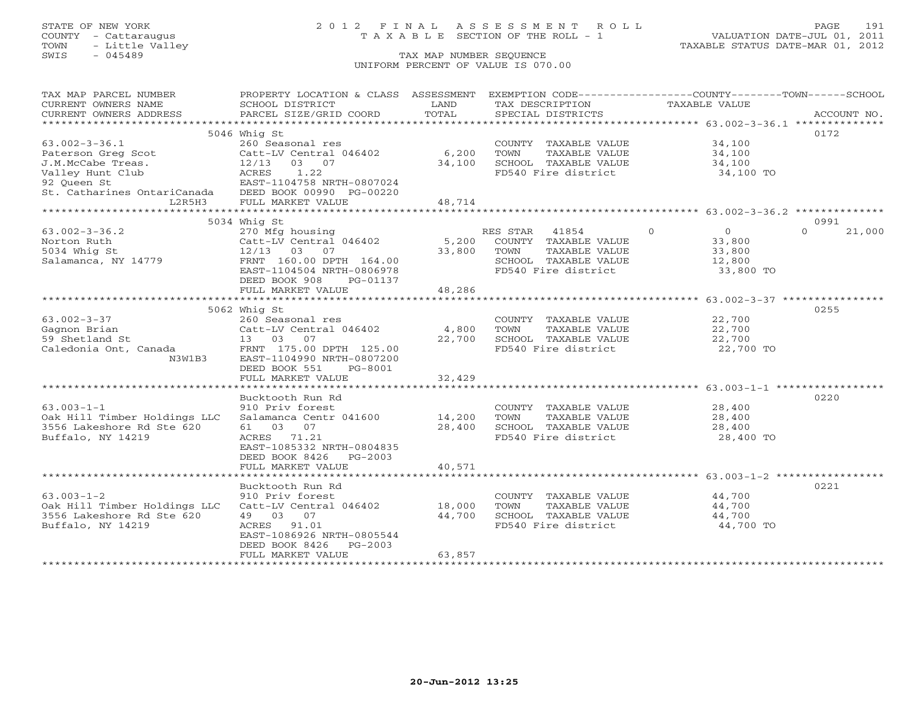STATE OF NEW YORK
COUNTY - Cattaraugus
TOWN - Little Valley
SWIS - 045489

2012 FINAL ASSESSMENT ROLL
TAXABLE SECTION OF THE ROLL - 1

TAX MAP NUMBER SEQUENCE
UNIFORM PERCENT OF VALUE IS 070.00

VALUATION DATE-JUL 01, 2011
TAXABLE STATUS DATE-MAR 01, 2012

| TAX MAP PARCEL NUMBER / CURRENT OWNERS NAME / CURRENT OWNERS ADDRESS | PROPERTY LOCATION & CLASS / SCHOOL DISTRICT / PARCEL SIZE/GRID COORD | ASSESSMENT LAND / TOTAL | EXEMPTION CODE / TAX DESCRIPTION / SPECIAL DISTRICTS | COUNTY | TOWN | SCHOOL | TAXABLE VALUE | ACCOUNT NO. |
|---|---|---|---|---|---|---|---|---|
| **63.002-3-36.1** | 5046 Whig St | | | | | | | 0172 |
| Paterson Greg Scot | 260 Seasonal res | | COUNTY TAXABLE VALUE | | | | 34,100 | |
| J.M.McCabe Treas. | Catt-LV Central 046402 | 6,200 | TOWN TAXABLE VALUE | | | | 34,100 | |
| Valley Hunt Club | 12/13 03 07 | 34,100 | SCHOOL TAXABLE VALUE | | | | 34,100 | |
| 92 Queen St | ACRES 1.22 | | FD540 Fire district | | | | 34,100 TO | |
| St. Catharines OntariCanada L2R5H3 | EAST-1104758 NRTH-0807024 | | | | | | | |
| | DEED BOOK 00990 PG-00220 | | | | | | | |
| | FULL MARKET VALUE | 48,714 | | | | | | |
| **63.002-3-36.2** | 5034 Whig St | | | | | | | 0991 |
| Norton Ruth | 270 Mfg housing | | RES STAR 41854 | 0 | 0 | 21,000 | | |
| 5034 Whig St | Catt-LV Central 046402 | 5,200 | COUNTY TAXABLE VALUE | | | | 33,800 | |
| Salamanca, NY 14779 | 12/13 03 07 | 33,800 | TOWN TAXABLE VALUE | | | | 33,800 | |
| | FRNT 160.00 DPTH 164.00 | | SCHOOL TAXABLE VALUE | | | | 12,800 | |
| | EAST-1104504 NRTH-0806978 | | FD540 Fire district | | | | 33,800 TO | |
| | DEED BOOK 908 PG-01137 | | | | | | | |
| | FULL MARKET VALUE | 48,286 | | | | | | |
| **63.002-3-37** | 5062 Whig St | | | | | | | 0255 |
| Gagnon Brian | 260 Seasonal res | | COUNTY TAXABLE VALUE | | | | 22,700 | |
| 59 Shetland St | Catt-LV Central 046402 | 4,800 | TOWN TAXABLE VALUE | | | | 22,700 | |
| Caledonia Ont, Canada N3W1B3 | 13 03 07 | 22,700 | SCHOOL TAXABLE VALUE | | | | 22,700 | |
| | FRNT 175.00 DPTH 125.00 | | FD540 Fire district | | | | 22,700 TO | |
| | EAST-1104990 NRTH-0807200 | | | | | | | |
| | DEED BOOK 551 PG-8001 | | | | | | | |
| | FULL MARKET VALUE | 32,429 | | | | | | |
| **63.003-1-1** | Bucktooth Run Rd | | | | | | | 0220 |
| Oak Hill Timber Holdings LLC | 910 Priv forest | | COUNTY TAXABLE VALUE | | | | 28,400 | |
| 3556 Lakeshore Rd Ste 620 | Salamanca Centr 041600 | 14,200 | TOWN TAXABLE VALUE | | | | 28,400 | |
| Buffalo, NY 14219 | 61 03 07 | 28,400 | SCHOOL TAXABLE VALUE | | | | 28,400 | |
| | ACRES 71.21 | | FD540 Fire district | | | | 28,400 TO | |
| | EAST-1085332 NRTH-0804835 | | | | | | | |
| | DEED BOOK 8426 PG-2003 | | | | | | | |
| | FULL MARKET VALUE | 40,571 | | | | | | |
| **63.003-1-2** | Bucktooth Run Rd | | | | | | | 0221 |
| Oak Hill Timber Holdings LLC | 910 Priv forest | | COUNTY TAXABLE VALUE | | | | 44,700 | |
| 3556 Lakeshore Rd Ste 620 | Catt-LV Central 046402 | 18,000 | TOWN TAXABLE VALUE | | | | 44,700 | |
| Buffalo, NY 14219 | 49 03 07 | 44,700 | SCHOOL TAXABLE VALUE | | | | 44,700 | |
| | ACRES 91.01 | | FD540 Fire district | | | | 44,700 TO | |
| | EAST-1086926 NRTH-0805544 | | | | | | | |
| | DEED BOOK 8426 PG-2003 | | | | | | | |
| | FULL MARKET VALUE | 63,857 | | | | | | |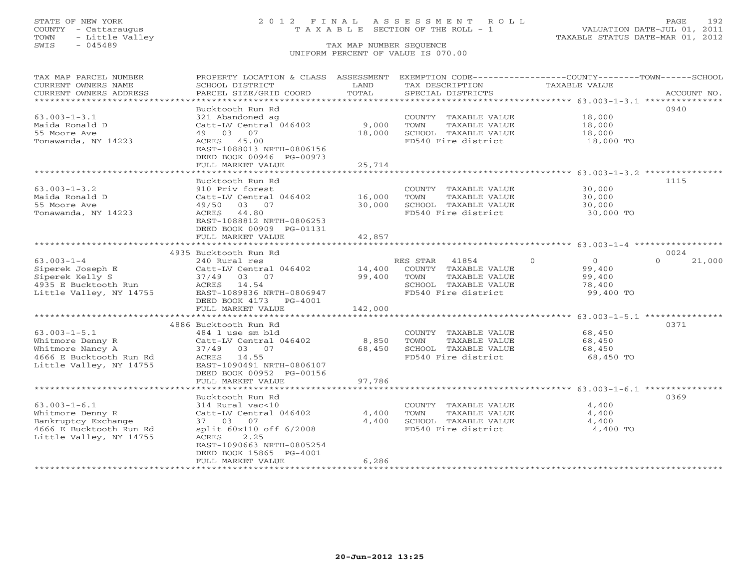STATE OF NEW YORK
COUNTY - Cattaraugus
TOWN - Little Valley
SWIS - 045489

# 2012 FINAL ASSESSMENT ROLL
TAXABLE SECTION OF THE ROLL - 1

TAX MAP NUMBER SEQUENCE
UNIFORM PERCENT OF VALUE IS 070.00

VALUATION DATE-JUL 01, 2011
TAXABLE STATUS DATE-MAR 01, 2012

| TAX MAP PARCEL NUMBER / CURRENT OWNERS NAME / CURRENT OWNERS ADDRESS | PROPERTY LOCATION & CLASS / SCHOOL DISTRICT / PARCEL SIZE/GRID COORD | ASSESSMENT LAND / TOTAL | EXEMPTION CODE / TAX DESCRIPTION / SPECIAL DISTRICTS | COUNTY | TOWN | SCHOOL | TAXABLE VALUE | ACCOUNT NO. |
|---|---|---|---|---|---|---|---|---|
| 63.003-1-3.1 | Bucktooth Run Rd | | | | | | | 0940 |
| Maida Ronald D | 321 Abandoned ag | | COUNTY TAXABLE VALUE | | | | 18,000 | |
| 55 Moore Ave | Catt-LV Central 046402 | 9,000 | TOWN TAXABLE VALUE | | | | 18,000 | |
| Tonawanda, NY 14223 | 49 03 07 | 18,000 | SCHOOL TAXABLE VALUE | | | | 18,000 | |
| | ACRES 45.00 | | FD540 Fire district | | | | 18,000 TO | |
| | EAST-1088013 NRTH-0806156 | | | | | | | |
| | DEED BOOK 00946 PG-00973 | | | | | | | |
| | FULL MARKET VALUE | 25,714 | | | | | | |
| 63.003-1-3.2 | Bucktooth Run Rd | | | | | | | 1115 |
| Maida Ronald D | 910 Priv forest | | COUNTY TAXABLE VALUE | | | | 30,000 | |
| 55 Moore Ave | Catt-LV Central 046402 | 16,000 | TOWN TAXABLE VALUE | | | | 30,000 | |
| Tonawanda, NY 14223 | 49/50 03 07 | 30,000 | SCHOOL TAXABLE VALUE | | | | 30,000 | |
| | ACRES 44.80 | | FD540 Fire district | | | | 30,000 TO | |
| | EAST-1088812 NRTH-0806253 | | | | | | | |
| | DEED BOOK 00909 PG-01131 | | | | | | | |
| | FULL MARKET VALUE | 42,857 | | | | | | |
| 63.003-1-4 | 4935 Bucktooth Run Rd | | | | | | | 0024 |
| Siperek Joseph E | 240 Rural res | | RES STAR 41854 | 0 | 0 | 21,000 | | |
| Siperek Kelly S | Catt-LV Central 046402 | 14,400 | COUNTY TAXABLE VALUE | | | | 99,400 | |
| 4935 E Bucktooth Run | 37/49 03 07 | 99,400 | TOWN TAXABLE VALUE | | | | 99,400 | |
| Little Valley, NY 14755 | ACRES 14.54 | | SCHOOL TAXABLE VALUE | | | | 78,400 | |
| | EAST-1089836 NRTH-0806947 | | FD540 Fire district | | | | 99,400 TO | |
| | DEED BOOK 4173 PG-4001 | | | | | | | |
| | FULL MARKET VALUE | 142,000 | | | | | | |
| 63.003-1-5.1 | 4886 Bucktooth Run Rd | | | | | | | 0371 |
| Whitmore Denny R | 484 1 use sm bld | | COUNTY TAXABLE VALUE | | | | 68,450 | |
| Whitmore Nancy A | Catt-LV Central 046402 | 8,850 | TOWN TAXABLE VALUE | | | | 68,450 | |
| 4666 E Bucktooth Run Rd | 37/49 03 07 | 68,450 | SCHOOL TAXABLE VALUE | | | | 68,450 | |
| Little Valley, NY 14755 | ACRES 14.55 | | FD540 Fire district | | | | 68,450 TO | |
| | EAST-1090491 NRTH-0806107 | | | | | | | |
| | DEED BOOK 00952 PG-00156 | | | | | | | |
| | FULL MARKET VALUE | 97,786 | | | | | | |
| 63.003-1-6.1 | Bucktooth Run Rd | | | | | | | 0369 |
| Whitmore Denny R | 314 Rural vac<10 | | COUNTY TAXABLE VALUE | | | | 4,400 | |
| Bankruptcy Exchange | Catt-LV Central 046402 | 4,400 | TOWN TAXABLE VALUE | | | | 4,400 | |
| 4666 E Bucktooth Run Rd | 37 03 07 | 4,400 | SCHOOL TAXABLE VALUE | | | | 4,400 | |
| Little Valley, NY 14755 | split 60x110 off 6/2008 | | FD540 Fire district | | | | 4,400 TO | |
| | ACRES 2.25 | | | | | | | |
| | EAST-1090663 NRTH-0805254 | | | | | | | |
| | DEED BOOK 15865 PG-4001 | | | | | | | |
| | FULL MARKET VALUE | 6,286 | | | | | | |

20-Jun-2012 13:25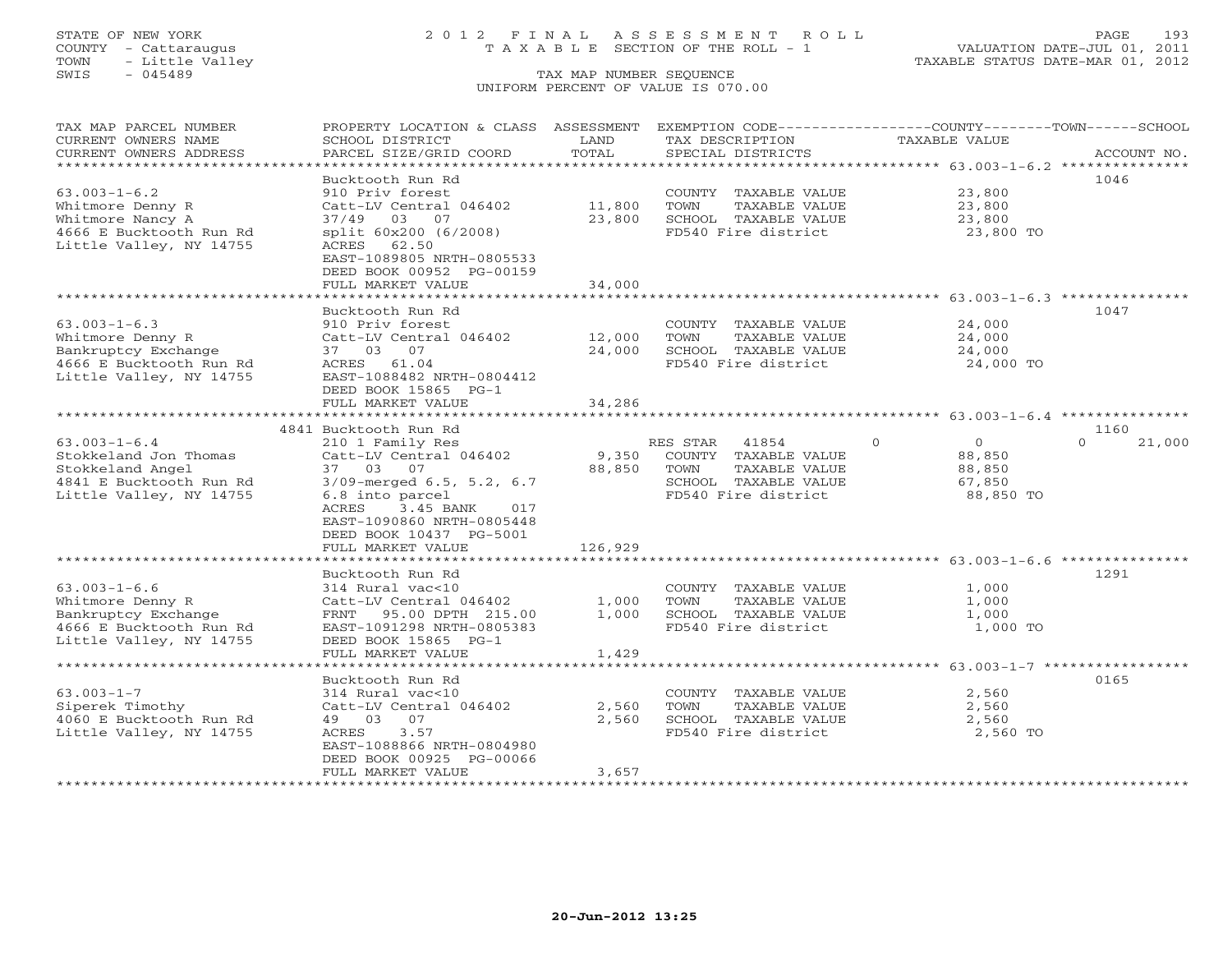STATE OF NEW YORK
COUNTY - Cattaraugus
TOWN - Little Valley
SWIS - 045489

2012 FINAL ASSESSMENT ROLL
TAXABLE SECTION OF THE ROLL - 1
TAX MAP NUMBER SEQUENCE
UNIFORM PERCENT OF VALUE IS 070.00

VALUATION DATE-JUL 01, 2011
TAXABLE STATUS DATE-MAR 01, 2012

| TAX MAP PARCEL NUMBER / CURRENT OWNERS NAME / CURRENT OWNERS ADDRESS | PROPERTY LOCATION & CLASS / SCHOOL DISTRICT / PARCEL SIZE/GRID COORD | ASSESSMENT LAND / TOTAL | EXEMPTION CODE / TAX DESCRIPTION / SPECIAL DISTRICTS | COUNTY / TAXABLE VALUE | TOWN | SCHOOL / ACCOUNT NO. |
|---|---|---|---|---|---|---|
| **63.003-1-6.2** | Bucktooth Run Rd | | | | | 1046 |
| Whitmore Denny R | 910 Priv forest | | COUNTY TAXABLE VALUE | 23,800 | | |
| Whitmore Nancy A | Catt-LV Central 046402 | 11,800 | TOWN TAXABLE VALUE | 23,800 | | |
| 4666 E Bucktooth Run Rd | 37/49 03 07 | 23,800 | SCHOOL TAXABLE VALUE | 23,800 | | |
| Little Valley, NY 14755 | split 60x200 (6/2008) | | FD540 Fire district | 23,800 TO | | |
| | ACRES 62.50 | | | | | |
| | EAST-1089805 NRTH-0805533 | | | | | |
| | DEED BOOK 00952 PG-00159 | | | | | |
| | FULL MARKET VALUE | 34,000 | | | | |
| **63.003-1-6.3** | Bucktooth Run Rd | | | | | 1047 |
| Whitmore Denny R | 910 Priv forest | | COUNTY TAXABLE VALUE | 24,000 | | |
| Bankruptcy Exchange | Catt-LV Central 046402 | 12,000 | TOWN TAXABLE VALUE | 24,000 | | |
| 4666 E Bucktooth Run Rd | 37 03 07 | 24,000 | SCHOOL TAXABLE VALUE | 24,000 | | |
| Little Valley, NY 14755 | ACRES 61.04 | | FD540 Fire district | 24,000 TO | | |
| | EAST-1088482 NRTH-0804412 | | | | | |
| | DEED BOOK 15865 PG-1 | | | | | |
| | FULL MARKET VALUE | 34,286 | | | | |
| **63.003-1-6.4** | 4841 Bucktooth Run Rd | | | | | 1160 |
| Stokkeland Jon Thomas | 210 1 Family Res | | RES STAR 41854 | 0 | 0 | 21,000 |
| Stokkeland Angel | Catt-LV Central 046402 | 9,350 | COUNTY TAXABLE VALUE | 88,850 | | |
| 4841 E Bucktooth Run Rd | 37 03 07 | 88,850 | TOWN TAXABLE VALUE | 88,850 | | |
| Little Valley, NY 14755 | 3/09-merged 6.5, 5.2, 6.7 | | SCHOOL TAXABLE VALUE | 67,850 | | |
| | 6.8 into parcel | | FD540 Fire district | 88,850 TO | | |
| | ACRES 3.45 BANK 017 | | | | | |
| | EAST-1090860 NRTH-0805448 | | | | | |
| | DEED BOOK 10437 PG-5001 | | | | | |
| | FULL MARKET VALUE | 126,929 | | | | |
| **63.003-1-6.6** | Bucktooth Run Rd | | | | | 1291 |
| Whitmore Denny R | 314 Rural vac<10 | | COUNTY TAXABLE VALUE | 1,000 | | |
| Bankruptcy Exchange | Catt-LV Central 046402 | 1,000 | TOWN TAXABLE VALUE | 1,000 | | |
| 4666 E Bucktooth Run Rd | FRNT 95.00 DPTH 215.00 | 1,000 | SCHOOL TAXABLE VALUE | 1,000 | | |
| Little Valley, NY 14755 | EAST-1091298 NRTH-0805383 | | FD540 Fire district | 1,000 TO | | |
| | DEED BOOK 15865 PG-1 | | | | | |
| | FULL MARKET VALUE | 1,429 | | | | |
| **63.003-1-7** | Bucktooth Run Rd | | | | | 0165 |
| Siperek Timothy | 314 Rural vac<10 | | COUNTY TAXABLE VALUE | 2,560 | | |
| 4060 E Bucktooth Run Rd | Catt-LV Central 046402 | 2,560 | TOWN TAXABLE VALUE | 2,560 | | |
| Little Valley, NY 14755 | 49 03 07 | 2,560 | SCHOOL TAXABLE VALUE | 2,560 | | |
| | ACRES 3.57 | | FD540 Fire district | 2,560 TO | | |
| | EAST-1088866 NRTH-0804980 | | | | | |
| | DEED BOOK 00925 PG-00066 | | | | | |
| | FULL MARKET VALUE | 3,657 | | | | |

20-Jun-2012 13:25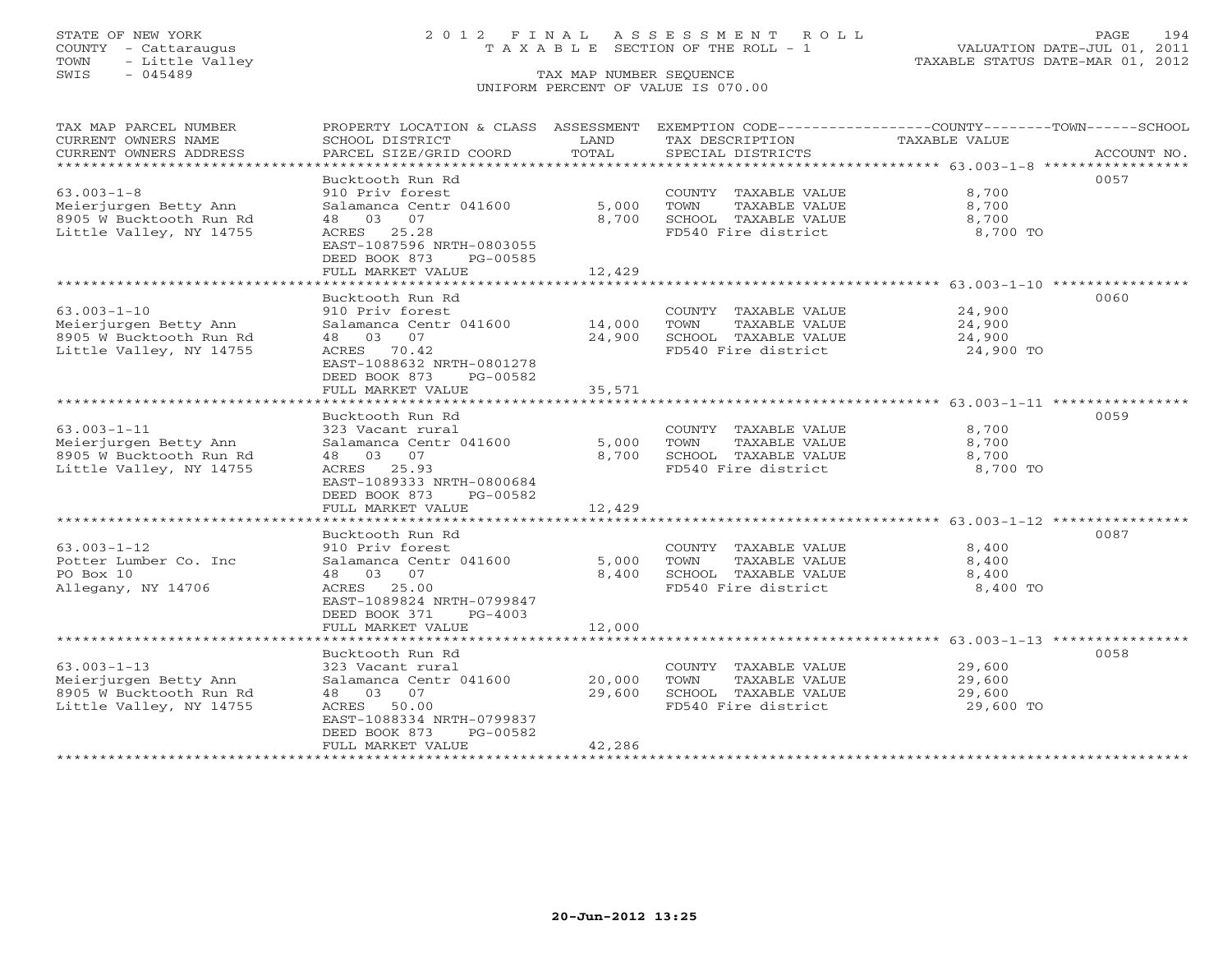STATE OF NEW YORK
COUNTY - Cattaraugus
TOWN - Little Valley
SWIS - 045489

# 2012 FINAL ASSESSMENT ROLL
TAXABLE SECTION OF THE ROLL - 1

VALUATION DATE-JUL 01, 2011
TAXABLE STATUS DATE-MAR 01, 2012

TAX MAP NUMBER SEQUENCE
UNIFORM PERCENT OF VALUE IS 070.00

| TAX MAP PARCEL NUMBER / CURRENT OWNERS NAME / CURRENT OWNERS ADDRESS | PROPERTY LOCATION & CLASS / SCHOOL DISTRICT / PARCEL SIZE/GRID COORD | ASSESSMENT LAND | TOTAL | EXEMPTION CODE / TAX DESCRIPTION / SPECIAL DISTRICTS | COUNTY / TOWN / SCHOOL TAXABLE VALUE | ACCOUNT NO. |
|---|---|---|---|---|---|---|
| **63.003-1-8** | Bucktooth Run Rd | | | | | 0057 |
| Meierjurgen Betty Ann | 910 Priv forest | | | COUNTY TAXABLE VALUE | 8,700 | |
| 8905 W Bucktooth Run Rd | Salamanca Centr 041600 | 5,000 | | TOWN TAXABLE VALUE | 8,700 | |
| Little Valley, NY 14755 | 48 03 07 | | 8,700 | SCHOOL TAXABLE VALUE | 8,700 | |
| | ACRES 25.28 | | | FD540 Fire district | 8,700 TO | |
| | EAST-1087596 NRTH-0803055 | | | | | |
| | DEED BOOK 873 PG-00585 | | | | | |
| | FULL MARKET VALUE | | 12,429 | | | |
| **63.003-1-10** | Bucktooth Run Rd | | | | | 0060 |
| Meierjurgen Betty Ann | 910 Priv forest | | | COUNTY TAXABLE VALUE | 24,900 | |
| 8905 W Bucktooth Run Rd | Salamanca Centr 041600 | 14,000 | | TOWN TAXABLE VALUE | 24,900 | |
| Little Valley, NY 14755 | 48 03 07 | | 24,900 | SCHOOL TAXABLE VALUE | 24,900 | |
| | ACRES 70.42 | | | FD540 Fire district | 24,900 TO | |
| | EAST-1088632 NRTH-0801278 | | | | | |
| | DEED BOOK 873 PG-00582 | | | | | |
| | FULL MARKET VALUE | | 35,571 | | | |
| **63.003-1-11** | Bucktooth Run Rd | | | | | 0059 |
| Meierjurgen Betty Ann | 323 Vacant rural | | | COUNTY TAXABLE VALUE | 8,700 | |
| 8905 W Bucktooth Run Rd | Salamanca Centr 041600 | 5,000 | | TOWN TAXABLE VALUE | 8,700 | |
| Little Valley, NY 14755 | 48 03 07 | | 8,700 | SCHOOL TAXABLE VALUE | 8,700 | |
| | ACRES 25.93 | | | FD540 Fire district | 8,700 TO | |
| | EAST-1089333 NRTH-0800684 | | | | | |
| | DEED BOOK 873 PG-00582 | | | | | |
| | FULL MARKET VALUE | | 12,429 | | | |
| **63.003-1-12** | Bucktooth Run Rd | | | | | 0087 |
| Potter Lumber Co. Inc | 910 Priv forest | | | COUNTY TAXABLE VALUE | 8,400 | |
| PO Box 10 | Salamanca Centr 041600 | 5,000 | | TOWN TAXABLE VALUE | 8,400 | |
| Allegany, NY 14706 | 48 03 07 | | 8,400 | SCHOOL TAXABLE VALUE | 8,400 | |
| | ACRES 25.00 | | | FD540 Fire district | 8,400 TO | |
| | EAST-1089824 NRTH-0799847 | | | | | |
| | DEED BOOK 371 PG-4003 | | | | | |
| | FULL MARKET VALUE | | 12,000 | | | |
| **63.003-1-13** | Bucktooth Run Rd | | | | | 0058 |
| Meierjurgen Betty Ann | 323 Vacant rural | | | COUNTY TAXABLE VALUE | 29,600 | |
| 8905 W Bucktooth Run Rd | Salamanca Centr 041600 | 20,000 | | TOWN TAXABLE VALUE | 29,600 | |
| Little Valley, NY 14755 | 48 03 07 | | 29,600 | SCHOOL TAXABLE VALUE | 29,600 | |
| | ACRES 50.00 | | | FD540 Fire district | 29,600 TO | |
| | EAST-1088334 NRTH-0799837 | | | | | |
| | DEED BOOK 873 PG-00582 | | | | | |
| | FULL MARKET VALUE | | 42,286 | | | |

20-Jun-2012 13:25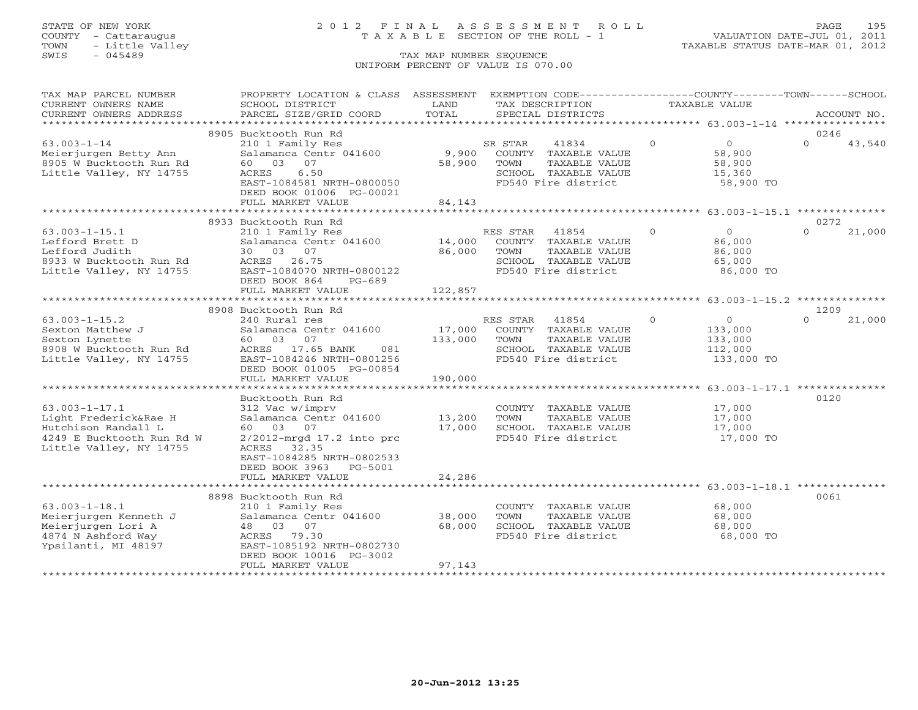STATE OF NEW YORK
COUNTY - Cattaraugus
TOWN - Little Valley
SWIS - 045489

# 2012 FINAL ASSESSMENT ROLL
TAXABLE SECTION OF THE ROLL - 1

VALUATION DATE-JUL 01, 2011
TAXABLE STATUS DATE-MAR 01, 2012

TAX MAP NUMBER SEQUENCE
UNIFORM PERCENT OF VALUE IS 070.00

| TAX MAP PARCEL NUMBER / CURRENT OWNERS NAME / CURRENT OWNERS ADDRESS | PROPERTY LOCATION & CLASS / SCHOOL DISTRICT / PARCEL SIZE/GRID COORD | ASSESSMENT LAND / TOTAL | EXEMPTION CODE / TAX DESCRIPTION / SPECIAL DISTRICTS | COUNTY | TOWN | SCHOOL | ACCOUNT NO. |
|---|---|---|---|---|---|---|---|
| | 8905 Bucktooth Run Rd | | | | | | 0246 |
| 63.003-1-14 | 210 1 Family Res | | SR STAR 41834 | 0 | 0 | 43,540 | |
| Meierjurgen Betty Ann | Salamanca Centr 041600 | 9,900 | COUNTY TAXABLE VALUE | 58,900 | | | |
| 8905 W Bucktooth Run Rd | 60 03 07 | 58,900 | TOWN TAXABLE VALUE | | 58,900 | | |
| Little Valley, NY 14755 | ACRES 6.50 | | SCHOOL TAXABLE VALUE | | | 15,360 | |
| | EAST-1084581 NRTH-0800050 | | FD540 Fire district | 58,900 TO | | | |
| | DEED BOOK 01006 PG-00021 | | | | | | |
| | FULL MARKET VALUE | 84,143 | | | | | |
| | 8933 Bucktooth Run Rd | | | | | | 0272 |
| 63.003-1-15.1 | 210 1 Family Res | | RES STAR 41854 | 0 | 0 | 21,000 | |
| Lefford Brett D | Salamanca Centr 041600 | 14,000 | COUNTY TAXABLE VALUE | 86,000 | | | |
| Lefford Judith | 30 03 07 | 86,000 | TOWN TAXABLE VALUE | | 86,000 | | |
| 8933 W Bucktooth Run Rd | ACRES 26.75 | | SCHOOL TAXABLE VALUE | | | 65,000 | |
| Little Valley, NY 14755 | EAST-1084070 NRTH-0800122 | | FD540 Fire district | 86,000 TO | | | |
| | DEED BOOK 864 PG-689 | | | | | | |
| | FULL MARKET VALUE | 122,857 | | | | | |
| | 8908 Bucktooth Run Rd | | | | | | 1209 |
| 63.003-1-15.2 | 240 Rural res | | RES STAR 41854 | 0 | 0 | 21,000 | |
| Sexton Matthew J | Salamanca Centr 041600 | 17,000 | COUNTY TAXABLE VALUE | 133,000 | | | |
| Sexton Lynette | 60 03 07 | 133,000 | TOWN TAXABLE VALUE | | 133,000 | | |
| 8908 W Bucktooth Run Rd | ACRES 17.65 BANK 081 | | SCHOOL TAXABLE VALUE | | | 112,000 | |
| Little Valley, NY 14755 | EAST-1084246 NRTH-0801256 | | FD540 Fire district | 133,000 TO | | | |
| | DEED BOOK 01005 PG-00854 | | | | | | |
| | FULL MARKET VALUE | 190,000 | | | | | |
| | Bucktooth Run Rd | | | | | | 0120 |
| 63.003-1-17.1 | 312 Vac w/imprv | | COUNTY TAXABLE VALUE | 17,000 | | | |
| Light Frederick&Rae H | Salamanca Centr 041600 | 13,200 | TOWN TAXABLE VALUE | | 17,000 | | |
| Hutchison Randall L | 60 03 07 | 17,000 | SCHOOL TAXABLE VALUE | | | 17,000 | |
| 4249 E Bucktooth Run Rd W | 2/2012-mrgd 17.2 into prc | | FD540 Fire district | 17,000 TO | | | |
| Little Valley, NY 14755 | ACRES 32.35 | | | | | | |
| | EAST-1084285 NRTH-0802533 | | | | | | |
| | DEED BOOK 3963 PG-5001 | | | | | | |
| | FULL MARKET VALUE | 24,286 | | | | | |
| | 8898 Bucktooth Run Rd | | | | | | 0061 |
| 63.003-1-18.1 | 210 1 Family Res | | COUNTY TAXABLE VALUE | 68,000 | | | |
| Meierjurgen Kenneth J | Salamanca Centr 041600 | 38,000 | TOWN TAXABLE VALUE | | 68,000 | | |
| Meierjurgen Lori A | 48 03 07 | 68,000 | SCHOOL TAXABLE VALUE | | | 68,000 | |
| 4874 N Ashford Way | ACRES 79.30 | | FD540 Fire district | 68,000 TO | | | |
| Ypsilanti, MI 48197 | EAST-1085192 NRTH-0802730 | | | | | | |
| | DEED BOOK 10016 PG-3002 | | | | | | |
| | FULL MARKET VALUE | 97,143 | | | | | |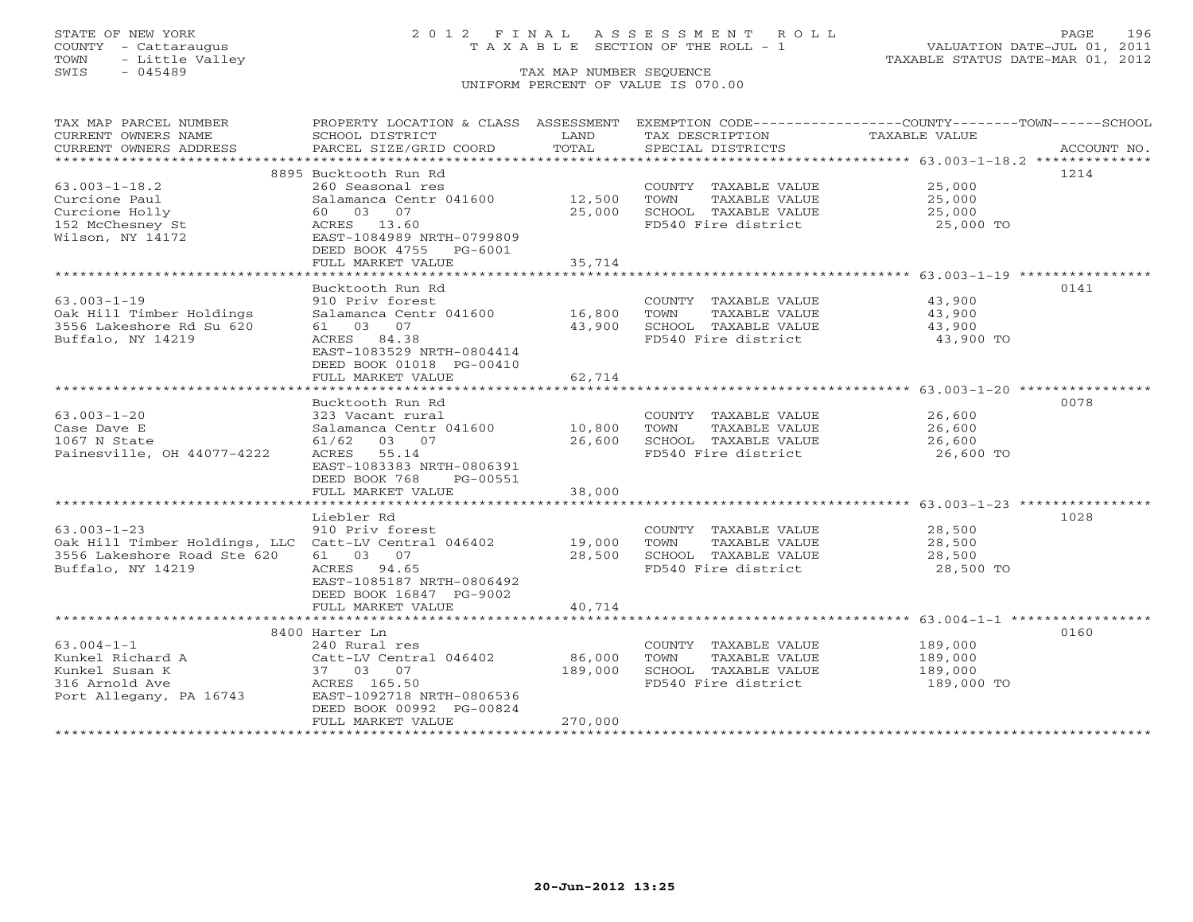STATE OF NEW YORK
COUNTY - Cattaraugus
TOWN - Little Valley
SWIS - 045489

# 2012 FINAL ASSESSMENT ROLL
TAXABLE SECTION OF THE ROLL - 1

VALUATION DATE-JUL 01, 2011
TAXABLE STATUS DATE-MAR 01, 2012

TAX MAP NUMBER SEQUENCE
UNIFORM PERCENT OF VALUE IS 070.00

| TAX MAP PARCEL NUMBER / CURRENT OWNERS NAME / CURRENT OWNERS ADDRESS | PROPERTY LOCATION & CLASS / SCHOOL DISTRICT / PARCEL SIZE/GRID COORD | ASSESSMENT LAND | TOTAL | EXEMPTION CODE / TAX DESCRIPTION / SPECIAL DISTRICTS | TAXABLE VALUE (COUNTY / TOWN / SCHOOL) | ACCOUNT NO. |
|---|---|---|---|---|---|---|
| 63.003-1-18.2 | 8895 Bucktooth Run Rd | | | | | 1214 |
| | 260 Seasonal res | | | COUNTY TAXABLE VALUE | 25,000 | |
| Curcione Paul | Salamanca Centr 041600 | 12,500 | | TOWN TAXABLE VALUE | 25,000 | |
| Curcione Holly | 60 03 07 | | 25,000 | SCHOOL TAXABLE VALUE | 25,000 | |
| 152 McChesney St | ACRES 13.60 | | | FD540 Fire district | 25,000 TO | |
| Wilson, NY 14172 | EAST-1084989 NRTH-0799809 | | | | | |
| | DEED BOOK 4755 PG-6001 | | | | | |
| | FULL MARKET VALUE | | 35,714 | | | |
| 63.003-1-19 | Bucktooth Run Rd | | | | | 0141 |
| | 910 Priv forest | | | COUNTY TAXABLE VALUE | 43,900 | |
| Oak Hill Timber Holdings | Salamanca Centr 041600 | 16,800 | | TOWN TAXABLE VALUE | 43,900 | |
| 3556 Lakeshore Rd Su 620 | 61 03 07 | | 43,900 | SCHOOL TAXABLE VALUE | 43,900 | |
| Buffalo, NY 14219 | ACRES 84.38 | | | FD540 Fire district | 43,900 TO | |
| | EAST-1083529 NRTH-0804414 | | | | | |
| | DEED BOOK 01018 PG-00410 | | | | | |
| | FULL MARKET VALUE | | 62,714 | | | |
| 63.003-1-20 | Bucktooth Run Rd | | | | | 0078 |
| | 323 Vacant rural | | | COUNTY TAXABLE VALUE | 26,600 | |
| Case Dave E | Salamanca Centr 041600 | 10,800 | | TOWN TAXABLE VALUE | 26,600 | |
| 1067 N State | 61/62 03 07 | | 26,600 | SCHOOL TAXABLE VALUE | 26,600 | |
| Painesville, OH 44077-4222 | ACRES 55.14 | | | FD540 Fire district | 26,600 TO | |
| | EAST-1083383 NRTH-0806391 | | | | | |
| | DEED BOOK 768 PG-00551 | | | | | |
| | FULL MARKET VALUE | | 38,000 | | | |
| 63.003-1-23 | Liebler Rd | | | | | 1028 |
| | 910 Priv forest | | | COUNTY TAXABLE VALUE | 28,500 | |
| Oak Hill Timber Holdings, LLC | Catt-LV Central 046402 | 19,000 | | TOWN TAXABLE VALUE | 28,500 | |
| 3556 Lakeshore Road Ste 620 | 61 03 07 | | 28,500 | SCHOOL TAXABLE VALUE | 28,500 | |
| Buffalo, NY 14219 | ACRES 94.65 | | | FD540 Fire district | 28,500 TO | |
| | EAST-1085187 NRTH-0806492 | | | | | |
| | DEED BOOK 16847 PG-9002 | | | | | |
| | FULL MARKET VALUE | | 40,714 | | | |
| 63.004-1-1 | 8400 Harter Ln | | | | | 0160 |
| | 240 Rural res | | | COUNTY TAXABLE VALUE | 189,000 | |
| Kunkel Richard A | Catt-LV Central 046402 | 86,000 | | TOWN TAXABLE VALUE | 189,000 | |
| Kunkel Susan K | 37 03 07 | | 189,000 | SCHOOL TAXABLE VALUE | 189,000 | |
| 316 Arnold Ave | ACRES 165.50 | | | FD540 Fire district | 189,000 TO | |
| Port Allegany, PA 16743 | EAST-1092718 NRTH-0806536 | | | | | |
| | DEED BOOK 00992 PG-00824 | | | | | |
| | FULL MARKET VALUE | | 270,000 | | | |

20-Jun-2012 13:25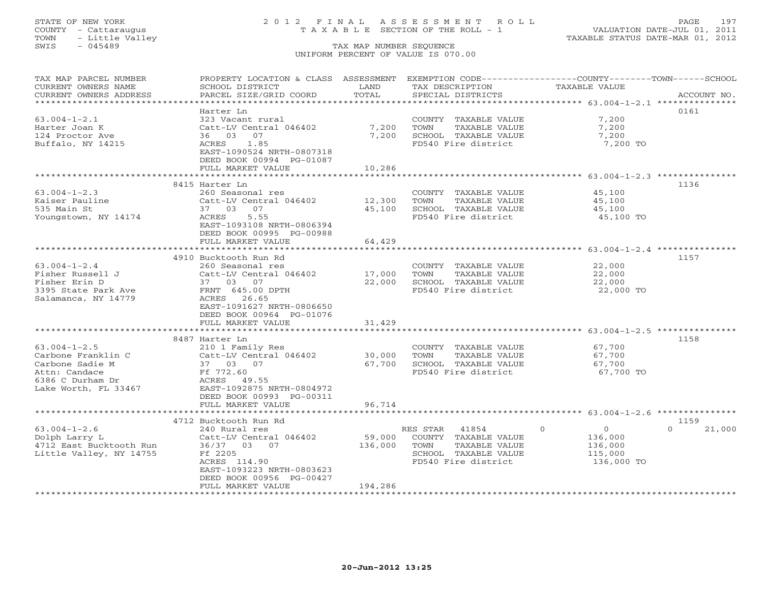STATE OF NEW YORK
COUNTY - Cattaraugus
TOWN - Little Valley
SWIS - 045489

# 2012 FINAL ASSESSMENT ROLL
TAXABLE SECTION OF THE ROLL - 1

TAX MAP NUMBER SEQUENCE
UNIFORM PERCENT OF VALUE IS 070.00

VALUATION DATE-JUL 01, 2011
TAXABLE STATUS DATE-MAR 01, 2012

| TAX MAP PARCEL NUMBER / CURRENT OWNERS NAME / CURRENT OWNERS ADDRESS | PROPERTY LOCATION & CLASS / SCHOOL DISTRICT / PARCEL SIZE/GRID COORD | ASSESSMENT LAND / TOTAL | EXEMPTION CODE / TAX DESCRIPTION / SPECIAL DISTRICTS | COUNTY / TOWN / SCHOOL TAXABLE VALUE | ACCOUNT NO. |
|---|---|---|---|---|---|
| **63.004-1-2.1** | Harter Ln | | | | 0161 |
| Harter Joan K | 323 Vacant rural | | COUNTY TAXABLE VALUE | 7,200 | |
| 124 Proctor Ave | Catt-LV Central 046402 | 7,200 | TOWN TAXABLE VALUE | 7,200 | |
| Buffalo, NY 14215 | 36 03 07 | 7,200 | SCHOOL TAXABLE VALUE | 7,200 | |
| | ACRES 1.85 | | FD540 Fire district | 7,200 TO | |
| | EAST-1090524 NRTH-0807318 | | | | |
| | DEED BOOK 00994 PG-01087 | | | | |
| | FULL MARKET VALUE | 10,286 | | | |
| **63.004-1-2.3** | 8415 Harter Ln | | | | 1136 |
| Kaiser Pauline | 260 Seasonal res | | COUNTY TAXABLE VALUE | 45,100 | |
| 535 Main St | Catt-LV Central 046402 | 12,300 | TOWN TAXABLE VALUE | 45,100 | |
| Youngstown, NY 14174 | 37 03 07 | 45,100 | SCHOOL TAXABLE VALUE | 45,100 | |
| | ACRES 5.55 | | FD540 Fire district | 45,100 TO | |
| | EAST-1093108 NRTH-0806394 | | | | |
| | DEED BOOK 00995 PG-00988 | | | | |
| | FULL MARKET VALUE | 64,429 | | | |
| **63.004-1-2.4** | 4910 Bucktooth Run Rd | | | | 1157 |
| Fisher Russell J | 260 Seasonal res | | COUNTY TAXABLE VALUE | 22,000 | |
| Fisher Erin D | Catt-LV Central 046402 | 17,000 | TOWN TAXABLE VALUE | 22,000 | |
| 3395 State Park Ave | 37 03 07 | 22,000 | SCHOOL TAXABLE VALUE | 22,000 | |
| Salamanca, NY 14779 | FRNT 645.00 DPTH | | FD540 Fire district | 22,000 TO | |
| | ACRES 26.65 | | | | |
| | EAST-1091627 NRTH-0806650 | | | | |
| | DEED BOOK 00964 PG-01076 | | | | |
| | FULL MARKET VALUE | 31,429 | | | |
| **63.004-1-2.5** | 8487 Harter Ln | | | | 1158 |
| Carbone Franklin C | 210 1 Family Res | | COUNTY TAXABLE VALUE | 67,700 | |
| Carbone Sadie M | Catt-LV Central 046402 | 30,000 | TOWN TAXABLE VALUE | 67,700 | |
| Attn: Candace | 37 03 07 | 67,700 | SCHOOL TAXABLE VALUE | 67,700 | |
| 6386 C Durham Dr | Ff 772.60 | | FD540 Fire district | 67,700 TO | |
| Lake Worth, FL 33467 | ACRES 49.55 | | | | |
| | EAST-1092875 NRTH-0804972 | | | | |
| | DEED BOOK 00993 PG-00311 | | | | |
| | FULL MARKET VALUE | 96,714 | | | |
| **63.004-1-2.6** | 4712 Bucktooth Run Rd | | | | 1159 |
| Dolph Larry L | 240 Rural res | | RES STAR 41854 | 0 / 0 / 21,000 | |
| 4712 East Bucktooth Run | Catt-LV Central 046402 | 59,000 | COUNTY TAXABLE VALUE | 136,000 | |
| Little Valley, NY 14755 | 36/37 03 07 | 136,000 | TOWN TAXABLE VALUE | 136,000 | |
| | Ff 2205 | | SCHOOL TAXABLE VALUE | 115,000 | |
| | ACRES 114.90 | | FD540 Fire district | 136,000 TO | |
| | EAST-1093223 NRTH-0803623 | | | | |
| | DEED BOOK 00956 PG-00427 | | | | |
| | FULL MARKET VALUE | 194,286 | | | |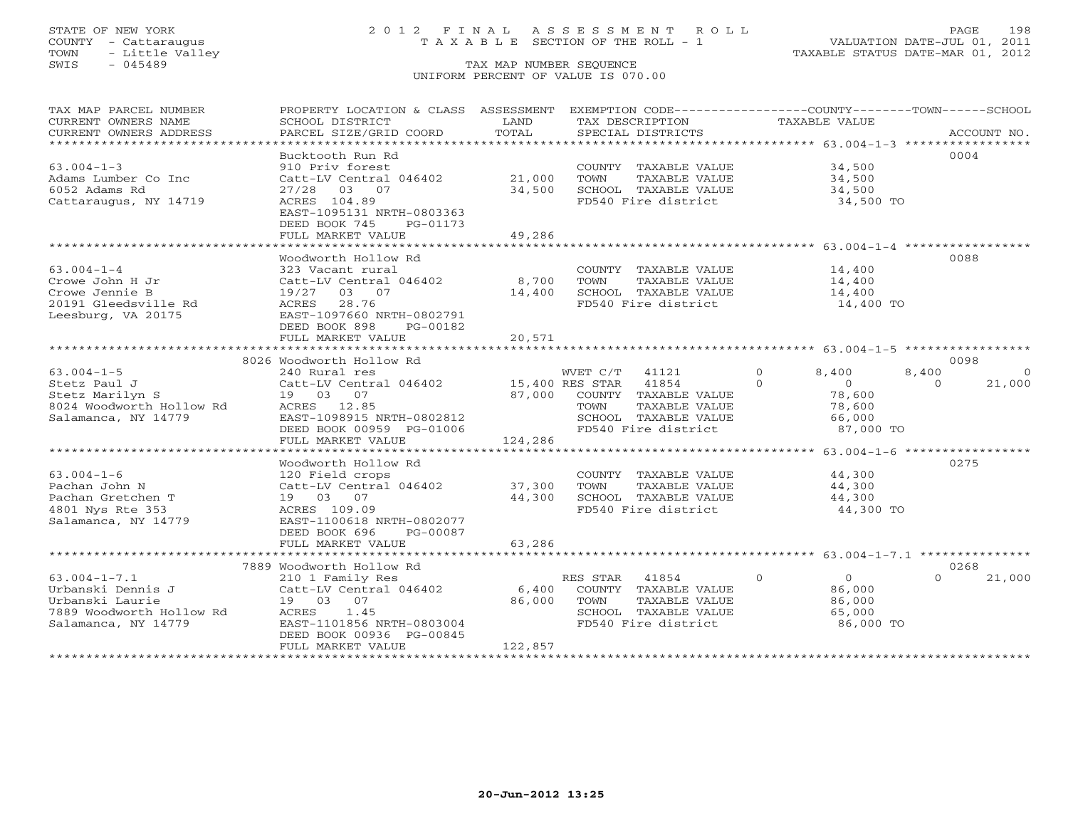STATE OF NEW YORK
COUNTY - Cattaraugus
TOWN - Little Valley
SWIS - 045489

2012 FINAL ASSESSMENT ROLL
TAXABLE SECTION OF THE ROLL - 1
TAX MAP NUMBER SEQUENCE
UNIFORM PERCENT OF VALUE IS 070.00

VALUATION DATE-JUL 01, 2011
TAXABLE STATUS DATE-MAR 01, 2012

| TAX MAP PARCEL NUMBER / CURRENT OWNERS NAME / CURRENT OWNERS ADDRESS | PROPERTY LOCATION & CLASS / SCHOOL DISTRICT / PARCEL SIZE/GRID COORD | ASSESSMENT LAND / TOTAL | EXEMPTION CODE / TAX DESCRIPTION / SPECIAL DISTRICTS | COUNTY | TOWN | SCHOOL | ACCOUNT NO. |
|---|---|---|---|---|---|---|---|
| **63.004-1-3** | Bucktooth Run Rd | | | | | | 0004 |
| Adams Lumber Co Inc | 910 Priv forest | | COUNTY TAXABLE VALUE | 34,500 | | | |
| 6052 Adams Rd | Catt-LV Central 046402 | 21,000 | TOWN TAXABLE VALUE | | 34,500 | | |
| Cattaraugus, NY 14719 | 27/28 03 07 | 34,500 | SCHOOL TAXABLE VALUE | | | 34,500 | |
| | ACRES 104.89 | | FD540 Fire district | 34,500 TO | | | |
| | EAST-1095131 NRTH-0803363 | | | | | | |
| | DEED BOOK 745 PG-01173 | | | | | | |
| | FULL MARKET VALUE | 49,286 | | | | | |
| **63.004-1-4** | Woodworth Hollow Rd | | | | | | 0088 |
| Crowe John H Jr | 323 Vacant rural | | COUNTY TAXABLE VALUE | 14,400 | | | |
| Crowe Jennie B | Catt-LV Central 046402 | 8,700 | TOWN TAXABLE VALUE | | 14,400 | | |
| 20191 Gleedsville Rd | 19/27 03 07 | 14,400 | SCHOOL TAXABLE VALUE | | | 14,400 | |
| Leesburg, VA 20175 | ACRES 28.76 | | FD540 Fire district | 14,400 TO | | | |
| | EAST-1097660 NRTH-0802791 | | | | | | |
| | DEED BOOK 898 PG-00182 | | | | | | |
| | FULL MARKET VALUE | 20,571 | | | | | |
| **63.004-1-5** | 8026 Woodworth Hollow Rd | | | | | | 0098 |
| Stetz Paul J | 240 Rural res | | WVET C/T 41121 0 | 8,400 | 8,400 | 0 | |
| Stetz Marilyn S | Catt-LV Central 046402 | 15,400 | RES STAR 41854 0 | 0 | 0 | 21,000 | |
| 8024 Woodworth Hollow Rd | 19 03 07 | 87,000 | COUNTY TAXABLE VALUE | 78,600 | | | |
| Salamanca, NY 14779 | ACRES 12.85 | | TOWN TAXABLE VALUE | | 78,600 | | |
| | EAST-1098915 NRTH-0802812 | | SCHOOL TAXABLE VALUE | | | 66,000 | |
| | DEED BOOK 00959 PG-01006 | | FD540 Fire district | 87,000 TO | | | |
| | FULL MARKET VALUE | 124,286 | | | | | |
| **63.004-1-6** | Woodworth Hollow Rd | | | | | | 0275 |
| Pachan John N | 120 Field crops | | COUNTY TAXABLE VALUE | 44,300 | | | |
| Pachan Gretchen T | Catt-LV Central 046402 | 37,300 | TOWN TAXABLE VALUE | | 44,300 | | |
| 4801 Nys Rte 353 | 19 03 07 | 44,300 | SCHOOL TAXABLE VALUE | | | 44,300 | |
| Salamanca, NY 14779 | ACRES 109.09 | | FD540 Fire district | 44,300 TO | | | |
| | EAST-1100618 NRTH-0802077 | | | | | | |
| | DEED BOOK 696 PG-00087 | | | | | | |
| | FULL MARKET VALUE | 63,286 | | | | | |
| **63.004-1-7.1** | 7889 Woodworth Hollow Rd | | | | | | 0268 |
| Urbanski Dennis J | 210 1 Family Res | | RES STAR 41854 0 | 0 | 0 | 21,000 | |
| Urbanski Laurie | Catt-LV Central 046402 | 6,400 | COUNTY TAXABLE VALUE | 86,000 | | | |
| 7889 Woodworth Hollow Rd | 19 03 07 | 86,000 | TOWN TAXABLE VALUE | | 86,000 | | |
| Salamanca, NY 14779 | ACRES 1.45 | | SCHOOL TAXABLE VALUE | | | 65,000 | |
| | EAST-1101856 NRTH-0803004 | | FD540 Fire district | 86,000 TO | | | |
| | DEED BOOK 00936 PG-00845 | | | | | | |
| | FULL MARKET VALUE | 122,857 | | | | | |

20-Jun-2012 13:25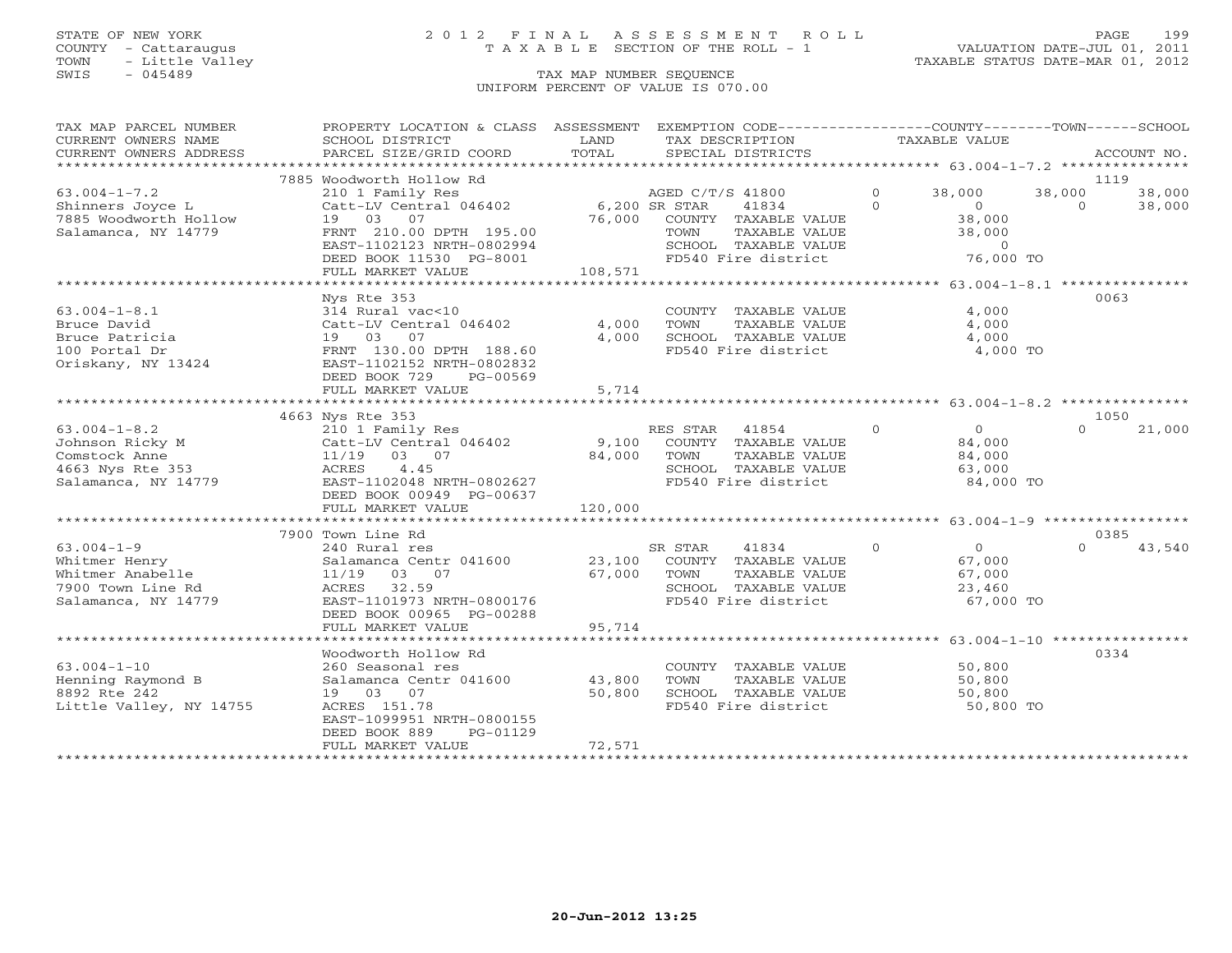STATE OF NEW YORK
COUNTY - Cattaraugus
TOWN - Little Valley
SWIS - 045489

# 2012 FINAL ASSESSMENT ROLL
TAXABLE SECTION OF THE ROLL - 1

VALUATION DATE-JUL 01, 2011
TAXABLE STATUS DATE-MAR 01, 2012

TAX MAP NUMBER SEQUENCE
UNIFORM PERCENT OF VALUE IS 070.00

```
TAX MAP PARCEL NUMBER     PROPERTY LOCATION & CLASS  ASSESSMENT  EXEMPTION CODE-----------------COUNTY--------TOWN------SCHOOL
CURRENT OWNERS NAME       SCHOOL DISTRICT               LAND      TAX DESCRIPTION            TAXABLE VALUE
CURRENT OWNERS ADDRESS    PARCEL SIZE/GRID COORD        TOTAL     SPECIAL DISTRICTS                                     ACCOUNT NO.
******************************************************************************************************* 63.004-1-7.2 ***************
                          7885 Woodworth Hollow Rd                                                                        1119
63.004-1-7.2              210 1 Family Res                       AGED C/T/S 41800        0     38,000      38,000      38,000
Shinners Joyce L          Catt-LV Central 046402        6,200 SR STAR     41834          0          0           0      38,000
7885 Woodworth Hollow     19   03   07                 76,000   COUNTY  TAXABLE VALUE           38,000
Salamanca, NY 14779       FRNT 210.00 DPTH 195.00               TOWN    TAXABLE VALUE           38,000
                          EAST-1102123 NRTH-0802994             SCHOOL  TAXABLE VALUE                0
                          DEED BOOK 11530  PG-8001              FD540 Fire district             76,000 TO
                          FULL MARKET VALUE            108,571
******************************************************************************************************* 63.004-1-8.1 ***************
                          Nys Rte 353                                                                                     0063
63.004-1-8.1              314 Rural vac<10                      COUNTY  TAXABLE VALUE            4,000
Bruce David               Catt-LV Central 046402        4,000   TOWN    TAXABLE VALUE            4,000
Bruce Patricia            19   03   07                  4,000   SCHOOL  TAXABLE VALUE            4,000
100 Portal Dr             FRNT 130.00 DPTH 188.60               FD540 Fire district              4,000 TO
Oriskany, NY 13424        EAST-1102152 NRTH-0802832
                          DEED BOOK 729    PG-00569
                          FULL MARKET VALUE              5,714
******************************************************************************************************* 63.004-1-8.2 ***************
                          4663 Nys Rte 353                                                                                1050
63.004-1-8.2              210 1 Family Res                      RES STAR  41854          0          0           0      21,000
Johnson Ricky M           Catt-LV Central 046402        9,100   COUNTY  TAXABLE VALUE           84,000
Comstock Anne             11/19   03   07              84,000   TOWN    TAXABLE VALUE           84,000
4663 Nys Rte 353          ACRES     4.45                        SCHOOL  TAXABLE VALUE           63,000
Salamanca, NY 14779       EAST-1102048 NRTH-0802627             FD540 Fire district             84,000 TO
                          DEED BOOK 00949  PG-00637
                          FULL MARKET VALUE            120,000
******************************************************************************************************* 63.004-1-9 *****************
                          7900 Town Line Rd                                                                               0385
63.004-1-9                240 Rural res                         SR STAR   41834          0          0           0      43,540
Whitmer Henry             Salamanca Centr 041600       23,100   COUNTY  TAXABLE VALUE           67,000
Whitmer Anabelle          11/19   03   07              67,000   TOWN    TAXABLE VALUE           67,000
7900 Town Line Rd         ACRES    32.59                        SCHOOL  TAXABLE VALUE           23,460
Salamanca, NY 14779       EAST-1101973 NRTH-0800176             FD540 Fire district             67,000 TO
                          DEED BOOK 00965  PG-00288
                          FULL MARKET VALUE             95,714
******************************************************************************************************* 63.004-1-10 ****************
                          Woodworth Hollow Rd                                                                             0334
63.004-1-10               260 Seasonal res                      COUNTY  TAXABLE VALUE           50,800
Henning Raymond B         Salamanca Centr 041600       43,800   TOWN    TAXABLE VALUE           50,800
8892 Rte 242              19   03   07                 50,800   SCHOOL  TAXABLE VALUE           50,800
Little Valley, NY 14755   ACRES   151.78                        FD540 Fire district             50,800 TO
                          EAST-1099951 NRTH-0800155
                          DEED BOOK 889    PG-01129
                          FULL MARKET VALUE             72,571
************************************************************************************************************************************
```

20-Jun-2012 13:25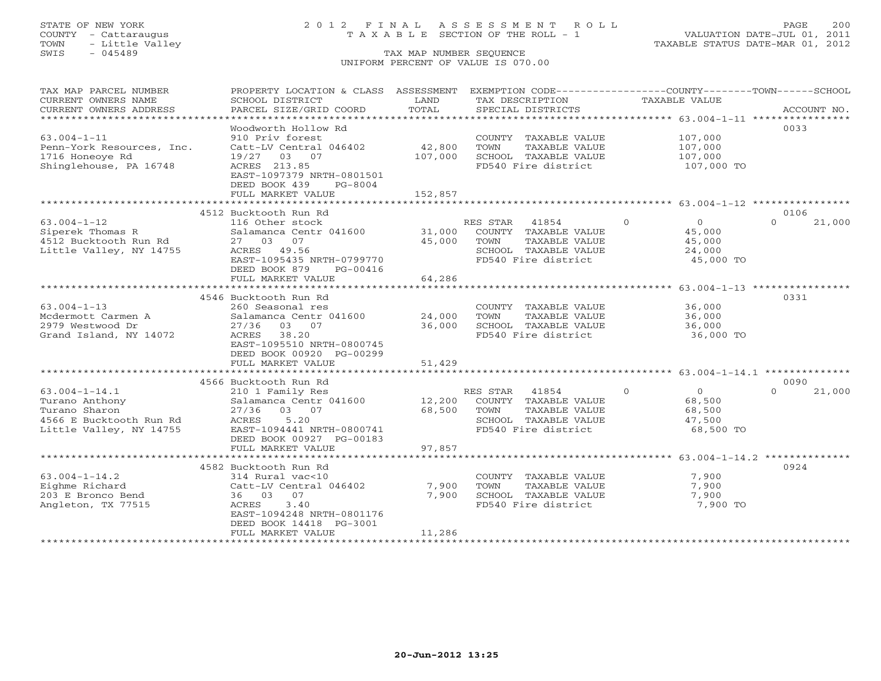STATE OF NEW YORK
COUNTY - Cattaraugus
TOWN - Little Valley
SWIS - 045489

2012 FINAL ASSESSMENT ROLL
TAXABLE SECTION OF THE ROLL - 1
TAX MAP NUMBER SEQUENCE
UNIFORM PERCENT OF VALUE IS 070.00

VALUATION DATE-JUL 01, 2011
TAXABLE STATUS DATE-MAR 01, 2012

| TAX MAP PARCEL NUMBER / CURRENT OWNERS NAME / CURRENT OWNERS ADDRESS | PROPERTY LOCATION & CLASS / SCHOOL DISTRICT / PARCEL SIZE/GRID COORD | ASSESSMENT LAND / TOTAL | EXEMPTION CODE / TAX DESCRIPTION / SPECIAL DISTRICTS | COUNTY | TOWN | SCHOOL / ACCOUNT NO. |
|---|---|---|---|---|---|---|
| **63.004-1-11** | Woodworth Hollow Rd | | | | | 0033 |
| 63.004-1-11 | 910 Priv forest | | COUNTY TAXABLE VALUE | 107,000 | | |
| Penn-York Resources, Inc. | Catt-LV Central 046402 | 42,800 | TOWN TAXABLE VALUE | | 107,000 | |
| 1716 Honeoye Rd | 19/27 03 07 | 107,000 | SCHOOL TAXABLE VALUE | | | 107,000 |
| Shinglehouse, PA 16748 | ACRES 213.85 | | FD540 Fire district | 107,000 TO | | |
| | EAST-1097379 NRTH-0801501 | | | | | |
| | DEED BOOK 439 PG-8004 | | | | | |
| | FULL MARKET VALUE | 152,857 | | | | |
| **63.004-1-12** | 4512 Bucktooth Run Rd | | | | | 0106 |
| 63.004-1-12 | 116 Other stock | | RES STAR 41854 | 0 | 0 | 21,000 |
| Siperek Thomas R | Salamanca Centr 041600 | 31,000 | COUNTY TAXABLE VALUE | 45,000 | | |
| 4512 Bucktooth Run Rd | 27 03 07 | 45,000 | TOWN TAXABLE VALUE | | 45,000 | |
| Little Valley, NY 14755 | ACRES 49.56 | | SCHOOL TAXABLE VALUE | | | 24,000 |
| | EAST-1095435 NRTH-0799770 | | FD540 Fire district | 45,000 TO | | |
| | DEED BOOK 879 PG-00416 | | | | | |
| | FULL MARKET VALUE | 64,286 | | | | |
| **63.004-1-13** | 4546 Bucktooth Run Rd | | | | | 0331 |
| 63.004-1-13 | 260 Seasonal res | | COUNTY TAXABLE VALUE | 36,000 | | |
| Mcdermott Carmen A | Salamanca Centr 041600 | 24,000 | TOWN TAXABLE VALUE | | 36,000 | |
| 2979 Westwood Dr | 27/36 03 07 | 36,000 | SCHOOL TAXABLE VALUE | | | 36,000 |
| Grand Island, NY 14072 | ACRES 38.20 | | FD540 Fire district | 36,000 TO | | |
| | EAST-1095510 NRTH-0800745 | | | | | |
| | DEED BOOK 00920 PG-00299 | | | | | |
| | FULL MARKET VALUE | 51,429 | | | | |
| **63.004-1-14.1** | 4566 Bucktooth Run Rd | | | | | 0090 |
| 63.004-1-14.1 | 210 1 Family Res | | RES STAR 41854 | 0 | 0 | 21,000 |
| Turano Anthony | Salamanca Centr 041600 | 12,200 | COUNTY TAXABLE VALUE | 68,500 | | |
| Turano Sharon | 27/36 03 07 | 68,500 | TOWN TAXABLE VALUE | | 68,500 | |
| 4566 E Bucktooth Run Rd | ACRES 5.20 | | SCHOOL TAXABLE VALUE | | | 47,500 |
| Little Valley, NY 14755 | EAST-1094441 NRTH-0800741 | | FD540 Fire district | 68,500 TO | | |
| | DEED BOOK 00927 PG-00183 | | | | | |
| | FULL MARKET VALUE | 97,857 | | | | |
| **63.004-1-14.2** | 4582 Bucktooth Run Rd | | | | | 0924 |
| 63.004-1-14.2 | 314 Rural vac<10 | | COUNTY TAXABLE VALUE | 7,900 | | |
| Eighme Richard | Catt-LV Central 046402 | 7,900 | TOWN TAXABLE VALUE | | 7,900 | |
| 203 E Bronco Bend | 36 03 07 | 7,900 | SCHOOL TAXABLE VALUE | | | 7,900 |
| Angleton, TX 77515 | ACRES 3.40 | | FD540 Fire district | 7,900 TO | | |
| | EAST-1094248 NRTH-0801176 | | | | | |
| | DEED BOOK 14418 PG-3001 | | | | | |
| | FULL MARKET VALUE | 11,286 | | | | |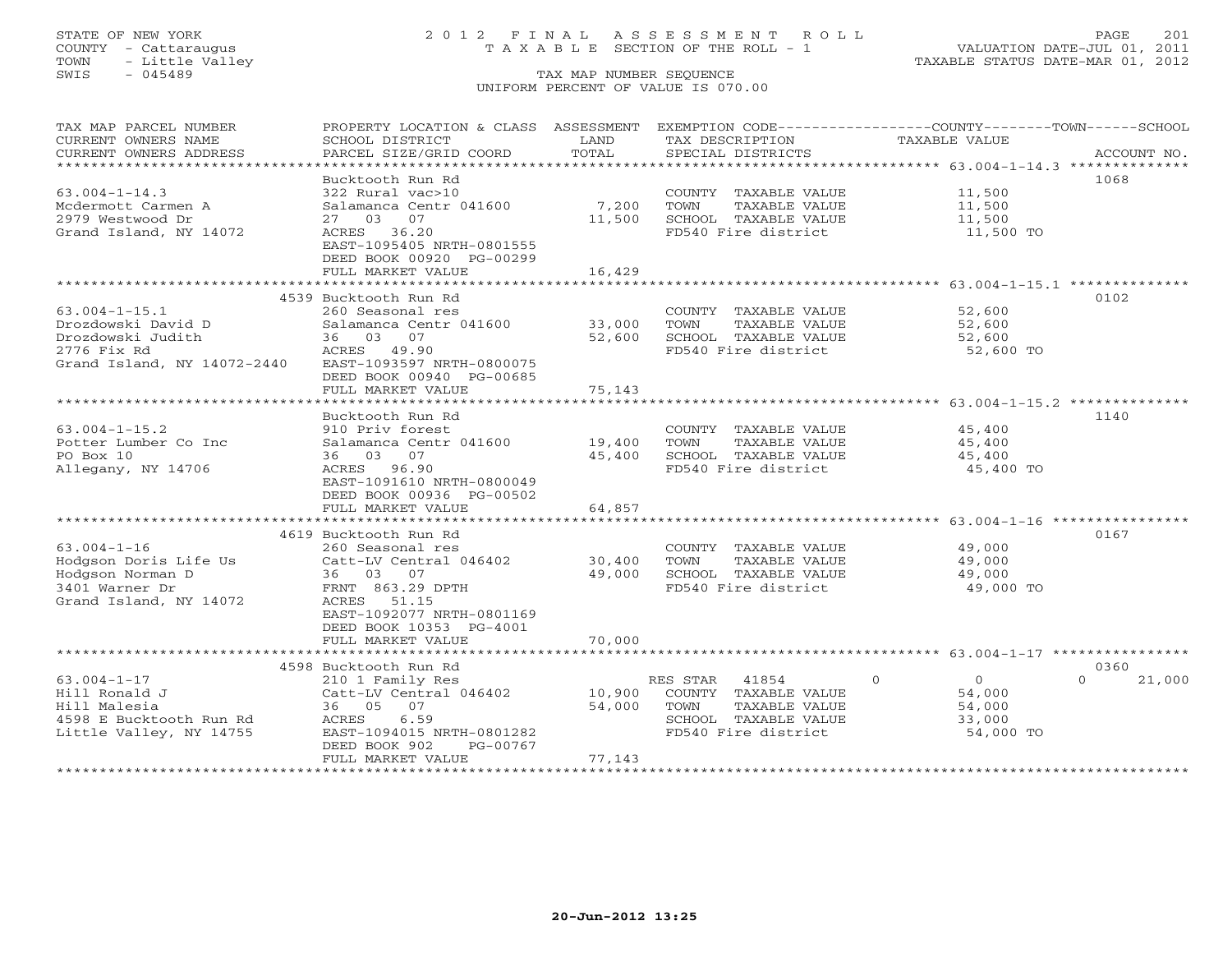STATE OF NEW YORK
COUNTY - Cattaraugus
TOWN - Little Valley
SWIS - 045489

# 2012 FINAL ASSESSMENT ROLL

TAXABLE SECTION OF THE ROLL - 1

TAX MAP NUMBER SEQUENCE

UNIFORM PERCENT OF VALUE IS 070.00

VALUATION DATE-JUL 01, 2011
TAXABLE STATUS DATE-MAR 01, 2012

| TAX MAP PARCEL NUMBER / CURRENT OWNERS NAME / CURRENT OWNERS ADDRESS | PROPERTY LOCATION & CLASS / SCHOOL DISTRICT / PARCEL SIZE/GRID COORD | ASSESSMENT LAND / TOTAL | EXEMPTION CODE / TAX DESCRIPTION / SPECIAL DISTRICTS | COUNTY | TOWN | SCHOOL TAXABLE VALUE | ACCOUNT NO. |
|---|---|---|---|---|---|---|---|
| **63.004-1-14.3** | Bucktooth Run Rd | | | | | | 1068 |
| 63.004-1-14.3 | 322 Rural vac>10 | | COUNTY TAXABLE VALUE | 11,500 | | | |
| Mcdermott Carmen A | Salamanca Centr 041600 | 7,200 | TOWN TAXABLE VALUE | | 11,500 | | |
| 2979 Westwood Dr | 27 03 07 | 11,500 | SCHOOL TAXABLE VALUE | | | 11,500 | |
| Grand Island, NY 14072 | ACRES 36.20 | | FD540 Fire district | 11,500 TO | | | |
| | EAST-1095405 NRTH-0801555 | | | | | | |
| | DEED BOOK 00920 PG-00299 | | | | | | |
| | FULL MARKET VALUE | 16,429 | | | | | |
| **63.004-1-15.1** | 4539 Bucktooth Run Rd | | | | | | 0102 |
| 63.004-1-15.1 | 260 Seasonal res | | COUNTY TAXABLE VALUE | 52,600 | | | |
| Drozdowski David D | Salamanca Centr 041600 | 33,000 | TOWN TAXABLE VALUE | | 52,600 | | |
| Drozdowski Judith | 36 03 07 | 52,600 | SCHOOL TAXABLE VALUE | | | 52,600 | |
| 2776 Fix Rd | ACRES 49.90 | | FD540 Fire district | 52,600 TO | | | |
| Grand Island, NY 14072-2440 | EAST-1093597 NRTH-0800075 | | | | | | |
| | DEED BOOK 00940 PG-00685 | | | | | | |
| | FULL MARKET VALUE | 75,143 | | | | | |
| **63.004-1-15.2** | Bucktooth Run Rd | | | | | | 1140 |
| 63.004-1-15.2 | 910 Priv forest | | COUNTY TAXABLE VALUE | 45,400 | | | |
| Potter Lumber Co Inc | Salamanca Centr 041600 | 19,400 | TOWN TAXABLE VALUE | | 45,400 | | |
| PO Box 10 | 36 03 07 | 45,400 | SCHOOL TAXABLE VALUE | | | 45,400 | |
| Allegany, NY 14706 | ACRES 96.90 | | FD540 Fire district | 45,400 TO | | | |
| | EAST-1091610 NRTH-0800049 | | | | | | |
| | DEED BOOK 00936 PG-00502 | | | | | | |
| | FULL MARKET VALUE | 64,857 | | | | | |
| **63.004-1-16** | 4619 Bucktooth Run Rd | | | | | | 0167 |
| 63.004-1-16 | 260 Seasonal res | | COUNTY TAXABLE VALUE | 49,000 | | | |
| Hodgson Doris Life Us | Catt-LV Central 046402 | 30,400 | TOWN TAXABLE VALUE | | 49,000 | | |
| Hodgson Norman D | 36 03 07 | 49,000 | SCHOOL TAXABLE VALUE | | | 49,000 | |
| 3401 Warner Dr | FRNT 863.29 DPTH | | FD540 Fire district | 49,000 TO | | | |
| Grand Island, NY 14072 | ACRES 51.15 | | | | | | |
| | EAST-1092077 NRTH-0801169 | | | | | | |
| | DEED BOOK 10353 PG-4001 | | | | | | |
| | FULL MARKET VALUE | 70,000 | | | | | |
| **63.004-1-17** | 4598 Bucktooth Run Rd | | | | | | 0360 |
| 63.004-1-17 | 210 1 Family Res | | RES STAR 41854 | 0 | 0 | 0 | 21,000 |
| Hill Ronald J | Catt-LV Central 046402 | 10,900 | COUNTY TAXABLE VALUE | 54,000 | | | |
| Hill Malesia | 36 05 07 | 54,000 | TOWN TAXABLE VALUE | | 54,000 | | |
| 4598 E Bucktooth Run Rd | ACRES 6.59 | | SCHOOL TAXABLE VALUE | | | 33,000 | |
| Little Valley, NY 14755 | EAST-1094015 NRTH-0801282 | | FD540 Fire district | 54,000 TO | | | |
| | DEED BOOK 902 PG-00767 | | | | | | |
| | FULL MARKET VALUE | 77,143 | | | | | |

20-Jun-2012 13:25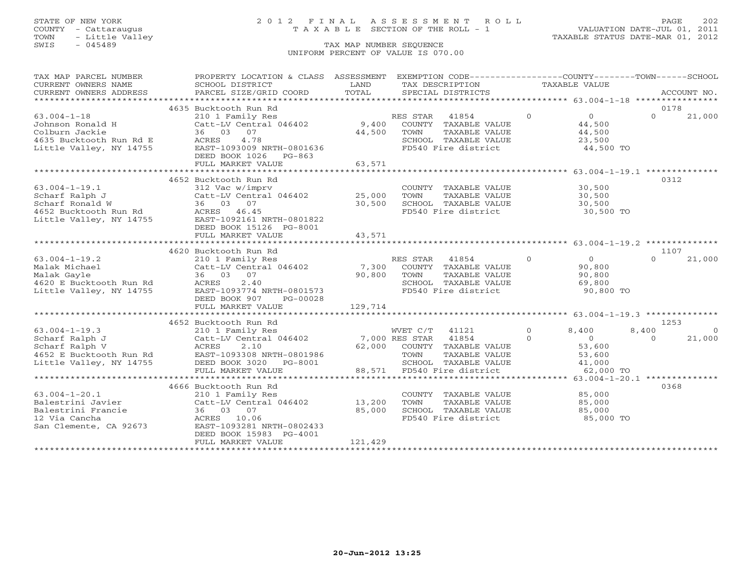STATE OF NEW YORK
COUNTY - Cattaraugus
TOWN - Little Valley
SWIS - 045489

# 2012 FINAL ASSESSMENT ROLL

TAXABLE SECTION OF THE ROLL - 1

VALUATION DATE-JUL 01, 2011
TAXABLE STATUS DATE-MAR 01, 2012

TAX MAP NUMBER SEQUENCE
UNIFORM PERCENT OF VALUE IS 070.00

| TAX MAP PARCEL NUMBER / CURRENT OWNERS NAME / CURRENT OWNERS ADDRESS | PROPERTY LOCATION & CLASS / SCHOOL DISTRICT / PARCEL SIZE/GRID COORD | ASSESSMENT LAND | TOTAL | EXEMPTION CODE / TAX DESCRIPTION / SPECIAL DISTRICTS | | COUNTY TAXABLE VALUE | TOWN | SCHOOL | ACCOUNT NO. |
|---|---|---|---|---|---|---|---|---|---|
| **63.004-1-18** | 4635 Bucktooth Run Rd | | | | | | | | 0178 |
| Johnson Ronald H | 210 1 Family Res | | | RES STAR 41854 | 0 | 0 | 0 | 21,000 | |
| Colburn Jackie | Catt-LV Central 046402 | 9,400 | | COUNTY TAXABLE VALUE | | 44,500 | | | |
| 4635 Bucktooth Run Rd E | 36 03 07 | | 44,500 | TOWN TAXABLE VALUE | | 44,500 | | | |
| Little Valley, NY 14755 | ACRES 4.78 | | | SCHOOL TAXABLE VALUE | | 23,500 | | | |
| | EAST-1093009 NRTH-0801636 | | | FD540 Fire district | | 44,500 TO | | | |
| | DEED BOOK 1026 PG-863 | | | | | | | | |
| | FULL MARKET VALUE | | 63,571 | | | | | | |
| **63.004-1-19.1** | 4652 Bucktooth Run Rd | | | | | | | | 0312 |
| Scharf Ralph J | 312 Vac w/imprv | | | COUNTY TAXABLE VALUE | | 30,500 | | | |
| Scharf Ronald W | Catt-LV Central 046402 | 25,000 | | TOWN TAXABLE VALUE | | 30,500 | | | |
| 4652 Bucktooth Run Rd | 36 03 07 | | 30,500 | SCHOOL TAXABLE VALUE | | 30,500 | | | |
| Little Valley, NY 14755 | ACRES 46.45 | | | FD540 Fire district | | 30,500 TO | | | |
| | EAST-1092161 NRTH-0801822 | | | | | | | | |
| | DEED BOOK 15126 PG-8001 | | | | | | | | |
| | FULL MARKET VALUE | | 43,571 | | | | | | |
| **63.004-1-19.2** | 4620 Bucktooth Run Rd | | | | | | | | 1107 |
| Malak Michael | 210 1 Family Res | | | RES STAR 41854 | 0 | 0 | 0 | 21,000 | |
| Malak Gayle | Catt-LV Central 046402 | 7,300 | | COUNTY TAXABLE VALUE | | 90,800 | | | |
| 4620 E Bucktooth Run Rd | 36 03 07 | | 90,800 | TOWN TAXABLE VALUE | | 90,800 | | | |
| Little Valley, NY 14755 | ACRES 2.40 | | | SCHOOL TAXABLE VALUE | | 69,800 | | | |
| | EAST-1093774 NRTH-0801573 | | | FD540 Fire district | | 90,800 TO | | | |
| | DEED BOOK 907 PG-00028 | | | | | | | | |
| | FULL MARKET VALUE | | 129,714 | | | | | | |
| **63.004-1-19.3** | 4652 Bucktooth Run Rd | | | | | | | | 1253 |
| Scharf Ralph J | 210 1 Family Res | | | WVET C/T 41121 | 0 | 8,400 | 8,400 | 0 | |
| Scharf Ralph V | Catt-LV Central 046402 | 7,000 | | RES STAR 41854 | 0 | 0 | 0 | 21,000 | |
| 4652 E Bucktooth Run Rd | ACRES 2.10 | | 62,000 | COUNTY TAXABLE VALUE | | 53,600 | | | |
| Little Valley, NY 14755 | EAST-1093308 NRTH-0801986 | | | TOWN TAXABLE VALUE | | 53,600 | | | |
| | DEED BOOK 3020 PG-8001 | | | SCHOOL TAXABLE VALUE | | 41,000 | | | |
| | FULL MARKET VALUE | | 88,571 | FD540 Fire district | | 62,000 TO | | | |
| **63.004-1-20.1** | 4666 Bucktooth Run Rd | | | | | | | | 0368 |
| Balestrini Javier | 210 1 Family Res | | | COUNTY TAXABLE VALUE | | 85,000 | | | |
| Balestrini Francie | Catt-LV Central 046402 | 13,200 | | TOWN TAXABLE VALUE | | 85,000 | | | |
| 12 Via Cancha | 36 03 07 | | 85,000 | SCHOOL TAXABLE VALUE | | 85,000 | | | |
| San Clemente, CA 92673 | ACRES 10.06 | | | FD540 Fire district | | 85,000 TO | | | |
| | EAST-1093281 NRTH-0802433 | | | | | | | | |
| | DEED BOOK 15983 PG-4001 | | | | | | | | |
| | FULL MARKET VALUE | | 121,429 | | | | | | |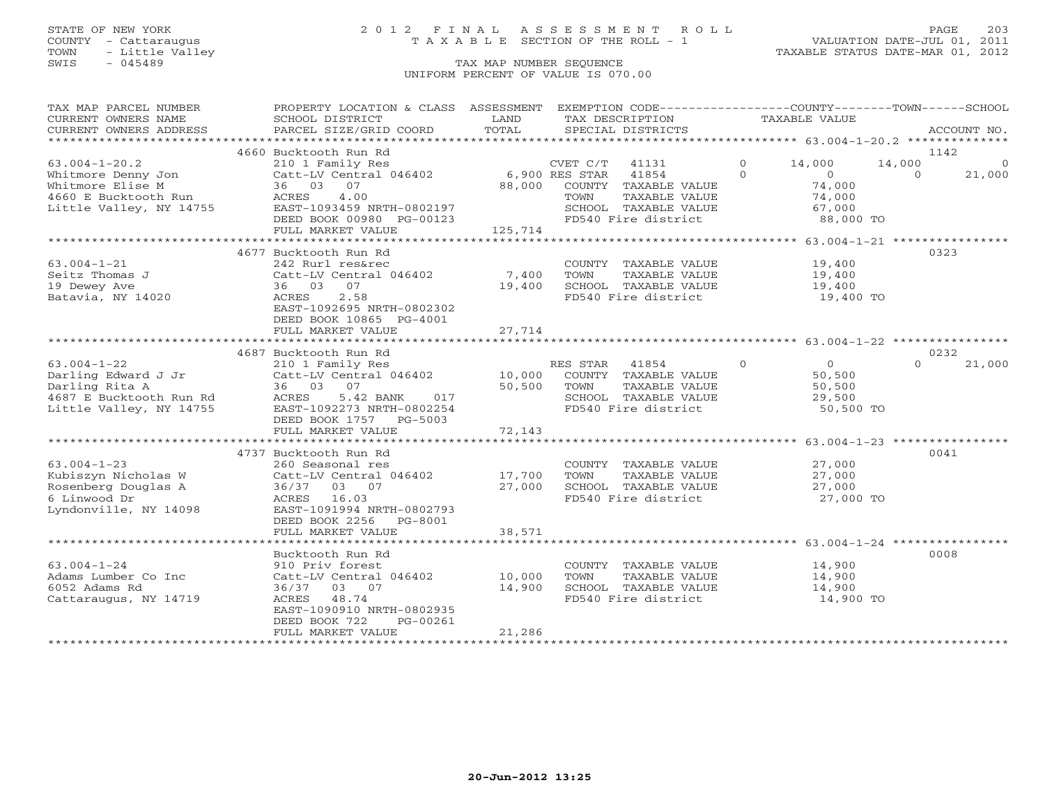STATE OF NEW YORK
COUNTY - Cattaraugus
TOWN - Little Valley
SWIS - 045489

# 2012 FINAL ASSESSMENT ROLL
TAXABLE SECTION OF THE ROLL - 1
TAX MAP NUMBER SEQUENCE
UNIFORM PERCENT OF VALUE IS 070.00

VALUATION DATE-JUL 01, 2011
TAXABLE STATUS DATE-MAR 01, 2012

| TAX MAP PARCEL NUMBER / CURRENT OWNERS NAME / CURRENT OWNERS ADDRESS | PROPERTY LOCATION & CLASS / SCHOOL DISTRICT / PARCEL SIZE/GRID COORD | ASSESSMENT LAND / TOTAL | EXEMPTION CODE / TAX DESCRIPTION / SPECIAL DISTRICTS | COUNTY | TOWN | SCHOOL | ACCOUNT NO. |
|---|---|---|---|---|---|---|---|
| 63.004-1-20.2 | 4660 Bucktooth Run Rd | | | | | | 1142 |
| | 210 1 Family Res | | CVET C/T 41131 0 | 14,000 | 14,000 | 0 | |
| Whitmore Denny Jon | Catt-LV Central 046402 | 6,900 | RES STAR 41854 0 | 0 | 0 | 21,000 | |
| Whitmore Elise M | 36 03 07 | 88,000 | COUNTY TAXABLE VALUE | 74,000 | | | |
| 4660 E Bucktooth Run | ACRES 4.00 | | TOWN TAXABLE VALUE | | 74,000 | | |
| Little Valley, NY 14755 | EAST-1093459 NRTH-0802197 | | SCHOOL TAXABLE VALUE | | | 67,000 | |
| | DEED BOOK 00980 PG-00123 | | FD540 Fire district | 88,000 TO | | | |
| | FULL MARKET VALUE | 125,714 | | | | | |
| 63.004-1-21 | 4677 Bucktooth Run Rd | | | | | | 0323 |
| | 242 Rurl res&rec | | COUNTY TAXABLE VALUE | 19,400 | | | |
| Seitz Thomas J | Catt-LV Central 046402 | 7,400 | TOWN TAXABLE VALUE | | 19,400 | | |
| 19 Dewey Ave | 36 03 07 | 19,400 | SCHOOL TAXABLE VALUE | | | 19,400 | |
| Batavia, NY 14020 | ACRES 2.58 | | FD540 Fire district | 19,400 TO | | | |
| | EAST-1092695 NRTH-0802302 | | | | | | |
| | DEED BOOK 10865 PG-4001 | | | | | | |
| | FULL MARKET VALUE | 27,714 | | | | | |
| 63.004-1-22 | 4687 Bucktooth Run Rd | | | | | | 0232 |
| | 210 1 Family Res | | RES STAR 41854 0 | 0 | 0 | 21,000 | |
| Darling Edward J Jr | Catt-LV Central 046402 | 10,000 | COUNTY TAXABLE VALUE | 50,500 | | | |
| Darling Rita A | 36 03 07 | 50,500 | TOWN TAXABLE VALUE | | 50,500 | | |
| 4687 E Bucktooth Run Rd | ACRES 5.42 BANK 017 | | SCHOOL TAXABLE VALUE | | | 29,500 | |
| Little Valley, NY 14755 | EAST-1092273 NRTH-0802254 | | FD540 Fire district | 50,500 TO | | | |
| | DEED BOOK 1757 PG-5003 | | | | | | |
| | FULL MARKET VALUE | 72,143 | | | | | |
| 63.004-1-23 | 4737 Bucktooth Run Rd | | | | | | 0041 |
| | 260 Seasonal res | | COUNTY TAXABLE VALUE | 27,000 | | | |
| Kubiszyn Nicholas W | Catt-LV Central 046402 | 17,700 | TOWN TAXABLE VALUE | | 27,000 | | |
| Rosenberg Douglas A | 36/37 03 07 | 27,000 | SCHOOL TAXABLE VALUE | | | 27,000 | |
| 6 Linwood Dr | ACRES 16.03 | | FD540 Fire district | 27,000 TO | | | |
| Lyndonville, NY 14098 | EAST-1091994 NRTH-0802793 | | | | | | |
| | DEED BOOK 2256 PG-8001 | | | | | | |
| | FULL MARKET VALUE | 38,571 | | | | | |
| 63.004-1-24 | Bucktooth Run Rd | | | | | | 0008 |
| | 910 Priv forest | | COUNTY TAXABLE VALUE | 14,900 | | | |
| Adams Lumber Co Inc | Catt-LV Central 046402 | 10,000 | TOWN TAXABLE VALUE | | 14,900 | | |
| 6052 Adams Rd | 36/37 03 07 | 14,900 | SCHOOL TAXABLE VALUE | | | 14,900 | |
| Cattaraugus, NY 14719 | ACRES 48.74 | | FD540 Fire district | 14,900 TO | | | |
| | EAST-1090910 NRTH-0802935 | | | | | | |
| | DEED BOOK 722 PG-00261 | | | | | | |
| | FULL MARKET VALUE | 21,286 | | | | | |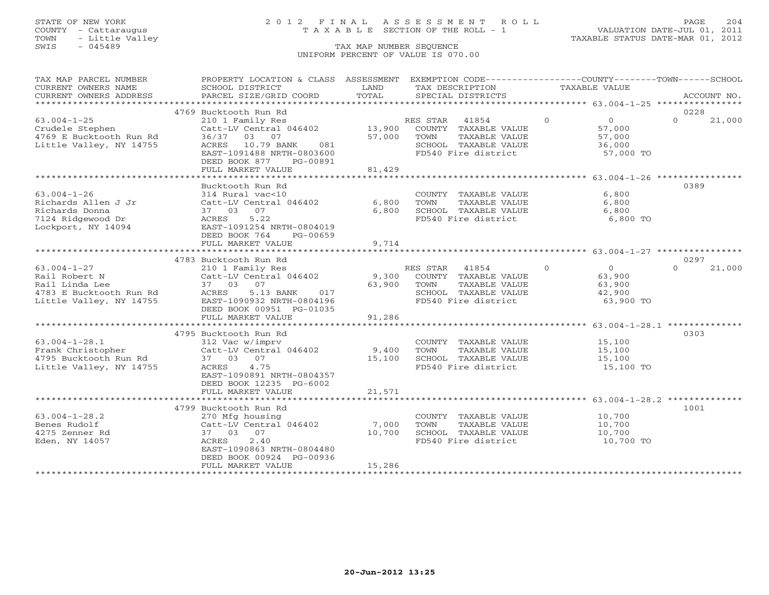STATE OF NEW YORK
COUNTY - Cattaraugus
TOWN - Little Valley
SWIS - 045489

# 2012 FINAL ASSESSMENT ROLL
TAXABLE SECTION OF THE ROLL - 1
TAX MAP NUMBER SEQUENCE
UNIFORM PERCENT OF VALUE IS 070.00

VALUATION DATE-JUL 01, 2011
TAXABLE STATUS DATE-MAR 01, 2012

| TAX MAP PARCEL NUMBER / CURRENT OWNERS NAME / CURRENT OWNERS ADDRESS | PROPERTY LOCATION & CLASS / SCHOOL DISTRICT / PARCEL SIZE/GRID COORD | ASSESSMENT LAND / TOTAL | EXEMPTION CODE / TAX DESCRIPTION / SPECIAL DISTRICTS | COUNTY | TOWN | SCHOOL | ACCOUNT NO. |
|---|---|---|---|---|---|---|---|
| | 4769 Bucktooth Run Rd | | | | | | 0228 |
| 63.004-1-25 | 210 1 Family Res | | RES STAR 41854 | 0 | 0 | 21,000 | |
| Crudele Stephen | Catt-LV Central 046402 | 13,900 | COUNTY TAXABLE VALUE | 57,000 | | | |
| 4769 E Bucktooth Run Rd | 36/37 03 07 | 57,000 | TOWN TAXABLE VALUE | | 57,000 | | |
| Little Valley, NY 14755 | ACRES 10.79 BANK 081 | | SCHOOL TAXABLE VALUE | | | 36,000 | |
| | EAST-1091488 NRTH-0803600 | | FD540 Fire district | 57,000 TO | | | |
| | DEED BOOK 877 PG-00891 | | | | | | |
| | FULL MARKET VALUE | 81,429 | | | | | |
| | Bucktooth Run Rd | | | | | | 0389 |
| 63.004-1-26 | 314 Rural vac<10 | | COUNTY TAXABLE VALUE | 6,800 | | | |
| Richards Allen J Jr | Catt-LV Central 046402 | 6,800 | TOWN TAXABLE VALUE | | 6,800 | | |
| Richards Donna | 37 03 07 | 6,800 | SCHOOL TAXABLE VALUE | | | 6,800 | |
| 7124 Ridgewood Dr | ACRES 5.22 | | FD540 Fire district | 6,800 TO | | | |
| Lockport, NY 14094 | EAST-1091254 NRTH-0804019 | | | | | | |
| | DEED BOOK 764 PG-00659 | | | | | | |
| | FULL MARKET VALUE | 9,714 | | | | | |
| | 4783 Bucktooth Run Rd | | | | | | 0297 |
| 63.004-1-27 | 210 1 Family Res | | RES STAR 41854 | 0 | 0 | 21,000 | |
| Rail Robert N | Catt-LV Central 046402 | 9,300 | COUNTY TAXABLE VALUE | 63,900 | | | |
| Rail Linda Lee | 37 03 07 | 63,900 | TOWN TAXABLE VALUE | | 63,900 | | |
| 4783 E Bucktooth Run Rd | ACRES 5.13 BANK 017 | | SCHOOL TAXABLE VALUE | | | 42,900 | |
| Little Valley, NY 14755 | EAST-1090932 NRTH-0804196 | | FD540 Fire district | 63,900 TO | | | |
| | DEED BOOK 00951 PG-01035 | | | | | | |
| | FULL MARKET VALUE | 91,286 | | | | | |
| | 4795 Bucktooth Run Rd | | | | | | 0303 |
| 63.004-1-28.1 | 312 Vac w/imprv | | COUNTY TAXABLE VALUE | 15,100 | | | |
| Frank Christopher | Catt-LV Central 046402 | 9,400 | TOWN TAXABLE VALUE | | 15,100 | | |
| 4795 Bucktooth Run Rd | 37 03 07 | 15,100 | SCHOOL TAXABLE VALUE | | | 15,100 | |
| Little Valley, NY 14755 | ACRES 4.75 | | FD540 Fire district | 15,100 TO | | | |
| | EAST-1090891 NRTH-0804357 | | | | | | |
| | DEED BOOK 12235 PG-6002 | | | | | | |
| | FULL MARKET VALUE | 21,571 | | | | | |
| | 4799 Bucktooth Run Rd | | | | | | 1001 |
| 63.004-1-28.2 | 270 Mfg housing | | COUNTY TAXABLE VALUE | 10,700 | | | |
| Benes Rudolf | Catt-LV Central 046402 | 7,000 | TOWN TAXABLE VALUE | | 10,700 | | |
| 4275 Zenner Rd | 37 03 07 | 10,700 | SCHOOL TAXABLE VALUE | | | 10,700 | |
| Eden, NY 14057 | ACRES 2.40 | | FD540 Fire district | 10,700 TO | | | |
| | EAST-1090863 NRTH-0804480 | | | | | | |
| | DEED BOOK 00924 PG-00936 | | | | | | |
| | FULL MARKET VALUE | 15,286 | | | | | |

20-Jun-2012 13:25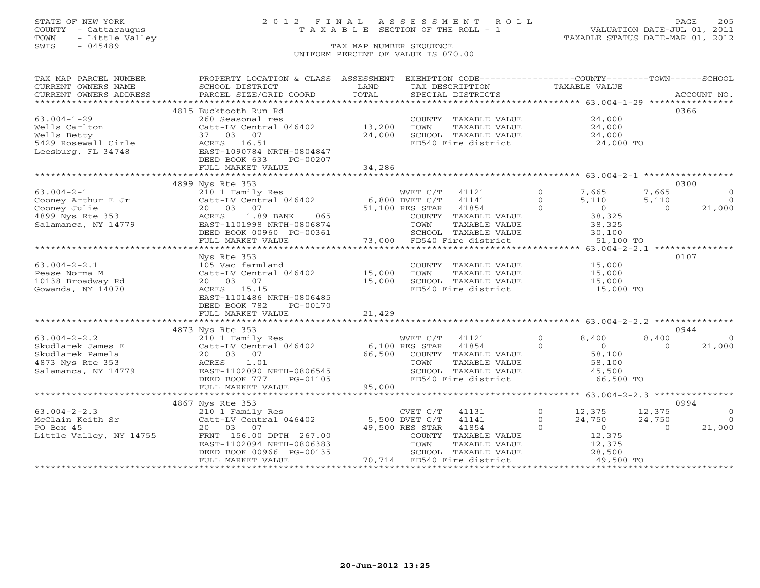STATE OF NEW YORK
COUNTY - Cattaraugus
TOWN - Little Valley
SWIS - 045489

# 2012 FINAL ASSESSMENT ROLL
TAXABLE SECTION OF THE ROLL - 1
TAX MAP NUMBER SEQUENCE
UNIFORM PERCENT OF VALUE IS 070.00

VALUATION DATE-JUL 01, 2011
TAXABLE STATUS DATE-MAR 01, 2012

| TAX MAP PARCEL NUMBER / CURRENT OWNERS NAME / CURRENT OWNERS ADDRESS | PROPERTY LOCATION & CLASS / SCHOOL DISTRICT / PARCEL SIZE/GRID COORD | ASSESSMENT LAND | TOTAL | EXEMPTION CODE / TAX DESCRIPTION / SPECIAL DISTRICTS | COUNTY TAXABLE VALUE | TOWN | SCHOOL | ACCOUNT NO. |
|---|---|---|---|---|---|---|---|---|
| 63.004-1-29 | 4815 Bucktooth Run Rd | | | | | | | 0366 |
| Wells Carlton | 260 Seasonal res | | | COUNTY TAXABLE VALUE | 24,000 | | | |
| Wells Betty | Catt-LV Central 046402 | 13,200 | | TOWN TAXABLE VALUE | 24,000 | | | |
| 5429 Rosewall Cirle | 37 03 07 | | 24,000 | SCHOOL TAXABLE VALUE | 24,000 | | | |
| Leesburg, FL 34748 | ACRES 16.51 | | | FD540 Fire district | 24,000 TO | | | |
| | EAST-1090784 NRTH-0804847 | | | | | | | |
| | DEED BOOK 633 PG-00207 | | | | | | | |
| | FULL MARKET VALUE | | 34,286 | | | | | |
| 63.004-2-1 | 4899 Nys Rte 353 | | | | | | | 0300 |
| Cooney Arthur E Jr | 210 1 Family Res | | | WVET C/T 41121 0 | 7,665 | 7,665 | 0 | |
| Cooney Julie | Catt-LV Central 046402 | 6,800 | | DVET C/T 41141 0 | 5,110 | 5,110 | 0 | |
| 4899 Nys Rte 353 | 20 03 07 | | 51,100 | RES STAR 41854 0 | 0 | 0 | 21,000 | |
| Salamanca, NY 14779 | ACRES 1.89 BANK 065 | | | COUNTY TAXABLE VALUE | 38,325 | | | |
| | EAST-1101998 NRTH-0806874 | | | TOWN TAXABLE VALUE | 38,325 | | | |
| | DEED BOOK 00960 PG-00361 | | | SCHOOL TAXABLE VALUE | 30,100 | | | |
| | FULL MARKET VALUE | | 73,000 | FD540 Fire district | 51,100 TO | | | |
| 63.004-2-2.1 | Nys Rte 353 | | | | | | | 0107 |
| Pease Norma M | 105 Vac farmland | | | COUNTY TAXABLE VALUE | 15,000 | | | |
| 10138 Broadway Rd | Catt-LV Central 046402 | 15,000 | | TOWN TAXABLE VALUE | 15,000 | | | |
| Gowanda, NY 14070 | 20 03 07 | | 15,000 | SCHOOL TAXABLE VALUE | 15,000 | | | |
| | ACRES 15.15 | | | FD540 Fire district | 15,000 TO | | | |
| | EAST-1101486 NRTH-0806485 | | | | | | | |
| | DEED BOOK 782 PG-00170 | | | | | | | |
| | FULL MARKET VALUE | | 21,429 | | | | | |
| 63.004-2-2.2 | 4873 Nys Rte 353 | | | | | | | 0944 |
| Skudlarek James E | 210 1 Family Res | | | WVET C/T 41121 0 | 8,400 | 8,400 | 0 | |
| Skudlarek Pamela | Catt-LV Central 046402 | 6,100 | | RES STAR 41854 0 | 0 | 0 | 21,000 | |
| 4873 Nys Rte 353 | 20 03 07 | | 66,500 | COUNTY TAXABLE VALUE | 58,100 | | | |
| Salamanca, NY 14779 | ACRES 1.01 | | | TOWN TAXABLE VALUE | 58,100 | | | |
| | EAST-1102090 NRTH-0806545 | | | SCHOOL TAXABLE VALUE | 45,500 | | | |
| | DEED BOOK 777 PG-01105 | | | FD540 Fire district | 66,500 TO | | | |
| | FULL MARKET VALUE | | 95,000 | | | | | |
| 63.004-2-2.3 | 4867 Nys Rte 353 | | | | | | | 0994 |
| McClain Keith Sr | 210 1 Family Res | | | CVET C/T 41131 0 | 12,375 | 12,375 | 0 | |
| PO Box 45 | Catt-LV Central 046402 | 5,500 | | DVET C/T 41141 0 | 24,750 | 24,750 | 0 | |
| Little Valley, NY 14755 | 20 03 07 | | 49,500 | RES STAR 41854 0 | 0 | 0 | 21,000 | |
| | FRNT 156.00 DPTH 267.00 | | | COUNTY TAXABLE VALUE | 12,375 | | | |
| | EAST-1102094 NRTH-0806383 | | | TOWN TAXABLE VALUE | 12,375 | | | |
| | DEED BOOK 00966 PG-00135 | | | SCHOOL TAXABLE VALUE | 28,500 | | | |
| | FULL MARKET VALUE | | 70,714 | FD540 Fire district | 49,500 TO | | | |

20-Jun-2012 13:25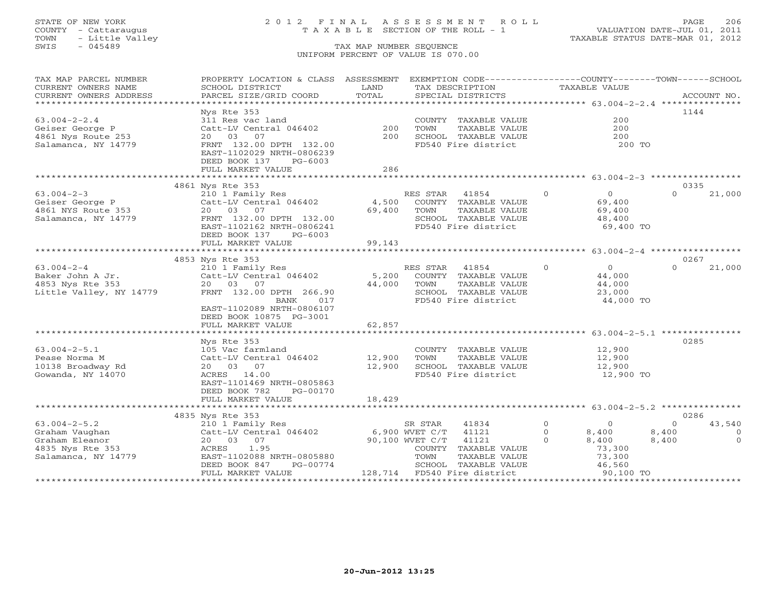STATE OF NEW YORK
COUNTY - Cattaraugus
TOWN - Little Valley
SWIS - 045489

2 0 1 2 F I N A L A S S E S S M E N T R O L L
T A X A B L E SECTION OF THE ROLL - 1
TAX MAP NUMBER SEQUENCE
UNIFORM PERCENT OF VALUE IS 070.00

VALUATION DATE-JUL 01, 2011
TAXABLE STATUS DATE-MAR 01, 2012

| TAX MAP PARCEL NUMBER / CURRENT OWNERS NAME / CURRENT OWNERS ADDRESS | PROPERTY LOCATION & CLASS / SCHOOL DISTRICT / PARCEL SIZE/GRID COORD | ASSESSMENT LAND | ASSESSMENT TOTAL | EXEMPTION CODE / TAX DESCRIPTION / SPECIAL DISTRICTS | COUNTY TAXABLE VALUE | TOWN | SCHOOL | ACCOUNT NO. |
|---|---|---|---|---|---|---|---|---|
| 63.004-2-2.4 | Nys Rte 353 | | | | | | | 1144 |
| Geiser George P | 311 Res vac land | | | COUNTY TAXABLE VALUE | 200 | | | |
| 4861 Nys Route 253 | Catt-LV Central 046402 | 200 | | TOWN TAXABLE VALUE | 200 | | | |
| Salamanca, NY 14779 | 20 03 07 | | 200 | SCHOOL TAXABLE VALUE | 200 | | | |
| | FRNT 132.00 DPTH 132.00 | | | FD540 Fire district | 200 TO | | | |
| | EAST-1102029 NRTH-0806239 | | | | | | | |
| | DEED BOOK 137 PG-6003 | | | | | | | |
| | FULL MARKET VALUE | | 286 | | | | | |
| 63.004-2-3 | 4861 Nys Rte 353 | | | | | | | 0335 |
| Geiser George P | 210 1 Family Res | | | RES STAR 41854 0 | 0 | 0 | 21,000 | |
| 4861 NYS Route 353 | Catt-LV Central 046402 | 4,500 | | COUNTY TAXABLE VALUE | 69,400 | | | |
| Salamanca, NY 14779 | 20 03 07 | | 69,400 | TOWN TAXABLE VALUE | 69,400 | | | |
| | FRNT 132.00 DPTH 132.00 | | | SCHOOL TAXABLE VALUE | 48,400 | | | |
| | EAST-1102162 NRTH-0806241 | | | FD540 Fire district | 69,400 TO | | | |
| | DEED BOOK 137 PG-6003 | | | | | | | |
| | FULL MARKET VALUE | | 99,143 | | | | | |
| 63.004-2-4 | 4853 Nys Rte 353 | | | | | | | 0267 |
| Baker John A Jr. | 210 1 Family Res | | | RES STAR 41854 0 | 0 | 0 | 21,000 | |
| 4853 Nys Rte 353 | Catt-LV Central 046402 | 5,200 | | COUNTY TAXABLE VALUE | 44,000 | | | |
| Little Valley, NY 14779 | 20 03 07 | | 44,000 | TOWN TAXABLE VALUE | 44,000 | | | |
| | FRNT 132.00 DPTH 266.90 | | | SCHOOL TAXABLE VALUE | 23,000 | | | |
| | BANK 017 | | | FD540 Fire district | 44,000 TO | | | |
| | EAST-1102089 NRTH-0806107 | | | | | | | |
| | DEED BOOK 10875 PG-3001 | | | | | | | |
| | FULL MARKET VALUE | | 62,857 | | | | | |
| 63.004-2-5.1 | Nys Rte 353 | | | | | | | 0285 |
| Pease Norma M | 105 Vac farmland | | | COUNTY TAXABLE VALUE | 12,900 | | | |
| 10138 Broadway Rd | Catt-LV Central 046402 | 12,900 | | TOWN TAXABLE VALUE | 12,900 | | | |
| Gowanda, NY 14070 | 20 03 07 | | 12,900 | SCHOOL TAXABLE VALUE | 12,900 | | | |
| | ACRES 14.00 | | | FD540 Fire district | 12,900 TO | | | |
| | EAST-1101469 NRTH-0805863 | | | | | | | |
| | DEED BOOK 782 PG-00170 | | | | | | | |
| | FULL MARKET VALUE | | 18,429 | | | | | |
| 63.004-2-5.2 | 4835 Nys Rte 353 | | | | | | | 0286 |
| Graham Vaughan | 210 1 Family Res | | | SR STAR 41834 0 | 0 | 0 | 43,540 | |
| Graham Eleanor | Catt-LV Central 046402 | 6,900 | | WVET C/T 41121 0 | 8,400 | 8,400 | 0 | |
| 4835 Nys Rte 353 | 20 03 07 | | 90,100 | WVET C/T 41121 0 | 8,400 | 8,400 | 0 | |
| Salamanca, NY 14779 | ACRES 1.95 | | | COUNTY TAXABLE VALUE | 73,300 | | | |
| | EAST-1102088 NRTH-0805880 | | | TOWN TAXABLE VALUE | 73,300 | | | |
| | DEED BOOK 847 PG-00774 | | | SCHOOL TAXABLE VALUE | 46,560 | | | |
| | FULL MARKET VALUE | | 128,714 | FD540 Fire district | 90,100 TO | | | |

20-Jun-2012 13:25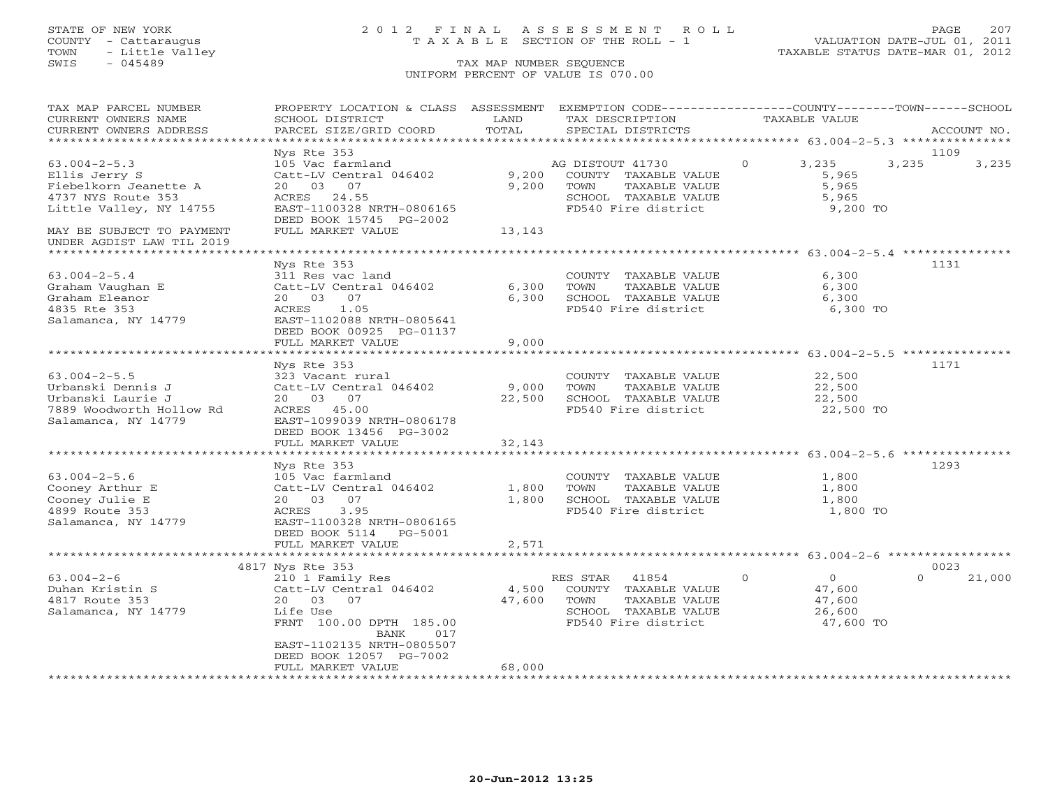STATE OF NEW YORK — COUNTY - Cattaraugus — TOWN - Little Valley — SWIS - 045489

# 2012 FINAL ASSESSMENT ROLL

TAXABLE SECTION OF THE ROLL - 1

VALUATION DATE-JUL 01, 2011
TAXABLE STATUS DATE-MAR 01, 2012

TAX MAP NUMBER SEQUENCE
UNIFORM PERCENT OF VALUE IS 070.00

| TAX MAP PARCEL NUMBER / CURRENT OWNERS NAME / CURRENT OWNERS ADDRESS | PROPERTY LOCATION & CLASS / SCHOOL DISTRICT / PARCEL SIZE/GRID COORD | ASSESSMENT LAND | TOTAL | EXEMPTION CODE / TAX DESCRIPTION / SPECIAL DISTRICTS | COUNTY | TOWN | SCHOOL | ACCOUNT NO. |
|---|---|---|---|---|---|---|---|---|
| **63.004-2-5.3** | Nys Rte 353 | | | | | | | 1109 |
| Ellis Jerry S | 105 Vac farmland | | | AG DISTOUT 41730 | 3,235 | 3,235 | 3,235 | |
| Fiebelkorn Jeanette A | Catt-LV Central 046402 | 9,200 | | COUNTY TAXABLE VALUE | 5,965 | | | |
| 4737 NYS Route 353 | 20 03 07 | | 9,200 | TOWN TAXABLE VALUE | | 5,965 | | |
| Little Valley, NY 14755 | ACRES 24.55 | | | SCHOOL TAXABLE VALUE | | | 5,965 | |
| | EAST-1100328 NRTH-0806165 | | | FD540 Fire district | 9,200 TO | | | |
| | DEED BOOK 15745 PG-2002 | | | | | | | |
| MAY BE SUBJECT TO PAYMENT UNDER AGDIST LAW TIL 2019 | FULL MARKET VALUE | | 13,143 | | | | | |
| **63.004-2-5.4** | Nys Rte 353 | | | | | | | 1131 |
| Graham Vaughan E | 311 Res vac land | | | COUNTY TAXABLE VALUE | 6,300 | | | |
| Graham Eleanor | Catt-LV Central 046402 | 6,300 | | TOWN TAXABLE VALUE | | 6,300 | | |
| 4835 Rte 353 | 20 03 07 | | 6,300 | SCHOOL TAXABLE VALUE | | | 6,300 | |
| Salamanca, NY 14779 | ACRES 1.05 | | | FD540 Fire district | 6,300 TO | | | |
| | EAST-1102088 NRTH-0805641 | | | | | | | |
| | DEED BOOK 00925 PG-01137 | | | | | | | |
| | FULL MARKET VALUE | | 9,000 | | | | | |
| **63.004-2-5.5** | Nys Rte 353 | | | | | | | 1171 |
| Urbanski Dennis J | 323 Vacant rural | | | COUNTY TAXABLE VALUE | 22,500 | | | |
| Urbanski Laurie J | Catt-LV Central 046402 | 9,000 | | TOWN TAXABLE VALUE | | 22,500 | | |
| 7889 Woodworth Hollow Rd | 20 03 07 | | 22,500 | SCHOOL TAXABLE VALUE | | | 22,500 | |
| Salamanca, NY 14779 | ACRES 45.00 | | | FD540 Fire district | 22,500 TO | | | |
| | EAST-1099039 NRTH-0806178 | | | | | | | |
| | DEED BOOK 13456 PG-3002 | | | | | | | |
| | FULL MARKET VALUE | | 32,143 | | | | | |
| **63.004-2-5.6** | Nys Rte 353 | | | | | | | 1293 |
| Cooney Arthur E | 105 Vac farmland | | | COUNTY TAXABLE VALUE | 1,800 | | | |
| Cooney Julie E | Catt-LV Central 046402 | 1,800 | | TOWN TAXABLE VALUE | | 1,800 | | |
| 4899 Route 353 | 20 03 07 | | 1,800 | SCHOOL TAXABLE VALUE | | | 1,800 | |
| Salamanca, NY 14779 | ACRES 3.95 | | | FD540 Fire district | 1,800 TO | | | |
| | EAST-1100328 NRTH-0806165 | | | | | | | |
| | DEED BOOK 5114 PG-5001 | | | | | | | |
| | FULL MARKET VALUE | | 2,571 | | | | | |
| **63.004-2-6** | 4817 Nys Rte 353 | | | | | | | 0023 |
| Duhan Kristin S | 210 1 Family Res | | | RES STAR 41854 | 0 | 0 | 21,000 | |
| 4817 Route 353 | Catt-LV Central 046402 | 4,500 | | COUNTY TAXABLE VALUE | 47,600 | | | |
| Salamanca, NY 14779 | 20 03 07 | | 47,600 | TOWN TAXABLE VALUE | | 47,600 | | |
| | Life Use | | | SCHOOL TAXABLE VALUE | | | 26,600 | |
| | FRNT 100.00 DPTH 185.00 BANK 017 | | | FD540 Fire district | 47,600 TO | | | |
| | EAST-1102135 NRTH-0805507 | | | | | | | |
| | DEED BOOK 12057 PG-7002 | | | | | | | |
| | FULL MARKET VALUE | | 68,000 | | | | | |

20-Jun-2012 13:25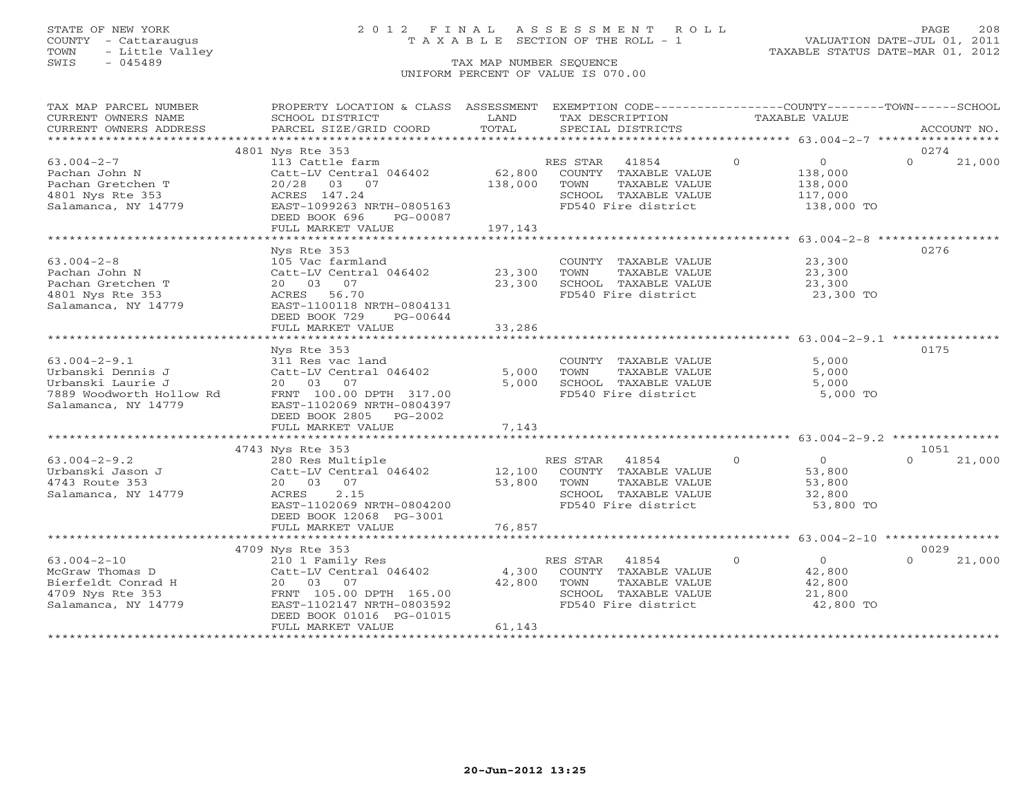STATE OF NEW YORK
COUNTY - Cattaraugus
TOWN - Little Valley
SWIS - 045489

# 2012 FINAL ASSESSMENT ROLL
TAXABLE SECTION OF THE ROLL - 1
TAX MAP NUMBER SEQUENCE
UNIFORM PERCENT OF VALUE IS 070.00

VALUATION DATE-JUL 01, 2011
TAXABLE STATUS DATE-MAR 01, 2012

| TAX MAP PARCEL NUMBER / CURRENT OWNERS NAME / CURRENT OWNERS ADDRESS | PROPERTY LOCATION & CLASS / SCHOOL DISTRICT / PARCEL SIZE/GRID COORD | ASSESSMENT LAND | ASSESSMENT TOTAL | EXEMPTION CODE / TAX DESCRIPTION / SPECIAL DISTRICTS | COUNTY | TOWN | SCHOOL (TAXABLE VALUE) | ACCOUNT NO. |
|---|---|---|---|---|---|---|---|---|
| 63.004-2-7 | 4801 Nys Rte 353 | | | | | | | 0274 |
| Pachan John N | 113 Cattle farm | | | RES STAR 41854 | 0 | 0 | 0 / 21,000 | |
| Pachan Gretchen T | Catt-LV Central 046402 | 62,800 | | COUNTY TAXABLE VALUE | 138,000 | | | |
| 4801 Nys Rte 353 | 20/28 03 07 | | 138,000 | TOWN TAXABLE VALUE | | 138,000 | | |
| Salamanca, NY 14779 | ACRES 147.24 | | | SCHOOL TAXABLE VALUE | | | 117,000 | |
| | EAST-1099263 NRTH-0805163 | | | FD540 Fire district | 138,000 TO | | | |
| | DEED BOOK 696 PG-00087 | | | | | | | |
| | FULL MARKET VALUE | | 197,143 | | | | | |
| 63.004-2-8 | Nys Rte 353 | | | | | | | 0276 |
| Pachan John N | 105 Vac farmland | | | COUNTY TAXABLE VALUE | 23,300 | | | |
| Pachan Gretchen T | Catt-LV Central 046402 | 23,300 | | TOWN TAXABLE VALUE | | 23,300 | | |
| 4801 Nys Rte 353 | 20 03 07 | | 23,300 | SCHOOL TAXABLE VALUE | | | 23,300 | |
| Salamanca, NY 14779 | ACRES 56.70 | | | FD540 Fire district | 23,300 TO | | | |
| | EAST-1100118 NRTH-0804131 | | | | | | | |
| | DEED BOOK 729 PG-00644 | | | | | | | |
| | FULL MARKET VALUE | | 33,286 | | | | | |
| 63.004-2-9.1 | Nys Rte 353 | | | | | | | 0175 |
| Urbanski Dennis J | 311 Res vac land | | | COUNTY TAXABLE VALUE | 5,000 | | | |
| Urbanski Laurie J | Catt-LV Central 046402 | 5,000 | | TOWN TAXABLE VALUE | | 5,000 | | |
| 7889 Woodworth Hollow Rd | 20 03 07 | | 5,000 | SCHOOL TAXABLE VALUE | | | 5,000 | |
| Salamanca, NY 14779 | FRNT 100.00 DPTH 317.00 | | | FD540 Fire district | 5,000 TO | | | |
| | EAST-1102069 NRTH-0804397 | | | | | | | |
| | DEED BOOK 2805 PG-2002 | | | | | | | |
| | FULL MARKET VALUE | | 7,143 | | | | | |
| 63.004-2-9.2 | 4743 Nys Rte 353 | | | | | | | 1051 |
| Urbanski Jason J | 280 Res Multiple | | | RES STAR 41854 | 0 | 0 | 0 / 21,000 | |
| 4743 Route 353 | Catt-LV Central 046402 | 12,100 | | COUNTY TAXABLE VALUE | 53,800 | | | |
| Salamanca, NY 14779 | 20 03 07 | | 53,800 | TOWN TAXABLE VALUE | | 53,800 | | |
| | ACRES 2.15 | | | SCHOOL TAXABLE VALUE | | | 32,800 | |
| | EAST-1102069 NRTH-0804200 | | | FD540 Fire district | 53,800 TO | | | |
| | DEED BOOK 12068 PG-3001 | | | | | | | |
| | FULL MARKET VALUE | | 76,857 | | | | | |
| 63.004-2-10 | 4709 Nys Rte 353 | | | | | | | 0029 |
| McGraw Thomas D | 210 1 Family Res | | | RES STAR 41854 | 0 | 0 | 0 / 21,000 | |
| Bierfeldt Conrad H | Catt-LV Central 046402 | 4,300 | | COUNTY TAXABLE VALUE | 42,800 | | | |
| 4709 Nys Rte 353 | 20 03 07 | | 42,800 | TOWN TAXABLE VALUE | | 42,800 | | |
| Salamanca, NY 14779 | FRNT 105.00 DPTH 165.00 | | | SCHOOL TAXABLE VALUE | | | 21,800 | |
| | EAST-1102147 NRTH-0803592 | | | FD540 Fire district | 42,800 TO | | | |
| | DEED BOOK 01016 PG-01015 | | | | | | | |
| | FULL MARKET VALUE | | 61,143 | | | | | |

20-Jun-2012 13:25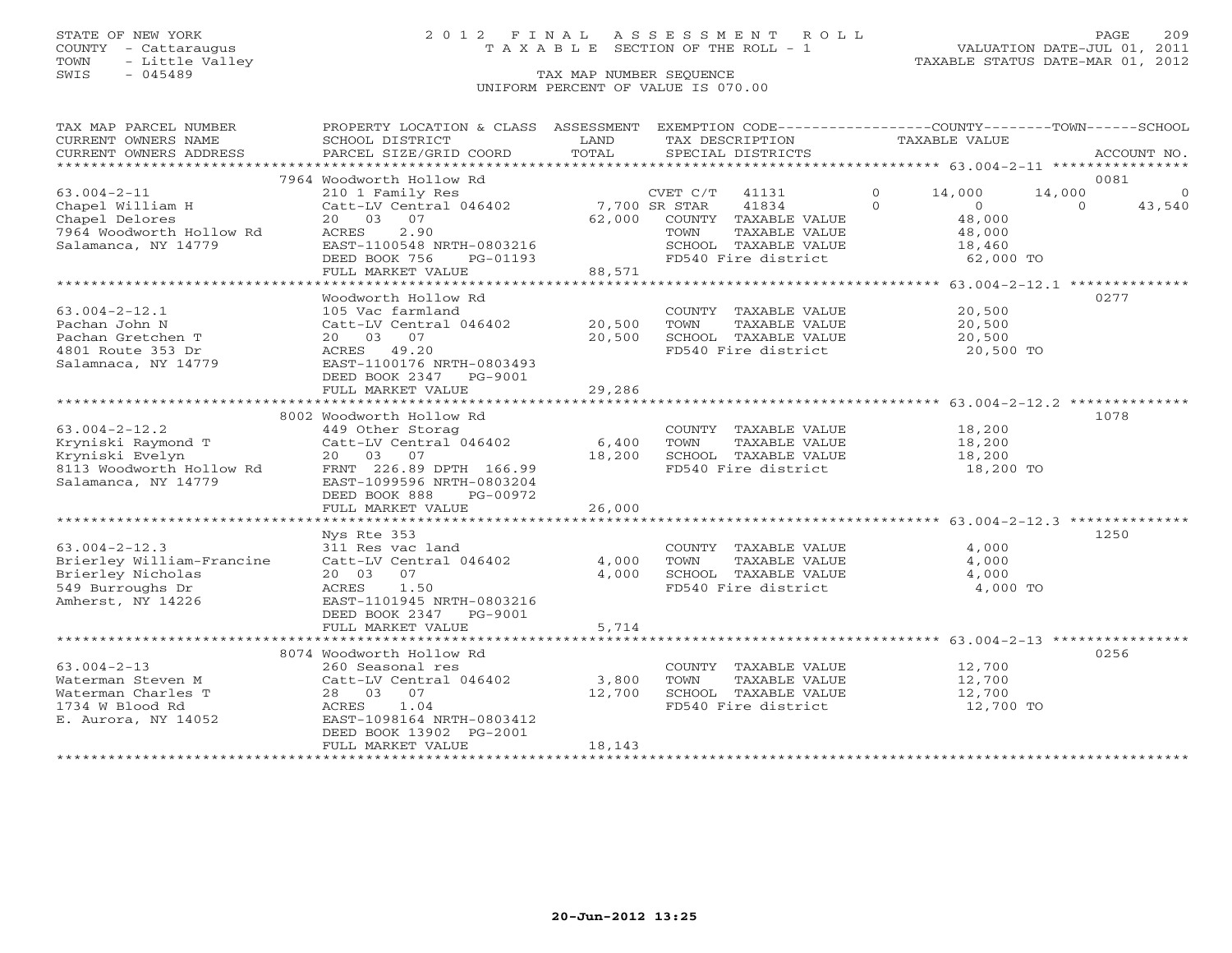STATE OF NEW YORK
COUNTY - Cattaraugus
TOWN - Little Valley
SWIS - 045489

2012 FINAL ASSESSMENT ROLL
TAXABLE SECTION OF THE ROLL - 1
TAX MAP NUMBER SEQUENCE
UNIFORM PERCENT OF VALUE IS 070.00

VALUATION DATE-JUL 01, 2011
TAXABLE STATUS DATE-MAR 01, 2012

| TAX MAP PARCEL NUMBER / CURRENT OWNERS NAME / CURRENT OWNERS ADDRESS | PROPERTY LOCATION & CLASS / SCHOOL DISTRICT / PARCEL SIZE/GRID COORD | ASSESSMENT LAND / TOTAL | EXEMPTION CODE / TAX DESCRIPTION / SPECIAL DISTRICTS | COUNTY | TOWN | SCHOOL / TAXABLE VALUE | ACCOUNT NO. |
|---|---|---|---|---|---|---|---|
| 63.004-2-11 | 7964 Woodworth Hollow Rd | | | | | | 0081 |
| 63.004-2-11 | 210 1 Family Res | | CVET C/T 41131 0 | 14,000 | 14,000 | 0 | |
| Chapel William H | Catt-LV Central 046402 | 7,700 | SR STAR 41834 0 | 0 | 0 | 43,540 | |
| Chapel Delores | 20 03 07 | 62,000 | COUNTY TAXABLE VALUE | 48,000 | | | |
| 7964 Woodworth Hollow Rd | ACRES 2.90 | | TOWN TAXABLE VALUE | | 48,000 | | |
| Salamanca, NY 14779 | EAST-1100548 NRTH-0803216 | | SCHOOL TAXABLE VALUE | | | 18,460 | |
| | DEED BOOK 756 PG-01193 | | FD540 Fire district | | | 62,000 TO | |
| | FULL MARKET VALUE | 88,571 | | | | | |
| 63.004-2-12.1 | Woodworth Hollow Rd | | | | | | 0277 |
| 63.004-2-12.1 | 105 Vac farmland | | COUNTY TAXABLE VALUE | 20,500 | | | |
| Pachan John N | Catt-LV Central 046402 | 20,500 | TOWN TAXABLE VALUE | | 20,500 | | |
| Pachan Gretchen T | 20 03 07 | 20,500 | SCHOOL TAXABLE VALUE | | | 20,500 | |
| 4801 Route 353 Dr | ACRES 49.20 | | FD540 Fire district | | | 20,500 TO | |
| Salamnaca, NY 14779 | EAST-1100176 NRTH-0803493 | | | | | | |
| | DEED BOOK 2347 PG-9001 | | | | | | |
| | FULL MARKET VALUE | 29,286 | | | | | |
| 63.004-2-12.2 | 8002 Woodworth Hollow Rd | | | | | | 1078 |
| 63.004-2-12.2 | 449 Other Storag | | COUNTY TAXABLE VALUE | 18,200 | | | |
| Kryniski Raymond T | Catt-LV Central 046402 | 6,400 | TOWN TAXABLE VALUE | | 18,200 | | |
| Kryniski Evelyn | 20 03 07 | 18,200 | SCHOOL TAXABLE VALUE | | | 18,200 | |
| 8113 Woodworth Hollow Rd | FRNT 226.89 DPTH 166.99 | | FD540 Fire district | | | 18,200 TO | |
| Salamanca, NY 14779 | EAST-1099596 NRTH-0803204 | | | | | | |
| | DEED BOOK 888 PG-00972 | | | | | | |
| | FULL MARKET VALUE | 26,000 | | | | | |
| 63.004-2-12.3 | Nys Rte 353 | | | | | | 1250 |
| 63.004-2-12.3 | 311 Res vac land | | COUNTY TAXABLE VALUE | 4,000 | | | |
| Brierley William-Francine | Catt-LV Central 046402 | 4,000 | TOWN TAXABLE VALUE | | 4,000 | | |
| Brierley Nicholas | 20 03 07 | 4,000 | SCHOOL TAXABLE VALUE | | | 4,000 | |
| 549 Burroughs Dr | ACRES 1.50 | | FD540 Fire district | | | 4,000 TO | |
| Amherst, NY 14226 | EAST-1101945 NRTH-0803216 | | | | | | |
| | DEED BOOK 2347 PG-9001 | | | | | | |
| | FULL MARKET VALUE | 5,714 | | | | | |
| 63.004-2-13 | 8074 Woodworth Hollow Rd | | | | | | 0256 |
| 63.004-2-13 | 260 Seasonal res | | COUNTY TAXABLE VALUE | 12,700 | | | |
| Waterman Steven M | Catt-LV Central 046402 | 3,800 | TOWN TAXABLE VALUE | | 12,700 | | |
| Waterman Charles T | 28 03 07 | 12,700 | SCHOOL TAXABLE VALUE | | | 12,700 | |
| 1734 W Blood Rd | ACRES 1.04 | | FD540 Fire district | | | 12,700 TO | |
| E. Aurora, NY 14052 | EAST-1098164 NRTH-0803412 | | | | | | |
| | DEED BOOK 13902 PG-2001 | | | | | | |
| | FULL MARKET VALUE | 18,143 | | | | | |

20-Jun-2012 13:25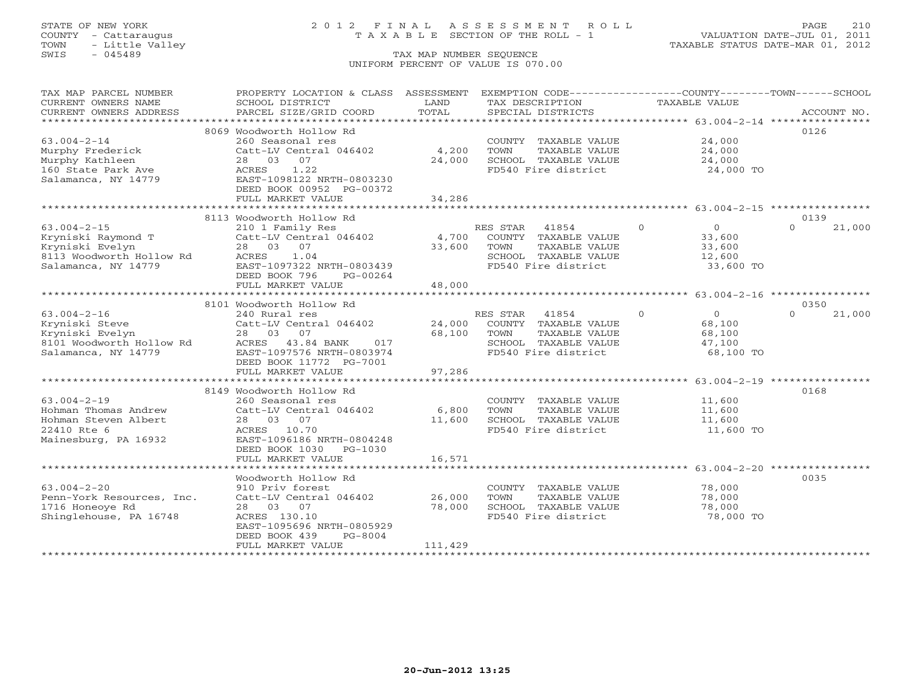STATE OF NEW YORK
COUNTY - Cattaraugus
TOWN - Little Valley
SWIS - 045489

# 2012 FINAL ASSESSMENT ROLL
TAXABLE SECTION OF THE ROLL - 1

VALUATION DATE-JUL 01, 2011
TAXABLE STATUS DATE-MAR 01, 2012

TAX MAP NUMBER SEQUENCE
UNIFORM PERCENT OF VALUE IS 070.00

| TAX MAP PARCEL NUMBER / CURRENT OWNERS NAME / CURRENT OWNERS ADDRESS | PROPERTY LOCATION & CLASS / SCHOOL DISTRICT / PARCEL SIZE/GRID COORD | ASSESSMENT LAND / TOTAL | EXEMPTION CODE / TAX DESCRIPTION / SPECIAL DISTRICTS | COUNTY | TOWN | SCHOOL / TAXABLE VALUE | ACCOUNT NO. |
|---|---|---|---|---|---|---|---|
| 63.004-2-14 | 8069 Woodworth Hollow Rd | | | | | | 0126 |
| Murphy Frederick | 260 Seasonal res | | COUNTY TAXABLE VALUE | 24,000 | | | |
| Murphy Kathleen | Catt-LV Central 046402 | 4,200 | TOWN TAXABLE VALUE | | 24,000 | | |
| 160 State Park Ave | 28 03 07 | 24,000 | SCHOOL TAXABLE VALUE | | | 24,000 | |
| Salamanca, NY 14779 | ACRES 1.22 | | FD540 Fire district | | | 24,000 TO | |
| | EAST-1098122 NRTH-0803230 | | | | | | |
| | DEED BOOK 00952 PG-00372 | | | | | | |
| | FULL MARKET VALUE | 34,286 | | | | | |
| 63.004-2-15 | 8113 Woodworth Hollow Rd | | | | | | 0139 |
| Kryniski Raymond T | 210 1 Family Res | | RES STAR 41854 | 0 | 0 | 21,000 | |
| Kryniski Evelyn | Catt-LV Central 046402 | 4,700 | COUNTY TAXABLE VALUE | 33,600 | | | |
| 8113 Woodworth Hollow Rd | 28 03 07 | 33,600 | TOWN TAXABLE VALUE | | 33,600 | | |
| Salamanca, NY 14779 | ACRES 1.04 | | SCHOOL TAXABLE VALUE | | | 12,600 | |
| | EAST-1097322 NRTH-0803439 | | FD540 Fire district | | | 33,600 TO | |
| | DEED BOOK 796 PG-00264 | | | | | | |
| | FULL MARKET VALUE | 48,000 | | | | | |
| 63.004-2-16 | 8101 Woodworth Hollow Rd | | | | | | 0350 |
| Kryniski Steve | 240 Rural res | | RES STAR 41854 | 0 | 0 | 21,000 | |
| Kryniski Evelyn | Catt-LV Central 046402 | 24,000 | COUNTY TAXABLE VALUE | 68,100 | | | |
| 8101 Woodworth Hollow Rd | 28 03 07 | 68,100 | TOWN TAXABLE VALUE | | 68,100 | | |
| Salamanca, NY 14779 | ACRES 43.84 BANK 017 | | SCHOOL TAXABLE VALUE | | | 47,100 | |
| | EAST-1097576 NRTH-0803974 | | FD540 Fire district | | | 68,100 TO | |
| | DEED BOOK 11772 PG-7001 | | | | | | |
| | FULL MARKET VALUE | 97,286 | | | | | |
| 63.004-2-19 | 8149 Woodworth Hollow Rd | | | | | | 0168 |
| Hohman Thomas Andrew | 260 Seasonal res | | COUNTY TAXABLE VALUE | 11,600 | | | |
| Hohman Steven Albert | Catt-LV Central 046402 | 6,800 | TOWN TAXABLE VALUE | | 11,600 | | |
| 22410 Rte 6 | 28 03 07 | 11,600 | SCHOOL TAXABLE VALUE | | | 11,600 | |
| Mainesburg, PA 16932 | ACRES 10.70 | | FD540 Fire district | | | 11,600 TO | |
| | EAST-1096186 NRTH-0804248 | | | | | | |
| | DEED BOOK 1030 PG-1030 | | | | | | |
| | FULL MARKET VALUE | 16,571 | | | | | |
| 63.004-2-20 | Woodworth Hollow Rd | | | | | | 0035 |
| Penn-York Resources, Inc. | 910 Priv forest | | COUNTY TAXABLE VALUE | 78,000 | | | |
| 1716 Honeoye Rd | Catt-LV Central 046402 | 26,000 | TOWN TAXABLE VALUE | | 78,000 | | |
| Shinglehouse, PA 16748 | 28 03 07 | 78,000 | SCHOOL TAXABLE VALUE | | | 78,000 | |
| | ACRES 130.10 | | FD540 Fire district | | | 78,000 TO | |
| | EAST-1095696 NRTH-0805929 | | | | | | |
| | DEED BOOK 439 PG-8004 | | | | | | |
| | FULL MARKET VALUE | 111,429 | | | | | |

20-Jun-2012 13:25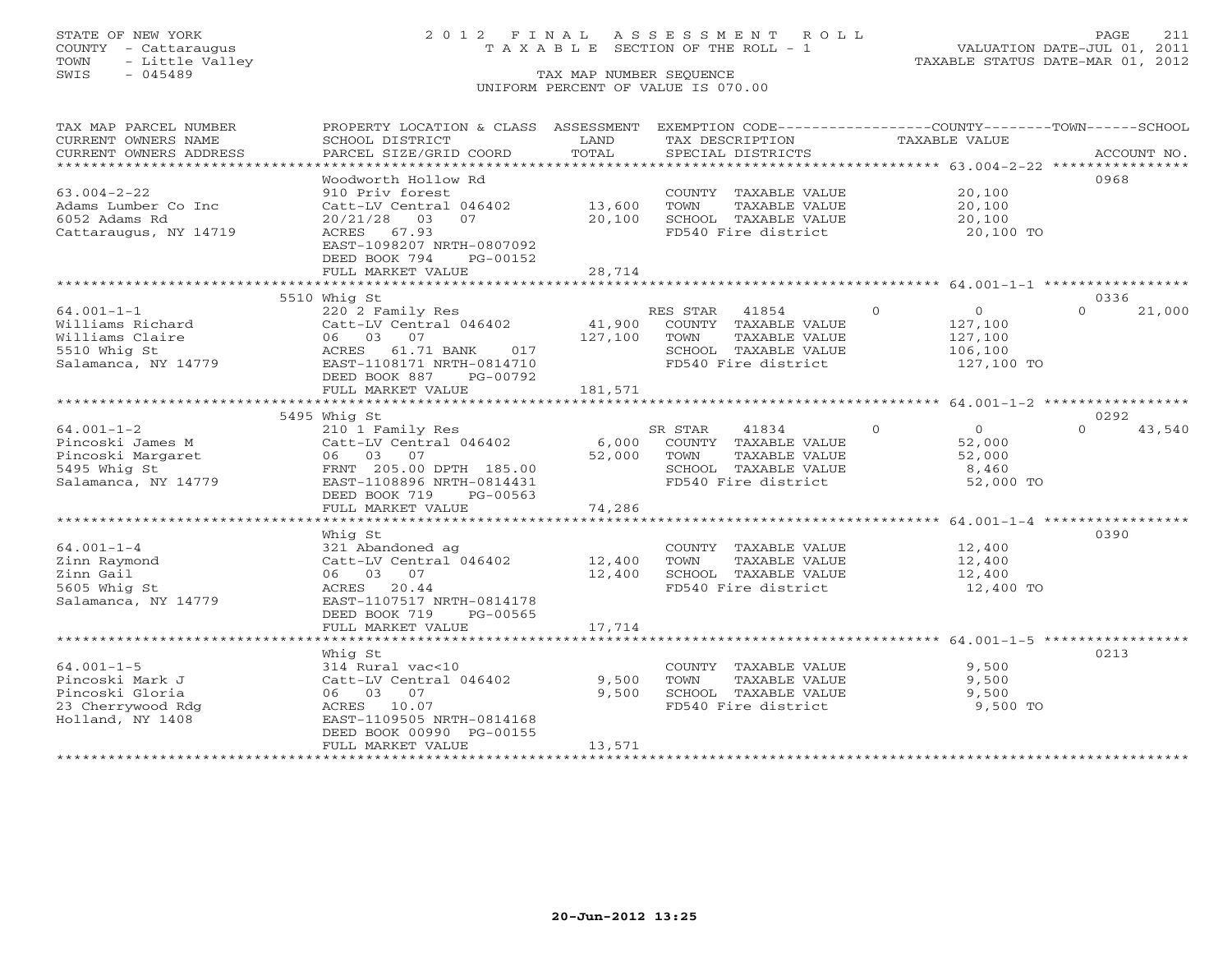STATE OF NEW YORK
COUNTY - Cattaraugus
TOWN - Little Valley
SWIS - 045489

# 2012 FINAL ASSESSMENT ROLL
TAXABLE SECTION OF THE ROLL - 1
TAX MAP NUMBER SEQUENCE
UNIFORM PERCENT OF VALUE IS 070.00

VALUATION DATE-JUL 01, 2011
TAXABLE STATUS DATE-MAR 01, 2012

| TAX MAP PARCEL NUMBER / CURRENT OWNERS NAME / CURRENT OWNERS ADDRESS | PROPERTY LOCATION & CLASS / SCHOOL DISTRICT / PARCEL SIZE/GRID COORD | ASSESSMENT LAND / TOTAL | EXEMPTION CODE / TAX DESCRIPTION / SPECIAL DISTRICTS | COUNTY TAXABLE VALUE | TOWN | SCHOOL | ACCOUNT NO. |
|---|---|---|---|---|---|---|---|
| 63.004-2-22 | Woodworth Hollow Rd | | | | | | 0968 |
| 63.004-2-22 | 910 Priv forest | | COUNTY TAXABLE VALUE | 20,100 | | | |
| Adams Lumber Co Inc | Catt-LV Central 046402 | 13,600 | TOWN TAXABLE VALUE | 20,100 | | | |
| 6052 Adams Rd | 20/21/28 03 07 | 20,100 | SCHOOL TAXABLE VALUE | 20,100 | | | |
| Cattaraugus, NY 14719 | ACRES 67.93 | | FD540 Fire district | 20,100 TO | | | |
| | EAST-1098207 NRTH-0807092 | | | | | | |
| | DEED BOOK 794 PG-00152 | | | | | | |
| | FULL MARKET VALUE | 28,714 | | | | | |
| 64.001-1-1 | 5510 Whig St | | | | | | 0336 |
| 64.001-1-1 | 220 2 Family Res | | RES STAR 41854 | 0 | 0 | 0 | 21,000 |
| Williams Richard | Catt-LV Central 046402 | 41,900 | COUNTY TAXABLE VALUE | 127,100 | | | |
| Williams Claire | 06 03 07 | 127,100 | TOWN TAXABLE VALUE | 127,100 | | | |
| 5510 Whig St | ACRES 61.71 BANK 017 | | SCHOOL TAXABLE VALUE | 106,100 | | | |
| Salamanca, NY 14779 | EAST-1108171 NRTH-0814710 | | FD540 Fire district | 127,100 TO | | | |
| | DEED BOOK 887 PG-00792 | | | | | | |
| | FULL MARKET VALUE | 181,571 | | | | | |
| 64.001-1-2 | 5495 Whig St | | | | | | 0292 |
| 64.001-1-2 | 210 1 Family Res | | SR STAR 41834 | 0 | 0 | 0 | 43,540 |
| Pincoski James M | Catt-LV Central 046402 | 6,000 | COUNTY TAXABLE VALUE | 52,000 | | | |
| Pincoski Margaret | 06 03 07 | 52,000 | TOWN TAXABLE VALUE | 52,000 | | | |
| 5495 Whig St | FRNT 205.00 DPTH 185.00 | | SCHOOL TAXABLE VALUE | 8,460 | | | |
| Salamanca, NY 14779 | EAST-1108896 NRTH-0814431 | | FD540 Fire district | 52,000 TO | | | |
| | DEED BOOK 719 PG-00563 | | | | | | |
| | FULL MARKET VALUE | 74,286 | | | | | |
| 64.001-1-4 | Whig St | | | | | | 0390 |
| 64.001-1-4 | 321 Abandoned ag | | COUNTY TAXABLE VALUE | 12,400 | | | |
| Zinn Raymond | Catt-LV Central 046402 | 12,400 | TOWN TAXABLE VALUE | 12,400 | | | |
| Zinn Gail | 06 03 07 | 12,400 | SCHOOL TAXABLE VALUE | 12,400 | | | |
| 5605 Whig St | ACRES 20.44 | | FD540 Fire district | 12,400 TO | | | |
| Salamanca, NY 14779 | EAST-1107517 NRTH-0814178 | | | | | | |
| | DEED BOOK 719 PG-00565 | | | | | | |
| | FULL MARKET VALUE | 17,714 | | | | | |
| 64.001-1-5 | Whig St | | | | | | 0213 |
| 64.001-1-5 | 314 Rural vac<10 | | COUNTY TAXABLE VALUE | 9,500 | | | |
| Pincoski Mark J | Catt-LV Central 046402 | 9,500 | TOWN TAXABLE VALUE | 9,500 | | | |
| Pincoski Gloria | 06 03 07 | 9,500 | SCHOOL TAXABLE VALUE | 9,500 | | | |
| 23 Cherrywood Rdg | ACRES 10.07 | | FD540 Fire district | 9,500 TO | | | |
| Holland, NY 1408 | EAST-1109505 NRTH-0814168 | | | | | | |
| | DEED BOOK 00990 PG-00155 | | | | | | |
| | FULL MARKET VALUE | 13,571 | | | | | |

20-Jun-2012 13:25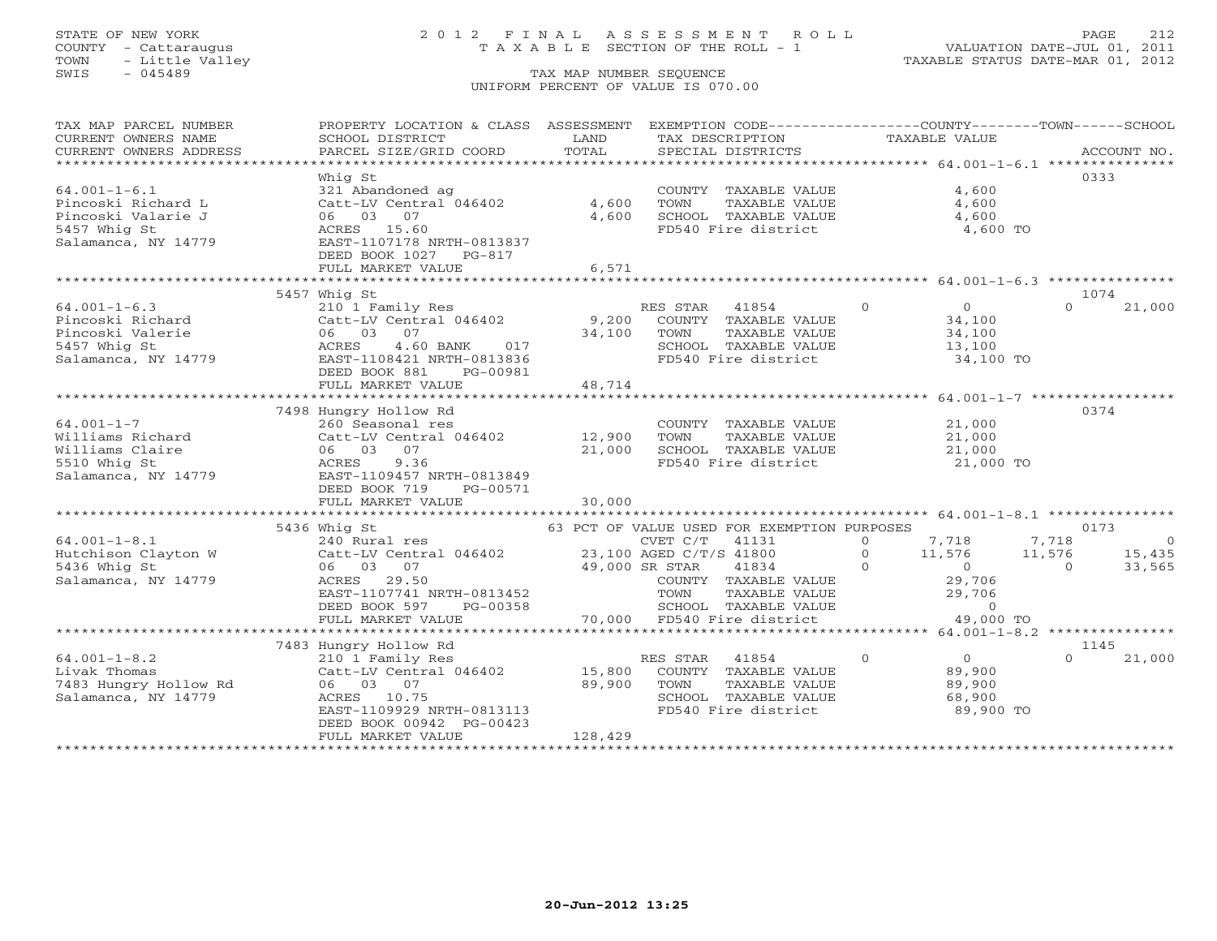STATE OF NEW YORK | 2012 FINAL ASSESSMENT ROLL | VALUATION DATE-JUL 01, 2011
COUNTY - Cattaraugus | TAXABLE SECTION OF THE ROLL - 1 | TAXABLE STATUS DATE-MAR 01, 2012
TOWN - Little Valley
SWIS - 045489 | TAX MAP NUMBER SEQUENCE
UNIFORM PERCENT OF VALUE IS 070.00

| TAX MAP PARCEL NUMBER / CURRENT OWNERS NAME / CURRENT OWNERS ADDRESS | PROPERTY LOCATION & CLASS / SCHOOL DISTRICT / PARCEL SIZE/GRID COORD | ASSESSMENT LAND / TOTAL | EXEMPTION CODE / TAX DESCRIPTION / SPECIAL DISTRICTS | COUNTY TAXABLE VALUE | TOWN | SCHOOL | ACCOUNT NO. |
|---|---|---|---|---|---|---|---|
| **64.001-1-6.1** | Whig St | | | | | | 0333 |
| 64.001-1-6.1 | 321 Abandoned ag | | COUNTY TAXABLE VALUE | 4,600 | | | |
| Pincoski Richard L | Catt-LV Central 046402 | 4,600 | TOWN TAXABLE VALUE | 4,600 | | | |
| Pincoski Valarie J | 06 03 07 | 4,600 | SCHOOL TAXABLE VALUE | 4,600 | | | |
| 5457 Whig St | ACRES 15.60 | | FD540 Fire district | 4,600 TO | | | |
| Salamanca, NY 14779 | EAST-1107178 NRTH-0813837 | | | | | | |
| | DEED BOOK 1027 PG-817 | | | | | | |
| | FULL MARKET VALUE | 6,571 | | | | | |
| **64.001-1-6.3** | 5457 Whig St | | | | | | 1074 |
| 64.001-1-6.3 | 210 1 Family Res | | RES STAR 41854 | 0 | 0 | 0 | 21,000 |
| Pincoski Richard | Catt-LV Central 046402 | 9,200 | COUNTY TAXABLE VALUE | 34,100 | | | |
| Pincoski Valerie | 06 03 07 | 34,100 | TOWN TAXABLE VALUE | 34,100 | | | |
| 5457 Whig St | ACRES 4.60 BANK 017 | | SCHOOL TAXABLE VALUE | 13,100 | | | |
| Salamanca, NY 14779 | EAST-1108421 NRTH-0813836 | | FD540 Fire district | 34,100 TO | | | |
| | DEED BOOK 881 PG-00981 | | | | | | |
| | FULL MARKET VALUE | 48,714 | | | | | |
| **64.001-1-7** | 7498 Hungry Hollow Rd | | | | | | 0374 |
| 64.001-1-7 | 260 Seasonal res | | COUNTY TAXABLE VALUE | 21,000 | | | |
| Williams Richard | Catt-LV Central 046402 | 12,900 | TOWN TAXABLE VALUE | 21,000 | | | |
| Williams Claire | 06 03 07 | 21,000 | SCHOOL TAXABLE VALUE | 21,000 | | | |
| 5510 Whig St | ACRES 9.36 | | FD540 Fire district | 21,000 TO | | | |
| Salamanca, NY 14779 | EAST-1109457 NRTH-0813849 | | | | | | |
| | DEED BOOK 719 PG-00571 | | | | | | |
| | FULL MARKET VALUE | 30,000 | | | | | |
| **64.001-1-8.1** | 5436 Whig St | | 63 PCT OF VALUE USED FOR EXEMPTION PURPOSES | | | | 0173 |
| 64.001-1-8.1 | 240 Rural res | | CVET C/T 41131 | 0 | 7,718 | 7,718 | 0 |
| Hutchison Clayton W | Catt-LV Central 046402 | 23,100 | AGED C/T/S 41800 | 0 | 11,576 | 11,576 | 15,435 |
| 5436 Whig St | 06 03 07 | 49,000 | SR STAR 41834 | 0 | 0 | 0 | 33,565 |
| Salamanca, NY 14779 | ACRES 29.50 | | COUNTY TAXABLE VALUE | 29,706 | | | |
| | EAST-1107741 NRTH-0813452 | | TOWN TAXABLE VALUE | 29,706 | | | |
| | DEED BOOK 597 PG-00358 | | SCHOOL TAXABLE VALUE | 0 | | | |
| | FULL MARKET VALUE | 70,000 | FD540 Fire district | 49,000 TO | | | |
| **64.001-1-8.2** | 7483 Hungry Hollow Rd | | | | | | 1145 |
| 64.001-1-8.2 | 210 1 Family Res | | RES STAR 41854 | 0 | 0 | 0 | 21,000 |
| Livak Thomas | Catt-LV Central 046402 | 15,800 | COUNTY TAXABLE VALUE | 89,900 | | | |
| 7483 Hungry Hollow Rd | 06 03 07 | 89,900 | TOWN TAXABLE VALUE | 89,900 | | | |
| Salamanca, NY 14779 | ACRES 10.75 | | SCHOOL TAXABLE VALUE | 68,900 | | | |
| | EAST-1109929 NRTH-0813113 | | FD540 Fire district | 89,900 TO | | | |
| | DEED BOOK 00942 PG-00423 | | | | | | |
| | FULL MARKET VALUE | 128,429 | | | | | |

20-Jun-2012 13:25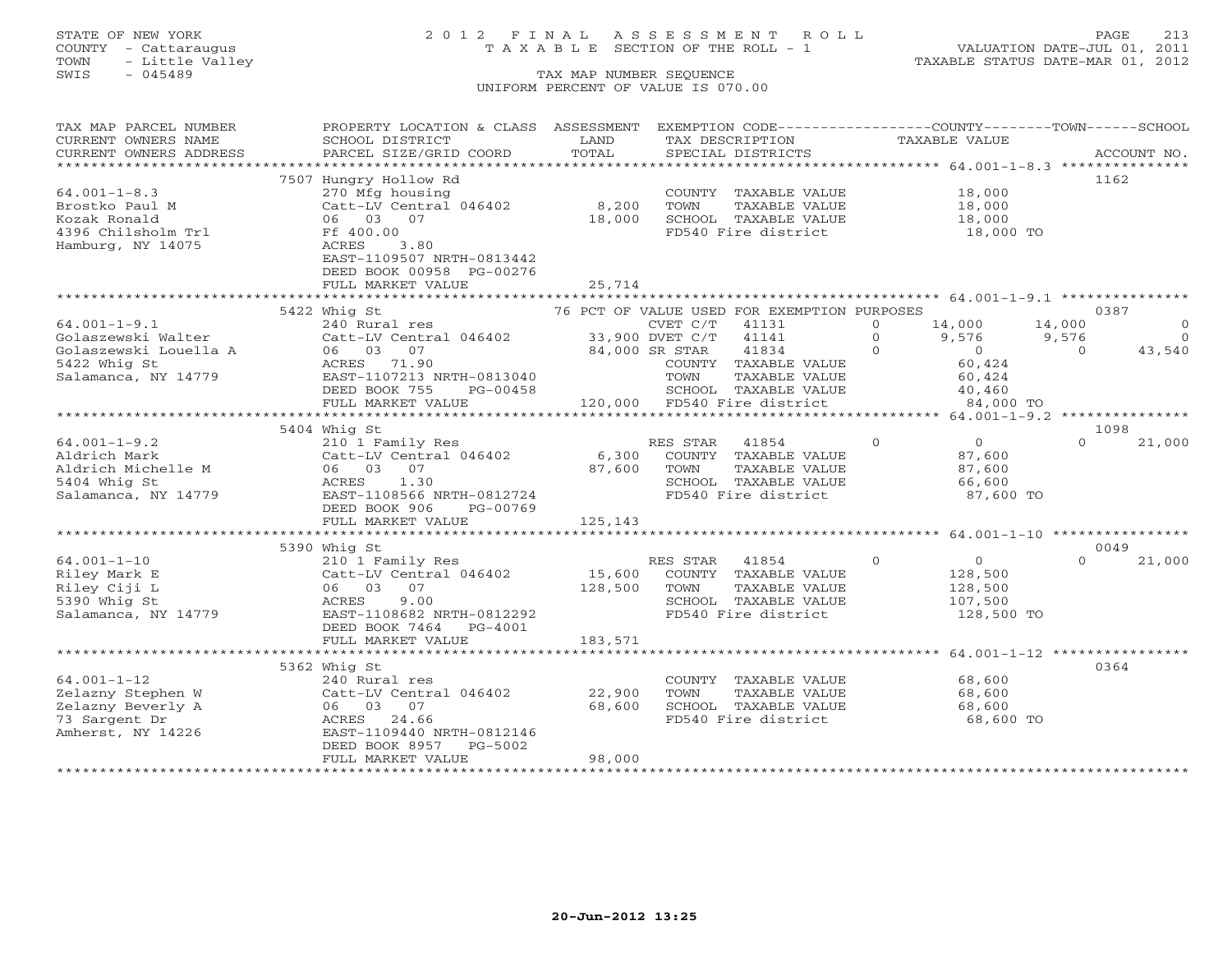STATE OF NEW YORK
COUNTY - Cattaraugus
TOWN - Little Valley
SWIS - 045489

2 0 1 2 F I N A L A S S E S S M E N T R O L L
T A X A B L E SECTION OF THE ROLL - 1
TAX MAP NUMBER SEQUENCE
UNIFORM PERCENT OF VALUE IS 070.00

VALUATION DATE-JUL 01, 2011
TAXABLE STATUS DATE-MAR 01, 2012

| TAX MAP PARCEL NUMBER / CURRENT OWNERS NAME / CURRENT OWNERS ADDRESS | PROPERTY LOCATION & CLASS / SCHOOL DISTRICT / PARCEL SIZE/GRID COORD | ASSESSMENT LAND / TOTAL | EXEMPTION CODE / TAX DESCRIPTION / SPECIAL DISTRICTS | COUNTY TAXABLE VALUE | TOWN | SCHOOL | ACCOUNT NO. |
|---|---|---|---|---|---|---|---|
| **64.001-1-8.3** | 7507 Hungry Hollow Rd | | | | | | 1162 |
| Brostko Paul M | 270 Mfg housing | | COUNTY TAXABLE VALUE | 18,000 | | | |
| Kozak Ronald | Catt-LV Central 046402 | 8,200 | TOWN TAXABLE VALUE | 18,000 | | | |
| 4396 Chilsholm Trl | 06 03 07 | 18,000 | SCHOOL TAXABLE VALUE | 18,000 | | | |
| Hamburg, NY 14075 | Ff 400.00 | | FD540 Fire district | 18,000 TO | | | |
| | ACRES 3.80 | | | | | | |
| | EAST-1109507 NRTH-0813442 | | | | | | |
| | DEED BOOK 00958 PG-00276 | | | | | | |
| | FULL MARKET VALUE | 25,714 | | | | | |
| **64.001-1-9.1** | 5422 Whig St | | 76 PCT OF VALUE USED FOR EXEMPTION PURPOSES | | | | 0387 |
| Golaszewski Walter | 240 Rural res | | CVET C/T 41131 0 | 14,000 | 14,000 | 0 | |
| Golaszewski Louella A | Catt-LV Central 046402 | 33,900 | DVET C/T 41141 0 | 9,576 | 9,576 | 0 | |
| 5422 Whig St | 06 03 07 | 84,000 | SR STAR 41834 0 | 0 | 0 | 43,540 | |
| Salamanca, NY 14779 | ACRES 71.90 | | COUNTY TAXABLE VALUE | 60,424 | | | |
| | EAST-1107213 NRTH-0813040 | | TOWN TAXABLE VALUE | 60,424 | | | |
| | DEED BOOK 755 PG-00458 | | SCHOOL TAXABLE VALUE | 40,460 | | | |
| | FULL MARKET VALUE | 120,000 | FD540 Fire district | 84,000 TO | | | |
| **64.001-1-9.2** | 5404 Whig St | | | | | | 1098 |
| Aldrich Mark | 210 1 Family Res | | RES STAR 41854 0 | 0 | 0 | 21,000 | |
| Aldrich Michelle M | Catt-LV Central 046402 | 6,300 | COUNTY TAXABLE VALUE | 87,600 | | | |
| 5404 Whig St | 06 03 07 | 87,600 | TOWN TAXABLE VALUE | 87,600 | | | |
| Salamanca, NY 14779 | ACRES 1.30 | | SCHOOL TAXABLE VALUE | 66,600 | | | |
| | EAST-1108566 NRTH-0812724 | | FD540 Fire district | 87,600 TO | | | |
| | DEED BOOK 906 PG-00769 | | | | | | |
| | FULL MARKET VALUE | 125,143 | | | | | |
| **64.001-1-10** | 5390 Whig St | | | | | | 0049 |
| Riley Mark E | 210 1 Family Res | | RES STAR 41854 0 | 0 | 0 | 21,000 | |
| Riley Ciji L | Catt-LV Central 046402 | 15,600 | COUNTY TAXABLE VALUE | 128,500 | | | |
| 5390 Whig St | 06 03 07 | 128,500 | TOWN TAXABLE VALUE | 128,500 | | | |
| Salamanca, NY 14779 | ACRES 9.00 | | SCHOOL TAXABLE VALUE | 107,500 | | | |
| | EAST-1108682 NRTH-0812292 | | FD540 Fire district | 128,500 TO | | | |
| | DEED BOOK 7464 PG-4001 | | | | | | |
| | FULL MARKET VALUE | 183,571 | | | | | |
| **64.001-1-12** | 5362 Whig St | | | | | | 0364 |
| Zelazny Stephen W | 240 Rural res | | COUNTY TAXABLE VALUE | 68,600 | | | |
| Zelazny Beverly A | Catt-LV Central 046402 | 22,900 | TOWN TAXABLE VALUE | 68,600 | | | |
| 73 Sargent Dr | 06 03 07 | 68,600 | SCHOOL TAXABLE VALUE | 68,600 | | | |
| Amherst, NY 14226 | ACRES 24.66 | | FD540 Fire district | 68,600 TO | | | |
| | EAST-1109440 NRTH-0812146 | | | | | | |
| | DEED BOOK 8957 PG-5002 | | | | | | |
| | FULL MARKET VALUE | 98,000 | | | | | |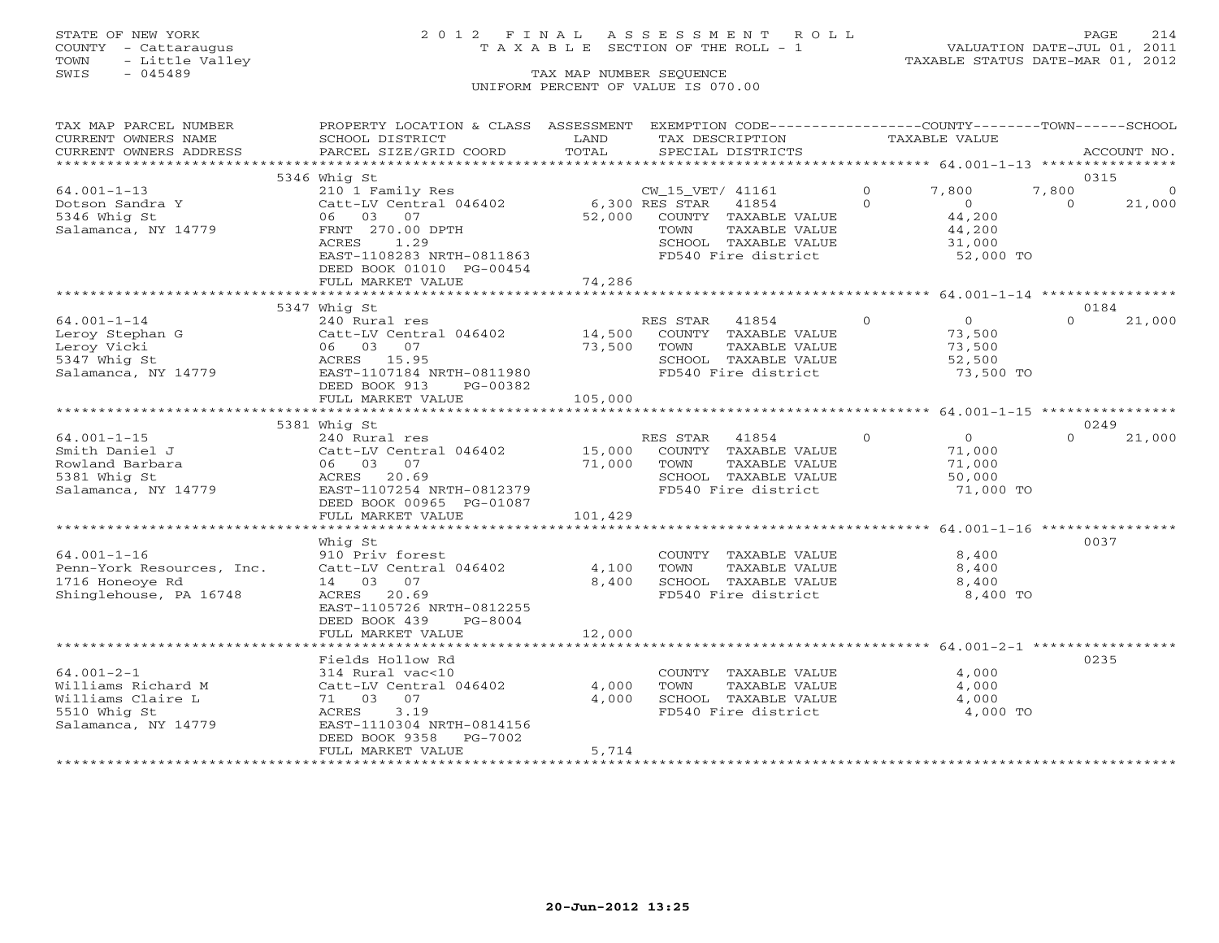STATE OF NEW YORK
COUNTY - Cattaraugus
TOWN - Little Valley
SWIS - 045489

# 2012 FINAL ASSESSMENT ROLL
TAXABLE SECTION OF THE ROLL - 1

TAX MAP NUMBER SEQUENCE
UNIFORM PERCENT OF VALUE IS 070.00

VALUATION DATE-JUL 01, 2011
TAXABLE STATUS DATE-MAR 01, 2012

| TAX MAP PARCEL NUMBER / CURRENT OWNERS NAME / CURRENT OWNERS ADDRESS | PROPERTY LOCATION & CLASS / SCHOOL DISTRICT / PARCEL SIZE/GRID COORD | ASSESSMENT LAND / TOTAL | EXEMPTION CODE / TAX DESCRIPTION / SPECIAL DISTRICTS | | COUNTY TAXABLE VALUE | TOWN | SCHOOL / ACCOUNT NO. |
|---|---|---|---|---|---|---|---|
| | 5346 Whig St | | | | | | 0315 |
| 64.001-1-13 | 210 1 Family Res | | CW_15_VET/ 41161 | 0 | 7,800 | 7,800 | 0 |
| Dotson Sandra Y | Catt-LV Central 046402 | 6,300 | RES STAR 41854 | 0 | 0 | 0 | 21,000 |
| 5346 Whig St | 06 03 07 | 52,000 | COUNTY TAXABLE VALUE | | 44,200 | | |
| Salamanca, NY 14779 | FRNT 270.00 DPTH | | TOWN TAXABLE VALUE | | 44,200 | | |
| | ACRES 1.29 | | SCHOOL TAXABLE VALUE | | 31,000 | | |
| | EAST-1108283 NRTH-0811863 | | FD540 Fire district | | 52,000 TO | | |
| | DEED BOOK 01010 PG-00454 | | | | | | |
| | FULL MARKET VALUE | 74,286 | | | | | |
| | 5347 Whig St | | | | | | 0184 |
| 64.001-1-14 | 240 Rural res | | RES STAR 41854 | 0 | 0 | 0 | 21,000 |
| Leroy Stephan G | Catt-LV Central 046402 | 14,500 | COUNTY TAXABLE VALUE | | 73,500 | | |
| Leroy Vicki | 06 03 07 | 73,500 | TOWN TAXABLE VALUE | | 73,500 | | |
| 5347 Whig St | ACRES 15.95 | | SCHOOL TAXABLE VALUE | | 52,500 | | |
| Salamanca, NY 14779 | EAST-1107184 NRTH-0811980 | | FD540 Fire district | | 73,500 TO | | |
| | DEED BOOK 913 PG-00382 | | | | | | |
| | FULL MARKET VALUE | 105,000 | | | | | |
| | 5381 Whig St | | | | | | 0249 |
| 64.001-1-15 | 240 Rural res | | RES STAR 41854 | 0 | 0 | 0 | 21,000 |
| Smith Daniel J | Catt-LV Central 046402 | 15,000 | COUNTY TAXABLE VALUE | | 71,000 | | |
| Rowland Barbara | 06 03 07 | 71,000 | TOWN TAXABLE VALUE | | 71,000 | | |
| 5381 Whig St | ACRES 20.69 | | SCHOOL TAXABLE VALUE | | 50,000 | | |
| Salamanca, NY 14779 | EAST-1107254 NRTH-0812379 | | FD540 Fire district | | 71,000 TO | | |
| | DEED BOOK 00965 PG-01087 | | | | | | |
| | FULL MARKET VALUE | 101,429 | | | | | |
| | Whig St | | | | | | 0037 |
| 64.001-1-16 | 910 Priv forest | | COUNTY TAXABLE VALUE | | 8,400 | | |
| Penn-York Resources, Inc. | Catt-LV Central 046402 | 4,100 | TOWN TAXABLE VALUE | | 8,400 | | |
| 1716 Honeoye Rd | 14 03 07 | 8,400 | SCHOOL TAXABLE VALUE | | 8,400 | | |
| Shinglehouse, PA 16748 | ACRES 20.69 | | FD540 Fire district | | 8,400 TO | | |
| | EAST-1105726 NRTH-0812255 | | | | | | |
| | DEED BOOK 439 PG-8004 | | | | | | |
| | FULL MARKET VALUE | 12,000 | | | | | |
| | Fields Hollow Rd | | | | | | 0235 |
| 64.001-2-1 | 314 Rural vac<10 | | COUNTY TAXABLE VALUE | | 4,000 | | |
| Williams Richard M | Catt-LV Central 046402 | 4,000 | TOWN TAXABLE VALUE | | 4,000 | | |
| Williams Claire L | 71 03 07 | 4,000 | SCHOOL TAXABLE VALUE | | 4,000 | | |
| 5510 Whig St | ACRES 3.19 | | FD540 Fire district | | 4,000 TO | | |
| Salamanca, NY 14779 | EAST-1110304 NRTH-0814156 | | | | | | |
| | DEED BOOK 9358 PG-7002 | | | | | | |
| | FULL MARKET VALUE | 5,714 | | | | | |

20-Jun-2012 13:25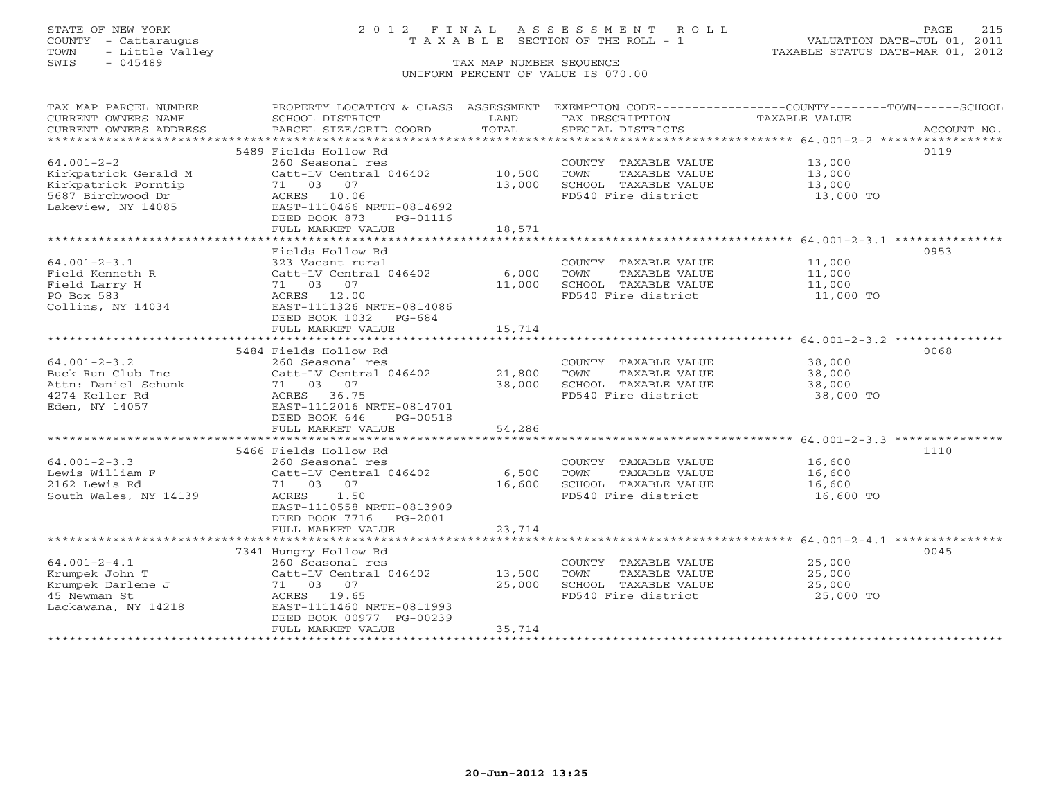STATE OF NEW YORK
COUNTY - Cattaraugus
TOWN - Little Valley
SWIS - 045489

# 2012 FINAL ASSESSMENT ROLL

TAXABLE SECTION OF THE ROLL - 1

VALUATION DATE-JUL 01, 2011
TAXABLE STATUS DATE-MAR 01, 2012

TAX MAP NUMBER SEQUENCE
UNIFORM PERCENT OF VALUE IS 070.00

| TAX MAP PARCEL NUMBER / CURRENT OWNERS NAME / CURRENT OWNERS ADDRESS | PROPERTY LOCATION & CLASS / SCHOOL DISTRICT / PARCEL SIZE/GRID COORD | ASSESSMENT LAND | TOTAL | EXEMPTION CODE / TAX DESCRIPTION / SPECIAL DISTRICTS | COUNTY--------TOWN------SCHOOL TAXABLE VALUE | ACCOUNT NO. |
|---|---|---|---|---|---|---|
| 64.001-2-2 | 5489 Fields Hollow Rd | | | | | 0119 |
| | 260 Seasonal res | | | COUNTY TAXABLE VALUE | 13,000 | |
| Kirkpatrick Gerald M | Catt-LV Central 046402 | 10,500 | | TOWN TAXABLE VALUE | 13,000 | |
| Kirkpatrick Porntip | 71 03 07 | | 13,000 | SCHOOL TAXABLE VALUE | 13,000 | |
| 5687 Birchwood Dr | ACRES 10.06 | | | FD540 Fire district | 13,000 TO | |
| Lakeview, NY 14085 | EAST-1110466 NRTH-0814692 | | | | | |
| | DEED BOOK 873 PG-01116 | | | | | |
| | FULL MARKET VALUE | | 18,571 | | | |
| 64.001-2-3.1 | Fields Hollow Rd | | | | | 0953 |
| | 323 Vacant rural | | | COUNTY TAXABLE VALUE | 11,000 | |
| Field Kenneth R | Catt-LV Central 046402 | 6,000 | | TOWN TAXABLE VALUE | 11,000 | |
| Field Larry H | 71 03 07 | | 11,000 | SCHOOL TAXABLE VALUE | 11,000 | |
| PO Box 583 | ACRES 12.00 | | | FD540 Fire district | 11,000 TO | |
| Collins, NY 14034 | EAST-1111326 NRTH-0814086 | | | | | |
| | DEED BOOK 1032 PG-684 | | | | | |
| | FULL MARKET VALUE | | 15,714 | | | |
| 64.001-2-3.2 | 5484 Fields Hollow Rd | | | | | 0068 |
| | 260 Seasonal res | | | COUNTY TAXABLE VALUE | 38,000 | |
| Buck Run Club Inc | Catt-LV Central 046402 | 21,800 | | TOWN TAXABLE VALUE | 38,000 | |
| Attn: Daniel Schunk | 71 03 07 | | 38,000 | SCHOOL TAXABLE VALUE | 38,000 | |
| 4274 Keller Rd | ACRES 36.75 | | | FD540 Fire district | 38,000 TO | |
| Eden, NY 14057 | EAST-1112016 NRTH-0814701 | | | | | |
| | DEED BOOK 646 PG-00518 | | | | | |
| | FULL MARKET VALUE | | 54,286 | | | |
| 64.001-2-3.3 | 5466 Fields Hollow Rd | | | | | 1110 |
| | 260 Seasonal res | | | COUNTY TAXABLE VALUE | 16,600 | |
| Lewis William F | Catt-LV Central 046402 | 6,500 | | TOWN TAXABLE VALUE | 16,600 | |
| 2162 Lewis Rd | 71 03 07 | | 16,600 | SCHOOL TAXABLE VALUE | 16,600 | |
| South Wales, NY 14139 | ACRES 1.50 | | | FD540 Fire district | 16,600 TO | |
| | EAST-1110558 NRTH-0813909 | | | | | |
| | DEED BOOK 7716 PG-2001 | | | | | |
| | FULL MARKET VALUE | | 23,714 | | | |
| 64.001-2-4.1 | 7341 Hungry Hollow Rd | | | | | 0045 |
| | 260 Seasonal res | | | COUNTY TAXABLE VALUE | 25,000 | |
| Krumpek John T | Catt-LV Central 046402 | 13,500 | | TOWN TAXABLE VALUE | 25,000 | |
| Krumpek Darlene J | 71 03 07 | | 25,000 | SCHOOL TAXABLE VALUE | 25,000 | |
| 45 Newman St | ACRES 19.65 | | | FD540 Fire district | 25,000 TO | |
| Lackawana, NY 14218 | EAST-1111460 NRTH-0811993 | | | | | |
| | DEED BOOK 00977 PG-00239 | | | | | |
| | FULL MARKET VALUE | | 35,714 | | | |

20-Jun-2012 13:25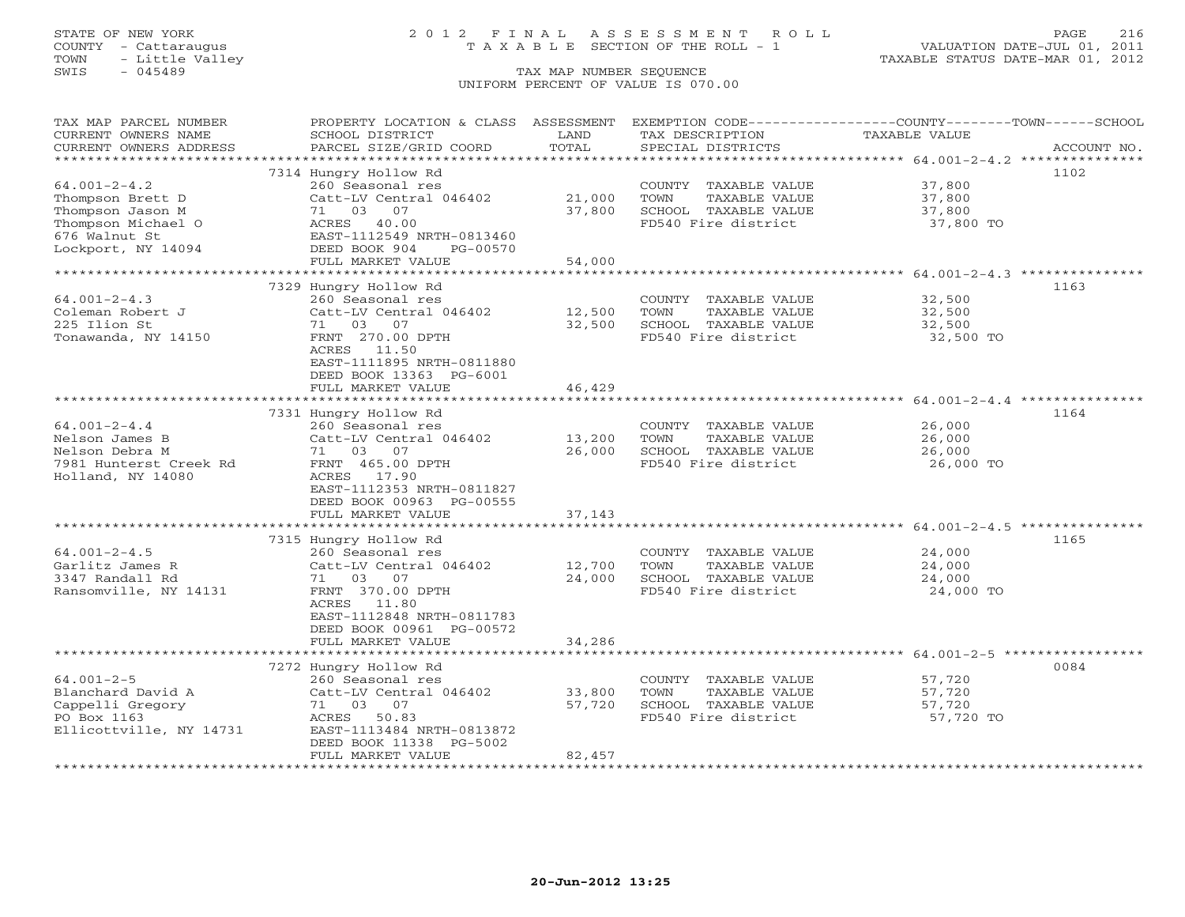STATE OF NEW YORK
COUNTY - Cattaraugus
TOWN - Little Valley
SWIS - 045489

2012 FINAL ASSESSMENT ROLL
TAXABLE SECTION OF THE ROLL - 1
TAX MAP NUMBER SEQUENCE
UNIFORM PERCENT OF VALUE IS 070.00

VALUATION DATE-JUL 01, 2011
TAXABLE STATUS DATE-MAR 01, 2012

| TAX MAP PARCEL NUMBER / CURRENT OWNERS NAME / CURRENT OWNERS ADDRESS | PROPERTY LOCATION & CLASS / SCHOOL DISTRICT / PARCEL SIZE/GRID COORD | ASSESSMENT LAND / TOTAL | EXEMPTION CODE / TAX DESCRIPTION / SPECIAL DISTRICTS | TAXABLE VALUE (COUNTY / TOWN / SCHOOL) | ACCOUNT NO. |
|---|---|---|---|---|---|
| 64.001-2-4.2 | 7314 Hungry Hollow Rd | | | | 1102 |
| 64.001-2-4.2 | 260 Seasonal res | | COUNTY TAXABLE VALUE | 37,800 | |
| Thompson Brett D | Catt-LV Central 046402 | 21,000 | TOWN TAXABLE VALUE | 37,800 | |
| Thompson Jason M | 71 03 07 | 37,800 | SCHOOL TAXABLE VALUE | 37,800 | |
| Thompson Michael O | ACRES 40.00 | | FD540 Fire district | 37,800 TO | |
| 676 Walnut St | EAST-1112549 NRTH-0813460 | | | | |
| Lockport, NY 14094 | DEED BOOK 904 PG-00570 | | | | |
| | FULL MARKET VALUE | 54,000 | | | |
| 64.001-2-4.3 | 7329 Hungry Hollow Rd | | | | 1163 |
| 64.001-2-4.3 | 260 Seasonal res | | COUNTY TAXABLE VALUE | 32,500 | |
| Coleman Robert J | Catt-LV Central 046402 | 12,500 | TOWN TAXABLE VALUE | 32,500 | |
| 225 Ilion St | 71 03 07 | 32,500 | SCHOOL TAXABLE VALUE | 32,500 | |
| Tonawanda, NY 14150 | FRNT 270.00 DPTH | | FD540 Fire district | 32,500 TO | |
| | ACRES 11.50 | | | | |
| | EAST-1111895 NRTH-0811880 | | | | |
| | DEED BOOK 13363 PG-6001 | | | | |
| | FULL MARKET VALUE | 46,429 | | | |
| 64.001-2-4.4 | 7331 Hungry Hollow Rd | | | | 1164 |
| 64.001-2-4.4 | 260 Seasonal res | | COUNTY TAXABLE VALUE | 26,000 | |
| Nelson James B | Catt-LV Central 046402 | 13,200 | TOWN TAXABLE VALUE | 26,000 | |
| Nelson Debra M | 71 03 07 | 26,000 | SCHOOL TAXABLE VALUE | 26,000 | |
| 7981 Hunterst Creek Rd | FRNT 465.00 DPTH | | FD540 Fire district | 26,000 TO | |
| Holland, NY 14080 | ACRES 17.90 | | | | |
| | EAST-1112353 NRTH-0811827 | | | | |
| | DEED BOOK 00963 PG-00555 | | | | |
| | FULL MARKET VALUE | 37,143 | | | |
| 64.001-2-4.5 | 7315 Hungry Hollow Rd | | | | 1165 |
| 64.001-2-4.5 | 260 Seasonal res | | COUNTY TAXABLE VALUE | 24,000 | |
| Garlitz James R | Catt-LV Central 046402 | 12,700 | TOWN TAXABLE VALUE | 24,000 | |
| 3347 Randall Rd | 71 03 07 | 24,000 | SCHOOL TAXABLE VALUE | 24,000 | |
| Ransomville, NY 14131 | FRNT 370.00 DPTH | | FD540 Fire district | 24,000 TO | |
| | ACRES 11.80 | | | | |
| | EAST-1112848 NRTH-0811783 | | | | |
| | DEED BOOK 00961 PG-00572 | | | | |
| | FULL MARKET VALUE | 34,286 | | | |
| 64.001-2-5 | 7272 Hungry Hollow Rd | | | | 0084 |
| 64.001-2-5 | 260 Seasonal res | | COUNTY TAXABLE VALUE | 57,720 | |
| Blanchard David A | Catt-LV Central 046402 | 33,800 | TOWN TAXABLE VALUE | 57,720 | |
| Cappelli Gregory | 71 03 07 | 57,720 | SCHOOL TAXABLE VALUE | 57,720 | |
| PO Box 1163 | ACRES 50.83 | | FD540 Fire district | 57,720 TO | |
| Ellicottville, NY 14731 | EAST-1113484 NRTH-0813872 | | | | |
| | DEED BOOK 11338 PG-5002 | | | | |
| | FULL MARKET VALUE | 82,457 | | | |

20-Jun-2012 13:25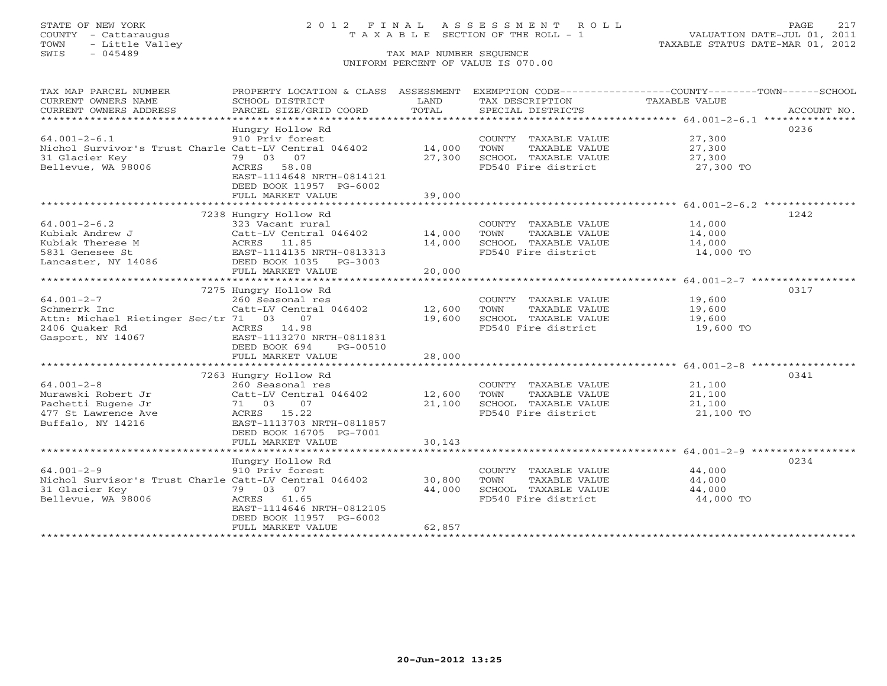STATE OF NEW YORK
COUNTY - Cattaraugus
TOWN - Little Valley
SWIS - 045489

2012 FINAL ASSESSMENT ROLL
TAXABLE SECTION OF THE ROLL - 1
TAX MAP NUMBER SEQUENCE
UNIFORM PERCENT OF VALUE IS 070.00

VALUATION DATE-JUL 01, 2011
TAXABLE STATUS DATE-MAR 01, 2012

| TAX MAP PARCEL NUMBER / CURRENT OWNERS NAME / CURRENT OWNERS ADDRESS | PROPERTY LOCATION & CLASS / SCHOOL DISTRICT / PARCEL SIZE/GRID COORD | ASSESSMENT LAND / TOTAL | EXEMPTION CODE / TAX DESCRIPTION / SPECIAL DISTRICTS | TAXABLE VALUE (COUNTY / TOWN / SCHOOL) | ACCOUNT NO. |
|---|---|---|---|---|---|
| 64.001-2-6.1 | Hungry Hollow Rd | | | | 0236 |
| | 910 Priv forest | | COUNTY TAXABLE VALUE | 27,300 | |
| Nichol Survivor's Trust Charle | Catt-LV Central 046402 | 14,000 | TOWN TAXABLE VALUE | 27,300 | |
| 31 Glacier Key | 79 03 07 | 27,300 | SCHOOL TAXABLE VALUE | 27,300 | |
| Bellevue, WA 98006 | ACRES 58.08 | | FD540 Fire district | 27,300 TO | |
| | EAST-1114648 NRTH-0814121 | | | | |
| | DEED BOOK 11957 PG-6002 | | | | |
| | FULL MARKET VALUE | 39,000 | | | |
| 64.001-2-6.2 | 7238 Hungry Hollow Rd | | | | 1242 |
| | 323 Vacant rural | | COUNTY TAXABLE VALUE | 14,000 | |
| Kubiak Andrew J | Catt-LV Central 046402 | 14,000 | TOWN TAXABLE VALUE | 14,000 | |
| Kubiak Therese M | ACRES 11.85 | 14,000 | SCHOOL TAXABLE VALUE | 14,000 | |
| 5831 Genesee St | EAST-1114135 NRTH-0813313 | | FD540 Fire district | 14,000 TO | |
| Lancaster, NY 14086 | DEED BOOK 1035 PG-3003 | | | | |
| | FULL MARKET VALUE | 20,000 | | | |
| 64.001-2-7 | 7275 Hungry Hollow Rd | | | | 0317 |
| | 260 Seasonal res | | COUNTY TAXABLE VALUE | 19,600 | |
| Schmerrk Inc | Catt-LV Central 046402 | 12,600 | TOWN TAXABLE VALUE | 19,600 | |
| Attn: Michael Rietinger Sec/tr | 71 03 07 | 19,600 | SCHOOL TAXABLE VALUE | 19,600 | |
| 2406 Quaker Rd | ACRES 14.98 | | FD540 Fire district | 19,600 TO | |
| Gasport, NY 14067 | EAST-1113270 NRTH-0811831 | | | | |
| | DEED BOOK 694 PG-00510 | | | | |
| | FULL MARKET VALUE | 28,000 | | | |
| 64.001-2-8 | 7263 Hungry Hollow Rd | | | | 0341 |
| | 260 Seasonal res | | COUNTY TAXABLE VALUE | 21,100 | |
| Murawski Robert Jr | Catt-LV Central 046402 | 12,600 | TOWN TAXABLE VALUE | 21,100 | |
| Pachetti Eugene Jr | 71 03 07 | 21,100 | SCHOOL TAXABLE VALUE | 21,100 | |
| 477 St Lawrence Ave | ACRES 15.22 | | FD540 Fire district | 21,100 TO | |
| Buffalo, NY 14216 | EAST-1113703 NRTH-0811857 | | | | |
| | DEED BOOK 16705 PG-7001 | | | | |
| | FULL MARKET VALUE | 30,143 | | | |
| 64.001-2-9 | Hungry Hollow Rd | | | | 0234 |
| | 910 Priv forest | | COUNTY TAXABLE VALUE | 44,000 | |
| Nichol Survisor's Trust Charle | Catt-LV Central 046402 | 30,800 | TOWN TAXABLE VALUE | 44,000 | |
| 31 Glacier Key | 79 03 07 | 44,000 | SCHOOL TAXABLE VALUE | 44,000 | |
| Bellevue, WA 98006 | ACRES 61.65 | | FD540 Fire district | 44,000 TO | |
| | EAST-1114646 NRTH-0812105 | | | | |
| | DEED BOOK 11957 PG-6002 | | | | |
| | FULL MARKET VALUE | 62,857 | | | |

20-Jun-2012 13:25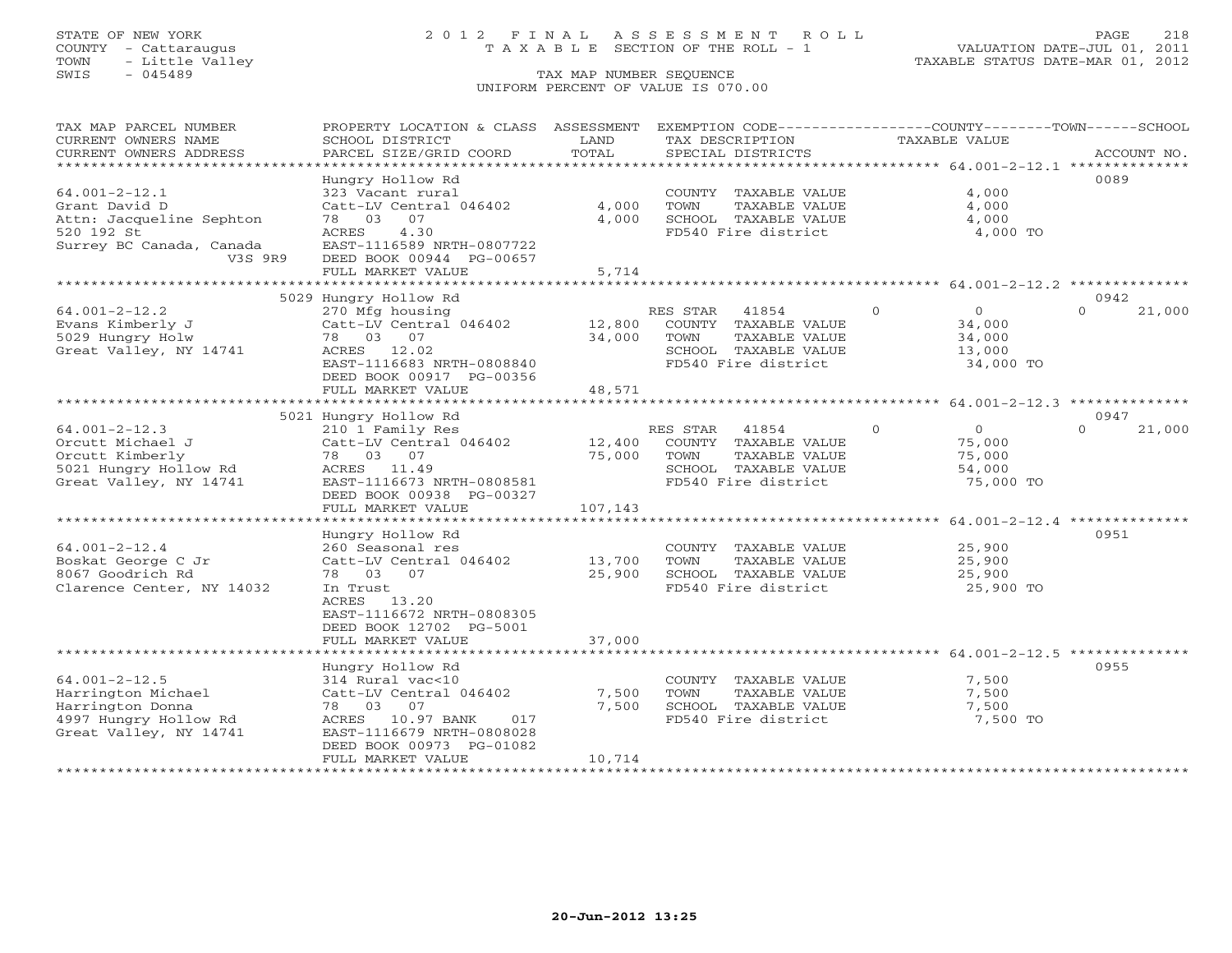STATE OF NEW YORK
COUNTY - Cattaraugus
TOWN - Little Valley
SWIS - 045489

# 2012 FINAL ASSESSMENT ROLL
TAXABLE SECTION OF THE ROLL - 1
TAX MAP NUMBER SEQUENCE
UNIFORM PERCENT OF VALUE IS 070.00

VALUATION DATE-JUL 01, 2011
TAXABLE STATUS DATE-MAR 01, 2012

| TAX MAP PARCEL NUMBER / CURRENT OWNERS NAME / CURRENT OWNERS ADDRESS | PROPERTY LOCATION & CLASS / SCHOOL DISTRICT / PARCEL SIZE/GRID COORD | ASSESSMENT LAND | TOTAL | EXEMPTION CODE / TAX DESCRIPTION / SPECIAL DISTRICTS | COUNTY | TOWN | SCHOOL | ACCOUNT NO. |
|---|---|---|---|---|---|---|---|---|
| **64.001-2-12.1** | Hungry Hollow Rd | | | | | | | 0089 |
| Grant David D | 323 Vacant rural | | | COUNTY TAXABLE VALUE | 4,000 | | | |
| Attn: Jacqueline Sephton | Catt-LV Central 046402 | 4,000 | | TOWN TAXABLE VALUE | | 4,000 | | |
| 520 192 St | 78 03 07 | | 4,000 | SCHOOL TAXABLE VALUE | | | 4,000 | |
| Surrey BC Canada, Canada V3S 9R9 | ACRES 4.30 | | | FD540 Fire district | 4,000 TO | | | |
| | EAST-1116589 NRTH-0807722 | | | | | | | |
| | DEED BOOK 00944 PG-00657 | | | | | | | |
| | FULL MARKET VALUE | | 5,714 | | | | | |
| **64.001-2-12.2** | 5029 Hungry Hollow Rd | | | | | | | 0942 |
| Evans Kimberly J | 270 Mfg housing | | | RES STAR 41854 | 0 | 0 | 21,000 | |
| 5029 Hungry Holw | Catt-LV Central 046402 | 12,800 | | COUNTY TAXABLE VALUE | 34,000 | | | |
| Great Valley, NY 14741 | 78 03 07 | | 34,000 | TOWN TAXABLE VALUE | | 34,000 | | |
| | ACRES 12.02 | | | SCHOOL TAXABLE VALUE | | | 13,000 | |
| | EAST-1116683 NRTH-0808840 | | | FD540 Fire district | 34,000 TO | | | |
| | DEED BOOK 00917 PG-00356 | | | | | | | |
| | FULL MARKET VALUE | | 48,571 | | | | | |
| **64.001-2-12.3** | 5021 Hungry Hollow Rd | | | | | | | 0947 |
| Orcutt Michael J | 210 1 Family Res | | | RES STAR 41854 | 0 | 0 | 21,000 | |
| Orcutt Kimberly | Catt-LV Central 046402 | 12,400 | | COUNTY TAXABLE VALUE | 75,000 | | | |
| 5021 Hungry Hollow Rd | 78 03 07 | | 75,000 | TOWN TAXABLE VALUE | | 75,000 | | |
| Great Valley, NY 14741 | ACRES 11.49 | | | SCHOOL TAXABLE VALUE | | | 54,000 | |
| | EAST-1116673 NRTH-0808581 | | | FD540 Fire district | 75,000 TO | | | |
| | DEED BOOK 00938 PG-00327 | | | | | | | |
| | FULL MARKET VALUE | | 107,143 | | | | | |
| **64.001-2-12.4** | Hungry Hollow Rd | | | | | | | 0951 |
| Boskat George C Jr | 260 Seasonal res | | | COUNTY TAXABLE VALUE | 25,900 | | | |
| 8067 Goodrich Rd | Catt-LV Central 046402 | 13,700 | | TOWN TAXABLE VALUE | | 25,900 | | |
| Clarence Center, NY 14032 | 78 03 07 | | 25,900 | SCHOOL TAXABLE VALUE | | | 25,900 | |
| | In Trust | | | FD540 Fire district | 25,900 TO | | | |
| | ACRES 13.20 | | | | | | | |
| | EAST-1116672 NRTH-0808305 | | | | | | | |
| | DEED BOOK 12702 PG-5001 | | | | | | | |
| | FULL MARKET VALUE | | 37,000 | | | | | |
| **64.001-2-12.5** | Hungry Hollow Rd | | | | | | | 0955 |
| Harrington Michael | 314 Rural vac<10 | | | COUNTY TAXABLE VALUE | 7,500 | | | |
| Harrington Donna | Catt-LV Central 046402 | 7,500 | | TOWN TAXABLE VALUE | | 7,500 | | |
| 4997 Hungry Hollow Rd | 78 03 07 | | 7,500 | SCHOOL TAXABLE VALUE | | | 7,500 | |
| Great Valley, NY 14741 | ACRES 10.97 BANK 017 | | | FD540 Fire district | 7,500 TO | | | |
| | EAST-1116679 NRTH-0808028 | | | | | | | |
| | DEED BOOK 00973 PG-01082 | | | | | | | |
| | FULL MARKET VALUE | | 10,714 | | | | | |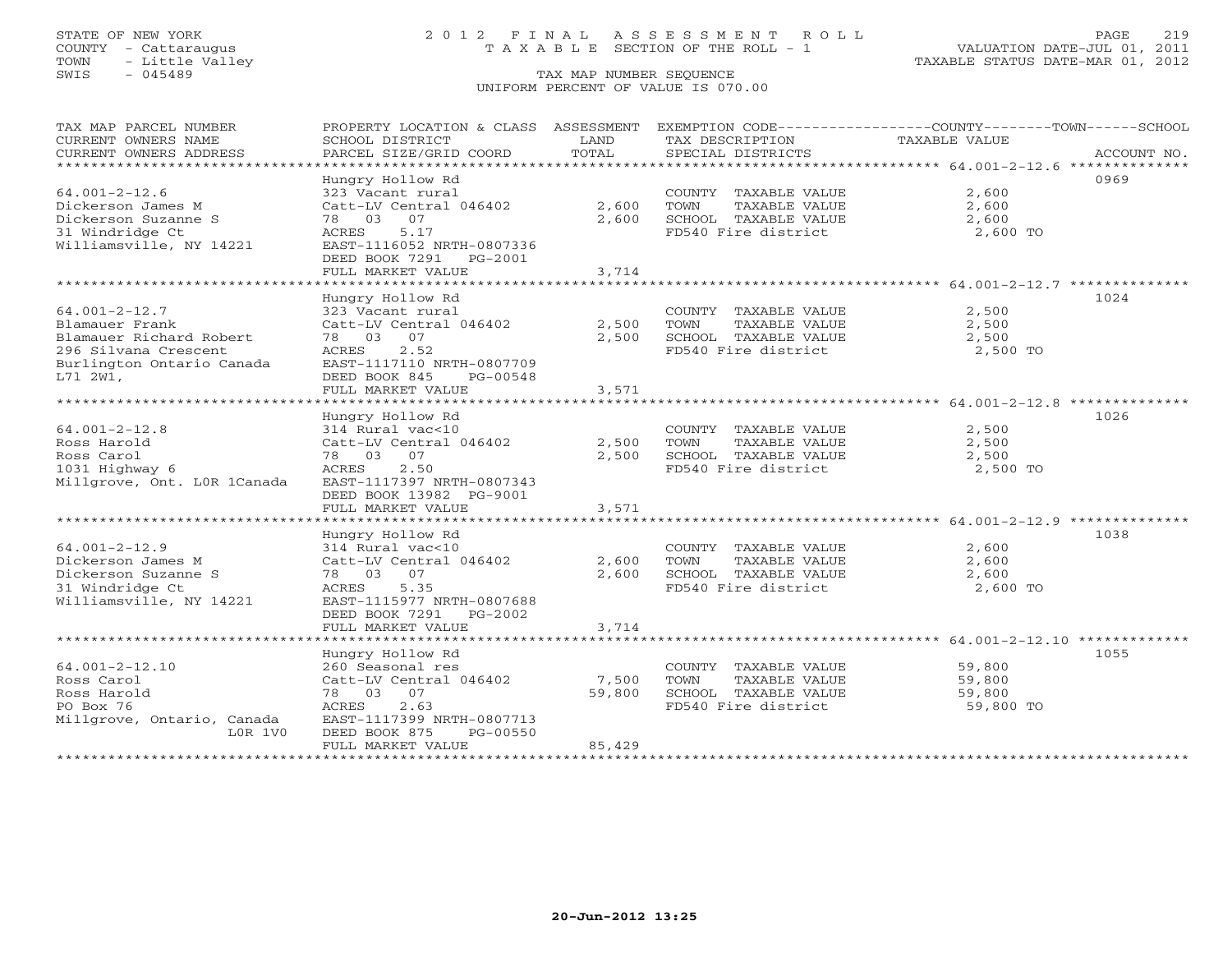STATE OF NEW YORK
COUNTY - Cattaraugus
TOWN - Little Valley
SWIS - 045489

2012 FINAL ASSESSMENT ROLL
TAXABLE SECTION OF THE ROLL - 1
TAX MAP NUMBER SEQUENCE
UNIFORM PERCENT OF VALUE IS 070.00

VALUATION DATE-JUL 01, 2011
TAXABLE STATUS DATE-MAR 01, 2012

| TAX MAP PARCEL NUMBER / CURRENT OWNERS NAME / CURRENT OWNERS ADDRESS | PROPERTY LOCATION & CLASS / SCHOOL DISTRICT / PARCEL SIZE/GRID COORD | ASSESSMENT LAND / TOTAL | EXEMPTION CODE / TAX DESCRIPTION / SPECIAL DISTRICTS | TAXABLE VALUE (COUNTY / TOWN / SCHOOL) | ACCOUNT NO. |
|---|---|---|---|---|---|
| 64.001-2-12.6 | Hungry Hollow Rd | | | | 0969 |
| 64.001-2-12.6 | 323 Vacant rural | | COUNTY TAXABLE VALUE | 2,600 | |
| Dickerson James M | Catt-LV Central 046402 | 2,600 | TOWN TAXABLE VALUE | 2,600 | |
| Dickerson Suzanne S | 78 03 07 | 2,600 | SCHOOL TAXABLE VALUE | 2,600 | |
| 31 Windridge Ct | ACRES 5.17 | | FD540 Fire district | 2,600 TO | |
| Williamsville, NY 14221 | EAST-1116052 NRTH-0807336 | | | | |
| | DEED BOOK 7291 PG-2001 | | | | |
| | FULL MARKET VALUE | 3,714 | | | |
| 64.001-2-12.7 | Hungry Hollow Rd | | | | 1024 |
| 64.001-2-12.7 | 323 Vacant rural | | COUNTY TAXABLE VALUE | 2,500 | |
| Blamauer Frank | Catt-LV Central 046402 | 2,500 | TOWN TAXABLE VALUE | 2,500 | |
| Blamauer Richard Robert | 78 03 07 | 2,500 | SCHOOL TAXABLE VALUE | 2,500 | |
| 296 Silvana Crescent | ACRES 2.52 | | FD540 Fire district | 2,500 TO | |
| Burlington Ontario Canada | EAST-1117110 NRTH-0807709 | | | | |
| L7l 2W1, | DEED BOOK 845 PG-00548 | | | | |
| | FULL MARKET VALUE | 3,571 | | | |
| 64.001-2-12.8 | Hungry Hollow Rd | | | | 1026 |
| 64.001-2-12.8 | 314 Rural vac<10 | | COUNTY TAXABLE VALUE | 2,500 | |
| Ross Harold | Catt-LV Central 046402 | 2,500 | TOWN TAXABLE VALUE | 2,500 | |
| Ross Carol | 78 03 07 | 2,500 | SCHOOL TAXABLE VALUE | 2,500 | |
| 1031 Highway 6 | ACRES 2.50 | | FD540 Fire district | 2,500 TO | |
| Millgrove, Ont. L0R 1Canada | EAST-1117397 NRTH-0807343 | | | | |
| | DEED BOOK 13982 PG-9001 | | | | |
| | FULL MARKET VALUE | 3,571 | | | |
| 64.001-2-12.9 | Hungry Hollow Rd | | | | 1038 |
| 64.001-2-12.9 | 314 Rural vac<10 | | COUNTY TAXABLE VALUE | 2,600 | |
| Dickerson James M | Catt-LV Central 046402 | 2,600 | TOWN TAXABLE VALUE | 2,600 | |
| Dickerson Suzanne S | 78 03 07 | 2,600 | SCHOOL TAXABLE VALUE | 2,600 | |
| 31 Windridge Ct | ACRES 5.35 | | FD540 Fire district | 2,600 TO | |
| Williamsville, NY 14221 | EAST-1115977 NRTH-0807688 | | | | |
| | DEED BOOK 7291 PG-2002 | | | | |
| | FULL MARKET VALUE | 3,714 | | | |
| 64.001-2-12.10 | Hungry Hollow Rd | | | | 1055 |
| 64.001-2-12.10 | 260 Seasonal res | | COUNTY TAXABLE VALUE | 59,800 | |
| Ross Carol | Catt-LV Central 046402 | 7,500 | TOWN TAXABLE VALUE | 59,800 | |
| Ross Harold | 78 03 07 | 59,800 | SCHOOL TAXABLE VALUE | 59,800 | |
| PO Box 76 | ACRES 2.63 | | FD540 Fire district | 59,800 TO | |
| Millgrove, Ontario, Canada L0R 1V0 | EAST-1117399 NRTH-0807713 | | | | |
| | DEED BOOK 875 PG-00550 | | | | |
| | FULL MARKET VALUE | 85,429 | | | |

20-Jun-2012 13:25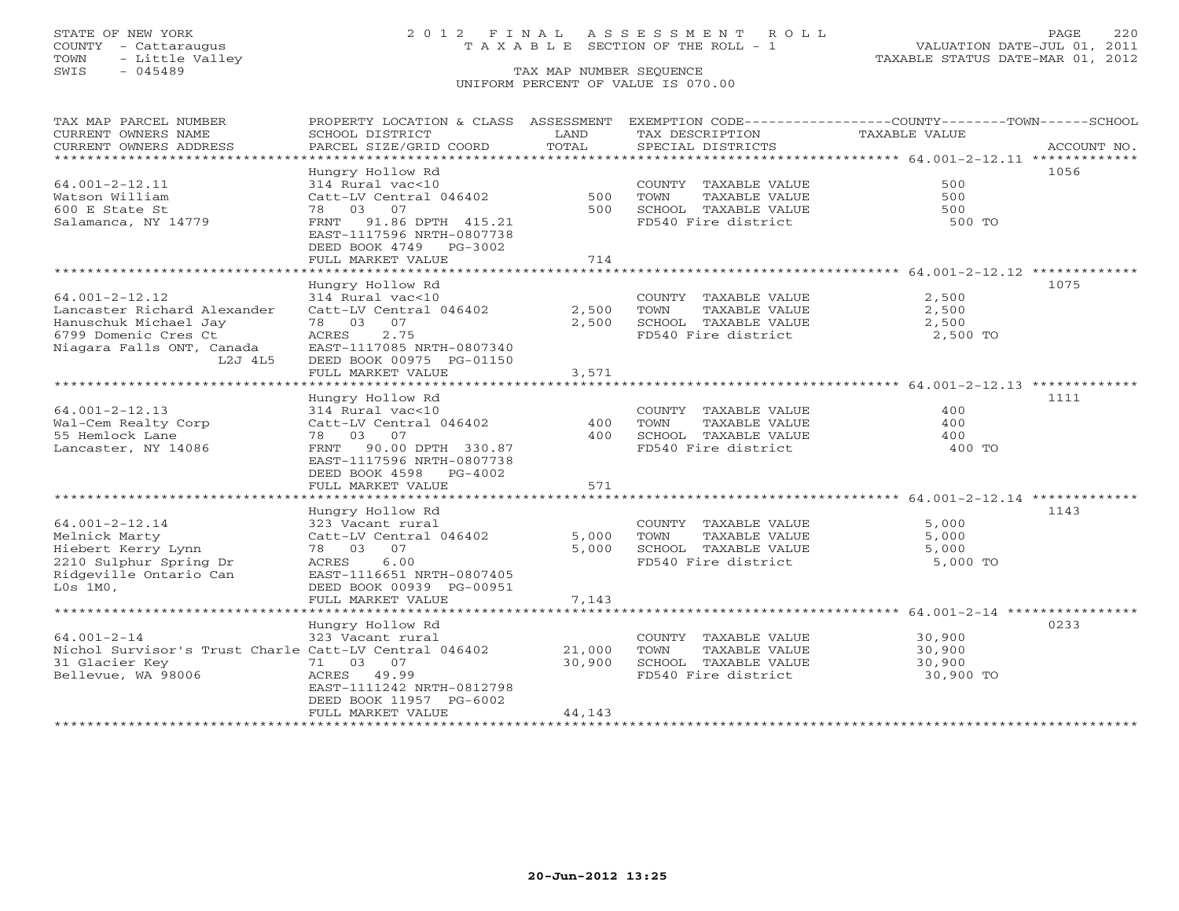STATE OF NEW YORK
COUNTY - Cattaraugus
TOWN - Little Valley
SWIS - 045489

# 2012 FINAL ASSESSMENT ROLL
TAXABLE SECTION OF THE ROLL - 1

VALUATION DATE-JUL 01, 2011
TAXABLE STATUS DATE-MAR 01, 2012

TAX MAP NUMBER SEQUENCE
UNIFORM PERCENT OF VALUE IS 070.00

| TAX MAP PARCEL NUMBER / CURRENT OWNERS NAME / CURRENT OWNERS ADDRESS | PROPERTY LOCATION & CLASS / SCHOOL DISTRICT / PARCEL SIZE/GRID COORD | ASSESSMENT LAND | TOTAL | EXEMPTION CODE / TAX DESCRIPTION / SPECIAL DISTRICTS | TAXABLE VALUE (COUNTY / TOWN / SCHOOL) | ACCOUNT NO. |
|---|---|---|---|---|---|---|
| 64.001-2-12.11 | Hungry Hollow Rd | | | | | 1056 |
| Watson William | 314 Rural vac<10 | | | COUNTY TAXABLE VALUE | 500 | |
| 600 E State St | Catt-LV Central 046402 | 500 | | TOWN TAXABLE VALUE | 500 | |
| Salamanca, NY 14779 | 78 03 07 | | 500 | SCHOOL TAXABLE VALUE | 500 | |
| | FRNT 91.86 DPTH 415.21 | | | FD540 Fire district | 500 TO | |
| | EAST-1117596 NRTH-0807738 | | | | | |
| | DEED BOOK 4749 PG-3002 | | | | | |
| | FULL MARKET VALUE | | 714 | | | |
| 64.001-2-12.12 | Hungry Hollow Rd | | | | | 1075 |
| Lancaster Richard Alexander | 314 Rural vac<10 | | | COUNTY TAXABLE VALUE | 2,500 | |
| Hanuschuk Michael Jay | Catt-LV Central 046402 | 2,500 | | TOWN TAXABLE VALUE | 2,500 | |
| 6799 Domenic Cres Ct | 78 03 07 | | 2,500 | SCHOOL TAXABLE VALUE | 2,500 | |
| Niagara Falls ONT, Canada | ACRES 2.75 | | | FD540 Fire district | 2,500 TO | |
| L2J 4L5 | EAST-1117085 NRTH-0807340 | | | | | |
| | DEED BOOK 00975 PG-01150 | | | | | |
| | FULL MARKET VALUE | | 3,571 | | | |
| 64.001-2-12.13 | Hungry Hollow Rd | | | | | 1111 |
| Wal-Cem Realty Corp | 314 Rural vac<10 | | | COUNTY TAXABLE VALUE | 400 | |
| 55 Hemlock Lane | Catt-LV Central 046402 | 400 | | TOWN TAXABLE VALUE | 400 | |
| Lancaster, NY 14086 | 78 03 07 | | 400 | SCHOOL TAXABLE VALUE | 400 | |
| | FRNT 90.00 DPTH 330.87 | | | FD540 Fire district | 400 TO | |
| | EAST-1117596 NRTH-0807738 | | | | | |
| | DEED BOOK 4598 PG-4002 | | | | | |
| | FULL MARKET VALUE | | 571 | | | |
| 64.001-2-12.14 | Hungry Hollow Rd | | | | | 1143 |
| Melnick Marty | 323 Vacant rural | | | COUNTY TAXABLE VALUE | 5,000 | |
| Hiebert Kerry Lynn | Catt-LV Central 046402 | 5,000 | | TOWN TAXABLE VALUE | 5,000 | |
| 2210 Sulphur Spring Dr | 78 03 07 | | 5,000 | SCHOOL TAXABLE VALUE | 5,000 | |
| Ridgeville Ontario Can | ACRES 6.00 | | | FD540 Fire district | 5,000 TO | |
| L0s 1M0, | EAST-1116651 NRTH-0807405 | | | | | |
| | DEED BOOK 00939 PG-00951 | | | | | |
| | FULL MARKET VALUE | | 7,143 | | | |
| 64.001-2-14 | Hungry Hollow Rd | | | | | 0233 |
| Nichol Survisor's Trust Charle | 323 Vacant rural | | | COUNTY TAXABLE VALUE | 30,900 | |
| 31 Glacier Key | Catt-LV Central 046402 | 21,000 | | TOWN TAXABLE VALUE | 30,900 | |
| Bellevue, WA 98006 | 71 03 07 | | 30,900 | SCHOOL TAXABLE VALUE | 30,900 | |
| | ACRES 49.99 | | | FD540 Fire district | 30,900 TO | |
| | EAST-1111242 NRTH-0812798 | | | | | |
| | DEED BOOK 11957 PG-6002 | | | | | |
| | FULL MARKET VALUE | | 44,143 | | | |

20-Jun-2012 13:25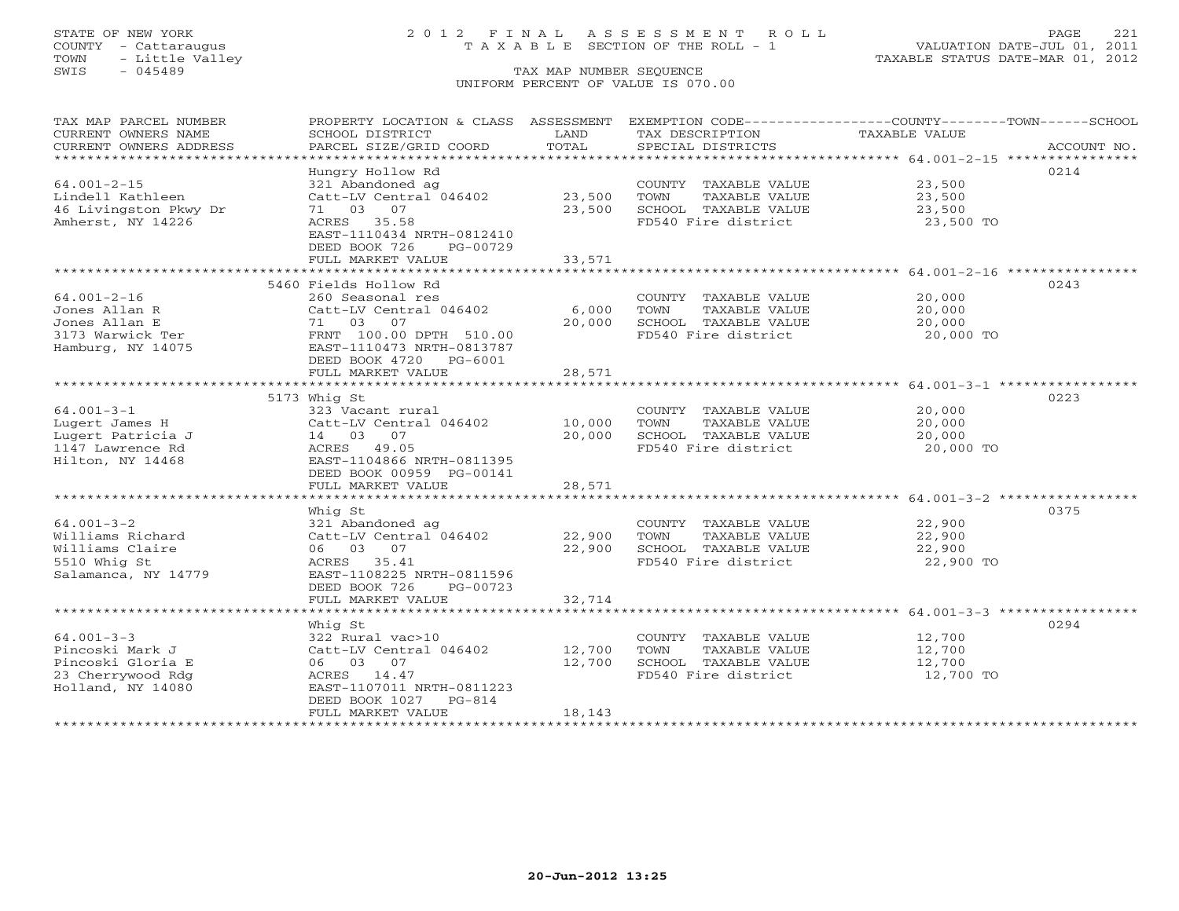STATE OF NEW YORK
COUNTY - Cattaraugus
TOWN - Little Valley
SWIS - 045489

# 2012 FINAL ASSESSMENT ROLL

TAXABLE SECTION OF THE ROLL - 1

TAX MAP NUMBER SEQUENCE

UNIFORM PERCENT OF VALUE IS 070.00

VALUATION DATE-JUL 01, 2011
TAXABLE STATUS DATE-MAR 01, 2012

| TAX MAP PARCEL NUMBER / CURRENT OWNERS NAME / CURRENT OWNERS ADDRESS | PROPERTY LOCATION & CLASS / SCHOOL DISTRICT / PARCEL SIZE/GRID COORD | ASSESSMENT LAND / TOTAL | EXEMPTION CODE / TAX DESCRIPTION / SPECIAL DISTRICTS | TAXABLE VALUE (COUNTY / TOWN / SCHOOL) | ACCOUNT NO. |
|---|---|---|---|---|---|
| 64.001-2-15 | Hungry Hollow Rd | | | | 0214 |
| | 321 Abandoned ag | | COUNTY TAXABLE VALUE | 23,500 | |
| Lindell Kathleen | Catt-LV Central 046402 | 23,500 | TOWN TAXABLE VALUE | 23,500 | |
| 46 Livingston Pkwy Dr | 71 03 07 | 23,500 | SCHOOL TAXABLE VALUE | 23,500 | |
| Amherst, NY 14226 | ACRES 35.58 | | FD540 Fire district | 23,500 TO | |
| | EAST-1110434 NRTH-0812410 | | | | |
| | DEED BOOK 726 PG-00729 | | | | |
| | FULL MARKET VALUE | 33,571 | | | |
| 64.001-2-16 | 5460 Fields Hollow Rd | | | | 0243 |
| | 260 Seasonal res | | COUNTY TAXABLE VALUE | 20,000 | |
| Jones Allan R | Catt-LV Central 046402 | 6,000 | TOWN TAXABLE VALUE | 20,000 | |
| Jones Allan E | 71 03 07 | 20,000 | SCHOOL TAXABLE VALUE | 20,000 | |
| 3173 Warwick Ter | FRNT 100.00 DPTH 510.00 | | FD540 Fire district | 20,000 TO | |
| Hamburg, NY 14075 | EAST-1110473 NRTH-0813787 | | | | |
| | DEED BOOK 4720 PG-6001 | | | | |
| | FULL MARKET VALUE | 28,571 | | | |
| 64.001-3-1 | 5173 Whig St | | | | 0223 |
| | 323 Vacant rural | | COUNTY TAXABLE VALUE | 20,000 | |
| Lugert James H | Catt-LV Central 046402 | 10,000 | TOWN TAXABLE VALUE | 20,000 | |
| Lugert Patricia J | 14 03 07 | 20,000 | SCHOOL TAXABLE VALUE | 20,000 | |
| 1147 Lawrence Rd | ACRES 49.05 | | FD540 Fire district | 20,000 TO | |
| Hilton, NY 14468 | EAST-1104866 NRTH-0811395 | | | | |
| | DEED BOOK 00959 PG-00141 | | | | |
| | FULL MARKET VALUE | 28,571 | | | |
| 64.001-3-2 | Whig St | | | | 0375 |
| | 321 Abandoned ag | | COUNTY TAXABLE VALUE | 22,900 | |
| Williams Richard | Catt-LV Central 046402 | 22,900 | TOWN TAXABLE VALUE | 22,900 | |
| Williams Claire | 06 03 07 | 22,900 | SCHOOL TAXABLE VALUE | 22,900 | |
| 5510 Whig St | ACRES 35.41 | | FD540 Fire district | 22,900 TO | |
| Salamanca, NY 14779 | EAST-1108225 NRTH-0811596 | | | | |
| | DEED BOOK 726 PG-00723 | | | | |
| | FULL MARKET VALUE | 32,714 | | | |
| 64.001-3-3 | Whig St | | | | 0294 |
| | 322 Rural vac>10 | | COUNTY TAXABLE VALUE | 12,700 | |
| Pincoski Mark J | Catt-LV Central 046402 | 12,700 | TOWN TAXABLE VALUE | 12,700 | |
| Pincoski Gloria E | 06 03 07 | 12,700 | SCHOOL TAXABLE VALUE | 12,700 | |
| 23 Cherrywood Rdg | ACRES 14.47 | | FD540 Fire district | 12,700 TO | |
| Holland, NY 14080 | EAST-1107011 NRTH-0811223 | | | | |
| | DEED BOOK 1027 PG-814 | | | | |
| | FULL MARKET VALUE | 18,143 | | | |

20-Jun-2012 13:25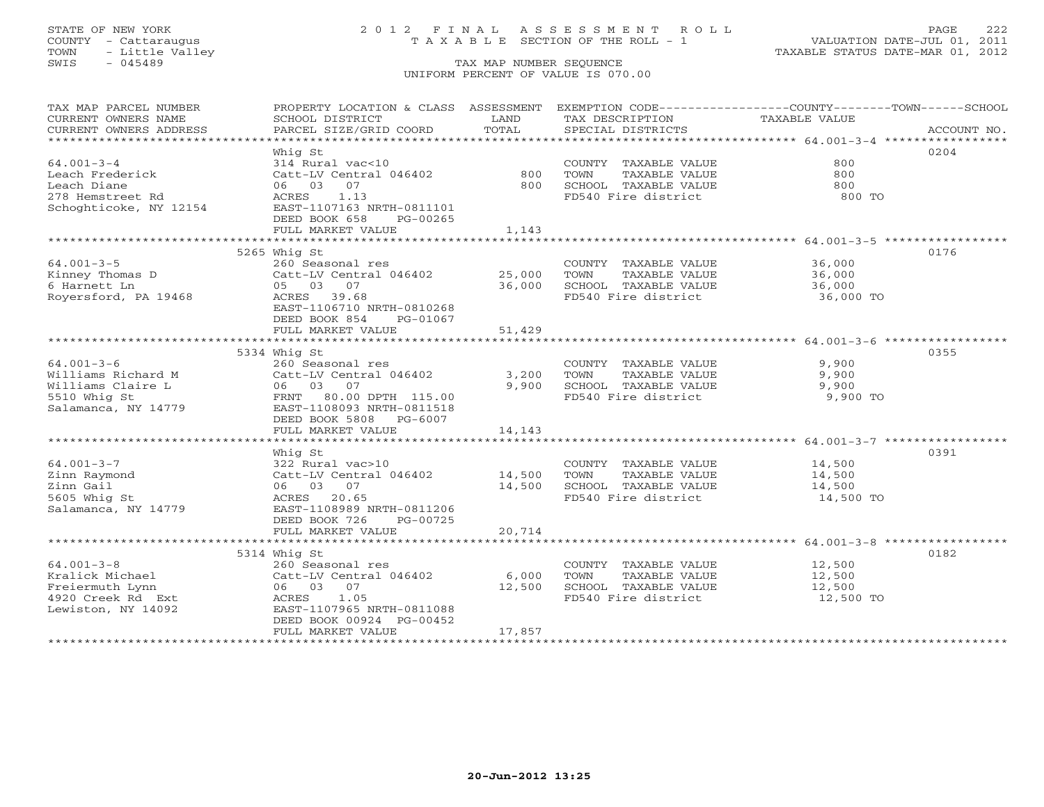STATE OF NEW YORK
COUNTY - Cattaraugus
TOWN - Little Valley
SWIS - 045489

# 2012 FINAL ASSESSMENT ROLL
TAXABLE SECTION OF THE ROLL - 1
TAX MAP NUMBER SEQUENCE
UNIFORM PERCENT OF VALUE IS 070.00

VALUATION DATE-JUL 01, 2011
TAXABLE STATUS DATE-MAR 01, 2012

| TAX MAP PARCEL NUMBER / CURRENT OWNERS NAME / CURRENT OWNERS ADDRESS | PROPERTY LOCATION & CLASS / SCHOOL DISTRICT / PARCEL SIZE/GRID COORD | ASSESSMENT LAND / TOTAL | EXEMPTION CODE / TAX DESCRIPTION / SPECIAL DISTRICTS | COUNTY--------TOWN------SCHOOL TAXABLE VALUE | ACCOUNT NO. |
|---|---|---|---|---|---|
| 64.001-3-4 | Whig St | | | | 0204 |
| Leach Frederick | 314 Rural vac<10 | | COUNTY TAXABLE VALUE | 800 | |
| Leach Diane | Catt-LV Central 046402 | 800 | TOWN TAXABLE VALUE | 800 | |
| 278 Hemstreet Rd | 06 03 07 | 800 | SCHOOL TAXABLE VALUE | 800 | |
| Schoghticoke, NY 12154 | ACRES 1.13 | | FD540 Fire district | 800 TO | |
| | EAST-1107163 NRTH-0811101 | | | | |
| | DEED BOOK 658 PG-00265 | | | | |
| | FULL MARKET VALUE | 1,143 | | | |
| 64.001-3-5 | 5265 Whig St | | | | 0176 |
| Kinney Thomas D | 260 Seasonal res | | COUNTY TAXABLE VALUE | 36,000 | |
| 6 Harnett Ln | Catt-LV Central 046402 | 25,000 | TOWN TAXABLE VALUE | 36,000 | |
| Royersford, PA 19468 | 05 03 07 | 36,000 | SCHOOL TAXABLE VALUE | 36,000 | |
| | ACRES 39.68 | | FD540 Fire district | 36,000 TO | |
| | EAST-1106710 NRTH-0810268 | | | | |
| | DEED BOOK 854 PG-01067 | | | | |
| | FULL MARKET VALUE | 51,429 | | | |
| 64.001-3-6 | 5334 Whig St | | | | 0355 |
| Williams Richard M | 260 Seasonal res | | COUNTY TAXABLE VALUE | 9,900 | |
| Williams Claire L | Catt-LV Central 046402 | 3,200 | TOWN TAXABLE VALUE | 9,900 | |
| 5510 Whig St | 06 03 07 | 9,900 | SCHOOL TAXABLE VALUE | 9,900 | |
| Salamanca, NY 14779 | FRNT 80.00 DPTH 115.00 | | FD540 Fire district | 9,900 TO | |
| | EAST-1108093 NRTH-0811518 | | | | |
| | DEED BOOK 5808 PG-6007 | | | | |
| | FULL MARKET VALUE | 14,143 | | | |
| 64.001-3-7 | Whig St | | | | 0391 |
| Zinn Raymond | 322 Rural vac>10 | | COUNTY TAXABLE VALUE | 14,500 | |
| Zinn Gail | Catt-LV Central 046402 | 14,500 | TOWN TAXABLE VALUE | 14,500 | |
| 5605 Whig St | 06 03 07 | 14,500 | SCHOOL TAXABLE VALUE | 14,500 | |
| Salamanca, NY 14779 | ACRES 20.65 | | FD540 Fire district | 14,500 TO | |
| | EAST-1108989 NRTH-0811206 | | | | |
| | DEED BOOK 726 PG-00725 | | | | |
| | FULL MARKET VALUE | 20,714 | | | |
| 64.001-3-8 | 5314 Whig St | | | | 0182 |
| Kralick Michael | 260 Seasonal res | | COUNTY TAXABLE VALUE | 12,500 | |
| Freiermuth Lynn | Catt-LV Central 046402 | 6,000 | TOWN TAXABLE VALUE | 12,500 | |
| 4920 Creek Rd Ext | 06 03 07 | 12,500 | SCHOOL TAXABLE VALUE | 12,500 | |
| Lewiston, NY 14092 | ACRES 1.05 | | FD540 Fire district | 12,500 TO | |
| | EAST-1107965 NRTH-0811088 | | | | |
| | DEED BOOK 00924 PG-00452 | | | | |
| | FULL MARKET VALUE | 17,857 | | | |

20-Jun-2012 13:25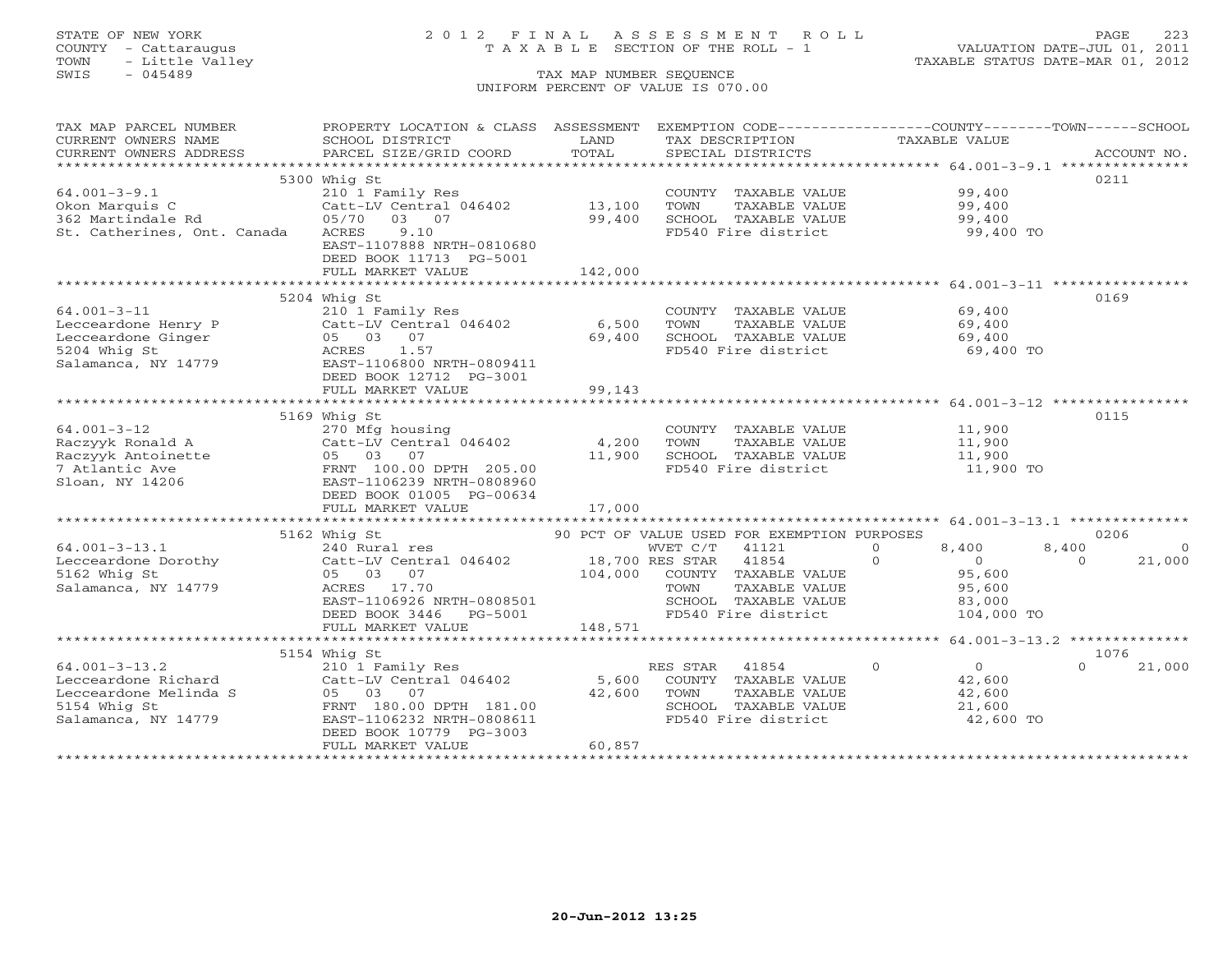STATE OF NEW YORK
COUNTY - Cattaraugus
TOWN - Little Valley
SWIS - 045489

# 2012 FINAL ASSESSMENT ROLL
TAXABLE SECTION OF THE ROLL - 1
TAX MAP NUMBER SEQUENCE
UNIFORM PERCENT OF VALUE IS 070.00

VALUATION DATE-JUL 01, 2011
TAXABLE STATUS DATE-MAR 01, 2012

| TAX MAP PARCEL NUMBER / CURRENT OWNERS NAME / CURRENT OWNERS ADDRESS | PROPERTY LOCATION & CLASS / SCHOOL DISTRICT / PARCEL SIZE/GRID COORD | ASSESSMENT LAND / TOTAL | EXEMPTION CODE / TAX DESCRIPTION / SPECIAL DISTRICTS | COUNTY | TOWN | SCHOOL | ACCOUNT NO. |
|---|---|---|---|---|---|---|---|
| **64.001-3-9.1** | 5300 Whig St | | | | | | 0211 |
| Okon Marquis C | 210 1 Family Res | | COUNTY TAXABLE VALUE | 99,400 | | | |
| 362 Martindale Rd | Catt-LV Central 046402 | 13,100 | TOWN TAXABLE VALUE | | 99,400 | | |
| St. Catherines, Ont. Canada | 05/70 03 07 | 99,400 | SCHOOL TAXABLE VALUE | | | 99,400 | |
| | ACRES 9.10 | | FD540 Fire district | 99,400 TO | | | |
| | EAST-1107888 NRTH-0810680 | | | | | | |
| | DEED BOOK 11713 PG-5001 | | | | | | |
| | FULL MARKET VALUE | 142,000 | | | | | |
| **64.001-3-11** | 5204 Whig St | | | | | | 0169 |
| Lecceardone Henry P | 210 1 Family Res | | COUNTY TAXABLE VALUE | 69,400 | | | |
| Lecceardone Ginger | Catt-LV Central 046402 | 6,500 | TOWN TAXABLE VALUE | | 69,400 | | |
| 5204 Whig St | 05 03 07 | 69,400 | SCHOOL TAXABLE VALUE | | | 69,400 | |
| Salamanca, NY 14779 | ACRES 1.57 | | FD540 Fire district | 69,400 TO | | | |
| | EAST-1106800 NRTH-0809411 | | | | | | |
| | DEED BOOK 12712 PG-3001 | | | | | | |
| | FULL MARKET VALUE | 99,143 | | | | | |
| **64.001-3-12** | 5169 Whig St | | | | | | 0115 |
| Raczyyk Ronald A | 270 Mfg housing | | COUNTY TAXABLE VALUE | 11,900 | | | |
| Raczyyk Antoinette | Catt-LV Central 046402 | 4,200 | TOWN TAXABLE VALUE | | 11,900 | | |
| 7 Atlantic Ave | 05 03 07 | 11,900 | SCHOOL TAXABLE VALUE | | | 11,900 | |
| Sloan, NY 14206 | FRNT 100.00 DPTH 205.00 | | FD540 Fire district | 11,900 TO | | | |
| | EAST-1106239 NRTH-0808960 | | | | | | |
| | DEED BOOK 01005 PG-00634 | | | | | | |
| | FULL MARKET VALUE | 17,000 | | | | | |
| **64.001-3-13.1** | 5162 Whig St | | 90 PCT OF VALUE USED FOR EXEMPTION PURPOSES | | | | 0206 |
| Lecceardone Dorothy | 240 Rural res | | WVET C/T 41121 0 | 8,400 | 8,400 | 0 | |
| 5162 Whig St | Catt-LV Central 046402 | 18,700 | RES STAR 41854 0 | 0 | 0 | 21,000 | |
| Salamanca, NY 14779 | 05 03 07 | 104,000 | COUNTY TAXABLE VALUE | 95,600 | | | |
| | ACRES 17.70 | | TOWN TAXABLE VALUE | | 95,600 | | |
| | EAST-1106926 NRTH-0808501 | | SCHOOL TAXABLE VALUE | | | 83,000 | |
| | DEED BOOK 3446 PG-5001 | | FD540 Fire district | 104,000 TO | | | |
| | FULL MARKET VALUE | 148,571 | | | | | |
| **64.001-3-13.2** | 5154 Whig St | | | | | | 1076 |
| Lecceardone Richard | 210 1 Family Res | | RES STAR 41854 0 | 0 | 0 | 21,000 | |
| Lecceardone Melinda S | Catt-LV Central 046402 | 5,600 | COUNTY TAXABLE VALUE | 42,600 | | | |
| 5154 Whig St | 05 03 07 | 42,600 | TOWN TAXABLE VALUE | | 42,600 | | |
| Salamanca, NY 14779 | FRNT 180.00 DPTH 181.00 | | SCHOOL TAXABLE VALUE | | | 21,600 | |
| | EAST-1106232 NRTH-0808611 | | FD540 Fire district | 42,600 TO | | | |
| | DEED BOOK 10779 PG-3003 | | | | | | |
| | FULL MARKET VALUE | 60,857 | | | | | |

20-Jun-2012 13:25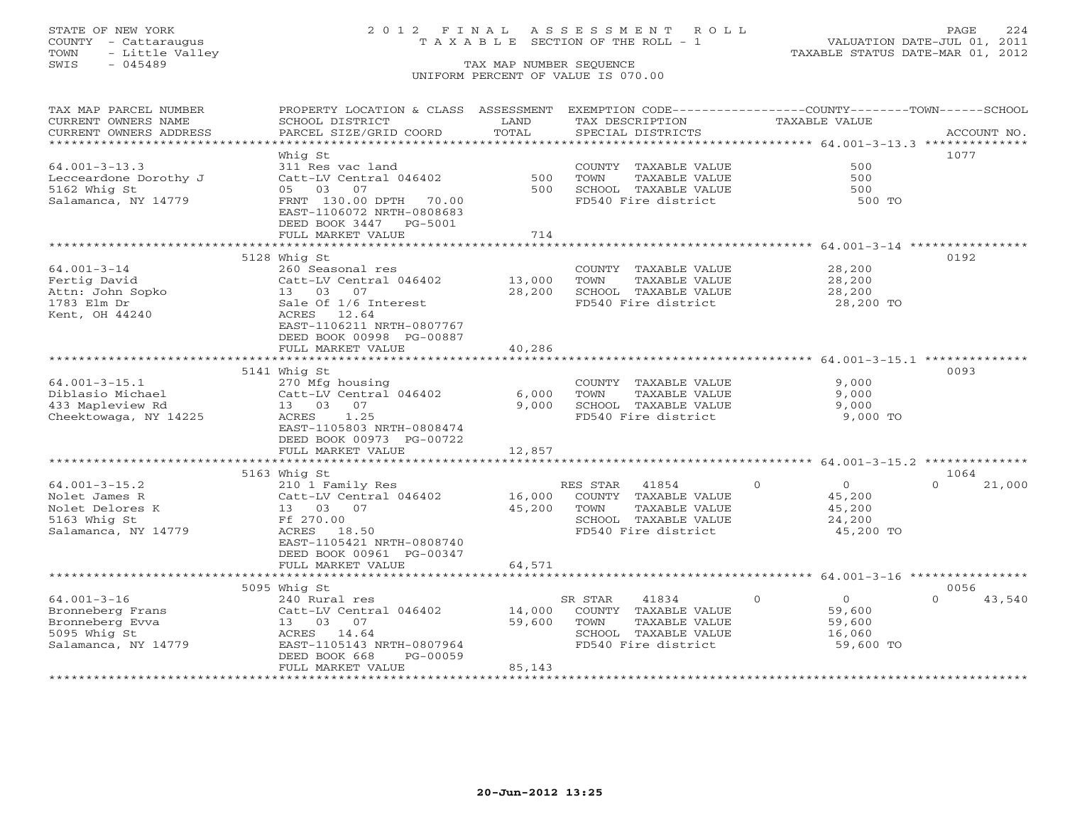STATE OF NEW YORK
COUNTY - Cattaraugus
TOWN - Little Valley
SWIS - 045489

2 0 1 2 F I N A L A S S E S S M E N T R O L L
T A X A B L E SECTION OF THE ROLL - 1

TAX MAP NUMBER SEQUENCE
UNIFORM PERCENT OF VALUE IS 070.00

VALUATION DATE-JUL 01, 2011
TAXABLE STATUS DATE-MAR 01, 2012

| TAX MAP PARCEL NUMBER / CURRENT OWNERS NAME / CURRENT OWNERS ADDRESS | PROPERTY LOCATION & CLASS / SCHOOL DISTRICT / PARCEL SIZE/GRID COORD | ASSESSMENT LAND / TOTAL | EXEMPTION CODE / TAX DESCRIPTION / SPECIAL DISTRICTS | COUNTY | TOWN | SCHOOL / TAXABLE VALUE | ACCOUNT NO. |
|---|---|---|---|---|---|---|---|
| **64.001-3-13.3** | Whig St | | | | | | 1077 |
| 64.001-3-13.3 | 311 Res vac land | | COUNTY TAXABLE VALUE | 500 | | | |
| Lecceardone Dorothy J | Catt-LV Central 046402 | 500 | TOWN TAXABLE VALUE | | 500 | | |
| 5162 Whig St | 05 03 07 | 500 | SCHOOL TAXABLE VALUE | | | 500 | |
| Salamanca, NY 14779 | FRNT 130.00 DPTH 70.00 | | FD540 Fire district | 500 TO | | | |
| | EAST-1106072 NRTH-0808683 | | | | | | |
| | DEED BOOK 3447 PG-5001 | | | | | | |
| | FULL MARKET VALUE | 714 | | | | | |
| **64.001-3-14** | 5128 Whig St | | | | | | 0192 |
| 64.001-3-14 | 260 Seasonal res | | COUNTY TAXABLE VALUE | 28,200 | | | |
| Fertig David | Catt-LV Central 046402 | 13,000 | TOWN TAXABLE VALUE | | 28,200 | | |
| Attn: John Sopko | 13 03 07 | 28,200 | SCHOOL TAXABLE VALUE | | | 28,200 | |
| 1783 Elm Dr | Sale Of 1/6 Interest | | FD540 Fire district | 28,200 TO | | | |
| Kent, OH 44240 | ACRES 12.64 | | | | | | |
| | EAST-1106211 NRTH-0807767 | | | | | | |
| | DEED BOOK 00998 PG-00887 | | | | | | |
| | FULL MARKET VALUE | 40,286 | | | | | |
| **64.001-3-15.1** | 5141 Whig St | | | | | | 0093 |
| 64.001-3-15.1 | 270 Mfg housing | | COUNTY TAXABLE VALUE | 9,000 | | | |
| Diblasio Michael | Catt-LV Central 046402 | 6,000 | TOWN TAXABLE VALUE | | 9,000 | | |
| 433 Mapleview Rd | 13 03 07 | 9,000 | SCHOOL TAXABLE VALUE | | | 9,000 | |
| Cheektowaga, NY 14225 | ACRES 1.25 | | FD540 Fire district | 9,000 TO | | | |
| | EAST-1105803 NRTH-0808474 | | | | | | |
| | DEED BOOK 00973 PG-00722 | | | | | | |
| | FULL MARKET VALUE | 12,857 | | | | | |
| **64.001-3-15.2** | 5163 Whig St | | | | | | 1064 |
| 64.001-3-15.2 | 210 1 Family Res | | RES STAR 41854 | 0 | 0 | 21,000 | |
| Nolet James R | Catt-LV Central 046402 | 16,000 | COUNTY TAXABLE VALUE | 45,200 | | | |
| Nolet Delores K | 13 03 07 | 45,200 | TOWN TAXABLE VALUE | | 45,200 | | |
| 5163 Whig St | Ff 270.00 | | SCHOOL TAXABLE VALUE | | | 24,200 | |
| Salamanca, NY 14779 | ACRES 18.50 | | FD540 Fire district | 45,200 TO | | | |
| | EAST-1105421 NRTH-0808740 | | | | | | |
| | DEED BOOK 00961 PG-00347 | | | | | | |
| | FULL MARKET VALUE | 64,571 | | | | | |
| **64.001-3-16** | 5095 Whig St | | | | | | 0056 |
| 64.001-3-16 | 240 Rural res | | SR STAR 41834 | 0 | 0 | 43,540 | |
| Bronneberg Frans | Catt-LV Central 046402 | 14,000 | COUNTY TAXABLE VALUE | 59,600 | | | |
| Bronneberg Evva | 13 03 07 | 59,600 | TOWN TAXABLE VALUE | | 59,600 | | |
| 5095 Whig St | ACRES 14.64 | | SCHOOL TAXABLE VALUE | | | 16,060 | |
| Salamanca, NY 14779 | EAST-1105143 NRTH-0807964 | | FD540 Fire district | 59,600 TO | | | |
| | DEED BOOK 668 PG-00059 | | | | | | |
| | FULL MARKET VALUE | 85,143 | | | | | |

20-Jun-2012 13:25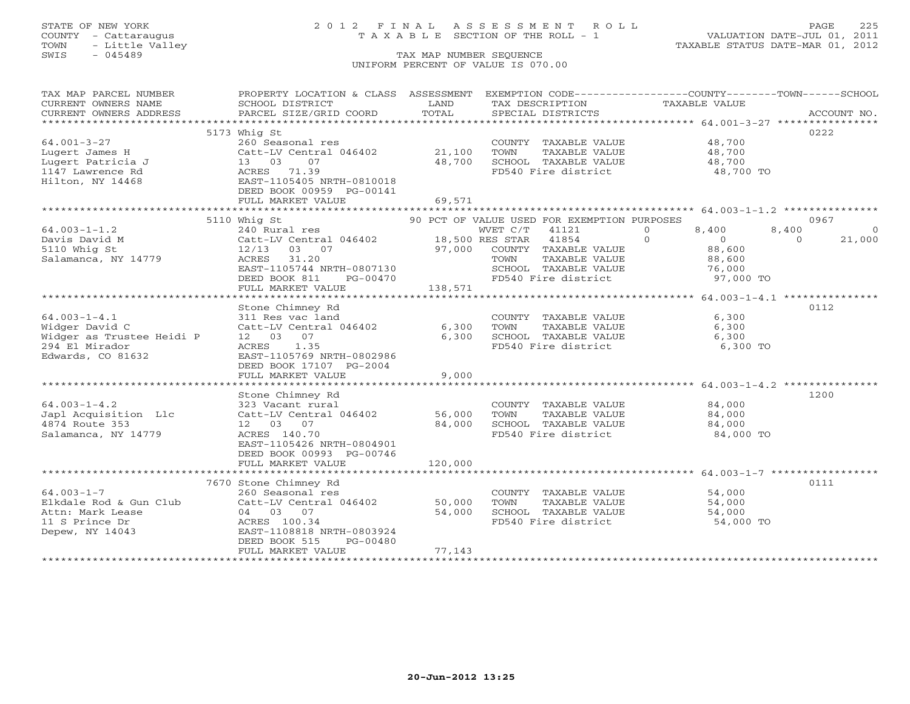STATE OF NEW YORK
COUNTY - Cattaraugus
TOWN - Little Valley
SWIS - 045489

# 2012 FINAL ASSESSMENT ROLL
TAXABLE SECTION OF THE ROLL - 1

VALUATION DATE-JUL 01, 2011
TAXABLE STATUS DATE-MAR 01, 2012

TAX MAP NUMBER SEQUENCE
UNIFORM PERCENT OF VALUE IS 070.00

| TAX MAP PARCEL NUMBER / CURRENT OWNERS NAME / CURRENT OWNERS ADDRESS | PROPERTY LOCATION & CLASS / SCHOOL DISTRICT / PARCEL SIZE/GRID COORD | ASSESSMENT LAND / TOTAL | EXEMPTION CODE / TAX DESCRIPTION / SPECIAL DISTRICTS | COUNTY | TOWN | SCHOOL | ACCOUNT NO. |
|---|---|---|---|---|---|---|---|
| **64.001-3-27** | 5173 Whig St | | | | | | 0222 |
| Lugert James H | 260 Seasonal res | | COUNTY TAXABLE VALUE | 48,700 | | | |
| Lugert Patricia J | Catt-LV Central 046402 | 21,100 | TOWN TAXABLE VALUE | | 48,700 | | |
| 1147 Lawrence Rd | 13 03 07 | 48,700 | SCHOOL TAXABLE VALUE | | | 48,700 | |
| Hilton, NY 14468 | ACRES 71.39 | | FD540 Fire district | 48,700 TO | | | |
| | EAST-1105405 NRTH-0810018 | | | | | | |
| | DEED BOOK 00959 PG-00141 | | | | | | |
| | FULL MARKET VALUE | 69,571 | | | | | |
| **64.003-1-1.2** | 5110 Whig St | | 90 PCT OF VALUE USED FOR EXEMPTION PURPOSES | | | | 0967 |
| Davis David M | 240 Rural res | | WVET C/T 41121 0 | 8,400 | 8,400 | 0 | |
| 5110 Whig St | Catt-LV Central 046402 | 18,500 | RES STAR 41854 0 | 0 | 0 | 21,000 | |
| Salamanca, NY 14779 | 12/13 03 07 | 97,000 | COUNTY TAXABLE VALUE | 88,600 | | | |
| | ACRES 31.20 | | TOWN TAXABLE VALUE | | 88,600 | | |
| | EAST-1105744 NRTH-0807130 | | SCHOOL TAXABLE VALUE | | | 76,000 | |
| | DEED BOOK 811 PG-00470 | | FD540 Fire district | 97,000 TO | | | |
| | FULL MARKET VALUE | 138,571 | | | | | |
| **64.003-1-4.1** | Stone Chimney Rd | | | | | | 0112 |
| Widger David C | 311 Res vac land | | COUNTY TAXABLE VALUE | 6,300 | | | |
| Widger as Trustee Heidi P | Catt-LV Central 046402 | 6,300 | TOWN TAXABLE VALUE | | 6,300 | | |
| 294 El Mirador | 12 03 07 | 6,300 | SCHOOL TAXABLE VALUE | | | 6,300 | |
| Edwards, CO 81632 | ACRES 1.35 | | FD540 Fire district | 6,300 TO | | | |
| | EAST-1105769 NRTH-0802986 | | | | | | |
| | DEED BOOK 17107 PG-2004 | | | | | | |
| | FULL MARKET VALUE | 9,000 | | | | | |
| **64.003-1-4.2** | Stone Chimney Rd | | | | | | 1200 |
| Japl Acquisition Llc | 323 Vacant rural | | COUNTY TAXABLE VALUE | 84,000 | | | |
| 4874 Route 353 | Catt-LV Central 046402 | 56,000 | TOWN TAXABLE VALUE | | 84,000 | | |
| Salamanca, NY 14779 | 12 03 07 | 84,000 | SCHOOL TAXABLE VALUE | | | 84,000 | |
| | ACRES 140.70 | | FD540 Fire district | 84,000 TO | | | |
| | EAST-1105426 NRTH-0804901 | | | | | | |
| | DEED BOOK 00993 PG-00746 | | | | | | |
| | FULL MARKET VALUE | 120,000 | | | | | |
| **64.003-1-7** | 7670 Stone Chimney Rd | | | | | | 0111 |
| Elkdale Rod & Gun Club | 260 Seasonal res | | COUNTY TAXABLE VALUE | 54,000 | | | |
| Attn: Mark Lease | Catt-LV Central 046402 | 50,000 | TOWN TAXABLE VALUE | | 54,000 | | |
| 11 S Prince Dr | 04 03 07 | 54,000 | SCHOOL TAXABLE VALUE | | | 54,000 | |
| Depew, NY 14043 | ACRES 100.34 | | FD540 Fire district | 54,000 TO | | | |
| | EAST-1108818 NRTH-0803924 | | | | | | |
| | DEED BOOK 515 PG-00480 | | | | | | |
| | FULL MARKET VALUE | 77,143 | | | | | |

20-Jun-2012 13:25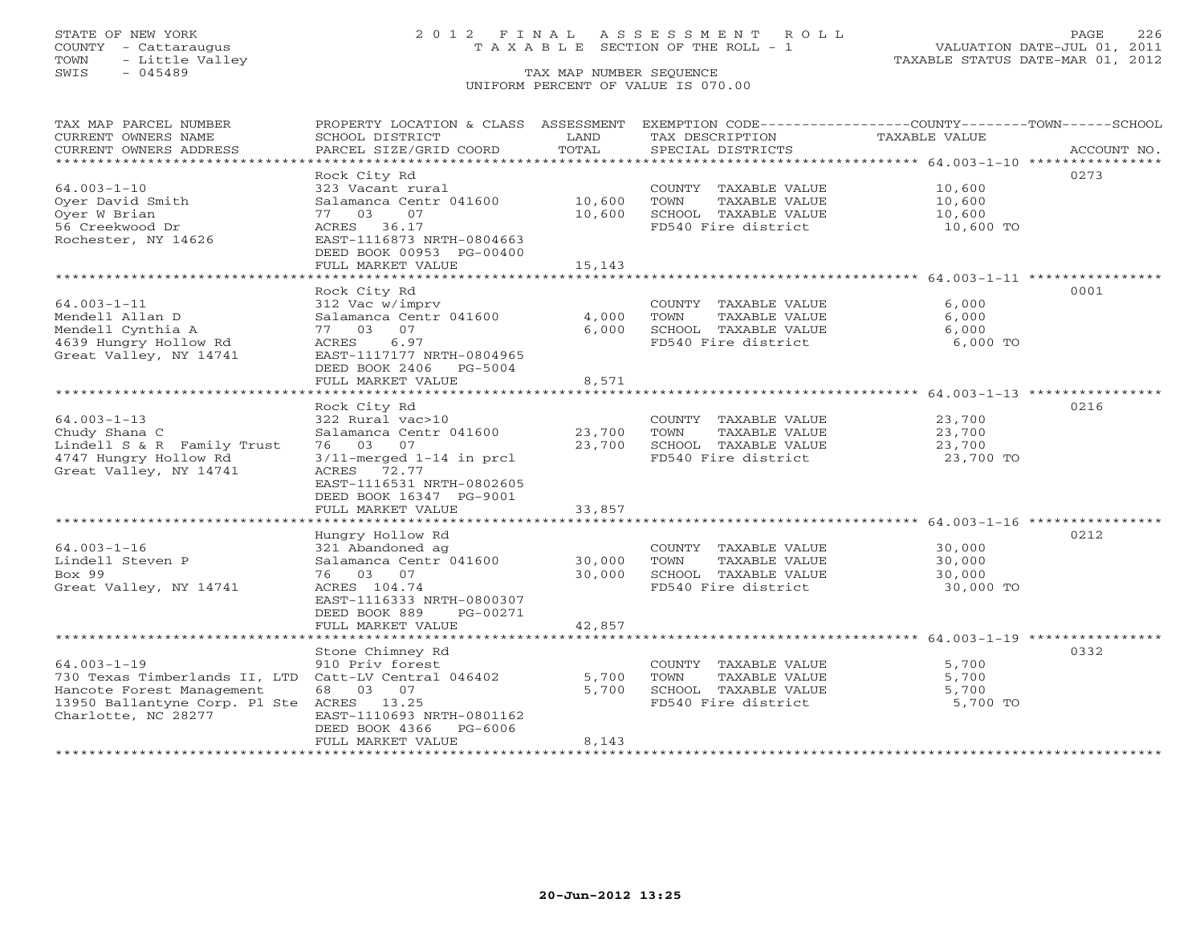STATE OF NEW YORK
COUNTY - Cattaraugus
TOWN - Little Valley
SWIS - 045489

2012 FINAL ASSESSMENT ROLL
TAXABLE SECTION OF THE ROLL - 1
TAX MAP NUMBER SEQUENCE
UNIFORM PERCENT OF VALUE IS 070.00

VALUATION DATE-JUL 01, 2011
TAXABLE STATUS DATE-MAR 01, 2012

| TAX MAP PARCEL NUMBER / CURRENT OWNERS NAME / CURRENT OWNERS ADDRESS | PROPERTY LOCATION & CLASS / SCHOOL DISTRICT / PARCEL SIZE/GRID COORD | ASSESSMENT LAND / TOTAL | EXEMPTION CODE / TAX DESCRIPTION / SPECIAL DISTRICTS | TAXABLE VALUE | ACCOUNT NO. |
|---|---|---|---|---|---|
| **64.003-1-10** | Rock City Rd | | | | 0273 |
| 64.003-1-10 | 323 Vacant rural | | COUNTY TAXABLE VALUE | 10,600 | |
| Oyer David Smith | Salamanca Centr 041600 | 10,600 | TOWN TAXABLE VALUE | 10,600 | |
| Oyer W Brian | 77 03 07 | 10,600 | SCHOOL TAXABLE VALUE | 10,600 | |
| 56 Creekwood Dr | ACRES 36.17 | | FD540 Fire district | 10,600 TO | |
| Rochester, NY 14626 | EAST-1116873 NRTH-0804663 | | | | |
| | DEED BOOK 00953 PG-00400 | | | | |
| | FULL MARKET VALUE | 15,143 | | | |
| **64.003-1-11** | Rock City Rd | | | | 0001 |
| 64.003-1-11 | 312 Vac w/imprv | | COUNTY TAXABLE VALUE | 6,000 | |
| Mendell Allan D | Salamanca Centr 041600 | 4,000 | TOWN TAXABLE VALUE | 6,000 | |
| Mendell Cynthia A | 77 03 07 | 6,000 | SCHOOL TAXABLE VALUE | 6,000 | |
| 4639 Hungry Hollow Rd | ACRES 6.97 | | FD540 Fire district | 6,000 TO | |
| Great Valley, NY 14741 | EAST-1117177 NRTH-0804965 | | | | |
| | DEED BOOK 2406 PG-5004 | | | | |
| | FULL MARKET VALUE | 8,571 | | | |
| **64.003-1-13** | Rock City Rd | | | | 0216 |
| 64.003-1-13 | 322 Rural vac>10 | | COUNTY TAXABLE VALUE | 23,700 | |
| Chudy Shana C | Salamanca Centr 041600 | 23,700 | TOWN TAXABLE VALUE | 23,700 | |
| Lindell S & R Family Trust | 76 03 07 | 23,700 | SCHOOL TAXABLE VALUE | 23,700 | |
| 4747 Hungry Hollow Rd | 3/11-merged 1-14 in prcl | | FD540 Fire district | 23,700 TO | |
| Great Valley, NY 14741 | ACRES 72.77 | | | | |
| | EAST-1116531 NRTH-0802605 | | | | |
| | DEED BOOK 16347 PG-9001 | | | | |
| | FULL MARKET VALUE | 33,857 | | | |
| **64.003-1-16** | Hungry Hollow Rd | | | | 0212 |
| 64.003-1-16 | 321 Abandoned ag | | COUNTY TAXABLE VALUE | 30,000 | |
| Lindell Steven P | Salamanca Centr 041600 | 30,000 | TOWN TAXABLE VALUE | 30,000 | |
| Box 99 | 76 03 07 | 30,000 | SCHOOL TAXABLE VALUE | 30,000 | |
| Great Valley, NY 14741 | ACRES 104.74 | | FD540 Fire district | 30,000 TO | |
| | EAST-1116333 NRTH-0800307 | | | | |
| | DEED BOOK 889 PG-00271 | | | | |
| | FULL MARKET VALUE | 42,857 | | | |
| **64.003-1-19** | Stone Chimney Rd | | | | 0332 |
| 64.003-1-19 | 910 Priv forest | | COUNTY TAXABLE VALUE | 5,700 | |
| 730 Texas Timberlands II, LTD | Catt-LV Central 046402 | 5,700 | TOWN TAXABLE VALUE | 5,700 | |
| Hancote Forest Management | 68 03 07 | 5,700 | SCHOOL TAXABLE VALUE | 5,700 | |
| 13950 Ballantyne Corp. Pl Ste | ACRES 13.25 | | FD540 Fire district | 5,700 TO | |
| Charlotte, NC 28277 | EAST-1110693 NRTH-0801162 | | | | |
| | DEED BOOK 4366 PG-6006 | | | | |
| | FULL MARKET VALUE | 8,143 | | | |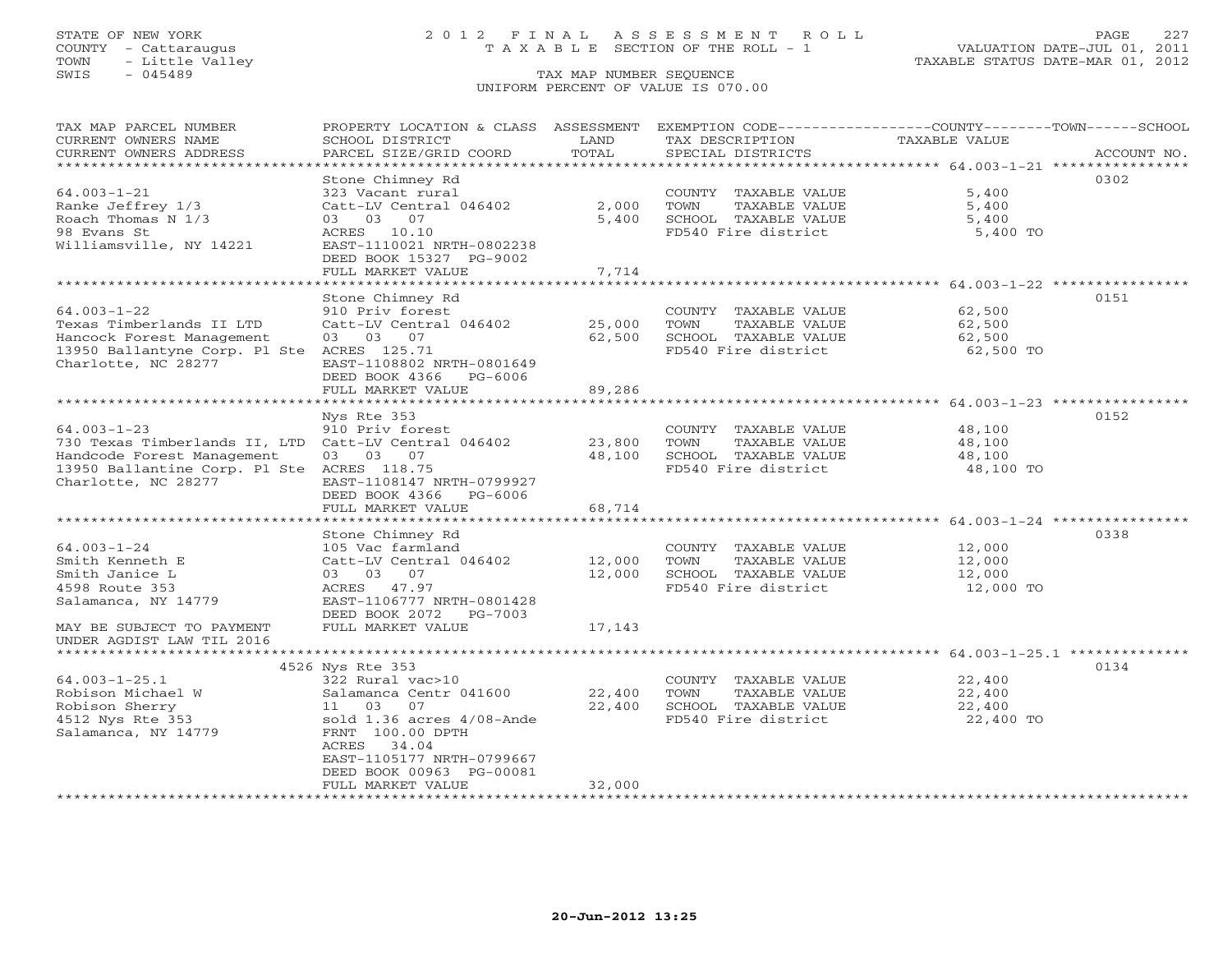STATE OF NEW YORK
COUNTY - Cattaraugus
TOWN - Little Valley
SWIS - 045489

# 2012 FINAL ASSESSMENT ROLL
TAXABLE SECTION OF THE ROLL - 1
TAX MAP NUMBER SEQUENCE
UNIFORM PERCENT OF VALUE IS 070.00

VALUATION DATE-JUL 01, 2011
TAXABLE STATUS DATE-MAR 01, 2012

| TAX MAP PARCEL NUMBER / CURRENT OWNERS NAME / CURRENT OWNERS ADDRESS | PROPERTY LOCATION & CLASS / SCHOOL DISTRICT / PARCEL SIZE/GRID COORD | ASSESSMENT LAND / TOTAL | EXEMPTION CODE / TAX DESCRIPTION / SPECIAL DISTRICTS | COUNTY--------TOWN------SCHOOL TAXABLE VALUE | ACCOUNT NO. |
|---|---|---|---|---|---|
| 64.003-1-21 | Stone Chimney Rd | | | | 0302 |
| | 323 Vacant rural | | COUNTY TAXABLE VALUE | 5,400 | |
| Ranke Jeffrey 1/3 | Catt-LV Central 046402 | 2,000 | TOWN TAXABLE VALUE | 5,400 | |
| Roach Thomas N 1/3 | 03 03 07 | 5,400 | SCHOOL TAXABLE VALUE | 5,400 | |
| 98 Evans St | ACRES 10.10 | | FD540 Fire district | 5,400 TO | |
| Williamsville, NY 14221 | EAST-1110021 NRTH-0802238 | | | | |
| | DEED BOOK 15327 PG-9002 | | | | |
| | FULL MARKET VALUE | 7,714 | | | |
| 64.003-1-22 | Stone Chimney Rd | | | | 0151 |
| | 910 Priv forest | | COUNTY TAXABLE VALUE | 62,500 | |
| Texas Timberlands II LTD | Catt-LV Central 046402 | 25,000 | TOWN TAXABLE VALUE | 62,500 | |
| Hancock Forest Management | 03 03 07 | 62,500 | SCHOOL TAXABLE VALUE | 62,500 | |
| 13950 Ballantyne Corp. Pl Ste | ACRES 125.71 | | FD540 Fire district | 62,500 TO | |
| Charlotte, NC 28277 | EAST-1108802 NRTH-0801649 | | | | |
| | DEED BOOK 4366 PG-6006 | | | | |
| | FULL MARKET VALUE | 89,286 | | | |
| 64.003-1-23 | Nys Rte 353 | | | | 0152 |
| | 910 Priv forest | | COUNTY TAXABLE VALUE | 48,100 | |
| 730 Texas Timberlands II, LTD | Catt-LV Central 046402 | 23,800 | TOWN TAXABLE VALUE | 48,100 | |
| Handcode Forest Management | 03 03 07 | 48,100 | SCHOOL TAXABLE VALUE | 48,100 | |
| 13950 Ballantine Corp. Pl Ste | ACRES 118.75 | | FD540 Fire district | 48,100 TO | |
| Charlotte, NC 28277 | EAST-1108147 NRTH-0799927 | | | | |
| | DEED BOOK 4366 PG-6006 | | | | |
| | FULL MARKET VALUE | 68,714 | | | |
| 64.003-1-24 | Stone Chimney Rd | | | | 0338 |
| | 105 Vac farmland | | COUNTY TAXABLE VALUE | 12,000 | |
| Smith Kenneth E | Catt-LV Central 046402 | 12,000 | TOWN TAXABLE VALUE | 12,000 | |
| Smith Janice L | 03 03 07 | 12,000 | SCHOOL TAXABLE VALUE | 12,000 | |
| 4598 Route 353 | ACRES 47.97 | | FD540 Fire district | 12,000 TO | |
| Salamanca, NY 14779 | EAST-1106777 NRTH-0801428 | | | | |
| | DEED BOOK 2072 PG-7003 | | | | |
| MAY BE SUBJECT TO PAYMENT UNDER AGDIST LAW TIL 2016 | FULL MARKET VALUE | 17,143 | | | |
| 64.003-1-25.1 | 4526 Nys Rte 353 | | | | 0134 |
| | 322 Rural vac>10 | | COUNTY TAXABLE VALUE | 22,400 | |
| Robison Michael W | Salamanca Centr 041600 | 22,400 | TOWN TAXABLE VALUE | 22,400 | |
| Robison Sherry | 11 03 07 | 22,400 | SCHOOL TAXABLE VALUE | 22,400 | |
| 4512 Nys Rte 353 | sold 1.36 acres 4/08-Ande | | FD540 Fire district | 22,400 TO | |
| Salamanca, NY 14779 | FRNT 100.00 DPTH | | | | |
| | ACRES 34.04 | | | | |
| | EAST-1105177 NRTH-0799667 | | | | |
| | DEED BOOK 00963 PG-00081 | | | | |
| | FULL MARKET VALUE | 32,000 | | | |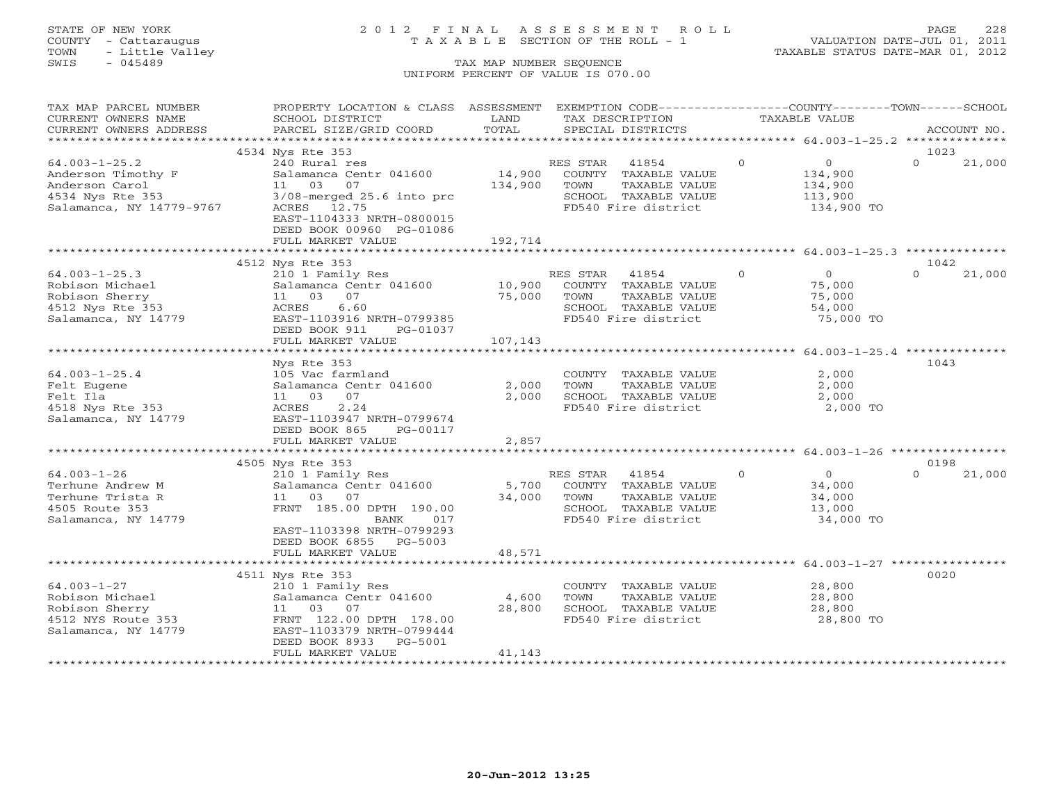STATE OF NEW YORK
COUNTY - Cattaraugus
TOWN - Little Valley
SWIS - 045489

# 2012 FINAL ASSESSMENT ROLL
TAXABLE SECTION OF THE ROLL - 1

VALUATION DATE-JUL 01, 2011
TAXABLE STATUS DATE-MAR 01, 2012

TAX MAP NUMBER SEQUENCE
UNIFORM PERCENT OF VALUE IS 070.00

| TAX MAP PARCEL NUMBER / CURRENT OWNERS NAME / CURRENT OWNERS ADDRESS | PROPERTY LOCATION & CLASS / SCHOOL DISTRICT / PARCEL SIZE/GRID COORD | ASSESSMENT LAND / TOTAL | EXEMPTION CODE / TAX DESCRIPTION / SPECIAL DISTRICTS | COUNTY | TOWN | SCHOOL | TAXABLE VALUE | ACCOUNT NO. |
|---|---|---|---|---|---|---|---|---|
| 64.003-1-25.2 | 4534 Nys Rte 353 | | | | | | | 1023 |
| Anderson Timothy F | 240 Rural res | | RES STAR 41854 | 0 | 0 | 21,000 | | |
| Anderson Carol | Salamanca Centr 041600 | 14,900 | COUNTY TAXABLE VALUE | | | | 134,900 | |
| 4534 Nys Rte 353 | 11 03 07 | 134,900 | TOWN TAXABLE VALUE | | | | 134,900 | |
| Salamanca, NY 14779-9767 | 3/08-merged 25.6 into prc | | SCHOOL TAXABLE VALUE | | | | 113,900 | |
| | ACRES 12.75 | | FD540 Fire district | | | | 134,900 TO | |
| | EAST-1104333 NRTH-0800015 | | | | | | | |
| | DEED BOOK 00960 PG-01086 | | | | | | | |
| | FULL MARKET VALUE | 192,714 | | | | | | |
| 64.003-1-25.3 | 4512 Nys Rte 353 | | | | | | | 1042 |
| Robison Michael | 210 1 Family Res | | RES STAR 41854 | 0 | 0 | 21,000 | | |
| Robison Sherry | Salamanca Centr 041600 | 10,900 | COUNTY TAXABLE VALUE | | | | 75,000 | |
| 4512 Nys Rte 353 | 11 03 07 | 75,000 | TOWN TAXABLE VALUE | | | | 75,000 | |
| Salamanca, NY 14779 | ACRES 6.60 | | SCHOOL TAXABLE VALUE | | | | 54,000 | |
| | EAST-1103916 NRTH-0799385 | | FD540 Fire district | | | | 75,000 TO | |
| | DEED BOOK 911 PG-01037 | | | | | | | |
| | FULL MARKET VALUE | 107,143 | | | | | | |
| 64.003-1-25.4 | Nys Rte 353 | | | | | | | 1043 |
| Felt Eugene | 105 Vac farmland | | COUNTY TAXABLE VALUE | | | | 2,000 | |
| Felt Ila | Salamanca Centr 041600 | 2,000 | TOWN TAXABLE VALUE | | | | 2,000 | |
| 4518 Nys Rte 353 | 11 03 07 | 2,000 | SCHOOL TAXABLE VALUE | | | | 2,000 | |
| Salamanca, NY 14779 | ACRES 2.24 | | FD540 Fire district | | | | 2,000 TO | |
| | EAST-1103947 NRTH-0799674 | | | | | | | |
| | DEED BOOK 865 PG-00117 | | | | | | | |
| | FULL MARKET VALUE | 2,857 | | | | | | |
| 64.003-1-26 | 4505 Nys Rte 353 | | | | | | | 0198 |
| Terhune Andrew M | 210 1 Family Res | | RES STAR 41854 | 0 | 0 | 21,000 | | |
| Terhune Trista R | Salamanca Centr 041600 | 5,700 | COUNTY TAXABLE VALUE | | | | 34,000 | |
| 4505 Route 353 | 11 03 07 | 34,000 | TOWN TAXABLE VALUE | | | | 34,000 | |
| Salamanca, NY 14779 | FRNT 185.00 DPTH 190.00 | | SCHOOL TAXABLE VALUE | | | | 13,000 | |
| | BANK 017 | | FD540 Fire district | | | | 34,000 TO | |
| | EAST-1103398 NRTH-0799293 | | | | | | | |
| | DEED BOOK 6855 PG-5003 | | | | | | | |
| | FULL MARKET VALUE | 48,571 | | | | | | |
| 64.003-1-27 | 4511 Nys Rte 353 | | | | | | | 0020 |
| Robison Michael | 210 1 Family Res | | COUNTY TAXABLE VALUE | | | | 28,800 | |
| Robison Sherry | Salamanca Centr 041600 | 4,600 | TOWN TAXABLE VALUE | | | | 28,800 | |
| 4512 NYS Route 353 | 11 03 07 | 28,800 | SCHOOL TAXABLE VALUE | | | | 28,800 | |
| Salamanca, NY 14779 | FRNT 122.00 DPTH 178.00 | | FD540 Fire district | | | | 28,800 TO | |
| | EAST-1103379 NRTH-0799444 | | | | | | | |
| | DEED BOOK 8933 PG-5001 | | | | | | | |
| | FULL MARKET VALUE | 41,143 | | | | | | |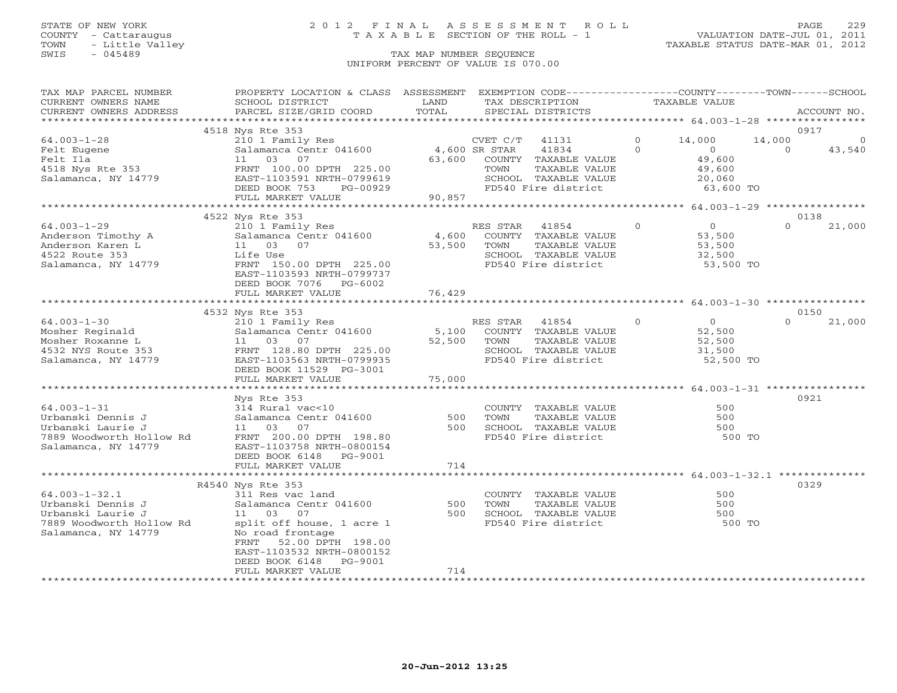STATE OF NEW YORK
COUNTY - Cattaraugus
TOWN - Little Valley
SWIS - 045489

# 2012 FINAL ASSESSMENT ROLL
TAXABLE SECTION OF THE ROLL - 1

VALUATION DATE-JUL 01, 2011
TAXABLE STATUS DATE-MAR 01, 2012

TAX MAP NUMBER SEQUENCE
UNIFORM PERCENT OF VALUE IS 070.00

| TAX MAP PARCEL NUMBER / CURRENT OWNERS NAME / CURRENT OWNERS ADDRESS | PROPERTY LOCATION & CLASS / SCHOOL DISTRICT / PARCEL SIZE/GRID COORD | ASSESSMENT LAND / TOTAL | EXEMPTION CODE / TAX DESCRIPTION / SPECIAL DISTRICTS | COUNTY TAXABLE VALUE | TOWN | SCHOOL | ACCOUNT NO. |
|---|---|---|---|---|---|---|---|
| **64.003-1-28** | 4518 Nys Rte 353 | | | | | | 0917 |
| Felt Eugene | 210 1 Family Res | | CVET C/T 41131 0 | 14,000 | 14,000 | 0 | |
| Felt Ila | Salamanca Centr 041600 | 4,600 | SR STAR 41834 0 | 0 | 0 | 43,540 | |
| 4518 Nys Rte 353 | 11 03 07 | 63,600 | COUNTY TAXABLE VALUE | 49,600 | | | |
| Salamanca, NY 14779 | FRNT 100.00 DPTH 225.00 | | TOWN TAXABLE VALUE | 49,600 | | | |
| | EAST-1103591 NRTH-0799619 | | SCHOOL TAXABLE VALUE | 20,060 | | | |
| | DEED BOOK 753 PG-00929 | | FD540 Fire district | 63,600 TO | | | |
| | FULL MARKET VALUE | 90,857 | | | | | |
| **64.003-1-29** | 4522 Nys Rte 353 | | | | | | 0138 |
| Anderson Timothy A | 210 1 Family Res | | RES STAR 41854 0 | 0 | | 0 21,000 | |
| Anderson Karen L | Salamanca Centr 041600 | 4,600 | COUNTY TAXABLE VALUE | 53,500 | | | |
| 4522 Route 353 | 11 03 07 | 53,500 | TOWN TAXABLE VALUE | 53,500 | | | |
| Salamanca, NY 14779 | Life Use | | SCHOOL TAXABLE VALUE | 32,500 | | | |
| | FRNT 150.00 DPTH 225.00 | | FD540 Fire district | 53,500 TO | | | |
| | EAST-1103593 NRTH-0799737 | | | | | | |
| | DEED BOOK 7076 PG-6002 | | | | | | |
| | FULL MARKET VALUE | 76,429 | | | | | |
| **64.003-1-30** | 4532 Nys Rte 353 | | | | | | 0150 |
| Mosher Reginald | 210 1 Family Res | | RES STAR 41854 0 | 0 | | 0 21,000 | |
| Mosher Roxanne L | Salamanca Centr 041600 | 5,100 | COUNTY TAXABLE VALUE | 52,500 | | | |
| 4532 NYS Route 353 | 11 03 07 | 52,500 | TOWN TAXABLE VALUE | 52,500 | | | |
| Salamanca, NY 14779 | FRNT 128.80 DPTH 225.00 | | SCHOOL TAXABLE VALUE | 31,500 | | | |
| | EAST-1103563 NRTH-0799935 | | FD540 Fire district | 52,500 TO | | | |
| | DEED BOOK 11529 PG-3001 | | | | | | |
| | FULL MARKET VALUE | 75,000 | | | | | |
| **64.003-1-31** | Nys Rte 353 | | | | | | 0921 |
| Urbanski Dennis J | 314 Rural vac<10 | | COUNTY TAXABLE VALUE | 500 | | | |
| Urbanski Laurie J | Salamanca Centr 041600 | 500 | TOWN TAXABLE VALUE | 500 | | | |
| 7889 Woodworth Hollow Rd | 11 03 07 | 500 | SCHOOL TAXABLE VALUE | 500 | | | |
| Salamanca, NY 14779 | FRNT 200.00 DPTH 198.80 | | FD540 Fire district | 500 TO | | | |
| | EAST-1103758 NRTH-0800154 | | | | | | |
| | DEED BOOK 6148 PG-9001 | | | | | | |
| | FULL MARKET VALUE | 714 | | | | | |
| **64.003-1-32.1** | R4540 Nys Rte 353 | | | | | | 0329 |
| Urbanski Dennis J | 311 Res vac land | | COUNTY TAXABLE VALUE | 500 | | | |
| Urbanski Laurie J | Salamanca Centr 041600 | 500 | TOWN TAXABLE VALUE | 500 | | | |
| 7889 Woodworth Hollow Rd | 11 03 07 | 500 | SCHOOL TAXABLE VALUE | 500 | | | |
| Salamanca, NY 14779 | split off house, 1 acre 1 | | FD540 Fire district | 500 TO | | | |
| | No road frontage | | | | | | |
| | FRNT 52.00 DPTH 198.00 | | | | | | |
| | EAST-1103532 NRTH-0800152 | | | | | | |
| | DEED BOOK 6148 PG-9001 | | | | | | |
| | FULL MARKET VALUE | 714 | | | | | |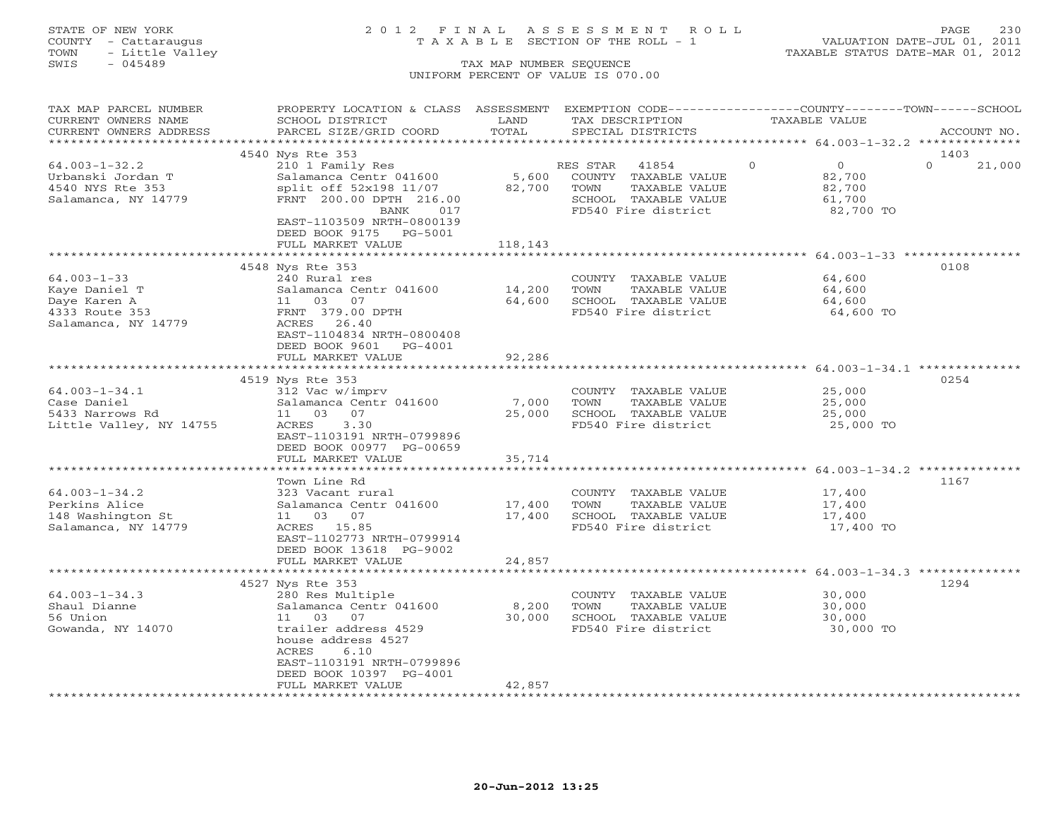STATE OF NEW YORK
COUNTY - Cattaraugus
TOWN - Little Valley
SWIS - 045489

2012 FINAL ASSESSMENT ROLL
TAXABLE SECTION OF THE ROLL - 1
TAX MAP NUMBER SEQUENCE
UNIFORM PERCENT OF VALUE IS 070.00

VALUATION DATE-JUL 01, 2011
TAXABLE STATUS DATE-MAR 01, 2012

| TAX MAP PARCEL NUMBER / CURRENT OWNERS NAME / CURRENT OWNERS ADDRESS | PROPERTY LOCATION & CLASS / SCHOOL DISTRICT / PARCEL SIZE/GRID COORD | ASSESSMENT LAND / TOTAL | EXEMPTION CODE / TAX DESCRIPTION / SPECIAL DISTRICTS | COUNTY | TOWN | SCHOOL | ACCOUNT NO. |
|---|---|---|---|---|---|---|---|
| 64.003-1-32.2 | 4540 Nys Rte 353 | | | | | | 1403 |
| Urbanski Jordan T | 210 1 Family Res | | RES STAR 41854 | 0 | 0 | 21,000 | |
| 4540 NYS Rte 353 | Salamanca Centr 041600 | 5,600 | COUNTY TAXABLE VALUE | 82,700 | | | |
| Salamanca, NY 14779 | split off 52x198 11/07 | 82,700 | TOWN TAXABLE VALUE | | 82,700 | | |
| | FRNT 200.00 DPTH 216.00 | | SCHOOL TAXABLE VALUE | | | 61,700 | |
| | BANK 017 | | FD540 Fire district | 82,700 TO | | | |
| | EAST-1103509 NRTH-0800139 | | | | | | |
| | DEED BOOK 9175 PG-5001 | | | | | | |
| | FULL MARKET VALUE | 118,143 | | | | | |
| 64.003-1-33 | 4548 Nys Rte 353 | | | | | | 0108 |
| Kaye Daniel T | 240 Rural res | | COUNTY TAXABLE VALUE | 64,600 | | | |
| Daye Karen A | Salamanca Centr 041600 | 14,200 | TOWN TAXABLE VALUE | | 64,600 | | |
| 4333 Route 353 | 11 03 07 | 64,600 | SCHOOL TAXABLE VALUE | | | 64,600 | |
| Salamanca, NY 14779 | FRNT 379.00 DPTH | | FD540 Fire district | 64,600 TO | | | |
| | ACRES 26.40 | | | | | | |
| | EAST-1104834 NRTH-0800408 | | | | | | |
| | DEED BOOK 9601 PG-4001 | | | | | | |
| | FULL MARKET VALUE | 92,286 | | | | | |
| 64.003-1-34.1 | 4519 Nys Rte 353 | | | | | | 0254 |
| Case Daniel | 312 Vac w/imprv | | COUNTY TAXABLE VALUE | 25,000 | | | |
| 5433 Narrows Rd | Salamanca Centr 041600 | 7,000 | TOWN TAXABLE VALUE | | 25,000 | | |
| Little Valley, NY 14755 | 11 03 07 | 25,000 | SCHOOL TAXABLE VALUE | | | 25,000 | |
| | ACRES 3.30 | | FD540 Fire district | 25,000 TO | | | |
| | EAST-1103191 NRTH-0799896 | | | | | | |
| | DEED BOOK 00977 PG-00659 | | | | | | |
| | FULL MARKET VALUE | 35,714 | | | | | |
| 64.003-1-34.2 | Town Line Rd | | | | | | 1167 |
| Perkins Alice | 323 Vacant rural | | COUNTY TAXABLE VALUE | 17,400 | | | |
| 148 Washington St | Salamanca Centr 041600 | 17,400 | TOWN TAXABLE VALUE | | 17,400 | | |
| Salamanca, NY 14779 | 11 03 07 | 17,400 | SCHOOL TAXABLE VALUE | | | 17,400 | |
| | ACRES 15.85 | | FD540 Fire district | 17,400 TO | | | |
| | EAST-1102773 NRTH-0799914 | | | | | | |
| | DEED BOOK 13618 PG-9002 | | | | | | |
| | FULL MARKET VALUE | 24,857 | | | | | |
| 64.003-1-34.3 | 4527 Nys Rte 353 | | | | | | 1294 |
| Shaul Dianne | 280 Res Multiple | | COUNTY TAXABLE VALUE | 30,000 | | | |
| 56 Union | Salamanca Centr 041600 | 8,200 | TOWN TAXABLE VALUE | | 30,000 | | |
| Gowanda, NY 14070 | 11 03 07 | 30,000 | SCHOOL TAXABLE VALUE | | | 30,000 | |
| | trailer address 4529 | | FD540 Fire district | 30,000 TO | | | |
| | house address 4527 | | | | | | |
| | ACRES 6.10 | | | | | | |
| | EAST-1103191 NRTH-0799896 | | | | | | |
| | DEED BOOK 10397 PG-4001 | | | | | | |
| | FULL MARKET VALUE | 42,857 | | | | | |

20-Jun-2012 13:25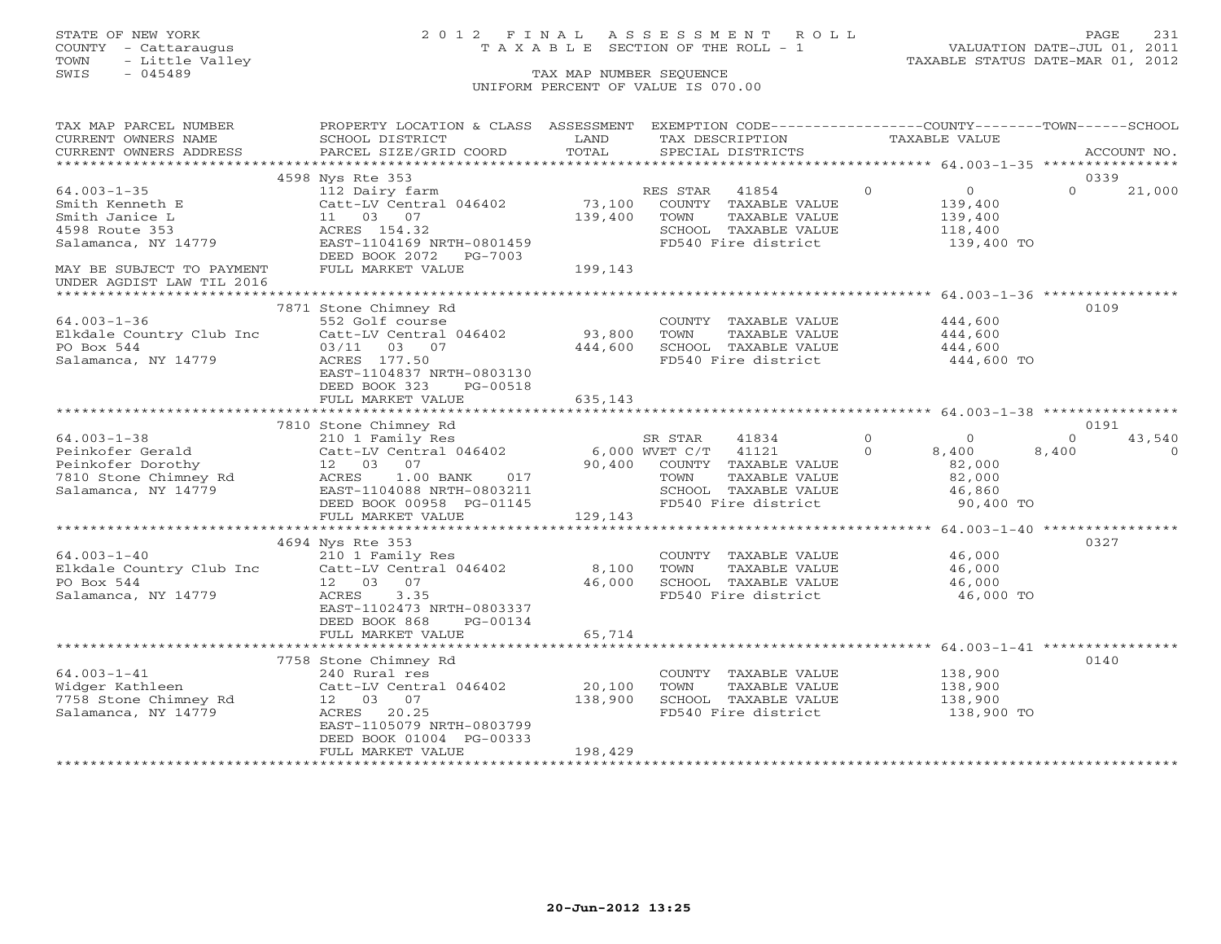STATE OF NEW YORK
COUNTY - Cattaraugus
TOWN - Little Valley
SWIS - 045489

# 2012 FINAL ASSESSMENT ROLL

TAXABLE SECTION OF THE ROLL - 1

TAX MAP NUMBER SEQUENCE

UNIFORM PERCENT OF VALUE IS 070.00

VALUATION DATE-JUL 01, 2011
TAXABLE STATUS DATE-MAR 01, 2012

| TAX MAP PARCEL NUMBER / CURRENT OWNERS NAME / CURRENT OWNERS ADDRESS | PROPERTY LOCATION & CLASS / SCHOOL DISTRICT / PARCEL SIZE/GRID COORD | ASSESSMENT LAND / TOTAL | EXEMPTION CODE / TAX DESCRIPTION / SPECIAL DISTRICTS | COUNTY TAXABLE VALUE | TOWN | SCHOOL | ACCOUNT NO. |
|---|---|---|---|---|---|---|---|
| **64.003-1-35** | 4598 Nys Rte 353 | | | | | | 0339 |
| Smith Kenneth E | 112 Dairy farm | | RES STAR 41854 | 0 | 0 | 21,000 | |
| Smith Janice L | Catt-LV Central 046402 | 73,100 | COUNTY TAXABLE VALUE | 139,400 | | | |
| 4598 Route 353 | 11 03 07 | 139,400 | TOWN TAXABLE VALUE | 139,400 | | | |
| Salamanca, NY 14779 | ACRES 154.32 | | SCHOOL TAXABLE VALUE | 118,400 | | | |
| | EAST-1104169 NRTH-0801459 | | FD540 Fire district | 139,400 TO | | | |
| | DEED BOOK 2072 PG-7003 | | | | | | |
| MAY BE SUBJECT TO PAYMENT UNDER AGDIST LAW TIL 2016 | FULL MARKET VALUE | 199,143 | | | | | |
| **64.003-1-36** | 7871 Stone Chimney Rd | | | | | | 0109 |
| Elkdale Country Club Inc | 552 Golf course | | COUNTY TAXABLE VALUE | 444,600 | | | |
| PO Box 544 | Catt-LV Central 046402 | 93,800 | TOWN TAXABLE VALUE | 444,600 | | | |
| Salamanca, NY 14779 | 03/11 03 07 | 444,600 | SCHOOL TAXABLE VALUE | 444,600 | | | |
| | ACRES 177.50 | | FD540 Fire district | 444,600 TO | | | |
| | EAST-1104837 NRTH-0803130 | | | | | | |
| | DEED BOOK 323 PG-00518 | | | | | | |
| | FULL MARKET VALUE | 635,143 | | | | | |
| **64.003-1-38** | 7810 Stone Chimney Rd | | | | | | 0191 |
| Peinkofer Gerald | 210 1 Family Res | | SR STAR 41834 | 0 | 0 | 43,540 | |
| Peinkofer Dorothy | Catt-LV Central 046402 | 6,000 | WVET C/T 41121 | 8,400 | 8,400 | 0 | |
| 7810 Stone Chimney Rd | 12 03 07 | 90,400 | COUNTY TAXABLE VALUE | 82,000 | | | |
| Salamanca, NY 14779 | ACRES 1.00 BANK 017 | | TOWN TAXABLE VALUE | 82,000 | | | |
| | EAST-1104088 NRTH-0803211 | | SCHOOL TAXABLE VALUE | 46,860 | | | |
| | DEED BOOK 00958 PG-01145 | | FD540 Fire district | 90,400 TO | | | |
| | FULL MARKET VALUE | 129,143 | | | | | |
| **64.003-1-40** | 4694 Nys Rte 353 | | | | | | 0327 |
| Elkdale Country Club Inc | 210 1 Family Res | | COUNTY TAXABLE VALUE | 46,000 | | | |
| PO Box 544 | Catt-LV Central 046402 | 8,100 | TOWN TAXABLE VALUE | 46,000 | | | |
| Salamanca, NY 14779 | 12 03 07 | 46,000 | SCHOOL TAXABLE VALUE | 46,000 | | | |
| | ACRES 3.35 | | FD540 Fire district | 46,000 TO | | | |
| | EAST-1102473 NRTH-0803337 | | | | | | |
| | DEED BOOK 868 PG-00134 | | | | | | |
| | FULL MARKET VALUE | 65,714 | | | | | |
| **64.003-1-41** | 7758 Stone Chimney Rd | | | | | | 0140 |
| Widger Kathleen | 240 Rural res | | COUNTY TAXABLE VALUE | 138,900 | | | |
| 7758 Stone Chimney Rd | Catt-LV Central 046402 | 20,100 | TOWN TAXABLE VALUE | 138,900 | | | |
| Salamanca, NY 14779 | 12 03 07 | 138,900 | SCHOOL TAXABLE VALUE | 138,900 | | | |
| | ACRES 20.25 | | FD540 Fire district | 138,900 TO | | | |
| | EAST-1105079 NRTH-0803799 | | | | | | |
| | DEED BOOK 01004 PG-00333 | | | | | | |
| | FULL MARKET VALUE | 198,429 | | | | | |

20-Jun-2012 13:25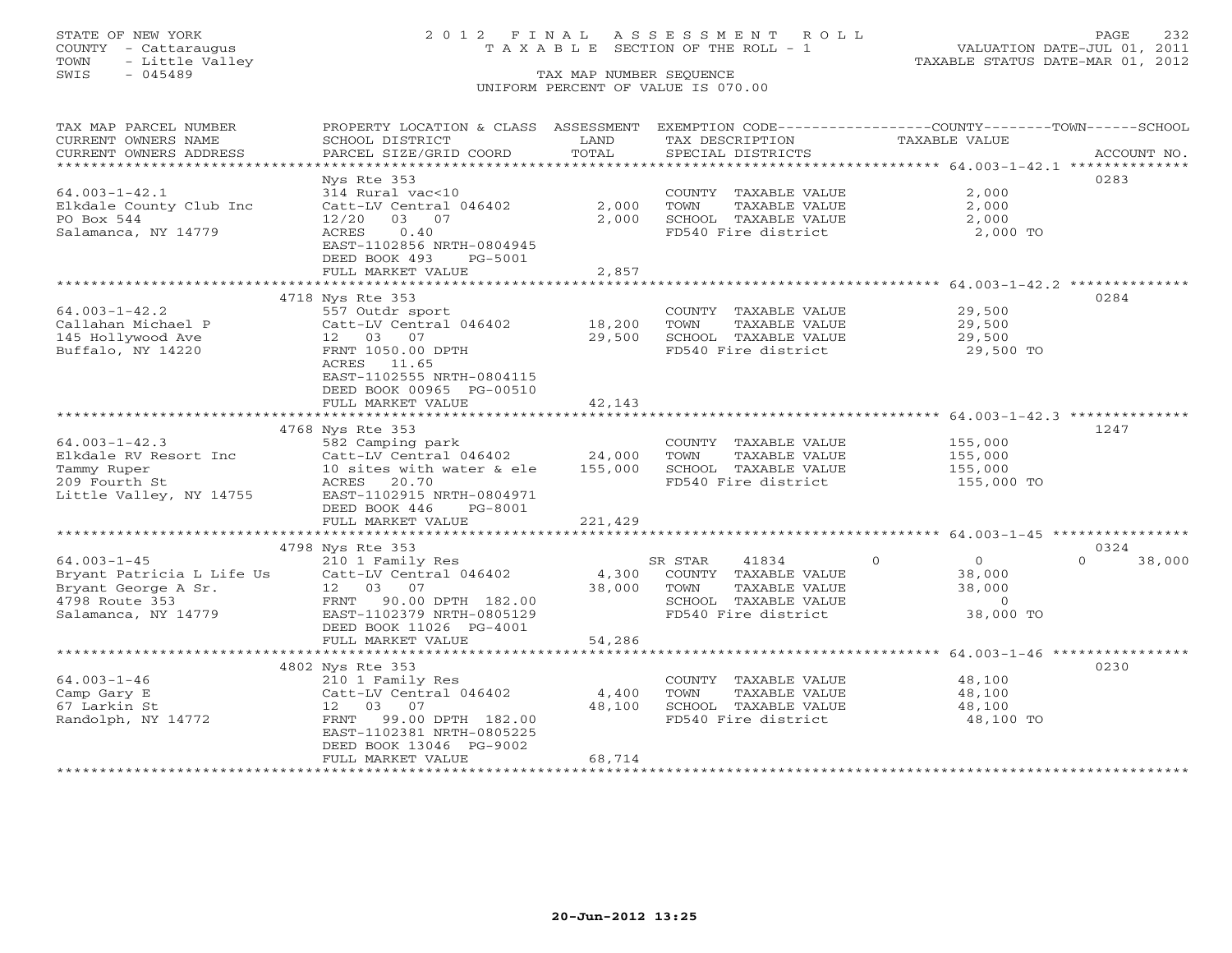STATE OF NEW YORK — 2012 FINAL ASSESSMENT ROLL — COUNTY - Cattaraugus — TAXABLE SECTION OF THE ROLL - 1 — VALUATION DATE-JUL 01, 2011
TOWN - Little Valley — TAXABLE STATUS DATE-MAR 01, 2012
SWIS - 045489 — TAX MAP NUMBER SEQUENCE
UNIFORM PERCENT OF VALUE IS 070.00

| TAX MAP PARCEL NUMBER / CURRENT OWNERS NAME / CURRENT OWNERS ADDRESS | PROPERTY LOCATION & CLASS / SCHOOL DISTRICT / PARCEL SIZE/GRID COORD | ASSESSMENT LAND / TOTAL | EXEMPTION CODE / TAX DESCRIPTION / SPECIAL DISTRICTS | COUNTY / TOWN / SCHOOL TAXABLE VALUE | ACCOUNT NO. |
|---|---|---|---|---|---|
| 64.003-1-42.1 | Nys Rte 353 | | | | 0283 |
| Elkdale County Club Inc | 314 Rural vac<10 | | COUNTY TAXABLE VALUE | 2,000 | |
| PO Box 544 | Catt-LV Central 046402 | 2,000 | TOWN TAXABLE VALUE | 2,000 | |
| Salamanca, NY 14779 | 12/20 03 07 | 2,000 | SCHOOL TAXABLE VALUE | 2,000 | |
| | ACRES 0.40 | | FD540 Fire district | 2,000 TO | |
| | EAST-1102856 NRTH-0804945 | | | | |
| | DEED BOOK 493 PG-5001 | | | | |
| | FULL MARKET VALUE | 2,857 | | | |
| 64.003-1-42.2 | 4718 Nys Rte 353 | | | | 0284 |
| Callahan Michael P | 557 Outdr sport | | COUNTY TAXABLE VALUE | 29,500 | |
| 145 Hollywood Ave | Catt-LV Central 046402 | 18,200 | TOWN TAXABLE VALUE | 29,500 | |
| Buffalo, NY 14220 | 12 03 07 | 29,500 | SCHOOL TAXABLE VALUE | 29,500 | |
| | FRNT 1050.00 DPTH | | FD540 Fire district | 29,500 TO | |
| | ACRES 11.65 | | | | |
| | EAST-1102555 NRTH-0804115 | | | | |
| | DEED BOOK 00965 PG-00510 | | | | |
| | FULL MARKET VALUE | 42,143 | | | |
| 64.003-1-42.3 | 4768 Nys Rte 353 | | | | 1247 |
| Elkdale RV Resort Inc | 582 Camping park | | COUNTY TAXABLE VALUE | 155,000 | |
| Tammy Ruper | Catt-LV Central 046402 | 24,000 | TOWN TAXABLE VALUE | 155,000 | |
| 209 Fourth St | 10 sites with water & ele | 155,000 | SCHOOL TAXABLE VALUE | 155,000 | |
| Little Valley, NY 14755 | ACRES 20.70 | | FD540 Fire district | 155,000 TO | |
| | EAST-1102915 NRTH-0804971 | | | | |
| | DEED BOOK 446 PG-8001 | | | | |
| | FULL MARKET VALUE | 221,429 | | | |
| 64.003-1-45 | 4798 Nys Rte 353 | | | | 0324 |
| Bryant Patricia L Life Us | 210 1 Family Res | | SR STAR 41834 | 0 / 0 / 38,000 | |
| Bryant George A Sr. | Catt-LV Central 046402 | 4,300 | COUNTY TAXABLE VALUE | 38,000 | |
| 4798 Route 353 | 12 03 07 | 38,000 | TOWN TAXABLE VALUE | 38,000 | |
| Salamanca, NY 14779 | FRNT 90.00 DPTH 182.00 | | SCHOOL TAXABLE VALUE | 0 | |
| | EAST-1102379 NRTH-0805129 | | FD540 Fire district | 38,000 TO | |
| | DEED BOOK 11026 PG-4001 | | | | |
| | FULL MARKET VALUE | 54,286 | | | |
| 64.003-1-46 | 4802 Nys Rte 353 | | | | 0230 |
| Camp Gary E | 210 1 Family Res | | COUNTY TAXABLE VALUE | 48,100 | |
| 67 Larkin St | Catt-LV Central 046402 | 4,400 | TOWN TAXABLE VALUE | 48,100 | |
| Randolph, NY 14772 | 12 03 07 | 48,100 | SCHOOL TAXABLE VALUE | 48,100 | |
| | FRNT 99.00 DPTH 182.00 | | FD540 Fire district | 48,100 TO | |
| | EAST-1102381 NRTH-0805225 | | | | |
| | DEED BOOK 13046 PG-9002 | | | | |
| | FULL MARKET VALUE | 68,714 | | | |

20-Jun-2012 13:25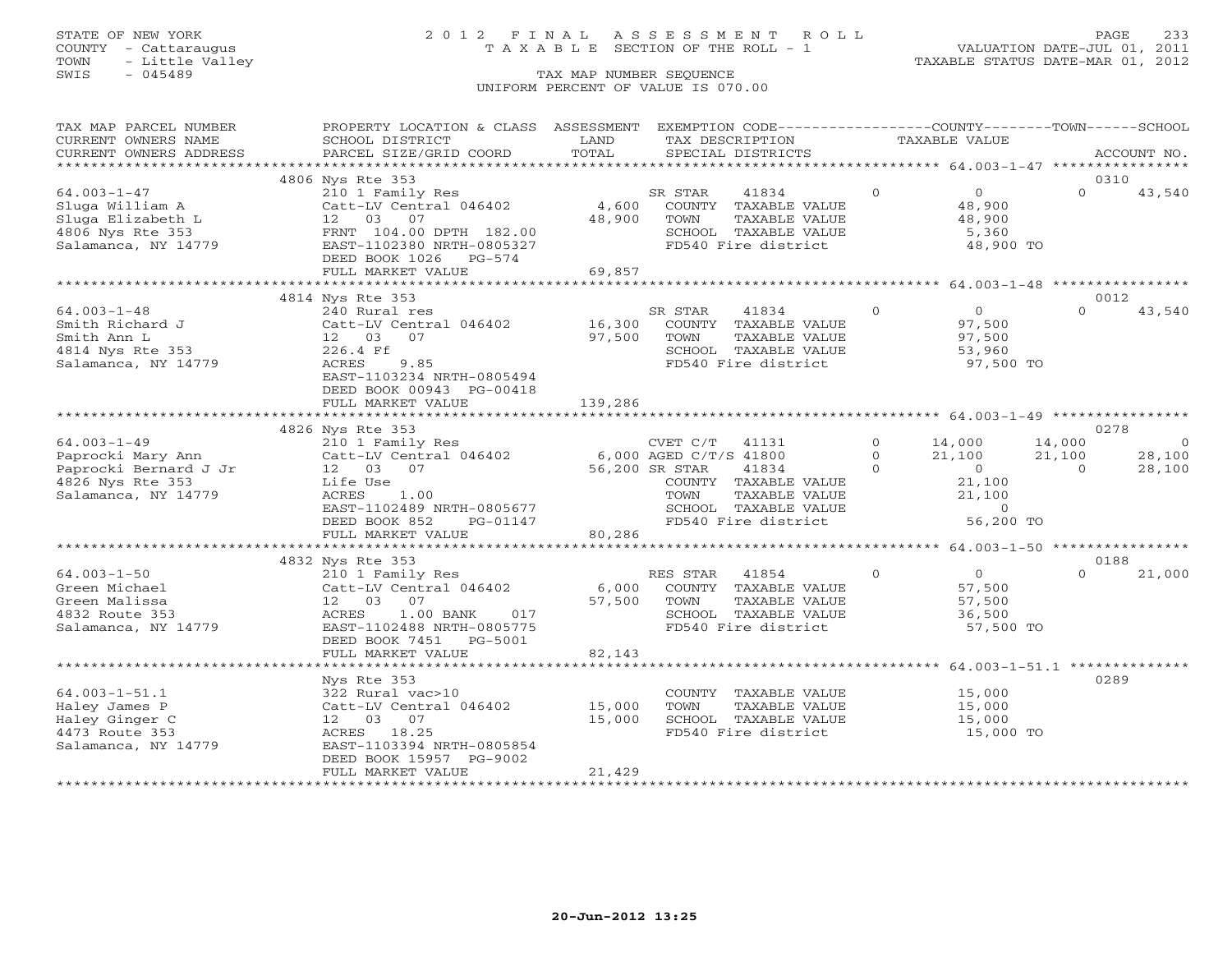STATE OF NEW YORK
COUNTY - Cattaraugus
TOWN - Little Valley
SWIS - 045489

# 2012 FINAL ASSESSMENT ROLL
TAXABLE SECTION OF THE ROLL - 1
TAX MAP NUMBER SEQUENCE
UNIFORM PERCENT OF VALUE IS 070.00

VALUATION DATE-JUL 01, 2011
TAXABLE STATUS DATE-MAR 01, 2012

| TAX MAP PARCEL NUMBER / CURRENT OWNERS NAME / CURRENT OWNERS ADDRESS | PROPERTY LOCATION & CLASS / SCHOOL DISTRICT / PARCEL SIZE/GRID COORD | ASSESSMENT LAND / TOTAL | EXEMPTION CODE / TAX DESCRIPTION / SPECIAL DISTRICTS | COUNTY TAXABLE VALUE | TOWN | SCHOOL / ACCOUNT NO. |
|---|---|---|---|---|---|---|
| 64.003-1-47 | 4806 Nys Rte 353 | | | | | 0310 |
| Sluga William A | 210 1 Family Res | | SR STAR 41834 | 0 | 0 | 43,540 |
| Sluga Elizabeth L | Catt-LV Central 046402 | 4,600 | COUNTY TAXABLE VALUE | 48,900 | | |
| 4806 Nys Rte 353 | 12 03 07 | 48,900 | TOWN TAXABLE VALUE | 48,900 | | |
| Salamanca, NY 14779 | FRNT 104.00 DPTH 182.00 | | SCHOOL TAXABLE VALUE | 5,360 | | |
| | EAST-1102380 NRTH-0805327 | | FD540 Fire district | 48,900 TO | | |
| | DEED BOOK 1026 PG-574 | | | | | |
| | FULL MARKET VALUE | 69,857 | | | | |
| 64.003-1-48 | 4814 Nys Rte 353 | | | | | 0012 |
| Smith Richard J | 240 Rural res | | SR STAR 41834 | 0 | 0 | 43,540 |
| Smith Ann L | Catt-LV Central 046402 | 16,300 | COUNTY TAXABLE VALUE | 97,500 | | |
| 4814 Nys Rte 353 | 12 03 07 | 97,500 | TOWN TAXABLE VALUE | 97,500 | | |
| Salamanca, NY 14779 | 226.4 Ff | | SCHOOL TAXABLE VALUE | 53,960 | | |
| | ACRES 9.85 | | FD540 Fire district | 97,500 TO | | |
| | EAST-1103234 NRTH-0805494 | | | | | |
| | DEED BOOK 00943 PG-00418 | | | | | |
| | FULL MARKET VALUE | 139,286 | | | | |
| 64.003-1-49 | 4826 Nys Rte 353 | | | | | 0278 |
| Paprocki Mary Ann | 210 1 Family Res | | CVET C/T 41131 | 14,000 | 14,000 | 0 |
| Paprocki Bernard J Jr | Catt-LV Central 046402 | 6,000 | AGED C/T/S 41800 | 21,100 | 21,100 | 28,100 |
| 4826 Nys Rte 353 | 12 03 07 | 56,200 | SR STAR 41834 | 0 | 0 | 28,100 |
| Salamanca, NY 14779 | Life Use | | COUNTY TAXABLE VALUE | 21,100 | | |
| | ACRES 1.00 | | TOWN TAXABLE VALUE | 21,100 | | |
| | EAST-1102489 NRTH-0805677 | | SCHOOL TAXABLE VALUE | 0 | | |
| | DEED BOOK 852 PG-01147 | | FD540 Fire district | 56,200 TO | | |
| | FULL MARKET VALUE | 80,286 | | | | |
| 64.003-1-50 | 4832 Nys Rte 353 | | | | | 0188 |
| Green Michael | 210 1 Family Res | | RES STAR 41854 | 0 | 0 | 21,000 |
| Green Malissa | Catt-LV Central 046402 | 6,000 | COUNTY TAXABLE VALUE | 57,500 | | |
| 4832 Route 353 | 12 03 07 | 57,500 | TOWN TAXABLE VALUE | 57,500 | | |
| Salamanca, NY 14779 | ACRES 1.00 BANK 017 | | SCHOOL TAXABLE VALUE | 36,500 | | |
| | EAST-1102488 NRTH-0805775 | | FD540 Fire district | 57,500 TO | | |
| | DEED BOOK 7451 PG-5001 | | | | | |
| | FULL MARKET VALUE | 82,143 | | | | |
| 64.003-1-51.1 | Nys Rte 353 | | | | | 0289 |
| Haley James P | 322 Rural vac>10 | | COUNTY TAXABLE VALUE | 15,000 | | |
| Haley Ginger C | Catt-LV Central 046402 | 15,000 | TOWN TAXABLE VALUE | 15,000 | | |
| 4473 Route 353 | 12 03 07 | 15,000 | SCHOOL TAXABLE VALUE | 15,000 | | |
| Salamanca, NY 14779 | ACRES 18.25 | | FD540 Fire district | 15,000 TO | | |
| | EAST-1103394 NRTH-0805854 | | | | | |
| | DEED BOOK 15957 PG-9002 | | | | | |
| | FULL MARKET VALUE | 21,429 | | | | |

20-Jun-2012 13:25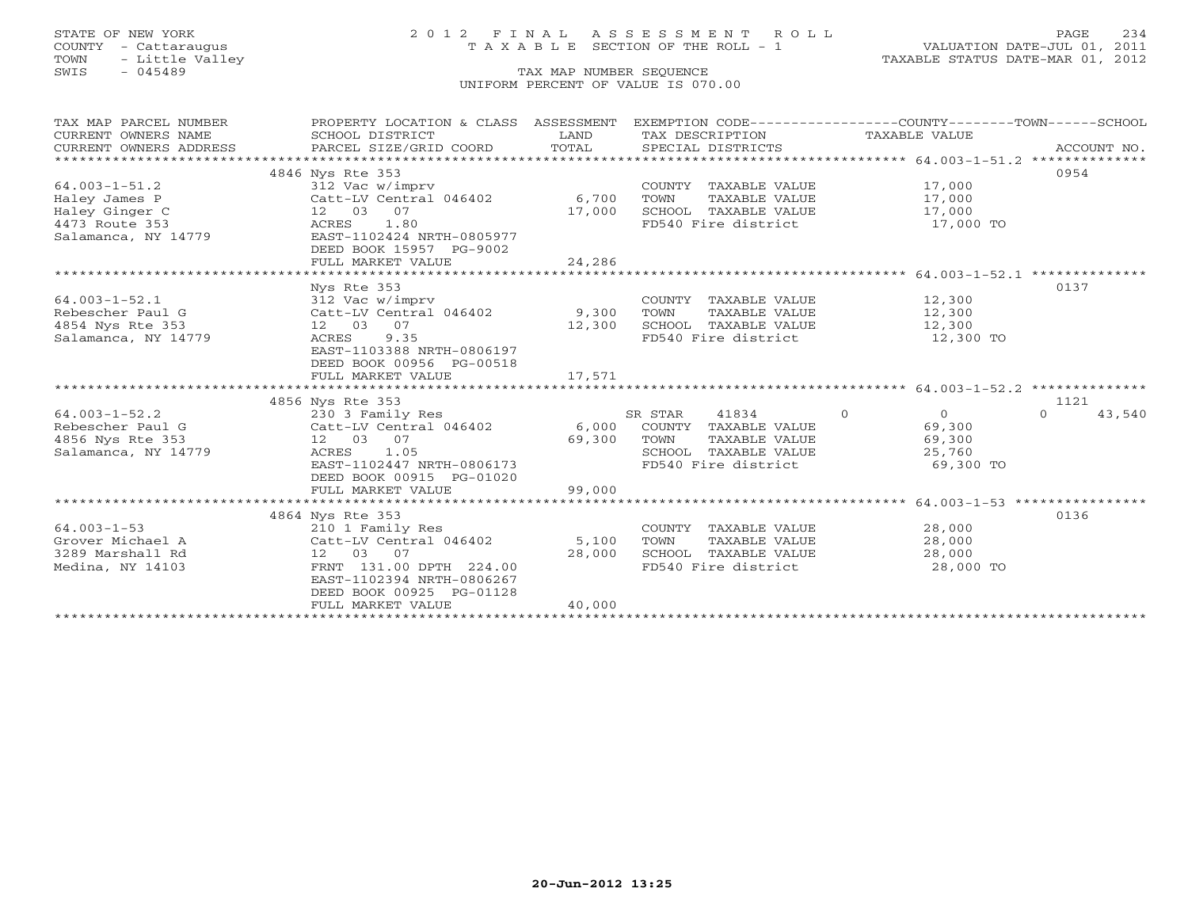STATE OF NEW YORK
COUNTY - Cattaraugus
TOWN - Little Valley
SWIS - 045489

# 2012 FINAL ASSESSMENT ROLL

TAXABLE SECTION OF THE ROLL - 1

TAX MAP NUMBER SEQUENCE

UNIFORM PERCENT OF VALUE IS 070.00

VALUATION DATE-JUL 01, 2011
TAXABLE STATUS DATE-MAR 01, 2012

| TAX MAP PARCEL NUMBER / CURRENT OWNERS NAME / CURRENT OWNERS ADDRESS | PROPERTY LOCATION & CLASS / SCHOOL DISTRICT / PARCEL SIZE/GRID COORD | ASSESSMENT LAND / TOTAL | EXEMPTION CODE / TAX DESCRIPTION / SPECIAL DISTRICTS | COUNTY | TOWN | SCHOOL TAXABLE VALUE | ACCOUNT NO. |
|---|---|---|---|---|---|---|---|
| **64.003-1-51.2** | 4846 Nys Rte 353 | | | | | | 0954 |
| Haley James P | 312 Vac w/imprv | | COUNTY TAXABLE VALUE | 17,000 | | | |
| Haley Ginger C | Catt-LV Central 046402 | 6,700 | TOWN TAXABLE VALUE | | 17,000 | | |
| 4473 Route 353 | 12 03 07 | 17,000 | SCHOOL TAXABLE VALUE | | | 17,000 | |
| Salamanca, NY 14779 | ACRES 1.80 | | FD540 Fire district | | | 17,000 TO | |
| | EAST-1102424 NRTH-0805977 | | | | | | |
| | DEED BOOK 15957 PG-9002 | | | | | | |
| | FULL MARKET VALUE | 24,286 | | | | | |
| **64.003-1-52.1** | Nys Rte 353 | | | | | | 0137 |
| Rebescher Paul G | 312 Vac w/imprv | | COUNTY TAXABLE VALUE | 12,300 | | | |
| 4854 Nys Rte 353 | Catt-LV Central 046402 | 9,300 | TOWN TAXABLE VALUE | | 12,300 | | |
| Salamanca, NY 14779 | 12 03 07 | 12,300 | SCHOOL TAXABLE VALUE | | | 12,300 | |
| | ACRES 9.35 | | FD540 Fire district | | | 12,300 TO | |
| | EAST-1103388 NRTH-0806197 | | | | | | |
| | DEED BOOK 00956 PG-00518 | | | | | | |
| | FULL MARKET VALUE | 17,571 | | | | | |
| **64.003-1-52.2** | 4856 Nys Rte 353 | | | | | | 1121 |
| Rebescher Paul G | 230 3 Family Res | | SR STAR 41834 | 0 | 0 | 0 | 43,540 |
| 4856 Nys Rte 353 | Catt-LV Central 046402 | 6,000 | COUNTY TAXABLE VALUE | 69,300 | | | |
| Salamanca, NY 14779 | 12 03 07 | 69,300 | TOWN TAXABLE VALUE | | 69,300 | | |
| | ACRES 1.05 | | SCHOOL TAXABLE VALUE | | | 25,760 | |
| | EAST-1102447 NRTH-0806173 | | FD540 Fire district | | | 69,300 TO | |
| | DEED BOOK 00915 PG-01020 | | | | | | |
| | FULL MARKET VALUE | 99,000 | | | | | |
| **64.003-1-53** | 4864 Nys Rte 353 | | | | | | 0136 |
| Grover Michael A | 210 1 Family Res | | COUNTY TAXABLE VALUE | 28,000 | | | |
| 3289 Marshall Rd | Catt-LV Central 046402 | 5,100 | TOWN TAXABLE VALUE | | 28,000 | | |
| Medina, NY 14103 | 12 03 07 | 28,000 | SCHOOL TAXABLE VALUE | | | 28,000 | |
| | FRNT 131.00 DPTH 224.00 | | FD540 Fire district | | | 28,000 TO | |
| | EAST-1102394 NRTH-0806267 | | | | | | |
| | DEED BOOK 00925 PG-01128 | | | | | | |
| | FULL MARKET VALUE | 40,000 | | | | | |

20-Jun-2012 13:25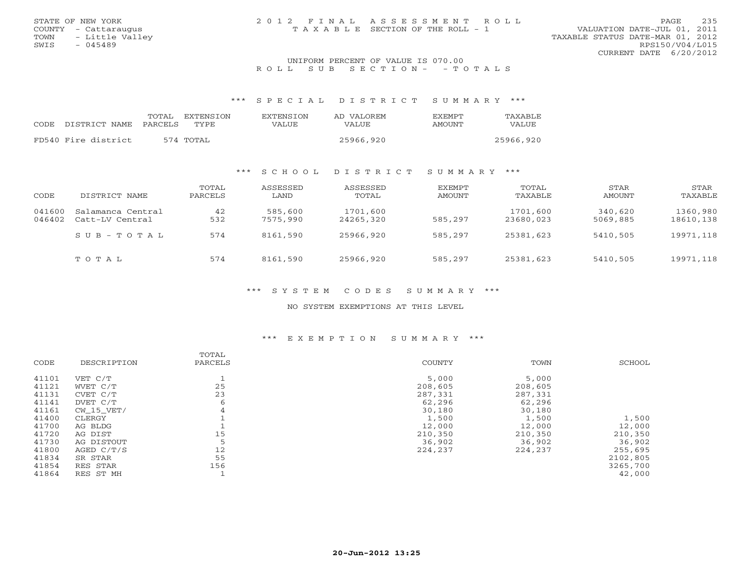STATE OF NEW YORK
COUNTY - Cattaraugus
TOWN - Little Valley
SWIS - 045489

2012 FINAL ASSESSMENT ROLL
TAXABLE SECTION OF THE ROLL - 1

VALUATION DATE-JUL 01, 2011
TAXABLE STATUS DATE-MAR 01, 2012
RPS150/V04/L015
CURRENT DATE 6/20/2012

UNIFORM PERCENT OF VALUE IS 070.00

ROLL SUB SECTION - - TOTALS

### *** SPECIAL DISTRICT SUMMARY ***

| CODE | DISTRICT NAME | TOTAL PARCELS | EXTENSION TYPE | EXTENSION VALUE | AD VALOREM VALUE | EXEMPT AMOUNT | TAXABLE VALUE |
|---|---|---|---|---|---|---|---|
| FD540 | Fire district | 574 | TOTAL | | 25966,920 | | 25966,920 |

### *** SCHOOL DISTRICT SUMMARY ***

| CODE | DISTRICT NAME | TOTAL PARCELS | ASSESSED LAND | ASSESSED TOTAL | EXEMPT AMOUNT | TOTAL TAXABLE | STAR AMOUNT | STAR TAXABLE |
|---|---|---|---|---|---|---|---|---|
| 041600 | Salamanca Central | 42 | 585,600 | 1701,600 | | 1701,600 | 340,620 | 1360,980 |
| 046402 | Catt-LV Central | 532 | 7575,990 | 24265,320 | 585,297 | 23680,023 | 5069,885 | 18610,138 |
| | SUB-TOTAL | 574 | 8161,590 | 25966,920 | 585,297 | 25381,623 | 5410,505 | 19971,118 |
| | TOTAL | 574 | 8161,590 | 25966,920 | 585,297 | 25381,623 | 5410,505 | 19971,118 |

### *** SYSTEM CODES SUMMARY ***

NO SYSTEM EXEMPTIONS AT THIS LEVEL

### *** EXEMPTION SUMMARY ***

| CODE | DESCRIPTION | TOTAL PARCELS | COUNTY | TOWN | SCHOOL |
|---|---|---|---|---|---|
| 41101 | VET C/T | 1 | 5,000 | 5,000 | |
| 41121 | WVET C/T | 25 | 208,605 | 208,605 | |
| 41131 | CVET C/T | 23 | 287,331 | 287,331 | |
| 41141 | DVET C/T | 6 | 62,296 | 62,296 | |
| 41161 | CW_15_VET/ | 4 | 30,180 | 30,180 | |
| 41400 | CLERGY | 1 | 1,500 | 1,500 | 1,500 |
| 41700 | AG BLDG | 1 | 12,000 | 12,000 | 12,000 |
| 41720 | AG DIST | 15 | 210,350 | 210,350 | 210,350 |
| 41730 | AG DISTOUT | 5 | 36,902 | 36,902 | 36,902 |
| 41800 | AGED C/T/S | 12 | 224,237 | 224,237 | 255,695 |
| 41834 | SR STAR | 55 | | | 2102,805 |
| 41854 | RES STAR | 156 | | | 3265,700 |
| 41864 | RES ST MH | 1 | | | 42,000 |

20-Jun-2012 13:25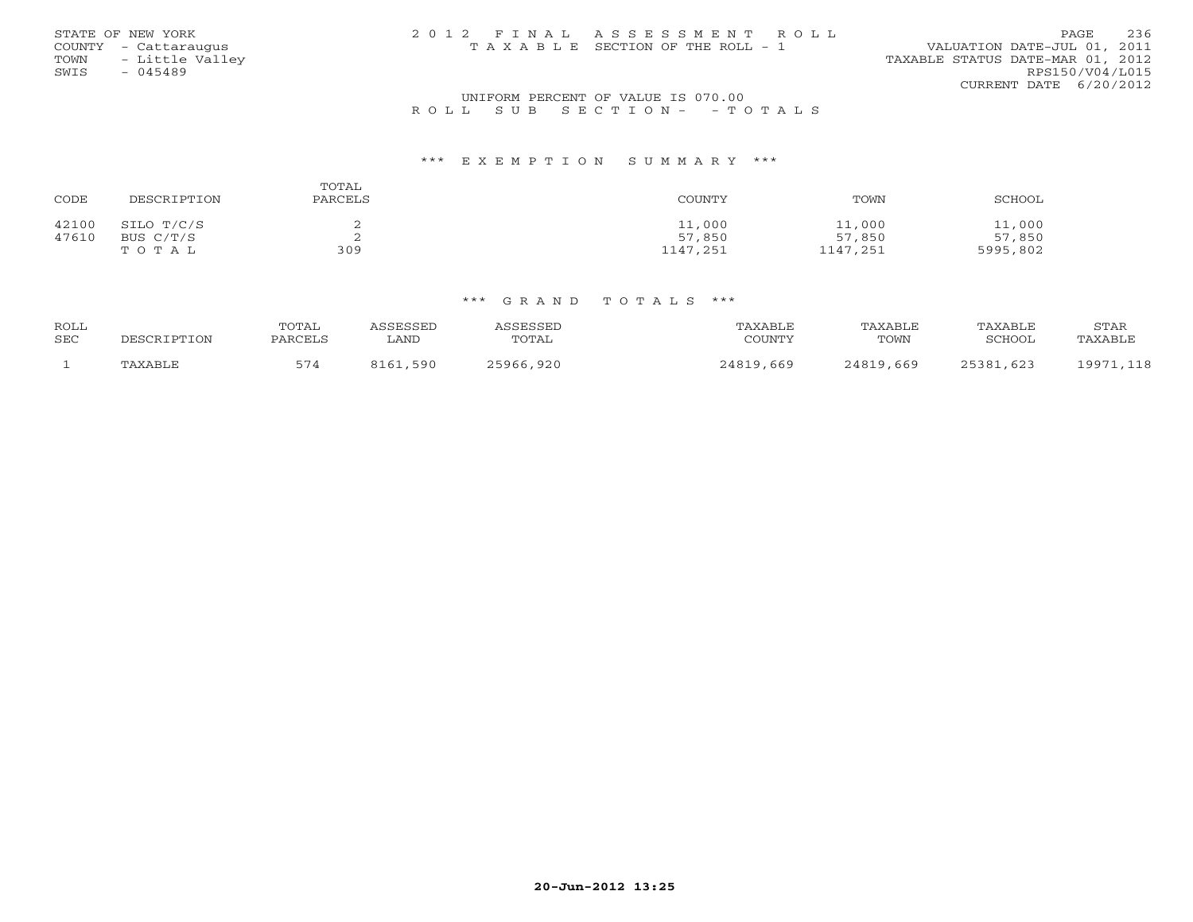STATE OF NEW YORK
COUNTY - Cattaraugus
TOWN - Little Valley
SWIS - 045489

2 0 1 2 F I N A L A S S E S S M E N T R O L L
T A X A B L E SECTION OF THE ROLL - 1

VALUATION DATE-JUL 01, 2011
TAXABLE STATUS DATE-MAR 01, 2012
RPS150/V04/L015
CURRENT DATE 6/20/2012

UNIFORM PERCENT OF VALUE IS 070.00

R O L L S U B S E C T I O N - - T O T A L S

### *** E X E M P T I O N S U M M A R Y ***

| CODE | DESCRIPTION | TOTAL PARCELS | COUNTY | TOWN | SCHOOL |
|---|---|---|---|---|---|
| 42100 | SILO T/C/S | 2 | 11,000 | 11,000 | 11,000 |
| 47610 | BUS C/T/S | 2 | 57,850 | 57,850 | 57,850 |
| | T O T A L | 309 | 1147,251 | 1147,251 | 5995,802 |

### *** G R A N D T O T A L S ***

| ROLL SEC | DESCRIPTION | TOTAL PARCELS | ASSESSED LAND | ASSESSED TOTAL | TAXABLE COUNTY | TAXABLE TOWN | TAXABLE SCHOOL | STAR TAXABLE |
|---|---|---|---|---|---|---|---|---|
| 1 | TAXABLE | 574 | 8161,590 | 25966,920 | 24819,669 | 24819,669 | 25381,623 | 19971,118 |

20-Jun-2012 13:25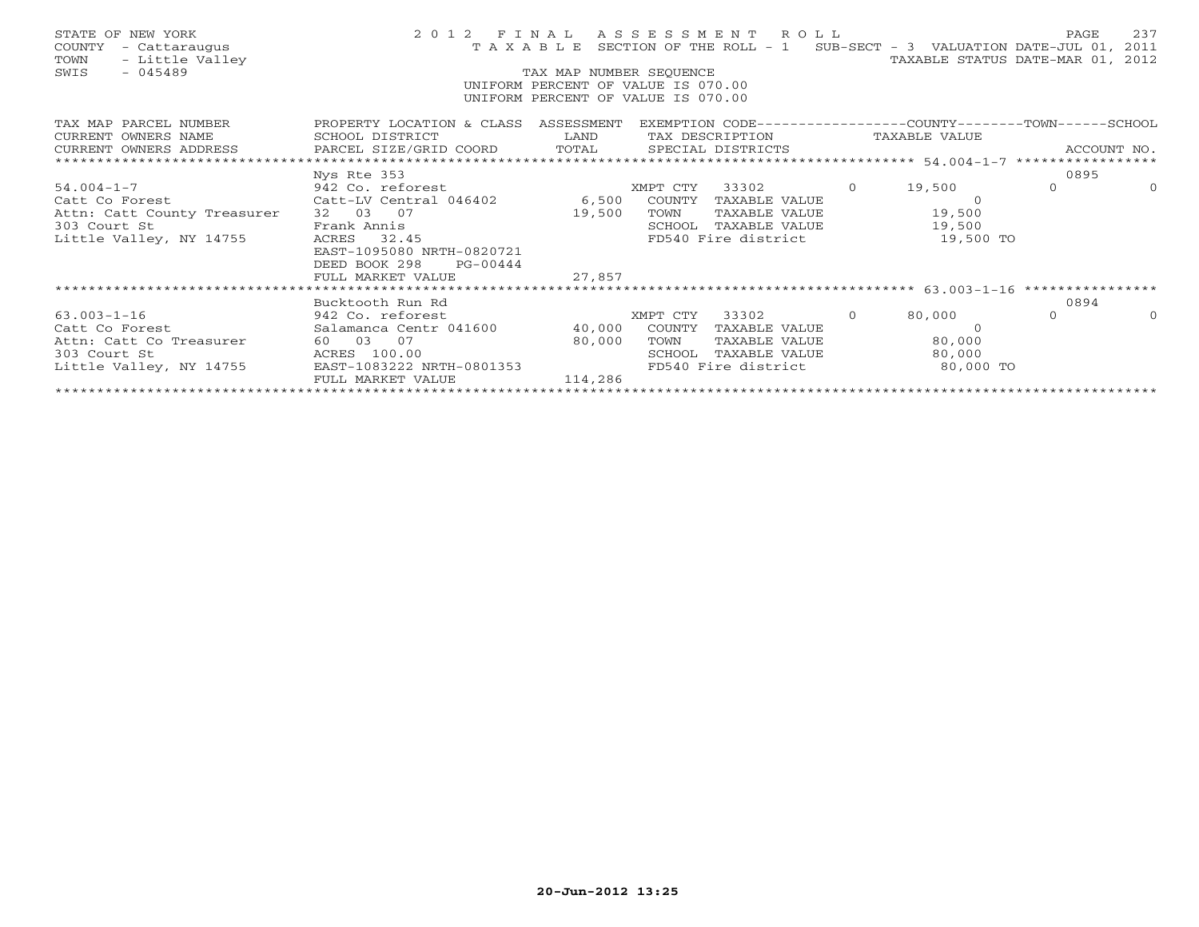STATE OF NEW YORK
COUNTY - Cattaraugus
TOWN - Little Valley
SWIS - 045489

2012 FINAL ASSESSMENT ROLL
TAXABLE SECTION OF THE ROLL - 1 SUB-SECT - 3 VALUATION DATE-JUL 01, 2011
TAXABLE STATUS DATE-MAR 01, 2012

TAX MAP NUMBER SEQUENCE
UNIFORM PERCENT OF VALUE IS 070.00
UNIFORM PERCENT OF VALUE IS 070.00

| TAX MAP PARCEL NUMBER / CURRENT OWNERS NAME / CURRENT OWNERS ADDRESS | PROPERTY LOCATION & CLASS / SCHOOL DISTRICT / PARCEL SIZE/GRID COORD | ASSESSMENT LAND | TOTAL | EXEMPTION CODE / TAX DESCRIPTION / SPECIAL DISTRICTS | | COUNTY TAXABLE VALUE | TOWN | SCHOOL | ACCOUNT NO. |
|---|---|---|---|---|---|---|---|---|---|
| **54.004-1-7** | Nys Rte 353 | | | | | | | | 0895 |
| 54.004-1-7 | 942 Co. reforest | | | XMPT CTY 33302 | 0 | 19,500 | 0 | 0 | |
| Catt Co Forest | Catt-LV Central 046402 | 6,500 | | COUNTY TAXABLE VALUE | | 0 | | | |
| Attn: Catt County Treasurer | 32 03 07 | | 19,500 | TOWN TAXABLE VALUE | | 19,500 | | | |
| 303 Court St | Frank Annis | | | SCHOOL TAXABLE VALUE | | 19,500 | | | |
| Little Valley, NY 14755 | ACRES 32.45 | | | FD540 Fire district | | 19,500 TO | | | |
| | EAST-1095080 NRTH-0820721 | | | | | | | | |
| | DEED BOOK 298 PG-00444 | | | | | | | | |
| | FULL MARKET VALUE | | 27,857 | | | | | | |
| **63.003-1-16** | Bucktooth Run Rd | | | | | | | | 0894 |
| 63.003-1-16 | 942 Co. reforest | | | XMPT CTY 33302 | 0 | 80,000 | 0 | 0 | |
| Catt Co Forest | Salamanca Centr 041600 | 40,000 | | COUNTY TAXABLE VALUE | | 0 | | | |
| Attn: Catt Co Treasurer | 60 03 07 | | 80,000 | TOWN TAXABLE VALUE | | 80,000 | | | |
| 303 Court St | ACRES 100.00 | | | SCHOOL TAXABLE VALUE | | 80,000 | | | |
| Little Valley, NY 14755 | EAST-1083222 NRTH-0801353 | | | FD540 Fire district | | 80,000 TO | | | |
| | FULL MARKET VALUE | | 114,286 | | | | | | |

20-Jun-2012 13:25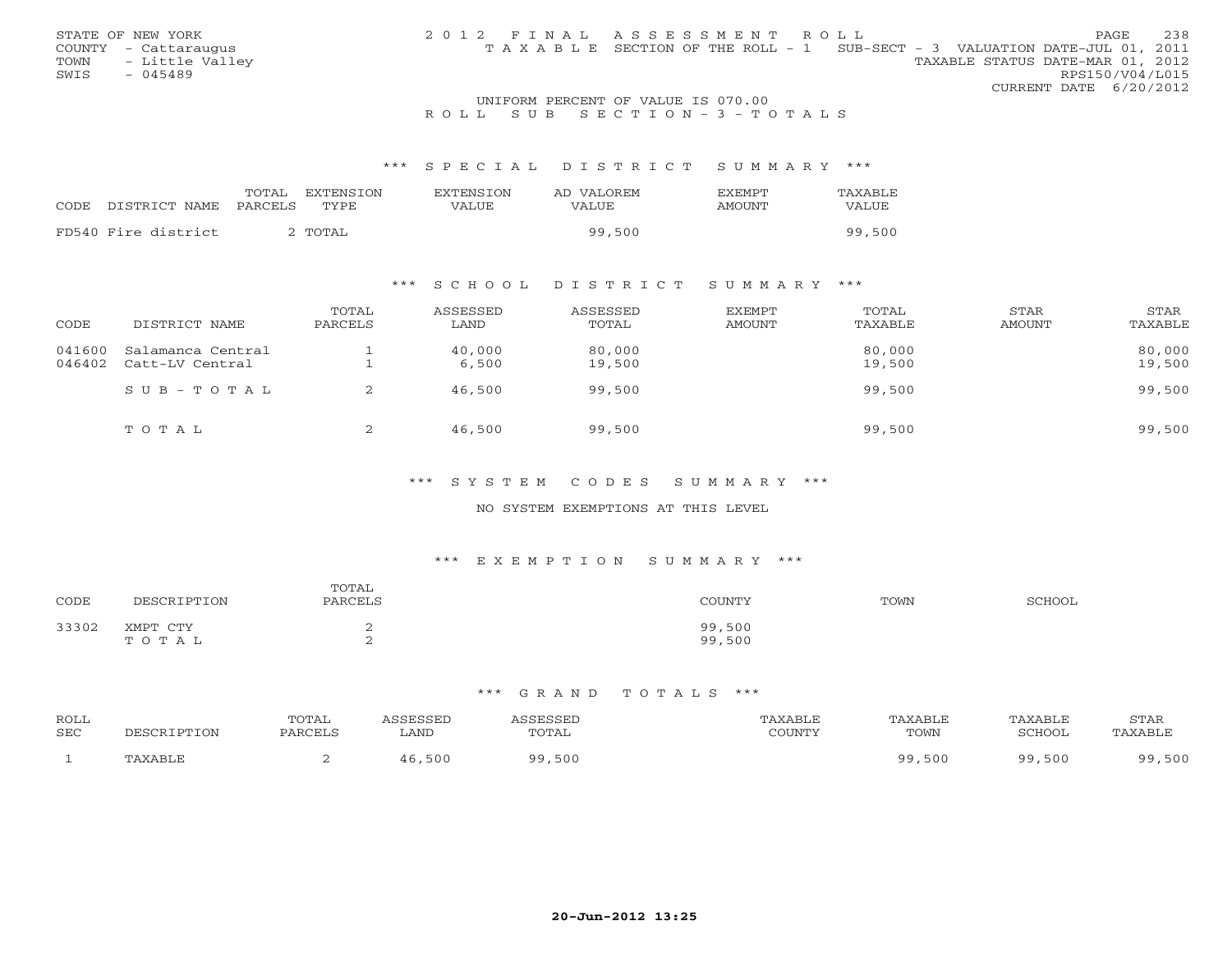STATE OF NEW YORK
COUNTY - Cattaraugus
TOWN - Little Valley
SWIS - 045489

2012 FINAL ASSESSMENT ROLL
TAXABLE SECTION OF THE ROLL - 1 SUB-SECT - 3 VALUATION DATE-JUL 01, 2011
TAXABLE STATUS DATE-MAR 01, 2012
RPS150/V04/L015
CURRENT DATE 6/20/2012

UNIFORM PERCENT OF VALUE IS 070.00

ROLL SUB SECTION-3-TOTALS

*** SPECIAL DISTRICT SUMMARY ***

| CODE | DISTRICT NAME | TOTAL PARCELS | EXTENSION TYPE | EXTENSION VALUE | AD VALOREM VALUE | EXEMPT AMOUNT | TAXABLE VALUE |
|---|---|---|---|---|---|---|---|
| FD540 | Fire district | 2 | TOTAL | | 99,500 | | 99,500 |

*** SCHOOL DISTRICT SUMMARY ***

| CODE | DISTRICT NAME | TOTAL PARCELS | ASSESSED LAND | ASSESSED TOTAL | EXEMPT AMOUNT | TOTAL TAXABLE | STAR AMOUNT | STAR TAXABLE |
|---|---|---|---|---|---|---|---|---|
| 041600 | Salamanca Central | 1 | 40,000 | 80,000 | | 80,000 | | 80,000 |
| 046402 | Catt-LV Central | 1 | 6,500 | 19,500 | | 19,500 | | 19,500 |
| | SUB-TOTAL | 2 | 46,500 | 99,500 | | 99,500 | | 99,500 |
| | TOTAL | 2 | 46,500 | 99,500 | | 99,500 | | 99,500 |

*** SYSTEM CODES SUMMARY ***

NO SYSTEM EXEMPTIONS AT THIS LEVEL

*** EXEMPTION SUMMARY ***

| CODE | DESCRIPTION | TOTAL PARCELS | COUNTY | TOWN | SCHOOL |
|---|---|---|---|---|---|
| 33302 | XMPT CTY | 2 | 99,500 | | |
| | TOTAL | 2 | 99,500 | | |

*** GRAND TOTALS ***

| ROLL SEC | DESCRIPTION | TOTAL PARCELS | ASSESSED LAND | ASSESSED TOTAL | TAXABLE COUNTY | TAXABLE TOWN | TAXABLE SCHOOL | STAR TAXABLE |
|---|---|---|---|---|---|---|---|---|
| 1 | TAXABLE | 2 | 46,500 | 99,500 | | 99,500 | 99,500 | 99,500 |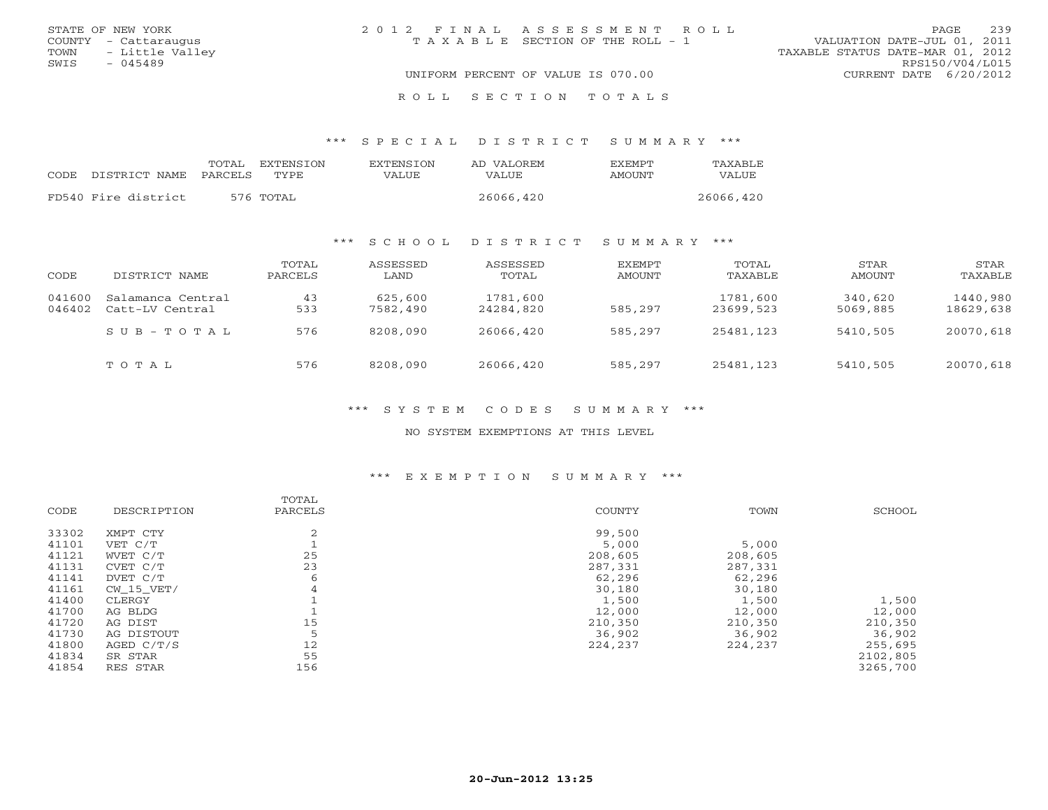STATE OF NEW YORK
COUNTY - Cattaraugus
TOWN - Little Valley
SWIS - 045489

2012 FINAL ASSESSMENT ROLL
TAXABLE SECTION OF THE ROLL - 1

VALUATION DATE-JUL 01, 2011
TAXABLE STATUS DATE-MAR 01, 2012
RPS150/V04/L015
CURRENT DATE 6/20/2012

UNIFORM PERCENT OF VALUE IS 070.00

ROLL SECTION TOTALS

### *** SPECIAL DISTRICT SUMMARY ***

| CODE | DISTRICT NAME | TOTAL PARCELS | EXTENSION TYPE | EXTENSION VALUE | AD VALOREM VALUE | EXEMPT AMOUNT | TAXABLE VALUE |
|---|---|---|---|---|---|---|---|
| FD540 | Fire district | 576 | TOTAL | | 26066,420 | | 26066,420 |

### *** SCHOOL DISTRICT SUMMARY ***

| CODE | DISTRICT NAME | TOTAL PARCELS | ASSESSED LAND | ASSESSED TOTAL | EXEMPT AMOUNT | TOTAL TAXABLE | STAR AMOUNT | STAR TAXABLE |
|---|---|---|---|---|---|---|---|---|
| 041600 | Salamanca Central | 43 | 625,600 | 1781,600 | | 1781,600 | 340,620 | 1440,980 |
| 046402 | Catt-LV Central | 533 | 7582,490 | 24284,820 | 585,297 | 23699,523 | 5069,885 | 18629,638 |
| | SUB-TOTAL | 576 | 8208,090 | 26066,420 | 585,297 | 25481,123 | 5410,505 | 20070,618 |
| | TOTAL | 576 | 8208,090 | 26066,420 | 585,297 | 25481,123 | 5410,505 | 20070,618 |

### *** SYSTEM CODES SUMMARY ***

NO SYSTEM EXEMPTIONS AT THIS LEVEL

### *** EXEMPTION SUMMARY ***

| CODE | DESCRIPTION | TOTAL PARCELS | COUNTY | TOWN | SCHOOL |
|---|---|---|---|---|---|
| 33302 | XMPT CTY | 2 | 99,500 | | |
| 41101 | VET C/T | 1 | 5,000 | 5,000 | |
| 41121 | WVET C/T | 25 | 208,605 | 208,605 | |
| 41131 | CVET C/T | 23 | 287,331 | 287,331 | |
| 41141 | DVET C/T | 6 | 62,296 | 62,296 | |
| 41161 | CW_15_VET/ | 4 | 30,180 | 30,180 | |
| 41400 | CLERGY | 1 | 1,500 | 1,500 | 1,500 |
| 41700 | AG BLDG | 1 | 12,000 | 12,000 | 12,000 |
| 41720 | AG DIST | 15 | 210,350 | 210,350 | 210,350 |
| 41730 | AG DISTOUT | 5 | 36,902 | 36,902 | 36,902 |
| 41800 | AGED C/T/S | 12 | 224,237 | 224,237 | 255,695 |
| 41834 | SR STAR | 55 | | | 2102,805 |
| 41854 | RES STAR | 156 | | | 3265,700 |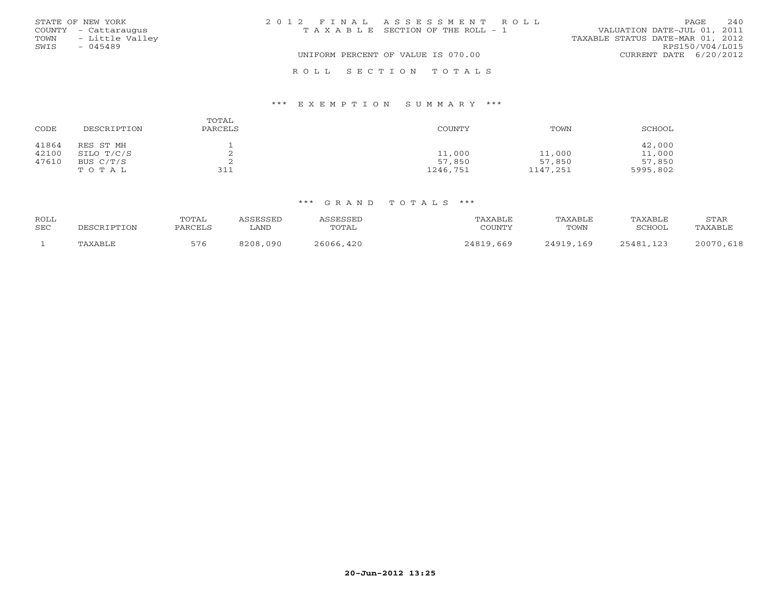STATE OF NEW YORK
COUNTY - Cattaraugus
TOWN - Little Valley
SWIS - 045489

2 0 1 2 F I N A L A S S E S S M E N T R O L L
T A X A B L E SECTION OF THE ROLL - 1

VALUATION DATE-JUL 01, 2011
TAXABLE STATUS DATE-MAR 01, 2012
RPS150/V04/L015
CURRENT DATE 6/20/2012

UNIFORM PERCENT OF VALUE IS 070.00

R O L L S E C T I O N T O T A L S

### *** E X E M P T I O N S U M M A R Y ***

| CODE | DESCRIPTION | TOTAL PARCELS | COUNTY | TOWN | SCHOOL |
|---|---|---|---|---|---|
| 41864 | RES ST MH | 1 | | | 42,000 |
| 42100 | SILO T/C/S | 2 | 11,000 | 11,000 | 11,000 |
| 47610 | BUS C/T/S | 2 | 57,850 | 57,850 | 57,850 |
| | T O T A L | 311 | 1246,751 | 1147,251 | 5995,802 |

### *** G R A N D T O T A L S ***

| ROLL SEC | DESCRIPTION | TOTAL PARCELS | ASSESSED LAND | ASSESSED TOTAL | TAXABLE COUNTY | TAXABLE TOWN | TAXABLE SCHOOL | STAR TAXABLE |
|---|---|---|---|---|---|---|---|---|
| 1 | TAXABLE | 576 | 8208,090 | 26066,420 | 24819,669 | 24919,169 | 25481,123 | 20070,618 |

20-Jun-2012 13:25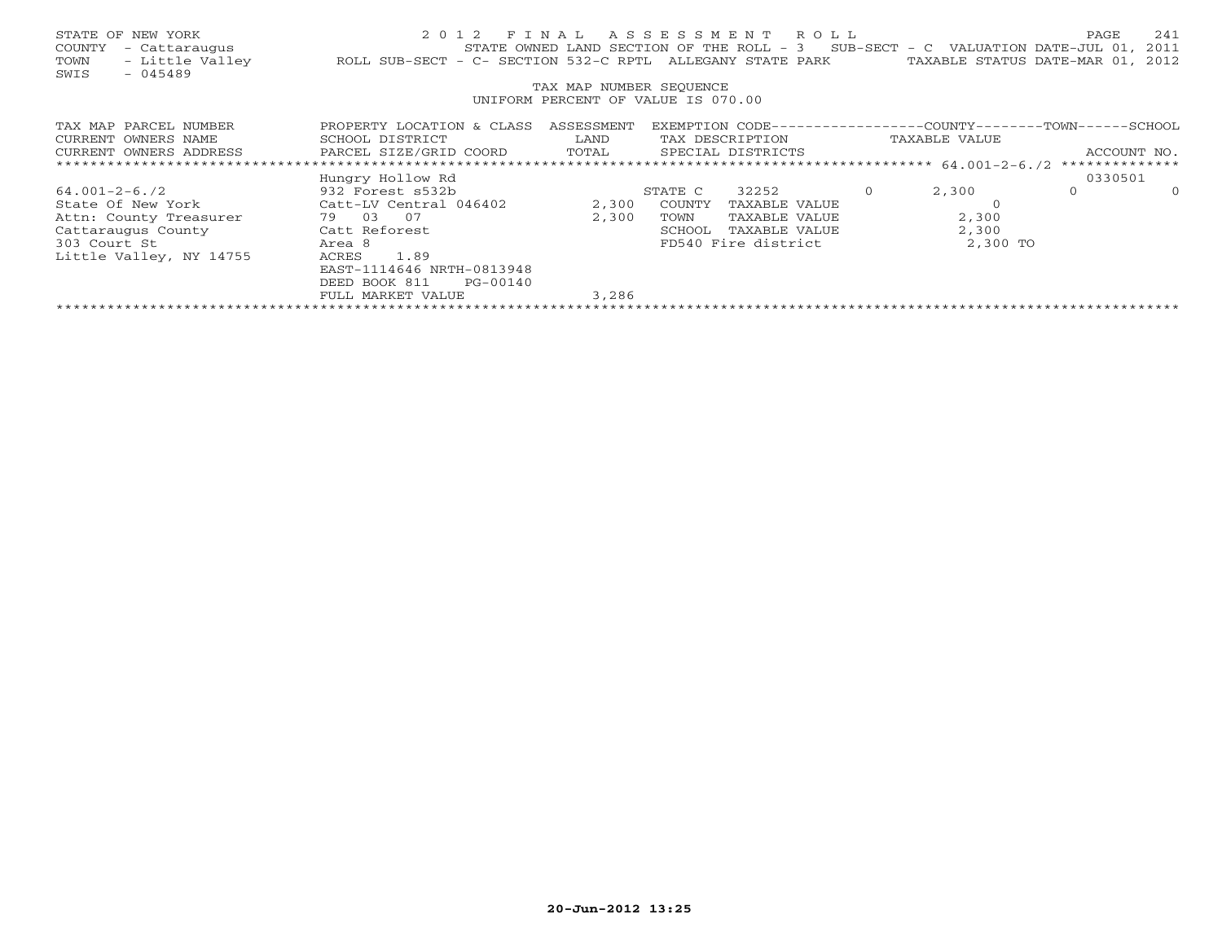STATE OF NEW YORK
COUNTY - Cattaraugus
TOWN - Little Valley
SWIS - 045489

# 2012 FINAL ASSESSMENT ROLL

STATE OWNED LAND SECTION OF THE ROLL - 3 SUB-SECT - C VALUATION DATE-JUL 01, 2011
ROLL SUB-SECT - C- SECTION 532-C RPTL ALLEGANY STATE PARK TAXABLE STATUS DATE-MAR 01, 2012

TAX MAP NUMBER SEQUENCE
UNIFORM PERCENT OF VALUE IS 070.00

| TAX MAP PARCEL NUMBER<br>CURRENT OWNERS NAME<br>CURRENT OWNERS ADDRESS | PROPERTY LOCATION & CLASS<br>SCHOOL DISTRICT<br>PARCEL SIZE/GRID COORD | ASSESSMENT<br>LAND<br>TOTAL | EXEMPTION CODE<br>TAX DESCRIPTION<br>SPECIAL DISTRICTS | | COUNTY<br>TAXABLE VALUE | TOWN | SCHOOL<br>ACCOUNT NO. |
|---|---|---|---|---|---|---|---|
| 64.001-2-6./2 | Hungry Hollow Rd | | | | | | 0330501 |
| 64.001-2-6./2 | 932 Forest s532b | | STATE C 32252 | 0 | 2,300 | 0 | 0 |
| State Of New York | Catt-LV Central 046402 | 2,300 | COUNTY TAXABLE VALUE | | 0 | | |
| Attn: County Treasurer | 79 03 07 | 2,300 | TOWN TAXABLE VALUE | | 2,300 | | |
| Cattaraugus County | Catt Reforest | | SCHOOL TAXABLE VALUE | | 2,300 | | |
| 303 Court St | Area 8 | | FD540 Fire district | | 2,300 TO | | |
| Little Valley, NY 14755 | ACRES 1.89 | | | | | | |
| | EAST-1114646 NRTH-0813948 | | | | | | |
| | DEED BOOK 811 PG-00140 | | | | | | |
| | FULL MARKET VALUE | 3,286 | | | | | |

20-Jun-2012 13:25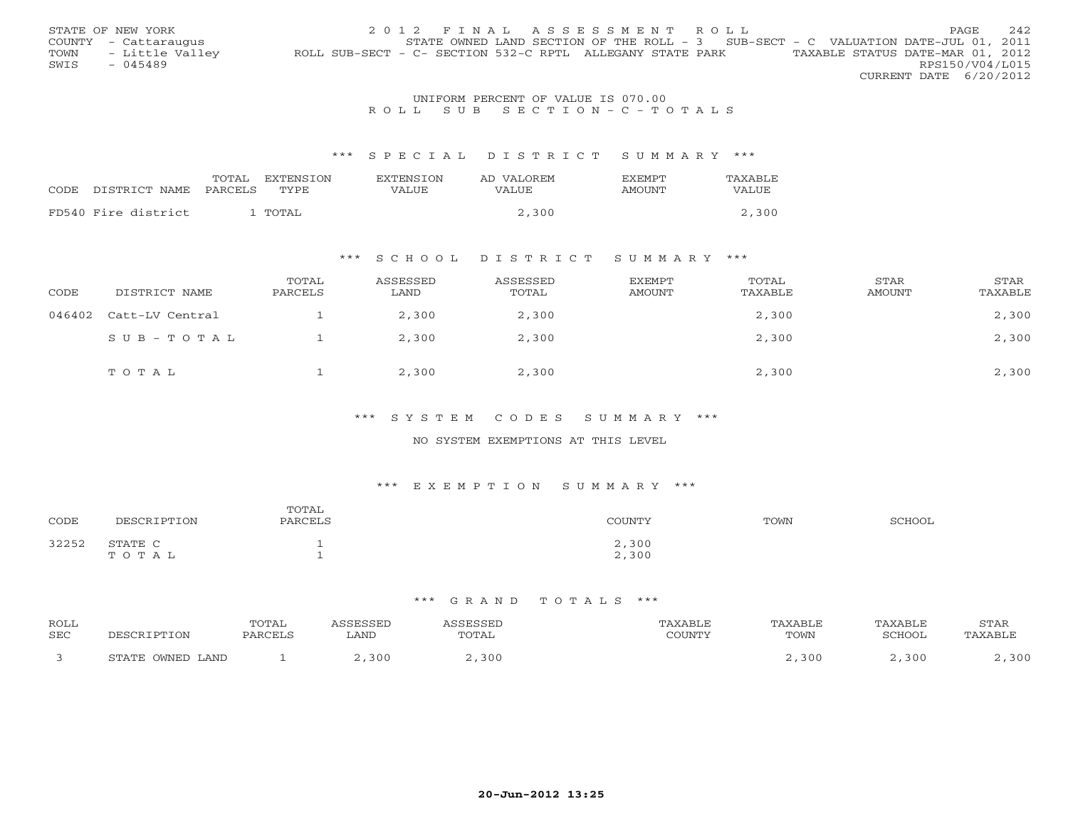STATE OF NEW YORK — 2012 FINAL ASSESSMENT ROLL
COUNTY - Cattaraugus — STATE OWNED LAND SECTION OF THE ROLL - 3 SUB-SECT - C VALUATION DATE-JUL 01, 2011
TOWN - Little Valley — ROLL SUB-SECT - C- SECTION 532-C RPTL ALLEGANY STATE PARK — TAXABLE STATUS DATE-MAR 01, 2012
SWIS - 045489 — RPS150/V04/L015
CURRENT DATE 6/20/2012

UNIFORM PERCENT OF VALUE IS 070.00

## ROLL SUB SECTION - C - TOTALS

### *** SPECIAL DISTRICT SUMMARY ***

| CODE | DISTRICT NAME | TOTAL PARCELS | EXTENSION TYPE | EXTENSION VALUE | AD VALOREM VALUE | EXEMPT AMOUNT | TAXABLE VALUE |
|---|---|---|---|---|---|---|---|
| FD540 | Fire district | 1 | TOTAL | | 2,300 | | 2,300 |

### *** SCHOOL DISTRICT SUMMARY ***

| CODE | DISTRICT NAME | TOTAL PARCELS | ASSESSED LAND | ASSESSED TOTAL | EXEMPT AMOUNT | TOTAL TAXABLE | STAR AMOUNT | STAR TAXABLE |
|---|---|---|---|---|---|---|---|---|
| 046402 | Catt-LV Central | 1 | 2,300 | 2,300 | | 2,300 | | 2,300 |
| | SUB-TOTAL | 1 | 2,300 | 2,300 | | 2,300 | | 2,300 |
| | TOTAL | 1 | 2,300 | 2,300 | | 2,300 | | 2,300 |

### *** SYSTEM CODES SUMMARY ***

NO SYSTEM EXEMPTIONS AT THIS LEVEL

### *** EXEMPTION SUMMARY ***

| CODE | DESCRIPTION | TOTAL PARCELS | COUNTY | TOWN | SCHOOL |
|---|---|---|---|---|---|
| 32252 | STATE C | 1 | 2,300 | | |
| | TOTAL | 1 | 2,300 | | |

### *** GRAND TOTALS ***

| ROLL SEC | DESCRIPTION | TOTAL PARCELS | ASSESSED LAND | ASSESSED TOTAL | TAXABLE COUNTY | TAXABLE TOWN | TAXABLE SCHOOL | STAR TAXABLE |
|---|---|---|---|---|---|---|---|---|
| 3 | STATE OWNED LAND | 1 | 2,300 | 2,300 | | 2,300 | 2,300 | 2,300 |

20-Jun-2012 13:25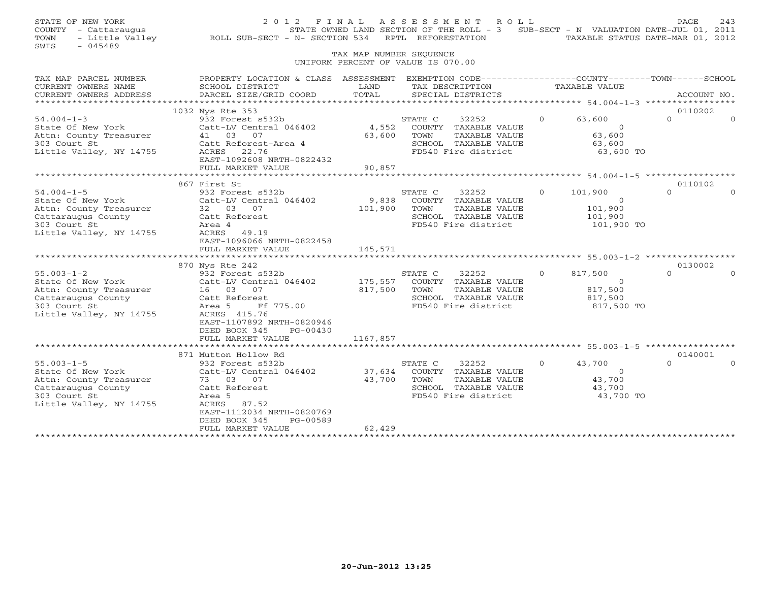STATE OF NEW YORK — 2012 FINAL ASSESSMENT ROLL
COUNTY - Cattaraugus — STATE OWNED LAND SECTION OF THE ROLL - 3 — SUB-SECT - N VALUATION DATE-JUL 01, 2011
TOWN - Little Valley — ROLL SUB-SECT - N- SECTION 534 RPTL REFORESTATION — TAXABLE STATUS DATE-MAR 01, 2012
SWIS - 045489

TAX MAP NUMBER SEQUENCE
UNIFORM PERCENT OF VALUE IS 070.00

| TAX MAP PARCEL NUMBER / CURRENT OWNERS NAME / CURRENT OWNERS ADDRESS | PROPERTY LOCATION & CLASS / SCHOOL DISTRICT / PARCEL SIZE/GRID COORD | ASSESSMENT LAND | TOTAL | EXEMPTION CODE / TAX DESCRIPTION / SPECIAL DISTRICTS | COUNTY TAXABLE VALUE | TOWN | SCHOOL | ACCOUNT NO. |
|---|---|---|---|---|---|---|---|---|
| 54.004-1-3 | 1032 Nys Rte 353 | | | | | | | 0110202 |
| State Of New York | 932 Forest s532b | | | STATE C 32252 | 0 | 63,600 | 0 | 0 |
| Attn: County Treasurer | Catt-LV Central 046402 | 4,552 | | COUNTY TAXABLE VALUE | 0 | | | |
| 303 Court St | 41 03 07 | | 63,600 | TOWN TAXABLE VALUE | 63,600 | | | |
| Little Valley, NY 14755 | Catt Reforest-Area 4 | | | SCHOOL TAXABLE VALUE | 63,600 | | | |
| | ACRES 22.76 | | | FD540 Fire district | 63,600 TO | | | |
| | EAST-1092608 NRTH-0822432 | | | | | | | |
| | FULL MARKET VALUE | | 90,857 | | | | | |
| 54.004-1-5 | 867 First St | | | | | | | 0110102 |
| State Of New York | 932 Forest s532b | | | STATE C 32252 | 0 | 101,900 | 0 | 0 |
| Attn: County Treasurer | Catt-LV Central 046402 | 9,838 | | COUNTY TAXABLE VALUE | 0 | | | |
| Cattaraugus County | 32 03 07 | | 101,900 | TOWN TAXABLE VALUE | 101,900 | | | |
| 303 Court St | Catt Reforest | | | SCHOOL TAXABLE VALUE | 101,900 | | | |
| Little Valley, NY 14755 | Area 4 | | | FD540 Fire district | 101,900 TO | | | |
| | ACRES 49.19 | | | | | | | |
| | EAST-1096066 NRTH-0822458 | | | | | | | |
| | FULL MARKET VALUE | | 145,571 | | | | | |
| 55.003-1-2 | 870 Nys Rte 242 | | | | | | | 0130002 |
| State Of New York | 932 Forest s532b | | | STATE C 32252 | 0 | 817,500 | 0 | 0 |
| Attn: County Treasurer | Catt-LV Central 046402 | 175,557 | | COUNTY TAXABLE VALUE | 0 | | | |
| Cattaraugus County | 16 03 07 | | 817,500 | TOWN TAXABLE VALUE | 817,500 | | | |
| 303 Court St | Catt Reforest | | | SCHOOL TAXABLE VALUE | 817,500 | | | |
| Little Valley, NY 14755 | Area 5 Ff 775.00 | | | FD540 Fire district | 817,500 TO | | | |
| | ACRES 415.76 | | | | | | | |
| | EAST-1107892 NRTH-0820946 | | | | | | | |
| | DEED BOOK 345 PG-00430 | | | | | | | |
| | FULL MARKET VALUE | | 1167,857 | | | | | |
| 55.003-1-5 | 871 Mutton Hollow Rd | | | | | | | 0140001 |
| State Of New York | 932 Forest s532b | | | STATE C 32252 | 0 | 43,700 | 0 | 0 |
| Attn: County Treasurer | Catt-LV Central 046402 | 37,634 | | COUNTY TAXABLE VALUE | 0 | | | |
| Cattaraugus County | 73 03 07 | | 43,700 | TOWN TAXABLE VALUE | 43,700 | | | |
| 303 Court St | Catt Reforest | | | SCHOOL TAXABLE VALUE | 43,700 | | | |
| Little Valley, NY 14755 | Area 5 | | | FD540 Fire district | 43,700 TO | | | |
| | ACRES 87.52 | | | | | | | |
| | EAST-1112034 NRTH-0820769 | | | | | | | |
| | DEED BOOK 345 PG-00589 | | | | | | | |
| | FULL MARKET VALUE | | 62,429 | | | | | |

20-Jun-2012 13:25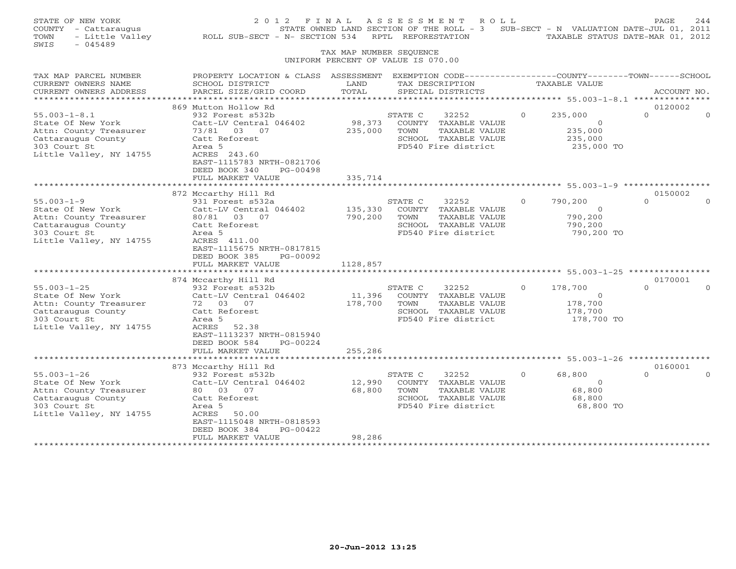STATE OF NEW YORK — 2012 FINAL ASSESSMENT ROLL
COUNTY - Cattaraugus — STATE OWNED LAND SECTION OF THE ROLL - 3 — SUB-SECT - N VALUATION DATE-JUL 01, 2011
TOWN - Little Valley — ROLL SUB-SECT - N- SECTION 534 RPTL REFORESTATION — TAXABLE STATUS DATE-MAR 01, 2012
SWIS - 045489

TAX MAP NUMBER SEQUENCE
UNIFORM PERCENT OF VALUE IS 070.00

| TAX MAP PARCEL NUMBER / CURRENT OWNERS NAME / CURRENT OWNERS ADDRESS | PROPERTY LOCATION & CLASS / SCHOOL DISTRICT / PARCEL SIZE/GRID COORD | ASSESSMENT LAND | TOTAL | EXEMPTION CODE / TAX DESCRIPTION / SPECIAL DISTRICTS | COUNTY | TOWN | SCHOOL | ACCOUNT NO. |
|---|---|---|---|---|---|---|---|---|
| 55.003-1-8.1 | 869 Mutton Hollow Rd | | | | | | | 0120002 |
| State Of New York | 932 Forest s532b | | | STATE C 32252 | 0 | 235,000 | 0 | 0 |
| Attn: County Treasurer | Catt-LV Central 046402 | 98,373 | | COUNTY TAXABLE VALUE | 0 | | | |
| Cattaraugus County | 73/81 03 07 | | 235,000 | TOWN TAXABLE VALUE | | 235,000 | | |
| 303 Court St | Catt Reforest | | | SCHOOL TAXABLE VALUE | | | 235,000 | |
| Little Valley, NY 14755 | Area 5 | | | FD540 Fire district | 235,000 TO | | | |
| | ACRES 243.60 | | | | | | | |
| | EAST-1115783 NRTH-0821706 | | | | | | | |
| | DEED BOOK 340 PG-00498 | | | | | | | |
| | FULL MARKET VALUE | | 335,714 | | | | | |
| 55.003-1-9 | 872 Mccarthy Hill Rd | | | | | | | 0150002 |
| State Of New York | 931 Forest s532a | | | STATE C 32252 | 0 | 790,200 | 0 | 0 |
| Attn: County Treasurer | Catt-LV Central 046402 | 135,330 | | COUNTY TAXABLE VALUE | 0 | | | |
| Cattaraugus County | 80/81 03 07 | | 790,200 | TOWN TAXABLE VALUE | | 790,200 | | |
| 303 Court St | Catt Reforest | | | SCHOOL TAXABLE VALUE | | | 790,200 | |
| Little Valley, NY 14755 | Area 5 | | | FD540 Fire district | 790,200 TO | | | |
| | ACRES 411.00 | | | | | | | |
| | EAST-1115675 NRTH-0817815 | | | | | | | |
| | DEED BOOK 385 PG-00092 | | | | | | | |
| | FULL MARKET VALUE | | 1128,857 | | | | | |
| 55.003-1-25 | 874 Mccarthy Hill Rd | | | | | | | 0170001 |
| State Of New York | 932 Forest s532b | | | STATE C 32252 | 0 | 178,700 | 0 | 0 |
| Attn: County Treasurer | Catt-LV Central 046402 | 11,396 | | COUNTY TAXABLE VALUE | 0 | | | |
| Cattaraugus County | 72 03 07 | | 178,700 | TOWN TAXABLE VALUE | | 178,700 | | |
| 303 Court St | Catt Reforest | | | SCHOOL TAXABLE VALUE | | | 178,700 | |
| Little Valley, NY 14755 | Area 5 | | | FD540 Fire district | 178,700 TO | | | |
| | ACRES 52.38 | | | | | | | |
| | EAST-1113237 NRTH-0815940 | | | | | | | |
| | DEED BOOK 584 PG-00224 | | | | | | | |
| | FULL MARKET VALUE | | 255,286 | | | | | |
| 55.003-1-26 | 873 Mccarthy Hill Rd | | | | | | | 0160001 |
| State Of New York | 932 Forest s532b | | | STATE C 32252 | 0 | 68,800 | 0 | 0 |
| Attn: County Treasurer | Catt-LV Central 046402 | 12,990 | | COUNTY TAXABLE VALUE | 0 | | | |
| Cattaraugus County | 80 03 07 | | 68,800 | TOWN TAXABLE VALUE | | 68,800 | | |
| 303 Court St | Catt Reforest | | | SCHOOL TAXABLE VALUE | | | 68,800 | |
| Little Valley, NY 14755 | Area 5 | | | FD540 Fire district | 68,800 TO | | | |
| | ACRES 50.00 | | | | | | | |
| | EAST-1115048 NRTH-0818593 | | | | | | | |
| | DEED BOOK 384 PG-00422 | | | | | | | |
| | FULL MARKET VALUE | | 98,286 | | | | | |

20-Jun-2012 13:25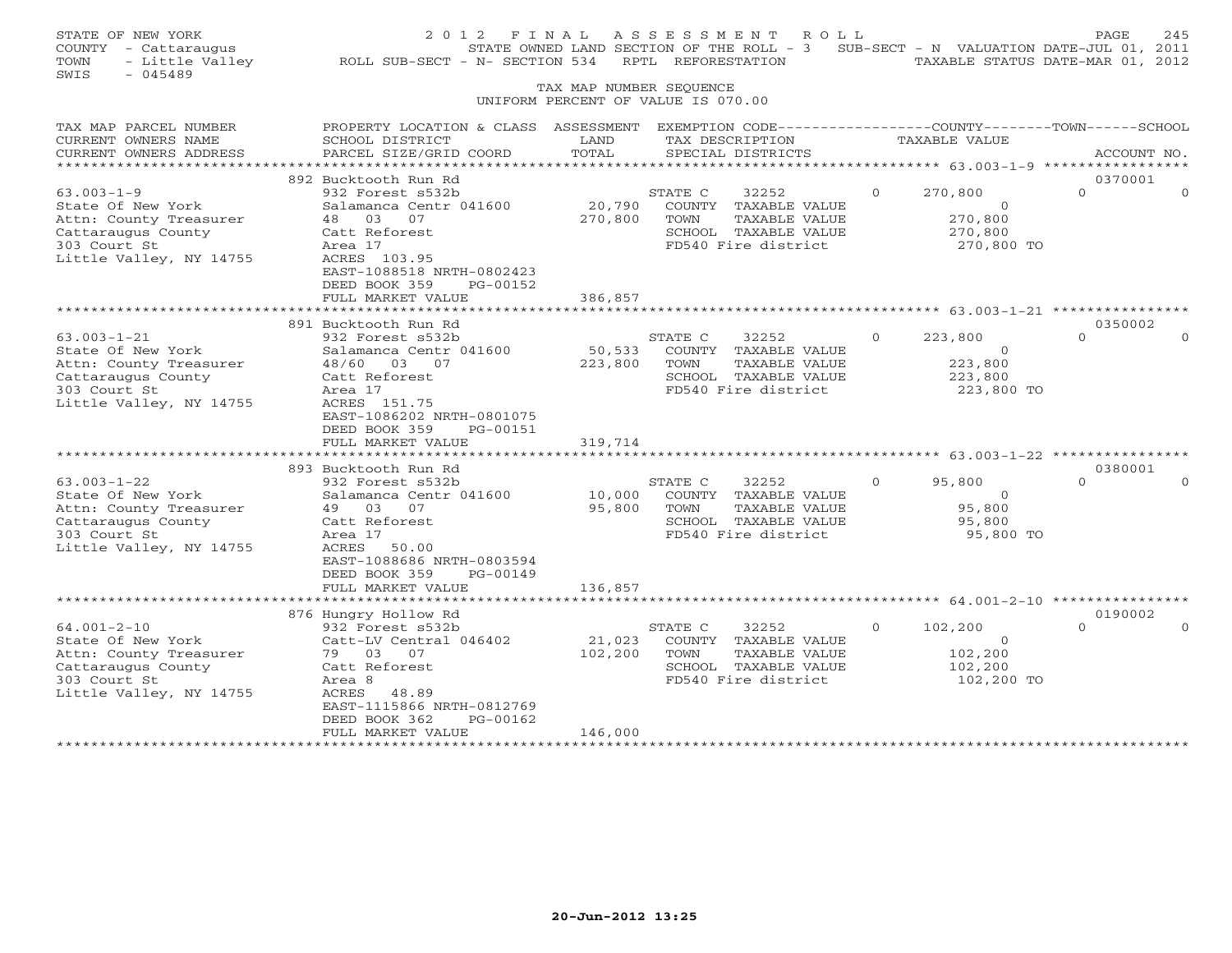STATE OF NEW YORK
COUNTY - Cattaraugus
TOWN - Little Valley
SWIS - 045489

# 2012 FINAL ASSESSMENT ROLL

STATE OWNED LAND SECTION OF THE ROLL - 3 SUB-SECT - N VALUATION DATE-JUL 01, 2011
ROLL SUB-SECT - N- SECTION 534 RPTL REFORESTATION TAXABLE STATUS DATE-MAR 01, 2012

TAX MAP NUMBER SEQUENCE
UNIFORM PERCENT OF VALUE IS 070.00

| TAX MAP PARCEL NUMBER / CURRENT OWNERS NAME / CURRENT OWNERS ADDRESS | PROPERTY LOCATION & CLASS / SCHOOL DISTRICT / PARCEL SIZE/GRID COORD | ASSESSMENT LAND / TOTAL | EXEMPTION CODE / TAX DESCRIPTION / SPECIAL DISTRICTS | COUNTY | TOWN | SCHOOL | ACCOUNT NO. |
|---|---|---|---|---|---|---|---|
| 63.003-1-9 | 892 Bucktooth Run Rd | | | | | | 0370001 |
| State Of New York | 932 Forest s532b | | STATE C 32252 | 270,800 | 0 | 0 | |
| Attn: County Treasurer | Salamanca Centr 041600 | 20,790 | COUNTY TAXABLE VALUE | 0 | | | |
| Cattaraugus County | 48 03 07 | 270,800 | TOWN TAXABLE VALUE | | 270,800 | | |
| 303 Court St | Catt Reforest | | SCHOOL TAXABLE VALUE | | | 270,800 | |
| Little Valley, NY 14755 | Area 17 | | FD540 Fire district | 270,800 TO | | | |
| | ACRES 103.95 | | | | | | |
| | EAST-1088518 NRTH-0802423 | | | | | | |
| | DEED BOOK 359 PG-00152 | | | | | | |
| | FULL MARKET VALUE | 386,857 | | | | | |
| 63.003-1-21 | 891 Bucktooth Run Rd | | | | | | 0350002 |
| State Of New York | 932 Forest s532b | | STATE C 32252 | 223,800 | 0 | 0 | |
| Attn: County Treasurer | Salamanca Centr 041600 | 50,533 | COUNTY TAXABLE VALUE | 0 | | | |
| Cattaraugus County | 48/60 03 07 | 223,800 | TOWN TAXABLE VALUE | | 223,800 | | |
| 303 Court St | Catt Reforest | | SCHOOL TAXABLE VALUE | | | 223,800 | |
| Little Valley, NY 14755 | Area 17 | | FD540 Fire district | 223,800 TO | | | |
| | ACRES 151.75 | | | | | | |
| | EAST-1086202 NRTH-0801075 | | | | | | |
| | DEED BOOK 359 PG-00151 | | | | | | |
| | FULL MARKET VALUE | 319,714 | | | | | |
| 63.003-1-22 | 893 Bucktooth Run Rd | | | | | | 0380001 |
| State Of New York | 932 Forest s532b | | STATE C 32252 | 95,800 | 0 | 0 | |
| Attn: County Treasurer | Salamanca Centr 041600 | 10,000 | COUNTY TAXABLE VALUE | 0 | | | |
| Cattaraugus County | 49 03 07 | 95,800 | TOWN TAXABLE VALUE | | 95,800 | | |
| 303 Court St | Catt Reforest | | SCHOOL TAXABLE VALUE | | | 95,800 | |
| Little Valley, NY 14755 | Area 17 | | FD540 Fire district | 95,800 TO | | | |
| | ACRES 50.00 | | | | | | |
| | EAST-1088686 NRTH-0803594 | | | | | | |
| | DEED BOOK 359 PG-00149 | | | | | | |
| | FULL MARKET VALUE | 136,857 | | | | | |
| 64.001-2-10 | 876 Hungry Hollow Rd | | | | | | 0190002 |
| State Of New York | 932 Forest s532b | | STATE C 32252 | 102,200 | 0 | 0 | |
| Attn: County Treasurer | Catt-LV Central 046402 | 21,023 | COUNTY TAXABLE VALUE | 0 | | | |
| Cattaraugus County | 79 03 07 | 102,200 | TOWN TAXABLE VALUE | | 102,200 | | |
| 303 Court St | Catt Reforest | | SCHOOL TAXABLE VALUE | | | 102,200 | |
| Little Valley, NY 14755 | Area 8 | | FD540 Fire district | 102,200 TO | | | |
| | ACRES 48.89 | | | | | | |
| | EAST-1115866 NRTH-0812769 | | | | | | |
| | DEED BOOK 362 PG-00162 | | | | | | |
| | FULL MARKET VALUE | 146,000 | | | | | |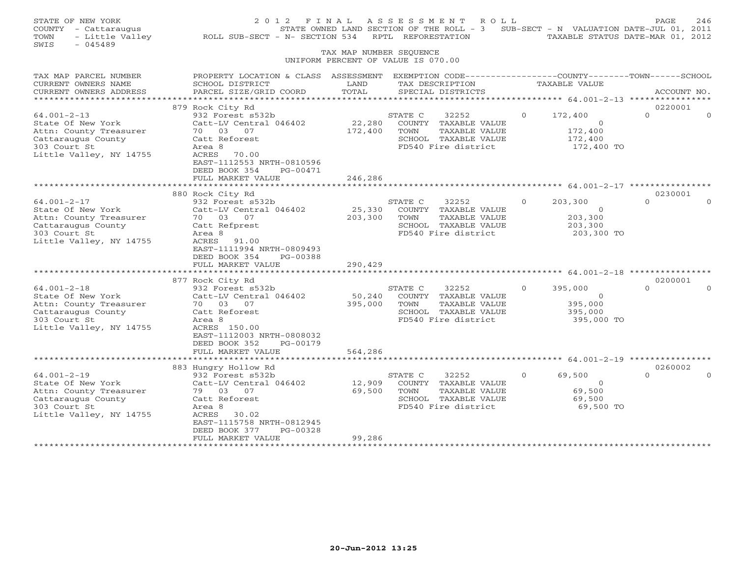STATE OF NEW YORK
COUNTY - Cattaraugus
TOWN - Little Valley
SWIS - 045489

2012 FINAL ASSESSMENT ROLL
STATE OWNED LAND SECTION OF THE ROLL - 3 SUB-SECT - N VALUATION DATE-JUL 01, 2011
ROLL SUB-SECT - N- SECTION 534 RPTL REFORESTATION TAXABLE STATUS DATE-MAR 01, 2012

TAX MAP NUMBER SEQUENCE
UNIFORM PERCENT OF VALUE IS 070.00

| TAX MAP PARCEL NUMBER / CURRENT OWNERS NAME / CURRENT OWNERS ADDRESS | PROPERTY LOCATION & CLASS / SCHOOL DISTRICT / PARCEL SIZE/GRID COORD | ASSESSMENT LAND / TOTAL | EXEMPTION CODE / TAX DESCRIPTION / SPECIAL DISTRICTS | COUNTY | TOWN | SCHOOL | TAXABLE VALUE | ACCOUNT NO. |
|---|---|---|---|---|---|---|---|---|
| | 879 Rock City Rd | | | | | | | 0220001 |
| 64.001-2-13 | 932 Forest s532b | | STATE C 32252 | 0 | 172,400 | 0 | 0 | |
| State Of New York | Catt-LV Central 046402 | 22,280 | COUNTY TAXABLE VALUE | | | | 0 | |
| Attn: County Treasurer | 70 03 07 | 172,400 | TOWN TAXABLE VALUE | | | | 172,400 | |
| Cattaraugus County | Catt Reforest | | SCHOOL TAXABLE VALUE | | | | 172,400 | |
| 303 Court St | Area 8 | | FD540 Fire district | | | | 172,400 TO | |
| Little Valley, NY 14755 | ACRES 70.00 | | | | | | | |
| | EAST-1112553 NRTH-0810596 | | | | | | | |
| | DEED BOOK 354 PG-00471 | | | | | | | |
| | FULL MARKET VALUE | 246,286 | | | | | | |
| | 880 Rock City Rd | | | | | | | 0230001 |
| 64.001-2-17 | 932 Forest s532b | | STATE C 32252 | 0 | 203,300 | 0 | 0 | |
| State Of New York | Catt-LV Central 046402 | 25,330 | COUNTY TAXABLE VALUE | | | | 0 | |
| Attn: County Treasurer | 70 03 07 | 203,300 | TOWN TAXABLE VALUE | | | | 203,300 | |
| Cattaraugus County | Catt Refprest | | SCHOOL TAXABLE VALUE | | | | 203,300 | |
| 303 Court St | Area 8 | | FD540 Fire district | | | | 203,300 TO | |
| Little Valley, NY 14755 | ACRES 91.00 | | | | | | | |
| | EAST-1111994 NRTH-0809493 | | | | | | | |
| | DEED BOOK 354 PG-00388 | | | | | | | |
| | FULL MARKET VALUE | 290,429 | | | | | | |
| | 877 Rock City Rd | | | | | | | 0200001 |
| 64.001-2-18 | 932 Forest s532b | | STATE C 32252 | 0 | 395,000 | 0 | 0 | |
| State Of New York | Catt-LV Central 046402 | 50,240 | COUNTY TAXABLE VALUE | | | | 0 | |
| Attn: County Treasurer | 70 03 07 | 395,000 | TOWN TAXABLE VALUE | | | | 395,000 | |
| Cattaraugus County | Catt Reforest | | SCHOOL TAXABLE VALUE | | | | 395,000 | |
| 303 Court St | Area 8 | | FD540 Fire district | | | | 395,000 TO | |
| Little Valley, NY 14755 | ACRES 150.00 | | | | | | | |
| | EAST-1112003 NRTH-0808032 | | | | | | | |
| | DEED BOOK 352 PG-00179 | | | | | | | |
| | FULL MARKET VALUE | 564,286 | | | | | | |
| | 883 Hungry Hollow Rd | | | | | | | 0260002 |
| 64.001-2-19 | 932 Forest s532b | | STATE C 32252 | 0 | 69,500 | 0 | 0 | |
| State Of New York | Catt-LV Central 046402 | 12,909 | COUNTY TAXABLE VALUE | | | | 0 | |
| Attn: County Treasurer | 79 03 07 | 69,500 | TOWN TAXABLE VALUE | | | | 69,500 | |
| Cattaraugus County | Catt Reforest | | SCHOOL TAXABLE VALUE | | | | 69,500 | |
| 303 Court St | Area 8 | | FD540 Fire district | | | | 69,500 TO | |
| Little Valley, NY 14755 | ACRES 30.02 | | | | | | | |
| | EAST-1115758 NRTH-0812945 | | | | | | | |
| | DEED BOOK 377 PG-00328 | | | | | | | |
| | FULL MARKET VALUE | 99,286 | | | | | | |

20-Jun-2012 13:25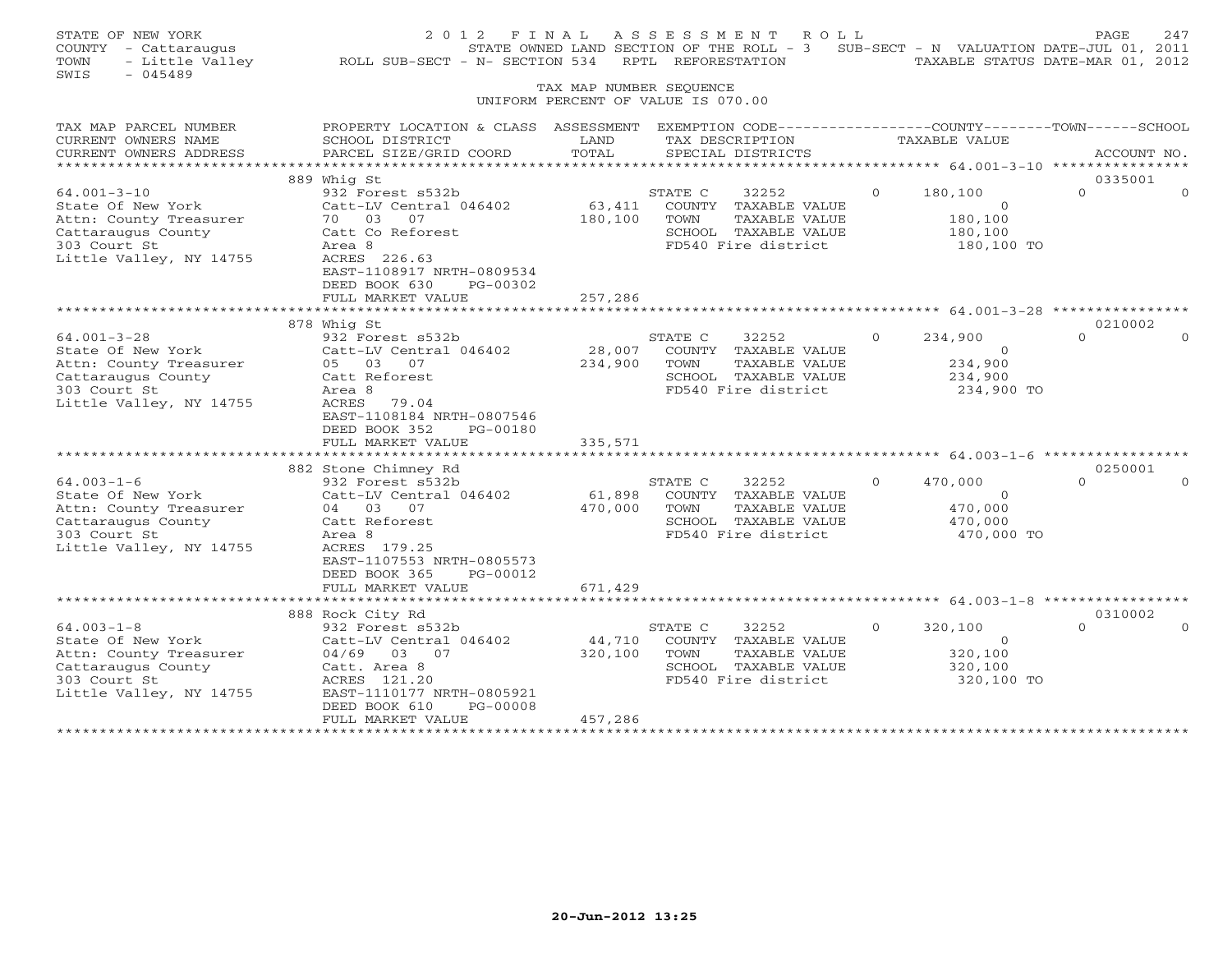STATE OF NEW YORK
COUNTY - Cattaraugus
TOWN - Little Valley
SWIS - 045489

2 0 1 2 F I N A L A S S E S S M E N T R O L L
STATE OWNED LAND SECTION OF THE ROLL - 3 SUB-SECT - N VALUATION DATE-JUL 01, 2011
ROLL SUB-SECT - N- SECTION 534 RPTL REFORESTATION TAXABLE STATUS DATE-MAR 01, 2012

TAX MAP NUMBER SEQUENCE
UNIFORM PERCENT OF VALUE IS 070.00

| TAX MAP PARCEL NUMBER / CURRENT OWNERS NAME / CURRENT OWNERS ADDRESS | PROPERTY LOCATION & CLASS / SCHOOL DISTRICT / PARCEL SIZE/GRID COORD | ASSESSMENT LAND / TOTAL | EXEMPTION CODE / TAX DESCRIPTION / SPECIAL DISTRICTS | COUNTY TAXABLE VALUE | TOWN | SCHOOL / ACCOUNT NO. |
|---|---|---|---|---|---|---|
| | 889 Whig St | | | | | 0335001 |
| 64.001-3-10 | 932 Forest s532b | | STATE C 32252 | 0 180,100 | 0 | 0 |
| State Of New York | Catt-LV Central 046402 | 63,411 | COUNTY TAXABLE VALUE | 0 | | |
| Attn: County Treasurer | 70 03 07 | 180,100 | TOWN TAXABLE VALUE | 180,100 | | |
| Cattaraugus County | Catt Co Reforest | | SCHOOL TAXABLE VALUE | 180,100 | | |
| 303 Court St | Area 8 | | FD540 Fire district | 180,100 TO | | |
| Little Valley, NY 14755 | ACRES 226.63 | | | | | |
| | EAST-1108917 NRTH-0809534 | | | | | |
| | DEED BOOK 630 PG-00302 | | | | | |
| | FULL MARKET VALUE | 257,286 | | | | |
| | 878 Whig St | | | | | 0210002 |
| 64.001-3-28 | 932 Forest s532b | | STATE C 32252 | 0 234,900 | 0 | 0 |
| State Of New York | Catt-LV Central 046402 | 28,007 | COUNTY TAXABLE VALUE | 0 | | |
| Attn: County Treasurer | 05 03 07 | 234,900 | TOWN TAXABLE VALUE | 234,900 | | |
| Cattaraugus County | Catt Reforest | | SCHOOL TAXABLE VALUE | 234,900 | | |
| 303 Court St | Area 8 | | FD540 Fire district | 234,900 TO | | |
| Little Valley, NY 14755 | ACRES 79.04 | | | | | |
| | EAST-1108184 NRTH-0807546 | | | | | |
| | DEED BOOK 352 PG-00180 | | | | | |
| | FULL MARKET VALUE | 335,571 | | | | |
| | 882 Stone Chimney Rd | | | | | 0250001 |
| 64.003-1-6 | 932 Forest s532b | | STATE C 32252 | 0 470,000 | 0 | 0 |
| State Of New York | Catt-LV Central 046402 | 61,898 | COUNTY TAXABLE VALUE | 0 | | |
| Attn: County Treasurer | 04 03 07 | 470,000 | TOWN TAXABLE VALUE | 470,000 | | |
| Cattaraugus County | Catt Reforest | | SCHOOL TAXABLE VALUE | 470,000 | | |
| 303 Court St | Area 8 | | FD540 Fire district | 470,000 TO | | |
| Little Valley, NY 14755 | ACRES 179.25 | | | | | |
| | EAST-1107553 NRTH-0805573 | | | | | |
| | DEED BOOK 365 PG-00012 | | | | | |
| | FULL MARKET VALUE | 671,429 | | | | |
| | 888 Rock City Rd | | | | | 0310002 |
| 64.003-1-8 | 932 Forest s532b | | STATE C 32252 | 0 320,100 | 0 | 0 |
| State Of New York | Catt-LV Central 046402 | 44,710 | COUNTY TAXABLE VALUE | 0 | | |
| Attn: County Treasurer | 04/69 03 07 | 320,100 | TOWN TAXABLE VALUE | 320,100 | | |
| Cattaraugus County | Catt. Area 8 | | SCHOOL TAXABLE VALUE | 320,100 | | |
| 303 Court St | ACRES 121.20 | | FD540 Fire district | 320,100 TO | | |
| Little Valley, NY 14755 | EAST-1110177 NRTH-0805921 | | | | | |
| | DEED BOOK 610 PG-00008 | | | | | |
| | FULL MARKET VALUE | 457,286 | | | | |

20-Jun-2012 13:25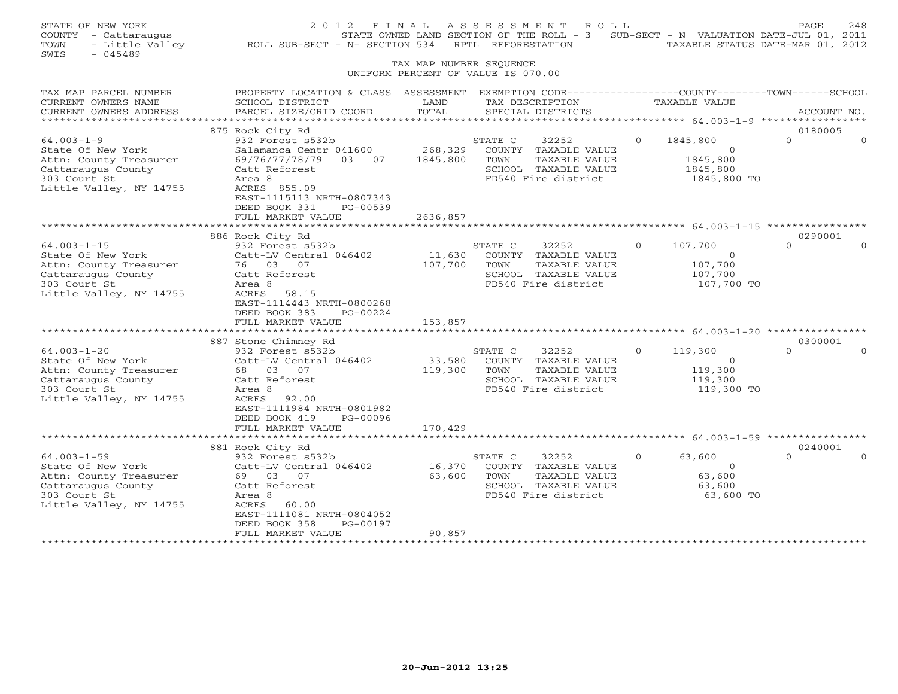STATE OF NEW YORK — 2012 FINAL ASSESSMENT ROLL
COUNTY - Cattaraugus — STATE OWNED LAND SECTION OF THE ROLL - 3 — SUB-SECT - N VALUATION DATE-JUL 01, 2011
TOWN - Little Valley — ROLL SUB-SECT - N- SECTION 534 RPTL REFORESTATION — TAXABLE STATUS DATE-MAR 01, 2012
SWIS - 045489

TAX MAP NUMBER SEQUENCE
UNIFORM PERCENT OF VALUE IS 070.00

| TAX MAP PARCEL NUMBER / CURRENT OWNERS NAME / CURRENT OWNERS ADDRESS | PROPERTY LOCATION & CLASS / SCHOOL DISTRICT / PARCEL SIZE/GRID COORD | ASSESSMENT LAND / TOTAL | EXEMPTION CODE / TAX DESCRIPTION / SPECIAL DISTRICTS | COUNTY | TOWN | SCHOOL | TAXABLE VALUE | ACCOUNT NO. |
|---|---|---|---|---|---|---|---|---|
| **64.003-1-9** | 875 Rock City Rd | | | | | | | 0180005 |
| 64.003-1-9 | 932 Forest s532b | | STATE C 32252 | 0 | | | 1845,800 | 0 / 0 |
| State Of New York | Salamanca Centr 041600 | 268,329 | COUNTY TAXABLE VALUE | | | | 0 | |
| Attn: County Treasurer | 69/76/77/78/79 03 07 | 1845,800 | TOWN TAXABLE VALUE | | | | 1845,800 | |
| Cattaraugus County | Catt Reforest | | SCHOOL TAXABLE VALUE | | | | 1845,800 | |
| 303 Court St | Area 8 | | FD540 Fire district | | | | 1845,800 TO | |
| Little Valley, NY 14755 | ACRES 855.09 | | | | | | | |
| | EAST-1115113 NRTH-0807343 | | | | | | | |
| | DEED BOOK 331 PG-00539 | | | | | | | |
| | FULL MARKET VALUE | 2636,857 | | | | | | |
| **64.003-1-15** | 886 Rock City Rd | | | | | | | 0290001 |
| 64.003-1-15 | 932 Forest s532b | | STATE C 32252 | 0 | | | 107,700 | 0 / 0 |
| State Of New York | Catt-LV Central 046402 | 11,630 | COUNTY TAXABLE VALUE | | | | 0 | |
| Attn: County Treasurer | 76 03 07 | 107,700 | TOWN TAXABLE VALUE | | | | 107,700 | |
| Cattaraugus County | Catt Reforest | | SCHOOL TAXABLE VALUE | | | | 107,700 | |
| 303 Court St | Area 8 | | FD540 Fire district | | | | 107,700 TO | |
| Little Valley, NY 14755 | ACRES 58.15 | | | | | | | |
| | EAST-1114443 NRTH-0800268 | | | | | | | |
| | DEED BOOK 383 PG-00224 | | | | | | | |
| | FULL MARKET VALUE | 153,857 | | | | | | |
| **64.003-1-20** | 887 Stone Chimney Rd | | | | | | | 0300001 |
| 64.003-1-20 | 932 Forest s532b | | STATE C 32252 | 0 | | | 119,300 | 0 / 0 |
| State Of New York | Catt-LV Central 046402 | 33,580 | COUNTY TAXABLE VALUE | | | | 0 | |
| Attn: County Treasurer | 68 03 07 | 119,300 | TOWN TAXABLE VALUE | | | | 119,300 | |
| Cattaraugus County | Catt Reforest | | SCHOOL TAXABLE VALUE | | | | 119,300 | |
| 303 Court St | Area 8 | | FD540 Fire district | | | | 119,300 TO | |
| Little Valley, NY 14755 | ACRES 92.00 | | | | | | | |
| | EAST-1111984 NRTH-0801982 | | | | | | | |
| | DEED BOOK 419 PG-00096 | | | | | | | |
| | FULL MARKET VALUE | 170,429 | | | | | | |
| **64.003-1-59** | 881 Rock City Rd | | | | | | | 0240001 |
| 64.003-1-59 | 932 Forest s532b | | STATE C 32252 | 0 | | | 63,600 | 0 / 0 |
| State Of New York | Catt-LV Central 046402 | 16,370 | COUNTY TAXABLE VALUE | | | | 0 | |
| Attn: County Treasurer | 69 03 07 | 63,600 | TOWN TAXABLE VALUE | | | | 63,600 | |
| Cattaraugus County | Catt Reforest | | SCHOOL TAXABLE VALUE | | | | 63,600 | |
| 303 Court St | Area 8 | | FD540 Fire district | | | | 63,600 TO | |
| Little Valley, NY 14755 | ACRES 60.00 | | | | | | | |
| | EAST-1111081 NRTH-0804052 | | | | | | | |
| | DEED BOOK 358 PG-00197 | | | | | | | |
| | FULL MARKET VALUE | 90,857 | | | | | | |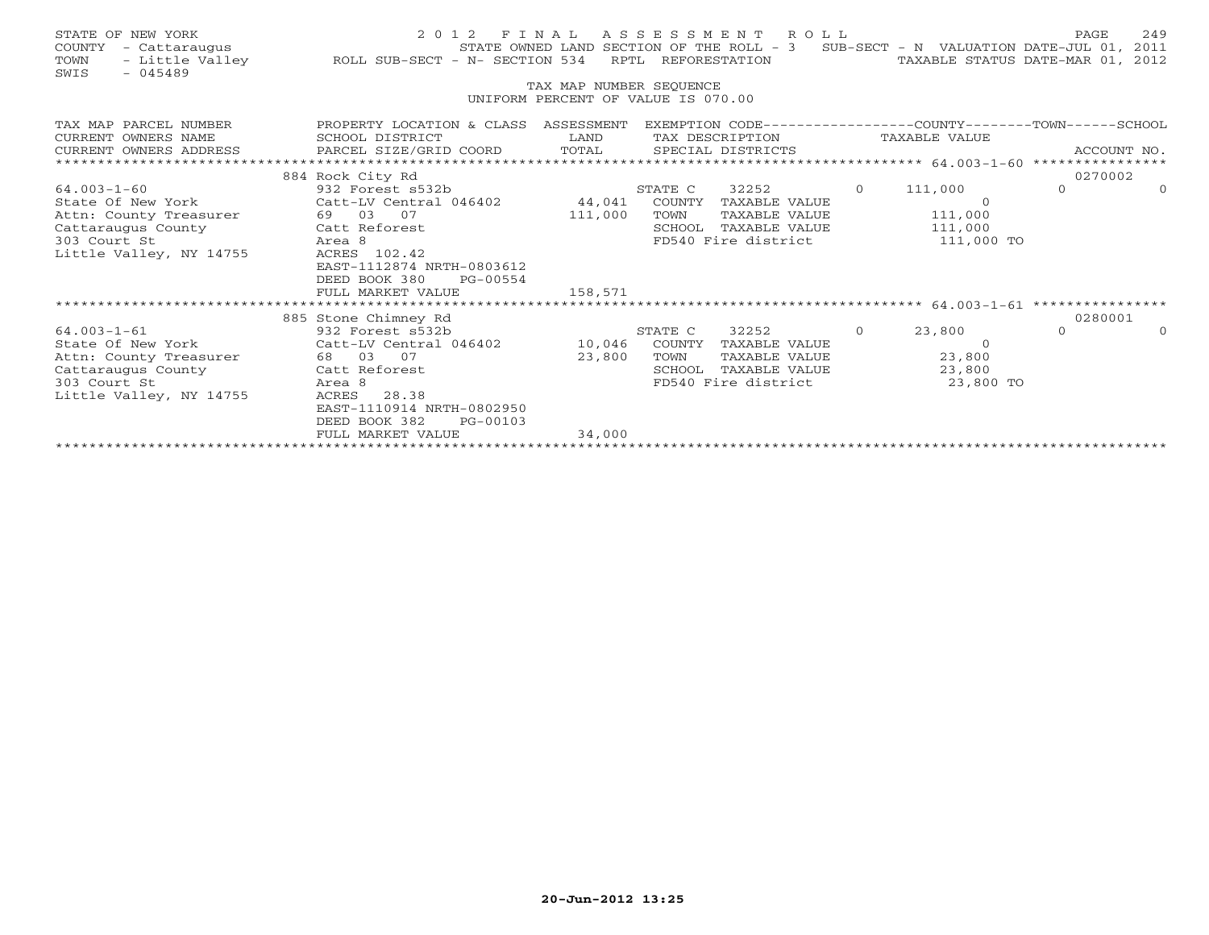STATE OF NEW YORK — 2012 FINAL ASSESSMENT ROLL
COUNTY - Cattaraugus — STATE OWNED LAND SECTION OF THE ROLL - 3 SUB-SECT - N VALUATION DATE-JUL 01, 2011
TOWN - Little Valley — ROLL SUB-SECT - N- SECTION 534 RPTL REFORESTATION — TAXABLE STATUS DATE-MAR 01, 2012
SWIS - 045489

TAX MAP NUMBER SEQUENCE
UNIFORM PERCENT OF VALUE IS 070.00

| TAX MAP PARCEL NUMBER / CURRENT OWNERS NAME / CURRENT OWNERS ADDRESS | PROPERTY LOCATION & CLASS / SCHOOL DISTRICT / PARCEL SIZE/GRID COORD | ASSESSMENT LAND / TOTAL | EXEMPTION CODE / TAX DESCRIPTION / SPECIAL DISTRICTS | COUNTY TAXABLE VALUE | TOWN | SCHOOL | ACCOUNT NO. |
|---|---|---|---|---|---|---|---|
| | 884 Rock City Rd | | | | | | 0270002 |
| 64.003-1-60 | 932 Forest s532b | | STATE C 32252 0 | 111,000 | 0 | 0 | |
| State Of New York | Catt-LV Central 046402 | 44,041 | COUNTY TAXABLE VALUE | 0 | | | |
| Attn: County Treasurer | 69 03 07 | 111,000 | TOWN TAXABLE VALUE | 111,000 | | | |
| Cattaraugus County | Catt Reforest | | SCHOOL TAXABLE VALUE | 111,000 | | | |
| 303 Court St | Area 8 | | FD540 Fire district | 111,000 TO | | | |
| Little Valley, NY 14755 | ACRES 102.42 | | | | | | |
| | EAST-1112874 NRTH-0803612 | | | | | | |
| | DEED BOOK 380 PG-00554 | | | | | | |
| | FULL MARKET VALUE | 158,571 | | | | | |
| | 885 Stone Chimney Rd | | | | | | 0280001 |
| 64.003-1-61 | 932 Forest s532b | | STATE C 32252 0 | 23,800 | 0 | 0 | |
| State Of New York | Catt-LV Central 046402 | 10,046 | COUNTY TAXABLE VALUE | 0 | | | |
| Attn: County Treasurer | 68 03 07 | 23,800 | TOWN TAXABLE VALUE | 23,800 | | | |
| Cattaraugus County | Catt Reforest | | SCHOOL TAXABLE VALUE | 23,800 | | | |
| 303 Court St | Area 8 | | FD540 Fire district | 23,800 TO | | | |
| Little Valley, NY 14755 | ACRES 28.38 | | | | | | |
| | EAST-1110914 NRTH-0802950 | | | | | | |
| | DEED BOOK 382 PG-00103 | | | | | | |
| | FULL MARKET VALUE | 34,000 | | | | | |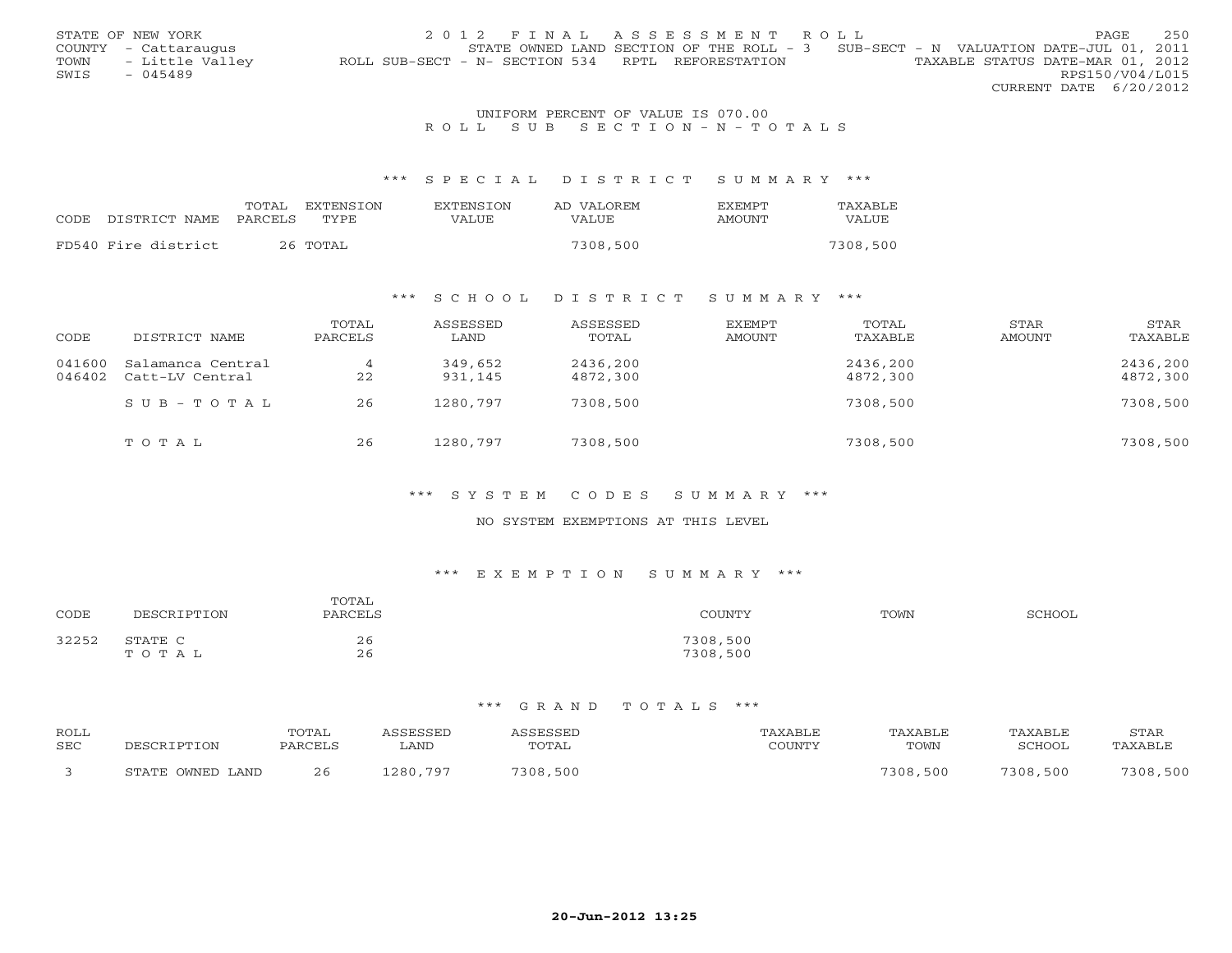STATE OF NEW YORK
COUNTY - Cattaraugus
TOWN - Little Valley
SWIS - 045489

2012 FINAL ASSESSMENT ROLL
STATE OWNED LAND SECTION OF THE ROLL - 3 SUB-SECT - N VALUATION DATE-JUL 01, 2011
ROLL SUB-SECT - N- SECTION 534 RPTL REFORESTATION TAXABLE STATUS DATE-MAR 01, 2012
RPS150/V04/L015
CURRENT DATE 6/20/2012

UNIFORM PERCENT OF VALUE IS 070.00

ROLL SUB SECTION-N-TOTALS

### *** SPECIAL DISTRICT SUMMARY ***

| CODE DISTRICT NAME | TOTAL PARCELS | EXTENSION TYPE | EXTENSION VALUE | AD VALOREM VALUE | EXEMPT AMOUNT | TAXABLE VALUE |
|---|---|---|---|---|---|---|
| FD540 Fire district | 26 | TOTAL | | 7308,500 | | 7308,500 |

### *** SCHOOL DISTRICT SUMMARY ***

| CODE | DISTRICT NAME | TOTAL PARCELS | ASSESSED LAND | ASSESSED TOTAL | EXEMPT AMOUNT | TOTAL TAXABLE | STAR AMOUNT | STAR TAXABLE |
|---|---|---|---|---|---|---|---|---|
| 041600 | Salamanca Central | 4 | 349,652 | 2436,200 | | 2436,200 | | 2436,200 |
| 046402 | Catt-LV Central | 22 | 931,145 | 4872,300 | | 4872,300 | | 4872,300 |
| | SUB-TOTAL | 26 | 1280,797 | 7308,500 | | 7308,500 | | 7308,500 |
| | TOTAL | 26 | 1280,797 | 7308,500 | | 7308,500 | | 7308,500 |

### *** SYSTEM CODES SUMMARY ***

NO SYSTEM EXEMPTIONS AT THIS LEVEL

### *** EXEMPTION SUMMARY ***

| CODE | DESCRIPTION | TOTAL PARCELS | COUNTY | TOWN | SCHOOL |
|---|---|---|---|---|---|
| 32252 | STATE C | 26 | 7308,500 | | |
| | TOTAL | 26 | 7308,500 | | |

### *** GRAND TOTALS ***

| ROLL SEC | DESCRIPTION | TOTAL PARCELS | ASSESSED LAND | ASSESSED TOTAL | TAXABLE COUNTY | TAXABLE TOWN | TAXABLE SCHOOL | STAR TAXABLE |
|---|---|---|---|---|---|---|---|---|
| 3 | STATE OWNED LAND | 26 | 1280,797 | 7308,500 | | 7308,500 | 7308,500 | 7308,500 |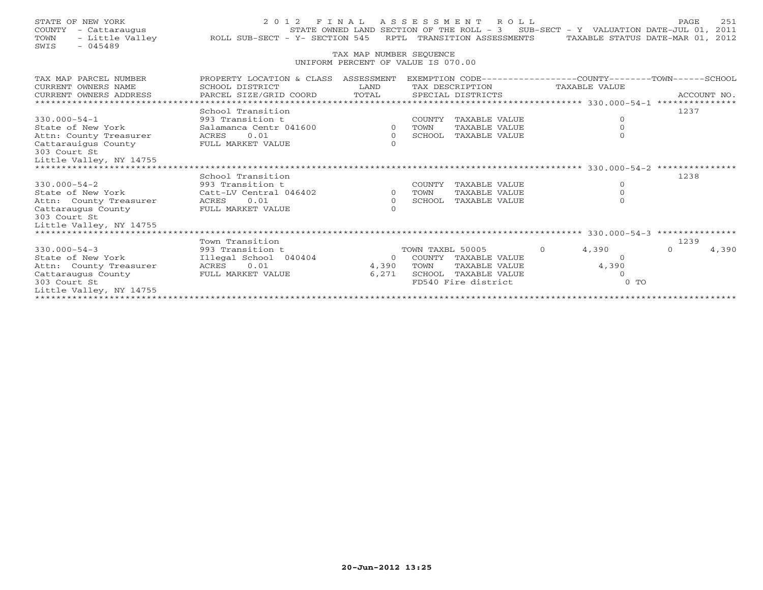STATE OF NEW YORK
COUNTY - Cattaraugus
TOWN - Little Valley
SWIS - 045489

2 0 1 2 F I N A L A S S E S S M E N T R O L L
STATE OWNED LAND SECTION OF THE ROLL - 3 SUB-SECT - Y VALUATION DATE-JUL 01, 2011
ROLL SUB-SECT - Y- SECTION 545 RPTL TRANSITION ASSESSMENTS TAXABLE STATUS DATE-MAR 01, 2012

TAX MAP NUMBER SEQUENCE
UNIFORM PERCENT OF VALUE IS 070.00

| TAX MAP PARCEL NUMBER / CURRENT OWNERS NAME / CURRENT OWNERS ADDRESS | PROPERTY LOCATION & CLASS / SCHOOL DISTRICT / PARCEL SIZE/GRID COORD | ASSESSMENT LAND / TOTAL | EXEMPTION CODE / TAX DESCRIPTION / SPECIAL DISTRICTS | COUNTY | TAXABLE VALUE | TOWN | SCHOOL / ACCOUNT NO. |
|---|---|---|---|---|---|---|---|
| ******** 330.000-54-1 ******** | | | | | | | |
| | School Transition | | | | | | 1237 |
| 330.000-54-1 | 993 Transition t | | COUNTY TAXABLE VALUE | | 0 | | |
| State of New York | Salamanca Centr 041600 | 0 | TOWN TAXABLE VALUE | | 0 | | |
| Attn: County Treasurer | ACRES 0.01 | 0 | SCHOOL TAXABLE VALUE | | 0 | | |
| Cattarauigus County | FULL MARKET VALUE | 0 | | | | | |
| 303 Court St | | | | | | | |
| Little Valley, NY 14755 | | | | | | | |
| ******** 330.000-54-2 ******** | | | | | | | |
| | School Transition | | | | | | 1238 |
| 330.000-54-2 | 993 Transition t | | COUNTY TAXABLE VALUE | | 0 | | |
| State of New York | Catt-LV Central 046402 | 0 | TOWN TAXABLE VALUE | | 0 | | |
| Attn: County Treasurer | ACRES 0.01 | 0 | SCHOOL TAXABLE VALUE | | 0 | | |
| Cattaraugus County | FULL MARKET VALUE | 0 | | | | | |
| 303 Court St | | | | | | | |
| Little Valley, NY 14755 | | | | | | | |
| ******** 330.000-54-3 ******** | | | | | | | |
| | Town Transition | | | | | | 1239 |
| 330.000-54-3 | 993 Transition t | | TOWN TAXBL 50005 | 0 | 4,390 | 0 | 4,390 |
| State of New York | Illegal School 040404 | 0 | COUNTY TAXABLE VALUE | | 0 | | |
| Attn: County Treasurer | ACRES 0.01 | 4,390 | TOWN TAXABLE VALUE | | 4,390 | | |
| Cattaraugus County | FULL MARKET VALUE | 6,271 | SCHOOL TAXABLE VALUE | | 0 | | |
| 303 Court St | | | FD540 Fire district | | 0 TO | | |
| Little Valley, NY 14755 | | | | | | | |

20-Jun-2012 13:25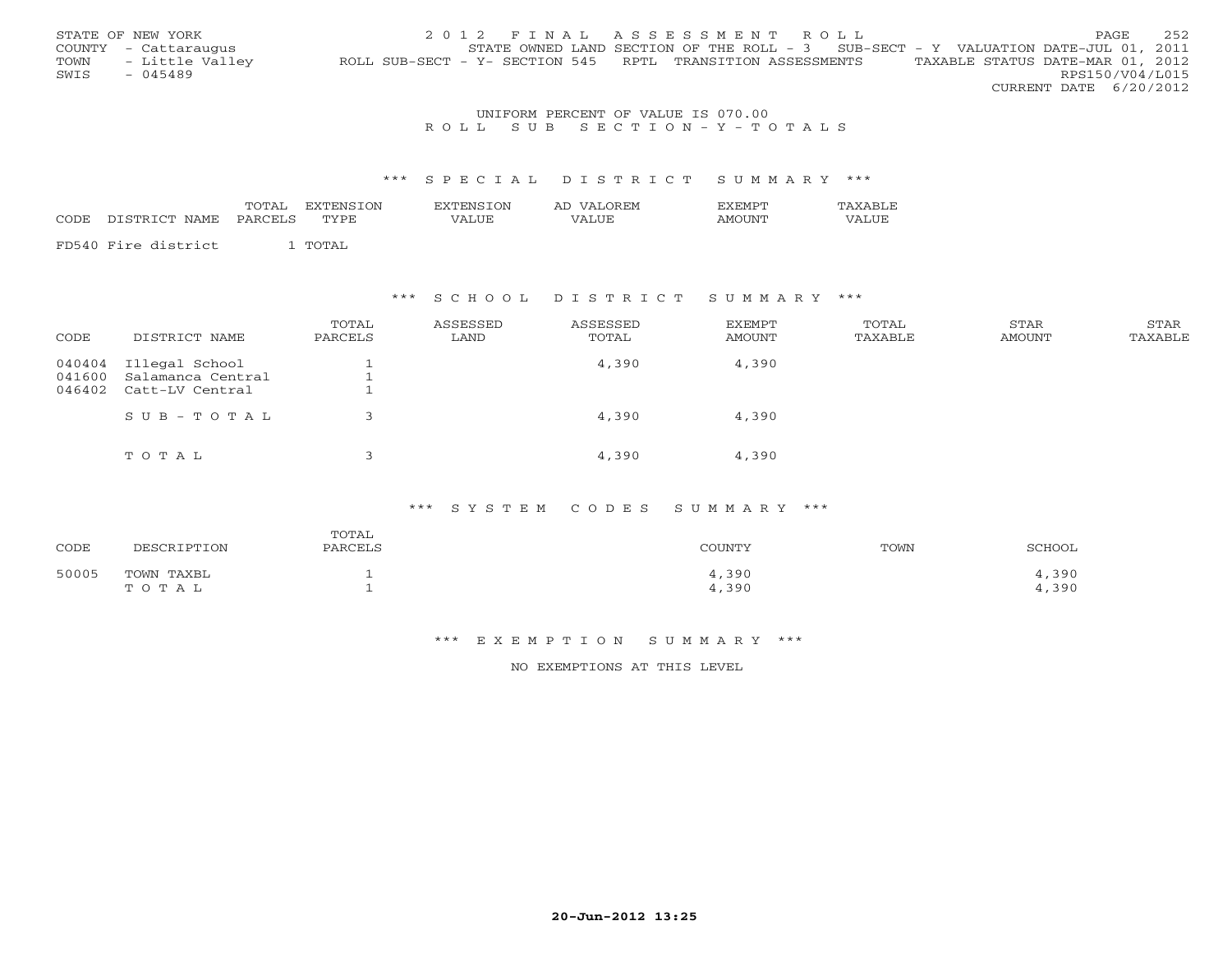STATE OF NEW YORK
COUNTY - Cattaraugus
TOWN - Little Valley
SWIS - 045489

2012 FINAL ASSESSMENT ROLL
STATE OWNED LAND SECTION OF THE ROLL - 3 SUB-SECT - Y VALUATION DATE-JUL 01, 2011
ROLL SUB-SECT - Y- SECTION 545 RPTL TRANSITION ASSESSMENTS TAXABLE STATUS DATE-MAR 01, 2012
RPS150/V04/L015
CURRENT DATE 6/20/2012

UNIFORM PERCENT OF VALUE IS 070.00

ROLL SUB SECTION-Y-TOTALS

## *** SPECIAL DISTRICT SUMMARY ***

| CODE | DISTRICT NAME | TOTAL PARCELS | EXTENSION TYPE | EXTENSION VALUE | AD VALOREM VALUE | EXEMPT AMOUNT | TAXABLE VALUE |
|---|---|---|---|---|---|---|---|
| FD540 | Fire district | 1 | TOTAL | | | | |

## *** SCHOOL DISTRICT SUMMARY ***

| CODE | DISTRICT NAME | TOTAL PARCELS | ASSESSED LAND | ASSESSED TOTAL | EXEMPT AMOUNT | TOTAL TAXABLE | STAR AMOUNT | STAR TAXABLE |
|---|---|---|---|---|---|---|---|---|
| 040404 | Illegal School | 1 | | 4,390 | 4,390 | | | |
| 041600 | Salamanca Central | 1 | | | | | | |
| 046402 | Catt-LV Central | 1 | | | | | | |
| | SUB-TOTAL | 3 | | 4,390 | 4,390 | | | |
| | TOTAL | 3 | | 4,390 | 4,390 | | | |

## *** SYSTEM CODES SUMMARY ***

| CODE | DESCRIPTION | TOTAL PARCELS | COUNTY | TOWN | SCHOOL |
|---|---|---|---|---|---|
| 50005 | TOWN TAXBL | 1 | 4,390 | | 4,390 |
| | TOTAL | 1 | 4,390 | | 4,390 |

## *** EXEMPTION SUMMARY ***

NO EXEMPTIONS AT THIS LEVEL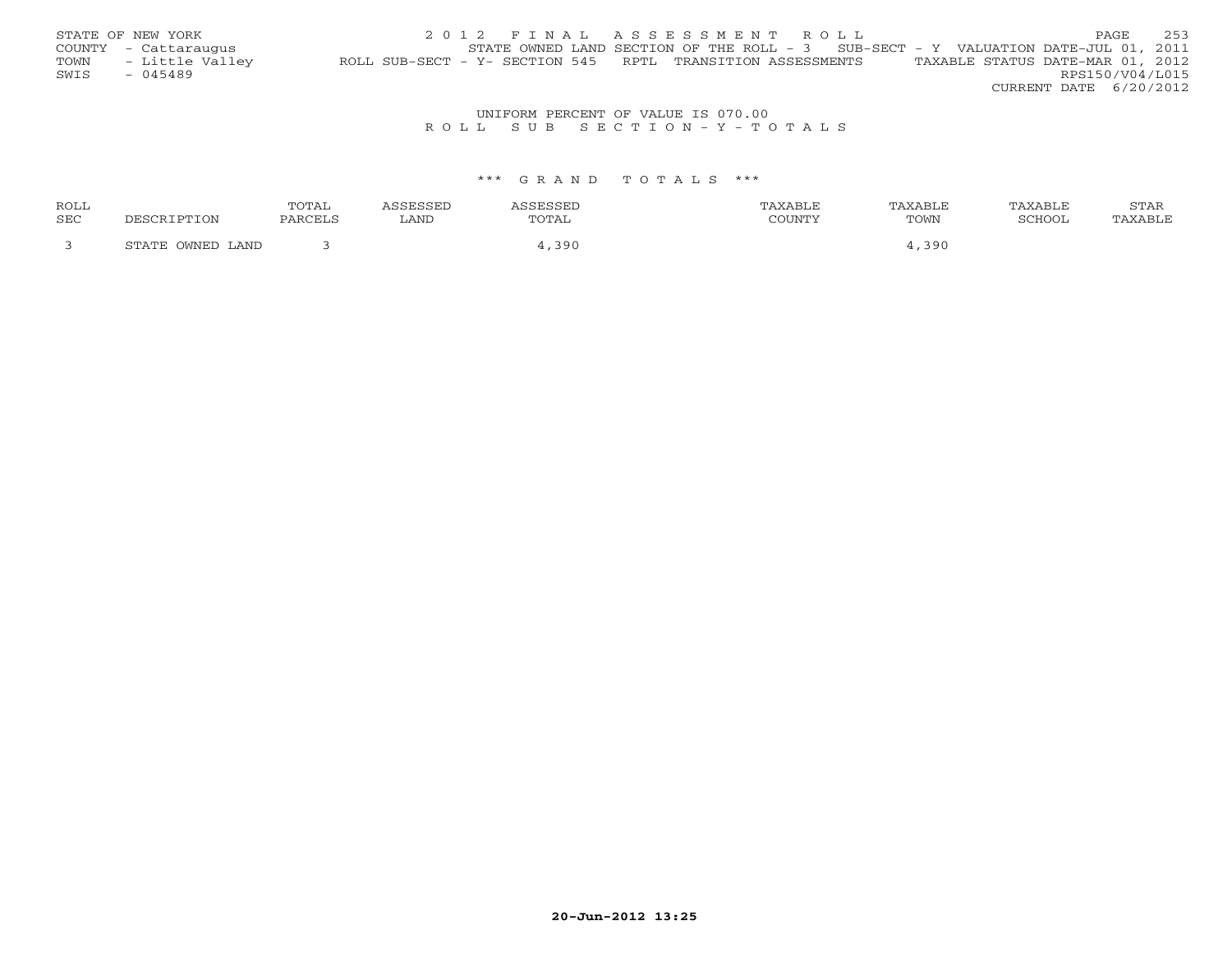STATE OF NEW YORK
COUNTY - Cattaraugus
TOWN - Little Valley
SWIS - 045489

2 0 1 2 F I N A L A S S E S S M E N T R O L L
STATE OWNED LAND SECTION OF THE ROLL - 3 SUB-SECT - Y VALUATION DATE-JUL 01, 2011
ROLL SUB-SECT - Y- SECTION 545 RPTL TRANSITION ASSESSMENTS TAXABLE STATUS DATE-MAR 01, 2012
RPS150/V04/L015
CURRENT DATE 6/20/2012

UNIFORM PERCENT OF VALUE IS 070.00
R O L L S U B S E C T I O N - Y - T O T A L S

\*\*\* G R A N D T O T A L S \*\*\*

| ROLL SEC | DESCRIPTION | TOTAL PARCELS | ASSESSED LAND | ASSESSED TOTAL | TAXABLE COUNTY | TAXABLE TOWN | TAXABLE SCHOOL | STAR TAXABLE |
|---|---|---|---|---|---|---|---|---|
| 3 | STATE OWNED LAND | 3 | | 4,390 | | 4,390 | | |

20-Jun-2012 13:25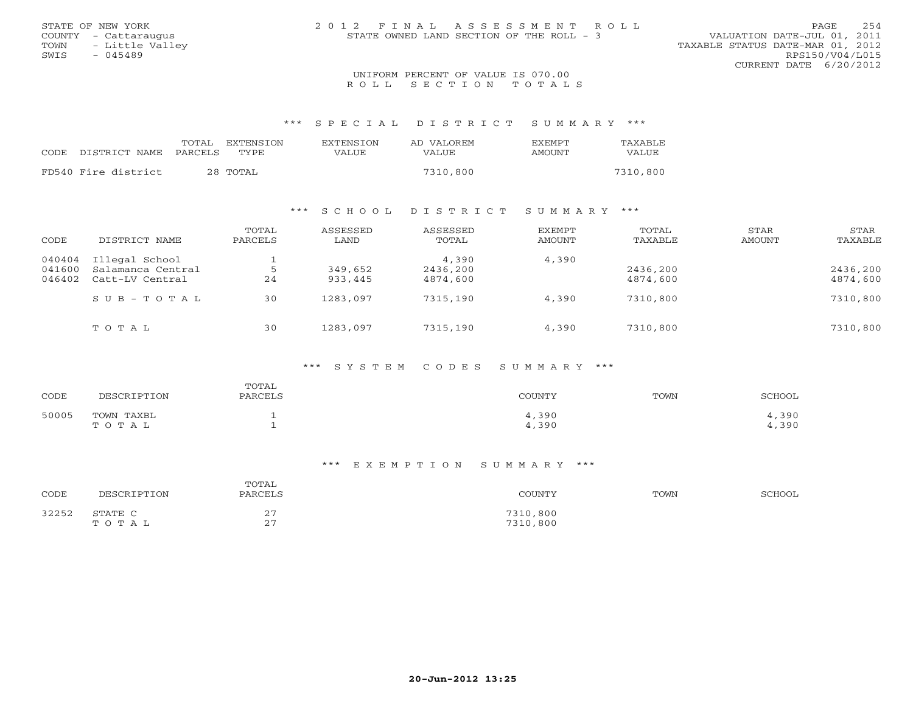STATE OF NEW YORK
COUNTY - Cattaraugus
TOWN - Little Valley
SWIS - 045489

# 2012 FINAL ASSESSMENT ROLL

STATE OWNED LAND SECTION OF THE ROLL - 3

VALUATION DATE-JUL 01, 2011
TAXABLE STATUS DATE-MAR 01, 2012
RPS150/V04/L015
CURRENT DATE 6/20/2012

UNIFORM PERCENT OF VALUE IS 070.00

## ROLL SECTION TOTALS

### *** SPECIAL DISTRICT SUMMARY ***

| CODE | DISTRICT NAME | TOTAL PARCELS | EXTENSION TYPE | EXTENSION VALUE | AD VALOREM VALUE | EXEMPT AMOUNT | TAXABLE VALUE |
|---|---|---|---|---|---|---|---|
| FD540 | Fire district | 28 | TOTAL | | 7310,800 | | 7310,800 |

### *** SCHOOL DISTRICT SUMMARY ***

| CODE | DISTRICT NAME | TOTAL PARCELS | ASSESSED LAND | ASSESSED TOTAL | EXEMPT AMOUNT | TOTAL TAXABLE | STAR AMOUNT | STAR TAXABLE |
|---|---|---|---|---|---|---|---|---|
| 040404 | Illegal School | 1 | | 4,390 | 4,390 | | | |
| 041600 | Salamanca Central | 5 | 349,652 | 2436,200 | | 2436,200 | | 2436,200 |
| 046402 | Catt-LV Central | 24 | 933,445 | 4874,600 | | 4874,600 | | 4874,600 |
| | SUB-TOTAL | 30 | 1283,097 | 7315,190 | 4,390 | 7310,800 | | 7310,800 |
| | TOTAL | 30 | 1283,097 | 7315,190 | 4,390 | 7310,800 | | 7310,800 |

### *** SYSTEM CODES SUMMARY ***

| CODE | DESCRIPTION | TOTAL PARCELS | COUNTY | TOWN | SCHOOL |
|---|---|---|---|---|---|
| 50005 | TOWN TAXBL | 1 | 4,390 | | 4,390 |
| | TOTAL | 1 | 4,390 | | 4,390 |

### *** EXEMPTION SUMMARY ***

| CODE | DESCRIPTION | TOTAL PARCELS | COUNTY | TOWN | SCHOOL |
|---|---|---|---|---|---|
| 32252 | STATE C | 27 | 7310,800 | | |
| | TOTAL | 27 | 7310,800 | | |

20-Jun-2012 13:25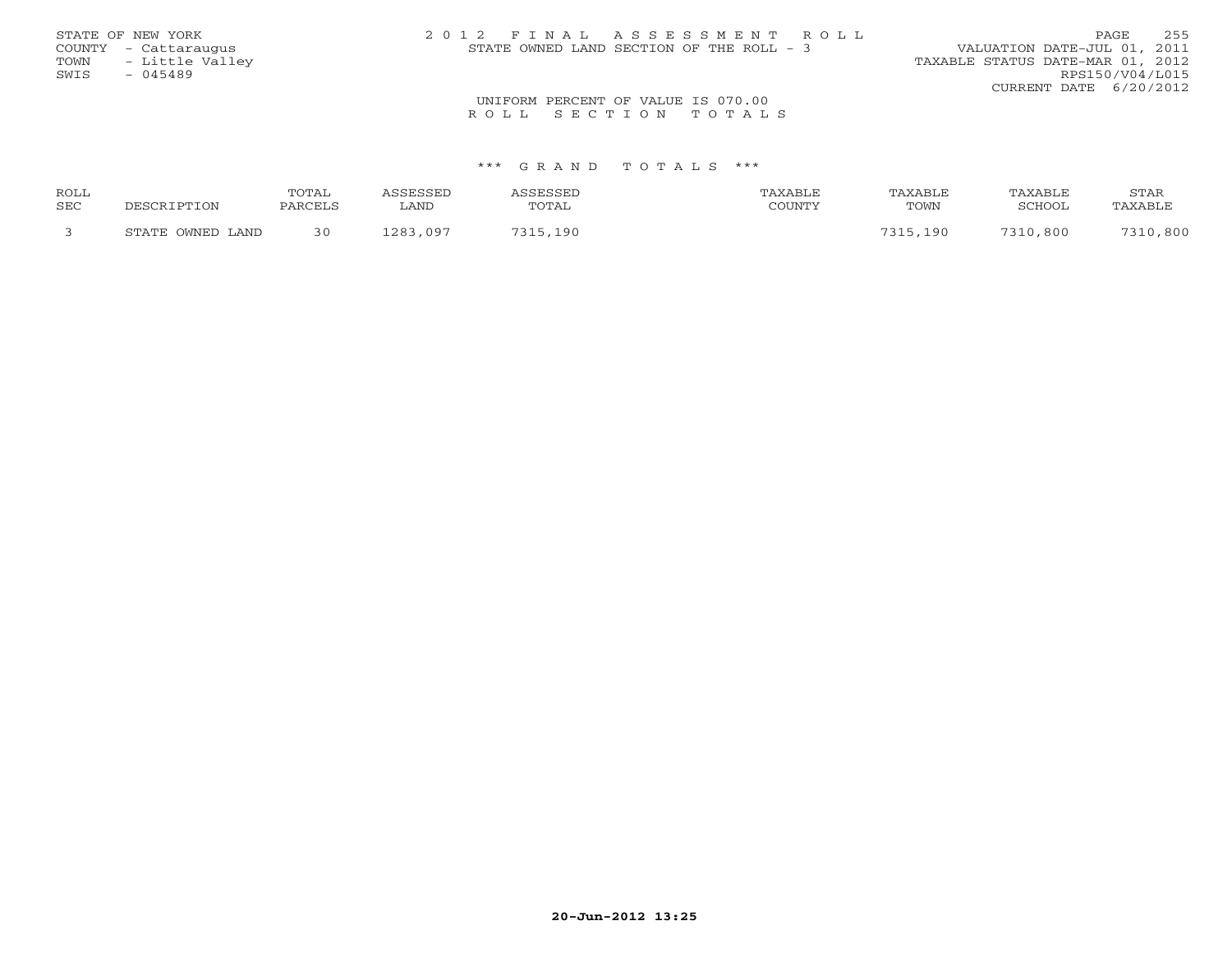STATE OF NEW YORK
COUNTY - Cattaraugus
TOWN - Little Valley
SWIS - 045489

2 0 1 2 F I N A L A S S E S S M E N T R O L L
STATE OWNED LAND SECTION OF THE ROLL - 3

VALUATION DATE-JUL 01, 2011
TAXABLE STATUS DATE-MAR 01, 2012
RPS150/V04/L015
CURRENT DATE 6/20/2012

UNIFORM PERCENT OF VALUE IS 070.00
R O L L S E C T I O N T O T A L S

*** G R A N D T O T A L S ***

| ROLL SEC | DESCRIPTION | TOTAL PARCELS | ASSESSED LAND | ASSESSED TOTAL | TAXABLE COUNTY | TAXABLE TOWN | TAXABLE SCHOOL | STAR TAXABLE |
|---|---|---|---|---|---|---|---|---|
| 3 | STATE OWNED LAND | 30 | 1283,097 | 7315,190 | | 7315,190 | 7310,800 | 7310,800 |

20-Jun-2012 13:25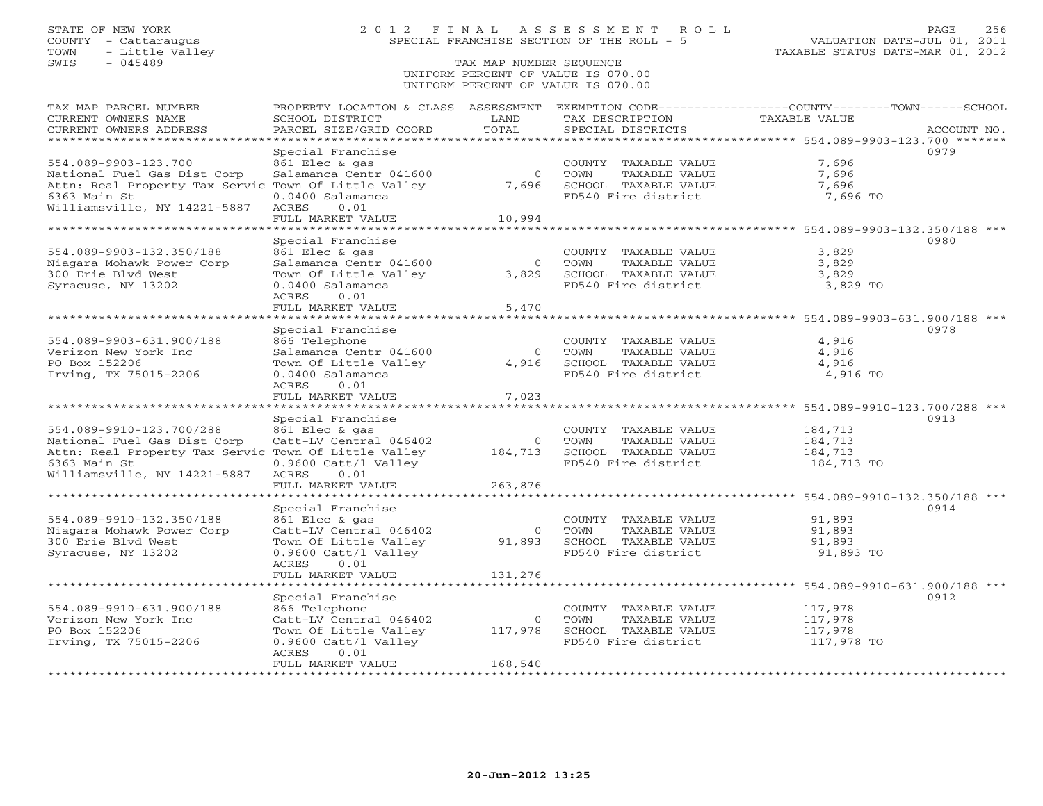STATE OF NEW YORK
COUNTY - Cattaraugus
TOWN - Little Valley
SWIS - 045489

2012 FINAL ASSESSMENT ROLL
SPECIAL FRANCHISE SECTION OF THE ROLL - 5

TAX MAP NUMBER SEQUENCE
UNIFORM PERCENT OF VALUE IS 070.00
UNIFORM PERCENT OF VALUE IS 070.00

VALUATION DATE-JUL 01, 2011
TAXABLE STATUS DATE-MAR 01, 2012

| TAX MAP PARCEL NUMBER / CURRENT OWNERS NAME / CURRENT OWNERS ADDRESS | PROPERTY LOCATION & CLASS / SCHOOL DISTRICT / PARCEL SIZE/GRID COORD | ASSESSMENT LAND / TOTAL | EXEMPTION CODE / TAX DESCRIPTION / SPECIAL DISTRICTS | TAXABLE VALUE | ACCOUNT NO. |
|---|---|---|---|---|---|
| **554.089-9903-123.700** | Special Franchise | | | | 0979 |
| 554.089-9903-123.700 | 861 Elec & gas | | COUNTY TAXABLE VALUE | 7,696 | |
| National Fuel Gas Dist Corp | Salamanca Centr 041600 | 0 | TOWN TAXABLE VALUE | 7,696 | |
| Attn: Real Property Tax Servic | Town Of Little Valley | 7,696 | SCHOOL TAXABLE VALUE | 7,696 | |
| 6363 Main St | 0.0400 Salamanca | | FD540 Fire district | 7,696 TO | |
| Williamsville, NY 14221-5887 | ACRES 0.01 | | | | |
| | FULL MARKET VALUE | 10,994 | | | |
| **554.089-9903-132.350/188** | Special Franchise | | | | 0980 |
| 554.089-9903-132.350/188 | 861 Elec & gas | | COUNTY TAXABLE VALUE | 3,829 | |
| Niagara Mohawk Power Corp | Salamanca Centr 041600 | 0 | TOWN TAXABLE VALUE | 3,829 | |
| 300 Erie Blvd West | Town Of Little Valley | 3,829 | SCHOOL TAXABLE VALUE | 3,829 | |
| Syracuse, NY 13202 | 0.0400 Salamanca | | FD540 Fire district | 3,829 TO | |
| | ACRES 0.01 | | | | |
| | FULL MARKET VALUE | 5,470 | | | |
| **554.089-9903-631.900/188** | Special Franchise | | | | 0978 |
| 554.089-9903-631.900/188 | 866 Telephone | | COUNTY TAXABLE VALUE | 4,916 | |
| Verizon New York Inc | Salamanca Centr 041600 | 0 | TOWN TAXABLE VALUE | 4,916 | |
| PO Box 152206 | Town Of Little Valley | 4,916 | SCHOOL TAXABLE VALUE | 4,916 | |
| Irving, TX 75015-2206 | 0.0400 Salamanca | | FD540 Fire district | 4,916 TO | |
| | ACRES 0.01 | | | | |
| | FULL MARKET VALUE | 7,023 | | | |
| **554.089-9910-123.700/288** | Special Franchise | | | | 0913 |
| 554.089-9910-123.700/288 | 861 Elec & gas | | COUNTY TAXABLE VALUE | 184,713 | |
| National Fuel Gas Dist Corp | Catt-LV Central 046402 | 0 | TOWN TAXABLE VALUE | 184,713 | |
| Attn: Real Property Tax Servic | Town Of Little Valley | 184,713 | SCHOOL TAXABLE VALUE | 184,713 | |
| 6363 Main St | 0.9600 Catt/l Valley | | FD540 Fire district | 184,713 TO | |
| Williamsville, NY 14221-5887 | ACRES 0.01 | | | | |
| | FULL MARKET VALUE | 263,876 | | | |
| **554.089-9910-132.350/188** | Special Franchise | | | | 0914 |
| 554.089-9910-132.350/188 | 861 Elec & gas | | COUNTY TAXABLE VALUE | 91,893 | |
| Niagara Mohawk Power Corp | Catt-LV Central 046402 | 0 | TOWN TAXABLE VALUE | 91,893 | |
| 300 Erie Blvd West | Town Of Little Valley | 91,893 | SCHOOL TAXABLE VALUE | 91,893 | |
| Syracuse, NY 13202 | 0.9600 Catt/l Valley | | FD540 Fire district | 91,893 TO | |
| | ACRES 0.01 | | | | |
| | FULL MARKET VALUE | 131,276 | | | |
| **554.089-9910-631.900/188** | Special Franchise | | | | 0912 |
| 554.089-9910-631.900/188 | 866 Telephone | | COUNTY TAXABLE VALUE | 117,978 | |
| Verizon New York Inc | Catt-LV Central 046402 | 0 | TOWN TAXABLE VALUE | 117,978 | |
| PO Box 152206 | Town Of Little Valley | 117,978 | SCHOOL TAXABLE VALUE | 117,978 | |
| Irving, TX 75015-2206 | 0.9600 Catt/l Valley | | FD540 Fire district | 117,978 TO | |
| | ACRES 0.01 | | | | |
| | FULL MARKET VALUE | 168,540 | | | |

20-Jun-2012 13:25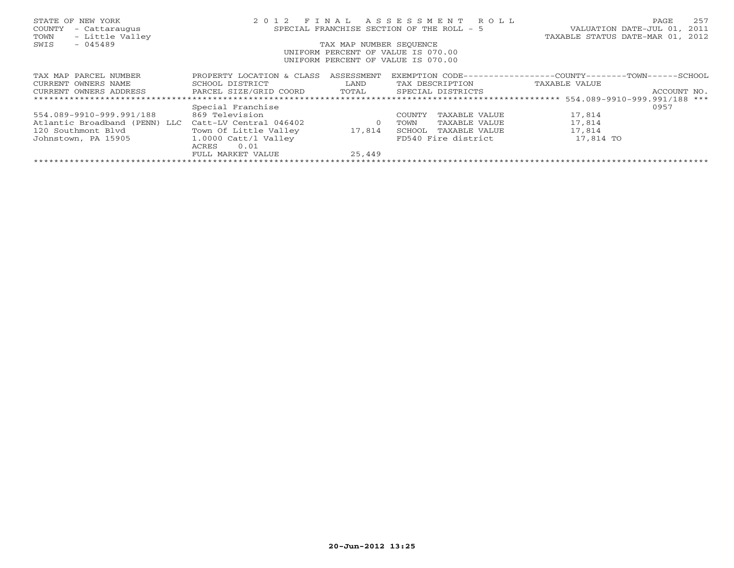STATE OF NEW YORK
COUNTY - Cattaraugus
TOWN - Little Valley
SWIS - 045489

# 2012 FINAL ASSESSMENT ROLL

SPECIAL FRANCHISE SECTION OF THE ROLL - 5

TAX MAP NUMBER SEQUENCE
UNIFORM PERCENT OF VALUE IS 070.00
UNIFORM PERCENT OF VALUE IS 070.00

VALUATION DATE-JUL 01, 2011
TAXABLE STATUS DATE-MAR 01, 2012

| TAX MAP PARCEL NUMBER<br>CURRENT OWNERS NAME<br>CURRENT OWNERS ADDRESS | PROPERTY LOCATION & CLASS<br>SCHOOL DISTRICT<br>PARCEL SIZE/GRID COORD | ASSESSMENT<br>LAND<br>TOTAL | EXEMPTION CODE<br>TAX DESCRIPTION<br>SPECIAL DISTRICTS | COUNTY--------TOWN------SCHOOL<br>TAXABLE VALUE | ACCOUNT NO. |
|---|---|---|---|---|---|
| *** 554.089-9910-999.991/188 *** | | | | | |
| | Special Franchise | | | | 0957 |
| 554.089-9910-999.991/188 | 869 Television | | COUNTY TAXABLE VALUE | 17,814 | |
| Atlantic Broadband (PENN) LLC | Catt-LV Central 046402 | 0 | TOWN TAXABLE VALUE | 17,814 | |
| 120 Southmont Blvd | Town Of Little Valley | 17,814 | SCHOOL TAXABLE VALUE | 17,814 | |
| Johnstown, PA 15905 | 1.0000 Catt/l Valley | | FD540 Fire district | 17,814 TO | |
| | ACRES 0.01 | | | | |
| | FULL MARKET VALUE | 25,449 | | | |

20-Jun-2012 13:25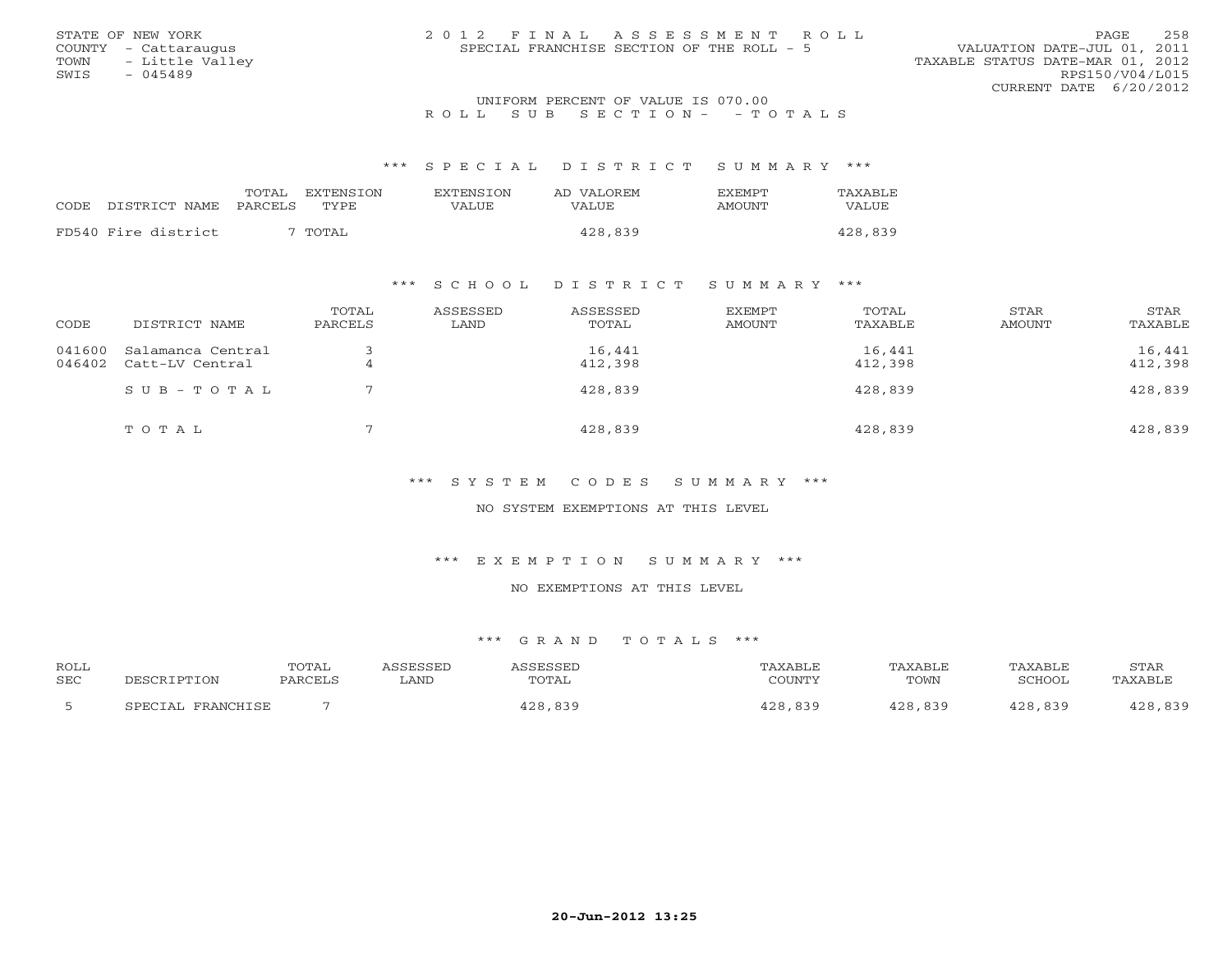STATE OF NEW YORK
COUNTY - Cattaraugus
TOWN - Little Valley
SWIS - 045489

# 2012 FINAL ASSESSMENT ROLL
SPECIAL FRANCHISE SECTION OF THE ROLL - 5

VALUATION DATE-JUL 01, 2011
TAXABLE STATUS DATE-MAR 01, 2012
RPS150/V04/L015
CURRENT DATE 6/20/2012

UNIFORM PERCENT OF VALUE IS 070.00

ROLL SUB SECTION- - TOTALS

## *** SPECIAL DISTRICT SUMMARY ***

| CODE | DISTRICT NAME | TOTAL PARCELS | EXTENSION TYPE | EXTENSION VALUE | AD VALOREM VALUE | EXEMPT AMOUNT | TAXABLE VALUE |
|---|---|---|---|---|---|---|---|
| FD540 | Fire district | 7 | TOTAL | | 428,839 | | 428,839 |

## *** SCHOOL DISTRICT SUMMARY ***

| CODE | DISTRICT NAME | TOTAL PARCELS | ASSESSED LAND | ASSESSED TOTAL | EXEMPT AMOUNT | TOTAL TAXABLE | STAR AMOUNT | STAR TAXABLE |
|---|---|---|---|---|---|---|---|---|
| 041600 | Salamanca Central | 3 | | 16,441 | | 16,441 | | 16,441 |
| 046402 | Catt-LV Central | 4 | | 412,398 | | 412,398 | | 412,398 |
| | SUB-TOTAL | 7 | | 428,839 | | 428,839 | | 428,839 |
| | TOTAL | 7 | | 428,839 | | 428,839 | | 428,839 |

## *** SYSTEM CODES SUMMARY ***

NO SYSTEM EXEMPTIONS AT THIS LEVEL

## *** EXEMPTION SUMMARY ***

NO EXEMPTIONS AT THIS LEVEL

## *** GRAND TOTALS ***

| ROLL SEC | DESCRIPTION | TOTAL PARCELS | ASSESSED LAND | ASSESSED TOTAL | TAXABLE COUNTY | TAXABLE TOWN | TAXABLE SCHOOL | STAR TAXABLE |
|---|---|---|---|---|---|---|---|---|
| 5 | SPECIAL FRANCHISE | 7 | | 428,839 | 428,839 | 428,839 | 428,839 | 428,839 |

20-Jun-2012 13:25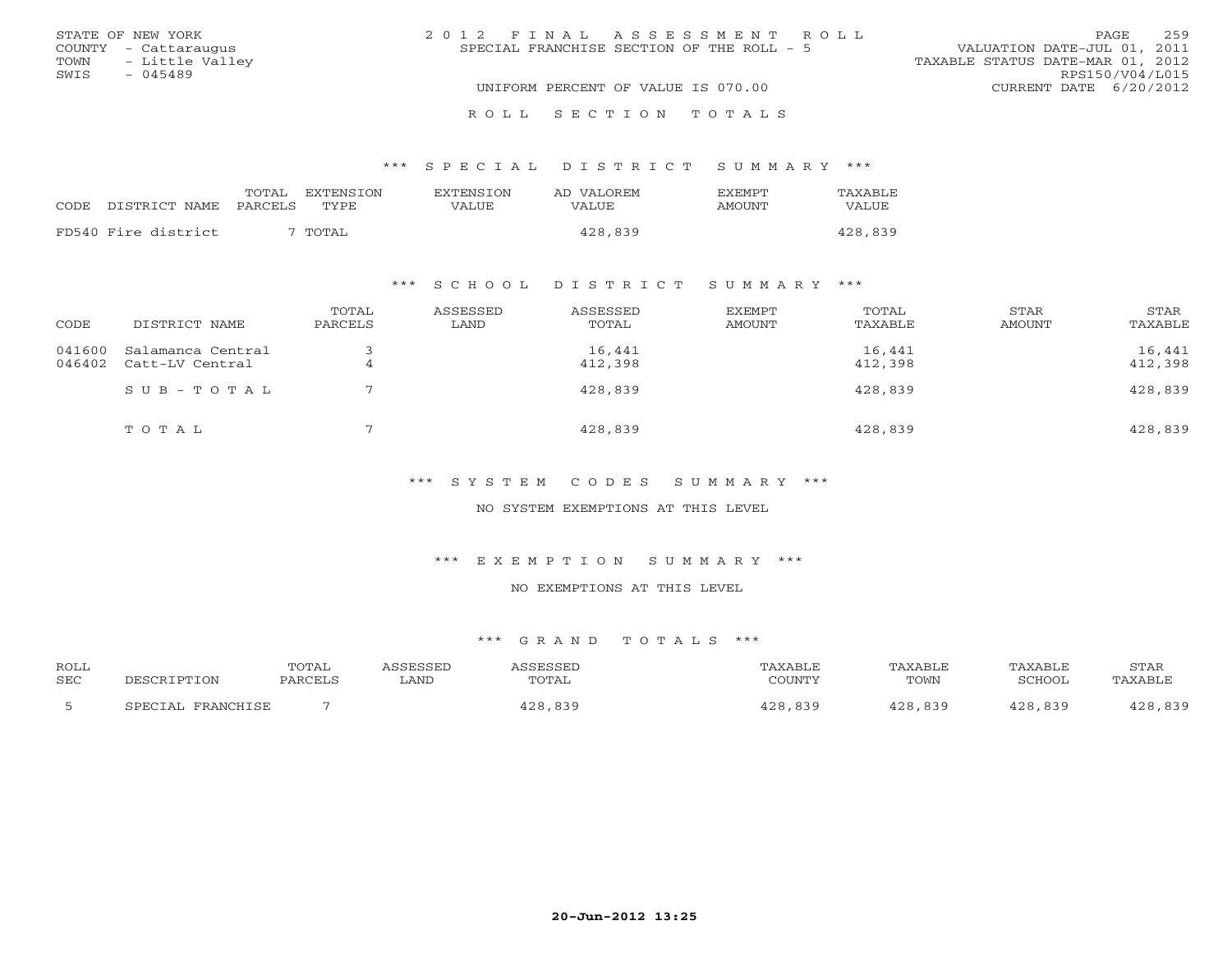STATE OF NEW YORK
COUNTY - Cattaraugus
TOWN - Little Valley
SWIS - 045489

# 2012 FINAL ASSESSMENT ROLL

SPECIAL FRANCHISE SECTION OF THE ROLL - 5

UNIFORM PERCENT OF VALUE IS 070.00

VALUATION DATE-JUL 01, 2011
TAXABLE STATUS DATE-MAR 01, 2012
RPS150/V04/L015
CURRENT DATE 6/20/2012

## ROLL SECTION TOTALS

### *** SPECIAL DISTRICT SUMMARY ***

| CODE | DISTRICT NAME | TOTAL PARCELS | EXTENSION TYPE | EXTENSION VALUE | AD VALOREM VALUE | EXEMPT AMOUNT | TAXABLE VALUE |
|---|---|---|---|---|---|---|---|
| FD540 | Fire district | 7 | TOTAL | | 428,839 | | 428,839 |

### *** SCHOOL DISTRICT SUMMARY ***

| CODE | DISTRICT NAME | TOTAL PARCELS | ASSESSED LAND | ASSESSED TOTAL | EXEMPT AMOUNT | TOTAL TAXABLE | STAR AMOUNT | STAR TAXABLE |
|---|---|---|---|---|---|---|---|---|
| 041600 | Salamanca Central | 3 | | 16,441 | | 16,441 | | 16,441 |
| 046402 | Catt-LV Central | 4 | | 412,398 | | 412,398 | | 412,398 |
| | SUB-TOTAL | 7 | | 428,839 | | 428,839 | | 428,839 |
| | TOTAL | 7 | | 428,839 | | 428,839 | | 428,839 |

### *** SYSTEM CODES SUMMARY ***

NO SYSTEM EXEMPTIONS AT THIS LEVEL

### *** EXEMPTION SUMMARY ***

NO EXEMPTIONS AT THIS LEVEL

### *** GRAND TOTALS ***

| ROLL SEC | DESCRIPTION | TOTAL PARCELS | ASSESSED LAND | ASSESSED TOTAL | TAXABLE COUNTY | TAXABLE TOWN | TAXABLE SCHOOL | STAR TAXABLE |
|---|---|---|---|---|---|---|---|---|
| 5 | SPECIAL FRANCHISE | 7 | | 428,839 | 428,839 | 428,839 | 428,839 | 428,839 |

20-Jun-2012 13:25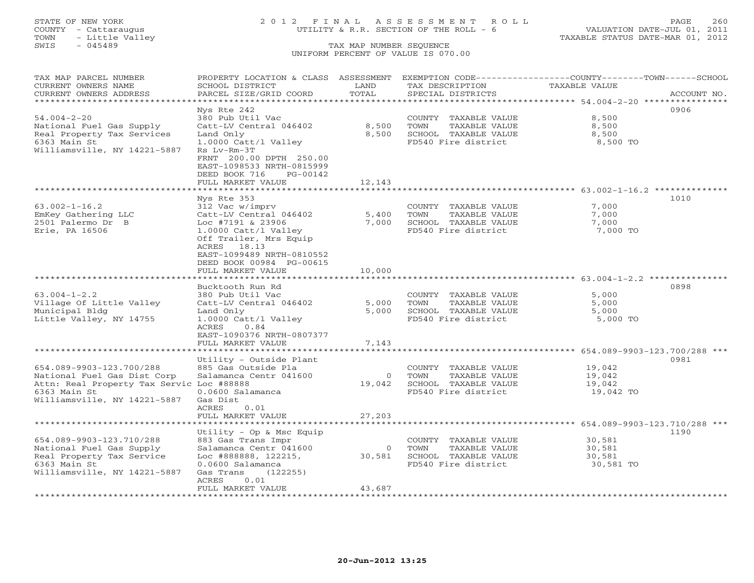STATE OF NEW YORK
COUNTY - Cattaraugus
TOWN - Little Valley
SWIS - 045489

# 2012 FINAL ASSESSMENT ROLL

UTILITY & R.R. SECTION OF THE ROLL - 6

TAX MAP NUMBER SEQUENCE

UNIFORM PERCENT OF VALUE IS 070.00

VALUATION DATE-JUL 01, 2011
TAXABLE STATUS DATE-MAR 01, 2012

| TAX MAP PARCEL NUMBER / CURRENT OWNERS NAME / CURRENT OWNERS ADDRESS | PROPERTY LOCATION & CLASS / SCHOOL DISTRICT / PARCEL SIZE/GRID COORD | ASSESSMENT LAND | TOTAL | EXEMPTION CODE / TAX DESCRIPTION / SPECIAL DISTRICTS | TAXABLE VALUE (COUNTY--TOWN--SCHOOL) | ACCOUNT NO. |
|---|---|---|---|---|---|---|
| 54.004-2-20 | Nys Rte 242 | | | | | 0906 |
| | 380 Pub Util Vac | | | COUNTY TAXABLE VALUE | 8,500 | |
| National Fuel Gas Supply | Catt-LV Central 046402 | 8,500 | | TOWN TAXABLE VALUE | 8,500 | |
| Real Property Tax Services | Land Only | | 8,500 | SCHOOL TAXABLE VALUE | 8,500 | |
| 6363 Main St | 1.0000 Catt/l Valley | | | FD540 Fire district | 8,500 TO | |
| Williamsville, NY 14221-5887 | Rs Lv-Rm-3T | | | | | |
| | FRNT 200.00 DPTH 250.00 | | | | | |
| | EAST-1098533 NRTH-0815999 | | | | | |
| | DEED BOOK 716 PG-00142 | | | | | |
| | FULL MARKET VALUE | | 12,143 | | | |
| 63.002-1-16.2 | Nys Rte 353 | | | | | 1010 |
| | 312 Vac w/imprv | | | COUNTY TAXABLE VALUE | 7,000 | |
| EmKey Gathering LLC | Catt-LV Central 046402 | 5,400 | | TOWN TAXABLE VALUE | 7,000 | |
| 2501 Palermo Dr B | Loc #7191 & 23906 | | 7,000 | SCHOOL TAXABLE VALUE | 7,000 | |
| Erie, PA 16506 | 1.0000 Catt/l Valley | | | FD540 Fire district | 7,000 TO | |
| | Off Trailer, Mrs Equip | | | | | |
| | ACRES 18.13 | | | | | |
| | EAST-1099489 NRTH-0810552 | | | | | |
| | DEED BOOK 00984 PG-00615 | | | | | |
| | FULL MARKET VALUE | | 10,000 | | | |
| 63.004-1-2.2 | Bucktooth Run Rd | | | | | 0898 |
| | 380 Pub Util Vac | | | COUNTY TAXABLE VALUE | 5,000 | |
| Village Of Little Valley | Catt-LV Central 046402 | 5,000 | | TOWN TAXABLE VALUE | 5,000 | |
| Municipal Bldg | Land Only | | 5,000 | SCHOOL TAXABLE VALUE | 5,000 | |
| Little Valley, NY 14755 | 1.0000 Catt/l Valley | | | FD540 Fire district | 5,000 TO | |
| | ACRES 0.84 | | | | | |
| | EAST-1090376 NRTH-0807377 | | | | | |
| | FULL MARKET VALUE | | 7,143 | | | |
| 654.089-9903-123.700/288 | Utility - Outside Plant | | | | | 0981 |
| | 885 Gas Outside Pla | | | COUNTY TAXABLE VALUE | 19,042 | |
| National Fuel Gas Dist Corp | Salamanca Centr 041600 | 0 | | TOWN TAXABLE VALUE | 19,042 | |
| Attn: Real Property Tax Servic | Loc #88888 | | 19,042 | SCHOOL TAXABLE VALUE | 19,042 | |
| 6363 Main St | 0.0600 Salamanca | | | FD540 Fire district | 19,042 TO | |
| Williamsville, NY 14221-5887 | Gas Dist | | | | | |
| | ACRES 0.01 | | | | | |
| | FULL MARKET VALUE | | 27,203 | | | |
| 654.089-9903-123.710/288 | Utility - Op & Msc Equip | | | | | 1190 |
| | 883 Gas Trans Impr | | | COUNTY TAXABLE VALUE | 30,581 | |
| National Fuel Gas Supply | Salamanca Centr 041600 | 0 | | TOWN TAXABLE VALUE | 30,581 | |
| Real Property Tax Service | Loc #888888, 122215, | | 30,581 | SCHOOL TAXABLE VALUE | 30,581 | |
| 6363 Main St | 0.0600 Salamanca | | | FD540 Fire district | 30,581 TO | |
| Williamsville, NY 14221-5887 | Gas Trans (122255) | | | | | |
| | ACRES 0.01 | | | | | |
| | FULL MARKET VALUE | | 43,687 | | | |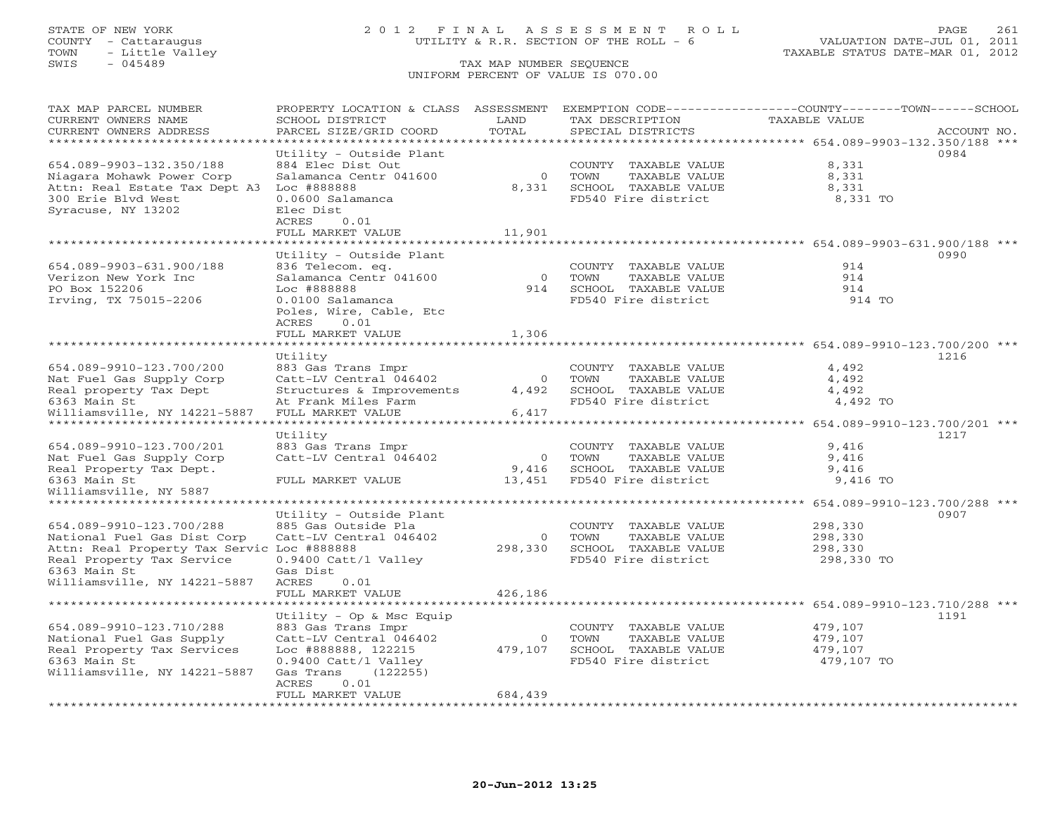STATE OF NEW YORK
COUNTY - Cattaraugus
TOWN - Little Valley
SWIS - 045489

# 2012 FINAL ASSESSMENT ROLL

UTILITY & R.R. SECTION OF THE ROLL - 6

TAX MAP NUMBER SEQUENCE
UNIFORM PERCENT OF VALUE IS 070.00

VALUATION DATE-JUL 01, 2011
TAXABLE STATUS DATE-MAR 01, 2012

| TAX MAP PARCEL NUMBER / CURRENT OWNERS NAME / CURRENT OWNERS ADDRESS | PROPERTY LOCATION & CLASS / SCHOOL DISTRICT / PARCEL SIZE/GRID COORD | ASSESSMENT LAND / TOTAL | EXEMPTION CODE / TAX DESCRIPTION / SPECIAL DISTRICTS | TAXABLE VALUE (COUNTY / TOWN / SCHOOL) | ACCOUNT NO. |
|---|---|---|---|---|---|
| **654.089-9903-132.350/188** | Utility - Outside Plant | | | | 0984 |
| 654.089-9903-132.350/188 | 884 Elec Dist Out | | COUNTY TAXABLE VALUE | 8,331 | |
| Niagara Mohawk Power Corp | Salamanca Centr 041600 | 0 | TOWN TAXABLE VALUE | 8,331 | |
| Attn: Real Estate Tax Dept A3 | Loc #888888 | 8,331 | SCHOOL TAXABLE VALUE | 8,331 | |
| 300 Erie Blvd West | 0.0600 Salamanca | | FD540 Fire district | 8,331 TO | |
| Syracuse, NY 13202 | Elec Dist | | | | |
| | ACRES 0.01 | | | | |
| | FULL MARKET VALUE | 11,901 | | | |
| **654.089-9903-631.900/188** | Utility - Outside Plant | | | | 0990 |
| 654.089-9903-631.900/188 | 836 Telecom. eq. | | COUNTY TAXABLE VALUE | 914 | |
| Verizon New York Inc | Salamanca Centr 041600 | 0 | TOWN TAXABLE VALUE | 914 | |
| PO Box 152206 | Loc #888888 | 914 | SCHOOL TAXABLE VALUE | 914 | |
| Irving, TX 75015-2206 | 0.0100 Salamanca | | FD540 Fire district | 914 TO | |
| | Poles, Wire, Cable, Etc | | | | |
| | ACRES 0.01 | | | | |
| | FULL MARKET VALUE | 1,306 | | | |
| **654.089-9910-123.700/200** | Utility | | | | 1216 |
| 654.089-9910-123.700/200 | 883 Gas Trans Impr | | COUNTY TAXABLE VALUE | 4,492 | |
| Nat Fuel Gas Supply Corp | Catt-LV Central 046402 | 0 | TOWN TAXABLE VALUE | 4,492 | |
| Real property Tax Dept | Structures & Improvements | 4,492 | SCHOOL TAXABLE VALUE | 4,492 | |
| 6363 Main St | At Frank Miles Farm | | FD540 Fire district | 4,492 TO | |
| Williamsville, NY 14221-5887 | FULL MARKET VALUE | 6,417 | | | |
| **654.089-9910-123.700/201** | Utility | | | | 1217 |
| 654.089-9910-123.700/201 | 883 Gas Trans Impr | | COUNTY TAXABLE VALUE | 9,416 | |
| Nat Fuel Gas Supply Corp | Catt-LV Central 046402 | 0 | TOWN TAXABLE VALUE | 9,416 | |
| Real Property Tax Dept. | | 9,416 | SCHOOL TAXABLE VALUE | 9,416 | |
| 6363 Main St | FULL MARKET VALUE | 13,451 | FD540 Fire district | 9,416 TO | |
| Williamsville, NY 5887 | | | | | |
| **654.089-9910-123.700/288** | Utility - Outside Plant | | | | 0907 |
| 654.089-9910-123.700/288 | 885 Gas Outside Pla | | COUNTY TAXABLE VALUE | 298,330 | |
| National Fuel Gas Dist Corp | Catt-LV Central 046402 | 0 | TOWN TAXABLE VALUE | 298,330 | |
| Attn: Real Property Tax Servic | Loc #888888 | 298,330 | SCHOOL TAXABLE VALUE | 298,330 | |
| Real Property Tax Service | 0.9400 Catt/l Valley | | FD540 Fire district | 298,330 TO | |
| 6363 Main St | Gas Dist | | | | |
| Williamsville, NY 14221-5887 | ACRES 0.01 | | | | |
| | FULL MARKET VALUE | 426,186 | | | |
| **654.089-9910-123.710/288** | Utility - Op & Msc Equip | | | | 1191 |
| 654.089-9910-123.710/288 | 883 Gas Trans Impr | | COUNTY TAXABLE VALUE | 479,107 | |
| National Fuel Gas Supply | Catt-LV Central 046402 | 0 | TOWN TAXABLE VALUE | 479,107 | |
| Real Property Tax Services | Loc #888888, 122215 | 479,107 | SCHOOL TAXABLE VALUE | 479,107 | |
| 6363 Main St | 0.9400 Catt/l Valley | | FD540 Fire district | 479,107 TO | |
| Williamsville, NY 14221-5887 | Gas Trans (122255) | | | | |
| | ACRES 0.01 | | | | |
| | FULL MARKET VALUE | 684,439 | | | |

20-Jun-2012 13:25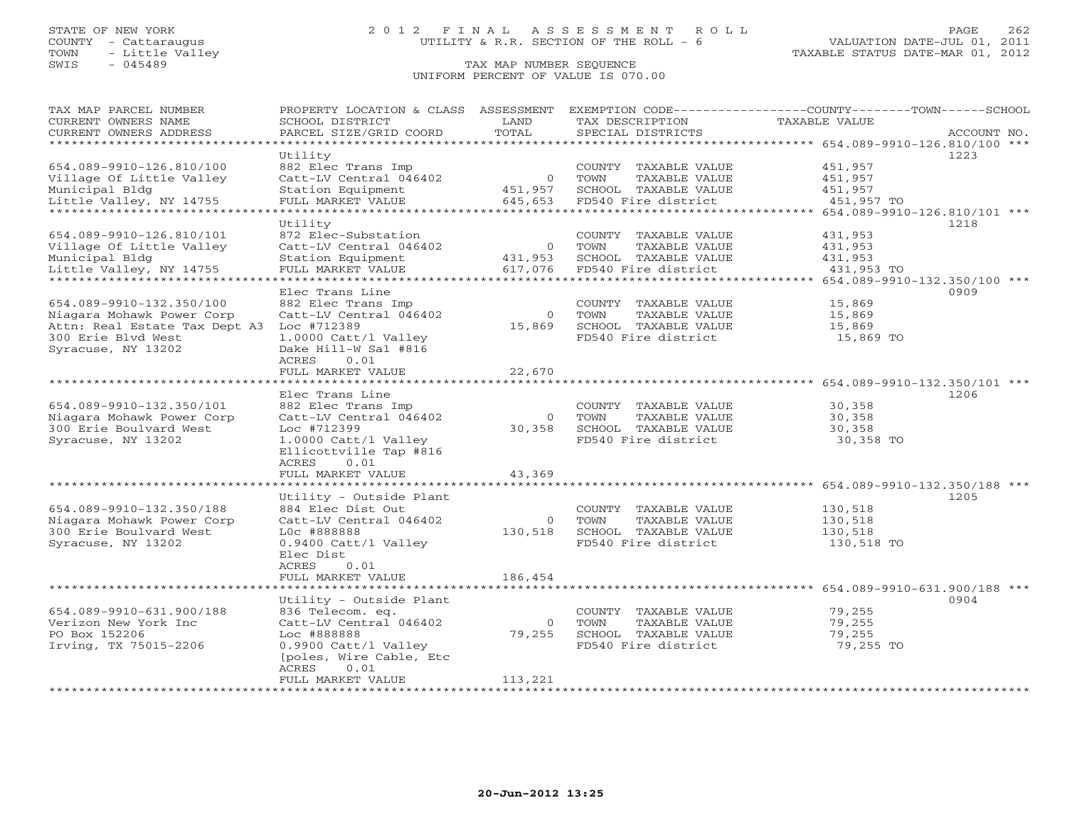STATE OF NEW YORK
COUNTY - Cattaraugus
TOWN - Little Valley
SWIS - 045489

# 2012 FINAL ASSESSMENT ROLL

UTILITY & R.R. SECTION OF THE ROLL - 6

TAX MAP NUMBER SEQUENCE

UNIFORM PERCENT OF VALUE IS 070.00

VALUATION DATE-JUL 01, 2011
TAXABLE STATUS DATE-MAR 01, 2012

| TAX MAP PARCEL NUMBER / CURRENT OWNERS NAME / CURRENT OWNERS ADDRESS | PROPERTY LOCATION & CLASS / SCHOOL DISTRICT / PARCEL SIZE/GRID COORD | ASSESSMENT LAND / TOTAL | EXEMPTION CODE / TAX DESCRIPTION / SPECIAL DISTRICTS | COUNTY--------TOWN------SCHOOL TAXABLE VALUE | ACCOUNT NO. |
|---|---|---|---|---|---|
| **654.089-9910-126.810/100** | Utility | | | | 1223 |
| 654.089-9910-126.810/100 | 882 Elec Trans Imp | | COUNTY TAXABLE VALUE | 451,957 | |
| Village Of Little Valley | Catt-LV Central 046402 | 0 | TOWN TAXABLE VALUE | 451,957 | |
| Municipal Bldg | Station Equipment | 451,957 | SCHOOL TAXABLE VALUE | 451,957 | |
| Little Valley, NY 14755 | FULL MARKET VALUE | 645,653 | FD540 Fire district | 451,957 TO | |
| **654.089-9910-126.810/101** | Utility | | | | 1218 |
| 654.089-9910-126.810/101 | 872 Elec-Substation | | COUNTY TAXABLE VALUE | 431,953 | |
| Village Of Little Valley | Catt-LV Central 046402 | 0 | TOWN TAXABLE VALUE | 431,953 | |
| Municipal Bldg | Station Equipment | 431,953 | SCHOOL TAXABLE VALUE | 431,953 | |
| Little Valley, NY 14755 | FULL MARKET VALUE | 617,076 | FD540 Fire district | 431,953 TO | |
| **654.089-9910-132.350/100** | Elec Trans Line | | | | 0909 |
| 654.089-9910-132.350/100 | 882 Elec Trans Imp | | COUNTY TAXABLE VALUE | 15,869 | |
| Niagara Mohawk Power Corp | Catt-LV Central 046402 | 0 | TOWN TAXABLE VALUE | 15,869 | |
| Attn: Real Estate Tax Dept A3 | Loc #712389 | 15,869 | SCHOOL TAXABLE VALUE | 15,869 | |
| 300 Erie Blvd West | 1.0000 Catt/l Valley | | FD540 Fire district | 15,869 TO | |
| Syracuse, NY 13202 | Dake Hill-W Sal #816 | | | | |
| | ACRES 0.01 | | | | |
| | FULL MARKET VALUE | 22,670 | | | |
| **654.089-9910-132.350/101** | Elec Trans Line | | | | 1206 |
| 654.089-9910-132.350/101 | 882 Elec Trans Imp | | COUNTY TAXABLE VALUE | 30,358 | |
| Niagara Mohawk Power Corp | Catt-LV Central 046402 | 0 | TOWN TAXABLE VALUE | 30,358 | |
| 300 Erie Boulvard West | Loc #712399 | 30,358 | SCHOOL TAXABLE VALUE | 30,358 | |
| Syracuse, NY 13202 | 1.0000 Catt/l Valley | | FD540 Fire district | 30,358 TO | |
| | Ellicottville Tap #816 | | | | |
| | ACRES 0.01 | | | | |
| | FULL MARKET VALUE | 43,369 | | | |
| **654.089-9910-132.350/188** | Utility - Outside Plant | | | | 1205 |
| 654.089-9910-132.350/188 | 884 Elec Dist Out | | COUNTY TAXABLE VALUE | 130,518 | |
| Niagara Mohawk Power Corp | Catt-LV Central 046402 | 0 | TOWN TAXABLE VALUE | 130,518 | |
| 300 Erie Boulvard West | L0c #888888 | 130,518 | SCHOOL TAXABLE VALUE | 130,518 | |
| Syracuse, NY 13202 | 0.9400 Catt/l Valley | | FD540 Fire district | 130,518 TO | |
| | Elec Dist | | | | |
| | ACRES 0.01 | | | | |
| | FULL MARKET VALUE | 186,454 | | | |
| **654.089-9910-631.900/188** | Utility - Outside Plant | | | | 0904 |
| 654.089-9910-631.900/188 | 836 Telecom. eq. | | COUNTY TAXABLE VALUE | 79,255 | |
| Verizon New York Inc | Catt-LV Central 046402 | 0 | TOWN TAXABLE VALUE | 79,255 | |
| PO Box 152206 | Loc #888888 | 79,255 | SCHOOL TAXABLE VALUE | 79,255 | |
| Irving, TX 75015-2206 | 0.9900 Catt/l Valley | | FD540 Fire district | 79,255 TO | |
| | [poles, Wire Cable, Etc | | | | |
| | ACRES 0.01 | | | | |
| | FULL MARKET VALUE | 113,221 | | | |

20-Jun-2012 13:25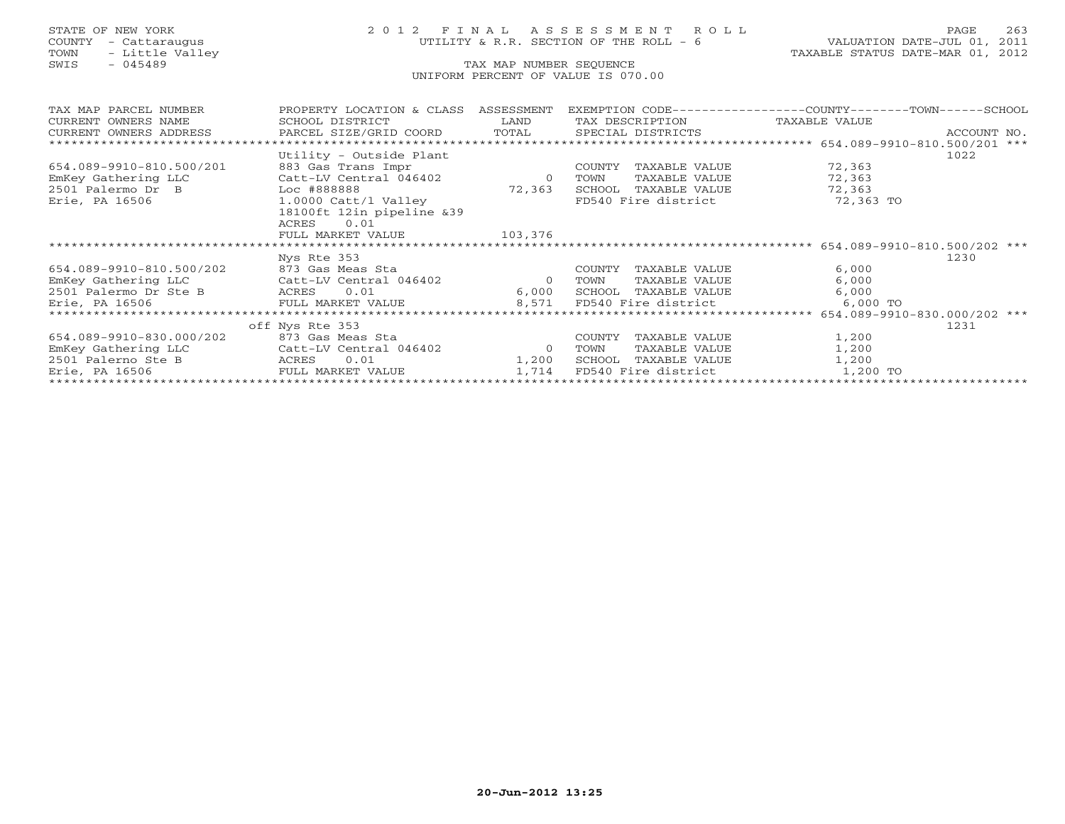STATE OF NEW YORK
COUNTY - Cattaraugus
TOWN - Little Valley
SWIS - 045489

# 2012 FINAL ASSESSMENT ROLL

UTILITY & R.R. SECTION OF THE ROLL - 6

TAX MAP NUMBER SEQUENCE

UNIFORM PERCENT OF VALUE IS 070.00

VALUATION DATE-JUL 01, 2011
TAXABLE STATUS DATE-MAR 01, 2012

| TAX MAP PARCEL NUMBER / CURRENT OWNERS NAME / CURRENT OWNERS ADDRESS | PROPERTY LOCATION & CLASS / SCHOOL DISTRICT / PARCEL SIZE/GRID COORD | ASSESSMENT LAND / TOTAL | EXEMPTION CODE / TAX DESCRIPTION / SPECIAL DISTRICTS | | COUNTY--------TOWN------SCHOOL TAXABLE VALUE | ACCOUNT NO. |
|---|---|---|---|---|---|---|
| ***** 654.089-9910-810.500/201 *** | | | | | | |
| | Utility - Outside Plant | | | | | 1022 |
| 654.089-9910-810.500/201 | 883 Gas Trans Impr | | COUNTY | TAXABLE VALUE | 72,363 | |
| EmKey Gathering LLC | Catt-LV Central 046402 | 0 | TOWN | TAXABLE VALUE | 72,363 | |
| 2501 Palermo Dr B | Loc #888888 | 72,363 | SCHOOL | TAXABLE VALUE | 72,363 | |
| Erie, PA 16506 | 1.0000 Catt/l Valley | | FD540 Fire district | | 72,363 TO | |
| | 18100ft 12in pipeline &39 | | | | | |
| | ACRES 0.01 | | | | | |
| | FULL MARKET VALUE | 103,376 | | | | |
| ***** 654.089-9910-810.500/202 *** | | | | | | |
| | Nys Rte 353 | | | | | 1230 |
| 654.089-9910-810.500/202 | 873 Gas Meas Sta | | COUNTY | TAXABLE VALUE | 6,000 | |
| EmKey Gathering LLC | Catt-LV Central 046402 | 0 | TOWN | TAXABLE VALUE | 6,000 | |
| 2501 Palermo Dr Ste B | ACRES 0.01 | 6,000 | SCHOOL | TAXABLE VALUE | 6,000 | |
| Erie, PA 16506 | FULL MARKET VALUE | 8,571 | FD540 Fire district | | 6,000 TO | |
| ***** 654.089-9910-830.000/202 *** | | | | | | |
| | off Nys Rte 353 | | | | | 1231 |
| 654.089-9910-830.000/202 | 873 Gas Meas Sta | | COUNTY | TAXABLE VALUE | 1,200 | |
| EmKey Gathering LLC | Catt-LV Central 046402 | 0 | TOWN | TAXABLE VALUE | 1,200 | |
| 2501 Palerno Ste B | ACRES 0.01 | 1,200 | SCHOOL | TAXABLE VALUE | 1,200 | |
| Erie, PA 16506 | FULL MARKET VALUE | 1,714 | FD540 Fire district | | 1,200 TO | |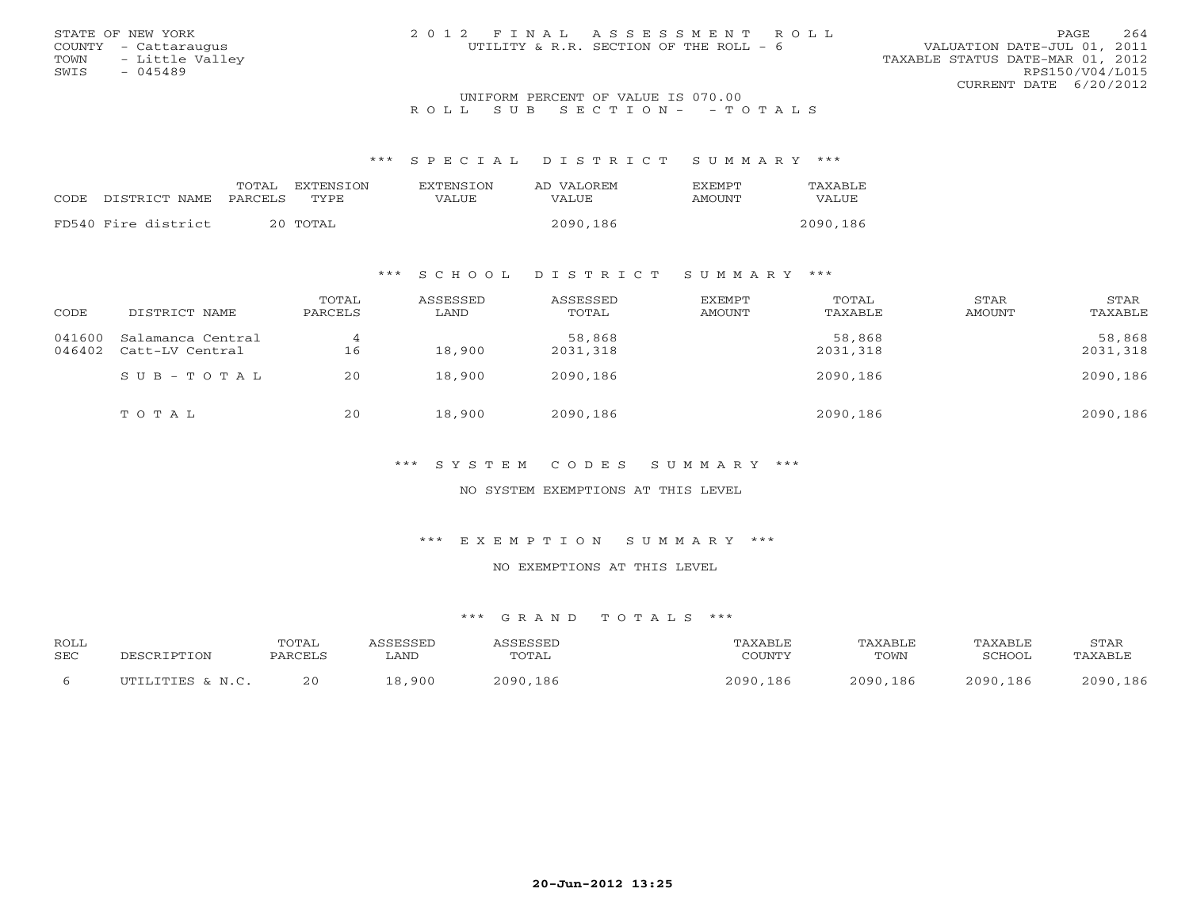STATE OF NEW YORK
COUNTY - Cattaraugus
TOWN - Little Valley
SWIS - 045489

2012 FINAL ASSESSMENT ROLL
UTILITY & R.R. SECTION OF THE ROLL - 6

VALUATION DATE-JUL 01, 2011
TAXABLE STATUS DATE-MAR 01, 2012
RPS150/V04/L015
CURRENT DATE 6/20/2012

UNIFORM PERCENT OF VALUE IS 070.00

ROLL SUB SECTION- - TOTALS

### *** SPECIAL DISTRICT SUMMARY ***

| CODE DISTRICT NAME | TOTAL PARCELS | EXTENSION TYPE | EXTENSION VALUE | AD VALOREM VALUE | EXEMPT AMOUNT | TAXABLE VALUE |
|---|---|---|---|---|---|---|
| FD540 Fire district | 20 | TOTAL | | 2090,186 | | 2090,186 |

### *** SCHOOL DISTRICT SUMMARY ***

| CODE | DISTRICT NAME | TOTAL PARCELS | ASSESSED LAND | ASSESSED TOTAL | EXEMPT AMOUNT | TOTAL TAXABLE | STAR AMOUNT | STAR TAXABLE |
|---|---|---|---|---|---|---|---|---|
| 041600 | Salamanca Central | 4 | | 58,868 | | 58,868 | | 58,868 |
| 046402 | Catt-LV Central | 16 | 18,900 | 2031,318 | | 2031,318 | | 2031,318 |
| | SUB-TOTAL | 20 | 18,900 | 2090,186 | | 2090,186 | | 2090,186 |
| | TOTAL | 20 | 18,900 | 2090,186 | | 2090,186 | | 2090,186 |

### *** SYSTEM CODES SUMMARY ***

NO SYSTEM EXEMPTIONS AT THIS LEVEL

### *** EXEMPTION SUMMARY ***

NO EXEMPTIONS AT THIS LEVEL

### *** GRAND TOTALS ***

| ROLL SEC | DESCRIPTION | TOTAL PARCELS | ASSESSED LAND | ASSESSED TOTAL | TAXABLE COUNTY | TAXABLE TOWN | TAXABLE SCHOOL | STAR TAXABLE |
|---|---|---|---|---|---|---|---|---|
| 6 | UTILITIES & N.C. | 20 | 18,900 | 2090,186 | 2090,186 | 2090,186 | 2090,186 | 2090,186 |

20-Jun-2012 13:25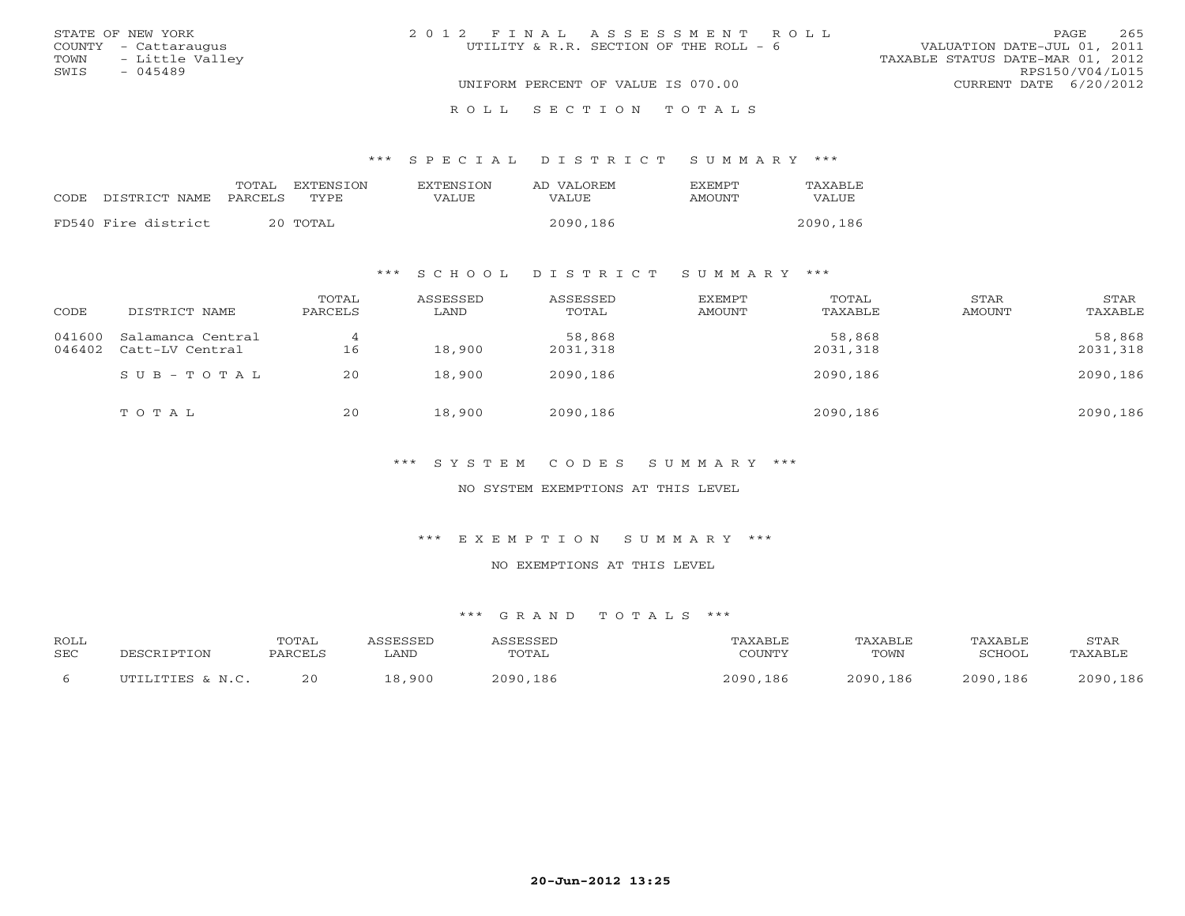STATE OF NEW YORK
COUNTY - Cattaraugus
TOWN - Little Valley
SWIS - 045489

2012 FINAL ASSESSMENT ROLL
UTILITY & R.R. SECTION OF THE ROLL - 6

UNIFORM PERCENT OF VALUE IS 070.00

VALUATION DATE-JUL 01, 2011
TAXABLE STATUS DATE-MAR 01, 2012
RPS150/V04/L015
CURRENT DATE 6/20/2012

ROLL SECTION TOTALS

*** SPECIAL DISTRICT SUMMARY ***

| CODE | DISTRICT NAME | TOTAL PARCELS | EXTENSION TYPE | EXTENSION VALUE | AD VALOREM VALUE | EXEMPT AMOUNT | TAXABLE VALUE |
|---|---|---|---|---|---|---|---|
| FD540 | Fire district | 20 | TOTAL | | 2090,186 | | 2090,186 |

*** SCHOOL DISTRICT SUMMARY ***

| CODE | DISTRICT NAME | TOTAL PARCELS | ASSESSED LAND | ASSESSED TOTAL | EXEMPT AMOUNT | TOTAL TAXABLE | STAR AMOUNT | STAR TAXABLE |
|---|---|---|---|---|---|---|---|---|
| 041600 | Salamanca Central | 4 | | 58,868 | | 58,868 | | 58,868 |
| 046402 | Catt-LV Central | 16 | 18,900 | 2031,318 | | 2031,318 | | 2031,318 |
| | SUB-TOTAL | 20 | 18,900 | 2090,186 | | 2090,186 | | 2090,186 |
| | TOTAL | 20 | 18,900 | 2090,186 | | 2090,186 | | 2090,186 |

*** SYSTEM CODES SUMMARY ***

NO SYSTEM EXEMPTIONS AT THIS LEVEL

*** EXEMPTION SUMMARY ***

NO EXEMPTIONS AT THIS LEVEL

*** GRAND TOTALS ***

| ROLL SEC | DESCRIPTION | TOTAL PARCELS | ASSESSED LAND | ASSESSED TOTAL | TAXABLE COUNTY | TAXABLE TOWN | TAXABLE SCHOOL | STAR TAXABLE |
|---|---|---|---|---|---|---|---|---|
| 6 | UTILITIES & N.C. | 20 | 18,900 | 2090,186 | 2090,186 | 2090,186 | 2090,186 | 2090,186 |

20-Jun-2012 13:25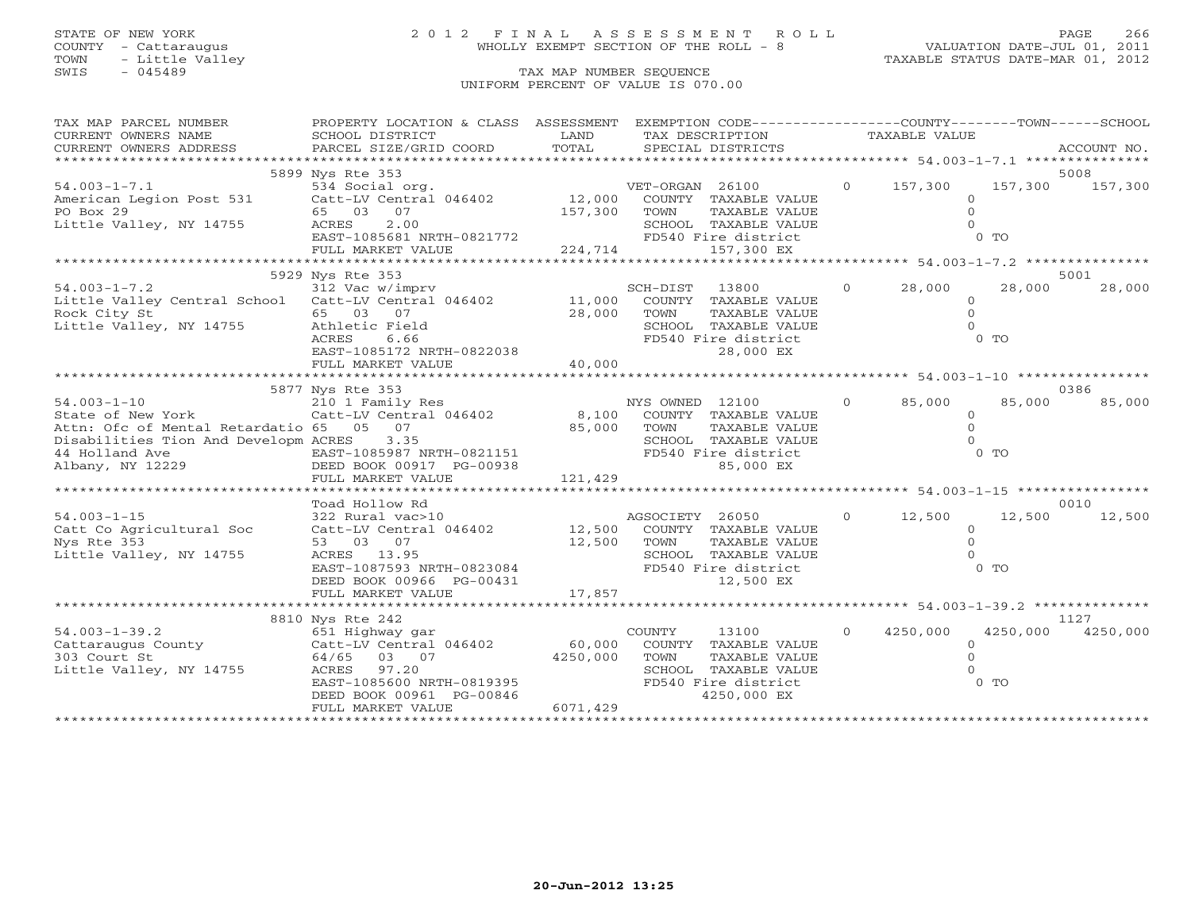STATE OF NEW YORK
COUNTY - Cattaraugus
TOWN - Little Valley
SWIS - 045489

# 2012 FINAL ASSESSMENT ROLL
WHOLLY EXEMPT SECTION OF THE ROLL - 8

TAX MAP NUMBER SEQUENCE
UNIFORM PERCENT OF VALUE IS 070.00

VALUATION DATE-JUL 01, 2011
TAXABLE STATUS DATE-MAR 01, 2012

| TAX MAP PARCEL NUMBER / CURRENT OWNERS NAME / CURRENT OWNERS ADDRESS | PROPERTY LOCATION & CLASS / SCHOOL DISTRICT / PARCEL SIZE/GRID COORD | ASSESSMENT LAND / TOTAL | EXEMPTION CODE / TAX DESCRIPTION / SPECIAL DISTRICTS | COUNTY TAXABLE VALUE | TOWN | SCHOOL / ACCOUNT NO. |
|---|---|---|---|---|---|---|
| **54.003-1-7.1** | 5899 Nys Rte 353 | | | | | 5008 |
| 54.003-1-7.1 | 534 Social org. | | VET-ORGAN 26100 0 | 157,300 | 157,300 | 157,300 |
| American Legion Post 531 | Catt-LV Central 046402 | 12,000 | COUNTY TAXABLE VALUE | 0 | | |
| PO Box 29 | 65 03 07 | 157,300 | TOWN TAXABLE VALUE | 0 | | |
| Little Valley, NY 14755 | ACRES 2.00 | | SCHOOL TAXABLE VALUE | 0 | | |
| | EAST-1085681 NRTH-0821772 | | FD540 Fire district | 0 TO | | |
| | FULL MARKET VALUE | 224,714 | 157,300 EX | | | |
| **54.003-1-7.2** | 5929 Nys Rte 353 | | | | | 5001 |
| 54.003-1-7.2 | 312 Vac w/imprv | | SCH-DIST 13800 0 | 28,000 | 28,000 | 28,000 |
| Little Valley Central School | Catt-LV Central 046402 | 11,000 | COUNTY TAXABLE VALUE | 0 | | |
| Rock City St | 65 03 07 | 28,000 | TOWN TAXABLE VALUE | 0 | | |
| Little Valley, NY 14755 | Athletic Field | | SCHOOL TAXABLE VALUE | 0 | | |
| | ACRES 6.66 | | FD540 Fire district | 0 TO | | |
| | EAST-1085172 NRTH-0822038 | | 28,000 EX | | | |
| | FULL MARKET VALUE | 40,000 | | | | |
| **54.003-1-10** | 5877 Nys Rte 353 | | | | | 0386 |
| 54.003-1-10 | 210 1 Family Res | | NYS OWNED 12100 0 | 85,000 | 85,000 | 85,000 |
| State of New York | Catt-LV Central 046402 | 8,100 | COUNTY TAXABLE VALUE | 0 | | |
| Attn: Ofc of Mental Retardatio | 65 05 07 | 85,000 | TOWN TAXABLE VALUE | 0 | | |
| Disabilities Tion And Developm | ACRES 3.35 | | SCHOOL TAXABLE VALUE | 0 | | |
| 44 Holland Ave | EAST-1085987 NRTH-0821151 | | FD540 Fire district | 0 TO | | |
| Albany, NY 12229 | DEED BOOK 00917 PG-00938 | | 85,000 EX | | | |
| | FULL MARKET VALUE | 121,429 | | | | |
| **54.003-1-15** | Toad Hollow Rd | | | | | 0010 |
| 54.003-1-15 | 322 Rural vac>10 | | AGSOCIETY 26050 0 | 12,500 | 12,500 | 12,500 |
| Catt Co Agricultural Soc | Catt-LV Central 046402 | 12,500 | COUNTY TAXABLE VALUE | 0 | | |
| Nys Rte 353 | 53 03 07 | 12,500 | TOWN TAXABLE VALUE | 0 | | |
| Little Valley, NY 14755 | ACRES 13.95 | | SCHOOL TAXABLE VALUE | 0 | | |
| | EAST-1087593 NRTH-0823084 | | FD540 Fire district | 0 TO | | |
| | DEED BOOK 00966 PG-00431 | | 12,500 EX | | | |
| | FULL MARKET VALUE | 17,857 | | | | |
| **54.003-1-39.2** | 8810 Nys Rte 242 | | | | | 1127 |
| 54.003-1-39.2 | 651 Highway gar | | COUNTY 13100 0 | 4250,000 | 4250,000 | 4250,000 |
| Cattaraugus County | Catt-LV Central 046402 | 60,000 | COUNTY TAXABLE VALUE | 0 | | |
| 303 Court St | 64/65 03 07 | 4250,000 | TOWN TAXABLE VALUE | 0 | | |
| Little Valley, NY 14755 | ACRES 97.20 | | SCHOOL TAXABLE VALUE | 0 | | |
| | EAST-1085600 NRTH-0819395 | | FD540 Fire district | 0 TO | | |
| | DEED BOOK 00961 PG-00846 | | 4250,000 EX | | | |
| | FULL MARKET VALUE | 6071,429 | | | | |

20-Jun-2012 13:25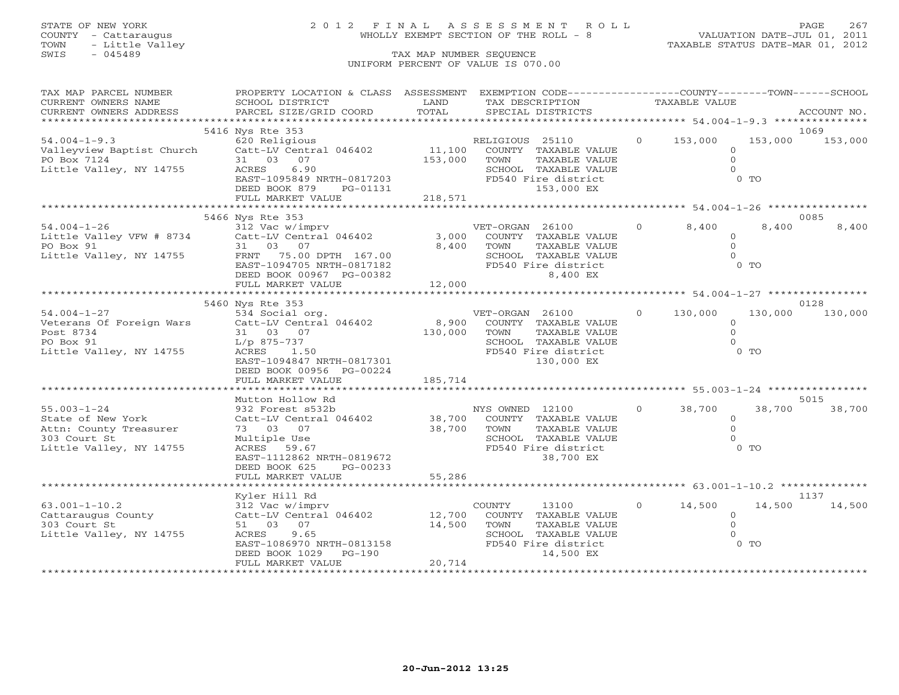STATE OF NEW YORK
COUNTY - Cattaraugus
TOWN - Little Valley
SWIS - 045489

# 2012 FINAL ASSESSMENT ROLL

WHOLLY EXEMPT SECTION OF THE ROLL - 8

VALUATION DATE-JUL 01, 2011
TAXABLE STATUS DATE-MAR 01, 2012

TAX MAP NUMBER SEQUENCE
UNIFORM PERCENT OF VALUE IS 070.00

| TAX MAP PARCEL NUMBER / CURRENT OWNERS NAME / CURRENT OWNERS ADDRESS | PROPERTY LOCATION & CLASS / SCHOOL DISTRICT / PARCEL SIZE/GRID COORD | ASSESSMENT LAND / TOTAL | EXEMPTION CODE / TAX DESCRIPTION / SPECIAL DISTRICTS | COUNTY TAXABLE VALUE | TOWN | SCHOOL / ACCOUNT NO. |
|---|---|---|---|---|---|---|
| **54.004-1-9.3** | 5416 Nys Rte 353 | | | | | 1069 |
| 54.004-1-9.3 | 620 Religious | | RELIGIOUS 25110 0 | 153,000 | 153,000 | 153,000 |
| Valleyview Baptist Church | Catt-LV Central 046402 | 11,100 | COUNTY TAXABLE VALUE | 0 | | |
| PO Box 7124 | 31 03 07 | 153,000 | TOWN TAXABLE VALUE | | 0 | |
| Little Valley, NY 14755 | ACRES 6.90 | | SCHOOL TAXABLE VALUE | | | 0 |
| | EAST-1095849 NRTH-0817203 | | FD540 Fire district | 0 TO | | |
| | DEED BOOK 879 PG-01131 | | 153,000 EX | | | |
| | FULL MARKET VALUE | 218,571 | | | | |
| **54.004-1-26** | 5466 Nys Rte 353 | | | | | 0085 |
| 54.004-1-26 | 312 Vac w/imprv | | VET-ORGAN 26100 0 | 8,400 | 8,400 | 8,400 |
| Little Valley VFW # 8734 | Catt-LV Central 046402 | 3,000 | COUNTY TAXABLE VALUE | 0 | | |
| PO Box 91 | 31 03 07 | 8,400 | TOWN TAXABLE VALUE | | 0 | |
| Little Valley, NY 14755 | FRNT 75.00 DPTH 167.00 | | SCHOOL TAXABLE VALUE | | | 0 |
| | EAST-1094705 NRTH-0817182 | | FD540 Fire district | 0 TO | | |
| | DEED BOOK 00967 PG-00382 | | 8,400 EX | | | |
| | FULL MARKET VALUE | 12,000 | | | | |
| **54.004-1-27** | 5460 Nys Rte 353 | | | | | 0128 |
| 54.004-1-27 | 534 Social org. | | VET-ORGAN 26100 0 | 130,000 | 130,000 | 130,000 |
| Veterans Of Foreign Wars | Catt-LV Central 046402 | 8,900 | COUNTY TAXABLE VALUE | 0 | | |
| Post 8734 | 31 03 07 | 130,000 | TOWN TAXABLE VALUE | | 0 | |
| PO Box 91 | L/p 875-737 | | SCHOOL TAXABLE VALUE | | | 0 |
| Little Valley, NY 14755 | ACRES 1.50 | | FD540 Fire district | 0 TO | | |
| | EAST-1094847 NRTH-0817301 | | 130,000 EX | | | |
| | DEED BOOK 00956 PG-00224 | | | | | |
| | FULL MARKET VALUE | 185,714 | | | | |
| **55.003-1-24** | Mutton Hollow Rd | | | | | 5015 |
| 55.003-1-24 | 932 Forest s532b | | NYS OWNED 12100 0 | 38,700 | 38,700 | 38,700 |
| State of New York | Catt-LV Central 046402 | 38,700 | COUNTY TAXABLE VALUE | 0 | | |
| Attn: County Treasurer | 73 03 07 | 38,700 | TOWN TAXABLE VALUE | | 0 | |
| 303 Court St | Multiple Use | | SCHOOL TAXABLE VALUE | | | 0 |
| Little Valley, NY 14755 | ACRES 59.67 | | FD540 Fire district | 0 TO | | |
| | EAST-1112862 NRTH-0819672 | | 38,700 EX | | | |
| | DEED BOOK 625 PG-00233 | | | | | |
| | FULL MARKET VALUE | 55,286 | | | | |
| **63.001-1-10.2** | Kyler Hill Rd | | | | | 1137 |
| 63.001-1-10.2 | 312 Vac w/imprv | | COUNTY 13100 0 | 14,500 | 14,500 | 14,500 |
| Cattaraugus County | Catt-LV Central 046402 | 12,700 | COUNTY TAXABLE VALUE | 0 | | |
| 303 Court St | 51 03 07 | 14,500 | TOWN TAXABLE VALUE | | 0 | |
| Little Valley, NY 14755 | ACRES 9.65 | | SCHOOL TAXABLE VALUE | | | 0 |
| | EAST-1086970 NRTH-0813158 | | FD540 Fire district | 0 TO | | |
| | DEED BOOK 1029 PG-190 | | 14,500 EX | | | |
| | FULL MARKET VALUE | 20,714 | | | | |

20-Jun-2012 13:25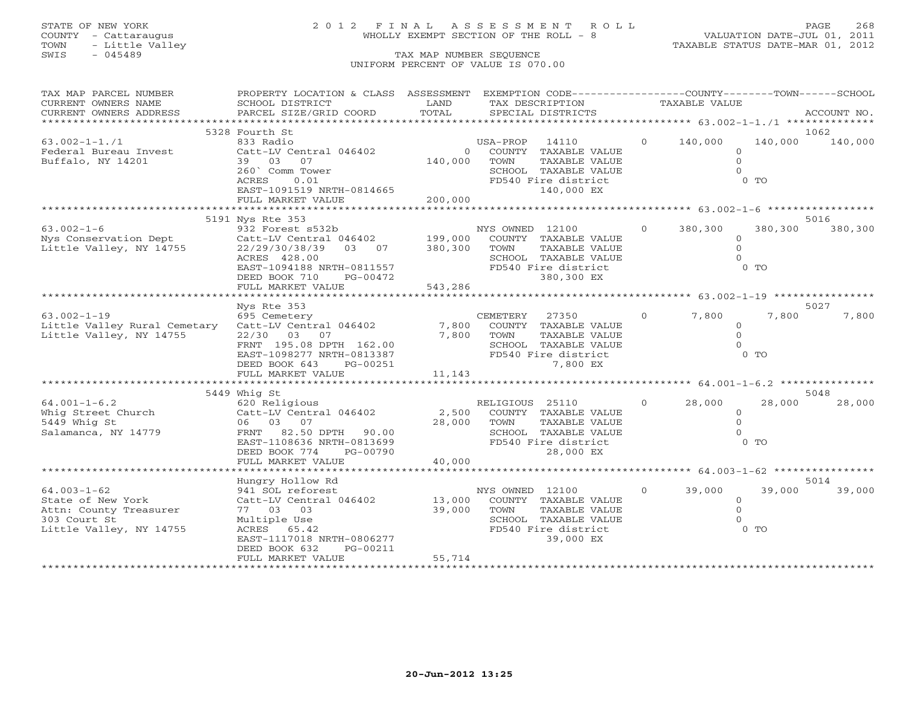STATE OF NEW YORK
COUNTY - Cattaraugus
TOWN - Little Valley
SWIS - 045489

# 2012 FINAL ASSESSMENT ROLL

WHOLLY EXEMPT SECTION OF THE ROLL - 8

TAX MAP NUMBER SEQUENCE

UNIFORM PERCENT OF VALUE IS 070.00

VALUATION DATE-JUL 01, 2011
TAXABLE STATUS DATE-MAR 01, 2012

| TAX MAP PARCEL NUMBER / CURRENT OWNERS NAME / CURRENT OWNERS ADDRESS | PROPERTY LOCATION & CLASS / SCHOOL DISTRICT / PARCEL SIZE/GRID COORD | ASSESSMENT LAND / TOTAL | EXEMPTION CODE / TAX DESCRIPTION / SPECIAL DISTRICTS | COUNTY TAXABLE VALUE | TOWN | SCHOOL | ACCOUNT NO. |
|---|---|---|---|---|---|---|---|
| 63.002-1-1./1 | 5328 Fourth St | | | | | | 1062 |
| 63.002-1-1./1 | 833 Radio | | USA-PROP 14110 0 | 140,000 | 140,000 | 140,000 | |
| Federal Bureau Invest | Catt-LV Central 046402 | 0 | COUNTY TAXABLE VALUE | 0 | | | |
| Buffalo, NY 14201 | 39 03 07 | 140,000 | TOWN TAXABLE VALUE | 0 | | | |
| | 260` Comm Tower | | SCHOOL TAXABLE VALUE | 0 | | | |
| | ACRES 0.01 | | FD540 Fire district | 0 TO | | | |
| | EAST-1091519 NRTH-0814665 | | 140,000 EX | | | | |
| | FULL MARKET VALUE | 200,000 | | | | | |
| 63.002-1-6 | 5191 Nys Rte 353 | | | | | | 5016 |
| 63.002-1-6 | 932 Forest s532b | | NYS OWNED 12100 0 | 380,300 | 380,300 | 380,300 | |
| Nys Conservation Dept | Catt-LV Central 046402 | 199,000 | COUNTY TAXABLE VALUE | 0 | | | |
| Little Valley, NY 14755 | 22/29/30/38/39 03 07 | 380,300 | TOWN TAXABLE VALUE | 0 | | | |
| | ACRES 428.00 | | SCHOOL TAXABLE VALUE | 0 | | | |
| | EAST-1094188 NRTH-0811557 | | FD540 Fire district | 0 TO | | | |
| | DEED BOOK 710 PG-00472 | | 380,300 EX | | | | |
| | FULL MARKET VALUE | 543,286 | | | | | |
| 63.002-1-19 | Nys Rte 353 | | | | | | 5027 |
| 63.002-1-19 | 695 Cemetery | | CEMETERY 27350 0 | 7,800 | 7,800 | 7,800 | |
| Little Valley Rural Cemetary | Catt-LV Central 046402 | 7,800 | COUNTY TAXABLE VALUE | 0 | | | |
| Little Valley, NY 14755 | 22/30 03 07 | 7,800 | TOWN TAXABLE VALUE | 0 | | | |
| | FRNT 195.08 DPTH 162.00 | | SCHOOL TAXABLE VALUE | 0 | | | |
| | EAST-1098277 NRTH-0813387 | | FD540 Fire district | 0 TO | | | |
| | DEED BOOK 643 PG-00251 | | 7,800 EX | | | | |
| | FULL MARKET VALUE | 11,143 | | | | | |
| 64.001-1-6.2 | 5449 Whig St | | | | | | 5048 |
| 64.001-1-6.2 | 620 Religious | | RELIGIOUS 25110 0 | 28,000 | 28,000 | 28,000 | |
| Whig Street Church | Catt-LV Central 046402 | 2,500 | COUNTY TAXABLE VALUE | 0 | | | |
| 5449 Whig St | 06 03 07 | 28,000 | TOWN TAXABLE VALUE | 0 | | | |
| Salamanca, NY 14779 | FRNT 82.50 DPTH 90.00 | | SCHOOL TAXABLE VALUE | 0 | | | |
| | EAST-1108636 NRTH-0813699 | | FD540 Fire district | 0 TO | | | |
| | DEED BOOK 774 PG-00790 | | 28,000 EX | | | | |
| | FULL MARKET VALUE | 40,000 | | | | | |
| 64.003-1-62 | Hungry Hollow Rd | | | | | | 5014 |
| 64.003-1-62 | 941 SOL reforest | | NYS OWNED 12100 0 | 39,000 | 39,000 | 39,000 | |
| State of New York | Catt-LV Central 046402 | 13,000 | COUNTY TAXABLE VALUE | 0 | | | |
| Attn: County Treasurer | 77 03 03 | 39,000 | TOWN TAXABLE VALUE | 0 | | | |
| 303 Court St | Multiple Use | | SCHOOL TAXABLE VALUE | 0 | | | |
| Little Valley, NY 14755 | ACRES 65.42 | | FD540 Fire district | 0 TO | | | |
| | EAST-1117018 NRTH-0806277 | | 39,000 EX | | | | |
| | DEED BOOK 632 PG-00211 | | | | | | |
| | FULL MARKET VALUE | 55,714 | | | | | |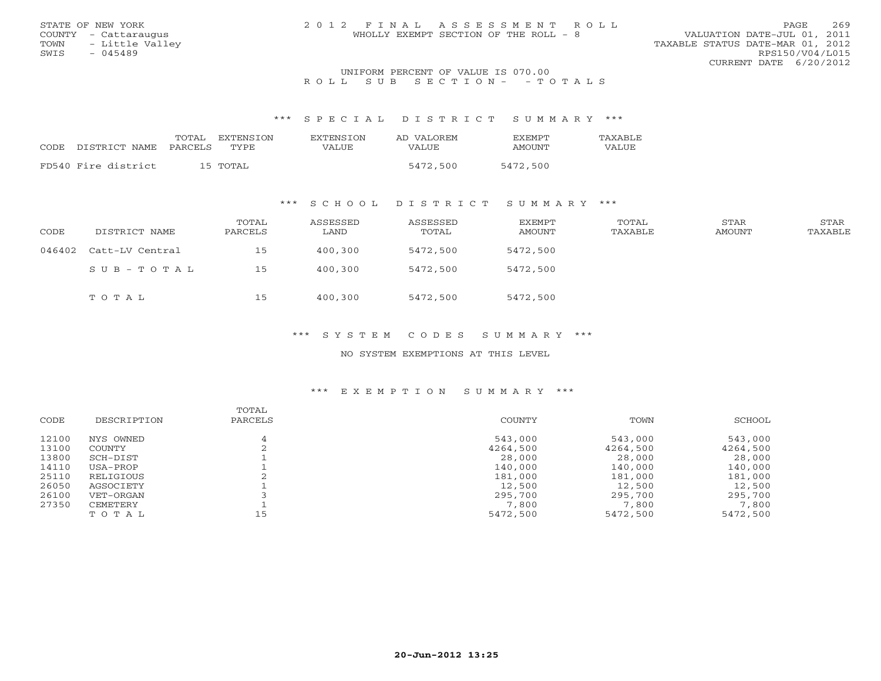STATE OF NEW YORK
COUNTY - Cattaraugus
TOWN - Little Valley
SWIS - 045489

2012 FINAL ASSESSMENT ROLL
WHOLLY EXEMPT SECTION OF THE ROLL - 8

VALUATION DATE-JUL 01, 2011
TAXABLE STATUS DATE-MAR 01, 2012
RPS150/V04/L015
CURRENT DATE 6/20/2012

UNIFORM PERCENT OF VALUE IS 070.00

ROLL SUB SECTION- - TOTALS

### *** SPECIAL DISTRICT SUMMARY ***

| CODE | DISTRICT NAME | TOTAL PARCELS | EXTENSION TYPE | EXTENSION VALUE | AD VALOREM VALUE | EXEMPT AMOUNT | TAXABLE VALUE |
|---|---|---|---|---|---|---|---|
| FD540 | Fire district | 15 | TOTAL | | 5472,500 | 5472,500 | |

### *** SCHOOL DISTRICT SUMMARY ***

| CODE | DISTRICT NAME | TOTAL PARCELS | ASSESSED LAND | ASSESSED TOTAL | EXEMPT AMOUNT | TOTAL TAXABLE | STAR AMOUNT | STAR TAXABLE |
|---|---|---|---|---|---|---|---|---|
| 046402 | Catt-LV Central | 15 | 400,300 | 5472,500 | 5472,500 | | | |
| | SUB-TOTAL | 15 | 400,300 | 5472,500 | 5472,500 | | | |
| | TOTAL | 15 | 400,300 | 5472,500 | 5472,500 | | | |

### *** SYSTEM CODES SUMMARY ***

NO SYSTEM EXEMPTIONS AT THIS LEVEL

### *** EXEMPTION SUMMARY ***

| CODE | DESCRIPTION | TOTAL PARCELS | COUNTY | TOWN | SCHOOL |
|---|---|---|---|---|---|
| 12100 | NYS OWNED | 4 | 543,000 | 543,000 | 543,000 |
| 13100 | COUNTY | 2 | 4264,500 | 4264,500 | 4264,500 |
| 13800 | SCH-DIST | 1 | 28,000 | 28,000 | 28,000 |
| 14110 | USA-PROP | 1 | 140,000 | 140,000 | 140,000 |
| 25110 | RELIGIOUS | 2 | 181,000 | 181,000 | 181,000 |
| 26050 | AGSOCIETY | 1 | 12,500 | 12,500 | 12,500 |
| 26100 | VET-ORGAN | 3 | 295,700 | 295,700 | 295,700 |
| 27350 | CEMETERY | 1 | 7,800 | 7,800 | 7,800 |
| | TOTAL | 15 | 5472,500 | 5472,500 | 5472,500 |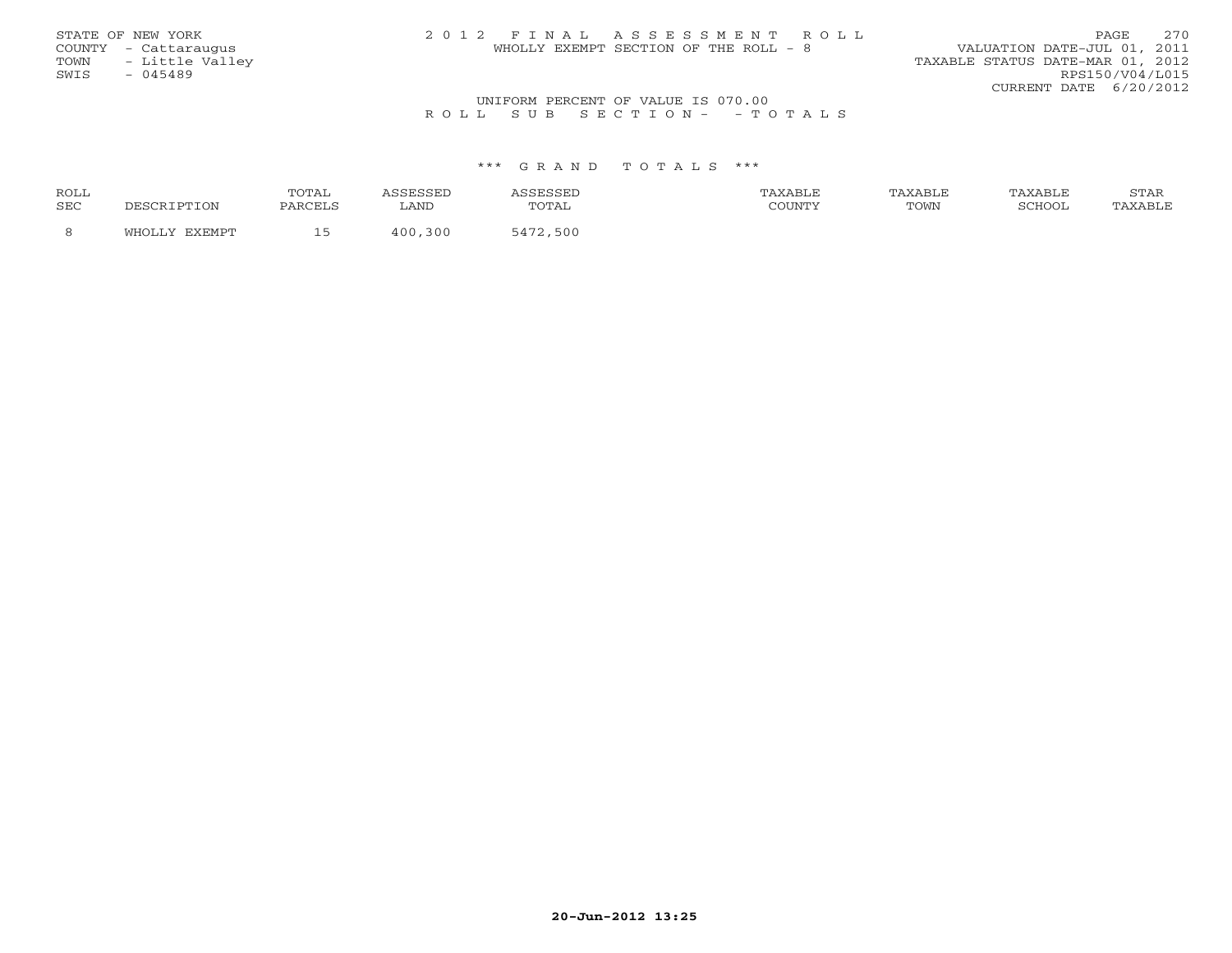STATE OF NEW YORK
COUNTY - Cattaraugus
TOWN - Little Valley
SWIS - 045489

2 0 1 2 F I N A L A S S E S S M E N T R O L L
WHOLLY EXEMPT SECTION OF THE ROLL - 8

VALUATION DATE-JUL 01, 2011
TAXABLE STATUS DATE-MAR 01, 2012
RPS150/V04/L015
CURRENT DATE 6/20/2012

UNIFORM PERCENT OF VALUE IS 070.00
R O L L S U B S E C T I O N - - T O T A L S

*** G R A N D T O T A L S ***

| ROLL SEC | DESCRIPTION | TOTAL PARCELS | ASSESSED LAND | ASSESSED TOTAL | TAXABLE COUNTY | TAXABLE TOWN | TAXABLE SCHOOL | STAR TAXABLE |
|---|---|---|---|---|---|---|---|---|
| 8 | WHOLLY EXEMPT | 15 | 400,300 | 5472,500 | | | | |

20-Jun-2012 13:25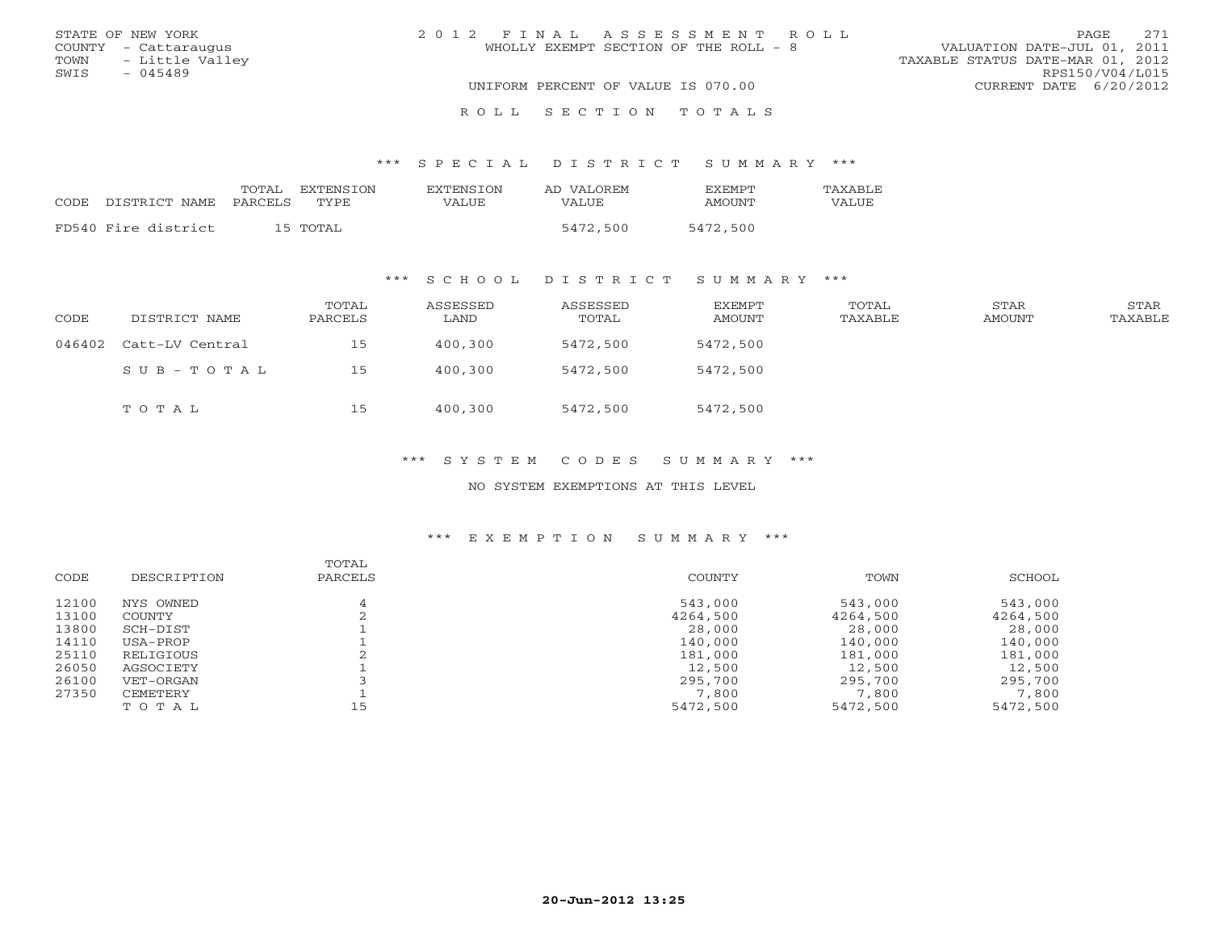STATE OF NEW YORK
COUNTY - Cattaraugus
TOWN - Little Valley
SWIS - 045489

# 2012 FINAL ASSESSMENT ROLL

WHOLLY EXEMPT SECTION OF THE ROLL - 8

UNIFORM PERCENT OF VALUE IS 070.00

VALUATION DATE-JUL 01, 2011
TAXABLE STATUS DATE-MAR 01, 2012
RPS150/V04/L015
CURRENT DATE 6/20/2012

## ROLL SECTION TOTALS

### *** SPECIAL DISTRICT SUMMARY ***

| CODE | DISTRICT NAME | TOTAL PARCELS | EXTENSION TYPE | EXTENSION VALUE | AD VALOREM VALUE | EXEMPT AMOUNT | TAXABLE VALUE |
|---|---|---|---|---|---|---|---|
| FD540 | Fire district | 15 | TOTAL | | 5472,500 | 5472,500 | |

### *** SCHOOL DISTRICT SUMMARY ***

| CODE | DISTRICT NAME | TOTAL PARCELS | ASSESSED LAND | ASSESSED TOTAL | EXEMPT AMOUNT | TOTAL TAXABLE | STAR AMOUNT | STAR TAXABLE |
|---|---|---|---|---|---|---|---|---|
| 046402 | Catt-LV Central | 15 | 400,300 | 5472,500 | 5472,500 | | | |
| | SUB-TOTAL | 15 | 400,300 | 5472,500 | 5472,500 | | | |
| | TOTAL | 15 | 400,300 | 5472,500 | 5472,500 | | | |

### *** SYSTEM CODES SUMMARY ***

NO SYSTEM EXEMPTIONS AT THIS LEVEL

### *** EXEMPTION SUMMARY ***

| CODE | DESCRIPTION | TOTAL PARCELS | COUNTY | TOWN | SCHOOL |
|---|---|---|---|---|---|
| 12100 | NYS OWNED | 4 | 543,000 | 543,000 | 543,000 |
| 13100 | COUNTY | 2 | 4264,500 | 4264,500 | 4264,500 |
| 13800 | SCH-DIST | 1 | 28,000 | 28,000 | 28,000 |
| 14110 | USA-PROP | 1 | 140,000 | 140,000 | 140,000 |
| 25110 | RELIGIOUS | 2 | 181,000 | 181,000 | 181,000 |
| 26050 | AGSOCIETY | 1 | 12,500 | 12,500 | 12,500 |
| 26100 | VET-ORGAN | 3 | 295,700 | 295,700 | 295,700 |
| 27350 | CEMETERY | 1 | 7,800 | 7,800 | 7,800 |
| | TOTAL | 15 | 5472,500 | 5472,500 | 5472,500 |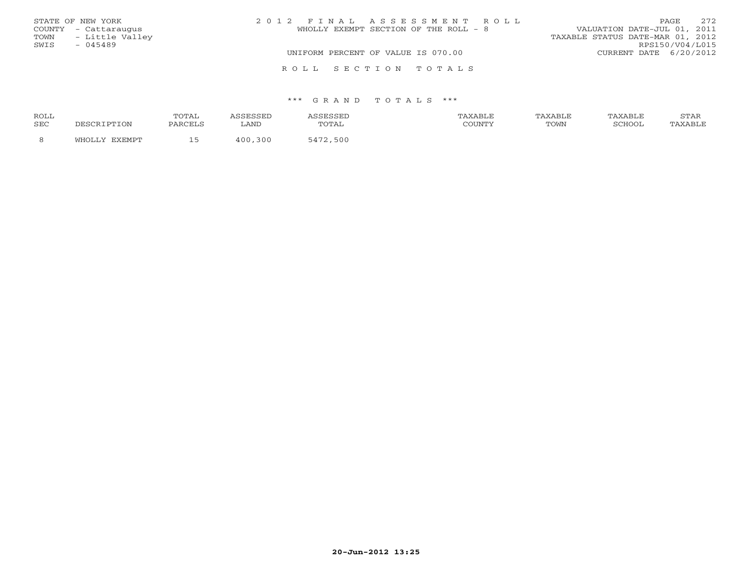STATE OF NEW YORK
COUNTY - Cattaraugus
TOWN - Little Valley
SWIS - 045489

2 0 1 2 F I N A L A S S E S S M E N T R O L L
WHOLLY EXEMPT SECTION OF THE ROLL - 8

VALUATION DATE-JUL 01, 2011
TAXABLE STATUS DATE-MAR 01, 2012
RPS150/V04/L015
CURRENT DATE 6/20/2012

UNIFORM PERCENT OF VALUE IS 070.00

R O L L S E C T I O N T O T A L S

*** G R A N D T O T A L S ***

| ROLL SEC | DESCRIPTION | TOTAL PARCELS | ASSESSED LAND | ASSESSED TOTAL | TAXABLE COUNTY | TAXABLE TOWN | TAXABLE SCHOOL | STAR TAXABLE |
|---|---|---|---|---|---|---|---|---|
| 8 | WHOLLY EXEMPT | 15 | 400,300 | 5472,500 | | | | |

20-Jun-2012 13:25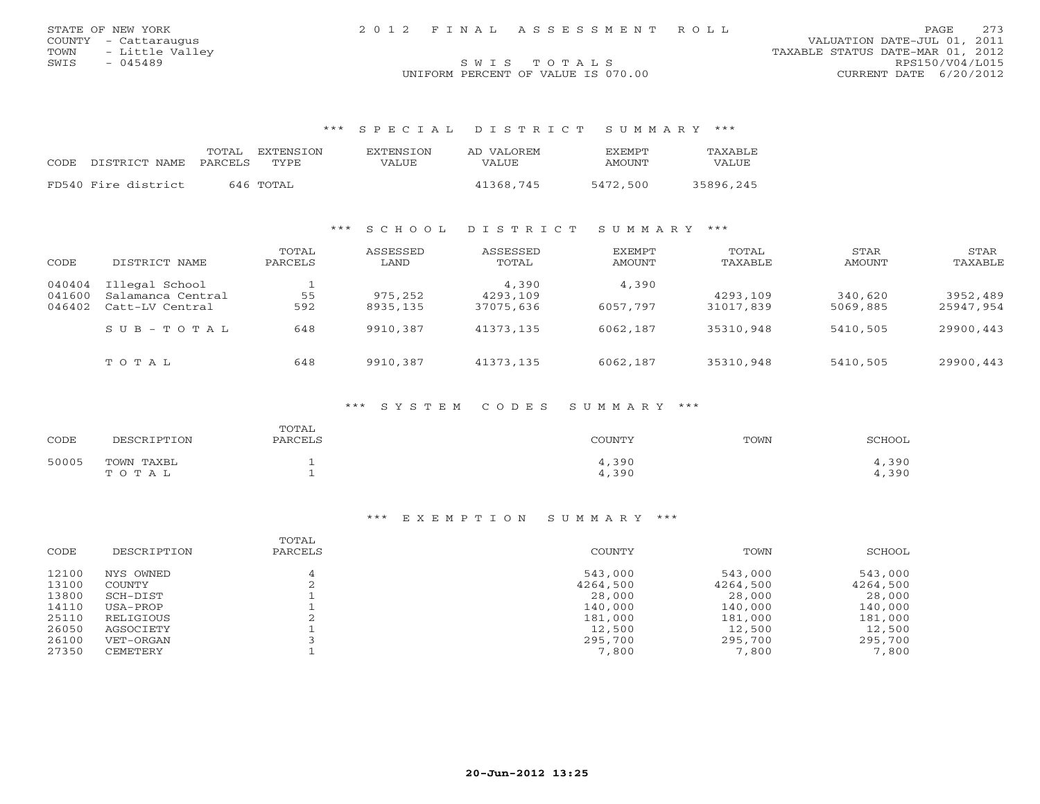STATE OF NEW YORK
COUNTY - Cattaraugus
TOWN - Little Valley
SWIS - 045489

2012 FINAL ASSESSMENT ROLL

SWIS TOTALS

UNIFORM PERCENT OF VALUE IS 070.00

VALUATION DATE-JUL 01, 2011
TAXABLE STATUS DATE-MAR 01, 2012
RPS150/V04/L015
CURRENT DATE 6/20/2012

### *** SPECIAL DISTRICT SUMMARY ***

| CODE | DISTRICT NAME | TOTAL PARCELS | EXTENSION TYPE | EXTENSION VALUE | AD VALOREM VALUE | EXEMPT AMOUNT | TAXABLE VALUE |
|---|---|---|---|---|---|---|---|
| FD540 | Fire district | 646 | TOTAL | | 41368,745 | 5472,500 | 35896,245 |

### *** SCHOOL DISTRICT SUMMARY ***

| CODE | DISTRICT NAME | TOTAL PARCELS | ASSESSED LAND | ASSESSED TOTAL | EXEMPT AMOUNT | TOTAL TAXABLE | STAR AMOUNT | STAR TAXABLE |
|---|---|---|---|---|---|---|---|---|
| 040404 | Illegal School | 1 | | 4,390 | 4,390 | | | |
| 041600 | Salamanca Central | 55 | 975,252 | 4293,109 | | 4293,109 | 340,620 | 3952,489 |
| 046402 | Catt-LV Central | 592 | 8935,135 | 37075,636 | 6057,797 | 31017,839 | 5069,885 | 25947,954 |
| | SUB-TOTAL | 648 | 9910,387 | 41373,135 | 6062,187 | 35310,948 | 5410,505 | 29900,443 |
| | TOTAL | 648 | 9910,387 | 41373,135 | 6062,187 | 35310,948 | 5410,505 | 29900,443 |

### *** SYSTEM CODES SUMMARY ***

| CODE | DESCRIPTION | TOTAL PARCELS | COUNTY | TOWN | SCHOOL |
|---|---|---|---|---|---|
| 50005 | TOWN TAXBL | 1 | 4,390 | | 4,390 |
| | TOTAL | 1 | 4,390 | | 4,390 |

### *** EXEMPTION SUMMARY ***

| CODE | DESCRIPTION | TOTAL PARCELS | COUNTY | TOWN | SCHOOL |
|---|---|---|---|---|---|
| 12100 | NYS OWNED | 4 | 543,000 | 543,000 | 543,000 |
| 13100 | COUNTY | 2 | 4264,500 | 4264,500 | 4264,500 |
| 13800 | SCH-DIST | 1 | 28,000 | 28,000 | 28,000 |
| 14110 | USA-PROP | 1 | 140,000 | 140,000 | 140,000 |
| 25110 | RELIGIOUS | 2 | 181,000 | 181,000 | 181,000 |
| 26050 | AGSOCIETY | 1 | 12,500 | 12,500 | 12,500 |
| 26100 | VET-ORGAN | 3 | 295,700 | 295,700 | 295,700 |
| 27350 | CEMETERY | 1 | 7,800 | 7,800 | 7,800 |

20-Jun-2012 13:25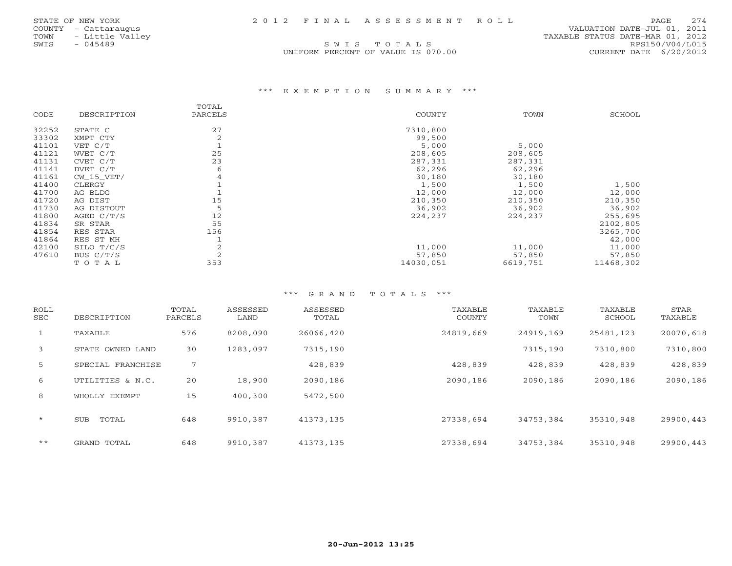STATE OF NEW YORK
COUNTY - Cattaraugus
TOWN - Little Valley
SWIS - 045489

# 2012 FINAL ASSESSMENT ROLL

SWIS TOTALS

UNIFORM PERCENT OF VALUE IS 070.00

VALUATION DATE-JUL 01, 2011
TAXABLE STATUS DATE-MAR 01, 2012
RPS150/V04/L015
CURRENT DATE 6/20/2012

## *** EXEMPTION SUMMARY ***

| CODE | DESCRIPTION | TOTAL PARCELS | COUNTY | TOWN | SCHOOL |
|---|---|---|---|---|---|
| 32252 | STATE C | 27 | 7310,800 | | |
| 33302 | XMPT CTY | 2 | 99,500 | | |
| 41101 | VET C/T | 1 | 5,000 | 5,000 | |
| 41121 | WVET C/T | 25 | 208,605 | 208,605 | |
| 41131 | CVET C/T | 23 | 287,331 | 287,331 | |
| 41141 | DVET C/T | 6 | 62,296 | 62,296 | |
| 41161 | CW_15_VET/ | 4 | 30,180 | 30,180 | |
| 41400 | CLERGY | 1 | 1,500 | 1,500 | 1,500 |
| 41700 | AG BLDG | 1 | 12,000 | 12,000 | 12,000 |
| 41720 | AG DIST | 15 | 210,350 | 210,350 | 210,350 |
| 41730 | AG DISTOUT | 5 | 36,902 | 36,902 | 36,902 |
| 41800 | AGED C/T/S | 12 | 224,237 | 224,237 | 255,695 |
| 41834 | SR STAR | 55 | | | 2102,805 |
| 41854 | RES STAR | 156 | | | 3265,700 |
| 41864 | RES ST MH | 1 | | | 42,000 |
| 42100 | SILO T/C/S | 2 | 11,000 | 11,000 | 11,000 |
| 47610 | BUS C/T/S | 2 | 57,850 | 57,850 | 57,850 |
| | TOTAL | 353 | 14030,051 | 6619,751 | 11468,302 |

## *** GRAND TOTALS ***

| ROLL SEC | DESCRIPTION | TOTAL PARCELS | ASSESSED LAND | ASSESSED TOTAL | TAXABLE COUNTY | TAXABLE TOWN | TAXABLE SCHOOL | STAR TAXABLE |
|---|---|---|---|---|---|---|---|---|
| 1 | TAXABLE | 576 | 8208,090 | 26066,420 | 24819,669 | 24919,169 | 25481,123 | 20070,618 |
| 3 | STATE OWNED LAND | 30 | 1283,097 | 7315,190 | | 7315,190 | 7310,800 | 7310,800 |
| 5 | SPECIAL FRANCHISE | 7 | | 428,839 | 428,839 | 428,839 | 428,839 | 428,839 |
| 6 | UTILITIES & N.C. | 20 | 18,900 | 2090,186 | 2090,186 | 2090,186 | 2090,186 | 2090,186 |
| 8 | WHOLLY EXEMPT | 15 | 400,300 | 5472,500 | | | | |
| * | SUB TOTAL | 648 | 9910,387 | 41373,135 | 27338,694 | 34753,384 | 35310,948 | 29900,443 |
| ** | GRAND TOTAL | 648 | 9910,387 | 41373,135 | 27338,694 | 34753,384 | 35310,948 | 29900,443 |

20-Jun-2012 13:25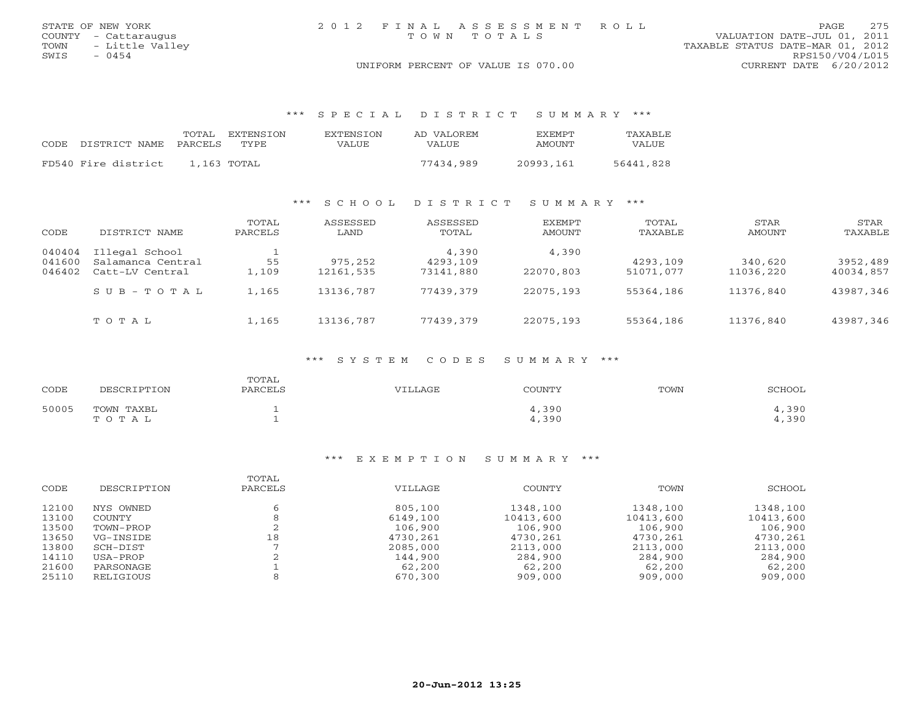STATE OF NEW YORK
COUNTY - Cattaraugus
TOWN - Little Valley
SWIS - 0454

2 0 1 2 F I N A L A S S E S S M E N T R O L L
T O W N T O T A L S

UNIFORM PERCENT OF VALUE IS 070.00

VALUATION DATE-JUL 01, 2011
TAXABLE STATUS DATE-MAR 01, 2012
RPS150/V04/L015
CURRENT DATE 6/20/2012

### *** S P E C I A L D I S T R I C T S U M M A R Y ***

| CODE | DISTRICT NAME | TOTAL PARCELS | EXTENSION TYPE | EXTENSION VALUE | AD VALOREM VALUE | EXEMPT AMOUNT | TAXABLE VALUE |
|---|---|---|---|---|---|---|---|
| FD540 | Fire district | 1,163 | TOTAL | | 77434,989 | 20993,161 | 56441,828 |

### *** S C H O O L D I S T R I C T S U M M A R Y ***

| CODE | DISTRICT NAME | TOTAL PARCELS | ASSESSED LAND | ASSESSED TOTAL | EXEMPT AMOUNT | TOTAL TAXABLE | STAR AMOUNT | STAR TAXABLE |
|---|---|---|---|---|---|---|---|---|
| 040404 | Illegal School | 1 | | 4,390 | 4,390 | | | |
| 041600 | Salamanca Central | 55 | 975,252 | 4293,109 | | 4293,109 | 340,620 | 3952,489 |
| 046402 | Catt-LV Central | 1,109 | 12161,535 | 73141,880 | 22070,803 | 51071,077 | 11036,220 | 40034,857 |
| | S U B - T O T A L | 1,165 | 13136,787 | 77439,379 | 22075,193 | 55364,186 | 11376,840 | 43987,346 |
| | T O T A L | 1,165 | 13136,787 | 77439,379 | 22075,193 | 55364,186 | 11376,840 | 43987,346 |

### *** S Y S T E M C O D E S S U M M A R Y ***

| CODE | DESCRIPTION | TOTAL PARCELS | VILLAGE | COUNTY | TOWN | SCHOOL |
|---|---|---|---|---|---|---|
| 50005 | TOWN TAXBL | 1 | | 4,390 | | 4,390 |
| | T O T A L | 1 | | 4,390 | | 4,390 |

### *** E X E M P T I O N S U M M A R Y ***

| CODE | DESCRIPTION | TOTAL PARCELS | VILLAGE | COUNTY | TOWN | SCHOOL |
|---|---|---|---|---|---|---|
| 12100 | NYS OWNED | 6 | 805,100 | 1348,100 | 1348,100 | 1348,100 |
| 13100 | COUNTY | 8 | 6149,100 | 10413,600 | 10413,600 | 10413,600 |
| 13500 | TOWN-PROP | 2 | 106,900 | 106,900 | 106,900 | 106,900 |
| 13650 | VG-INSIDE | 18 | 4730,261 | 4730,261 | 4730,261 | 4730,261 |
| 13800 | SCH-DIST | 7 | 2085,000 | 2113,000 | 2113,000 | 2113,000 |
| 14110 | USA-PROP | 2 | 144,900 | 284,900 | 284,900 | 284,900 |
| 21600 | PARSONAGE | 1 | 62,200 | 62,200 | 62,200 | 62,200 |
| 25110 | RELIGIOUS | 8 | 670,300 | 909,000 | 909,000 | 909,000 |

20-Jun-2012 13:25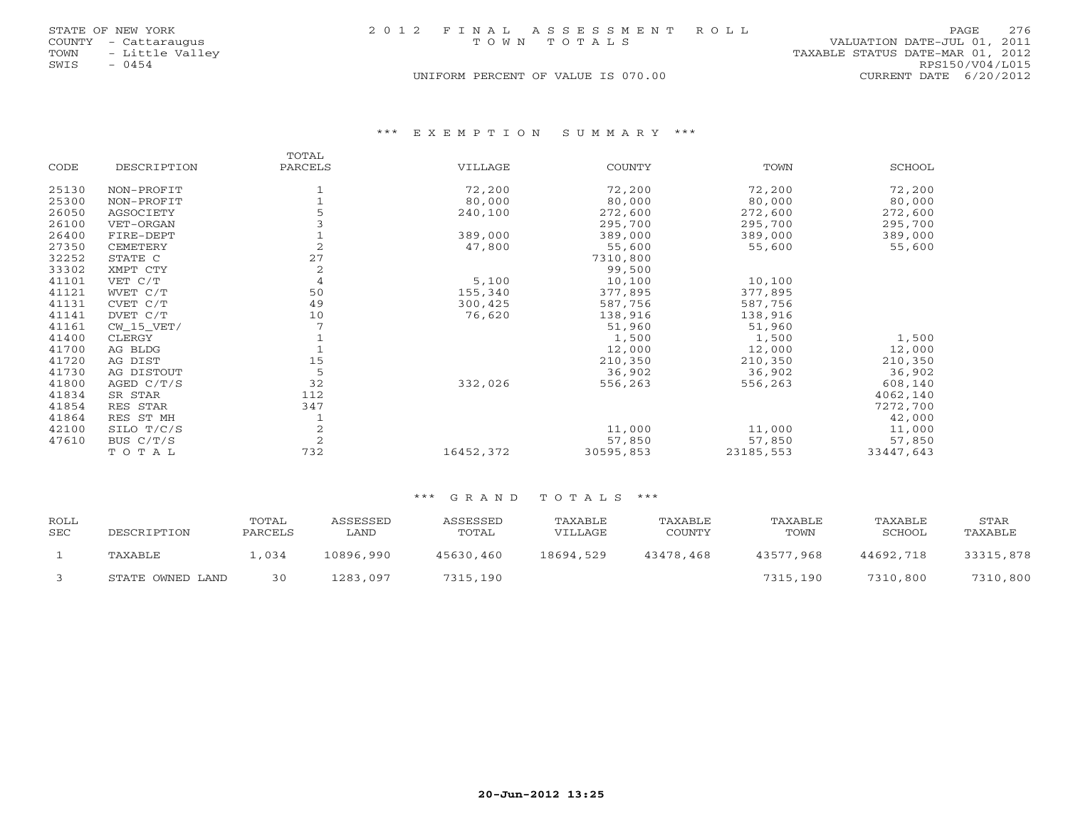STATE OF NEW YORK
COUNTY - Cattaraugus
TOWN - Little Valley
SWIS - 0454

2012 FINAL ASSESSMENT ROLL
TOWN TOTALS

UNIFORM PERCENT OF VALUE IS 070.00

VALUATION DATE-JUL 01, 2011
TAXABLE STATUS DATE-MAR 01, 2012
RPS150/V04/L015
CURRENT DATE 6/20/2012

### *** EXEMPTION SUMMARY ***

| CODE | DESCRIPTION | TOTAL PARCELS | VILLAGE | COUNTY | TOWN | SCHOOL |
|---|---|---|---|---|---|---|
| 25130 | NON-PROFIT | 1 | 72,200 | 72,200 | 72,200 | 72,200 |
| 25300 | NON-PROFIT | 1 | 80,000 | 80,000 | 80,000 | 80,000 |
| 26050 | AGSOCIETY | 5 | 240,100 | 272,600 | 272,600 | 272,600 |
| 26100 | VET-ORGAN | 3 | | 295,700 | 295,700 | 295,700 |
| 26400 | FIRE-DEPT | 1 | 389,000 | 389,000 | 389,000 | 389,000 |
| 27350 | CEMETERY | 2 | 47,800 | 55,600 | 55,600 | 55,600 |
| 32252 | STATE C | 27 | | 7310,800 | | |
| 33302 | XMPT CTY | 2 | | 99,500 | | |
| 41101 | VET C/T | 4 | 5,100 | 10,100 | 10,100 | |
| 41121 | WVET C/T | 50 | 155,340 | 377,895 | 377,895 | |
| 41131 | CVET C/T | 49 | 300,425 | 587,756 | 587,756 | |
| 41141 | DVET C/T | 10 | 76,620 | 138,916 | 138,916 | |
| 41161 | CW_15_VET/ | 7 | | 51,960 | 51,960 | |
| 41400 | CLERGY | 1 | | 1,500 | 1,500 | 1,500 |
| 41700 | AG BLDG | 1 | | 12,000 | 12,000 | 12,000 |
| 41720 | AG DIST | 15 | | 210,350 | 210,350 | 210,350 |
| 41730 | AG DISTOUT | 5 | | 36,902 | 36,902 | 36,902 |
| 41800 | AGED C/T/S | 32 | 332,026 | 556,263 | 556,263 | 608,140 |
| 41834 | SR STAR | 112 | | | | 4062,140 |
| 41854 | RES STAR | 347 | | | | 7272,700 |
| 41864 | RES ST MH | 1 | | | | 42,000 |
| 42100 | SILO T/C/S | 2 | | 11,000 | 11,000 | 11,000 |
| 47610 | BUS C/T/S | 2 | | 57,850 | 57,850 | 57,850 |
| | TOTAL | 732 | 16452,372 | 30595,853 | 23185,553 | 33447,643 |

### *** GRAND TOTALS ***

| ROLL SEC | DESCRIPTION | TOTAL PARCELS | ASSESSED LAND | ASSESSED TOTAL | TAXABLE VILLAGE | TAXABLE COUNTY | TAXABLE TOWN | TAXABLE SCHOOL | STAR TAXABLE |
|---|---|---|---|---|---|---|---|---|---|
| 1 | TAXABLE | 1,034 | 10896,990 | 45630,460 | 18694,529 | 43478,468 | 43577,968 | 44692,718 | 33315,878 |
| 3 | STATE OWNED LAND | 30 | 1283,097 | 7315,190 | | | 7315,190 | 7310,800 | 7310,800 |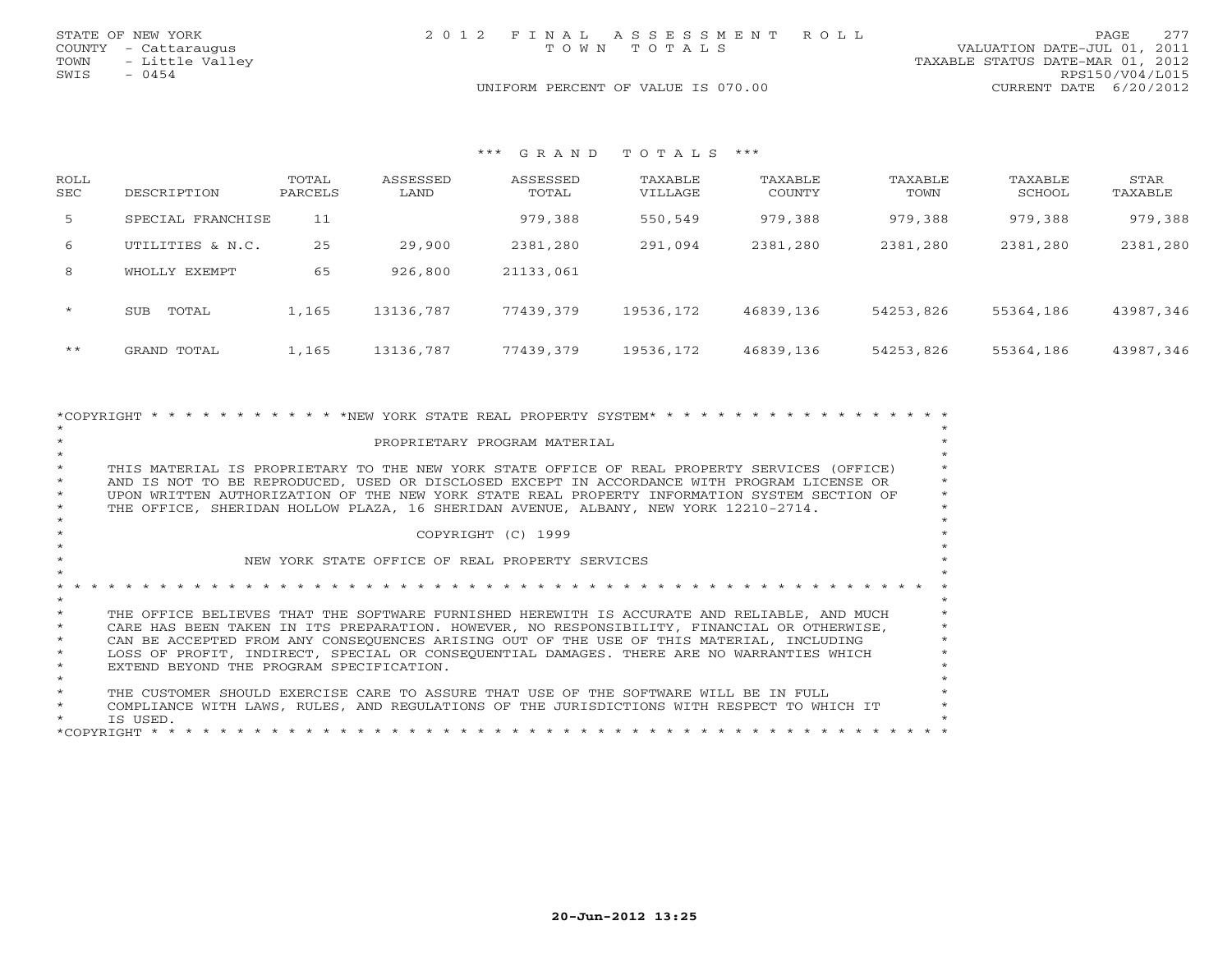STATE OF NEW YORK
COUNTY - Cattaraugus
TOWN - Little Valley
SWIS - 0454

# 2012 FINAL ASSESSMENT ROLL

TOWN TOTALS

UNIFORM PERCENT OF VALUE IS 070.00

VALUATION DATE-JUL 01, 2011
TAXABLE STATUS DATE-MAR 01, 2012
RPS150/V04/L015
CURRENT DATE 6/20/2012

## *** GRAND TOTALS ***

| ROLL SEC | DESCRIPTION | TOTAL PARCELS | ASSESSED LAND | ASSESSED TOTAL | TAXABLE VILLAGE | TAXABLE COUNTY | TAXABLE TOWN | TAXABLE SCHOOL | STAR TAXABLE |
|---|---|---|---|---|---|---|---|---|---|
| 5 | SPECIAL FRANCHISE | 11 | | 979,388 | 550,549 | 979,388 | 979,388 | 979,388 | 979,388 |
| 6 | UTILITIES & N.C. | 25 | 29,900 | 2381,280 | 291,094 | 2381,280 | 2381,280 | 2381,280 | 2381,280 |
| 8 | WHOLLY EXEMPT | 65 | 926,800 | 21133,061 | | | | | |
| * | SUB TOTAL | 1,165 | 13136,787 | 77439,379 | 19536,172 | 46839,136 | 54253,826 | 55364,186 | 43987,346 |
| ** | GRAND TOTAL | 1,165 | 13136,787 | 77439,379 | 19536,172 | 46839,136 | 54253,826 | 55364,186 | 43987,346 |

*COPYRIGHT * * * * * * * * * * * *NEW YORK STATE REAL PROPERTY SYSTEM* * * * * * * * * * * * * * * * * * *

PROPRIETARY PROGRAM MATERIAL

THIS MATERIAL IS PROPRIETARY TO THE NEW YORK STATE OFFICE OF REAL PROPERTY SERVICES (OFFICE) AND IS NOT TO BE REPRODUCED, USED OR DISCLOSED EXCEPT IN ACCORDANCE WITH PROGRAM LICENSE OR UPON WRITTEN AUTHORIZATION OF THE NEW YORK STATE REAL PROPERTY INFORMATION SYSTEM SECTION OF THE OFFICE, SHERIDAN HOLLOW PLAZA, 16 SHERIDAN AVENUE, ALBANY, NEW YORK 12210-2714.

COPYRIGHT (C) 1999

NEW YORK STATE OFFICE OF REAL PROPERTY SERVICES

THE OFFICE BELIEVES THAT THE SOFTWARE FURNISHED HEREWITH IS ACCURATE AND RELIABLE, AND MUCH CARE HAS BEEN TAKEN IN ITS PREPARATION. HOWEVER, NO RESPONSIBILITY, FINANCIAL OR OTHERWISE, CAN BE ACCEPTED FROM ANY CONSEQUENCES ARISING OUT OF THE USE OF THIS MATERIAL, INCLUDING LOSS OF PROFIT, INDIRECT, SPECIAL OR CONSEQUENTIAL DAMAGES. THERE ARE NO WARRANTIES WHICH EXTEND BEYOND THE PROGRAM SPECIFICATION.

THE CUSTOMER SHOULD EXERCISE CARE TO ASSURE THAT USE OF THE SOFTWARE WILL BE IN FULL COMPLIANCE WITH LAWS, RULES, AND REGULATIONS OF THE JURISDICTIONS WITH RESPECT TO WHICH IT IS USED.

*COPYRIGHT * * * * * * * * * * * * * * * * * * * * * * * * * * * * * * * * * * * * * * * * * * * * *

20-Jun-2012 13:25